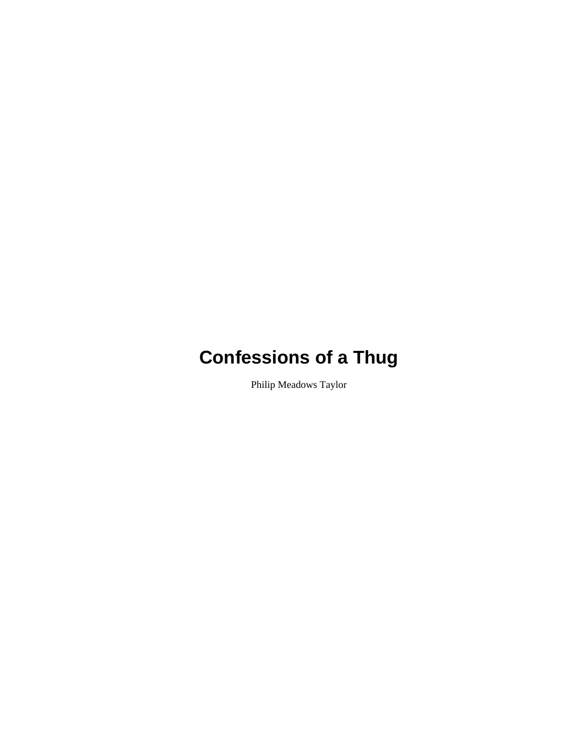# Confessions of a Thug

Philip Meadows Taylor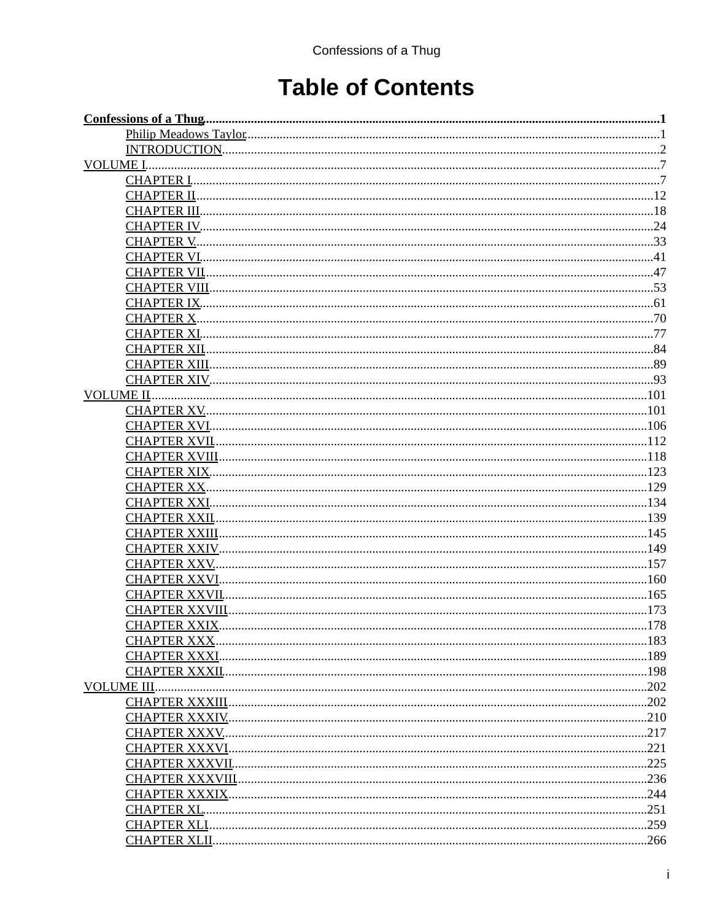# Table of Contents

**Confessions of a Thug** ..... 1

- Philip Meadows Taylor ..... 1
- INTRODUCTION ..... 2

VOLUME I ..... 7

- CHAPTER I ..... 7
- CHAPTER II ..... 12
- CHAPTER III ..... 18
- CHAPTER IV ..... 24
- CHAPTER V ..... 33
- CHAPTER VI ..... 41
- CHAPTER VII ..... 47
- CHAPTER VIII ..... 53
- CHAPTER IX ..... 61
- CHAPTER X ..... 70
- CHAPTER XI ..... 77
- CHAPTER XII ..... 84
- CHAPTER XIII ..... 89
- CHAPTER XIV ..... 93

VOLUME II ..... 101

- CHAPTER XV ..... 101
- CHAPTER XVI ..... 106
- CHAPTER XVII ..... 112
- CHAPTER XVIII ..... 118
- CHAPTER XIX ..... 123
- CHAPTER XX ..... 129
- CHAPTER XXI ..... 134
- CHAPTER XXII ..... 139
- CHAPTER XXIII ..... 145
- CHAPTER XXIV ..... 149
- CHAPTER XXV ..... 157
- CHAPTER XXVI ..... 160
- CHAPTER XXVII ..... 165
- CHAPTER XXVIII ..... 173
- CHAPTER XXIX ..... 178
- CHAPTER XXX ..... 183
- CHAPTER XXXI ..... 189
- CHAPTER XXXII ..... 198

VOLUME III ..... 202

- CHAPTER XXXIII ..... 202
- CHAPTER XXXIV ..... 210
- CHAPTER XXXV ..... 217
- CHAPTER XXXVI ..... 221
- CHAPTER XXXVII ..... 225
- CHAPTER XXXVIII ..... 236
- CHAPTER XXXIX ..... 244
- CHAPTER XL ..... 251
- CHAPTER XLI ..... 259
- CHAPTER XLII ..... 266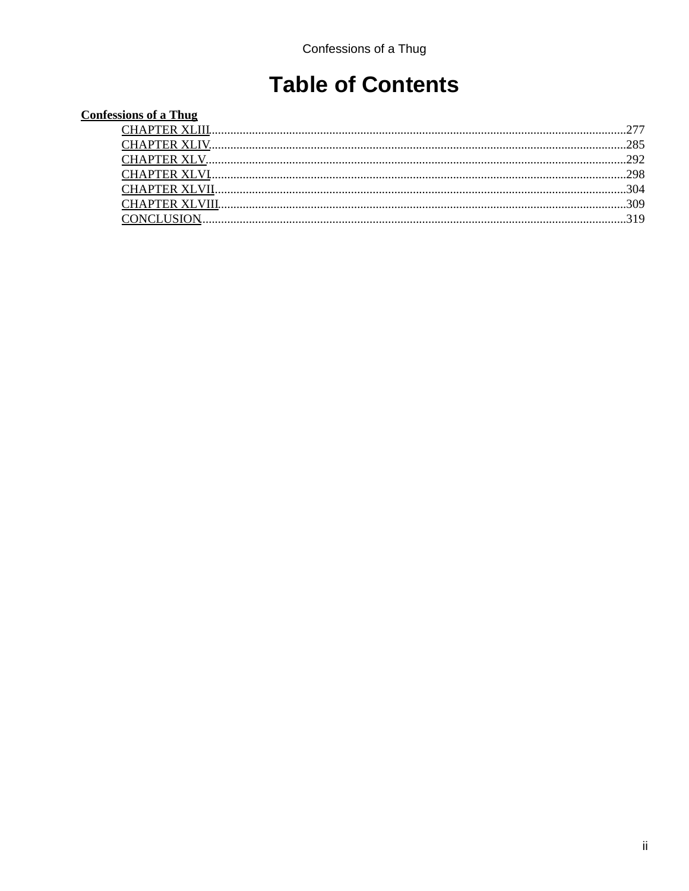# Table of Contents

**Confessions of a Thug**

- CHAPTER XLIII....................277
- CHAPTER XLIV....................285
- CHAPTER XLV....................292
- CHAPTER XLVI....................298
- CHAPTER XLVII....................304
- CHAPTER XLVIII....................309
- CONCLUSION....................319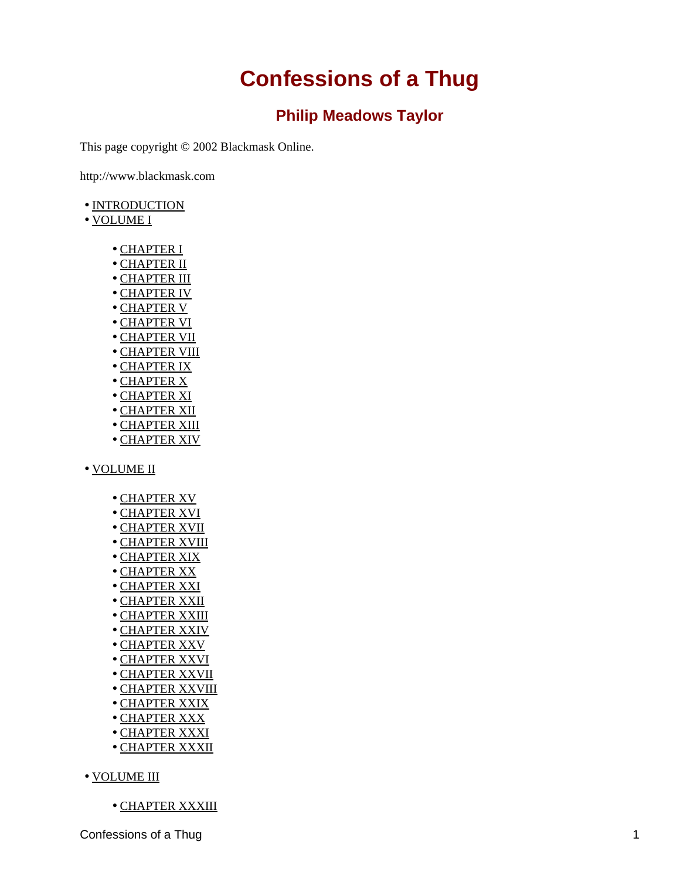# Confessions of a Thug

## Philip Meadows Taylor

This page copyright © 2002 Blackmask Online.

http://www.blackmask.com

- INTRODUCTION
- VOLUME I
    - CHAPTER I
    - CHAPTER II
    - CHAPTER III
    - CHAPTER IV
    - CHAPTER V
    - CHAPTER VI
    - CHAPTER VII
    - CHAPTER VIII
    - CHAPTER IX
    - CHAPTER X
    - CHAPTER XI
    - CHAPTER XII
    - CHAPTER XIII
    - CHAPTER XIV
- VOLUME II
    - CHAPTER XV
    - CHAPTER XVI
    - CHAPTER XVII
    - CHAPTER XVIII
    - CHAPTER XIX
    - CHAPTER XX
    - CHAPTER XXI
    - CHAPTER XXII
    - CHAPTER XXIII
    - CHAPTER XXIV
    - CHAPTER XXV
    - CHAPTER XXVI
    - CHAPTER XXVII
    - CHAPTER XXVIII
    - CHAPTER XXIX
    - CHAPTER XXX
    - CHAPTER XXXI
    - CHAPTER XXXII
- VOLUME III
    - CHAPTER XXXIII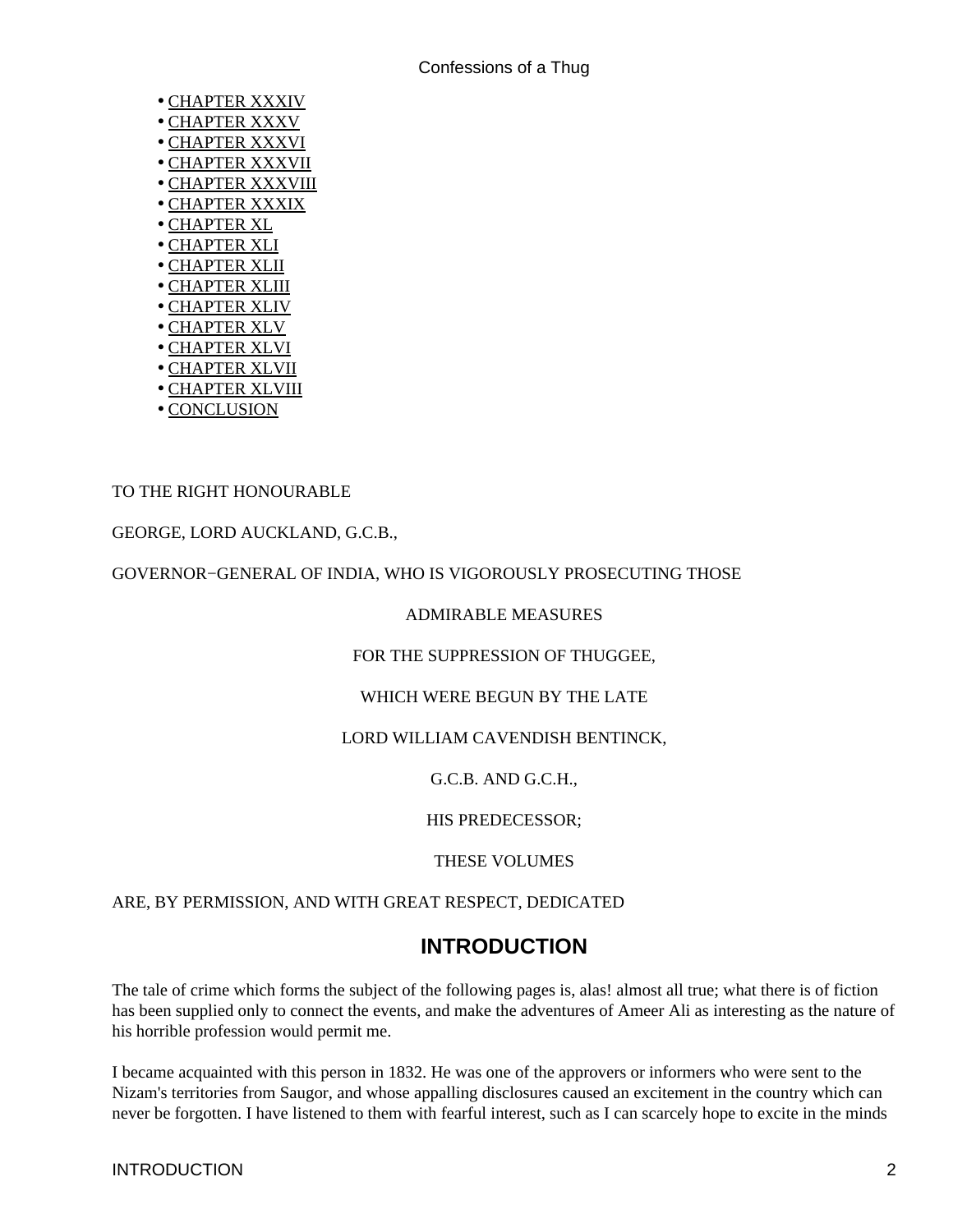- CHAPTER XXXIV
- CHAPTER XXXV
- CHAPTER XXXVI
- CHAPTER XXXVII
- CHAPTER XXXVIII
- CHAPTER XXXIX
- CHAPTER XL
- CHAPTER XLI
- CHAPTER XLII
- CHAPTER XLIII
- CHAPTER XLIV
- CHAPTER XLV
- CHAPTER XLVI
- CHAPTER XLVII
- CHAPTER XLVIII
- CONCLUSION

TO THE RIGHT HONOURABLE

GEORGE, LORD AUCKLAND, G.C.B.,

GOVERNOR−GENERAL OF INDIA, WHO IS VIGOROUSLY PROSECUTING THOSE

ADMIRABLE MEASURES

FOR THE SUPPRESSION OF THUGGEE,

WHICH WERE BEGUN BY THE LATE

LORD WILLIAM CAVENDISH BENTINCK,

G.C.B. AND G.C.H.,

HIS PREDECESSOR;

THESE VOLUMES

ARE, BY PERMISSION, AND WITH GREAT RESPECT, DEDICATED

## INTRODUCTION

The tale of crime which forms the subject of the following pages is, alas! almost all true; what there is of fiction has been supplied only to connect the events, and make the adventures of Ameer Ali as interesting as the nature of his horrible profession would permit me.

I became acquainted with this person in 1832. He was one of the approvers or informers who were sent to the Nizam's territories from Saugor, and whose appalling disclosures caused an excitement in the country which can never be forgotten. I have listened to them with fearful interest, such as I can scarcely hope to excite in the minds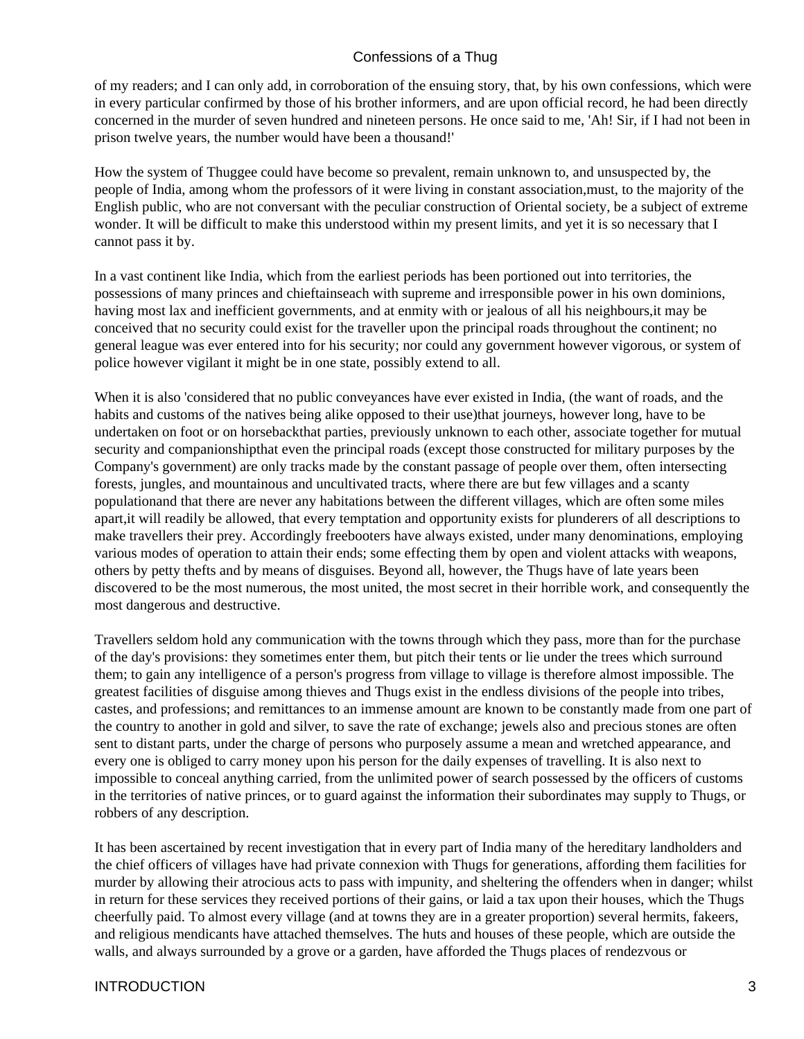of my readers; and I can only add, in corroboration of the ensuing story, that, by his own confessions, which were in every particular confirmed by those of his brother informers, and are upon official record, he had been directly concerned in the murder of seven hundred and nineteen persons. He once said to me, 'Ah! Sir, if I had not been in prison twelve years, the number would have been a thousand!'

How the system of Thuggee could have become so prevalent, remain unknown to, and unsuspected by, the people of India, among whom the professors of it were living in constant association,must, to the majority of the English public, who are not conversant with the peculiar construction of Oriental society, be a subject of extreme wonder. It will be difficult to make this understood within my present limits, and yet it is so necessary that I cannot pass it by.

In a vast continent like India, which from the earliest periods has been portioned out into territories, the possessions of many princes and chieftainseach with supreme and irresponsible power in his own dominions, having most lax and inefficient governments, and at enmity with or jealous of all his neighbours,it may be conceived that no security could exist for the traveller upon the principal roads throughout the continent; no general league was ever entered into for his security; nor could any government however vigorous, or system of police however vigilant it might be in one state, possibly extend to all.

When it is also 'considered that no public conveyances have ever existed in India, (the want of roads, and the habits and customs of the natives being alike opposed to their use)that journeys, however long, have to be undertaken on foot or on horsebackthat parties, previously unknown to each other, associate together for mutual security and companionshipthat even the principal roads (except those constructed for military purposes by the Company's government) are only tracks made by the constant passage of people over them, often intersecting forests, jungles, and mountainous and uncultivated tracts, where there are but few villages and a scanty populationand that there are never any habitations between the different villages, which are often some miles apart,it will readily be allowed, that every temptation and opportunity exists for plunderers of all descriptions to make travellers their prey. Accordingly freebooters have always existed, under many denominations, employing various modes of operation to attain their ends; some effecting them by open and violent attacks with weapons, others by petty thefts and by means of disguises. Beyond all, however, the Thugs have of late years been discovered to be the most numerous, the most united, the most secret in their horrible work, and consequently the most dangerous and destructive.

Travellers seldom hold any communication with the towns through which they pass, more than for the purchase of the day's provisions: they sometimes enter them, but pitch their tents or lie under the trees which surround them; to gain any intelligence of a person's progress from village to village is therefore almost impossible. The greatest facilities of disguise among thieves and Thugs exist in the endless divisions of the people into tribes, castes, and professions; and remittances to an immense amount are known to be constantly made from one part of the country to another in gold and silver, to save the rate of exchange; jewels also and precious stones are often sent to distant parts, under the charge of persons who purposely assume a mean and wretched appearance, and every one is obliged to carry money upon his person for the daily expenses of travelling. It is also next to impossible to conceal anything carried, from the unlimited power of search possessed by the officers of customs in the territories of native princes, or to guard against the information their subordinates may supply to Thugs, or robbers of any description.

It has been ascertained by recent investigation that in every part of India many of the hereditary landholders and the chief officers of villages have had private connexion with Thugs for generations, affording them facilities for murder by allowing their atrocious acts to pass with impunity, and sheltering the offenders when in danger; whilst in return for these services they received portions of their gains, or laid a tax upon their houses, which the Thugs cheerfully paid. To almost every village (and at towns they are in a greater proportion) several hermits, fakeers, and religious mendicants have attached themselves. The huts and houses of these people, which are outside the walls, and always surrounded by a grove or a garden, have afforded the Thugs places of rendezvous or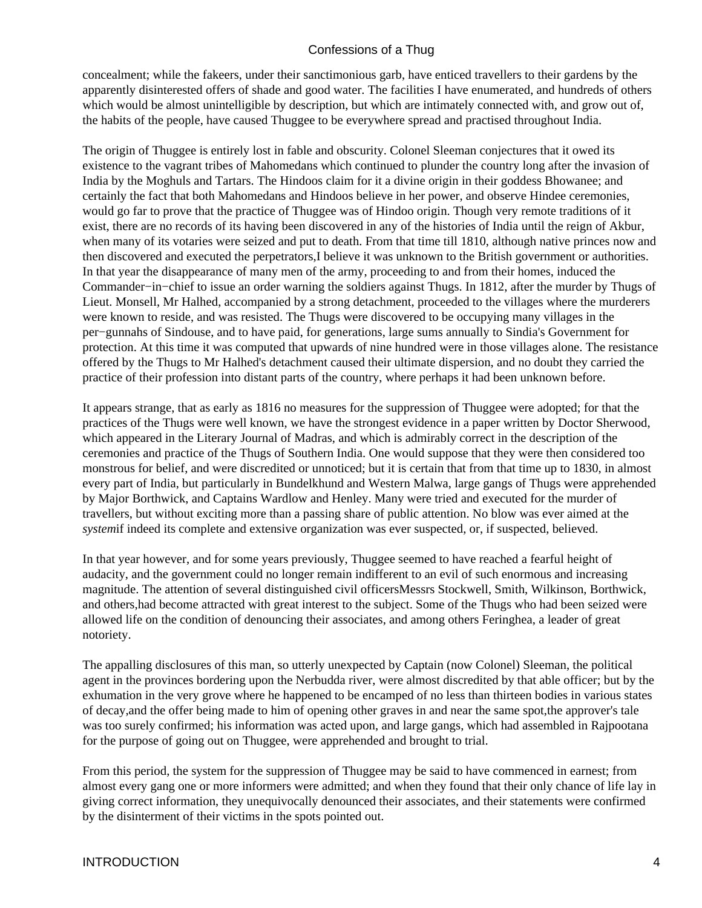concealment; while the fakeers, under their sanctimonious garb, have enticed travellers to their gardens by the apparently disinterested offers of shade and good water. The facilities I have enumerated, and hundreds of others which would be almost unintelligible by description, but which are intimately connected with, and grow out of, the habits of the people, have caused Thuggee to be everywhere spread and practised throughout India.

The origin of Thuggee is entirely lost in fable and obscurity. Colonel Sleeman conjectures that it owed its existence to the vagrant tribes of Mahomedans which continued to plunder the country long after the invasion of India by the Moghuls and Tartars. The Hindoos claim for it a divine origin in their goddess Bhowanee; and certainly the fact that both Mahomedans and Hindoos believe in her power, and observe Hindee ceremonies, would go far to prove that the practice of Thuggee was of Hindoo origin. Though very remote traditions of it exist, there are no records of its having been discovered in any of the histories of India until the reign of Akbur, when many of its votaries were seized and put to death. From that time till 1810, although native princes now and then discovered and executed the perpetrators,I believe it was unknown to the British government or authorities. In that year the disappearance of many men of the army, proceeding to and from their homes, induced the Commander−in−chief to issue an order warning the soldiers against Thugs. In 1812, after the murder by Thugs of Lieut. Monsell, Mr Halhed, accompanied by a strong detachment, proceeded to the villages where the murderers were known to reside, and was resisted. The Thugs were discovered to be occupying many villages in the per−gunnahs of Sindouse, and to have paid, for generations, large sums annually to Sindia's Government for protection. At this time it was computed that upwards of nine hundred were in those villages alone. The resistance offered by the Thugs to Mr Halhed's detachment caused their ultimate dispersion, and no doubt they carried the practice of their profession into distant parts of the country, where perhaps it had been unknown before.

It appears strange, that as early as 1816 no measures for the suppression of Thuggee were adopted; for that the practices of the Thugs were well known, we have the strongest evidence in a paper written by Doctor Sherwood, which appeared in the Literary Journal of Madras, and which is admirably correct in the description of the ceremonies and practice of the Thugs of Southern India. One would suppose that they were then considered too monstrous for belief, and were discredited or unnoticed; but it is certain that from that time up to 1830, in almost every part of India, but particularly in Bundelkhund and Western Malwa, large gangs of Thugs were apprehended by Major Borthwick, and Captains Wardlow and Henley. Many were tried and executed for the murder of travellers, but without exciting more than a passing share of public attention. No blow was ever aimed at the *system*if indeed its complete and extensive organization was ever suspected, or, if suspected, believed.

In that year however, and for some years previously, Thuggee seemed to have reached a fearful height of audacity, and the government could no longer remain indifferent to an evil of such enormous and increasing magnitude. The attention of several distinguished civil officersMessrs Stockwell, Smith, Wilkinson, Borthwick, and others,had become attracted with great interest to the subject. Some of the Thugs who had been seized were allowed life on the condition of denouncing their associates, and among others Feringhea, a leader of great notoriety.

The appalling disclosures of this man, so utterly unexpected by Captain (now Colonel) Sleeman, the political agent in the provinces bordering upon the Nerbudda river, were almost discredited by that able officer; but by the exhumation in the very grove where he happened to be encamped of no less than thirteen bodies in various states of decay,and the offer being made to him of opening other graves in and near the same spot,the approver's tale was too surely confirmed; his information was acted upon, and large gangs, which had assembled in Rajpootana for the purpose of going out on Thuggee, were apprehended and brought to trial.

From this period, the system for the suppression of Thuggee may be said to have commenced in earnest; from almost every gang one or more informers were admitted; and when they found that their only chance of life lay in giving correct information, they unequivocally denounced their associates, and their statements were confirmed by the disinterment of their victims in the spots pointed out.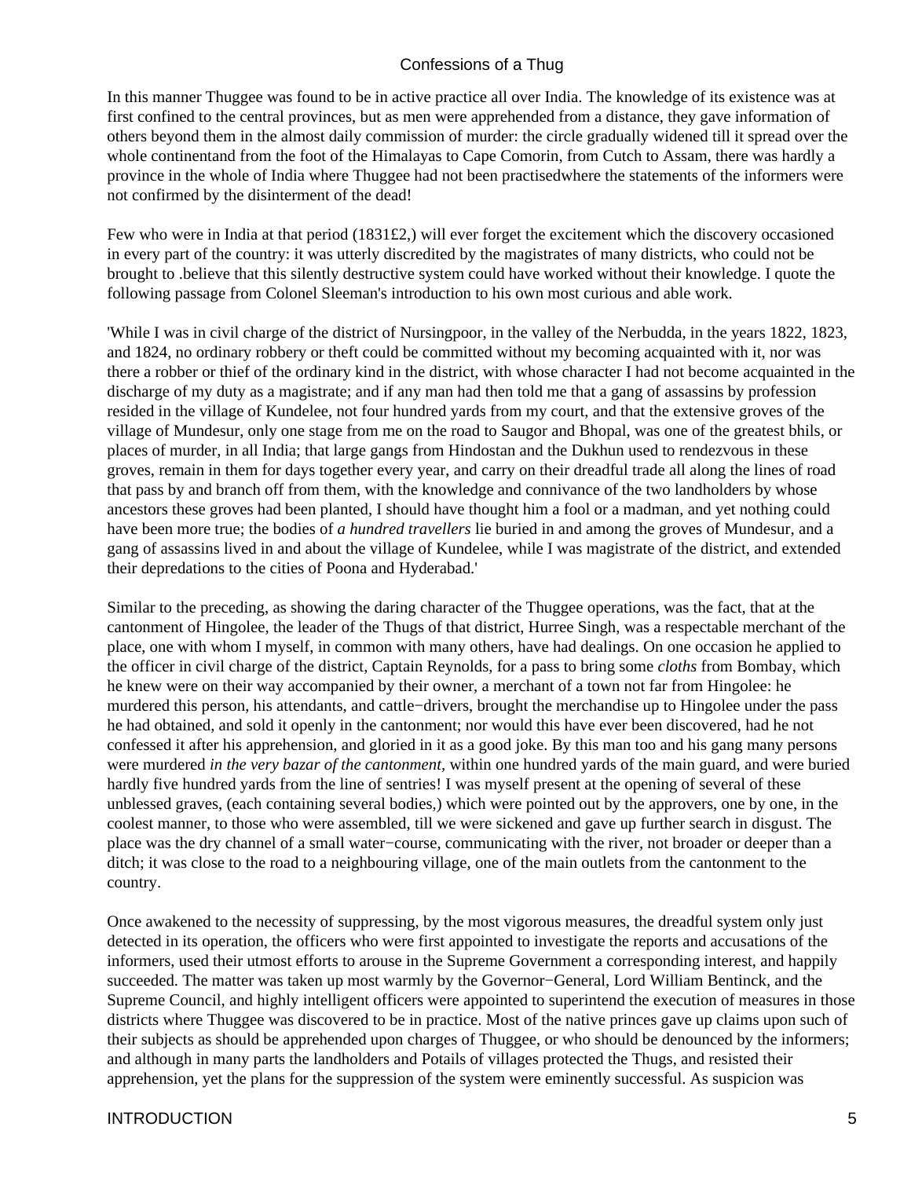In this manner Thuggee was found to be in active practice all over India. The knowledge of its existence was at first confined to the central provinces, but as men were apprehended from a distance, they gave information of others beyond them in the almost daily commission of murder: the circle gradually widened till it spread over the whole continentand from the foot of the Himalayas to Cape Comorin, from Cutch to Assam, there was hardly a province in the whole of India where Thuggee had not been practisedwhere the statements of the informers were not confirmed by the disinterment of the dead!

Few who were in India at that period (1831£2,) will ever forget the excitement which the discovery occasioned in every part of the country: it was utterly discredited by the magistrates of many districts, who could not be brought to .believe that this silently destructive system could have worked without their knowledge. I quote the following passage from Colonel Sleeman's introduction to his own most curious and able work.

'While I was in civil charge of the district of Nursingpoor, in the valley of the Nerbudda, in the years 1822, 1823, and 1824, no ordinary robbery or theft could be committed without my becoming acquainted with it, nor was there a robber or thief of the ordinary kind in the district, with whose character I had not become acquainted in the discharge of my duty as a magistrate; and if any man had then told me that a gang of assassins by profession resided in the village of Kundelee, not four hundred yards from my court, and that the extensive groves of the village of Mundesur, only one stage from me on the road to Saugor and Bhopal, was one of the greatest bhils, or places of murder, in all India; that large gangs from Hindostan and the Dukhun used to rendezvous in these groves, remain in them for days together every year, and carry on their dreadful trade all along the lines of road that pass by and branch off from them, with the knowledge and connivance of the two landholders by whose ancestors these groves had been planted, I should have thought him a fool or a madman, and yet nothing could have been more true; the bodies of *a hundred travellers* lie buried in and among the groves of Mundesur, and a gang of assassins lived in and about the village of Kundelee, while I was magistrate of the district, and extended their depredations to the cities of Poona and Hyderabad.'

Similar to the preceding, as showing the daring character of the Thuggee operations, was the fact, that at the cantonment of Hingolee, the leader of the Thugs of that district, Hurree Singh, was a respectable merchant of the place, one with whom I myself, in common with many others, have had dealings. On one occasion he applied to the officer in civil charge of the district, Captain Reynolds, for a pass to bring some *cloths* from Bombay, which he knew were on their way accompanied by their owner, a merchant of a town not far from Hingolee: he murdered this person, his attendants, and cattle−drivers, brought the merchandise up to Hingolee under the pass he had obtained, and sold it openly in the cantonment; nor would this have ever been discovered, had he not confessed it after his apprehension, and gloried in it as a good joke. By this man too and his gang many persons were murdered *in the very bazar of the cantonment*, within one hundred yards of the main guard, and were buried hardly five hundred yards from the line of sentries! I was myself present at the opening of several of these unblessed graves, (each containing several bodies,) which were pointed out by the approvers, one by one, in the coolest manner, to those who were assembled, till we were sickened and gave up further search in disgust. The place was the dry channel of a small water−course, communicating with the river, not broader or deeper than a ditch; it was close to the road to a neighbouring village, one of the main outlets from the cantonment to the country.

Once awakened to the necessity of suppressing, by the most vigorous measures, the dreadful system only just detected in its operation, the officers who were first appointed to investigate the reports and accusations of the informers, used their utmost efforts to arouse in the Supreme Government a corresponding interest, and happily succeeded. The matter was taken up most warmly by the Governor−General, Lord William Bentinck, and the Supreme Council, and highly intelligent officers were appointed to superintend the execution of measures in those districts where Thuggee was discovered to be in practice. Most of the native princes gave up claims upon such of their subjects as should be apprehended upon charges of Thuggee, or who should be denounced by the informers; and although in many parts the landholders and Potails of villages protected the Thugs, and resisted their apprehension, yet the plans for the suppression of the system were eminently successful. As suspicion was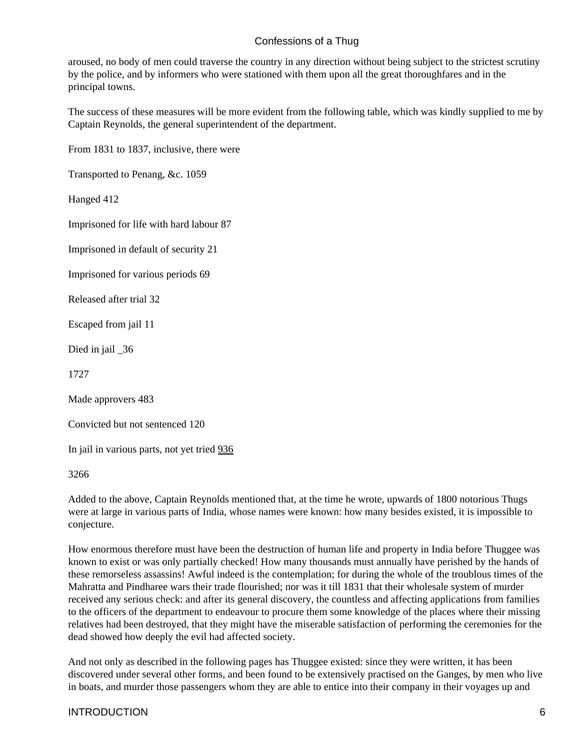aroused, no body of men could traverse the country in any direction without being subject to the strictest scrutiny by the police, and by informers who were stationed with them upon all the great thoroughfares and in the principal towns.

The success of these measures will be more evident from the following table, which was kindly supplied to me by Captain Reynolds, the general superintendent of the department.

From 1831 to 1837, inclusive, there were

Transported to Penang, &c. 1059

Hanged 412

Imprisoned for life with hard labour 87

Imprisoned in default of security 21

Imprisoned for various periods 69

Released after trial 32

Escaped from jail 11

Died in jail _36

1727

Made approvers 483

Convicted but not sentenced 120

In jail in various parts, not yet tried 936

3266

Added to the above, Captain Reynolds mentioned that, at the time he wrote, upwards of 1800 notorious Thugs were at large in various parts of India, whose names were known: how many besides existed, it is impossible to conjecture.

How enormous therefore must have been the destruction of human life and property in India before Thuggee was known to exist or was only partially checked! How many thousands must annually have perished by the hands of these remorseless assassins! Awful indeed is the contemplation; for during the whole of the troublous times of the Mahratta and Pindharee wars their trade flourished; nor was it till 1831 that their wholesale system of murder received any serious check: and after its general discovery, the countless and affecting applications from families to the officers of the department to endeavour to procure them some knowledge of the places where their missing relatives had been destroyed, that they might have the miserable satisfaction of performing the ceremonies for the dead showed how deeply the evil had affected society.

And not only as described in the following pages has Thuggee existed: since they were written, it has been discovered under several other forms, and been found to be extensively practised on the Ganges, by men who live in boats, and murder those passengers whom they are able to entice into their company in their voyages up and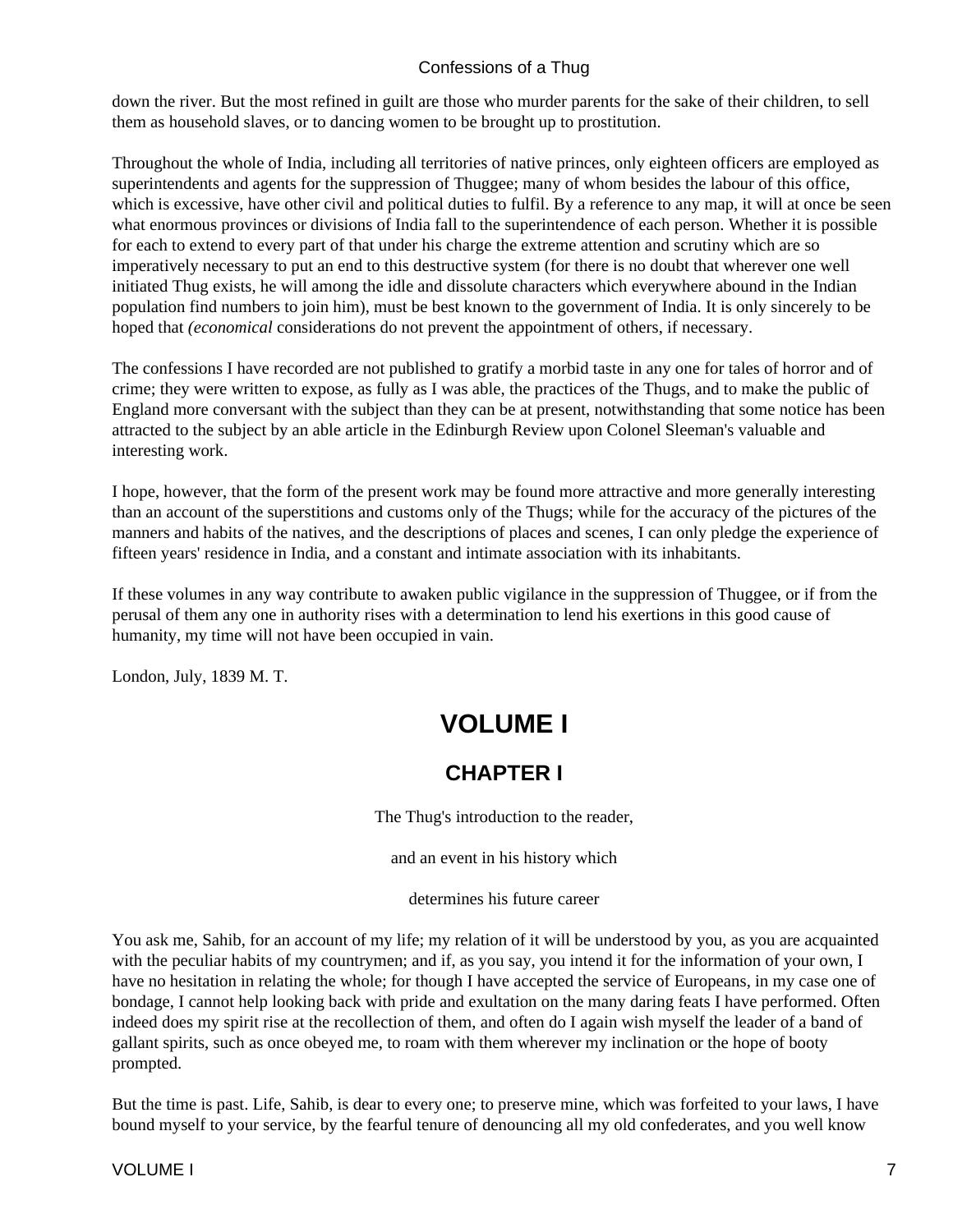down the river. But the most refined in guilt are those who murder parents for the sake of their children, to sell them as household slaves, or to dancing women to be brought up to prostitution.

Throughout the whole of India, including all territories of native princes, only eighteen officers are employed as superintendents and agents for the suppression of Thuggee; many of whom besides the labour of this office, which is excessive, have other civil and political duties to fulfil. By a reference to any map, it will at once be seen what enormous provinces or divisions of India fall to the superintendence of each person. Whether it is possible for each to extend to every part of that under his charge the extreme attention and scrutiny which are so imperatively necessary to put an end to this destructive system (for there is no doubt that wherever one well initiated Thug exists, he will among the idle and dissolute characters which everywhere abound in the Indian population find numbers to join him), must be best known to the government of India. It is only sincerely to be hoped that *(economical* considerations do not prevent the appointment of others, if necessary.

The confessions I have recorded are not published to gratify a morbid taste in any one for tales of horror and of crime; they were written to expose, as fully as I was able, the practices of the Thugs, and to make the public of England more conversant with the subject than they can be at present, notwithstanding that some notice has been attracted to the subject by an able article in the Edinburgh Review upon Colonel Sleeman's valuable and interesting work.

I hope, however, that the form of the present work may be found more attractive and more generally interesting than an account of the superstitions and customs only of the Thugs; while for the accuracy of the pictures of the manners and habits of the natives, and the descriptions of places and scenes, I can only pledge the experience of fifteen years' residence in India, and a constant and intimate association with its inhabitants.

If these volumes in any way contribute to awaken public vigilance in the suppression of Thuggee, or if from the perusal of them any one in authority rises with a determination to lend his exertions in this good cause of humanity, my time will not have been occupied in vain.

London, July, 1839 M. T.

# VOLUME I

## CHAPTER I

The Thug's introduction to the reader,

and an event in his history which

determines his future career

You ask me, Sahib, for an account of my life; my relation of it will be understood by you, as you are acquainted with the peculiar habits of my countrymen; and if, as you say, you intend it for the information of your own, I have no hesitation in relating the whole; for though I have accepted the service of Europeans, in my case one of bondage, I cannot help looking back with pride and exultation on the many daring feats I have performed. Often indeed does my spirit rise at the recollection of them, and often do I again wish myself the leader of a band of gallant spirits, such as once obeyed me, to roam with them wherever my inclination or the hope of booty prompted.

But the time is past. Life, Sahib, is dear to every one; to preserve mine, which was forfeited to your laws, I have bound myself to your service, by the fearful tenure of denouncing all my old confederates, and you well know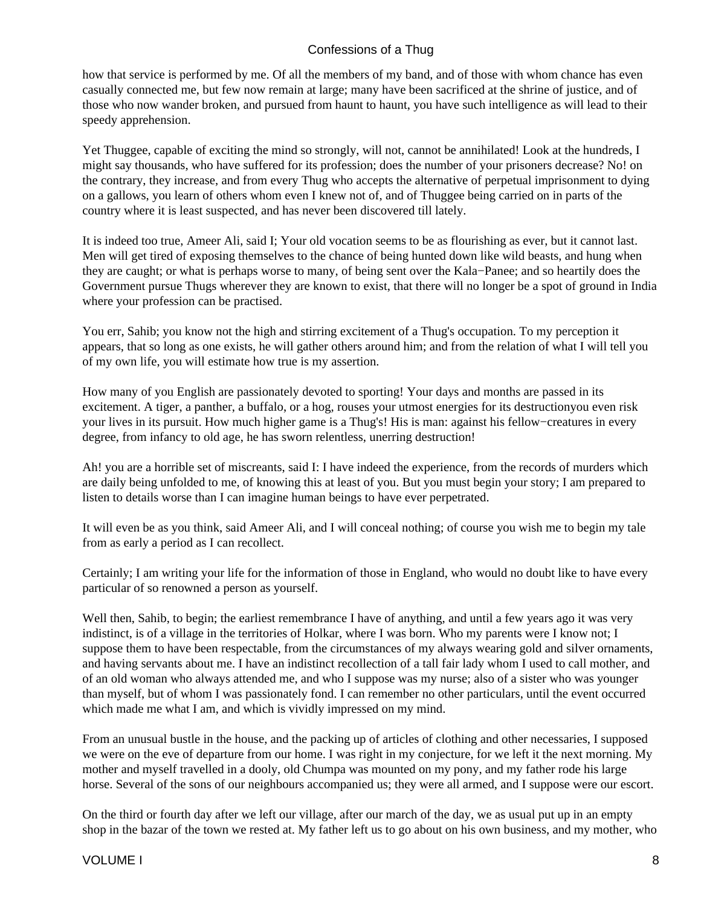how that service is performed by me. Of all the members of my band, and of those with whom chance has even casually connected me, but few now remain at large; many have been sacrificed at the shrine of justice, and of those who now wander broken, and pursued from haunt to haunt, you have such intelligence as will lead to their speedy apprehension.

Yet Thuggee, capable of exciting the mind so strongly, will not, cannot be annihilated! Look at the hundreds, I might say thousands, who have suffered for its profession; does the number of your prisoners decrease? No! on the contrary, they increase, and from every Thug who accepts the alternative of perpetual imprisonment to dying on a gallows, you learn of others whom even I knew not of, and of Thuggee being carried on in parts of the country where it is least suspected, and has never been discovered till lately.

It is indeed too true, Ameer Ali, said I; Your old vocation seems to be as flourishing as ever, but it cannot last. Men will get tired of exposing themselves to the chance of being hunted down like wild beasts, and hung when they are caught; or what is perhaps worse to many, of being sent over the Kala−Panee; and so heartily does the Government pursue Thugs wherever they are known to exist, that there will no longer be a spot of ground in India where your profession can be practised.

You err, Sahib; you know not the high and stirring excitement of a Thug's occupation. To my perception it appears, that so long as one exists, he will gather others around him; and from the relation of what I will tell you of my own life, you will estimate how true is my assertion.

How many of you English are passionately devoted to sporting! Your days and months are passed in its excitement. A tiger, a panther, a buffalo, or a hog, rouses your utmost energies for its destructionyou even risk your lives in its pursuit. How much higher game is a Thug's! His is man: against his fellow−creatures in every degree, from infancy to old age, he has sworn relentless, unerring destruction!

Ah! you are a horrible set of miscreants, said I: I have indeed the experience, from the records of murders which are daily being unfolded to me, of knowing this at least of you. But you must begin your story; I am prepared to listen to details worse than I can imagine human beings to have ever perpetrated.

It will even be as you think, said Ameer Ali, and I will conceal nothing; of course you wish me to begin my tale from as early a period as I can recollect.

Certainly; I am writing your life for the information of those in England, who would no doubt like to have every particular of so renowned a person as yourself.

Well then, Sahib, to begin; the earliest remembrance I have of anything, and until a few years ago it was very indistinct, is of a village in the territories of Holkar, where I was born. Who my parents were I know not; I suppose them to have been respectable, from the circumstances of my always wearing gold and silver ornaments, and having servants about me. I have an indistinct recollection of a tall fair lady whom I used to call mother, and of an old woman who always attended me, and who I suppose was my nurse; also of a sister who was younger than myself, but of whom I was passionately fond. I can remember no other particulars, until the event occurred which made me what I am, and which is vividly impressed on my mind.

From an unusual bustle in the house, and the packing up of articles of clothing and other necessaries, I supposed we were on the eve of departure from our home. I was right in my conjecture, for we left it the next morning. My mother and myself travelled in a dooly, old Chumpa was mounted on my pony, and my father rode his large horse. Several of the sons of our neighbours accompanied us; they were all armed, and I suppose were our escort.

On the third or fourth day after we left our village, after our march of the day, we as usual put up in an empty shop in the bazar of the town we rested at. My father left us to go about on his own business, and my mother, who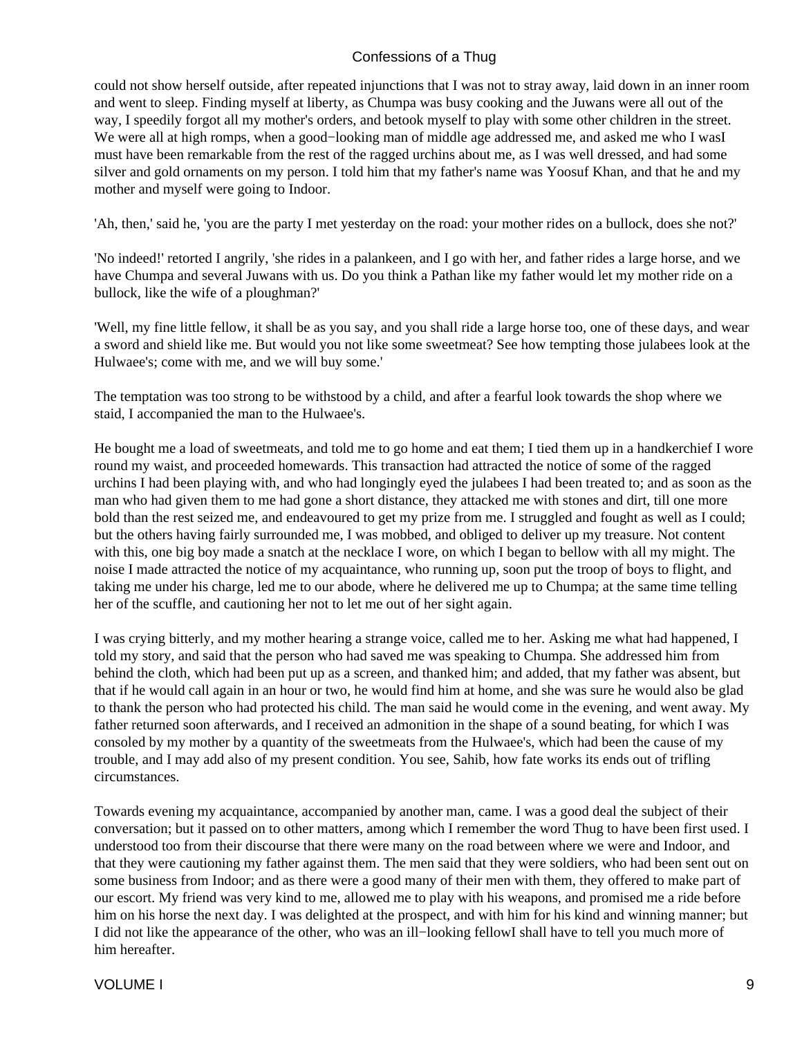could not show herself outside, after repeated injunctions that I was not to stray away, laid down in an inner room and went to sleep. Finding myself at liberty, as Chumpa was busy cooking and the Juwans were all out of the way, I speedily forgot all my mother's orders, and betook myself to play with some other children in the street. We were all at high romps, when a good−looking man of middle age addressed me, and asked me who I wasI must have been remarkable from the rest of the ragged urchins about me, as I was well dressed, and had some silver and gold ornaments on my person. I told him that my father's name was Yoosuf Khan, and that he and my mother and myself were going to Indoor.

'Ah, then,' said he, 'you are the party I met yesterday on the road: your mother rides on a bullock, does she not?'

'No indeed!' retorted I angrily, 'she rides in a palankeen, and I go with her, and father rides a large horse, and we have Chumpa and several Juwans with us. Do you think a Pathan like my father would let my mother ride on a bullock, like the wife of a ploughman?'

'Well, my fine little fellow, it shall be as you say, and you shall ride a large horse too, one of these days, and wear a sword and shield like me. But would you not like some sweetmeat? See how tempting those julabees look at the Hulwaee's; come with me, and we will buy some.'

The temptation was too strong to be withstood by a child, and after a fearful look towards the shop where we staid, I accompanied the man to the Hulwaee's.

He bought me a load of sweetmeats, and told me to go home and eat them; I tied them up in a handkerchief I wore round my waist, and proceeded homewards. This transaction had attracted the notice of some of the ragged urchins I had been playing with, and who had longingly eyed the julabees I had been treated to; and as soon as the man who had given them to me had gone a short distance, they attacked me with stones and dirt, till one more bold than the rest seized me, and endeavoured to get my prize from me. I struggled and fought as well as I could; but the others having fairly surrounded me, I was mobbed, and obliged to deliver up my treasure. Not content with this, one big boy made a snatch at the necklace I wore, on which I began to bellow with all my might. The noise I made attracted the notice of my acquaintance, who running up, soon put the troop of boys to flight, and taking me under his charge, led me to our abode, where he delivered me up to Chumpa; at the same time telling her of the scuffle, and cautioning her not to let me out of her sight again.

I was crying bitterly, and my mother hearing a strange voice, called me to her. Asking me what had happened, I told my story, and said that the person who had saved me was speaking to Chumpa. She addressed him from behind the cloth, which had been put up as a screen, and thanked him; and added, that my father was absent, but that if he would call again in an hour or two, he would find him at home, and she was sure he would also be glad to thank the person who had protected his child. The man said he would come in the evening, and went away. My father returned soon afterwards, and I received an admonition in the shape of a sound beating, for which I was consoled by my mother by a quantity of the sweetmeats from the Hulwaee's, which had been the cause of my trouble, and I may add also of my present condition. You see, Sahib, how fate works its ends out of trifling circumstances.

Towards evening my acquaintance, accompanied by another man, came. I was a good deal the subject of their conversation; but it passed on to other matters, among which I remember the word Thug to have been first used. I understood too from their discourse that there were many on the road between where we were and Indoor, and that they were cautioning my father against them. The men said that they were soldiers, who had been sent out on some business from Indoor; and as there were a good many of their men with them, they offered to make part of our escort. My friend was very kind to me, allowed me to play with his weapons, and promised me a ride before him on his horse the next day. I was delighted at the prospect, and with him for his kind and winning manner; but I did not like the appearance of the other, who was an ill−looking fellowI shall have to tell you much more of him hereafter.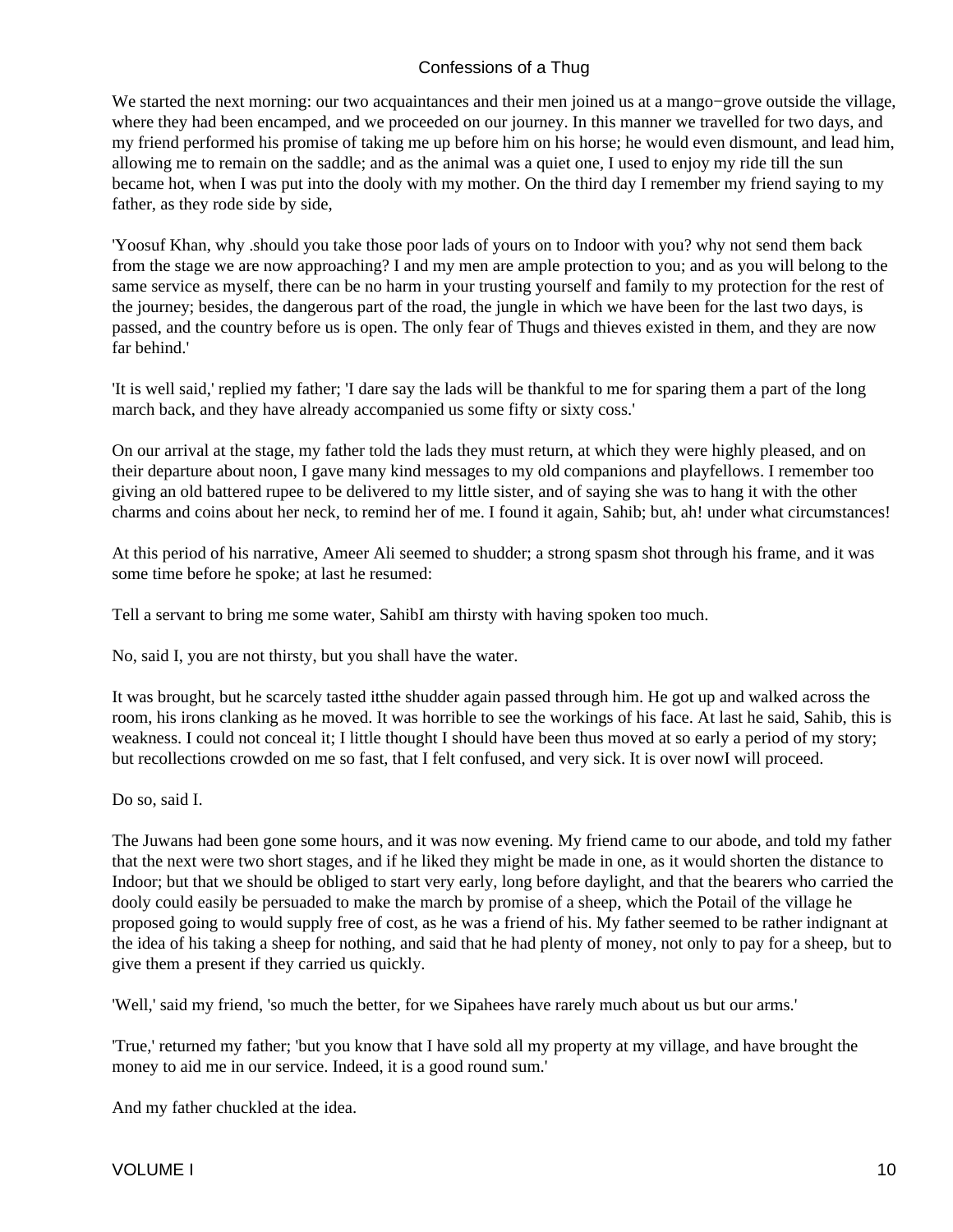We started the next morning: our two acquaintances and their men joined us at a mango−grove outside the village, where they had been encamped, and we proceeded on our journey. In this manner we travelled for two days, and my friend performed his promise of taking me up before him on his horse; he would even dismount, and lead him, allowing me to remain on the saddle; and as the animal was a quiet one, I used to enjoy my ride till the sun became hot, when I was put into the dooly with my mother. On the third day I remember my friend saying to my father, as they rode side by side,

'Yoosuf Khan, why .should you take those poor lads of yours on to Indoor with you? why not send them back from the stage we are now approaching? I and my men are ample protection to you; and as you will belong to the same service as myself, there can be no harm in your trusting yourself and family to my protection for the rest of the journey; besides, the dangerous part of the road, the jungle in which we have been for the last two days, is passed, and the country before us is open. The only fear of Thugs and thieves existed in them, and they are now far behind.'

'It is well said,' replied my father; 'I dare say the lads will be thankful to me for sparing them a part of the long march back, and they have already accompanied us some fifty or sixty coss.'

On our arrival at the stage, my father told the lads they must return, at which they were highly pleased, and on their departure about noon, I gave many kind messages to my old companions and playfellows. I remember too giving an old battered rupee to be delivered to my little sister, and of saying she was to hang it with the other charms and coins about her neck, to remind her of me. I found it again, Sahib; but, ah! under what circumstances!

At this period of his narrative, Ameer Ali seemed to shudder; a strong spasm shot through his frame, and it was some time before he spoke; at last he resumed:

Tell a servant to bring me some water, SahibI am thirsty with having spoken too much.

No, said I, you are not thirsty, but you shall have the water.

It was brought, but he scarcely tasted itthe shudder again passed through him. He got up and walked across the room, his irons clanking as he moved. It was horrible to see the workings of his face. At last he said, Sahib, this is weakness. I could not conceal it; I little thought I should have been thus moved at so early a period of my story; but recollections crowded on me so fast, that I felt confused, and very sick. It is over nowI will proceed.

Do so, said I.

The Juwans had been gone some hours, and it was now evening. My friend came to our abode, and told my father that the next were two short stages, and if he liked they might be made in one, as it would shorten the distance to Indoor; but that we should be obliged to start very early, long before daylight, and that the bearers who carried the dooly could easily be persuaded to make the march by promise of a sheep, which the Potail of the village he proposed going to would supply free of cost, as he was a friend of his. My father seemed to be rather indignant at the idea of his taking a sheep for nothing, and said that he had plenty of money, not only to pay for a sheep, but to give them a present if they carried us quickly.

'Well,' said my friend, 'so much the better, for we Sipahees have rarely much about us but our arms.'

'True,' returned my father; 'but you know that I have sold all my property at my village, and have brought the money to aid me in our service. Indeed, it is a good round sum.'

And my father chuckled at the idea.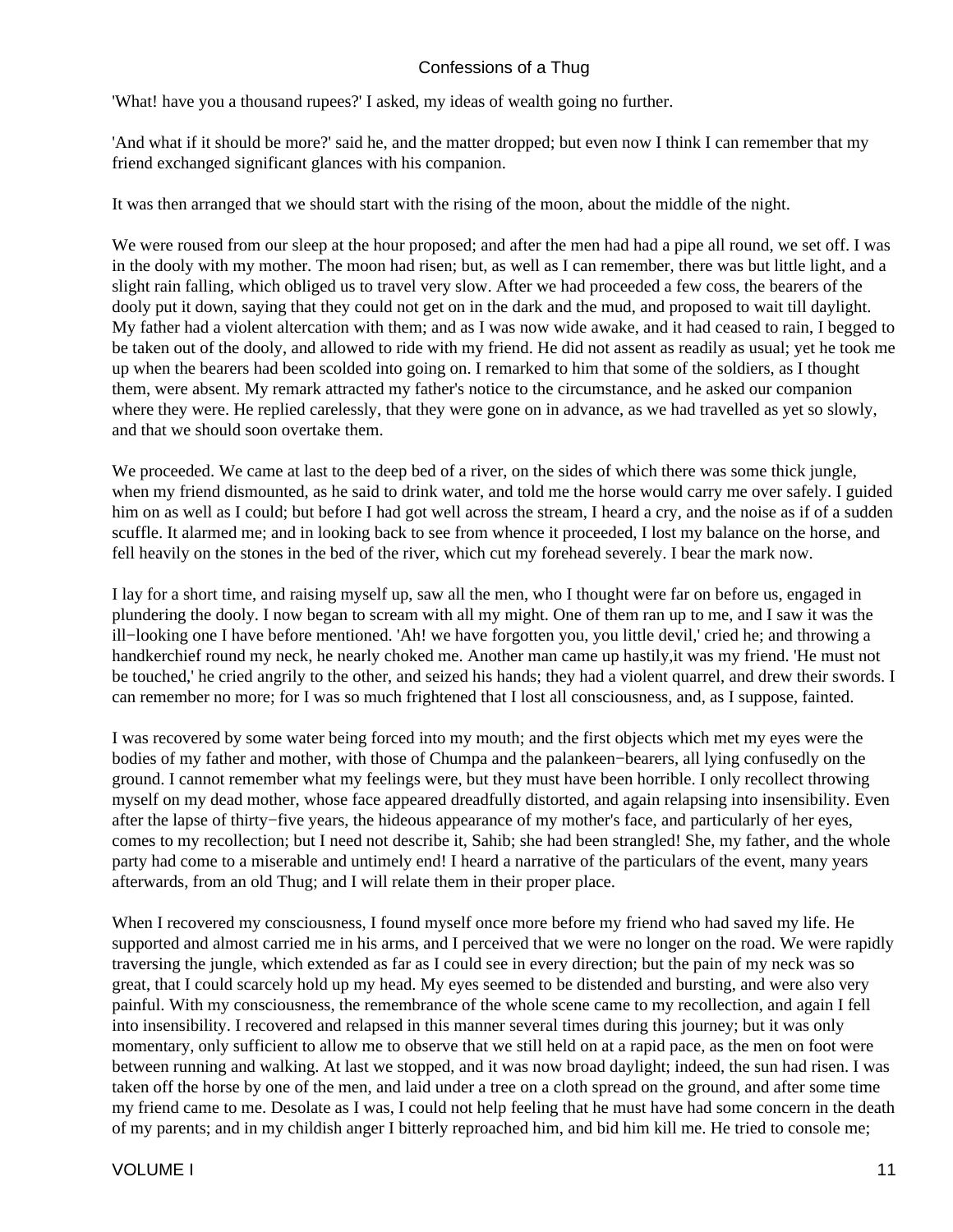'What! have you a thousand rupees?' I asked, my ideas of wealth going no further.

'And what if it should be more?' said he, and the matter dropped; but even now I think I can remember that my friend exchanged significant glances with his companion.

It was then arranged that we should start with the rising of the moon, about the middle of the night.

We were roused from our sleep at the hour proposed; and after the men had had a pipe all round, we set off. I was in the dooly with my mother. The moon had risen; but, as well as I can remember, there was but little light, and a slight rain falling, which obliged us to travel very slow. After we had proceeded a few coss, the bearers of the dooly put it down, saying that they could not get on in the dark and the mud, and proposed to wait till daylight. My father had a violent altercation with them; and as I was now wide awake, and it had ceased to rain, I begged to be taken out of the dooly, and allowed to ride with my friend. He did not assent as readily as usual; yet he took me up when the bearers had been scolded into going on. I remarked to him that some of the soldiers, as I thought them, were absent. My remark attracted my father's notice to the circumstance, and he asked our companion where they were. He replied carelessly, that they were gone on in advance, as we had travelled as yet so slowly, and that we should soon overtake them.

We proceeded. We came at last to the deep bed of a river, on the sides of which there was some thick jungle, when my friend dismounted, as he said to drink water, and told me the horse would carry me over safely. I guided him on as well as I could; but before I had got well across the stream, I heard a cry, and the noise as if of a sudden scuffle. It alarmed me; and in looking back to see from whence it proceeded, I lost my balance on the horse, and fell heavily on the stones in the bed of the river, which cut my forehead severely. I bear the mark now.

I lay for a short time, and raising myself up, saw all the men, who I thought were far on before us, engaged in plundering the dooly. I now began to scream with all my might. One of them ran up to me, and I saw it was the ill−looking one I have before mentioned. 'Ah! we have forgotten you, you little devil,' cried he; and throwing a handkerchief round my neck, he nearly choked me. Another man came up hastily,it was my friend. 'He must not be touched,' he cried angrily to the other, and seized his hands; they had a violent quarrel, and drew their swords. I can remember no more; for I was so much frightened that I lost all consciousness, and, as I suppose, fainted.

I was recovered by some water being forced into my mouth; and the first objects which met my eyes were the bodies of my father and mother, with those of Chumpa and the palankeen−bearers, all lying confusedly on the ground. I cannot remember what my feelings were, but they must have been horrible. I only recollect throwing myself on my dead mother, whose face appeared dreadfully distorted, and again relapsing into insensibility. Even after the lapse of thirty−five years, the hideous appearance of my mother's face, and particularly of her eyes, comes to my recollection; but I need not describe it, Sahib; she had been strangled! She, my father, and the whole party had come to a miserable and untimely end! I heard a narrative of the particulars of the event, many years afterwards, from an old Thug; and I will relate them in their proper place.

When I recovered my consciousness, I found myself once more before my friend who had saved my life. He supported and almost carried me in his arms, and I perceived that we were no longer on the road. We were rapidly traversing the jungle, which extended as far as I could see in every direction; but the pain of my neck was so great, that I could scarcely hold up my head. My eyes seemed to be distended and bursting, and were also very painful. With my consciousness, the remembrance of the whole scene came to my recollection, and again I fell into insensibility. I recovered and relapsed in this manner several times during this journey; but it was only momentary, only sufficient to allow me to observe that we still held on at a rapid pace, as the men on foot were between running and walking. At last we stopped, and it was now broad daylight; indeed, the sun had risen. I was taken off the horse by one of the men, and laid under a tree on a cloth spread on the ground, and after some time my friend came to me. Desolate as I was, I could not help feeling that he must have had some concern in the death of my parents; and in my childish anger I bitterly reproached him, and bid him kill me. He tried to console me;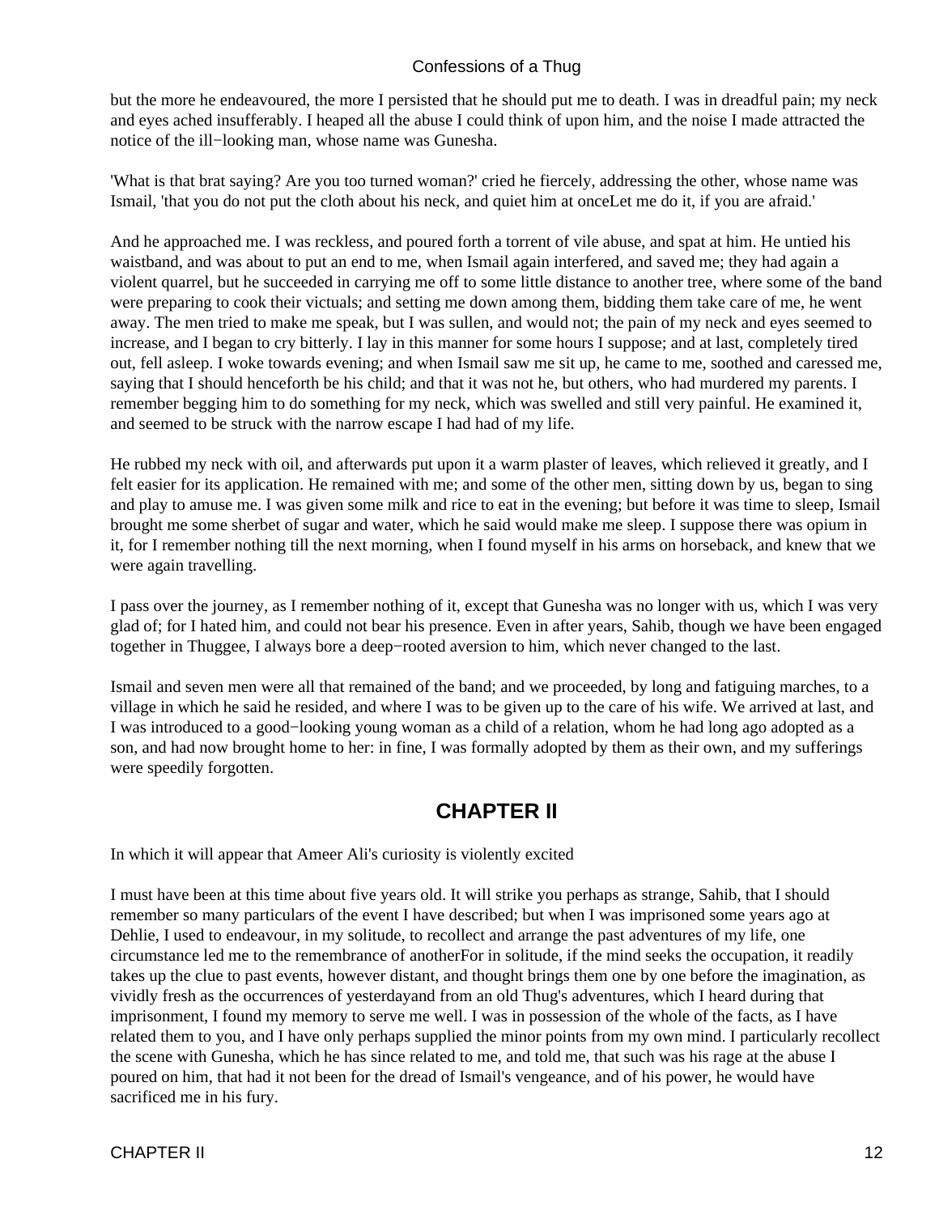but the more he endeavoured, the more I persisted that he should put me to death. I was in dreadful pain; my neck and eyes ached insufferably. I heaped all the abuse I could think of upon him, and the noise I made attracted the notice of the ill−looking man, whose name was Gunesha.

'What is that brat saying? Are you too turned woman?' cried he fiercely, addressing the other, whose name was Ismail, 'that you do not put the cloth about his neck, and quiet him at onceLet me do it, if you are afraid.'

And he approached me. I was reckless, and poured forth a torrent of vile abuse, and spat at him. He untied his waistband, and was about to put an end to me, when Ismail again interfered, and saved me; they had again a violent quarrel, but he succeeded in carrying me off to some little distance to another tree, where some of the band were preparing to cook their victuals; and setting me down among them, bidding them take care of me, he went away. The men tried to make me speak, but I was sullen, and would not; the pain of my neck and eyes seemed to increase, and I began to cry bitterly. I lay in this manner for some hours I suppose; and at last, completely tired out, fell asleep. I woke towards evening; and when Ismail saw me sit up, he came to me, soothed and caressed me, saying that I should henceforth be his child; and that it was not he, but others, who had murdered my parents. I remember begging him to do something for my neck, which was swelled and still very painful. He examined it, and seemed to be struck with the narrow escape I had had of my life.

He rubbed my neck with oil, and afterwards put upon it a warm plaster of leaves, which relieved it greatly, and I felt easier for its application. He remained with me; and some of the other men, sitting down by us, began to sing and play to amuse me. I was given some milk and rice to eat in the evening; but before it was time to sleep, Ismail brought me some sherbet of sugar and water, which he said would make me sleep. I suppose there was opium in it, for I remember nothing till the next morning, when I found myself in his arms on horseback, and knew that we were again travelling.

I pass over the journey, as I remember nothing of it, except that Gunesha was no longer with us, which I was very glad of; for I hated him, and could not bear his presence. Even in after years, Sahib, though we have been engaged together in Thuggee, I always bore a deep−rooted aversion to him, which never changed to the last.

Ismail and seven men were all that remained of the band; and we proceeded, by long and fatiguing marches, to a village in which he said he resided, and where I was to be given up to the care of his wife. We arrived at last, and I was introduced to a good−looking young woman as a child of a relation, whom he had long ago adopted as a son, and had now brought home to her: in fine, I was formally adopted by them as their own, and my sufferings were speedily forgotten.

## CHAPTER II

In which it will appear that Ameer Ali's curiosity is violently excited

I must have been at this time about five years old. It will strike you perhaps as strange, Sahib, that I should remember so many particulars of the event I have described; but when I was imprisoned some years ago at Dehlie, I used to endeavour, in my solitude, to recollect and arrange the past adventures of my life, one circumstance led me to the remembrance of anotherFor in solitude, if the mind seeks the occupation, it readily takes up the clue to past events, however distant, and thought brings them one by one before the imagination, as vividly fresh as the occurrences of yesterdayand from an old Thug's adventures, which I heard during that imprisonment, I found my memory to serve me well. I was in possession of the whole of the facts, as I have related them to you, and I have only perhaps supplied the minor points from my own mind. I particularly recollect the scene with Gunesha, which he has since related to me, and told me, that such was his rage at the abuse I poured on him, that had it not been for the dread of Ismail's vengeance, and of his power, he would have sacrificed me in his fury.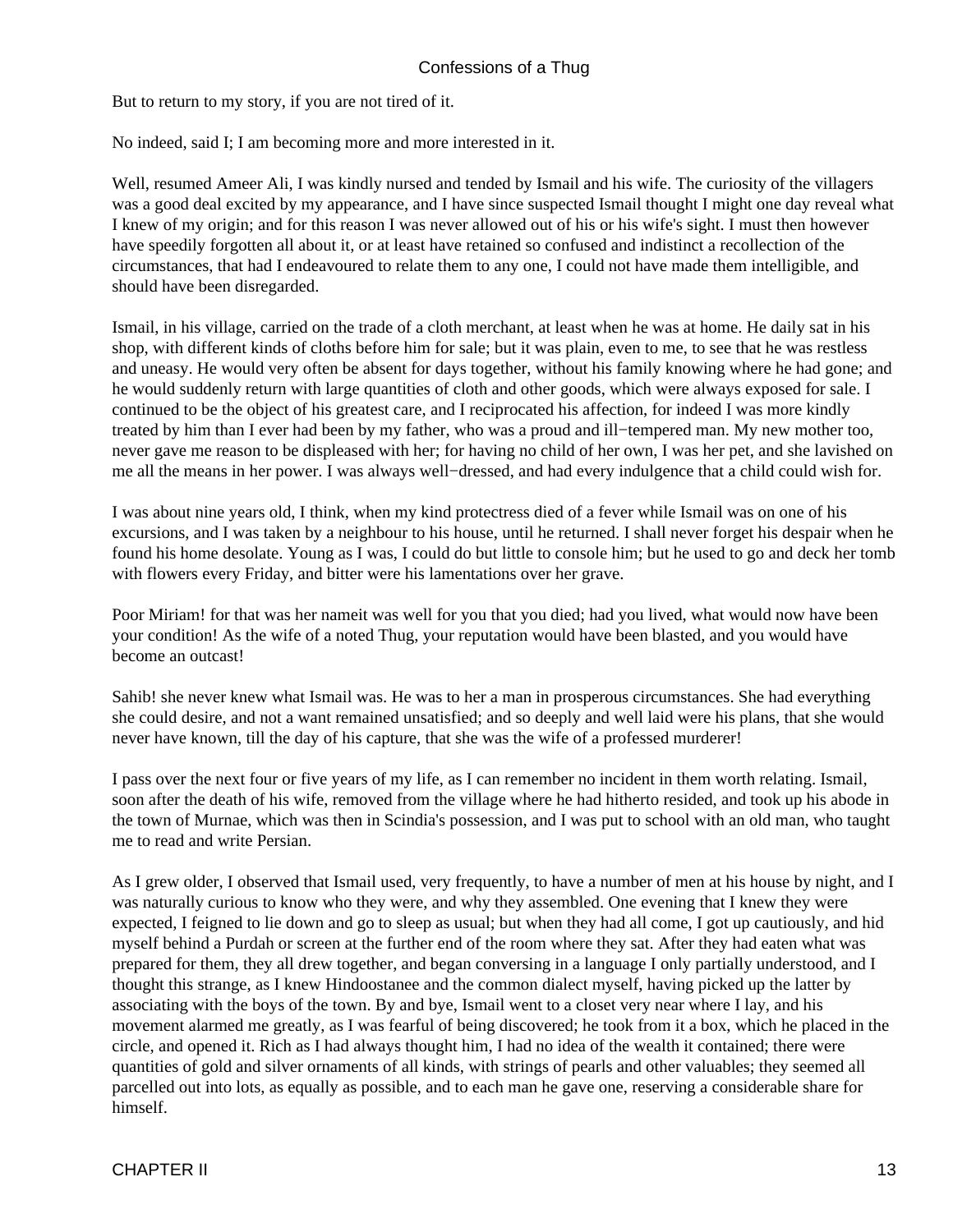But to return to my story, if you are not tired of it.

No indeed, said I; I am becoming more and more interested in it.

Well, resumed Ameer Ali, I was kindly nursed and tended by Ismail and his wife. The curiosity of the villagers was a good deal excited by my appearance, and I have since suspected Ismail thought I might one day reveal what I knew of my origin; and for this reason I was never allowed out of his or his wife's sight. I must then however have speedily forgotten all about it, or at least have retained so confused and indistinct a recollection of the circumstances, that had I endeavoured to relate them to any one, I could not have made them intelligible, and should have been disregarded.

Ismail, in his village, carried on the trade of a cloth merchant, at least when he was at home. He daily sat in his shop, with different kinds of cloths before him for sale; but it was plain, even to me, to see that he was restless and uneasy. He would very often be absent for days together, without his family knowing where he had gone; and he would suddenly return with large quantities of cloth and other goods, which were always exposed for sale. I continued to be the object of his greatest care, and I reciprocated his affection, for indeed I was more kindly treated by him than I ever had been by my father, who was a proud and ill−tempered man. My new mother too, never gave me reason to be displeased with her; for having no child of her own, I was her pet, and she lavished on me all the means in her power. I was always well−dressed, and had every indulgence that a child could wish for.

I was about nine years old, I think, when my kind protectress died of a fever while Ismail was on one of his excursions, and I was taken by a neighbour to his house, until he returned. I shall never forget his despair when he found his home desolate. Young as I was, I could do but little to console him; but he used to go and deck her tomb with flowers every Friday, and bitter were his lamentations over her grave.

Poor Miriam! for that was her nameit was well for you that you died; had you lived, what would now have been your condition! As the wife of a noted Thug, your reputation would have been blasted, and you would have become an outcast!

Sahib! she never knew what Ismail was. He was to her a man in prosperous circumstances. She had everything she could desire, and not a want remained unsatisfied; and so deeply and well laid were his plans, that she would never have known, till the day of his capture, that she was the wife of a professed murderer!

I pass over the next four or five years of my life, as I can remember no incident in them worth relating. Ismail, soon after the death of his wife, removed from the village where he had hitherto resided, and took up his abode in the town of Murnae, which was then in Scindia's possession, and I was put to school with an old man, who taught me to read and write Persian.

As I grew older, I observed that Ismail used, very frequently, to have a number of men at his house by night, and I was naturally curious to know who they were, and why they assembled. One evening that I knew they were expected, I feigned to lie down and go to sleep as usual; but when they had all come, I got up cautiously, and hid myself behind a Purdah or screen at the further end of the room where they sat. After they had eaten what was prepared for them, they all drew together, and began conversing in a language I only partially understood, and I thought this strange, as I knew Hindoostanee and the common dialect myself, having picked up the latter by associating with the boys of the town. By and bye, Ismail went to a closet very near where I lay, and his movement alarmed me greatly, as I was fearful of being discovered; he took from it a box, which he placed in the circle, and opened it. Rich as I had always thought him, I had no idea of the wealth it contained; there were quantities of gold and silver ornaments of all kinds, with strings of pearls and other valuables; they seemed all parcelled out into lots, as equally as possible, and to each man he gave one, reserving a considerable share for himself.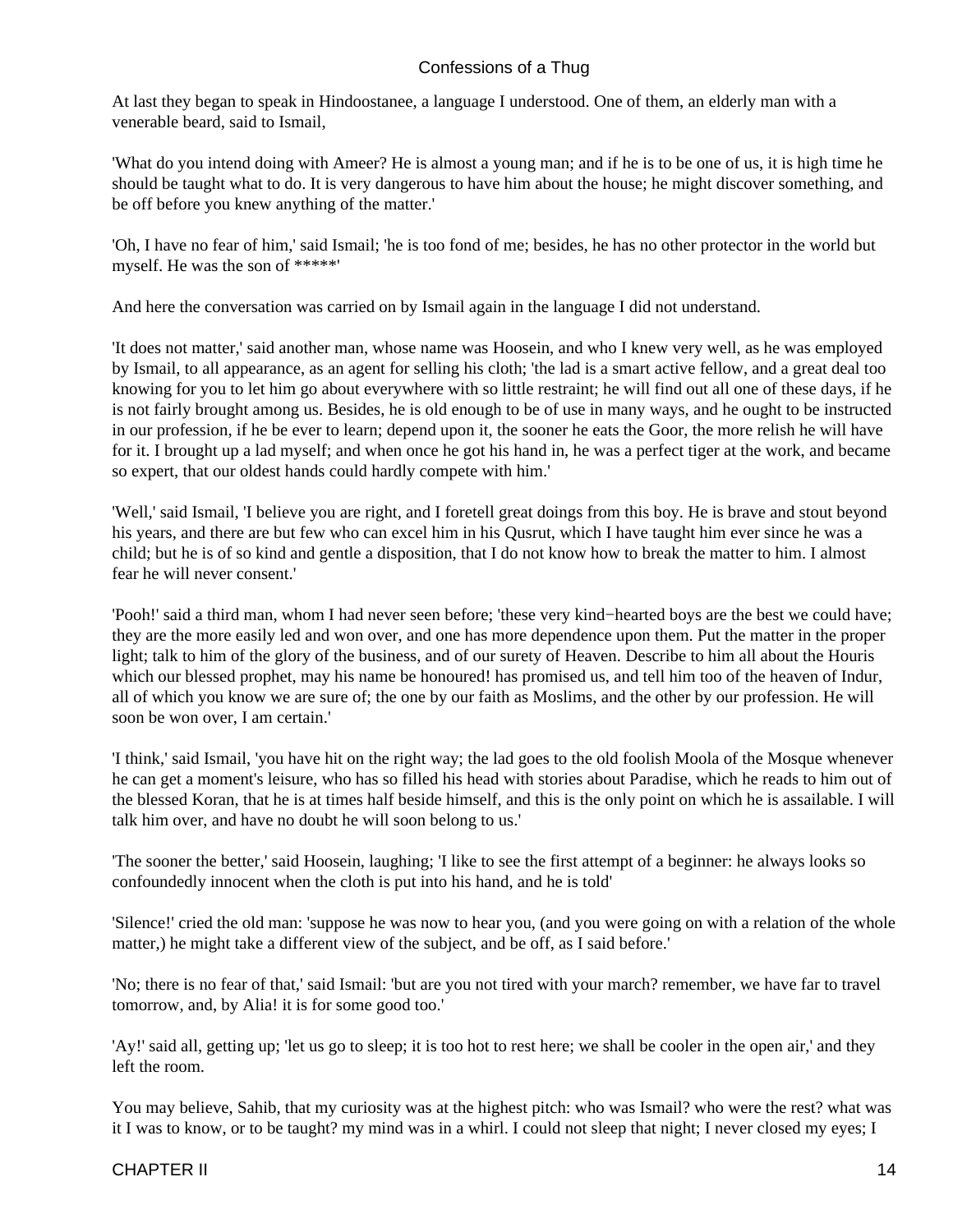At last they began to speak in Hindoostanee, a language I understood. One of them, an elderly man with a venerable beard, said to Ismail,

'What do you intend doing with Ameer? He is almost a young man; and if he is to be one of us, it is high time he should be taught what to do. It is very dangerous to have him about the house; he might discover something, and be off before you knew anything of the matter.'

'Oh, I have no fear of him,' said Ismail; 'he is too fond of me; besides, he has no other protector in the world but myself. He was the son of *****'

And here the conversation was carried on by Ismail again in the language I did not understand.

'It does not matter,' said another man, whose name was Hoosein, and who I knew very well, as he was employed by Ismail, to all appearance, as an agent for selling his cloth; 'the lad is a smart active fellow, and a great deal too knowing for you to let him go about everywhere with so little restraint; he will find out all one of these days, if he is not fairly brought among us. Besides, he is old enough to be of use in many ways, and he ought to be instructed in our profession, if he be ever to learn; depend upon it, the sooner he eats the Goor, the more relish he will have for it. I brought up a lad myself; and when once he got his hand in, he was a perfect tiger at the work, and became so expert, that our oldest hands could hardly compete with him.'

'Well,' said Ismail, 'I believe you are right, and I foretell great doings from this boy. He is brave and stout beyond his years, and there are but few who can excel him in his Qusrut, which I have taught him ever since he was a child; but he is of so kind and gentle a disposition, that I do not know how to break the matter to him. I almost fear he will never consent.'

'Pooh!' said a third man, whom I had never seen before; 'these very kind−hearted boys are the best we could have; they are the more easily led and won over, and one has more dependence upon them. Put the matter in the proper light; talk to him of the glory of the business, and of our surety of Heaven. Describe to him all about the Houris which our blessed prophet, may his name be honoured! has promised us, and tell him too of the heaven of Indur, all of which you know we are sure of; the one by our faith as Moslims, and the other by our profession. He will soon be won over, I am certain.'

'I think,' said Ismail, 'you have hit on the right way; the lad goes to the old foolish Moola of the Mosque whenever he can get a moment's leisure, who has so filled his head with stories about Paradise, which he reads to him out of the blessed Koran, that he is at times half beside himself, and this is the only point on which he is assailable. I will talk him over, and have no doubt he will soon belong to us.'

'The sooner the better,' said Hoosein, laughing; 'I like to see the first attempt of a beginner: he always looks so confoundedly innocent when the cloth is put into his hand, and he is told'

'Silence!' cried the old man: 'suppose he was now to hear you, (and you were going on with a relation of the whole matter,) he might take a different view of the subject, and be off, as I said before.'

'No; there is no fear of that,' said Ismail: 'but are you not tired with your march? remember, we have far to travel tomorrow, and, by Alia! it is for some good too.'

'Ay!' said all, getting up; 'let us go to sleep; it is too hot to rest here; we shall be cooler in the open air,' and they left the room.

You may believe, Sahib, that my curiosity was at the highest pitch: who was Ismail? who were the rest? what was it I was to know, or to be taught? my mind was in a whirl. I could not sleep that night; I never closed my eyes; I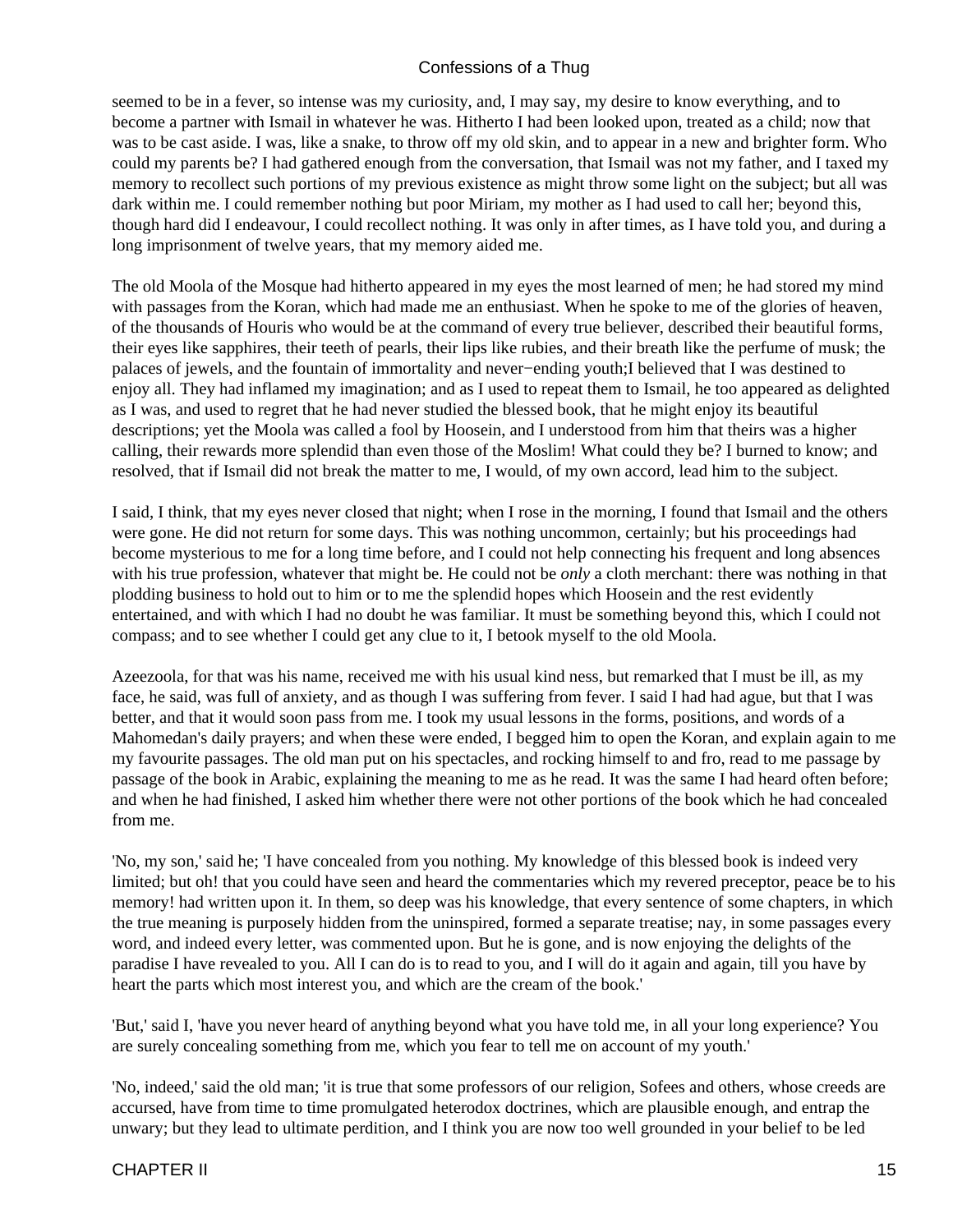seemed to be in a fever, so intense was my curiosity, and, I may say, my desire to know everything, and to become a partner with Ismail in whatever he was. Hitherto I had been looked upon, treated as a child; now that was to be cast aside. I was, like a snake, to throw off my old skin, and to appear in a new and brighter form. Who could my parents be? I had gathered enough from the conversation, that Ismail was not my father, and I taxed my memory to recollect such portions of my previous existence as might throw some light on the subject; but all was dark within me. I could remember nothing but poor Miriam, my mother as I had used to call her; beyond this, though hard did I endeavour, I could recollect nothing. It was only in after times, as I have told you, and during a long imprisonment of twelve years, that my memory aided me.

The old Moola of the Mosque had hitherto appeared in my eyes the most learned of men; he had stored my mind with passages from the Koran, which had made me an enthusiast. When he spoke to me of the glories of heaven, of the thousands of Houris who would be at the command of every true believer, described their beautiful forms, their eyes like sapphires, their teeth of pearls, their lips like rubies, and their breath like the perfume of musk; the palaces of jewels, and the fountain of immortality and never−ending youth;I believed that I was destined to enjoy all. They had inflamed my imagination; and as I used to repeat them to Ismail, he too appeared as delighted as I was, and used to regret that he had never studied the blessed book, that he might enjoy its beautiful descriptions; yet the Moola was called a fool by Hoosein, and I understood from him that theirs was a higher calling, their rewards more splendid than even those of the Moslim! What could they be? I burned to know; and resolved, that if Ismail did not break the matter to me, I would, of my own accord, lead him to the subject.

I said, I think, that my eyes never closed that night; when I rose in the morning, I found that Ismail and the others were gone. He did not return for some days. This was nothing uncommon, certainly; but his proceedings had become mysterious to me for a long time before, and I could not help connecting his frequent and long absences with his true profession, whatever that might be. He could not be *only* a cloth merchant: there was nothing in that plodding business to hold out to him or to me the splendid hopes which Hoosein and the rest evidently entertained, and with which I had no doubt he was familiar. It must be something beyond this, which I could not compass; and to see whether I could get any clue to it, I betook myself to the old Moola.

Azeezoola, for that was his name, received me with his usual kind ness, but remarked that I must be ill, as my face, he said, was full of anxiety, and as though I was suffering from fever. I said I had had ague, but that I was better, and that it would soon pass from me. I took my usual lessons in the forms, positions, and words of a Mahomedan's daily prayers; and when these were ended, I begged him to open the Koran, and explain again to me my favourite passages. The old man put on his spectacles, and rocking himself to and fro, read to me passage by passage of the book in Arabic, explaining the meaning to me as he read. It was the same I had heard often before; and when he had finished, I asked him whether there were not other portions of the book which he had concealed from me.

'No, my son,' said he; 'I have concealed from you nothing. My knowledge of this blessed book is indeed very limited; but oh! that you could have seen and heard the commentaries which my revered preceptor, peace be to his memory! had written upon it. In them, so deep was his knowledge, that every sentence of some chapters, in which the true meaning is purposely hidden from the uninspired, formed a separate treatise; nay, in some passages every word, and indeed every letter, was commented upon. But he is gone, and is now enjoying the delights of the paradise I have revealed to you. All I can do is to read to you, and I will do it again and again, till you have by heart the parts which most interest you, and which are the cream of the book.'

'But,' said I, 'have you never heard of anything beyond what you have told me, in all your long experience? You are surely concealing something from me, which you fear to tell me on account of my youth.'

'No, indeed,' said the old man; 'it is true that some professors of our religion, Sofees and others, whose creeds are accursed, have from time to time promulgated heterodox doctrines, which are plausible enough, and entrap the unwary; but they lead to ultimate perdition, and I think you are now too well grounded in your belief to be led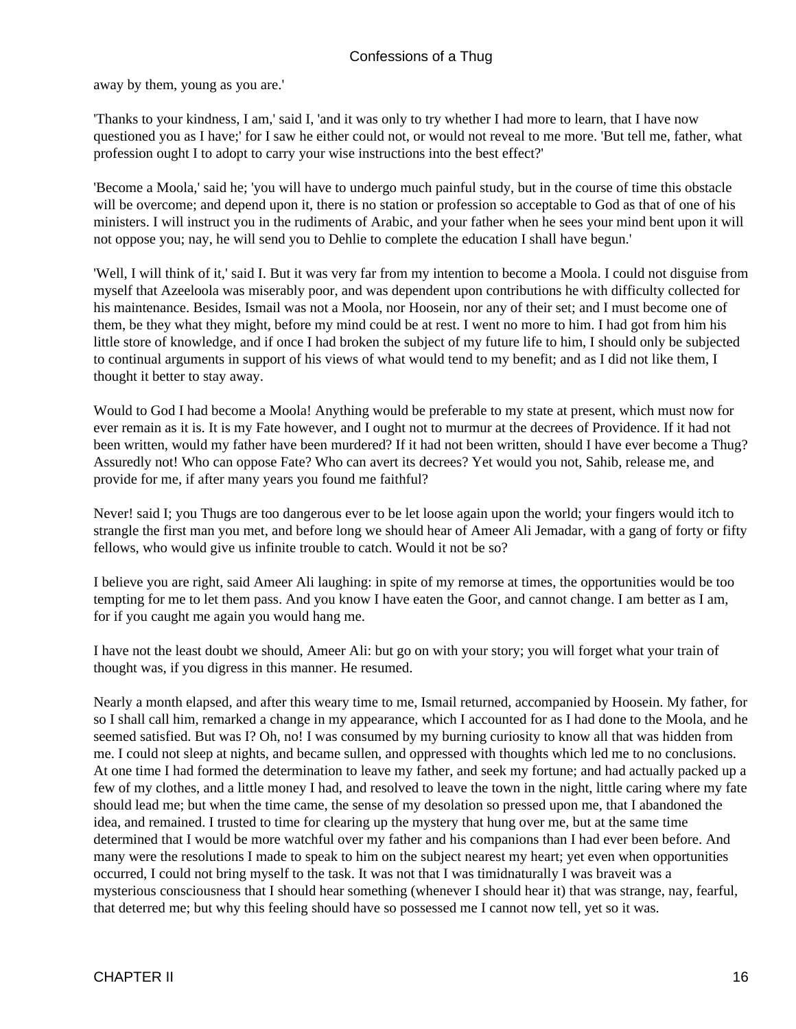away by them, young as you are.'

'Thanks to your kindness, I am,' said I, 'and it was only to try whether I had more to learn, that I have now questioned you as I have;' for I saw he either could not, or would not reveal to me more. 'But tell me, father, what profession ought I to adopt to carry your wise instructions into the best effect?'

'Become a Moola,' said he; 'you will have to undergo much painful study, but in the course of time this obstacle will be overcome; and depend upon it, there is no station or profession so acceptable to God as that of one of his ministers. I will instruct you in the rudiments of Arabic, and your father when he sees your mind bent upon it will not oppose you; nay, he will send you to Dehlie to complete the education I shall have begun.'

'Well, I will think of it,' said I. But it was very far from my intention to become a Moola. I could not disguise from myself that Azeeloola was miserably poor, and was dependent upon contributions he with difficulty collected for his maintenance. Besides, Ismail was not a Moola, nor Hoosein, nor any of their set; and I must become one of them, be they what they might, before my mind could be at rest. I went no more to him. I had got from him his little store of knowledge, and if once I had broken the subject of my future life to him, I should only be subjected to continual arguments in support of his views of what would tend to my benefit; and as I did not like them, I thought it better to stay away.

Would to God I had become a Moola! Anything would be preferable to my state at present, which must now for ever remain as it is. It is my Fate however, and I ought not to murmur at the decrees of Providence. If it had not been written, would my father have been murdered? If it had not been written, should I have ever become a Thug? Assuredly not! Who can oppose Fate? Who can avert its decrees? Yet would you not, Sahib, release me, and provide for me, if after many years you found me faithful?

Never! said I; you Thugs are too dangerous ever to be let loose again upon the world; your fingers would itch to strangle the first man you met, and before long we should hear of Ameer Ali Jemadar, with a gang of forty or fifty fellows, who would give us infinite trouble to catch. Would it not be so?

I believe you are right, said Ameer Ali laughing: in spite of my remorse at times, the opportunities would be too tempting for me to let them pass. And you know I have eaten the Goor, and cannot change. I am better as I am, for if you caught me again you would hang me.

I have not the least doubt we should, Ameer Ali: but go on with your story; you will forget what your train of thought was, if you digress in this manner. He resumed.

Nearly a month elapsed, and after this weary time to me, Ismail returned, accompanied by Hoosein. My father, for so I shall call him, remarked a change in my appearance, which I accounted for as I had done to the Moola, and he seemed satisfied. But was I? Oh, no! I was consumed by my burning curiosity to know all that was hidden from me. I could not sleep at nights, and became sullen, and oppressed with thoughts which led me to no conclusions. At one time I had formed the determination to leave my father, and seek my fortune; and had actually packed up a few of my clothes, and a little money I had, and resolved to leave the town in the night, little caring where my fate should lead me; but when the time came, the sense of my desolation so pressed upon me, that I abandoned the idea, and remained. I trusted to time for clearing up the mystery that hung over me, but at the same time determined that I would be more watchful over my father and his companions than I had ever been before. And many were the resolutions I made to speak to him on the subject nearest my heart; yet even when opportunities occurred, I could not bring myself to the task. It was not that I was timidnaturally I was braveit was a mysterious consciousness that I should hear something (whenever I should hear it) that was strange, nay, fearful, that deterred me; but why this feeling should have so possessed me I cannot now tell, yet so it was.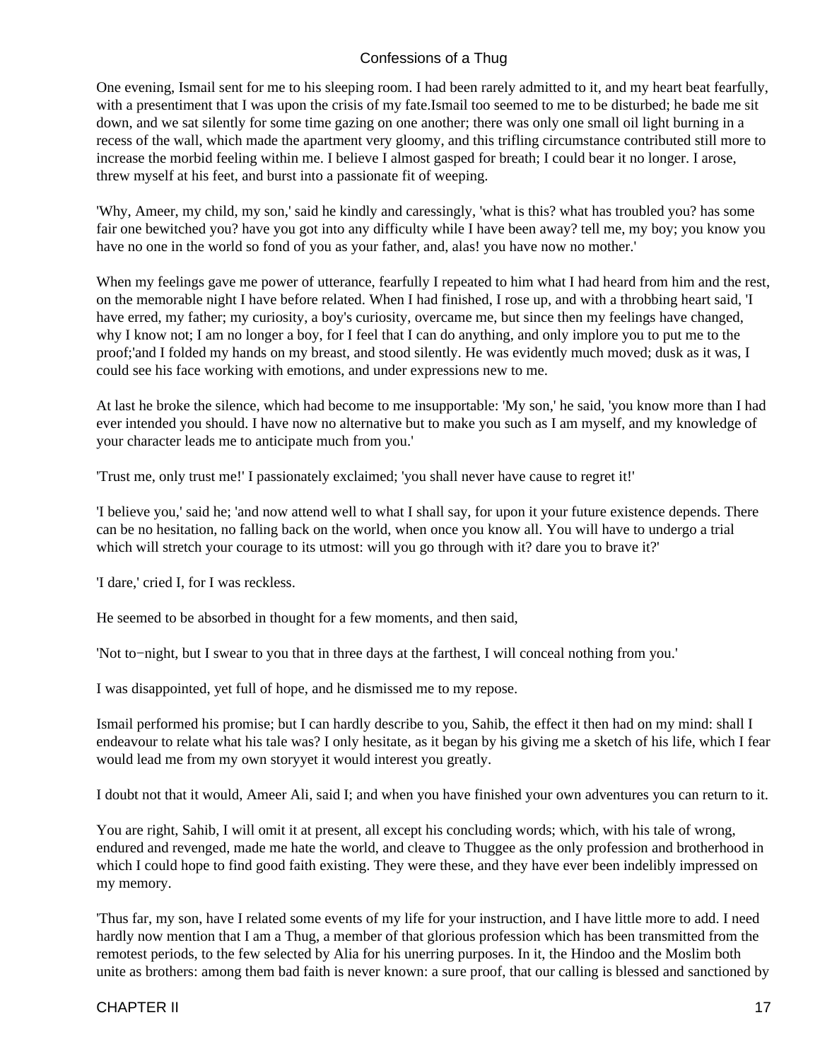One evening, Ismail sent for me to his sleeping room. I had been rarely admitted to it, and my heart beat fearfully, with a presentiment that I was upon the crisis of my fate.Ismail too seemed to me to be disturbed; he bade me sit down, and we sat silently for some time gazing on one another; there was only one small oil light burning in a recess of the wall, which made the apartment very gloomy, and this trifling circumstance contributed still more to increase the morbid feeling within me. I believe I almost gasped for breath; I could bear it no longer. I arose, threw myself at his feet, and burst into a passionate fit of weeping.

'Why, Ameer, my child, my son,' said he kindly and caressingly, 'what is this? what has troubled you? has some fair one bewitched you? have you got into any difficulty while I have been away? tell me, my boy; you know you have no one in the world so fond of you as your father, and, alas! you have now no mother.'

When my feelings gave me power of utterance, fearfully I repeated to him what I had heard from him and the rest, on the memorable night I have before related. When I had finished, I rose up, and with a throbbing heart said, 'I have erred, my father; my curiosity, a boy's curiosity, overcame me, but since then my feelings have changed, why I know not; I am no longer a boy, for I feel that I can do anything, and only implore you to put me to the proof;'and I folded my hands on my breast, and stood silently. He was evidently much moved; dusk as it was, I could see his face working with emotions, and under expressions new to me.

At last he broke the silence, which had become to me insupportable: 'My son,' he said, 'you know more than I had ever intended you should. I have now no alternative but to make you such as I am myself, and my knowledge of your character leads me to anticipate much from you.'

'Trust me, only trust me!' I passionately exclaimed; 'you shall never have cause to regret it!'

'I believe you,' said he; 'and now attend well to what I shall say, for upon it your future existence depends. There can be no hesitation, no falling back on the world, when once you know all. You will have to undergo a trial which will stretch your courage to its utmost: will you go through with it? dare you to brave it?'

'I dare,' cried I, for I was reckless.

He seemed to be absorbed in thought for a few moments, and then said,

'Not to−night, but I swear to you that in three days at the farthest, I will conceal nothing from you.'

I was disappointed, yet full of hope, and he dismissed me to my repose.

Ismail performed his promise; but I can hardly describe to you, Sahib, the effect it then had on my mind: shall I endeavour to relate what his tale was? I only hesitate, as it began by his giving me a sketch of his life, which I fear would lead me from my own storyyet it would interest you greatly.

I doubt not that it would, Ameer Ali, said I; and when you have finished your own adventures you can return to it.

You are right, Sahib, I will omit it at present, all except his concluding words; which, with his tale of wrong, endured and revenged, made me hate the world, and cleave to Thuggee as the only profession and brotherhood in which I could hope to find good faith existing. They were these, and they have ever been indelibly impressed on my memory.

'Thus far, my son, have I related some events of my life for your instruction, and I have little more to add. I need hardly now mention that I am a Thug, a member of that glorious profession which has been transmitted from the remotest periods, to the few selected by Alia for his unerring purposes. In it, the Hindoo and the Moslim both unite as brothers: among them bad faith is never known: a sure proof, that our calling is blessed and sanctioned by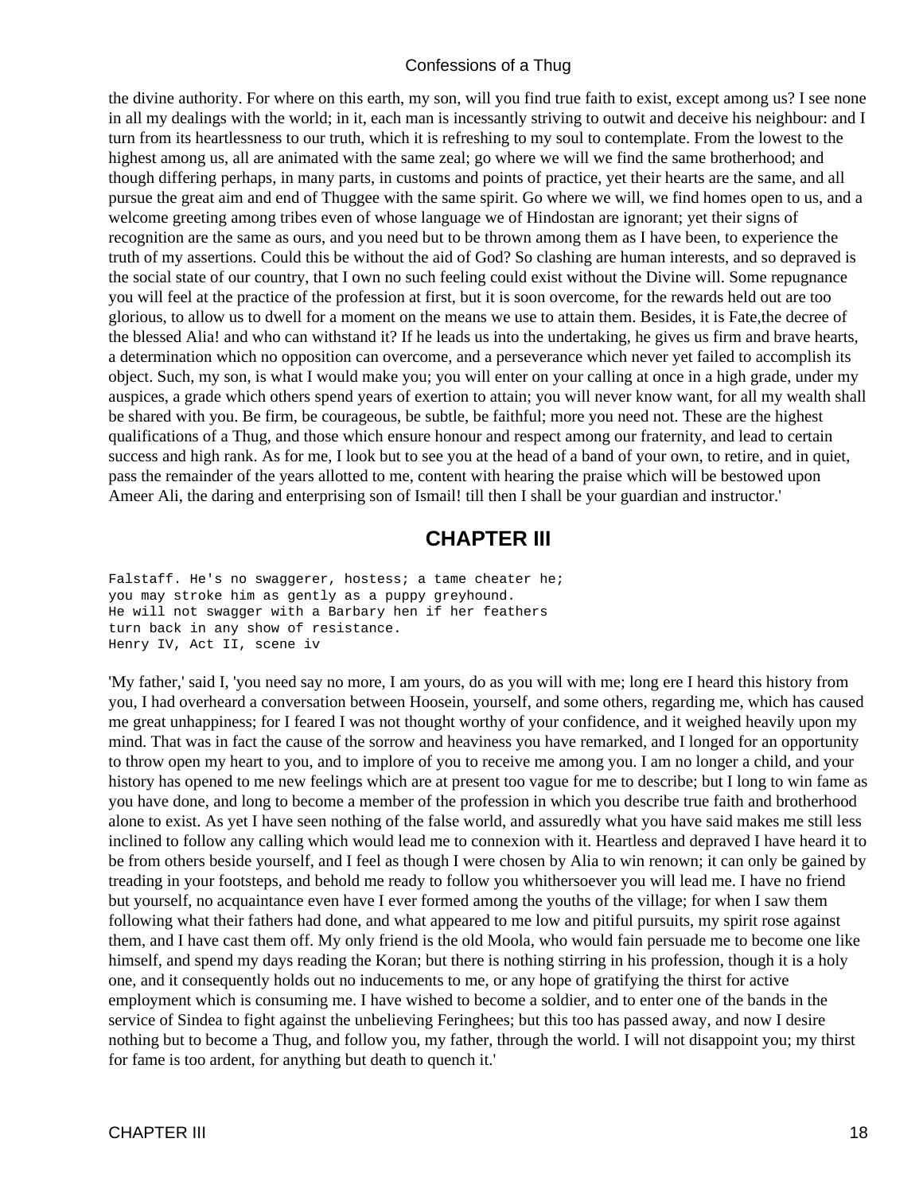the divine authority. For where on this earth, my son, will you find true faith to exist, except among us? I see none in all my dealings with the world; in it, each man is incessantly striving to outwit and deceive his neighbour: and I turn from its heartlessness to our truth, which it is refreshing to my soul to contemplate. From the lowest to the highest among us, all are animated with the same zeal; go where we will we find the same brotherhood; and though differing perhaps, in many parts, in customs and points of practice, yet their hearts are the same, and all pursue the great aim and end of Thuggee with the same spirit. Go where we will, we find homes open to us, and a welcome greeting among tribes even of whose language we of Hindostan are ignorant; yet their signs of recognition are the same as ours, and you need but to be thrown among them as I have been, to experience the truth of my assertions. Could this be without the aid of God? So clashing are human interests, and so depraved is the social state of our country, that I own no such feeling could exist without the Divine will. Some repugnance you will feel at the practice of the profession at first, but it is soon overcome, for the rewards held out are too glorious, to allow us to dwell for a moment on the means we use to attain them. Besides, it is Fate,the decree of the blessed Alia! and who can withstand it? If he leads us into the undertaking, he gives us firm and brave hearts, a determination which no opposition can overcome, and a perseverance which never yet failed to accomplish its object. Such, my son, is what I would make you; you will enter on your calling at once in a high grade, under my auspices, a grade which others spend years of exertion to attain; you will never know want, for all my wealth shall be shared with you. Be firm, be courageous, be subtle, be faithful; more you need not. These are the highest qualifications of a Thug, and those which ensure honour and respect among our fraternity, and lead to certain success and high rank. As for me, I look but to see you at the head of a band of your own, to retire, and in quiet, pass the remainder of the years allotted to me, content with hearing the praise which will be bestowed upon Ameer Ali, the daring and enterprising son of Ismail! till then I shall be your guardian and instructor.'

## CHAPTER III

```
Falstaff. He's no swaggerer, hostess; a tame cheater he;
you may stroke him as gently as a puppy greyhound.
He will not swagger with a Barbary hen if her feathers
turn back in any show of resistance.
Henry IV, Act II, scene iv
```

'My father,' said I, 'you need say no more, I am yours, do as you will with me; long ere I heard this history from you, I had overheard a conversation between Hoosein, yourself, and some others, regarding me, which has caused me great unhappiness; for I feared I was not thought worthy of your confidence, and it weighed heavily upon my mind. That was in fact the cause of the sorrow and heaviness you have remarked, and I longed for an opportunity to throw open my heart to you, and to implore of you to receive me among you. I am no longer a child, and your history has opened to me new feelings which are at present too vague for me to describe; but I long to win fame as you have done, and long to become a member of the profession in which you describe true faith and brotherhood alone to exist. As yet I have seen nothing of the false world, and assuredly what you have said makes me still less inclined to follow any calling which would lead me to connexion with it. Heartless and depraved I have heard it to be from others beside yourself, and I feel as though I were chosen by Alia to win renown; it can only be gained by treading in your footsteps, and behold me ready to follow you whithersoever you will lead me. I have no friend but yourself, no acquaintance even have I ever formed among the youths of the village; for when I saw them following what their fathers had done, and what appeared to me low and pitiful pursuits, my spirit rose against them, and I have cast them off. My only friend is the old Moola, who would fain persuade me to become one like himself, and spend my days reading the Koran; but there is nothing stirring in his profession, though it is a holy one, and it consequently holds out no inducements to me, or any hope of gratifying the thirst for active employment which is consuming me. I have wished to become a soldier, and to enter one of the bands in the service of Sindea to fight against the unbelieving Feringhees; but this too has passed away, and now I desire nothing but to become a Thug, and follow you, my father, through the world. I will not disappoint you; my thirst for fame is too ardent, for anything but death to quench it.'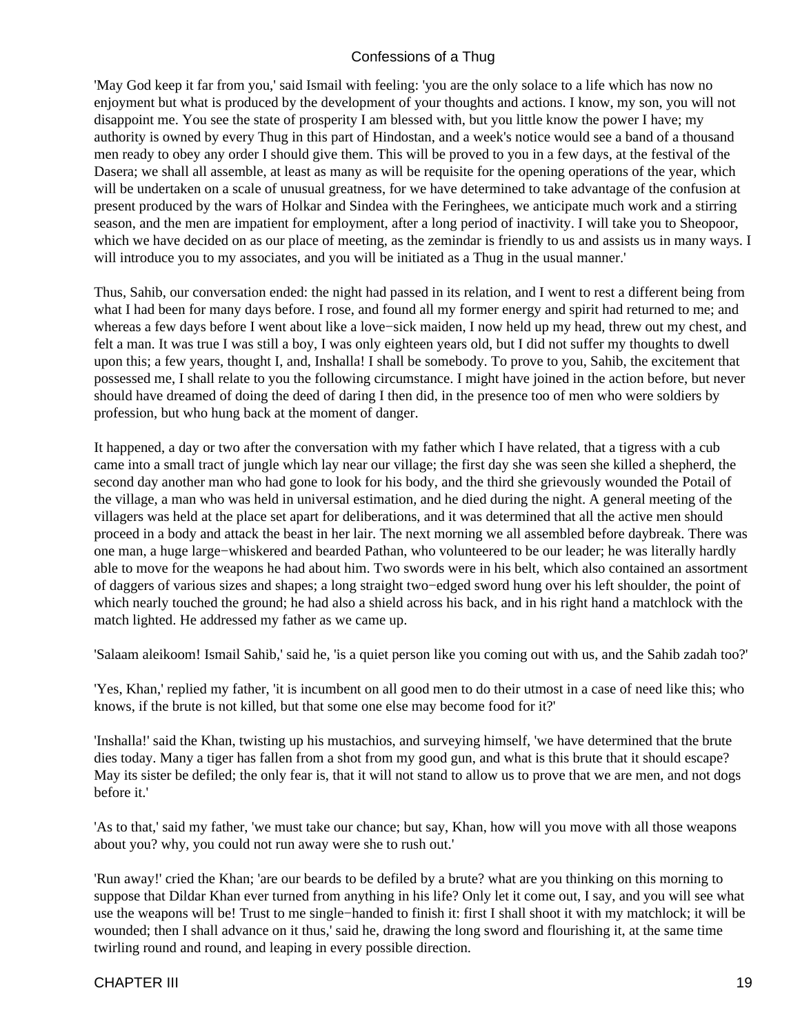'May God keep it far from you,' said Ismail with feeling: 'you are the only solace to a life which has now no enjoyment but what is produced by the development of your thoughts and actions. I know, my son, you will not disappoint me. You see the state of prosperity I am blessed with, but you little know the power I have; my authority is owned by every Thug in this part of Hindostan, and a week's notice would see a band of a thousand men ready to obey any order I should give them. This will be proved to you in a few days, at the festival of the Dasera; we shall all assemble, at least as many as will be requisite for the opening operations of the year, which will be undertaken on a scale of unusual greatness, for we have determined to take advantage of the confusion at present produced by the wars of Holkar and Sindea with the Feringhees, we anticipate much work and a stirring season, and the men are impatient for employment, after a long period of inactivity. I will take you to Sheopoor, which we have decided on as our place of meeting, as the zemindar is friendly to us and assists us in many ways. I will introduce you to my associates, and you will be initiated as a Thug in the usual manner.'

Thus, Sahib, our conversation ended: the night had passed in its relation, and I went to rest a different being from what I had been for many days before. I rose, and found all my former energy and spirit had returned to me; and whereas a few days before I went about like a love−sick maiden, I now held up my head, threw out my chest, and felt a man. It was true I was still a boy, I was only eighteen years old, but I did not suffer my thoughts to dwell upon this; a few years, thought I, and, Inshalla! I shall be somebody. To prove to you, Sahib, the excitement that possessed me, I shall relate to you the following circumstance. I might have joined in the action before, but never should have dreamed of doing the deed of daring I then did, in the presence too of men who were soldiers by profession, but who hung back at the moment of danger.

It happened, a day or two after the conversation with my father which I have related, that a tigress with a cub came into a small tract of jungle which lay near our village; the first day she was seen she killed a shepherd, the second day another man who had gone to look for his body, and the third she grievously wounded the Potail of the village, a man who was held in universal estimation, and he died during the night. A general meeting of the villagers was held at the place set apart for deliberations, and it was determined that all the active men should proceed in a body and attack the beast in her lair. The next morning we all assembled before daybreak. There was one man, a huge large−whiskered and bearded Pathan, who volunteered to be our leader; he was literally hardly able to move for the weapons he had about him. Two swords were in his belt, which also contained an assortment of daggers of various sizes and shapes; a long straight two−edged sword hung over his left shoulder, the point of which nearly touched the ground; he had also a shield across his back, and in his right hand a matchlock with the match lighted. He addressed my father as we came up.

'Salaam aleikoom! Ismail Sahib,' said he, 'is a quiet person like you coming out with us, and the Sahib zadah too?'

'Yes, Khan,' replied my father, 'it is incumbent on all good men to do their utmost in a case of need like this; who knows, if the brute is not killed, but that some one else may become food for it?'

'Inshalla!' said the Khan, twisting up his mustachios, and surveying himself, 'we have determined that the brute dies today. Many a tiger has fallen from a shot from my good gun, and what is this brute that it should escape? May its sister be defiled; the only fear is, that it will not stand to allow us to prove that we are men, and not dogs before it.'

'As to that,' said my father, 'we must take our chance; but say, Khan, how will you move with all those weapons about you? why, you could not run away were she to rush out.'

'Run away!' cried the Khan; 'are our beards to be defiled by a brute? what are you thinking on this morning to suppose that Dildar Khan ever turned from anything in his life? Only let it come out, I say, and you will see what use the weapons will be! Trust to me single−handed to finish it: first I shall shoot it with my matchlock; it will be wounded; then I shall advance on it thus,' said he, drawing the long sword and flourishing it, at the same time twirling round and round, and leaping in every possible direction.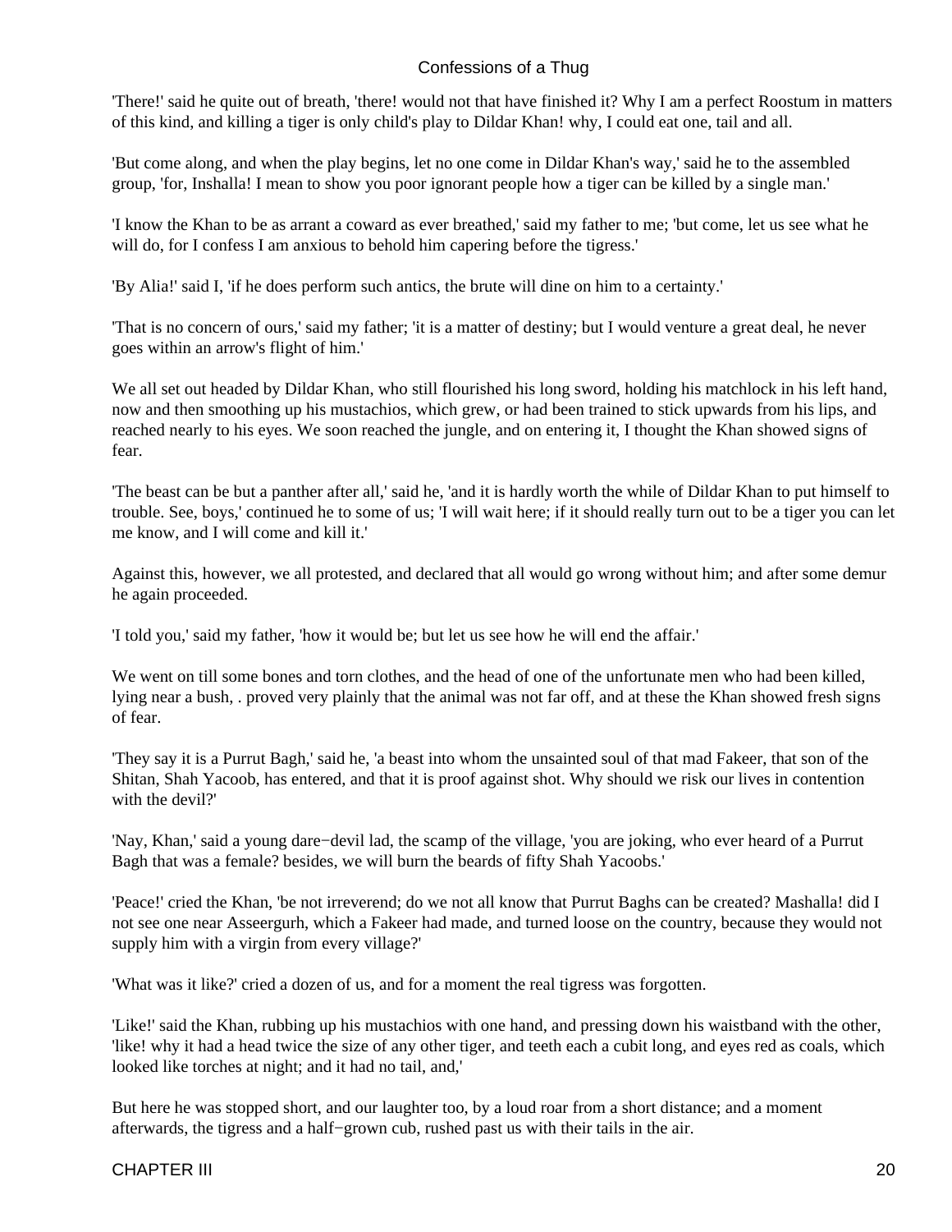'There!' said he quite out of breath, 'there! would not that have finished it? Why I am a perfect Roostum in matters of this kind, and killing a tiger is only child's play to Dildar Khan! why, I could eat one, tail and all.

'But come along, and when the play begins, let no one come in Dildar Khan's way,' said he to the assembled group, 'for, Inshalla! I mean to show you poor ignorant people how a tiger can be killed by a single man.'

'I know the Khan to be as arrant a coward as ever breathed,' said my father to me; 'but come, let us see what he will do, for I confess I am anxious to behold him capering before the tigress.'

'By Alia!' said I, 'if he does perform such antics, the brute will dine on him to a certainty.'

'That is no concern of ours,' said my father; 'it is a matter of destiny; but I would venture a great deal, he never goes within an arrow's flight of him.'

We all set out headed by Dildar Khan, who still flourished his long sword, holding his matchlock in his left hand, now and then smoothing up his mustachios, which grew, or had been trained to stick upwards from his lips, and reached nearly to his eyes. We soon reached the jungle, and on entering it, I thought the Khan showed signs of fear.

'The beast can be but a panther after all,' said he, 'and it is hardly worth the while of Dildar Khan to put himself to trouble. See, boys,' continued he to some of us; 'I will wait here; if it should really turn out to be a tiger you can let me know, and I will come and kill it.'

Against this, however, we all protested, and declared that all would go wrong without him; and after some demur he again proceeded.

'I told you,' said my father, 'how it would be; but let us see how he will end the affair.'

We went on till some bones and torn clothes, and the head of one of the unfortunate men who had been killed, lying near a bush, . proved very plainly that the animal was not far off, and at these the Khan showed fresh signs of fear.

'They say it is a Purrut Bagh,' said he, 'a beast into whom the unsainted soul of that mad Fakeer, that son of the Shitan, Shah Yacoob, has entered, and that it is proof against shot. Why should we risk our lives in contention with the devil?'

'Nay, Khan,' said a young dare−devil lad, the scamp of the village, 'you are joking, who ever heard of a Purrut Bagh that was a female? besides, we will burn the beards of fifty Shah Yacoobs.'

'Peace!' cried the Khan, 'be not irreverend; do we not all know that Purrut Baghs can be created? Mashalla! did I not see one near Asseergurh, which a Fakeer had made, and turned loose on the country, because they would not supply him with a virgin from every village?'

'What was it like?' cried a dozen of us, and for a moment the real tigress was forgotten.

'Like!' said the Khan, rubbing up his mustachios with one hand, and pressing down his waistband with the other, 'like! why it had a head twice the size of any other tiger, and teeth each a cubit long, and eyes red as coals, which looked like torches at night; and it had no tail, and,'

But here he was stopped short, and our laughter too, by a loud roar from a short distance; and a moment afterwards, the tigress and a half−grown cub, rushed past us with their tails in the air.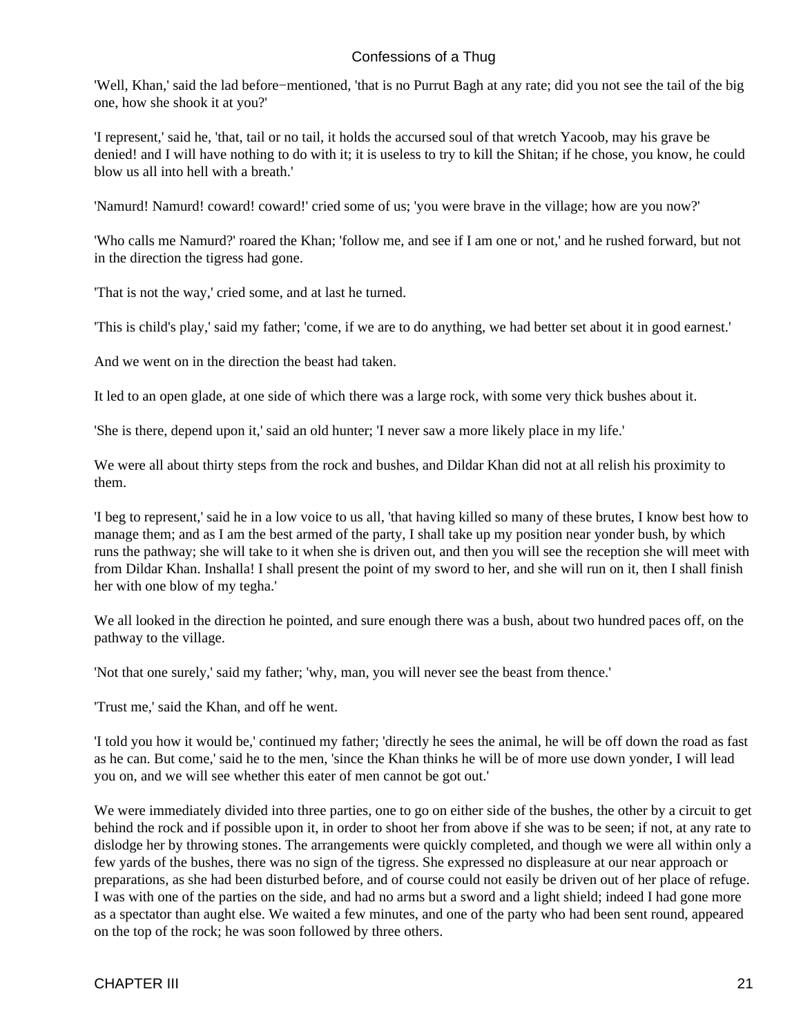'Well, Khan,' said the lad before−mentioned, 'that is no Purrut Bagh at any rate; did you not see the tail of the big one, how she shook it at you?'

'I represent,' said he, 'that, tail or no tail, it holds the accursed soul of that wretch Yacoob, may his grave be denied! and I will have nothing to do with it; it is useless to try to kill the Shitan; if he chose, you know, he could blow us all into hell with a breath.'

'Namurd! Namurd! coward! coward!' cried some of us; 'you were brave in the village; how are you now?'

'Who calls me Namurd?' roared the Khan; 'follow me, and see if I am one or not,' and he rushed forward, but not in the direction the tigress had gone.

'That is not the way,' cried some, and at last he turned.

'This is child's play,' said my father; 'come, if we are to do anything, we had better set about it in good earnest.'

And we went on in the direction the beast had taken.

It led to an open glade, at one side of which there was a large rock, with some very thick bushes about it.

'She is there, depend upon it,' said an old hunter; 'I never saw a more likely place in my life.'

We were all about thirty steps from the rock and bushes, and Dildar Khan did not at all relish his proximity to them.

'I beg to represent,' said he in a low voice to us all, 'that having killed so many of these brutes, I know best how to manage them; and as I am the best armed of the party, I shall take up my position near yonder bush, by which runs the pathway; she will take to it when she is driven out, and then you will see the reception she will meet with from Dildar Khan. Inshalla! I shall present the point of my sword to her, and she will run on it, then I shall finish her with one blow of my tegha.'

We all looked in the direction he pointed, and sure enough there was a bush, about two hundred paces off, on the pathway to the village.

'Not that one surely,' said my father; 'why, man, you will never see the beast from thence.'

'Trust me,' said the Khan, and off he went.

'I told you how it would be,' continued my father; 'directly he sees the animal, he will be off down the road as fast as he can. But come,' said he to the men, 'since the Khan thinks he will be of more use down yonder, I will lead you on, and we will see whether this eater of men cannot be got out.'

We were immediately divided into three parties, one to go on either side of the bushes, the other by a circuit to get behind the rock and if possible upon it, in order to shoot her from above if she was to be seen; if not, at any rate to dislodge her by throwing stones. The arrangements were quickly completed, and though we were all within only a few yards of the bushes, there was no sign of the tigress. She expressed no displeasure at our near approach or preparations, as she had been disturbed before, and of course could not easily be driven out of her place of refuge. I was with one of the parties on the side, and had no arms but a sword and a light shield; indeed I had gone more as a spectator than aught else. We waited a few minutes, and one of the party who had been sent round, appeared on the top of the rock; he was soon followed by three others.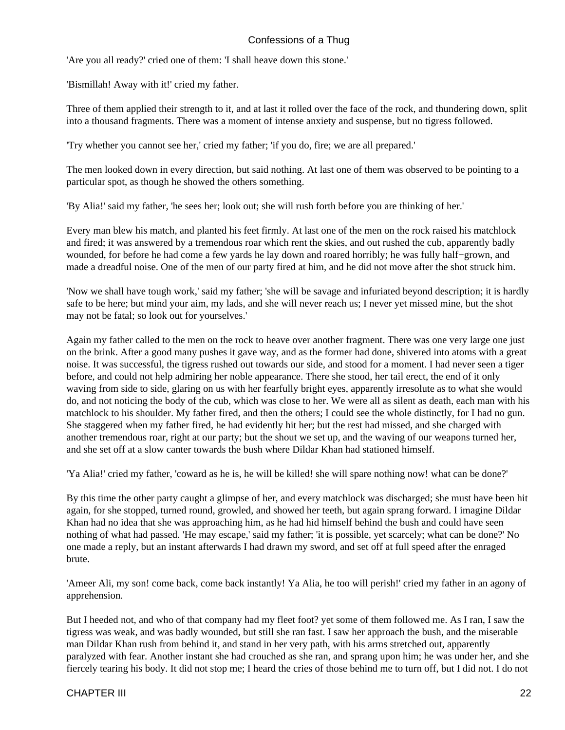'Are you all ready?' cried one of them: 'I shall heave down this stone.'

'Bismillah! Away with it!' cried my father.

Three of them applied their strength to it, and at last it rolled over the face of the rock, and thundering down, split into a thousand fragments. There was a moment of intense anxiety and suspense, but no tigress followed.

'Try whether you cannot see her,' cried my father; 'if you do, fire; we are all prepared.'

The men looked down in every direction, but said nothing. At last one of them was observed to be pointing to a particular spot, as though he showed the others something.

'By Alia!' said my father, 'he sees her; look out; she will rush forth before you are thinking of her.'

Every man blew his match, and planted his feet firmly. At last one of the men on the rock raised his matchlock and fired; it was answered by a tremendous roar which rent the skies, and out rushed the cub, apparently badly wounded, for before he had come a few yards he lay down and roared horribly; he was fully half-grown, and made a dreadful noise. One of the men of our party fired at him, and he did not move after the shot struck him.

'Now we shall have tough work,' said my father; 'she will be savage and infuriated beyond description; it is hardly safe to be here; but mind your aim, my lads, and she will never reach us; I never yet missed mine, but the shot may not be fatal; so look out for yourselves.'

Again my father called to the men on the rock to heave over another fragment. There was one very large one just on the brink. After a good many pushes it gave way, and as the former had done, shivered into atoms with a great noise. It was successful, the tigress rushed out towards our side, and stood for a moment. I had never seen a tiger before, and could not help admiring her noble appearance. There she stood, her tail erect, the end of it only waving from side to side, glaring on us with her fearfully bright eyes, apparently irresolute as to what she would do, and not noticing the body of the cub, which was close to her. We were all as silent as death, each man with his matchlock to his shoulder. My father fired, and then the others; I could see the whole distinctly, for I had no gun. She staggered when my father fired, he had evidently hit her; but the rest had missed, and she charged with another tremendous roar, right at our party; but the shout we set up, and the waving of our weapons turned her, and she set off at a slow canter towards the bush where Dildar Khan had stationed himself.

'Ya Alia!' cried my father, 'coward as he is, he will be killed! she will spare nothing now! what can be done?'

By this time the other party caught a glimpse of her, and every matchlock was discharged; she must have been hit again, for she stopped, turned round, growled, and showed her teeth, but again sprang forward. I imagine Dildar Khan had no idea that she was approaching him, as he had hid himself behind the bush and could have seen nothing of what had passed. 'He may escape,' said my father; 'it is possible, yet scarcely; what can be done?' No one made a reply, but an instant afterwards I had drawn my sword, and set off at full speed after the enraged brute.

'Ameer Ali, my son! come back, come back instantly! Ya Alia, he too will perish!' cried my father in an agony of apprehension.

But I heeded not, and who of that company had my fleet foot? yet some of them followed me. As I ran, I saw the tigress was weak, and was badly wounded, but still she ran fast. I saw her approach the bush, and the miserable man Dildar Khan rush from behind it, and stand in her very path, with his arms stretched out, apparently paralyzed with fear. Another instant she had crouched as she ran, and sprang upon him; he was under her, and she fiercely tearing his body. It did not stop me; I heard the cries of those behind me to turn off, but I did not. I do not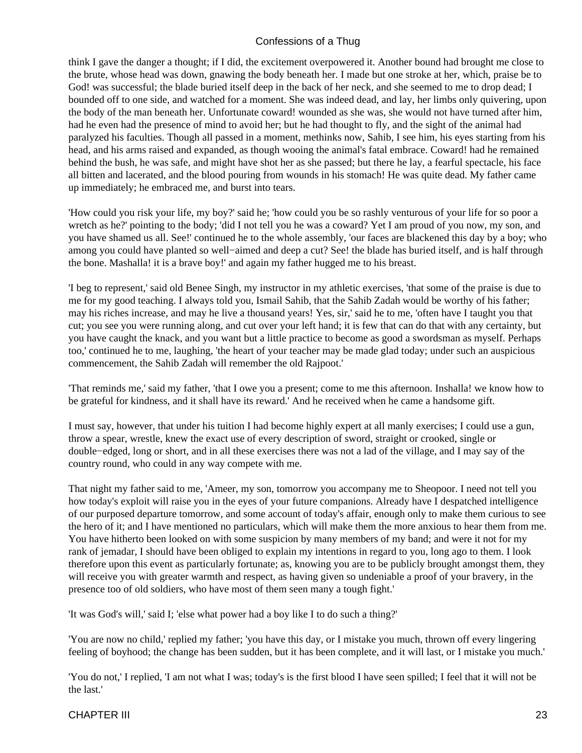think I gave the danger a thought; if I did, the excitement overpowered it. Another bound had brought me close to the brute, whose head was down, gnawing the body beneath her. I made but one stroke at her, which, praise be to God! was successful; the blade buried itself deep in the back of her neck, and she seemed to me to drop dead; I bounded off to one side, and watched for a moment. She was indeed dead, and lay, her limbs only quivering, upon the body of the man beneath her. Unfortunate coward! wounded as she was, she would not have turned after him, had he even had the presence of mind to avoid her; but he had thought to fly, and the sight of the animal had paralyzed his faculties. Though all passed in a moment, methinks now, Sahib, I see him, his eyes starting from his head, and his arms raised and expanded, as though wooing the animal's fatal embrace. Coward! had he remained behind the bush, he was safe, and might have shot her as she passed; but there he lay, a fearful spectacle, his face all bitten and lacerated, and the blood pouring from wounds in his stomach! He was quite dead. My father came up immediately; he embraced me, and burst into tears.

'How could you risk your life, my boy?' said he; 'how could you be so rashly venturous of your life for so poor a wretch as he?' pointing to the body; 'did I not tell you he was a coward? Yet I am proud of you now, my son, and you have shamed us all. See!' continued he to the whole assembly, 'our faces are blackened this day by a boy; who among you could have planted so well−aimed and deep a cut? See! the blade has buried itself, and is half through the bone. Mashalla! it is a brave boy!' and again my father hugged me to his breast.

'I beg to represent,' said old Benee Singh, my instructor in my athletic exercises, 'that some of the praise is due to me for my good teaching. I always told you, Ismail Sahib, that the Sahib Zadah would be worthy of his father; may his riches increase, and may he live a thousand years! Yes, sir,' said he to me, 'often have I taught you that cut; you see you were running along, and cut over your left hand; it is few that can do that with any certainty, but you have caught the knack, and you want but a little practice to become as good a swordsman as myself. Perhaps too,' continued he to me, laughing, 'the heart of your teacher may be made glad today; under such an auspicious commencement, the Sahib Zadah will remember the old Rajpoot.'

'That reminds me,' said my father, 'that I owe you a present; come to me this afternoon. Inshalla! we know how to be grateful for kindness, and it shall have its reward.' And he received when he came a handsome gift.

I must say, however, that under his tuition I had become highly expert at all manly exercises; I could use a gun, throw a spear, wrestle, knew the exact use of every description of sword, straight or crooked, single or double−edged, long or short, and in all these exercises there was not a lad of the village, and I may say of the country round, who could in any way compete with me.

That night my father said to me, 'Ameer, my son, tomorrow you accompany me to Sheopoor. I need not tell you how today's exploit will raise you in the eyes of your future companions. Already have I despatched intelligence of our purposed departure tomorrow, and some account of today's affair, enough only to make them curious to see the hero of it; and I have mentioned no particulars, which will make them the more anxious to hear them from me. You have hitherto been looked on with some suspicion by many members of my band; and were it not for my rank of jemadar, I should have been obliged to explain my intentions in regard to you, long ago to them. I look therefore upon this event as particularly fortunate; as, knowing you are to be publicly brought amongst them, they will receive you with greater warmth and respect, as having given so undeniable a proof of your bravery, in the presence too of old soldiers, who have most of them seen many a tough fight.'

'It was God's will,' said I; 'else what power had a boy like I to do such a thing?'

'You are now no child,' replied my father; 'you have this day, or I mistake you much, thrown off every lingering feeling of boyhood; the change has been sudden, but it has been complete, and it will last, or I mistake you much.'

'You do not,' I replied, 'I am not what I was; today's is the first blood I have seen spilled; I feel that it will not be the last.'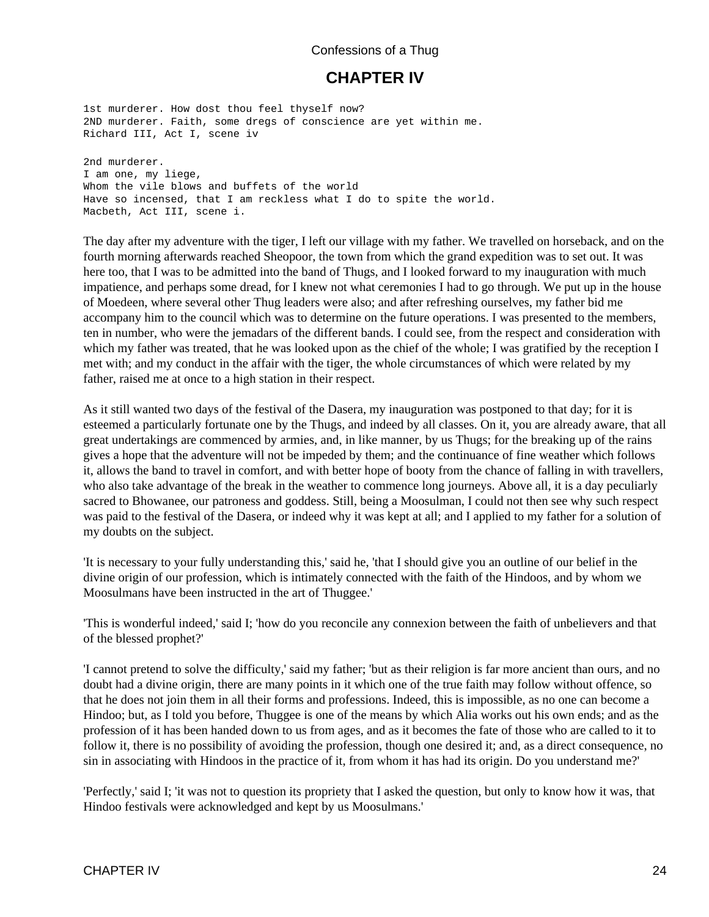# CHAPTER IV

```
1st murderer. How dost thou feel thyself now?
2ND murderer. Faith, some dregs of conscience are yet within me.
Richard III, Act I, scene iv

2nd murderer.
I am one, my liege,
Whom the vile blows and buffets of the world
Have so incensed, that I am reckless what I do to spite the world.
Macbeth, Act III, scene i.
```

The day after my adventure with the tiger, I left our village with my father. We travelled on horseback, and on the fourth morning afterwards reached Sheopoor, the town from which the grand expedition was to set out. It was here too, that I was to be admitted into the band of Thugs, and I looked forward to my inauguration with much impatience, and perhaps some dread, for I knew not what ceremonies I had to go through. We put up in the house of Moedeen, where several other Thug leaders were also; and after refreshing ourselves, my father bid me accompany him to the council which was to determine on the future operations. I was presented to the members, ten in number, who were the jemadars of the different bands. I could see, from the respect and consideration with which my father was treated, that he was looked upon as the chief of the whole; I was gratified by the reception I met with; and my conduct in the affair with the tiger, the whole circumstances of which were related by my father, raised me at once to a high station in their respect.

As it still wanted two days of the festival of the Dasera, my inauguration was postponed to that day; for it is esteemed a particularly fortunate one by the Thugs, and indeed by all classes. On it, you are already aware, that all great undertakings are commenced by armies, and, in like manner, by us Thugs; for the breaking up of the rains gives a hope that the adventure will not be impeded by them; and the continuance of fine weather which follows it, allows the band to travel in comfort, and with better hope of booty from the chance of falling in with travellers, who also take advantage of the break in the weather to commence long journeys. Above all, it is a day peculiarly sacred to Bhowanee, our patroness and goddess. Still, being a Moosulman, I could not then see why such respect was paid to the festival of the Dasera, or indeed why it was kept at all; and I applied to my father for a solution of my doubts on the subject.

'It is necessary to your fully understanding this,' said he, 'that I should give you an outline of our belief in the divine origin of our profession, which is intimately connected with the faith of the Hindoos, and by whom we Moosulmans have been instructed in the art of Thuggee.'

'This is wonderful indeed,' said I; 'how do you reconcile any connexion between the faith of unbelievers and that of the blessed prophet?'

'I cannot pretend to solve the difficulty,' said my father; 'but as their religion is far more ancient than ours, and no doubt had a divine origin, there are many points in it which one of the true faith may follow without offence, so that he does not join them in all their forms and professions. Indeed, this is impossible, as no one can become a Hindoo; but, as I told you before, Thuggee is one of the means by which Alia works out his own ends; and as the profession of it has been handed down to us from ages, and as it becomes the fate of those who are called to it to follow it, there is no possibility of avoiding the profession, though one desired it; and, as a direct consequence, no sin in associating with Hindoos in the practice of it, from whom it has had its origin. Do you understand me?'

'Perfectly,' said I; 'it was not to question its propriety that I asked the question, but only to know how it was, that Hindoo festivals were acknowledged and kept by us Moosulmans.'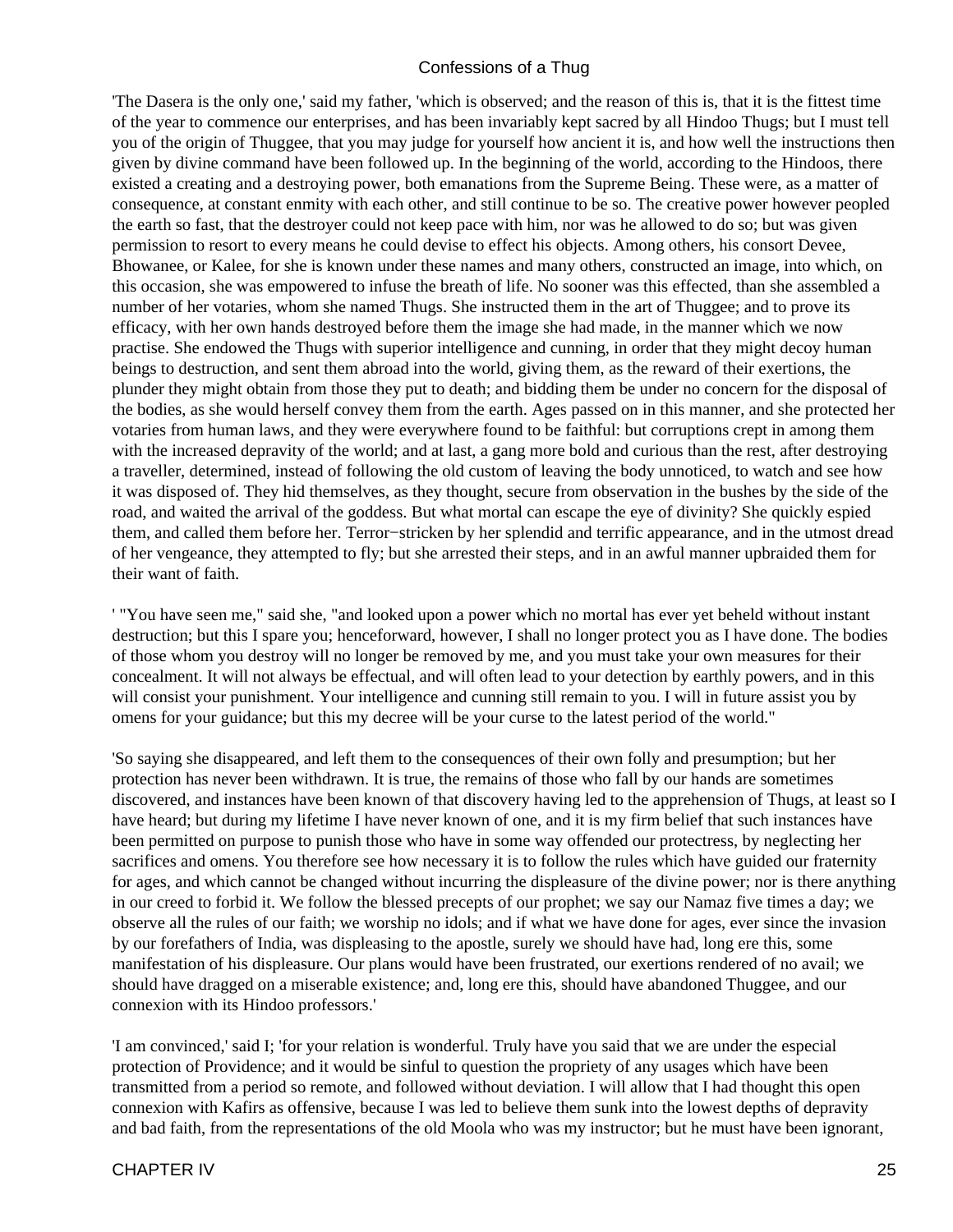'The Dasera is the only one,' said my father, 'which is observed; and the reason of this is, that it is the fittest time of the year to commence our enterprises, and has been invariably kept sacred by all Hindoo Thugs; but I must tell you of the origin of Thuggee, that you may judge for yourself how ancient it is, and how well the instructions then given by divine command have been followed up. In the beginning of the world, according to the Hindoos, there existed a creating and a destroying power, both emanations from the Supreme Being. These were, as a matter of consequence, at constant enmity with each other, and still continue to be so. The creative power however peopled the earth so fast, that the destroyer could not keep pace with him, nor was he allowed to do so; but was given permission to resort to every means he could devise to effect his objects. Among others, his consort Devee, Bhowanee, or Kalee, for she is known under these names and many others, constructed an image, into which, on this occasion, she was empowered to infuse the breath of life. No sooner was this effected, than she assembled a number of her votaries, whom she named Thugs. She instructed them in the art of Thuggee; and to prove its efficacy, with her own hands destroyed before them the image she had made, in the manner which we now practise. She endowed the Thugs with superior intelligence and cunning, in order that they might decoy human beings to destruction, and sent them abroad into the world, giving them, as the reward of their exertions, the plunder they might obtain from those they put to death; and bidding them be under no concern for the disposal of the bodies, as she would herself convey them from the earth. Ages passed on in this manner, and she protected her votaries from human laws, and they were everywhere found to be faithful: but corruptions crept in among them with the increased depravity of the world; and at last, a gang more bold and curious than the rest, after destroying a traveller, determined, instead of following the old custom of leaving the body unnoticed, to watch and see how it was disposed of. They hid themselves, as they thought, secure from observation in the bushes by the side of the road, and waited the arrival of the goddess. But what mortal can escape the eye of divinity? She quickly espied them, and called them before her. Terror−stricken by her splendid and terrific appearance, and in the utmost dread of her vengeance, they attempted to fly; but she arrested their steps, and in an awful manner upbraided them for their want of faith.

' "You have seen me," said she, "and looked upon a power which no mortal has ever yet beheld without instant destruction; but this I spare you; henceforward, however, I shall no longer protect you as I have done. The bodies of those whom you destroy will no longer be removed by me, and you must take your own measures for their concealment. It will not always be effectual, and will often lead to your detection by earthly powers, and in this will consist your punishment. Your intelligence and cunning still remain to you. I will in future assist you by omens for your guidance; but this my decree will be your curse to the latest period of the world."

'So saying she disappeared, and left them to the consequences of their own folly and presumption; but her protection has never been withdrawn. It is true, the remains of those who fall by our hands are sometimes discovered, and instances have been known of that discovery having led to the apprehension of Thugs, at least so I have heard; but during my lifetime I have never known of one, and it is my firm belief that such instances have been permitted on purpose to punish those who have in some way offended our protectress, by neglecting her sacrifices and omens. You therefore see how necessary it is to follow the rules which have guided our fraternity for ages, and which cannot be changed without incurring the displeasure of the divine power; nor is there anything in our creed to forbid it. We follow the blessed precepts of our prophet; we say our Namaz five times a day; we observe all the rules of our faith; we worship no idols; and if what we have done for ages, ever since the invasion by our forefathers of India, was displeasing to the apostle, surely we should have had, long ere this, some manifestation of his displeasure. Our plans would have been frustrated, our exertions rendered of no avail; we should have dragged on a miserable existence; and, long ere this, should have abandoned Thuggee, and our connexion with its Hindoo professors.'

'I am convinced,' said I; 'for your relation is wonderful. Truly have you said that we are under the especial protection of Providence; and it would be sinful to question the propriety of any usages which have been transmitted from a period so remote, and followed without deviation. I will allow that I had thought this open connexion with Kafirs as offensive, because I was led to believe them sunk into the lowest depths of depravity and bad faith, from the representations of the old Moola who was my instructor; but he must have been ignorant,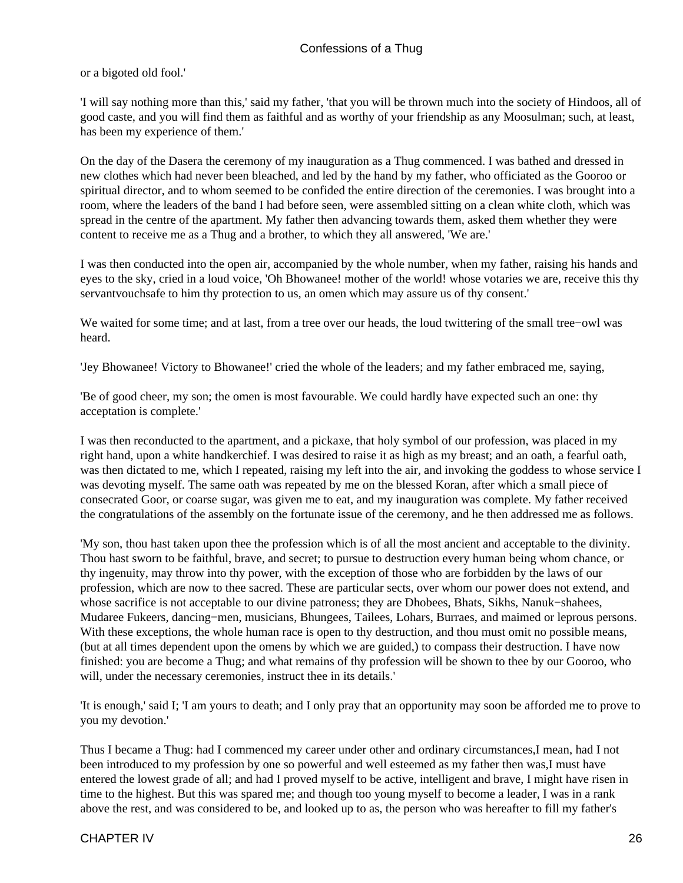or a bigoted old fool.'

'I will say nothing more than this,' said my father, 'that you will be thrown much into the society of Hindoos, all of good caste, and you will find them as faithful and as worthy of your friendship as any Moosulman; such, at least, has been my experience of them.'

On the day of the Dasera the ceremony of my inauguration as a Thug commenced. I was bathed and dressed in new clothes which had never been bleached, and led by the hand by my father, who officiated as the Gooroo or spiritual director, and to whom seemed to be confided the entire direction of the ceremonies. I was brought into a room, where the leaders of the band I had before seen, were assembled sitting on a clean white cloth, which was spread in the centre of the apartment. My father then advancing towards them, asked them whether they were content to receive me as a Thug and a brother, to which they all answered, 'We are.'

I was then conducted into the open air, accompanied by the whole number, when my father, raising his hands and eyes to the sky, cried in a loud voice, 'Oh Bhowanee! mother of the world! whose votaries we are, receive this thy servantvouchsafe to him thy protection to us, an omen which may assure us of thy consent.'

We waited for some time; and at last, from a tree over our heads, the loud twittering of the small tree−owl was heard.

'Jey Bhowanee! Victory to Bhowanee!' cried the whole of the leaders; and my father embraced me, saying,

'Be of good cheer, my son; the omen is most favourable. We could hardly have expected such an one: thy acceptation is complete.'

I was then reconducted to the apartment, and a pickaxe, that holy symbol of our profession, was placed in my right hand, upon a white handkerchief. I was desired to raise it as high as my breast; and an oath, a fearful oath, was then dictated to me, which I repeated, raising my left into the air, and invoking the goddess to whose service I was devoting myself. The same oath was repeated by me on the blessed Koran, after which a small piece of consecrated Goor, or coarse sugar, was given me to eat, and my inauguration was complete. My father received the congratulations of the assembly on the fortunate issue of the ceremony, and he then addressed me as follows.

'My son, thou hast taken upon thee the profession which is of all the most ancient and acceptable to the divinity. Thou hast sworn to be faithful, brave, and secret; to pursue to destruction every human being whom chance, or thy ingenuity, may throw into thy power, with the exception of those who are forbidden by the laws of our profession, which are now to thee sacred. These are particular sects, over whom our power does not extend, and whose sacrifice is not acceptable to our divine patroness; they are Dhobees, Bhats, Sikhs, Nanuk−shahees, Mudaree Fukeers, dancing−men, musicians, Bhungees, Tailees, Lohars, Burraes, and maimed or leprous persons. With these exceptions, the whole human race is open to thy destruction, and thou must omit no possible means, (but at all times dependent upon the omens by which we are guided,) to compass their destruction. I have now finished: you are become a Thug; and what remains of thy profession will be shown to thee by our Gooroo, who will, under the necessary ceremonies, instruct thee in its details.'

'It is enough,' said I; 'I am yours to death; and I only pray that an opportunity may soon be afforded me to prove to you my devotion.'

Thus I became a Thug: had I commenced my career under other and ordinary circumstances,I mean, had I not been introduced to my profession by one so powerful and well esteemed as my father then was,I must have entered the lowest grade of all; and had I proved myself to be active, intelligent and brave, I might have risen in time to the highest. But this was spared me; and though too young myself to become a leader, I was in a rank above the rest, and was considered to be, and looked up to as, the person who was hereafter to fill my father's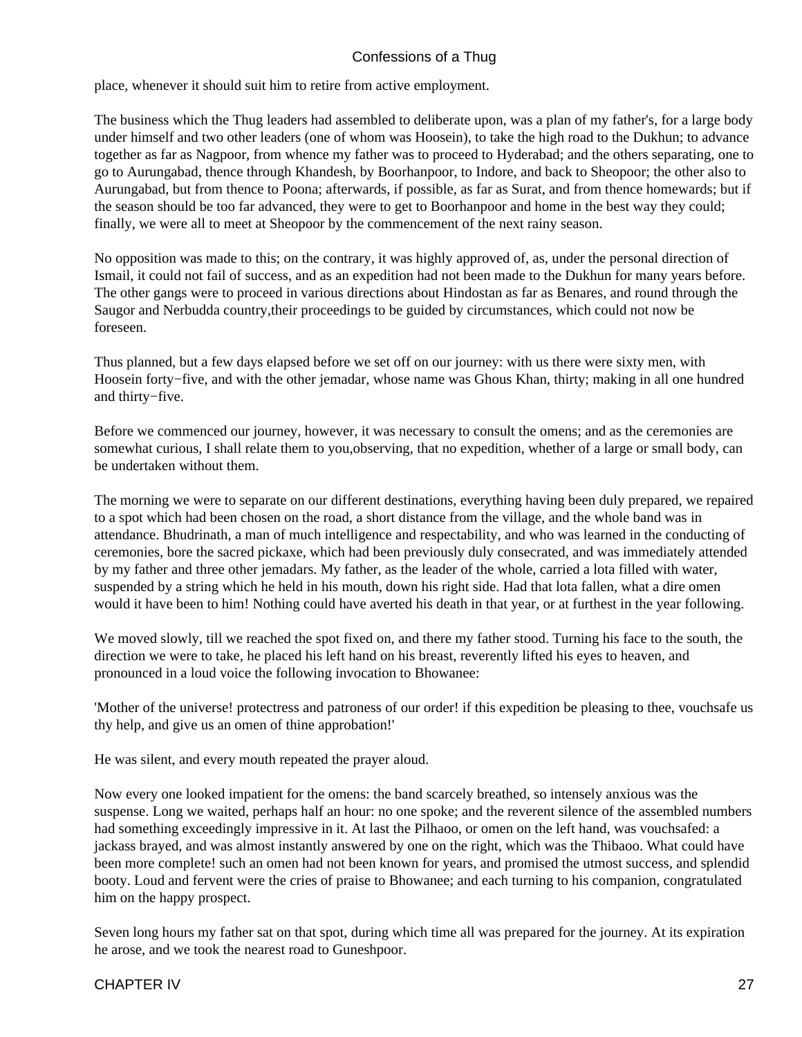place, whenever it should suit him to retire from active employment.

The business which the Thug leaders had assembled to deliberate upon, was a plan of my father's, for a large body under himself and two other leaders (one of whom was Hoosein), to take the high road to the Dukhun; to advance together as far as Nagpoor, from whence my father was to proceed to Hyderabad; and the others separating, one to go to Aurungabad, thence through Khandesh, by Boorhanpoor, to Indore, and back to Sheopoor; the other also to Aurungabad, but from thence to Poona; afterwards, if possible, as far as Surat, and from thence homewards; but if the season should be too far advanced, they were to get to Boorhanpoor and home in the best way they could; finally, we were all to meet at Sheopoor by the commencement of the next rainy season.

No opposition was made to this; on the contrary, it was highly approved of, as, under the personal direction of Ismail, it could not fail of success, and as an expedition had not been made to the Dukhun for many years before. The other gangs were to proceed in various directions about Hindostan as far as Benares, and round through the Saugor and Nerbudda country,their proceedings to be guided by circumstances, which could not now be foreseen.

Thus planned, but a few days elapsed before we set off on our journey: with us there were sixty men, with Hoosein forty−five, and with the other jemadar, whose name was Ghous Khan, thirty; making in all one hundred and thirty−five.

Before we commenced our journey, however, it was necessary to consult the omens; and as the ceremonies are somewhat curious, I shall relate them to you,observing, that no expedition, whether of a large or small body, can be undertaken without them.

The morning we were to separate on our different destinations, everything having been duly prepared, we repaired to a spot which had been chosen on the road, a short distance from the village, and the whole band was in attendance. Bhudrinath, a man of much intelligence and respectability, and who was learned in the conducting of ceremonies, bore the sacred pickaxe, which had been previously duly consecrated, and was immediately attended by my father and three other jemadars. My father, as the leader of the whole, carried a lota filled with water, suspended by a string which he held in his mouth, down his right side. Had that lota fallen, what a dire omen would it have been to him! Nothing could have averted his death in that year, or at furthest in the year following.

We moved slowly, till we reached the spot fixed on, and there my father stood. Turning his face to the south, the direction we were to take, he placed his left hand on his breast, reverently lifted his eyes to heaven, and pronounced in a loud voice the following invocation to Bhowanee:

'Mother of the universe! protectress and patroness of our order! if this expedition be pleasing to thee, vouchsafe us thy help, and give us an omen of thine approbation!'

He was silent, and every mouth repeated the prayer aloud.

Now every one looked impatient for the omens: the band scarcely breathed, so intensely anxious was the suspense. Long we waited, perhaps half an hour: no one spoke; and the reverent silence of the assembled numbers had something exceedingly impressive in it. At last the Pilhaoo, or omen on the left hand, was vouchsafed: a jackass brayed, and was almost instantly answered by one on the right, which was the Thibaoo. What could have been more complete! such an omen had not been known for years, and promised the utmost success, and splendid booty. Loud and fervent were the cries of praise to Bhowanee; and each turning to his companion, congratulated him on the happy prospect.

Seven long hours my father sat on that spot, during which time all was prepared for the journey. At its expiration he arose, and we took the nearest road to Guneshpoor.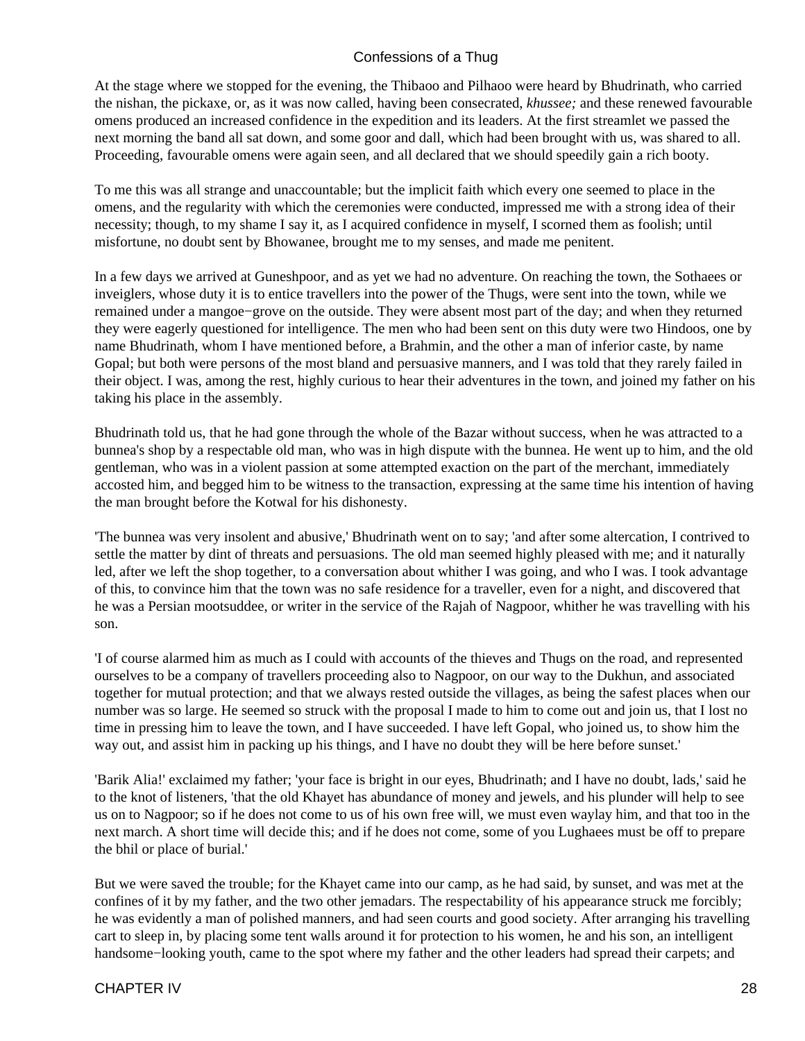At the stage where we stopped for the evening, the Thibaoo and Pilhaoo were heard by Bhudrinath, who carried the nishan, the pickaxe, or, as it was now called, having been consecrated, *khussee;* and these renewed favourable omens produced an increased confidence in the expedition and its leaders. At the first streamlet we passed the next morning the band all sat down, and some goor and dall, which had been brought with us, was shared to all. Proceeding, favourable omens were again seen, and all declared that we should speedily gain a rich booty.

To me this was all strange and unaccountable; but the implicit faith which every one seemed to place in the omens, and the regularity with which the ceremonies were conducted, impressed me with a strong idea of their necessity; though, to my shame I say it, as I acquired confidence in myself, I scorned them as foolish; until misfortune, no doubt sent by Bhowanee, brought me to my senses, and made me penitent.

In a few days we arrived at Guneshpoor, and as yet we had no adventure. On reaching the town, the Sothaees or inveiglers, whose duty it is to entice travellers into the power of the Thugs, were sent into the town, while we remained under a mangoe−grove on the outside. They were absent most part of the day; and when they returned they were eagerly questioned for intelligence. The men who had been sent on this duty were two Hindoos, one by name Bhudrinath, whom I have mentioned before, a Brahmin, and the other a man of inferior caste, by name Gopal; but both were persons of the most bland and persuasive manners, and I was told that they rarely failed in their object. I was, among the rest, highly curious to hear their adventures in the town, and joined my father on his taking his place in the assembly.

Bhudrinath told us, that he had gone through the whole of the Bazar without success, when he was attracted to a bunnea's shop by a respectable old man, who was in high dispute with the bunnea. He went up to him, and the old gentleman, who was in a violent passion at some attempted exaction on the part of the merchant, immediately accosted him, and begged him to be witness to the transaction, expressing at the same time his intention of having the man brought before the Kotwal for his dishonesty.

'The bunnea was very insolent and abusive,' Bhudrinath went on to say; 'and after some altercation, I contrived to settle the matter by dint of threats and persuasions. The old man seemed highly pleased with me; and it naturally led, after we left the shop together, to a conversation about whither I was going, and who I was. I took advantage of this, to convince him that the town was no safe residence for a traveller, even for a night, and discovered that he was a Persian mootsuddee, or writer in the service of the Rajah of Nagpoor, whither he was travelling with his son.

'I of course alarmed him as much as I could with accounts of the thieves and Thugs on the road, and represented ourselves to be a company of travellers proceeding also to Nagpoor, on our way to the Dukhun, and associated together for mutual protection; and that we always rested outside the villages, as being the safest places when our number was so large. He seemed so struck with the proposal I made to him to come out and join us, that I lost no time in pressing him to leave the town, and I have succeeded. I have left Gopal, who joined us, to show him the way out, and assist him in packing up his things, and I have no doubt they will be here before sunset.'

'Barik Alia!' exclaimed my father; 'your face is bright in our eyes, Bhudrinath; and I have no doubt, lads,' said he to the knot of listeners, 'that the old Khayet has abundance of money and jewels, and his plunder will help to see us on to Nagpoor; so if he does not come to us of his own free will, we must even waylay him, and that too in the next march. A short time will decide this; and if he does not come, some of you Lughaees must be off to prepare the bhil or place of burial.'

But we were saved the trouble; for the Khayet came into our camp, as he had said, by sunset, and was met at the confines of it by my father, and the two other jemadars. The respectability of his appearance struck me forcibly; he was evidently a man of polished manners, and had seen courts and good society. After arranging his travelling cart to sleep in, by placing some tent walls around it for protection to his women, he and his son, an intelligent handsome−looking youth, came to the spot where my father and the other leaders had spread their carpets; and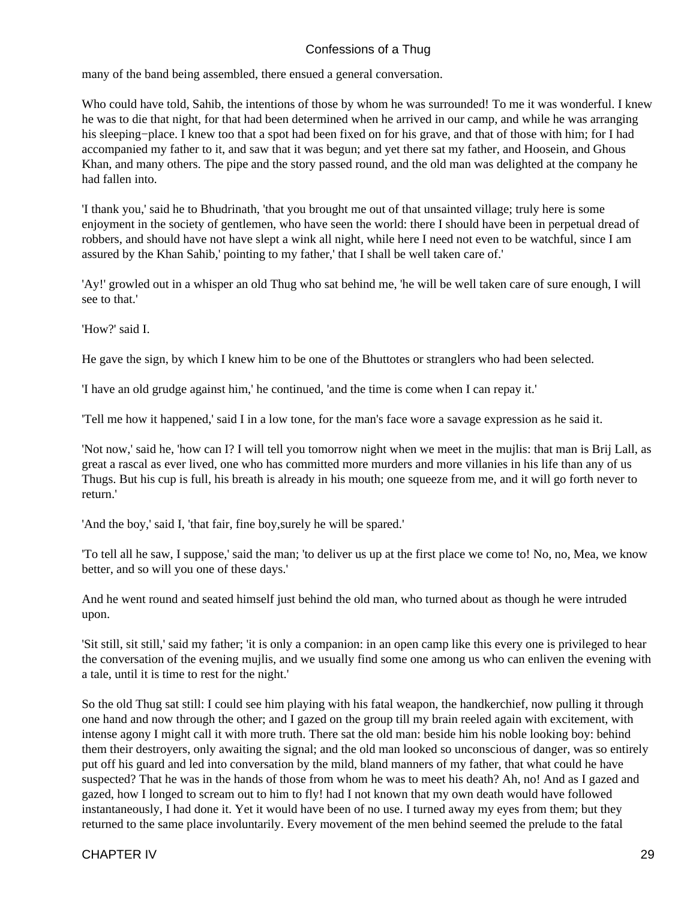many of the band being assembled, there ensued a general conversation.

Who could have told, Sahib, the intentions of those by whom he was surrounded! To me it was wonderful. I knew he was to die that night, for that had been determined when he arrived in our camp, and while he was arranging his sleeping−place. I knew too that a spot had been fixed on for his grave, and that of those with him; for I had accompanied my father to it, and saw that it was begun; and yet there sat my father, and Hoosein, and Ghous Khan, and many others. The pipe and the story passed round, and the old man was delighted at the company he had fallen into.

'I thank you,' said he to Bhudrinath, 'that you brought me out of that unsainted village; truly here is some enjoyment in the society of gentlemen, who have seen the world: there I should have been in perpetual dread of robbers, and should have not have slept a wink all night, while here I need not even to be watchful, since I am assured by the Khan Sahib,' pointing to my father,' that I shall be well taken care of.'

'Ay!' growled out in a whisper an old Thug who sat behind me, 'he will be well taken care of sure enough, I will see to that.'

'How?' said I.

He gave the sign, by which I knew him to be one of the Bhuttotes or stranglers who had been selected.

'I have an old grudge against him,' he continued, 'and the time is come when I can repay it.'

'Tell me how it happened,' said I in a low tone, for the man's face wore a savage expression as he said it.

'Not now,' said he, 'how can I? I will tell you tomorrow night when we meet in the mujlis: that man is Brij Lall, as great a rascal as ever lived, one who has committed more murders and more villanies in his life than any of us Thugs. But his cup is full, his breath is already in his mouth; one squeeze from me, and it will go forth never to return.'

'And the boy,' said I, 'that fair, fine boy,surely he will be spared.'

'To tell all he saw, I suppose,' said the man; 'to deliver us up at the first place we come to! No, no, Mea, we know better, and so will you one of these days.'

And he went round and seated himself just behind the old man, who turned about as though he were intruded upon.

'Sit still, sit still,' said my father; 'it is only a companion: in an open camp like this every one is privileged to hear the conversation of the evening mujlis, and we usually find some one among us who can enliven the evening with a tale, until it is time to rest for the night.'

So the old Thug sat still: I could see him playing with his fatal weapon, the handkerchief, now pulling it through one hand and now through the other; and I gazed on the group till my brain reeled again with excitement, with intense agony I might call it with more truth. There sat the old man: beside him his noble looking boy: behind them their destroyers, only awaiting the signal; and the old man looked so unconscious of danger, was so entirely put off his guard and led into conversation by the mild, bland manners of my father, that what could he have suspected? That he was in the hands of those from whom he was to meet his death? Ah, no! And as I gazed and gazed, how I longed to scream out to him to fly! had I not known that my own death would have followed instantaneously, I had done it. Yet it would have been of no use. I turned away my eyes from them; but they returned to the same place involuntarily. Every movement of the men behind seemed the prelude to the fatal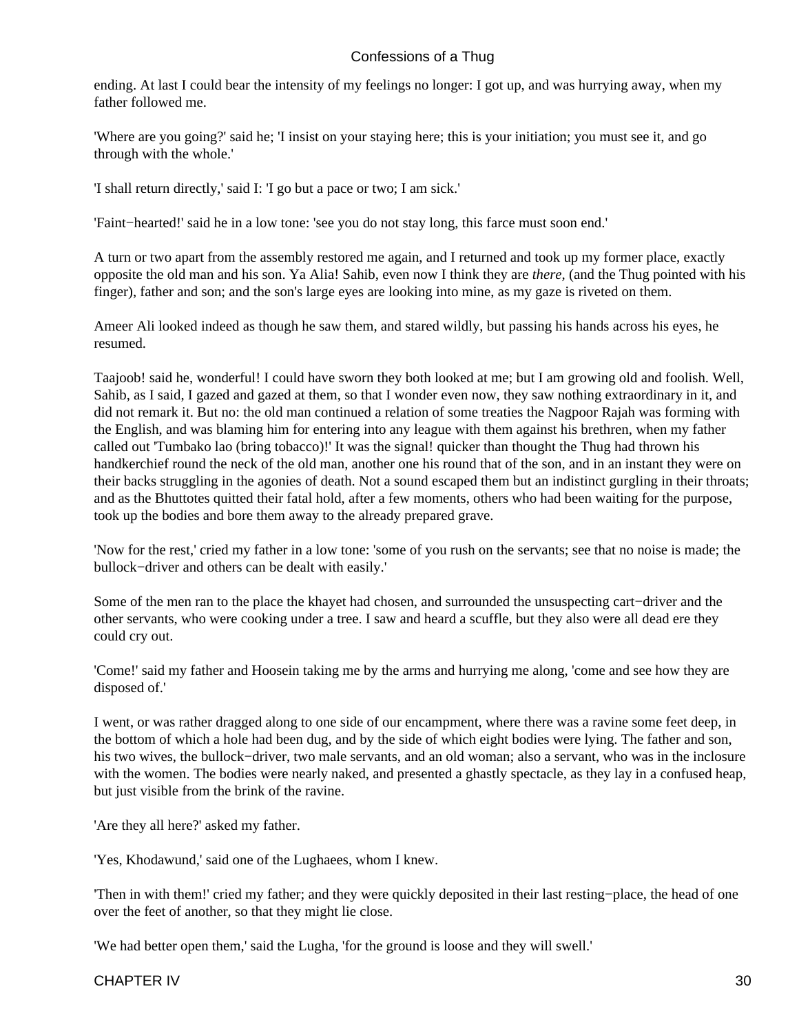ending. At last I could bear the intensity of my feelings no longer: I got up, and was hurrying away, when my father followed me.

'Where are you going?' said he; 'I insist on your staying here; this is your initiation; you must see it, and go through with the whole.'

'I shall return directly,' said I: 'I go but a pace or two; I am sick.'

'Faint−hearted!' said he in a low tone: 'see you do not stay long, this farce must soon end.'

A turn or two apart from the assembly restored me again, and I returned and took up my former place, exactly opposite the old man and his son. Ya Alia! Sahib, even now I think they are *there*, (and the Thug pointed with his finger), father and son; and the son's large eyes are looking into mine, as my gaze is riveted on them.

Ameer Ali looked indeed as though he saw them, and stared wildly, but passing his hands across his eyes, he resumed.

Taajoob! said he, wonderful! I could have sworn they both looked at me; but I am growing old and foolish. Well, Sahib, as I said, I gazed and gazed at them, so that I wonder even now, they saw nothing extraordinary in it, and did not remark it. But no: the old man continued a relation of some treaties the Nagpoor Rajah was forming with the English, and was blaming him for entering into any league with them against his brethren, when my father called out 'Tumbako lao (bring tobacco)!' It was the signal! quicker than thought the Thug had thrown his handkerchief round the neck of the old man, another one his round that of the son, and in an instant they were on their backs struggling in the agonies of death. Not a sound escaped them but an indistinct gurgling in their throats; and as the Bhuttotes quitted their fatal hold, after a few moments, others who had been waiting for the purpose, took up the bodies and bore them away to the already prepared grave.

'Now for the rest,' cried my father in a low tone: 'some of you rush on the servants; see that no noise is made; the bullock−driver and others can be dealt with easily.'

Some of the men ran to the place the khayet had chosen, and surrounded the unsuspecting cart−driver and the other servants, who were cooking under a tree. I saw and heard a scuffle, but they also were all dead ere they could cry out.

'Come!' said my father and Hoosein taking me by the arms and hurrying me along, 'come and see how they are disposed of.'

I went, or was rather dragged along to one side of our encampment, where there was a ravine some feet deep, in the bottom of which a hole had been dug, and by the side of which eight bodies were lying. The father and son, his two wives, the bullock−driver, two male servants, and an old woman; also a servant, who was in the inclosure with the women. The bodies were nearly naked, and presented a ghastly spectacle, as they lay in a confused heap, but just visible from the brink of the ravine.

'Are they all here?' asked my father.

'Yes, Khodawund,' said one of the Lughaees, whom I knew.

'Then in with them!' cried my father; and they were quickly deposited in their last resting−place, the head of one over the feet of another, so that they might lie close.

'We had better open them,' said the Lugha, 'for the ground is loose and they will swell.'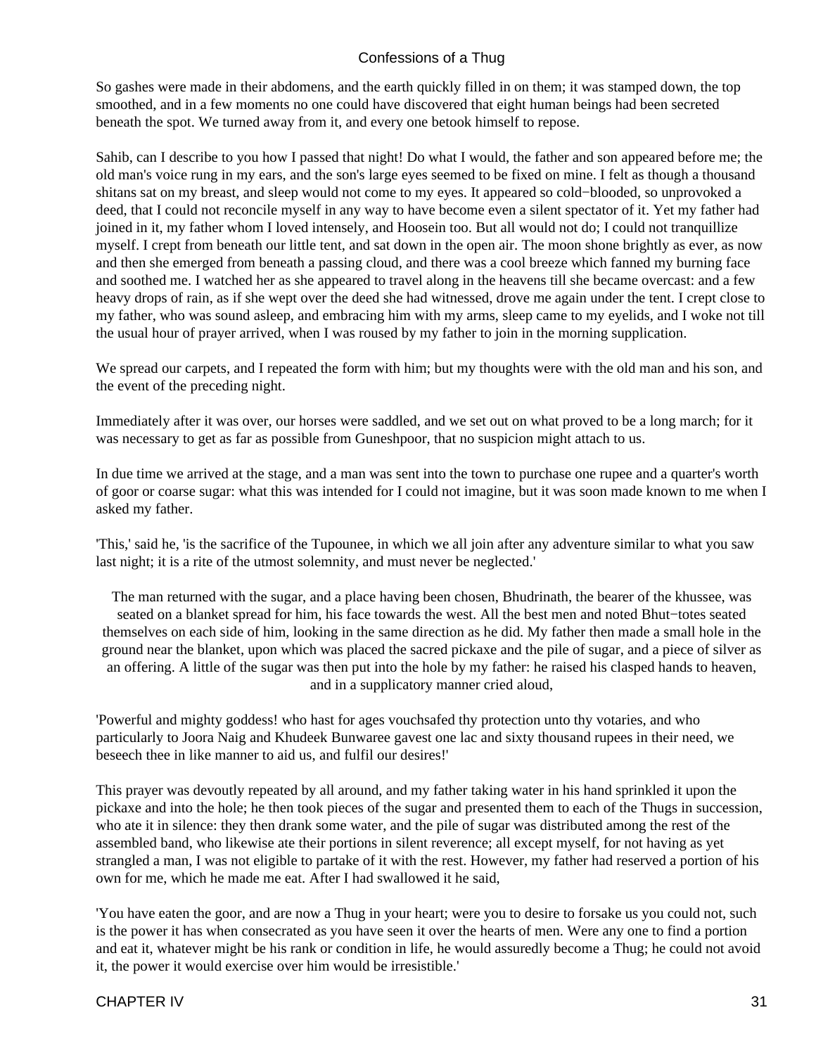So gashes were made in their abdomens, and the earth quickly filled in on them; it was stamped down, the top smoothed, and in a few moments no one could have discovered that eight human beings had been secreted beneath the spot. We turned away from it, and every one betook himself to repose.

Sahib, can I describe to you how I passed that night! Do what I would, the father and son appeared before me; the old man's voice rung in my ears, and the son's large eyes seemed to be fixed on mine. I felt as though a thousand shitans sat on my breast, and sleep would not come to my eyes. It appeared so cold−blooded, so unprovoked a deed, that I could not reconcile myself in any way to have become even a silent spectator of it. Yet my father had joined in it, my father whom I loved intensely, and Hoosein too. But all would not do; I could not tranquillize myself. I crept from beneath our little tent, and sat down in the open air. The moon shone brightly as ever, as now and then she emerged from beneath a passing cloud, and there was a cool breeze which fanned my burning face and soothed me. I watched her as she appeared to travel along in the heavens till she became overcast: and a few heavy drops of rain, as if she wept over the deed she had witnessed, drove me again under the tent. I crept close to my father, who was sound asleep, and embracing him with my arms, sleep came to my eyelids, and I woke not till the usual hour of prayer arrived, when I was roused by my father to join in the morning supplication.

We spread our carpets, and I repeated the form with him; but my thoughts were with the old man and his son, and the event of the preceding night.

Immediately after it was over, our horses were saddled, and we set out on what proved to be a long march; for it was necessary to get as far as possible from Guneshpoor, that no suspicion might attach to us.

In due time we arrived at the stage, and a man was sent into the town to purchase one rupee and a quarter's worth of goor or coarse sugar: what this was intended for I could not imagine, but it was soon made known to me when I asked my father.

'This,' said he, 'is the sacrifice of the Tupounee, in which we all join after any adventure similar to what you saw last night; it is a rite of the utmost solemnity, and must never be neglected.'

The man returned with the sugar, and a place having been chosen, Bhudrinath, the bearer of the khussee, was seated on a blanket spread for him, his face towards the west. All the best men and noted Bhut−totes seated themselves on each side of him, looking in the same direction as he did. My father then made a small hole in the ground near the blanket, upon which was placed the sacred pickaxe and the pile of sugar, and a piece of silver as an offering. A little of the sugar was then put into the hole by my father: he raised his clasped hands to heaven, and in a supplicatory manner cried aloud,

'Powerful and mighty goddess! who hast for ages vouchsafed thy protection unto thy votaries, and who particularly to Joora Naig and Khudeek Bunwaree gavest one lac and sixty thousand rupees in their need, we beseech thee in like manner to aid us, and fulfil our desires!'

This prayer was devoutly repeated by all around, and my father taking water in his hand sprinkled it upon the pickaxe and into the hole; he then took pieces of the sugar and presented them to each of the Thugs in succession, who ate it in silence: they then drank some water, and the pile of sugar was distributed among the rest of the assembled band, who likewise ate their portions in silent reverence; all except myself, for not having as yet strangled a man, I was not eligible to partake of it with the rest. However, my father had reserved a portion of his own for me, which he made me eat. After I had swallowed it he said,

'You have eaten the goor, and are now a Thug in your heart; were you to desire to forsake us you could not, such is the power it has when consecrated as you have seen it over the hearts of men. Were any one to find a portion and eat it, whatever might be his rank or condition in life, he would assuredly become a Thug; he could not avoid it, the power it would exercise over him would be irresistible.'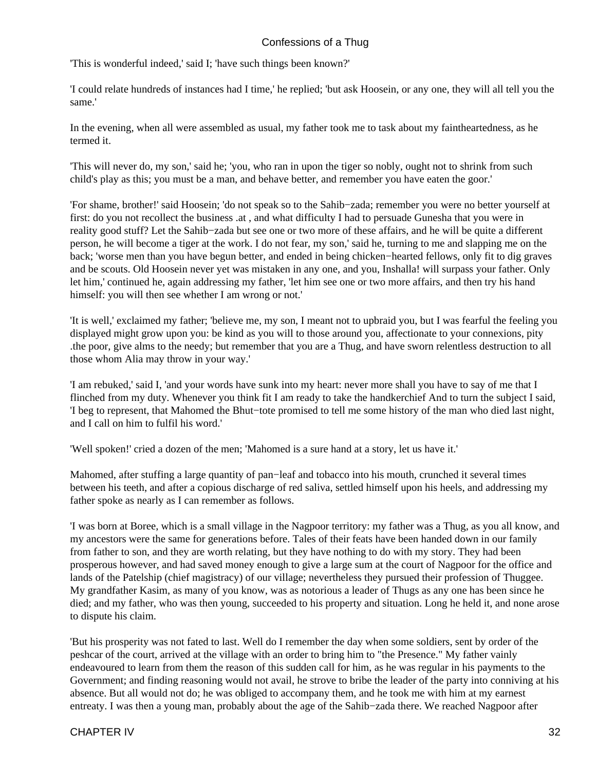'This is wonderful indeed,' said I; 'have such things been known?'

'I could relate hundreds of instances had I time,' he replied; 'but ask Hoosein, or any one, they will all tell you the same.'

In the evening, when all were assembled as usual, my father took me to task about my faintheartedness, as he termed it.

'This will never do, my son,' said he; 'you, who ran in upon the tiger so nobly, ought not to shrink from such child's play as this; you must be a man, and behave better, and remember you have eaten the goor.'

'For shame, brother!' said Hoosein; 'do not speak so to the Sahib−zada; remember you were no better yourself at first: do you not recollect the business .at , and what difficulty I had to persuade Gunesha that you were in reality good stuff? Let the Sahib−zada but see one or two more of these affairs, and he will be quite a different person, he will become a tiger at the work. I do not fear, my son,' said he, turning to me and slapping me on the back; 'worse men than you have begun better, and ended in being chicken−hearted fellows, only fit to dig graves and be scouts. Old Hoosein never yet was mistaken in any one, and you, Inshalla! will surpass your father. Only let him,' continued he, again addressing my father, 'let him see one or two more affairs, and then try his hand himself: you will then see whether I am wrong or not.'

'It is well,' exclaimed my father; 'believe me, my son, I meant not to upbraid you, but I was fearful the feeling you displayed might grow upon you: be kind as you will to those around you, affectionate to your connexions, pity .the poor, give alms to the needy; but remember that you are a Thug, and have sworn relentless destruction to all those whom Alia may throw in your way.'

'I am rebuked,' said I, 'and your words have sunk into my heart: never more shall you have to say of me that I flinched from my duty. Whenever you think fit I am ready to take the handkerchief And to turn the subject I said, 'I beg to represent, that Mahomed the Bhut−tote promised to tell me some history of the man who died last night, and I call on him to fulfil his word.'

'Well spoken!' cried a dozen of the men; 'Mahomed is a sure hand at a story, let us have it.'

Mahomed, after stuffing a large quantity of pan−leaf and tobacco into his mouth, crunched it several times between his teeth, and after a copious discharge of red saliva, settled himself upon his heels, and addressing my father spoke as nearly as I can remember as follows.

'I was born at Boree, which is a small village in the Nagpoor territory: my father was a Thug, as you all know, and my ancestors were the same for generations before. Tales of their feats have been handed down in our family from father to son, and they are worth relating, but they have nothing to do with my story. They had been prosperous however, and had saved money enough to give a large sum at the court of Nagpoor for the office and lands of the Patelship (chief magistracy) of our village; nevertheless they pursued their profession of Thuggee. My grandfather Kasim, as many of you know, was as notorious a leader of Thugs as any one has been since he died; and my father, who was then young, succeeded to his property and situation. Long he held it, and none arose to dispute his claim.

'But his prosperity was not fated to last. Well do I remember the day when some soldiers, sent by order of the peshcar of the court, arrived at the village with an order to bring him to "the Presence." My father vainly endeavoured to learn from them the reason of this sudden call for him, as he was regular in his payments to the Government; and finding reasoning would not avail, he strove to bribe the leader of the party into conniving at his absence. But all would not do; he was obliged to accompany them, and he took me with him at my earnest entreaty. I was then a young man, probably about the age of the Sahib−zada there. We reached Nagpoor after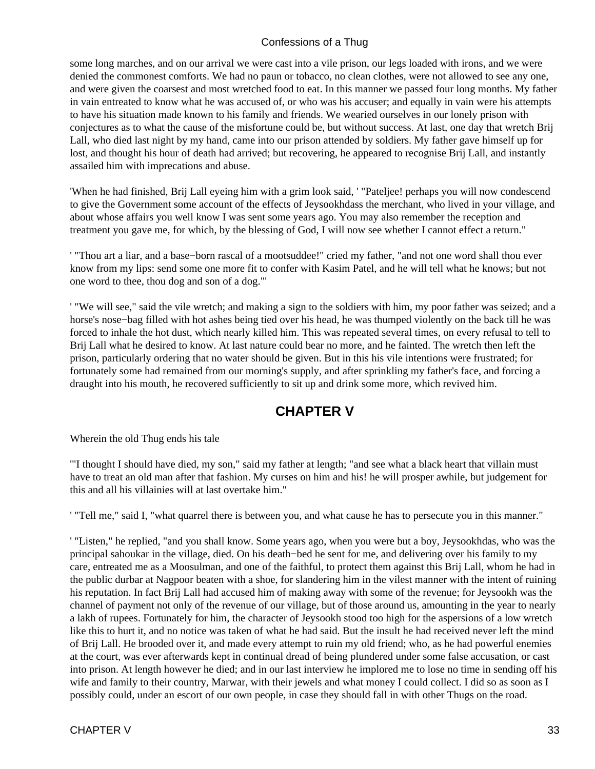some long marches, and on our arrival we were cast into a vile prison, our legs loaded with irons, and we were denied the commonest comforts. We had no paun or tobacco, no clean clothes, were not allowed to see any one, and were given the coarsest and most wretched food to eat. In this manner we passed four long months. My father in vain entreated to know what he was accused of, or who was his accuser; and equally in vain were his attempts to have his situation made known to his family and friends. We wearied ourselves in our lonely prison with conjectures as to what the cause of the misfortune could be, but without success. At last, one day that wretch Brij Lall, who died last night by my hand, came into our prison attended by soldiers. My father gave himself up for lost, and thought his hour of death had arrived; but recovering, he appeared to recognise Brij Lall, and instantly assailed him with imprecations and abuse.

'When he had finished, Brij Lall eyeing him with a grim look said, ' "Pateljee! perhaps you will now condescend to give the Government some account of the effects of Jeysookhdass the merchant, who lived in your village, and about whose affairs you well know I was sent some years ago. You may also remember the reception and treatment you gave me, for which, by the blessing of God, I will now see whether I cannot effect a return."

' "Thou art a liar, and a base−born rascal of a mootsuddee!" cried my father, "and not one word shall thou ever know from my lips: send some one more fit to confer with Kasim Patel, and he will tell what he knows; but not one word to thee, thou dog and son of a dog."'

' "We will see," said the vile wretch; and making a sign to the soldiers with him, my poor father was seized; and a horse's nose−bag filled with hot ashes being tied over his head, he was thumped violently on the back till he was forced to inhale the hot dust, which nearly killed him. This was repeated several times, on every refusal to tell to Brij Lall what he desired to know. At last nature could bear no more, and he fainted. The wretch then left the prison, particularly ordering that no water should be given. But in this his vile intentions were frustrated; for fortunately some had remained from our morning's supply, and after sprinkling my father's face, and forcing a draught into his mouth, he recovered sufficiently to sit up and drink some more, which revived him.

## CHAPTER V

Wherein the old Thug ends his tale

'"I thought I should have died, my son," said my father at length; "and see what a black heart that villain must have to treat an old man after that fashion. My curses on him and his! he will prosper awhile, but judgement for this and all his villainies will at last overtake him."

' "Tell me," said I, "what quarrel there is between you, and what cause he has to persecute you in this manner."

' "Listen," he replied, "and you shall know. Some years ago, when you were but a boy, Jeysookhdas, who was the principal sahoukar in the village, died. On his death−bed he sent for me, and delivering over his family to my care, entreated me as a Moosulman, and one of the faithful, to protect them against this Brij Lall, whom he had in the public durbar at Nagpoor beaten with a shoe, for slandering him in the vilest manner with the intent of ruining his reputation. In fact Brij Lall had accused him of making away with some of the revenue; for Jeysookh was the channel of payment not only of the revenue of our village, but of those around us, amounting in the year to nearly a lakh of rupees. Fortunately for him, the character of Jeysookh stood too high for the aspersions of a low wretch like this to hurt it, and no notice was taken of what he had said. But the insult he had received never left the mind of Brij Lall. He brooded over it, and made every attempt to ruin my old friend; who, as he had powerful enemies at the court, was ever afterwards kept in continual dread of being plundered under some false accusation, or cast into prison. At length however he died; and in our last interview he implored me to lose no time in sending off his wife and family to their country, Marwar, with their jewels and what money I could collect. I did so as soon as I possibly could, under an escort of our own people, in case they should fall in with other Thugs on the road.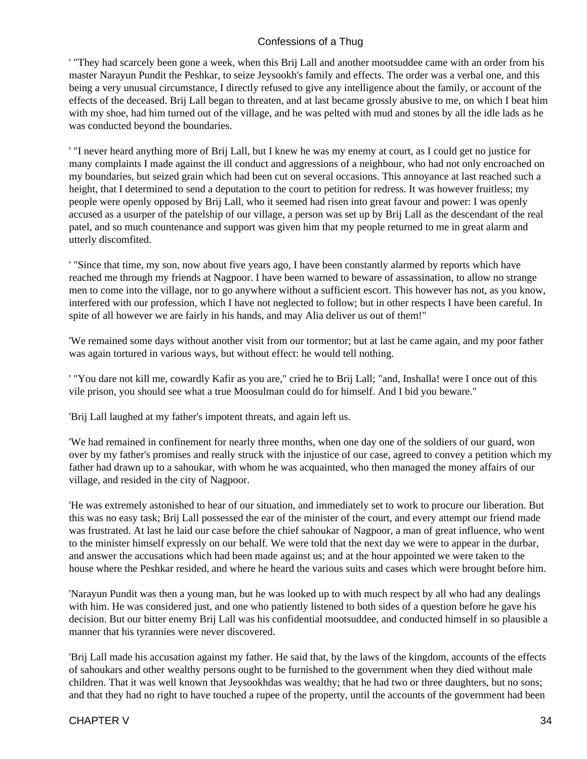' "They had scarcely been gone a week, when this Brij Lall and another mootsuddee came with an order from his master Narayun Pundit the Peshkar, to seize Jeysookh's family and effects. The order was a verbal one, and this being a very unusual circumstance, I directly refused to give any intelligence about the family, or account of the effects of the deceased. Brij Lall began to threaten, and at last became grossly abusive to me, on which I beat him with my shoe, had him turned out of the village, and he was pelted with mud and stones by all the idle lads as he was conducted beyond the boundaries.

' "I never heard anything more of Brij Lall, but I knew he was my enemy at court, as I could get no justice for many complaints I made against the ill conduct and aggressions of a neighbour, who had not only encroached on my boundaries, but seized grain which had been cut on several occasions. This annoyance at last reached such a height, that I determined to send a deputation to the court to petition for redress. It was however fruitless; my people were openly opposed by Brij Lall, who it seemed had risen into great favour and power: I was openly accused as a usurper of the patelship of our village, a person was set up by Brij Lall as the descendant of the real patel, and so much countenance and support was given him that my people returned to me in great alarm and utterly discomfited.

' "Since that time, my son, now about five years ago, I have been constantly alarmed by reports which have reached me through my friends at Nagpoor. I have been warned to beware of assassination, to allow no strange men to come into the village, nor to go anywhere without a sufficient escort. This however has not, as you know, interfered with our profession, which I have not neglected to follow; but in other respects I have been careful. In spite of all however we are fairly in his hands, and may Alia deliver us out of them!"

'We remained some days without another visit from our tormentor; but at last he came again, and my poor father was again tortured in various ways, but without effect: he would tell nothing.

' "You dare not kill me, cowardly Kafir as you are," cried he to Brij Lall; "and, Inshalla! were I once out of this vile prison, you should see what a true Moosulman could do for himself. And I bid you beware."

'Brij Lall laughed at my father's impotent threats, and again left us.

'We had remained in confinement for nearly three months, when one day one of the soldiers of our guard, won over by my father's promises and really struck with the injustice of our case, agreed to convey a petition which my father had drawn up to a sahoukar, with whom he was acquainted, who then managed the money affairs of our village, and resided in the city of Nagpoor.

'He was extremely astonished to hear of our situation, and immediately set to work to procure our liberation. But this was no easy task; Brij Lall possessed the ear of the minister of the court, and every attempt our friend made was frustrated. At last he laid our case before the chief sahoukar of Nagpoor, a man of great influence, who went to the minister himself expressly on our behalf. We were told that the next day we were to appear in the durbar, and answer the accusations which had been made against us; and at the hour appointed we were taken to the house where the Peshkar resided, and where he heard the various suits and cases which were brought before him.

'Narayun Pundit was then a young man, but he was looked up to with much respect by all who had any dealings with him. He was considered just, and one who patiently listened to both sides of a question before he gave his decision. But our bitter enemy Brij Lall was his confidential mootsuddee, and conducted himself in so plausible a manner that his tyrannies were never discovered.

'Brij Lall made his accusation against my father. He said that, by the laws of the kingdom, accounts of the effects of sahoukars and other wealthy persons ought to be furnished to the government when they died without male children. That it was well known that Jeysookhdas was wealthy; that he had two or three daughters, but no sons; and that they had no right to have touched a rupee of the property, until the accounts of the government had been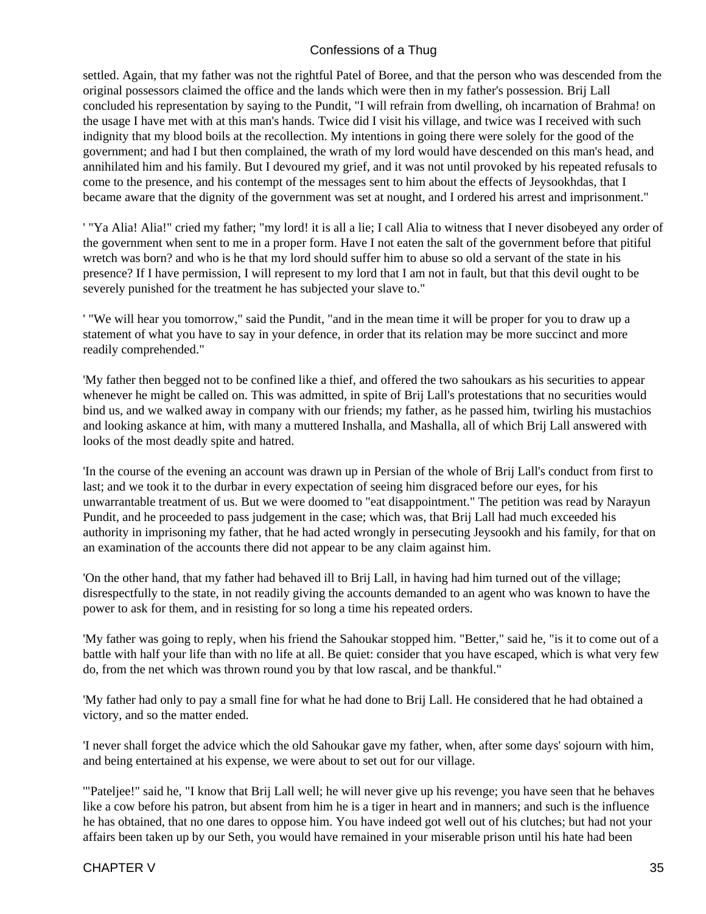settled. Again, that my father was not the rightful Patel of Boree, and that the person who was descended from the original possessors claimed the office and the lands which were then in my father's possession. Brij Lall concluded his representation by saying to the Pundit, "I will refrain from dwelling, oh incarnation of Brahma! on the usage I have met with at this man's hands. Twice did I visit his village, and twice was I received with such indignity that my blood boils at the recollection. My intentions in going there were solely for the good of the government; and had I but then complained, the wrath of my lord would have descended on this man's head, and annihilated him and his family. But I devoured my grief, and it was not until provoked by his repeated refusals to come to the presence, and his contempt of the messages sent to him about the effects of Jeysookhdas, that I became aware that the dignity of the government was set at nought, and I ordered his arrest and imprisonment."

' "Ya Alia! Alia!" cried my father; "my lord! it is all a lie; I call Alia to witness that I never disobeyed any order of the government when sent to me in a proper form. Have I not eaten the salt of the government before that pitiful wretch was born? and who is he that my lord should suffer him to abuse so old a servant of the state in his presence? If I have permission, I will represent to my lord that I am not in fault, but that this devil ought to be severely punished for the treatment he has subjected your slave to."

' "We will hear you tomorrow," said the Pundit, "and in the mean time it will be proper for you to draw up a statement of what you have to say in your defence, in order that its relation may be more succinct and more readily comprehended."

'My father then begged not to be confined like a thief, and offered the two sahoukars as his securities to appear whenever he might be called on. This was admitted, in spite of Brij Lall's protestations that no securities would bind us, and we walked away in company with our friends; my father, as he passed him, twirling his mustachios and looking askance at him, with many a muttered Inshalla, and Mashalla, all of which Brij Lall answered with looks of the most deadly spite and hatred.

'In the course of the evening an account was drawn up in Persian of the whole of Brij Lall's conduct from first to last; and we took it to the durbar in every expectation of seeing him disgraced before our eyes, for his unwarrantable treatment of us. But we were doomed to "eat disappointment." The petition was read by Narayun Pundit, and he proceeded to pass judgement in the case; which was, that Brij Lall had much exceeded his authority in imprisoning my father, that he had acted wrongly in persecuting Jeysookh and his family, for that on an examination of the accounts there did not appear to be any claim against him.

'On the other hand, that my father had behaved ill to Brij Lall, in having had him turned out of the village; disrespectfully to the state, in not readily giving the accounts demanded to an agent who was known to have the power to ask for them, and in resisting for so long a time his repeated orders.

'My father was going to reply, when his friend the Sahoukar stopped him. "Better," said he, "is it to come out of a battle with half your life than with no life at all. Be quiet: consider that you have escaped, which is what very few do, from the net which was thrown round you by that low rascal, and be thankful."

'My father had only to pay a small fine for what he had done to Brij Lall. He considered that he had obtained a victory, and so the matter ended.

'I never shall forget the advice which the old Sahoukar gave my father, when, after some days' sojourn with him, and being entertained at his expense, we were about to set out for our village.

'"Pateljee!" said he, "I know that Brij Lall well; he will never give up his revenge; you have seen that he behaves like a cow before his patron, but absent from him he is a tiger in heart and in manners; and such is the influence he has obtained, that no one dares to oppose him. You have indeed got well out of his clutches; but had not your affairs been taken up by our Seth, you would have remained in your miserable prison until his hate had been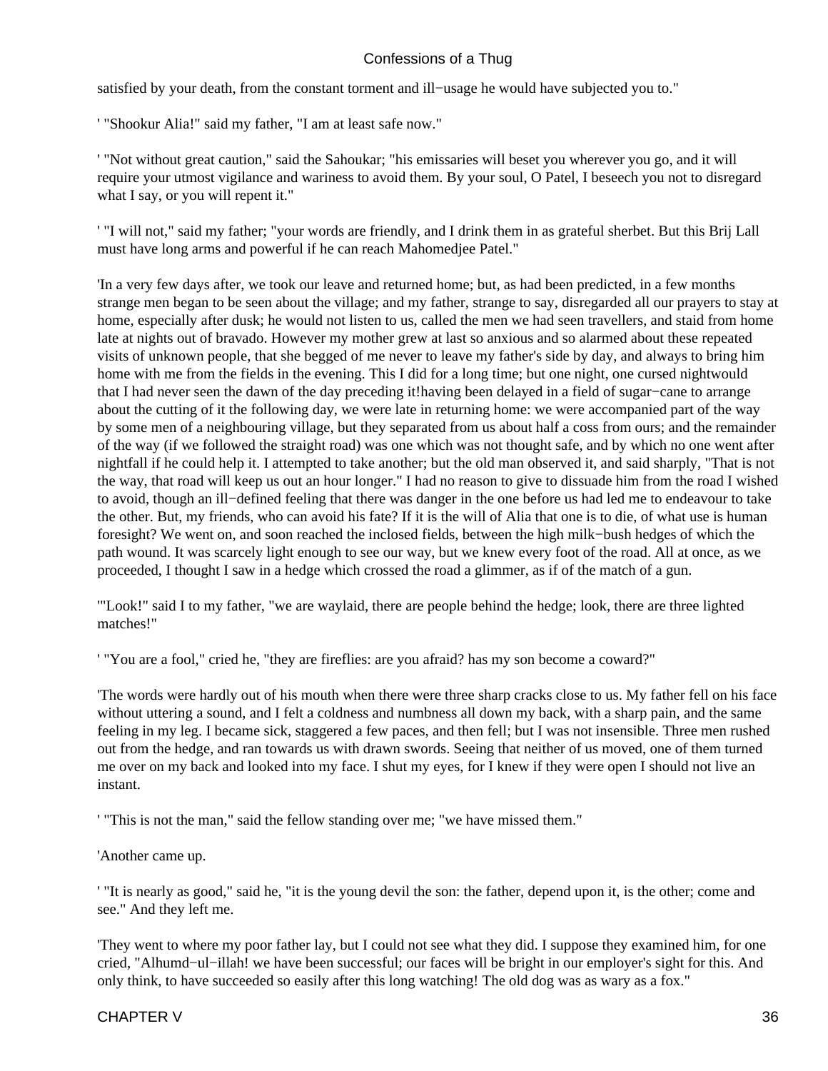satisfied by your death, from the constant torment and ill−usage he would have subjected you to."

' "Shookur Alia!" said my father, "I am at least safe now."

' "Not without great caution," said the Sahoukar; "his emissaries will beset you wherever you go, and it will require your utmost vigilance and wariness to avoid them. By your soul, O Patel, I beseech you not to disregard what I say, or you will repent it."

' "I will not," said my father; "your words are friendly, and I drink them in as grateful sherbet. But this Brij Lall must have long arms and powerful if he can reach Mahomedjee Patel."

'In a very few days after, we took our leave and returned home; but, as had been predicted, in a few months strange men began to be seen about the village; and my father, strange to say, disregarded all our prayers to stay at home, especially after dusk; he would not listen to us, called the men we had seen travellers, and staid from home late at nights out of bravado. However my mother grew at last so anxious and so alarmed about these repeated visits of unknown people, that she begged of me never to leave my father's side by day, and always to bring him home with me from the fields in the evening. This I did for a long time; but one night, one cursed nightwould that I had never seen the dawn of the day preceding it!having been delayed in a field of sugar−cane to arrange about the cutting of it the following day, we were late in returning home: we were accompanied part of the way by some men of a neighbouring village, but they separated from us about half a coss from ours; and the remainder of the way (if we followed the straight road) was one which was not thought safe, and by which no one went after nightfall if he could help it. I attempted to take another; but the old man observed it, and said sharply, "That is not the way, that road will keep us out an hour longer." I had no reason to give to dissuade him from the road I wished to avoid, though an ill−defined feeling that there was danger in the one before us had led me to endeavour to take the other. But, my friends, who can avoid his fate? If it is the will of Alia that one is to die, of what use is human foresight? We went on, and soon reached the inclosed fields, between the high milk−bush hedges of which the path wound. It was scarcely light enough to see our way, but we knew every foot of the road. All at once, as we proceeded, I thought I saw in a hedge which crossed the road a glimmer, as if of the match of a gun.

'"Look!" said I to my father, "we are waylaid, there are people behind the hedge; look, there are three lighted matches!"

' "You are a fool," cried he, "they are fireflies: are you afraid? has my son become a coward?"

'The words were hardly out of his mouth when there were three sharp cracks close to us. My father fell on his face without uttering a sound, and I felt a coldness and numbness all down my back, with a sharp pain, and the same feeling in my leg. I became sick, staggered a few paces, and then fell; but I was not insensible. Three men rushed out from the hedge, and ran towards us with drawn swords. Seeing that neither of us moved, one of them turned me over on my back and looked into my face. I shut my eyes, for I knew if they were open I should not live an instant.

' "This is not the man," said the fellow standing over me; "we have missed them."

'Another came up.

' "It is nearly as good," said he, "it is the young devil the son: the father, depend upon it, is the other; come and see." And they left me.

'They went to where my poor father lay, but I could not see what they did. I suppose they examined him, for one cried, "Alhumd−ul−illah! we have been successful; our faces will be bright in our employer's sight for this. And only think, to have succeeded so easily after this long watching! The old dog was as wary as a fox."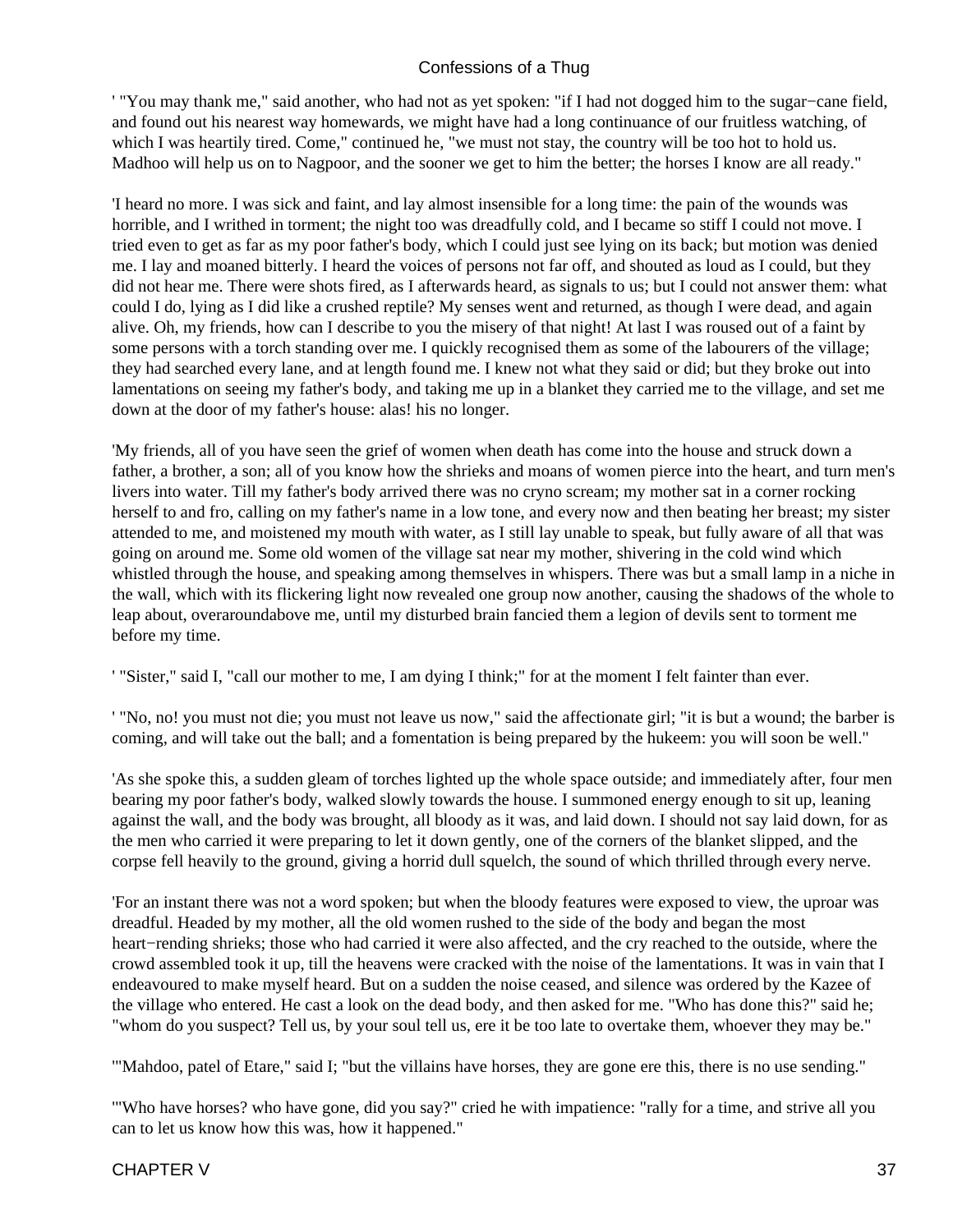' "You may thank me," said another, who had not as yet spoken: "if I had not dogged him to the sugar−cane field, and found out his nearest way homewards, we might have had a long continuance of our fruitless watching, of which I was heartily tired. Come," continued he, "we must not stay, the country will be too hot to hold us. Madhoo will help us on to Nagpoor, and the sooner we get to him the better; the horses I know are all ready."

'I heard no more. I was sick and faint, and lay almost insensible for a long time: the pain of the wounds was horrible, and I writhed in torment; the night too was dreadfully cold, and I became so stiff I could not move. I tried even to get as far as my poor father's body, which I could just see lying on its back; but motion was denied me. I lay and moaned bitterly. I heard the voices of persons not far off, and shouted as loud as I could, but they did not hear me. There were shots fired, as I afterwards heard, as signals to us; but I could not answer them: what could I do, lying as I did like a crushed reptile? My senses went and returned, as though I were dead, and again alive. Oh, my friends, how can I describe to you the misery of that night! At last I was roused out of a faint by some persons with a torch standing over me. I quickly recognised them as some of the labourers of the village; they had searched every lane, and at length found me. I knew not what they said or did; but they broke out into lamentations on seeing my father's body, and taking me up in a blanket they carried me to the village, and set me down at the door of my father's house: alas! his no longer.

'My friends, all of you have seen the grief of women when death has come into the house and struck down a father, a brother, a son; all of you know how the shrieks and moans of women pierce into the heart, and turn men's livers into water. Till my father's body arrived there was no cryno scream; my mother sat in a corner rocking herself to and fro, calling on my father's name in a low tone, and every now and then beating her breast; my sister attended to me, and moistened my mouth with water, as I still lay unable to speak, but fully aware of all that was going on around me. Some old women of the village sat near my mother, shivering in the cold wind which whistled through the house, and speaking among themselves in whispers. There was but a small lamp in a niche in the wall, which with its flickering light now revealed one group now another, causing the shadows of the whole to leap about, overaroundabove me, until my disturbed brain fancied them a legion of devils sent to torment me before my time.

' "Sister," said I, "call our mother to me, I am dying I think;" for at the moment I felt fainter than ever.

' "No, no! you must not die; you must not leave us now," said the affectionate girl; "it is but a wound; the barber is coming, and will take out the ball; and a fomentation is being prepared by the hukeem: you will soon be well."

'As she spoke this, a sudden gleam of torches lighted up the whole space outside; and immediately after, four men bearing my poor father's body, walked slowly towards the house. I summoned energy enough to sit up, leaning against the wall, and the body was brought, all bloody as it was, and laid down. I should not say laid down, for as the men who carried it were preparing to let it down gently, one of the corners of the blanket slipped, and the corpse fell heavily to the ground, giving a horrid dull squelch, the sound of which thrilled through every nerve.

'For an instant there was not a word spoken; but when the bloody features were exposed to view, the uproar was dreadful. Headed by my mother, all the old women rushed to the side of the body and began the most heart−rending shrieks; those who had carried it were also affected, and the cry reached to the outside, where the crowd assembled took it up, till the heavens were cracked with the noise of the lamentations. It was in vain that I endeavoured to make myself heard. But on a sudden the noise ceased, and silence was ordered by the Kazee of the village who entered. He cast a look on the dead body, and then asked for me. "Who has done this?" said he; "whom do you suspect? Tell us, by your soul tell us, ere it be too late to overtake them, whoever they may be."

'"Mahdoo, patel of Etare," said I; "but the villains have horses, they are gone ere this, there is no use sending."

'"Who have horses? who have gone, did you say?" cried he with impatience: "rally for a time, and strive all you can to let us know how this was, how it happened."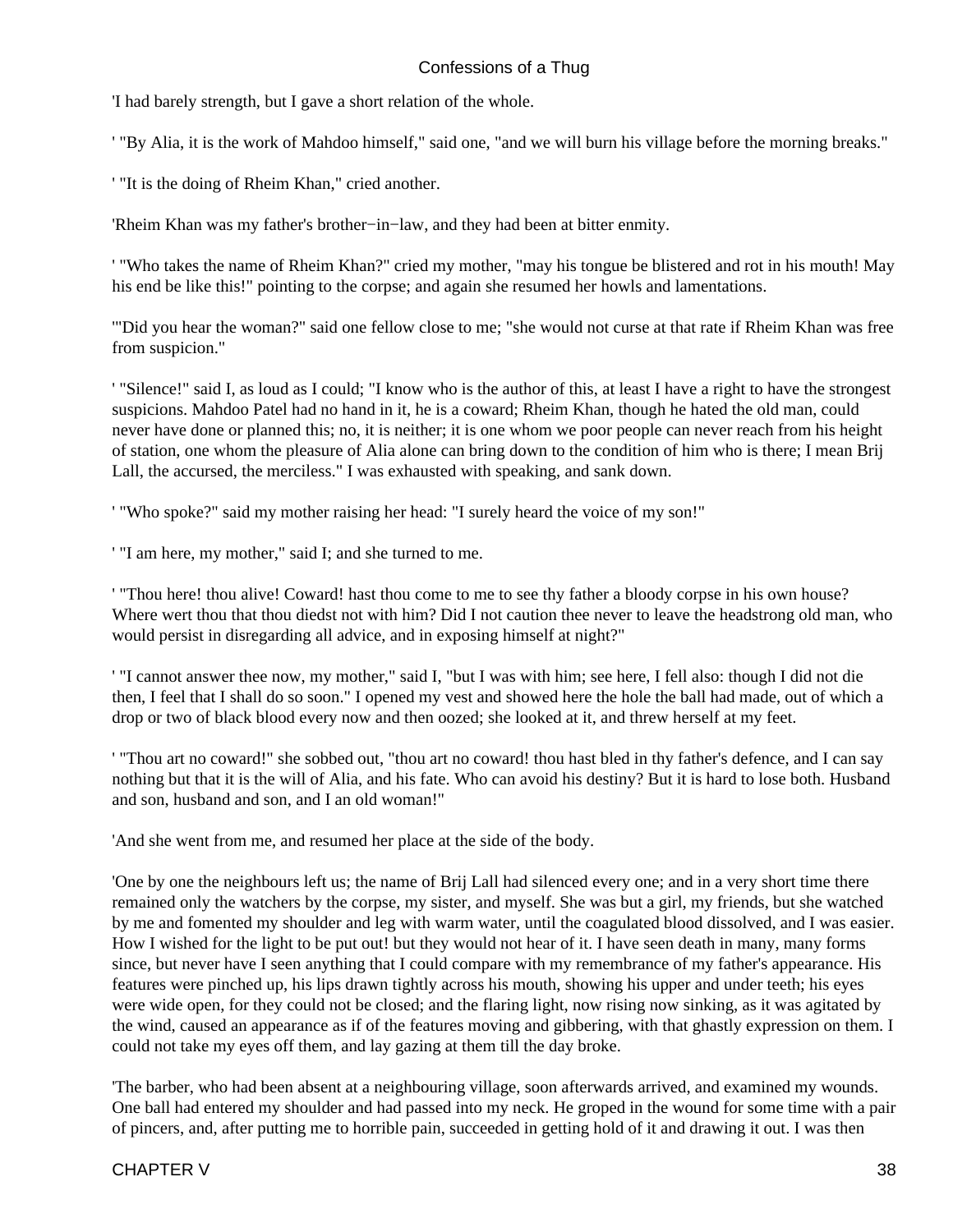'I had barely strength, but I gave a short relation of the whole.

' "By Alia, it is the work of Mahdoo himself," said one, "and we will burn his village before the morning breaks."

' "It is the doing of Rheim Khan," cried another.

'Rheim Khan was my father's brother−in−law, and they had been at bitter enmity.

' "Who takes the name of Rheim Khan?" cried my mother, "may his tongue be blistered and rot in his mouth! May his end be like this!" pointing to the corpse; and again she resumed her howls and lamentations.

'"Did you hear the woman?" said one fellow close to me; "she would not curse at that rate if Rheim Khan was free from suspicion."

' "Silence!" said I, as loud as I could; "I know who is the author of this, at least I have a right to have the strongest suspicions. Mahdoo Patel had no hand in it, he is a coward; Rheim Khan, though he hated the old man, could never have done or planned this; no, it is neither; it is one whom we poor people can never reach from his height of station, one whom the pleasure of Alia alone can bring down to the condition of him who is there; I mean Brij Lall, the accursed, the merciless." I was exhausted with speaking, and sank down.

' "Who spoke?" said my mother raising her head: "I surely heard the voice of my son!"

' "I am here, my mother," said I; and she turned to me.

' "Thou here! thou alive! Coward! hast thou come to me to see thy father a bloody corpse in his own house? Where wert thou that thou diedst not with him? Did I not caution thee never to leave the headstrong old man, who would persist in disregarding all advice, and in exposing himself at night?"

' "I cannot answer thee now, my mother," said I, "but I was with him; see here, I fell also: though I did not die then, I feel that I shall do so soon." I opened my vest and showed here the hole the ball had made, out of which a drop or two of black blood every now and then oozed; she looked at it, and threw herself at my feet.

' "Thou art no coward!" she sobbed out, "thou art no coward! thou hast bled in thy father's defence, and I can say nothing but that it is the will of Alia, and his fate. Who can avoid his destiny? But it is hard to lose both. Husband and son, husband and son, and I an old woman!"

'And she went from me, and resumed her place at the side of the body.

'One by one the neighbours left us; the name of Brij Lall had silenced every one; and in a very short time there remained only the watchers by the corpse, my sister, and myself. She was but a girl, my friends, but she watched by me and fomented my shoulder and leg with warm water, until the coagulated blood dissolved, and I was easier. How I wished for the light to be put out! but they would not hear of it. I have seen death in many, many forms since, but never have I seen anything that I could compare with my remembrance of my father's appearance. His features were pinched up, his lips drawn tightly across his mouth, showing his upper and under teeth; his eyes were wide open, for they could not be closed; and the flaring light, now rising now sinking, as it was agitated by the wind, caused an appearance as if of the features moving and gibbering, with that ghastly expression on them. I could not take my eyes off them, and lay gazing at them till the day broke.

'The barber, who had been absent at a neighbouring village, soon afterwards arrived, and examined my wounds. One ball had entered my shoulder and had passed into my neck. He groped in the wound for some time with a pair of pincers, and, after putting me to horrible pain, succeeded in getting hold of it and drawing it out. I was then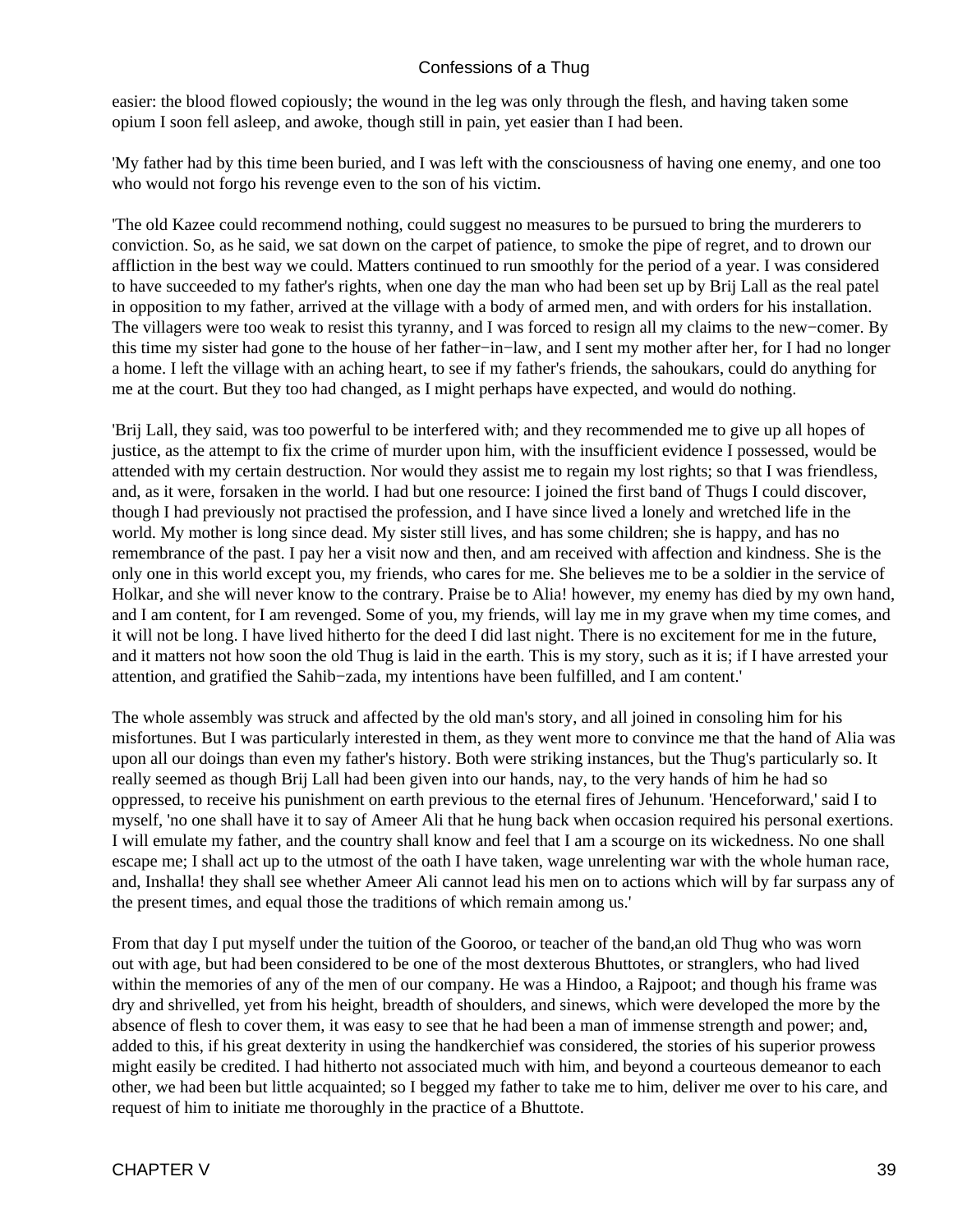easier: the blood flowed copiously; the wound in the leg was only through the flesh, and having taken some opium I soon fell asleep, and awoke, though still in pain, yet easier than I had been.

'My father had by this time been buried, and I was left with the consciousness of having one enemy, and one too who would not forgo his revenge even to the son of his victim.

'The old Kazee could recommend nothing, could suggest no measures to be pursued to bring the murderers to conviction. So, as he said, we sat down on the carpet of patience, to smoke the pipe of regret, and to drown our affliction in the best way we could. Matters continued to run smoothly for the period of a year. I was considered to have succeeded to my father's rights, when one day the man who had been set up by Brij Lall as the real patel in opposition to my father, arrived at the village with a body of armed men, and with orders for his installation. The villagers were too weak to resist this tyranny, and I was forced to resign all my claims to the new−comer. By this time my sister had gone to the house of her father−in−law, and I sent my mother after her, for I had no longer a home. I left the village with an aching heart, to see if my father's friends, the sahoukars, could do anything for me at the court. But they too had changed, as I might perhaps have expected, and would do nothing.

'Brij Lall, they said, was too powerful to be interfered with; and they recommended me to give up all hopes of justice, as the attempt to fix the crime of murder upon him, with the insufficient evidence I possessed, would be attended with my certain destruction. Nor would they assist me to regain my lost rights; so that I was friendless, and, as it were, forsaken in the world. I had but one resource: I joined the first band of Thugs I could discover, though I had previously not practised the profession, and I have since lived a lonely and wretched life in the world. My mother is long since dead. My sister still lives, and has some children; she is happy, and has no remembrance of the past. I pay her a visit now and then, and am received with affection and kindness. She is the only one in this world except you, my friends, who cares for me. She believes me to be a soldier in the service of Holkar, and she will never know to the contrary. Praise be to Alia! however, my enemy has died by my own hand, and I am content, for I am revenged. Some of you, my friends, will lay me in my grave when my time comes, and it will not be long. I have lived hitherto for the deed I did last night. There is no excitement for me in the future, and it matters not how soon the old Thug is laid in the earth. This is my story, such as it is; if I have arrested your attention, and gratified the Sahib−zada, my intentions have been fulfilled, and I am content.'

The whole assembly was struck and affected by the old man's story, and all joined in consoling him for his misfortunes. But I was particularly interested in them, as they went more to convince me that the hand of Alia was upon all our doings than even my father's history. Both were striking instances, but the Thug's particularly so. It really seemed as though Brij Lall had been given into our hands, nay, to the very hands of him he had so oppressed, to receive his punishment on earth previous to the eternal fires of Jehunum. 'Henceforward,' said I to myself, 'no one shall have it to say of Ameer Ali that he hung back when occasion required his personal exertions. I will emulate my father, and the country shall know and feel that I am a scourge on its wickedness. No one shall escape me; I shall act up to the utmost of the oath I have taken, wage unrelenting war with the whole human race, and, Inshalla! they shall see whether Ameer Ali cannot lead his men on to actions which will by far surpass any of the present times, and equal those the traditions of which remain among us.'

From that day I put myself under the tuition of the Gooroo, or teacher of the band,an old Thug who was worn out with age, but had been considered to be one of the most dexterous Bhuttotes, or stranglers, who had lived within the memories of any of the men of our company. He was a Hindoo, a Rajpoot; and though his frame was dry and shrivelled, yet from his height, breadth of shoulders, and sinews, which were developed the more by the absence of flesh to cover them, it was easy to see that he had been a man of immense strength and power; and, added to this, if his great dexterity in using the handkerchief was considered, the stories of his superior prowess might easily be credited. I had hitherto not associated much with him, and beyond a courteous demeanor to each other, we had been but little acquainted; so I begged my father to take me to him, deliver me over to his care, and request of him to initiate me thoroughly in the practice of a Bhuttote.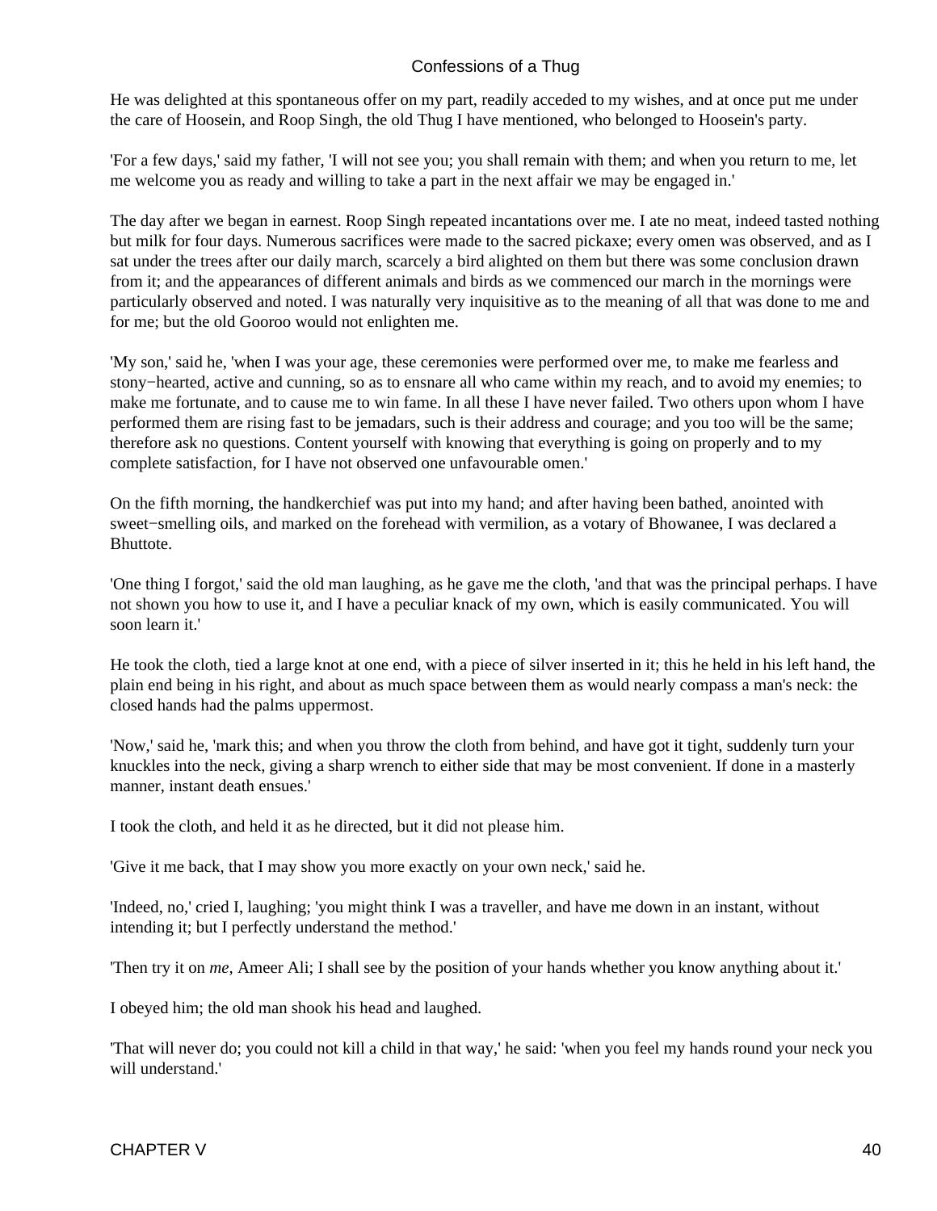He was delighted at this spontaneous offer on my part, readily acceded to my wishes, and at once put me under the care of Hoosein, and Roop Singh, the old Thug I have mentioned, who belonged to Hoosein's party.

'For a few days,' said my father, 'I will not see you; you shall remain with them; and when you return to me, let me welcome you as ready and willing to take a part in the next affair we may be engaged in.'

The day after we began in earnest. Roop Singh repeated incantations over me. I ate no meat, indeed tasted nothing but milk for four days. Numerous sacrifices were made to the sacred pickaxe; every omen was observed, and as I sat under the trees after our daily march, scarcely a bird alighted on them but there was some conclusion drawn from it; and the appearances of different animals and birds as we commenced our march in the mornings were particularly observed and noted. I was naturally very inquisitive as to the meaning of all that was done to me and for me; but the old Gooroo would not enlighten me.

'My son,' said he, 'when I was your age, these ceremonies were performed over me, to make me fearless and stony−hearted, active and cunning, so as to ensnare all who came within my reach, and to avoid my enemies; to make me fortunate, and to cause me to win fame. In all these I have never failed. Two others upon whom I have performed them are rising fast to be jemadars, such is their address and courage; and you too will be the same; therefore ask no questions. Content yourself with knowing that everything is going on properly and to my complete satisfaction, for I have not observed one unfavourable omen.'

On the fifth morning, the handkerchief was put into my hand; and after having been bathed, anointed with sweet−smelling oils, and marked on the forehead with vermilion, as a votary of Bhowanee, I was declared a Bhuttote.

'One thing I forgot,' said the old man laughing, as he gave me the cloth, 'and that was the principal perhaps. I have not shown you how to use it, and I have a peculiar knack of my own, which is easily communicated. You will soon learn it.'

He took the cloth, tied a large knot at one end, with a piece of silver inserted in it; this he held in his left hand, the plain end being in his right, and about as much space between them as would nearly compass a man's neck: the closed hands had the palms uppermost.

'Now,' said he, 'mark this; and when you throw the cloth from behind, and have got it tight, suddenly turn your knuckles into the neck, giving a sharp wrench to either side that may be most convenient. If done in a masterly manner, instant death ensues.'

I took the cloth, and held it as he directed, but it did not please him.

'Give it me back, that I may show you more exactly on your own neck,' said he.

'Indeed, no,' cried I, laughing; 'you might think I was a traveller, and have me down in an instant, without intending it; but I perfectly understand the method.'

'Then try it on *me,* Ameer Ali; I shall see by the position of your hands whether you know anything about it.'

I obeyed him; the old man shook his head and laughed.

'That will never do; you could not kill a child in that way,' he said: 'when you feel my hands round your neck you will understand.'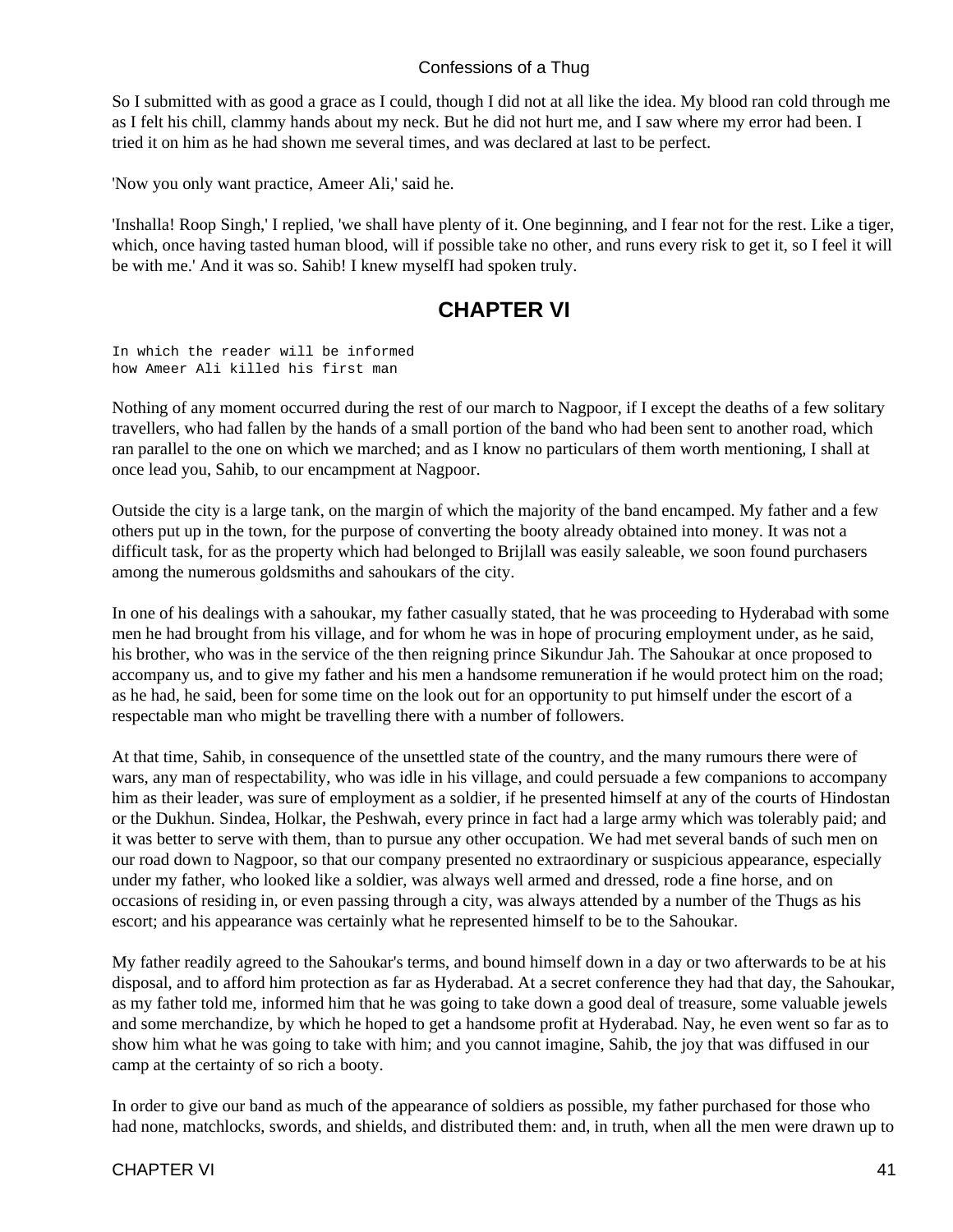So I submitted with as good a grace as I could, though I did not at all like the idea. My blood ran cold through me as I felt his chill, clammy hands about my neck. But he did not hurt me, and I saw where my error had been. I tried it on him as he had shown me several times, and was declared at last to be perfect.

'Now you only want practice, Ameer Ali,' said he.

'Inshalla! Roop Singh,' I replied, 'we shall have plenty of it. One beginning, and I fear not for the rest. Like a tiger, which, once having tasted human blood, will if possible take no other, and runs every risk to get it, so I feel it will be with me.' And it was so. Sahib! I knew myselfI had spoken truly.

## CHAPTER VI

```
In which the reader will be informed
how Ameer Ali killed his first man
```

Nothing of any moment occurred during the rest of our march to Nagpoor, if I except the deaths of a few solitary travellers, who had fallen by the hands of a small portion of the band who had been sent to another road, which ran parallel to the one on which we marched; and as I know no particulars of them worth mentioning, I shall at once lead you, Sahib, to our encampment at Nagpoor.

Outside the city is a large tank, on the margin of which the majority of the band encamped. My father and a few others put up in the town, for the purpose of converting the booty already obtained into money. It was not a difficult task, for as the property which had belonged to Brijlall was easily saleable, we soon found purchasers among the numerous goldsmiths and sahoukars of the city.

In one of his dealings with a sahoukar, my father casually stated, that he was proceeding to Hyderabad with some men he had brought from his village, and for whom he was in hope of procuring employment under, as he said, his brother, who was in the service of the then reigning prince Sikundur Jah. The Sahoukar at once proposed to accompany us, and to give my father and his men a handsome remuneration if he would protect him on the road; as he had, he said, been for some time on the look out for an opportunity to put himself under the escort of a respectable man who might be travelling there with a number of followers.

At that time, Sahib, in consequence of the unsettled state of the country, and the many rumours there were of wars, any man of respectability, who was idle in his village, and could persuade a few companions to accompany him as their leader, was sure of employment as a soldier, if he presented himself at any of the courts of Hindostan or the Dukhun. Sindea, Holkar, the Peshwah, every prince in fact had a large army which was tolerably paid; and it was better to serve with them, than to pursue any other occupation. We had met several bands of such men on our road down to Nagpoor, so that our company presented no extraordinary or suspicious appearance, especially under my father, who looked like a soldier, was always well armed and dressed, rode a fine horse, and on occasions of residing in, or even passing through a city, was always attended by a number of the Thugs as his escort; and his appearance was certainly what he represented himself to be to the Sahoukar.

My father readily agreed to the Sahoukar's terms, and bound himself down in a day or two afterwards to be at his disposal, and to afford him protection as far as Hyderabad. At a secret conference they had that day, the Sahoukar, as my father told me, informed him that he was going to take down a good deal of treasure, some valuable jewels and some merchandize, by which he hoped to get a handsome profit at Hyderabad. Nay, he even went so far as to show him what he was going to take with him; and you cannot imagine, Sahib, the joy that was diffused in our camp at the certainty of so rich a booty.

In order to give our band as much of the appearance of soldiers as possible, my father purchased for those who had none, matchlocks, swords, and shields, and distributed them: and, in truth, when all the men were drawn up to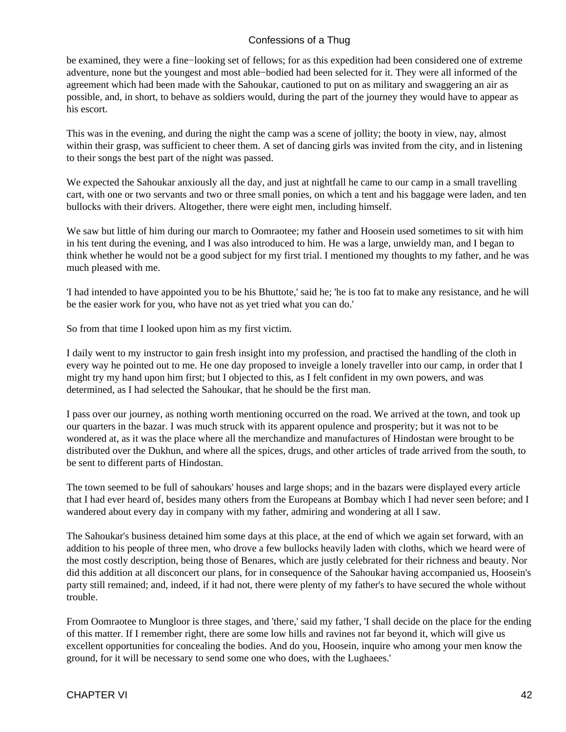be examined, they were a fine−looking set of fellows; for as this expedition had been considered one of extreme adventure, none but the youngest and most able−bodied had been selected for it. They were all informed of the agreement which had been made with the Sahoukar, cautioned to put on as military and swaggering an air as possible, and, in short, to behave as soldiers would, during the part of the journey they would have to appear as his escort.

This was in the evening, and during the night the camp was a scene of jollity; the booty in view, nay, almost within their grasp, was sufficient to cheer them. A set of dancing girls was invited from the city, and in listening to their songs the best part of the night was passed.

We expected the Sahoukar anxiously all the day, and just at nightfall he came to our camp in a small travelling cart, with one or two servants and two or three small ponies, on which a tent and his baggage were laden, and ten bullocks with their drivers. Altogether, there were eight men, including himself.

We saw but little of him during our march to Oomraotee; my father and Hoosein used sometimes to sit with him in his tent during the evening, and I was also introduced to him. He was a large, unwieldy man, and I began to think whether he would not be a good subject for my first trial. I mentioned my thoughts to my father, and he was much pleased with me.

'I had intended to have appointed you to be his Bhuttote,' said he; 'he is too fat to make any resistance, and he will be the easier work for you, who have not as yet tried what you can do.'

So from that time I looked upon him as my first victim.

I daily went to my instructor to gain fresh insight into my profession, and practised the handling of the cloth in every way he pointed out to me. He one day proposed to inveigle a lonely traveller into our camp, in order that I might try my hand upon him first; but I objected to this, as I felt confident in my own powers, and was determined, as I had selected the Sahoukar, that he should be the first man.

I pass over our journey, as nothing worth mentioning occurred on the road. We arrived at the town, and took up our quarters in the bazar. I was much struck with its apparent opulence and prosperity; but it was not to be wondered at, as it was the place where all the merchandize and manufactures of Hindostan were brought to be distributed over the Dukhun, and where all the spices, drugs, and other articles of trade arrived from the south, to be sent to different parts of Hindostan.

The town seemed to be full of sahoukars' houses and large shops; and in the bazars were displayed every article that I had ever heard of, besides many others from the Europeans at Bombay which I had never seen before; and I wandered about every day in company with my father, admiring and wondering at all I saw.

The Sahoukar's business detained him some days at this place, at the end of which we again set forward, with an addition to his people of three men, who drove a few bullocks heavily laden with cloths, which we heard were of the most costly description, being those of Benares, which are justly celebrated for their richness and beauty. Nor did this addition at all disconcert our plans, for in consequence of the Sahoukar having accompanied us, Hoosein's party still remained; and, indeed, if it had not, there were plenty of my father's to have secured the whole without trouble.

From Oomraotee to Mungloor is three stages, and 'there,' said my father, 'I shall decide on the place for the ending of this matter. If I remember right, there are some low hills and ravines not far beyond it, which will give us excellent opportunities for concealing the bodies. And do you, Hoosein, inquire who among your men know the ground, for it will be necessary to send some one who does, with the Lughaees.'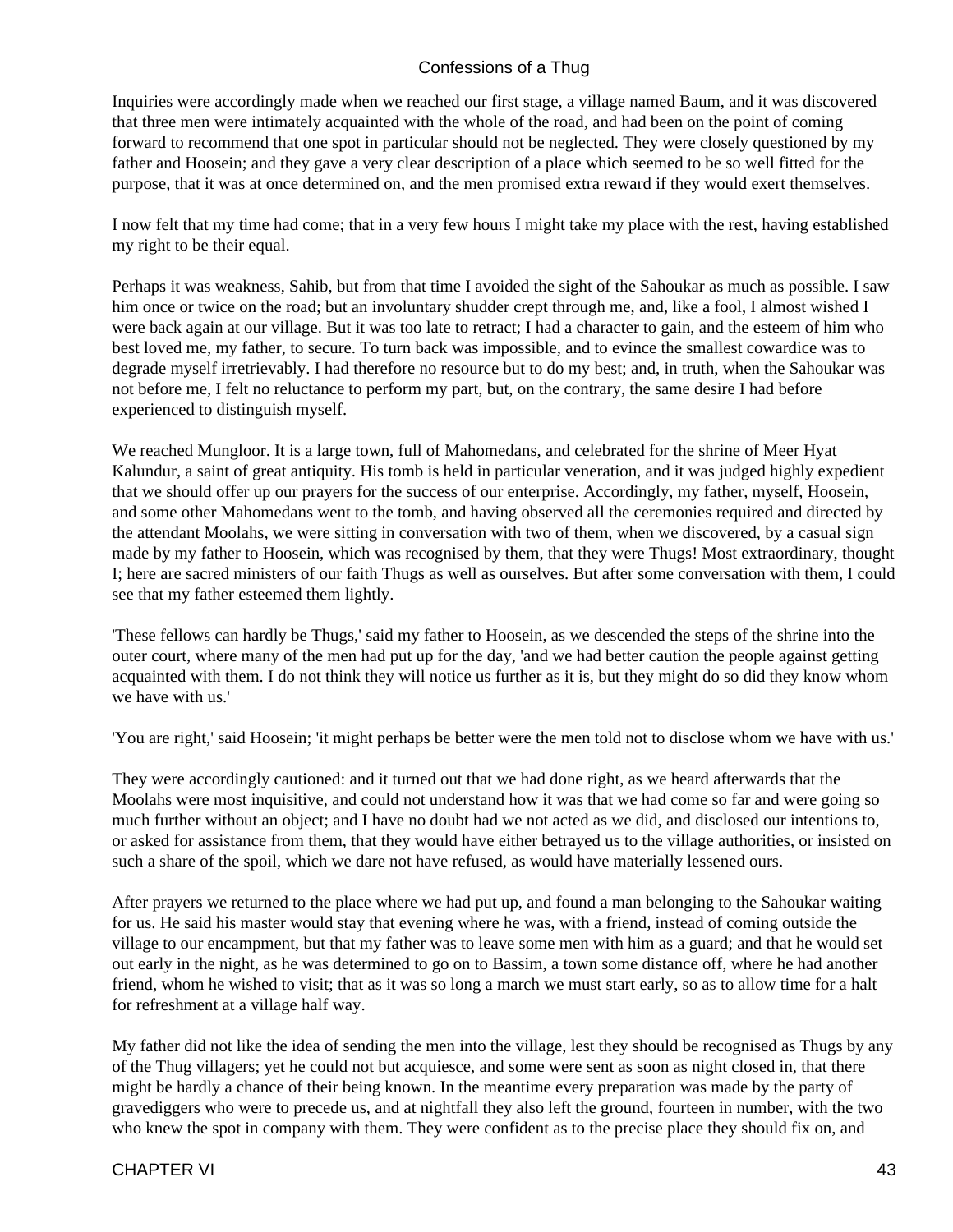Inquiries were accordingly made when we reached our first stage, a village named Baum, and it was discovered that three men were intimately acquainted with the whole of the road, and had been on the point of coming forward to recommend that one spot in particular should not be neglected. They were closely questioned by my father and Hoosein; and they gave a very clear description of a place which seemed to be so well fitted for the purpose, that it was at once determined on, and the men promised extra reward if they would exert themselves.

I now felt that my time had come; that in a very few hours I might take my place with the rest, having established my right to be their equal.

Perhaps it was weakness, Sahib, but from that time I avoided the sight of the Sahoukar as much as possible. I saw him once or twice on the road; but an involuntary shudder crept through me, and, like a fool, I almost wished I were back again at our village. But it was too late to retract; I had a character to gain, and the esteem of him who best loved me, my father, to secure. To turn back was impossible, and to evince the smallest cowardice was to degrade myself irretrievably. I had therefore no resource but to do my best; and, in truth, when the Sahoukar was not before me, I felt no reluctance to perform my part, but, on the contrary, the same desire I had before experienced to distinguish myself.

We reached Mungloor. It is a large town, full of Mahomedans, and celebrated for the shrine of Meer Hyat Kalundur, a saint of great antiquity. His tomb is held in particular veneration, and it was judged highly expedient that we should offer up our prayers for the success of our enterprise. Accordingly, my father, myself, Hoosein, and some other Mahomedans went to the tomb, and having observed all the ceremonies required and directed by the attendant Moolahs, we were sitting in conversation with two of them, when we discovered, by a casual sign made by my father to Hoosein, which was recognised by them, that they were Thugs! Most extraordinary, thought I; here are sacred ministers of our faith Thugs as well as ourselves. But after some conversation with them, I could see that my father esteemed them lightly.

'These fellows can hardly be Thugs,' said my father to Hoosein, as we descended the steps of the shrine into the outer court, where many of the men had put up for the day, 'and we had better caution the people against getting acquainted with them. I do not think they will notice us further as it is, but they might do so did they know whom we have with us.'

'You are right,' said Hoosein; 'it might perhaps be better were the men told not to disclose whom we have with us.'

They were accordingly cautioned: and it turned out that we had done right, as we heard afterwards that the Moolahs were most inquisitive, and could not understand how it was that we had come so far and were going so much further without an object; and I have no doubt had we not acted as we did, and disclosed our intentions to, or asked for assistance from them, that they would have either betrayed us to the village authorities, or insisted on such a share of the spoil, which we dare not have refused, as would have materially lessened ours.

After prayers we returned to the place where we had put up, and found a man belonging to the Sahoukar waiting for us. He said his master would stay that evening where he was, with a friend, instead of coming outside the village to our encampment, but that my father was to leave some men with him as a guard; and that he would set out early in the night, as he was determined to go on to Bassim, a town some distance off, where he had another friend, whom he wished to visit; that as it was so long a march we must start early, so as to allow time for a halt for refreshment at a village half way.

My father did not like the idea of sending the men into the village, lest they should be recognised as Thugs by any of the Thug villagers; yet he could not but acquiesce, and some were sent as soon as night closed in, that there might be hardly a chance of their being known. In the meantime every preparation was made by the party of gravediggers who were to precede us, and at nightfall they also left the ground, fourteen in number, with the two who knew the spot in company with them. They were confident as to the precise place they should fix on, and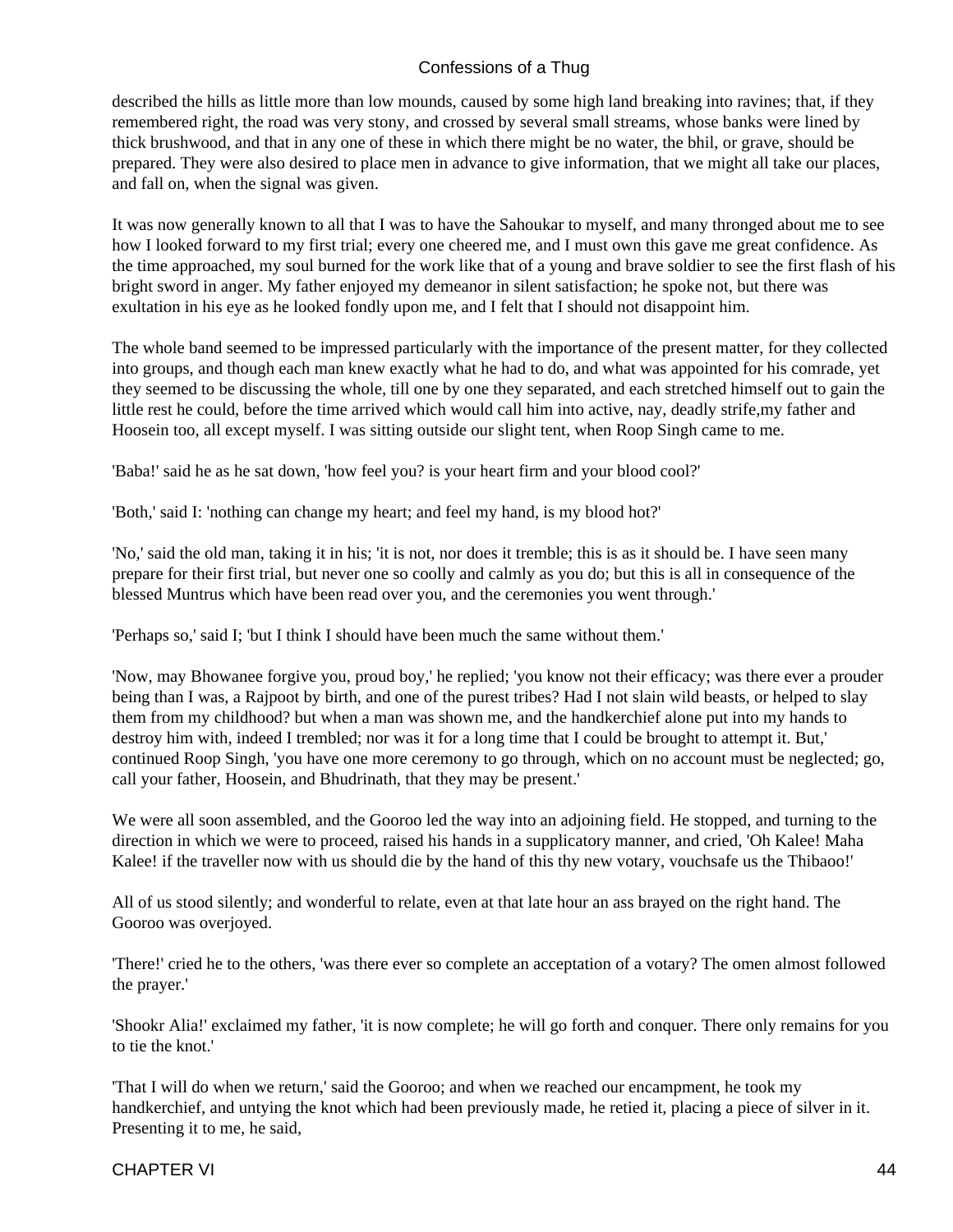described the hills as little more than low mounds, caused by some high land breaking into ravines; that, if they remembered right, the road was very stony, and crossed by several small streams, whose banks were lined by thick brushwood, and that in any one of these in which there might be no water, the bhil, or grave, should be prepared. They were also desired to place men in advance to give information, that we might all take our places, and fall on, when the signal was given.

It was now generally known to all that I was to have the Sahoukar to myself, and many thronged about me to see how I looked forward to my first trial; every one cheered me, and I must own this gave me great confidence. As the time approached, my soul burned for the work like that of a young and brave soldier to see the first flash of his bright sword in anger. My father enjoyed my demeanor in silent satisfaction; he spoke not, but there was exultation in his eye as he looked fondly upon me, and I felt that I should not disappoint him.

The whole band seemed to be impressed particularly with the importance of the present matter, for they collected into groups, and though each man knew exactly what he had to do, and what was appointed for his comrade, yet they seemed to be discussing the whole, till one by one they separated, and each stretched himself out to gain the little rest he could, before the time arrived which would call him into active, nay, deadly strife,my father and Hoosein too, all except myself. I was sitting outside our slight tent, when Roop Singh came to me.

'Baba!' said he as he sat down, 'how feel you? is your heart firm and your blood cool?'

'Both,' said I: 'nothing can change my heart; and feel my hand, is my blood hot?'

'No,' said the old man, taking it in his; 'it is not, nor does it tremble; this is as it should be. I have seen many prepare for their first trial, but never one so coolly and calmly as you do; but this is all in consequence of the blessed Muntrus which have been read over you, and the ceremonies you went through.'

'Perhaps so,' said I; 'but I think I should have been much the same without them.'

'Now, may Bhowanee forgive you, proud boy,' he replied; 'you know not their efficacy; was there ever a prouder being than I was, a Rajpoot by birth, and one of the purest tribes? Had I not slain wild beasts, or helped to slay them from my childhood? but when a man was shown me, and the handkerchief alone put into my hands to destroy him with, indeed I trembled; nor was it for a long time that I could be brought to attempt it. But,' continued Roop Singh, 'you have one more ceremony to go through, which on no account must be neglected; go, call your father, Hoosein, and Bhudrinath, that they may be present.'

We were all soon assembled, and the Gooroo led the way into an adjoining field. He stopped, and turning to the direction in which we were to proceed, raised his hands in a supplicatory manner, and cried, 'Oh Kalee! Maha Kalee! if the traveller now with us should die by the hand of this thy new votary, vouchsafe us the Thibaoo!'

All of us stood silently; and wonderful to relate, even at that late hour an ass brayed on the right hand. The Gooroo was overjoyed.

'There!' cried he to the others, 'was there ever so complete an acceptation of a votary? The omen almost followed the prayer.'

'Shookr Alia!' exclaimed my father, 'it is now complete; he will go forth and conquer. There only remains for you to tie the knot.'

'That I will do when we return,' said the Gooroo; and when we reached our encampment, he took my handkerchief, and untying the knot which had been previously made, he retied it, placing a piece of silver in it. Presenting it to me, he said,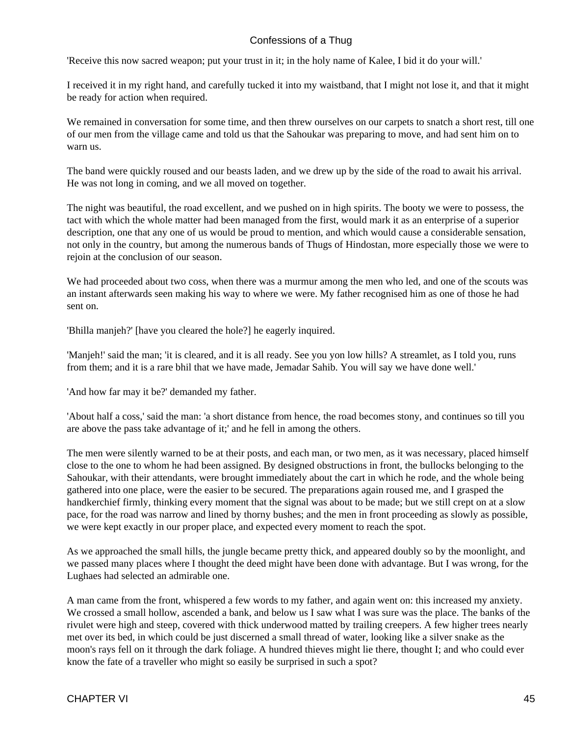'Receive this now sacred weapon; put your trust in it; in the holy name of Kalee, I bid it do your will.'

I received it in my right hand, and carefully tucked it into my waistband, that I might not lose it, and that it might be ready for action when required.

We remained in conversation for some time, and then threw ourselves on our carpets to snatch a short rest, till one of our men from the village came and told us that the Sahoukar was preparing to move, and had sent him on to warn us.

The band were quickly roused and our beasts laden, and we drew up by the side of the road to await his arrival. He was not long in coming, and we all moved on together.

The night was beautiful, the road excellent, and we pushed on in high spirits. The booty we were to possess, the tact with which the whole matter had been managed from the first, would mark it as an enterprise of a superior description, one that any one of us would be proud to mention, and which would cause a considerable sensation, not only in the country, but among the numerous bands of Thugs of Hindostan, more especially those we were to rejoin at the conclusion of our season.

We had proceeded about two coss, when there was a murmur among the men who led, and one of the scouts was an instant afterwards seen making his way to where we were. My father recognised him as one of those he had sent on.

'Bhilla manjeh?' [have you cleared the hole?] he eagerly inquired.

'Manjeh!' said the man; 'it is cleared, and it is all ready. See you yon low hills? A streamlet, as I told you, runs from them; and it is a rare bhil that we have made, Jemadar Sahib. You will say we have done well.'

'And how far may it be?' demanded my father.

'About half a coss,' said the man: 'a short distance from hence, the road becomes stony, and continues so till you are above the pass take advantage of it;' and he fell in among the others.

The men were silently warned to be at their posts, and each man, or two men, as it was necessary, placed himself close to the one to whom he had been assigned. By designed obstructions in front, the bullocks belonging to the Sahoukar, with their attendants, were brought immediately about the cart in which he rode, and the whole being gathered into one place, were the easier to be secured. The preparations again roused me, and I grasped the handkerchief firmly, thinking every moment that the signal was about to be made; but we still crept on at a slow pace, for the road was narrow and lined by thorny bushes; and the men in front proceeding as slowly as possible, we were kept exactly in our proper place, and expected every moment to reach the spot.

As we approached the small hills, the jungle became pretty thick, and appeared doubly so by the moonlight, and we passed many places where I thought the deed might have been done with advantage. But I was wrong, for the Lughaes had selected an admirable one.

A man came from the front, whispered a few words to my father, and again went on: this increased my anxiety. We crossed a small hollow, ascended a bank, and below us I saw what I was sure was the place. The banks of the rivulet were high and steep, covered with thick underwood matted by trailing creepers. A few higher trees nearly met over its bed, in which could be just discerned a small thread of water, looking like a silver snake as the moon's rays fell on it through the dark foliage. A hundred thieves might lie there, thought I; and who could ever know the fate of a traveller who might so easily be surprised in such a spot?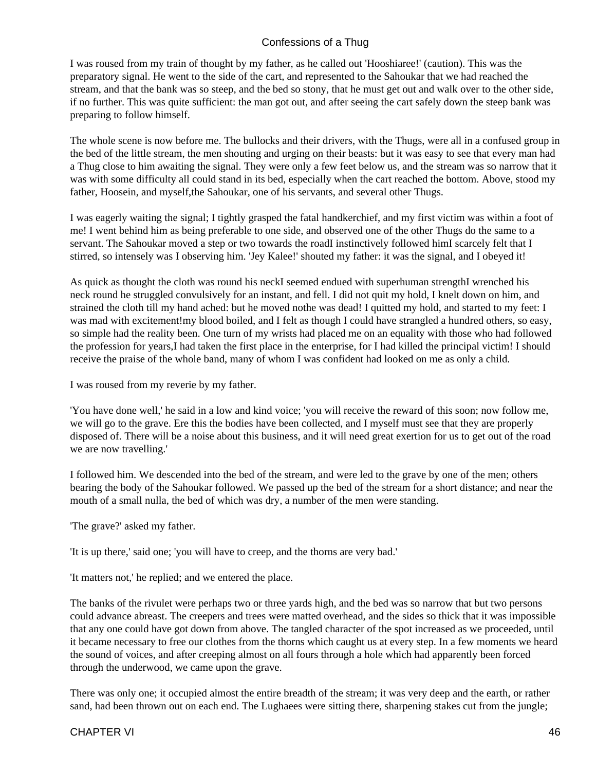I was roused from my train of thought by my father, as he called out 'Hooshiaree!' (caution). This was the preparatory signal. He went to the side of the cart, and represented to the Sahoukar that we had reached the stream, and that the bank was so steep, and the bed so stony, that he must get out and walk over to the other side, if no further. This was quite sufficient: the man got out, and after seeing the cart safely down the steep bank was preparing to follow himself.

The whole scene is now before me. The bullocks and their drivers, with the Thugs, were all in a confused group in the bed of the little stream, the men shouting and urging on their beasts: but it was easy to see that every man had a Thug close to him awaiting the signal. They were only a few feet below us, and the stream was so narrow that it was with some difficulty all could stand in its bed, especially when the cart reached the bottom. Above, stood my father, Hoosein, and myself,the Sahoukar, one of his servants, and several other Thugs.

I was eagerly waiting the signal; I tightly grasped the fatal handkerchief, and my first victim was within a foot of me! I went behind him as being preferable to one side, and observed one of the other Thugs do the same to a servant. The Sahoukar moved a step or two towards the roadI instinctively followed himI scarcely felt that I stirred, so intensely was I observing him. 'Jey Kalee!' shouted my father: it was the signal, and I obeyed it!

As quick as thought the cloth was round his neckI seemed endued with superhuman strengthI wrenched his neck round he struggled convulsively for an instant, and fell. I did not quit my hold, I knelt down on him, and strained the cloth till my hand ached: but he moved nothe was dead! I quitted my hold, and started to my feet: I was mad with excitement!my blood boiled, and I felt as though I could have strangled a hundred others, so easy, so simple had the reality been. One turn of my wrists had placed me on an equality with those who had followed the profession for years,I had taken the first place in the enterprise, for I had killed the principal victim! I should receive the praise of the whole band, many of whom I was confident had looked on me as only a child.

I was roused from my reverie by my father.

'You have done well,' he said in a low and kind voice; 'you will receive the reward of this soon; now follow me, we will go to the grave. Ere this the bodies have been collected, and I myself must see that they are properly disposed of. There will be a noise about this business, and it will need great exertion for us to get out of the road we are now travelling.'

I followed him. We descended into the bed of the stream, and were led to the grave by one of the men; others bearing the body of the Sahoukar followed. We passed up the bed of the stream for a short distance; and near the mouth of a small nulla, the bed of which was dry, a number of the men were standing.

'The grave?' asked my father.

'It is up there,' said one; 'you will have to creep, and the thorns are very bad.'

'It matters not,' he replied; and we entered the place.

The banks of the rivulet were perhaps two or three yards high, and the bed was so narrow that but two persons could advance abreast. The creepers and trees were matted overhead, and the sides so thick that it was impossible that any one could have got down from above. The tangled character of the spot increased as we proceeded, until it became necessary to free our clothes from the thorns which caught us at every step. In a few moments we heard the sound of voices, and after creeping almost on all fours through a hole which had apparently been forced through the underwood, we came upon the grave.

There was only one; it occupied almost the entire breadth of the stream; it was very deep and the earth, or rather sand, had been thrown out on each end. The Lughaees were sitting there, sharpening stakes cut from the jungle;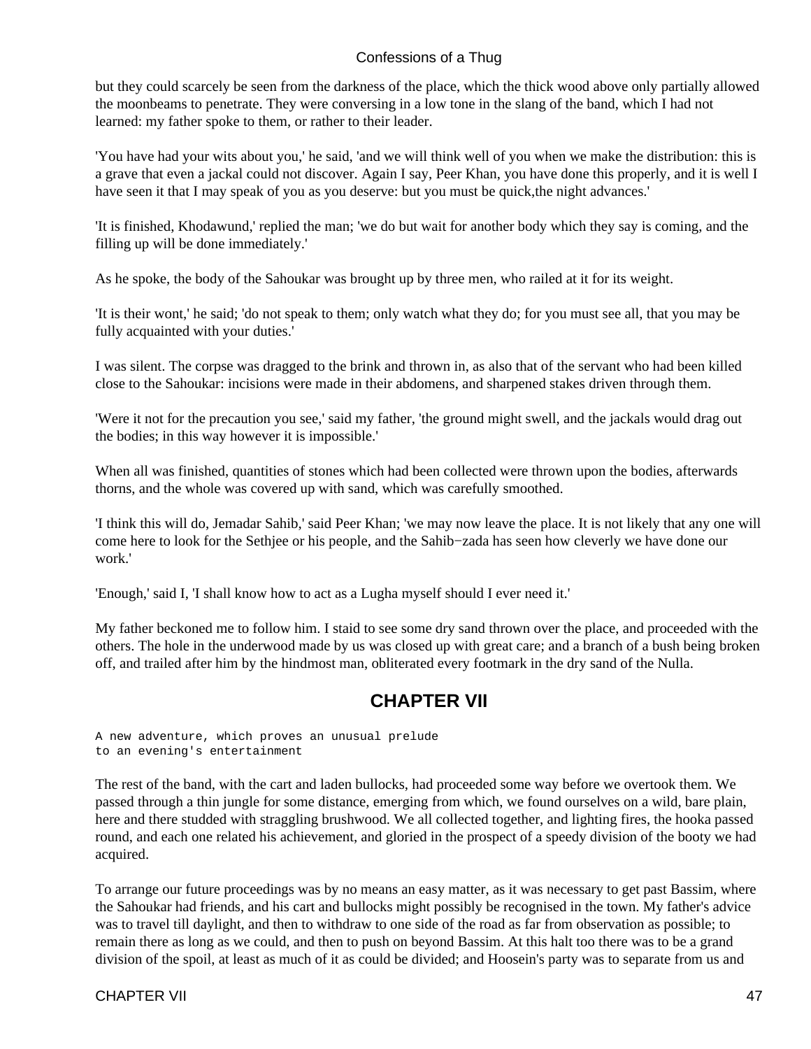but they could scarcely be seen from the darkness of the place, which the thick wood above only partially allowed the moonbeams to penetrate. They were conversing in a low tone in the slang of the band, which I had not learned: my father spoke to them, or rather to their leader.

'You have had your wits about you,' he said, 'and we will think well of you when we make the distribution: this is a grave that even a jackal could not discover. Again I say, Peer Khan, you have done this properly, and it is well I have seen it that I may speak of you as you deserve: but you must be quick,the night advances.'

'It is finished, Khodawund,' replied the man; 'we do but wait for another body which they say is coming, and the filling up will be done immediately.'

As he spoke, the body of the Sahoukar was brought up by three men, who railed at it for its weight.

'It is their wont,' he said; 'do not speak to them; only watch what they do; for you must see all, that you may be fully acquainted with your duties.'

I was silent. The corpse was dragged to the brink and thrown in, as also that of the servant who had been killed close to the Sahoukar: incisions were made in their abdomens, and sharpened stakes driven through them.

'Were it not for the precaution you see,' said my father, 'the ground might swell, and the jackals would drag out the bodies; in this way however it is impossible.'

When all was finished, quantities of stones which had been collected were thrown upon the bodies, afterwards thorns, and the whole was covered up with sand, which was carefully smoothed.

'I think this will do, Jemadar Sahib,' said Peer Khan; 'we may now leave the place. It is not likely that any one will come here to look for the Sethjee or his people, and the Sahib−zada has seen how cleverly we have done our work.'

'Enough,' said I, 'I shall know how to act as a Lugha myself should I ever need it.'

My father beckoned me to follow him. I staid to see some dry sand thrown over the place, and proceeded with the others. The hole in the underwood made by us was closed up with great care; and a branch of a bush being broken off, and trailed after him by the hindmost man, obliterated every footmark in the dry sand of the Nulla.

## CHAPTER VII

A new adventure, which proves an unusual prelude
to an evening's entertainment

The rest of the band, with the cart and laden bullocks, had proceeded some way before we overtook them. We passed through a thin jungle for some distance, emerging from which, we found ourselves on a wild, bare plain, here and there studded with straggling brushwood. We all collected together, and lighting fires, the hooka passed round, and each one related his achievement, and gloried in the prospect of a speedy division of the booty we had acquired.

To arrange our future proceedings was by no means an easy matter, as it was necessary to get past Bassim, where the Sahoukar had friends, and his cart and bullocks might possibly be recognised in the town. My father's advice was to travel till daylight, and then to withdraw to one side of the road as far from observation as possible; to remain there as long as we could, and then to push on beyond Bassim. At this halt too there was to be a grand division of the spoil, at least as much of it as could be divided; and Hoosein's party was to separate from us and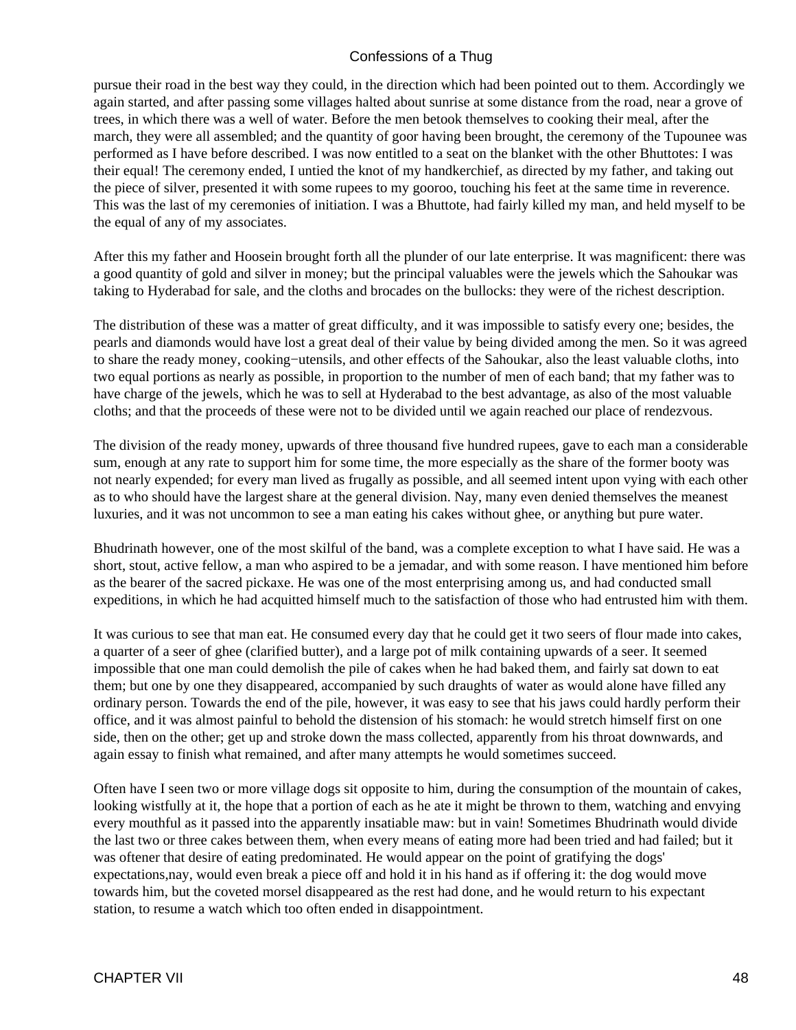pursue their road in the best way they could, in the direction which had been pointed out to them. Accordingly we again started, and after passing some villages halted about sunrise at some distance from the road, near a grove of trees, in which there was a well of water. Before the men betook themselves to cooking their meal, after the march, they were all assembled; and the quantity of goor having been brought, the ceremony of the Tupounee was performed as I have before described. I was now entitled to a seat on the blanket with the other Bhuttotes: I was their equal! The ceremony ended, I untied the knot of my handkerchief, as directed by my father, and taking out the piece of silver, presented it with some rupees to my gooroo, touching his feet at the same time in reverence. This was the last of my ceremonies of initiation. I was a Bhuttote, had fairly killed my man, and held myself to be the equal of any of my associates.

After this my father and Hoosein brought forth all the plunder of our late enterprise. It was magnificent: there was a good quantity of gold and silver in money; but the principal valuables were the jewels which the Sahoukar was taking to Hyderabad for sale, and the cloths and brocades on the bullocks: they were of the richest description.

The distribution of these was a matter of great difficulty, and it was impossible to satisfy every one; besides, the pearls and diamonds would have lost a great deal of their value by being divided among the men. So it was agreed to share the ready money, cooking−utensils, and other effects of the Sahoukar, also the least valuable cloths, into two equal portions as nearly as possible, in proportion to the number of men of each band; that my father was to have charge of the jewels, which he was to sell at Hyderabad to the best advantage, as also of the most valuable cloths; and that the proceeds of these were not to be divided until we again reached our place of rendezvous.

The division of the ready money, upwards of three thousand five hundred rupees, gave to each man a considerable sum, enough at any rate to support him for some time, the more especially as the share of the former booty was not nearly expended; for every man lived as frugally as possible, and all seemed intent upon vying with each other as to who should have the largest share at the general division. Nay, many even denied themselves the meanest luxuries, and it was not uncommon to see a man eating his cakes without ghee, or anything but pure water.

Bhudrinath however, one of the most skilful of the band, was a complete exception to what I have said. He was a short, stout, active fellow, a man who aspired to be a jemadar, and with some reason. I have mentioned him before as the bearer of the sacred pickaxe. He was one of the most enterprising among us, and had conducted small expeditions, in which he had acquitted himself much to the satisfaction of those who had entrusted him with them.

It was curious to see that man eat. He consumed every day that he could get it two seers of flour made into cakes, a quarter of a seer of ghee (clarified butter), and a large pot of milk containing upwards of a seer. It seemed impossible that one man could demolish the pile of cakes when he had baked them, and fairly sat down to eat them; but one by one they disappeared, accompanied by such draughts of water as would alone have filled any ordinary person. Towards the end of the pile, however, it was easy to see that his jaws could hardly perform their office, and it was almost painful to behold the distension of his stomach: he would stretch himself first on one side, then on the other; get up and stroke down the mass collected, apparently from his throat downwards, and again essay to finish what remained, and after many attempts he would sometimes succeed.

Often have I seen two or more village dogs sit opposite to him, during the consumption of the mountain of cakes, looking wistfully at it, the hope that a portion of each as he ate it might be thrown to them, watching and envying every mouthful as it passed into the apparently insatiable maw: but in vain! Sometimes Bhudrinath would divide the last two or three cakes between them, when every means of eating more had been tried and had failed; but it was oftener that desire of eating predominated. He would appear on the point of gratifying the dogs' expectations,nay, would even break a piece off and hold it in his hand as if offering it: the dog would move towards him, but the coveted morsel disappeared as the rest had done, and he would return to his expectant station, to resume a watch which too often ended in disappointment.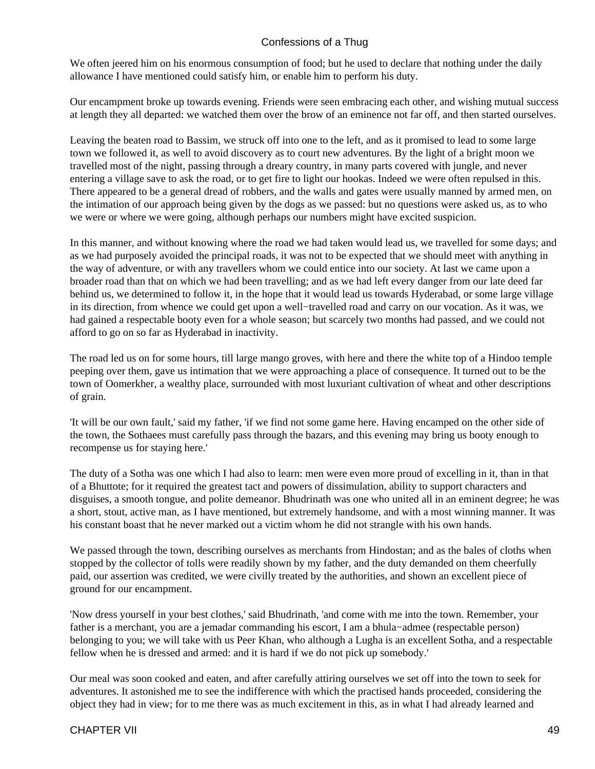We often jeered him on his enormous consumption of food; but he used to declare that nothing under the daily allowance I have mentioned could satisfy him, or enable him to perform his duty.

Our encampment broke up towards evening. Friends were seen embracing each other, and wishing mutual success at length they all departed: we watched them over the brow of an eminence not far off, and then started ourselves.

Leaving the beaten road to Bassim, we struck off into one to the left, and as it promised to lead to some large town we followed it, as well to avoid discovery as to court new adventures. By the light of a bright moon we travelled most of the night, passing through a dreary country, in many parts covered with jungle, and never entering a village save to ask the road, or to get fire to light our hookas. Indeed we were often repulsed in this. There appeared to be a general dread of robbers, and the walls and gates were usually manned by armed men, on the intimation of our approach being given by the dogs as we passed: but no questions were asked us, as to who we were or where we were going, although perhaps our numbers might have excited suspicion.

In this manner, and without knowing where the road we had taken would lead us, we travelled for some days; and as we had purposely avoided the principal roads, it was not to be expected that we should meet with anything in the way of adventure, or with any travellers whom we could entice into our society. At last we came upon a broader road than that on which we had been travelling; and as we had left every danger from our late deed far behind us, we determined to follow it, in the hope that it would lead us towards Hyderabad, or some large village in its direction, from whence we could get upon a well−travelled road and carry on our vocation. As it was, we had gained a respectable booty even for a whole season; but scarcely two months had passed, and we could not afford to go on so far as Hyderabad in inactivity.

The road led us on for some hours, till large mango groves, with here and there the white top of a Hindoo temple peeping over them, gave us intimation that we were approaching a place of consequence. It turned out to be the town of Oomerkher, a wealthy place, surrounded with most luxuriant cultivation of wheat and other descriptions of grain.

'It will be our own fault,' said my father, 'if we find not some game here. Having encamped on the other side of the town, the Sothaees must carefully pass through the bazars, and this evening may bring us booty enough to recompense us for staying here.'

The duty of a Sotha was one which I had also to learn: men were even more proud of excelling in it, than in that of a Bhuttote; for it required the greatest tact and powers of dissimulation, ability to support characters and disguises, a smooth tongue, and polite demeanor. Bhudrinath was one who united all in an eminent degree; he was a short, stout, active man, as I have mentioned, but extremely handsome, and with a most winning manner. It was his constant boast that he never marked out a victim whom he did not strangle with his own hands.

We passed through the town, describing ourselves as merchants from Hindostan; and as the bales of cloths when stopped by the collector of tolls were readily shown by my father, and the duty demanded on them cheerfully paid, our assertion was credited, we were civilly treated by the authorities, and shown an excellent piece of ground for our encampment.

'Now dress yourself in your best clothes,' said Bhudrinath, 'and come with me into the town. Remember, your father is a merchant, you are a jemadar commanding his escort, I am a bhula−admee (respectable person) belonging to you; we will take with us Peer Khan, who although a Lugha is an excellent Sotha, and a respectable fellow when he is dressed and armed: and it is hard if we do not pick up somebody.'

Our meal was soon cooked and eaten, and after carefully attiring ourselves we set off into the town to seek for adventures. It astonished me to see the indifference with which the practised hands proceeded, considering the object they had in view; for to me there was as much excitement in this, as in what I had already learned and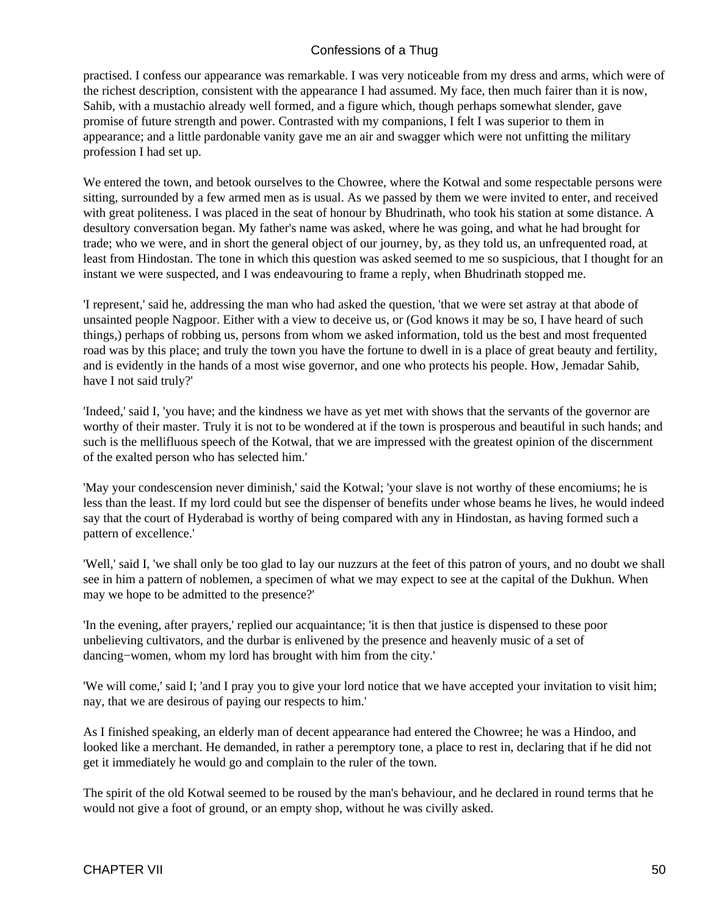practised. I confess our appearance was remarkable. I was very noticeable from my dress and arms, which were of the richest description, consistent with the appearance I had assumed. My face, then much fairer than it is now, Sahib, with a mustachio already well formed, and a figure which, though perhaps somewhat slender, gave promise of future strength and power. Contrasted with my companions, I felt I was superior to them in appearance; and a little pardonable vanity gave me an air and swagger which were not unfitting the military profession I had set up.

We entered the town, and betook ourselves to the Chowree, where the Kotwal and some respectable persons were sitting, surrounded by a few armed men as is usual. As we passed by them we were invited to enter, and received with great politeness. I was placed in the seat of honour by Bhudrinath, who took his station at some distance. A desultory conversation began. My father's name was asked, where he was going, and what he had brought for trade; who we were, and in short the general object of our journey, by, as they told us, an unfrequented road, at least from Hindostan. The tone in which this question was asked seemed to me so suspicious, that I thought for an instant we were suspected, and I was endeavouring to frame a reply, when Bhudrinath stopped me.

'I represent,' said he, addressing the man who had asked the question, 'that we were set astray at that abode of unsainted people Nagpoor. Either with a view to deceive us, or (God knows it may be so, I have heard of such things,) perhaps of robbing us, persons from whom we asked information, told us the best and most frequented road was by this place; and truly the town you have the fortune to dwell in is a place of great beauty and fertility, and is evidently in the hands of a most wise governor, and one who protects his people. How, Jemadar Sahib, have I not said truly?'

'Indeed,' said I, 'you have; and the kindness we have as yet met with shows that the servants of the governor are worthy of their master. Truly it is not to be wondered at if the town is prosperous and beautiful in such hands; and such is the mellifluous speech of the Kotwal, that we are impressed with the greatest opinion of the discernment of the exalted person who has selected him.'

'May your condescension never diminish,' said the Kotwal; 'your slave is not worthy of these encomiums; he is less than the least. If my lord could but see the dispenser of benefits under whose beams he lives, he would indeed say that the court of Hyderabad is worthy of being compared with any in Hindostan, as having formed such a pattern of excellence.'

'Well,' said I, 'we shall only be too glad to lay our nuzzurs at the feet of this patron of yours, and no doubt we shall see in him a pattern of noblemen, a specimen of what we may expect to see at the capital of the Dukhun. When may we hope to be admitted to the presence?'

'In the evening, after prayers,' replied our acquaintance; 'it is then that justice is dispensed to these poor unbelieving cultivators, and the durbar is enlivened by the presence and heavenly music of a set of dancing−women, whom my lord has brought with him from the city.'

'We will come,' said I; 'and I pray you to give your lord notice that we have accepted your invitation to visit him; nay, that we are desirous of paying our respects to him.'

As I finished speaking, an elderly man of decent appearance had entered the Chowree; he was a Hindoo, and looked like a merchant. He demanded, in rather a peremptory tone, a place to rest in, declaring that if he did not get it immediately he would go and complain to the ruler of the town.

The spirit of the old Kotwal seemed to be roused by the man's behaviour, and he declared in round terms that he would not give a foot of ground, or an empty shop, without he was civilly asked.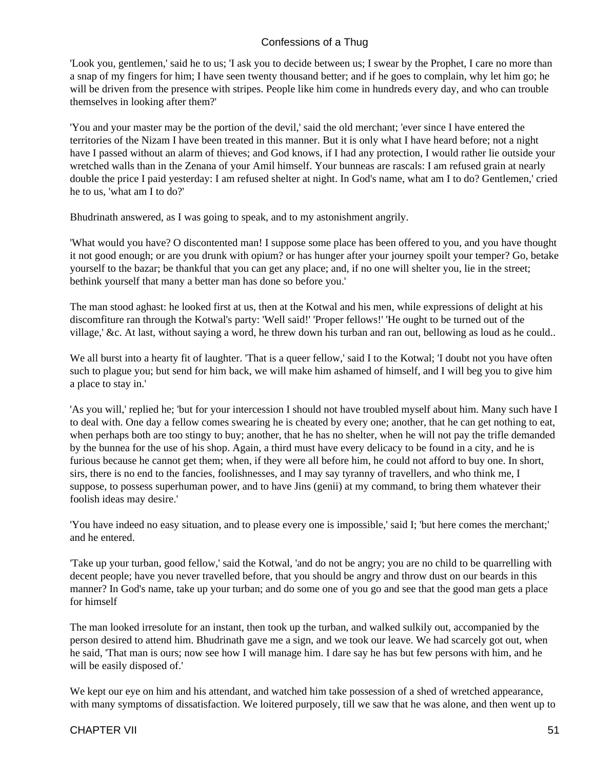'Look you, gentlemen,' said he to us; 'I ask you to decide between us; I swear by the Prophet, I care no more than a snap of my fingers for him; I have seen twenty thousand better; and if he goes to complain, why let him go; he will be driven from the presence with stripes. People like him come in hundreds every day, and who can trouble themselves in looking after them?'

'You and your master may be the portion of the devil,' said the old merchant; 'ever since I have entered the territories of the Nizam I have been treated in this manner. But it is only what I have heard before; not a night have I passed without an alarm of thieves; and God knows, if I had any protection, I would rather lie outside your wretched walls than in the Zenana of your Amil himself. Your bunneas are rascals: I am refused grain at nearly double the price I paid yesterday: I am refused shelter at night. In God's name, what am I to do? Gentlemen,' cried he to us, 'what am I to do?'

Bhudrinath answered, as I was going to speak, and to my astonishment angrily.

'What would you have? O discontented man! I suppose some place has been offered to you, and you have thought it not good enough; or are you drunk with opium? or has hunger after your journey spoilt your temper? Go, betake yourself to the bazar; be thankful that you can get any place; and, if no one will shelter you, lie in the street; bethink yourself that many a better man has done so before you.'

The man stood aghast: he looked first at us, then at the Kotwal and his men, while expressions of delight at his discomfiture ran through the Kotwal's party: 'Well said!' 'Proper fellows!' 'He ought to be turned out of the village,' &c. At last, without saying a word, he threw down his turban and ran out, bellowing as loud as he could..

We all burst into a hearty fit of laughter. 'That is a queer fellow,' said I to the Kotwal; 'I doubt not you have often such to plague you; but send for him back, we will make him ashamed of himself, and I will beg you to give him a place to stay in.'

'As you will,' replied he; 'but for your intercession I should not have troubled myself about him. Many such have I to deal with. One day a fellow comes swearing he is cheated by every one; another, that he can get nothing to eat, when perhaps both are too stingy to buy; another, that he has no shelter, when he will not pay the trifle demanded by the bunnea for the use of his shop. Again, a third must have every delicacy to be found in a city, and he is furious because he cannot get them; when, if they were all before him, he could not afford to buy one. In short, sirs, there is no end to the fancies, foolishnesses, and I may say tyranny of travellers, and who think me, I suppose, to possess superhuman power, and to have Jins (genii) at my command, to bring them whatever their foolish ideas may desire.'

'You have indeed no easy situation, and to please every one is impossible,' said I; 'but here comes the merchant;' and he entered.

'Take up your turban, good fellow,' said the Kotwal, 'and do not be angry; you are no child to be quarrelling with decent people; have you never travelled before, that you should be angry and throw dust on our beards in this manner? In God's name, take up your turban; and do some one of you go and see that the good man gets a place for himself

The man looked irresolute for an instant, then took up the turban, and walked sulkily out, accompanied by the person desired to attend him. Bhudrinath gave me a sign, and we took our leave. We had scarcely got out, when he said, 'That man is ours; now see how I will manage him. I dare say he has but few persons with him, and he will be easily disposed of.'

We kept our eye on him and his attendant, and watched him take possession of a shed of wretched appearance, with many symptoms of dissatisfaction. We loitered purposely, till we saw that he was alone, and then went up to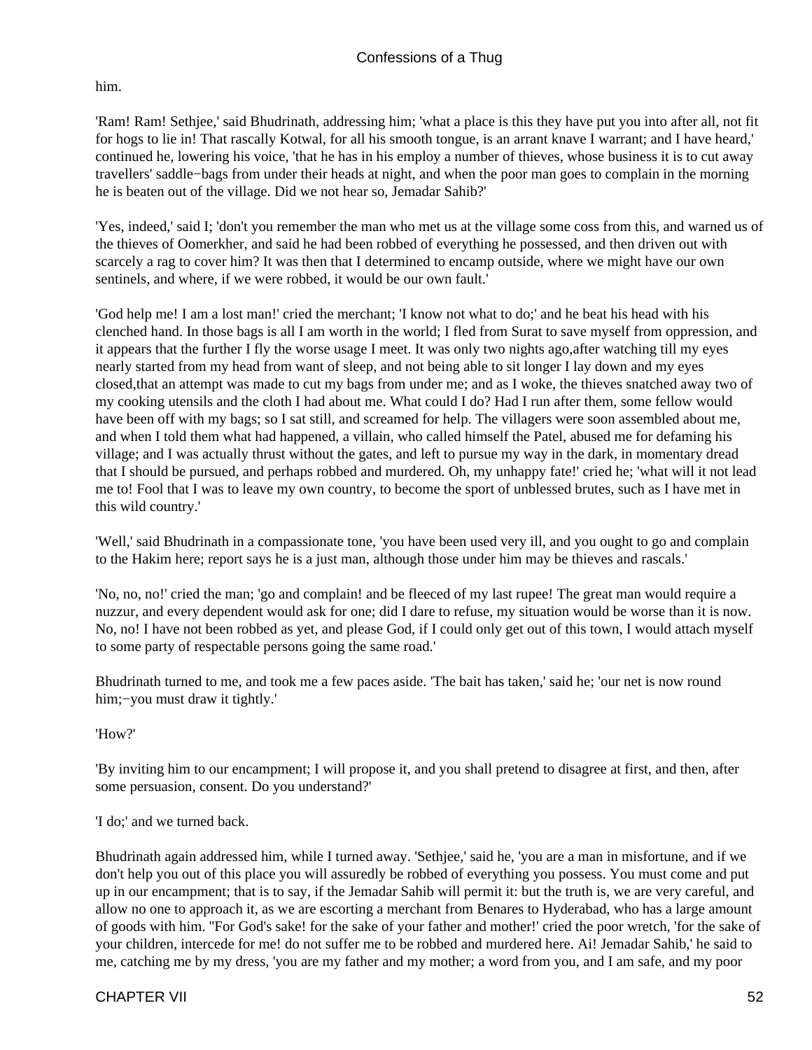him.

'Ram! Ram! Sethjee,' said Bhudrinath, addressing him; 'what a place is this they have put you into after all, not fit for hogs to lie in! That rascally Kotwal, for all his smooth tongue, is an arrant knave I warrant; and I have heard,' continued he, lowering his voice, 'that he has in his employ a number of thieves, whose business it is to cut away travellers' saddle−bags from under their heads at night, and when the poor man goes to complain in the morning he is beaten out of the village. Did we not hear so, Jemadar Sahib?'

'Yes, indeed,' said I; 'don't you remember the man who met us at the village some coss from this, and warned us of the thieves of Oomerkher, and said he had been robbed of everything he possessed, and then driven out with scarcely a rag to cover him? It was then that I determined to encamp outside, where we might have our own sentinels, and where, if we were robbed, it would be our own fault.'

'God help me! I am a lost man!' cried the merchant; 'I know not what to do;' and he beat his head with his clenched hand. In those bags is all I am worth in the world; I fled from Surat to save myself from oppression, and it appears that the further I fly the worse usage I meet. It was only two nights ago,after watching till my eyes nearly started from my head from want of sleep, and not being able to sit longer I lay down and my eyes closed,that an attempt was made to cut my bags from under me; and as I woke, the thieves snatched away two of my cooking utensils and the cloth I had about me. What could I do? Had I run after them, some fellow would have been off with my bags; so I sat still, and screamed for help. The villagers were soon assembled about me, and when I told them what had happened, a villain, who called himself the Patel, abused me for defaming his village; and I was actually thrust without the gates, and left to pursue my way in the dark, in momentary dread that I should be pursued, and perhaps robbed and murdered. Oh, my unhappy fate!' cried he; 'what will it not lead me to! Fool that I was to leave my own country, to become the sport of unblessed brutes, such as I have met in this wild country.'

'Well,' said Bhudrinath in a compassionate tone, 'you have been used very ill, and you ought to go and complain to the Hakim here; report says he is a just man, although those under him may be thieves and rascals.'

'No, no, no!' cried the man; 'go and complain! and be fleeced of my last rupee! The great man would require a nuzzur, and every dependent would ask for one; did I dare to refuse, my situation would be worse than it is now. No, no! I have not been robbed as yet, and please God, if I could only get out of this town, I would attach myself to some party of respectable persons going the same road.'

Bhudrinath turned to me, and took me a few paces aside. 'The bait has taken,' said he; 'our net is now round him;−you must draw it tightly.'

'How?'

'By inviting him to our encampment; I will propose it, and you shall pretend to disagree at first, and then, after some persuasion, consent. Do you understand?'

'I do;' and we turned back.

Bhudrinath again addressed him, while I turned away. 'Sethjee,' said he, 'you are a man in misfortune, and if we don't help you out of this place you will assuredly be robbed of everything you possess. You must come and put up in our encampment; that is to say, if the Jemadar Sahib will permit it: but the truth is, we are very careful, and allow no one to approach it, as we are escorting a merchant from Benares to Hyderabad, who has a large amount of goods with him. "For God's sake! for the sake of your father and mother!' cried the poor wretch, 'for the sake of your children, intercede for me! do not suffer me to be robbed and murdered here. Ai! Jemadar Sahib,' he said to me, catching me by my dress, 'you are my father and my mother; a word from you, and I am safe, and my poor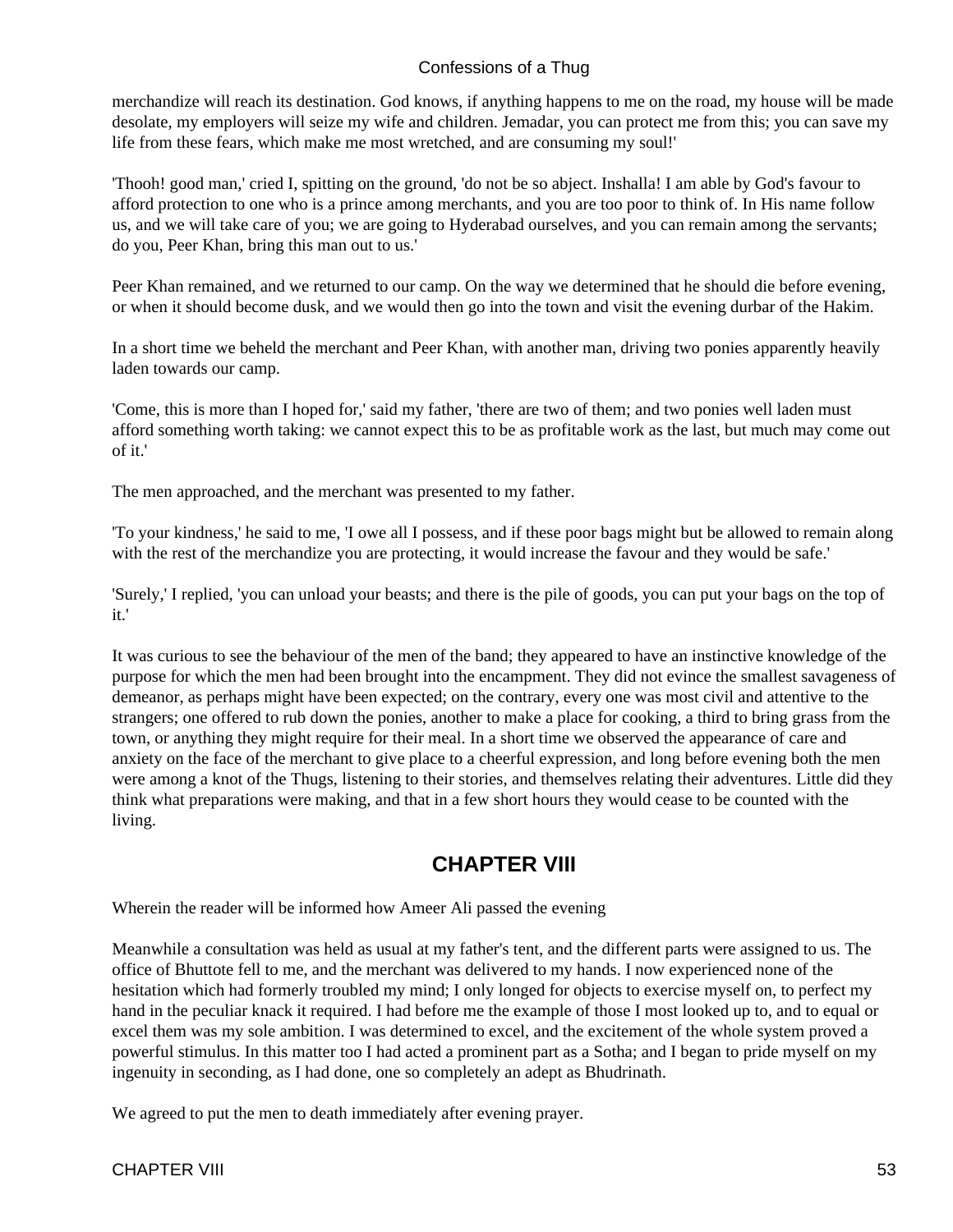merchandize will reach its destination. God knows, if anything happens to me on the road, my house will be made desolate, my employers will seize my wife and children. Jemadar, you can protect me from this; you can save my life from these fears, which make me most wretched, and are consuming my soul!'

'Thooh! good man,' cried I, spitting on the ground, 'do not be so abject. Inshalla! I am able by God's favour to afford protection to one who is a prince among merchants, and you are too poor to think of. In His name follow us, and we will take care of you; we are going to Hyderabad ourselves, and you can remain among the servants; do you, Peer Khan, bring this man out to us.'

Peer Khan remained, and we returned to our camp. On the way we determined that he should die before evening, or when it should become dusk, and we would then go into the town and visit the evening durbar of the Hakim.

In a short time we beheld the merchant and Peer Khan, with another man, driving two ponies apparently heavily laden towards our camp.

'Come, this is more than I hoped for,' said my father, 'there are two of them; and two ponies well laden must afford something worth taking: we cannot expect this to be as profitable work as the last, but much may come out of it.'

The men approached, and the merchant was presented to my father.

'To your kindness,' he said to me, 'I owe all I possess, and if these poor bags might but be allowed to remain along with the rest of the merchandize you are protecting, it would increase the favour and they would be safe.'

'Surely,' I replied, 'you can unload your beasts; and there is the pile of goods, you can put your bags on the top of it.'

It was curious to see the behaviour of the men of the band; they appeared to have an instinctive knowledge of the purpose for which the men had been brought into the encampment. They did not evince the smallest savageness of demeanor, as perhaps might have been expected; on the contrary, every one was most civil and attentive to the strangers; one offered to rub down the ponies, another to make a place for cooking, a third to bring grass from the town, or anything they might require for their meal. In a short time we observed the appearance of care and anxiety on the face of the merchant to give place to a cheerful expression, and long before evening both the men were among a knot of the Thugs, listening to their stories, and themselves relating their adventures. Little did they think what preparations were making, and that in a few short hours they would cease to be counted with the living.

## CHAPTER VIII

Wherein the reader will be informed how Ameer Ali passed the evening

Meanwhile a consultation was held as usual at my father's tent, and the different parts were assigned to us. The office of Bhuttote fell to me, and the merchant was delivered to my hands. I now experienced none of the hesitation which had formerly troubled my mind; I only longed for objects to exercise myself on, to perfect my hand in the peculiar knack it required. I had before me the example of those I most looked up to, and to equal or excel them was my sole ambition. I was determined to excel, and the excitement of the whole system proved a powerful stimulus. In this matter too I had acted a prominent part as a Sotha; and I began to pride myself on my ingenuity in seconding, as I had done, one so completely an adept as Bhudrinath.

We agreed to put the men to death immediately after evening prayer.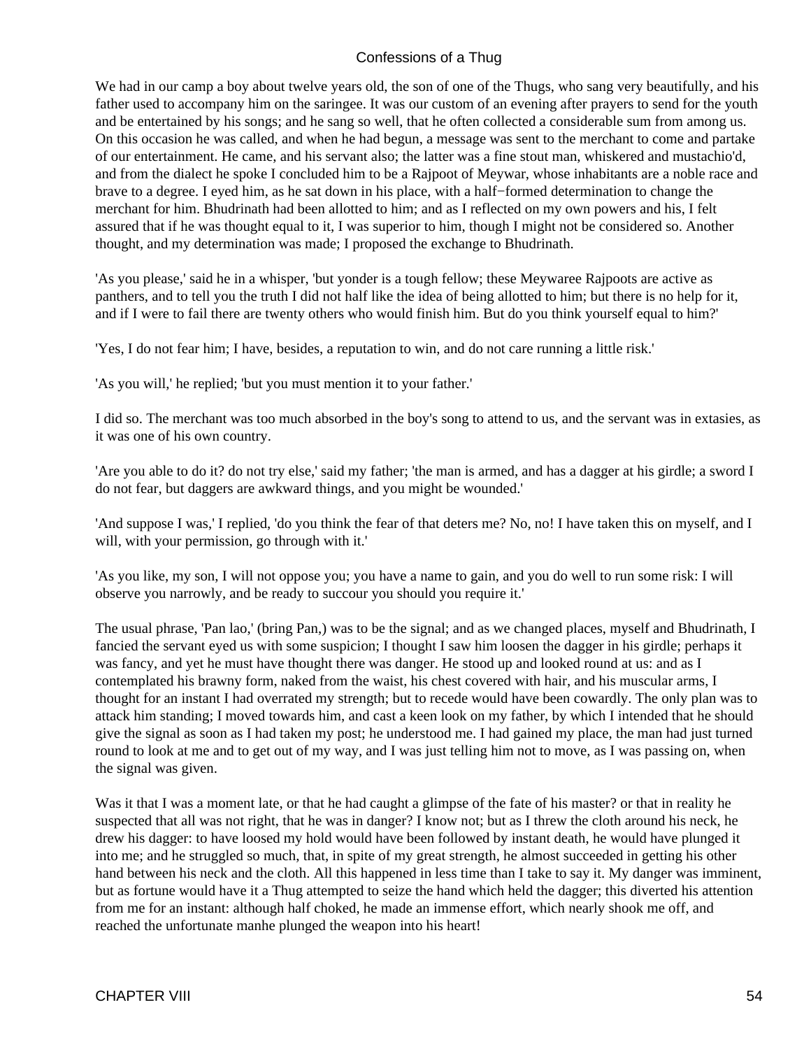We had in our camp a boy about twelve years old, the son of one of the Thugs, who sang very beautifully, and his father used to accompany him on the saringee. It was our custom of an evening after prayers to send for the youth and be entertained by his songs; and he sang so well, that he often collected a considerable sum from among us. On this occasion he was called, and when he had begun, a message was sent to the merchant to come and partake of our entertainment. He came, and his servant also; the latter was a fine stout man, whiskered and mustachio'd, and from the dialect he spoke I concluded him to be a Rajpoot of Meywar, whose inhabitants are a noble race and brave to a degree. I eyed him, as he sat down in his place, with a half−formed determination to change the merchant for him. Bhudrinath had been allotted to him; and as I reflected on my own powers and his, I felt assured that if he was thought equal to it, I was superior to him, though I might not be considered so. Another thought, and my determination was made; I proposed the exchange to Bhudrinath.

'As you please,' said he in a whisper, 'but yonder is a tough fellow; these Meywaree Rajpoots are active as panthers, and to tell you the truth I did not half like the idea of being allotted to him; but there is no help for it, and if I were to fail there are twenty others who would finish him. But do you think yourself equal to him?'

'Yes, I do not fear him; I have, besides, a reputation to win, and do not care running a little risk.'

'As you will,' he replied; 'but you must mention it to your father.'

I did so. The merchant was too much absorbed in the boy's song to attend to us, and the servant was in extasies, as it was one of his own country.

'Are you able to do it? do not try else,' said my father; 'the man is armed, and has a dagger at his girdle; a sword I do not fear, but daggers are awkward things, and you might be wounded.'

'And suppose I was,' I replied, 'do you think the fear of that deters me? No, no! I have taken this on myself, and I will, with your permission, go through with it.'

'As you like, my son, I will not oppose you; you have a name to gain, and you do well to run some risk: I will observe you narrowly, and be ready to succour you should you require it.'

The usual phrase, 'Pan lao,' (bring Pan,) was to be the signal; and as we changed places, myself and Bhudrinath, I fancied the servant eyed us with some suspicion; I thought I saw him loosen the dagger in his girdle; perhaps it was fancy, and yet he must have thought there was danger. He stood up and looked round at us: and as I contemplated his brawny form, naked from the waist, his chest covered with hair, and his muscular arms, I thought for an instant I had overrated my strength; but to recede would have been cowardly. The only plan was to attack him standing; I moved towards him, and cast a keen look on my father, by which I intended that he should give the signal as soon as I had taken my post; he understood me. I had gained my place, the man had just turned round to look at me and to get out of my way, and I was just telling him not to move, as I was passing on, when the signal was given.

Was it that I was a moment late, or that he had caught a glimpse of the fate of his master? or that in reality he suspected that all was not right, that he was in danger? I know not; but as I threw the cloth around his neck, he drew his dagger: to have loosed my hold would have been followed by instant death, he would have plunged it into me; and he struggled so much, that, in spite of my great strength, he almost succeeded in getting his other hand between his neck and the cloth. All this happened in less time than I take to say it. My danger was imminent, but as fortune would have it a Thug attempted to seize the hand which held the dagger; this diverted his attention from me for an instant: although half choked, he made an immense effort, which nearly shook me off, and reached the unfortunate manhe plunged the weapon into his heart!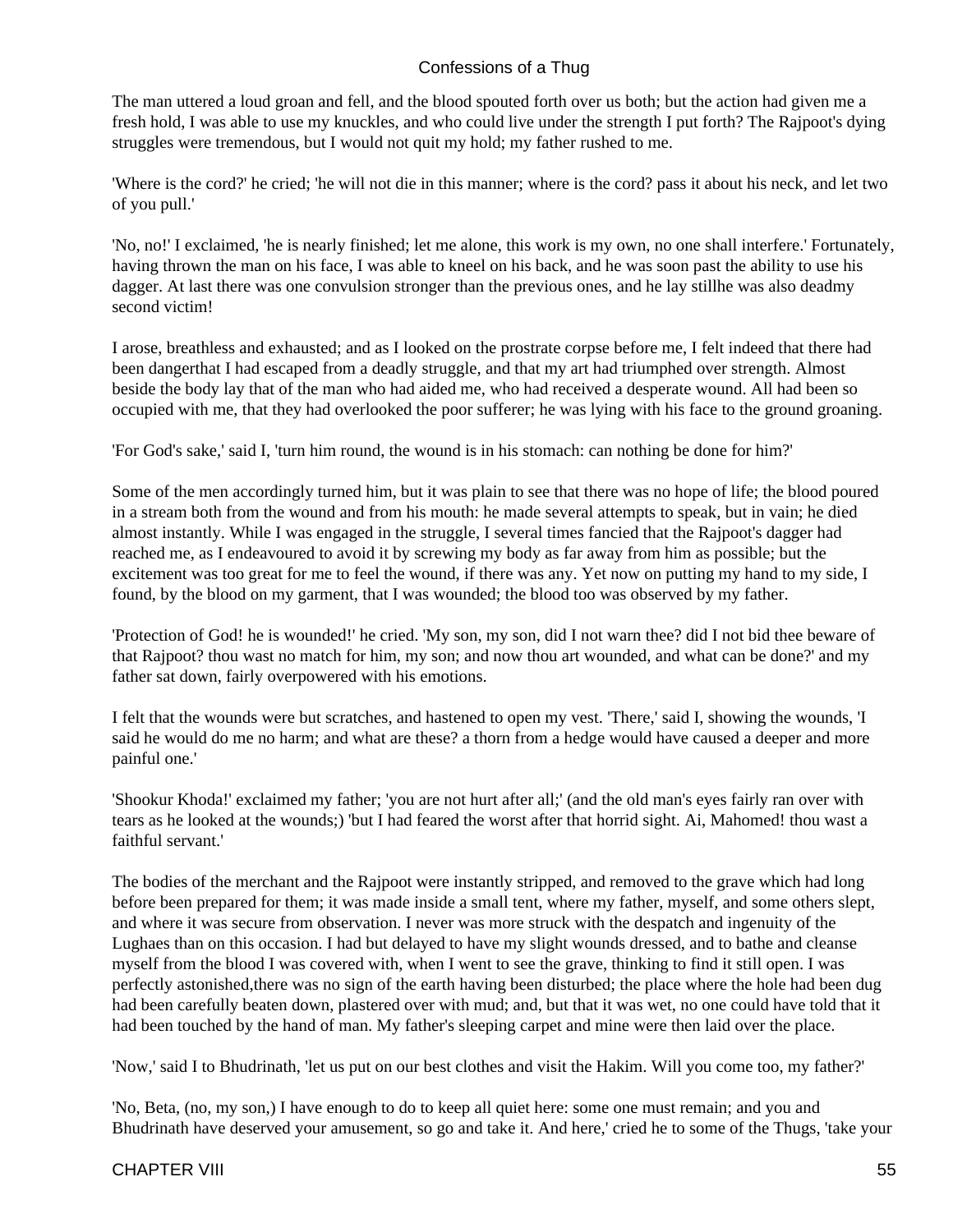The man uttered a loud groan and fell, and the blood spouted forth over us both; but the action had given me a fresh hold, I was able to use my knuckles, and who could live under the strength I put forth? The Rajpoot's dying struggles were tremendous, but I would not quit my hold; my father rushed to me.

'Where is the cord?' he cried; 'he will not die in this manner; where is the cord? pass it about his neck, and let two of you pull.'

'No, no!' I exclaimed, 'he is nearly finished; let me alone, this work is my own, no one shall interfere.' Fortunately, having thrown the man on his face, I was able to kneel on his back, and he was soon past the ability to use his dagger. At last there was one convulsion stronger than the previous ones, and he lay stillhe was also deadmy second victim!

I arose, breathless and exhausted; and as I looked on the prostrate corpse before me, I felt indeed that there had been dangerthat I had escaped from a deadly struggle, and that my art had triumphed over strength. Almost beside the body lay that of the man who had aided me, who had received a desperate wound. All had been so occupied with me, that they had overlooked the poor sufferer; he was lying with his face to the ground groaning.

'For God's sake,' said I, 'turn him round, the wound is in his stomach: can nothing be done for him?'

Some of the men accordingly turned him, but it was plain to see that there was no hope of life; the blood poured in a stream both from the wound and from his mouth: he made several attempts to speak, but in vain; he died almost instantly. While I was engaged in the struggle, I several times fancied that the Rajpoot's dagger had reached me, as I endeavoured to avoid it by screwing my body as far away from him as possible; but the excitement was too great for me to feel the wound, if there was any. Yet now on putting my hand to my side, I found, by the blood on my garment, that I was wounded; the blood too was observed by my father.

'Protection of God! he is wounded!' he cried. 'My son, my son, did I not warn thee? did I not bid thee beware of that Rajpoot? thou wast no match for him, my son; and now thou art wounded, and what can be done?' and my father sat down, fairly overpowered with his emotions.

I felt that the wounds were but scratches, and hastened to open my vest. 'There,' said I, showing the wounds, 'I said he would do me no harm; and what are these? a thorn from a hedge would have caused a deeper and more painful one.'

'Shookur Khoda!' exclaimed my father; 'you are not hurt after all;' (and the old man's eyes fairly ran over with tears as he looked at the wounds;) 'but I had feared the worst after that horrid sight. Ai, Mahomed! thou wast a faithful servant.'

The bodies of the merchant and the Rajpoot were instantly stripped, and removed to the grave which had long before been prepared for them; it was made inside a small tent, where my father, myself, and some others slept, and where it was secure from observation. I never was more struck with the despatch and ingenuity of the Lughaes than on this occasion. I had but delayed to have my slight wounds dressed, and to bathe and cleanse myself from the blood I was covered with, when I went to see the grave, thinking to find it still open. I was perfectly astonished,there was no sign of the earth having been disturbed; the place where the hole had been dug had been carefully beaten down, plastered over with mud; and, but that it was wet, no one could have told that it had been touched by the hand of man. My father's sleeping carpet and mine were then laid over the place.

'Now,' said I to Bhudrinath, 'let us put on our best clothes and visit the Hakim. Will you come too, my father?'

'No, Beta, (no, my son,) I have enough to do to keep all quiet here: some one must remain; and you and Bhudrinath have deserved your amusement, so go and take it. And here,' cried he to some of the Thugs, 'take your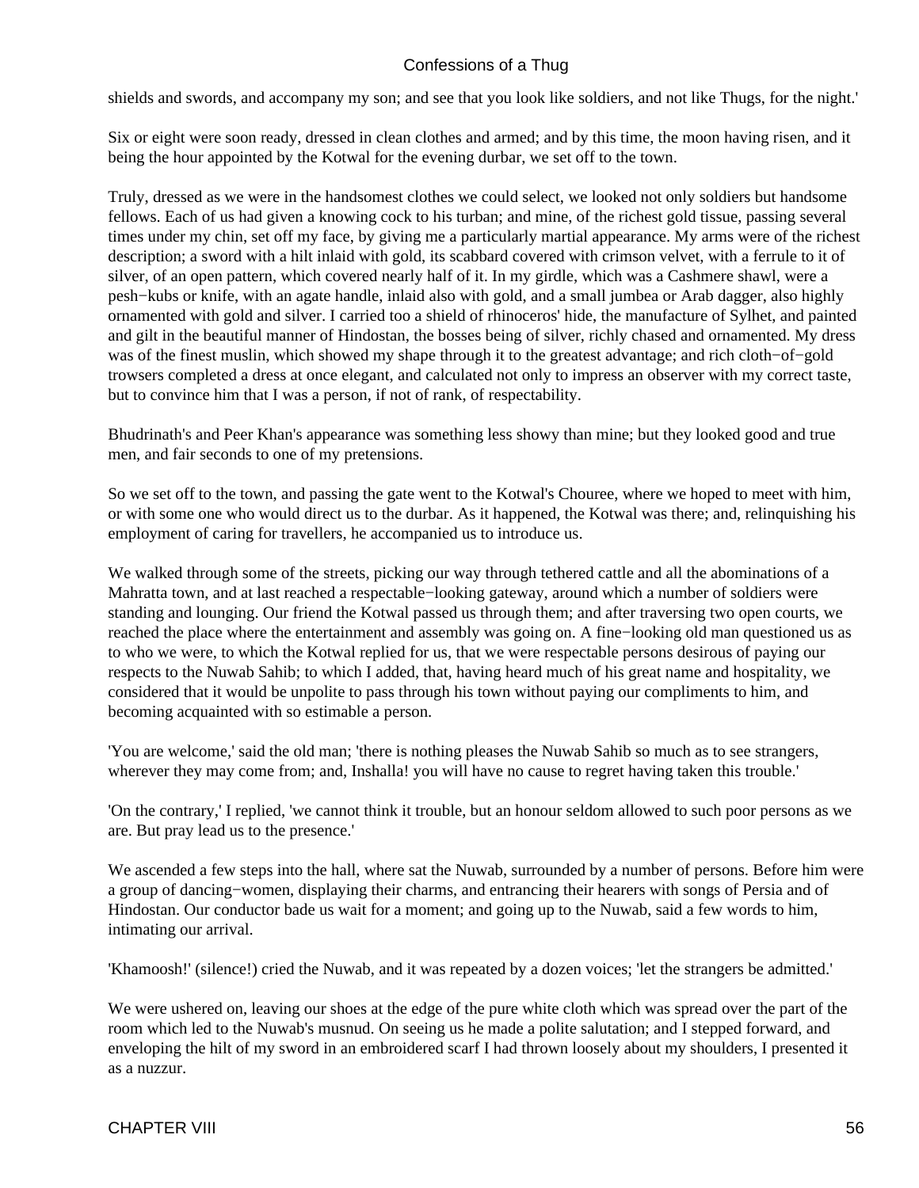shields and swords, and accompany my son; and see that you look like soldiers, and not like Thugs, for the night.'

Six or eight were soon ready, dressed in clean clothes and armed; and by this time, the moon having risen, and it being the hour appointed by the Kotwal for the evening durbar, we set off to the town.

Truly, dressed as we were in the handsomest clothes we could select, we looked not only soldiers but handsome fellows. Each of us had given a knowing cock to his turban; and mine, of the richest gold tissue, passing several times under my chin, set off my face, by giving me a particularly martial appearance. My arms were of the richest description; a sword with a hilt inlaid with gold, its scabbard covered with crimson velvet, with a ferrule to it of silver, of an open pattern, which covered nearly half of it. In my girdle, which was a Cashmere shawl, were a pesh−kubs or knife, with an agate handle, inlaid also with gold, and a small jumbea or Arab dagger, also highly ornamented with gold and silver. I carried too a shield of rhinoceros' hide, the manufacture of Sylhet, and painted and gilt in the beautiful manner of Hindostan, the bosses being of silver, richly chased and ornamented. My dress was of the finest muslin, which showed my shape through it to the greatest advantage; and rich cloth−of−gold trowsers completed a dress at once elegant, and calculated not only to impress an observer with my correct taste, but to convince him that I was a person, if not of rank, of respectability.

Bhudrinath's and Peer Khan's appearance was something less showy than mine; but they looked good and true men, and fair seconds to one of my pretensions.

So we set off to the town, and passing the gate went to the Kotwal's Chouree, where we hoped to meet with him, or with some one who would direct us to the durbar. As it happened, the Kotwal was there; and, relinquishing his employment of caring for travellers, he accompanied us to introduce us.

We walked through some of the streets, picking our way through tethered cattle and all the abominations of a Mahratta town, and at last reached a respectable−looking gateway, around which a number of soldiers were standing and lounging. Our friend the Kotwal passed us through them; and after traversing two open courts, we reached the place where the entertainment and assembly was going on. A fine−looking old man questioned us as to who we were, to which the Kotwal replied for us, that we were respectable persons desirous of paying our respects to the Nuwab Sahib; to which I added, that, having heard much of his great name and hospitality, we considered that it would be unpolite to pass through his town without paying our compliments to him, and becoming acquainted with so estimable a person.

'You are welcome,' said the old man; 'there is nothing pleases the Nuwab Sahib so much as to see strangers, wherever they may come from; and, Inshalla! you will have no cause to regret having taken this trouble.'

'On the contrary,' I replied, 'we cannot think it trouble, but an honour seldom allowed to such poor persons as we are. But pray lead us to the presence.'

We ascended a few steps into the hall, where sat the Nuwab, surrounded by a number of persons. Before him were a group of dancing−women, displaying their charms, and entrancing their hearers with songs of Persia and of Hindostan. Our conductor bade us wait for a moment; and going up to the Nuwab, said a few words to him, intimating our arrival.

'Khamoosh!' (silence!) cried the Nuwab, and it was repeated by a dozen voices; 'let the strangers be admitted.'

We were ushered on, leaving our shoes at the edge of the pure white cloth which was spread over the part of the room which led to the Nuwab's musnud. On seeing us he made a polite salutation; and I stepped forward, and enveloping the hilt of my sword in an embroidered scarf I had thrown loosely about my shoulders, I presented it as a nuzzur.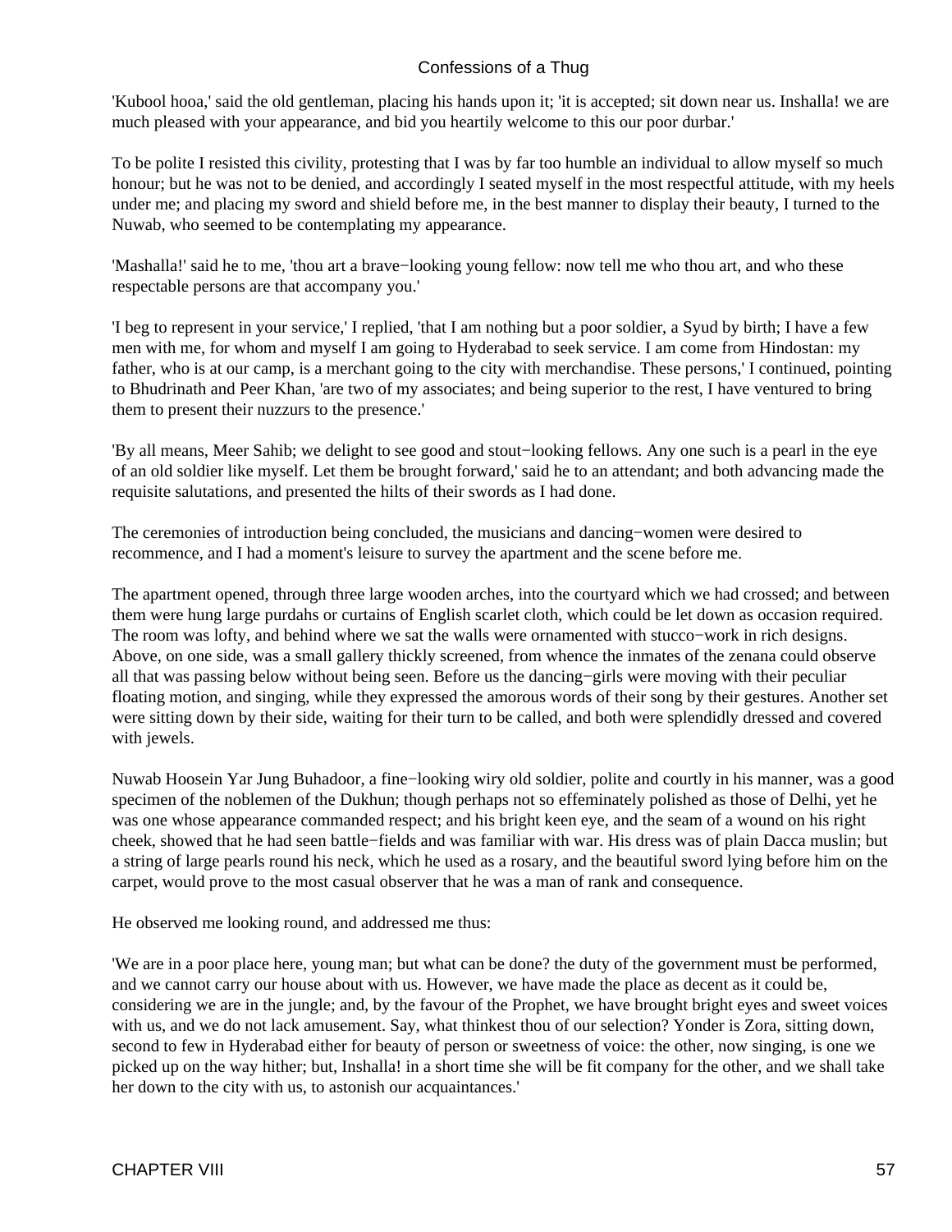'Kubool hooa,' said the old gentleman, placing his hands upon it; 'it is accepted; sit down near us. Inshalla! we are much pleased with your appearance, and bid you heartily welcome to this our poor durbar.'

To be polite I resisted this civility, protesting that I was by far too humble an individual to allow myself so much honour; but he was not to be denied, and accordingly I seated myself in the most respectful attitude, with my heels under me; and placing my sword and shield before me, in the best manner to display their beauty, I turned to the Nuwab, who seemed to be contemplating my appearance.

'Mashalla!' said he to me, 'thou art a brave−looking young fellow: now tell me who thou art, and who these respectable persons are that accompany you.'

'I beg to represent in your service,' I replied, 'that I am nothing but a poor soldier, a Syud by birth; I have a few men with me, for whom and myself I am going to Hyderabad to seek service. I am come from Hindostan: my father, who is at our camp, is a merchant going to the city with merchandise. These persons,' I continued, pointing to Bhudrinath and Peer Khan, 'are two of my associates; and being superior to the rest, I have ventured to bring them to present their nuzzurs to the presence.'

'By all means, Meer Sahib; we delight to see good and stout−looking fellows. Any one such is a pearl in the eye of an old soldier like myself. Let them be brought forward,' said he to an attendant; and both advancing made the requisite salutations, and presented the hilts of their swords as I had done.

The ceremonies of introduction being concluded, the musicians and dancing−women were desired to recommence, and I had a moment's leisure to survey the apartment and the scene before me.

The apartment opened, through three large wooden arches, into the courtyard which we had crossed; and between them were hung large purdahs or curtains of English scarlet cloth, which could be let down as occasion required. The room was lofty, and behind where we sat the walls were ornamented with stucco−work in rich designs. Above, on one side, was a small gallery thickly screened, from whence the inmates of the zenana could observe all that was passing below without being seen. Before us the dancing−girls were moving with their peculiar floating motion, and singing, while they expressed the amorous words of their song by their gestures. Another set were sitting down by their side, waiting for their turn to be called, and both were splendidly dressed and covered with jewels.

Nuwab Hoosein Yar Jung Buhadoor, a fine−looking wiry old soldier, polite and courtly in his manner, was a good specimen of the noblemen of the Dukhun; though perhaps not so effeminately polished as those of Delhi, yet he was one whose appearance commanded respect; and his bright keen eye, and the seam of a wound on his right cheek, showed that he had seen battle−fields and was familiar with war. His dress was of plain Dacca muslin; but a string of large pearls round his neck, which he used as a rosary, and the beautiful sword lying before him on the carpet, would prove to the most casual observer that he was a man of rank and consequence.

He observed me looking round, and addressed me thus:

'We are in a poor place here, young man; but what can be done? the duty of the government must be performed, and we cannot carry our house about with us. However, we have made the place as decent as it could be, considering we are in the jungle; and, by the favour of the Prophet, we have brought bright eyes and sweet voices with us, and we do not lack amusement. Say, what thinkest thou of our selection? Yonder is Zora, sitting down, second to few in Hyderabad either for beauty of person or sweetness of voice: the other, now singing, is one we picked up on the way hither; but, Inshalla! in a short time she will be fit company for the other, and we shall take her down to the city with us, to astonish our acquaintances.'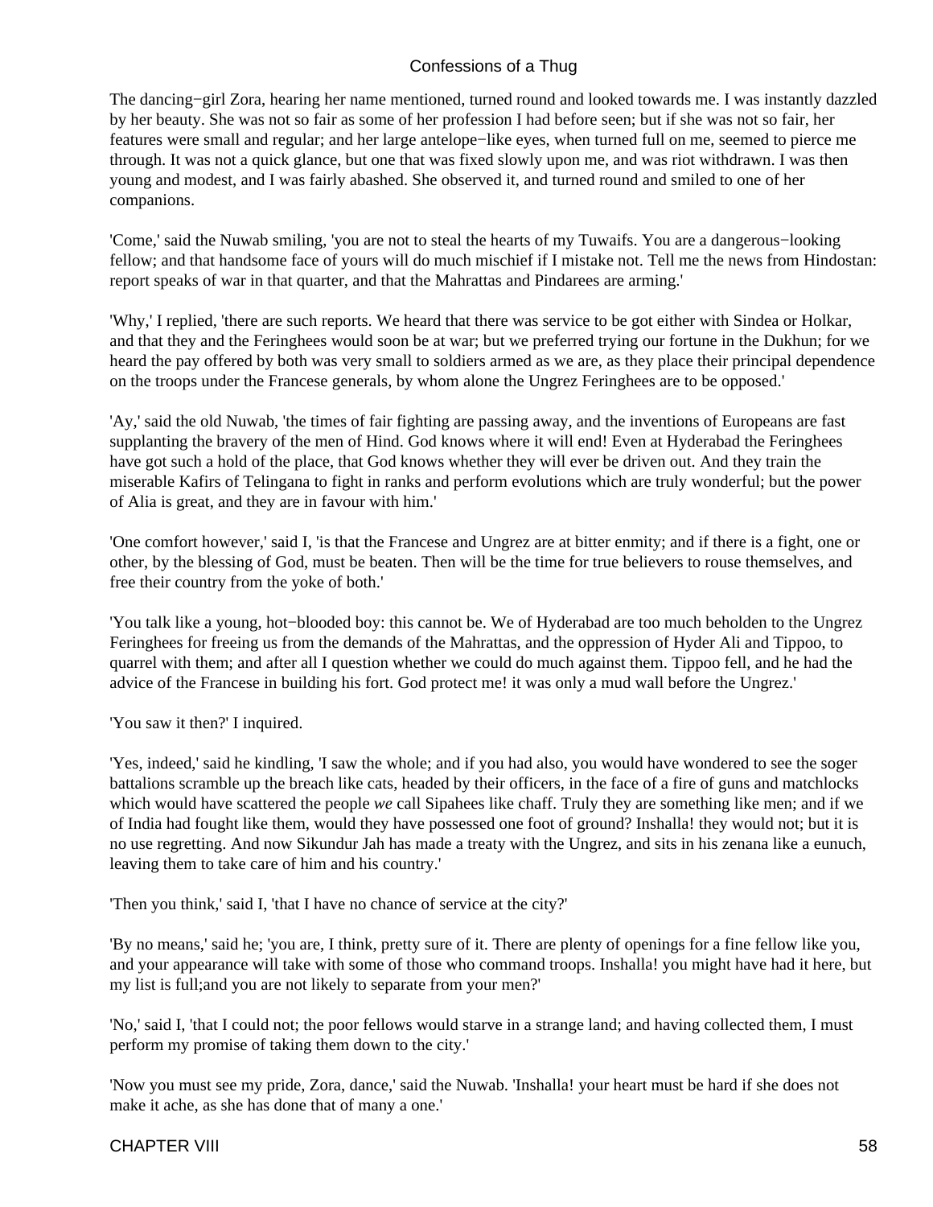The dancing−girl Zora, hearing her name mentioned, turned round and looked towards me. I was instantly dazzled by her beauty. She was not so fair as some of her profession I had before seen; but if she was not so fair, her features were small and regular; and her large antelope−like eyes, when turned full on me, seemed to pierce me through. It was not a quick glance, but one that was fixed slowly upon me, and was riot withdrawn. I was then young and modest, and I was fairly abashed. She observed it, and turned round and smiled to one of her companions.

'Come,' said the Nuwab smiling, 'you are not to steal the hearts of my Tuwaifs. You are a dangerous−looking fellow; and that handsome face of yours will do much mischief if I mistake not. Tell me the news from Hindostan: report speaks of war in that quarter, and that the Mahrattas and Pindarees are arming.'

'Why,' I replied, 'there are such reports. We heard that there was service to be got either with Sindea or Holkar, and that they and the Feringhees would soon be at war; but we preferred trying our fortune in the Dukhun; for we heard the pay offered by both was very small to soldiers armed as we are, as they place their principal dependence on the troops under the Francese generals, by whom alone the Ungrez Feringhees are to be opposed.'

'Ay,' said the old Nuwab, 'the times of fair fighting are passing away, and the inventions of Europeans are fast supplanting the bravery of the men of Hind. God knows where it will end! Even at Hyderabad the Feringhees have got such a hold of the place, that God knows whether they will ever be driven out. And they train the miserable Kafirs of Telingana to fight in ranks and perform evolutions which are truly wonderful; but the power of Alia is great, and they are in favour with him.'

'One comfort however,' said I, 'is that the Francese and Ungrez are at bitter enmity; and if there is a fight, one or other, by the blessing of God, must be beaten. Then will be the time for true believers to rouse themselves, and free their country from the yoke of both.'

'You talk like a young, hot−blooded boy: this cannot be. We of Hyderabad are too much beholden to the Ungrez Feringhees for freeing us from the demands of the Mahrattas, and the oppression of Hyder Ali and Tippoo, to quarrel with them; and after all I question whether we could do much against them. Tippoo fell, and he had the advice of the Francese in building his fort. God protect me! it was only a mud wall before the Ungrez.'

'You saw it then?' I inquired.

'Yes, indeed,' said he kindling, 'I saw the whole; and if you had also, you would have wondered to see the soger battalions scramble up the breach like cats, headed by their officers, in the face of a fire of guns and matchlocks which would have scattered the people *we* call Sipahees like chaff. Truly they are something like men; and if we of India had fought like them, would they have possessed one foot of ground? Inshalla! they would not; but it is no use regretting. And now Sikundur Jah has made a treaty with the Ungrez, and sits in his zenana like a eunuch, leaving them to take care of him and his country.'

'Then you think,' said I, 'that I have no chance of service at the city?'

'By no means,' said he; 'you are, I think, pretty sure of it. There are plenty of openings for a fine fellow like you, and your appearance will take with some of those who command troops. Inshalla! you might have had it here, but my list is full;and you are not likely to separate from your men?'

'No,' said I, 'that I could not; the poor fellows would starve in a strange land; and having collected them, I must perform my promise of taking them down to the city.'

'Now you must see my pride, Zora, dance,' said the Nuwab. 'Inshalla! your heart must be hard if she does not make it ache, as she has done that of many a one.'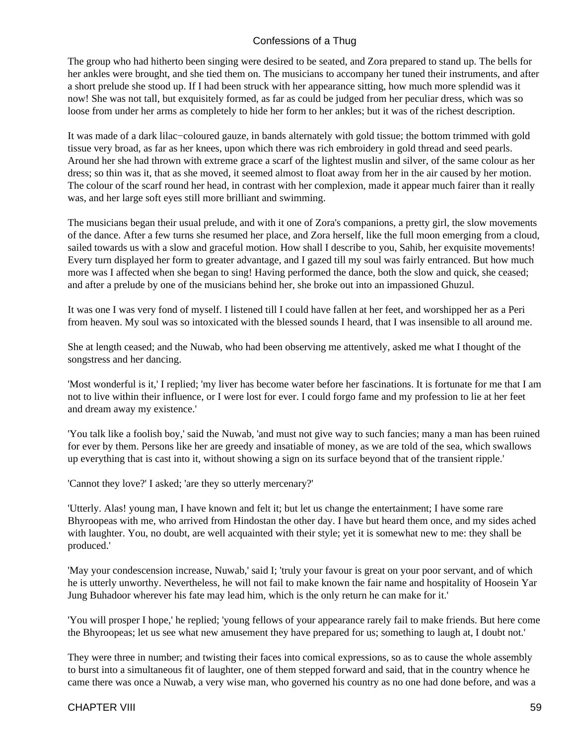The group who had hitherto been singing were desired to be seated, and Zora prepared to stand up. The bells for her ankles were brought, and she tied them on. The musicians to accompany her tuned their instruments, and after a short prelude she stood up. If I had been struck with her appearance sitting, how much more splendid was it now! She was not tall, but exquisitely formed, as far as could be judged from her peculiar dress, which was so loose from under her arms as completely to hide her form to her ankles; but it was of the richest description.

It was made of a dark lilac−coloured gauze, in bands alternately with gold tissue; the bottom trimmed with gold tissue very broad, as far as her knees, upon which there was rich embroidery in gold thread and seed pearls. Around her she had thrown with extreme grace a scarf of the lightest muslin and silver, of the same colour as her dress; so thin was it, that as she moved, it seemed almost to float away from her in the air caused by her motion. The colour of the scarf round her head, in contrast with her complexion, made it appear much fairer than it really was, and her large soft eyes still more brilliant and swimming.

The musicians began their usual prelude, and with it one of Zora's companions, a pretty girl, the slow movements of the dance. After a few turns she resumed her place, and Zora herself, like the full moon emerging from a cloud, sailed towards us with a slow and graceful motion. How shall I describe to you, Sahib, her exquisite movements! Every turn displayed her form to greater advantage, and I gazed till my soul was fairly entranced. But how much more was I affected when she began to sing! Having performed the dance, both the slow and quick, she ceased; and after a prelude by one of the musicians behind her, she broke out into an impassioned Ghuzul.

It was one I was very fond of myself. I listened till I could have fallen at her feet, and worshipped her as a Peri from heaven. My soul was so intoxicated with the blessed sounds I heard, that I was insensible to all around me.

She at length ceased; and the Nuwab, who had been observing me attentively, asked me what I thought of the songstress and her dancing.

'Most wonderful is it,' I replied; 'my liver has become water before her fascinations. It is fortunate for me that I am not to live within their influence, or I were lost for ever. I could forgo fame and my profession to lie at her feet and dream away my existence.'

'You talk like a foolish boy,' said the Nuwab, 'and must not give way to such fancies; many a man has been ruined for ever by them. Persons like her are greedy and insatiable of money, as we are told of the sea, which swallows up everything that is cast into it, without showing a sign on its surface beyond that of the transient ripple.'

'Cannot they love?' I asked; 'are they so utterly mercenary?'

'Utterly. Alas! young man, I have known and felt it; but let us change the entertainment; I have some rare Bhyroopeas with me, who arrived from Hindostan the other day. I have but heard them once, and my sides ached with laughter. You, no doubt, are well acquainted with their style; yet it is somewhat new to me: they shall be produced.'

'May your condescension increase, Nuwab,' said I; 'truly your favour is great on your poor servant, and of which he is utterly unworthy. Nevertheless, he will not fail to make known the fair name and hospitality of Hoosein Yar Jung Buhadoor wherever his fate may lead him, which is the only return he can make for it.'

'You will prosper I hope,' he replied; 'young fellows of your appearance rarely fail to make friends. But here come the Bhyroopeas; let us see what new amusement they have prepared for us; something to laugh at, I doubt not.'

They were three in number; and twisting their faces into comical expressions, so as to cause the whole assembly to burst into a simultaneous fit of laughter, one of them stepped forward and said, that in the country whence he came there was once a Nuwab, a very wise man, who governed his country as no one had done before, and was a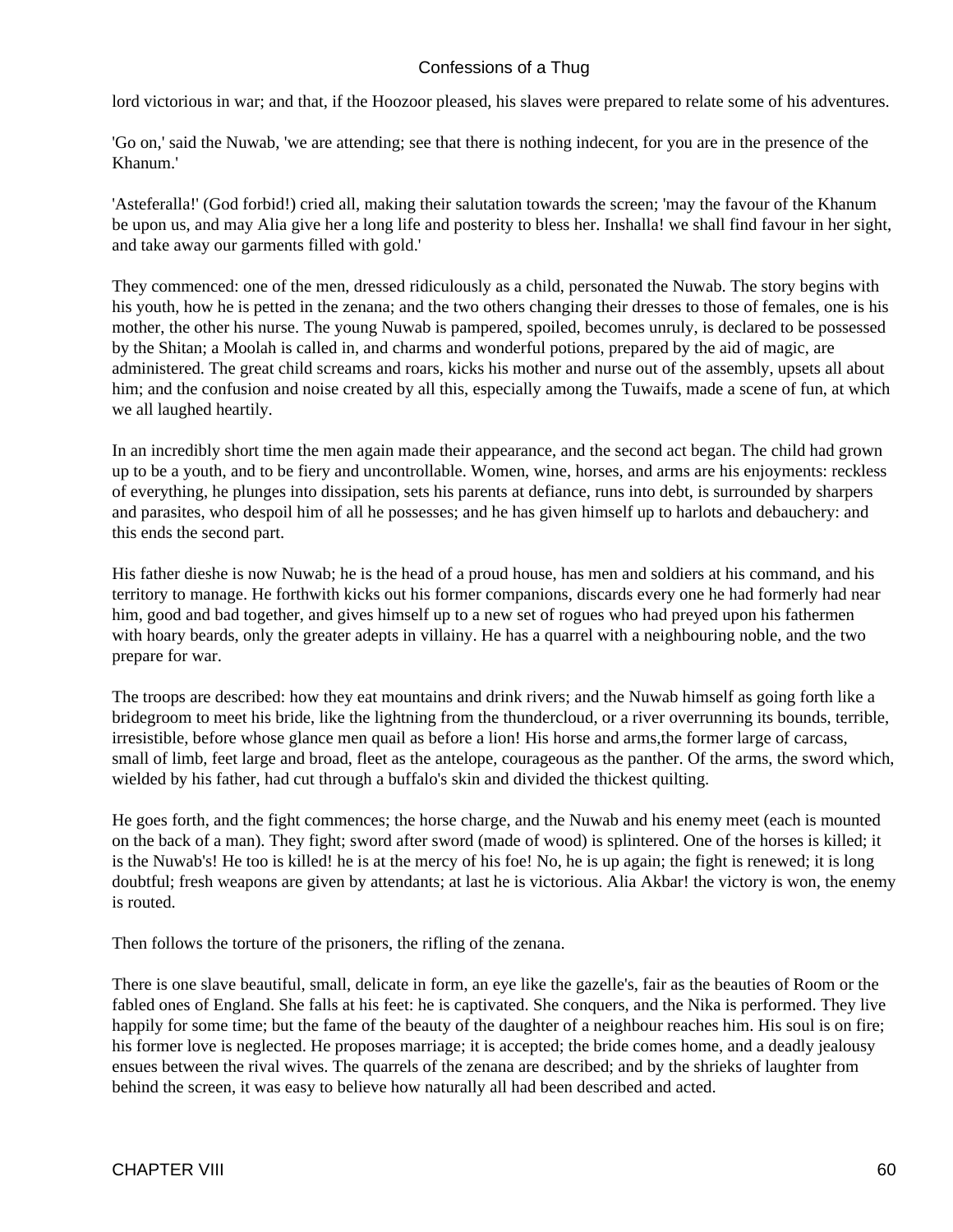lord victorious in war; and that, if the Hoozoor pleased, his slaves were prepared to relate some of his adventures.

'Go on,' said the Nuwab, 'we are attending; see that there is nothing indecent, for you are in the presence of the Khanum.'

'Asteferalla!' (God forbid!) cried all, making their salutation towards the screen; 'may the favour of the Khanum be upon us, and may Alia give her a long life and posterity to bless her. Inshalla! we shall find favour in her sight, and take away our garments filled with gold.'

They commenced: one of the men, dressed ridiculously as a child, personated the Nuwab. The story begins with his youth, how he is petted in the zenana; and the two others changing their dresses to those of females, one is his mother, the other his nurse. The young Nuwab is pampered, spoiled, becomes unruly, is declared to be possessed by the Shitan; a Moolah is called in, and charms and wonderful potions, prepared by the aid of magic, are administered. The great child screams and roars, kicks his mother and nurse out of the assembly, upsets all about him; and the confusion and noise created by all this, especially among the Tuwaifs, made a scene of fun, at which we all laughed heartily.

In an incredibly short time the men again made their appearance, and the second act began. The child had grown up to be a youth, and to be fiery and uncontrollable. Women, wine, horses, and arms are his enjoyments: reckless of everything, he plunges into dissipation, sets his parents at defiance, runs into debt, is surrounded by sharpers and parasites, who despoil him of all he possesses; and he has given himself up to harlots and debauchery: and this ends the second part.

His father dieshe is now Nuwab; he is the head of a proud house, has men and soldiers at his command, and his territory to manage. He forthwith kicks out his former companions, discards every one he had formerly had near him, good and bad together, and gives himself up to a new set of rogues who had preyed upon his fathermen with hoary beards, only the greater adepts in villainy. He has a quarrel with a neighbouring noble, and the two prepare for war.

The troops are described: how they eat mountains and drink rivers; and the Nuwab himself as going forth like a bridegroom to meet his bride, like the lightning from the thundercloud, or a river overrunning its bounds, terrible, irresistible, before whose glance men quail as before a lion! His horse and arms,the former large of carcass, small of limb, feet large and broad, fleet as the antelope, courageous as the panther. Of the arms, the sword which, wielded by his father, had cut through a buffalo's skin and divided the thickest quilting.

He goes forth, and the fight commences; the horse charge, and the Nuwab and his enemy meet (each is mounted on the back of a man). They fight; sword after sword (made of wood) is splintered. One of the horses is killed; it is the Nuwab's! He too is killed! he is at the mercy of his foe! No, he is up again; the fight is renewed; it is long doubtful; fresh weapons are given by attendants; at last he is victorious. Alia Akbar! the victory is won, the enemy is routed.

Then follows the torture of the prisoners, the rifling of the zenana.

There is one slave beautiful, small, delicate in form, an eye like the gazelle's, fair as the beauties of Room or the fabled ones of England. She falls at his feet: he is captivated. She conquers, and the Nika is performed. They live happily for some time; but the fame of the beauty of the daughter of a neighbour reaches him. His soul is on fire; his former love is neglected. He proposes marriage; it is accepted; the bride comes home, and a deadly jealousy ensues between the rival wives. The quarrels of the zenana are described; and by the shrieks of laughter from behind the screen, it was easy to believe how naturally all had been described and acted.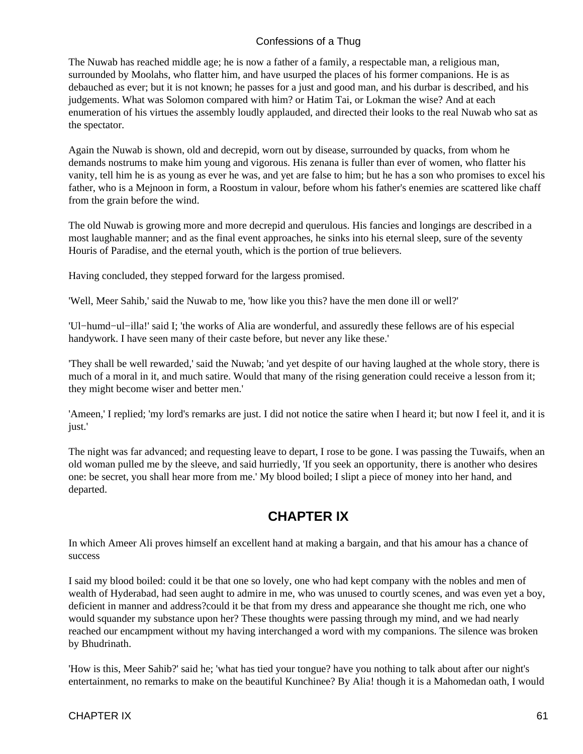The Nuwab has reached middle age; he is now a father of a family, a respectable man, a religious man, surrounded by Moolahs, who flatter him, and have usurped the places of his former companions. He is as debauched as ever; but it is not known; he passes for a just and good man, and his durbar is described, and his judgements. What was Solomon compared with him? or Hatim Tai, or Lokman the wise? And at each enumeration of his virtues the assembly loudly applauded, and directed their looks to the real Nuwab who sat as the spectator.

Again the Nuwab is shown, old and decrepid, worn out by disease, surrounded by quacks, from whom he demands nostrums to make him young and vigorous. His zenana is fuller than ever of women, who flatter his vanity, tell him he is as young as ever he was, and yet are false to him; but he has a son who promises to excel his father, who is a Mejnoon in form, a Roostum in valour, before whom his father's enemies are scattered like chaff from the grain before the wind.

The old Nuwab is growing more and more decrepid and querulous. His fancies and longings are described in a most laughable manner; and as the final event approaches, he sinks into his eternal sleep, sure of the seventy Houris of Paradise, and the eternal youth, which is the portion of true believers.

Having concluded, they stepped forward for the largess promised.

'Well, Meer Sahib,' said the Nuwab to me, 'how like you this? have the men done ill or well?'

'Ul−humd−ul−illa!' said I; 'the works of Alia are wonderful, and assuredly these fellows are of his especial handywork. I have seen many of their caste before, but never any like these.'

'They shall be well rewarded,' said the Nuwab; 'and yet despite of our having laughed at the whole story, there is much of a moral in it, and much satire. Would that many of the rising generation could receive a lesson from it; they might become wiser and better men.'

'Ameen,' I replied; 'my lord's remarks are just. I did not notice the satire when I heard it; but now I feel it, and it is just.'

The night was far advanced; and requesting leave to depart, I rose to be gone. I was passing the Tuwaifs, when an old woman pulled me by the sleeve, and said hurriedly, 'If you seek an opportunity, there is another who desires one: be secret, you shall hear more from me.' My blood boiled; I slipt a piece of money into her hand, and departed.

## CHAPTER IX

In which Ameer Ali proves himself an excellent hand at making a bargain, and that his amour has a chance of success

I said my blood boiled: could it be that one so lovely, one who had kept company with the nobles and men of wealth of Hyderabad, had seen aught to admire in me, who was unused to courtly scenes, and was even yet a boy, deficient in manner and address?could it be that from my dress and appearance she thought me rich, one who would squander my substance upon her? These thoughts were passing through my mind, and we had nearly reached our encampment without my having interchanged a word with my companions. The silence was broken by Bhudrinath.

'How is this, Meer Sahib?' said he; 'what has tied your tongue? have you nothing to talk about after our night's entertainment, no remarks to make on the beautiful Kunchinee? By Alia! though it is a Mahomedan oath, I would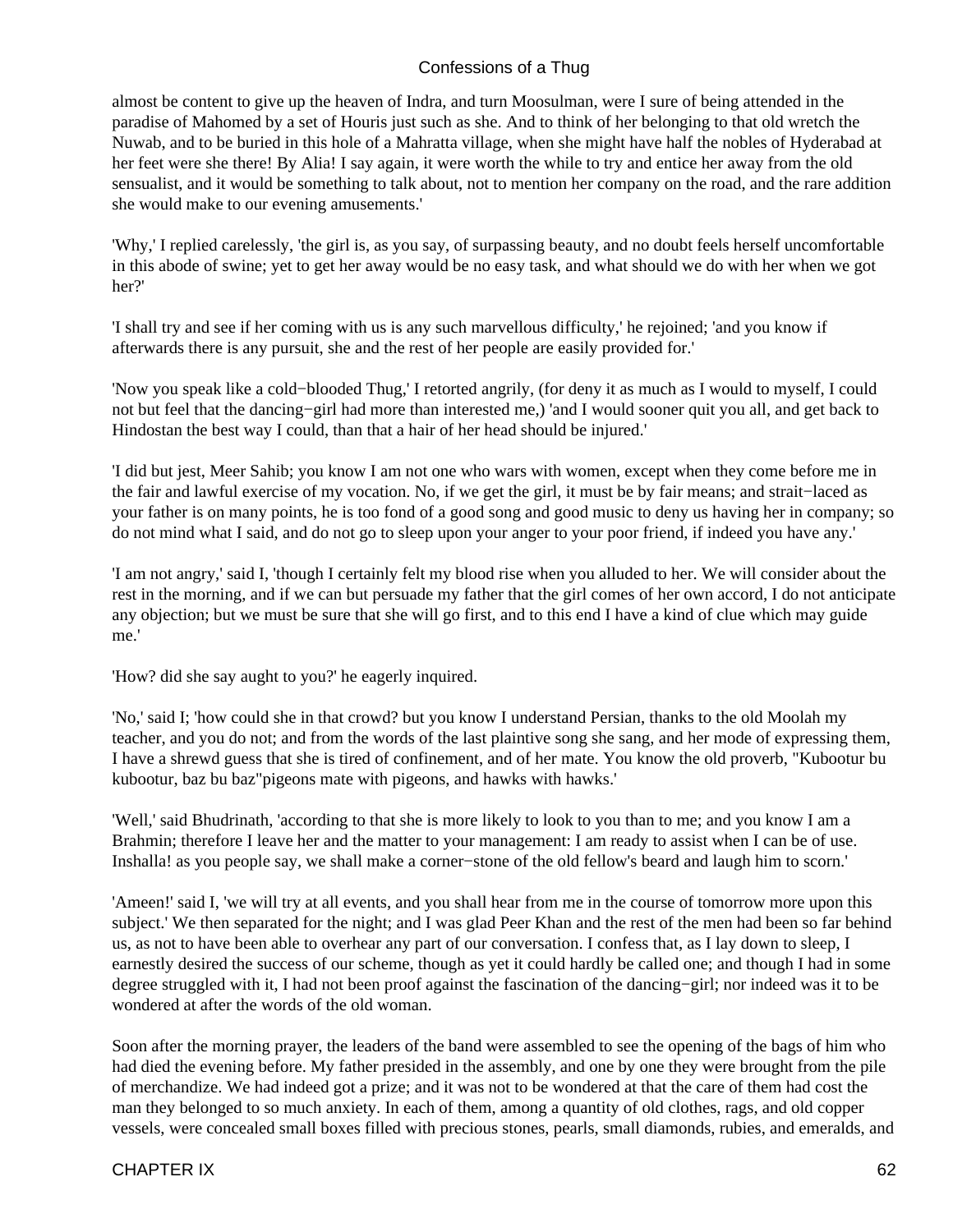almost be content to give up the heaven of Indra, and turn Moosulman, were I sure of being attended in the paradise of Mahomed by a set of Houris just such as she. And to think of her belonging to that old wretch the Nuwab, and to be buried in this hole of a Mahratta village, when she might have half the nobles of Hyderabad at her feet were she there! By Alia! I say again, it were worth the while to try and entice her away from the old sensualist, and it would be something to talk about, not to mention her company on the road, and the rare addition she would make to our evening amusements.'

'Why,' I replied carelessly, 'the girl is, as you say, of surpassing beauty, and no doubt feels herself uncomfortable in this abode of swine; yet to get her away would be no easy task, and what should we do with her when we got her?'

'I shall try and see if her coming with us is any such marvellous difficulty,' he rejoined; 'and you know if afterwards there is any pursuit, she and the rest of her people are easily provided for.'

'Now you speak like a cold−blooded Thug,' I retorted angrily, (for deny it as much as I would to myself, I could not but feel that the dancing−girl had more than interested me,) 'and I would sooner quit you all, and get back to Hindostan the best way I could, than that a hair of her head should be injured.'

'I did but jest, Meer Sahib; you know I am not one who wars with women, except when they come before me in the fair and lawful exercise of my vocation. No, if we get the girl, it must be by fair means; and strait−laced as your father is on many points, he is too fond of a good song and good music to deny us having her in company; so do not mind what I said, and do not go to sleep upon your anger to your poor friend, if indeed you have any.'

'I am not angry,' said I, 'though I certainly felt my blood rise when you alluded to her. We will consider about the rest in the morning, and if we can but persuade my father that the girl comes of her own accord, I do not anticipate any objection; but we must be sure that she will go first, and to this end I have a kind of clue which may guide me.'

'How? did she say aught to you?' he eagerly inquired.

'No,' said I; 'how could she in that crowd? but you know I understand Persian, thanks to the old Moolah my teacher, and you do not; and from the words of the last plaintive song she sang, and her mode of expressing them, I have a shrewd guess that she is tired of confinement, and of her mate. You know the old proverb, "Kubootur bu kubootur, baz bu baz"pigeons mate with pigeons, and hawks with hawks.'

'Well,' said Bhudrinath, 'according to that she is more likely to look to you than to me; and you know I am a Brahmin; therefore I leave her and the matter to your management: I am ready to assist when I can be of use. Inshalla! as you people say, we shall make a corner−stone of the old fellow's beard and laugh him to scorn.'

'Ameen!' said I, 'we will try at all events, and you shall hear from me in the course of tomorrow more upon this subject.' We then separated for the night; and I was glad Peer Khan and the rest of the men had been so far behind us, as not to have been able to overhear any part of our conversation. I confess that, as I lay down to sleep, I earnestly desired the success of our scheme, though as yet it could hardly be called one; and though I had in some degree struggled with it, I had not been proof against the fascination of the dancing−girl; nor indeed was it to be wondered at after the words of the old woman.

Soon after the morning prayer, the leaders of the band were assembled to see the opening of the bags of him who had died the evening before. My father presided in the assembly, and one by one they were brought from the pile of merchandize. We had indeed got a prize; and it was not to be wondered at that the care of them had cost the man they belonged to so much anxiety. In each of them, among a quantity of old clothes, rags, and old copper vessels, were concealed small boxes filled with precious stones, pearls, small diamonds, rubies, and emeralds, and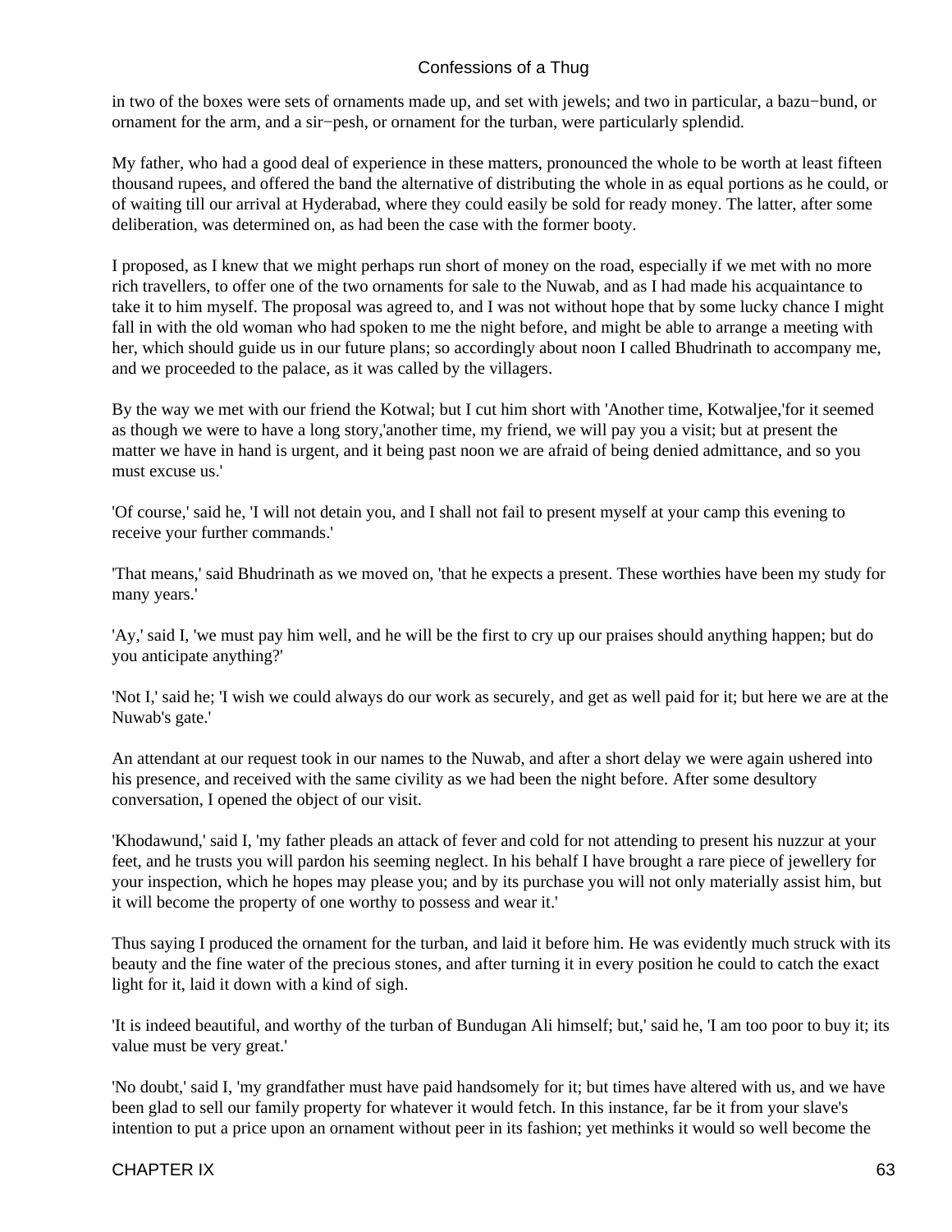in two of the boxes were sets of ornaments made up, and set with jewels; and two in particular, a bazu−bund, or ornament for the arm, and a sir−pesh, or ornament for the turban, were particularly splendid.

My father, who had a good deal of experience in these matters, pronounced the whole to be worth at least fifteen thousand rupees, and offered the band the alternative of distributing the whole in as equal portions as he could, or of waiting till our arrival at Hyderabad, where they could easily be sold for ready money. The latter, after some deliberation, was determined on, as had been the case with the former booty.

I proposed, as I knew that we might perhaps run short of money on the road, especially if we met with no more rich travellers, to offer one of the two ornaments for sale to the Nuwab, and as I had made his acquaintance to take it to him myself. The proposal was agreed to, and I was not without hope that by some lucky chance I might fall in with the old woman who had spoken to me the night before, and might be able to arrange a meeting with her, which should guide us in our future plans; so accordingly about noon I called Bhudrinath to accompany me, and we proceeded to the palace, as it was called by the villagers.

By the way we met with our friend the Kotwal; but I cut him short with 'Another time, Kotwaljee,'for it seemed as though we were to have a long story,'another time, my friend, we will pay you a visit; but at present the matter we have in hand is urgent, and it being past noon we are afraid of being denied admittance, and so you must excuse us.'

'Of course,' said he, 'I will not detain you, and I shall not fail to present myself at your camp this evening to receive your further commands.'

'That means,' said Bhudrinath as we moved on, 'that he expects a present. These worthies have been my study for many years.'

'Ay,' said I, 'we must pay him well, and he will be the first to cry up our praises should anything happen; but do you anticipate anything?'

'Not I,' said he; 'I wish we could always do our work as securely, and get as well paid for it; but here we are at the Nuwab's gate.'

An attendant at our request took in our names to the Nuwab, and after a short delay we were again ushered into his presence, and received with the same civility as we had been the night before. After some desultory conversation, I opened the object of our visit.

'Khodawund,' said I, 'my father pleads an attack of fever and cold for not attending to present his nuzzur at your feet, and he trusts you will pardon his seeming neglect. In his behalf I have brought a rare piece of jewellery for your inspection, which he hopes may please you; and by its purchase you will not only materially assist him, but it will become the property of one worthy to possess and wear it.'

Thus saying I produced the ornament for the turban, and laid it before him. He was evidently much struck with its beauty and the fine water of the precious stones, and after turning it in every position he could to catch the exact light for it, laid it down with a kind of sigh.

'It is indeed beautiful, and worthy of the turban of Bundugan Ali himself; but,' said he, 'I am too poor to buy it; its value must be very great.'

'No doubt,' said I, 'my grandfather must have paid handsomely for it; but times have altered with us, and we have been glad to sell our family property for whatever it would fetch. In this instance, far be it from your slave's intention to put a price upon an ornament without peer in its fashion; yet methinks it would so well become the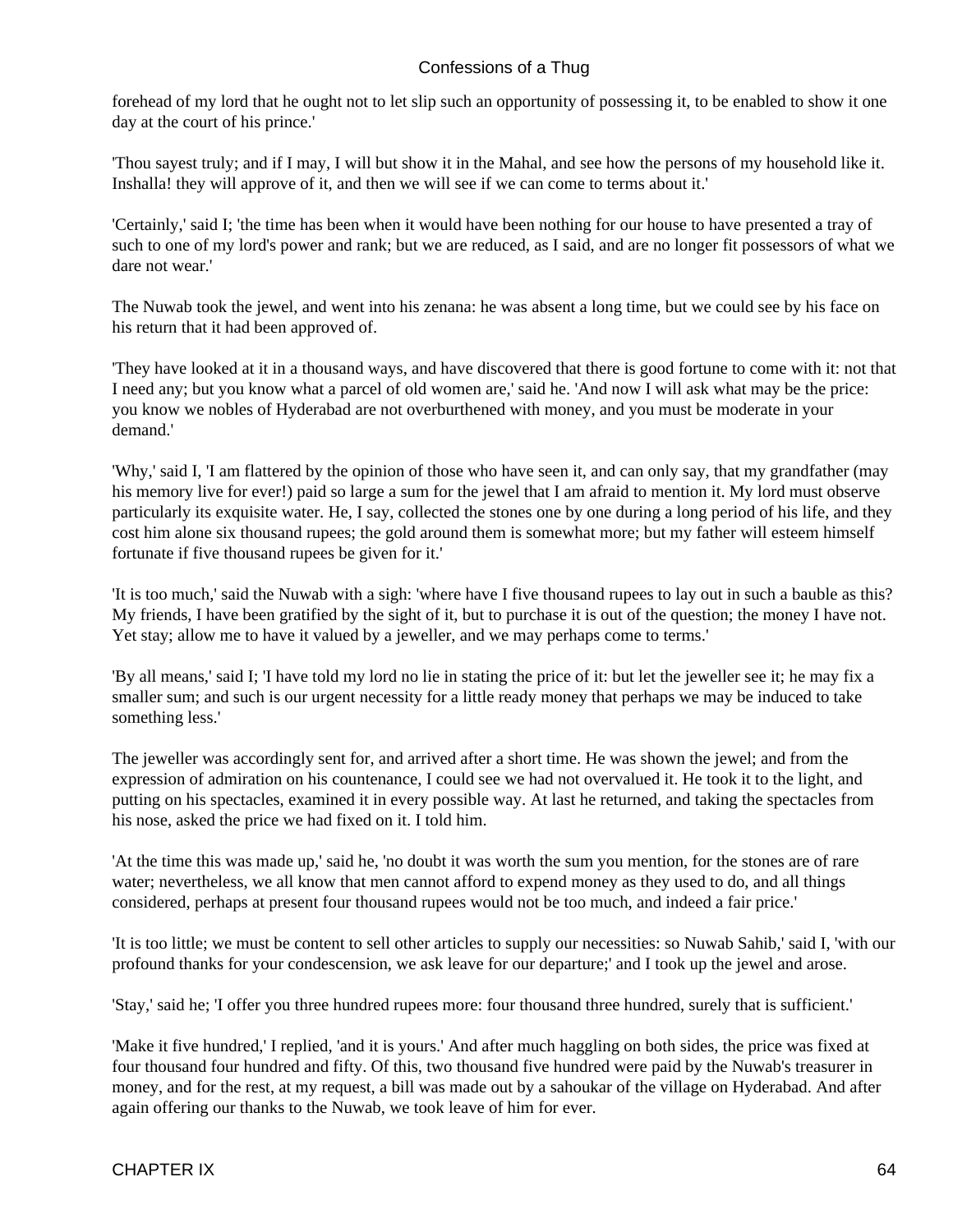forehead of my lord that he ought not to let slip such an opportunity of possessing it, to be enabled to show it one day at the court of his prince.'

'Thou sayest truly; and if I may, I will but show it in the Mahal, and see how the persons of my household like it. Inshalla! they will approve of it, and then we will see if we can come to terms about it.'

'Certainly,' said I; 'the time has been when it would have been nothing for our house to have presented a tray of such to one of my lord's power and rank; but we are reduced, as I said, and are no longer fit possessors of what we dare not wear.'

The Nuwab took the jewel, and went into his zenana: he was absent a long time, but we could see by his face on his return that it had been approved of.

'They have looked at it in a thousand ways, and have discovered that there is good fortune to come with it: not that I need any; but you know what a parcel of old women are,' said he. 'And now I will ask what may be the price: you know we nobles of Hyderabad are not overburthened with money, and you must be moderate in your demand.'

'Why,' said I, 'I am flattered by the opinion of those who have seen it, and can only say, that my grandfather (may his memory live for ever!) paid so large a sum for the jewel that I am afraid to mention it. My lord must observe particularly its exquisite water. He, I say, collected the stones one by one during a long period of his life, and they cost him alone six thousand rupees; the gold around them is somewhat more; but my father will esteem himself fortunate if five thousand rupees be given for it.'

'It is too much,' said the Nuwab with a sigh: 'where have I five thousand rupees to lay out in such a bauble as this? My friends, I have been gratified by the sight of it, but to purchase it is out of the question; the money I have not. Yet stay; allow me to have it valued by a jeweller, and we may perhaps come to terms.'

'By all means,' said I; 'I have told my lord no lie in stating the price of it: but let the jeweller see it; he may fix a smaller sum; and such is our urgent necessity for a little ready money that perhaps we may be induced to take something less.'

The jeweller was accordingly sent for, and arrived after a short time. He was shown the jewel; and from the expression of admiration on his countenance, I could see we had not overvalued it. He took it to the light, and putting on his spectacles, examined it in every possible way. At last he returned, and taking the spectacles from his nose, asked the price we had fixed on it. I told him.

'At the time this was made up,' said he, 'no doubt it was worth the sum you mention, for the stones are of rare water; nevertheless, we all know that men cannot afford to expend money as they used to do, and all things considered, perhaps at present four thousand rupees would not be too much, and indeed a fair price.'

'It is too little; we must be content to sell other articles to supply our necessities: so Nuwab Sahib,' said I, 'with our profound thanks for your condescension, we ask leave for our departure;' and I took up the jewel and arose.

'Stay,' said he; 'I offer you three hundred rupees more: four thousand three hundred, surely that is sufficient.'

'Make it five hundred,' I replied, 'and it is yours.' And after much haggling on both sides, the price was fixed at four thousand four hundred and fifty. Of this, two thousand five hundred were paid by the Nuwab's treasurer in money, and for the rest, at my request, a bill was made out by a sahoukar of the village on Hyderabad. And after again offering our thanks to the Nuwab, we took leave of him for ever.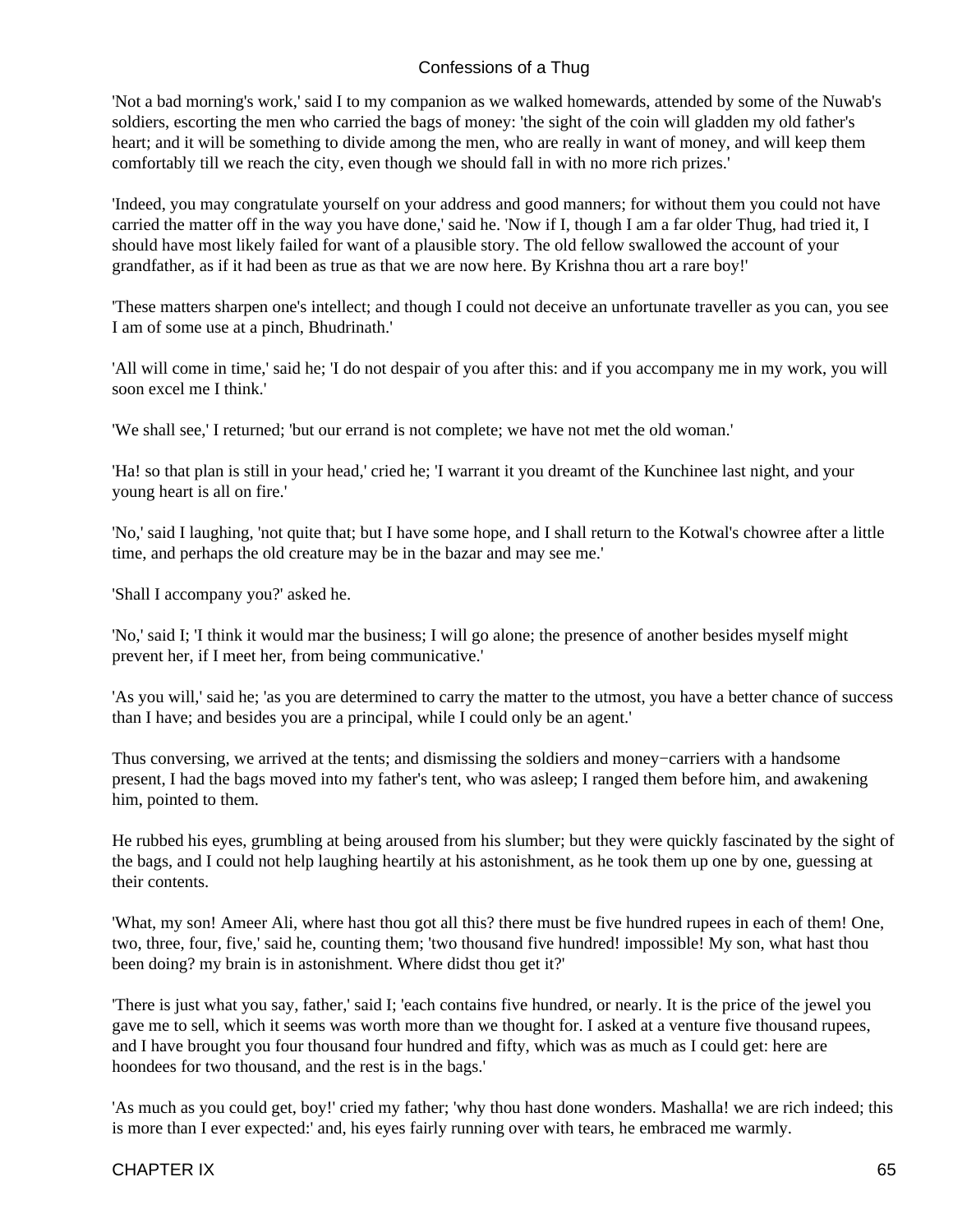'Not a bad morning's work,' said I to my companion as we walked homewards, attended by some of the Nuwab's soldiers, escorting the men who carried the bags of money: 'the sight of the coin will gladden my old father's heart; and it will be something to divide among the men, who are really in want of money, and will keep them comfortably till we reach the city, even though we should fall in with no more rich prizes.'

'Indeed, you may congratulate yourself on your address and good manners; for without them you could not have carried the matter off in the way you have done,' said he. 'Now if I, though I am a far older Thug, had tried it, I should have most likely failed for want of a plausible story. The old fellow swallowed the account of your grandfather, as if it had been as true as that we are now here. By Krishna thou art a rare boy!'

'These matters sharpen one's intellect; and though I could not deceive an unfortunate traveller as you can, you see I am of some use at a pinch, Bhudrinath.'

'All will come in time,' said he; 'I do not despair of you after this: and if you accompany me in my work, you will soon excel me I think.'

'We shall see,' I returned; 'but our errand is not complete; we have not met the old woman.'

'Ha! so that plan is still in your head,' cried he; 'I warrant it you dreamt of the Kunchinee last night, and your young heart is all on fire.'

'No,' said I laughing, 'not quite that; but I have some hope, and I shall return to the Kotwal's chowree after a little time, and perhaps the old creature may be in the bazar and may see me.'

'Shall I accompany you?' asked he.

'No,' said I; 'I think it would mar the business; I will go alone; the presence of another besides myself might prevent her, if I meet her, from being communicative.'

'As you will,' said he; 'as you are determined to carry the matter to the utmost, you have a better chance of success than I have; and besides you are a principal, while I could only be an agent.'

Thus conversing, we arrived at the tents; and dismissing the soldiers and money−carriers with a handsome present, I had the bags moved into my father's tent, who was asleep; I ranged them before him, and awakening him, pointed to them.

He rubbed his eyes, grumbling at being aroused from his slumber; but they were quickly fascinated by the sight of the bags, and I could not help laughing heartily at his astonishment, as he took them up one by one, guessing at their contents.

'What, my son! Ameer Ali, where hast thou got all this? there must be five hundred rupees in each of them! One, two, three, four, five,' said he, counting them; 'two thousand five hundred! impossible! My son, what hast thou been doing? my brain is in astonishment. Where didst thou get it?'

'There is just what you say, father,' said I; 'each contains five hundred, or nearly. It is the price of the jewel you gave me to sell, which it seems was worth more than we thought for. I asked at a venture five thousand rupees, and I have brought you four thousand four hundred and fifty, which was as much as I could get: here are hoondees for two thousand, and the rest is in the bags.'

'As much as you could get, boy!' cried my father; 'why thou hast done wonders. Mashalla! we are rich indeed; this is more than I ever expected:' and, his eyes fairly running over with tears, he embraced me warmly.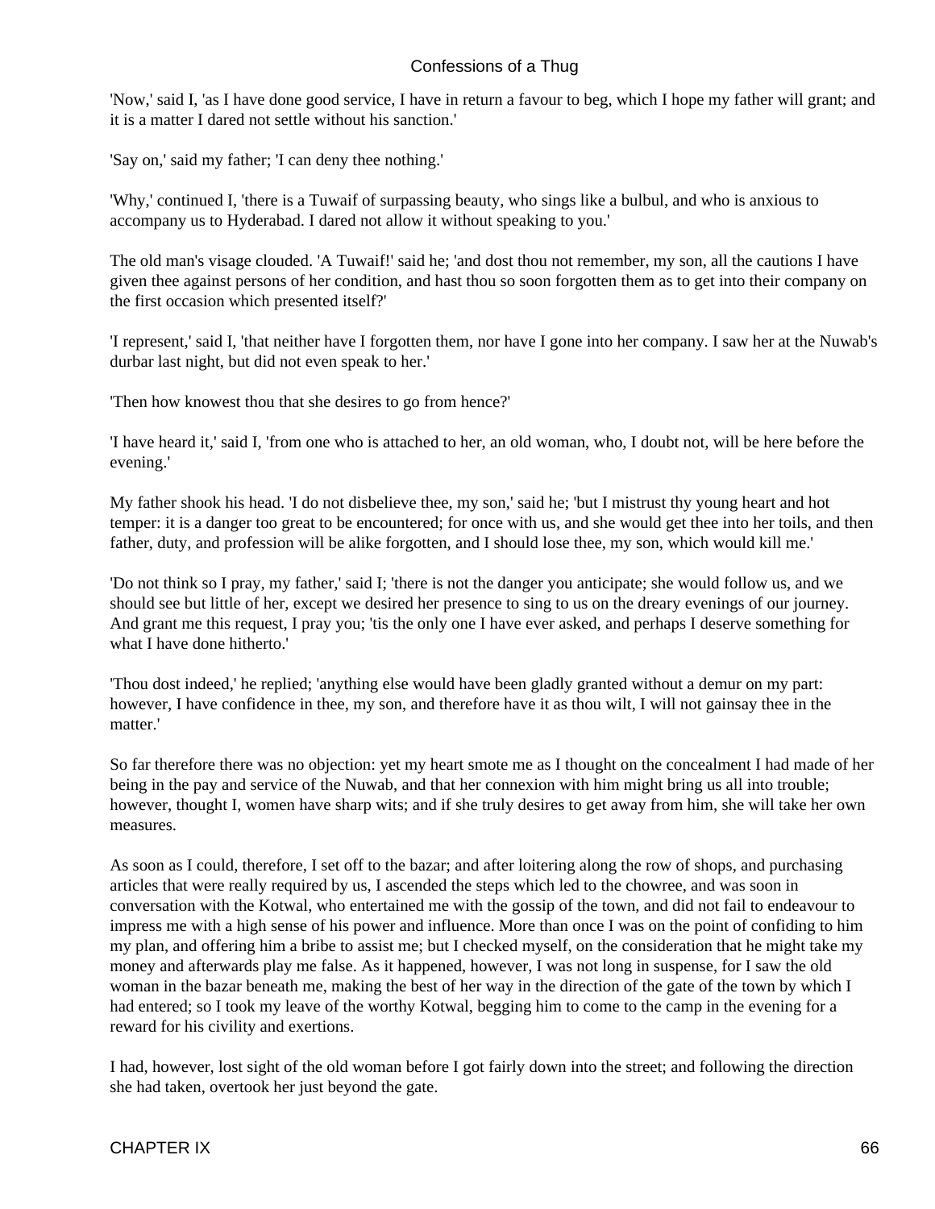'Now,' said I, 'as I have done good service, I have in return a favour to beg, which I hope my father will grant; and it is a matter I dared not settle without his sanction.'

'Say on,' said my father; 'I can deny thee nothing.'

'Why,' continued I, 'there is a Tuwaif of surpassing beauty, who sings like a bulbul, and who is anxious to accompany us to Hyderabad. I dared not allow it without speaking to you.'

The old man's visage clouded. 'A Tuwaif!' said he; 'and dost thou not remember, my son, all the cautions I have given thee against persons of her condition, and hast thou so soon forgotten them as to get into their company on the first occasion which presented itself?'

'I represent,' said I, 'that neither have I forgotten them, nor have I gone into her company. I saw her at the Nuwab's durbar last night, but did not even speak to her.'

'Then how knowest thou that she desires to go from hence?'

'I have heard it,' said I, 'from one who is attached to her, an old woman, who, I doubt not, will be here before the evening.'

My father shook his head. 'I do not disbelieve thee, my son,' said he; 'but I mistrust thy young heart and hot temper: it is a danger too great to be encountered; for once with us, and she would get thee into her toils, and then father, duty, and profession will be alike forgotten, and I should lose thee, my son, which would kill me.'

'Do not think so I pray, my father,' said I; 'there is not the danger you anticipate; she would follow us, and we should see but little of her, except we desired her presence to sing to us on the dreary evenings of our journey. And grant me this request, I pray you; 'tis the only one I have ever asked, and perhaps I deserve something for what I have done hitherto.'

'Thou dost indeed,' he replied; 'anything else would have been gladly granted without a demur on my part: however, I have confidence in thee, my son, and therefore have it as thou wilt, I will not gainsay thee in the matter.'

So far therefore there was no objection: yet my heart smote me as I thought on the concealment I had made of her being in the pay and service of the Nuwab, and that her connexion with him might bring us all into trouble; however, thought I, women have sharp wits; and if she truly desires to get away from him, she will take her own measures.

As soon as I could, therefore, I set off to the bazar; and after loitering along the row of shops, and purchasing articles that were really required by us, I ascended the steps which led to the chowree, and was soon in conversation with the Kotwal, who entertained me with the gossip of the town, and did not fail to endeavour to impress me with a high sense of his power and influence. More than once I was on the point of confiding to him my plan, and offering him a bribe to assist me; but I checked myself, on the consideration that he might take my money and afterwards play me false. As it happened, however, I was not long in suspense, for I saw the old woman in the bazar beneath me, making the best of her way in the direction of the gate of the town by which I had entered; so I took my leave of the worthy Kotwal, begging him to come to the camp in the evening for a reward for his civility and exertions.

I had, however, lost sight of the old woman before I got fairly down into the street; and following the direction she had taken, overtook her just beyond the gate.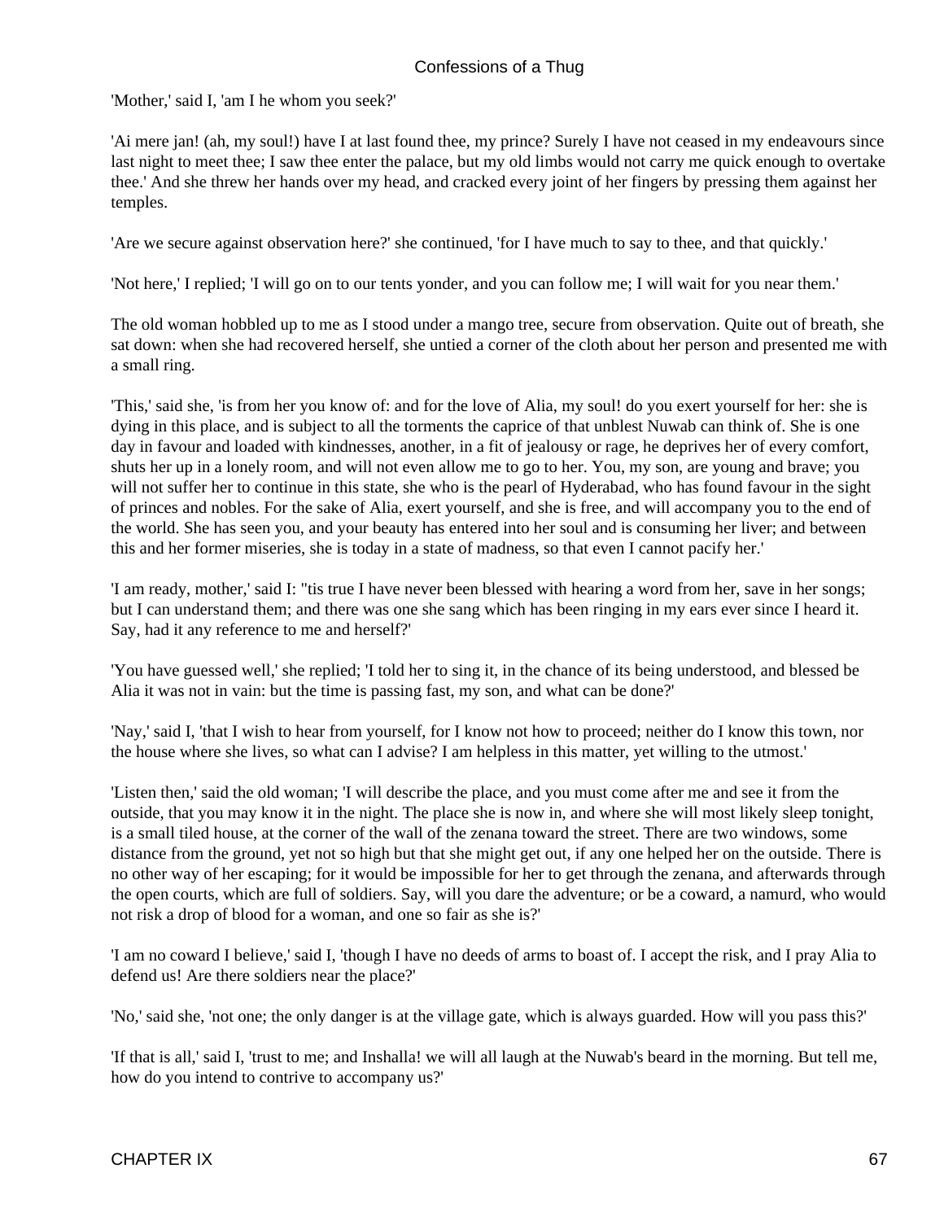'Mother,' said I, 'am I he whom you seek?'

'Ai mere jan! (ah, my soul!) have I at last found thee, my prince? Surely I have not ceased in my endeavours since last night to meet thee; I saw thee enter the palace, but my old limbs would not carry me quick enough to overtake thee.' And she threw her hands over my head, and cracked every joint of her fingers by pressing them against her temples.

'Are we secure against observation here?' she continued, 'for I have much to say to thee, and that quickly.'

'Not here,' I replied; 'I will go on to our tents yonder, and you can follow me; I will wait for you near them.'

The old woman hobbled up to me as I stood under a mango tree, secure from observation. Quite out of breath, she sat down: when she had recovered herself, she untied a corner of the cloth about her person and presented me with a small ring.

'This,' said she, 'is from her you know of: and for the love of Alia, my soul! do you exert yourself for her: she is dying in this place, and is subject to all the torments the caprice of that unblest Nuwab can think of. She is one day in favour and loaded with kindnesses, another, in a fit of jealousy or rage, he deprives her of every comfort, shuts her up in a lonely room, and will not even allow me to go to her. You, my son, are young and brave; you will not suffer her to continue in this state, she who is the pearl of Hyderabad, who has found favour in the sight of princes and nobles. For the sake of Alia, exert yourself, and she is free, and will accompany you to the end of the world. She has seen you, and your beauty has entered into her soul and is consuming her liver; and between this and her former miseries, she is today in a state of madness, so that even I cannot pacify her.'

'I am ready, mother,' said I: "tis true I have never been blessed with hearing a word from her, save in her songs; but I can understand them; and there was one she sang which has been ringing in my ears ever since I heard it. Say, had it any reference to me and herself?'

'You have guessed well,' she replied; 'I told her to sing it, in the chance of its being understood, and blessed be Alia it was not in vain: but the time is passing fast, my son, and what can be done?'

'Nay,' said I, 'that I wish to hear from yourself, for I know not how to proceed; neither do I know this town, nor the house where she lives, so what can I advise? I am helpless in this matter, yet willing to the utmost.'

'Listen then,' said the old woman; 'I will describe the place, and you must come after me and see it from the outside, that you may know it in the night. The place she is now in, and where she will most likely sleep tonight, is a small tiled house, at the corner of the wall of the zenana toward the street. There are two windows, some distance from the ground, yet not so high but that she might get out, if any one helped her on the outside. There is no other way of her escaping; for it would be impossible for her to get through the zenana, and afterwards through the open courts, which are full of soldiers. Say, will you dare the adventure; or be a coward, a namurd, who would not risk a drop of blood for a woman, and one so fair as she is?'

'I am no coward I believe,' said I, 'though I have no deeds of arms to boast of. I accept the risk, and I pray Alia to defend us! Are there soldiers near the place?'

'No,' said she, 'not one; the only danger is at the village gate, which is always guarded. How will you pass this?'

'If that is all,' said I, 'trust to me; and Inshalla! we will all laugh at the Nuwab's beard in the morning. But tell me, how do you intend to contrive to accompany us?'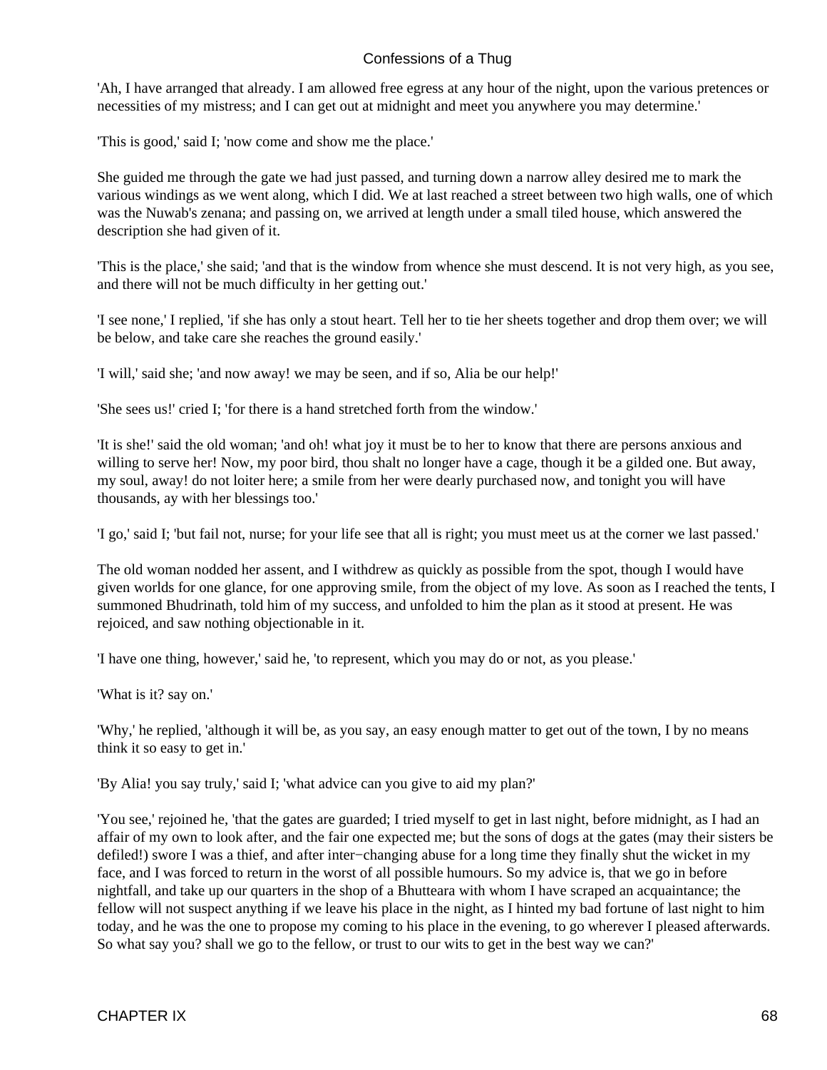'Ah, I have arranged that already. I am allowed free egress at any hour of the night, upon the various pretences or necessities of my mistress; and I can get out at midnight and meet you anywhere you may determine.'

'This is good,' said I; 'now come and show me the place.'

She guided me through the gate we had just passed, and turning down a narrow alley desired me to mark the various windings as we went along, which I did. We at last reached a street between two high walls, one of which was the Nuwab's zenana; and passing on, we arrived at length under a small tiled house, which answered the description she had given of it.

'This is the place,' she said; 'and that is the window from whence she must descend. It is not very high, as you see, and there will not be much difficulty in her getting out.'

'I see none,' I replied, 'if she has only a stout heart. Tell her to tie her sheets together and drop them over; we will be below, and take care she reaches the ground easily.'

'I will,' said she; 'and now away! we may be seen, and if so, Alia be our help!'

'She sees us!' cried I; 'for there is a hand stretched forth from the window.'

'It is she!' said the old woman; 'and oh! what joy it must be to her to know that there are persons anxious and willing to serve her! Now, my poor bird, thou shalt no longer have a cage, though it be a gilded one. But away, my soul, away! do not loiter here; a smile from her were dearly purchased now, and tonight you will have thousands, ay with her blessings too.'

'I go,' said I; 'but fail not, nurse; for your life see that all is right; you must meet us at the corner we last passed.'

The old woman nodded her assent, and I withdrew as quickly as possible from the spot, though I would have given worlds for one glance, for one approving smile, from the object of my love. As soon as I reached the tents, I summoned Bhudrinath, told him of my success, and unfolded to him the plan as it stood at present. He was rejoiced, and saw nothing objectionable in it.

'I have one thing, however,' said he, 'to represent, which you may do or not, as you please.'

'What is it? say on.'

'Why,' he replied, 'although it will be, as you say, an easy enough matter to get out of the town, I by no means think it so easy to get in.'

'By Alia! you say truly,' said I; 'what advice can you give to aid my plan?'

'You see,' rejoined he, 'that the gates are guarded; I tried myself to get in last night, before midnight, as I had an affair of my own to look after, and the fair one expected me; but the sons of dogs at the gates (may their sisters be defiled!) swore I was a thief, and after inter−changing abuse for a long time they finally shut the wicket in my face, and I was forced to return in the worst of all possible humours. So my advice is, that we go in before nightfall, and take up our quarters in the shop of a Bhutteara with whom I have scraped an acquaintance; the fellow will not suspect anything if we leave his place in the night, as I hinted my bad fortune of last night to him today, and he was the one to propose my coming to his place in the evening, to go wherever I pleased afterwards. So what say you? shall we go to the fellow, or trust to our wits to get in the best way we can?'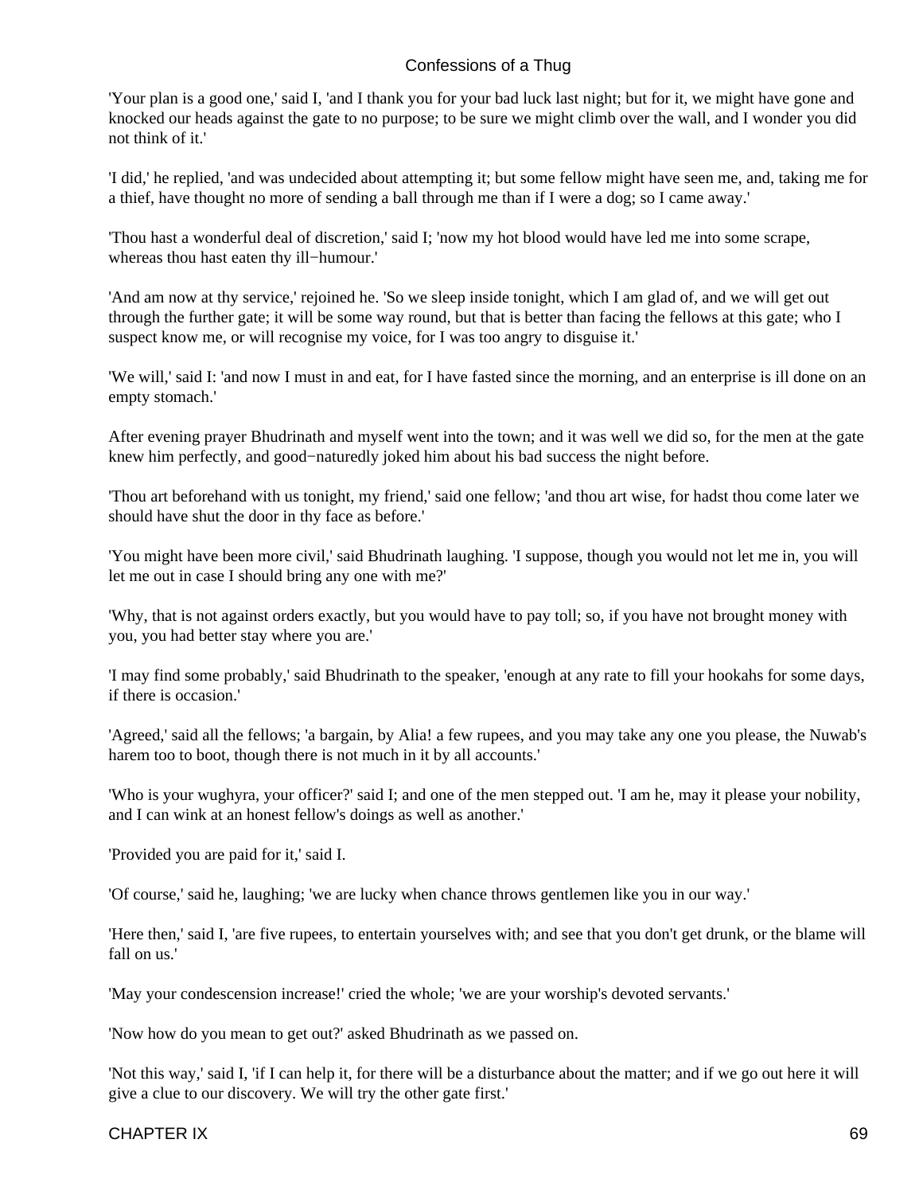'Your plan is a good one,' said I, 'and I thank you for your bad luck last night; but for it, we might have gone and knocked our heads against the gate to no purpose; to be sure we might climb over the wall, and I wonder you did not think of it.'

'I did,' he replied, 'and was undecided about attempting it; but some fellow might have seen me, and, taking me for a thief, have thought no more of sending a ball through me than if I were a dog; so I came away.'

'Thou hast a wonderful deal of discretion,' said I; 'now my hot blood would have led me into some scrape, whereas thou hast eaten thy ill−humour.'

'And am now at thy service,' rejoined he. 'So we sleep inside tonight, which I am glad of, and we will get out through the further gate; it will be some way round, but that is better than facing the fellows at this gate; who I suspect know me, or will recognise my voice, for I was too angry to disguise it.'

'We will,' said I: 'and now I must in and eat, for I have fasted since the morning, and an enterprise is ill done on an empty stomach.'

After evening prayer Bhudrinath and myself went into the town; and it was well we did so, for the men at the gate knew him perfectly, and good−naturedly joked him about his bad success the night before.

'Thou art beforehand with us tonight, my friend,' said one fellow; 'and thou art wise, for hadst thou come later we should have shut the door in thy face as before.'

'You might have been more civil,' said Bhudrinath laughing. 'I suppose, though you would not let me in, you will let me out in case I should bring any one with me?'

'Why, that is not against orders exactly, but you would have to pay toll; so, if you have not brought money with you, you had better stay where you are.'

'I may find some probably,' said Bhudrinath to the speaker, 'enough at any rate to fill your hookahs for some days, if there is occasion.'

'Agreed,' said all the fellows; 'a bargain, by Alia! a few rupees, and you may take any one you please, the Nuwab's harem too to boot, though there is not much in it by all accounts.'

'Who is your wughyra, your officer?' said I; and one of the men stepped out. 'I am he, may it please your nobility, and I can wink at an honest fellow's doings as well as another.'

'Provided you are paid for it,' said I.

'Of course,' said he, laughing; 'we are lucky when chance throws gentlemen like you in our way.'

'Here then,' said I, 'are five rupees, to entertain yourselves with; and see that you don't get drunk, or the blame will fall on us.'

'May your condescension increase!' cried the whole; 'we are your worship's devoted servants.'

'Now how do you mean to get out?' asked Bhudrinath as we passed on.

'Not this way,' said I, 'if I can help it, for there will be a disturbance about the matter; and if we go out here it will give a clue to our discovery. We will try the other gate first.'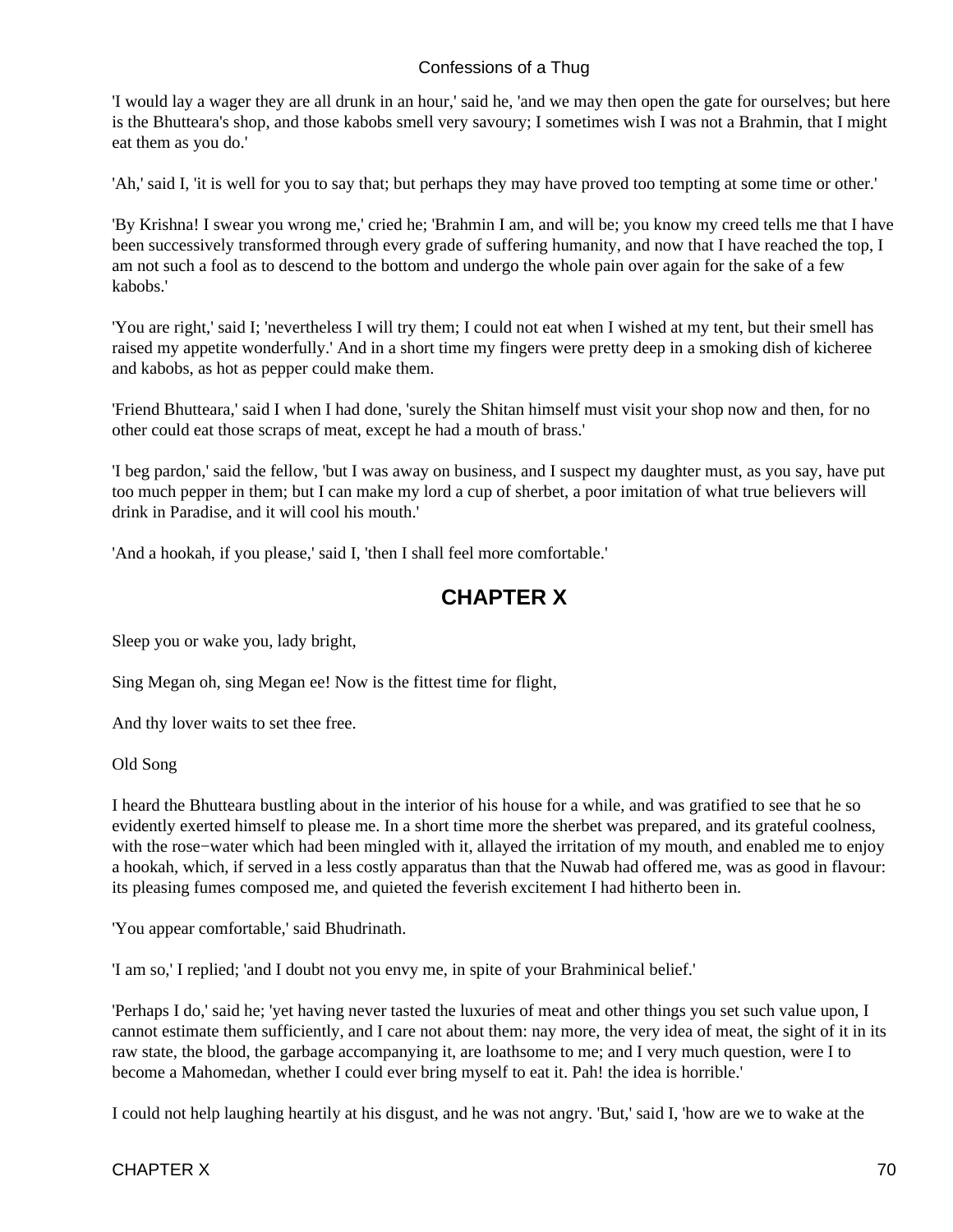'I would lay a wager they are all drunk in an hour,' said he, 'and we may then open the gate for ourselves; but here is the Bhutteara's shop, and those kabobs smell very savoury; I sometimes wish I was not a Brahmin, that I might eat them as you do.'

'Ah,' said I, 'it is well for you to say that; but perhaps they may have proved too tempting at some time or other.'

'By Krishna! I swear you wrong me,' cried he; 'Brahmin I am, and will be; you know my creed tells me that I have been successively transformed through every grade of suffering humanity, and now that I have reached the top, I am not such a fool as to descend to the bottom and undergo the whole pain over again for the sake of a few kabobs.'

'You are right,' said I; 'nevertheless I will try them; I could not eat when I wished at my tent, but their smell has raised my appetite wonderfully.' And in a short time my fingers were pretty deep in a smoking dish of kicheree and kabobs, as hot as pepper could make them.

'Friend Bhutteara,' said I when I had done, 'surely the Shitan himself must visit your shop now and then, for no other could eat those scraps of meat, except he had a mouth of brass.'

'I beg pardon,' said the fellow, 'but I was away on business, and I suspect my daughter must, as you say, have put too much pepper in them; but I can make my lord a cup of sherbet, a poor imitation of what true believers will drink in Paradise, and it will cool his mouth.'

'And a hookah, if you please,' said I, 'then I shall feel more comfortable.'

# CHAPTER X

Sleep you or wake you, lady bright,

Sing Megan oh, sing Megan ee! Now is the fittest time for flight,

And thy lover waits to set thee free.

Old Song

I heard the Bhutteara bustling about in the interior of his house for a while, and was gratified to see that he so evidently exerted himself to please me. In a short time more the sherbet was prepared, and its grateful coolness, with the rose−water which had been mingled with it, allayed the irritation of my mouth, and enabled me to enjoy a hookah, which, if served in a less costly apparatus than that the Nuwab had offered me, was as good in flavour: its pleasing fumes composed me, and quieted the feverish excitement I had hitherto been in.

'You appear comfortable,' said Bhudrinath.

'I am so,' I replied; 'and I doubt not you envy me, in spite of your Brahminical belief.'

'Perhaps I do,' said he; 'yet having never tasted the luxuries of meat and other things you set such value upon, I cannot estimate them sufficiently, and I care not about them: nay more, the very idea of meat, the sight of it in its raw state, the blood, the garbage accompanying it, are loathsome to me; and I very much question, were I to become a Mahomedan, whether I could ever bring myself to eat it. Pah! the idea is horrible.'

I could not help laughing heartily at his disgust, and he was not angry. 'But,' said I, 'how are we to wake at the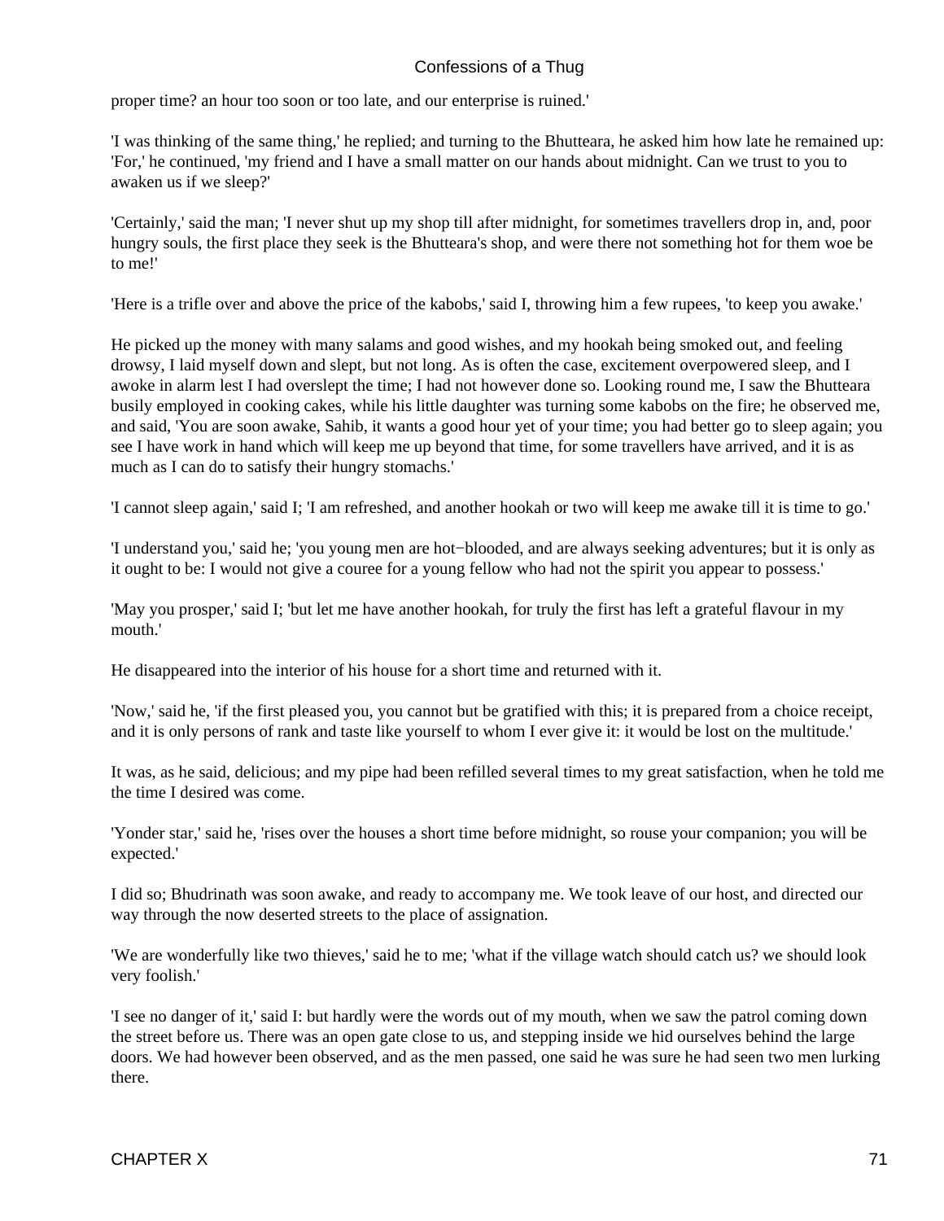proper time? an hour too soon or too late, and our enterprise is ruined.'

'I was thinking of the same thing,' he replied; and turning to the Bhutteara, he asked him how late he remained up: 'For,' he continued, 'my friend and I have a small matter on our hands about midnight. Can we trust to you to awaken us if we sleep?'

'Certainly,' said the man; 'I never shut up my shop till after midnight, for sometimes travellers drop in, and, poor hungry souls, the first place they seek is the Bhutteara's shop, and were there not something hot for them woe be to me!'

'Here is a trifle over and above the price of the kabobs,' said I, throwing him a few rupees, 'to keep you awake.'

He picked up the money with many salams and good wishes, and my hookah being smoked out, and feeling drowsy, I laid myself down and slept, but not long. As is often the case, excitement overpowered sleep, and I awoke in alarm lest I had overslept the time; I had not however done so. Looking round me, I saw the Bhutteara busily employed in cooking cakes, while his little daughter was turning some kabobs on the fire; he observed me, and said, 'You are soon awake, Sahib, it wants a good hour yet of your time; you had better go to sleep again; you see I have work in hand which will keep me up beyond that time, for some travellers have arrived, and it is as much as I can do to satisfy their hungry stomachs.'

'I cannot sleep again,' said I; 'I am refreshed, and another hookah or two will keep me awake till it is time to go.'

'I understand you,' said he; 'you young men are hot−blooded, and are always seeking adventures; but it is only as it ought to be: I would not give a couree for a young fellow who had not the spirit you appear to possess.'

'May you prosper,' said I; 'but let me have another hookah, for truly the first has left a grateful flavour in my mouth.'

He disappeared into the interior of his house for a short time and returned with it.

'Now,' said he, 'if the first pleased you, you cannot but be gratified with this; it is prepared from a choice receipt, and it is only persons of rank and taste like yourself to whom I ever give it: it would be lost on the multitude.'

It was, as he said, delicious; and my pipe had been refilled several times to my great satisfaction, when he told me the time I desired was come.

'Yonder star,' said he, 'rises over the houses a short time before midnight, so rouse your companion; you will be expected.'

I did so; Bhudrinath was soon awake, and ready to accompany me. We took leave of our host, and directed our way through the now deserted streets to the place of assignation.

'We are wonderfully like two thieves,' said he to me; 'what if the village watch should catch us? we should look very foolish.'

'I see no danger of it,' said I: but hardly were the words out of my mouth, when we saw the patrol coming down the street before us. There was an open gate close to us, and stepping inside we hid ourselves behind the large doors. We had however been observed, and as the men passed, one said he was sure he had seen two men lurking there.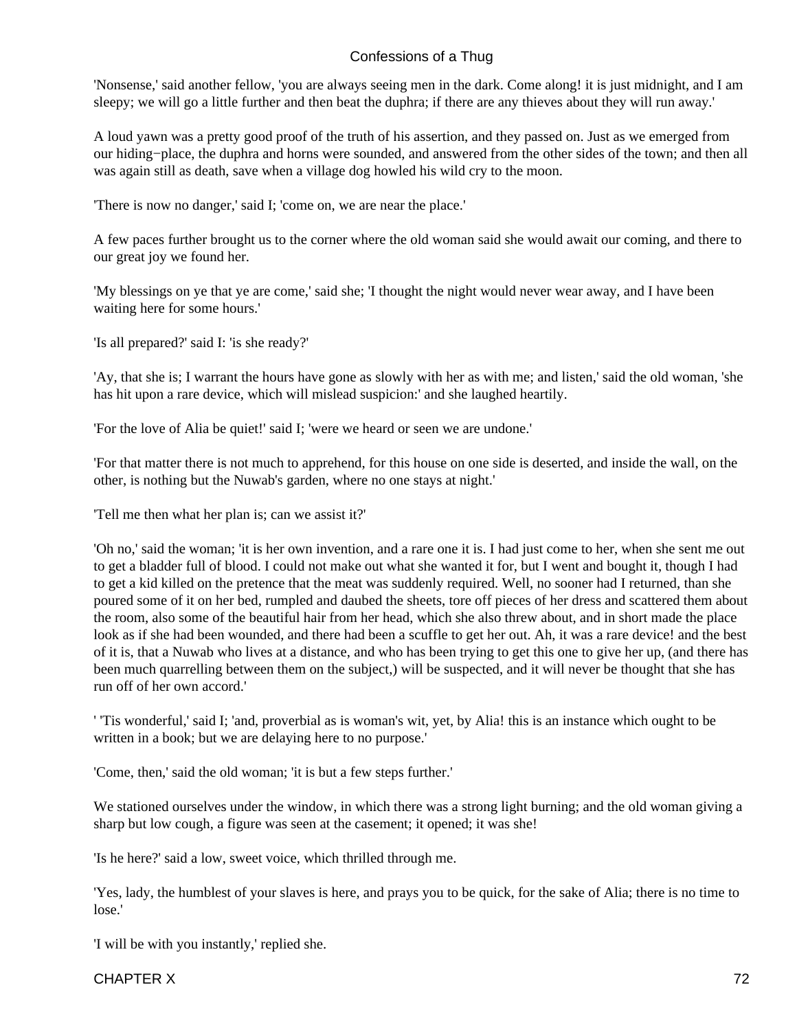'Nonsense,' said another fellow, 'you are always seeing men in the dark. Come along! it is just midnight, and I am sleepy; we will go a little further and then beat the duphra; if there are any thieves about they will run away.'

A loud yawn was a pretty good proof of the truth of his assertion, and they passed on. Just as we emerged from our hiding−place, the duphra and horns were sounded, and answered from the other sides of the town; and then all was again still as death, save when a village dog howled his wild cry to the moon.

'There is now no danger,' said I; 'come on, we are near the place.'

A few paces further brought us to the corner where the old woman said she would await our coming, and there to our great joy we found her.

'My blessings on ye that ye are come,' said she; 'I thought the night would never wear away, and I have been waiting here for some hours.'

'Is all prepared?' said I: 'is she ready?'

'Ay, that she is; I warrant the hours have gone as slowly with her as with me; and listen,' said the old woman, 'she has hit upon a rare device, which will mislead suspicion:' and she laughed heartily.

'For the love of Alia be quiet!' said I; 'were we heard or seen we are undone.'

'For that matter there is not much to apprehend, for this house on one side is deserted, and inside the wall, on the other, is nothing but the Nuwab's garden, where no one stays at night.'

'Tell me then what her plan is; can we assist it?'

'Oh no,' said the woman; 'it is her own invention, and a rare one it is. I had just come to her, when she sent me out to get a bladder full of blood. I could not make out what she wanted it for, but I went and bought it, though I had to get a kid killed on the pretence that the meat was suddenly required. Well, no sooner had I returned, than she poured some of it on her bed, rumpled and daubed the sheets, tore off pieces of her dress and scattered them about the room, also some of the beautiful hair from her head, which she also threw about, and in short made the place look as if she had been wounded, and there had been a scuffle to get her out. Ah, it was a rare device! and the best of it is, that a Nuwab who lives at a distance, and who has been trying to get this one to give her up, (and there has been much quarrelling between them on the subject,) will be suspected, and it will never be thought that she has run off of her own accord.'

' 'Tis wonderful,' said I; 'and, proverbial as is woman's wit, yet, by Alia! this is an instance which ought to be written in a book; but we are delaying here to no purpose.'

'Come, then,' said the old woman; 'it is but a few steps further.'

We stationed ourselves under the window, in which there was a strong light burning; and the old woman giving a sharp but low cough, a figure was seen at the casement; it opened; it was she!

'Is he here?' said a low, sweet voice, which thrilled through me.

'Yes, lady, the humblest of your slaves is here, and prays you to be quick, for the sake of Alia; there is no time to lose.'

'I will be with you instantly,' replied she.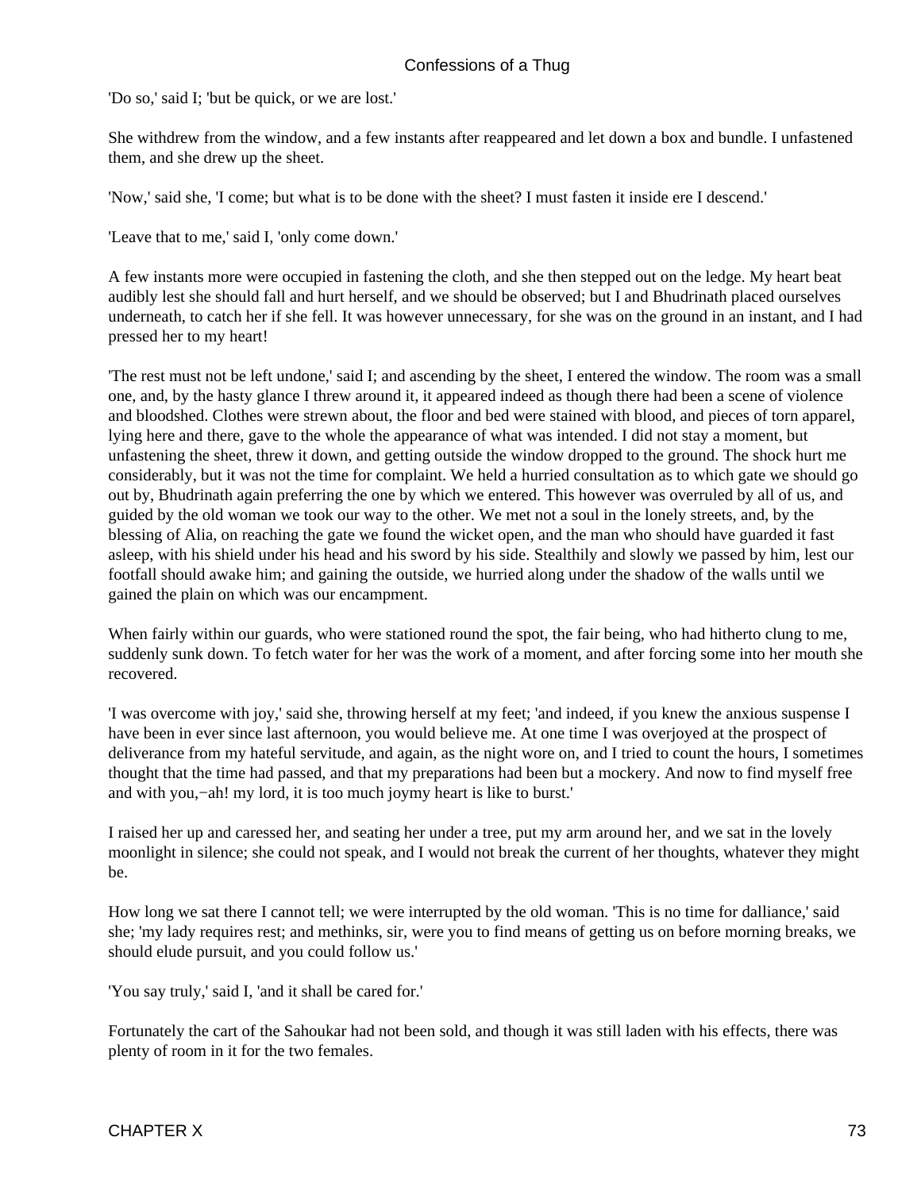'Do so,' said I; 'but be quick, or we are lost.'

She withdrew from the window, and a few instants after reappeared and let down a box and bundle. I unfastened them, and she drew up the sheet.

'Now,' said she, 'I come; but what is to be done with the sheet? I must fasten it inside ere I descend.'

'Leave that to me,' said I, 'only come down.'

A few instants more were occupied in fastening the cloth, and she then stepped out on the ledge. My heart beat audibly lest she should fall and hurt herself, and we should be observed; but I and Bhudrinath placed ourselves underneath, to catch her if she fell. It was however unnecessary, for she was on the ground in an instant, and I had pressed her to my heart!

'The rest must not be left undone,' said I; and ascending by the sheet, I entered the window. The room was a small one, and, by the hasty glance I threw around it, it appeared indeed as though there had been a scene of violence and bloodshed. Clothes were strewn about, the floor and bed were stained with blood, and pieces of torn apparel, lying here and there, gave to the whole the appearance of what was intended. I did not stay a moment, but unfastening the sheet, threw it down, and getting outside the window dropped to the ground. The shock hurt me considerably, but it was not the time for complaint. We held a hurried consultation as to which gate we should go out by, Bhudrinath again preferring the one by which we entered. This however was overruled by all of us, and guided by the old woman we took our way to the other. We met not a soul in the lonely streets, and, by the blessing of Alia, on reaching the gate we found the wicket open, and the man who should have guarded it fast asleep, with his shield under his head and his sword by his side. Stealthily and slowly we passed by him, lest our footfall should awake him; and gaining the outside, we hurried along under the shadow of the walls until we gained the plain on which was our encampment.

When fairly within our guards, who were stationed round the spot, the fair being, who had hitherto clung to me, suddenly sunk down. To fetch water for her was the work of a moment, and after forcing some into her mouth she recovered.

'I was overcome with joy,' said she, throwing herself at my feet; 'and indeed, if you knew the anxious suspense I have been in ever since last afternoon, you would believe me. At one time I was overjoyed at the prospect of deliverance from my hateful servitude, and again, as the night wore on, and I tried to count the hours, I sometimes thought that the time had passed, and that my preparations had been but a mockery. And now to find myself free and with you,−ah! my lord, it is too much joymy heart is like to burst.'

I raised her up and caressed her, and seating her under a tree, put my arm around her, and we sat in the lovely moonlight in silence; she could not speak, and I would not break the current of her thoughts, whatever they might be.

How long we sat there I cannot tell; we were interrupted by the old woman. 'This is no time for dalliance,' said she; 'my lady requires rest; and methinks, sir, were you to find means of getting us on before morning breaks, we should elude pursuit, and you could follow us.'

'You say truly,' said I, 'and it shall be cared for.'

Fortunately the cart of the Sahoukar had not been sold, and though it was still laden with his effects, there was plenty of room in it for the two females.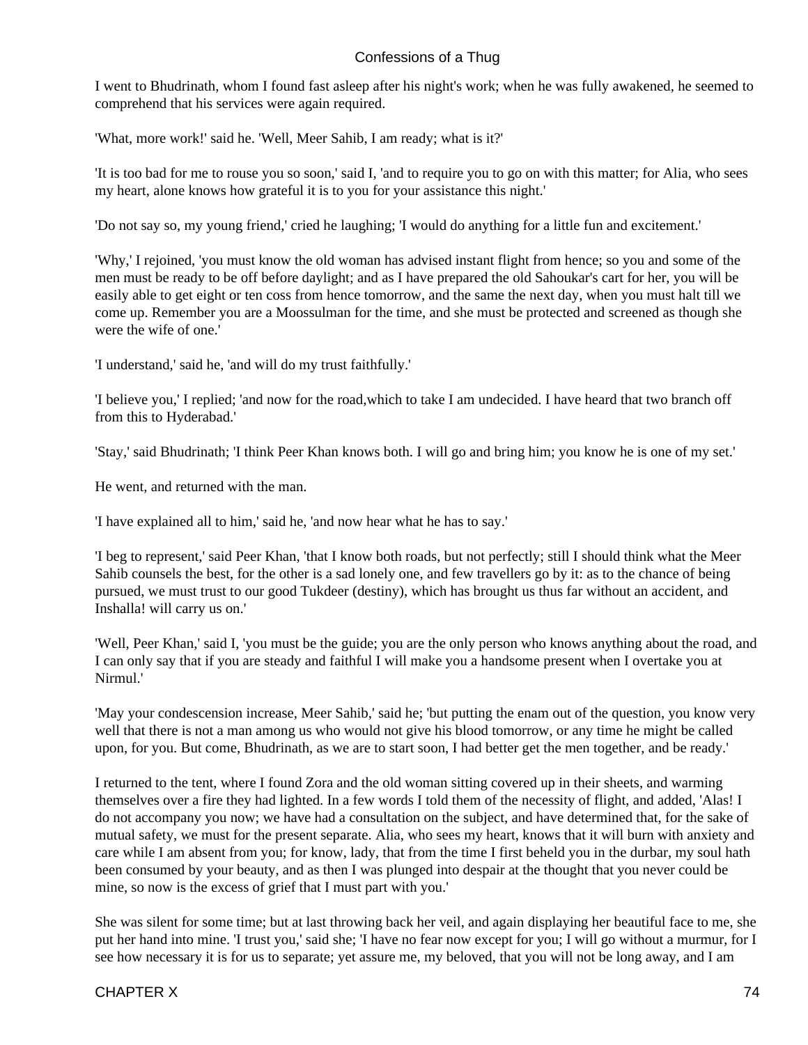I went to Bhudrinath, whom I found fast asleep after his night's work; when he was fully awakened, he seemed to comprehend that his services were again required.

'What, more work!' said he. 'Well, Meer Sahib, I am ready; what is it?'

'It is too bad for me to rouse you so soon,' said I, 'and to require you to go on with this matter; for Alia, who sees my heart, alone knows how grateful it is to you for your assistance this night.'

'Do not say so, my young friend,' cried he laughing; 'I would do anything for a little fun and excitement.'

'Why,' I rejoined, 'you must know the old woman has advised instant flight from hence; so you and some of the men must be ready to be off before daylight; and as I have prepared the old Sahoukar's cart for her, you will be easily able to get eight or ten coss from hence tomorrow, and the same the next day, when you must halt till we come up. Remember you are a Moossulman for the time, and she must be protected and screened as though she were the wife of one.'

'I understand,' said he, 'and will do my trust faithfully.'

'I believe you,' I replied; 'and now for the road,which to take I am undecided. I have heard that two branch off from this to Hyderabad.'

'Stay,' said Bhudrinath; 'I think Peer Khan knows both. I will go and bring him; you know he is one of my set.'

He went, and returned with the man.

'I have explained all to him,' said he, 'and now hear what he has to say.'

'I beg to represent,' said Peer Khan, 'that I know both roads, but not perfectly; still I should think what the Meer Sahib counsels the best, for the other is a sad lonely one, and few travellers go by it: as to the chance of being pursued, we must trust to our good Tukdeer (destiny), which has brought us thus far without an accident, and Inshalla! will carry us on.'

'Well, Peer Khan,' said I, 'you must be the guide; you are the only person who knows anything about the road, and I can only say that if you are steady and faithful I will make you a handsome present when I overtake you at Nirmul.'

'May your condescension increase, Meer Sahib,' said he; 'but putting the enam out of the question, you know very well that there is not a man among us who would not give his blood tomorrow, or any time he might be called upon, for you. But come, Bhudrinath, as we are to start soon, I had better get the men together, and be ready.'

I returned to the tent, where I found Zora and the old woman sitting covered up in their sheets, and warming themselves over a fire they had lighted. In a few words I told them of the necessity of flight, and added, 'Alas! I do not accompany you now; we have had a consultation on the subject, and have determined that, for the sake of mutual safety, we must for the present separate. Alia, who sees my heart, knows that it will burn with anxiety and care while I am absent from you; for know, lady, that from the time I first beheld you in the durbar, my soul hath been consumed by your beauty, and as then I was plunged into despair at the thought that you never could be mine, so now is the excess of grief that I must part with you.'

She was silent for some time; but at last throwing back her veil, and again displaying her beautiful face to me, she put her hand into mine. 'I trust you,' said she; 'I have no fear now except for you; I will go without a murmur, for I see how necessary it is for us to separate; yet assure me, my beloved, that you will not be long away, and I am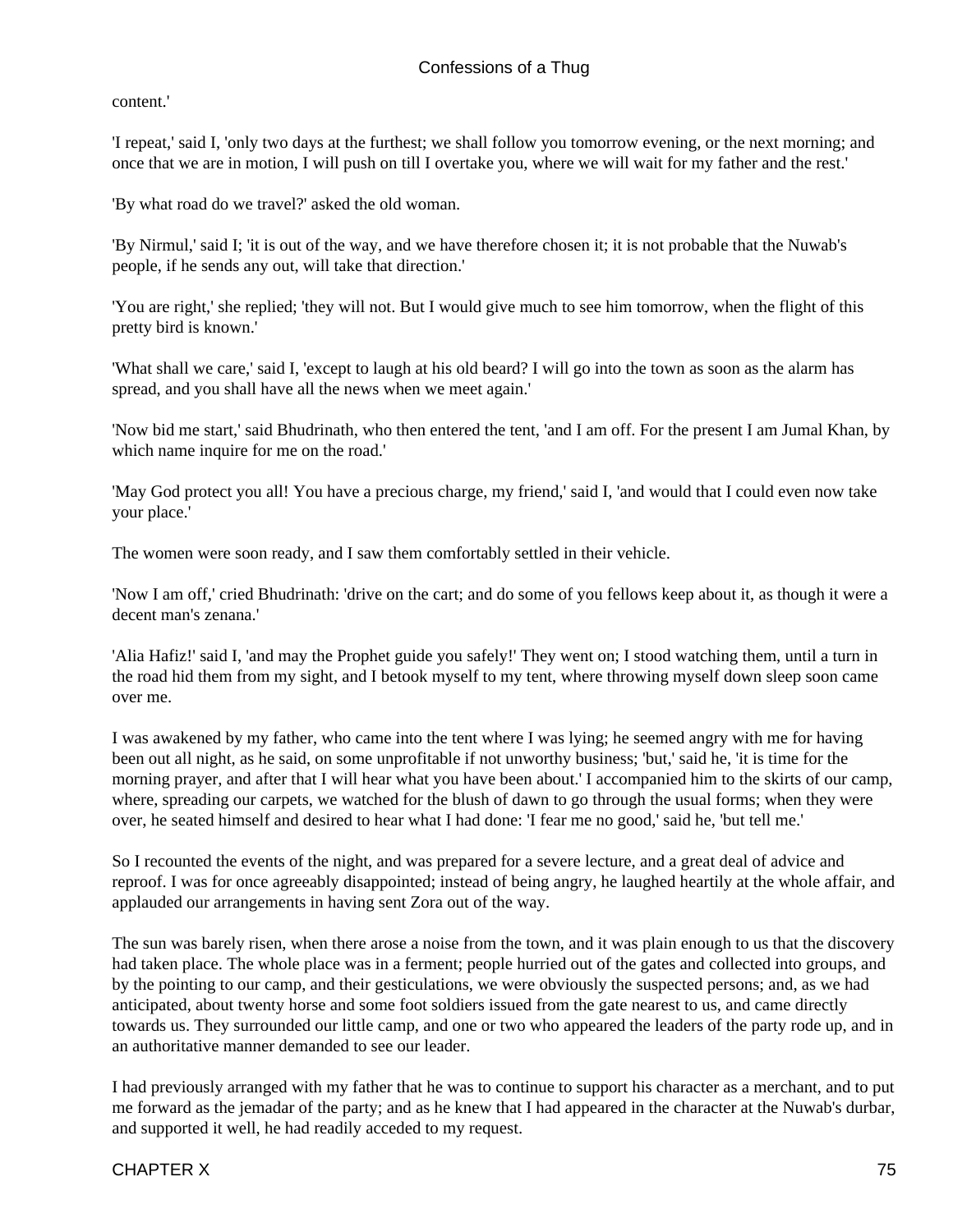content.'

'I repeat,' said I, 'only two days at the furthest; we shall follow you tomorrow evening, or the next morning; and once that we are in motion, I will push on till I overtake you, where we will wait for my father and the rest.'

'By what road do we travel?' asked the old woman.

'By Nirmul,' said I; 'it is out of the way, and we have therefore chosen it; it is not probable that the Nuwab's people, if he sends any out, will take that direction.'

'You are right,' she replied; 'they will not. But I would give much to see him tomorrow, when the flight of this pretty bird is known.'

'What shall we care,' said I, 'except to laugh at his old beard? I will go into the town as soon as the alarm has spread, and you shall have all the news when we meet again.'

'Now bid me start,' said Bhudrinath, who then entered the tent, 'and I am off. For the present I am Jumal Khan, by which name inquire for me on the road.'

'May God protect you all! You have a precious charge, my friend,' said I, 'and would that I could even now take your place.'

The women were soon ready, and I saw them comfortably settled in their vehicle.

'Now I am off,' cried Bhudrinath: 'drive on the cart; and do some of you fellows keep about it, as though it were a decent man's zenana.'

'Alia Hafiz!' said I, 'and may the Prophet guide you safely!' They went on; I stood watching them, until a turn in the road hid them from my sight, and I betook myself to my tent, where throwing myself down sleep soon came over me.

I was awakened by my father, who came into the tent where I was lying; he seemed angry with me for having been out all night, as he said, on some unprofitable if not unworthy business; 'but,' said he, 'it is time for the morning prayer, and after that I will hear what you have been about.' I accompanied him to the skirts of our camp, where, spreading our carpets, we watched for the blush of dawn to go through the usual forms; when they were over, he seated himself and desired to hear what I had done: 'I fear me no good,' said he, 'but tell me.'

So I recounted the events of the night, and was prepared for a severe lecture, and a great deal of advice and reproof. I was for once agreeably disappointed; instead of being angry, he laughed heartily at the whole affair, and applauded our arrangements in having sent Zora out of the way.

The sun was barely risen, when there arose a noise from the town, and it was plain enough to us that the discovery had taken place. The whole place was in a ferment; people hurried out of the gates and collected into groups, and by the pointing to our camp, and their gesticulations, we were obviously the suspected persons; and, as we had anticipated, about twenty horse and some foot soldiers issued from the gate nearest to us, and came directly towards us. They surrounded our little camp, and one or two who appeared the leaders of the party rode up, and in an authoritative manner demanded to see our leader.

I had previously arranged with my father that he was to continue to support his character as a merchant, and to put me forward as the jemadar of the party; and as he knew that I had appeared in the character at the Nuwab's durbar, and supported it well, he had readily acceded to my request.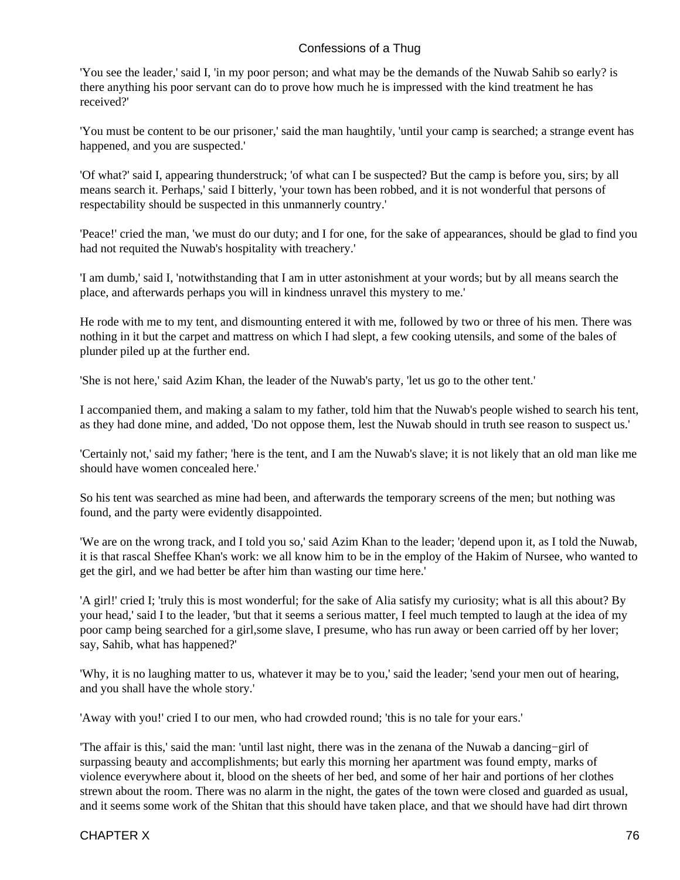'You see the leader,' said I, 'in my poor person; and what may be the demands of the Nuwab Sahib so early? is there anything his poor servant can do to prove how much he is impressed with the kind treatment he has received?'

'You must be content to be our prisoner,' said the man haughtily, 'until your camp is searched; a strange event has happened, and you are suspected.'

'Of what?' said I, appearing thunderstruck; 'of what can I be suspected? But the camp is before you, sirs; by all means search it. Perhaps,' said I bitterly, 'your town has been robbed, and it is not wonderful that persons of respectability should be suspected in this unmannerly country.'

'Peace!' cried the man, 'we must do our duty; and I for one, for the sake of appearances, should be glad to find you had not requited the Nuwab's hospitality with treachery.'

'I am dumb,' said I, 'notwithstanding that I am in utter astonishment at your words; but by all means search the place, and afterwards perhaps you will in kindness unravel this mystery to me.'

He rode with me to my tent, and dismounting entered it with me, followed by two or three of his men. There was nothing in it but the carpet and mattress on which I had slept, a few cooking utensils, and some of the bales of plunder piled up at the further end.

'She is not here,' said Azim Khan, the leader of the Nuwab's party, 'let us go to the other tent.'

I accompanied them, and making a salam to my father, told him that the Nuwab's people wished to search his tent, as they had done mine, and added, 'Do not oppose them, lest the Nuwab should in truth see reason to suspect us.'

'Certainly not,' said my father; 'here is the tent, and I am the Nuwab's slave; it is not likely that an old man like me should have women concealed here.'

So his tent was searched as mine had been, and afterwards the temporary screens of the men; but nothing was found, and the party were evidently disappointed.

'We are on the wrong track, and I told you so,' said Azim Khan to the leader; 'depend upon it, as I told the Nuwab, it is that rascal Sheffee Khan's work: we all know him to be in the employ of the Hakim of Nursee, who wanted to get the girl, and we had better be after him than wasting our time here.'

'A girl!' cried I; 'truly this is most wonderful; for the sake of Alia satisfy my curiosity; what is all this about? By your head,' said I to the leader, 'but that it seems a serious matter, I feel much tempted to laugh at the idea of my poor camp being searched for a girl,some slave, I presume, who has run away or been carried off by her lover; say, Sahib, what has happened?'

'Why, it is no laughing matter to us, whatever it may be to you,' said the leader; 'send your men out of hearing, and you shall have the whole story.'

'Away with you!' cried I to our men, who had crowded round; 'this is no tale for your ears.'

'The affair is this,' said the man: 'until last night, there was in the zenana of the Nuwab a dancing−girl of surpassing beauty and accomplishments; but early this morning her apartment was found empty, marks of violence everywhere about it, blood on the sheets of her bed, and some of her hair and portions of her clothes strewn about the room. There was no alarm in the night, the gates of the town were closed and guarded as usual, and it seems some work of the Shitan that this should have taken place, and that we should have had dirt thrown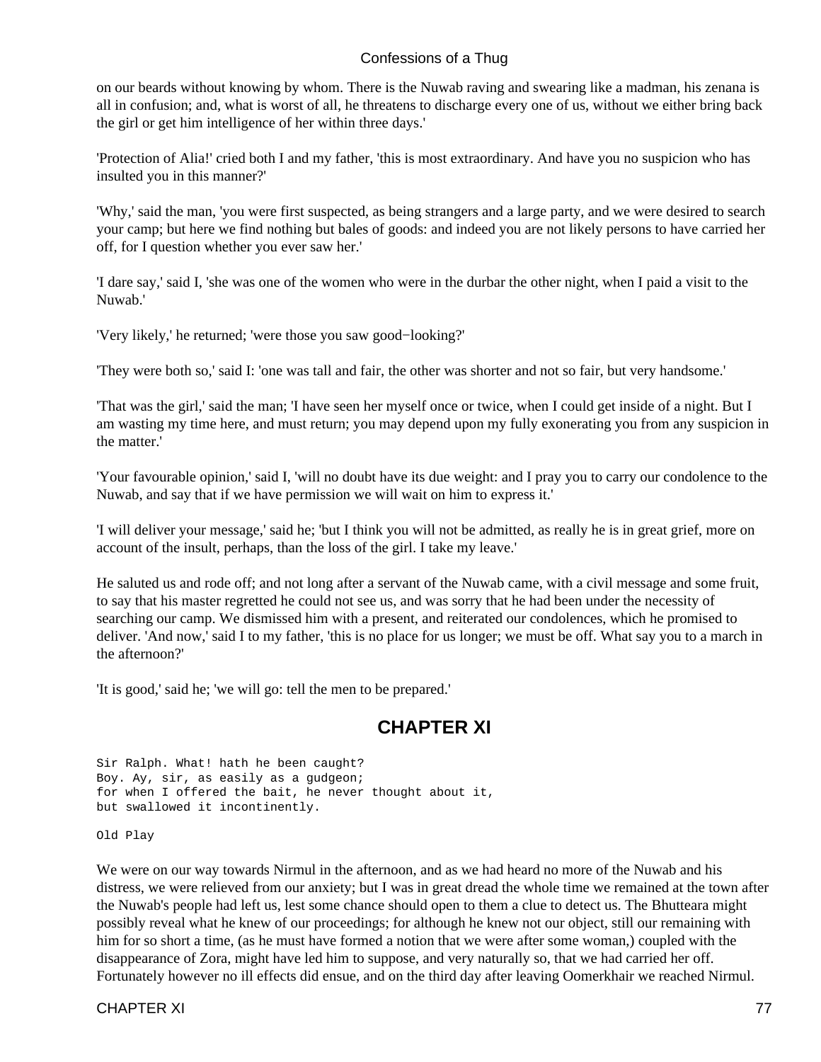on our beards without knowing by whom. There is the Nuwab raving and swearing like a madman, his zenana is all in confusion; and, what is worst of all, he threatens to discharge every one of us, without we either bring back the girl or get him intelligence of her within three days.'

'Protection of Alia!' cried both I and my father, 'this is most extraordinary. And have you no suspicion who has insulted you in this manner?'

'Why,' said the man, 'you were first suspected, as being strangers and a large party, and we were desired to search your camp; but here we find nothing but bales of goods: and indeed you are not likely persons to have carried her off, for I question whether you ever saw her.'

'I dare say,' said I, 'she was one of the women who were in the durbar the other night, when I paid a visit to the Nuwab.'

'Very likely,' he returned; 'were those you saw good−looking?'

'They were both so,' said I: 'one was tall and fair, the other was shorter and not so fair, but very handsome.'

'That was the girl,' said the man; 'I have seen her myself once or twice, when I could get inside of a night. But I am wasting my time here, and must return; you may depend upon my fully exonerating you from any suspicion in the matter.'

'Your favourable opinion,' said I, 'will no doubt have its due weight: and I pray you to carry our condolence to the Nuwab, and say that if we have permission we will wait on him to express it.'

'I will deliver your message,' said he; 'but I think you will not be admitted, as really he is in great grief, more on account of the insult, perhaps, than the loss of the girl. I take my leave.'

He saluted us and rode off; and not long after a servant of the Nuwab came, with a civil message and some fruit, to say that his master regretted he could not see us, and was sorry that he had been under the necessity of searching our camp. We dismissed him with a present, and reiterated our condolences, which he promised to deliver. 'And now,' said I to my father, 'this is no place for us longer; we must be off. What say you to a march in the afternoon?'

'It is good,' said he; 'we will go: tell the men to be prepared.'

## CHAPTER XI

```
Sir Ralph. What! hath he been caught?
Boy. Ay, sir, as easily as a gudgeon;
for when I offered the bait, he never thought about it,
but swallowed it incontinently.

Old Play
```

We were on our way towards Nirmul in the afternoon, and as we had heard no more of the Nuwab and his distress, we were relieved from our anxiety; but I was in great dread the whole time we remained at the town after the Nuwab's people had left us, lest some chance should open to them a clue to detect us. The Bhutteara might possibly reveal what he knew of our proceedings; for although he knew not our object, still our remaining with him for so short a time, (as he must have formed a notion that we were after some woman,) coupled with the disappearance of Zora, might have led him to suppose, and very naturally so, that we had carried her off. Fortunately however no ill effects did ensue, and on the third day after leaving Oomerkhair we reached Nirmul.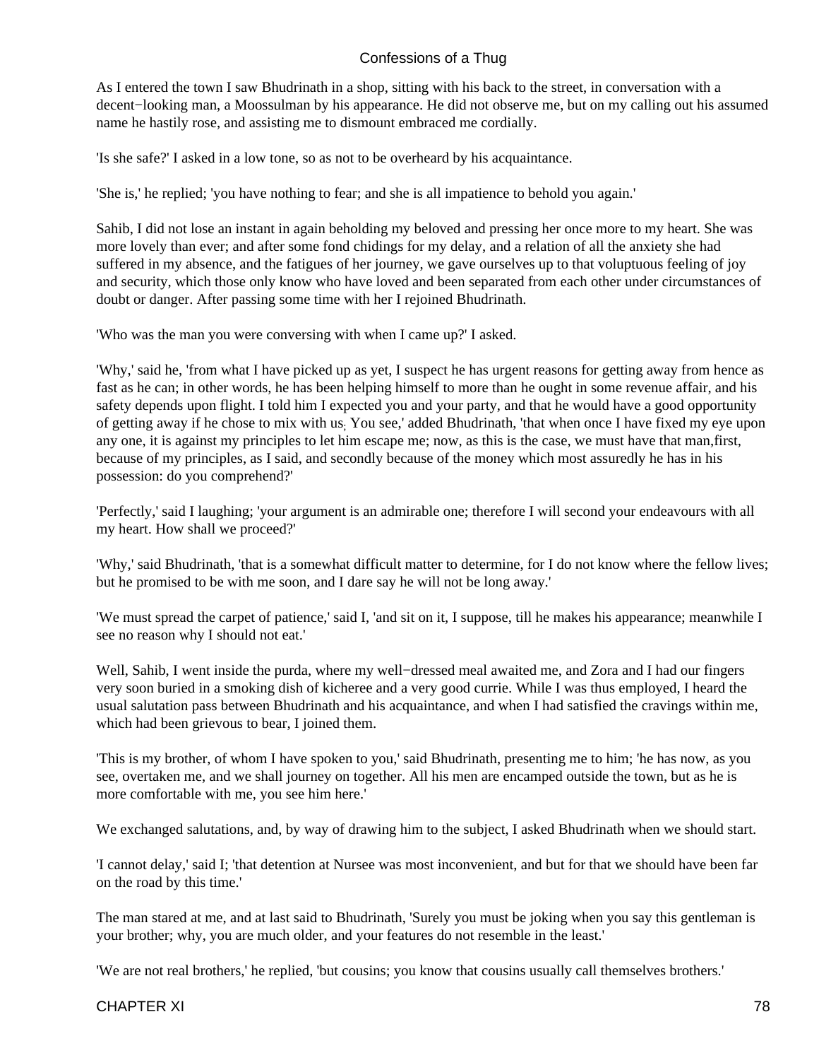As I entered the town I saw Bhudrinath in a shop, sitting with his back to the street, in conversation with a decent−looking man, a Moossulman by his appearance. He did not observe me, but on my calling out his assumed name he hastily rose, and assisting me to dismount embraced me cordially.

'Is she safe?' I asked in a low tone, so as not to be overheard by his acquaintance.

'She is,' he replied; 'you have nothing to fear; and she is all impatience to behold you again.'

Sahib, I did not lose an instant in again beholding my beloved and pressing her once more to my heart. She was more lovely than ever; and after some fond chidings for my delay, and a relation of all the anxiety she had suffered in my absence, and the fatigues of her journey, we gave ourselves up to that voluptuous feeling of joy and security, which those only know who have loved and been separated from each other under circumstances of doubt or danger. After passing some time with her I rejoined Bhudrinath.

'Who was the man you were conversing with when I came up?' I asked.

'Why,' said he, 'from what I have picked up as yet, I suspect he has urgent reasons for getting away from hence as fast as he can; in other words, he has been helping himself to more than he ought in some revenue affair, and his safety depends upon flight. I told him I expected you and your party, and that he would have a good opportunity of getting away if he chose to mix with us; You see,' added Bhudrinath, 'that when once I have fixed my eye upon any one, it is against my principles to let him escape me; now, as this is the case, we must have that man,first, because of my principles, as I said, and secondly because of the money which most assuredly he has in his possession: do you comprehend?'

'Perfectly,' said I laughing; 'your argument is an admirable one; therefore I will second your endeavours with all my heart. How shall we proceed?'

'Why,' said Bhudrinath, 'that is a somewhat difficult matter to determine, for I do not know where the fellow lives; but he promised to be with me soon, and I dare say he will not be long away.'

'We must spread the carpet of patience,' said I, 'and sit on it, I suppose, till he makes his appearance; meanwhile I see no reason why I should not eat.'

Well, Sahib, I went inside the purda, where my well−dressed meal awaited me, and Zora and I had our fingers very soon buried in a smoking dish of kicheree and a very good currie. While I was thus employed, I heard the usual salutation pass between Bhudrinath and his acquaintance, and when I had satisfied the cravings within me, which had been grievous to bear, I joined them.

'This is my brother, of whom I have spoken to you,' said Bhudrinath, presenting me to him; 'he has now, as you see, overtaken me, and we shall journey on together. All his men are encamped outside the town, but as he is more comfortable with me, you see him here.'

We exchanged salutations, and, by way of drawing him to the subject, I asked Bhudrinath when we should start.

'I cannot delay,' said I; 'that detention at Nursee was most inconvenient, and but for that we should have been far on the road by this time.'

The man stared at me, and at last said to Bhudrinath, 'Surely you must be joking when you say this gentleman is your brother; why, you are much older, and your features do not resemble in the least.'

'We are not real brothers,' he replied, 'but cousins; you know that cousins usually call themselves brothers.'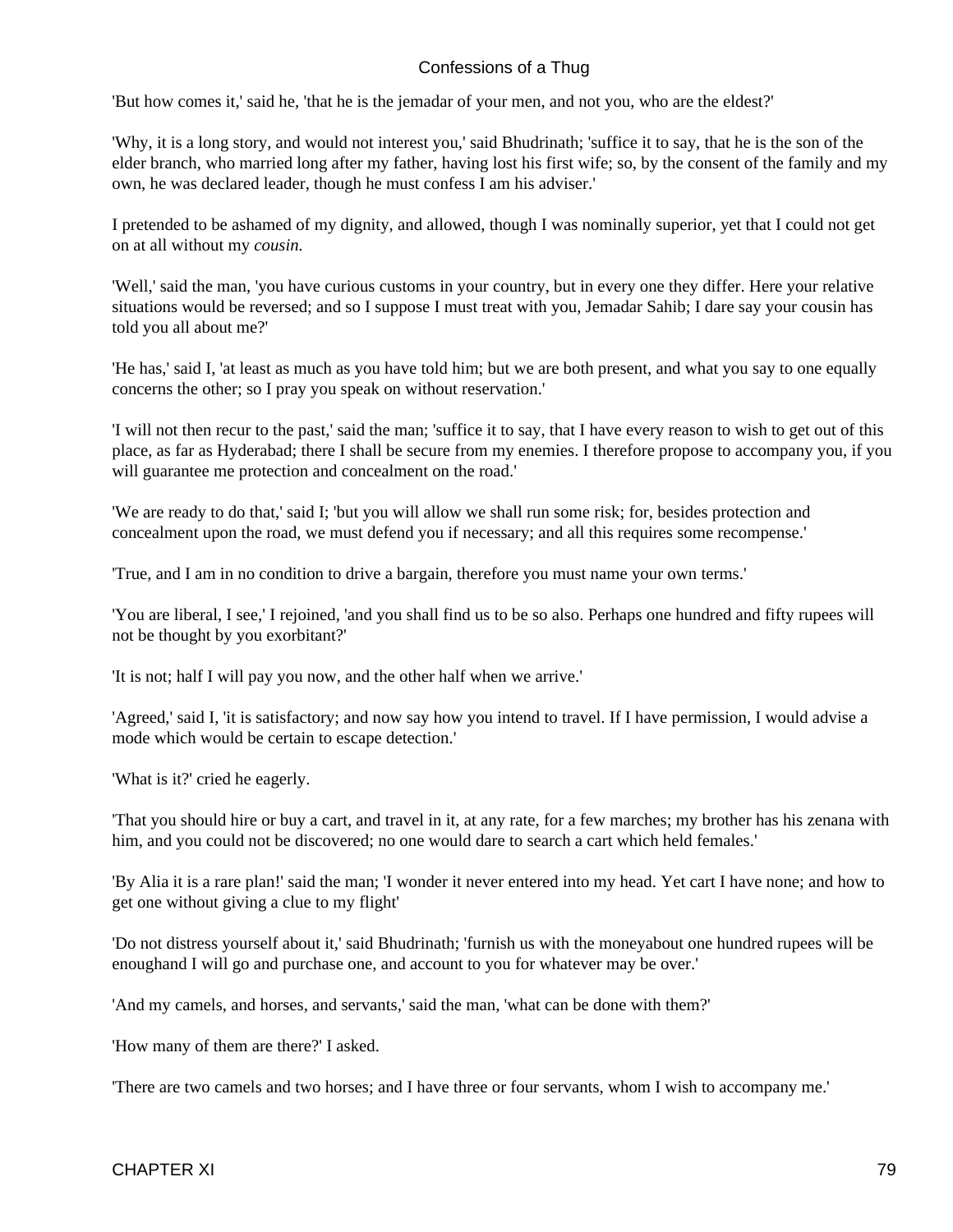'But how comes it,' said he, 'that he is the jemadar of your men, and not you, who are the eldest?'

'Why, it is a long story, and would not interest you,' said Bhudrinath; 'suffice it to say, that he is the son of the elder branch, who married long after my father, having lost his first wife; so, by the consent of the family and my own, he was declared leader, though he must confess I am his adviser.'

I pretended to be ashamed of my dignity, and allowed, though I was nominally superior, yet that I could not get on at all without my *cousin.*

'Well,' said the man, 'you have curious customs in your country, but in every one they differ. Here your relative situations would be reversed; and so I suppose I must treat with you, Jemadar Sahib; I dare say your cousin has told you all about me?'

'He has,' said I, 'at least as much as you have told him; but we are both present, and what you say to one equally concerns the other; so I pray you speak on without reservation.'

'I will not then recur to the past,' said the man; 'suffice it to say, that I have every reason to wish to get out of this place, as far as Hyderabad; there I shall be secure from my enemies. I therefore propose to accompany you, if you will guarantee me protection and concealment on the road.'

'We are ready to do that,' said I; 'but you will allow we shall run some risk; for, besides protection and concealment upon the road, we must defend you if necessary; and all this requires some recompense.'

'True, and I am in no condition to drive a bargain, therefore you must name your own terms.'

'You are liberal, I see,' I rejoined, 'and you shall find us to be so also. Perhaps one hundred and fifty rupees will not be thought by you exorbitant?'

'It is not; half I will pay you now, and the other half when we arrive.'

'Agreed,' said I, 'it is satisfactory; and now say how you intend to travel. If I have permission, I would advise a mode which would be certain to escape detection.'

'What is it?' cried he eagerly.

'That you should hire or buy a cart, and travel in it, at any rate, for a few marches; my brother has his zenana with him, and you could not be discovered; no one would dare to search a cart which held females.'

'By Alia it is a rare plan!' said the man; 'I wonder it never entered into my head. Yet cart I have none; and how to get one without giving a clue to my flight'

'Do not distress yourself about it,' said Bhudrinath; 'furnish us with the moneyabout one hundred rupees will be enoughand I will go and purchase one, and account to you for whatever may be over.'

'And my camels, and horses, and servants,' said the man, 'what can be done with them?'

'How many of them are there?' I asked.

'There are two camels and two horses; and I have three or four servants, whom I wish to accompany me.'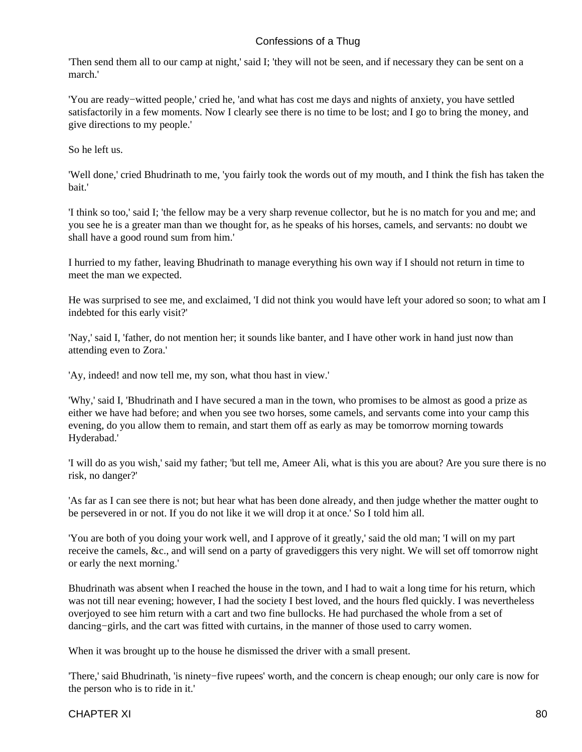'Then send them all to our camp at night,' said I; 'they will not be seen, and if necessary they can be sent on a march.'

'You are ready−witted people,' cried he, 'and what has cost me days and nights of anxiety, you have settled satisfactorily in a few moments. Now I clearly see there is no time to be lost; and I go to bring the money, and give directions to my people.'

So he left us.

'Well done,' cried Bhudrinath to me, 'you fairly took the words out of my mouth, and I think the fish has taken the bait.'

'I think so too,' said I; 'the fellow may be a very sharp revenue collector, but he is no match for you and me; and you see he is a greater man than we thought for, as he speaks of his horses, camels, and servants: no doubt we shall have a good round sum from him.'

I hurried to my father, leaving Bhudrinath to manage everything his own way if I should not return in time to meet the man we expected.

He was surprised to see me, and exclaimed, 'I did not think you would have left your adored so soon; to what am I indebted for this early visit?'

'Nay,' said I, 'father, do not mention her; it sounds like banter, and I have other work in hand just now than attending even to Zora.'

'Ay, indeed! and now tell me, my son, what thou hast in view.'

'Why,' said I, 'Bhudrinath and I have secured a man in the town, who promises to be almost as good a prize as either we have had before; and when you see two horses, some camels, and servants come into your camp this evening, do you allow them to remain, and start them off as early as may be tomorrow morning towards Hyderabad.'

'I will do as you wish,' said my father; 'but tell me, Ameer Ali, what is this you are about? Are you sure there is no risk, no danger?'

'As far as I can see there is not; but hear what has been done already, and then judge whether the matter ought to be persevered in or not. If you do not like it we will drop it at once.' So I told him all.

'You are both of you doing your work well, and I approve of it greatly,' said the old man; 'I will on my part receive the camels, &c., and will send on a party of gravediggers this very night. We will set off tomorrow night or early the next morning.'

Bhudrinath was absent when I reached the house in the town, and I had to wait a long time for his return, which was not till near evening; however, I had the society I best loved, and the hours fled quickly. I was nevertheless overjoyed to see him return with a cart and two fine bullocks. He had purchased the whole from a set of dancing−girls, and the cart was fitted with curtains, in the manner of those used to carry women.

When it was brought up to the house he dismissed the driver with a small present.

'There,' said Bhudrinath, 'is ninety−five rupees' worth, and the concern is cheap enough; our only care is now for the person who is to ride in it.'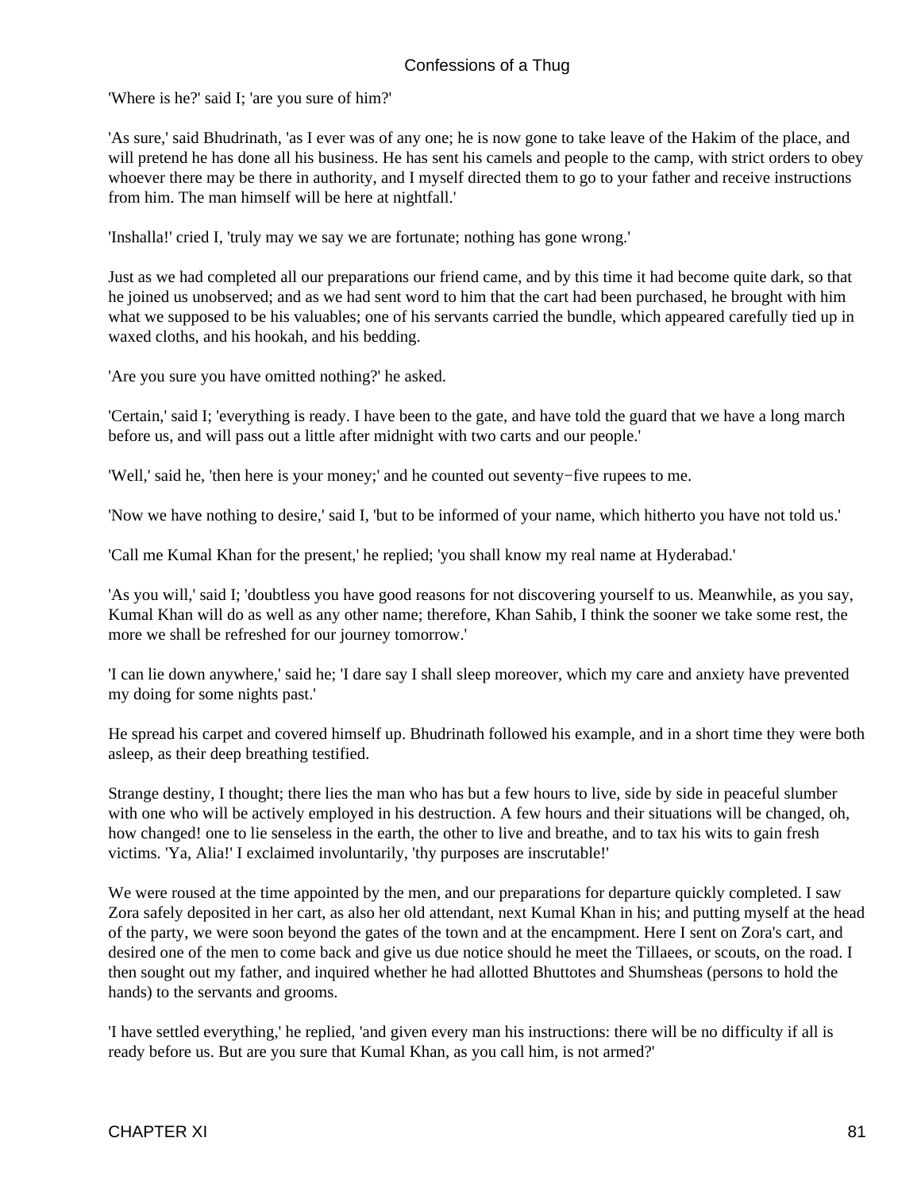'Where is he?' said I; 'are you sure of him?'

'As sure,' said Bhudrinath, 'as I ever was of any one; he is now gone to take leave of the Hakim of the place, and will pretend he has done all his business. He has sent his camels and people to the camp, with strict orders to obey whoever there may be there in authority, and I myself directed them to go to your father and receive instructions from him. The man himself will be here at nightfall.'

'Inshalla!' cried I, 'truly may we say we are fortunate; nothing has gone wrong.'

Just as we had completed all our preparations our friend came, and by this time it had become quite dark, so that he joined us unobserved; and as we had sent word to him that the cart had been purchased, he brought with him what we supposed to be his valuables; one of his servants carried the bundle, which appeared carefully tied up in waxed cloths, and his hookah, and his bedding.

'Are you sure you have omitted nothing?' he asked.

'Certain,' said I; 'everything is ready. I have been to the gate, and have told the guard that we have a long march before us, and will pass out a little after midnight with two carts and our people.'

'Well,' said he, 'then here is your money;' and he counted out seventy−five rupees to me.

'Now we have nothing to desire,' said I, 'but to be informed of your name, which hitherto you have not told us.'

'Call me Kumal Khan for the present,' he replied; 'you shall know my real name at Hyderabad.'

'As you will,' said I; 'doubtless you have good reasons for not discovering yourself to us. Meanwhile, as you say, Kumal Khan will do as well as any other name; therefore, Khan Sahib, I think the sooner we take some rest, the more we shall be refreshed for our journey tomorrow.'

'I can lie down anywhere,' said he; 'I dare say I shall sleep moreover, which my care and anxiety have prevented my doing for some nights past.'

He spread his carpet and covered himself up. Bhudrinath followed his example, and in a short time they were both asleep, as their deep breathing testified.

Strange destiny, I thought; there lies the man who has but a few hours to live, side by side in peaceful slumber with one who will be actively employed in his destruction. A few hours and their situations will be changed, oh, how changed! one to lie senseless in the earth, the other to live and breathe, and to tax his wits to gain fresh victims. 'Ya, Alia!' I exclaimed involuntarily, 'thy purposes are inscrutable!'

We were roused at the time appointed by the men, and our preparations for departure quickly completed. I saw Zora safely deposited in her cart, as also her old attendant, next Kumal Khan in his; and putting myself at the head of the party, we were soon beyond the gates of the town and at the encampment. Here I sent on Zora's cart, and desired one of the men to come back and give us due notice should he meet the Tillaees, or scouts, on the road. I then sought out my father, and inquired whether he had allotted Bhuttotes and Shumsheas (persons to hold the hands) to the servants and grooms.

'I have settled everything,' he replied, 'and given every man his instructions: there will be no difficulty if all is ready before us. But are you sure that Kumal Khan, as you call him, is not armed?'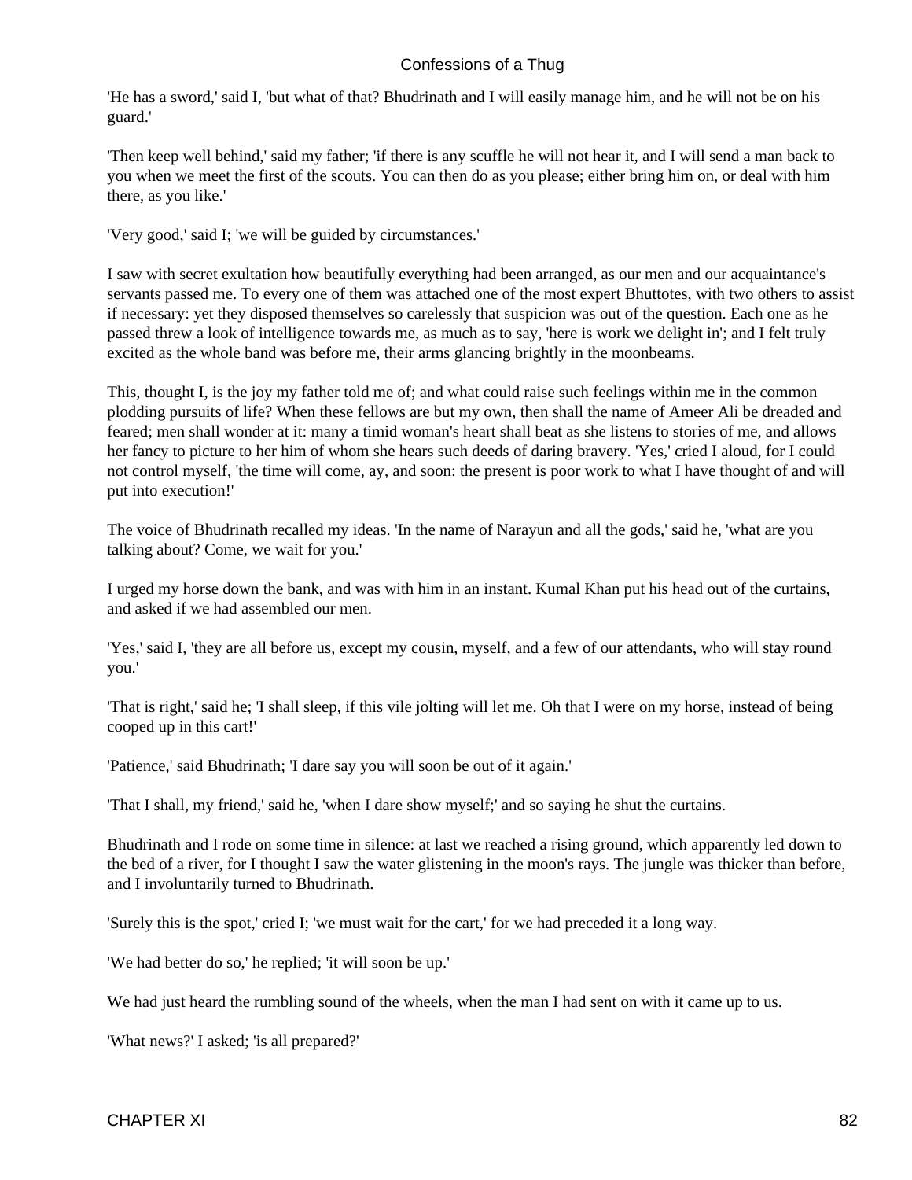'He has a sword,' said I, 'but what of that? Bhudrinath and I will easily manage him, and he will not be on his guard.'

'Then keep well behind,' said my father; 'if there is any scuffle he will not hear it, and I will send a man back to you when we meet the first of the scouts. You can then do as you please; either bring him on, or deal with him there, as you like.'

'Very good,' said I; 'we will be guided by circumstances.'

I saw with secret exultation how beautifully everything had been arranged, as our men and our acquaintance's servants passed me. To every one of them was attached one of the most expert Bhuttotes, with two others to assist if necessary: yet they disposed themselves so carelessly that suspicion was out of the question. Each one as he passed threw a look of intelligence towards me, as much as to say, 'here is work we delight in'; and I felt truly excited as the whole band was before me, their arms glancing brightly in the moonbeams.

This, thought I, is the joy my father told me of; and what could raise such feelings within me in the common plodding pursuits of life? When these fellows are but my own, then shall the name of Ameer Ali be dreaded and feared; men shall wonder at it: many a timid woman's heart shall beat as she listens to stories of me, and allows her fancy to picture to her him of whom she hears such deeds of daring bravery. 'Yes,' cried I aloud, for I could not control myself, 'the time will come, ay, and soon: the present is poor work to what I have thought of and will put into execution!'

The voice of Bhudrinath recalled my ideas. 'In the name of Narayun and all the gods,' said he, 'what are you talking about? Come, we wait for you.'

I urged my horse down the bank, and was with him in an instant. Kumal Khan put his head out of the curtains, and asked if we had assembled our men.

'Yes,' said I, 'they are all before us, except my cousin, myself, and a few of our attendants, who will stay round you.'

'That is right,' said he; 'I shall sleep, if this vile jolting will let me. Oh that I were on my horse, instead of being cooped up in this cart!'

'Patience,' said Bhudrinath; 'I dare say you will soon be out of it again.'

'That I shall, my friend,' said he, 'when I dare show myself;' and so saying he shut the curtains.

Bhudrinath and I rode on some time in silence: at last we reached a rising ground, which apparently led down to the bed of a river, for I thought I saw the water glistening in the moon's rays. The jungle was thicker than before, and I involuntarily turned to Bhudrinath.

'Surely this is the spot,' cried I; 'we must wait for the cart,' for we had preceded it a long way.

'We had better do so,' he replied; 'it will soon be up.'

We had just heard the rumbling sound of the wheels, when the man I had sent on with it came up to us.

'What news?' I asked; 'is all prepared?'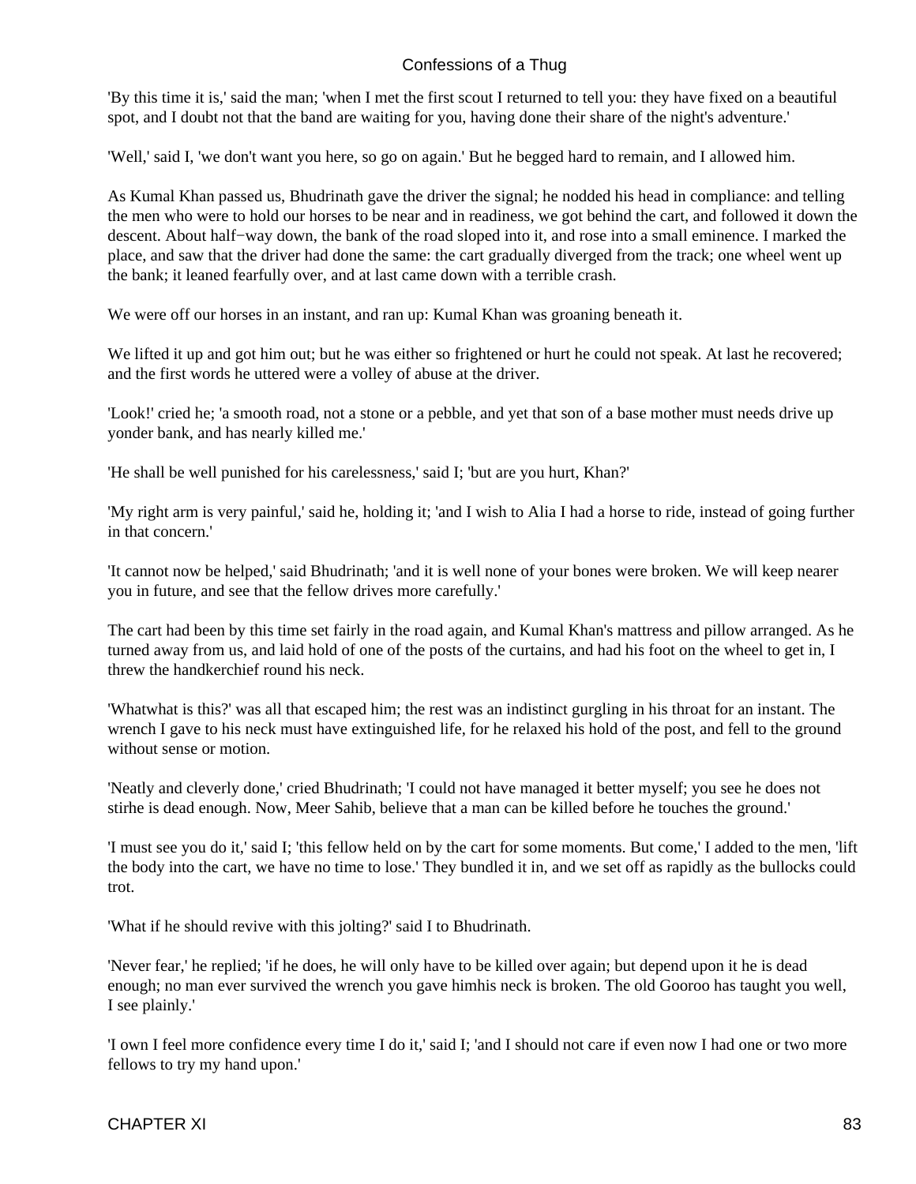'By this time it is,' said the man; 'when I met the first scout I returned to tell you: they have fixed on a beautiful spot, and I doubt not that the band are waiting for you, having done their share of the night's adventure.'

'Well,' said I, 'we don't want you here, so go on again.' But he begged hard to remain, and I allowed him.

As Kumal Khan passed us, Bhudrinath gave the driver the signal; he nodded his head in compliance: and telling the men who were to hold our horses to be near and in readiness, we got behind the cart, and followed it down the descent. About half−way down, the bank of the road sloped into it, and rose into a small eminence. I marked the place, and saw that the driver had done the same: the cart gradually diverged from the track; one wheel went up the bank; it leaned fearfully over, and at last came down with a terrible crash.

We were off our horses in an instant, and ran up: Kumal Khan was groaning beneath it.

We lifted it up and got him out; but he was either so frightened or hurt he could not speak. At last he recovered; and the first words he uttered were a volley of abuse at the driver.

'Look!' cried he; 'a smooth road, not a stone or a pebble, and yet that son of a base mother must needs drive up yonder bank, and has nearly killed me.'

'He shall be well punished for his carelessness,' said I; 'but are you hurt, Khan?'

'My right arm is very painful,' said he, holding it; 'and I wish to Alia I had a horse to ride, instead of going further in that concern.'

'It cannot now be helped,' said Bhudrinath; 'and it is well none of your bones were broken. We will keep nearer you in future, and see that the fellow drives more carefully.'

The cart had been by this time set fairly in the road again, and Kumal Khan's mattress and pillow arranged. As he turned away from us, and laid hold of one of the posts of the curtains, and had his foot on the wheel to get in, I threw the handkerchief round his neck.

'Whatwhat is this?' was all that escaped him; the rest was an indistinct gurgling in his throat for an instant. The wrench I gave to his neck must have extinguished life, for he relaxed his hold of the post, and fell to the ground without sense or motion.

'Neatly and cleverly done,' cried Bhudrinath; 'I could not have managed it better myself; you see he does not stirhe is dead enough. Now, Meer Sahib, believe that a man can be killed before he touches the ground.'

'I must see you do it,' said I; 'this fellow held on by the cart for some moments. But come,' I added to the men, 'lift the body into the cart, we have no time to lose.' They bundled it in, and we set off as rapidly as the bullocks could trot.

'What if he should revive with this jolting?' said I to Bhudrinath.

'Never fear,' he replied; 'if he does, he will only have to be killed over again; but depend upon it he is dead enough; no man ever survived the wrench you gave himhis neck is broken. The old Gooroo has taught you well, I see plainly.'

'I own I feel more confidence every time I do it,' said I; 'and I should not care if even now I had one or two more fellows to try my hand upon.'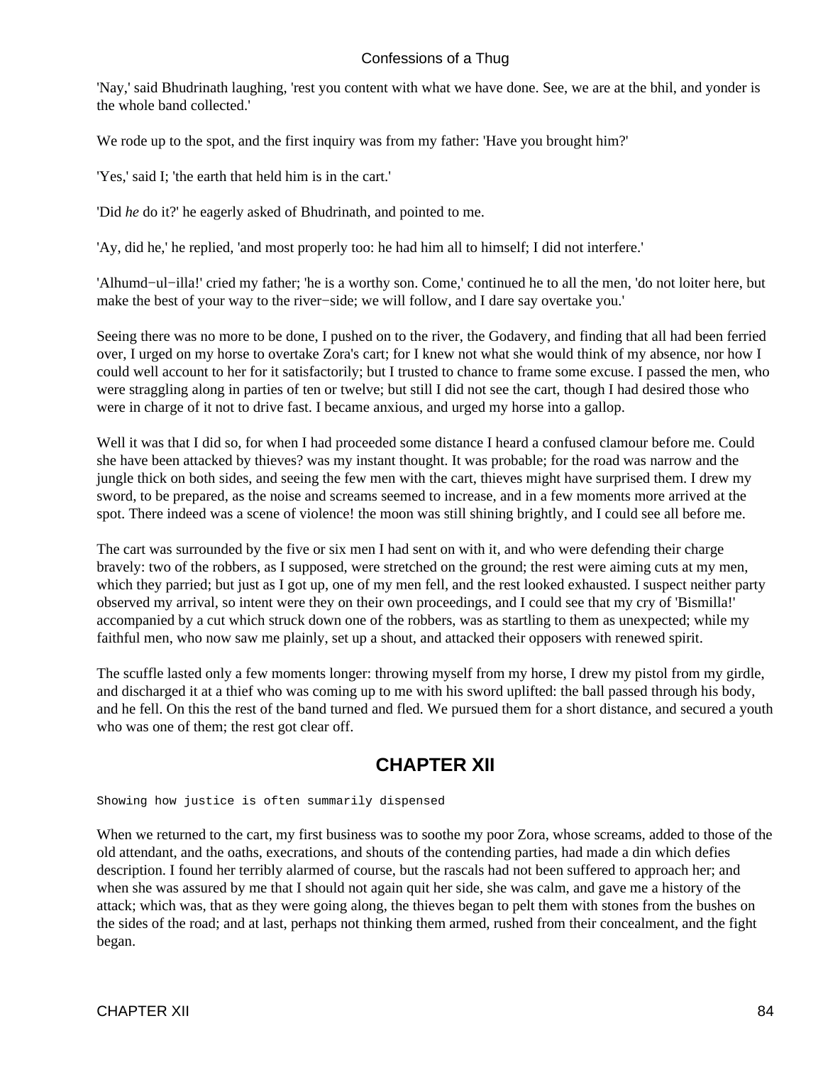'Nay,' said Bhudrinath laughing, 'rest you content with what we have done. See, we are at the bhil, and yonder is the whole band collected.'

We rode up to the spot, and the first inquiry was from my father: 'Have you brought him?'

'Yes,' said I; 'the earth that held him is in the cart.'

'Did *he* do it?' he eagerly asked of Bhudrinath, and pointed to me.

'Ay, did he,' he replied, 'and most properly too: he had him all to himself; I did not interfere.'

'Alhumd−ul−illa!' cried my father; 'he is a worthy son. Come,' continued he to all the men, 'do not loiter here, but make the best of your way to the river−side; we will follow, and I dare say overtake you.'

Seeing there was no more to be done, I pushed on to the river, the Godavery, and finding that all had been ferried over, I urged on my horse to overtake Zora's cart; for I knew not what she would think of my absence, nor how I could well account to her for it satisfactorily; but I trusted to chance to frame some excuse. I passed the men, who were straggling along in parties of ten or twelve; but still I did not see the cart, though I had desired those who were in charge of it not to drive fast. I became anxious, and urged my horse into a gallop.

Well it was that I did so, for when I had proceeded some distance I heard a confused clamour before me. Could she have been attacked by thieves? was my instant thought. It was probable; for the road was narrow and the jungle thick on both sides, and seeing the few men with the cart, thieves might have surprised them. I drew my sword, to be prepared, as the noise and screams seemed to increase, and in a few moments more arrived at the spot. There indeed was a scene of violence! the moon was still shining brightly, and I could see all before me.

The cart was surrounded by the five or six men I had sent on with it, and who were defending their charge bravely: two of the robbers, as I supposed, were stretched on the ground; the rest were aiming cuts at my men, which they parried; but just as I got up, one of my men fell, and the rest looked exhausted. I suspect neither party observed my arrival, so intent were they on their own proceedings, and I could see that my cry of 'Bismilla!' accompanied by a cut which struck down one of the robbers, was as startling to them as unexpected; while my faithful men, who now saw me plainly, set up a shout, and attacked their opposers with renewed spirit.

The scuffle lasted only a few moments longer: throwing myself from my horse, I drew my pistol from my girdle, and discharged it at a thief who was coming up to me with his sword uplifted: the ball passed through his body, and he fell. On this the rest of the band turned and fled. We pursued them for a short distance, and secured a youth who was one of them; the rest got clear off.

## CHAPTER XII

Showing how justice is often summarily dispensed

When we returned to the cart, my first business was to soothe my poor Zora, whose screams, added to those of the old attendant, and the oaths, execrations, and shouts of the contending parties, had made a din which defies description. I found her terribly alarmed of course, but the rascals had not been suffered to approach her; and when she was assured by me that I should not again quit her side, she was calm, and gave me a history of the attack; which was, that as they were going along, the thieves began to pelt them with stones from the bushes on the sides of the road; and at last, perhaps not thinking them armed, rushed from their concealment, and the fight began.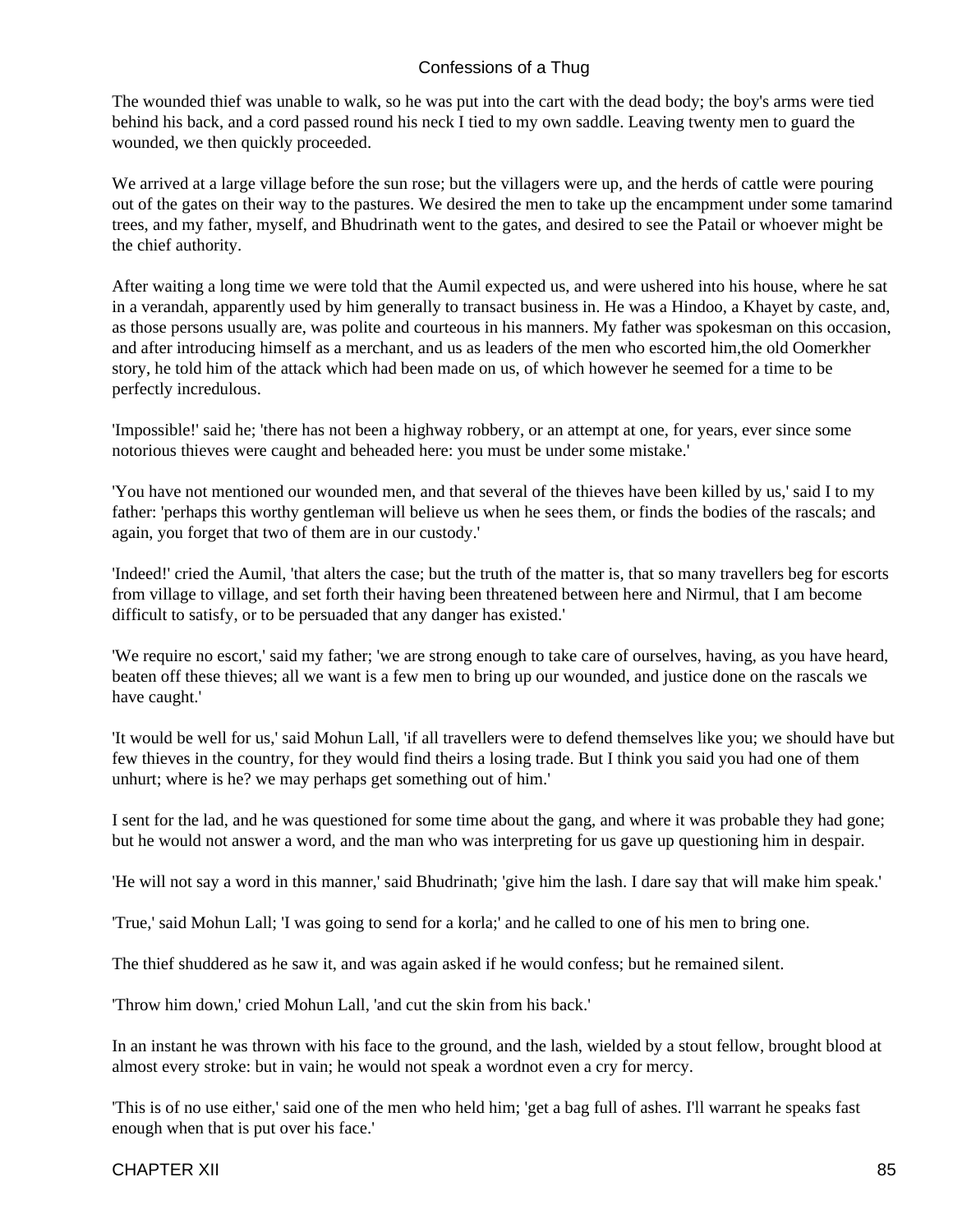The wounded thief was unable to walk, so he was put into the cart with the dead body; the boy's arms were tied behind his back, and a cord passed round his neck I tied to my own saddle. Leaving twenty men to guard the wounded, we then quickly proceeded.

We arrived at a large village before the sun rose; but the villagers were up, and the herds of cattle were pouring out of the gates on their way to the pastures. We desired the men to take up the encampment under some tamarind trees, and my father, myself, and Bhudrinath went to the gates, and desired to see the Patail or whoever might be the chief authority.

After waiting a long time we were told that the Aumil expected us, and were ushered into his house, where he sat in a verandah, apparently used by him generally to transact business in. He was a Hindoo, a Khayet by caste, and, as those persons usually are, was polite and courteous in his manners. My father was spokesman on this occasion, and after introducing himself as a merchant, and us as leaders of the men who escorted him,the old Oomerkher story, he told him of the attack which had been made on us, of which however he seemed for a time to be perfectly incredulous.

'Impossible!' said he; 'there has not been a highway robbery, or an attempt at one, for years, ever since some notorious thieves were caught and beheaded here: you must be under some mistake.'

'You have not mentioned our wounded men, and that several of the thieves have been killed by us,' said I to my father: 'perhaps this worthy gentleman will believe us when he sees them, or finds the bodies of the rascals; and again, you forget that two of them are in our custody.'

'Indeed!' cried the Aumil, 'that alters the case; but the truth of the matter is, that so many travellers beg for escorts from village to village, and set forth their having been threatened between here and Nirmul, that I am become difficult to satisfy, or to be persuaded that any danger has existed.'

'We require no escort,' said my father; 'we are strong enough to take care of ourselves, having, as you have heard, beaten off these thieves; all we want is a few men to bring up our wounded, and justice done on the rascals we have caught.'

'It would be well for us,' said Mohun Lall, 'if all travellers were to defend themselves like you; we should have but few thieves in the country, for they would find theirs a losing trade. But I think you said you had one of them unhurt; where is he? we may perhaps get something out of him.'

I sent for the lad, and he was questioned for some time about the gang, and where it was probable they had gone; but he would not answer a word, and the man who was interpreting for us gave up questioning him in despair.

'He will not say a word in this manner,' said Bhudrinath; 'give him the lash. I dare say that will make him speak.'

'True,' said Mohun Lall; 'I was going to send for a korla;' and he called to one of his men to bring one.

The thief shuddered as he saw it, and was again asked if he would confess; but he remained silent.

'Throw him down,' cried Mohun Lall, 'and cut the skin from his back.'

In an instant he was thrown with his face to the ground, and the lash, wielded by a stout fellow, brought blood at almost every stroke: but in vain; he would not speak a wordnot even a cry for mercy.

'This is of no use either,' said one of the men who held him; 'get a bag full of ashes. I'll warrant he speaks fast enough when that is put over his face.'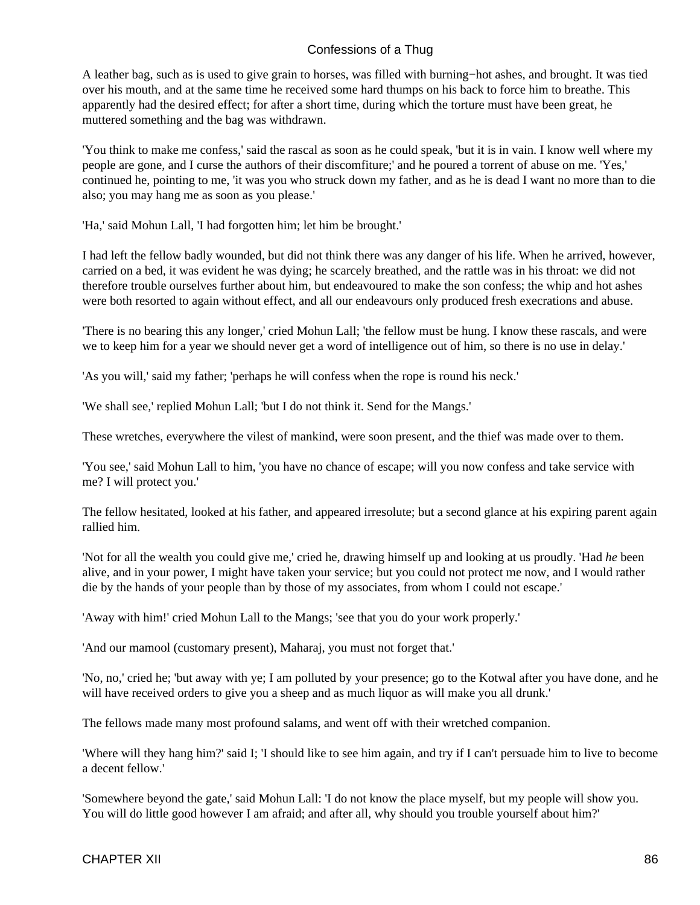A leather bag, such as is used to give grain to horses, was filled with burning−hot ashes, and brought. It was tied over his mouth, and at the same time he received some hard thumps on his back to force him to breathe. This apparently had the desired effect; for after a short time, during which the torture must have been great, he muttered something and the bag was withdrawn.

'You think to make me confess,' said the rascal as soon as he could speak, 'but it is in vain. I know well where my people are gone, and I curse the authors of their discomfiture;' and he poured a torrent of abuse on me. 'Yes,' continued he, pointing to me, 'it was you who struck down my father, and as he is dead I want no more than to die also; you may hang me as soon as you please.'

'Ha,' said Mohun Lall, 'I had forgotten him; let him be brought.'

I had left the fellow badly wounded, but did not think there was any danger of his life. When he arrived, however, carried on a bed, it was evident he was dying; he scarcely breathed, and the rattle was in his throat: we did not therefore trouble ourselves further about him, but endeavoured to make the son confess; the whip and hot ashes were both resorted to again without effect, and all our endeavours only produced fresh execrations and abuse.

'There is no bearing this any longer,' cried Mohun Lall; 'the fellow must be hung. I know these rascals, and were we to keep him for a year we should never get a word of intelligence out of him, so there is no use in delay.'

'As you will,' said my father; 'perhaps he will confess when the rope is round his neck.'

'We shall see,' replied Mohun Lall; 'but I do not think it. Send for the Mangs.'

These wretches, everywhere the vilest of mankind, were soon present, and the thief was made over to them.

'You see,' said Mohun Lall to him, 'you have no chance of escape; will you now confess and take service with me? I will protect you.'

The fellow hesitated, looked at his father, and appeared irresolute; but a second glance at his expiring parent again rallied him.

'Not for all the wealth you could give me,' cried he, drawing himself up and looking at us proudly. 'Had *he* been alive, and in your power, I might have taken your service; but you could not protect me now, and I would rather die by the hands of your people than by those of my associates, from whom I could not escape.'

'Away with him!' cried Mohun Lall to the Mangs; 'see that you do your work properly.'

'And our mamool (customary present), Maharaj, you must not forget that.'

'No, no,' cried he; 'but away with ye; I am polluted by your presence; go to the Kotwal after you have done, and he will have received orders to give you a sheep and as much liquor as will make you all drunk.'

The fellows made many most profound salams, and went off with their wretched companion.

'Where will they hang him?' said I; 'I should like to see him again, and try if I can't persuade him to live to become a decent fellow.'

'Somewhere beyond the gate,' said Mohun Lall: 'I do not know the place myself, but my people will show you. You will do little good however I am afraid; and after all, why should you trouble yourself about him?'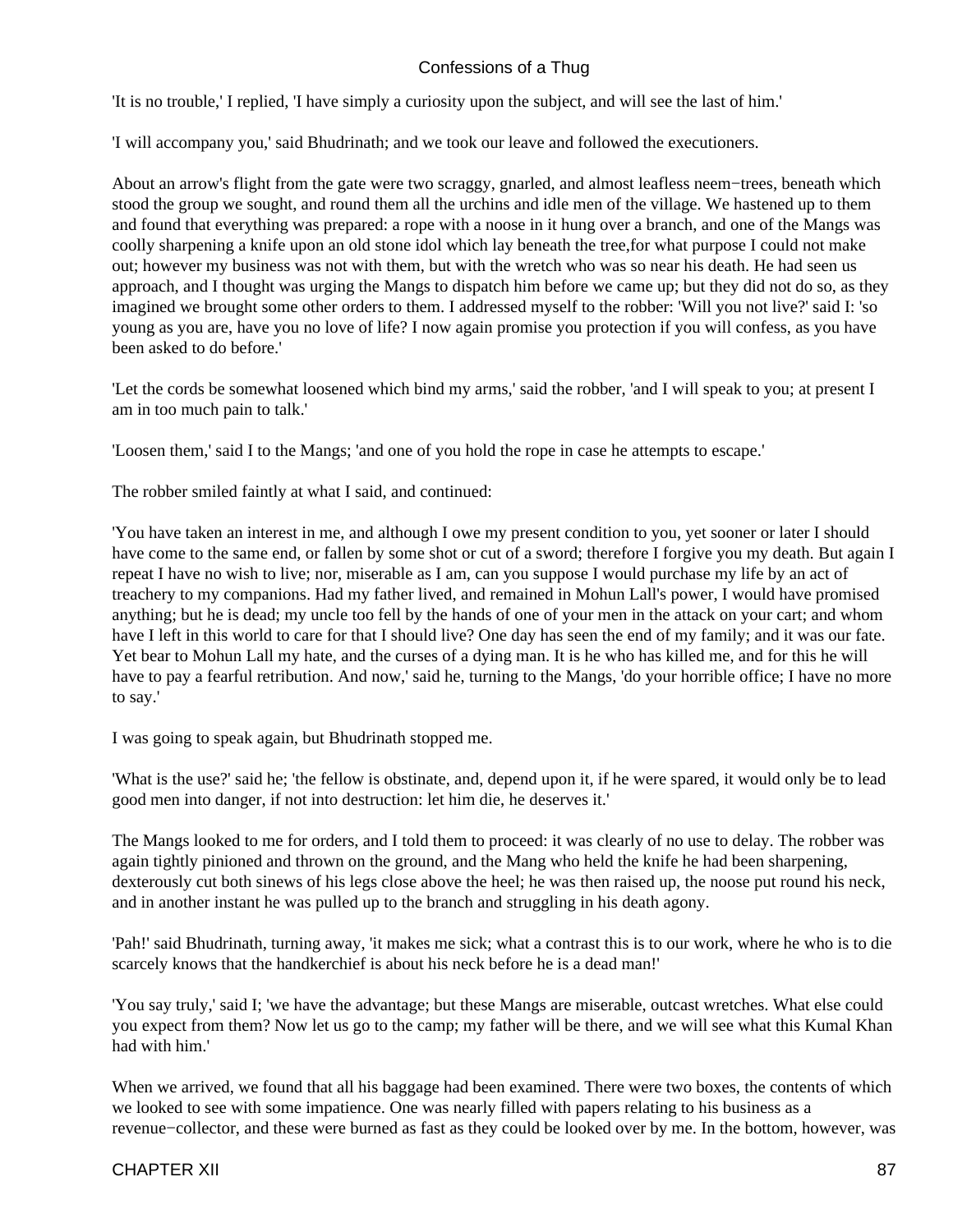'It is no trouble,' I replied, 'I have simply a curiosity upon the subject, and will see the last of him.'

'I will accompany you,' said Bhudrinath; and we took our leave and followed the executioners.

About an arrow's flight from the gate were two scraggy, gnarled, and almost leafless neem−trees, beneath which stood the group we sought, and round them all the urchins and idle men of the village. We hastened up to them and found that everything was prepared: a rope with a noose in it hung over a branch, and one of the Mangs was coolly sharpening a knife upon an old stone idol which lay beneath the tree,for what purpose I could not make out; however my business was not with them, but with the wretch who was so near his death. He had seen us approach, and I thought was urging the Mangs to dispatch him before we came up; but they did not do so, as they imagined we brought some other orders to them. I addressed myself to the robber: 'Will you not live?' said I: 'so young as you are, have you no love of life? I now again promise you protection if you will confess, as you have been asked to do before.'

'Let the cords be somewhat loosened which bind my arms,' said the robber, 'and I will speak to you; at present I am in too much pain to talk.'

'Loosen them,' said I to the Mangs; 'and one of you hold the rope in case he attempts to escape.'

The robber smiled faintly at what I said, and continued:

'You have taken an interest in me, and although I owe my present condition to you, yet sooner or later I should have come to the same end, or fallen by some shot or cut of a sword; therefore I forgive you my death. But again I repeat I have no wish to live; nor, miserable as I am, can you suppose I would purchase my life by an act of treachery to my companions. Had my father lived, and remained in Mohun Lall's power, I would have promised anything; but he is dead; my uncle too fell by the hands of one of your men in the attack on your cart; and whom have I left in this world to care for that I should live? One day has seen the end of my family; and it was our fate. Yet bear to Mohun Lall my hate, and the curses of a dying man. It is he who has killed me, and for this he will have to pay a fearful retribution. And now,' said he, turning to the Mangs, 'do your horrible office; I have no more to say.'

I was going to speak again, but Bhudrinath stopped me.

'What is the use?' said he; 'the fellow is obstinate, and, depend upon it, if he were spared, it would only be to lead good men into danger, if not into destruction: let him die, he deserves it.'

The Mangs looked to me for orders, and I told them to proceed: it was clearly of no use to delay. The robber was again tightly pinioned and thrown on the ground, and the Mang who held the knife he had been sharpening, dexterously cut both sinews of his legs close above the heel; he was then raised up, the noose put round his neck, and in another instant he was pulled up to the branch and struggling in his death agony.

'Pah!' said Bhudrinath, turning away, 'it makes me sick; what a contrast this is to our work, where he who is to die scarcely knows that the handkerchief is about his neck before he is a dead man!'

'You say truly,' said I; 'we have the advantage; but these Mangs are miserable, outcast wretches. What else could you expect from them? Now let us go to the camp; my father will be there, and we will see what this Kumal Khan had with him.'

When we arrived, we found that all his baggage had been examined. There were two boxes, the contents of which we looked to see with some impatience. One was nearly filled with papers relating to his business as a revenue−collector, and these were burned as fast as they could be looked over by me. In the bottom, however, was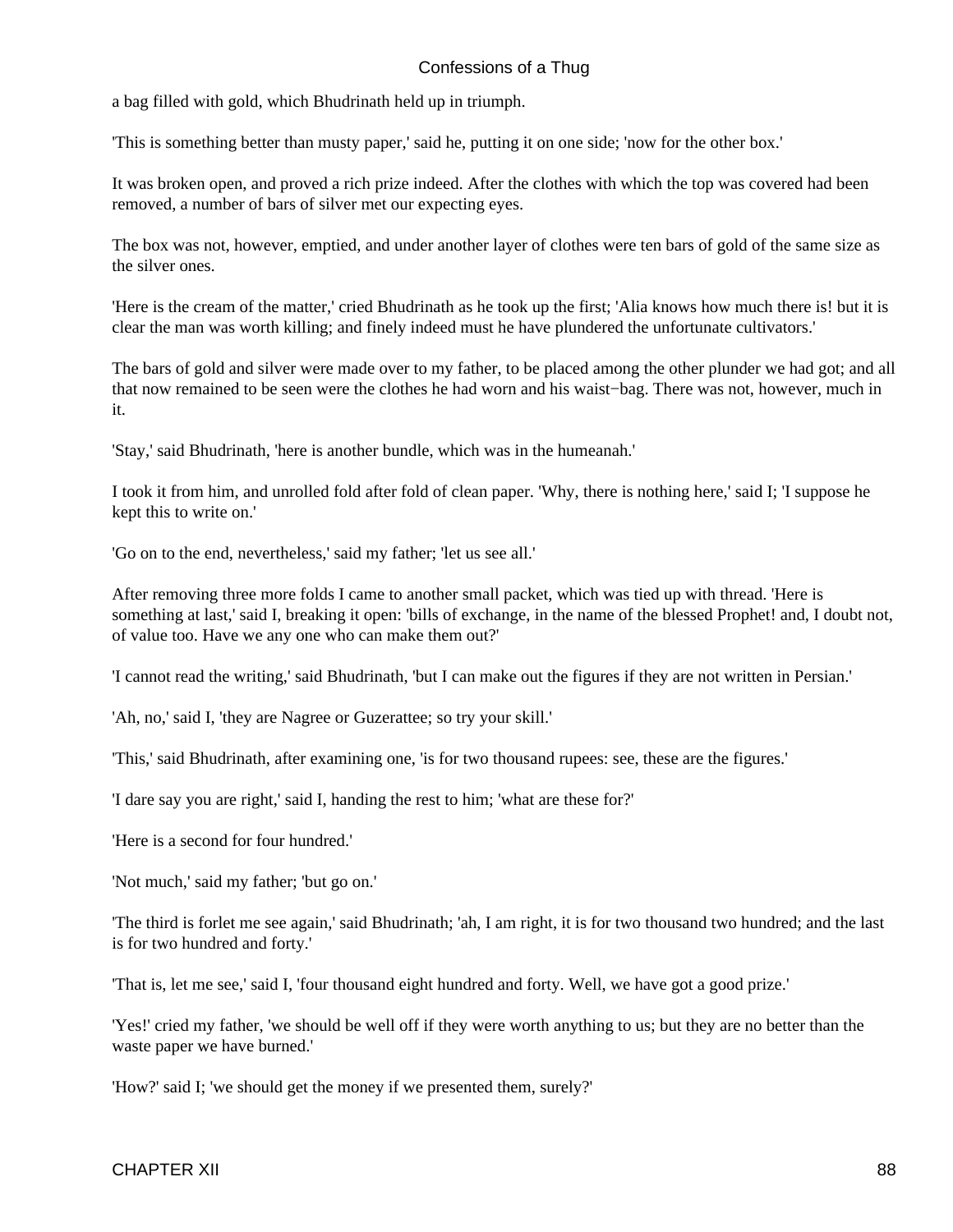a bag filled with gold, which Bhudrinath held up in triumph.

'This is something better than musty paper,' said he, putting it on one side; 'now for the other box.'

It was broken open, and proved a rich prize indeed. After the clothes with which the top was covered had been removed, a number of bars of silver met our expecting eyes.

The box was not, however, emptied, and under another layer of clothes were ten bars of gold of the same size as the silver ones.

'Here is the cream of the matter,' cried Bhudrinath as he took up the first; 'Alia knows how much there is! but it is clear the man was worth killing; and finely indeed must he have plundered the unfortunate cultivators.'

The bars of gold and silver were made over to my father, to be placed among the other plunder we had got; and all that now remained to be seen were the clothes he had worn and his waist−bag. There was not, however, much in it.

'Stay,' said Bhudrinath, 'here is another bundle, which was in the humeanah.'

I took it from him, and unrolled fold after fold of clean paper. 'Why, there is nothing here,' said I; 'I suppose he kept this to write on.'

'Go on to the end, nevertheless,' said my father; 'let us see all.'

After removing three more folds I came to another small packet, which was tied up with thread. 'Here is something at last,' said I, breaking it open: 'bills of exchange, in the name of the blessed Prophet! and, I doubt not, of value too. Have we any one who can make them out?'

'I cannot read the writing,' said Bhudrinath, 'but I can make out the figures if they are not written in Persian.'

'Ah, no,' said I, 'they are Nagree or Guzerattee; so try your skill.'

'This,' said Bhudrinath, after examining one, 'is for two thousand rupees: see, these are the figures.'

'I dare say you are right,' said I, handing the rest to him; 'what are these for?'

'Here is a second for four hundred.'

'Not much,' said my father; 'but go on.'

'The third is forlet me see again,' said Bhudrinath; 'ah, I am right, it is for two thousand two hundred; and the last is for two hundred and forty.'

'That is, let me see,' said I, 'four thousand eight hundred and forty. Well, we have got a good prize.'

'Yes!' cried my father, 'we should be well off if they were worth anything to us; but they are no better than the waste paper we have burned.'

'How?' said I; 'we should get the money if we presented them, surely?'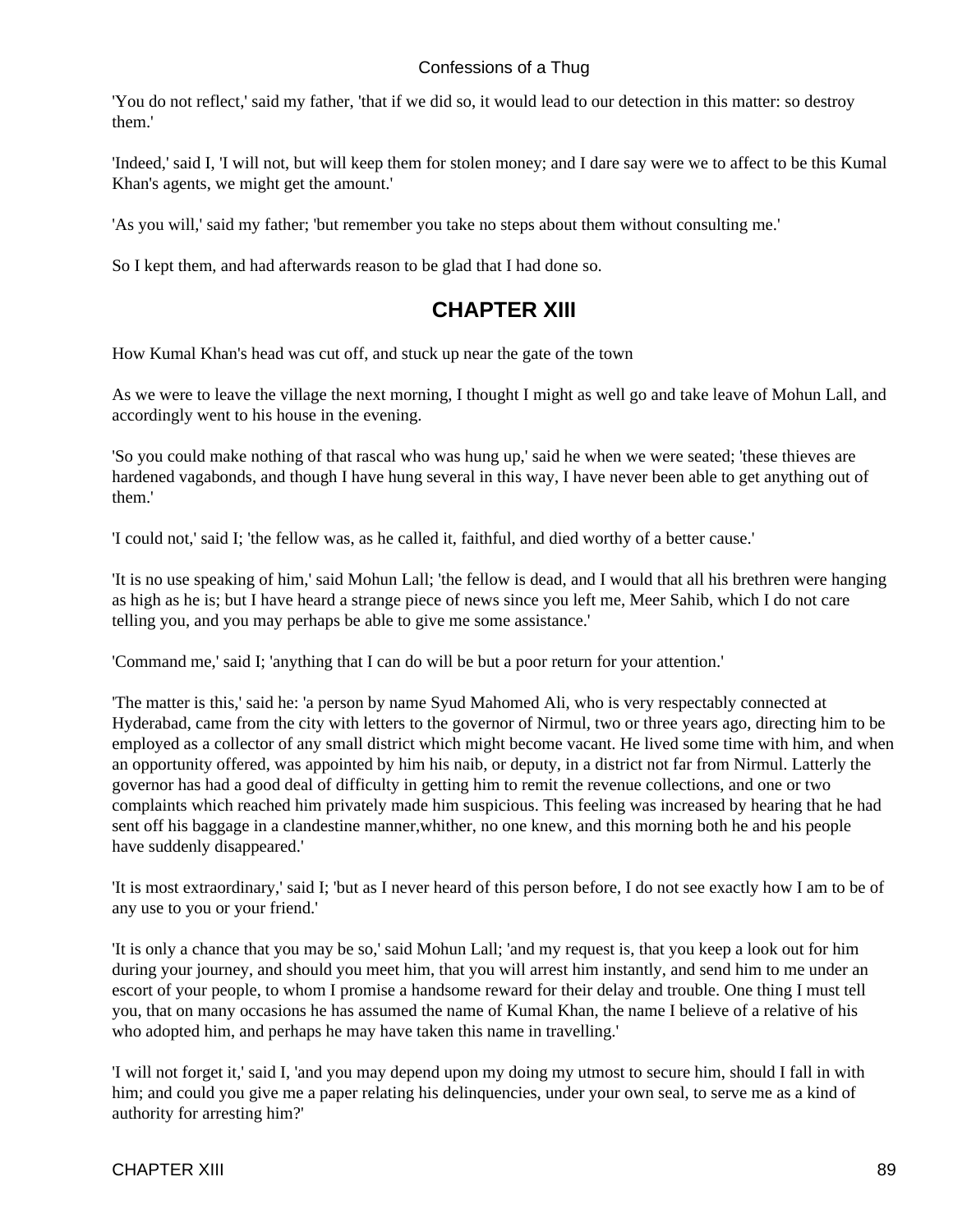'You do not reflect,' said my father, 'that if we did so, it would lead to our detection in this matter: so destroy them.'

'Indeed,' said I, 'I will not, but will keep them for stolen money; and I dare say were we to affect to be this Kumal Khan's agents, we might get the amount.'

'As you will,' said my father; 'but remember you take no steps about them without consulting me.'

So I kept them, and had afterwards reason to be glad that I had done so.

## CHAPTER XIII

How Kumal Khan's head was cut off, and stuck up near the gate of the town

As we were to leave the village the next morning, I thought I might as well go and take leave of Mohun Lall, and accordingly went to his house in the evening.

'So you could make nothing of that rascal who was hung up,' said he when we were seated; 'these thieves are hardened vagabonds, and though I have hung several in this way, I have never been able to get anything out of them.'

'I could not,' said I; 'the fellow was, as he called it, faithful, and died worthy of a better cause.'

'It is no use speaking of him,' said Mohun Lall; 'the fellow is dead, and I would that all his brethren were hanging as high as he is; but I have heard a strange piece of news since you left me, Meer Sahib, which I do not care telling you, and you may perhaps be able to give me some assistance.'

'Command me,' said I; 'anything that I can do will be but a poor return for your attention.'

'The matter is this,' said he: 'a person by name Syud Mahomed Ali, who is very respectably connected at Hyderabad, came from the city with letters to the governor of Nirmul, two or three years ago, directing him to be employed as a collector of any small district which might become vacant. He lived some time with him, and when an opportunity offered, was appointed by him his naib, or deputy, in a district not far from Nirmul. Latterly the governor has had a good deal of difficulty in getting him to remit the revenue collections, and one or two complaints which reached him privately made him suspicious. This feeling was increased by hearing that he had sent off his baggage in a clandestine manner,whither, no one knew, and this morning both he and his people have suddenly disappeared.'

'It is most extraordinary,' said I; 'but as I never heard of this person before, I do not see exactly how I am to be of any use to you or your friend.'

'It is only a chance that you may be so,' said Mohun Lall; 'and my request is, that you keep a look out for him during your journey, and should you meet him, that you will arrest him instantly, and send him to me under an escort of your people, to whom I promise a handsome reward for their delay and trouble. One thing I must tell you, that on many occasions he has assumed the name of Kumal Khan, the name I believe of a relative of his who adopted him, and perhaps he may have taken this name in travelling.'

'I will not forget it,' said I, 'and you may depend upon my doing my utmost to secure him, should I fall in with him; and could you give me a paper relating his delinquencies, under your own seal, to serve me as a kind of authority for arresting him?'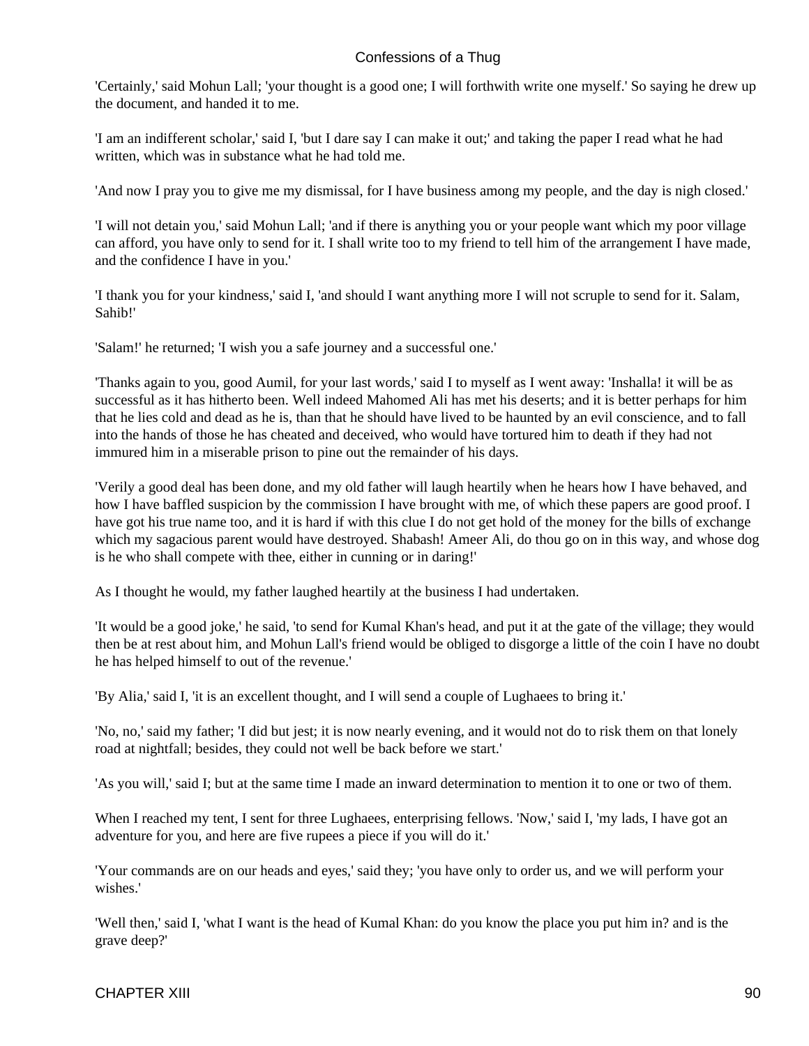'Certainly,' said Mohun Lall; 'your thought is a good one; I will forthwith write one myself.' So saying he drew up the document, and handed it to me.

'I am an indifferent scholar,' said I, 'but I dare say I can make it out;' and taking the paper I read what he had written, which was in substance what he had told me.

'And now I pray you to give me my dismissal, for I have business among my people, and the day is nigh closed.'

'I will not detain you,' said Mohun Lall; 'and if there is anything you or your people want which my poor village can afford, you have only to send for it. I shall write too to my friend to tell him of the arrangement I have made, and the confidence I have in you.'

'I thank you for your kindness,' said I, 'and should I want anything more I will not scruple to send for it. Salam, Sahib!'

'Salam!' he returned; 'I wish you a safe journey and a successful one.'

'Thanks again to you, good Aumil, for your last words,' said I to myself as I went away: 'Inshalla! it will be as successful as it has hitherto been. Well indeed Mahomed Ali has met his deserts; and it is better perhaps for him that he lies cold and dead as he is, than that he should have lived to be haunted by an evil conscience, and to fall into the hands of those he has cheated and deceived, who would have tortured him to death if they had not immured him in a miserable prison to pine out the remainder of his days.

'Verily a good deal has been done, and my old father will laugh heartily when he hears how I have behaved, and how I have baffled suspicion by the commission I have brought with me, of which these papers are good proof. I have got his true name too, and it is hard if with this clue I do not get hold of the money for the bills of exchange which my sagacious parent would have destroyed. Shabash! Ameer Ali, do thou go on in this way, and whose dog is he who shall compete with thee, either in cunning or in daring!'

As I thought he would, my father laughed heartily at the business I had undertaken.

'It would be a good joke,' he said, 'to send for Kumal Khan's head, and put it at the gate of the village; they would then be at rest about him, and Mohun Lall's friend would be obliged to disgorge a little of the coin I have no doubt he has helped himself to out of the revenue.'

'By Alia,' said I, 'it is an excellent thought, and I will send a couple of Lughaees to bring it.'

'No, no,' said my father; 'I did but jest; it is now nearly evening, and it would not do to risk them on that lonely road at nightfall; besides, they could not well be back before we start.'

'As you will,' said I; but at the same time I made an inward determination to mention it to one or two of them.

When I reached my tent, I sent for three Lughaees, enterprising fellows. 'Now,' said I, 'my lads, I have got an adventure for you, and here are five rupees a piece if you will do it.'

'Your commands are on our heads and eyes,' said they; 'you have only to order us, and we will perform your wishes.'

'Well then,' said I, 'what I want is the head of Kumal Khan: do you know the place you put him in? and is the grave deep?'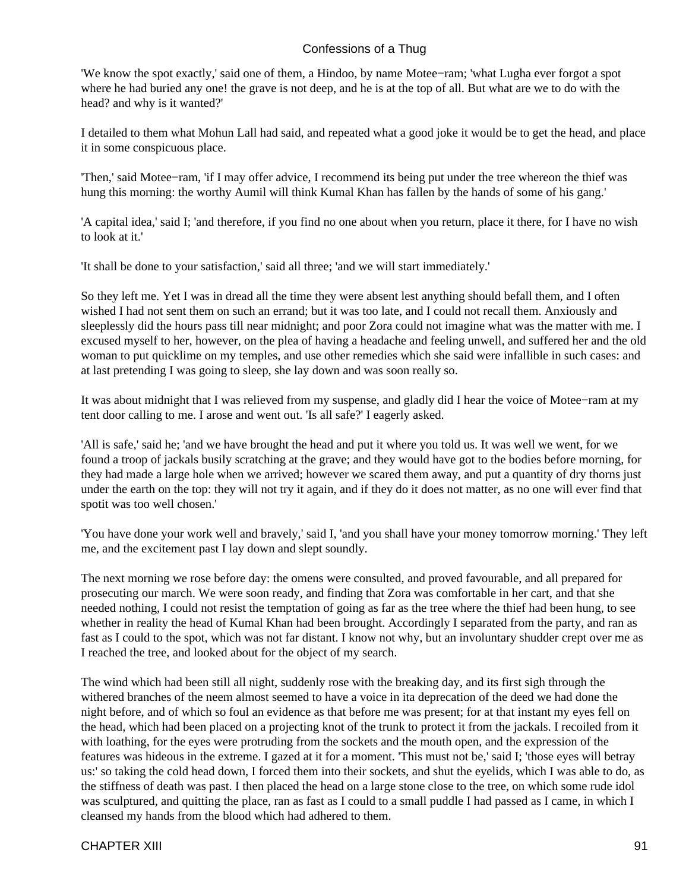'We know the spot exactly,' said one of them, a Hindoo, by name Motee−ram; 'what Lugha ever forgot a spot where he had buried any one! the grave is not deep, and he is at the top of all. But what are we to do with the head? and why is it wanted?'

I detailed to them what Mohun Lall had said, and repeated what a good joke it would be to get the head, and place it in some conspicuous place.

'Then,' said Motee−ram, 'if I may offer advice, I recommend its being put under the tree whereon the thief was hung this morning: the worthy Aumil will think Kumal Khan has fallen by the hands of some of his gang.'

'A capital idea,' said I; 'and therefore, if you find no one about when you return, place it there, for I have no wish to look at it.'

'It shall be done to your satisfaction,' said all three; 'and we will start immediately.'

So they left me. Yet I was in dread all the time they were absent lest anything should befall them, and I often wished I had not sent them on such an errand; but it was too late, and I could not recall them. Anxiously and sleeplessly did the hours pass till near midnight; and poor Zora could not imagine what was the matter with me. I excused myself to her, however, on the plea of having a headache and feeling unwell, and suffered her and the old woman to put quicklime on my temples, and use other remedies which she said were infallible in such cases: and at last pretending I was going to sleep, she lay down and was soon really so.

It was about midnight that I was relieved from my suspense, and gladly did I hear the voice of Motee−ram at my tent door calling to me. I arose and went out. 'Is all safe?' I eagerly asked.

'All is safe,' said he; 'and we have brought the head and put it where you told us. It was well we went, for we found a troop of jackals busily scratching at the grave; and they would have got to the bodies before morning, for they had made a large hole when we arrived; however we scared them away, and put a quantity of dry thorns just under the earth on the top: they will not try it again, and if they do it does not matter, as no one will ever find that spotit was too well chosen.'

'You have done your work well and bravely,' said I, 'and you shall have your money tomorrow morning.' They left me, and the excitement past I lay down and slept soundly.

The next morning we rose before day: the omens were consulted, and proved favourable, and all prepared for prosecuting our march. We were soon ready, and finding that Zora was comfortable in her cart, and that she needed nothing, I could not resist the temptation of going as far as the tree where the thief had been hung, to see whether in reality the head of Kumal Khan had been brought. Accordingly I separated from the party, and ran as fast as I could to the spot, which was not far distant. I know not why, but an involuntary shudder crept over me as I reached the tree, and looked about for the object of my search.

The wind which had been still all night, suddenly rose with the breaking day, and its first sigh through the withered branches of the neem almost seemed to have a voice in ita deprecation of the deed we had done the night before, and of which so foul an evidence as that before me was present; for at that instant my eyes fell on the head, which had been placed on a projecting knot of the trunk to protect it from the jackals. I recoiled from it with loathing, for the eyes were protruding from the sockets and the mouth open, and the expression of the features was hideous in the extreme. I gazed at it for a moment. 'This must not be,' said I; 'those eyes will betray us:' so taking the cold head down, I forced them into their sockets, and shut the eyelids, which I was able to do, as the stiffness of death was past. I then placed the head on a large stone close to the tree, on which some rude idol was sculptured, and quitting the place, ran as fast as I could to a small puddle I had passed as I came, in which I cleansed my hands from the blood which had adhered to them.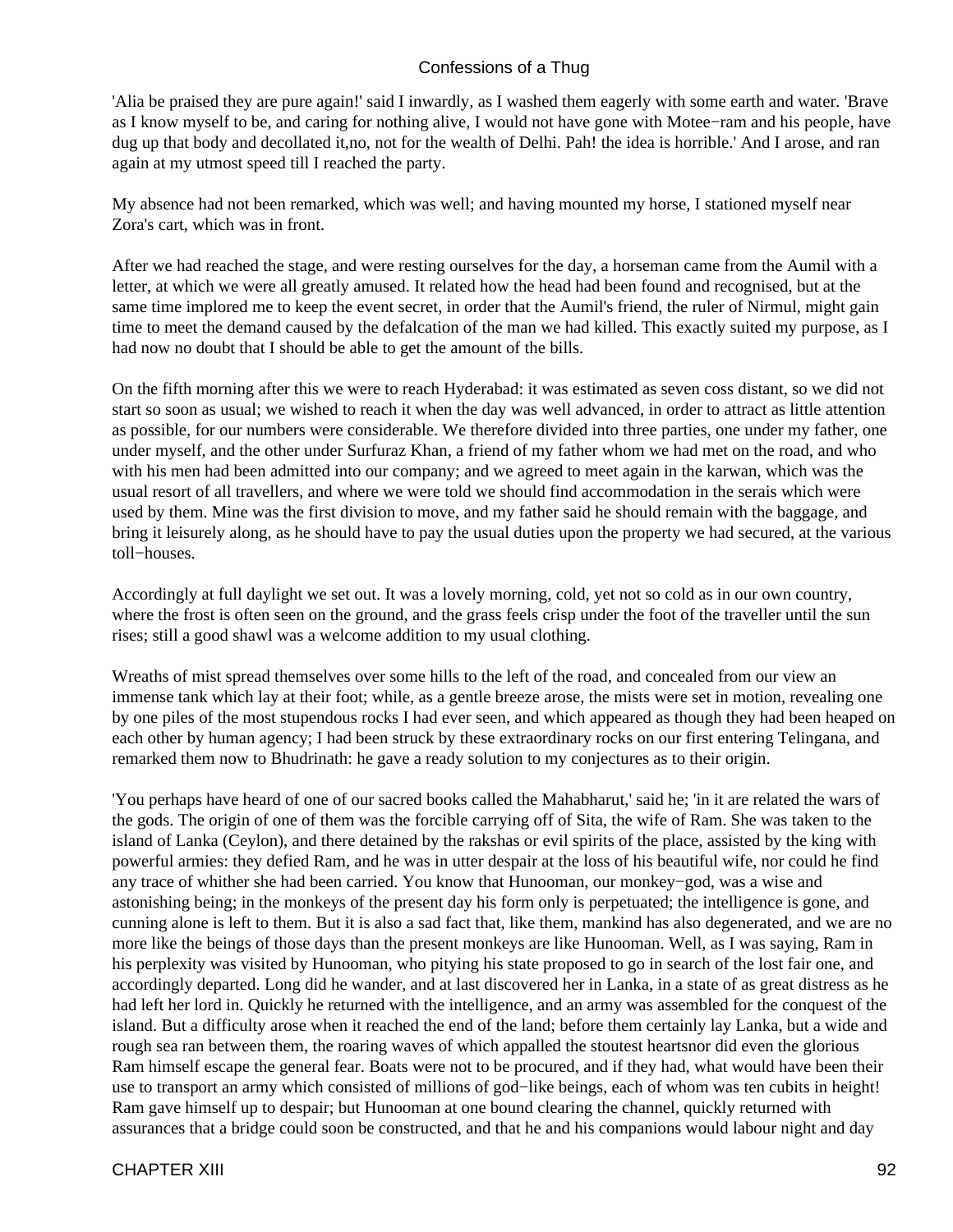'Alia be praised they are pure again!' said I inwardly, as I washed them eagerly with some earth and water. 'Brave as I know myself to be, and caring for nothing alive, I would not have gone with Motee−ram and his people, have dug up that body and decollated it,no, not for the wealth of Delhi. Pah! the idea is horrible.' And I arose, and ran again at my utmost speed till I reached the party.

My absence had not been remarked, which was well; and having mounted my horse, I stationed myself near Zora's cart, which was in front.

After we had reached the stage, and were resting ourselves for the day, a horseman came from the Aumil with a letter, at which we were all greatly amused. It related how the head had been found and recognised, but at the same time implored me to keep the event secret, in order that the Aumil's friend, the ruler of Nirmul, might gain time to meet the demand caused by the defalcation of the man we had killed. This exactly suited my purpose, as I had now no doubt that I should be able to get the amount of the bills.

On the fifth morning after this we were to reach Hyderabad: it was estimated as seven coss distant, so we did not start so soon as usual; we wished to reach it when the day was well advanced, in order to attract as little attention as possible, for our numbers were considerable. We therefore divided into three parties, one under my father, one under myself, and the other under Surfuraz Khan, a friend of my father whom we had met on the road, and who with his men had been admitted into our company; and we agreed to meet again in the karwan, which was the usual resort of all travellers, and where we were told we should find accommodation in the serais which were used by them. Mine was the first division to move, and my father said he should remain with the baggage, and bring it leisurely along, as he should have to pay the usual duties upon the property we had secured, at the various toll−houses.

Accordingly at full daylight we set out. It was a lovely morning, cold, yet not so cold as in our own country, where the frost is often seen on the ground, and the grass feels crisp under the foot of the traveller until the sun rises; still a good shawl was a welcome addition to my usual clothing.

Wreaths of mist spread themselves over some hills to the left of the road, and concealed from our view an immense tank which lay at their foot; while, as a gentle breeze arose, the mists were set in motion, revealing one by one piles of the most stupendous rocks I had ever seen, and which appeared as though they had been heaped on each other by human agency; I had been struck by these extraordinary rocks on our first entering Telingana, and remarked them now to Bhudrinath: he gave a ready solution to my conjectures as to their origin.

'You perhaps have heard of one of our sacred books called the Mahabharut,' said he; 'in it are related the wars of the gods. The origin of one of them was the forcible carrying off of Sita, the wife of Ram. She was taken to the island of Lanka (Ceylon), and there detained by the rakshas or evil spirits of the place, assisted by the king with powerful armies: they defied Ram, and he was in utter despair at the loss of his beautiful wife, nor could he find any trace of whither she had been carried. You know that Hunooman, our monkey−god, was a wise and astonishing being; in the monkeys of the present day his form only is perpetuated; the intelligence is gone, and cunning alone is left to them. But it is also a sad fact that, like them, mankind has also degenerated, and we are no more like the beings of those days than the present monkeys are like Hunooman. Well, as I was saying, Ram in his perplexity was visited by Hunooman, who pitying his state proposed to go in search of the lost fair one, and accordingly departed. Long did he wander, and at last discovered her in Lanka, in a state of as great distress as he had left her lord in. Quickly he returned with the intelligence, and an army was assembled for the conquest of the island. But a difficulty arose when it reached the end of the land; before them certainly lay Lanka, but a wide and rough sea ran between them, the roaring waves of which appalled the stoutest heartsnor did even the glorious Ram himself escape the general fear. Boats were not to be procured, and if they had, what would have been their use to transport an army which consisted of millions of god−like beings, each of whom was ten cubits in height! Ram gave himself up to despair; but Hunooman at one bound clearing the channel, quickly returned with assurances that a bridge could soon be constructed, and that he and his companions would labour night and day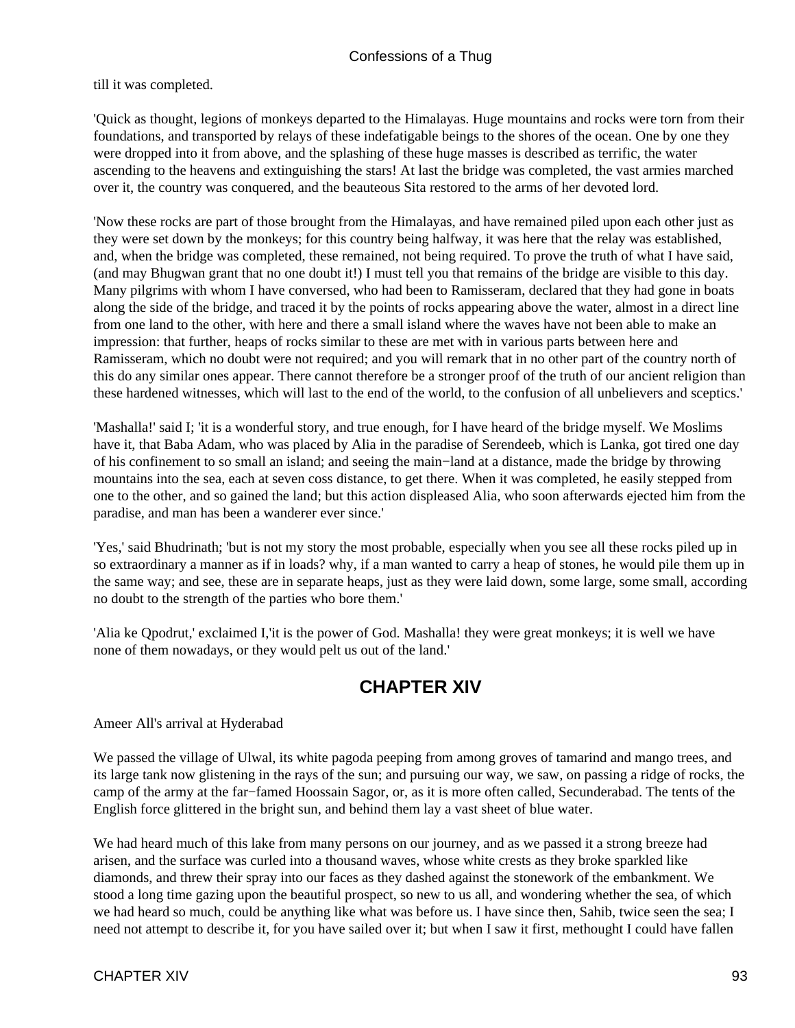till it was completed.

'Quick as thought, legions of monkeys departed to the Himalayas. Huge mountains and rocks were torn from their foundations, and transported by relays of these indefatigable beings to the shores of the ocean. One by one they were dropped into it from above, and the splashing of these huge masses is described as terrific, the water ascending to the heavens and extinguishing the stars! At last the bridge was completed, the vast armies marched over it, the country was conquered, and the beauteous Sita restored to the arms of her devoted lord.

'Now these rocks are part of those brought from the Himalayas, and have remained piled upon each other just as they were set down by the monkeys; for this country being halfway, it was here that the relay was established, and, when the bridge was completed, these remained, not being required. To prove the truth of what I have said, (and may Bhugwan grant that no one doubt it!) I must tell you that remains of the bridge are visible to this day. Many pilgrims with whom I have conversed, who had been to Ramisseram, declared that they had gone in boats along the side of the bridge, and traced it by the points of rocks appearing above the water, almost in a direct line from one land to the other, with here and there a small island where the waves have not been able to make an impression: that further, heaps of rocks similar to these are met with in various parts between here and Ramisseram, which no doubt were not required; and you will remark that in no other part of the country north of this do any similar ones appear. There cannot therefore be a stronger proof of the truth of our ancient religion than these hardened witnesses, which will last to the end of the world, to the confusion of all unbelievers and sceptics.'

'Mashalla!' said I; 'it is a wonderful story, and true enough, for I have heard of the bridge myself. We Moslims have it, that Baba Adam, who was placed by Alia in the paradise of Serendeeb, which is Lanka, got tired one day of his confinement to so small an island; and seeing the main−land at a distance, made the bridge by throwing mountains into the sea, each at seven coss distance, to get there. When it was completed, he easily stepped from one to the other, and so gained the land; but this action displeased Alia, who soon afterwards ejected him from the paradise, and man has been a wanderer ever since.'

'Yes,' said Bhudrinath; 'but is not my story the most probable, especially when you see all these rocks piled up in so extraordinary a manner as if in loads? why, if a man wanted to carry a heap of stones, he would pile them up in the same way; and see, these are in separate heaps, just as they were laid down, some large, some small, according no doubt to the strength of the parties who bore them.'

'Alia ke Qpodrut,' exclaimed I,'it is the power of God. Mashalla! they were great monkeys; it is well we have none of them nowadays, or they would pelt us out of the land.'

## CHAPTER XIV

Ameer All's arrival at Hyderabad

We passed the village of Ulwal, its white pagoda peeping from among groves of tamarind and mango trees, and its large tank now glistening in the rays of the sun; and pursuing our way, we saw, on passing a ridge of rocks, the camp of the army at the far−famed Hoossain Sagor, or, as it is more often called, Secunderabad. The tents of the English force glittered in the bright sun, and behind them lay a vast sheet of blue water.

We had heard much of this lake from many persons on our journey, and as we passed it a strong breeze had arisen, and the surface was curled into a thousand waves, whose white crests as they broke sparkled like diamonds, and threw their spray into our faces as they dashed against the stonework of the embankment. We stood a long time gazing upon the beautiful prospect, so new to us all, and wondering whether the sea, of which we had heard so much, could be anything like what was before us. I have since then, Sahib, twice seen the sea; I need not attempt to describe it, for you have sailed over it; but when I saw it first, methought I could have fallen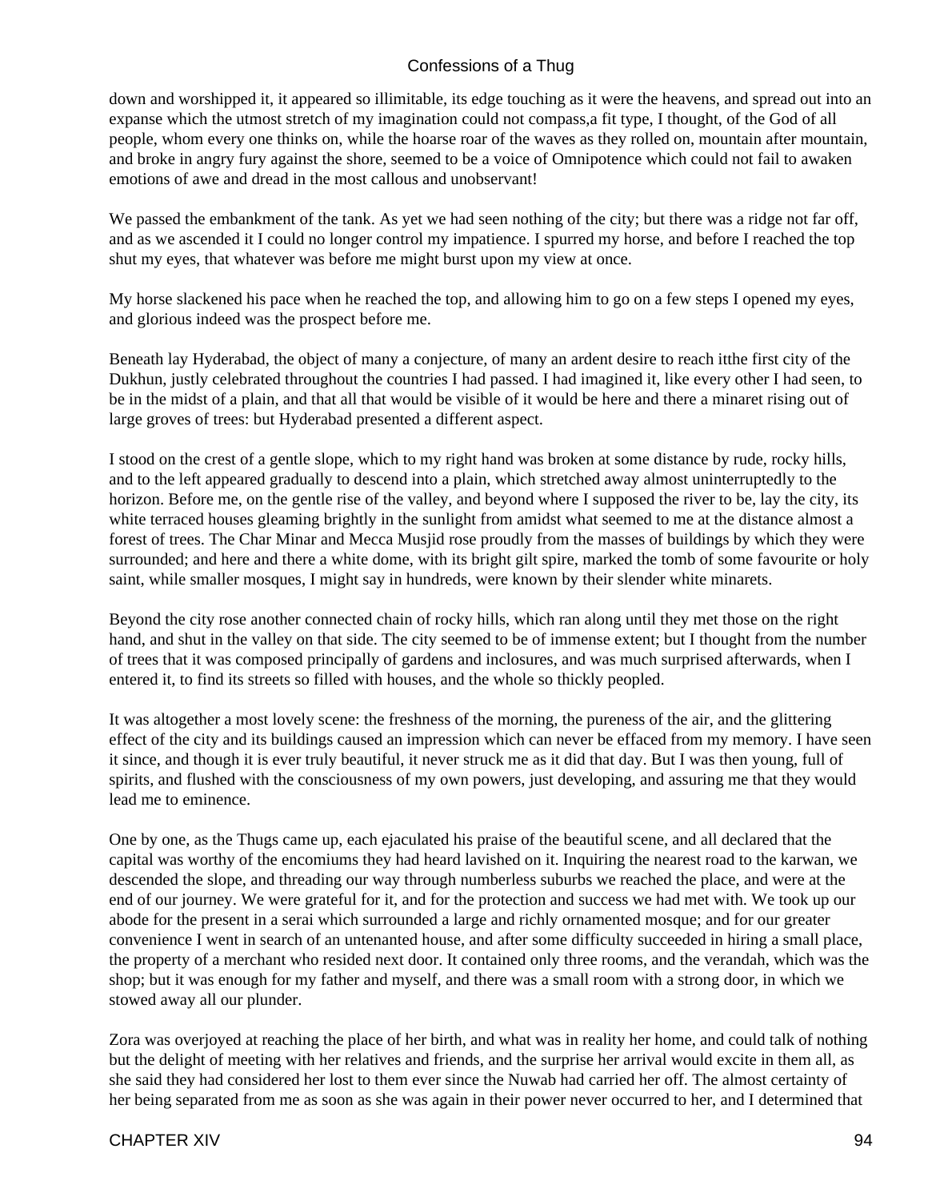down and worshipped it, it appeared so illimitable, its edge touching as it were the heavens, and spread out into an expanse which the utmost stretch of my imagination could not compass,a fit type, I thought, of the God of all people, whom every one thinks on, while the hoarse roar of the waves as they rolled on, mountain after mountain, and broke in angry fury against the shore, seemed to be a voice of Omnipotence which could not fail to awaken emotions of awe and dread in the most callous and unobservant!

We passed the embankment of the tank. As yet we had seen nothing of the city; but there was a ridge not far off, and as we ascended it I could no longer control my impatience. I spurred my horse, and before I reached the top shut my eyes, that whatever was before me might burst upon my view at once.

My horse slackened his pace when he reached the top, and allowing him to go on a few steps I opened my eyes, and glorious indeed was the prospect before me.

Beneath lay Hyderabad, the object of many a conjecture, of many an ardent desire to reach itthe first city of the Dukhun, justly celebrated throughout the countries I had passed. I had imagined it, like every other I had seen, to be in the midst of a plain, and that all that would be visible of it would be here and there a minaret rising out of large groves of trees: but Hyderabad presented a different aspect.

I stood on the crest of a gentle slope, which to my right hand was broken at some distance by rude, rocky hills, and to the left appeared gradually to descend into a plain, which stretched away almost uninterruptedly to the horizon. Before me, on the gentle rise of the valley, and beyond where I supposed the river to be, lay the city, its white terraced houses gleaming brightly in the sunlight from amidst what seemed to me at the distance almost a forest of trees. The Char Minar and Mecca Musjid rose proudly from the masses of buildings by which they were surrounded; and here and there a white dome, with its bright gilt spire, marked the tomb of some favourite or holy saint, while smaller mosques, I might say in hundreds, were known by their slender white minarets.

Beyond the city rose another connected chain of rocky hills, which ran along until they met those on the right hand, and shut in the valley on that side. The city seemed to be of immense extent; but I thought from the number of trees that it was composed principally of gardens and inclosures, and was much surprised afterwards, when I entered it, to find its streets so filled with houses, and the whole so thickly peopled.

It was altogether a most lovely scene: the freshness of the morning, the pureness of the air, and the glittering effect of the city and its buildings caused an impression which can never be effaced from my memory. I have seen it since, and though it is ever truly beautiful, it never struck me as it did that day. But I was then young, full of spirits, and flushed with the consciousness of my own powers, just developing, and assuring me that they would lead me to eminence.

One by one, as the Thugs came up, each ejaculated his praise of the beautiful scene, and all declared that the capital was worthy of the encomiums they had heard lavished on it. Inquiring the nearest road to the karwan, we descended the slope, and threading our way through numberless suburbs we reached the place, and were at the end of our journey. We were grateful for it, and for the protection and success we had met with. We took up our abode for the present in a serai which surrounded a large and richly ornamented mosque; and for our greater convenience I went in search of an untenanted house, and after some difficulty succeeded in hiring a small place, the property of a merchant who resided next door. It contained only three rooms, and the verandah, which was the shop; but it was enough for my father and myself, and there was a small room with a strong door, in which we stowed away all our plunder.

Zora was overjoyed at reaching the place of her birth, and what was in reality her home, and could talk of nothing but the delight of meeting with her relatives and friends, and the surprise her arrival would excite in them all, as she said they had considered her lost to them ever since the Nuwab had carried her off. The almost certainty of her being separated from me as soon as she was again in their power never occurred to her, and I determined that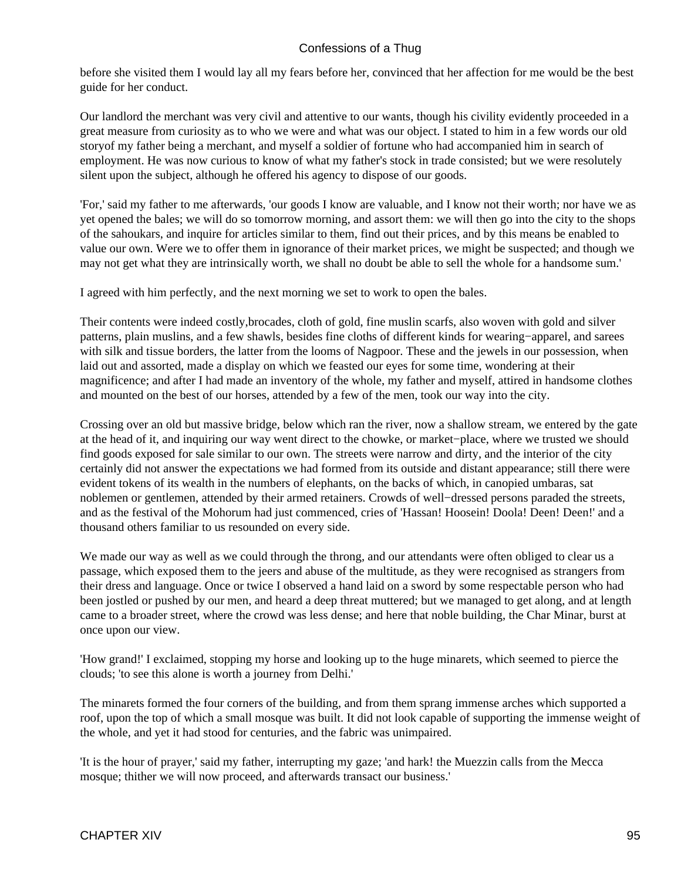before she visited them I would lay all my fears before her, convinced that her affection for me would be the best guide for her conduct.

Our landlord the merchant was very civil and attentive to our wants, though his civility evidently proceeded in a great measure from curiosity as to who we were and what was our object. I stated to him in a few words our old storyof my father being a merchant, and myself a soldier of fortune who had accompanied him in search of employment. He was now curious to know of what my father's stock in trade consisted; but we were resolutely silent upon the subject, although he offered his agency to dispose of our goods.

'For,' said my father to me afterwards, 'our goods I know are valuable, and I know not their worth; nor have we as yet opened the bales; we will do so tomorrow morning, and assort them: we will then go into the city to the shops of the sahoukars, and inquire for articles similar to them, find out their prices, and by this means be enabled to value our own. Were we to offer them in ignorance of their market prices, we might be suspected; and though we may not get what they are intrinsically worth, we shall no doubt be able to sell the whole for a handsome sum.'

I agreed with him perfectly, and the next morning we set to work to open the bales.

Their contents were indeed costly,brocades, cloth of gold, fine muslin scarfs, also woven with gold and silver patterns, plain muslins, and a few shawls, besides fine cloths of different kinds for wearing−apparel, and sarees with silk and tissue borders, the latter from the looms of Nagpoor. These and the jewels in our possession, when laid out and assorted, made a display on which we feasted our eyes for some time, wondering at their magnificence; and after I had made an inventory of the whole, my father and myself, attired in handsome clothes and mounted on the best of our horses, attended by a few of the men, took our way into the city.

Crossing over an old but massive bridge, below which ran the river, now a shallow stream, we entered by the gate at the head of it, and inquiring our way went direct to the chowke, or market−place, where we trusted we should find goods exposed for sale similar to our own. The streets were narrow and dirty, and the interior of the city certainly did not answer the expectations we had formed from its outside and distant appearance; still there were evident tokens of its wealth in the numbers of elephants, on the backs of which, in canopied umbaras, sat noblemen or gentlemen, attended by their armed retainers. Crowds of well−dressed persons paraded the streets, and as the festival of the Mohorum had just commenced, cries of 'Hassan! Hoosein! Doola! Deen! Deen!' and a thousand others familiar to us resounded on every side.

We made our way as well as we could through the throng, and our attendants were often obliged to clear us a passage, which exposed them to the jeers and abuse of the multitude, as they were recognised as strangers from their dress and language. Once or twice I observed a hand laid on a sword by some respectable person who had been jostled or pushed by our men, and heard a deep threat muttered; but we managed to get along, and at length came to a broader street, where the crowd was less dense; and here that noble building, the Char Minar, burst at once upon our view.

'How grand!' I exclaimed, stopping my horse and looking up to the huge minarets, which seemed to pierce the clouds; 'to see this alone is worth a journey from Delhi.'

The minarets formed the four corners of the building, and from them sprang immense arches which supported a roof, upon the top of which a small mosque was built. It did not look capable of supporting the immense weight of the whole, and yet it had stood for centuries, and the fabric was unimpaired.

'It is the hour of prayer,' said my father, interrupting my gaze; 'and hark! the Muezzin calls from the Mecca mosque; thither we will now proceed, and afterwards transact our business.'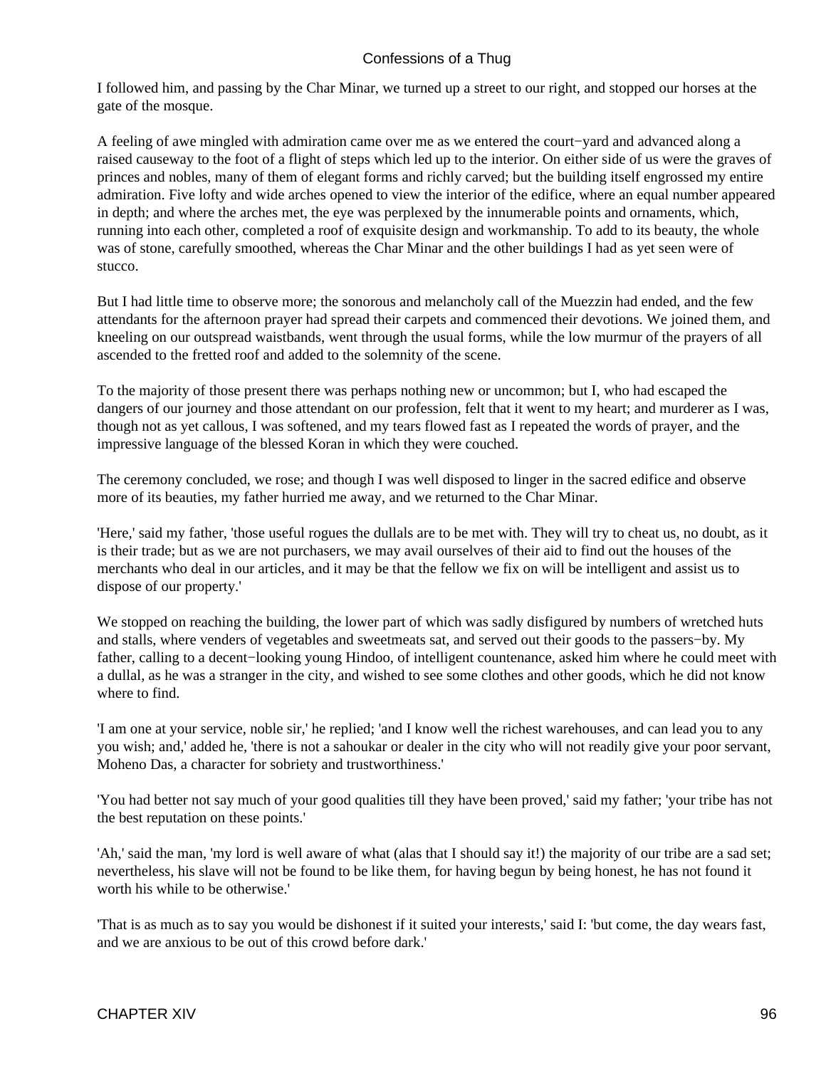I followed him, and passing by the Char Minar, we turned up a street to our right, and stopped our horses at the gate of the mosque.

A feeling of awe mingled with admiration came over me as we entered the court−yard and advanced along a raised causeway to the foot of a flight of steps which led up to the interior. On either side of us were the graves of princes and nobles, many of them of elegant forms and richly carved; but the building itself engrossed my entire admiration. Five lofty and wide arches opened to view the interior of the edifice, where an equal number appeared in depth; and where the arches met, the eye was perplexed by the innumerable points and ornaments, which, running into each other, completed a roof of exquisite design and workmanship. To add to its beauty, the whole was of stone, carefully smoothed, whereas the Char Minar and the other buildings I had as yet seen were of stucco.

But I had little time to observe more; the sonorous and melancholy call of the Muezzin had ended, and the few attendants for the afternoon prayer had spread their carpets and commenced their devotions. We joined them, and kneeling on our outspread waistbands, went through the usual forms, while the low murmur of the prayers of all ascended to the fretted roof and added to the solemnity of the scene.

To the majority of those present there was perhaps nothing new or uncommon; but I, who had escaped the dangers of our journey and those attendant on our profession, felt that it went to my heart; and murderer as I was, though not as yet callous, I was softened, and my tears flowed fast as I repeated the words of prayer, and the impressive language of the blessed Koran in which they were couched.

The ceremony concluded, we rose; and though I was well disposed to linger in the sacred edifice and observe more of its beauties, my father hurried me away, and we returned to the Char Minar.

'Here,' said my father, 'those useful rogues the dullals are to be met with. They will try to cheat us, no doubt, as it is their trade; but as we are not purchasers, we may avail ourselves of their aid to find out the houses of the merchants who deal in our articles, and it may be that the fellow we fix on will be intelligent and assist us to dispose of our property.'

We stopped on reaching the building, the lower part of which was sadly disfigured by numbers of wretched huts and stalls, where venders of vegetables and sweetmeats sat, and served out their goods to the passers−by. My father, calling to a decent−looking young Hindoo, of intelligent countenance, asked him where he could meet with a dullal, as he was a stranger in the city, and wished to see some clothes and other goods, which he did not know where to find.

'I am one at your service, noble sir,' he replied; 'and I know well the richest warehouses, and can lead you to any you wish; and,' added he, 'there is not a sahoukar or dealer in the city who will not readily give your poor servant, Moheno Das, a character for sobriety and trustworthiness.'

'You had better not say much of your good qualities till they have been proved,' said my father; 'your tribe has not the best reputation on these points.'

'Ah,' said the man, 'my lord is well aware of what (alas that I should say it!) the majority of our tribe are a sad set; nevertheless, his slave will not be found to be like them, for having begun by being honest, he has not found it worth his while to be otherwise.'

'That is as much as to say you would be dishonest if it suited your interests,' said I: 'but come, the day wears fast, and we are anxious to be out of this crowd before dark.'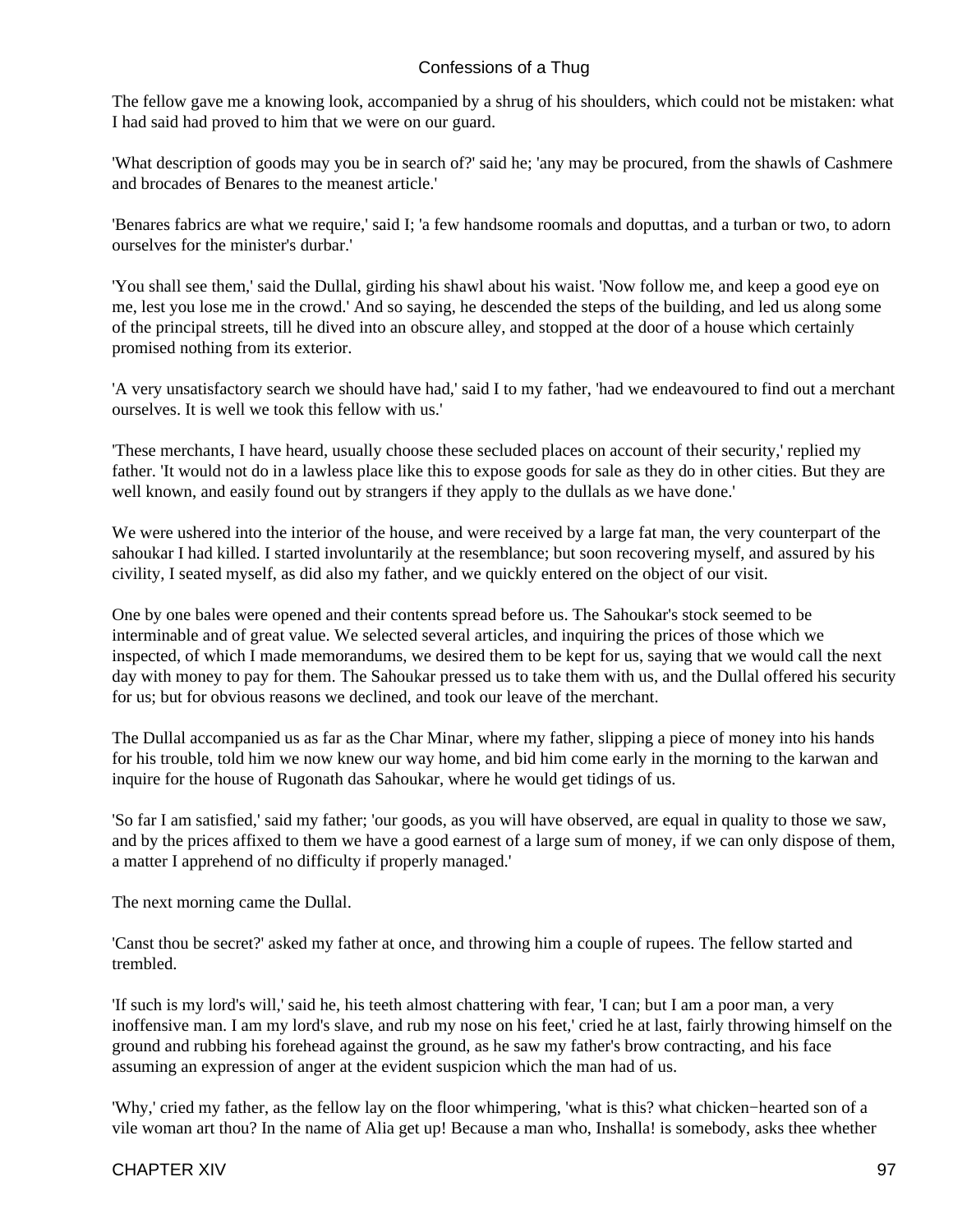The fellow gave me a knowing look, accompanied by a shrug of his shoulders, which could not be mistaken: what I had said had proved to him that we were on our guard.

'What description of goods may you be in search of?' said he; 'any may be procured, from the shawls of Cashmere and brocades of Benares to the meanest article.'

'Benares fabrics are what we require,' said I; 'a few handsome roomals and doputtas, and a turban or two, to adorn ourselves for the minister's durbar.'

'You shall see them,' said the Dullal, girding his shawl about his waist. 'Now follow me, and keep a good eye on me, lest you lose me in the crowd.' And so saying, he descended the steps of the building, and led us along some of the principal streets, till he dived into an obscure alley, and stopped at the door of a house which certainly promised nothing from its exterior.

'A very unsatisfactory search we should have had,' said I to my father, 'had we endeavoured to find out a merchant ourselves. It is well we took this fellow with us.'

'These merchants, I have heard, usually choose these secluded places on account of their security,' replied my father. 'It would not do in a lawless place like this to expose goods for sale as they do in other cities. But they are well known, and easily found out by strangers if they apply to the dullals as we have done.'

We were ushered into the interior of the house, and were received by a large fat man, the very counterpart of the sahoukar I had killed. I started involuntarily at the resemblance; but soon recovering myself, and assured by his civility, I seated myself, as did also my father, and we quickly entered on the object of our visit.

One by one bales were opened and their contents spread before us. The Sahoukar's stock seemed to be interminable and of great value. We selected several articles, and inquiring the prices of those which we inspected, of which I made memorandums, we desired them to be kept for us, saying that we would call the next day with money to pay for them. The Sahoukar pressed us to take them with us, and the Dullal offered his security for us; but for obvious reasons we declined, and took our leave of the merchant.

The Dullal accompanied us as far as the Char Minar, where my father, slipping a piece of money into his hands for his trouble, told him we now knew our way home, and bid him come early in the morning to the karwan and inquire for the house of Rugonath das Sahoukar, where he would get tidings of us.

'So far I am satisfied,' said my father; 'our goods, as you will have observed, are equal in quality to those we saw, and by the prices affixed to them we have a good earnest of a large sum of money, if we can only dispose of them, a matter I apprehend of no difficulty if properly managed.'

The next morning came the Dullal.

'Canst thou be secret?' asked my father at once, and throwing him a couple of rupees. The fellow started and trembled.

'If such is my lord's will,' said he, his teeth almost chattering with fear, 'I can; but I am a poor man, a very inoffensive man. I am my lord's slave, and rub my nose on his feet,' cried he at last, fairly throwing himself on the ground and rubbing his forehead against the ground, as he saw my father's brow contracting, and his face assuming an expression of anger at the evident suspicion which the man had of us.

'Why,' cried my father, as the fellow lay on the floor whimpering, 'what is this? what chicken−hearted son of a vile woman art thou? In the name of Alia get up! Because a man who, Inshalla! is somebody, asks thee whether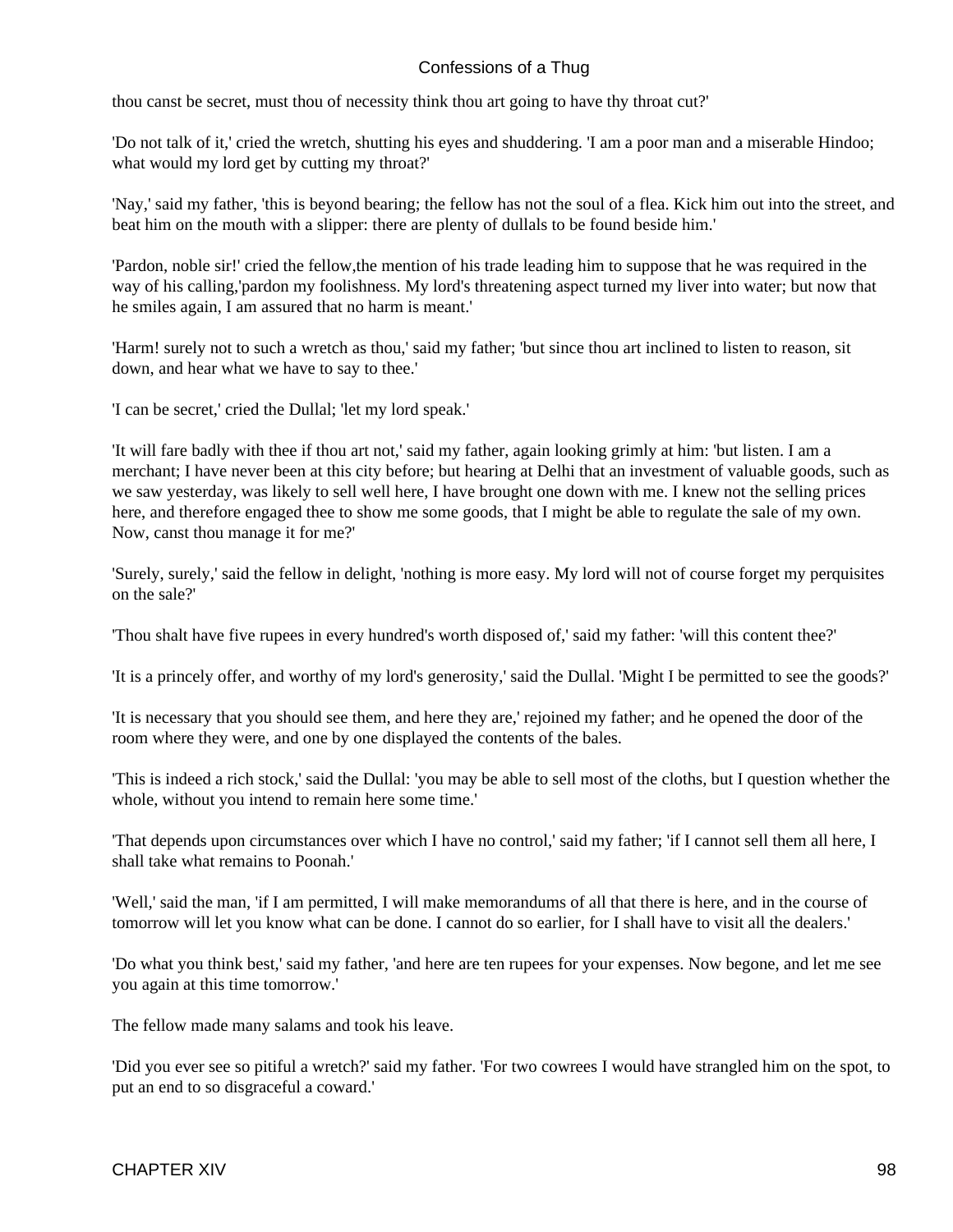thou canst be secret, must thou of necessity think thou art going to have thy throat cut?'

'Do not talk of it,' cried the wretch, shutting his eyes and shuddering. 'I am a poor man and a miserable Hindoo; what would my lord get by cutting my throat?'

'Nay,' said my father, 'this is beyond bearing; the fellow has not the soul of a flea. Kick him out into the street, and beat him on the mouth with a slipper: there are plenty of dullals to be found beside him.'

'Pardon, noble sir!' cried the fellow,the mention of his trade leading him to suppose that he was required in the way of his calling,'pardon my foolishness. My lord's threatening aspect turned my liver into water; but now that he smiles again, I am assured that no harm is meant.'

'Harm! surely not to such a wretch as thou,' said my father; 'but since thou art inclined to listen to reason, sit down, and hear what we have to say to thee.'

'I can be secret,' cried the Dullal; 'let my lord speak.'

'It will fare badly with thee if thou art not,' said my father, again looking grimly at him: 'but listen. I am a merchant; I have never been at this city before; but hearing at Delhi that an investment of valuable goods, such as we saw yesterday, was likely to sell well here, I have brought one down with me. I knew not the selling prices here, and therefore engaged thee to show me some goods, that I might be able to regulate the sale of my own. Now, canst thou manage it for me?'

'Surely, surely,' said the fellow in delight, 'nothing is more easy. My lord will not of course forget my perquisites on the sale?'

'Thou shalt have five rupees in every hundred's worth disposed of,' said my father: 'will this content thee?'

'It is a princely offer, and worthy of my lord's generosity,' said the Dullal. 'Might I be permitted to see the goods?'

'It is necessary that you should see them, and here they are,' rejoined my father; and he opened the door of the room where they were, and one by one displayed the contents of the bales.

'This is indeed a rich stock,' said the Dullal: 'you may be able to sell most of the cloths, but I question whether the whole, without you intend to remain here some time.'

'That depends upon circumstances over which I have no control,' said my father; 'if I cannot sell them all here, I shall take what remains to Poonah.'

'Well,' said the man, 'if I am permitted, I will make memorandums of all that there is here, and in the course of tomorrow will let you know what can be done. I cannot do so earlier, for I shall have to visit all the dealers.'

'Do what you think best,' said my father, 'and here are ten rupees for your expenses. Now begone, and let me see you again at this time tomorrow.'

The fellow made many salams and took his leave.

'Did you ever see so pitiful a wretch?' said my father. 'For two cowrees I would have strangled him on the spot, to put an end to so disgraceful a coward.'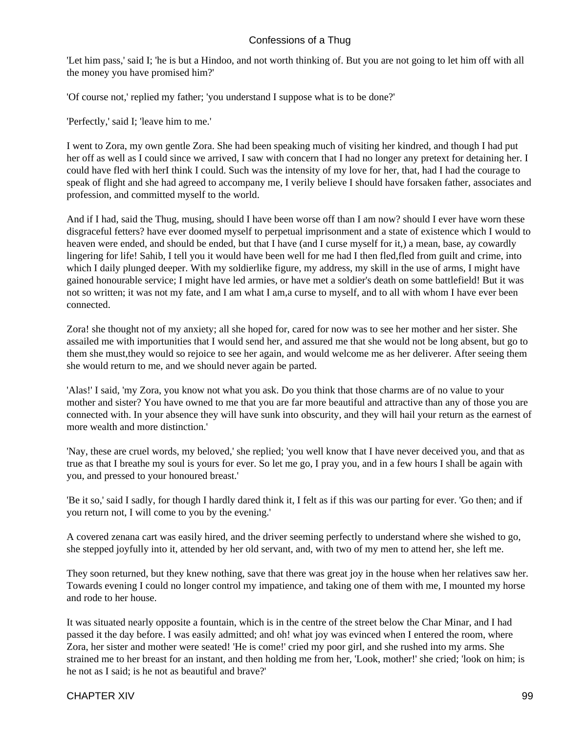'Let him pass,' said I; 'he is but a Hindoo, and not worth thinking of. But you are not going to let him off with all the money you have promised him?'

'Of course not,' replied my father; 'you understand I suppose what is to be done?'

'Perfectly,' said I; 'leave him to me.'

I went to Zora, my own gentle Zora. She had been speaking much of visiting her kindred, and though I had put her off as well as I could since we arrived, I saw with concern that I had no longer any pretext for detaining her. I could have fled with herI think I could. Such was the intensity of my love for her, that, had I had the courage to speak of flight and she had agreed to accompany me, I verily believe I should have forsaken father, associates and profession, and committed myself to the world.

And if I had, said the Thug, musing, should I have been worse off than I am now? should I ever have worn these disgraceful fetters? have ever doomed myself to perpetual imprisonment and a state of existence which I would to heaven were ended, and should be ended, but that I have (and I curse myself for it,) a mean, base, ay cowardly lingering for life! Sahib, I tell you it would have been well for me had I then fled,fled from guilt and crime, into which I daily plunged deeper. With my soldierlike figure, my address, my skill in the use of arms, I might have gained honourable service; I might have led armies, or have met a soldier's death on some battlefield! But it was not so written; it was not my fate, and I am what I am,a curse to myself, and to all with whom I have ever been connected.

Zora! she thought not of my anxiety; all she hoped for, cared for now was to see her mother and her sister. She assailed me with importunities that I would send her, and assured me that she would not be long absent, but go to them she must,they would so rejoice to see her again, and would welcome me as her deliverer. After seeing them she would return to me, and we should never again be parted.

'Alas!' I said, 'my Zora, you know not what you ask. Do you think that those charms are of no value to your mother and sister? You have owned to me that you are far more beautiful and attractive than any of those you are connected with. In your absence they will have sunk into obscurity, and they will hail your return as the earnest of more wealth and more distinction.'

'Nay, these are cruel words, my beloved,' she replied; 'you well know that I have never deceived you, and that as true as that I breathe my soul is yours for ever. So let me go, I pray you, and in a few hours I shall be again with you, and pressed to your honoured breast.'

'Be it so,' said I sadly, for though I hardly dared think it, I felt as if this was our parting for ever. 'Go then; and if you return not, I will come to you by the evening.'

A covered zenana cart was easily hired, and the driver seeming perfectly to understand where she wished to go, she stepped joyfully into it, attended by her old servant, and, with two of my men to attend her, she left me.

They soon returned, but they knew nothing, save that there was great joy in the house when her relatives saw her. Towards evening I could no longer control my impatience, and taking one of them with me, I mounted my horse and rode to her house.

It was situated nearly opposite a fountain, which is in the centre of the street below the Char Minar, and I had passed it the day before. I was easily admitted; and oh! what joy was evinced when I entered the room, where Zora, her sister and mother were seated! 'He is come!' cried my poor girl, and she rushed into my arms. She strained me to her breast for an instant, and then holding me from her, 'Look, mother!' she cried; 'look on him; is he not as I said; is he not as beautiful and brave?'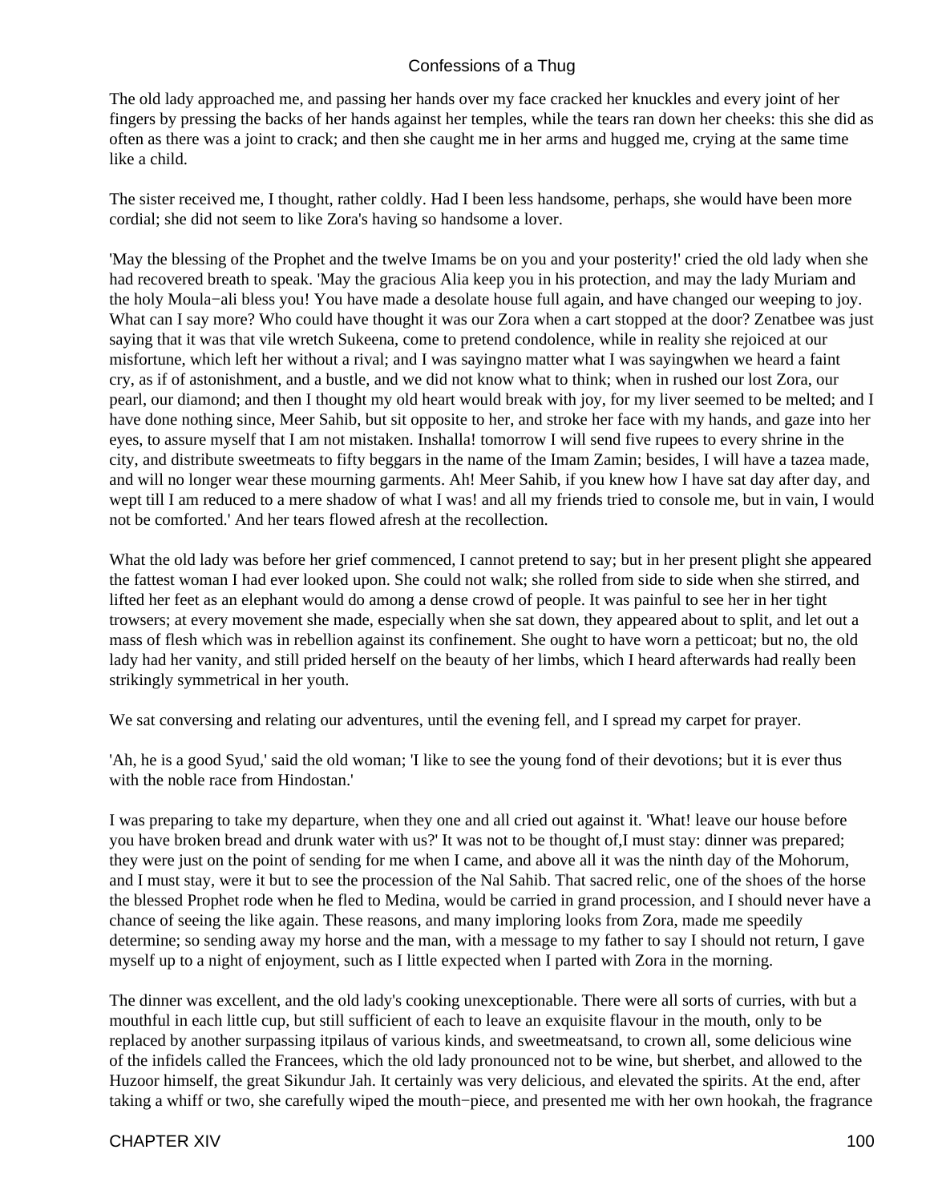The old lady approached me, and passing her hands over my face cracked her knuckles and every joint of her fingers by pressing the backs of her hands against her temples, while the tears ran down her cheeks: this she did as often as there was a joint to crack; and then she caught me in her arms and hugged me, crying at the same time like a child.

The sister received me, I thought, rather coldly. Had I been less handsome, perhaps, she would have been more cordial; she did not seem to like Zora's having so handsome a lover.

'May the blessing of the Prophet and the twelve Imams be on you and your posterity!' cried the old lady when she had recovered breath to speak. 'May the gracious Alia keep you in his protection, and may the lady Muriam and the holy Moula−ali bless you! You have made a desolate house full again, and have changed our weeping to joy. What can I say more? Who could have thought it was our Zora when a cart stopped at the door? Zenatbee was just saying that it was that vile wretch Sukeena, come to pretend condolence, while in reality she rejoiced at our misfortune, which left her without a rival; and I was sayingno matter what I was sayingwhen we heard a faint cry, as if of astonishment, and a bustle, and we did not know what to think; when in rushed our lost Zora, our pearl, our diamond; and then I thought my old heart would break with joy, for my liver seemed to be melted; and I have done nothing since, Meer Sahib, but sit opposite to her, and stroke her face with my hands, and gaze into her eyes, to assure myself that I am not mistaken. Inshalla! tomorrow I will send five rupees to every shrine in the city, and distribute sweetmeats to fifty beggars in the name of the Imam Zamin; besides, I will have a tazea made, and will no longer wear these mourning garments. Ah! Meer Sahib, if you knew how I have sat day after day, and wept till I am reduced to a mere shadow of what I was! and all my friends tried to console me, but in vain, I would not be comforted.' And her tears flowed afresh at the recollection.

What the old lady was before her grief commenced, I cannot pretend to say; but in her present plight she appeared the fattest woman I had ever looked upon. She could not walk; she rolled from side to side when she stirred, and lifted her feet as an elephant would do among a dense crowd of people. It was painful to see her in her tight trowsers; at every movement she made, especially when she sat down, they appeared about to split, and let out a mass of flesh which was in rebellion against its confinement. She ought to have worn a petticoat; but no, the old lady had her vanity, and still prided herself on the beauty of her limbs, which I heard afterwards had really been strikingly symmetrical in her youth.

We sat conversing and relating our adventures, until the evening fell, and I spread my carpet for prayer.

'Ah, he is a good Syud,' said the old woman; 'I like to see the young fond of their devotions; but it is ever thus with the noble race from Hindostan.'

I was preparing to take my departure, when they one and all cried out against it. 'What! leave our house before you have broken bread and drunk water with us?' It was not to be thought of,I must stay: dinner was prepared; they were just on the point of sending for me when I came, and above all it was the ninth day of the Mohorum, and I must stay, were it but to see the procession of the Nal Sahib. That sacred relic, one of the shoes of the horse the blessed Prophet rode when he fled to Medina, would be carried in grand procession, and I should never have a chance of seeing the like again. These reasons, and many imploring looks from Zora, made me speedily determine; so sending away my horse and the man, with a message to my father to say I should not return, I gave myself up to a night of enjoyment, such as I little expected when I parted with Zora in the morning.

The dinner was excellent, and the old lady's cooking unexceptionable. There were all sorts of curries, with but a mouthful in each little cup, but still sufficient of each to leave an exquisite flavour in the mouth, only to be replaced by another surpassing itpilaus of various kinds, and sweetmeatsand, to crown all, some delicious wine of the infidels called the Francees, which the old lady pronounced not to be wine, but sherbet, and allowed to the Huzoor himself, the great Sikundur Jah. It certainly was very delicious, and elevated the spirits. At the end, after taking a whiff or two, she carefully wiped the mouth−piece, and presented me with her own hookah, the fragrance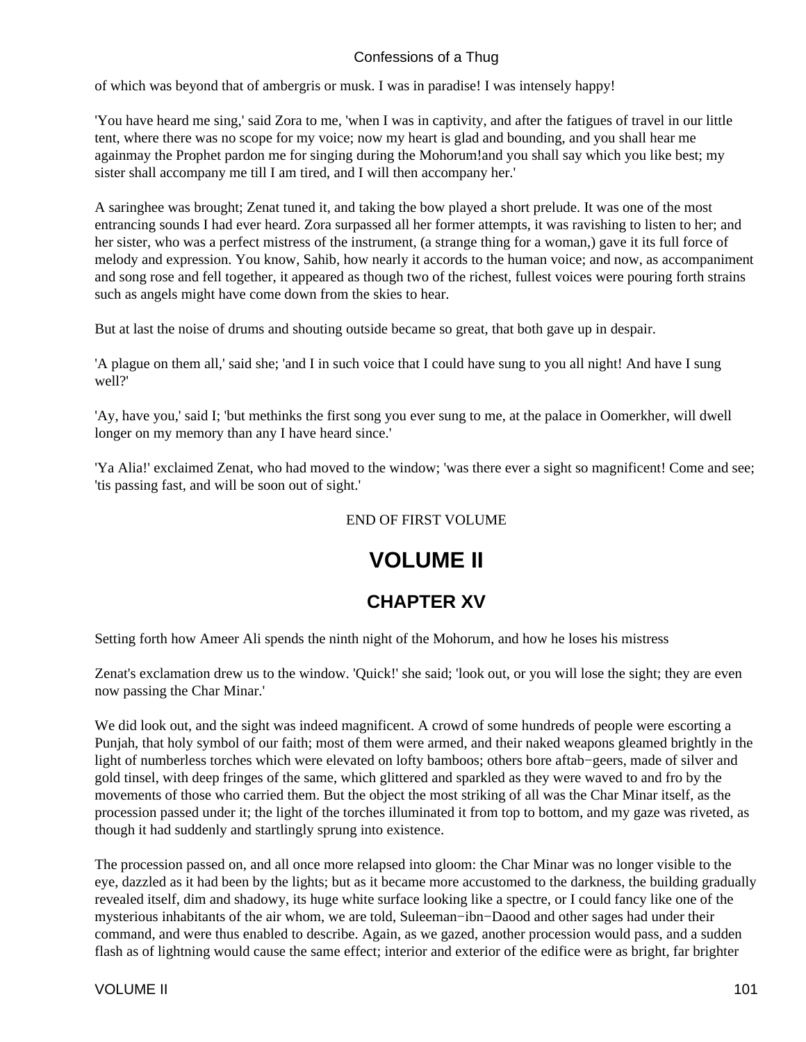of which was beyond that of ambergris or musk. I was in paradise! I was intensely happy!

'You have heard me sing,' said Zora to me, 'when I was in captivity, and after the fatigues of travel in our little tent, where there was no scope for my voice; now my heart is glad and bounding, and you shall hear me againmay the Prophet pardon me for singing during the Mohorum!and you shall say which you like best; my sister shall accompany me till I am tired, and I will then accompany her.'

A saringhee was brought; Zenat tuned it, and taking the bow played a short prelude. It was one of the most entrancing sounds I had ever heard. Zora surpassed all her former attempts, it was ravishing to listen to her; and her sister, who was a perfect mistress of the instrument, (a strange thing for a woman,) gave it its full force of melody and expression. You know, Sahib, how nearly it accords to the human voice; and now, as accompaniment and song rose and fell together, it appeared as though two of the richest, fullest voices were pouring forth strains such as angels might have come down from the skies to hear.

But at last the noise of drums and shouting outside became so great, that both gave up in despair.

'A plague on them all,' said she; 'and I in such voice that I could have sung to you all night! And have I sung well?'

'Ay, have you,' said I; 'but methinks the first song you ever sung to me, at the palace in Oomerkher, will dwell longer on my memory than any I have heard since.'

'Ya Alia!' exclaimed Zenat, who had moved to the window; 'was there ever a sight so magnificent! Come and see; 'tis passing fast, and will be soon out of sight.'

END OF FIRST VOLUME

# VOLUME II

## CHAPTER XV

Setting forth how Ameer Ali spends the ninth night of the Mohorum, and how he loses his mistress

Zenat's exclamation drew us to the window. 'Quick!' she said; 'look out, or you will lose the sight; they are even now passing the Char Minar.'

We did look out, and the sight was indeed magnificent. A crowd of some hundreds of people were escorting a Punjah, that holy symbol of our faith; most of them were armed, and their naked weapons gleamed brightly in the light of numberless torches which were elevated on lofty bamboos; others bore aftab−geers, made of silver and gold tinsel, with deep fringes of the same, which glittered and sparkled as they were waved to and fro by the movements of those who carried them. But the object the most striking of all was the Char Minar itself, as the procession passed under it; the light of the torches illuminated it from top to bottom, and my gaze was riveted, as though it had suddenly and startlingly sprung into existence.

The procession passed on, and all once more relapsed into gloom: the Char Minar was no longer visible to the eye, dazzled as it had been by the lights; but as it became more accustomed to the darkness, the building gradually revealed itself, dim and shadowy, its huge white surface looking like a spectre, or I could fancy like one of the mysterious inhabitants of the air whom, we are told, Suleeman−ibn−Daood and other sages had under their command, and were thus enabled to describe. Again, as we gazed, another procession would pass, and a sudden flash as of lightning would cause the same effect; interior and exterior of the edifice were as bright, far brighter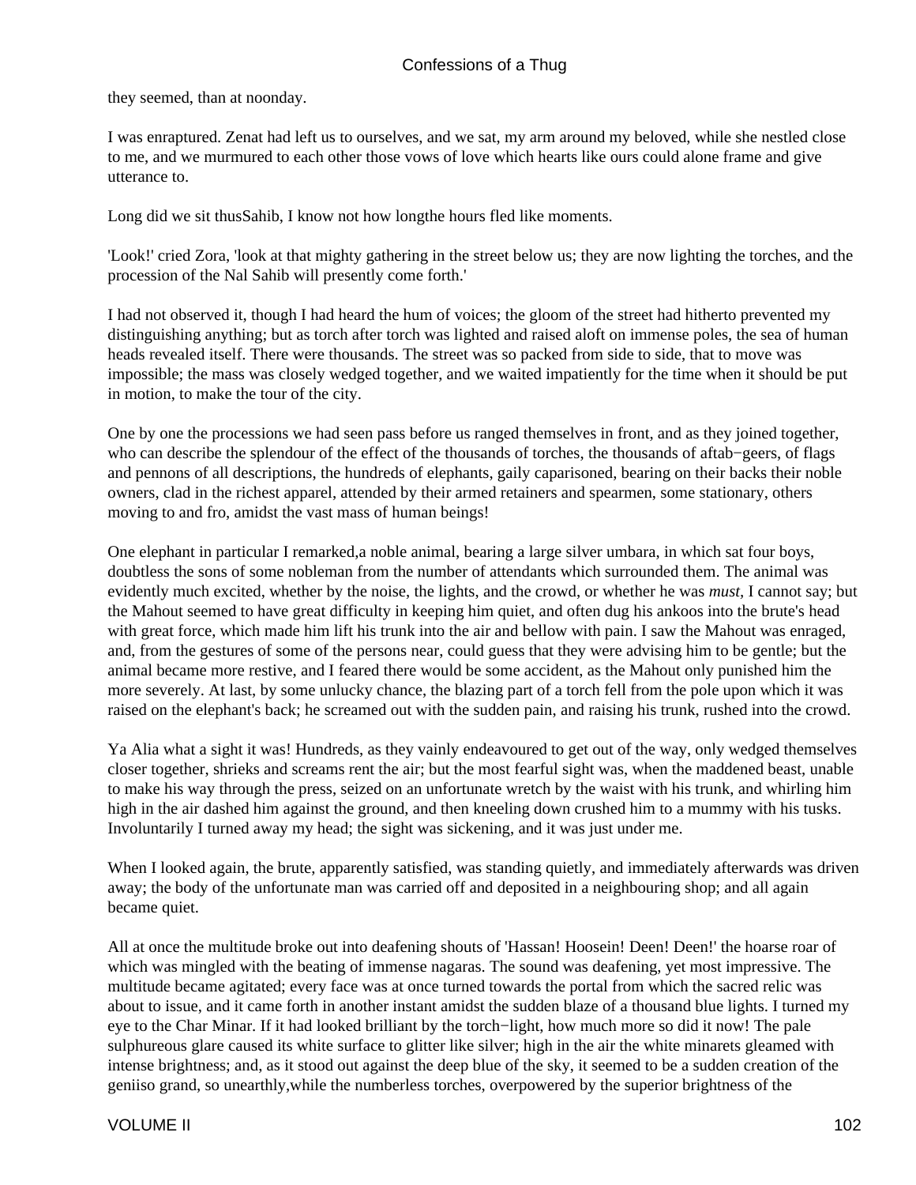they seemed, than at noonday.

I was enraptured. Zenat had left us to ourselves, and we sat, my arm around my beloved, while she nestled close to me, and we murmured to each other those vows of love which hearts like ours could alone frame and give utterance to.

Long did we sit thusSahib, I know not how longthe hours fled like moments.

'Look!' cried Zora, 'look at that mighty gathering in the street below us; they are now lighting the torches, and the procession of the Nal Sahib will presently come forth.'

I had not observed it, though I had heard the hum of voices; the gloom of the street had hitherto prevented my distinguishing anything; but as torch after torch was lighted and raised aloft on immense poles, the sea of human heads revealed itself. There were thousands. The street was so packed from side to side, that to move was impossible; the mass was closely wedged together, and we waited impatiently for the time when it should be put in motion, to make the tour of the city.

One by one the processions we had seen pass before us ranged themselves in front, and as they joined together, who can describe the splendour of the effect of the thousands of torches, the thousands of aftab−geers, of flags and pennons of all descriptions, the hundreds of elephants, gaily caparisoned, bearing on their backs their noble owners, clad in the richest apparel, attended by their armed retainers and spearmen, some stationary, others moving to and fro, amidst the vast mass of human beings!

One elephant in particular I remarked,a noble animal, bearing a large silver umbara, in which sat four boys, doubtless the sons of some nobleman from the number of attendants which surrounded them. The animal was evidently much excited, whether by the noise, the lights, and the crowd, or whether he was *must*, I cannot say; but the Mahout seemed to have great difficulty in keeping him quiet, and often dug his ankoos into the brute's head with great force, which made him lift his trunk into the air and bellow with pain. I saw the Mahout was enraged, and, from the gestures of some of the persons near, could guess that they were advising him to be gentle; but the animal became more restive, and I feared there would be some accident, as the Mahout only punished him the more severely. At last, by some unlucky chance, the blazing part of a torch fell from the pole upon which it was raised on the elephant's back; he screamed out with the sudden pain, and raising his trunk, rushed into the crowd.

Ya Alia what a sight it was! Hundreds, as they vainly endeavoured to get out of the way, only wedged themselves closer together, shrieks and screams rent the air; but the most fearful sight was, when the maddened beast, unable to make his way through the press, seized on an unfortunate wretch by the waist with his trunk, and whirling him high in the air dashed him against the ground, and then kneeling down crushed him to a mummy with his tusks. Involuntarily I turned away my head; the sight was sickening, and it was just under me.

When I looked again, the brute, apparently satisfied, was standing quietly, and immediately afterwards was driven away; the body of the unfortunate man was carried off and deposited in a neighbouring shop; and all again became quiet.

All at once the multitude broke out into deafening shouts of 'Hassan! Hoosein! Deen! Deen!' the hoarse roar of which was mingled with the beating of immense nagaras. The sound was deafening, yet most impressive. The multitude became agitated; every face was at once turned towards the portal from which the sacred relic was about to issue, and it came forth in another instant amidst the sudden blaze of a thousand blue lights. I turned my eye to the Char Minar. If it had looked brilliant by the torch−light, how much more so did it now! The pale sulphureous glare caused its white surface to glitter like silver; high in the air the white minarets gleamed with intense brightness; and, as it stood out against the deep blue of the sky, it seemed to be a sudden creation of the geniiso grand, so unearthly,while the numberless torches, overpowered by the superior brightness of the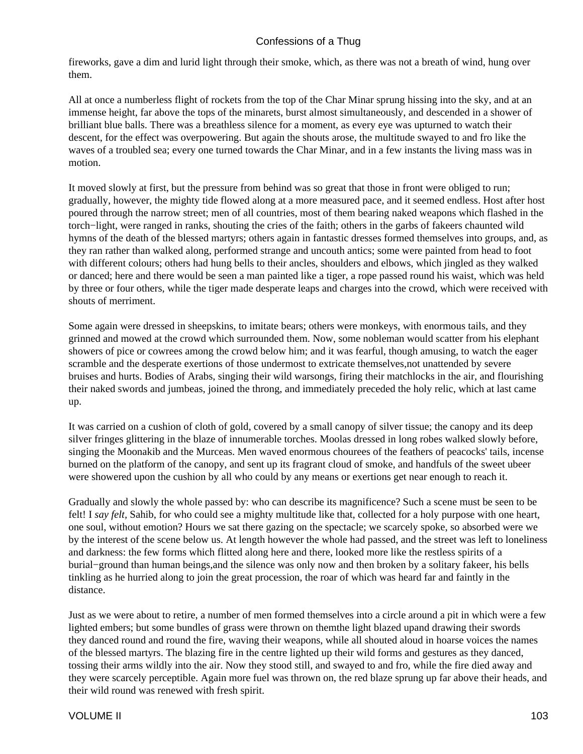fireworks, gave a dim and lurid light through their smoke, which, as there was not a breath of wind, hung over them.

All at once a numberless flight of rockets from the top of the Char Minar sprung hissing into the sky, and at an immense height, far above the tops of the minarets, burst almost simultaneously, and descended in a shower of brilliant blue balls. There was a breathless silence for a moment, as every eye was upturned to watch their descent, for the effect was overpowering. But again the shouts arose, the multitude swayed to and fro like the waves of a troubled sea; every one turned towards the Char Minar, and in a few instants the living mass was in motion.

It moved slowly at first, but the pressure from behind was so great that those in front were obliged to run; gradually, however, the mighty tide flowed along at a more measured pace, and it seemed endless. Host after host poured through the narrow street; men of all countries, most of them bearing naked weapons which flashed in the torch−light, were ranged in ranks, shouting the cries of the faith; others in the garbs of fakeers chaunted wild hymns of the death of the blessed martyrs; others again in fantastic dresses formed themselves into groups, and, as they ran rather than walked along, performed strange and uncouth antics; some were painted from head to foot with different colours; others had hung bells to their ancles, shoulders and elbows, which jingled as they walked or danced; here and there would be seen a man painted like a tiger, a rope passed round his waist, which was held by three or four others, while the tiger made desperate leaps and charges into the crowd, which were received with shouts of merriment.

Some again were dressed in sheepskins, to imitate bears; others were monkeys, with enormous tails, and they grinned and mowed at the crowd which surrounded them. Now, some nobleman would scatter from his elephant showers of pice or cowrees among the crowd below him; and it was fearful, though amusing, to watch the eager scramble and the desperate exertions of those undermost to extricate themselves,not unattended by severe bruises and hurts. Bodies of Arabs, singing their wild warsongs, firing their matchlocks in the air, and flourishing their naked swords and jumbeas, joined the throng, and immediately preceded the holy relic, which at last came up.

It was carried on a cushion of cloth of gold, covered by a small canopy of silver tissue; the canopy and its deep silver fringes glittering in the blaze of innumerable torches. Moolas dressed in long robes walked slowly before, singing the Moonakib and the Murceas. Men waved enormous chourees of the feathers of peacocks' tails, incense burned on the platform of the canopy, and sent up its fragrant cloud of smoke, and handfuls of the sweet ubeer were showered upon the cushion by all who could by any means or exertions get near enough to reach it.

Gradually and slowly the whole passed by: who can describe its magnificence? Such a scene must be seen to be felt! I *say felt,* Sahib, for who could see a mighty multitude like that, collected for a holy purpose with one heart, one soul, without emotion? Hours we sat there gazing on the spectacle; we scarcely spoke, so absorbed were we by the interest of the scene below us. At length however the whole had passed, and the street was left to loneliness and darkness: the few forms which flitted along here and there, looked more like the restless spirits of a burial−ground than human beings,and the silence was only now and then broken by a solitary fakeer, his bells tinkling as he hurried along to join the great procession, the roar of which was heard far and faintly in the distance.

Just as we were about to retire, a number of men formed themselves into a circle around a pit in which were a few lighted embers; but some bundles of grass were thrown on themthe light blazed upand drawing their swords they danced round and round the fire, waving their weapons, while all shouted aloud in hoarse voices the names of the blessed martyrs. The blazing fire in the centre lighted up their wild forms and gestures as they danced, tossing their arms wildly into the air. Now they stood still, and swayed to and fro, while the fire died away and they were scarcely perceptible. Again more fuel was thrown on, the red blaze sprung up far above their heads, and their wild round was renewed with fresh spirit.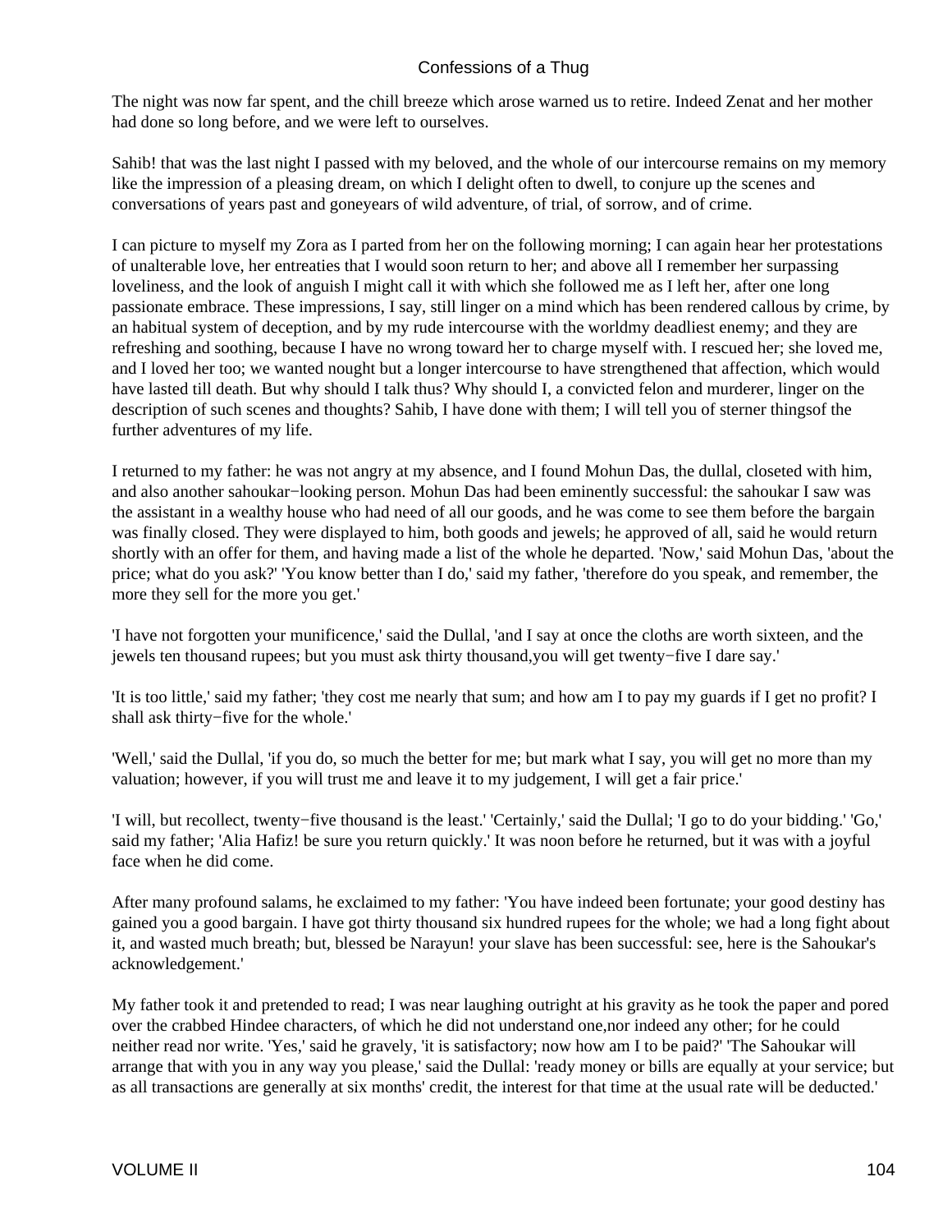The night was now far spent, and the chill breeze which arose warned us to retire. Indeed Zenat and her mother had done so long before, and we were left to ourselves.

Sahib! that was the last night I passed with my beloved, and the whole of our intercourse remains on my memory like the impression of a pleasing dream, on which I delight often to dwell, to conjure up the scenes and conversations of years past and goneyears of wild adventure, of trial, of sorrow, and of crime.

I can picture to myself my Zora as I parted from her on the following morning; I can again hear her protestations of unalterable love, her entreaties that I would soon return to her; and above all I remember her surpassing loveliness, and the look of anguish I might call it with which she followed me as I left her, after one long passionate embrace. These impressions, I say, still linger on a mind which has been rendered callous by crime, by an habitual system of deception, and by my rude intercourse with the worldmy deadliest enemy; and they are refreshing and soothing, because I have no wrong toward her to charge myself with. I rescued her; she loved me, and I loved her too; we wanted nought but a longer intercourse to have strengthened that affection, which would have lasted till death. But why should I talk thus? Why should I, a convicted felon and murderer, linger on the description of such scenes and thoughts? Sahib, I have done with them; I will tell you of sterner thingsof the further adventures of my life.

I returned to my father: he was not angry at my absence, and I found Mohun Das, the dullal, closeted with him, and also another sahoukar−looking person. Mohun Das had been eminently successful: the sahoukar I saw was the assistant in a wealthy house who had need of all our goods, and he was come to see them before the bargain was finally closed. They were displayed to him, both goods and jewels; he approved of all, said he would return shortly with an offer for them, and having made a list of the whole he departed. 'Now,' said Mohun Das, 'about the price; what do you ask?' 'You know better than I do,' said my father, 'therefore do you speak, and remember, the more they sell for the more you get.'

'I have not forgotten your munificence,' said the Dullal, 'and I say at once the cloths are worth sixteen, and the jewels ten thousand rupees; but you must ask thirty thousand,you will get twenty−five I dare say.'

'It is too little,' said my father; 'they cost me nearly that sum; and how am I to pay my guards if I get no profit? I shall ask thirty−five for the whole.'

'Well,' said the Dullal, 'if you do, so much the better for me; but mark what I say, you will get no more than my valuation; however, if you will trust me and leave it to my judgement, I will get a fair price.'

'I will, but recollect, twenty−five thousand is the least.' 'Certainly,' said the Dullal; 'I go to do your bidding.' 'Go,' said my father; 'Alia Hafiz! be sure you return quickly.' It was noon before he returned, but it was with a joyful face when he did come.

After many profound salams, he exclaimed to my father: 'You have indeed been fortunate; your good destiny has gained you a good bargain. I have got thirty thousand six hundred rupees for the whole; we had a long fight about it, and wasted much breath; but, blessed be Narayun! your slave has been successful: see, here is the Sahoukar's acknowledgement.'

My father took it and pretended to read; I was near laughing outright at his gravity as he took the paper and pored over the crabbed Hindee characters, of which he did not understand one,nor indeed any other; for he could neither read nor write. 'Yes,' said he gravely, 'it is satisfactory; now how am I to be paid?' 'The Sahoukar will arrange that with you in any way you please,' said the Dullal: 'ready money or bills are equally at your service; but as all transactions are generally at six months' credit, the interest for that time at the usual rate will be deducted.'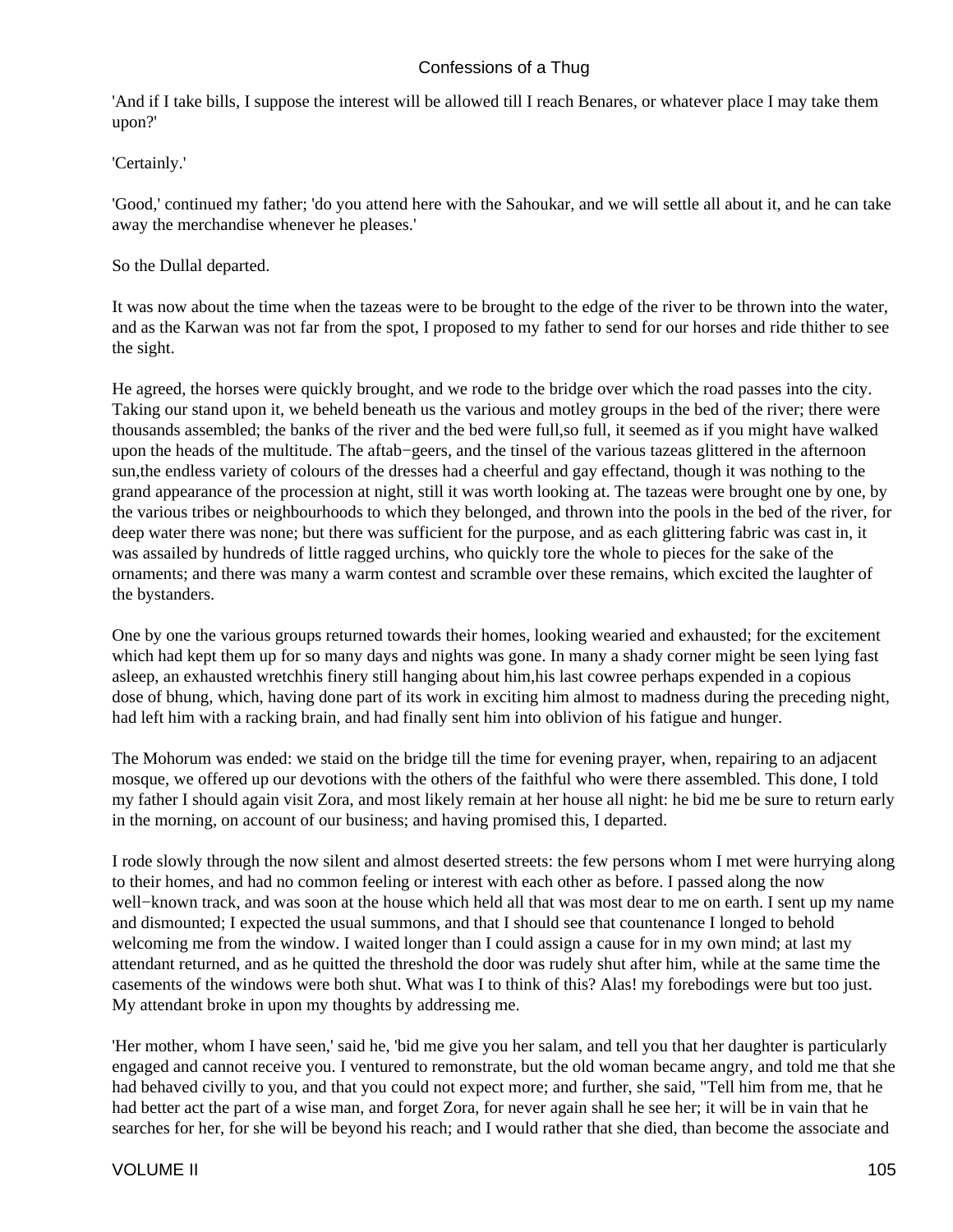'And if I take bills, I suppose the interest will be allowed till I reach Benares, or whatever place I may take them upon?'

'Certainly.'

'Good,' continued my father; 'do you attend here with the Sahoukar, and we will settle all about it, and he can take away the merchandise whenever he pleases.'

So the Dullal departed.

It was now about the time when the tazeas were to be brought to the edge of the river to be thrown into the water, and as the Karwan was not far from the spot, I proposed to my father to send for our horses and ride thither to see the sight.

He agreed, the horses were quickly brought, and we rode to the bridge over which the road passes into the city. Taking our stand upon it, we beheld beneath us the various and motley groups in the bed of the river; there were thousands assembled; the banks of the river and the bed were full,so full, it seemed as if you might have walked upon the heads of the multitude. The aftab−geers, and the tinsel of the various tazeas glittered in the afternoon sun,the endless variety of colours of the dresses had a cheerful and gay effectand, though it was nothing to the grand appearance of the procession at night, still it was worth looking at. The tazeas were brought one by one, by the various tribes or neighbourhoods to which they belonged, and thrown into the pools in the bed of the river, for deep water there was none; but there was sufficient for the purpose, and as each glittering fabric was cast in, it was assailed by hundreds of little ragged urchins, who quickly tore the whole to pieces for the sake of the ornaments; and there was many a warm contest and scramble over these remains, which excited the laughter of the bystanders.

One by one the various groups returned towards their homes, looking wearied and exhausted; for the excitement which had kept them up for so many days and nights was gone. In many a shady corner might be seen lying fast asleep, an exhausted wretchhis finery still hanging about him,his last cowree perhaps expended in a copious dose of bhung, which, having done part of its work in exciting him almost to madness during the preceding night, had left him with a racking brain, and had finally sent him into oblivion of his fatigue and hunger.

The Mohorum was ended: we staid on the bridge till the time for evening prayer, when, repairing to an adjacent mosque, we offered up our devotions with the others of the faithful who were there assembled. This done, I told my father I should again visit Zora, and most likely remain at her house all night: he bid me be sure to return early in the morning, on account of our business; and having promised this, I departed.

I rode slowly through the now silent and almost deserted streets: the few persons whom I met were hurrying along to their homes, and had no common feeling or interest with each other as before. I passed along the now well−known track, and was soon at the house which held all that was most dear to me on earth. I sent up my name and dismounted; I expected the usual summons, and that I should see that countenance I longed to behold welcoming me from the window. I waited longer than I could assign a cause for in my own mind; at last my attendant returned, and as he quitted the threshold the door was rudely shut after him, while at the same time the casements of the windows were both shut. What was I to think of this? Alas! my forebodings were but too just. My attendant broke in upon my thoughts by addressing me.

'Her mother, whom I have seen,' said he, 'bid me give you her salam, and tell you that her daughter is particularly engaged and cannot receive you. I ventured to remonstrate, but the old woman became angry, and told me that she had behaved civilly to you, and that you could not expect more; and further, she said, "Tell him from me, that he had better act the part of a wise man, and forget Zora, for never again shall he see her; it will be in vain that he searches for her, for she will be beyond his reach; and I would rather that she died, than become the associate and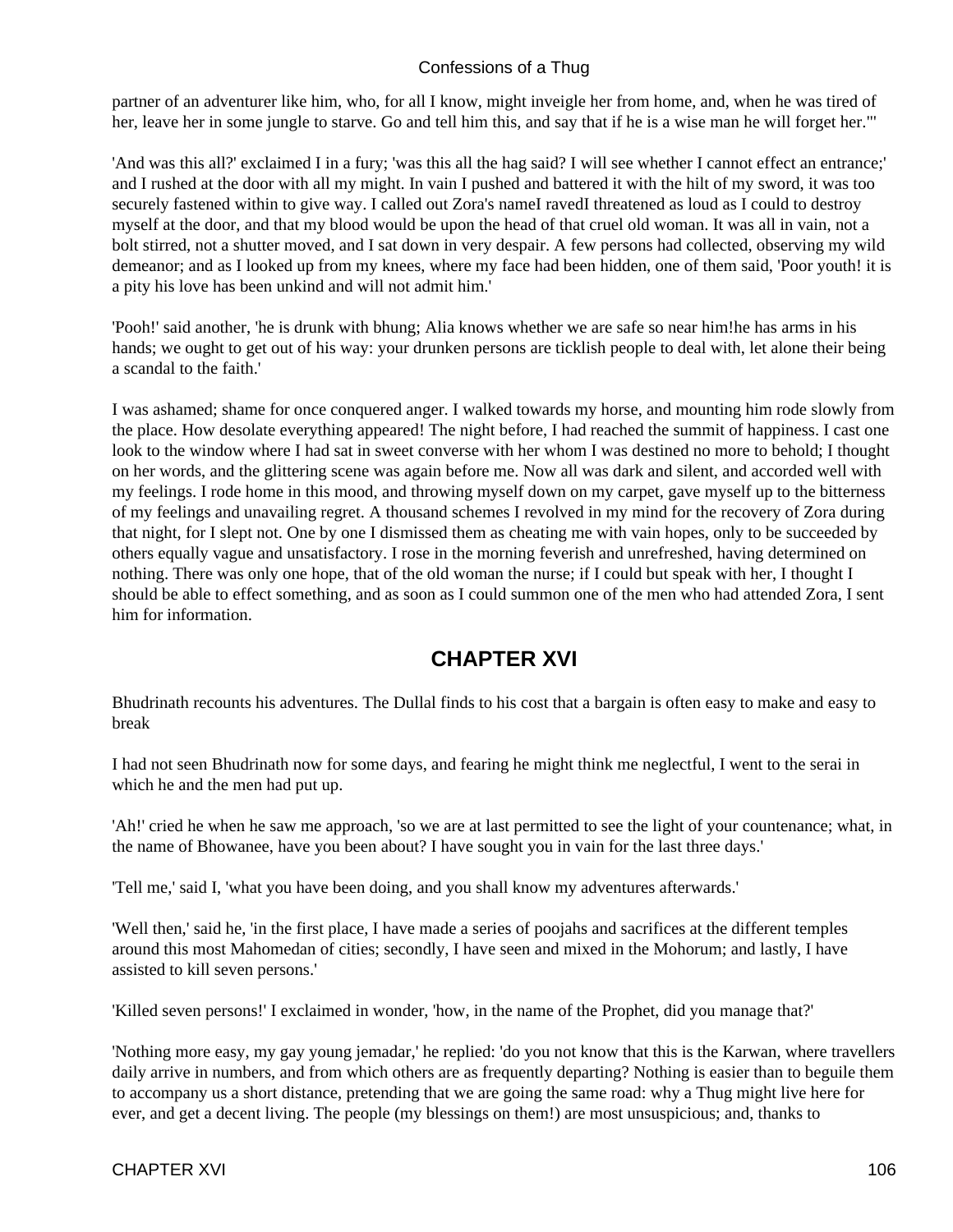partner of an adventurer like him, who, for all I know, might inveigle her from home, and, when he was tired of her, leave her in some jungle to starve. Go and tell him this, and say that if he is a wise man he will forget her."'

'And was this all?' exclaimed I in a fury; 'was this all the hag said? I will see whether I cannot effect an entrance;' and I rushed at the door with all my might. In vain I pushed and battered it with the hilt of my sword, it was too securely fastened within to give way. I called out Zora's nameI ravedI threatened as loud as I could to destroy myself at the door, and that my blood would be upon the head of that cruel old woman. It was all in vain, not a bolt stirred, not a shutter moved, and I sat down in very despair. A few persons had collected, observing my wild demeanor; and as I looked up from my knees, where my face had been hidden, one of them said, 'Poor youth! it is a pity his love has been unkind and will not admit him.'

'Pooh!' said another, 'he is drunk with bhung; Alia knows whether we are safe so near him!he has arms in his hands; we ought to get out of his way: your drunken persons are ticklish people to deal with, let alone their being a scandal to the faith.'

I was ashamed; shame for once conquered anger. I walked towards my horse, and mounting him rode slowly from the place. How desolate everything appeared! The night before, I had reached the summit of happiness. I cast one look to the window where I had sat in sweet converse with her whom I was destined no more to behold; I thought on her words, and the glittering scene was again before me. Now all was dark and silent, and accorded well with my feelings. I rode home in this mood, and throwing myself down on my carpet, gave myself up to the bitterness of my feelings and unavailing regret. A thousand schemes I revolved in my mind for the recovery of Zora during that night, for I slept not. One by one I dismissed them as cheating me with vain hopes, only to be succeeded by others equally vague and unsatisfactory. I rose in the morning feverish and unrefreshed, having determined on nothing. There was only one hope, that of the old woman the nurse; if I could but speak with her, I thought I should be able to effect something, and as soon as I could summon one of the men who had attended Zora, I sent him for information.

## CHAPTER XVI

Bhudrinath recounts his adventures. The Dullal finds to his cost that a bargain is often easy to make and easy to break

I had not seen Bhudrinath now for some days, and fearing he might think me neglectful, I went to the serai in which he and the men had put up.

'Ah!' cried he when he saw me approach, 'so we are at last permitted to see the light of your countenance; what, in the name of Bhowanee, have you been about? I have sought you in vain for the last three days.'

'Tell me,' said I, 'what you have been doing, and you shall know my adventures afterwards.'

'Well then,' said he, 'in the first place, I have made a series of poojahs and sacrifices at the different temples around this most Mahomedan of cities; secondly, I have seen and mixed in the Mohorum; and lastly, I have assisted to kill seven persons.'

'Killed seven persons!' I exclaimed in wonder, 'how, in the name of the Prophet, did you manage that?'

'Nothing more easy, my gay young jemadar,' he replied: 'do you not know that this is the Karwan, where travellers daily arrive in numbers, and from which others are as frequently departing? Nothing is easier than to beguile them to accompany us a short distance, pretending that we are going the same road: why a Thug might live here for ever, and get a decent living. The people (my blessings on them!) are most unsuspicious; and, thanks to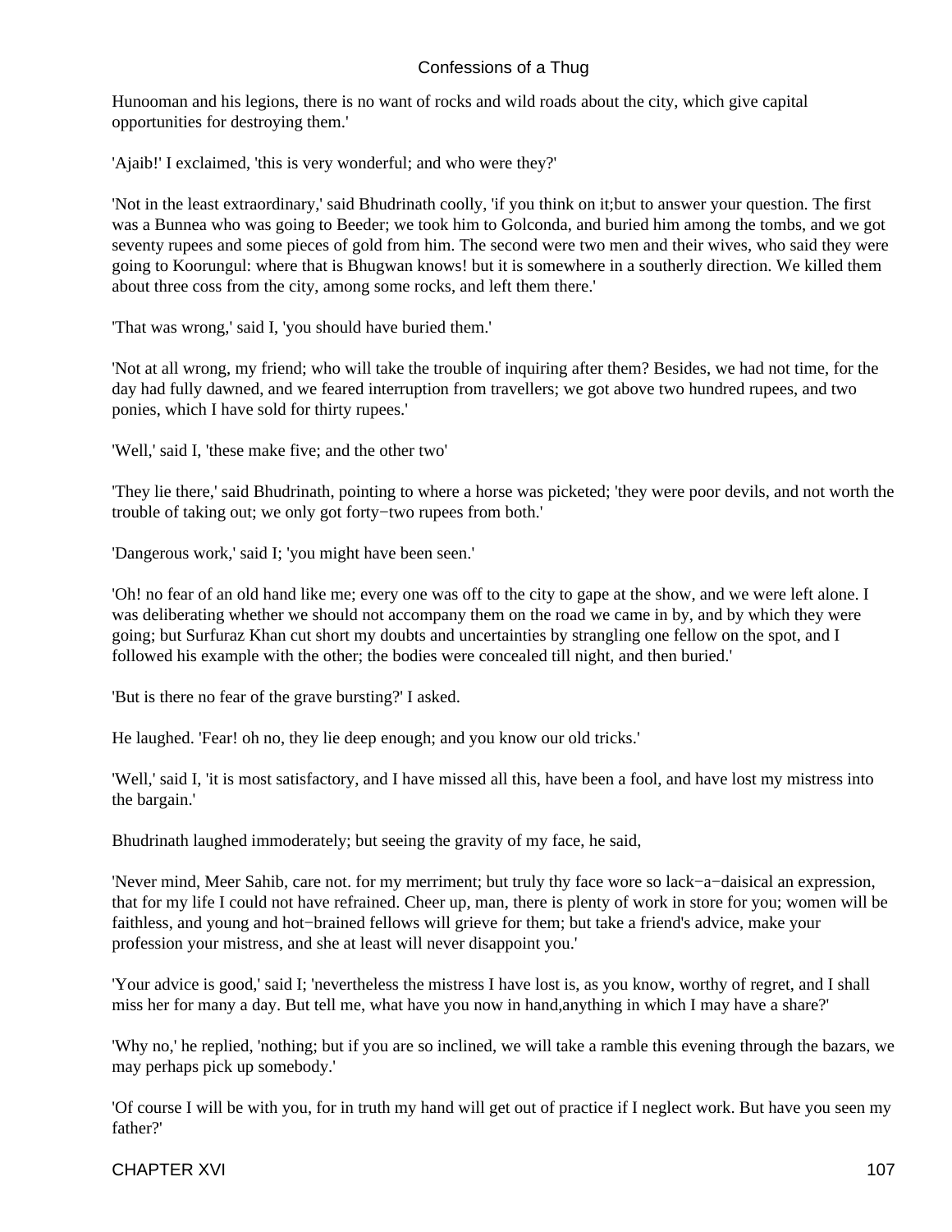Hunooman and his legions, there is no want of rocks and wild roads about the city, which give capital opportunities for destroying them.'

'Ajaib!' I exclaimed, 'this is very wonderful; and who were they?'

'Not in the least extraordinary,' said Bhudrinath coolly, 'if you think on it;but to answer your question. The first was a Bunnea who was going to Beeder; we took him to Golconda, and buried him among the tombs, and we got seventy rupees and some pieces of gold from him. The second were two men and their wives, who said they were going to Koorungul: where that is Bhugwan knows! but it is somewhere in a southerly direction. We killed them about three coss from the city, among some rocks, and left them there.'

'That was wrong,' said I, 'you should have buried them.'

'Not at all wrong, my friend; who will take the trouble of inquiring after them? Besides, we had not time, for the day had fully dawned, and we feared interruption from travellers; we got above two hundred rupees, and two ponies, which I have sold for thirty rupees.'

'Well,' said I, 'these make five; and the other two'

'They lie there,' said Bhudrinath, pointing to where a horse was picketed; 'they were poor devils, and not worth the trouble of taking out; we only got forty−two rupees from both.'

'Dangerous work,' said I; 'you might have been seen.'

'Oh! no fear of an old hand like me; every one was off to the city to gape at the show, and we were left alone. I was deliberating whether we should not accompany them on the road we came in by, and by which they were going; but Surfuraz Khan cut short my doubts and uncertainties by strangling one fellow on the spot, and I followed his example with the other; the bodies were concealed till night, and then buried.'

'But is there no fear of the grave bursting?' I asked.

He laughed. 'Fear! oh no, they lie deep enough; and you know our old tricks.'

'Well,' said I, 'it is most satisfactory, and I have missed all this, have been a fool, and have lost my mistress into the bargain.'

Bhudrinath laughed immoderately; but seeing the gravity of my face, he said,

'Never mind, Meer Sahib, care not. for my merriment; but truly thy face wore so lack−a−daisical an expression, that for my life I could not have refrained. Cheer up, man, there is plenty of work in store for you; women will be faithless, and young and hot−brained fellows will grieve for them; but take a friend's advice, make your profession your mistress, and she at least will never disappoint you.'

'Your advice is good,' said I; 'nevertheless the mistress I have lost is, as you know, worthy of regret, and I shall miss her for many a day. But tell me, what have you now in hand,anything in which I may have a share?'

'Why no,' he replied, 'nothing; but if you are so inclined, we will take a ramble this evening through the bazars, we may perhaps pick up somebody.'

'Of course I will be with you, for in truth my hand will get out of practice if I neglect work. But have you seen my father?'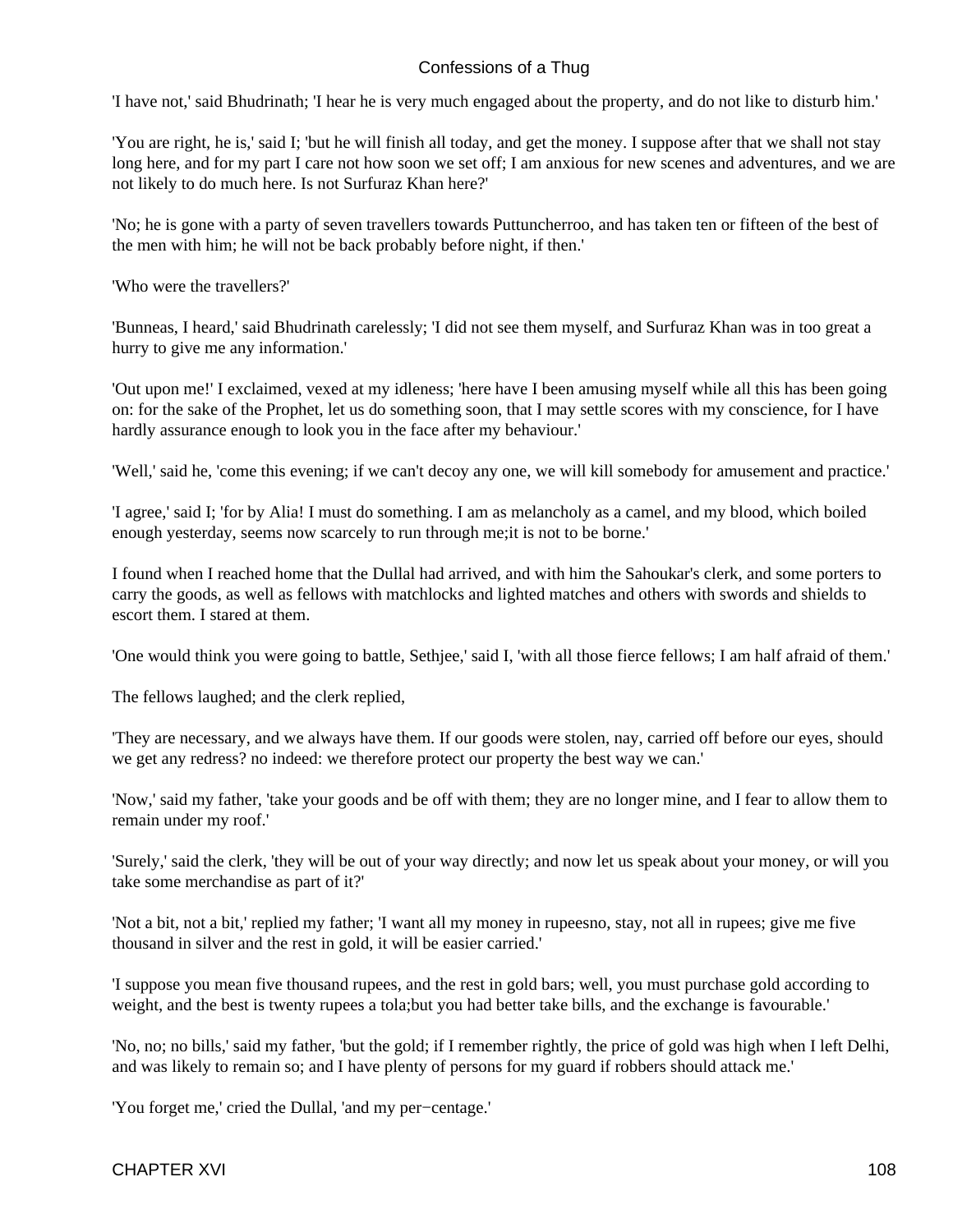'I have not,' said Bhudrinath; 'I hear he is very much engaged about the property, and do not like to disturb him.'

'You are right, he is,' said I; 'but he will finish all today, and get the money. I suppose after that we shall not stay long here, and for my part I care not how soon we set off; I am anxious for new scenes and adventures, and we are not likely to do much here. Is not Surfuraz Khan here?'

'No; he is gone with a party of seven travellers towards Puttuncherroo, and has taken ten or fifteen of the best of the men with him; he will not be back probably before night, if then.'

'Who were the travellers?'

'Bunneas, I heard,' said Bhudrinath carelessly; 'I did not see them myself, and Surfuraz Khan was in too great a hurry to give me any information.'

'Out upon me!' I exclaimed, vexed at my idleness; 'here have I been amusing myself while all this has been going on: for the sake of the Prophet, let us do something soon, that I may settle scores with my conscience, for I have hardly assurance enough to look you in the face after my behaviour.'

'Well,' said he, 'come this evening; if we can't decoy any one, we will kill somebody for amusement and practice.'

'I agree,' said I; 'for by Alia! I must do something. I am as melancholy as a camel, and my blood, which boiled enough yesterday, seems now scarcely to run through me;it is not to be borne.'

I found when I reached home that the Dullal had arrived, and with him the Sahoukar's clerk, and some porters to carry the goods, as well as fellows with matchlocks and lighted matches and others with swords and shields to escort them. I stared at them.

'One would think you were going to battle, Sethjee,' said I, 'with all those fierce fellows; I am half afraid of them.'

The fellows laughed; and the clerk replied,

'They are necessary, and we always have them. If our goods were stolen, nay, carried off before our eyes, should we get any redress? no indeed: we therefore protect our property the best way we can.'

'Now,' said my father, 'take your goods and be off with them; they are no longer mine, and I fear to allow them to remain under my roof.'

'Surely,' said the clerk, 'they will be out of your way directly; and now let us speak about your money, or will you take some merchandise as part of it?'

'Not a bit, not a bit,' replied my father; 'I want all my money in rupeesno, stay, not all in rupees; give me five thousand in silver and the rest in gold, it will be easier carried.'

'I suppose you mean five thousand rupees, and the rest in gold bars; well, you must purchase gold according to weight, and the best is twenty rupees a tola;but you had better take bills, and the exchange is favourable.'

'No, no; no bills,' said my father, 'but the gold; if I remember rightly, the price of gold was high when I left Delhi, and was likely to remain so; and I have plenty of persons for my guard if robbers should attack me.'

'You forget me,' cried the Dullal, 'and my per−centage.'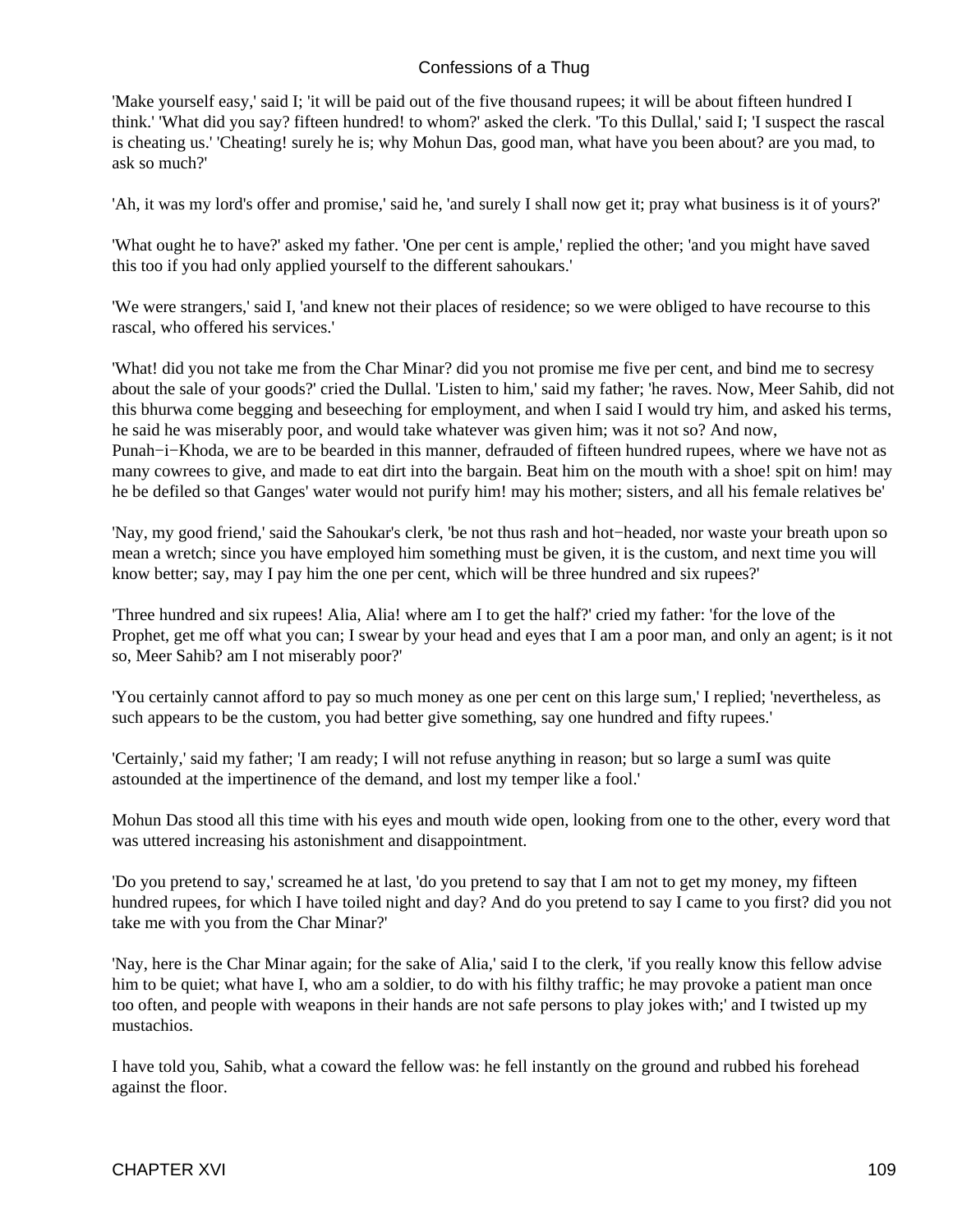'Make yourself easy,' said I; 'it will be paid out of the five thousand rupees; it will be about fifteen hundred I think.' 'What did you say? fifteen hundred! to whom?' asked the clerk. 'To this Dullal,' said I; 'I suspect the rascal is cheating us.' 'Cheating! surely he is; why Mohun Das, good man, what have you been about? are you mad, to ask so much?'

'Ah, it was my lord's offer and promise,' said he, 'and surely I shall now get it; pray what business is it of yours?'

'What ought he to have?' asked my father. 'One per cent is ample,' replied the other; 'and you might have saved this too if you had only applied yourself to the different sahoukars.'

'We were strangers,' said I, 'and knew not their places of residence; so we were obliged to have recourse to this rascal, who offered his services.'

'What! did you not take me from the Char Minar? did you not promise me five per cent, and bind me to secresy about the sale of your goods?' cried the Dullal. 'Listen to him,' said my father; 'he raves. Now, Meer Sahib, did not this bhurwa come begging and beseeching for employment, and when I said I would try him, and asked his terms, he said he was miserably poor, and would take whatever was given him; was it not so? And now, Punah−i−Khoda, we are to be bearded in this manner, defrauded of fifteen hundred rupees, where we have not as many cowrees to give, and made to eat dirt into the bargain. Beat him on the mouth with a shoe! spit on him! may he be defiled so that Ganges' water would not purify him! may his mother; sisters, and all his female relatives be'

'Nay, my good friend,' said the Sahoukar's clerk, 'be not thus rash and hot−headed, nor waste your breath upon so mean a wretch; since you have employed him something must be given, it is the custom, and next time you will know better; say, may I pay him the one per cent, which will be three hundred and six rupees?'

'Three hundred and six rupees! Alia, Alia! where am I to get the half?' cried my father: 'for the love of the Prophet, get me off what you can; I swear by your head and eyes that I am a poor man, and only an agent; is it not so, Meer Sahib? am I not miserably poor?'

'You certainly cannot afford to pay so much money as one per cent on this large sum,' I replied; 'nevertheless, as such appears to be the custom, you had better give something, say one hundred and fifty rupees.'

'Certainly,' said my father; 'I am ready; I will not refuse anything in reason; but so large a sumI was quite astounded at the impertinence of the demand, and lost my temper like a fool.'

Mohun Das stood all this time with his eyes and mouth wide open, looking from one to the other, every word that was uttered increasing his astonishment and disappointment.

'Do you pretend to say,' screamed he at last, 'do you pretend to say that I am not to get my money, my fifteen hundred rupees, for which I have toiled night and day? And do you pretend to say I came to you first? did you not take me with you from the Char Minar?'

'Nay, here is the Char Minar again; for the sake of Alia,' said I to the clerk, 'if you really know this fellow advise him to be quiet; what have I, who am a soldier, to do with his filthy traffic; he may provoke a patient man once too often, and people with weapons in their hands are not safe persons to play jokes with;' and I twisted up my mustachios.

I have told you, Sahib, what a coward the fellow was: he fell instantly on the ground and rubbed his forehead against the floor.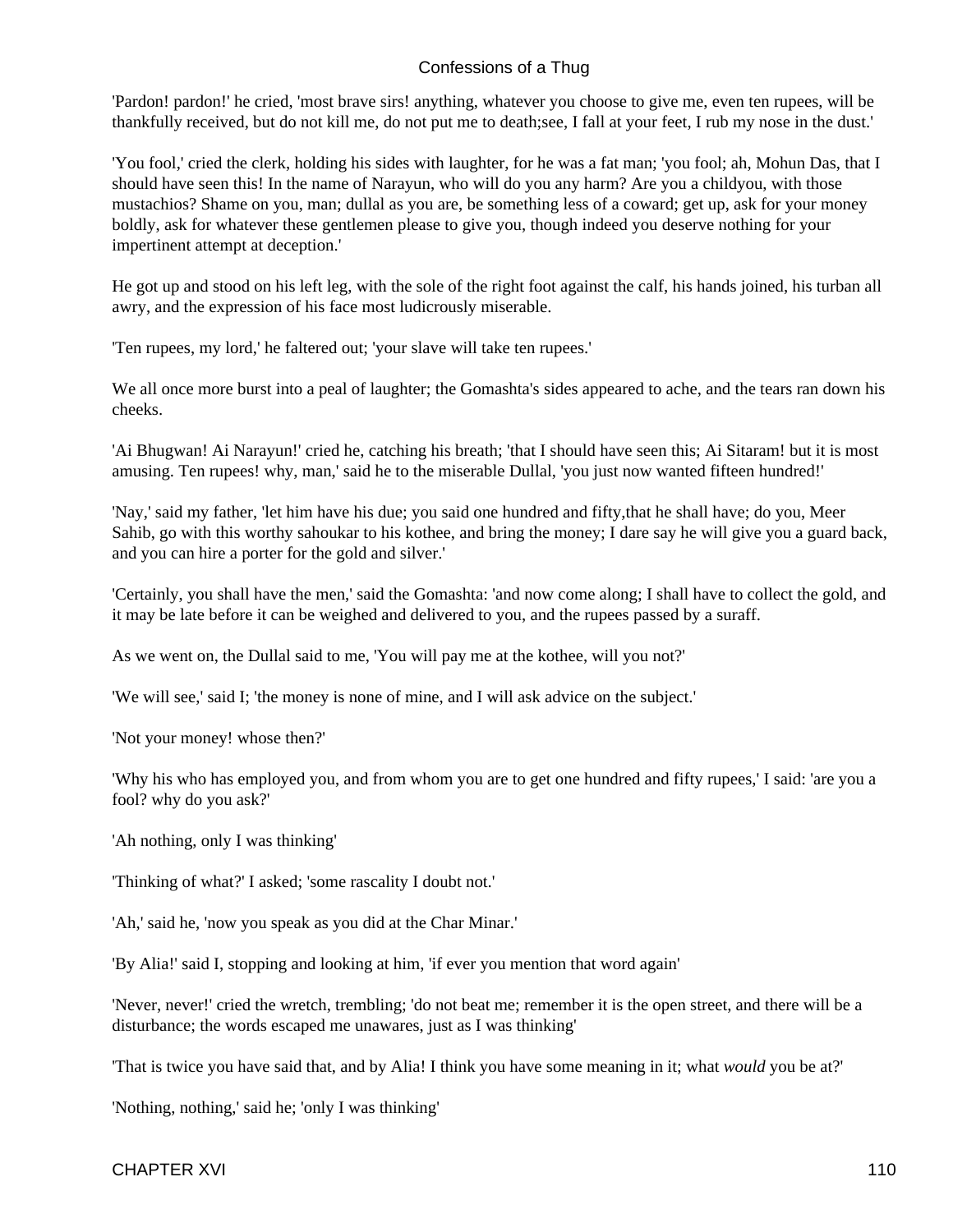'Pardon! pardon!' he cried, 'most brave sirs! anything, whatever you choose to give me, even ten rupees, will be thankfully received, but do not kill me, do not put me to death;see, I fall at your feet, I rub my nose in the dust.'

'You fool,' cried the clerk, holding his sides with laughter, for he was a fat man; 'you fool; ah, Mohun Das, that I should have seen this! In the name of Narayun, who will do you any harm? Are you a childyou, with those mustachios? Shame on you, man; dullal as you are, be something less of a coward; get up, ask for your money boldly, ask for whatever these gentlemen please to give you, though indeed you deserve nothing for your impertinent attempt at deception.'

He got up and stood on his left leg, with the sole of the right foot against the calf, his hands joined, his turban all awry, and the expression of his face most ludicrously miserable.

'Ten rupees, my lord,' he faltered out; 'your slave will take ten rupees.'

We all once more burst into a peal of laughter; the Gomashta's sides appeared to ache, and the tears ran down his cheeks.

'Ai Bhugwan! Ai Narayun!' cried he, catching his breath; 'that I should have seen this; Ai Sitaram! but it is most amusing. Ten rupees! why, man,' said he to the miserable Dullal, 'you just now wanted fifteen hundred!'

'Nay,' said my father, 'let him have his due; you said one hundred and fifty,that he shall have; do you, Meer Sahib, go with this worthy sahoukar to his kothee, and bring the money; I dare say he will give you a guard back, and you can hire a porter for the gold and silver.'

'Certainly, you shall have the men,' said the Gomashta: 'and now come along; I shall have to collect the gold, and it may be late before it can be weighed and delivered to you, and the rupees passed by a suraff.

As we went on, the Dullal said to me, 'You will pay me at the kothee, will you not?'

'We will see,' said I; 'the money is none of mine, and I will ask advice on the subject.'

'Not your money! whose then?'

'Why his who has employed you, and from whom you are to get one hundred and fifty rupees,' I said: 'are you a fool? why do you ask?'

'Ah nothing, only I was thinking'

'Thinking of what?' I asked; 'some rascality I doubt not.'

'Ah,' said he, 'now you speak as you did at the Char Minar.'

'By Alia!' said I, stopping and looking at him, 'if ever you mention that word again'

'Never, never!' cried the wretch, trembling; 'do not beat me; remember it is the open street, and there will be a disturbance; the words escaped me unawares, just as I was thinking'

'That is twice you have said that, and by Alia! I think you have some meaning in it; what *would* you be at?'

'Nothing, nothing,' said he; 'only I was thinking'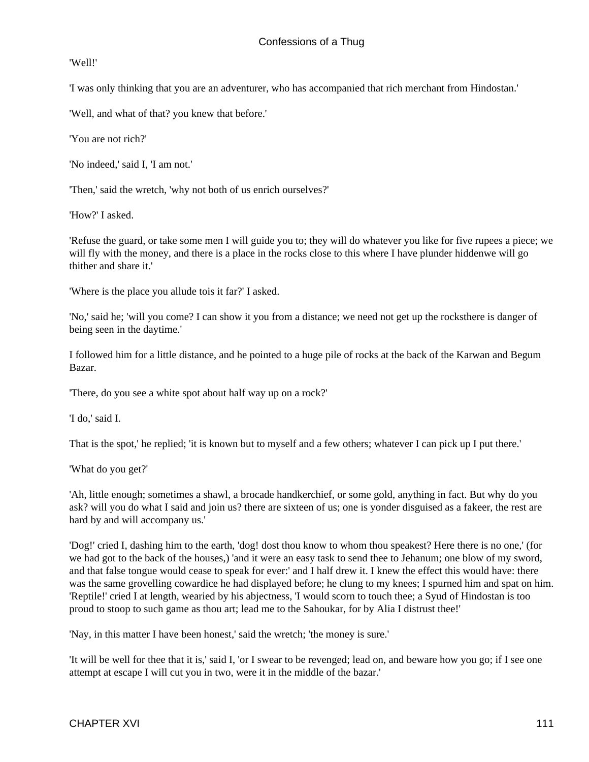'Well!'

'I was only thinking that you are an adventurer, who has accompanied that rich merchant from Hindostan.'

'Well, and what of that? you knew that before.'

'You are not rich?'

'No indeed,' said I, 'I am not.'

'Then,' said the wretch, 'why not both of us enrich ourselves?'

'How?' I asked.

'Refuse the guard, or take some men I will guide you to; they will do whatever you like for five rupees a piece; we will fly with the money, and there is a place in the rocks close to this where I have plunder hiddenwe will go thither and share it.'

'Where is the place you allude tois it far?' I asked.

'No,' said he; 'will you come? I can show it you from a distance; we need not get up the rocksthere is danger of being seen in the daytime.'

I followed him for a little distance, and he pointed to a huge pile of rocks at the back of the Karwan and Begum Bazar.

'There, do you see a white spot about half way up on a rock?'

'I do,' said I.

That is the spot,' he replied; 'it is known but to myself and a few others; whatever I can pick up I put there.'

'What do you get?'

'Ah, little enough; sometimes a shawl, a brocade handkerchief, or some gold, anything in fact. But why do you ask? will you do what I said and join us? there are sixteen of us; one is yonder disguised as a fakeer, the rest are hard by and will accompany us.'

'Dog!' cried I, dashing him to the earth, 'dog! dost thou know to whom thou speakest? Here there is no one,' (for we had got to the back of the houses,) 'and it were an easy task to send thee to Jehanum; one blow of my sword, and that false tongue would cease to speak for ever:' and I half drew it. I knew the effect this would have: there was the same grovelling cowardice he had displayed before; he clung to my knees; I spurned him and spat on him. 'Reptile!' cried I at length, wearied by his abjectness, 'I would scorn to touch thee; a Syud of Hindostan is too proud to stoop to such game as thou art; lead me to the Sahoukar, for by Alia I distrust thee!'

'Nay, in this matter I have been honest,' said the wretch; 'the money is sure.'

'It will be well for thee that it is,' said I, 'or I swear to be revenged; lead on, and beware how you go; if I see one attempt at escape I will cut you in two, were it in the middle of the bazar.'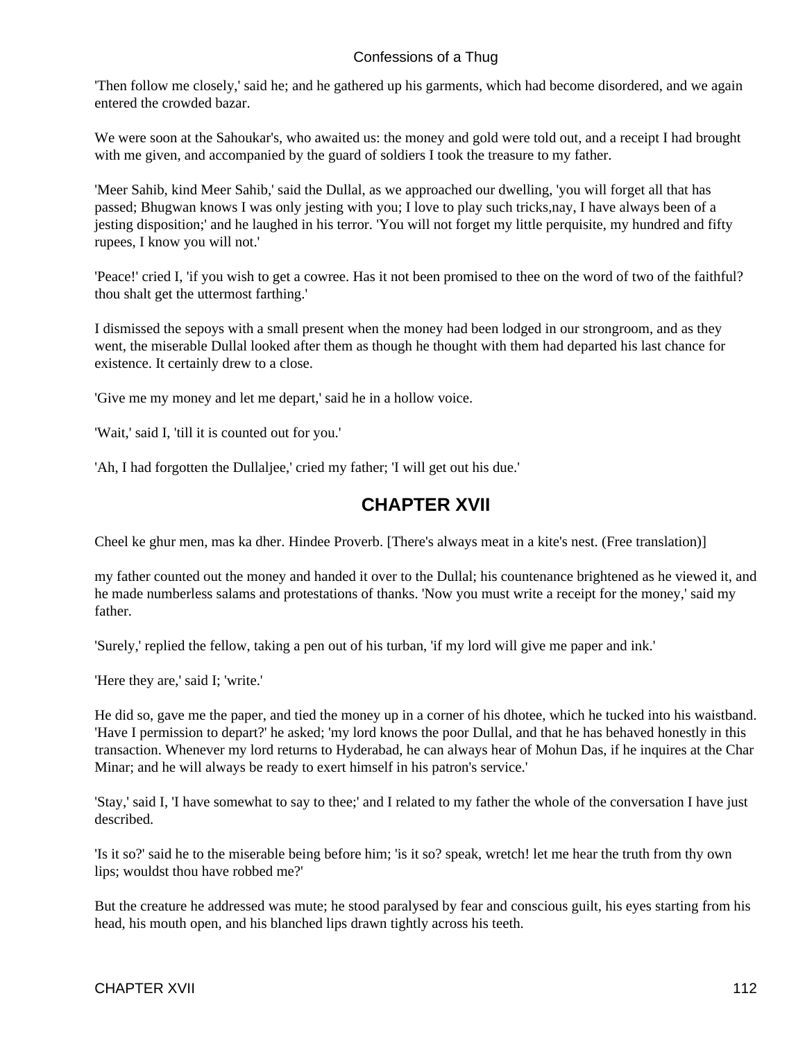'Then follow me closely,' said he; and he gathered up his garments, which had become disordered, and we again entered the crowded bazar.

We were soon at the Sahoukar's, who awaited us: the money and gold were told out, and a receipt I had brought with me given, and accompanied by the guard of soldiers I took the treasure to my father.

'Meer Sahib, kind Meer Sahib,' said the Dullal, as we approached our dwelling, 'you will forget all that has passed; Bhugwan knows I was only jesting with you; I love to play such tricks,nay, I have always been of a jesting disposition;' and he laughed in his terror. 'You will not forget my little perquisite, my hundred and fifty rupees, I know you will not.'

'Peace!' cried I, 'if you wish to get a cowree. Has it not been promised to thee on the word of two of the faithful? thou shalt get the uttermost farthing.'

I dismissed the sepoys with a small present when the money had been lodged in our strongroom, and as they went, the miserable Dullal looked after them as though he thought with them had departed his last chance for existence. It certainly drew to a close.

'Give me my money and let me depart,' said he in a hollow voice.

'Wait,' said I, 'till it is counted out for you.'

'Ah, I had forgotten the Dullaljee,' cried my father; 'I will get out his due.'

## CHAPTER XVII

Cheel ke ghur men, mas ka dher. Hindee Proverb. [There's always meat in a kite's nest. (Free translation)]

my father counted out the money and handed it over to the Dullal; his countenance brightened as he viewed it, and he made numberless salams and protestations of thanks. 'Now you must write a receipt for the money,' said my father.

'Surely,' replied the fellow, taking a pen out of his turban, 'if my lord will give me paper and ink.'

'Here they are,' said I; 'write.'

He did so, gave me the paper, and tied the money up in a corner of his dhotee, which he tucked into his waistband. 'Have I permission to depart?' he asked; 'my lord knows the poor Dullal, and that he has behaved honestly in this transaction. Whenever my lord returns to Hyderabad, he can always hear of Mohun Das, if he inquires at the Char Minar; and he will always be ready to exert himself in his patron's service.'

'Stay,' said I, 'I have somewhat to say to thee;' and I related to my father the whole of the conversation I have just described.

'Is it so?' said he to the miserable being before him; 'is it so? speak, wretch! let me hear the truth from thy own lips; wouldst thou have robbed me?'

But the creature he addressed was mute; he stood paralysed by fear and conscious guilt, his eyes starting from his head, his mouth open, and his blanched lips drawn tightly across his teeth.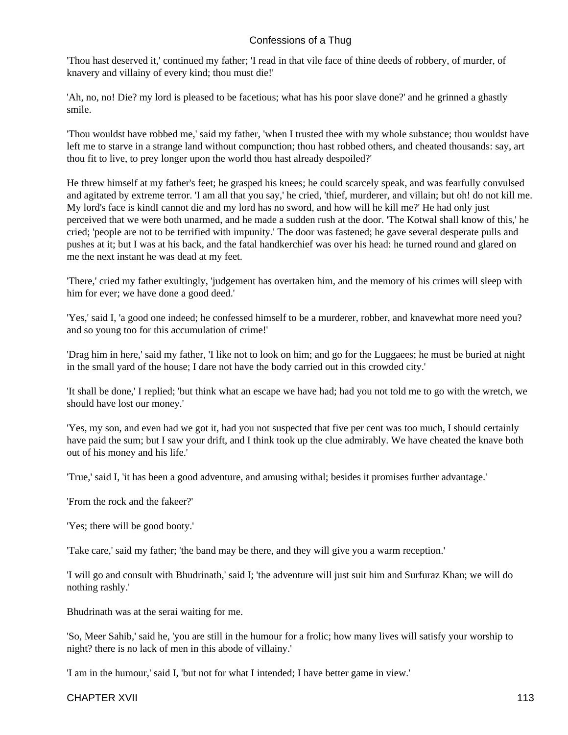'Thou hast deserved it,' continued my father; 'I read in that vile face of thine deeds of robbery, of murder, of knavery and villainy of every kind; thou must die!'

'Ah, no, no! Die? my lord is pleased to be facetious; what has his poor slave done?' and he grinned a ghastly smile.

'Thou wouldst have robbed me,' said my father, 'when I trusted thee with my whole substance; thou wouldst have left me to starve in a strange land without compunction; thou hast robbed others, and cheated thousands: say, art thou fit to live, to prey longer upon the world thou hast already despoiled?'

He threw himself at my father's feet; he grasped his knees; he could scarcely speak, and was fearfully convulsed and agitated by extreme terror. 'I am all that you say,' he cried, 'thief, murderer, and villain; but oh! do not kill me. My lord's face is kindI cannot die and my lord has no sword, and how will he kill me?' He had only just perceived that we were both unarmed, and he made a sudden rush at the door. 'The Kotwal shall know of this,' he cried; 'people are not to be terrified with impunity.' The door was fastened; he gave several desperate pulls and pushes at it; but I was at his back, and the fatal handkerchief was over his head: he turned round and glared on me the next instant he was dead at my feet.

'There,' cried my father exultingly, 'judgement has overtaken him, and the memory of his crimes will sleep with him for ever; we have done a good deed.'

'Yes,' said I, 'a good one indeed; he confessed himself to be a murderer, robber, and knavewhat more need you? and so young too for this accumulation of crime!'

'Drag him in here,' said my father, 'I like not to look on him; and go for the Luggaees; he must be buried at night in the small yard of the house; I dare not have the body carried out in this crowded city.'

'It shall be done,' I replied; 'but think what an escape we have had; had you not told me to go with the wretch, we should have lost our money.'

'Yes, my son, and even had we got it, had you not suspected that five per cent was too much, I should certainly have paid the sum; but I saw your drift, and I think took up the clue admirably. We have cheated the knave both out of his money and his life.'

'True,' said I, 'it has been a good adventure, and amusing withal; besides it promises further advantage.'

'From the rock and the fakeer?'

'Yes; there will be good booty.'

'Take care,' said my father; 'the band may be there, and they will give you a warm reception.'

'I will go and consult with Bhudrinath,' said I; 'the adventure will just suit him and Surfuraz Khan; we will do nothing rashly.'

Bhudrinath was at the serai waiting for me.

'So, Meer Sahib,' said he, 'you are still in the humour for a frolic; how many lives will satisfy your worship to night? there is no lack of men in this abode of villainy.'

'I am in the humour,' said I, 'but not for what I intended; I have better game in view.'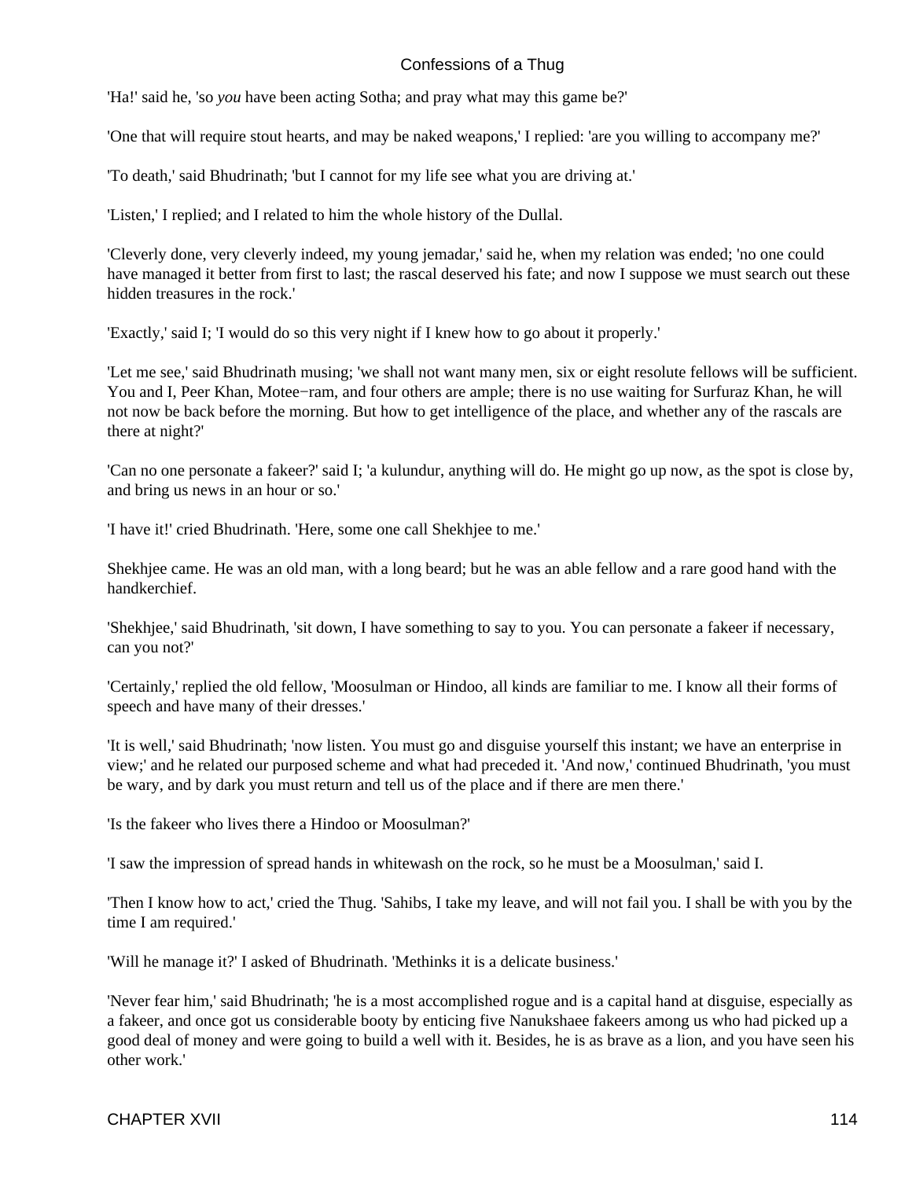'Ha!' said he, 'so *you* have been acting Sotha; and pray what may this game be?'

'One that will require stout hearts, and may be naked weapons,' I replied: 'are you willing to accompany me?'

'To death,' said Bhudrinath; 'but I cannot for my life see what you are driving at.'

'Listen,' I replied; and I related to him the whole history of the Dullal.

'Cleverly done, very cleverly indeed, my young jemadar,' said he, when my relation was ended; 'no one could have managed it better from first to last; the rascal deserved his fate; and now I suppose we must search out these hidden treasures in the rock.'

'Exactly,' said I; 'I would do so this very night if I knew how to go about it properly.'

'Let me see,' said Bhudrinath musing; 'we shall not want many men, six or eight resolute fellows will be sufficient. You and I, Peer Khan, Motee−ram, and four others are ample; there is no use waiting for Surfuraz Khan, he will not now be back before the morning. But how to get intelligence of the place, and whether any of the rascals are there at night?'

'Can no one personate a fakeer?' said I; 'a kulundur, anything will do. He might go up now, as the spot is close by, and bring us news in an hour or so.'

'I have it!' cried Bhudrinath. 'Here, some one call Shekhjee to me.'

Shekhjee came. He was an old man, with a long beard; but he was an able fellow and a rare good hand with the handkerchief.

'Shekhjee,' said Bhudrinath, 'sit down, I have something to say to you. You can personate a fakeer if necessary, can you not?'

'Certainly,' replied the old fellow, 'Moosulman or Hindoo, all kinds are familiar to me. I know all their forms of speech and have many of their dresses.'

'It is well,' said Bhudrinath; 'now listen. You must go and disguise yourself this instant; we have an enterprise in view;' and he related our purposed scheme and what had preceded it. 'And now,' continued Bhudrinath, 'you must be wary, and by dark you must return and tell us of the place and if there are men there.'

'Is the fakeer who lives there a Hindoo or Moosulman?'

'I saw the impression of spread hands in whitewash on the rock, so he must be a Moosulman,' said I.

'Then I know how to act,' cried the Thug. 'Sahibs, I take my leave, and will not fail you. I shall be with you by the time I am required.'

'Will he manage it?' I asked of Bhudrinath. 'Methinks it is a delicate business.'

'Never fear him,' said Bhudrinath; 'he is a most accomplished rogue and is a capital hand at disguise, especially as a fakeer, and once got us considerable booty by enticing five Nanukshaee fakeers among us who had picked up a good deal of money and were going to build a well with it. Besides, he is as brave as a lion, and you have seen his other work.'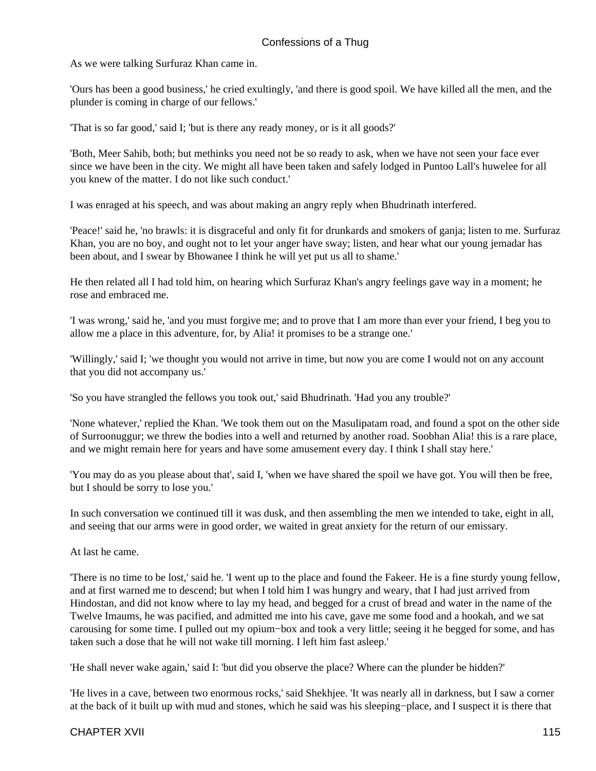As we were talking Surfuraz Khan came in.

'Ours has been a good business,' he cried exultingly, 'and there is good spoil. We have killed all the men, and the plunder is coming in charge of our fellows.'

'That is so far good,' said I; 'but is there any ready money, or is it all goods?'

'Both, Meer Sahib, both; but methinks you need not be so ready to ask, when we have not seen your face ever since we have been in the city. We might all have been taken and safely lodged in Puntoo Lall's huwelee for all you knew of the matter. I do not like such conduct.'

I was enraged at his speech, and was about making an angry reply when Bhudrinath interfered.

'Peace!' said he, 'no brawls: it is disgraceful and only fit for drunkards and smokers of ganja; listen to me. Surfuraz Khan, you are no boy, and ought not to let your anger have sway; listen, and hear what our young jemadar has been about, and I swear by Bhowanee I think he will yet put us all to shame.'

He then related all I had told him, on hearing which Surfuraz Khan's angry feelings gave way in a moment; he rose and embraced me.

'I was wrong,' said he, 'and you must forgive me; and to prove that I am more than ever your friend, I beg you to allow me a place in this adventure, for, by Alia! it promises to be a strange one.'

'Willingly,' said I; 'we thought you would not arrive in time, but now you are come I would not on any account that you did not accompany us.'

'So you have strangled the fellows you took out,' said Bhudrinath. 'Had you any trouble?'

'None whatever,' replied the Khan. 'We took them out on the Masulipatam road, and found a spot on the other side of Surroonuggur; we threw the bodies into a well and returned by another road. Soobhan Alia! this is a rare place, and we might remain here for years and have some amusement every day. I think I shall stay here.'

'You may do as you please about that', said I, 'when we have shared the spoil we have got. You will then be free, but I should be sorry to lose you.'

In such conversation we continued till it was dusk, and then assembling the men we intended to take, eight in all, and seeing that our arms were in good order, we waited in great anxiety for the return of our emissary.

At last he came.

'There is no time to be lost,' said he. 'I went up to the place and found the Fakeer. He is a fine sturdy young fellow, and at first warned me to descend; but when I told him I was hungry and weary, that I had just arrived from Hindostan, and did not know where to lay my head, and begged for a crust of bread and water in the name of the Twelve Imaums, he was pacified, and admitted me into his cave, gave me some food and a hookah, and we sat carousing for some time. I pulled out my opium−box and took a very little; seeing it he begged for some, and has taken such a dose that he will not wake till morning. I left him fast asleep.'

'He shall never wake again,' said I: 'but did you observe the place? Where can the plunder be hidden?'

'He lives in a cave, between two enormous rocks,' said Shekhjee. 'It was nearly all in darkness, but I saw a corner at the back of it built up with mud and stones, which he said was his sleeping−place, and I suspect it is there that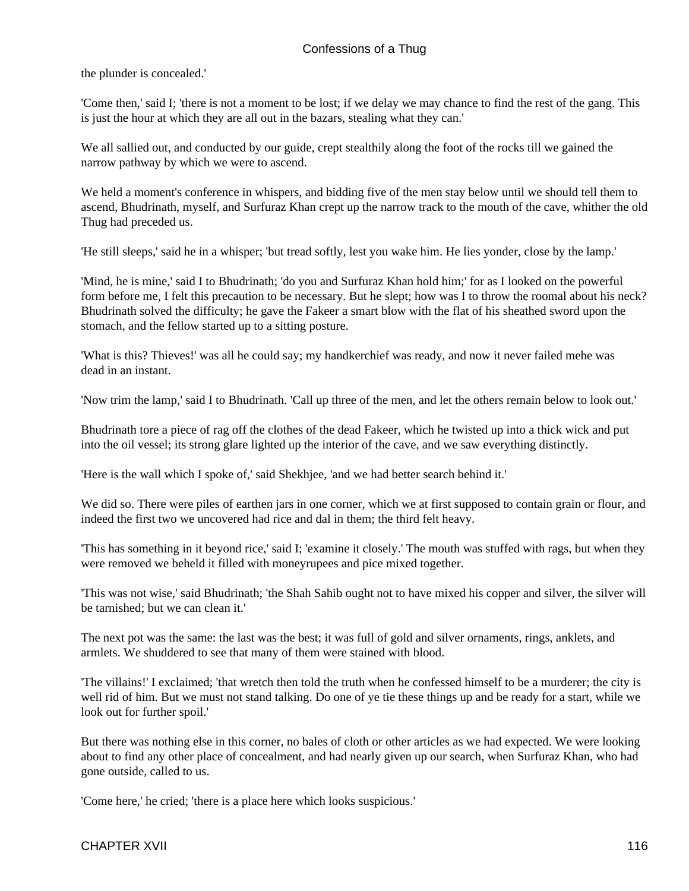the plunder is concealed.'

'Come then,' said I; 'there is not a moment to be lost; if we delay we may chance to find the rest of the gang. This is just the hour at which they are all out in the bazars, stealing what they can.'

We all sallied out, and conducted by our guide, crept stealthily along the foot of the rocks till we gained the narrow pathway by which we were to ascend.

We held a moment's conference in whispers, and bidding five of the men stay below until we should tell them to ascend, Bhudrinath, myself, and Surfuraz Khan crept up the narrow track to the mouth of the cave, whither the old Thug had preceded us.

'He still sleeps,' said he in a whisper; 'but tread softly, lest you wake him. He lies yonder, close by the lamp.'

'Mind, he is mine,' said I to Bhudrinath; 'do you and Surfuraz Khan hold him;' for as I looked on the powerful form before me, I felt this precaution to be necessary. But he slept; how was I to throw the roomal about his neck? Bhudrinath solved the difficulty; he gave the Fakeer a smart blow with the flat of his sheathed sword upon the stomach, and the fellow started up to a sitting posture.

'What is this? Thieves!' was all he could say; my handkerchief was ready, and now it never failed mehe was dead in an instant.

'Now trim the lamp,' said I to Bhudrinath. 'Call up three of the men, and let the others remain below to look out.'

Bhudrinath tore a piece of rag off the clothes of the dead Fakeer, which he twisted up into a thick wick and put into the oil vessel; its strong glare lighted up the interior of the cave, and we saw everything distinctly.

'Here is the wall which I spoke of,' said Shekhjee, 'and we had better search behind it.'

We did so. There were piles of earthen jars in one corner, which we at first supposed to contain grain or flour, and indeed the first two we uncovered had rice and dal in them; the third felt heavy.

'This has something in it beyond rice,' said I; 'examine it closely.' The mouth was stuffed with rags, but when they were removed we beheld it filled with moneyrupees and pice mixed together.

'This was not wise,' said Bhudrinath; 'the Shah Sahib ought not to have mixed his copper and silver, the silver will be tarnished; but we can clean it.'

The next pot was the same: the last was the best; it was full of gold and silver ornaments, rings, anklets, and armlets. We shuddered to see that many of them were stained with blood.

'The villains!' I exclaimed; 'that wretch then told the truth when he confessed himself to be a murderer; the city is well rid of him. But we must not stand talking. Do one of ye tie these things up and be ready for a start, while we look out for further spoil.'

But there was nothing else in this corner, no bales of cloth or other articles as we had expected. We were looking about to find any other place of concealment, and had nearly given up our search, when Surfuraz Khan, who had gone outside, called to us.

'Come here,' he cried; 'there is a place here which looks suspicious.'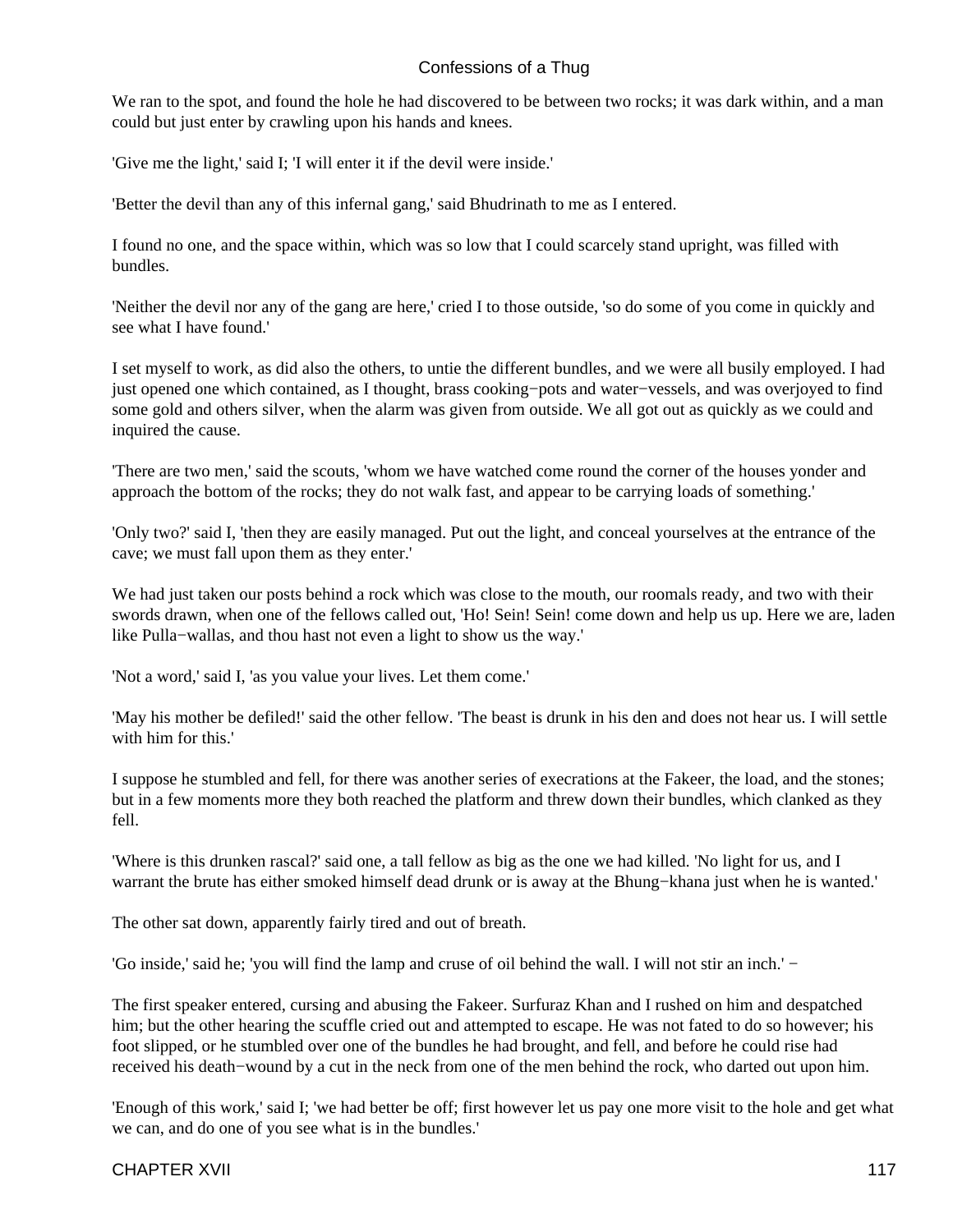We ran to the spot, and found the hole he had discovered to be between two rocks; it was dark within, and a man could but just enter by crawling upon his hands and knees.

'Give me the light,' said I; 'I will enter it if the devil were inside.'

'Better the devil than any of this infernal gang,' said Bhudrinath to me as I entered.

I found no one, and the space within, which was so low that I could scarcely stand upright, was filled with bundles.

'Neither the devil nor any of the gang are here,' cried I to those outside, 'so do some of you come in quickly and see what I have found.'

I set myself to work, as did also the others, to untie the different bundles, and we were all busily employed. I had just opened one which contained, as I thought, brass cooking−pots and water−vessels, and was overjoyed to find some gold and others silver, when the alarm was given from outside. We all got out as quickly as we could and inquired the cause.

'There are two men,' said the scouts, 'whom we have watched come round the corner of the houses yonder and approach the bottom of the rocks; they do not walk fast, and appear to be carrying loads of something.'

'Only two?' said I, 'then they are easily managed. Put out the light, and conceal yourselves at the entrance of the cave; we must fall upon them as they enter.'

We had just taken our posts behind a rock which was close to the mouth, our roomals ready, and two with their swords drawn, when one of the fellows called out, 'Ho! Sein! Sein! come down and help us up. Here we are, laden like Pulla−wallas, and thou hast not even a light to show us the way.'

'Not a word,' said I, 'as you value your lives. Let them come.'

'May his mother be defiled!' said the other fellow. 'The beast is drunk in his den and does not hear us. I will settle with him for this.'

I suppose he stumbled and fell, for there was another series of execrations at the Fakeer, the load, and the stones; but in a few moments more they both reached the platform and threw down their bundles, which clanked as they fell.

'Where is this drunken rascal?' said one, a tall fellow as big as the one we had killed. 'No light for us, and I warrant the brute has either smoked himself dead drunk or is away at the Bhung−khana just when he is wanted.'

The other sat down, apparently fairly tired and out of breath.

'Go inside,' said he; 'you will find the lamp and cruse of oil behind the wall. I will not stir an inch.' −

The first speaker entered, cursing and abusing the Fakeer. Surfuraz Khan and I rushed on him and despatched him; but the other hearing the scuffle cried out and attempted to escape. He was not fated to do so however; his foot slipped, or he stumbled over one of the bundles he had brought, and fell, and before he could rise had received his death−wound by a cut in the neck from one of the men behind the rock, who darted out upon him.

'Enough of this work,' said I; 'we had better be off; first however let us pay one more visit to the hole and get what we can, and do one of you see what is in the bundles.'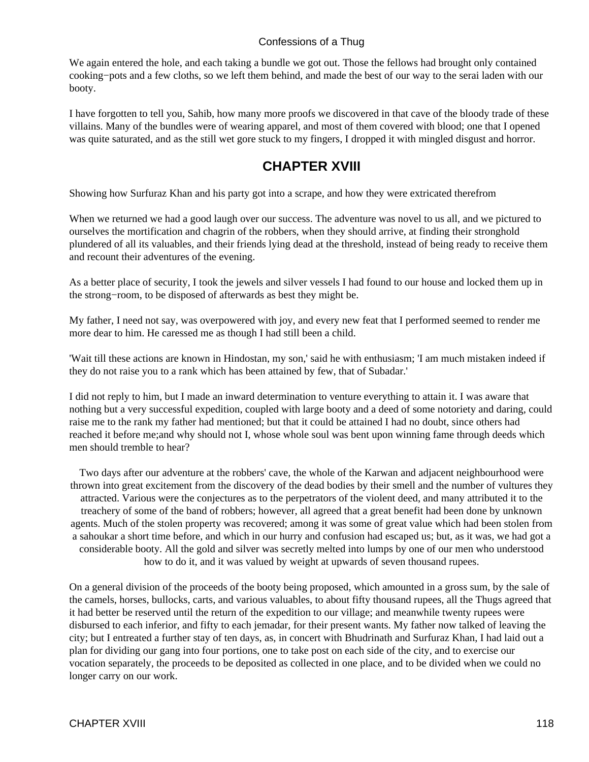We again entered the hole, and each taking a bundle we got out. Those the fellows had brought only contained cooking−pots and a few cloths, so we left them behind, and made the best of our way to the serai laden with our booty.

I have forgotten to tell you, Sahib, how many more proofs we discovered in that cave of the bloody trade of these villains. Many of the bundles were of wearing apparel, and most of them covered with blood; one that I opened was quite saturated, and as the still wet gore stuck to my fingers, I dropped it with mingled disgust and horror.

## CHAPTER XVIII

Showing how Surfuraz Khan and his party got into a scrape, and how they were extricated therefrom

When we returned we had a good laugh over our success. The adventure was novel to us all, and we pictured to ourselves the mortification and chagrin of the robbers, when they should arrive, at finding their stronghold plundered of all its valuables, and their friends lying dead at the threshold, instead of being ready to receive them and recount their adventures of the evening.

As a better place of security, I took the jewels and silver vessels I had found to our house and locked them up in the strong−room, to be disposed of afterwards as best they might be.

My father, I need not say, was overpowered with joy, and every new feat that I performed seemed to render me more dear to him. He caressed me as though I had still been a child.

'Wait till these actions are known in Hindostan, my son,' said he with enthusiasm; 'I am much mistaken indeed if they do not raise you to a rank which has been attained by few, that of Subadar.'

I did not reply to him, but I made an inward determination to venture everything to attain it. I was aware that nothing but a very successful expedition, coupled with large booty and a deed of some notoriety and daring, could raise me to the rank my father had mentioned; but that it could be attained I had no doubt, since others had reached it before me;and why should not I, whose whole soul was bent upon winning fame through deeds which men should tremble to hear?

Two days after our adventure at the robbers' cave, the whole of the Karwan and adjacent neighbourhood were thrown into great excitement from the discovery of the dead bodies by their smell and the number of vultures they attracted. Various were the conjectures as to the perpetrators of the violent deed, and many attributed it to the treachery of some of the band of robbers; however, all agreed that a great benefit had been done by unknown agents. Much of the stolen property was recovered; among it was some of great value which had been stolen from a sahoukar a short time before, and which in our hurry and confusion had escaped us; but, as it was, we had got a considerable booty. All the gold and silver was secretly melted into lumps by one of our men who understood how to do it, and it was valued by weight at upwards of seven thousand rupees.

On a general division of the proceeds of the booty being proposed, which amounted in a gross sum, by the sale of the camels, horses, bullocks, carts, and various valuables, to about fifty thousand rupees, all the Thugs agreed that it had better be reserved until the return of the expedition to our village; and meanwhile twenty rupees were disbursed to each inferior, and fifty to each jemadar, for their present wants. My father now talked of leaving the city; but I entreated a further stay of ten days, as, in concert with Bhudrinath and Surfuraz Khan, I had laid out a plan for dividing our gang into four portions, one to take post on each side of the city, and to exercise our vocation separately, the proceeds to be deposited as collected in one place, and to be divided when we could no longer carry on our work.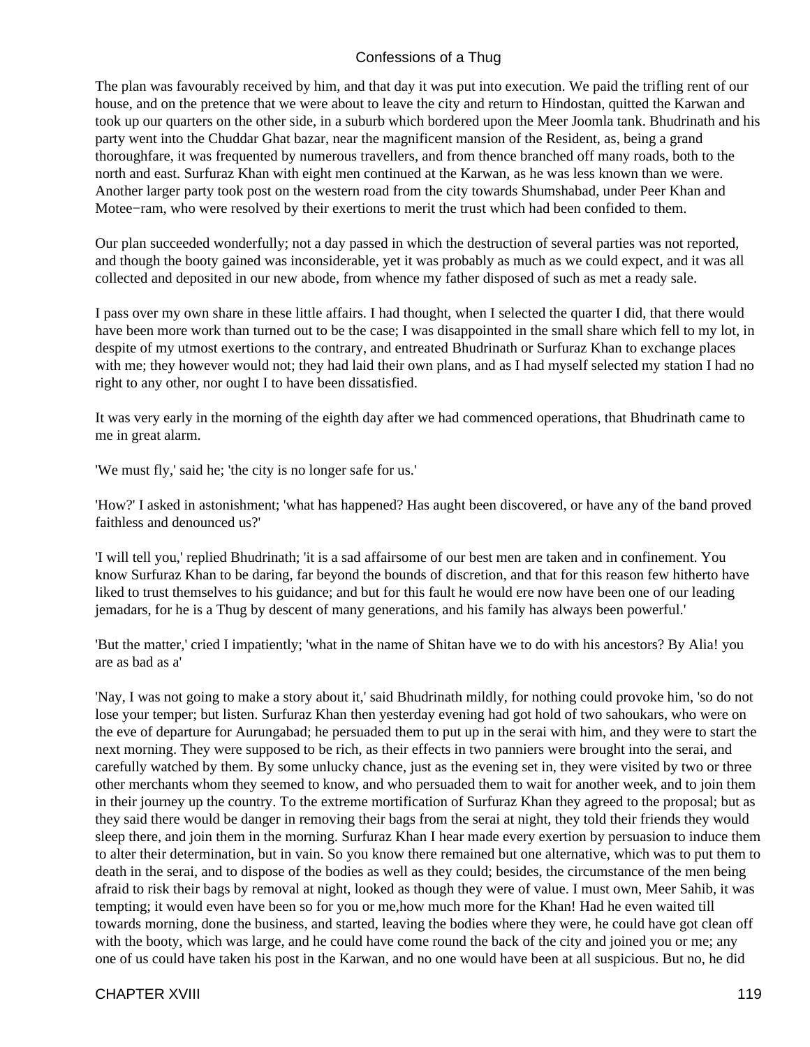The plan was favourably received by him, and that day it was put into execution. We paid the trifling rent of our house, and on the pretence that we were about to leave the city and return to Hindostan, quitted the Karwan and took up our quarters on the other side, in a suburb which bordered upon the Meer Joomla tank. Bhudrinath and his party went into the Chuddar Ghat bazar, near the magnificent mansion of the Resident, as, being a grand thoroughfare, it was frequented by numerous travellers, and from thence branched off many roads, both to the north and east. Surfuraz Khan with eight men continued at the Karwan, as he was less known than we were. Another larger party took post on the western road from the city towards Shumshabad, under Peer Khan and Motee−ram, who were resolved by their exertions to merit the trust which had been confided to them.

Our plan succeeded wonderfully; not a day passed in which the destruction of several parties was not reported, and though the booty gained was inconsiderable, yet it was probably as much as we could expect, and it was all collected and deposited in our new abode, from whence my father disposed of such as met a ready sale.

I pass over my own share in these little affairs. I had thought, when I selected the quarter I did, that there would have been more work than turned out to be the case; I was disappointed in the small share which fell to my lot, in despite of my utmost exertions to the contrary, and entreated Bhudrinath or Surfuraz Khan to exchange places with me; they however would not; they had laid their own plans, and as I had myself selected my station I had no right to any other, nor ought I to have been dissatisfied.

It was very early in the morning of the eighth day after we had commenced operations, that Bhudrinath came to me in great alarm.

'We must fly,' said he; 'the city is no longer safe for us.'

'How?' I asked in astonishment; 'what has happened? Has aught been discovered, or have any of the band proved faithless and denounced us?'

'I will tell you,' replied Bhudrinath; 'it is a sad affairsome of our best men are taken and in confinement. You know Surfuraz Khan to be daring, far beyond the bounds of discretion, and that for this reason few hitherto have liked to trust themselves to his guidance; and but for this fault he would ere now have been one of our leading jemadars, for he is a Thug by descent of many generations, and his family has always been powerful.'

'But the matter,' cried I impatiently; 'what in the name of Shitan have we to do with his ancestors? By Alia! you are as bad as a'

'Nay, I was not going to make a story about it,' said Bhudrinath mildly, for nothing could provoke him, 'so do not lose your temper; but listen. Surfuraz Khan then yesterday evening had got hold of two sahoukars, who were on the eve of departure for Aurungabad; he persuaded them to put up in the serai with him, and they were to start the next morning. They were supposed to be rich, as their effects in two panniers were brought into the serai, and carefully watched by them. By some unlucky chance, just as the evening set in, they were visited by two or three other merchants whom they seemed to know, and who persuaded them to wait for another week, and to join them in their journey up the country. To the extreme mortification of Surfuraz Khan they agreed to the proposal; but as they said there would be danger in removing their bags from the serai at night, they told their friends they would sleep there, and join them in the morning. Surfuraz Khan I hear made every exertion by persuasion to induce them to alter their determination, but in vain. So you know there remained but one alternative, which was to put them to death in the serai, and to dispose of the bodies as well as they could; besides, the circumstance of the men being afraid to risk their bags by removal at night, looked as though they were of value. I must own, Meer Sahib, it was tempting; it would even have been so for you or me,how much more for the Khan! Had he even waited till towards morning, done the business, and started, leaving the bodies where they were, he could have got clean off with the booty, which was large, and he could have come round the back of the city and joined you or me; any one of us could have taken his post in the Karwan, and no one would have been at all suspicious. But no, he did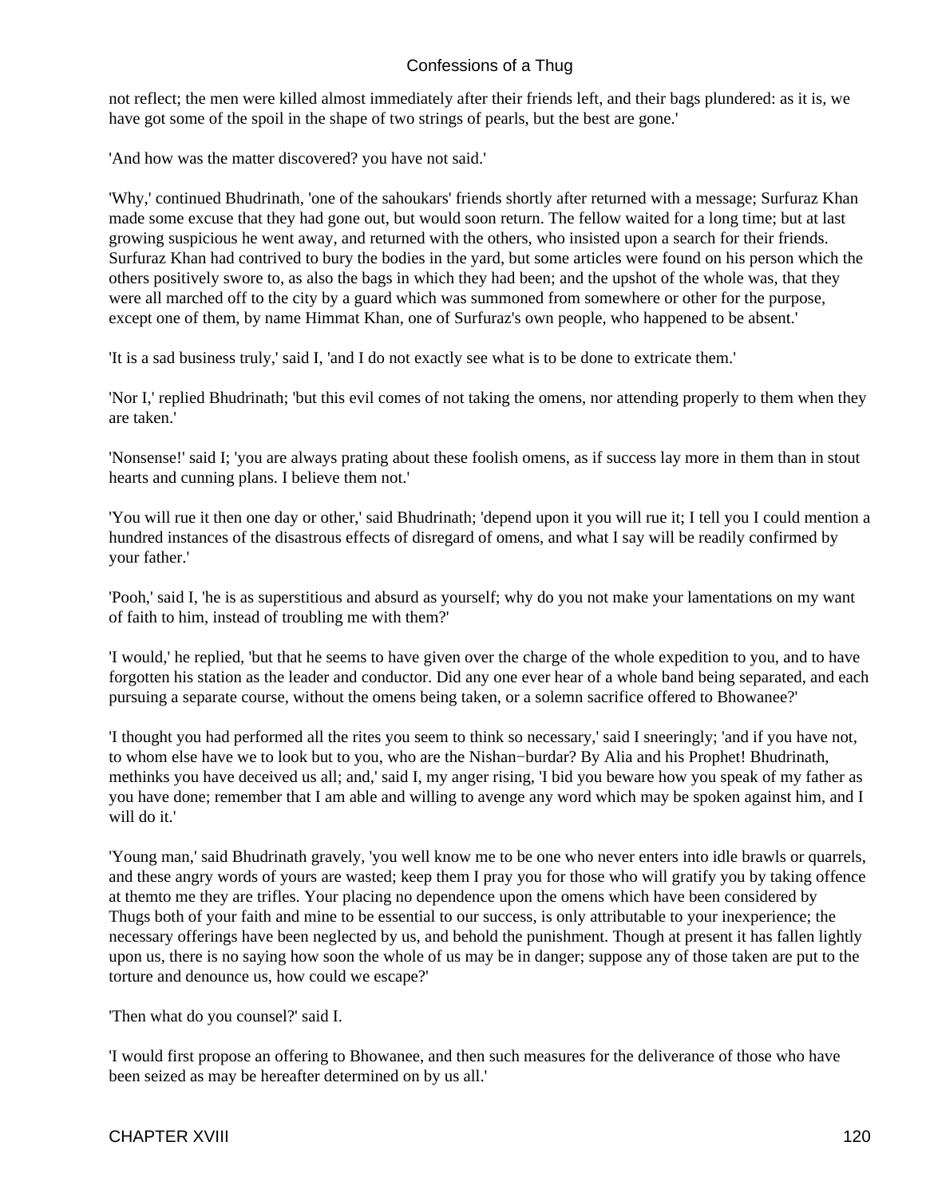not reflect; the men were killed almost immediately after their friends left, and their bags plundered: as it is, we have got some of the spoil in the shape of two strings of pearls, but the best are gone.'

'And how was the matter discovered? you have not said.'

'Why,' continued Bhudrinath, 'one of the sahoukars' friends shortly after returned with a message; Surfuraz Khan made some excuse that they had gone out, but would soon return. The fellow waited for a long time; but at last growing suspicious he went away, and returned with the others, who insisted upon a search for their friends. Surfuraz Khan had contrived to bury the bodies in the yard, but some articles were found on his person which the others positively swore to, as also the bags in which they had been; and the upshot of the whole was, that they were all marched off to the city by a guard which was summoned from somewhere or other for the purpose, except one of them, by name Himmat Khan, one of Surfuraz's own people, who happened to be absent.'

'It is a sad business truly,' said I, 'and I do not exactly see what is to be done to extricate them.'

'Nor I,' replied Bhudrinath; 'but this evil comes of not taking the omens, nor attending properly to them when they are taken.'

'Nonsense!' said I; 'you are always prating about these foolish omens, as if success lay more in them than in stout hearts and cunning plans. I believe them not.'

'You will rue it then one day or other,' said Bhudrinath; 'depend upon it you will rue it; I tell you I could mention a hundred instances of the disastrous effects of disregard of omens, and what I say will be readily confirmed by your father.'

'Pooh,' said I, 'he is as superstitious and absurd as yourself; why do you not make your lamentations on my want of faith to him, instead of troubling me with them?'

'I would,' he replied, 'but that he seems to have given over the charge of the whole expedition to you, and to have forgotten his station as the leader and conductor. Did any one ever hear of a whole band being separated, and each pursuing a separate course, without the omens being taken, or a solemn sacrifice offered to Bhowanee?'

'I thought you had performed all the rites you seem to think so necessary,' said I sneeringly; 'and if you have not, to whom else have we to look but to you, who are the Nishan−burdar? By Alia and his Prophet! Bhudrinath, methinks you have deceived us all; and,' said I, my anger rising, 'I bid you beware how you speak of my father as you have done; remember that I am able and willing to avenge any word which may be spoken against him, and I will do it.'

'Young man,' said Bhudrinath gravely, 'you well know me to be one who never enters into idle brawls or quarrels, and these angry words of yours are wasted; keep them I pray you for those who will gratify you by taking offence at themto me they are trifles. Your placing no dependence upon the omens which have been considered by Thugs both of your faith and mine to be essential to our success, is only attributable to your inexperience; the necessary offerings have been neglected by us, and behold the punishment. Though at present it has fallen lightly upon us, there is no saying how soon the whole of us may be in danger; suppose any of those taken are put to the torture and denounce us, how could we escape?'

'Then what do you counsel?' said I.

'I would first propose an offering to Bhowanee, and then such measures for the deliverance of those who have been seized as may be hereafter determined on by us all.'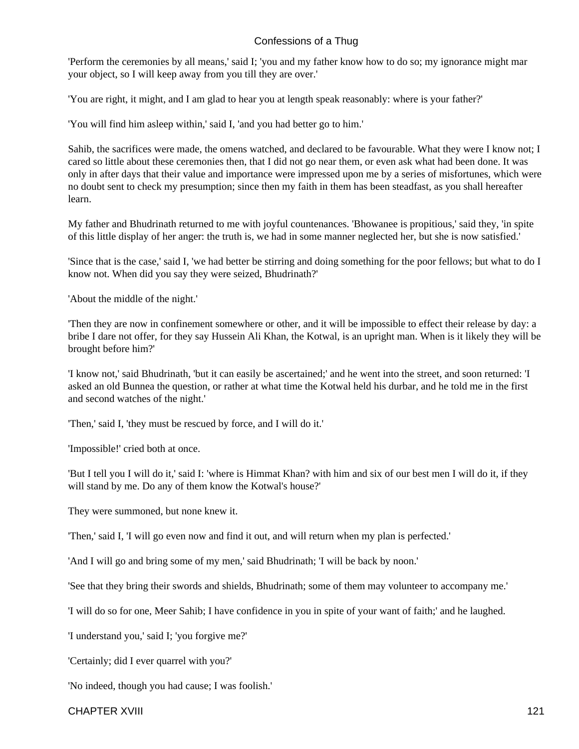'Perform the ceremonies by all means,' said I; 'you and my father know how to do so; my ignorance might mar your object, so I will keep away from you till they are over.'

'You are right, it might, and I am glad to hear you at length speak reasonably: where is your father?'

'You will find him asleep within,' said I, 'and you had better go to him.'

Sahib, the sacrifices were made, the omens watched, and declared to be favourable. What they were I know not; I cared so little about these ceremonies then, that I did not go near them, or even ask what had been done. It was only in after days that their value and importance were impressed upon me by a series of misfortunes, which were no doubt sent to check my presumption; since then my faith in them has been steadfast, as you shall hereafter learn.

My father and Bhudrinath returned to me with joyful countenances. 'Bhowanee is propitious,' said they, 'in spite of this little display of her anger: the truth is, we had in some manner neglected her, but she is now satisfied.'

'Since that is the case,' said I, 'we had better be stirring and doing something for the poor fellows; but what to do I know not. When did you say they were seized, Bhudrinath?'

'About the middle of the night.'

'Then they are now in confinement somewhere or other, and it will be impossible to effect their release by day: a bribe I dare not offer, for they say Hussein Ali Khan, the Kotwal, is an upright man. When is it likely they will be brought before him?'

'I know not,' said Bhudrinath, 'but it can easily be ascertained;' and he went into the street, and soon returned: 'I asked an old Bunnea the question, or rather at what time the Kotwal held his durbar, and he told me in the first and second watches of the night.'

'Then,' said I, 'they must be rescued by force, and I will do it.'

'Impossible!' cried both at once.

'But I tell you I will do it,' said I: 'where is Himmat Khan? with him and six of our best men I will do it, if they will stand by me. Do any of them know the Kotwal's house?'

They were summoned, but none knew it.

'Then,' said I, 'I will go even now and find it out, and will return when my plan is perfected.'

'And I will go and bring some of my men,' said Bhudrinath; 'I will be back by noon.'

'See that they bring their swords and shields, Bhudrinath; some of them may volunteer to accompany me.'

'I will do so for one, Meer Sahib; I have confidence in you in spite of your want of faith;' and he laughed.

'I understand you,' said I; 'you forgive me?'

'Certainly; did I ever quarrel with you?'

'No indeed, though you had cause; I was foolish.'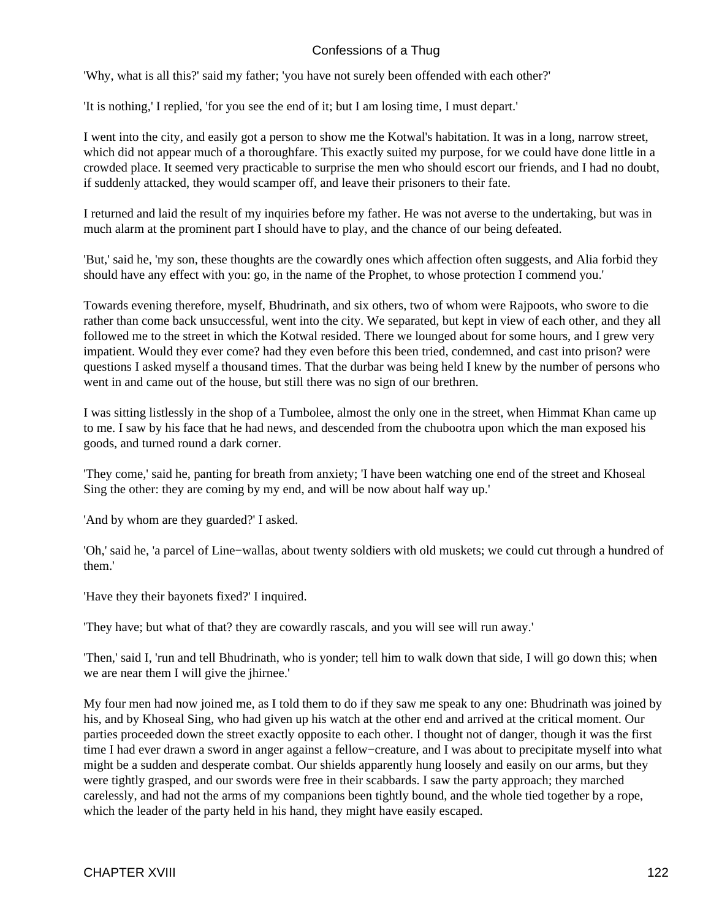'Why, what is all this?' said my father; 'you have not surely been offended with each other?'

'It is nothing,' I replied, 'for you see the end of it; but I am losing time, I must depart.'

I went into the city, and easily got a person to show me the Kotwal's habitation. It was in a long, narrow street, which did not appear much of a thoroughfare. This exactly suited my purpose, for we could have done little in a crowded place. It seemed very practicable to surprise the men who should escort our friends, and I had no doubt, if suddenly attacked, they would scamper off, and leave their prisoners to their fate.

I returned and laid the result of my inquiries before my father. He was not averse to the undertaking, but was in much alarm at the prominent part I should have to play, and the chance of our being defeated.

'But,' said he, 'my son, these thoughts are the cowardly ones which affection often suggests, and Alia forbid they should have any effect with you: go, in the name of the Prophet, to whose protection I commend you.'

Towards evening therefore, myself, Bhudrinath, and six others, two of whom were Rajpoots, who swore to die rather than come back unsuccessful, went into the city. We separated, but kept in view of each other, and they all followed me to the street in which the Kotwal resided. There we lounged about for some hours, and I grew very impatient. Would they ever come? had they even before this been tried, condemned, and cast into prison? were questions I asked myself a thousand times. That the durbar was being held I knew by the number of persons who went in and came out of the house, but still there was no sign of our brethren.

I was sitting listlessly in the shop of a Tumbolee, almost the only one in the street, when Himmat Khan came up to me. I saw by his face that he had news, and descended from the chubootra upon which the man exposed his goods, and turned round a dark corner.

'They come,' said he, panting for breath from anxiety; 'I have been watching one end of the street and Khoseal Sing the other: they are coming by my end, and will be now about half way up.'

'And by whom are they guarded?' I asked.

'Oh,' said he, 'a parcel of Line−wallas, about twenty soldiers with old muskets; we could cut through a hundred of them.'

'Have they their bayonets fixed?' I inquired.

'They have; but what of that? they are cowardly rascals, and you will see will run away.'

'Then,' said I, 'run and tell Bhudrinath, who is yonder; tell him to walk down that side, I will go down this; when we are near them I will give the jhirnee.'

My four men had now joined me, as I told them to do if they saw me speak to any one: Bhudrinath was joined by his, and by Khoseal Sing, who had given up his watch at the other end and arrived at the critical moment. Our parties proceeded down the street exactly opposite to each other. I thought not of danger, though it was the first time I had ever drawn a sword in anger against a fellow−creature, and I was about to precipitate myself into what might be a sudden and desperate combat. Our shields apparently hung loosely and easily on our arms, but they were tightly grasped, and our swords were free in their scabbards. I saw the party approach; they marched carelessly, and had not the arms of my companions been tightly bound, and the whole tied together by a rope, which the leader of the party held in his hand, they might have easily escaped.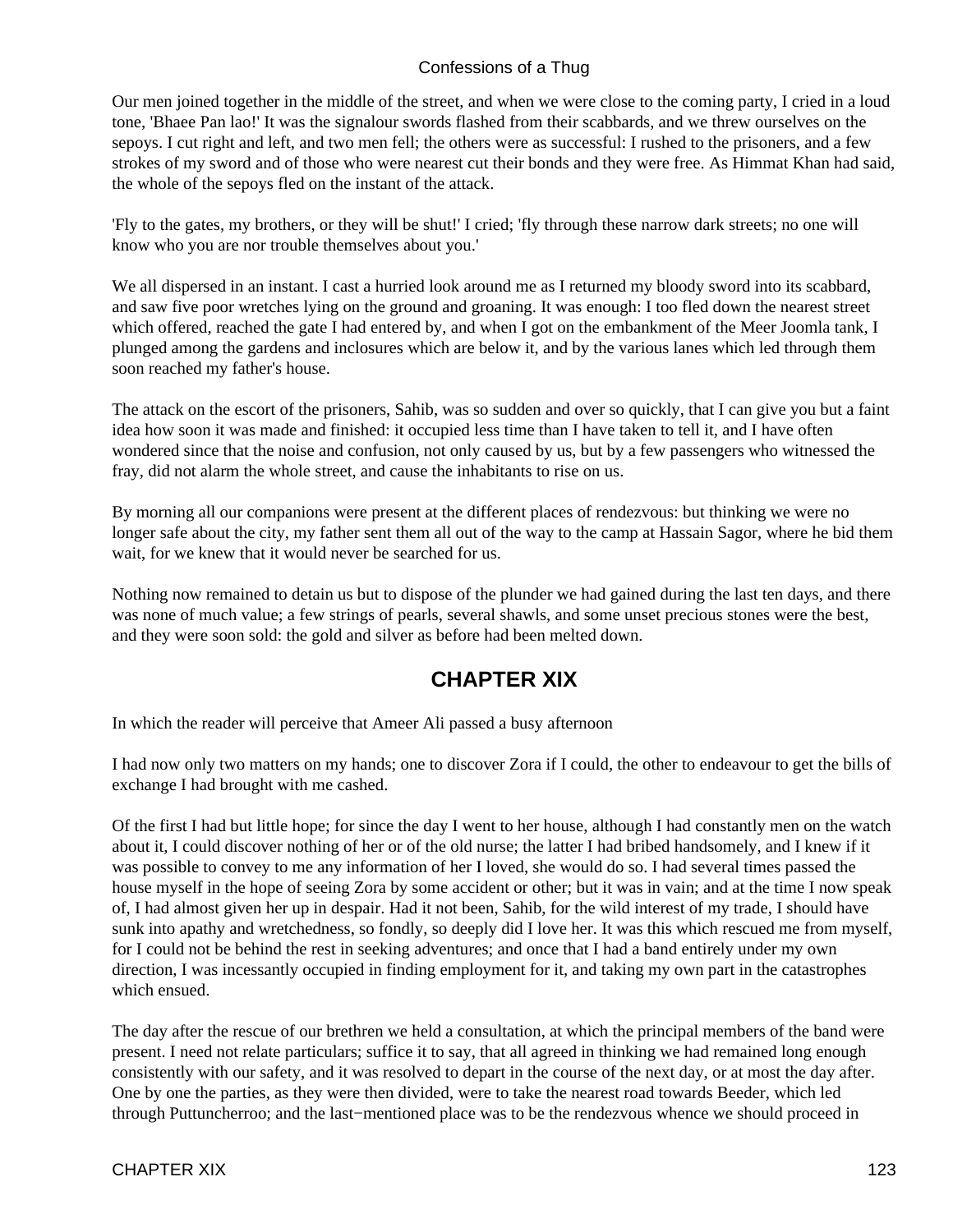Our men joined together in the middle of the street, and when we were close to the coming party, I cried in a loud tone, 'Bhaee Pan lao!' It was the signalour swords flashed from their scabbards, and we threw ourselves on the sepoys. I cut right and left, and two men fell; the others were as successful: I rushed to the prisoners, and a few strokes of my sword and of those who were nearest cut their bonds and they were free. As Himmat Khan had said, the whole of the sepoys fled on the instant of the attack.

'Fly to the gates, my brothers, or they will be shut!' I cried; 'fly through these narrow dark streets; no one will know who you are nor trouble themselves about you.'

We all dispersed in an instant. I cast a hurried look around me as I returned my bloody sword into its scabbard, and saw five poor wretches lying on the ground and groaning. It was enough: I too fled down the nearest street which offered, reached the gate I had entered by, and when I got on the embankment of the Meer Joomla tank, I plunged among the gardens and inclosures which are below it, and by the various lanes which led through them soon reached my father's house.

The attack on the escort of the prisoners, Sahib, was so sudden and over so quickly, that I can give you but a faint idea how soon it was made and finished: it occupied less time than I have taken to tell it, and I have often wondered since that the noise and confusion, not only caused by us, but by a few passengers who witnessed the fray, did not alarm the whole street, and cause the inhabitants to rise on us.

By morning all our companions were present at the different places of rendezvous: but thinking we were no longer safe about the city, my father sent them all out of the way to the camp at Hassain Sagor, where he bid them wait, for we knew that it would never be searched for us.

Nothing now remained to detain us but to dispose of the plunder we had gained during the last ten days, and there was none of much value; a few strings of pearls, several shawls, and some unset precious stones were the best, and they were soon sold: the gold and silver as before had been melted down.

## CHAPTER XIX

In which the reader will perceive that Ameer Ali passed a busy afternoon

I had now only two matters on my hands; one to discover Zora if I could, the other to endeavour to get the bills of exchange I had brought with me cashed.

Of the first I had but little hope; for since the day I went to her house, although I had constantly men on the watch about it, I could discover nothing of her or of the old nurse; the latter I had bribed handsomely, and I knew if it was possible to convey to me any information of her I loved, she would do so. I had several times passed the house myself in the hope of seeing Zora by some accident or other; but it was in vain; and at the time I now speak of, I had almost given her up in despair. Had it not been, Sahib, for the wild interest of my trade, I should have sunk into apathy and wretchedness, so fondly, so deeply did I love her. It was this which rescued me from myself, for I could not be behind the rest in seeking adventures; and once that I had a band entirely under my own direction, I was incessantly occupied in finding employment for it, and taking my own part in the catastrophes which ensued.

The day after the rescue of our brethren we held a consultation, at which the principal members of the band were present. I need not relate particulars; suffice it to say, that all agreed in thinking we had remained long enough consistently with our safety, and it was resolved to depart in the course of the next day, or at most the day after. One by one the parties, as they were then divided, were to take the nearest road towards Beeder, which led through Puttuncherroo; and the last−mentioned place was to be the rendezvous whence we should proceed in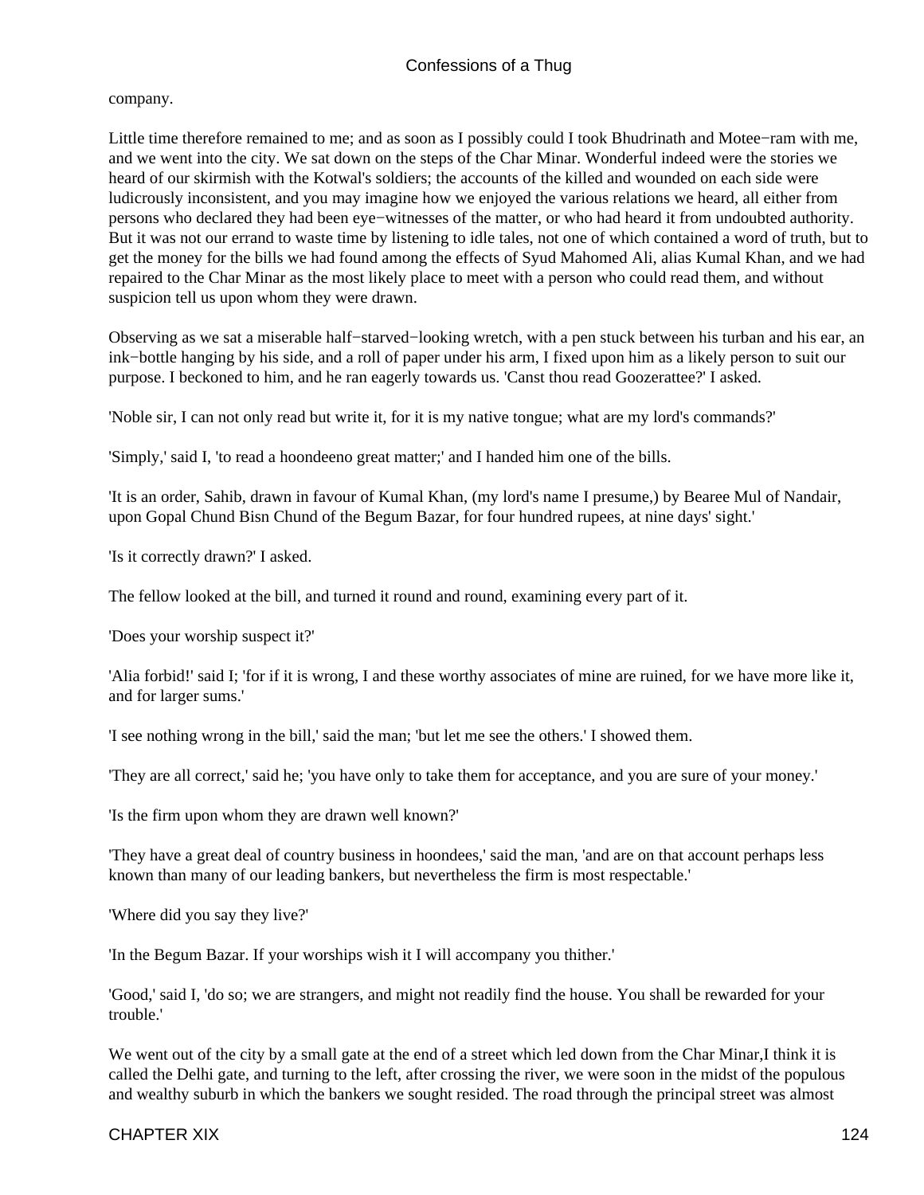company.

Little time therefore remained to me; and as soon as I possibly could I took Bhudrinath and Motee−ram with me, and we went into the city. We sat down on the steps of the Char Minar. Wonderful indeed were the stories we heard of our skirmish with the Kotwal's soldiers; the accounts of the killed and wounded on each side were ludicrously inconsistent, and you may imagine how we enjoyed the various relations we heard, all either from persons who declared they had been eye−witnesses of the matter, or who had heard it from undoubted authority. But it was not our errand to waste time by listening to idle tales, not one of which contained a word of truth, but to get the money for the bills we had found among the effects of Syud Mahomed Ali, alias Kumal Khan, and we had repaired to the Char Minar as the most likely place to meet with a person who could read them, and without suspicion tell us upon whom they were drawn.

Observing as we sat a miserable half−starved−looking wretch, with a pen stuck between his turban and his ear, an ink−bottle hanging by his side, and a roll of paper under his arm, I fixed upon him as a likely person to suit our purpose. I beckoned to him, and he ran eagerly towards us. 'Canst thou read Goozerattee?' I asked.

'Noble sir, I can not only read but write it, for it is my native tongue; what are my lord's commands?'

'Simply,' said I, 'to read a hoondeeno great matter;' and I handed him one of the bills.

'It is an order, Sahib, drawn in favour of Kumal Khan, (my lord's name I presume,) by Bearee Mul of Nandair, upon Gopal Chund Bisn Chund of the Begum Bazar, for four hundred rupees, at nine days' sight.'

'Is it correctly drawn?' I asked.

The fellow looked at the bill, and turned it round and round, examining every part of it.

'Does your worship suspect it?'

'Alia forbid!' said I; 'for if it is wrong, I and these worthy associates of mine are ruined, for we have more like it, and for larger sums.'

'I see nothing wrong in the bill,' said the man; 'but let me see the others.' I showed them.

'They are all correct,' said he; 'you have only to take them for acceptance, and you are sure of your money.'

'Is the firm upon whom they are drawn well known?'

'They have a great deal of country business in hoondees,' said the man, 'and are on that account perhaps less known than many of our leading bankers, but nevertheless the firm is most respectable.'

'Where did you say they live?'

'In the Begum Bazar. If your worships wish it I will accompany you thither.'

'Good,' said I, 'do so; we are strangers, and might not readily find the house. You shall be rewarded for your trouble.'

We went out of the city by a small gate at the end of a street which led down from the Char Minar,I think it is called the Delhi gate, and turning to the left, after crossing the river, we were soon in the midst of the populous and wealthy suburb in which the bankers we sought resided. The road through the principal street was almost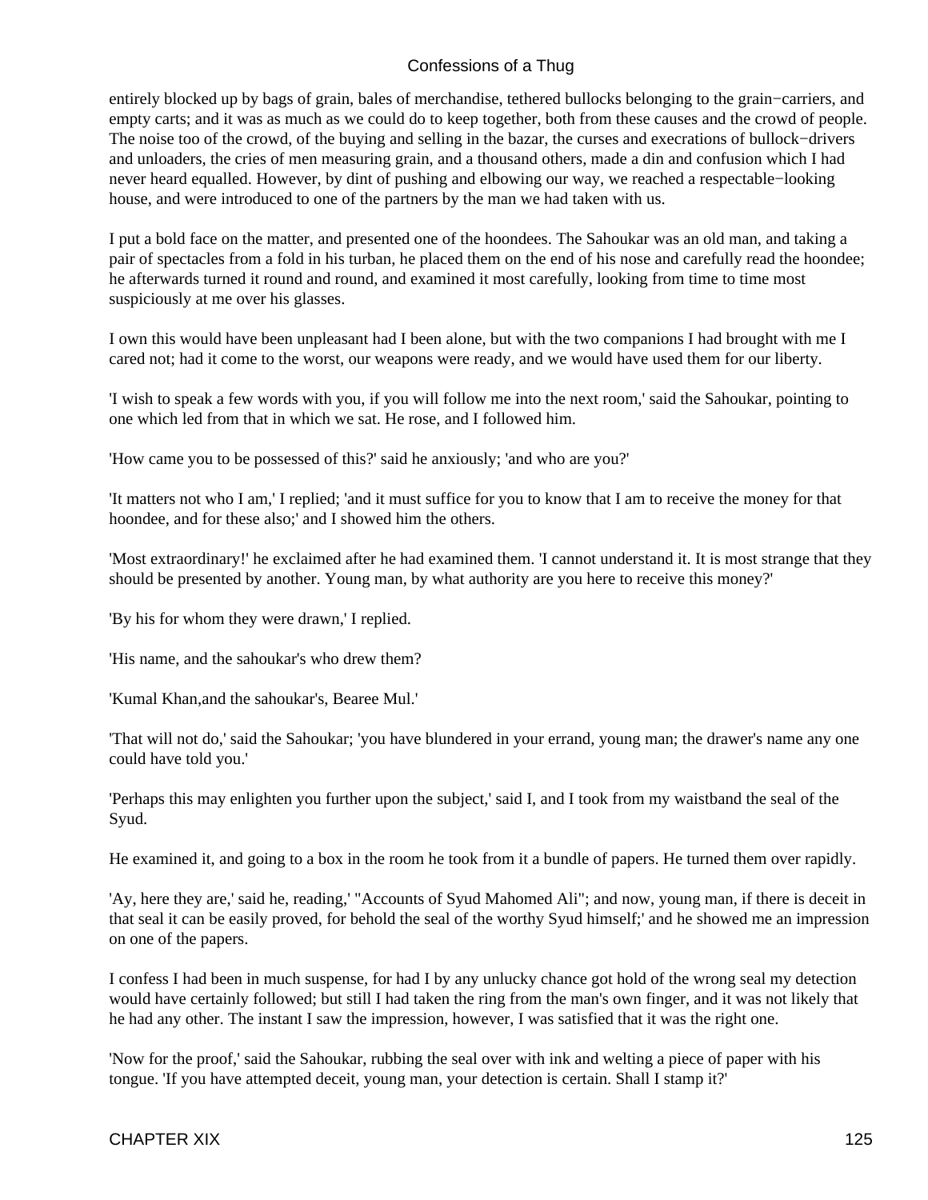entirely blocked up by bags of grain, bales of merchandise, tethered bullocks belonging to the grain−carriers, and empty carts; and it was as much as we could do to keep together, both from these causes and the crowd of people. The noise too of the crowd, of the buying and selling in the bazar, the curses and execrations of bullock−drivers and unloaders, the cries of men measuring grain, and a thousand others, made a din and confusion which I had never heard equalled. However, by dint of pushing and elbowing our way, we reached a respectable−looking house, and were introduced to one of the partners by the man we had taken with us.

I put a bold face on the matter, and presented one of the hoondees. The Sahoukar was an old man, and taking a pair of spectacles from a fold in his turban, he placed them on the end of his nose and carefully read the hoondee; he afterwards turned it round and round, and examined it most carefully, looking from time to time most suspiciously at me over his glasses.

I own this would have been unpleasant had I been alone, but with the two companions I had brought with me I cared not; had it come to the worst, our weapons were ready, and we would have used them for our liberty.

'I wish to speak a few words with you, if you will follow me into the next room,' said the Sahoukar, pointing to one which led from that in which we sat. He rose, and I followed him.

'How came you to be possessed of this?' said he anxiously; 'and who are you?'

'It matters not who I am,' I replied; 'and it must suffice for you to know that I am to receive the money for that hoondee, and for these also;' and I showed him the others.

'Most extraordinary!' he exclaimed after he had examined them. 'I cannot understand it. It is most strange that they should be presented by another. Young man, by what authority are you here to receive this money?'

'By his for whom they were drawn,' I replied.

'His name, and the sahoukar's who drew them?

'Kumal Khan,and the sahoukar's, Bearee Mul.'

'That will not do,' said the Sahoukar; 'you have blundered in your errand, young man; the drawer's name any one could have told you.'

'Perhaps this may enlighten you further upon the subject,' said I, and I took from my waistband the seal of the Syud.

He examined it, and going to a box in the room he took from it a bundle of papers. He turned them over rapidly.

'Ay, here they are,' said he, reading,' "Accounts of Syud Mahomed Ali"; and now, young man, if there is deceit in that seal it can be easily proved, for behold the seal of the worthy Syud himself;' and he showed me an impression on one of the papers.

I confess I had been in much suspense, for had I by any unlucky chance got hold of the wrong seal my detection would have certainly followed; but still I had taken the ring from the man's own finger, and it was not likely that he had any other. The instant I saw the impression, however, I was satisfied that it was the right one.

'Now for the proof,' said the Sahoukar, rubbing the seal over with ink and welting a piece of paper with his tongue. 'If you have attempted deceit, young man, your detection is certain. Shall I stamp it?'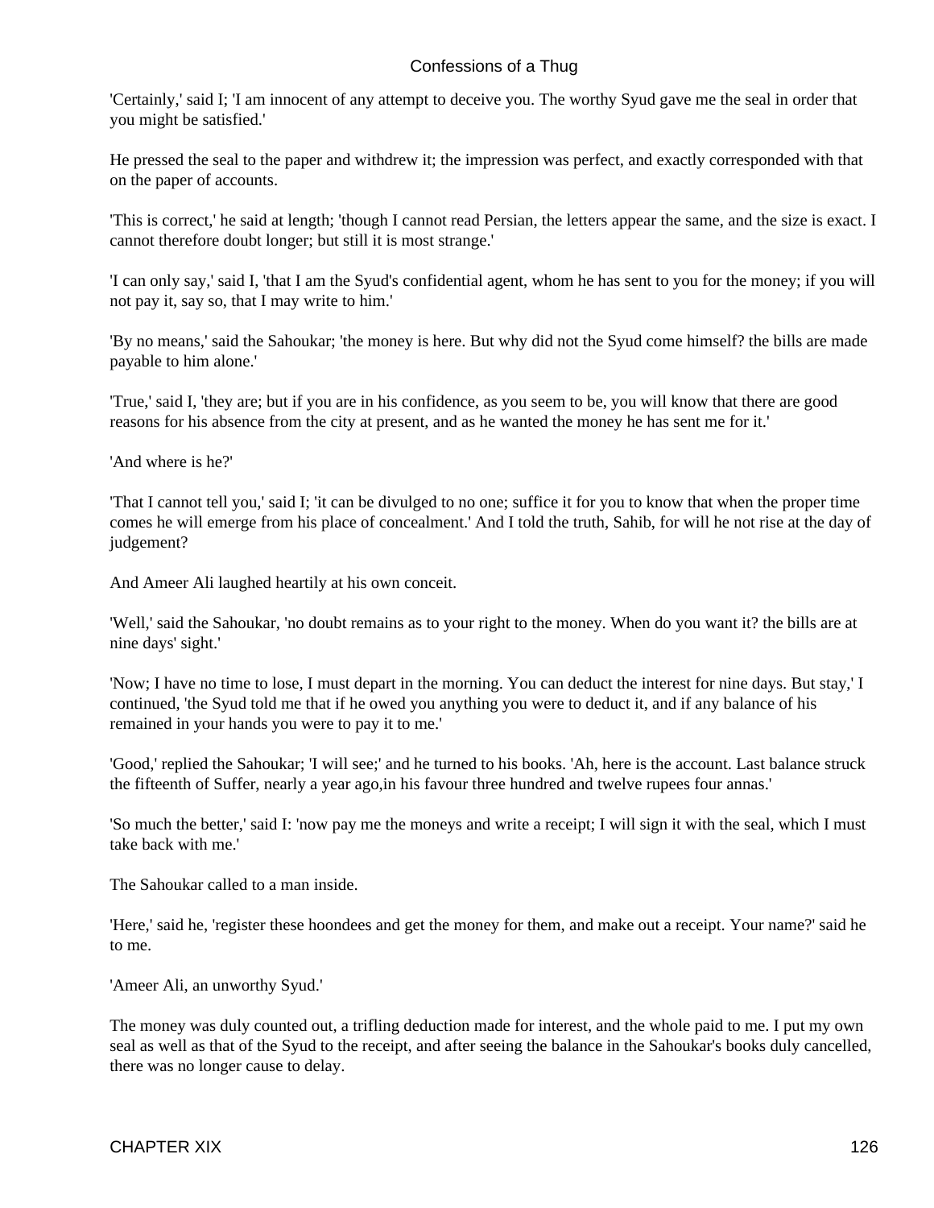'Certainly,' said I; 'I am innocent of any attempt to deceive you. The worthy Syud gave me the seal in order that you might be satisfied.'

He pressed the seal to the paper and withdrew it; the impression was perfect, and exactly corresponded with that on the paper of accounts.

'This is correct,' he said at length; 'though I cannot read Persian, the letters appear the same, and the size is exact. I cannot therefore doubt longer; but still it is most strange.'

'I can only say,' said I, 'that I am the Syud's confidential agent, whom he has sent to you for the money; if you will not pay it, say so, that I may write to him.'

'By no means,' said the Sahoukar; 'the money is here. But why did not the Syud come himself? the bills are made payable to him alone.'

'True,' said I, 'they are; but if you are in his confidence, as you seem to be, you will know that there are good reasons for his absence from the city at present, and as he wanted the money he has sent me for it.'

'And where is he?'

'That I cannot tell you,' said I; 'it can be divulged to no one; suffice it for you to know that when the proper time comes he will emerge from his place of concealment.' And I told the truth, Sahib, for will he not rise at the day of judgement?

And Ameer Ali laughed heartily at his own conceit.

'Well,' said the Sahoukar, 'no doubt remains as to your right to the money. When do you want it? the bills are at nine days' sight.'

'Now; I have no time to lose, I must depart in the morning. You can deduct the interest for nine days. But stay,' I continued, 'the Syud told me that if he owed you anything you were to deduct it, and if any balance of his remained in your hands you were to pay it to me.'

'Good,' replied the Sahoukar; 'I will see;' and he turned to his books. 'Ah, here is the account. Last balance struck the fifteenth of Suffer, nearly a year ago,in his favour three hundred and twelve rupees four annas.'

'So much the better,' said I: 'now pay me the moneys and write a receipt; I will sign it with the seal, which I must take back with me.'

The Sahoukar called to a man inside.

'Here,' said he, 'register these hoondees and get the money for them, and make out a receipt. Your name?' said he to me.

'Ameer Ali, an unworthy Syud.'

The money was duly counted out, a trifling deduction made for interest, and the whole paid to me. I put my own seal as well as that of the Syud to the receipt, and after seeing the balance in the Sahoukar's books duly cancelled, there was no longer cause to delay.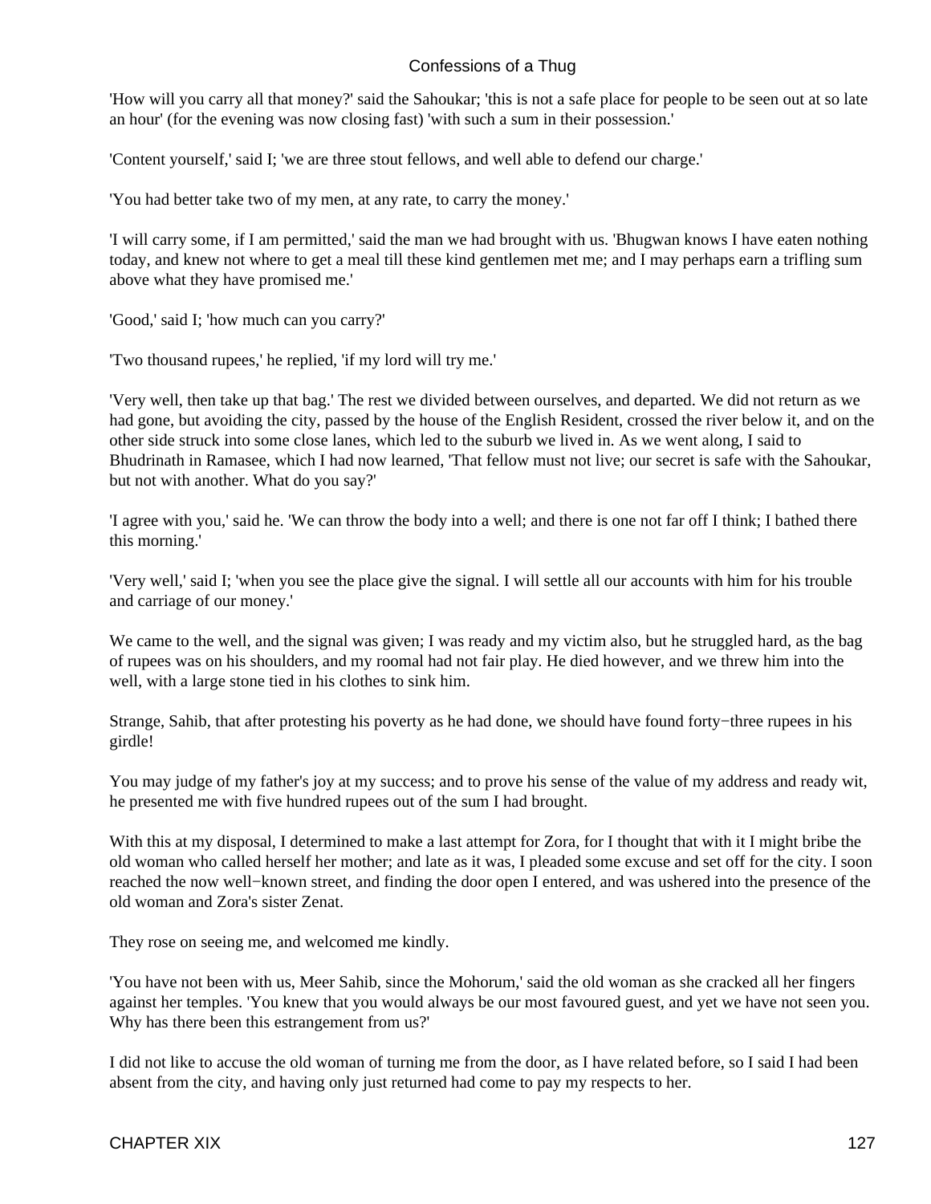'How will you carry all that money?' said the Sahoukar; 'this is not a safe place for people to be seen out at so late an hour' (for the evening was now closing fast) 'with such a sum in their possession.'

'Content yourself,' said I; 'we are three stout fellows, and well able to defend our charge.'

'You had better take two of my men, at any rate, to carry the money.'

'I will carry some, if I am permitted,' said the man we had brought with us. 'Bhugwan knows I have eaten nothing today, and knew not where to get a meal till these kind gentlemen met me; and I may perhaps earn a trifling sum above what they have promised me.'

'Good,' said I; 'how much can you carry?'

'Two thousand rupees,' he replied, 'if my lord will try me.'

'Very well, then take up that bag.' The rest we divided between ourselves, and departed. We did not return as we had gone, but avoiding the city, passed by the house of the English Resident, crossed the river below it, and on the other side struck into some close lanes, which led to the suburb we lived in. As we went along, I said to Bhudrinath in Ramasee, which I had now learned, 'That fellow must not live; our secret is safe with the Sahoukar, but not with another. What do you say?'

'I agree with you,' said he. 'We can throw the body into a well; and there is one not far off I think; I bathed there this morning.'

'Very well,' said I; 'when you see the place give the signal. I will settle all our accounts with him for his trouble and carriage of our money.'

We came to the well, and the signal was given; I was ready and my victim also, but he struggled hard, as the bag of rupees was on his shoulders, and my roomal had not fair play. He died however, and we threw him into the well, with a large stone tied in his clothes to sink him.

Strange, Sahib, that after protesting his poverty as he had done, we should have found forty−three rupees in his girdle!

You may judge of my father's joy at my success; and to prove his sense of the value of my address and ready wit, he presented me with five hundred rupees out of the sum I had brought.

With this at my disposal, I determined to make a last attempt for Zora, for I thought that with it I might bribe the old woman who called herself her mother; and late as it was, I pleaded some excuse and set off for the city. I soon reached the now well−known street, and finding the door open I entered, and was ushered into the presence of the old woman and Zora's sister Zenat.

They rose on seeing me, and welcomed me kindly.

'You have not been with us, Meer Sahib, since the Mohorum,' said the old woman as she cracked all her fingers against her temples. 'You knew that you would always be our most favoured guest, and yet we have not seen you. Why has there been this estrangement from us?'

I did not like to accuse the old woman of turning me from the door, as I have related before, so I said I had been absent from the city, and having only just returned had come to pay my respects to her.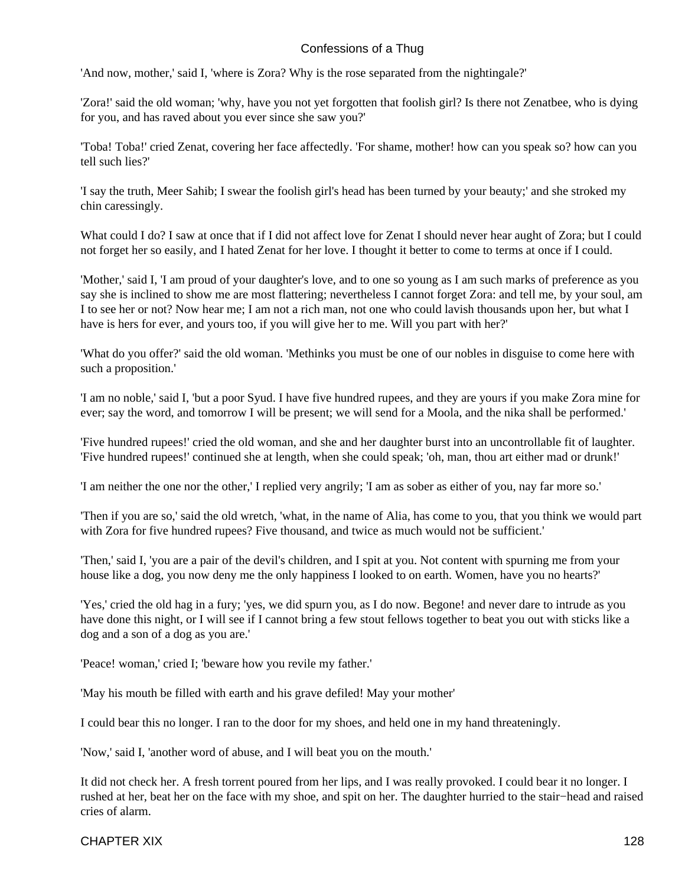'And now, mother,' said I, 'where is Zora? Why is the rose separated from the nightingale?'

'Zora!' said the old woman; 'why, have you not yet forgotten that foolish girl? Is there not Zenatbee, who is dying for you, and has raved about you ever since she saw you?'

'Toba! Toba!' cried Zenat, covering her face affectedly. 'For shame, mother! how can you speak so? how can you tell such lies?'

'I say the truth, Meer Sahib; I swear the foolish girl's head has been turned by your beauty;' and she stroked my chin caressingly.

What could I do? I saw at once that if I did not affect love for Zenat I should never hear aught of Zora; but I could not forget her so easily, and I hated Zenat for her love. I thought it better to come to terms at once if I could.

'Mother,' said I, 'I am proud of your daughter's love, and to one so young as I am such marks of preference as you say she is inclined to show me are most flattering; nevertheless I cannot forget Zora: and tell me, by your soul, am I to see her or not? Now hear me; I am not a rich man, not one who could lavish thousands upon her, but what I have is hers for ever, and yours too, if you will give her to me. Will you part with her?'

'What do you offer?' said the old woman. 'Methinks you must be one of our nobles in disguise to come here with such a proposition.'

'I am no noble,' said I, 'but a poor Syud. I have five hundred rupees, and they are yours if you make Zora mine for ever; say the word, and tomorrow I will be present; we will send for a Moola, and the nika shall be performed.'

'Five hundred rupees!' cried the old woman, and she and her daughter burst into an uncontrollable fit of laughter. 'Five hundred rupees!' continued she at length, when she could speak; 'oh, man, thou art either mad or drunk!'

'I am neither the one nor the other,' I replied very angrily; 'I am as sober as either of you, nay far more so.'

'Then if you are so,' said the old wretch, 'what, in the name of Alia, has come to you, that you think we would part with Zora for five hundred rupees? Five thousand, and twice as much would not be sufficient.'

'Then,' said I, 'you are a pair of the devil's children, and I spit at you. Not content with spurning me from your house like a dog, you now deny me the only happiness I looked to on earth. Women, have you no hearts?'

'Yes,' cried the old hag in a fury; 'yes, we did spurn you, as I do now. Begone! and never dare to intrude as you have done this night, or I will see if I cannot bring a few stout fellows together to beat you out with sticks like a dog and a son of a dog as you are.'

'Peace! woman,' cried I; 'beware how you revile my father.'

'May his mouth be filled with earth and his grave defiled! May your mother'

I could bear this no longer. I ran to the door for my shoes, and held one in my hand threateningly.

'Now,' said I, 'another word of abuse, and I will beat you on the mouth.'

It did not check her. A fresh torrent poured from her lips, and I was really provoked. I could bear it no longer. I rushed at her, beat her on the face with my shoe, and spit on her. The daughter hurried to the stair−head and raised cries of alarm.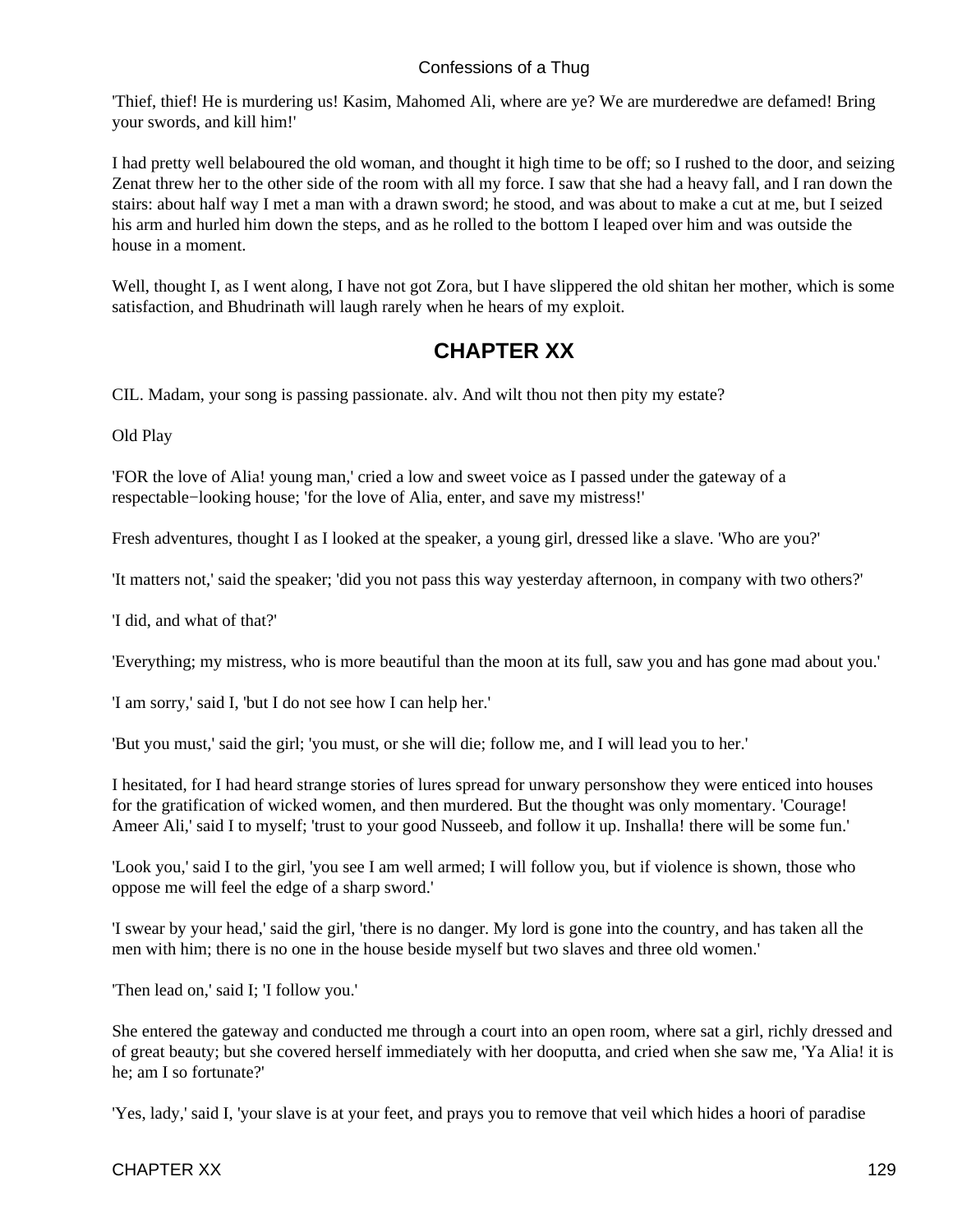'Thief, thief! He is murdering us! Kasim, Mahomed Ali, where are ye? We are murderedwe are defamed! Bring your swords, and kill him!'

I had pretty well belaboured the old woman, and thought it high time to be off; so I rushed to the door, and seizing Zenat threw her to the other side of the room with all my force. I saw that she had a heavy fall, and I ran down the stairs: about half way I met a man with a drawn sword; he stood, and was about to make a cut at me, but I seized his arm and hurled him down the steps, and as he rolled to the bottom I leaped over him and was outside the house in a moment.

Well, thought I, as I went along, I have not got Zora, but I have slippered the old shitan her mother, which is some satisfaction, and Bhudrinath will laugh rarely when he hears of my exploit.

## CHAPTER XX

CIL. Madam, your song is passing passionate. alv. And wilt thou not then pity my estate?

Old Play

'FOR the love of Alia! young man,' cried a low and sweet voice as I passed under the gateway of a respectable−looking house; 'for the love of Alia, enter, and save my mistress!'

Fresh adventures, thought I as I looked at the speaker, a young girl, dressed like a slave. 'Who are you?'

'It matters not,' said the speaker; 'did you not pass this way yesterday afternoon, in company with two others?'

'I did, and what of that?'

'Everything; my mistress, who is more beautiful than the moon at its full, saw you and has gone mad about you.'

'I am sorry,' said I, 'but I do not see how I can help her.'

'But you must,' said the girl; 'you must, or she will die; follow me, and I will lead you to her.'

I hesitated, for I had heard strange stories of lures spread for unwary personshow they were enticed into houses for the gratification of wicked women, and then murdered. But the thought was only momentary. 'Courage! Ameer Ali,' said I to myself; 'trust to your good Nusseeb, and follow it up. Inshalla! there will be some fun.'

'Look you,' said I to the girl, 'you see I am well armed; I will follow you, but if violence is shown, those who oppose me will feel the edge of a sharp sword.'

'I swear by your head,' said the girl, 'there is no danger. My lord is gone into the country, and has taken all the men with him; there is no one in the house beside myself but two slaves and three old women.'

'Then lead on,' said I; 'I follow you.'

She entered the gateway and conducted me through a court into an open room, where sat a girl, richly dressed and of great beauty; but she covered herself immediately with her dooputta, and cried when she saw me, 'Ya Alia! it is he; am I so fortunate?'

'Yes, lady,' said I, 'your slave is at your feet, and prays you to remove that veil which hides a hoori of paradise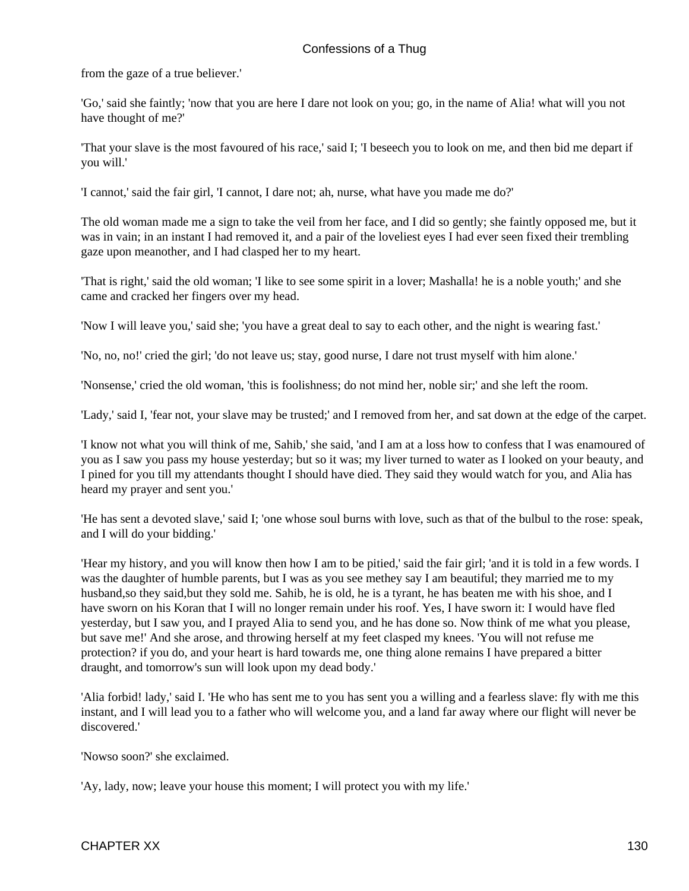from the gaze of a true believer.'

'Go,' said she faintly; 'now that you are here I dare not look on you; go, in the name of Alia! what will you not have thought of me?'

'That your slave is the most favoured of his race,' said I; 'I beseech you to look on me, and then bid me depart if you will.'

'I cannot,' said the fair girl, 'I cannot, I dare not; ah, nurse, what have you made me do?'

The old woman made me a sign to take the veil from her face, and I did so gently; she faintly opposed me, but it was in vain; in an instant I had removed it, and a pair of the loveliest eyes I had ever seen fixed their trembling gaze upon meanother, and I had clasped her to my heart.

'That is right,' said the old woman; 'I like to see some spirit in a lover; Mashalla! he is a noble youth;' and she came and cracked her fingers over my head.

'Now I will leave you,' said she; 'you have a great deal to say to each other, and the night is wearing fast.'

'No, no, no!' cried the girl; 'do not leave us; stay, good nurse, I dare not trust myself with him alone.'

'Nonsense,' cried the old woman, 'this is foolishness; do not mind her, noble sir;' and she left the room.

'Lady,' said I, 'fear not, your slave may be trusted;' and I removed from her, and sat down at the edge of the carpet.

'I know not what you will think of me, Sahib,' she said, 'and I am at a loss how to confess that I was enamoured of you as I saw you pass my house yesterday; but so it was; my liver turned to water as I looked on your beauty, and I pined for you till my attendants thought I should have died. They said they would watch for you, and Alia has heard my prayer and sent you.'

'He has sent a devoted slave,' said I; 'one whose soul burns with love, such as that of the bulbul to the rose: speak, and I will do your bidding.'

'Hear my history, and you will know then how I am to be pitied,' said the fair girl; 'and it is told in a few words. I was the daughter of humble parents, but I was as you see methey say I am beautiful; they married me to my husband,so they said,but they sold me. Sahib, he is old, he is a tyrant, he has beaten me with his shoe, and I have sworn on his Koran that I will no longer remain under his roof. Yes, I have sworn it: I would have fled yesterday, but I saw you, and I prayed Alia to send you, and he has done so. Now think of me what you please, but save me!' And she arose, and throwing herself at my feet clasped my knees. 'You will not refuse me protection? if you do, and your heart is hard towards me, one thing alone remains I have prepared a bitter draught, and tomorrow's sun will look upon my dead body.'

'Alia forbid! lady,' said I. 'He who has sent me to you has sent you a willing and a fearless slave: fly with me this instant, and I will lead you to a father who will welcome you, and a land far away where our flight will never be discovered.'

'Nowso soon?' she exclaimed.

'Ay, lady, now; leave your house this moment; I will protect you with my life.'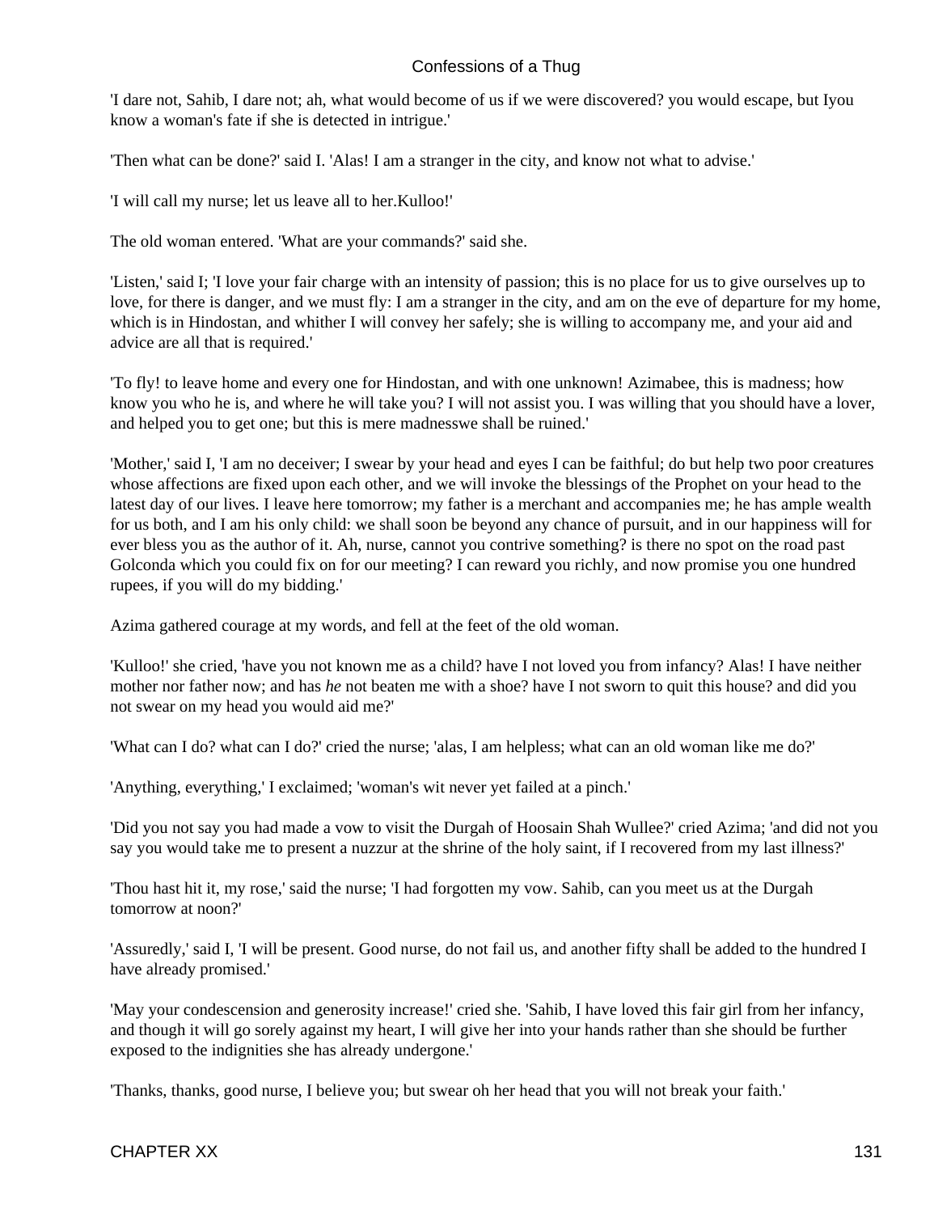'I dare not, Sahib, I dare not; ah, what would become of us if we were discovered? you would escape, but Iyou know a woman's fate if she is detected in intrigue.'

'Then what can be done?' said I. 'Alas! I am a stranger in the city, and know not what to advise.'

'I will call my nurse; let us leave all to her.Kulloo!'

The old woman entered. 'What are your commands?' said she.

'Listen,' said I; 'I love your fair charge with an intensity of passion; this is no place for us to give ourselves up to love, for there is danger, and we must fly: I am a stranger in the city, and am on the eve of departure for my home, which is in Hindostan, and whither I will convey her safely; she is willing to accompany me, and your aid and advice are all that is required.'

'To fly! to leave home and every one for Hindostan, and with one unknown! Azimabee, this is madness; how know you who he is, and where he will take you? I will not assist you. I was willing that you should have a lover, and helped you to get one; but this is mere madnesswe shall be ruined.'

'Mother,' said I, 'I am no deceiver; I swear by your head and eyes I can be faithful; do but help two poor creatures whose affections are fixed upon each other, and we will invoke the blessings of the Prophet on your head to the latest day of our lives. I leave here tomorrow; my father is a merchant and accompanies me; he has ample wealth for us both, and I am his only child: we shall soon be beyond any chance of pursuit, and in our happiness will for ever bless you as the author of it. Ah, nurse, cannot you contrive something? is there no spot on the road past Golconda which you could fix on for our meeting? I can reward you richly, and now promise you one hundred rupees, if you will do my bidding.'

Azima gathered courage at my words, and fell at the feet of the old woman.

'Kulloo!' she cried, 'have you not known me as a child? have I not loved you from infancy? Alas! I have neither mother nor father now; and has *he* not beaten me with a shoe? have I not sworn to quit this house? and did you not swear on my head you would aid me?'

'What can I do? what can I do?' cried the nurse; 'alas, I am helpless; what can an old woman like me do?'

'Anything, everything,' I exclaimed; 'woman's wit never yet failed at a pinch.'

'Did you not say you had made a vow to visit the Durgah of Hoosain Shah Wullee?' cried Azima; 'and did not you say you would take me to present a nuzzur at the shrine of the holy saint, if I recovered from my last illness?'

'Thou hast hit it, my rose,' said the nurse; 'I had forgotten my vow. Sahib, can you meet us at the Durgah tomorrow at noon?'

'Assuredly,' said I, 'I will be present. Good nurse, do not fail us, and another fifty shall be added to the hundred I have already promised.'

'May your condescension and generosity increase!' cried she. 'Sahib, I have loved this fair girl from her infancy, and though it will go sorely against my heart, I will give her into your hands rather than she should be further exposed to the indignities she has already undergone.'

'Thanks, thanks, good nurse, I believe you; but swear oh her head that you will not break your faith.'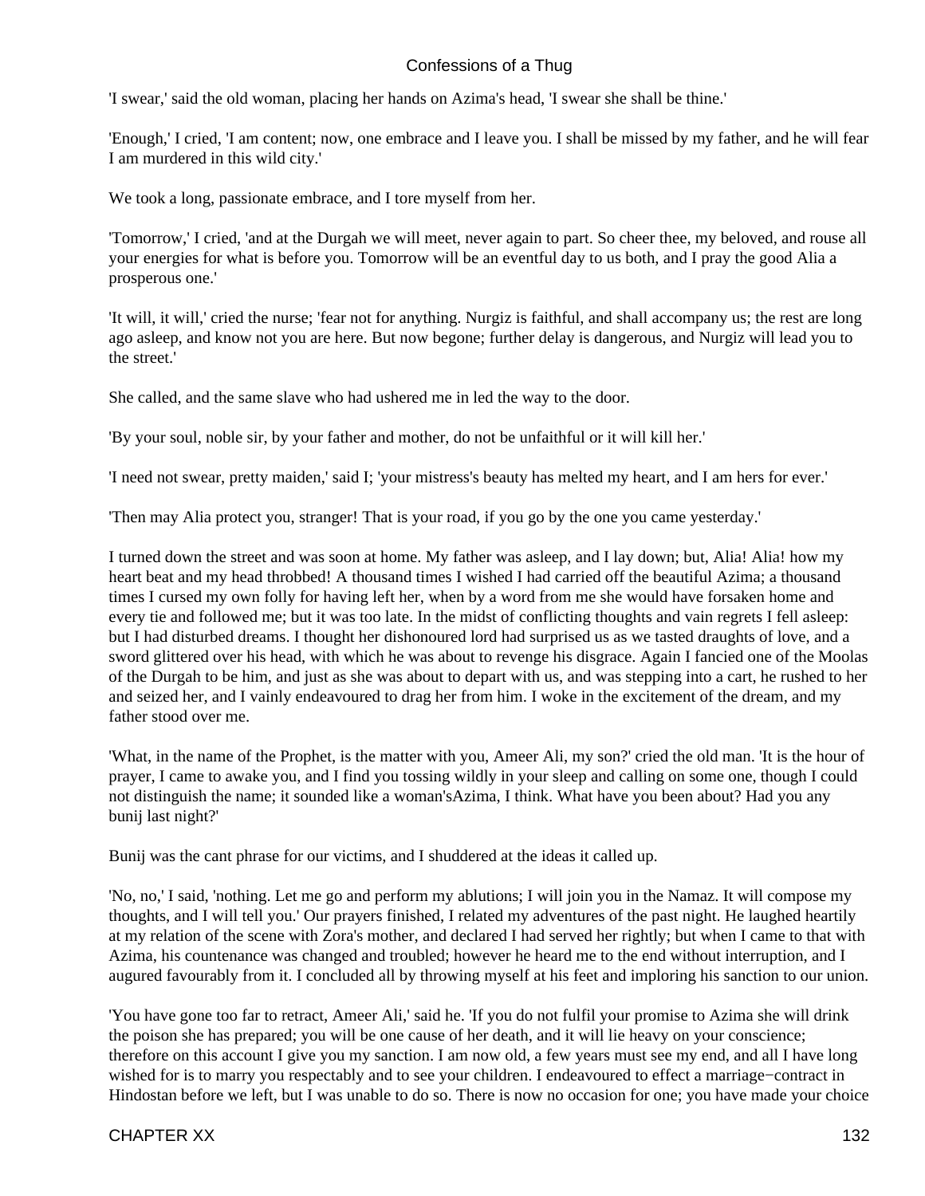'I swear,' said the old woman, placing her hands on Azima's head, 'I swear she shall be thine.'

'Enough,' I cried, 'I am content; now, one embrace and I leave you. I shall be missed by my father, and he will fear I am murdered in this wild city.'

We took a long, passionate embrace, and I tore myself from her.

'Tomorrow,' I cried, 'and at the Durgah we will meet, never again to part. So cheer thee, my beloved, and rouse all your energies for what is before you. Tomorrow will be an eventful day to us both, and I pray the good Alia a prosperous one.'

'It will, it will,' cried the nurse; 'fear not for anything. Nurgiz is faithful, and shall accompany us; the rest are long ago asleep, and know not you are here. But now begone; further delay is dangerous, and Nurgiz will lead you to the street.'

She called, and the same slave who had ushered me in led the way to the door.

'By your soul, noble sir, by your father and mother, do not be unfaithful or it will kill her.'

'I need not swear, pretty maiden,' said I; 'your mistress's beauty has melted my heart, and I am hers for ever.'

'Then may Alia protect you, stranger! That is your road, if you go by the one you came yesterday.'

I turned down the street and was soon at home. My father was asleep, and I lay down; but, Alia! Alia! how my heart beat and my head throbbed! A thousand times I wished I had carried off the beautiful Azima; a thousand times I cursed my own folly for having left her, when by a word from me she would have forsaken home and every tie and followed me; but it was too late. In the midst of conflicting thoughts and vain regrets I fell asleep: but I had disturbed dreams. I thought her dishonoured lord had surprised us as we tasted draughts of love, and a sword glittered over his head, with which he was about to revenge his disgrace. Again I fancied one of the Moolas of the Durgah to be him, and just as she was about to depart with us, and was stepping into a cart, he rushed to her and seized her, and I vainly endeavoured to drag her from him. I woke in the excitement of the dream, and my father stood over me.

'What, in the name of the Prophet, is the matter with you, Ameer Ali, my son?' cried the old man. 'It is the hour of prayer, I came to awake you, and I find you tossing wildly in your sleep and calling on some one, though I could not distinguish the name; it sounded like a woman'sAzima, I think. What have you been about? Had you any bunij last night?'

Bunij was the cant phrase for our victims, and I shuddered at the ideas it called up.

'No, no,' I said, 'nothing. Let me go and perform my ablutions; I will join you in the Namaz. It will compose my thoughts, and I will tell you.' Our prayers finished, I related my adventures of the past night. He laughed heartily at my relation of the scene with Zora's mother, and declared I had served her rightly; but when I came to that with Azima, his countenance was changed and troubled; however he heard me to the end without interruption, and I augured favourably from it. I concluded all by throwing myself at his feet and imploring his sanction to our union.

'You have gone too far to retract, Ameer Ali,' said he. 'If you do not fulfil your promise to Azima she will drink the poison she has prepared; you will be one cause of her death, and it will lie heavy on your conscience; therefore on this account I give you my sanction. I am now old, a few years must see my end, and all I have long wished for is to marry you respectably and to see your children. I endeavoured to effect a marriage−contract in Hindostan before we left, but I was unable to do so. There is now no occasion for one; you have made your choice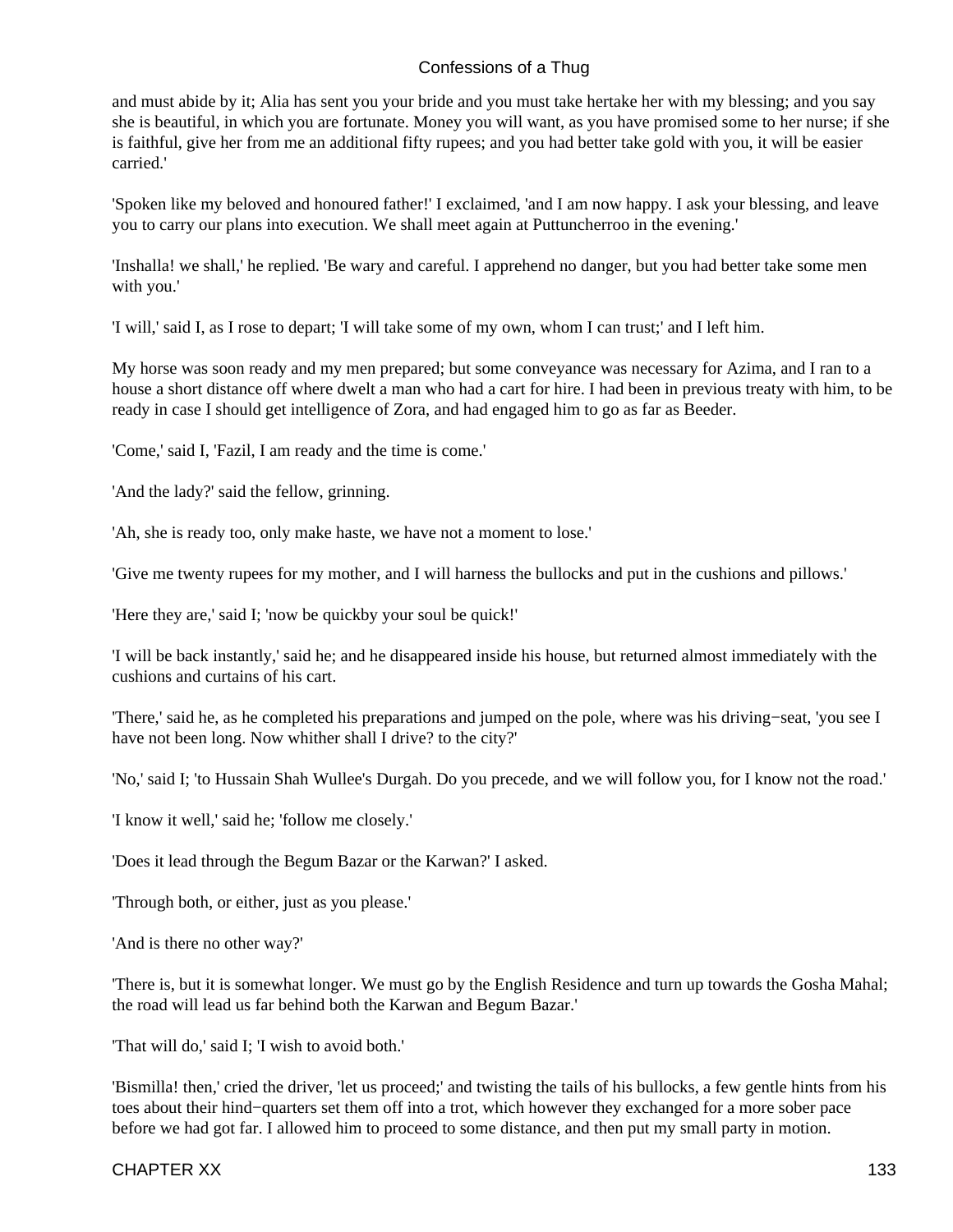and must abide by it; Alia has sent you your bride and you must take hertake her with my blessing; and you say she is beautiful, in which you are fortunate. Money you will want, as you have promised some to her nurse; if she is faithful, give her from me an additional fifty rupees; and you had better take gold with you, it will be easier carried.'

'Spoken like my beloved and honoured father!' I exclaimed, 'and I am now happy. I ask your blessing, and leave you to carry our plans into execution. We shall meet again at Puttuncherroo in the evening.'

'Inshalla! we shall,' he replied. 'Be wary and careful. I apprehend no danger, but you had better take some men with you.'

'I will,' said I, as I rose to depart; 'I will take some of my own, whom I can trust;' and I left him.

My horse was soon ready and my men prepared; but some conveyance was necessary for Azima, and I ran to a house a short distance off where dwelt a man who had a cart for hire. I had been in previous treaty with him, to be ready in case I should get intelligence of Zora, and had engaged him to go as far as Beeder.

'Come,' said I, 'Fazil, I am ready and the time is come.'

'And the lady?' said the fellow, grinning.

'Ah, she is ready too, only make haste, we have not a moment to lose.'

'Give me twenty rupees for my mother, and I will harness the bullocks and put in the cushions and pillows.'

'Here they are,' said I; 'now be quickby your soul be quick!'

'I will be back instantly,' said he; and he disappeared inside his house, but returned almost immediately with the cushions and curtains of his cart.

'There,' said he, as he completed his preparations and jumped on the pole, where was his driving−seat, 'you see I have not been long. Now whither shall I drive? to the city?'

'No,' said I; 'to Hussain Shah Wullee's Durgah. Do you precede, and we will follow you, for I know not the road.'

'I know it well,' said he; 'follow me closely.'

'Does it lead through the Begum Bazar or the Karwan?' I asked.

'Through both, or either, just as you please.'

'And is there no other way?'

'There is, but it is somewhat longer. We must go by the English Residence and turn up towards the Gosha Mahal; the road will lead us far behind both the Karwan and Begum Bazar.'

'That will do,' said I; 'I wish to avoid both.'

'Bismilla! then,' cried the driver, 'let us proceed;' and twisting the tails of his bullocks, a few gentle hints from his toes about their hind−quarters set them off into a trot, which however they exchanged for a more sober pace before we had got far. I allowed him to proceed to some distance, and then put my small party in motion.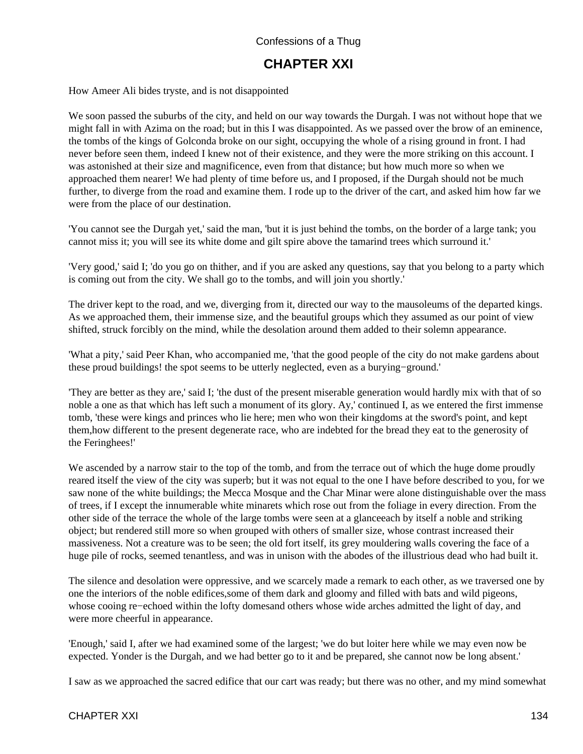## CHAPTER XXI

How Ameer Ali bides tryste, and is not disappointed

We soon passed the suburbs of the city, and held on our way towards the Durgah. I was not without hope that we might fall in with Azima on the road; but in this I was disappointed. As we passed over the brow of an eminence, the tombs of the kings of Golconda broke on our sight, occupying the whole of a rising ground in front. I had never before seen them, indeed I knew not of their existence, and they were the more striking on this account. I was astonished at their size and magnificence, even from that distance; but how much more so when we approached them nearer! We had plenty of time before us, and I proposed, if the Durgah should not be much further, to diverge from the road and examine them. I rode up to the driver of the cart, and asked him how far we were from the place of our destination.

'You cannot see the Durgah yet,' said the man, 'but it is just behind the tombs, on the border of a large tank; you cannot miss it; you will see its white dome and gilt spire above the tamarind trees which surround it.'

'Very good,' said I; 'do you go on thither, and if you are asked any questions, say that you belong to a party which is coming out from the city. We shall go to the tombs, and will join you shortly.'

The driver kept to the road, and we, diverging from it, directed our way to the mausoleums of the departed kings. As we approached them, their immense size, and the beautiful groups which they assumed as our point of view shifted, struck forcibly on the mind, while the desolation around them added to their solemn appearance.

'What a pity,' said Peer Khan, who accompanied me, 'that the good people of the city do not make gardens about these proud buildings! the spot seems to be utterly neglected, even as a burying−ground.'

'They are better as they are,' said I; 'the dust of the present miserable generation would hardly mix with that of so noble a one as that which has left such a monument of its glory. Ay,' continued I, as we entered the first immense tomb, 'these were kings and princes who lie here; men who won their kingdoms at the sword's point, and kept them,how different to the present degenerate race, who are indebted for the bread they eat to the generosity of the Feringhees!'

We ascended by a narrow stair to the top of the tomb, and from the terrace out of which the huge dome proudly reared itself the view of the city was superb; but it was not equal to the one I have before described to you, for we saw none of the white buildings; the Mecca Mosque and the Char Minar were alone distinguishable over the mass of trees, if I except the innumerable white minarets which rose out from the foliage in every direction. From the other side of the terrace the whole of the large tombs were seen at a glanceeach by itself a noble and striking object; but rendered still more so when grouped with others of smaller size, whose contrast increased their massiveness. Not a creature was to be seen; the old fort itself, its grey mouldering walls covering the face of a huge pile of rocks, seemed tenantless, and was in unison with the abodes of the illustrious dead who had built it.

The silence and desolation were oppressive, and we scarcely made a remark to each other, as we traversed one by one the interiors of the noble edifices,some of them dark and gloomy and filled with bats and wild pigeons, whose cooing re−echoed within the lofty domesand others whose wide arches admitted the light of day, and were more cheerful in appearance.

'Enough,' said I, after we had examined some of the largest; 'we do but loiter here while we may even now be expected. Yonder is the Durgah, and we had better go to it and be prepared, she cannot now be long absent.'

I saw as we approached the sacred edifice that our cart was ready; but there was no other, and my mind somewhat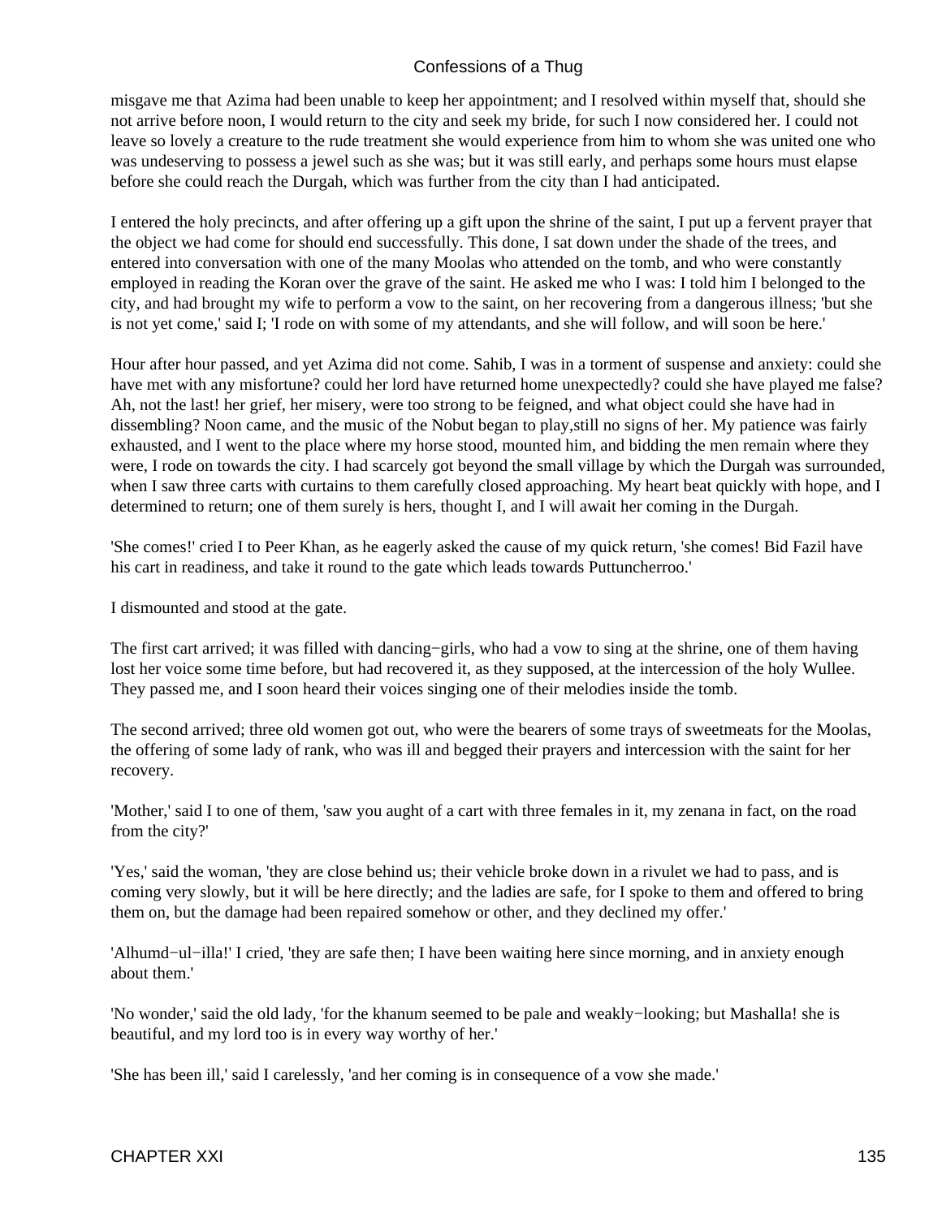misgave me that Azima had been unable to keep her appointment; and I resolved within myself that, should she not arrive before noon, I would return to the city and seek my bride, for such I now considered her. I could not leave so lovely a creature to the rude treatment she would experience from him to whom she was united one who was undeserving to possess a jewel such as she was; but it was still early, and perhaps some hours must elapse before she could reach the Durgah, which was further from the city than I had anticipated.

I entered the holy precincts, and after offering up a gift upon the shrine of the saint, I put up a fervent prayer that the object we had come for should end successfully. This done, I sat down under the shade of the trees, and entered into conversation with one of the many Moolas who attended on the tomb, and who were constantly employed in reading the Koran over the grave of the saint. He asked me who I was: I told him I belonged to the city, and had brought my wife to perform a vow to the saint, on her recovering from a dangerous illness; 'but she is not yet come,' said I; 'I rode on with some of my attendants, and she will follow, and will soon be here.'

Hour after hour passed, and yet Azima did not come. Sahib, I was in a torment of suspense and anxiety: could she have met with any misfortune? could her lord have returned home unexpectedly? could she have played me false? Ah, not the last! her grief, her misery, were too strong to be feigned, and what object could she have had in dissembling? Noon came, and the music of the Nobut began to play,still no signs of her. My patience was fairly exhausted, and I went to the place where my horse stood, mounted him, and bidding the men remain where they were, I rode on towards the city. I had scarcely got beyond the small village by which the Durgah was surrounded, when I saw three carts with curtains to them carefully closed approaching. My heart beat quickly with hope, and I determined to return; one of them surely is hers, thought I, and I will await her coming in the Durgah.

'She comes!' cried I to Peer Khan, as he eagerly asked the cause of my quick return, 'she comes! Bid Fazil have his cart in readiness, and take it round to the gate which leads towards Puttuncherroo.'

I dismounted and stood at the gate.

The first cart arrived; it was filled with dancing−girls, who had a vow to sing at the shrine, one of them having lost her voice some time before, but had recovered it, as they supposed, at the intercession of the holy Wullee. They passed me, and I soon heard their voices singing one of their melodies inside the tomb.

The second arrived; three old women got out, who were the bearers of some trays of sweetmeats for the Moolas, the offering of some lady of rank, who was ill and begged their prayers and intercession with the saint for her recovery.

'Mother,' said I to one of them, 'saw you aught of a cart with three females in it, my zenana in fact, on the road from the city?'

'Yes,' said the woman, 'they are close behind us; their vehicle broke down in a rivulet we had to pass, and is coming very slowly, but it will be here directly; and the ladies are safe, for I spoke to them and offered to bring them on, but the damage had been repaired somehow or other, and they declined my offer.'

'Alhumd−ul−illa!' I cried, 'they are safe then; I have been waiting here since morning, and in anxiety enough about them.'

'No wonder,' said the old lady, 'for the khanum seemed to be pale and weakly−looking; but Mashalla! she is beautiful, and my lord too is in every way worthy of her.'

'She has been ill,' said I carelessly, 'and her coming is in consequence of a vow she made.'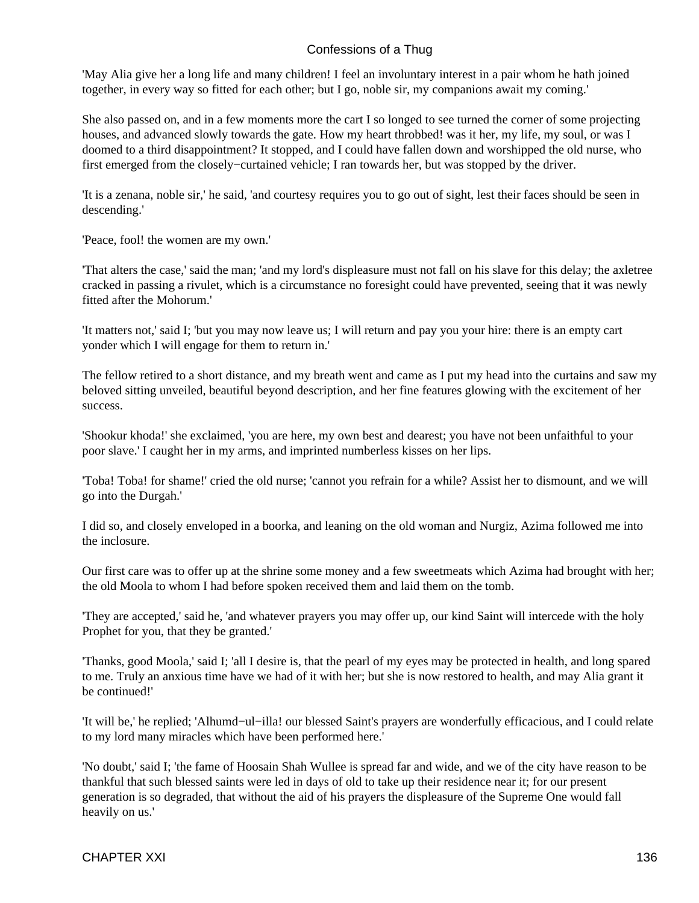'May Alia give her a long life and many children! I feel an involuntary interest in a pair whom he hath joined together, in every way so fitted for each other; but I go, noble sir, my companions await my coming.'

She also passed on, and in a few moments more the cart I so longed to see turned the corner of some projecting houses, and advanced slowly towards the gate. How my heart throbbed! was it her, my life, my soul, or was I doomed to a third disappointment? It stopped, and I could have fallen down and worshipped the old nurse, who first emerged from the closely−curtained vehicle; I ran towards her, but was stopped by the driver.

'It is a zenana, noble sir,' he said, 'and courtesy requires you to go out of sight, lest their faces should be seen in descending.'

'Peace, fool! the women are my own.'

'That alters the case,' said the man; 'and my lord's displeasure must not fall on his slave for this delay; the axletree cracked in passing a rivulet, which is a circumstance no foresight could have prevented, seeing that it was newly fitted after the Mohorum.'

'It matters not,' said I; 'but you may now leave us; I will return and pay you your hire: there is an empty cart yonder which I will engage for them to return in.'

The fellow retired to a short distance, and my breath went and came as I put my head into the curtains and saw my beloved sitting unveiled, beautiful beyond description, and her fine features glowing with the excitement of her success.

'Shookur khoda!' she exclaimed, 'you are here, my own best and dearest; you have not been unfaithful to your poor slave.' I caught her in my arms, and imprinted numberless kisses on her lips.

'Toba! Toba! for shame!' cried the old nurse; 'cannot you refrain for a while? Assist her to dismount, and we will go into the Durgah.'

I did so, and closely enveloped in a boorka, and leaning on the old woman and Nurgiz, Azima followed me into the inclosure.

Our first care was to offer up at the shrine some money and a few sweetmeats which Azima had brought with her; the old Moola to whom I had before spoken received them and laid them on the tomb.

'They are accepted,' said he, 'and whatever prayers you may offer up, our kind Saint will intercede with the holy Prophet for you, that they be granted.'

'Thanks, good Moola,' said I; 'all I desire is, that the pearl of my eyes may be protected in health, and long spared to me. Truly an anxious time have we had of it with her; but she is now restored to health, and may Alia grant it be continued!'

'It will be,' he replied; 'Alhumd−ul−illa! our blessed Saint's prayers are wonderfully efficacious, and I could relate to my lord many miracles which have been performed here.'

'No doubt,' said I; 'the fame of Hoosain Shah Wullee is spread far and wide, and we of the city have reason to be thankful that such blessed saints were led in days of old to take up their residence near it; for our present generation is so degraded, that without the aid of his prayers the displeasure of the Supreme One would fall heavily on us.'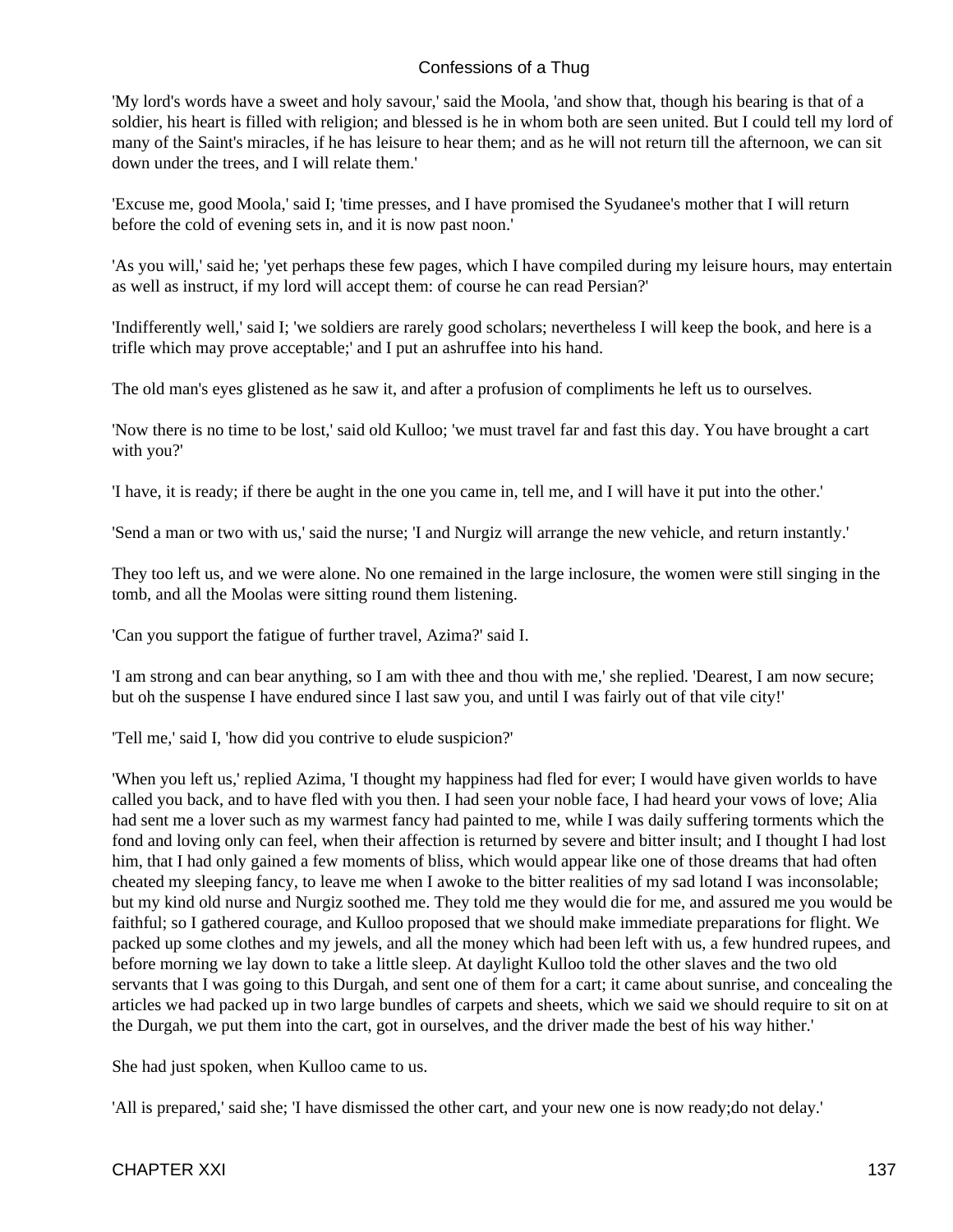'My lord's words have a sweet and holy savour,' said the Moola, 'and show that, though his bearing is that of a soldier, his heart is filled with religion; and blessed is he in whom both are seen united. But I could tell my lord of many of the Saint's miracles, if he has leisure to hear them; and as he will not return till the afternoon, we can sit down under the trees, and I will relate them.'

'Excuse me, good Moola,' said I; 'time presses, and I have promised the Syudanee's mother that I will return before the cold of evening sets in, and it is now past noon.'

'As you will,' said he; 'yet perhaps these few pages, which I have compiled during my leisure hours, may entertain as well as instruct, if my lord will accept them: of course he can read Persian?'

'Indifferently well,' said I; 'we soldiers are rarely good scholars; nevertheless I will keep the book, and here is a trifle which may prove acceptable;' and I put an ashruffee into his hand.

The old man's eyes glistened as he saw it, and after a profusion of compliments he left us to ourselves.

'Now there is no time to be lost,' said old Kulloo; 'we must travel far and fast this day. You have brought a cart with you?'

'I have, it is ready; if there be aught in the one you came in, tell me, and I will have it put into the other.'

'Send a man or two with us,' said the nurse; 'I and Nurgiz will arrange the new vehicle, and return instantly.'

They too left us, and we were alone. No one remained in the large inclosure, the women were still singing in the tomb, and all the Moolas were sitting round them listening.

'Can you support the fatigue of further travel, Azima?' said I.

'I am strong and can bear anything, so I am with thee and thou with me,' she replied. 'Dearest, I am now secure; but oh the suspense I have endured since I last saw you, and until I was fairly out of that vile city!'

'Tell me,' said I, 'how did you contrive to elude suspicion?'

'When you left us,' replied Azima, 'I thought my happiness had fled for ever; I would have given worlds to have called you back, and to have fled with you then. I had seen your noble face, I had heard your vows of love; Alia had sent me a lover such as my warmest fancy had painted to me, while I was daily suffering torments which the fond and loving only can feel, when their affection is returned by severe and bitter insult; and I thought I had lost him, that I had only gained a few moments of bliss, which would appear like one of those dreams that had often cheated my sleeping fancy, to leave me when I awoke to the bitter realities of my sad lotand I was inconsolable; but my kind old nurse and Nurgiz soothed me. They told me they would die for me, and assured me you would be faithful; so I gathered courage, and Kulloo proposed that we should make immediate preparations for flight. We packed up some clothes and my jewels, and all the money which had been left with us, a few hundred rupees, and before morning we lay down to take a little sleep. At daylight Kulloo told the other slaves and the two old servants that I was going to this Durgah, and sent one of them for a cart; it came about sunrise, and concealing the articles we had packed up in two large bundles of carpets and sheets, which we said we should require to sit on at the Durgah, we put them into the cart, got in ourselves, and the driver made the best of his way hither.'

She had just spoken, when Kulloo came to us.

'All is prepared,' said she; 'I have dismissed the other cart, and your new one is now ready;do not delay.'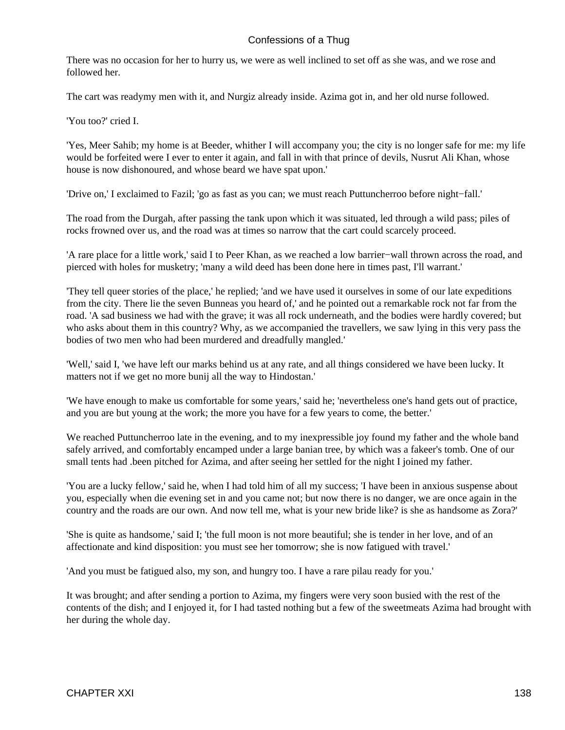There was no occasion for her to hurry us, we were as well inclined to set off as she was, and we rose and followed her.

The cart was readymy men with it, and Nurgiz already inside. Azima got in, and her old nurse followed.

'You too?' cried I.

'Yes, Meer Sahib; my home is at Beeder, whither I will accompany you; the city is no longer safe for me: my life would be forfeited were I ever to enter it again, and fall in with that prince of devils, Nusrut Ali Khan, whose house is now dishonoured, and whose beard we have spat upon.'

'Drive on,' I exclaimed to Fazil; 'go as fast as you can; we must reach Puttuncherroo before night−fall.'

The road from the Durgah, after passing the tank upon which it was situated, led through a wild pass; piles of rocks frowned over us, and the road was at times so narrow that the cart could scarcely proceed.

'A rare place for a little work,' said I to Peer Khan, as we reached a low barrier−wall thrown across the road, and pierced with holes for musketry; 'many a wild deed has been done here in times past, I'll warrant.'

'They tell queer stories of the place,' he replied; 'and we have used it ourselves in some of our late expeditions from the city. There lie the seven Bunneas you heard of,' and he pointed out a remarkable rock not far from the road. 'A sad business we had with the grave; it was all rock underneath, and the bodies were hardly covered; but who asks about them in this country? Why, as we accompanied the travellers, we saw lying in this very pass the bodies of two men who had been murdered and dreadfully mangled.'

'Well,' said I, 'we have left our marks behind us at any rate, and all things considered we have been lucky. It matters not if we get no more bunij all the way to Hindostan.'

'We have enough to make us comfortable for some years,' said he; 'nevertheless one's hand gets out of practice, and you are but young at the work; the more you have for a few years to come, the better.'

We reached Puttuncherroo late in the evening, and to my inexpressible joy found my father and the whole band safely arrived, and comfortably encamped under a large banian tree, by which was a fakeer's tomb. One of our small tents had .been pitched for Azima, and after seeing her settled for the night I joined my father.

'You are a lucky fellow,' said he, when I had told him of all my success; 'I have been in anxious suspense about you, especially when die evening set in and you came not; but now there is no danger, we are once again in the country and the roads are our own. And now tell me, what is your new bride like? is she as handsome as Zora?'

'She is quite as handsome,' said I; 'the full moon is not more beautiful; she is tender in her love, and of an affectionate and kind disposition: you must see her tomorrow; she is now fatigued with travel.'

'And you must be fatigued also, my son, and hungry too. I have a rare pilau ready for you.'

It was brought; and after sending a portion to Azima, my fingers were very soon busied with the rest of the contents of the dish; and I enjoyed it, for I had tasted nothing but a few of the sweetmeats Azima had brought with her during the whole day.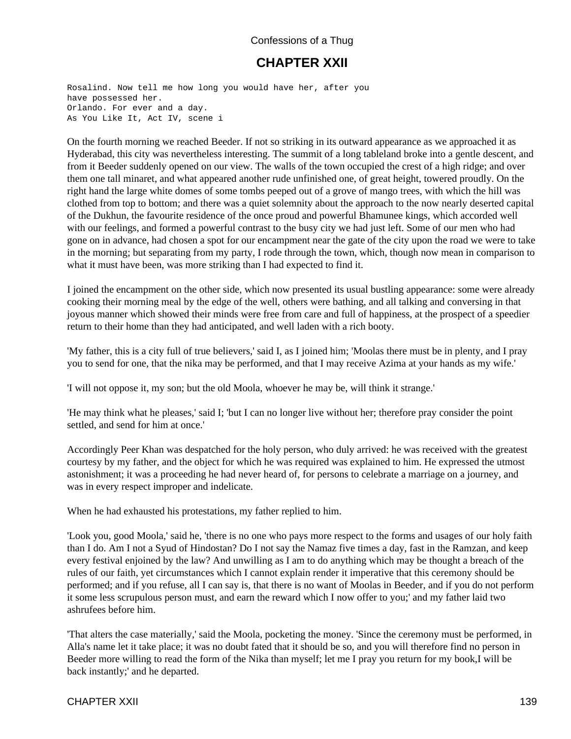# CHAPTER XXII

```
Rosalind. Now tell me how long you would have her, after you
have possessed her.
Orlando. For ever and a day.
As You Like It, Act IV, scene i
```

On the fourth morning we reached Beeder. If not so striking in its outward appearance as we approached it as Hyderabad, this city was nevertheless interesting. The summit of a long tableland broke into a gentle descent, and from it Beeder suddenly opened on our view. The walls of the town occupied the crest of a high ridge; and over them one tall minaret, and what appeared another rude unfinished one, of great height, towered proudly. On the right hand the large white domes of some tombs peeped out of a grove of mango trees, with which the hill was clothed from top to bottom; and there was a quiet solemnity about the approach to the now nearly deserted capital of the Dukhun, the favourite residence of the once proud and powerful Bhamunee kings, which accorded well with our feelings, and formed a powerful contrast to the busy city we had just left. Some of our men who had gone on in advance, had chosen a spot for our encampment near the gate of the city upon the road we were to take in the morning; but separating from my party, I rode through the town, which, though now mean in comparison to what it must have been, was more striking than I had expected to find it.

I joined the encampment on the other side, which now presented its usual bustling appearance: some were already cooking their morning meal by the edge of the well, others were bathing, and all talking and conversing in that joyous manner which showed their minds were free from care and full of happiness, at the prospect of a speedier return to their home than they had anticipated, and well laden with a rich booty.

'My father, this is a city full of true believers,' said I, as I joined him; 'Moolas there must be in plenty, and I pray you to send for one, that the nika may be performed, and that I may receive Azima at your hands as my wife.'

'I will not oppose it, my son; but the old Moola, whoever he may be, will think it strange.'

'He may think what he pleases,' said I; 'but I can no longer live without her; therefore pray consider the point settled, and send for him at once.'

Accordingly Peer Khan was despatched for the holy person, who duly arrived: he was received with the greatest courtesy by my father, and the object for which he was required was explained to him. He expressed the utmost astonishment; it was a proceeding he had never heard of, for persons to celebrate a marriage on a journey, and was in every respect improper and indelicate.

When he had exhausted his protestations, my father replied to him.

'Look you, good Moola,' said he, 'there is no one who pays more respect to the forms and usages of our holy faith than I do. Am I not a Syud of Hindostan? Do I not say the Namaz five times a day, fast in the Ramzan, and keep every festival enjoined by the law? And unwilling as I am to do anything which may be thought a breach of the rules of our faith, yet circumstances which I cannot explain render it imperative that this ceremony should be performed; and if you refuse, all I can say is, that there is no want of Moolas in Beeder, and if you do not perform it some less scrupulous person must, and earn the reward which I now offer to you;' and my father laid two ashrufees before him.

'That alters the case materially,' said the Moola, pocketing the money. 'Since the ceremony must be performed, in Alla's name let it take place; it was no doubt fated that it should be so, and you will therefore find no person in Beeder more willing to read the form of the Nika than myself; let me I pray you return for my book,I will be back instantly;' and he departed.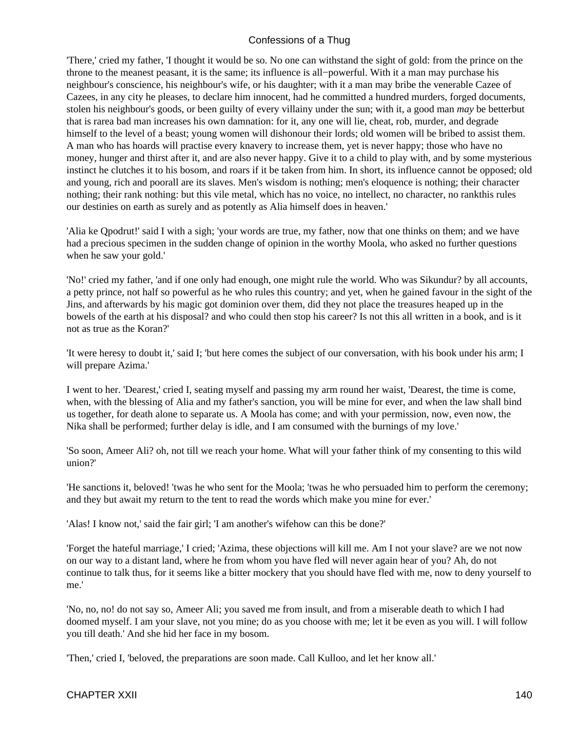'There,' cried my father, 'I thought it would be so. No one can withstand the sight of gold: from the prince on the throne to the meanest peasant, it is the same; its influence is all−powerful. With it a man may purchase his neighbour's conscience, his neighbour's wife, or his daughter; with it a man may bribe the venerable Cazee of Cazees, in any city he pleases, to declare him innocent, had he committed a hundred murders, forged documents, stolen his neighbour's goods, or been guilty of every villainy under the sun; with it, a good man *may* be betterbut that is rarea bad man increases his own damnation: for it, any one will lie, cheat, rob, murder, and degrade himself to the level of a beast; young women will dishonour their lords; old women will be bribed to assist them. A man who has hoards will practise every knavery to increase them, yet is never happy; those who have no money, hunger and thirst after it, and are also never happy. Give it to a child to play with, and by some mysterious instinct he clutches it to his bosom, and roars if it be taken from him. In short, its influence cannot be opposed; old and young, rich and poorall are its slaves. Men's wisdom is nothing; men's eloquence is nothing; their character nothing; their rank nothing: but this vile metal, which has no voice, no intellect, no character, no rankthis rules our destinies on earth as surely and as potently as Alia himself does in heaven.'

'Alia ke Qpodrut!' said I with a sigh; 'your words are true, my father, now that one thinks on them; and we have had a precious specimen in the sudden change of opinion in the worthy Moola, who asked no further questions when he saw your gold.'

'No!' cried my father, 'and if one only had enough, one might rule the world. Who was Sikundur? by all accounts, a petty prince, not half so powerful as he who rules this country; and yet, when he gained favour in the sight of the Jins, and afterwards by his magic got dominion over them, did they not place the treasures heaped up in the bowels of the earth at his disposal? and who could then stop his career? Is not this all written in a book, and is it not as true as the Koran?'

'It were heresy to doubt it,' said I; 'but here comes the subject of our conversation, with his book under his arm; I will prepare Azima.'

I went to her. 'Dearest,' cried I, seating myself and passing my arm round her waist, 'Dearest, the time is come, when, with the blessing of Alia and my father's sanction, you will be mine for ever, and when the law shall bind us together, for death alone to separate us. A Moola has come; and with your permission, now, even now, the Nika shall be performed; further delay is idle, and I am consumed with the burnings of my love.'

'So soon, Ameer Ali? oh, not till we reach your home. What will your father think of my consenting to this wild union?'

'He sanctions it, beloved! 'twas he who sent for the Moola; 'twas he who persuaded him to perform the ceremony; and they but await my return to the tent to read the words which make you mine for ever.'

'Alas! I know not,' said the fair girl; 'I am another's wifehow can this be done?'

'Forget the hateful marriage,' I cried; 'Azima, these objections will kill me. Am I not your slave? are we not now on our way to a distant land, where he from whom you have fled will never again hear of you? Ah, do not continue to talk thus, for it seems like a bitter mockery that you should have fled with me, now to deny yourself to me.'

'No, no, no! do not say so, Ameer Ali; you saved me from insult, and from a miserable death to which I had doomed myself. I am your slave, not you mine; do as you choose with me; let it be even as you will. I will follow you till death.' And she hid her face in my bosom.

'Then,' cried I, 'beloved, the preparations are soon made. Call Kulloo, and let her know all.'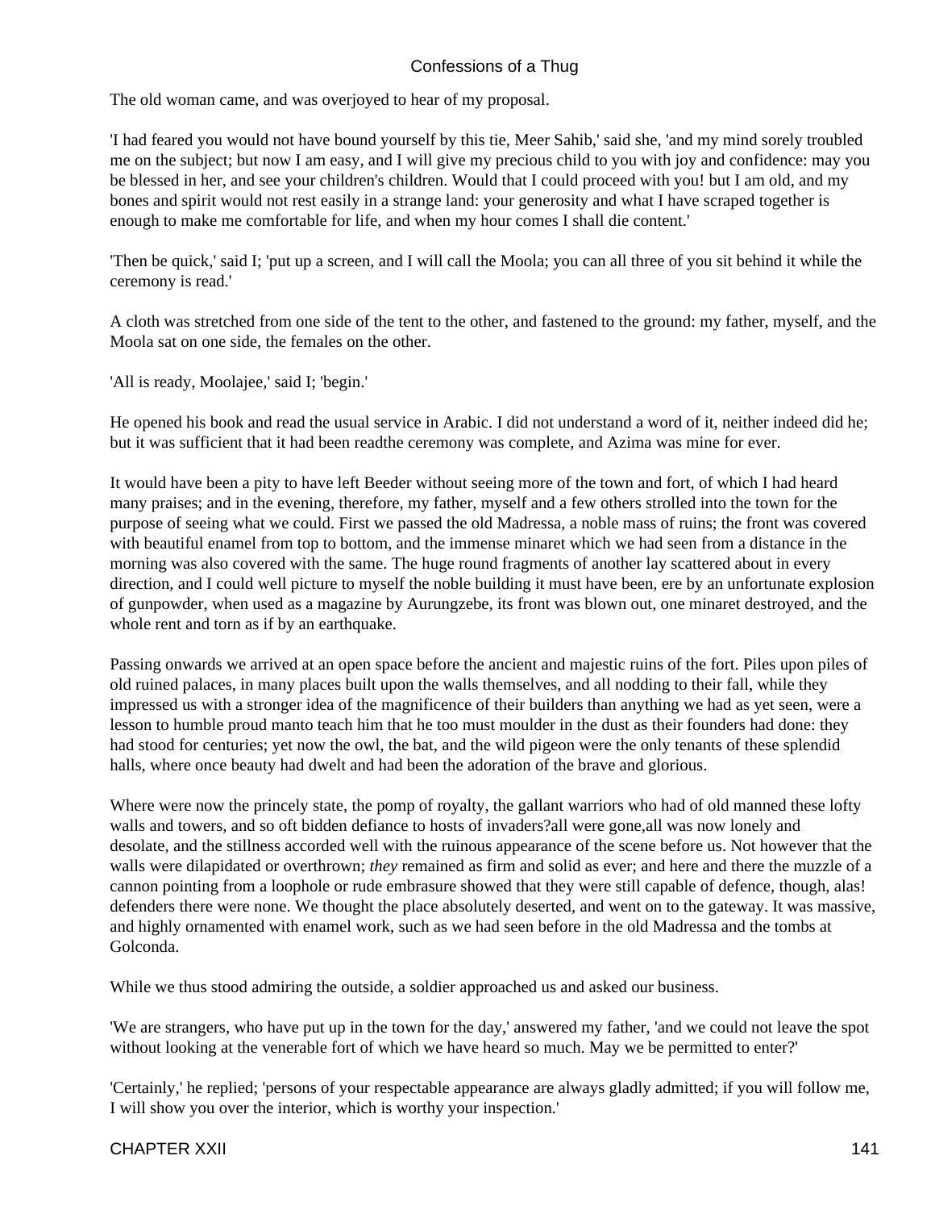The old woman came, and was overjoyed to hear of my proposal.

'I had feared you would not have bound yourself by this tie, Meer Sahib,' said she, 'and my mind sorely troubled me on the subject; but now I am easy, and I will give my precious child to you with joy and confidence: may you be blessed in her, and see your children's children. Would that I could proceed with you! but I am old, and my bones and spirit would not rest easily in a strange land: your generosity and what I have scraped together is enough to make me comfortable for life, and when my hour comes I shall die content.'

'Then be quick,' said I; 'put up a screen, and I will call the Moola; you can all three of you sit behind it while the ceremony is read.'

A cloth was stretched from one side of the tent to the other, and fastened to the ground: my father, myself, and the Moola sat on one side, the females on the other.

'All is ready, Moolajee,' said I; 'begin.'

He opened his book and read the usual service in Arabic. I did not understand a word of it, neither indeed did he; but it was sufficient that it had been readthe ceremony was complete, and Azima was mine for ever.

It would have been a pity to have left Beeder without seeing more of the town and fort, of which I had heard many praises; and in the evening, therefore, my father, myself and a few others strolled into the town for the purpose of seeing what we could. First we passed the old Madressa, a noble mass of ruins; the front was covered with beautiful enamel from top to bottom, and the immense minaret which we had seen from a distance in the morning was also covered with the same. The huge round fragments of another lay scattered about in every direction, and I could well picture to myself the noble building it must have been, ere by an unfortunate explosion of gunpowder, when used as a magazine by Aurungzebe, its front was blown out, one minaret destroyed, and the whole rent and torn as if by an earthquake.

Passing onwards we arrived at an open space before the ancient and majestic ruins of the fort. Piles upon piles of old ruined palaces, in many places built upon the walls themselves, and all nodding to their fall, while they impressed us with a stronger idea of the magnificence of their builders than anything we had as yet seen, were a lesson to humble proud manto teach him that he too must moulder in the dust as their founders had done: they had stood for centuries; yet now the owl, the bat, and the wild pigeon were the only tenants of these splendid halls, where once beauty had dwelt and had been the adoration of the brave and glorious.

Where were now the princely state, the pomp of royalty, the gallant warriors who had of old manned these lofty walls and towers, and so oft bidden defiance to hosts of invaders?all were gone,all was now lonely and desolate, and the stillness accorded well with the ruinous appearance of the scene before us. Not however that the walls were dilapidated or overthrown; *they* remained as firm and solid as ever; and here and there the muzzle of a cannon pointing from a loophole or rude embrasure showed that they were still capable of defence, though, alas! defenders there were none. We thought the place absolutely deserted, and went on to the gateway. It was massive, and highly ornamented with enamel work, such as we had seen before in the old Madressa and the tombs at Golconda.

While we thus stood admiring the outside, a soldier approached us and asked our business.

'We are strangers, who have put up in the town for the day,' answered my father, 'and we could not leave the spot without looking at the venerable fort of which we have heard so much. May we be permitted to enter?'

'Certainly,' he replied; 'persons of your respectable appearance are always gladly admitted; if you will follow me, I will show you over the interior, which is worthy your inspection.'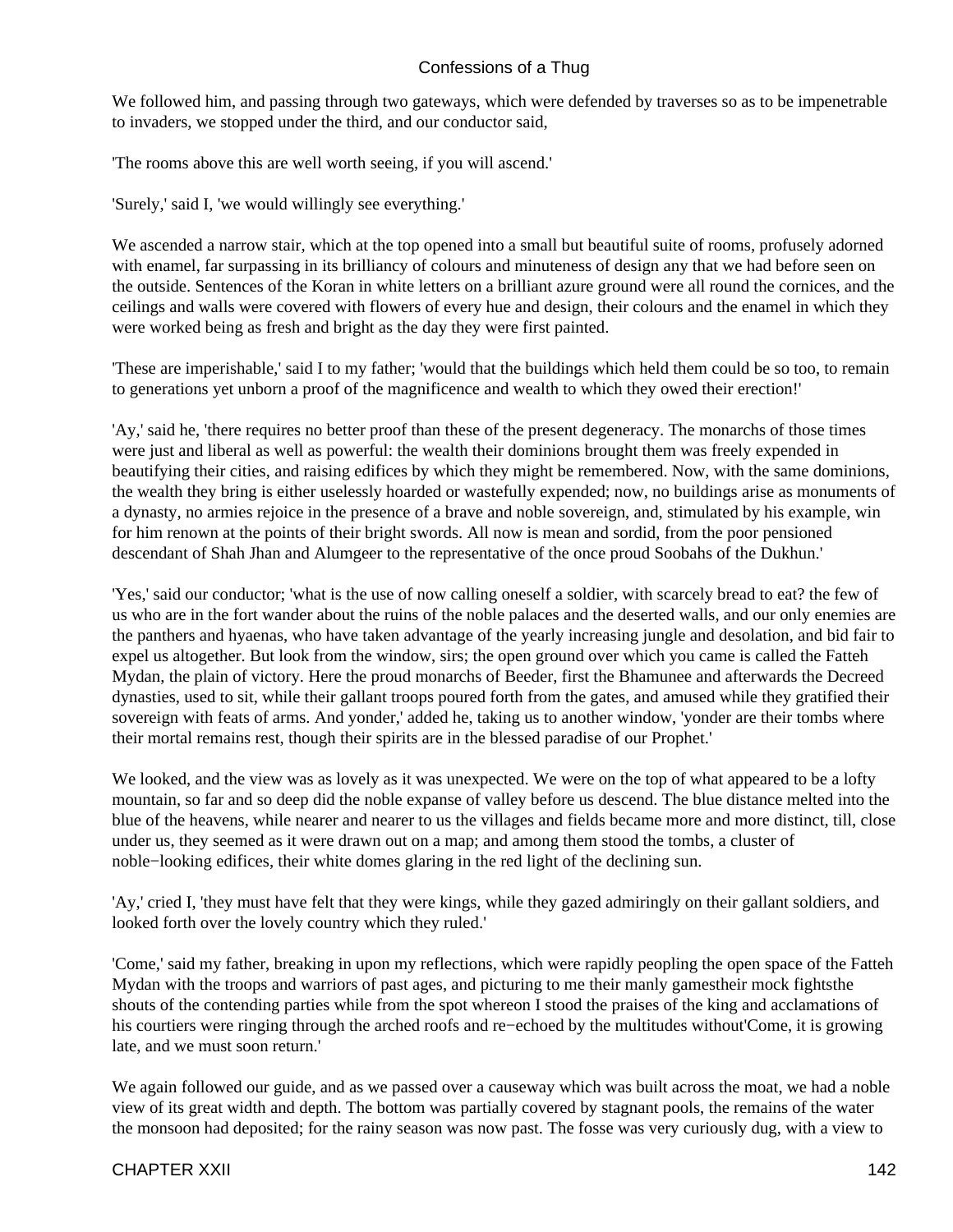We followed him, and passing through two gateways, which were defended by traverses so as to be impenetrable to invaders, we stopped under the third, and our conductor said,

'The rooms above this are well worth seeing, if you will ascend.'

'Surely,' said I, 'we would willingly see everything.'

We ascended a narrow stair, which at the top opened into a small but beautiful suite of rooms, profusely adorned with enamel, far surpassing in its brilliancy of colours and minuteness of design any that we had before seen on the outside. Sentences of the Koran in white letters on a brilliant azure ground were all round the cornices, and the ceilings and walls were covered with flowers of every hue and design, their colours and the enamel in which they were worked being as fresh and bright as the day they were first painted.

'These are imperishable,' said I to my father; 'would that the buildings which held them could be so too, to remain to generations yet unborn a proof of the magnificence and wealth to which they owed their erection!'

'Ay,' said he, 'there requires no better proof than these of the present degeneracy. The monarchs of those times were just and liberal as well as powerful: the wealth their dominions brought them was freely expended in beautifying their cities, and raising edifices by which they might be remembered. Now, with the same dominions, the wealth they bring is either uselessly hoarded or wastefully expended; now, no buildings arise as monuments of a dynasty, no armies rejoice in the presence of a brave and noble sovereign, and, stimulated by his example, win for him renown at the points of their bright swords. All now is mean and sordid, from the poor pensioned descendant of Shah Jhan and Alumgeer to the representative of the once proud Soobahs of the Dukhun.'

'Yes,' said our conductor; 'what is the use of now calling oneself a soldier, with scarcely bread to eat? the few of us who are in the fort wander about the ruins of the noble palaces and the deserted walls, and our only enemies are the panthers and hyaenas, who have taken advantage of the yearly increasing jungle and desolation, and bid fair to expel us altogether. But look from the window, sirs; the open ground over which you came is called the Fatteh Mydan, the plain of victory. Here the proud monarchs of Beeder, first the Bhamunee and afterwards the Decreed dynasties, used to sit, while their gallant troops poured forth from the gates, and amused while they gratified their sovereign with feats of arms. And yonder,' added he, taking us to another window, 'yonder are their tombs where their mortal remains rest, though their spirits are in the blessed paradise of our Prophet.'

We looked, and the view was as lovely as it was unexpected. We were on the top of what appeared to be a lofty mountain, so far and so deep did the noble expanse of valley before us descend. The blue distance melted into the blue of the heavens, while nearer and nearer to us the villages and fields became more and more distinct, till, close under us, they seemed as it were drawn out on a map; and among them stood the tombs, a cluster of noble-looking edifices, their white domes glaring in the red light of the declining sun.

'Ay,' cried I, 'they must have felt that they were kings, while they gazed admiringly on their gallant soldiers, and looked forth over the lovely country which they ruled.'

'Come,' said my father, breaking in upon my reflections, which were rapidly peopling the open space of the Fatteh Mydan with the troops and warriors of past ages, and picturing to me their manly gamestheir mock fightsthe shouts of the contending parties while from the spot whereon I stood the praises of the king and acclamations of his courtiers were ringing through the arched roofs and re-echoed by the multitudes without'Come, it is growing late, and we must soon return.'

We again followed our guide, and as we passed over a causeway which was built across the moat, we had a noble view of its great width and depth. The bottom was partially covered by stagnant pools, the remains of the water the monsoon had deposited; for the rainy season was now past. The fosse was very curiously dug, with a view to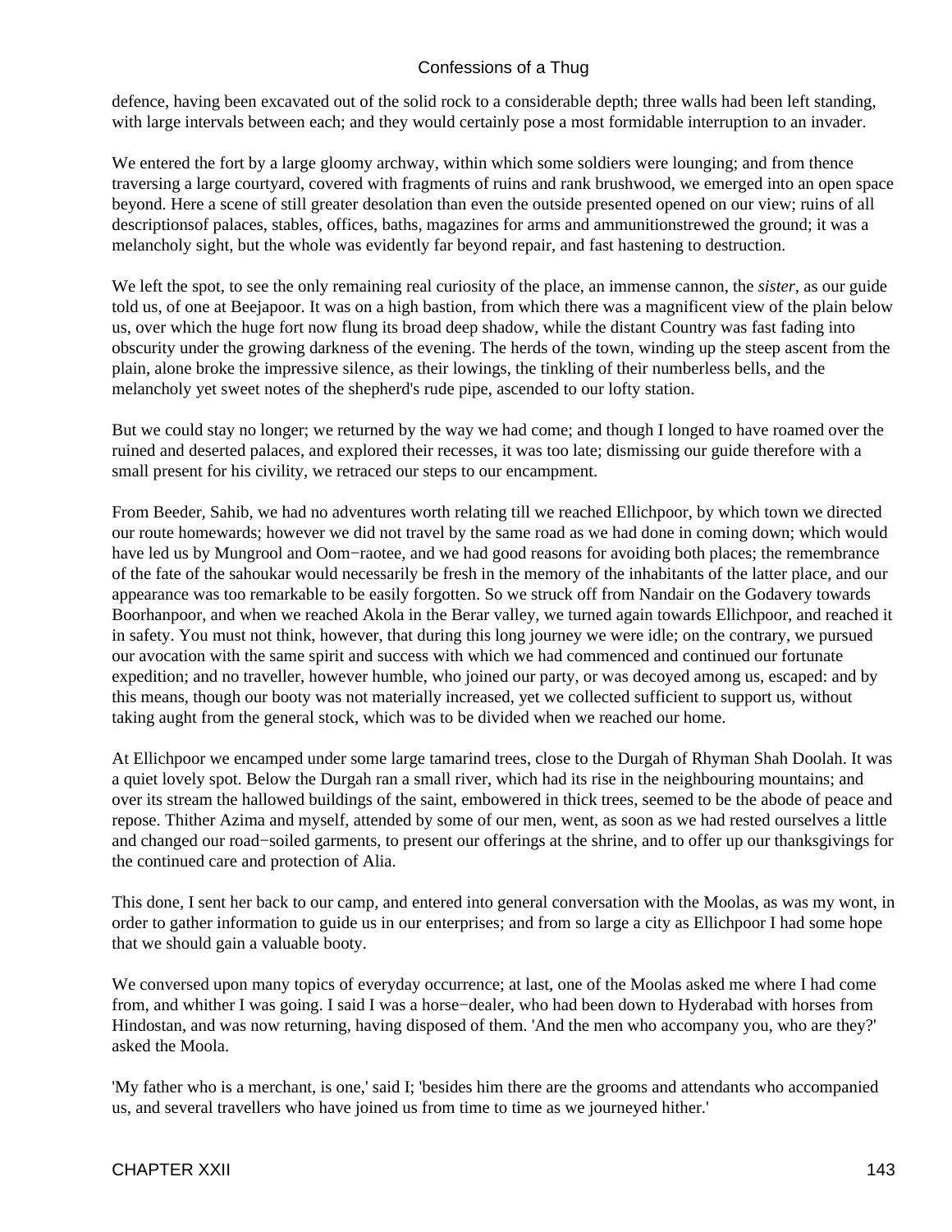defence, having been excavated out of the solid rock to a considerable depth; three walls had been left standing, with large intervals between each; and they would certainly pose a most formidable interruption to an invader.

We entered the fort by a large gloomy archway, within which some soldiers were lounging; and from thence traversing a large courtyard, covered with fragments of ruins and rank brushwood, we emerged into an open space beyond. Here a scene of still greater desolation than even the outside presented opened on our view; ruins of all descriptionsof palaces, stables, offices, baths, magazines for arms and ammunitionstrewed the ground; it was a melancholy sight, but the whole was evidently far beyond repair, and fast hastening to destruction.

We left the spot, to see the only remaining real curiosity of the place, an immense cannon, the *sister,* as our guide told us, of one at Beejapoor. It was on a high bastion, from which there was a magnificent view of the plain below us, over which the huge fort now flung its broad deep shadow, while the distant Country was fast fading into obscurity under the growing darkness of the evening. The herds of the town, winding up the steep ascent from the plain, alone broke the impressive silence, as their lowings, the tinkling of their numberless bells, and the melancholy yet sweet notes of the shepherd's rude pipe, ascended to our lofty station.

But we could stay no longer; we returned by the way we had come; and though I longed to have roamed over the ruined and deserted palaces, and explored their recesses, it was too late; dismissing our guide therefore with a small present for his civility, we retraced our steps to our encampment.

From Beeder, Sahib, we had no adventures worth relating till we reached Ellichpoor, by which town we directed our route homewards; however we did not travel by the same road as we had done in coming down; which would have led us by Mungrool and Oom−raotee, and we had good reasons for avoiding both places; the remembrance of the fate of the sahoukar would necessarily be fresh in the memory of the inhabitants of the latter place, and our appearance was too remarkable to be easily forgotten. So we struck off from Nandair on the Godavery towards Boorhanpoor, and when we reached Akola in the Berar valley, we turned again towards Ellichpoor, and reached it in safety. You must not think, however, that during this long journey we were idle; on the contrary, we pursued our avocation with the same spirit and success with which we had commenced and continued our fortunate expedition; and no traveller, however humble, who joined our party, or was decoyed among us, escaped: and by this means, though our booty was not materially increased, yet we collected sufficient to support us, without taking aught from the general stock, which was to be divided when we reached our home.

At Ellichpoor we encamped under some large tamarind trees, close to the Durgah of Rhyman Shah Doolah. It was a quiet lovely spot. Below the Durgah ran a small river, which had its rise in the neighbouring mountains; and over its stream the hallowed buildings of the saint, embowered in thick trees, seemed to be the abode of peace and repose. Thither Azima and myself, attended by some of our men, went, as soon as we had rested ourselves a little and changed our road−soiled garments, to present our offerings at the shrine, and to offer up our thanksgivings for the continued care and protection of Alia.

This done, I sent her back to our camp, and entered into general conversation with the Moolas, as was my wont, in order to gather information to guide us in our enterprises; and from so large a city as Ellichpoor I had some hope that we should gain a valuable booty.

We conversed upon many topics of everyday occurrence; at last, one of the Moolas asked me where I had come from, and whither I was going. I said I was a horse−dealer, who had been down to Hyderabad with horses from Hindostan, and was now returning, having disposed of them. 'And the men who accompany you, who are they?' asked the Moola.

'My father who is a merchant, is one,' said I; 'besides him there are the grooms and attendants who accompanied us, and several travellers who have joined us from time to time as we journeyed hither.'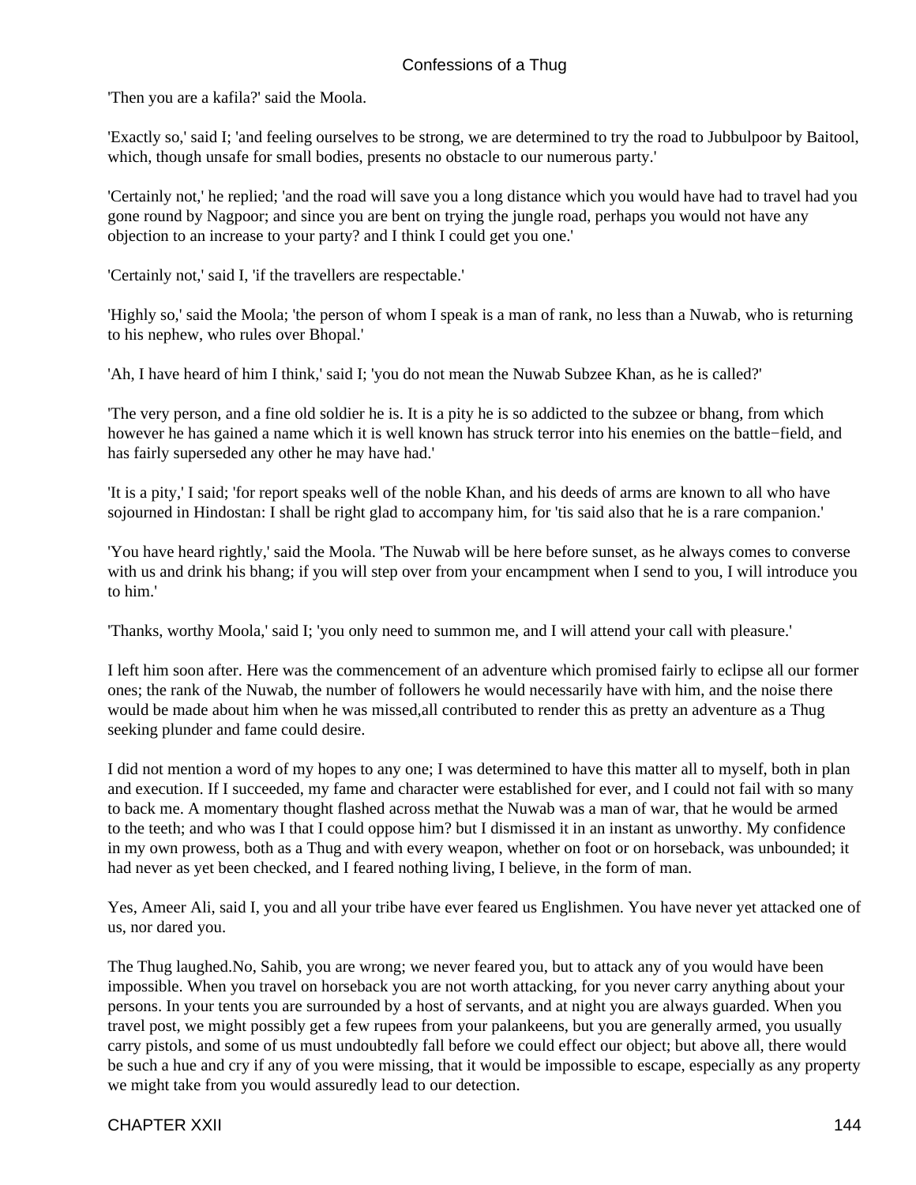'Then you are a kafila?' said the Moola.

'Exactly so,' said I; 'and feeling ourselves to be strong, we are determined to try the road to Jubbulpoor by Baitool, which, though unsafe for small bodies, presents no obstacle to our numerous party.'

'Certainly not,' he replied; 'and the road will save you a long distance which you would have had to travel had you gone round by Nagpoor; and since you are bent on trying the jungle road, perhaps you would not have any objection to an increase to your party? and I think I could get you one.'

'Certainly not,' said I, 'if the travellers are respectable.'

'Highly so,' said the Moola; 'the person of whom I speak is a man of rank, no less than a Nuwab, who is returning to his nephew, who rules over Bhopal.'

'Ah, I have heard of him I think,' said I; 'you do not mean the Nuwab Subzee Khan, as he is called?'

'The very person, and a fine old soldier he is. It is a pity he is so addicted to the subzee or bhang, from which however he has gained a name which it is well known has struck terror into his enemies on the battle−field, and has fairly superseded any other he may have had.'

'It is a pity,' I said; 'for report speaks well of the noble Khan, and his deeds of arms are known to all who have sojourned in Hindostan: I shall be right glad to accompany him, for 'tis said also that he is a rare companion.'

'You have heard rightly,' said the Moola. 'The Nuwab will be here before sunset, as he always comes to converse with us and drink his bhang; if you will step over from your encampment when I send to you, I will introduce you to him.'

'Thanks, worthy Moola,' said I; 'you only need to summon me, and I will attend your call with pleasure.'

I left him soon after. Here was the commencement of an adventure which promised fairly to eclipse all our former ones; the rank of the Nuwab, the number of followers he would necessarily have with him, and the noise there would be made about him when he was missed,all contributed to render this as pretty an adventure as a Thug seeking plunder and fame could desire.

I did not mention a word of my hopes to any one; I was determined to have this matter all to myself, both in plan and execution. If I succeeded, my fame and character were established for ever, and I could not fail with so many to back me. A momentary thought flashed across methat the Nuwab was a man of war, that he would be armed to the teeth; and who was I that I could oppose him? but I dismissed it in an instant as unworthy. My confidence in my own prowess, both as a Thug and with every weapon, whether on foot or on horseback, was unbounded; it had never as yet been checked, and I feared nothing living, I believe, in the form of man.

Yes, Ameer Ali, said I, you and all your tribe have ever feared us Englishmen. You have never yet attacked one of us, nor dared you.

The Thug laughed.No, Sahib, you are wrong; we never feared you, but to attack any of you would have been impossible. When you travel on horseback you are not worth attacking, for you never carry anything about your persons. In your tents you are surrounded by a host of servants, and at night you are always guarded. When you travel post, we might possibly get a few rupees from your palankeens, but you are generally armed, you usually carry pistols, and some of us must undoubtedly fall before we could effect our object; but above all, there would be such a hue and cry if any of you were missing, that it would be impossible to escape, especially as any property we might take from you would assuredly lead to our detection.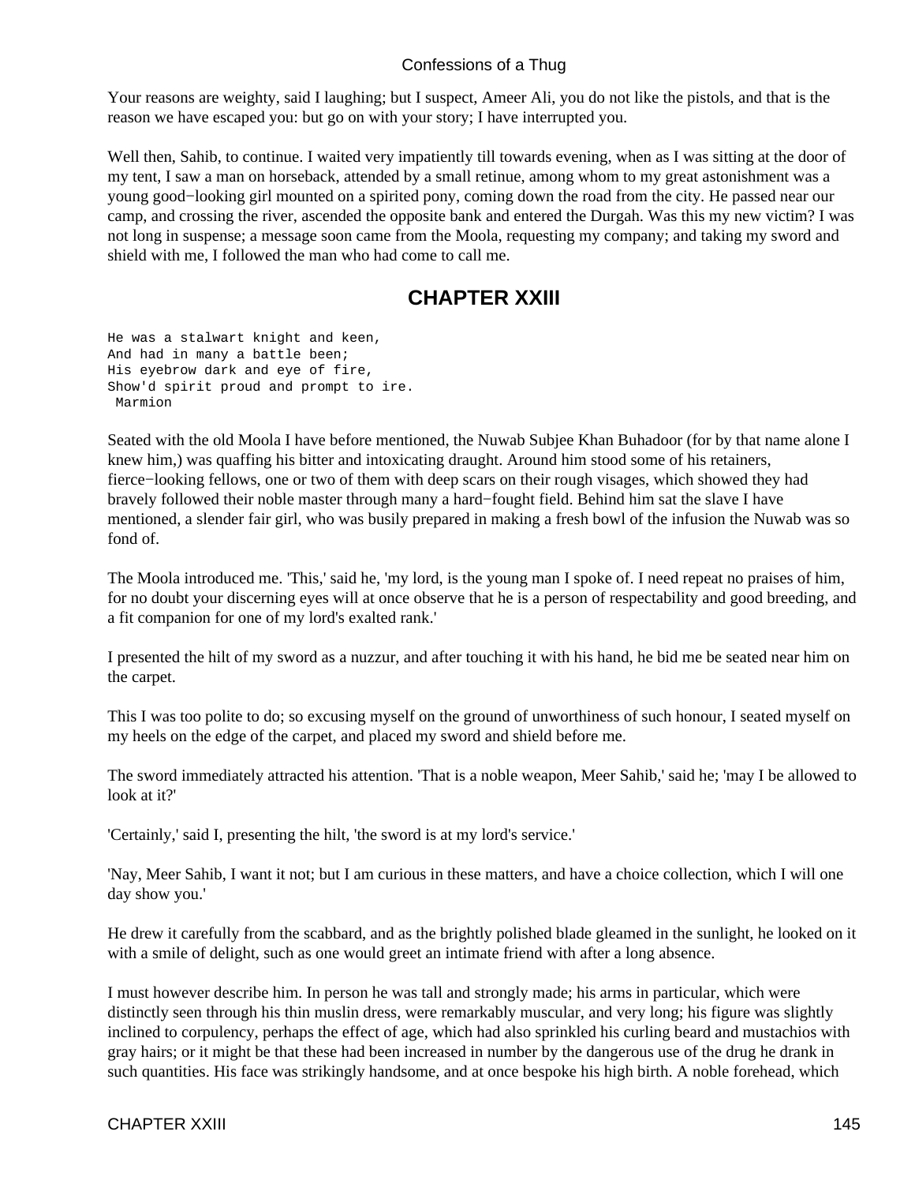Your reasons are weighty, said I laughing; but I suspect, Ameer Ali, you do not like the pistols, and that is the reason we have escaped you: but go on with your story; I have interrupted you.

Well then, Sahib, to continue. I waited very impatiently till towards evening, when as I was sitting at the door of my tent, I saw a man on horseback, attended by a small retinue, among whom to my great astonishment was a young good−looking girl mounted on a spirited pony, coming down the road from the city. He passed near our camp, and crossing the river, ascended the opposite bank and entered the Durgah. Was this my new victim? I was not long in suspense; a message soon came from the Moola, requesting my company; and taking my sword and shield with me, I followed the man who had come to call me.

## CHAPTER XXIII

```
He was a stalwart knight and keen,
And had in many a battle been;
His eyebrow dark and eye of fire,
Show'd spirit proud and prompt to ire.
 Marmion
```

Seated with the old Moola I have before mentioned, the Nuwab Subjee Khan Buhadoor (for by that name alone I knew him,) was quaffing his bitter and intoxicating draught. Around him stood some of his retainers, fierce−looking fellows, one or two of them with deep scars on their rough visages, which showed they had bravely followed their noble master through many a hard−fought field. Behind him sat the slave I have mentioned, a slender fair girl, who was busily prepared in making a fresh bowl of the infusion the Nuwab was so fond of.

The Moola introduced me. 'This,' said he, 'my lord, is the young man I spoke of. I need repeat no praises of him, for no doubt your discerning eyes will at once observe that he is a person of respectability and good breeding, and a fit companion for one of my lord's exalted rank.'

I presented the hilt of my sword as a nuzzur, and after touching it with his hand, he bid me be seated near him on the carpet.

This I was too polite to do; so excusing myself on the ground of unworthiness of such honour, I seated myself on my heels on the edge of the carpet, and placed my sword and shield before me.

The sword immediately attracted his attention. 'That is a noble weapon, Meer Sahib,' said he; 'may I be allowed to look at it?'

'Certainly,' said I, presenting the hilt, 'the sword is at my lord's service.'

'Nay, Meer Sahib, I want it not; but I am curious in these matters, and have a choice collection, which I will one day show you.'

He drew it carefully from the scabbard, and as the brightly polished blade gleamed in the sunlight, he looked on it with a smile of delight, such as one would greet an intimate friend with after a long absence.

I must however describe him. In person he was tall and strongly made; his arms in particular, which were distinctly seen through his thin muslin dress, were remarkably muscular, and very long; his figure was slightly inclined to corpulency, perhaps the effect of age, which had also sprinkled his curling beard and mustachios with gray hairs; or it might be that these had been increased in number by the dangerous use of the drug he drank in such quantities. His face was strikingly handsome, and at once bespoke his high birth. A noble forehead, which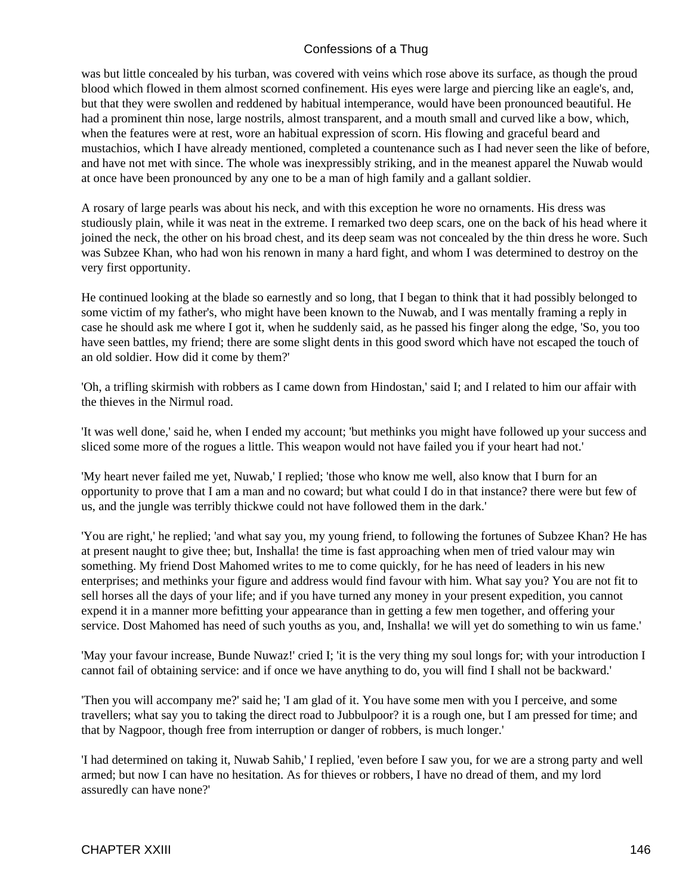was but little concealed by his turban, was covered with veins which rose above its surface, as though the proud blood which flowed in them almost scorned confinement. His eyes were large and piercing like an eagle's, and, but that they were swollen and reddened by habitual intemperance, would have been pronounced beautiful. He had a prominent thin nose, large nostrils, almost transparent, and a mouth small and curved like a bow, which, when the features were at rest, wore an habitual expression of scorn. His flowing and graceful beard and mustachios, which I have already mentioned, completed a countenance such as I had never seen the like of before, and have not met with since. The whole was inexpressibly striking, and in the meanest apparel the Nuwab would at once have been pronounced by any one to be a man of high family and a gallant soldier.

A rosary of large pearls was about his neck, and with this exception he wore no ornaments. His dress was studiously plain, while it was neat in the extreme. I remarked two deep scars, one on the back of his head where it joined the neck, the other on his broad chest, and its deep seam was not concealed by the thin dress he wore. Such was Subzee Khan, who had won his renown in many a hard fight, and whom I was determined to destroy on the very first opportunity.

He continued looking at the blade so earnestly and so long, that I began to think that it had possibly belonged to some victim of my father's, who might have been known to the Nuwab, and I was mentally framing a reply in case he should ask me where I got it, when he suddenly said, as he passed his finger along the edge, 'So, you too have seen battles, my friend; there are some slight dents in this good sword which have not escaped the touch of an old soldier. How did it come by them?'

'Oh, a trifling skirmish with robbers as I came down from Hindostan,' said I; and I related to him our affair with the thieves in the Nirmul road.

'It was well done,' said he, when I ended my account; 'but methinks you might have followed up your success and sliced some more of the rogues a little. This weapon would not have failed you if your heart had not.'

'My heart never failed me yet, Nuwab,' I replied; 'those who know me well, also know that I burn for an opportunity to prove that I am a man and no coward; but what could I do in that instance? there were but few of us, and the jungle was terribly thickwe could not have followed them in the dark.'

'You are right,' he replied; 'and what say you, my young friend, to following the fortunes of Subzee Khan? He has at present naught to give thee; but, Inshalla! the time is fast approaching when men of tried valour may win something. My friend Dost Mahomed writes to me to come quickly, for he has need of leaders in his new enterprises; and methinks your figure and address would find favour with him. What say you? You are not fit to sell horses all the days of your life; and if you have turned any money in your present expedition, you cannot expend it in a manner more befitting your appearance than in getting a few men together, and offering your service. Dost Mahomed has need of such youths as you, and, Inshalla! we will yet do something to win us fame.'

'May your favour increase, Bunde Nuwaz!' cried I; 'it is the very thing my soul longs for; with your introduction I cannot fail of obtaining service: and if once we have anything to do, you will find I shall not be backward.'

'Then you will accompany me?' said he; 'I am glad of it. You have some men with you I perceive, and some travellers; what say you to taking the direct road to Jubbulpoor? it is a rough one, but I am pressed for time; and that by Nagpoor, though free from interruption or danger of robbers, is much longer.'

'I had determined on taking it, Nuwab Sahib,' I replied, 'even before I saw you, for we are a strong party and well armed; but now I can have no hesitation. As for thieves or robbers, I have no dread of them, and my lord assuredly can have none?'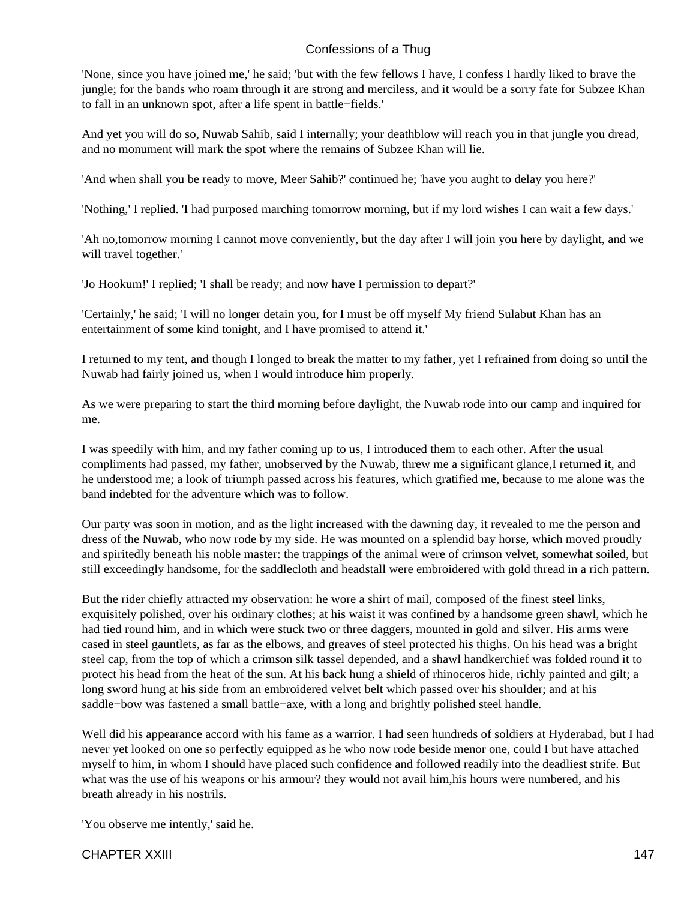'None, since you have joined me,' he said; 'but with the few fellows I have, I confess I hardly liked to brave the jungle; for the bands who roam through it are strong and merciless, and it would be a sorry fate for Subzee Khan to fall in an unknown spot, after a life spent in battle−fields.'

And yet you will do so, Nuwab Sahib, said I internally; your deathblow will reach you in that jungle you dread, and no monument will mark the spot where the remains of Subzee Khan will lie.

'And when shall you be ready to move, Meer Sahib?' continued he; 'have you aught to delay you here?'

'Nothing,' I replied. 'I had purposed marching tomorrow morning, but if my lord wishes I can wait a few days.'

'Ah no,tomorrow morning I cannot move conveniently, but the day after I will join you here by daylight, and we will travel together.'

'Jo Hookum!' I replied; 'I shall be ready; and now have I permission to depart?'

'Certainly,' he said; 'I will no longer detain you, for I must be off myself My friend Sulabut Khan has an entertainment of some kind tonight, and I have promised to attend it.'

I returned to my tent, and though I longed to break the matter to my father, yet I refrained from doing so until the Nuwab had fairly joined us, when I would introduce him properly.

As we were preparing to start the third morning before daylight, the Nuwab rode into our camp and inquired for me.

I was speedily with him, and my father coming up to us, I introduced them to each other. After the usual compliments had passed, my father, unobserved by the Nuwab, threw me a significant glance,I returned it, and he understood me; a look of triumph passed across his features, which gratified me, because to me alone was the band indebted for the adventure which was to follow.

Our party was soon in motion, and as the light increased with the dawning day, it revealed to me the person and dress of the Nuwab, who now rode by my side. He was mounted on a splendid bay horse, which moved proudly and spiritedly beneath his noble master: the trappings of the animal were of crimson velvet, somewhat soiled, but still exceedingly handsome, for the saddlecloth and headstall were embroidered with gold thread in a rich pattern.

But the rider chiefly attracted my observation: he wore a shirt of mail, composed of the finest steel links, exquisitely polished, over his ordinary clothes; at his waist it was confined by a handsome green shawl, which he had tied round him, and in which were stuck two or three daggers, mounted in gold and silver. His arms were cased in steel gauntlets, as far as the elbows, and greaves of steel protected his thighs. On his head was a bright steel cap, from the top of which a crimson silk tassel depended, and a shawl handkerchief was folded round it to protect his head from the heat of the sun. At his back hung a shield of rhinoceros hide, richly painted and gilt; a long sword hung at his side from an embroidered velvet belt which passed over his shoulder; and at his saddle−bow was fastened a small battle−axe, with a long and brightly polished steel handle.

Well did his appearance accord with his fame as a warrior. I had seen hundreds of soldiers at Hyderabad, but I had never yet looked on one so perfectly equipped as he who now rode beside menor one, could I but have attached myself to him, in whom I should have placed such confidence and followed readily into the deadliest strife. But what was the use of his weapons or his armour? they would not avail him,his hours were numbered, and his breath already in his nostrils.

'You observe me intently,' said he.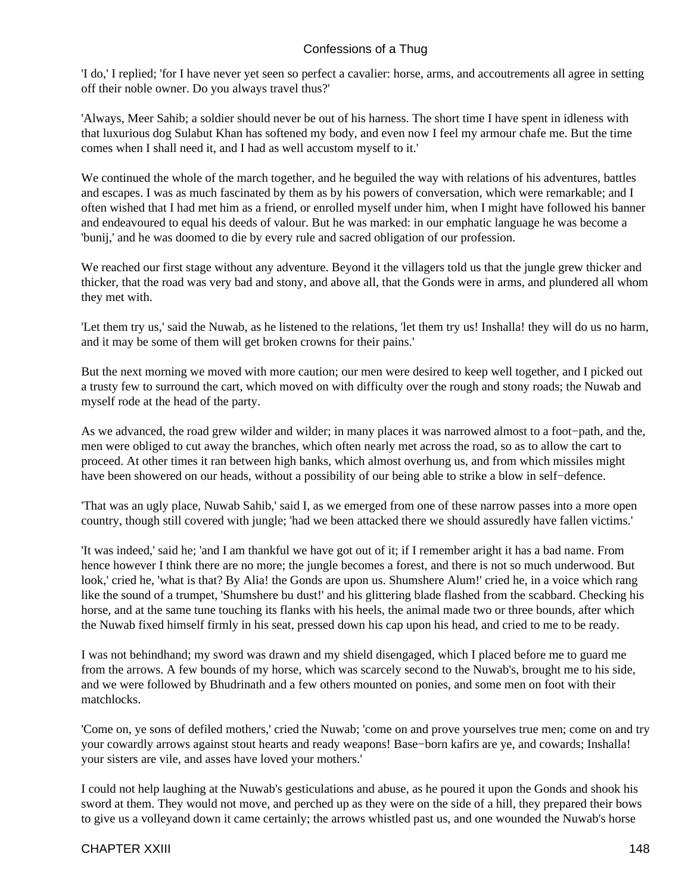'I do,' I replied; 'for I have never yet seen so perfect a cavalier: horse, arms, and accoutrements all agree in setting off their noble owner. Do you always travel thus?'

'Always, Meer Sahib; a soldier should never be out of his harness. The short time I have spent in idleness with that luxurious dog Sulabut Khan has softened my body, and even now I feel my armour chafe me. But the time comes when I shall need it, and I had as well accustom myself to it.'

We continued the whole of the march together, and he beguiled the way with relations of his adventures, battles and escapes. I was as much fascinated by them as by his powers of conversation, which were remarkable; and I often wished that I had met him as a friend, or enrolled myself under him, when I might have followed his banner and endeavoured to equal his deeds of valour. But he was marked: in our emphatic language he was become a 'bunij,' and he was doomed to die by every rule and sacred obligation of our profession.

We reached our first stage without any adventure. Beyond it the villagers told us that the jungle grew thicker and thicker, that the road was very bad and stony, and above all, that the Gonds were in arms, and plundered all whom they met with.

'Let them try us,' said the Nuwab, as he listened to the relations, 'let them try us! Inshalla! they will do us no harm, and it may be some of them will get broken crowns for their pains.'

But the next morning we moved with more caution; our men were desired to keep well together, and I picked out a trusty few to surround the cart, which moved on with difficulty over the rough and stony roads; the Nuwab and myself rode at the head of the party.

As we advanced, the road grew wilder and wilder; in many places it was narrowed almost to a foot−path, and the, men were obliged to cut away the branches, which often nearly met across the road, so as to allow the cart to proceed. At other times it ran between high banks, which almost overhung us, and from which missiles might have been showered on our heads, without a possibility of our being able to strike a blow in self−defence.

'That was an ugly place, Nuwab Sahib,' said I, as we emerged from one of these narrow passes into a more open country, though still covered with jungle; 'had we been attacked there we should assuredly have fallen victims.'

'It was indeed,' said he; 'and I am thankful we have got out of it; if I remember aright it has a bad name. From hence however I think there are no more; the jungle becomes a forest, and there is not so much underwood. But look,' cried he, 'what is that? By Alia! the Gonds are upon us. Shumshere Alum!' cried he, in a voice which rang like the sound of a trumpet, 'Shumshere bu dust!' and his glittering blade flashed from the scabbard. Checking his horse, and at the same tune touching its flanks with his heels, the animal made two or three bounds, after which the Nuwab fixed himself firmly in his seat, pressed down his cap upon his head, and cried to me to be ready.

I was not behindhand; my sword was drawn and my shield disengaged, which I placed before me to guard me from the arrows. A few bounds of my horse, which was scarcely second to the Nuwab's, brought me to his side, and we were followed by Bhudrinath and a few others mounted on ponies, and some men on foot with their matchlocks.

'Come on, ye sons of defiled mothers,' cried the Nuwab; 'come on and prove yourselves true men; come on and try your cowardly arrows against stout hearts and ready weapons! Base−born kafirs are ye, and cowards; Inshalla! your sisters are vile, and asses have loved your mothers.'

I could not help laughing at the Nuwab's gesticulations and abuse, as he poured it upon the Gonds and shook his sword at them. They would not move, and perched up as they were on the side of a hill, they prepared their bows to give us a volleyand down it came certainly; the arrows whistled past us, and one wounded the Nuwab's horse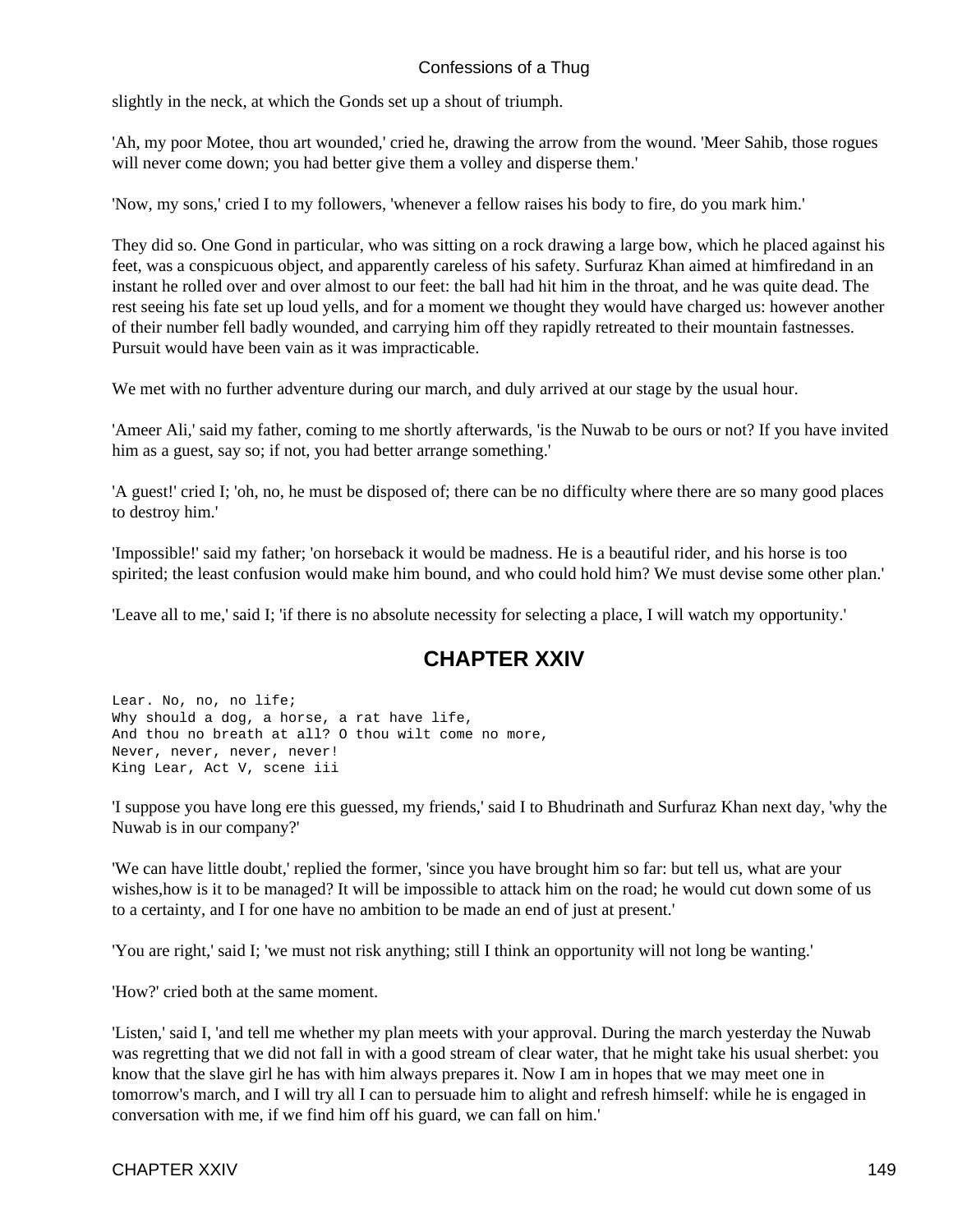slightly in the neck, at which the Gonds set up a shout of triumph.

'Ah, my poor Motee, thou art wounded,' cried he, drawing the arrow from the wound. 'Meer Sahib, those rogues will never come down; you had better give them a volley and disperse them.'

'Now, my sons,' cried I to my followers, 'whenever a fellow raises his body to fire, do you mark him.'

They did so. One Gond in particular, who was sitting on a rock drawing a large bow, which he placed against his feet, was a conspicuous object, and apparently careless of his safety. Surfuraz Khan aimed at himfiredand in an instant he rolled over and over almost to our feet: the ball had hit him in the throat, and he was quite dead. The rest seeing his fate set up loud yells, and for a moment we thought they would have charged us: however another of their number fell badly wounded, and carrying him off they rapidly retreated to their mountain fastnesses. Pursuit would have been vain as it was impracticable.

We met with no further adventure during our march, and duly arrived at our stage by the usual hour.

'Ameer Ali,' said my father, coming to me shortly afterwards, 'is the Nuwab to be ours or not? If you have invited him as a guest, say so; if not, you had better arrange something.'

'A guest!' cried I; 'oh, no, he must be disposed of; there can be no difficulty where there are so many good places to destroy him.'

'Impossible!' said my father; 'on horseback it would be madness. He is a beautiful rider, and his horse is too spirited; the least confusion would make him bound, and who could hold him? We must devise some other plan.'

'Leave all to me,' said I; 'if there is no absolute necessity for selecting a place, I will watch my opportunity.'

## CHAPTER XXIV

```
Lear. No, no, no life;
Why should a dog, a horse, a rat have life,
And thou no breath at all? O thou wilt come no more,
Never, never, never, never!
King Lear, Act V, scene iii
```

'I suppose you have long ere this guessed, my friends,' said I to Bhudrinath and Surfuraz Khan next day, 'why the Nuwab is in our company?'

'We can have little doubt,' replied the former, 'since you have brought him so far: but tell us, what are your wishes,how is it to be managed? It will be impossible to attack him on the road; he would cut down some of us to a certainty, and I for one have no ambition to be made an end of just at present.'

'You are right,' said I; 'we must not risk anything; still I think an opportunity will not long be wanting.'

'How?' cried both at the same moment.

'Listen,' said I, 'and tell me whether my plan meets with your approval. During the march yesterday the Nuwab was regretting that we did not fall in with a good stream of clear water, that he might take his usual sherbet: you know that the slave girl he has with him always prepares it. Now I am in hopes that we may meet one in tomorrow's march, and I will try all I can to persuade him to alight and refresh himself: while he is engaged in conversation with me, if we find him off his guard, we can fall on him.'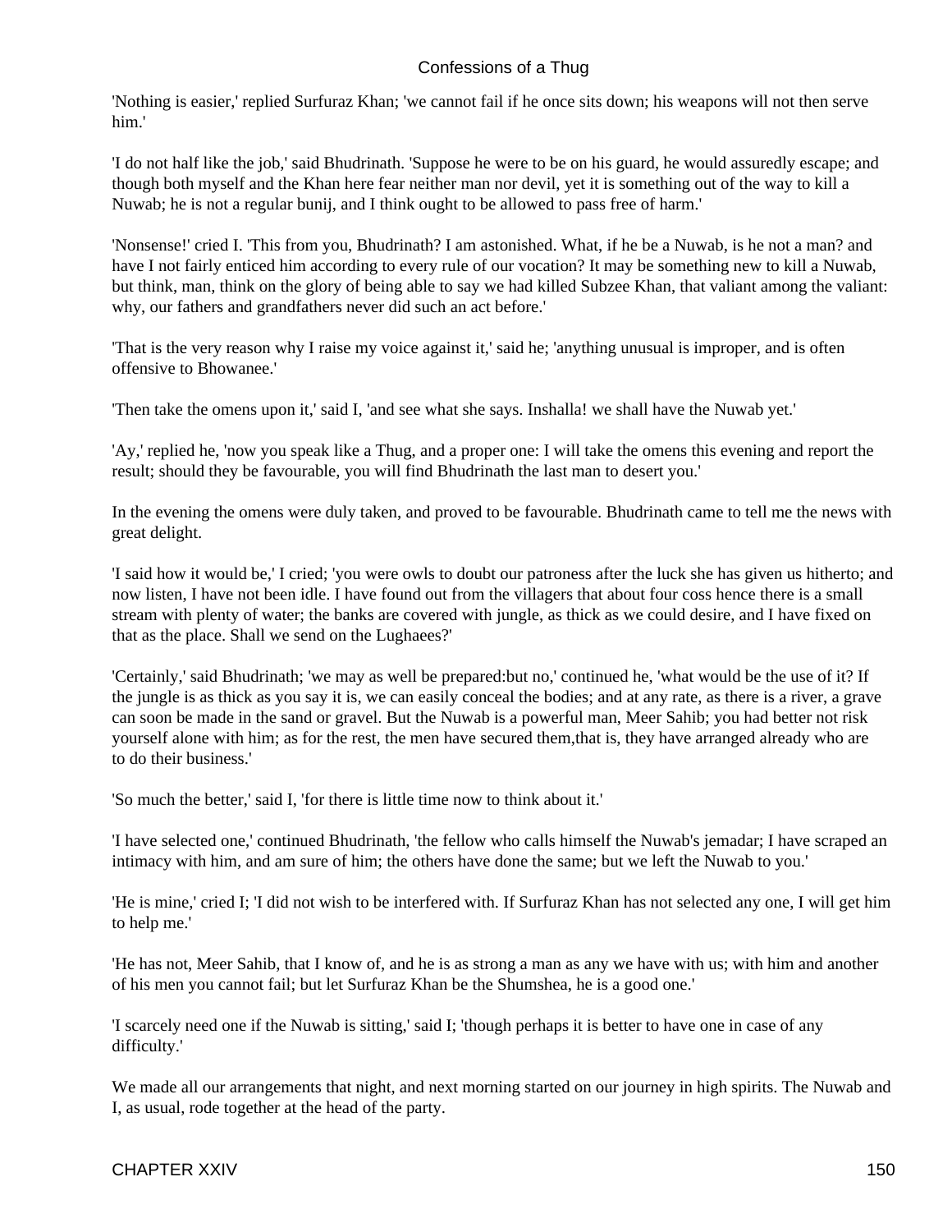'Nothing is easier,' replied Surfuraz Khan; 'we cannot fail if he once sits down; his weapons will not then serve him.'

'I do not half like the job,' said Bhudrinath. 'Suppose he were to be on his guard, he would assuredly escape; and though both myself and the Khan here fear neither man nor devil, yet it is something out of the way to kill a Nuwab; he is not a regular bunij, and I think ought to be allowed to pass free of harm.'

'Nonsense!' cried I. 'This from you, Bhudrinath? I am astonished. What, if he be a Nuwab, is he not a man? and have I not fairly enticed him according to every rule of our vocation? It may be something new to kill a Nuwab, but think, man, think on the glory of being able to say we had killed Subzee Khan, that valiant among the valiant: why, our fathers and grandfathers never did such an act before.'

'That is the very reason why I raise my voice against it,' said he; 'anything unusual is improper, and is often offensive to Bhowanee.'

'Then take the omens upon it,' said I, 'and see what she says. Inshalla! we shall have the Nuwab yet.'

'Ay,' replied he, 'now you speak like a Thug, and a proper one: I will take the omens this evening and report the result; should they be favourable, you will find Bhudrinath the last man to desert you.'

In the evening the omens were duly taken, and proved to be favourable. Bhudrinath came to tell me the news with great delight.

'I said how it would be,' I cried; 'you were owls to doubt our patroness after the luck she has given us hitherto; and now listen, I have not been idle. I have found out from the villagers that about four coss hence there is a small stream with plenty of water; the banks are covered with jungle, as thick as we could desire, and I have fixed on that as the place. Shall we send on the Lughaees?'

'Certainly,' said Bhudrinath; 'we may as well be prepared:but no,' continued he, 'what would be the use of it? If the jungle is as thick as you say it is, we can easily conceal the bodies; and at any rate, as there is a river, a grave can soon be made in the sand or gravel. But the Nuwab is a powerful man, Meer Sahib; you had better not risk yourself alone with him; as for the rest, the men have secured them,that is, they have arranged already who are to do their business.'

'So much the better,' said I, 'for there is little time now to think about it.'

'I have selected one,' continued Bhudrinath, 'the fellow who calls himself the Nuwab's jemadar; I have scraped an intimacy with him, and am sure of him; the others have done the same; but we left the Nuwab to you.'

'He is mine,' cried I; 'I did not wish to be interfered with. If Surfuraz Khan has not selected any one, I will get him to help me.'

'He has not, Meer Sahib, that I know of, and he is as strong a man as any we have with us; with him and another of his men you cannot fail; but let Surfuraz Khan be the Shumshea, he is a good one.'

'I scarcely need one if the Nuwab is sitting,' said I; 'though perhaps it is better to have one in case of any difficulty.'

We made all our arrangements that night, and next morning started on our journey in high spirits. The Nuwab and I, as usual, rode together at the head of the party.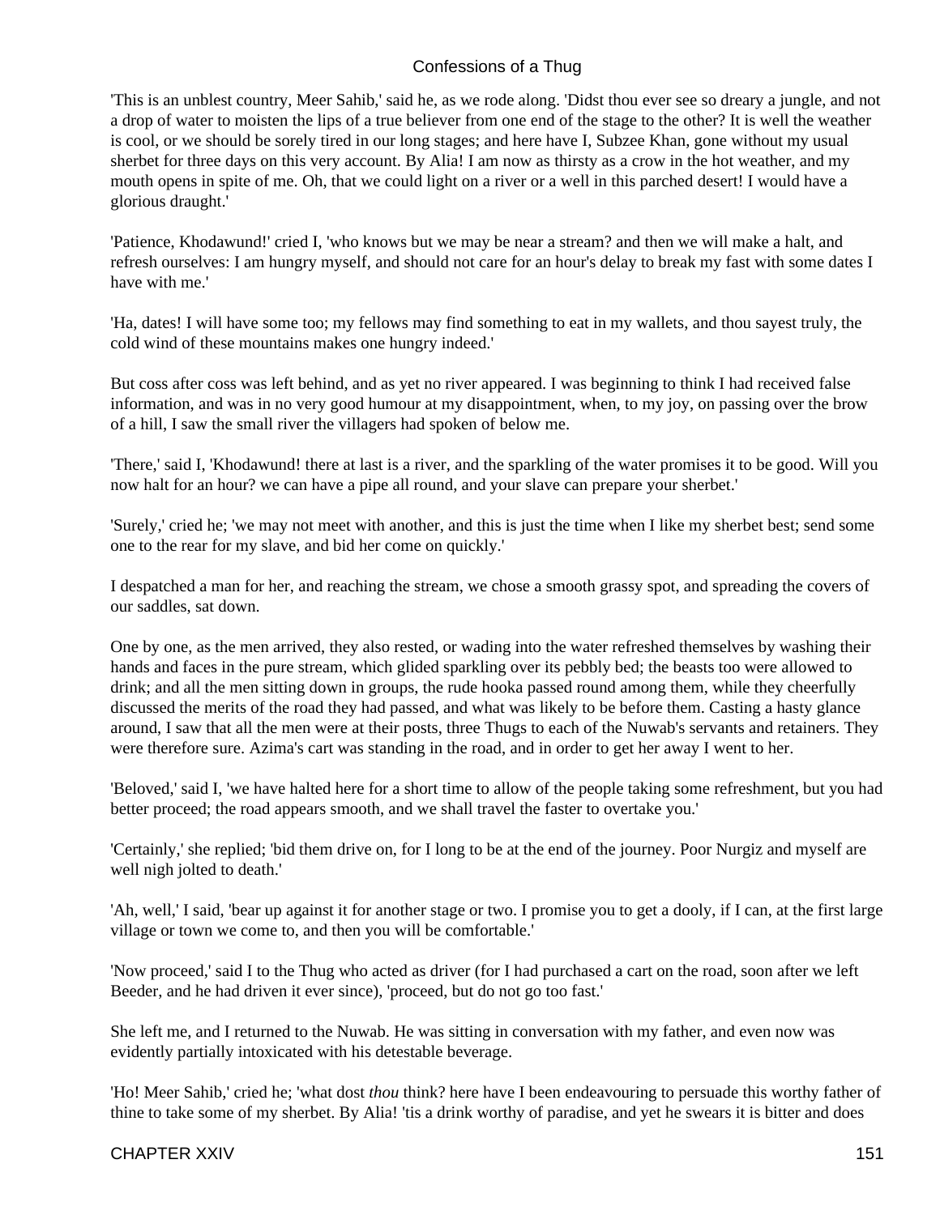'This is an unblest country, Meer Sahib,' said he, as we rode along. 'Didst thou ever see so dreary a jungle, and not a drop of water to moisten the lips of a true believer from one end of the stage to the other? It is well the weather is cool, or we should be sorely tired in our long stages; and here have I, Subzee Khan, gone without my usual sherbet for three days on this very account. By Alia! I am now as thirsty as a crow in the hot weather, and my mouth opens in spite of me. Oh, that we could light on a river or a well in this parched desert! I would have a glorious draught.'

'Patience, Khodawund!' cried I, 'who knows but we may be near a stream? and then we will make a halt, and refresh ourselves: I am hungry myself, and should not care for an hour's delay to break my fast with some dates I have with me.'

'Ha, dates! I will have some too; my fellows may find something to eat in my wallets, and thou sayest truly, the cold wind of these mountains makes one hungry indeed.'

But coss after coss was left behind, and as yet no river appeared. I was beginning to think I had received false information, and was in no very good humour at my disappointment, when, to my joy, on passing over the brow of a hill, I saw the small river the villagers had spoken of below me.

'There,' said I, 'Khodawund! there at last is a river, and the sparkling of the water promises it to be good. Will you now halt for an hour? we can have a pipe all round, and your slave can prepare your sherbet.'

'Surely,' cried he; 'we may not meet with another, and this is just the time when I like my sherbet best; send some one to the rear for my slave, and bid her come on quickly.'

I despatched a man for her, and reaching the stream, we chose a smooth grassy spot, and spreading the covers of our saddles, sat down.

One by one, as the men arrived, they also rested, or wading into the water refreshed themselves by washing their hands and faces in the pure stream, which glided sparkling over its pebbly bed; the beasts too were allowed to drink; and all the men sitting down in groups, the rude hooka passed round among them, while they cheerfully discussed the merits of the road they had passed, and what was likely to be before them. Casting a hasty glance around, I saw that all the men were at their posts, three Thugs to each of the Nuwab's servants and retainers. They were therefore sure. Azima's cart was standing in the road, and in order to get her away I went to her.

'Beloved,' said I, 'we have halted here for a short time to allow of the people taking some refreshment, but you had better proceed; the road appears smooth, and we shall travel the faster to overtake you.'

'Certainly,' she replied; 'bid them drive on, for I long to be at the end of the journey. Poor Nurgiz and myself are well nigh jolted to death.'

'Ah, well,' I said, 'bear up against it for another stage or two. I promise you to get a dooly, if I can, at the first large village or town we come to, and then you will be comfortable.'

'Now proceed,' said I to the Thug who acted as driver (for I had purchased a cart on the road, soon after we left Beeder, and he had driven it ever since), 'proceed, but do not go too fast.'

She left me, and I returned to the Nuwab. He was sitting in conversation with my father, and even now was evidently partially intoxicated with his detestable beverage.

'Ho! Meer Sahib,' cried he; 'what dost *thou* think? here have I been endeavouring to persuade this worthy father of thine to take some of my sherbet. By Alia! 'tis a drink worthy of paradise, and yet he swears it is bitter and does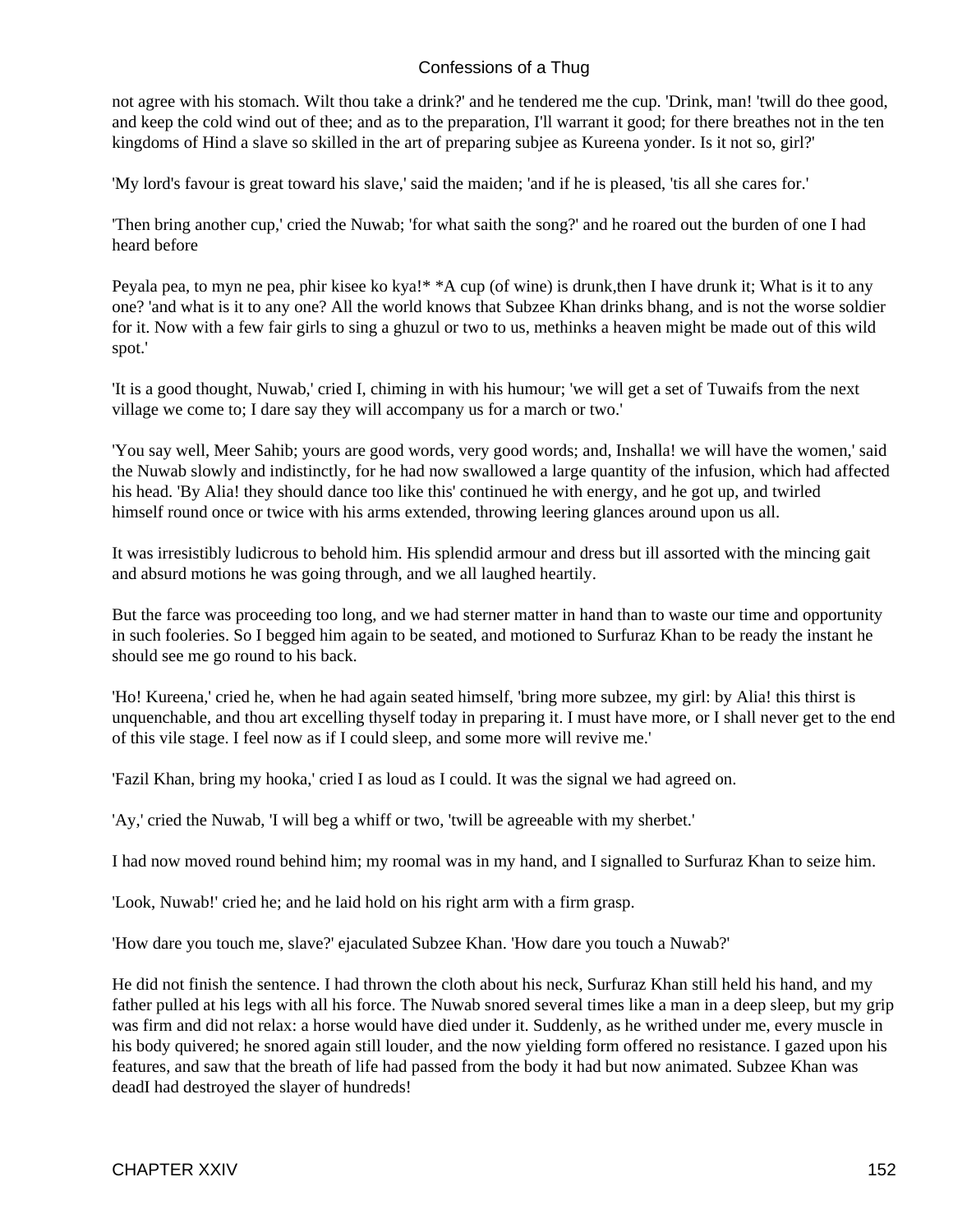not agree with his stomach. Wilt thou take a drink?' and he tendered me the cup. 'Drink, man! 'twill do thee good, and keep the cold wind out of thee; and as to the preparation, I'll warrant it good; for there breathes not in the ten kingdoms of Hind a slave so skilled in the art of preparing subjee as Kureena yonder. Is it not so, girl?'

'My lord's favour is great toward his slave,' said the maiden; 'and if he is pleased, 'tis all she cares for.'

'Then bring another cup,' cried the Nuwab; 'for what saith the song?' and he roared out the burden of one I had heard before

Peyala pea, to myn ne pea, phir kisee ko kya!* *A cup (of wine) is drunk,then I have drunk it; What is it to any one? 'and what is it to any one? All the world knows that Subzee Khan drinks bhang, and is not the worse soldier for it. Now with a few fair girls to sing a ghuzul or two to us, methinks a heaven might be made out of this wild spot.'

'It is a good thought, Nuwab,' cried I, chiming in with his humour; 'we will get a set of Tuwaifs from the next village we come to; I dare say they will accompany us for a march or two.'

'You say well, Meer Sahib; yours are good words, very good words; and, Inshalla! we will have the women,' said the Nuwab slowly and indistinctly, for he had now swallowed a large quantity of the infusion, which had affected his head. 'By Alia! they should dance too like this' continued he with energy, and he got up, and twirled himself round once or twice with his arms extended, throwing leering glances around upon us all.

It was irresistibly ludicrous to behold him. His splendid armour and dress but ill assorted with the mincing gait and absurd motions he was going through, and we all laughed heartily.

But the farce was proceeding too long, and we had sterner matter in hand than to waste our time and opportunity in such fooleries. So I begged him again to be seated, and motioned to Surfuraz Khan to be ready the instant he should see me go round to his back.

'Ho! Kureena,' cried he, when he had again seated himself, 'bring more subzee, my girl: by Alia! this thirst is unquenchable, and thou art excelling thyself today in preparing it. I must have more, or I shall never get to the end of this vile stage. I feel now as if I could sleep, and some more will revive me.'

'Fazil Khan, bring my hooka,' cried I as loud as I could. It was the signal we had agreed on.

'Ay,' cried the Nuwab, 'I will beg a whiff or two, 'twill be agreeable with my sherbet.'

I had now moved round behind him; my roomal was in my hand, and I signalled to Surfuraz Khan to seize him.

'Look, Nuwab!' cried he; and he laid hold on his right arm with a firm grasp.

'How dare you touch me, slave?' ejaculated Subzee Khan. 'How dare you touch a Nuwab?'

He did not finish the sentence. I had thrown the cloth about his neck, Surfuraz Khan still held his hand, and my father pulled at his legs with all his force. The Nuwab snored several times like a man in a deep sleep, but my grip was firm and did not relax: a horse would have died under it. Suddenly, as he writhed under me, every muscle in his body quivered; he snored again still louder, and the now yielding form offered no resistance. I gazed upon his features, and saw that the breath of life had passed from the body it had but now animated. Subzee Khan was deadI had destroyed the slayer of hundreds!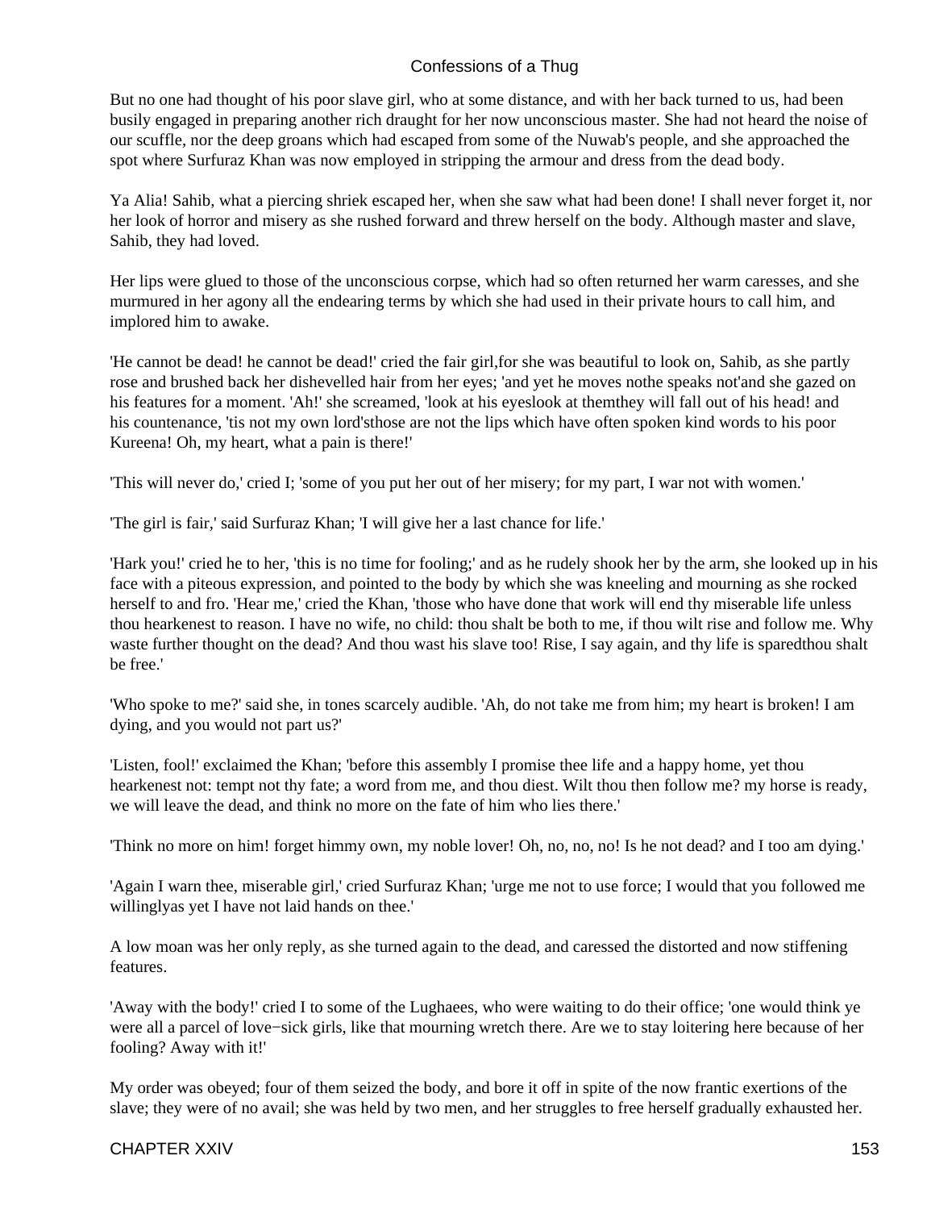But no one had thought of his poor slave girl, who at some distance, and with her back turned to us, had been busily engaged in preparing another rich draught for her now unconscious master. She had not heard the noise of our scuffle, nor the deep groans which had escaped from some of the Nuwab's people, and she approached the spot where Surfuraz Khan was now employed in stripping the armour and dress from the dead body.

Ya Alia! Sahib, what a piercing shriek escaped her, when she saw what had been done! I shall never forget it, nor her look of horror and misery as she rushed forward and threw herself on the body. Although master and slave, Sahib, they had loved.

Her lips were glued to those of the unconscious corpse, which had so often returned her warm caresses, and she murmured in her agony all the endearing terms by which she had used in their private hours to call him, and implored him to awake.

'He cannot be dead! he cannot be dead!' cried the fair girl,for she was beautiful to look on, Sahib, as she partly rose and brushed back her dishevelled hair from her eyes; 'and yet he moves nothe speaks not'and she gazed on his features for a moment. 'Ah!' she screamed, 'look at his eyeslook at themthey will fall out of his head! and his countenance, 'tis not my own lord'sthose are not the lips which have often spoken kind words to his poor Kureena! Oh, my heart, what a pain is there!'

'This will never do,' cried I; 'some of you put her out of her misery; for my part, I war not with women.'

'The girl is fair,' said Surfuraz Khan; 'I will give her a last chance for life.'

'Hark you!' cried he to her, 'this is no time for fooling;' and as he rudely shook her by the arm, she looked up in his face with a piteous expression, and pointed to the body by which she was kneeling and mourning as she rocked herself to and fro. 'Hear me,' cried the Khan, 'those who have done that work will end thy miserable life unless thou hearkenest to reason. I have no wife, no child: thou shalt be both to me, if thou wilt rise and follow me. Why waste further thought on the dead? And thou wast his slave too! Rise, I say again, and thy life is sparedthou shalt be free.'

'Who spoke to me?' said she, in tones scarcely audible. 'Ah, do not take me from him; my heart is broken! I am dying, and you would not part us?'

'Listen, fool!' exclaimed the Khan; 'before this assembly I promise thee life and a happy home, yet thou hearkenest not: tempt not thy fate; a word from me, and thou diest. Wilt thou then follow me? my horse is ready, we will leave the dead, and think no more on the fate of him who lies there.'

'Think no more on him! forget himmy own, my noble lover! Oh, no, no, no! Is he not dead? and I too am dying.'

'Again I warn thee, miserable girl,' cried Surfuraz Khan; 'urge me not to use force; I would that you followed me willinglyas yet I have not laid hands on thee.'

A low moan was her only reply, as she turned again to the dead, and caressed the distorted and now stiffening features.

'Away with the body!' cried I to some of the Lughaees, who were waiting to do their office; 'one would think ye were all a parcel of love−sick girls, like that mourning wretch there. Are we to stay loitering here because of her fooling? Away with it!'

My order was obeyed; four of them seized the body, and bore it off in spite of the now frantic exertions of the slave; they were of no avail; she was held by two men, and her struggles to free herself gradually exhausted her.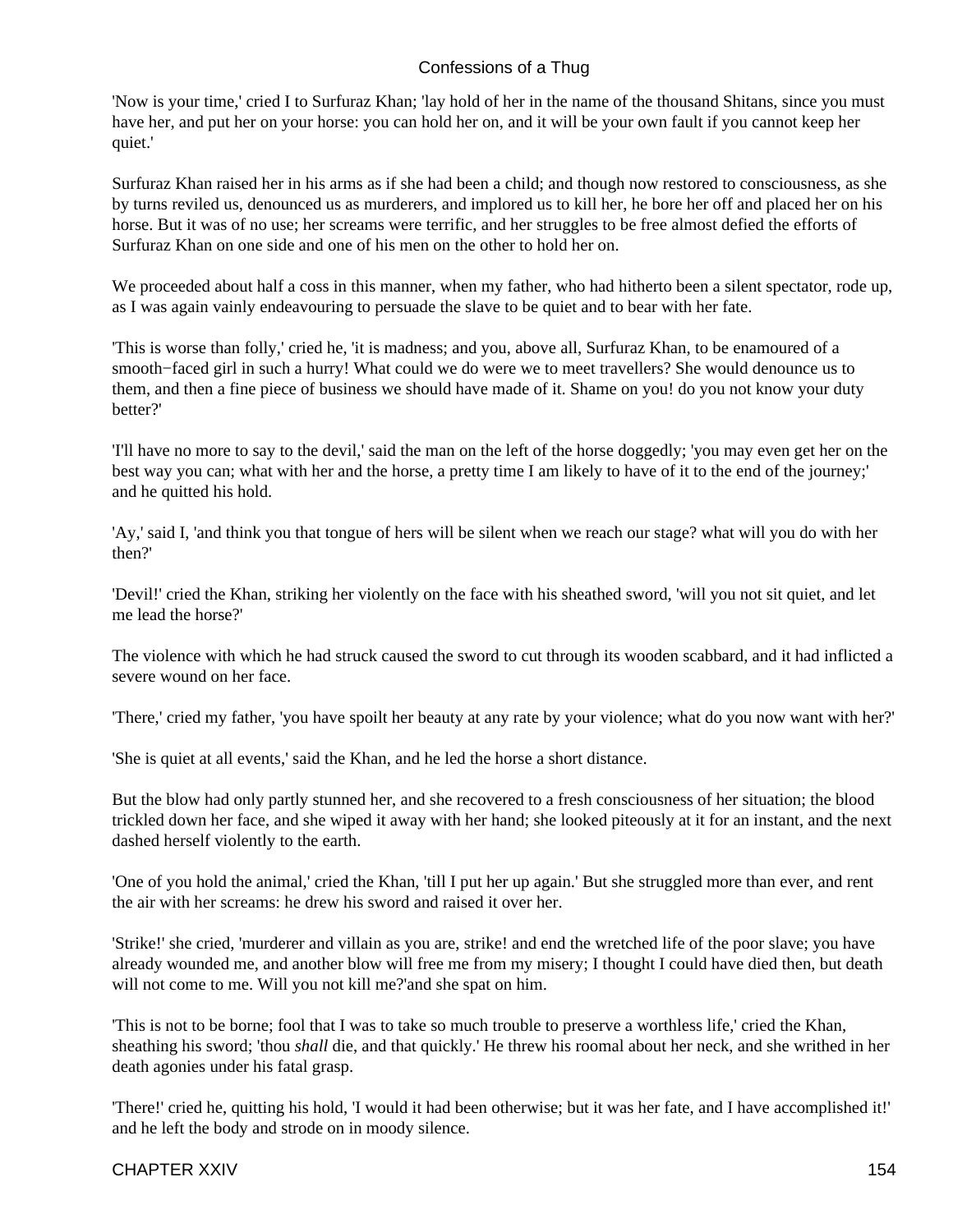'Now is your time,' cried I to Surfuraz Khan; 'lay hold of her in the name of the thousand Shitans, since you must have her, and put her on your horse: you can hold her on, and it will be your own fault if you cannot keep her quiet.'

Surfuraz Khan raised her in his arms as if she had been a child; and though now restored to consciousness, as she by turns reviled us, denounced us as murderers, and implored us to kill her, he bore her off and placed her on his horse. But it was of no use; her screams were terrific, and her struggles to be free almost defied the efforts of Surfuraz Khan on one side and one of his men on the other to hold her on.

We proceeded about half a coss in this manner, when my father, who had hitherto been a silent spectator, rode up, as I was again vainly endeavouring to persuade the slave to be quiet and to bear with her fate.

'This is worse than folly,' cried he, 'it is madness; and you, above all, Surfuraz Khan, to be enamoured of a smooth−faced girl in such a hurry! What could we do were we to meet travellers? She would denounce us to them, and then a fine piece of business we should have made of it. Shame on you! do you not know your duty better?'

'I'll have no more to say to the devil,' said the man on the left of the horse doggedly; 'you may even get her on the best way you can; what with her and the horse, a pretty time I am likely to have of it to the end of the journey;' and he quitted his hold.

'Ay,' said I, 'and think you that tongue of hers will be silent when we reach our stage? what will you do with her then?'

'Devil!' cried the Khan, striking her violently on the face with his sheathed sword, 'will you not sit quiet, and let me lead the horse?'

The violence with which he had struck caused the sword to cut through its wooden scabbard, and it had inflicted a severe wound on her face.

'There,' cried my father, 'you have spoilt her beauty at any rate by your violence; what do you now want with her?'

'She is quiet at all events,' said the Khan, and he led the horse a short distance.

But the blow had only partly stunned her, and she recovered to a fresh consciousness of her situation; the blood trickled down her face, and she wiped it away with her hand; she looked piteously at it for an instant, and the next dashed herself violently to the earth.

'One of you hold the animal,' cried the Khan, 'till I put her up again.' But she struggled more than ever, and rent the air with her screams: he drew his sword and raised it over her.

'Strike!' she cried, 'murderer and villain as you are, strike! and end the wretched life of the poor slave; you have already wounded me, and another blow will free me from my misery; I thought I could have died then, but death will not come to me. Will you not kill me?'and she spat on him.

'This is not to be borne; fool that I was to take so much trouble to preserve a worthless life,' cried the Khan, sheathing his sword; 'thou *shall* die, and that quickly.' He threw his roomal about her neck, and she writhed in her death agonies under his fatal grasp.

'There!' cried he, quitting his hold, 'I would it had been otherwise; but it was her fate, and I have accomplished it!' and he left the body and strode on in moody silence.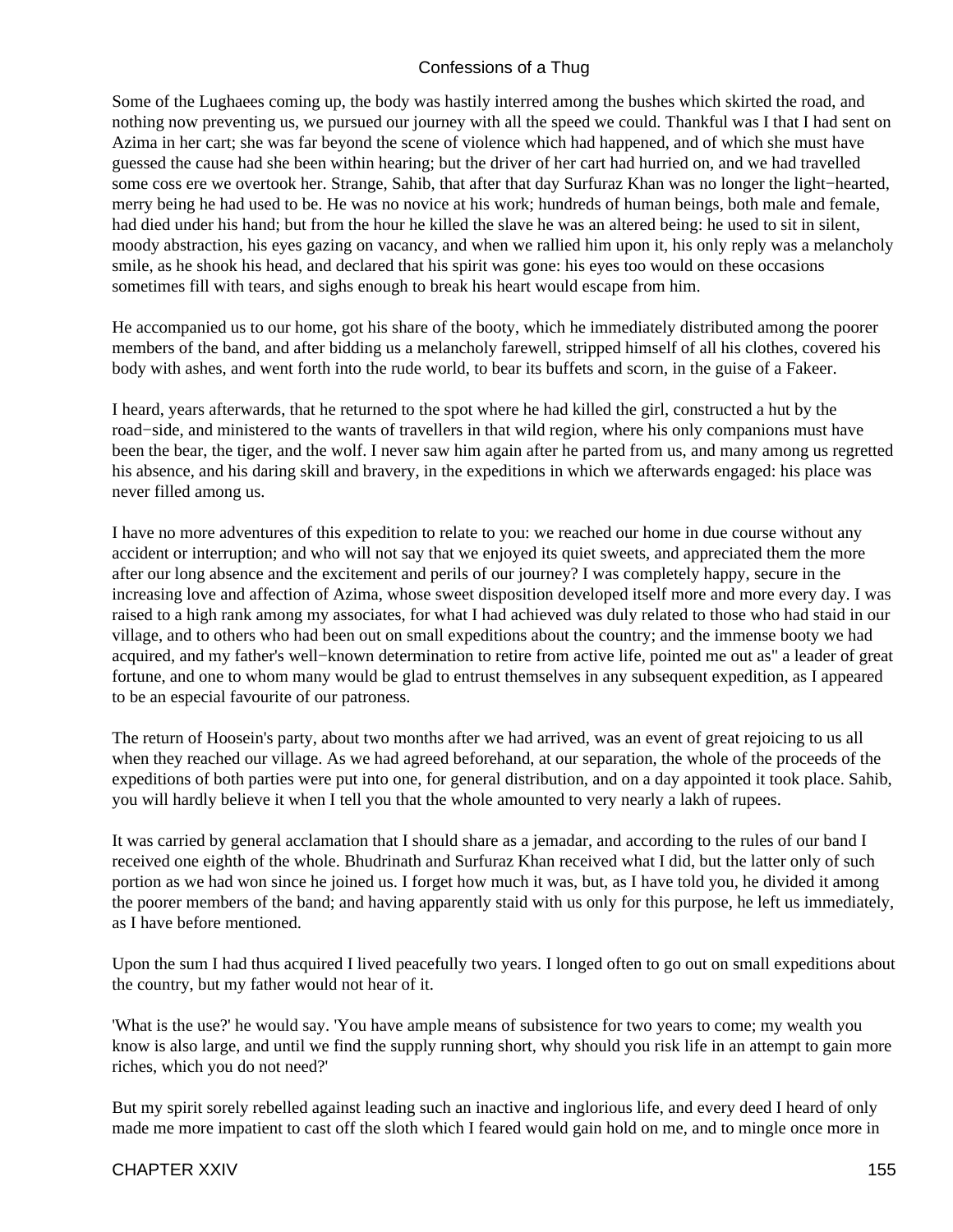Some of the Lughaees coming up, the body was hastily interred among the bushes which skirted the road, and nothing now preventing us, we pursued our journey with all the speed we could. Thankful was I that I had sent on Azima in her cart; she was far beyond the scene of violence which had happened, and of which she must have guessed the cause had she been within hearing; but the driver of her cart had hurried on, and we had travelled some coss ere we overtook her. Strange, Sahib, that after that day Surfuraz Khan was no longer the light−hearted, merry being he had used to be. He was no novice at his work; hundreds of human beings, both male and female, had died under his hand; but from the hour he killed the slave he was an altered being: he used to sit in silent, moody abstraction, his eyes gazing on vacancy, and when we rallied him upon it, his only reply was a melancholy smile, as he shook his head, and declared that his spirit was gone: his eyes too would on these occasions sometimes fill with tears, and sighs enough to break his heart would escape from him.

He accompanied us to our home, got his share of the booty, which he immediately distributed among the poorer members of the band, and after bidding us a melancholy farewell, stripped himself of all his clothes, covered his body with ashes, and went forth into the rude world, to bear its buffets and scorn, in the guise of a Fakeer.

I heard, years afterwards, that he returned to the spot where he had killed the girl, constructed a hut by the road−side, and ministered to the wants of travellers in that wild region, where his only companions must have been the bear, the tiger, and the wolf. I never saw him again after he parted from us, and many among us regretted his absence, and his daring skill and bravery, in the expeditions in which we afterwards engaged: his place was never filled among us.

I have no more adventures of this expedition to relate to you: we reached our home in due course without any accident or interruption; and who will not say that we enjoyed its quiet sweets, and appreciated them the more after our long absence and the excitement and perils of our journey? I was completely happy, secure in the increasing love and affection of Azima, whose sweet disposition developed itself more and more every day. I was raised to a high rank among my associates, for what I had achieved was duly related to those who had staid in our village, and to others who had been out on small expeditions about the country; and the immense booty we had acquired, and my father's well−known determination to retire from active life, pointed me out as" a leader of great fortune, and one to whom many would be glad to entrust themselves in any subsequent expedition, as I appeared to be an especial favourite of our patroness.

The return of Hoosein's party, about two months after we had arrived, was an event of great rejoicing to us all when they reached our village. As we had agreed beforehand, at our separation, the whole of the proceeds of the expeditions of both parties were put into one, for general distribution, and on a day appointed it took place. Sahib, you will hardly believe it when I tell you that the whole amounted to very nearly a lakh of rupees.

It was carried by general acclamation that I should share as a jemadar, and according to the rules of our band I received one eighth of the whole. Bhudrinath and Surfuraz Khan received what I did, but the latter only of such portion as we had won since he joined us. I forget how much it was, but, as I have told you, he divided it among the poorer members of the band; and having apparently staid with us only for this purpose, he left us immediately, as I have before mentioned.

Upon the sum I had thus acquired I lived peacefully two years. I longed often to go out on small expeditions about the country, but my father would not hear of it.

'What is the use?' he would say. 'You have ample means of subsistence for two years to come; my wealth you know is also large, and until we find the supply running short, why should you risk life in an attempt to gain more riches, which you do not need?'

But my spirit sorely rebelled against leading such an inactive and inglorious life, and every deed I heard of only made me more impatient to cast off the sloth which I feared would gain hold on me, and to mingle once more in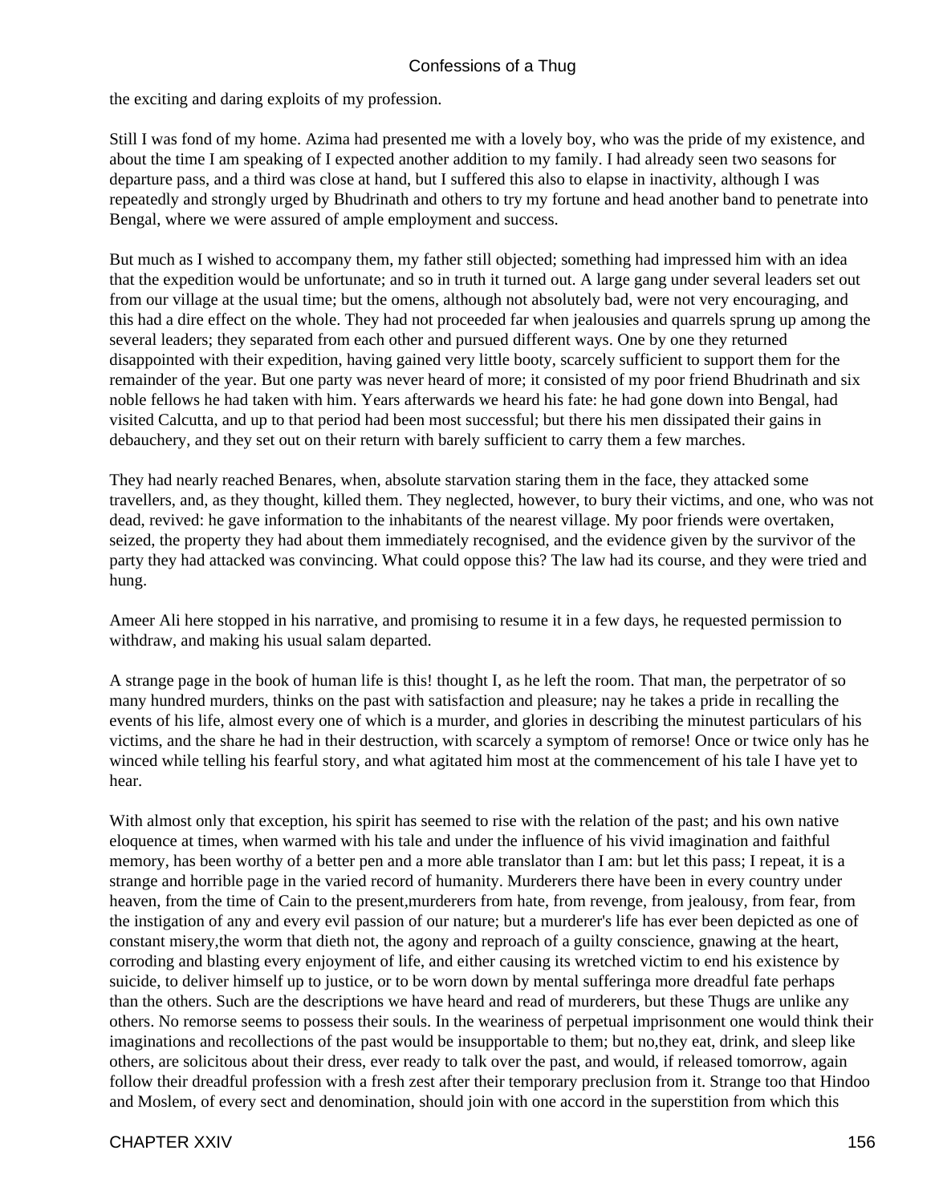the exciting and daring exploits of my profession.

Still I was fond of my home. Azima had presented me with a lovely boy, who was the pride of my existence, and about the time I am speaking of I expected another addition to my family. I had already seen two seasons for departure pass, and a third was close at hand, but I suffered this also to elapse in inactivity, although I was repeatedly and strongly urged by Bhudrinath and others to try my fortune and head another band to penetrate into Bengal, where we were assured of ample employment and success.

But much as I wished to accompany them, my father still objected; something had impressed him with an idea that the expedition would be unfortunate; and so in truth it turned out. A large gang under several leaders set out from our village at the usual time; but the omens, although not absolutely bad, were not very encouraging, and this had a dire effect on the whole. They had not proceeded far when jealousies and quarrels sprung up among the several leaders; they separated from each other and pursued different ways. One by one they returned disappointed with their expedition, having gained very little booty, scarcely sufficient to support them for the remainder of the year. But one party was never heard of more; it consisted of my poor friend Bhudrinath and six noble fellows he had taken with him. Years afterwards we heard his fate: he had gone down into Bengal, had visited Calcutta, and up to that period had been most successful; but there his men dissipated their gains in debauchery, and they set out on their return with barely sufficient to carry them a few marches.

They had nearly reached Benares, when, absolute starvation staring them in the face, they attacked some travellers, and, as they thought, killed them. They neglected, however, to bury their victims, and one, who was not dead, revived: he gave information to the inhabitants of the nearest village. My poor friends were overtaken, seized, the property they had about them immediately recognised, and the evidence given by the survivor of the party they had attacked was convincing. What could oppose this? The law had its course, and they were tried and hung.

Ameer Ali here stopped in his narrative, and promising to resume it in a few days, he requested permission to withdraw, and making his usual salam departed.

A strange page in the book of human life is this! thought I, as he left the room. That man, the perpetrator of so many hundred murders, thinks on the past with satisfaction and pleasure; nay he takes a pride in recalling the events of his life, almost every one of which is a murder, and glories in describing the minutest particulars of his victims, and the share he had in their destruction, with scarcely a symptom of remorse! Once or twice only has he winced while telling his fearful story, and what agitated him most at the commencement of his tale I have yet to hear.

With almost only that exception, his spirit has seemed to rise with the relation of the past; and his own native eloquence at times, when warmed with his tale and under the influence of his vivid imagination and faithful memory, has been worthy of a better pen and a more able translator than I am: but let this pass; I repeat, it is a strange and horrible page in the varied record of humanity. Murderers there have been in every country under heaven, from the time of Cain to the present,murderers from hate, from revenge, from jealousy, from fear, from the instigation of any and every evil passion of our nature; but a murderer's life has ever been depicted as one of constant misery,the worm that dieth not, the agony and reproach of a guilty conscience, gnawing at the heart, corroding and blasting every enjoyment of life, and either causing its wretched victim to end his existence by suicide, to deliver himself up to justice, or to be worn down by mental sufferinga more dreadful fate perhaps than the others. Such are the descriptions we have heard and read of murderersa, but these Thugs are unlike any others. No remorse seems to possess their souls. In the weariness of perpetual imprisonment one would think their imaginations and recollections of the past would be insupportable to them; but no,they eat, drink, and sleep like others, are solicitous about their dress, ever ready to talk over the past, and would, if released tomorrow, again follow their dreadful profession with a fresh zest after their temporary preclusion from it. Strange too that Hindoo and Moslem, of every sect and denomination, should join with one accord in the superstition from which this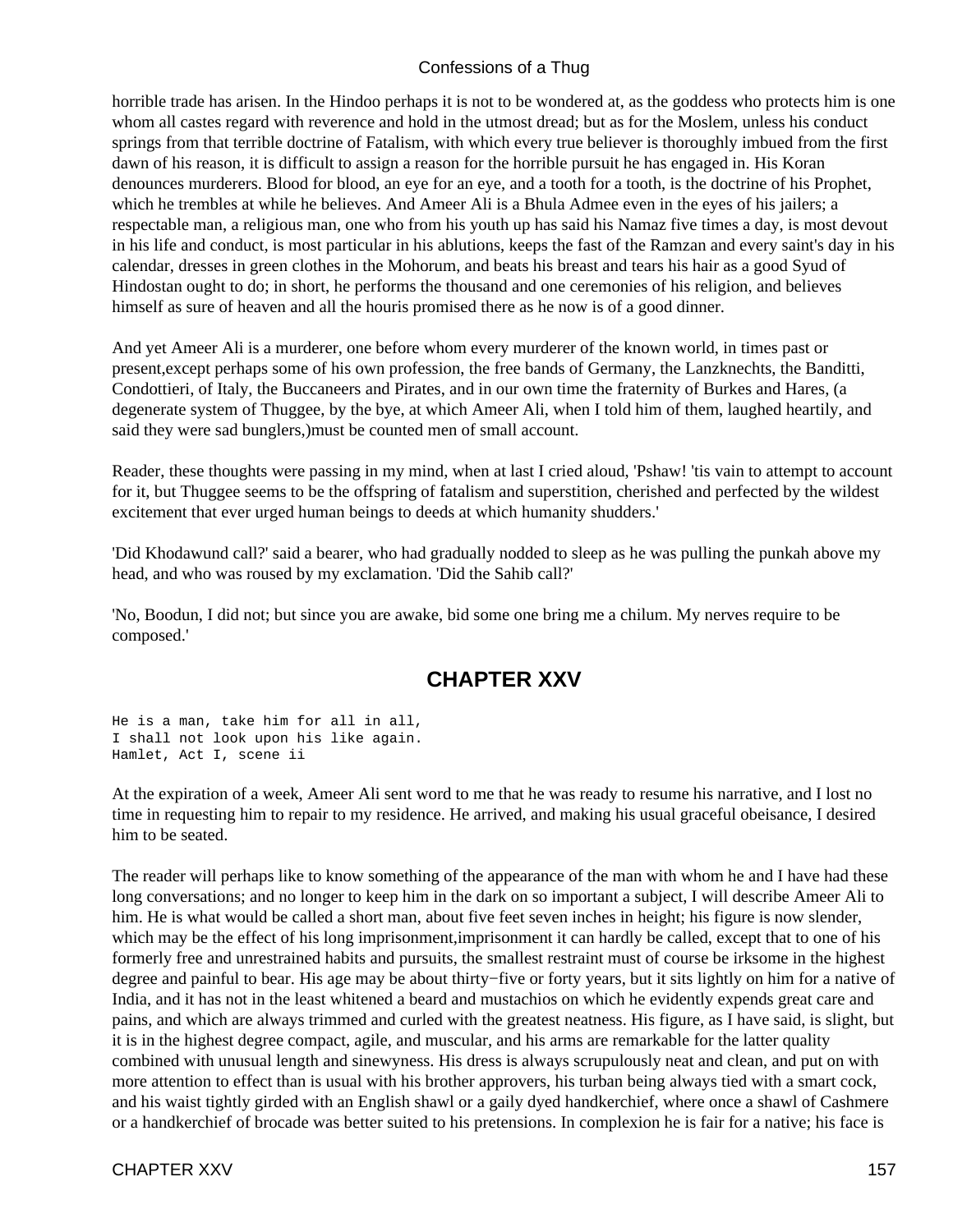horrible trade has arisen. In the Hindoo perhaps it is not to be wondered at, as the goddess who protects him is one whom all castes regard with reverence and hold in the utmost dread; but as for the Moslem, unless his conduct springs from that terrible doctrine of Fatalism, with which every true believer is thoroughly imbued from the first dawn of his reason, it is difficult to assign a reason for the horrible pursuit he has engaged in. His Koran denounces murderers. Blood for blood, an eye for an eye, and a tooth for a tooth, is the doctrine of his Prophet, which he trembles at while he believes. And Ameer Ali is a Bhula Admee even in the eyes of his jailers; a respectable man, a religious man, one who from his youth up has said his Namaz five times a day, is most devout in his life and conduct, is most particular in his ablutions, keeps the fast of the Ramzan and every saint's day in his calendar, dresses in green clothes in the Mohorum, and beats his breast and tears his hair as a good Syud of Hindostan ought to do; in short, he performs the thousand and one ceremonies of his religion, and believes himself as sure of heaven and all the houris promised there as he now is of a good dinner.

And yet Ameer Ali is a murderer, one before whom every murderer of the known world, in times past or present,except perhaps some of his own profession, the free bands of Germany, the Lanzknechts, the Banditti, Condottieri, of Italy, the Buccaneers and Pirates, and in our own time the fraternity of Burkes and Hares, (a degenerate system of Thuggee, by the bye, at which Ameer Ali, when I told him of them, laughed heartily, and said they were sad bunglers,)must be counted men of small account.

Reader, these thoughts were passing in my mind, when at last I cried aloud, 'Pshaw! 'tis vain to attempt to account for it, but Thuggee seems to be the offspring of fatalism and superstition, cherished and perfected by the wildest excitement that ever urged human beings to deeds at which humanity shudders.'

'Did Khodawund call?' said a bearer, who had gradually nodded to sleep as he was pulling the punkah above my head, and who was roused by my exclamation. 'Did the Sahib call?'

'No, Boodun, I did not; but since you are awake, bid some one bring me a chilum. My nerves require to be composed.'

## CHAPTER XXV

```
He is a man, take him for all in all,
I shall not look upon his like again.
Hamlet, Act I, scene ii
```

At the expiration of a week, Ameer Ali sent word to me that he was ready to resume his narrative, and I lost no time in requesting him to repair to my residence. He arrived, and making his usual graceful obeisance, I desired him to be seated.

The reader will perhaps like to know something of the appearance of the man with whom he and I have had these long conversations; and no longer to keep him in the dark on so important a subject, I will describe Ameer Ali to him. He is what would be called a short man, about five feet seven inches in height; his figure is now slender, which may be the effect of his long imprisonment,imprisonment it can hardly be called, except that to one of his formerly free and unrestrained habits and pursuits, the smallest restraint must of course be irksome in the highest degree and painful to bear. His age may be about thirty−five or forty years, but it sits lightly on him for a native of India, and it has not in the least whitened a beard and mustachios on which he evidently expends great care and pains, and which are always trimmed and curled with the greatest neatness. His figure, as I have said, is slight, but it is in the highest degree compact, agile, and muscular, and his arms are remarkable for the latter quality combined with unusual length and sinewyness. His dress is always scrupulously neat and clean, and put on with more attention to effect than is usual with his brother approvers, his turban being always tied with a smart cock, and his waist tightly girded with an English shawl or a gaily dyed handkerchief, where once a shawl of Cashmere or a handkerchief of brocade was better suited to his pretensions. In complexion he is fair for a native; his face is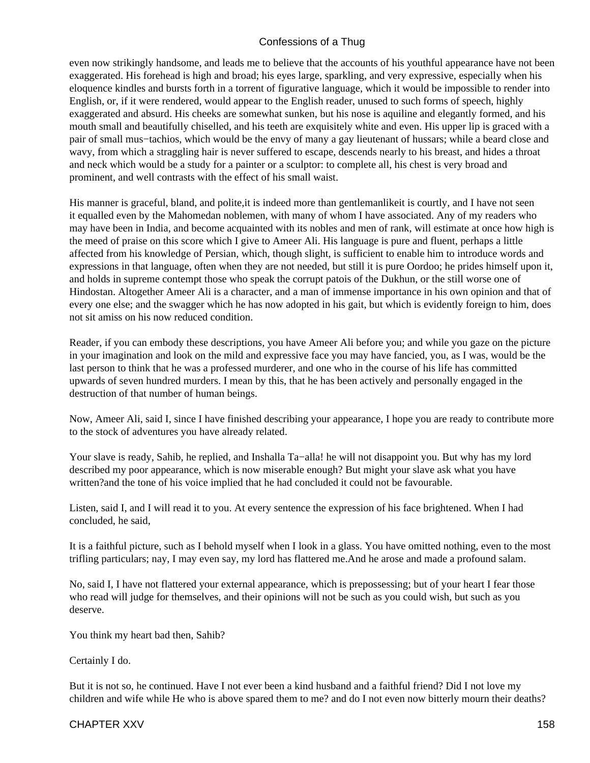even now strikingly handsome, and leads me to believe that the accounts of his youthful appearance have not been exaggerated. His forehead is high and broad; his eyes large, sparkling, and very expressive, especially when his eloquence kindles and bursts forth in a torrent of figurative language, which it would be impossible to render into English, or, if it were rendered, would appear to the English reader, unused to such forms of speech, highly exaggerated and absurd. His cheeks are somewhat sunken, but his nose is aquiline and elegantly formed, and his mouth small and beautifully chiselled, and his teeth are exquisitely white and even. His upper lip is graced with a pair of small mus−tachios, which would be the envy of many a gay lieutenant of hussars; while a beard close and wavy, from which a straggling hair is never suffered to escape, descends nearly to his breast, and hides a throat and neck which would be a study for a painter or a sculptor: to complete all, his chest is very broad and prominent, and well contrasts with the effect of his small waist.

His manner is graceful, bland, and polite,it is indeed more than gentlemanlikeit is courtly, and I have not seen it equalled even by the Mahomedan noblemen, with many of whom I have associated. Any of my readers who may have been in India, and become acquainted with its nobles and men of rank, will estimate at once how high is the meed of praise on this score which I give to Ameer Ali. His language is pure and fluent, perhaps a little affected from his knowledge of Persian, which, though slight, is sufficient to enable him to introduce words and expressions in that language, often when they are not needed, but still it is pure Oordoo; he prides himself upon it, and holds in supreme contempt those who speak the corrupt patois of the Dukhun, or the still worse one of Hindostan. Altogether Ameer Ali is a character, and a man of immense importance in his own opinion and that of every one else; and the swagger which he has now adopted in his gait, but which is evidently foreign to him, does not sit amiss on his now reduced condition.

Reader, if you can embody these descriptions, you have Ameer Ali before you; and while you gaze on the picture in your imagination and look on the mild and expressive face you may have fancied, you, as I was, would be the last person to think that he was a professed murderer, and one who in the course of his life has committed upwards of seven hundred murders. I mean by this, that he has been actively and personally engaged in the destruction of that number of human beings.

Now, Ameer Ali, said I, since I have finished describing your appearance, I hope you are ready to contribute more to the stock of adventures you have already related.

Your slave is ready, Sahib, he replied, and Inshalla Ta−alla! he will not disappoint you. But why has my lord described my poor appearance, which is now miserable enough? But might your slave ask what you have written?and the tone of his voice implied that he had concluded it could not be favourable.

Listen, said I, and I will read it to you. At every sentence the expression of his face brightened. When I had concluded, he said,

It is a faithful picture, such as I behold myself when I look in a glass. You have omitted nothing, even to the most trifling particulars; nay, I may even say, my lord has flattered me.And he arose and made a profound salam.

No, said I, I have not flattered your external appearance, which is prepossessing; but of your heart I fear those who read will judge for themselves, and their opinions will not be such as you could wish, but such as you deserve.

You think my heart bad then, Sahib?

Certainly I do.

But it is not so, he continued. Have I not ever been a kind husband and a faithful friend? Did I not love my children and wife while He who is above spared them to me? and do I not even now bitterly mourn their deaths?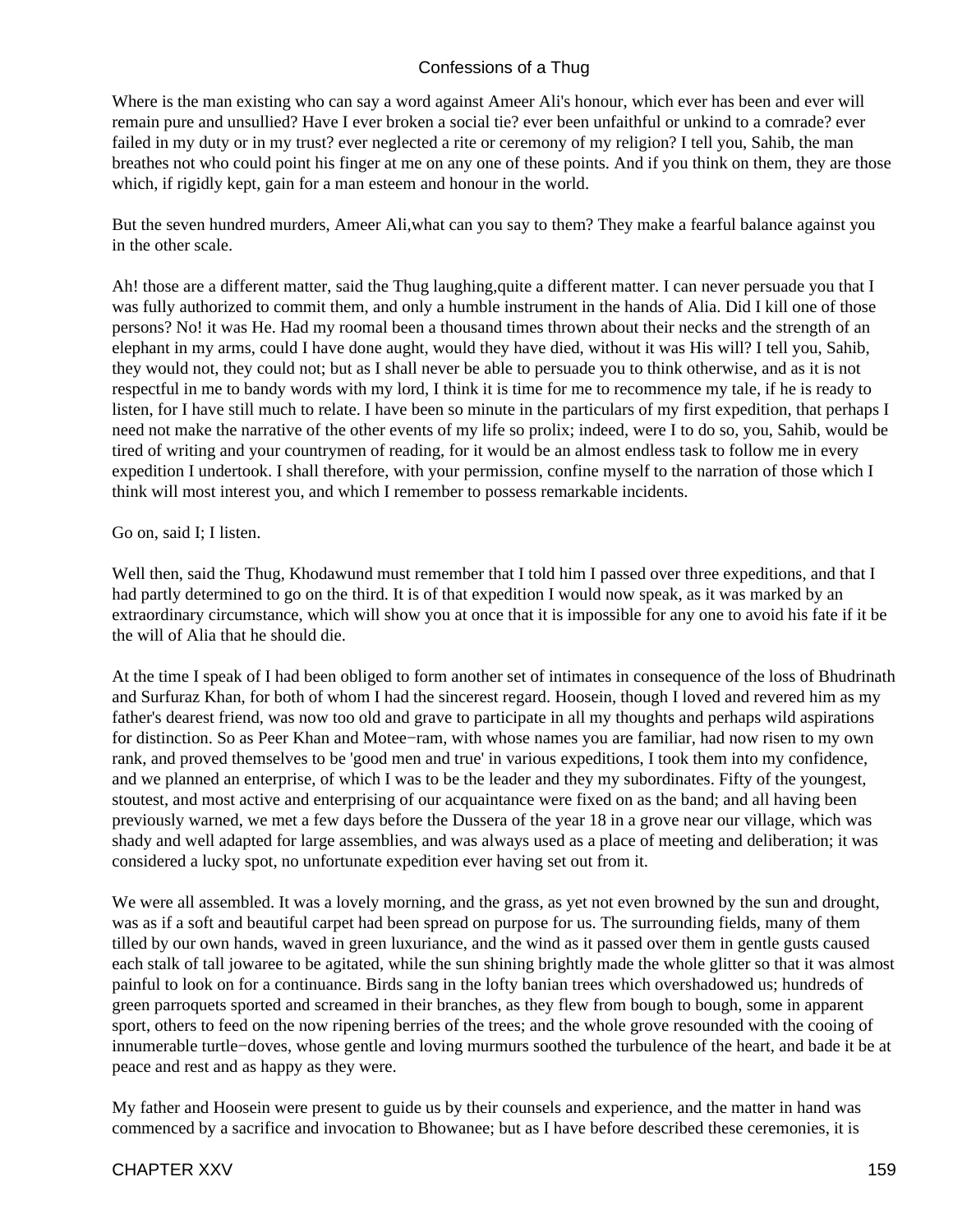Where is the man existing who can say a word against Ameer Ali's honour, which ever has been and ever will remain pure and unsullied? Have I ever broken a social tie? ever been unfaithful or unkind to a comrade? ever failed in my duty or in my trust? ever neglected a rite or ceremony of my religion? I tell you, Sahib, the man breathes not who could point his finger at me on any one of these points. And if you think on them, they are those which, if rigidly kept, gain for a man esteem and honour in the world.

But the seven hundred murders, Ameer Ali,what can you say to them? They make a fearful balance against you in the other scale.

Ah! those are a different matter, said the Thug laughing,quite a different matter. I can never persuade you that I was fully authorized to commit them, and only a humble instrument in the hands of Alia. Did I kill one of those persons? No! it was He. Had my roomal been a thousand times thrown about their necks and the strength of an elephant in my arms, could I have done aught, would they have died, without it was His will? I tell you, Sahib, they would not, they could not; but as I shall never be able to persuade you to think otherwise, and as it is not respectful in me to bandy words with my lord, I think it is time for me to recommence my tale, if he is ready to listen, for I have still much to relate. I have been so minute in the particulars of my first expedition, that perhaps I need not make the narrative of the other events of my life so prolix; indeed, were I to do so, you, Sahib, would be tired of writing and your countrymen of reading, for it would be an almost endless task to follow me in every expedition I undertook. I shall therefore, with your permission, confine myself to the narration of those which I think will most interest you, and which I remember to possess remarkable incidents.

Go on, said I; I listen.

Well then, said the Thug, Khodawund must remember that I told him I passed over three expeditions, and that I had partly determined to go on the third. It is of that expedition I would now speak, as it was marked by an extraordinary circumstance, which will show you at once that it is impossible for any one to avoid his fate if it be the will of Alia that he should die.

At the time I speak of I had been obliged to form another set of intimates in consequence of the loss of Bhudrinath and Surfuraz Khan, for both of whom I had the sincerest regard. Hoosein, though I loved and revered him as my father's dearest friend, was now too old and grave to participate in all my thoughts and perhaps wild aspirations for distinction. So as Peer Khan and Motee−ram, with whose names you are familiar, had now risen to my own rank, and proved themselves to be 'good men and true' in various expeditions, I took them into my confidence, and we planned an enterprise, of which I was to be the leader and they my subordinates. Fifty of the youngest, stoutest, and most active and enterprising of our acquaintance were fixed on as the band; and all having been previously warned, we met a few days before the Dussera of the year 18 in a grove near our village, which was shady and well adapted for large assemblies, and was always used as a place of meeting and deliberation; it was considered a lucky spot, no unfortunate expedition ever having set out from it.

We were all assembled. It was a lovely morning, and the grass, as yet not even browned by the sun and drought, was as if a soft and beautiful carpet had been spread on purpose for us. The surrounding fields, many of them tilled by our own hands, waved in green luxuriance, and the wind as it passed over them in gentle gusts caused each stalk of tall jowaree to be agitated, while the sun shining brightly made the whole glitter so that it was almost painful to look on for a continuance. Birds sang in the lofty banian trees which overshadowed us; hundreds of green parroquets sported and screamed in their branches, as they flew from bough to bough, some in apparent sport, others to feed on the now ripening berries of the trees; and the whole grove resounded with the cooing of innumerable turtle−doves, whose gentle and loving murmurs soothed the turbulence of the heart, and bade it be at peace and rest and as happy as they were.

My father and Hoosein were present to guide us by their counsels and experience, and the matter in hand was commenced by a sacrifice and invocation to Bhowanee; but as I have before described these ceremonies, it is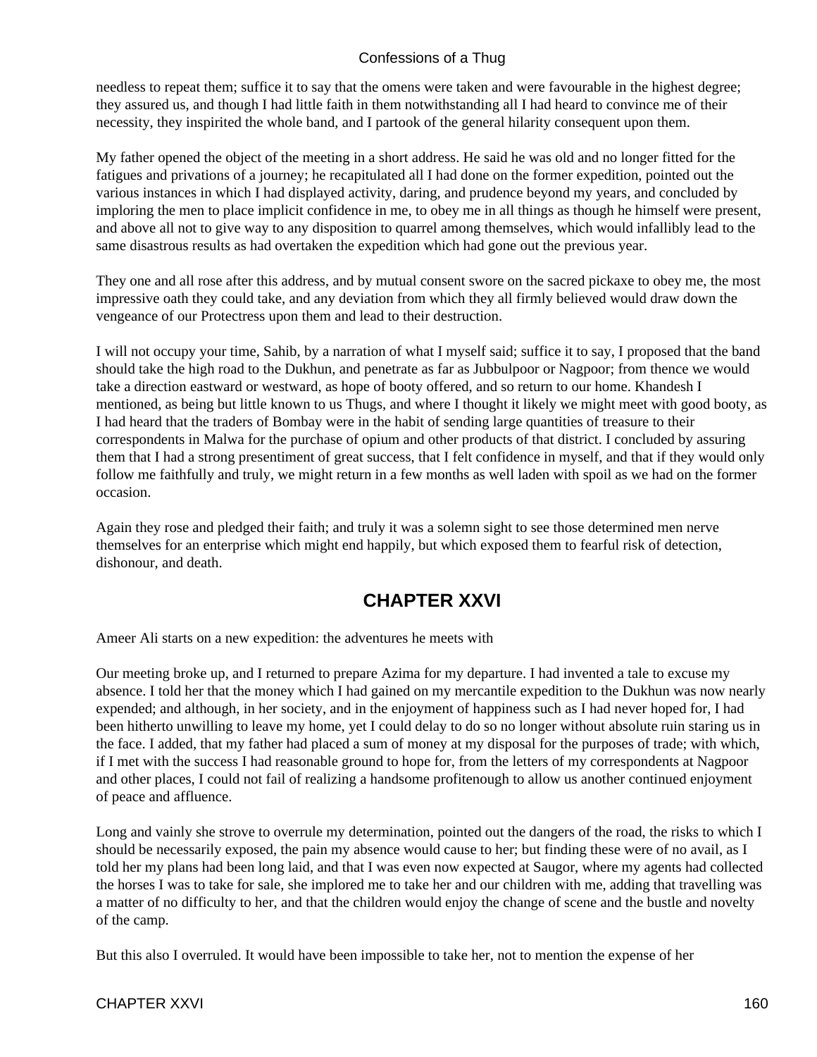needless to repeat them; suffice it to say that the omens were taken and were favourable in the highest degree; they assured us, and though I had little faith in them notwithstanding all I had heard to convince me of their necessity, they inspirited the whole band, and I partook of the general hilarity consequent upon them.

My father opened the object of the meeting in a short address. He said he was old and no longer fitted for the fatigues and privations of a journey; he recapitulated all I had done on the former expedition, pointed out the various instances in which I had displayed activity, daring, and prudence beyond my years, and concluded by imploring the men to place implicit confidence in me, to obey me in all things as though he himself were present, and above all not to give way to any disposition to quarrel among themselves, which would infallibly lead to the same disastrous results as had overtaken the expedition which had gone out the previous year.

They one and all rose after this address, and by mutual consent swore on the sacred pickaxe to obey me, the most impressive oath they could take, and any deviation from which they all firmly believed would draw down the vengeance of our Protectress upon them and lead to their destruction.

I will not occupy your time, Sahib, by a narration of what I myself said; suffice it to say, I proposed that the band should take the high road to the Dukhun, and penetrate as far as Jubbulpoor or Nagpoor; from thence we would take a direction eastward or westward, as hope of booty offered, and so return to our home. Khandesh I mentioned, as being but little known to us Thugs, and where I thought it likely we might meet with good booty, as I had heard that the traders of Bombay were in the habit of sending large quantities of treasure to their correspondents in Malwa for the purchase of opium and other products of that district. I concluded by assuring them that I had a strong presentiment of great success, that I felt confidence in myself, and that if they would only follow me faithfully and truly, we might return in a few months as well laden with spoil as we had on the former occasion.

Again they rose and pledged their faith; and truly it was a solemn sight to see those determined men nerve themselves for an enterprise which might end happily, but which exposed them to fearful risk of detection, dishonour, and death.

## CHAPTER XXVI

Ameer Ali starts on a new expedition: the adventures he meets with

Our meeting broke up, and I returned to prepare Azima for my departure. I had invented a tale to excuse my absence. I told her that the money which I had gained on my mercantile expedition to the Dukhun was now nearly expended; and although, in her society, and in the enjoyment of happiness such as I had never hoped for, I had been hitherto unwilling to leave my home, yet I could delay to do so no longer without absolute ruin staring us in the face. I added, that my father had placed a sum of money at my disposal for the purposes of trade; with which, if I met with the success I had reasonable ground to hope for, from the letters of my correspondents at Nagpoor and other places, I could not fail of realizing a handsome profitenough to allow us another continued enjoyment of peace and affluence.

Long and vainly she strove to overrule my determination, pointed out the dangers of the road, the risks to which I should be necessarily exposed, the pain my absence would cause to her; but finding these were of no avail, as I told her my plans had been long laid, and that I was even now expected at Saugor, where my agents had collected the horses I was to take for sale, she implored me to take her and our children with me, adding that travelling was a matter of no difficulty to her, and that the children would enjoy the change of scene and the bustle and novelty of the camp.

But this also I overruled. It would have been impossible to take her, not to mention the expense of her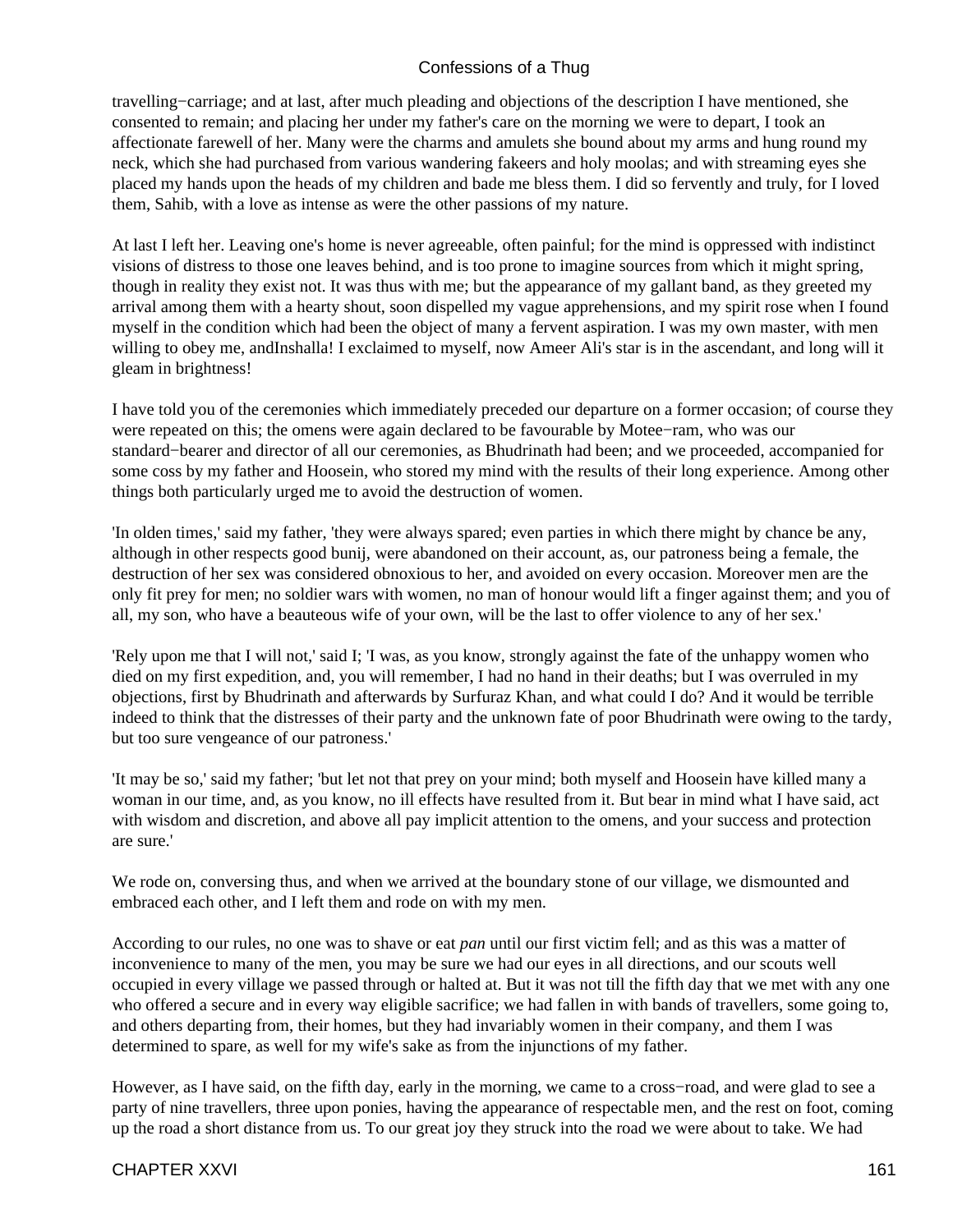travelling−carriage; and at last, after much pleading and objections of the description I have mentioned, she consented to remain; and placing her under my father's care on the morning we were to depart, I took an affectionate farewell of her. Many were the charms and amulets she bound about my arms and hung round my neck, which she had purchased from various wandering fakeers and holy moolas; and with streaming eyes she placed my hands upon the heads of my children and bade me bless them. I did so fervently and truly, for I loved them, Sahib, with a love as intense as were the other passions of my nature.

At last I left her. Leaving one's home is never agreeable, often painful; for the mind is oppressed with indistinct visions of distress to those one leaves behind, and is too prone to imagine sources from which it might spring, though in reality they exist not. It was thus with me; but the appearance of my gallant band, as they greeted my arrival among them with a hearty shout, soon dispelled my vague apprehensions, and my spirit rose when I found myself in the condition which had been the object of many a fervent aspiration. I was my own master, with men willing to obey me, andInshalla! I exclaimed to myself, now Ameer Ali's star is in the ascendant, and long will it gleam in brightness!

I have told you of the ceremonies which immediately preceded our departure on a former occasion; of course they were repeated on this; the omens were again declared to be favourable by Motee−ram, who was our standard−bearer and director of all our ceremonies, as Bhudrinath had been; and we proceeded, accompanied for some coss by my father and Hoosein, who stored my mind with the results of their long experience. Among other things both particularly urged me to avoid the destruction of women.

'In olden times,' said my father, 'they were always spared; even parties in which there might by chance be any, although in other respects good bunij, were abandoned on their account, as, our patroness being a female, the destruction of her sex was considered obnoxious to her, and avoided on every occasion. Moreover men are the only fit prey for men; no soldier wars with women, no man of honour would lift a finger against them; and you of all, my son, who have a beauteous wife of your own, will be the last to offer violence to any of her sex.'

'Rely upon me that I will not,' said I; 'I was, as you know, strongly against the fate of the unhappy women who died on my first expedition, and, you will remember, I had no hand in their deaths; but I was overruled in my objections, first by Bhudrinath and afterwards by Surfuraz Khan, and what could I do? And it would be terrible indeed to think that the distresses of their party and the unknown fate of poor Bhudrinath were owing to the tardy, but too sure vengeance of our patroness.'

'It may be so,' said my father; 'but let not that prey on your mind; both myself and Hoosein have killed many a woman in our time, and, as you know, no ill effects have resulted from it. But bear in mind what I have said, act with wisdom and discretion, and above all pay implicit attention to the omens, and your success and protection are sure.'

We rode on, conversing thus, and when we arrived at the boundary stone of our village, we dismounted and embraced each other, and I left them and rode on with my men.

According to our rules, no one was to shave or eat *pan* until our first victim fell; and as this was a matter of inconvenience to many of the men, you may be sure we had our eyes in all directions, and our scouts well occupied in every village we passed through or halted at. But it was not till the fifth day that we met with any one who offered a secure and in every way eligible sacrifice; we had fallen in with bands of travellers, some going to, and others departing from, their homes, but they had invariably women in their company, and them I was determined to spare, as well for my wife's sake as from the injunctions of my father.

However, as I have said, on the fifth day, early in the morning, we came to a cross−road, and were glad to see a party of nine travellers, three upon ponies, having the appearance of respectable men, and the rest on foot, coming up the road a short distance from us. To our great joy they struck into the road we were about to take. We had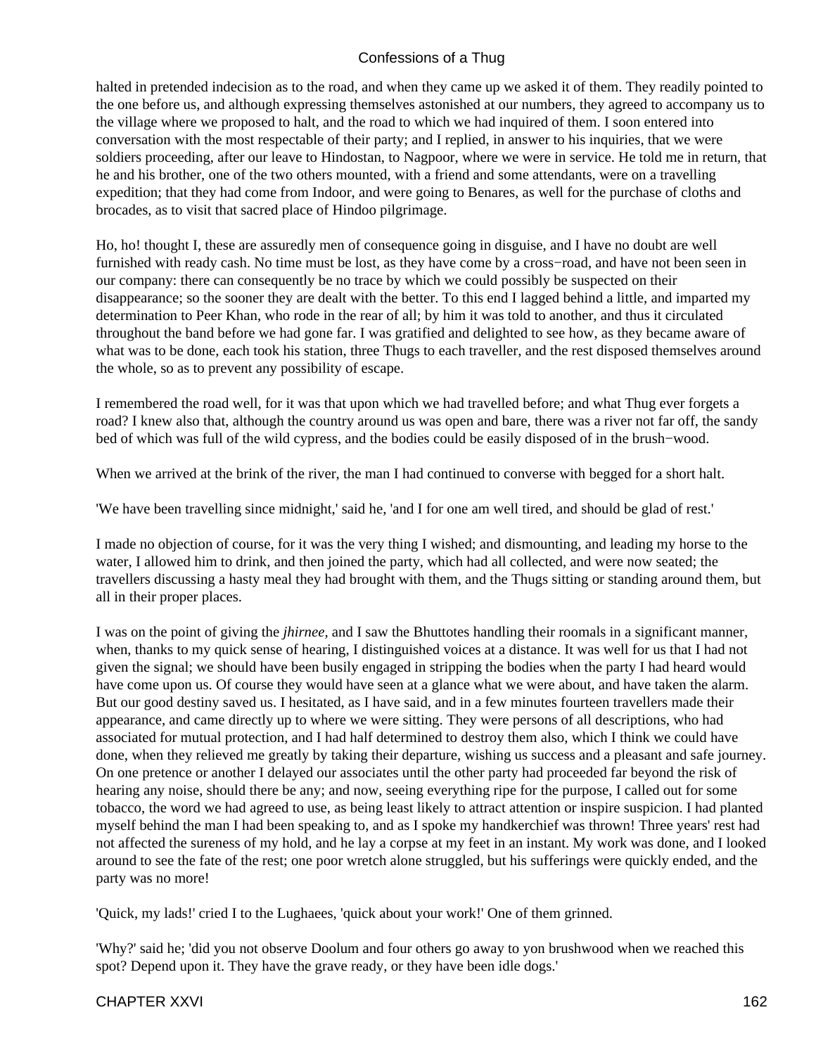halted in pretended indecision as to the road, and when they came up we asked it of them. They readily pointed to the one before us, and although expressing themselves astonished at our numbers, they agreed to accompany us to the village where we proposed to halt, and the road to which we had inquired of them. I soon entered into conversation with the most respectable of their party; and I replied, in answer to his inquiries, that we were soldiers proceeding, after our leave to Hindostan, to Nagpoor, where we were in service. He told me in return, that he and his brother, one of the two others mounted, with a friend and some attendants, were on a travelling expedition; that they had come from Indoor, and were going to Benares, as well for the purchase of cloths and brocades, as to visit that sacred place of Hindoo pilgrimage.

Ho, ho! thought I, these are assuredly men of consequence going in disguise, and I have no doubt are well furnished with ready cash. No time must be lost, as they have come by a cross−road, and have not been seen in our company: there can consequently be no trace by which we could possibly be suspected on their disappearance; so the sooner they are dealt with the better. To this end I lagged behind a little, and imparted my determination to Peer Khan, who rode in the rear of all; by him it was told to another, and thus it circulated throughout the band before we had gone far. I was gratified and delighted to see how, as they became aware of what was to be done, each took his station, three Thugs to each traveller, and the rest disposed themselves around the whole, so as to prevent any possibility of escape.

I remembered the road well, for it was that upon which we had travelled before; and what Thug ever forgets a road? I knew also that, although the country around us was open and bare, there was a river not far off, the sandy bed of which was full of the wild cypress, and the bodies could be easily disposed of in the brush−wood.

When we arrived at the brink of the river, the man I had continued to converse with begged for a short halt.

'We have been travelling since midnight,' said he, 'and I for one am well tired, and should be glad of rest.'

I made no objection of course, for it was the very thing I wished; and dismounting, and leading my horse to the water, I allowed him to drink, and then joined the party, which had all collected, and were now seated; the travellers discussing a hasty meal they had brought with them, and the Thugs sitting or standing around them, but all in their proper places.

I was on the point of giving the *jhirnee*, and I saw the Bhuttotes handling their roomals in a significant manner, when, thanks to my quick sense of hearing, I distinguished voices at a distance. It was well for us that I had not given the signal; we should have been busily engaged in stripping the bodies when the party I had heard would have come upon us. Of course they would have seen at a glance what we were about, and have taken the alarm. But our good destiny saved us. I hesitated, as I have said, and in a few minutes fourteen travellers made their appearance, and came directly up to where we were sitting. They were persons of all descriptions, who had associated for mutual protection, and I had half determined to destroy them also, which I think we could have done, when they relieved me greatly by taking their departure, wishing us success and a pleasant and safe journey. On one pretence or another I delayed our associates until the other party had proceeded far beyond the risk of hearing any noise, should there be any; and now, seeing everything ripe for the purpose, I called out for some tobacco, the word we had agreed to use, as being least likely to attract attention or inspire suspicion. I had planted myself behind the man I had been speaking to, and as I spoke my handkerchief was thrown! Three years' rest had not affected the sureness of my hold, and he lay a corpse at my feet in an instant. My work was done, and I looked around to see the fate of the rest; one poor wretch alone struggled, but his sufferings were quickly ended, and the party was no more!

'Quick, my lads!' cried I to the Lughaees, 'quick about your work!' One of them grinned.

'Why?' said he; 'did you not observe Doolum and four others go away to yon brushwood when we reached this spot? Depend upon it. They have the grave ready, or they have been idle dogs.'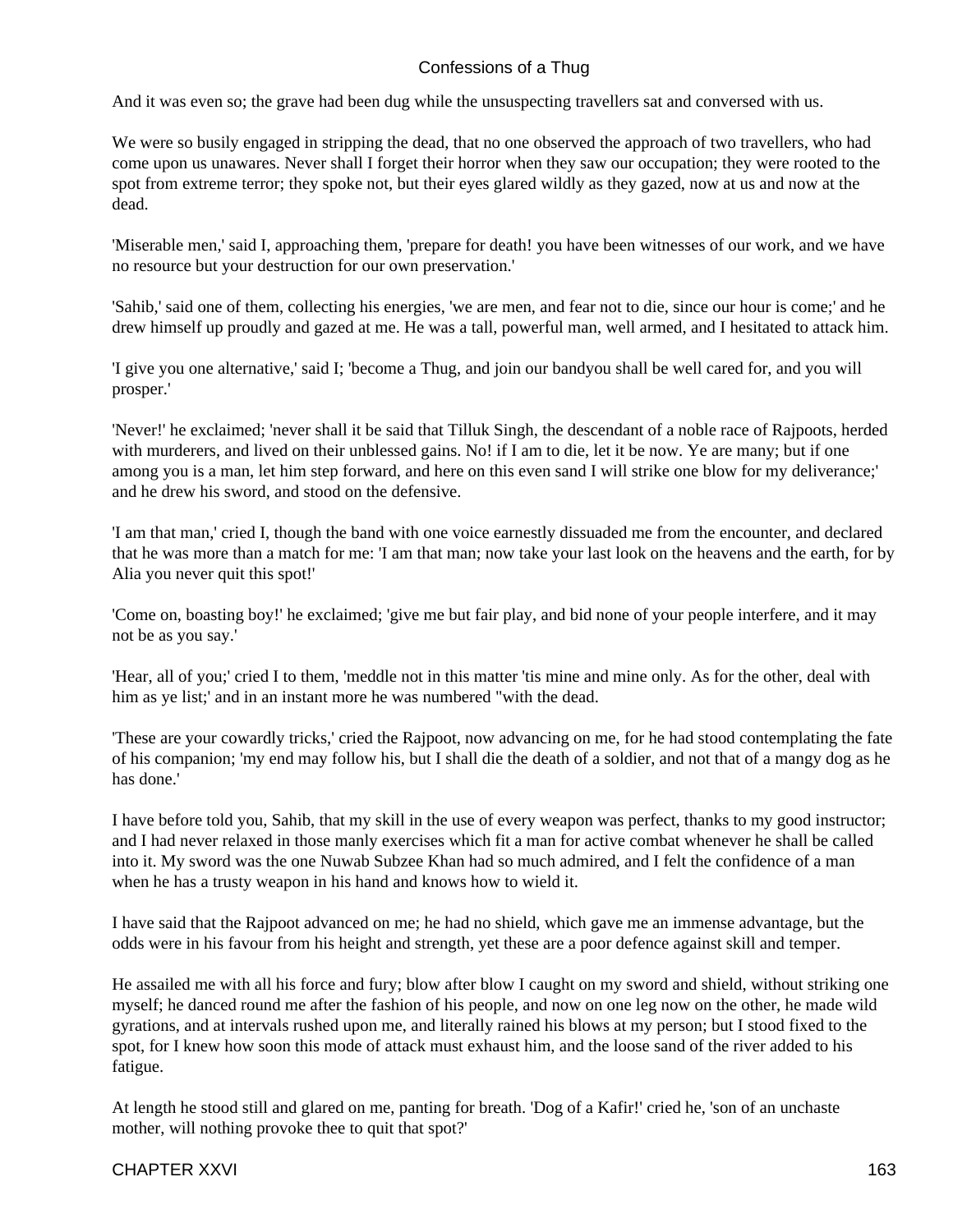And it was even so; the grave had been dug while the unsuspecting travellers sat and conversed with us.

We were so busily engaged in stripping the dead, that no one observed the approach of two travellers, who had come upon us unawares. Never shall I forget their horror when they saw our occupation; they were rooted to the spot from extreme terror; they spoke not, but their eyes glared wildly as they gazed, now at us and now at the dead.

'Miserable men,' said I, approaching them, 'prepare for death! you have been witnesses of our work, and we have no resource but your destruction for our own preservation.'

'Sahib,' said one of them, collecting his energies, 'we are men, and fear not to die, since our hour is come;' and he drew himself up proudly and gazed at me. He was a tall, powerful man, well armed, and I hesitated to attack him.

'I give you one alternative,' said I; 'become a Thug, and join our bandyou shall be well cared for, and you will prosper.'

'Never!' he exclaimed; 'never shall it be said that Tilluk Singh, the descendant of a noble race of Rajpoots, herded with murderers, and lived on their unblessed gains. No! if I am to die, let it be now. Ye are many; but if one among you is a man, let him step forward, and here on this even sand I will strike one blow for my deliverance;' and he drew his sword, and stood on the defensive.

'I am that man,' cried I, though the band with one voice earnestly dissuaded me from the encounter, and declared that he was more than a match for me: 'I am that man; now take your last look on the heavens and the earth, for by Alia you never quit this spot!'

'Come on, boasting boy!' he exclaimed; 'give me but fair play, and bid none of your people interfere, and it may not be as you say.'

'Hear, all of you;' cried I to them, 'meddle not in this matter 'tis mine and mine only. As for the other, deal with him as ye list;' and in an instant more he was numbered "with the dead.

'These are your cowardly tricks,' cried the Rajpoot, now advancing on me, for he had stood contemplating the fate of his companion; 'my end may follow his, but I shall die the death of a soldier, and not that of a mangy dog as he has done.'

I have before told you, Sahib, that my skill in the use of every weapon was perfect, thanks to my good instructor; and I had never relaxed in those manly exercises which fit a man for active combat whenever he shall be called into it. My sword was the one Nuwab Subzee Khan had so much admired, and I felt the confidence of a man when he has a trusty weapon in his hand and knows how to wield it.

I have said that the Rajpoot advanced on me; he had no shield, which gave me an immense advantage, but the odds were in his favour from his height and strength, yet these are a poor defence against skill and temper.

He assailed me with all his force and fury; blow after blow I caught on my sword and shield, without striking one myself; he danced round me after the fashion of his people, and now on one leg now on the other, he made wild gyrations, and at intervals rushed upon me, and literally rained his blows at my person; but I stood fixed to the spot, for I knew how soon this mode of attack must exhaust him, and the loose sand of the river added to his fatigue.

At length he stood still and glared on me, panting for breath. 'Dog of a Kafir!' cried he, 'son of an unchaste mother, will nothing provoke thee to quit that spot?'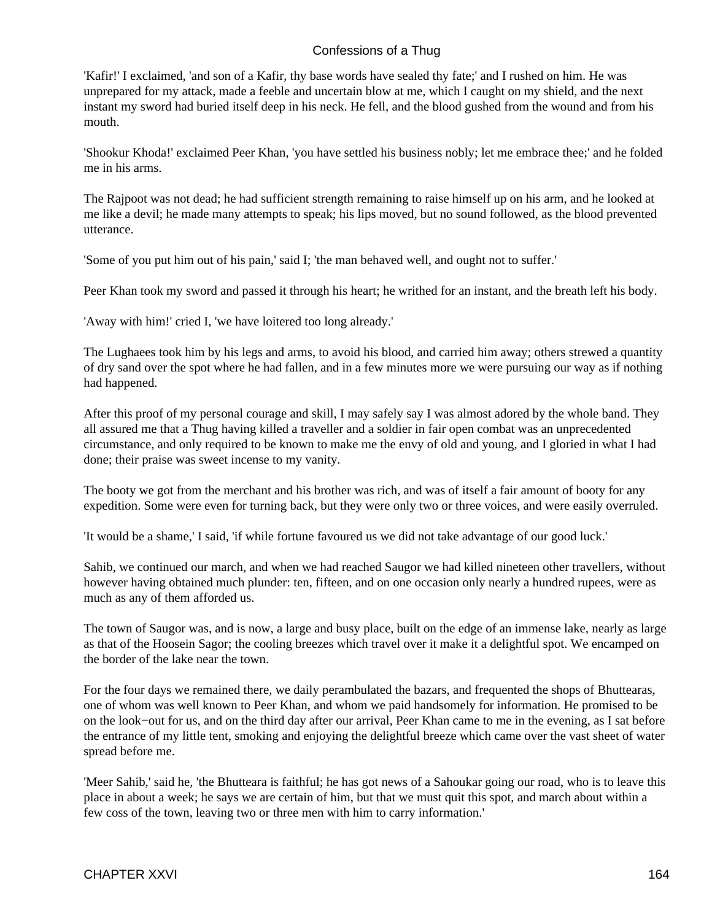'Kafir!' I exclaimed, 'and son of a Kafir, thy base words have sealed thy fate;' and I rushed on him. He was unprepared for my attack, made a feeble and uncertain blow at me, which I caught on my shield, and the next instant my sword had buried itself deep in his neck. He fell, and the blood gushed from the wound and from his mouth.

'Shookur Khoda!' exclaimed Peer Khan, 'you have settled his business nobly; let me embrace thee;' and he folded me in his arms.

The Rajpoot was not dead; he had sufficient strength remaining to raise himself up on his arm, and he looked at me like a devil; he made many attempts to speak; his lips moved, but no sound followed, as the blood prevented utterance.

'Some of you put him out of his pain,' said I; 'the man behaved well, and ought not to suffer.'

Peer Khan took my sword and passed it through his heart; he writhed for an instant, and the breath left his body.

'Away with him!' cried I, 'we have loitered too long already.'

The Lughaees took him by his legs and arms, to avoid his blood, and carried him away; others strewed a quantity of dry sand over the spot where he had fallen, and in a few minutes more we were pursuing our way as if nothing had happened.

After this proof of my personal courage and skill, I may safely say I was almost adored by the whole band. They all assured me that a Thug having killed a traveller and a soldier in fair open combat was an unprecedented circumstance, and only required to be known to make me the envy of old and young, and I gloried in what I had done; their praise was sweet incense to my vanity.

The booty we got from the merchant and his brother was rich, and was of itself a fair amount of booty for any expedition. Some were even for turning back, but they were only two or three voices, and were easily overruled.

'It would be a shame,' I said, 'if while fortune favoured us we did not take advantage of our good luck.'

Sahib, we continued our march, and when we had reached Saugor we had killed nineteen other travellers, without however having obtained much plunder: ten, fifteen, and on one occasion only nearly a hundred rupees, were as much as any of them afforded us.

The town of Saugor was, and is now, a large and busy place, built on the edge of an immense lake, nearly as large as that of the Hoosein Sagor; the cooling breezes which travel over it make it a delightful spot. We encamped on the border of the lake near the town.

For the four days we remained there, we daily perambulated the bazars, and frequented the shops of Bhuttearas, one of whom was well known to Peer Khan, and whom we paid handsomely for information. He promised to be on the look−out for us, and on the third day after our arrival, Peer Khan came to me in the evening, as I sat before the entrance of my little tent, smoking and enjoying the delightful breeze which came over the vast sheet of water spread before me.

'Meer Sahib,' said he, 'the Bhutteara is faithful; he has got news of a Sahoukar going our road, who is to leave this place in about a week; he says we are certain of him, but that we must quit this spot, and march about within a few coss of the town, leaving two or three men with him to carry information.'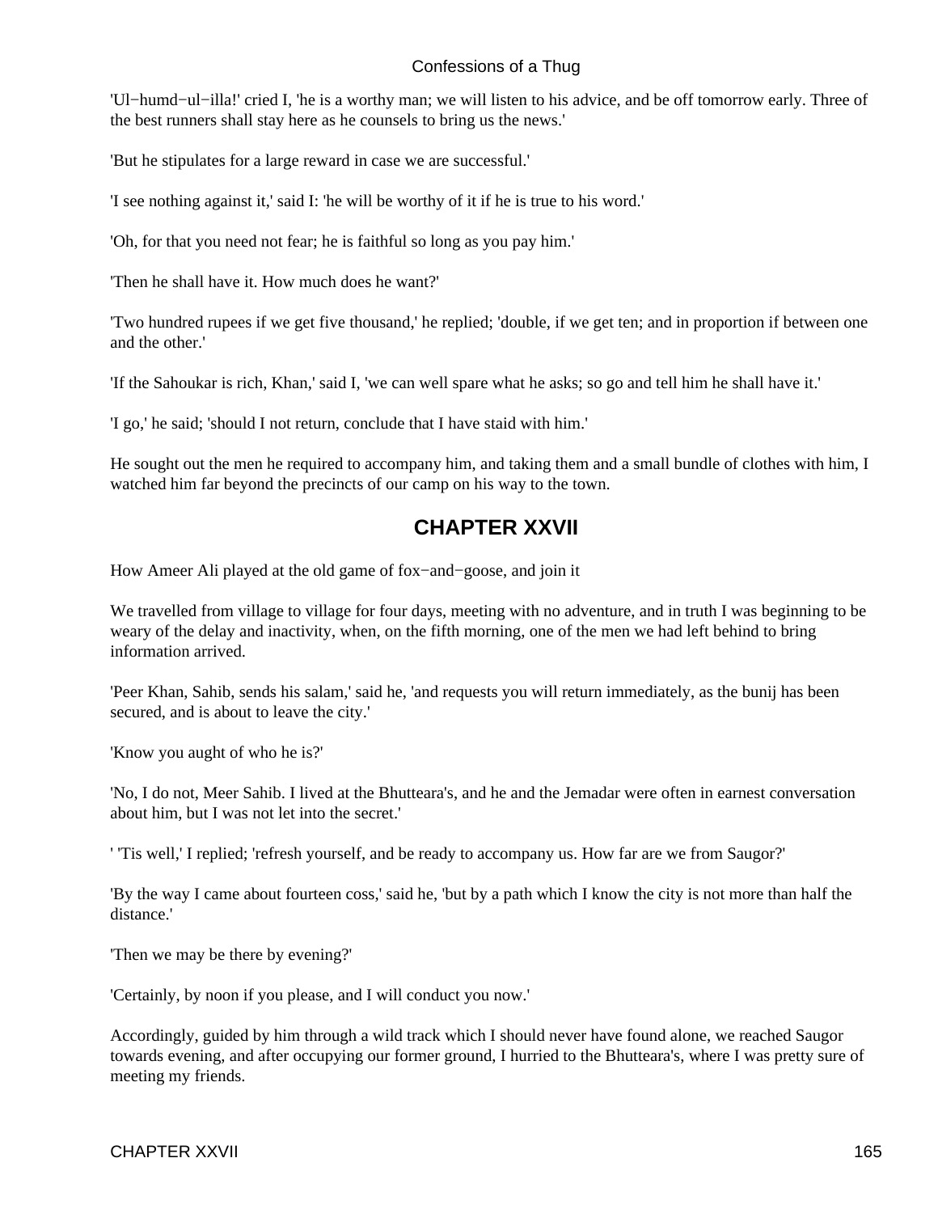'Ul−humd−ul−illa!' cried I, 'he is a worthy man; we will listen to his advice, and be off tomorrow early. Three of the best runners shall stay here as he counsels to bring us the news.'

'But he stipulates for a large reward in case we are successful.'

'I see nothing against it,' said I: 'he will be worthy of it if he is true to his word.'

'Oh, for that you need not fear; he is faithful so long as you pay him.'

'Then he shall have it. How much does he want?'

'Two hundred rupees if we get five thousand,' he replied; 'double, if we get ten; and in proportion if between one and the other.'

'If the Sahoukar is rich, Khan,' said I, 'we can well spare what he asks; so go and tell him he shall have it.'

'I go,' he said; 'should I not return, conclude that I have staid with him.'

He sought out the men he required to accompany him, and taking them and a small bundle of clothes with him, I watched him far beyond the precincts of our camp on his way to the town.

## CHAPTER XXVII

How Ameer Ali played at the old game of fox−and−goose, and join it

We travelled from village to village for four days, meeting with no adventure, and in truth I was beginning to be weary of the delay and inactivity, when, on the fifth morning, one of the men we had left behind to bring information arrived.

'Peer Khan, Sahib, sends his salam,' said he, 'and requests you will return immediately, as the bunij has been secured, and is about to leave the city.'

'Know you aught of who he is?'

'No, I do not, Meer Sahib. I lived at the Bhutteara's, and he and the Jemadar were often in earnest conversation about him, but I was not let into the secret.'

' 'Tis well,' I replied; 'refresh yourself, and be ready to accompany us. How far are we from Saugor?'

'By the way I came about fourteen coss,' said he, 'but by a path which I know the city is not more than half the distance.'

'Then we may be there by evening?'

'Certainly, by noon if you please, and I will conduct you now.'

Accordingly, guided by him through a wild track which I should never have found alone, we reached Saugor towards evening, and after occupying our former ground, I hurried to the Bhutteara's, where I was pretty sure of meeting my friends.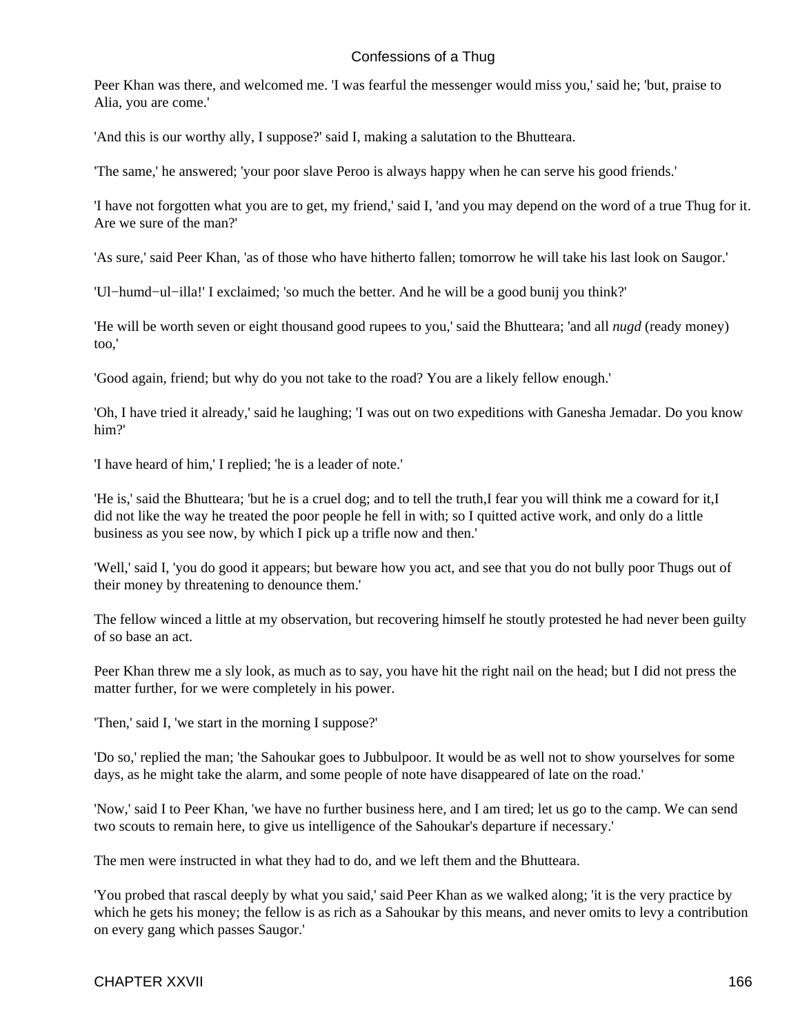Peer Khan was there, and welcomed me. 'I was fearful the messenger would miss you,' said he; 'but, praise to Alia, you are come.'

'And this is our worthy ally, I suppose?' said I, making a salutation to the Bhutteara.

'The same,' he answered; 'your poor slave Peroo is always happy when he can serve his good friends.'

'I have not forgotten what you are to get, my friend,' said I, 'and you may depend on the word of a true Thug for it. Are we sure of the man?'

'As sure,' said Peer Khan, 'as of those who have hitherto fallen; tomorrow he will take his last look on Saugor.'

'Ul−humd−ul−illa!' I exclaimed; 'so much the better. And he will be a good bunij you think?'

'He will be worth seven or eight thousand good rupees to you,' said the Bhutteara; 'and all *nugd* (ready money) too,'

'Good again, friend; but why do you not take to the road? You are a likely fellow enough.'

'Oh, I have tried it already,' said he laughing; 'I was out on two expeditions with Ganesha Jemadar. Do you know him?'

'I have heard of him,' I replied; 'he is a leader of note.'

'He is,' said the Bhutteara; 'but he is a cruel dog; and to tell the truth,I fear you will think me a coward for it,I did not like the way he treated the poor people he fell in with; so I quitted active work, and only do a little business as you see now, by which I pick up a trifle now and then.'

'Well,' said I, 'you do good it appears; but beware how you act, and see that you do not bully poor Thugs out of their money by threatening to denounce them.'

The fellow winced a little at my observation, but recovering himself he stoutly protested he had never been guilty of so base an act.

Peer Khan threw me a sly look, as much as to say, you have hit the right nail on the head; but I did not press the matter further, for we were completely in his power.

'Then,' said I, 'we start in the morning I suppose?'

'Do so,' replied the man; 'the Sahoukar goes to Jubbulpoor. It would be as well not to show yourselves for some days, as he might take the alarm, and some people of note have disappeared of late on the road.'

'Now,' said I to Peer Khan, 'we have no further business here, and I am tired; let us go to the camp. We can send two scouts to remain here, to give us intelligence of the Sahoukar's departure if necessary.'

The men were instructed in what they had to do, and we left them and the Bhutteara.

'You probed that rascal deeply by what you said,' said Peer Khan as we walked along; 'it is the very practice by which he gets his money; the fellow is as rich as a Sahoukar by this means, and never omits to levy a contribution on every gang which passes Saugor.'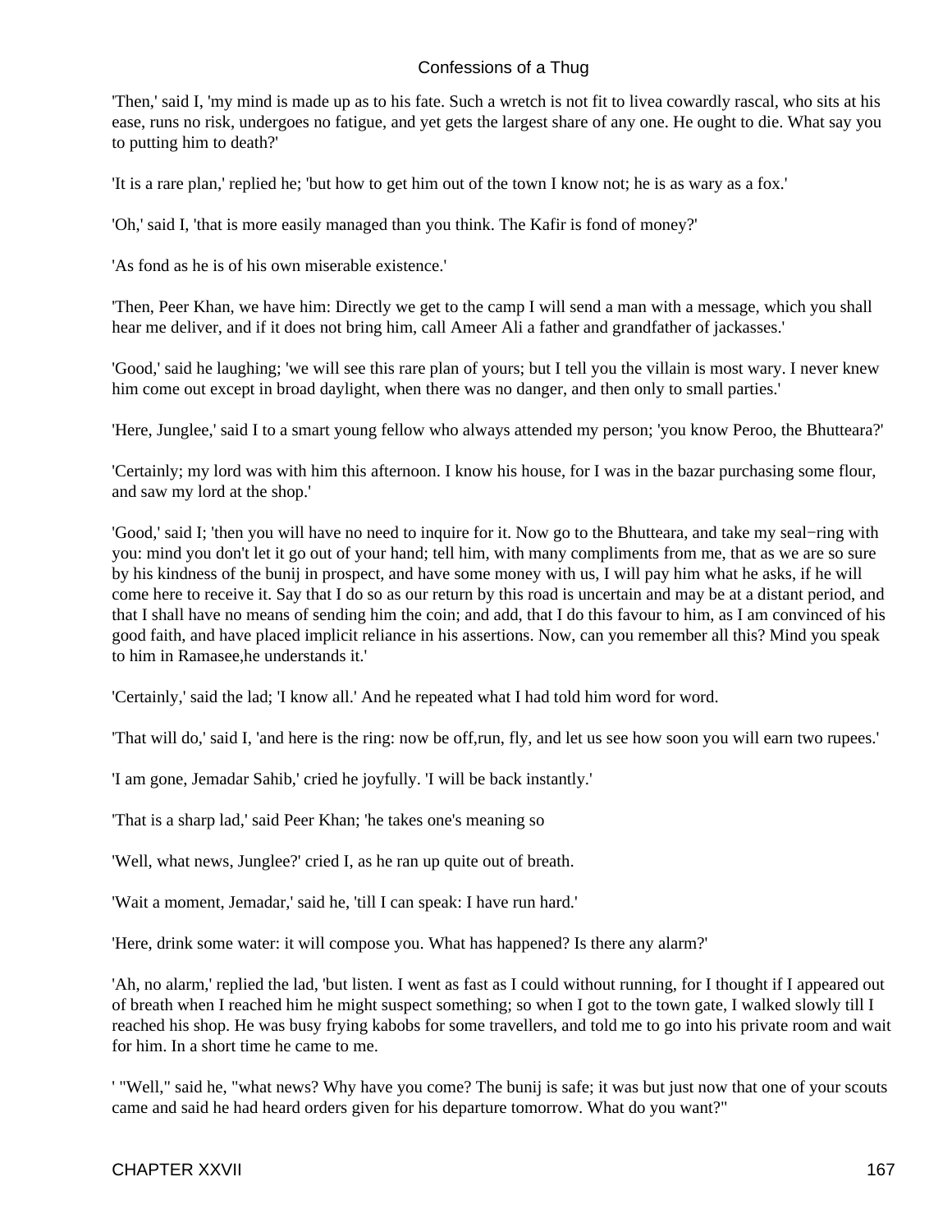'Then,' said I, 'my mind is made up as to his fate. Such a wretch is not fit to livea cowardly rascal, who sits at his ease, runs no risk, undergoes no fatigue, and yet gets the largest share of any one. He ought to die. What say you to putting him to death?'

'It is a rare plan,' replied he; 'but how to get him out of the town I know not; he is as wary as a fox.'

'Oh,' said I, 'that is more easily managed than you think. The Kafir is fond of money?'

'As fond as he is of his own miserable existence.'

'Then, Peer Khan, we have him: Directly we get to the camp I will send a man with a message, which you shall hear me deliver, and if it does not bring him, call Ameer Ali a father and grandfather of jackasses.'

'Good,' said he laughing; 'we will see this rare plan of yours; but I tell you the villain is most wary. I never knew him come out except in broad daylight, when there was no danger, and then only to small parties.'

'Here, Junglee,' said I to a smart young fellow who always attended my person; 'you know Peroo, the Bhutteara?'

'Certainly; my lord was with him this afternoon. I know his house, for I was in the bazar purchasing some flour, and saw my lord at the shop.'

'Good,' said I; 'then you will have no need to inquire for it. Now go to the Bhutteara, and take my seal−ring with you: mind you don't let it go out of your hand; tell him, with many compliments from me, that as we are so sure by his kindness of the bunij in prospect, and have some money with us, I will pay him what he asks, if he will come here to receive it. Say that I do so as our return by this road is uncertain and may be at a distant period, and that I shall have no means of sending him the coin; and add, that I do this favour to him, as I am convinced of his good faith, and have placed implicit reliance in his assertions. Now, can you remember all this? Mind you speak to him in Ramasee,he understands it.'

'Certainly,' said the lad; 'I know all.' And he repeated what I had told him word for word.

'That will do,' said I, 'and here is the ring: now be off,run, fly, and let us see how soon you will earn two rupees.'

'I am gone, Jemadar Sahib,' cried he joyfully. 'I will be back instantly.'

'That is a sharp lad,' said Peer Khan; 'he takes one's meaning so

'Well, what news, Junglee?' cried I, as he ran up quite out of breath.

'Wait a moment, Jemadar,' said he, 'till I can speak: I have run hard.'

'Here, drink some water: it will compose you. What has happened? Is there any alarm?'

'Ah, no alarm,' replied the lad, 'but listen. I went as fast as I could without running, for I thought if I appeared out of breath when I reached him he might suspect something; so when I got to the town gate, I walked slowly till I reached his shop. He was busy frying kabobs for some travellers, and told me to go into his private room and wait for him. In a short time he came to me.

' "Well," said he, "what news? Why have you come? The bunij is safe; it was but just now that one of your scouts came and said he had heard orders given for his departure tomorrow. What do you want?"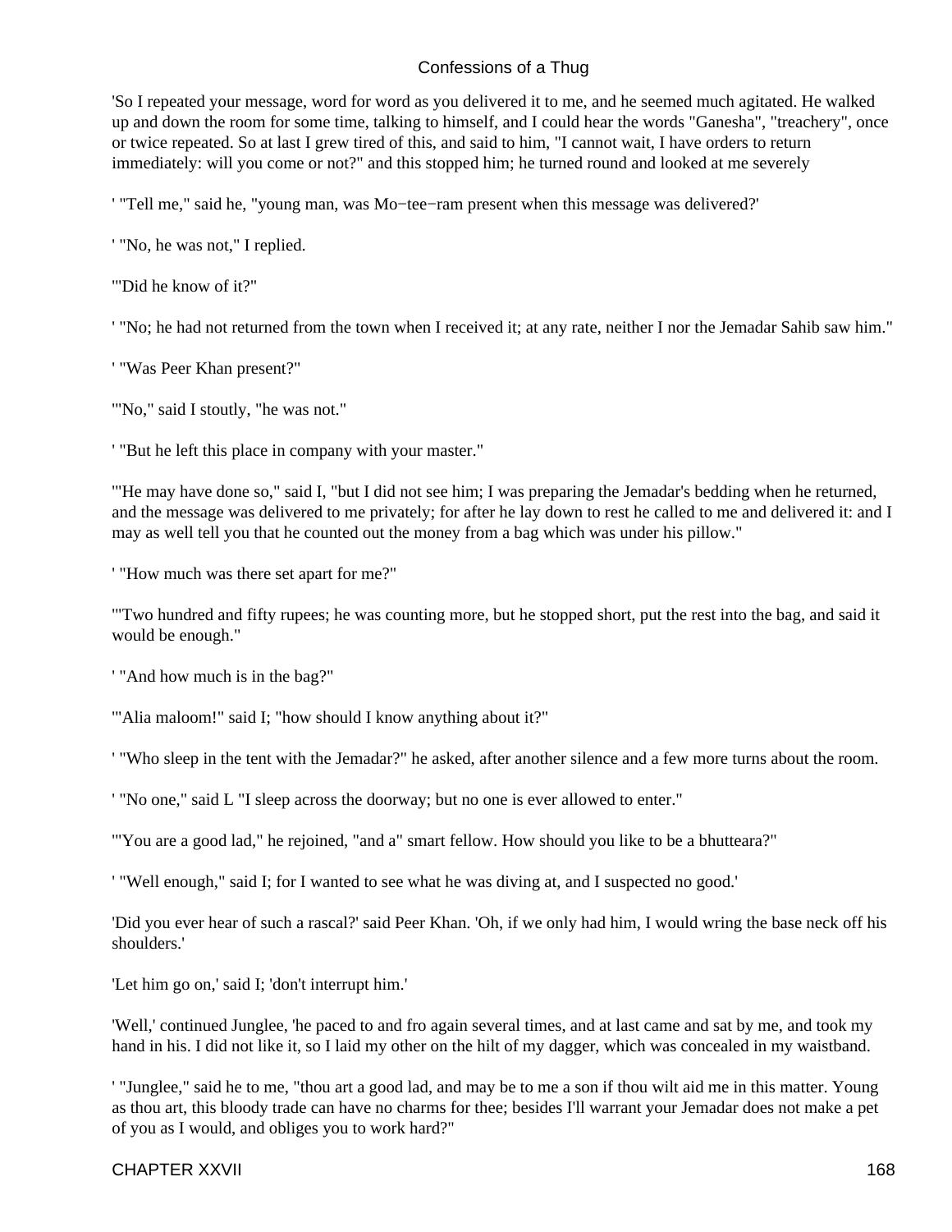'So I repeated your message, word for word as you delivered it to me, and he seemed much agitated. He walked up and down the room for some time, talking to himself, and I could hear the words "Ganesha", "treachery", once or twice repeated. So at last I grew tired of this, and said to him, "I cannot wait, I have orders to return immediately: will you come or not?" and this stopped him; he turned round and looked at me severely

' "Tell me," said he, "young man, was Mo−tee−ram present when this message was delivered?'

' "No, he was not," I replied.

'"Did he know of it?"

' "No; he had not returned from the town when I received it; at any rate, neither I nor the Jemadar Sahib saw him."

' "Was Peer Khan present?"

'"No," said I stoutly, "he was not."

' "But he left this place in company with your master."

'"He may have done so," said I, "but I did not see him; I was preparing the Jemadar's bedding when he returned, and the message was delivered to me privately; for after he lay down to rest he called to me and delivered it: and I may as well tell you that he counted out the money from a bag which was under his pillow."

' "How much was there set apart for me?"

'"Two hundred and fifty rupees; he was counting more, but he stopped short, put the rest into the bag, and said it would be enough."

' "And how much is in the bag?"

'"Alia maloom!" said I; "how should I know anything about it?"

' "Who sleep in the tent with the Jemadar?" he asked, after another silence and a few more turns about the room.

' "No one," said L "I sleep across the doorway; but no one is ever allowed to enter."

'"You are a good lad," he rejoined, "and a" smart fellow. How should you like to be a bhutteara?"

' "Well enough," said I; for I wanted to see what he was diving at, and I suspected no good.'

'Did you ever hear of such a rascal?' said Peer Khan. 'Oh, if we only had him, I would wring the base neck off his shoulders.'

'Let him go on,' said I; 'don't interrupt him.'

'Well,' continued Junglee, 'he paced to and fro again several times, and at last came and sat by me, and took my hand in his. I did not like it, so I laid my other on the hilt of my dagger, which was concealed in my waistband.

' "Junglee," said he to me, "thou art a good lad, and may be to me a son if thou wilt aid me in this matter. Young as thou art, this bloody trade can have no charms for thee; besides I'll warrant your Jemadar does not make a pet of you as I would, and obliges you to work hard?"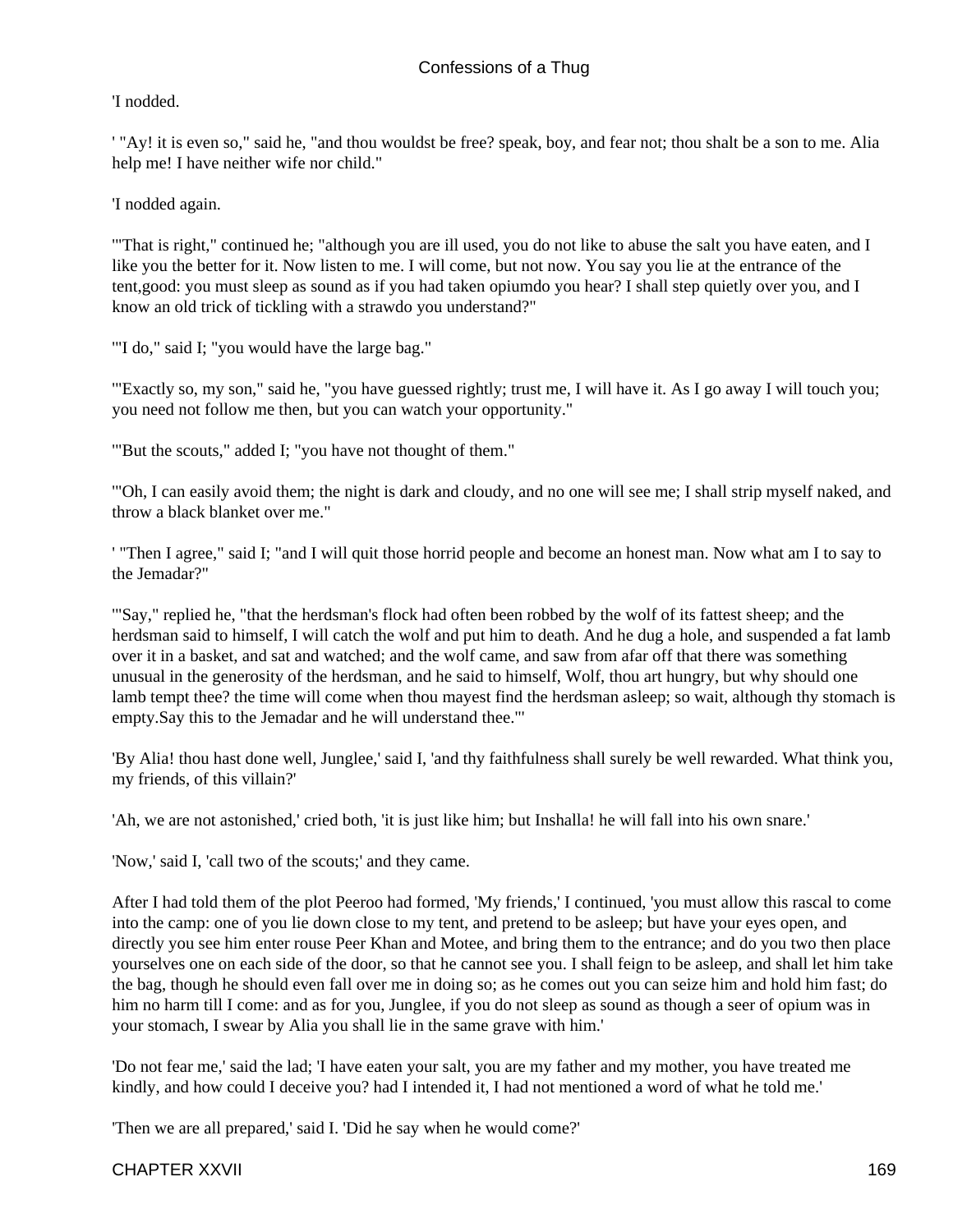'I nodded.

' "Ay! it is even so," said he, "and thou wouldst be free? speak, boy, and fear not; thou shalt be a son to me. Alia help me! I have neither wife nor child."

'I nodded again.

'"That is right," continued he; "although you are ill used, you do not like to abuse the salt you have eaten, and I like you the better for it. Now listen to me. I will come, but not now. You say you lie at the entrance of the tent,good: you must sleep as sound as if you had taken opiumdo you hear? I shall step quietly over you, and I know an old trick of tickling with a strawdo you understand?"

'"I do," said I; "you would have the large bag."

'"Exactly so, my son," said he, "you have guessed rightly; trust me, I will have it. As I go away I will touch you; you need not follow me then, but you can watch your opportunity."

'"But the scouts," added I; "you have not thought of them."

'"Oh, I can easily avoid them; the night is dark and cloudy, and no one will see me; I shall strip myself naked, and throw a black blanket over me."

' "Then I agree," said I; "and I will quit those horrid people and become an honest man. Now what am I to say to the Jemadar?"

'"Say," replied he, "that the herdsman's flock had often been robbed by the wolf of its fattest sheep; and the herdsman said to himself, I will catch the wolf and put him to death. And he dug a hole, and suspended a fat lamb over it in a basket, and sat and watched; and the wolf came, and saw from afar off that there was something unusual in the generosity of the herdsman, and he said to himself, Wolf, thou art hungry, but why should one lamb tempt thee? the time will come when thou mayest find the herdsman asleep; so wait, although thy stomach is empty.Say this to the Jemadar and he will understand thee."'

'By Alia! thou hast done well, Junglee,' said I, 'and thy faithfulness shall surely be well rewarded. What think you, my friends, of this villain?'

'Ah, we are not astonished,' cried both, 'it is just like him; but Inshalla! he will fall into his own snare.'

'Now,' said I, 'call two of the scouts;' and they came.

After I had told them of the plot Peeroo had formed, 'My friends,' I continued, 'you must allow this rascal to come into the camp: one of you lie down close to my tent, and pretend to be asleep; but have your eyes open, and directly you see him enter rouse Peer Khan and Motee, and bring them to the entrance; and do you two then place yourselves one on each side of the door, so that he cannot see you. I shall feign to be asleep, and shall let him take the bag, though he should even fall over me in doing so; as he comes out you can seize him and hold him fast; do him no harm till I come: and as for you, Junglee, if you do not sleep as sound as though a seer of opium was in your stomach, I swear by Alia you shall lie in the same grave with him.'

'Do not fear me,' said the lad; 'I have eaten your salt, you are my father and my mother, you have treated me kindly, and how could I deceive you? had I intended it, I had not mentioned a word of what he told me.'

'Then we are all prepared,' said I. 'Did he say when he would come?'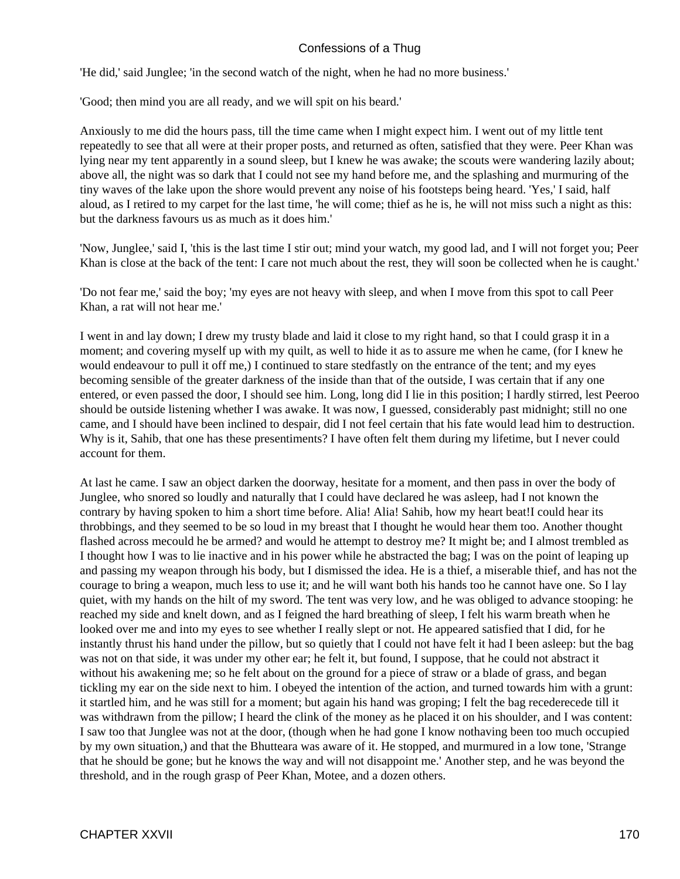'He did,' said Junglee; 'in the second watch of the night, when he had no more business.'

'Good; then mind you are all ready, and we will spit on his beard.'

Anxiously to me did the hours pass, till the time came when I might expect him. I went out of my little tent repeatedly to see that all were at their proper posts, and returned as often, satisfied that they were. Peer Khan was lying near my tent apparently in a sound sleep, but I knew he was awake; the scouts were wandering lazily about; above all, the night was so dark that I could not see my hand before me, and the splashing and murmuring of the tiny waves of the lake upon the shore would prevent any noise of his footsteps being heard. 'Yes,' I said, half aloud, as I retired to my carpet for the last time, 'he will come; thief as he is, he will not miss such a night as this: but the darkness favours us as much as it does him.'

'Now, Junglee,' said I, 'this is the last time I stir out; mind your watch, my good lad, and I will not forget you; Peer Khan is close at the back of the tent: I care not much about the rest, they will soon be collected when he is caught.'

'Do not fear me,' said the boy; 'my eyes are not heavy with sleep, and when I move from this spot to call Peer Khan, a rat will not hear me.'

I went in and lay down; I drew my trusty blade and laid it close to my right hand, so that I could grasp it in a moment; and covering myself up with my quilt, as well to hide it as to assure me when he came, (for I knew he would endeavour to pull it off me,) I continued to stare stedfastly on the entrance of the tent; and my eyes becoming sensible of the greater darkness of the inside than that of the outside, I was certain that if any one entered, or even passed the door, I should see him. Long, long did I lie in this position; I hardly stirred, lest Peeroo should be outside listening whether I was awake. It was now, I guessed, considerably past midnight; still no one came, and I should have been inclined to despair, did I not feel certain that his fate would lead him to destruction. Why is it, Sahib, that one has these presentiments? I have often felt them during my lifetime, but I never could account for them.

At last he came. I saw an object darken the doorway, hesitate for a moment, and then pass in over the body of Junglee, who snored so loudly and naturally that I could have declared he was asleep, had I not known the contrary by having spoken to him a short time before. Alia! Alia! Sahib, how my heart beat!I could hear its throbbings, and they seemed to be so loud in my breast that I thought he would hear them too. Another thought flashed across mecould he be armed? and would he attempt to destroy me? It might be; and I almost trembled as I thought how I was to lie inactive and in his power while he abstracted the bag; I was on the point of leaping up and passing my weapon through his body, but I dismissed the idea. He is a thief, a miserable thief, and has not the courage to bring a weapon, much less to use it; and he will want both his hands too he cannot have one. So I lay quiet, with my hands on the hilt of my sword. The tent was very low, and he was obliged to advance stooping: he reached my side and knelt down, and as I feigned the hard breathing of sleep, I felt his warm breath when he looked over me and into my eyes to see whether I really slept or not. He appeared satisfied that I did, for he instantly thrust his hand under the pillow, but so quietly that I could not have felt it had I been asleep: but the bag was not on that side, it was under my other ear; he felt it, but found, I suppose, that he could not abstract it without his awakening me; so he felt about on the ground for a piece of straw or a blade of grass, and began tickling my ear on the side next to him. I obeyed the intention of the action, and turned towards him with a grunt: it startled him, and he was still for a moment; but again his hand was groping; I felt the bag recederecede till it was withdrawn from the pillow; I heard the clink of the money as he placed it on his shoulder, and I was content: I saw too that Junglee was not at the door, (though when he had gone I know nothaving been too much occupied by my own situation,) and that the Bhutteara was aware of it. He stopped, and murmured in a low tone, 'Strange that he should be gone; but he knows the way and will not disappoint me.' Another step, and he was beyond the threshold, and in the rough grasp of Peer Khan, Motee, and a dozen others.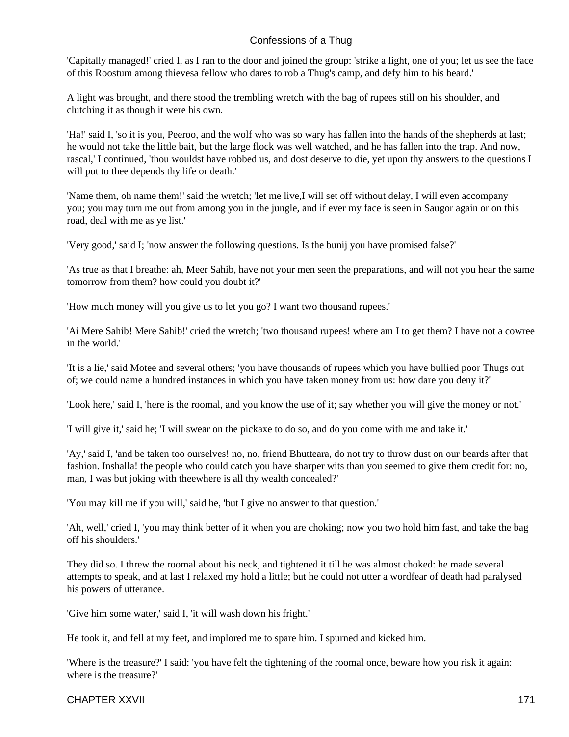'Capitally managed!' cried I, as I ran to the door and joined the group: 'strike a light, one of you; let us see the face of this Roostum among thievesa fellow who dares to rob a Thug's camp, and defy him to his beard.'

A light was brought, and there stood the trembling wretch with the bag of rupees still on his shoulder, and clutching it as though it were his own.

'Ha!' said I, 'so it is you, Peeroo, and the wolf who was so wary has fallen into the hands of the shepherds at last; he would not take the little bait, but the large flock was well watched, and he has fallen into the trap. And now, rascal,' I continued, 'thou wouldst have robbed us, and dost deserve to die, yet upon thy answers to the questions I will put to thee depends thy life or death.'

'Name them, oh name them!' said the wretch; 'let me live,I will set off without delay, I will even accompany you; you may turn me out from among you in the jungle, and if ever my face is seen in Saugor again or on this road, deal with me as ye list.'

'Very good,' said I; 'now answer the following questions. Is the bunij you have promised false?'

'As true as that I breathe: ah, Meer Sahib, have not your men seen the preparations, and will not you hear the same tomorrow from them? how could you doubt it?'

'How much money will you give us to let you go? I want two thousand rupees.'

'Ai Mere Sahib! Mere Sahib!' cried the wretch; 'two thousand rupees! where am I to get them? I have not a cowree in the world.'

'It is a lie,' said Motee and several others; 'you have thousands of rupees which you have bullied poor Thugs out of; we could name a hundred instances in which you have taken money from us: how dare you deny it?'

'Look here,' said I, 'here is the roomal, and you know the use of it; say whether you will give the money or not.'

'I will give it,' said he; 'I will swear on the pickaxe to do so, and do you come with me and take it.'

'Ay,' said I, 'and be taken too ourselves! no, no, friend Bhutteara, do not try to throw dust on our beards after that fashion. Inshalla! the people who could catch you have sharper wits than you seemed to give them credit for: no, man, I was but joking with theewhere is all thy wealth concealed?'

'You may kill me if you will,' said he, 'but I give no answer to that question.'

'Ah, well,' cried I, 'you may think better of it when you are choking; now you two hold him fast, and take the bag off his shoulders.'

They did so. I threw the roomal about his neck, and tightened it till he was almost choked: he made several attempts to speak, and at last I relaxed my hold a little; but he could not utter a wordfear of death had paralysed his powers of utterance.

'Give him some water,' said I, 'it will wash down his fright.'

He took it, and fell at my feet, and implored me to spare him. I spurned and kicked him.

'Where is the treasure?' I said: 'you have felt the tightening of the roomal once, beware how you risk it again: where is the treasure?'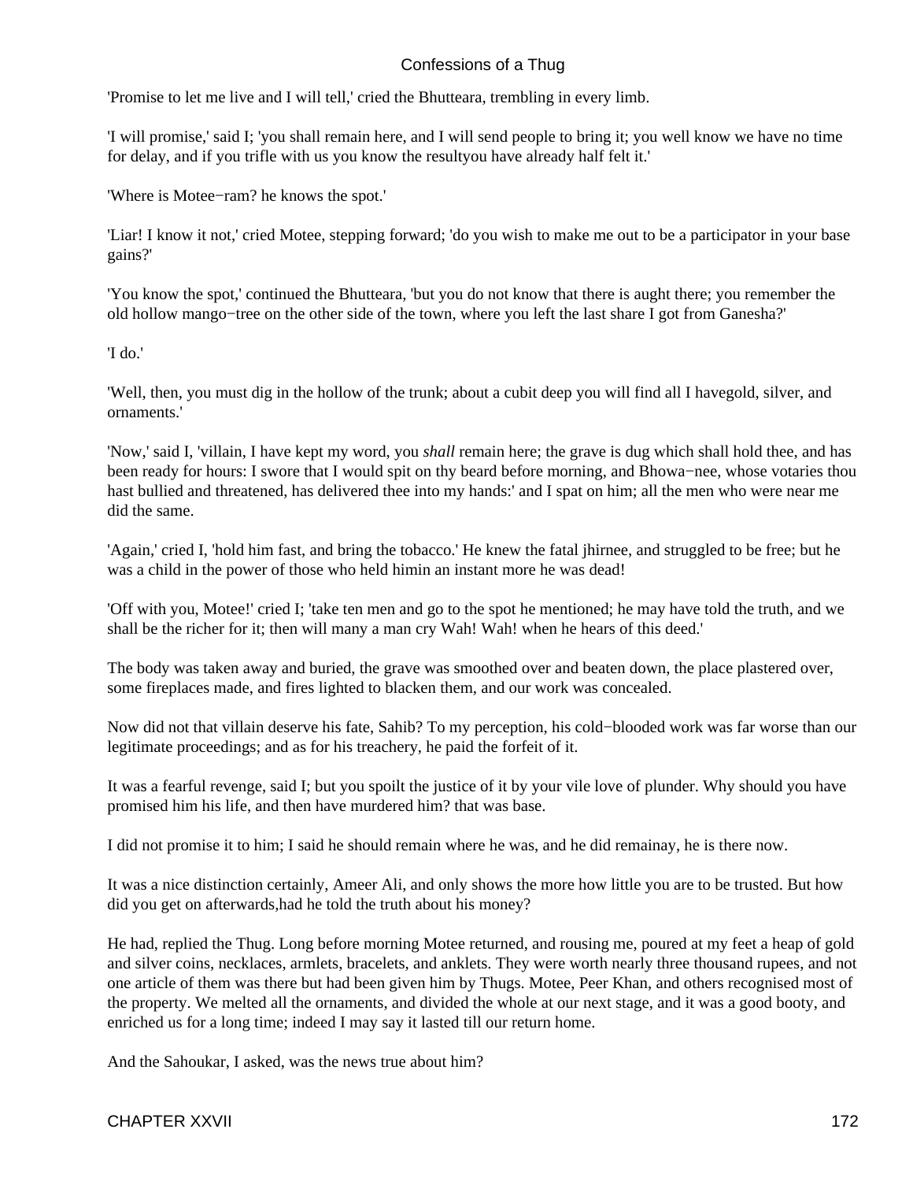'Promise to let me live and I will tell,' cried the Bhutteara, trembling in every limb.

'I will promise,' said I; 'you shall remain here, and I will send people to bring it; you well know we have no time for delay, and if you trifle with us you know the resultyou have already half felt it.'

'Where is Motee−ram? he knows the spot.'

'Liar! I know it not,' cried Motee, stepping forward; 'do you wish to make me out to be a participator in your base gains?'

'You know the spot,' continued the Bhutteara, 'but you do not know that there is aught there; you remember the old hollow mango−tree on the other side of the town, where you left the last share I got from Ganesha?'

'I do.'

'Well, then, you must dig in the hollow of the trunk; about a cubit deep you will find all I havegold, silver, and ornaments.'

'Now,' said I, 'villain, I have kept my word, you *shall* remain here; the grave is dug which shall hold thee, and has been ready for hours: I swore that I would spit on thy beard before morning, and Bhowa−nee, whose votaries thou hast bullied and threatened, has delivered thee into my hands:' and I spat on him; all the men who were near me did the same.

'Again,' cried I, 'hold him fast, and bring the tobacco.' He knew the fatal jhirnee, and struggled to be free; but he was a child in the power of those who held himin an instant more he was dead!

'Off with you, Motee!' cried I; 'take ten men and go to the spot he mentioned; he may have told the truth, and we shall be the richer for it; then will many a man cry Wah! Wah! when he hears of this deed.'

The body was taken away and buried, the grave was smoothed over and beaten down, the place plastered over, some fireplaces made, and fires lighted to blacken them, and our work was concealed.

Now did not that villain deserve his fate, Sahib? To my perception, his cold−blooded work was far worse than our legitimate proceedings; and as for his treachery, he paid the forfeit of it.

It was a fearful revenge, said I; but you spoilt the justice of it by your vile love of plunder. Why should you have promised him his life, and then have murdered him? that was base.

I did not promise it to him; I said he should remain where he was, and he did remainay, he is there now.

It was a nice distinction certainly, Ameer Ali, and only shows the more how little you are to be trusted. But how did you get on afterwards,had he told the truth about his money?

He had, replied the Thug. Long before morning Motee returned, and rousing me, poured at my feet a heap of gold and silver coins, necklaces, armlets, bracelets, and anklets. They were worth nearly three thousand rupees, and not one article of them was there but had been given him by Thugs. Motee, Peer Khan, and others recognised most of the property. We melted all the ornaments, and divided the whole at our next stage, and it was a good booty, and enriched us for a long time; indeed I may say it lasted till our return home.

And the Sahoukar, I asked, was the news true about him?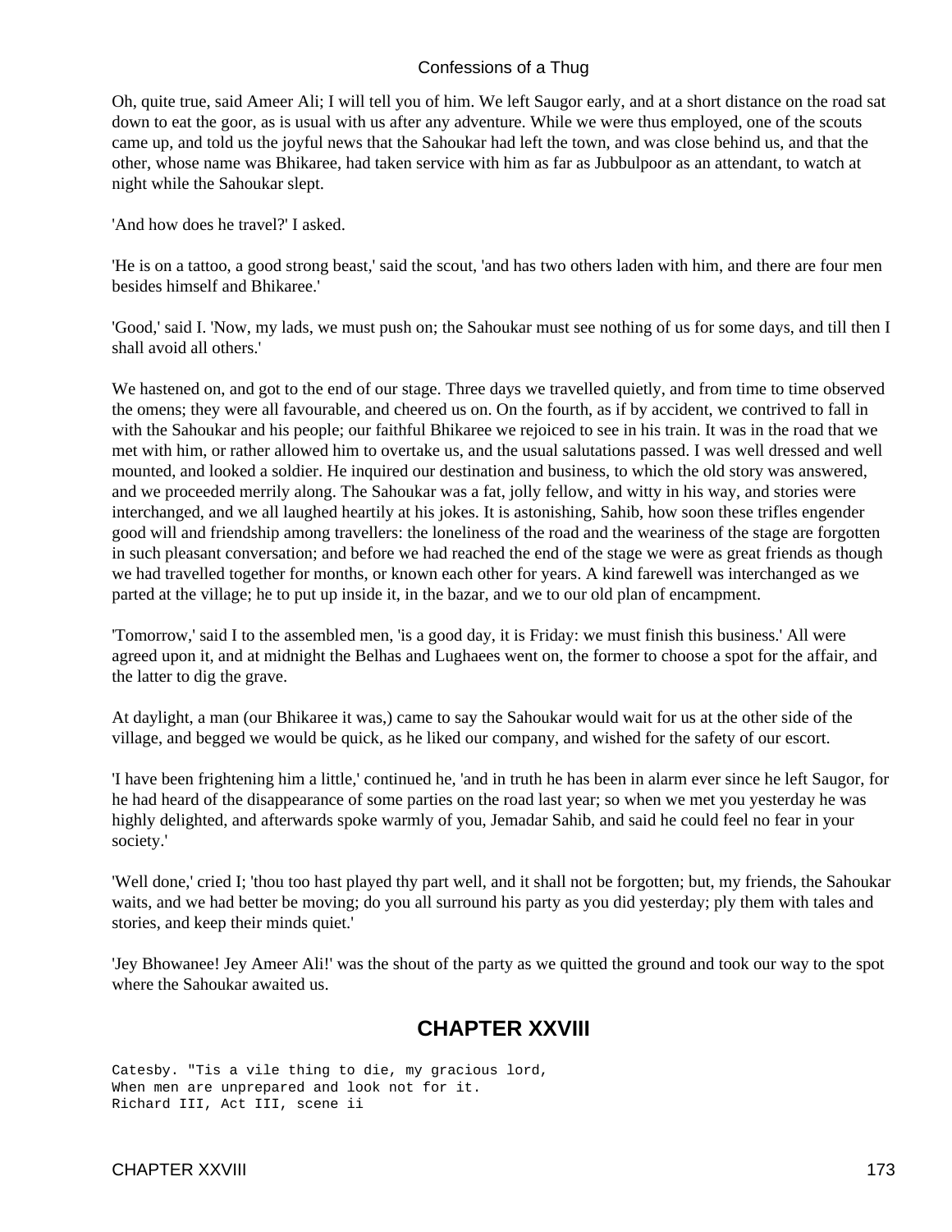Oh, quite true, said Ameer Ali; I will tell you of him. We left Saugor early, and at a short distance on the road sat down to eat the goor, as is usual with us after any adventure. While we were thus employed, one of the scouts came up, and told us the joyful news that the Sahoukar had left the town, and was close behind us, and that the other, whose name was Bhikaree, had taken service with him as far as Jubbulpoor as an attendant, to watch at night while the Sahoukar slept.

'And how does he travel?' I asked.

'He is on a tattoo, a good strong beast,' said the scout, 'and has two others laden with him, and there are four men besides himself and Bhikaree.'

'Good,' said I. 'Now, my lads, we must push on; the Sahoukar must see nothing of us for some days, and till then I shall avoid all others.'

We hastened on, and got to the end of our stage. Three days we travelled quietly, and from time to time observed the omens; they were all favourable, and cheered us on. On the fourth, as if by accident, we contrived to fall in with the Sahoukar and his people; our faithful Bhikaree we rejoiced to see in his train. It was in the road that we met with him, or rather allowed him to overtake us, and the usual salutations passed. I was well dressed and well mounted, and looked a soldier. He inquired our destination and business, to which the old story was answered, and we proceeded merrily along. The Sahoukar was a fat, jolly fellow, and witty in his way, and stories were interchanged, and we all laughed heartily at his jokes. It is astonishing, Sahib, how soon these trifles engender good will and friendship among travellers: the loneliness of the road and the weariness of the stage are forgotten in such pleasant conversation; and before we had reached the end of the stage we were as great friends as though we had travelled together for months, or known each other for years. A kind farewell was interchanged as we parted at the village; he to put up inside it, in the bazar, and we to our old plan of encampment.

'Tomorrow,' said I to the assembled men, 'is a good day, it is Friday: we must finish this business.' All were agreed upon it, and at midnight the Belhas and Lughaees went on, the former to choose a spot for the affair, and the latter to dig the grave.

At daylight, a man (our Bhikaree it was,) came to say the Sahoukar would wait for us at the other side of the village, and begged we would be quick, as he liked our company, and wished for the safety of our escort.

'I have been frightening him a little,' continued he, 'and in truth he has been in alarm ever since he left Saugor, for he had heard of the disappearance of some parties on the road last year; so when we met you yesterday he was highly delighted, and afterwards spoke warmly of you, Jemadar Sahib, and said he could feel no fear in your society.'

'Well done,' cried I; 'thou too hast played thy part well, and it shall not be forgotten; but, my friends, the Sahoukar waits, and we had better be moving; do you all surround his party as you did yesterday; ply them with tales and stories, and keep their minds quiet.'

'Jey Bhowanee! Jey Ameer Ali!' was the shout of the party as we quitted the ground and took our way to the spot where the Sahoukar awaited us.

## CHAPTER XXVIII

```
Catesby. "Tis a vile thing to die, my gracious lord,
When men are unprepared and look not for it.
Richard III, Act III, scene ii
```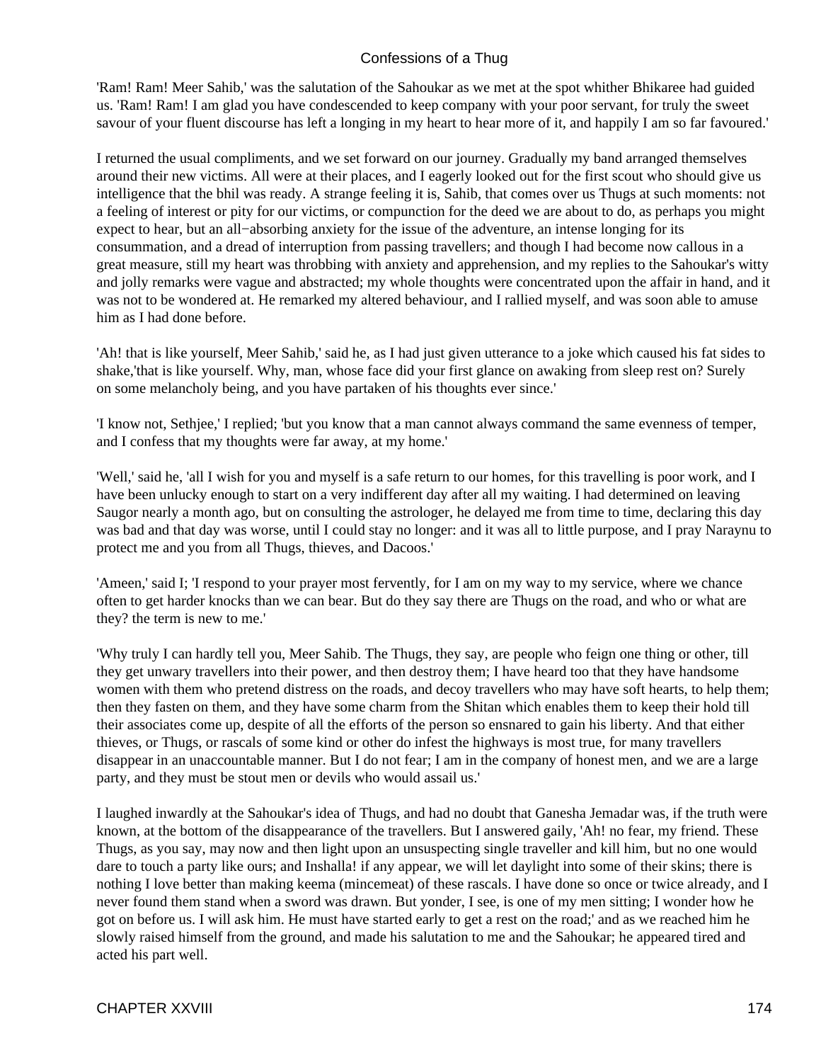'Ram! Ram! Meer Sahib,' was the salutation of the Sahoukar as we met at the spot whither Bhikaree had guided us. 'Ram! Ram! I am glad you have condescended to keep company with your poor servant, for truly the sweet savour of your fluent discourse has left a longing in my heart to hear more of it, and happily I am so far favoured.'

I returned the usual compliments, and we set forward on our journey. Gradually my band arranged themselves around their new victims. All were at their places, and I eagerly looked out for the first scout who should give us intelligence that the bhil was ready. A strange feeling it is, Sahib, that comes over us Thugs at such moments: not a feeling of interest or pity for our victims, or compunction for the deed we are about to do, as perhaps you might expect to hear, but an all−absorbing anxiety for the issue of the adventure, an intense longing for its consummation, and a dread of interruption from passing travellers; and though I had become now callous in a great measure, still my heart was throbbing with anxiety and apprehension, and my replies to the Sahoukar's witty and jolly remarks were vague and abstracted; my whole thoughts were concentrated upon the affair in hand, and it was not to be wondered at. He remarked my altered behaviour, and I rallied myself, and was soon able to amuse him as I had done before.

'Ah! that is like yourself, Meer Sahib,' said he, as I had just given utterance to a joke which caused his fat sides to shake,'that is like yourself. Why, man, whose face did your first glance on awaking from sleep rest on? Surely on some melancholy being, and you have partaken of his thoughts ever since.'

'I know not, Sethjee,' I replied; 'but you know that a man cannot always command the same evenness of temper, and I confess that my thoughts were far away, at my home.'

'Well,' said he, 'all I wish for you and myself is a safe return to our homes, for this travelling is poor work, and I have been unlucky enough to start on a very indifferent day after all my waiting. I had determined on leaving Saugor nearly a month ago, but on consulting the astrologer, he delayed me from time to time, declaring this day was bad and that day was worse, until I could stay no longer: and it was all to little purpose, and I pray Naraynu to protect me and you from all Thugs, thieves, and Dacoos.'

'Ameen,' said I; 'I respond to your prayer most fervently, for I am on my way to my service, where we chance often to get harder knocks than we can bear. But do they say there are Thugs on the road, and who or what are they? the term is new to me.'

'Why truly I can hardly tell you, Meer Sahib. The Thugs, they say, are people who feign one thing or other, till they get unwary travellers into their power, and then destroy them; I have heard too that they have handsome women with them who pretend distress on the roads, and decoy travellers who may have soft hearts, to help them; then they fasten on them, and they have some charm from the Shitan which enables them to keep their hold till their associates come up, despite of all the efforts of the person so ensnared to gain his liberty. And that either thieves, or Thugs, or rascals of some kind or other do infest the highways is most true, for many travellers disappear in an unaccountable manner. But I do not fear; I am in the company of honest men, and we are a large party, and they must be stout men or devils who would assail us.'

I laughed inwardly at the Sahoukar's idea of Thugs, and had no doubt that Ganesha Jemadar was, if the truth were known, at the bottom of the disappearance of the travellers. But I answered gaily, 'Ah! no fear, my friend. These Thugs, as you say, may now and then light upon an unsuspecting single traveller and kill him, but no one would dare to touch a party like ours; and Inshalla! if any appear, we will let daylight into some of their skins; there is nothing I love better than making keema (mincemeat) of these rascals. I have done so once or twice already, and I never found them stand when a sword was drawn. But yonder, I see, is one of my men sitting; I wonder how he got on before us. I will ask him. He must have started early to get a rest on the road;' and as we reached him he slowly raised himself from the ground, and made his salutation to me and the Sahoukar; he appeared tired and acted his part well.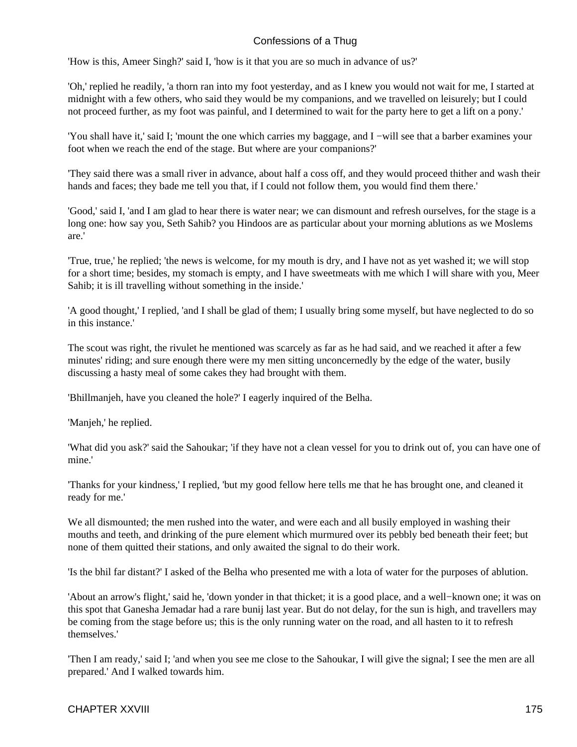'How is this, Ameer Singh?' said I, 'how is it that you are so much in advance of us?'

'Oh,' replied he readily, 'a thorn ran into my foot yesterday, and as I knew you would not wait for me, I started at midnight with a few others, who said they would be my companions, and we travelled on leisurely; but I could not proceed further, as my foot was painful, and I determined to wait for the party here to get a lift on a pony.'

'You shall have it,' said I; 'mount the one which carries my baggage, and I −will see that a barber examines your foot when we reach the end of the stage. But where are your companions?'

'They said there was a small river in advance, about half a coss off, and they would proceed thither and wash their hands and faces; they bade me tell you that, if I could not follow them, you would find them there.'

'Good,' said I, 'and I am glad to hear there is water near; we can dismount and refresh ourselves, for the stage is a long one: how say you, Seth Sahib? you Hindoos are as particular about your morning ablutions as we Moslems are.'

'True, true,' he replied; 'the news is welcome, for my mouth is dry, and I have not as yet washed it; we will stop for a short time; besides, my stomach is empty, and I have sweetmeats with me which I will share with you, Meer Sahib; it is ill travelling without something in the inside.'

'A good thought,' I replied, 'and I shall be glad of them; I usually bring some myself, but have neglected to do so in this instance.'

The scout was right, the rivulet he mentioned was scarcely as far as he had said, and we reached it after a few minutes' riding; and sure enough there were my men sitting unconcernedly by the edge of the water, busily discussing a hasty meal of some cakes they had brought with them.

'Bhillmanjeh, have you cleaned the hole?' I eagerly inquired of the Belha.

'Manjeh,' he replied.

'What did you ask?' said the Sahoukar; 'if they have not a clean vessel for you to drink out of, you can have one of mine.'

'Thanks for your kindness,' I replied, 'but my good fellow here tells me that he has brought one, and cleaned it ready for me.'

We all dismounted; the men rushed into the water, and were each and all busily employed in washing their mouths and teeth, and drinking of the pure element which murmured over its pebbly bed beneath their feet; but none of them quitted their stations, and only awaited the signal to do their work.

'Is the bhil far distant?' I asked of the Belha who presented me with a lota of water for the purposes of ablution.

'About an arrow's flight,' said he, 'down yonder in that thicket; it is a good place, and a well−known one; it was on this spot that Ganesha Jemadar had a rare bunij last year. But do not delay, for the sun is high, and travellers may be coming from the stage before us; this is the only running water on the road, and all hasten to it to refresh themselves.'

'Then I am ready,' said I; 'and when you see me close to the Sahoukar, I will give the signal; I see the men are all prepared.' And I walked towards him.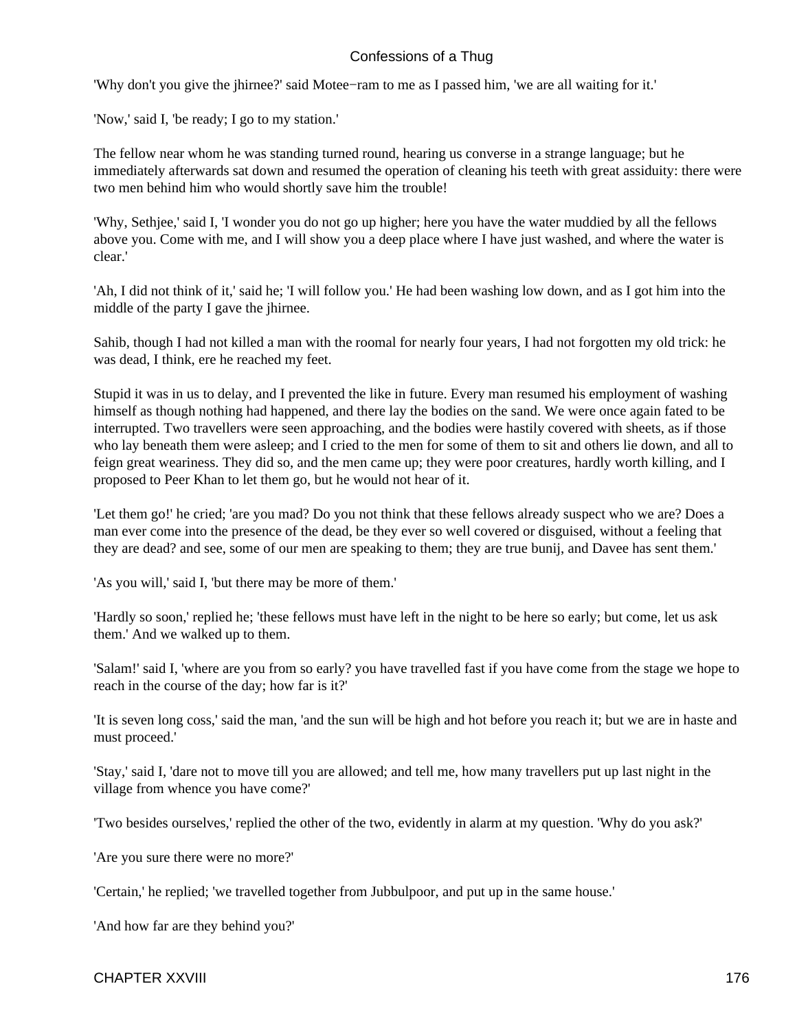'Why don't you give the jhirnee?' said Motee−ram to me as I passed him, 'we are all waiting for it.'

'Now,' said I, 'be ready; I go to my station.'

The fellow near whom he was standing turned round, hearing us converse in a strange language; but he immediately afterwards sat down and resumed the operation of cleaning his teeth with great assiduity: there were two men behind him who would shortly save him the trouble!

'Why, Sethjee,' said I, 'I wonder you do not go up higher; here you have the water muddied by all the fellows above you. Come with me, and I will show you a deep place where I have just washed, and where the water is clear.'

'Ah, I did not think of it,' said he; 'I will follow you.' He had been washing low down, and as I got him into the middle of the party I gave the jhirnee.

Sahib, though I had not killed a man with the roomal for nearly four years, I had not forgotten my old trick: he was dead, I think, ere he reached my feet.

Stupid it was in us to delay, and I prevented the like in future. Every man resumed his employment of washing himself as though nothing had happened, and there lay the bodies on the sand. We were once again fated to be interrupted. Two travellers were seen approaching, and the bodies were hastily covered with sheets, as if those who lay beneath them were asleep; and I cried to the men for some of them to sit and others lie down, and all to feign great weariness. They did so, and the men came up; they were poor creatures, hardly worth killing, and I proposed to Peer Khan to let them go, but he would not hear of it.

'Let them go!' he cried; 'are you mad? Do you not think that these fellows already suspect who we are? Does a man ever come into the presence of the dead, be they ever so well covered or disguised, without a feeling that they are dead? and see, some of our men are speaking to them; they are true bunij, and Davee has sent them.'

'As you will,' said I, 'but there may be more of them.'

'Hardly so soon,' replied he; 'these fellows must have left in the night to be here so early; but come, let us ask them.' And we walked up to them.

'Salam!' said I, 'where are you from so early? you have travelled fast if you have come from the stage we hope to reach in the course of the day; how far is it?'

'It is seven long coss,' said the man, 'and the sun will be high and hot before you reach it; but we are in haste and must proceed.'

'Stay,' said I, 'dare not to move till you are allowed; and tell me, how many travellers put up last night in the village from whence you have come?'

'Two besides ourselves,' replied the other of the two, evidently in alarm at my question. 'Why do you ask?'

'Are you sure there were no more?'

'Certain,' he replied; 'we travelled together from Jubbulpoor, and put up in the same house.'

'And how far are they behind you?'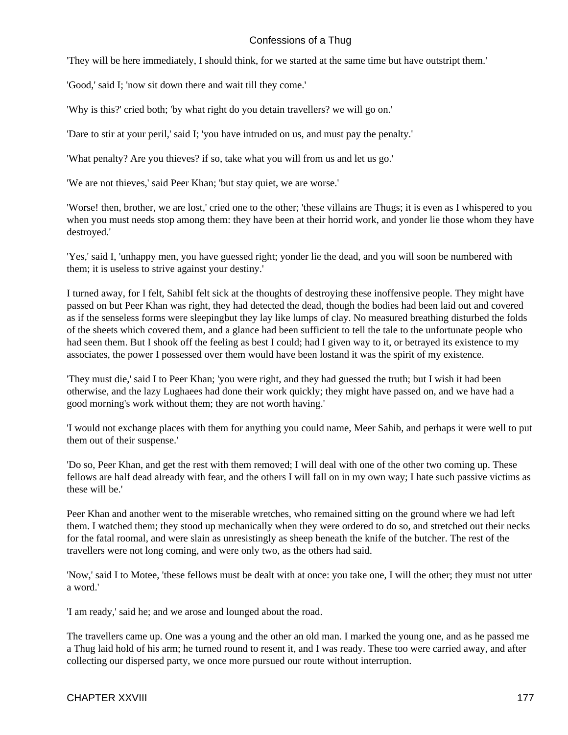'They will be here immediately, I should think, for we started at the same time but have outstript them.'

'Good,' said I; 'now sit down there and wait till they come.'

'Why is this?' cried both; 'by what right do you detain travellers? we will go on.'

'Dare to stir at your peril,' said I; 'you have intruded on us, and must pay the penalty.'

'What penalty? Are you thieves? if so, take what you will from us and let us go.'

'We are not thieves,' said Peer Khan; 'but stay quiet, we are worse.'

'Worse! then, brother, we are lost,' cried one to the other; 'these villains are Thugs; it is even as I whispered to you when you must needs stop among them: they have been at their horrid work, and yonder lie those whom they have destroyed.'

'Yes,' said I, 'unhappy men, you have guessed right; yonder lie the dead, and you will soon be numbered with them; it is useless to strive against your destiny.'

I turned away, for I felt, SahibI felt sick at the thoughts of destroying these inoffensive people. They might have passed on but Peer Khan was right, they had detected the dead, though the bodies had been laid out and covered as if the senseless forms were sleepingbut they lay like lumps of clay. No measured breathing disturbed the folds of the sheets which covered them, and a glance had been sufficient to tell the tale to the unfortunate people who had seen them. But I shook off the feeling as best I could; had I given way to it, or betrayed its existence to my associates, the power I possessed over them would have been lostand it was the spirit of my existence.

'They must die,' said I to Peer Khan; 'you were right, and they had guessed the truth; but I wish it had been otherwise, and the lazy Lughaees had done their work quickly; they might have passed on, and we have had a good morning's work without them; they are not worth having.'

'I would not exchange places with them for anything you could name, Meer Sahib, and perhaps it were well to put them out of their suspense.'

'Do so, Peer Khan, and get the rest with them removed; I will deal with one of the other two coming up. These fellows are half dead already with fear, and the others I will fall on in my own way; I hate such passive victims as these will be.'

Peer Khan and another went to the miserable wretches, who remained sitting on the ground where we had left them. I watched them; they stood up mechanically when they were ordered to do so, and stretched out their necks for the fatal roomal, and were slain as unresistingly as sheep beneath the knife of the butcher. The rest of the travellers were not long coming, and were only two, as the others had said.

'Now,' said I to Motee, 'these fellows must be dealt with at once: you take one, I will the other; they must not utter a word.'

'I am ready,' said he; and we arose and lounged about the road.

The travellers came up. One was a young and the other an old man. I marked the young one, and as he passed me a Thug laid hold of his arm; he turned round to resent it, and I was ready. These too were carried away, and after collecting our dispersed party, we once more pursued our route without interruption.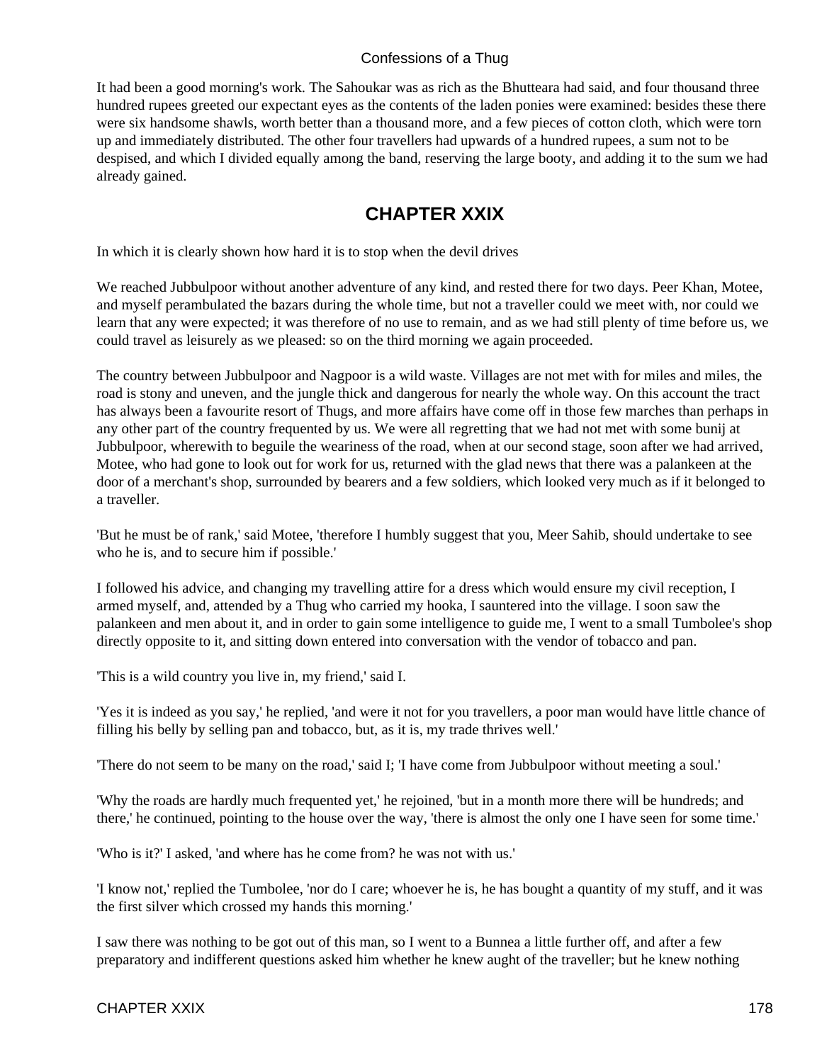It had been a good morning's work. The Sahoukar was as rich as the Bhutteara had said, and four thousand three hundred rupees greeted our expectant eyes as the contents of the laden ponies were examined: besides these there were six handsome shawls, worth better than a thousand more, and a few pieces of cotton cloth, which were torn up and immediately distributed. The other four travellers had upwards of a hundred rupees, a sum not to be despised, and which I divided equally among the band, reserving the large booty, and adding it to the sum we had already gained.

## CHAPTER XXIX

In which it is clearly shown how hard it is to stop when the devil drives

We reached Jubbulpoor without another adventure of any kind, and rested there for two days. Peer Khan, Motee, and myself perambulated the bazars during the whole time, but not a traveller could we meet with, nor could we learn that any were expected; it was therefore of no use to remain, and as we had still plenty of time before us, we could travel as leisurely as we pleased: so on the third morning we again proceeded.

The country between Jubbulpoor and Nagpoor is a wild waste. Villages are not met with for miles and miles, the road is stony and uneven, and the jungle thick and dangerous for nearly the whole way. On this account the tract has always been a favourite resort of Thugs, and more affairs have come off in those few marches than perhaps in any other part of the country frequented by us. We were all regretting that we had not met with some bunij at Jubbulpoor, wherewith to beguile the weariness of the road, when at our second stage, soon after we had arrived, Motee, who had gone to look out for work for us, returned with the glad news that there was a palankeen at the door of a merchant's shop, surrounded by bearers and a few soldiers, which looked very much as if it belonged to a traveller.

'But he must be of rank,' said Motee, 'therefore I humbly suggest that you, Meer Sahib, should undertake to see who he is, and to secure him if possible.'

I followed his advice, and changing my travelling attire for a dress which would ensure my civil reception, I armed myself, and, attended by a Thug who carried my hooka, I sauntered into the village. I soon saw the palankeen and men about it, and in order to gain some intelligence to guide me, I went to a small Tumbolee's shop directly opposite to it, and sitting down entered into conversation with the vendor of tobacco and pan.

'This is a wild country you live in, my friend,' said I.

'Yes it is indeed as you say,' he replied, 'and were it not for you travellers, a poor man would have little chance of filling his belly by selling pan and tobacco, but, as it is, my trade thrives well.'

'There do not seem to be many on the road,' said I; 'I have come from Jubbulpoor without meeting a soul.'

'Why the roads are hardly much frequented yet,' he rejoined, 'but in a month more there will be hundreds; and there,' he continued, pointing to the house over the way, 'there is almost the only one I have seen for some time.'

'Who is it?' I asked, 'and where has he come from? he was not with us.'

'I know not,' replied the Tumbolee, 'nor do I care; whoever he is, he has bought a quantity of my stuff, and it was the first silver which crossed my hands this morning.'

I saw there was nothing to be got out of this man, so I went to a Bunnea a little further off, and after a few preparatory and indifferent questions asked him whether he knew aught of the traveller; but he knew nothing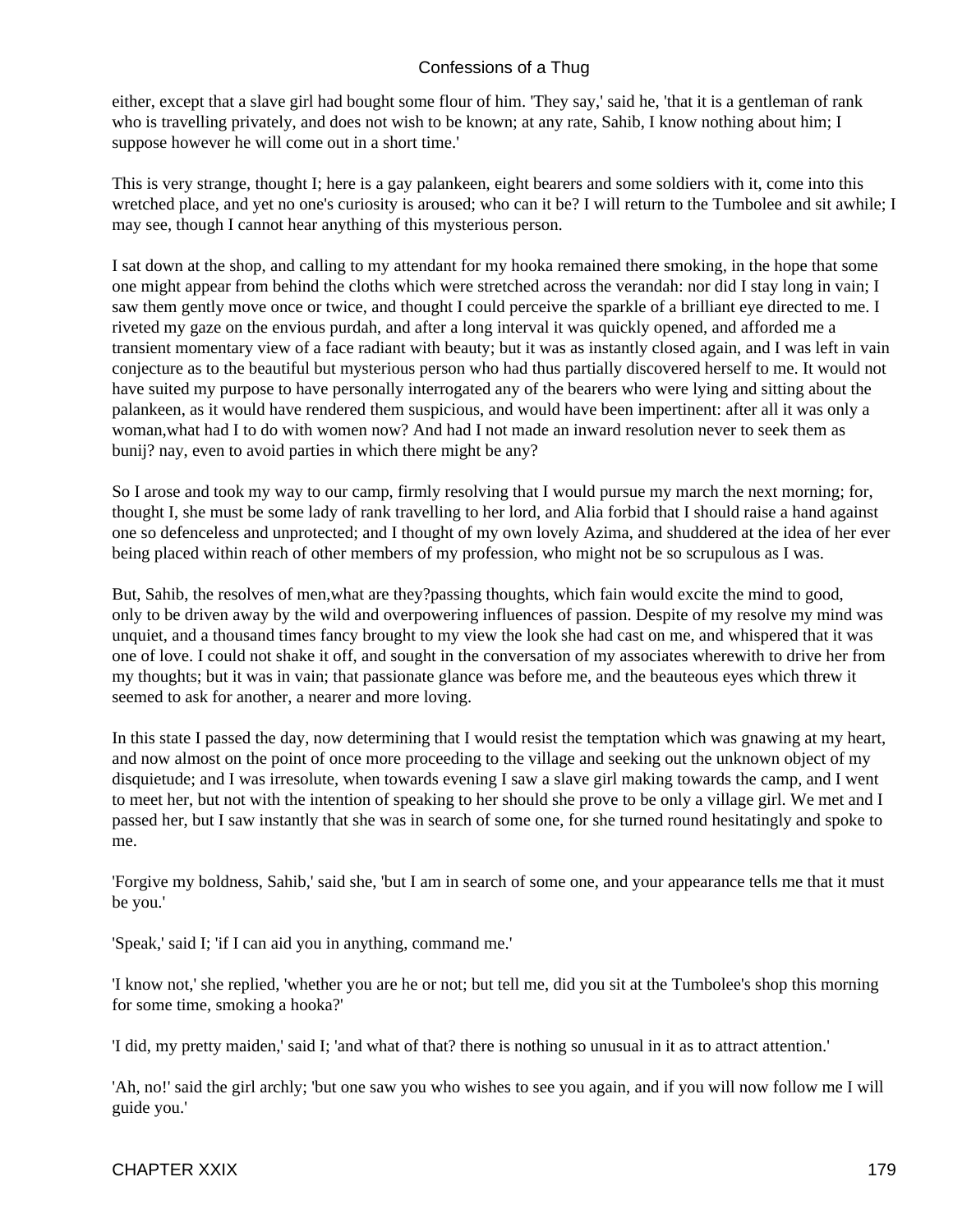either, except that a slave girl had bought some flour of him. 'They say,' said he, 'that it is a gentleman of rank who is travelling privately, and does not wish to be known; at any rate, Sahib, I know nothing about him; I suppose however he will come out in a short time.'

This is very strange, thought I; here is a gay palankeen, eight bearers and some soldiers with it, come into this wretched place, and yet no one's curiosity is aroused; who can it be? I will return to the Tumbolee and sit awhile; I may see, though I cannot hear anything of this mysterious person.

I sat down at the shop, and calling to my attendant for my hooka remained there smoking, in the hope that some one might appear from behind the cloths which were stretched across the verandah: nor did I stay long in vain; I saw them gently move once or twice, and thought I could perceive the sparkle of a brilliant eye directed to me. I riveted my gaze on the envious purdah, and after a long interval it was quickly opened, and afforded me a transient momentary view of a face radiant with beauty; but it was as instantly closed again, and I was left in vain conjecture as to the beautiful but mysterious person who had thus partially discovered herself to me. It would not have suited my purpose to have personally interrogated any of the bearers who were lying and sitting about the palankeen, as it would have rendered them suspicious, and would have been impertinent: after all it was only a woman,what had I to do with women now? And had I not made an inward resolution never to seek them as bunij? nay, even to avoid parties in which there might be any?

So I arose and took my way to our camp, firmly resolving that I would pursue my march the next morning; for, thought I, she must be some lady of rank travelling to her lord, and Alia forbid that I should raise a hand against one so defenceless and unprotected; and I thought of my own lovely Azima, and shuddered at the idea of her ever being placed within reach of other members of my profession, who might not be so scrupulous as I was.

But, Sahib, the resolves of men,what are they?passing thoughts, which fain would excite the mind to good, only to be driven away by the wild and overpowering influences of passion. Despite of my resolve my mind was unquiet, and a thousand times fancy brought to my view the look she had cast on me, and whispered that it was one of love. I could not shake it off, and sought in the conversation of my associates wherewith to drive her from my thoughts; but it was in vain; that passionate glance was before me, and the beauteous eyes which threw it seemed to ask for another, a nearer and more loving.

In this state I passed the day, now determining that I would resist the temptation which was gnawing at my heart, and now almost on the point of once more proceeding to the village and seeking out the unknown object of my disquietude; and I was irresolute, when towards evening I saw a slave girl making towards the camp, and I went to meet her, but not with the intention of speaking to her should she prove to be only a village girl. We met and I passed her, but I saw instantly that she was in search of some one, for she turned round hesitatingly and spoke to me.

'Forgive my boldness, Sahib,' said she, 'but I am in search of some one, and your appearance tells me that it must be you.'

'Speak,' said I; 'if I can aid you in anything, command me.'

'I know not,' she replied, 'whether you are he or not; but tell me, did you sit at the Tumbolee's shop this morning for some time, smoking a hooka?'

'I did, my pretty maiden,' said I; 'and what of that? there is nothing so unusual in it as to attract attention.'

'Ah, no!' said the girl archly; 'but one saw you who wishes to see you again, and if you will now follow me I will guide you.'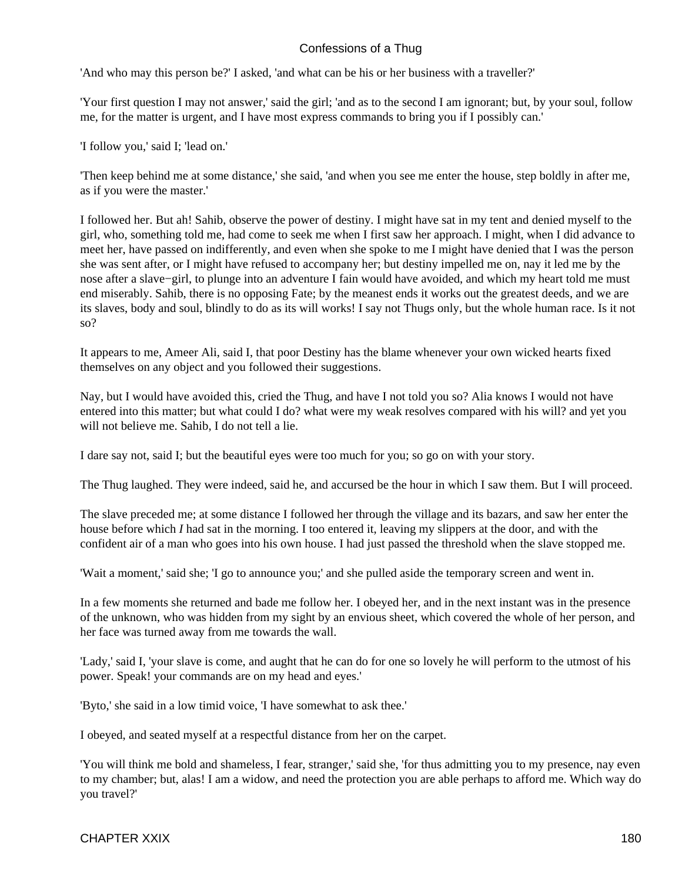'And who may this person be?' I asked, 'and what can be his or her business with a traveller?'

'Your first question I may not answer,' said the girl; 'and as to the second I am ignorant; but, by your soul, follow me, for the matter is urgent, and I have most express commands to bring you if I possibly can.'

'I follow you,' said I; 'lead on.'

'Then keep behind me at some distance,' she said, 'and when you see me enter the house, step boldly in after me, as if you were the master.'

I followed her. But ah! Sahib, observe the power of destiny. I might have sat in my tent and denied myself to the girl, who, something told me, had come to seek me when I first saw her approach. I might, when I did advance to meet her, have passed on indifferently, and even when she spoke to me I might have denied that I was the person she was sent after, or I might have refused to accompany her; but destiny impelled me on, nay it led me by the nose after a slave−girl, to plunge into an adventure I fain would have avoided, and which my heart told me must end miserably. Sahib, there is no opposing Fate; by the meanest ends it works out the greatest deeds, and we are its slaves, body and soul, blindly to do as its will works! I say not Thugs only, but the whole human race. Is it not so?

It appears to me, Ameer Ali, said I, that poor Destiny has the blame whenever your own wicked hearts fixed themselves on any object and you followed their suggestions.

Nay, but I would have avoided this, cried the Thug, and have I not told you so? Alia knows I would not have entered into this matter; but what could I do? what were my weak resolves compared with his will? and yet you will not believe me. Sahib, I do not tell a lie.

I dare say not, said I; but the beautiful eyes were too much for you; so go on with your story.

The Thug laughed. They were indeed, said he, and accursed be the hour in which I saw them. But I will proceed.

The slave preceded me; at some distance I followed her through the village and its bazars, and saw her enter the house before which *I* had sat in the morning. I too entered it, leaving my slippers at the door, and with the confident air of a man who goes into his own house. I had just passed the threshold when the slave stopped me.

'Wait a moment,' said she; 'I go to announce you;' and she pulled aside the temporary screen and went in.

In a few moments she returned and bade me follow her. I obeyed her, and in the next instant was in the presence of the unknown, who was hidden from my sight by an envious sheet, which covered the whole of her person, and her face was turned away from me towards the wall.

'Lady,' said I, 'your slave is come, and aught that he can do for one so lovely he will perform to the utmost of his power. Speak! your commands are on my head and eyes.'

'Byto,' she said in a low timid voice, 'I have somewhat to ask thee.'

I obeyed, and seated myself at a respectful distance from her on the carpet.

'You will think me bold and shameless, I fear, stranger,' said she, 'for thus admitting you to my presence, nay even to my chamber; but, alas! I am a widow, and need the protection you are able perhaps to afford me. Which way do you travel?'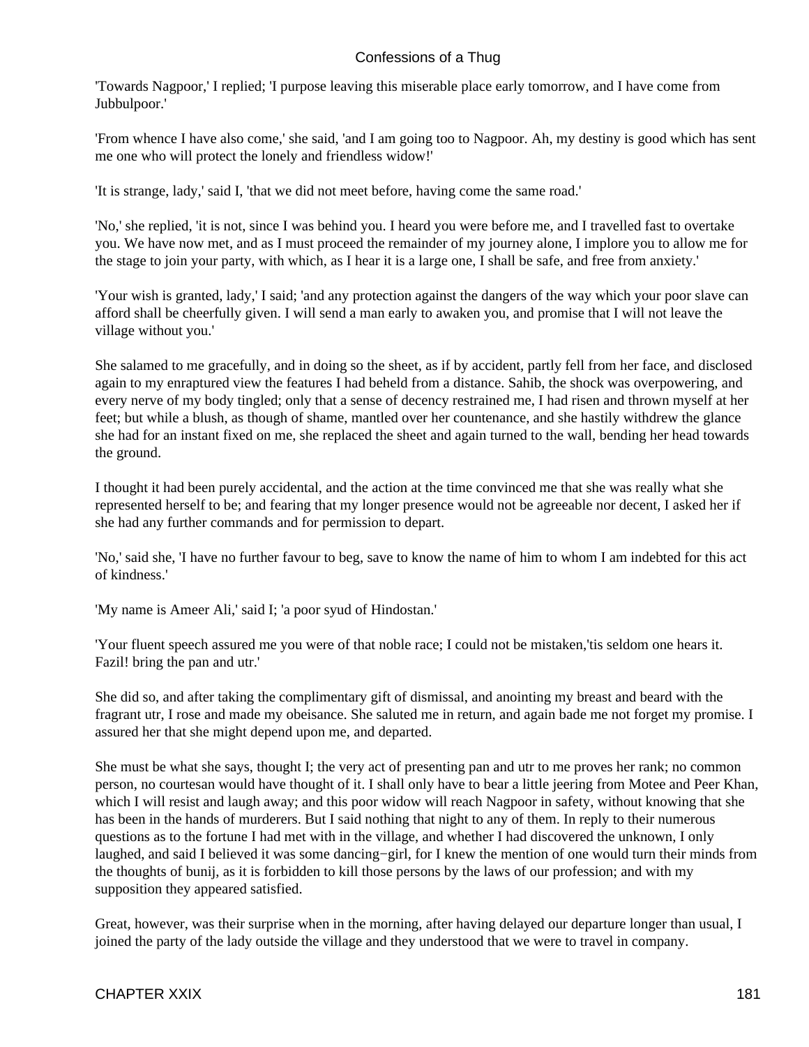'Towards Nagpoor,' I replied; 'I purpose leaving this miserable place early tomorrow, and I have come from Jubbulpoor.'

'From whence I have also come,' she said, 'and I am going too to Nagpoor. Ah, my destiny is good which has sent me one who will protect the lonely and friendless widow!'

'It is strange, lady,' said I, 'that we did not meet before, having come the same road.'

'No,' she replied, 'it is not, since I was behind you. I heard you were before me, and I travelled fast to overtake you. We have now met, and as I must proceed the remainder of my journey alone, I implore you to allow me for the stage to join your party, with which, as I hear it is a large one, I shall be safe, and free from anxiety.'

'Your wish is granted, lady,' I said; 'and any protection against the dangers of the way which your poor slave can afford shall be cheerfully given. I will send a man early to awaken you, and promise that I will not leave the village without you.'

She salamed to me gracefully, and in doing so the sheet, as if by accident, partly fell from her face, and disclosed again to my enraptured view the features I had beheld from a distance. Sahib, the shock was overpowering, and every nerve of my body tingled; only that a sense of decency restrained me, I had risen and thrown myself at her feet; but while a blush, as though of shame, mantled over her countenance, and she hastily withdrew the glance she had for an instant fixed on me, she replaced the sheet and again turned to the wall, bending her head towards the ground.

I thought it had been purely accidental, and the action at the time convinced me that she was really what she represented herself to be; and fearing that my longer presence would not be agreeable nor decent, I asked her if she had any further commands and for permission to depart.

'No,' said she, 'I have no further favour to beg, save to know the name of him to whom I am indebted for this act of kindness.'

'My name is Ameer Ali,' said I; 'a poor syud of Hindostan.'

'Your fluent speech assured me you were of that noble race; I could not be mistaken,'tis seldom one hears it. Fazil! bring the pan and utr.'

She did so, and after taking the complimentary gift of dismissal, and anointing my breast and beard with the fragrant utr, I rose and made my obeisance. She saluted me in return, and again bade me not forget my promise. I assured her that she might depend upon me, and departed.

She must be what she says, thought I; the very act of presenting pan and utr to me proves her rank; no common person, no courtesan would have thought of it. I shall only have to bear a little jeering from Motee and Peer Khan, which I will resist and laugh away; and this poor widow will reach Nagpoor in safety, without knowing that she has been in the hands of murderers. But I said nothing that night to any of them. In reply to their numerous questions as to the fortune I had met with in the village, and whether I had discovered the unknown, I only laughed, and said I believed it was some dancing−girl, for I knew the mention of one would turn their minds from the thoughts of bunij, as it is forbidden to kill those persons by the laws of our profession; and with my supposition they appeared satisfied.

Great, however, was their surprise when in the morning, after having delayed our departure longer than usual, I joined the party of the lady outside the village and they understood that we were to travel in company.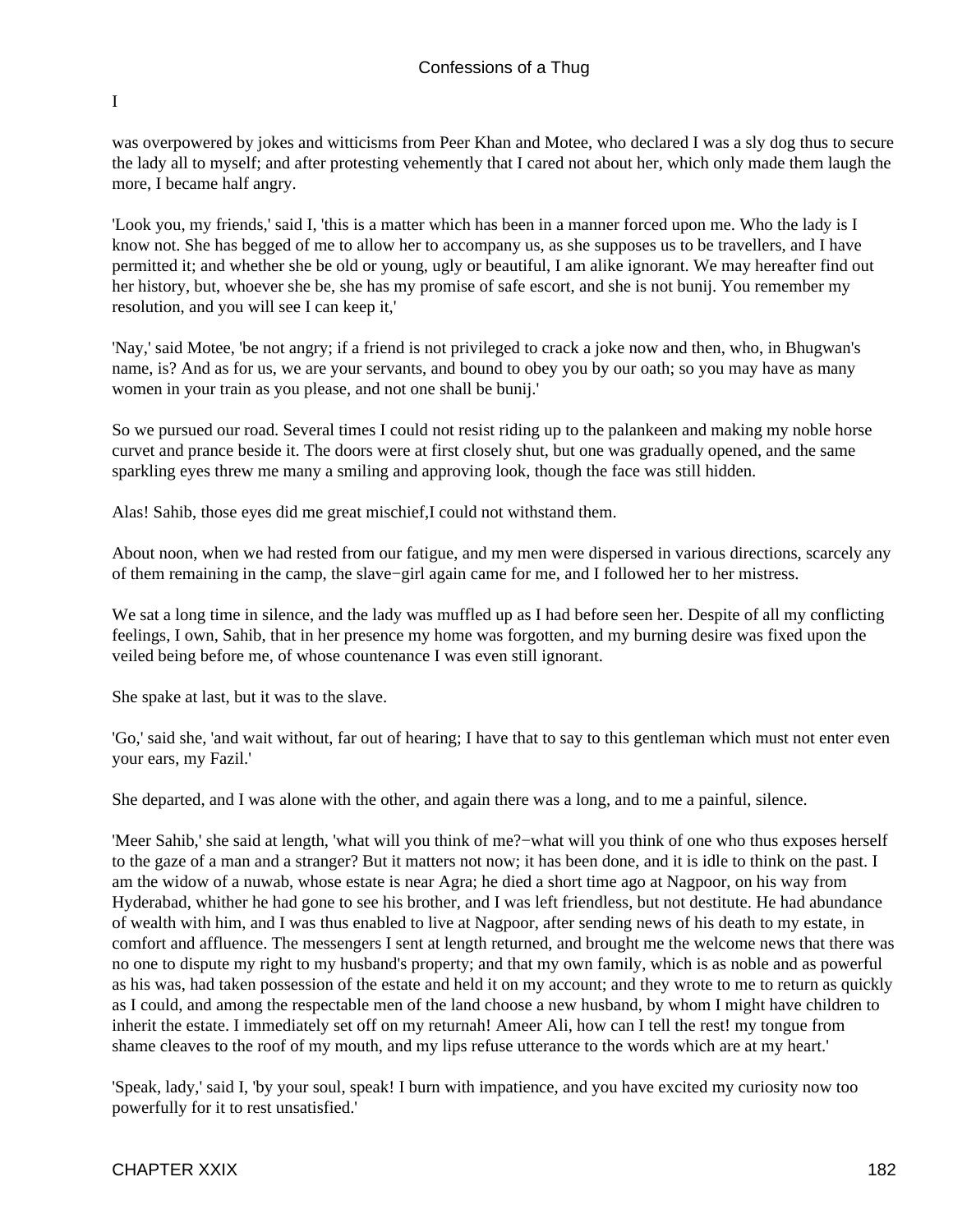I

was overpowered by jokes and witticisms from Peer Khan and Motee, who declared I was a sly dog thus to secure the lady all to myself; and after protesting vehemently that I cared not about her, which only made them laugh the more, I became half angry.

'Look you, my friends,' said I, 'this is a matter which has been in a manner forced upon me. Who the lady is I know not. She has begged of me to allow her to accompany us, as she supposes us to be travellers, and I have permitted it; and whether she be old or young, ugly or beautiful, I am alike ignorant. We may hereafter find out her history, but, whoever she be, she has my promise of safe escort, and she is not bunij. You remember my resolution, and you will see I can keep it,'

'Nay,' said Motee, 'be not angry; if a friend is not privileged to crack a joke now and then, who, in Bhugwan's name, is? And as for us, we are your servants, and bound to obey you by our oath; so you may have as many women in your train as you please, and not one shall be bunij.'

So we pursued our road. Several times I could not resist riding up to the palankeen and making my noble horse curvet and prance beside it. The doors were at first closely shut, but one was gradually opened, and the same sparkling eyes threw me many a smiling and approving look, though the face was still hidden.

Alas! Sahib, those eyes did me great mischief,I could not withstand them.

About noon, when we had rested from our fatigue, and my men were dispersed in various directions, scarcely any of them remaining in the camp, the slave−girl again came for me, and I followed her to her mistress.

We sat a long time in silence, and the lady was muffled up as I had before seen her. Despite of all my conflicting feelings, I own, Sahib, that in her presence my home was forgotten, and my burning desire was fixed upon the veiled being before me, of whose countenance I was even still ignorant.

She spake at last, but it was to the slave.

'Go,' said she, 'and wait without, far out of hearing; I have that to say to this gentleman which must not enter even your ears, my Fazil.'

She departed, and I was alone with the other, and again there was a long, and to me a painful, silence.

'Meer Sahib,' she said at length, 'what will you think of me?−what will you think of one who thus exposes herself to the gaze of a man and a stranger? But it matters not now; it has been done, and it is idle to think on the past. I am the widow of a nuwab, whose estate is near Agra; he died a short time ago at Nagpoor, on his way from Hyderabad, whither he had gone to see his brother, and I was left friendless, but not destitute. He had abundance of wealth with him, and I was thus enabled to live at Nagpoor, after sending news of his death to my estate, in comfort and affluence. The messengers I sent at length returned, and brought me the welcome news that there was no one to dispute my right to my husband's property; and that my own family, which is as noble and as powerful as his was, had taken possession of the estate and held it on my account; and they wrote to me to return as quickly as I could, and among the respectable men of the land choose a new husband, by whom I might have children to inherit the estate. I immediately set off on my returnah! Ameer Ali, how can I tell the rest! my tongue from shame cleaves to the roof of my mouth, and my lips refuse utterance to the words which are at my heart.'

'Speak, lady,' said I, 'by your soul, speak! I burn with impatience, and you have excited my curiosity now too powerfully for it to rest unsatisfied.'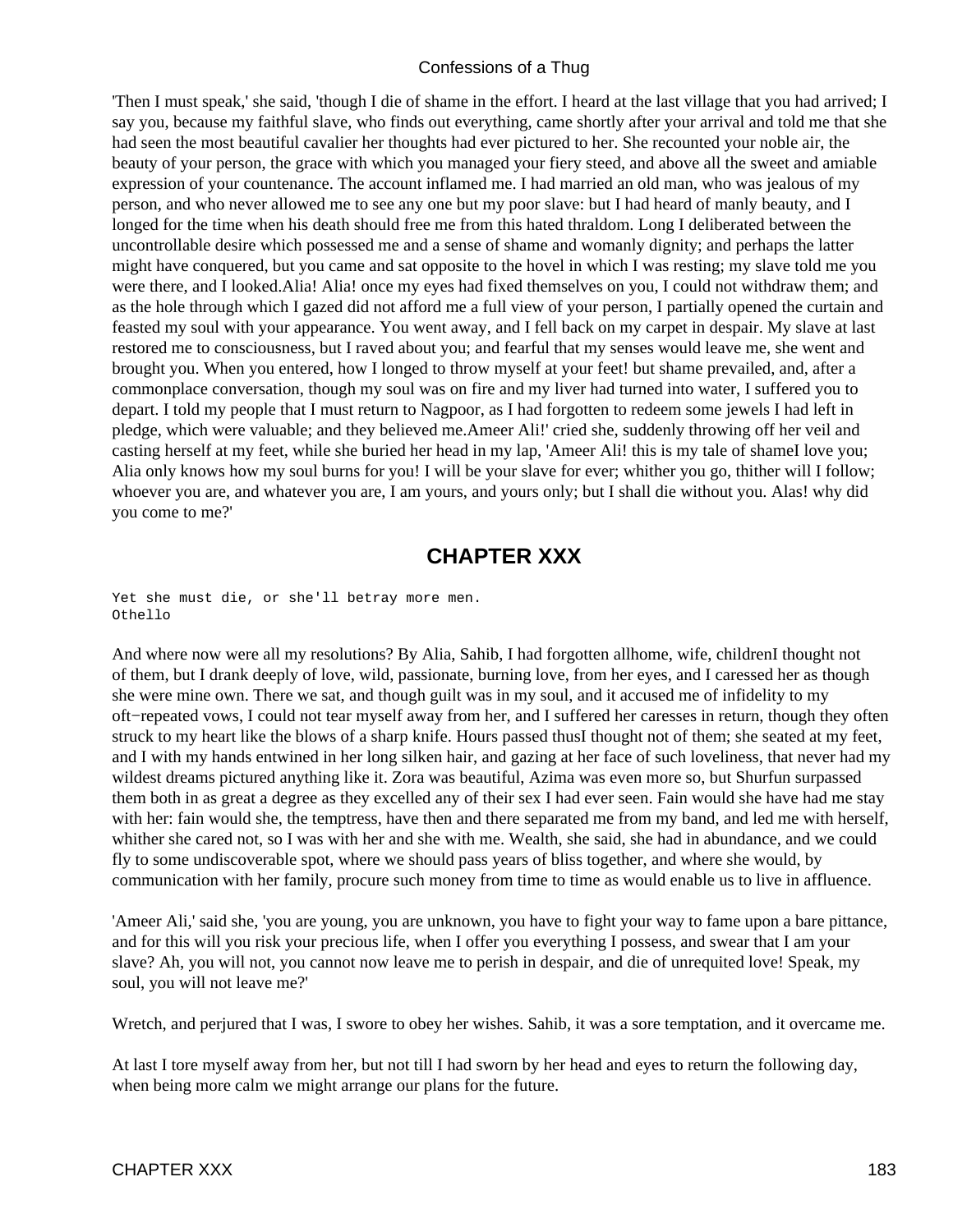'Then I must speak,' she said, 'though I die of shame in the effort. I heard at the last village that you had arrived; I say you, because my faithful slave, who finds out everything, came shortly after your arrival and told me that she had seen the most beautiful cavalier her thoughts had ever pictured to her. She recounted your noble air, the beauty of your person, the grace with which you managed your fiery steed, and above all the sweet and amiable expression of your countenance. The account inflamed me. I had married an old man, who was jealous of my person, and who never allowed me to see any one but my poor slave: but I had heard of manly beauty, and I longed for the time when his death should free me from this hated thraldom. Long I deliberated between the uncontrollable desire which possessed me and a sense of shame and womanly dignity; and perhaps the latter might have conquered, but you came and sat opposite to the hovel in which I was resting; my slave told me you were there, and I looked.Alia! Alia! once my eyes had fixed themselves on you, I could not withdraw them; and as the hole through which I gazed did not afford me a full view of your person, I partially opened the curtain and feasted my soul with your appearance. You went away, and I fell back on my carpet in despair. My slave at last restored me to consciousness, but I raved about you; and fearful that my senses would leave me, she went and brought you. When you entered, how I longed to throw myself at your feet! but shame prevailed, and, after a commonplace conversation, though my soul was on fire and my liver had turned into water, I suffered you to depart. I told my people that I must return to Nagpoor, as I had forgotten to redeem some jewels I had left in pledge, which were valuable; and they believed me.Ameer Ali!' cried she, suddenly throwing off her veil and casting herself at my feet, while she buried her head in my lap, 'Ameer Ali! this is my tale of shameI love you; Alia only knows how my soul burns for you! I will be your slave for ever; whither you go, thither will I follow; whoever you are, and whatever you are, I am yours, and yours only; but I shall die without you. Alas! why did you come to me?'

## CHAPTER XXX

```
Yet she must die, or she'll betray more men.
Othello
```

And where now were all my resolutions? By Alia, Sahib, I had forgotten allhome, wife, childrenI thought not of them, but I drank deeply of love, wild, passionate, burning love, from her eyes, and I caressed her as though she were mine own. There we sat, and though guilt was in my soul, and it accused me of infidelity to my oft−repeated vows, I could not tear myself away from her, and I suffered her caresses in return, though they often struck to my heart like the blows of a sharp knife. Hours passed thusI thought not of them; she seated at my feet, and I with my hands entwined in her long silken hair, and gazing at her face of such loveliness, that never had my wildest dreams pictured anything like it. Zora was beautiful, Azima was even more so, but Shurfun surpassed them both in as great a degree as they excelled any of their sex I had ever seen. Fain would she have had me stay with her: fain would she, the temptress, have then and there separated me from my band, and led me with herself, whither she cared not, so I was with her and she with me. Wealth, she said, she had in abundance, and we could fly to some undiscoverable spot, where we should pass years of bliss together, and where she would, by communication with her family, procure such money from time to time as would enable us to live in affluence.

'Ameer Ali,' said she, 'you are young, you are unknown, you have to fight your way to fame upon a bare pittance, and for this will you risk your precious life, when I offer you everything I possess, and swear that I am your slave? Ah, you will not, you cannot now leave me to perish in despair, and die of unrequited love! Speak, my soul, you will not leave me?'

Wretch, and perjured that I was, I swore to obey her wishes. Sahib, it was a sore temptation, and it overcame me.

At last I tore myself away from her, but not till I had sworn by her head and eyes to return the following day, when being more calm we might arrange our plans for the future.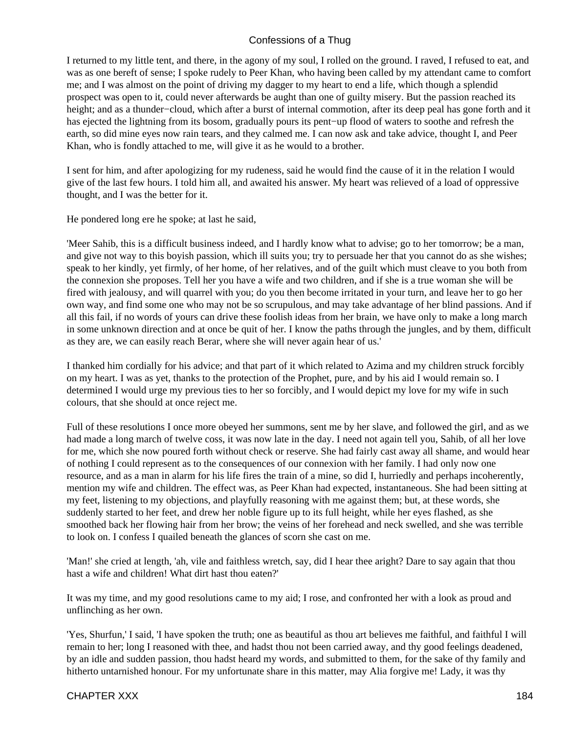I returned to my little tent, and there, in the agony of my soul, I rolled on the ground. I raved, I refused to eat, and was as one bereft of sense; I spoke rudely to Peer Khan, who having been called by my attendant came to comfort me; and I was almost on the point of driving my dagger to my heart to end a life, which though a splendid prospect was open to it, could never afterwards be aught than one of guilty misery. But the passion reached its height; and as a thunder−cloud, which after a burst of internal commotion, after its deep peal has gone forth and it has ejected the lightning from its bosom, gradually pours its pent−up flood of waters to soothe and refresh the earth, so did mine eyes now rain tears, and they calmed me. I can now ask and take advice, thought I, and Peer Khan, who is fondly attached to me, will give it as he would to a brother.

I sent for him, and after apologizing for my rudeness, said he would find the cause of it in the relation I would give of the last few hours. I told him all, and awaited his answer. My heart was relieved of a load of oppressive thought, and I was the better for it.

He pondered long ere he spoke; at last he said,

'Meer Sahib, this is a difficult business indeed, and I hardly know what to advise; go to her tomorrow; be a man, and give not way to this boyish passion, which ill suits you; try to persuade her that you cannot do as she wishes; speak to her kindly, yet firmly, of her home, of her relatives, and of the guilt which must cleave to you both from the connexion she proposes. Tell her you have a wife and two children, and if she is a true woman she will be fired with jealousy, and will quarrel with you; do you then become irritated in your turn, and leave her to go her own way, and find some one who may not be so scrupulous, and may take advantage of her blind passions. And if all this fail, if no words of yours can drive these foolish ideas from her brain, we have only to make a long march in some unknown direction and at once be quit of her. I know the paths through the jungles, and by them, difficult as they are, we can easily reach Berar, where she will never again hear of us.'

I thanked him cordially for his advice; and that part of it which related to Azima and my children struck forcibly on my heart. I was as yet, thanks to the protection of the Prophet, pure, and by his aid I would remain so. I determined I would urge my previous ties to her so forcibly, and I would depict my love for my wife in such colours, that she should at once reject me.

Full of these resolutions I once more obeyed her summons, sent me by her slave, and followed the girl, and as we had made a long march of twelve coss, it was now late in the day. I need not again tell you, Sahib, of all her love for me, which she now poured forth without check or reserve. She had fairly cast away all shame, and would hear of nothing I could represent as to the consequences of our connexion with her family. I had only now one resource, and as a man in alarm for his life fires the train of a mine, so did I, hurriedly and perhaps incoherently, mention my wife and children. The effect was, as Peer Khan had expected, instantaneous. She had been sitting at my feet, listening to my objections, and playfully reasoning with me against them; but, at these words, she suddenly started to her feet, and drew her noble figure up to its full height, while her eyes flashed, as she smoothed back her flowing hair from her brow; the veins of her forehead and neck swelled, and she was terrible to look on. I confess I quailed beneath the glances of scorn she cast on me.

'Man!' she cried at length, 'ah, vile and faithless wretch, say, did I hear thee aright? Dare to say again that thou hast a wife and children! What dirt hast thou eaten?'

It was my time, and my good resolutions came to my aid; I rose, and confronted her with a look as proud and unflinching as her own.

'Yes, Shurfun,' I said, 'I have spoken the truth; one as beautiful as thou art believes me faithful, and faithful I will remain to her; long I reasoned with thee, and hadst thou not been carried away, and thy good feelings deadened, by an idle and sudden passion, thou hadst heard my words, and submitted to them, for the sake of thy family and hitherto untarnished honour. For my unfortunate share in this matter, may Alia forgive me! Lady, it was thy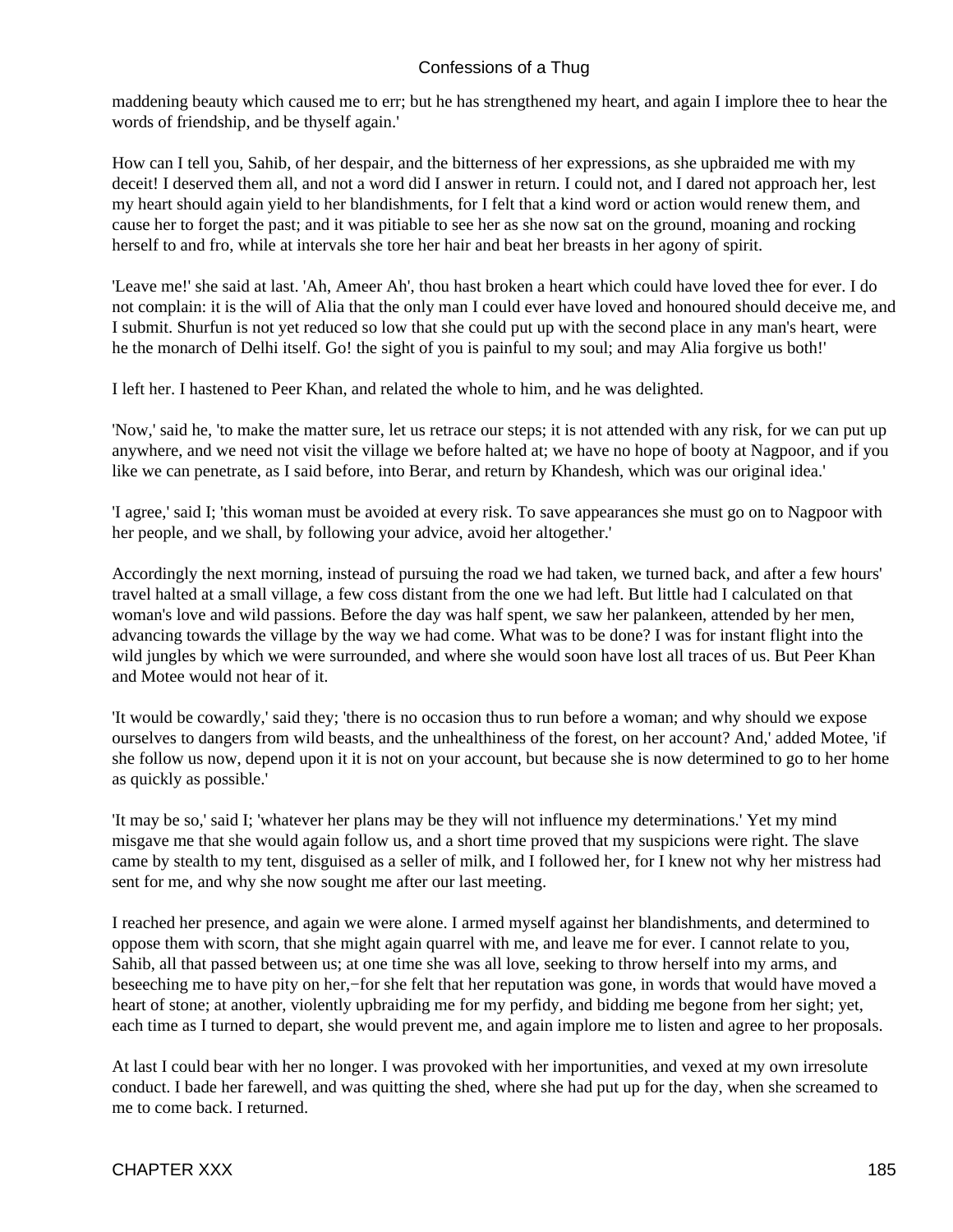maddening beauty which caused me to err; but he has strengthened my heart, and again I implore thee to hear the words of friendship, and be thyself again.'

How can I tell you, Sahib, of her despair, and the bitterness of her expressions, as she upbraided me with my deceit! I deserved them all, and not a word did I answer in return. I could not, and I dared not approach her, lest my heart should again yield to her blandishments, for I felt that a kind word or action would renew them, and cause her to forget the past; and it was pitiable to see her as she now sat on the ground, moaning and rocking herself to and fro, while at intervals she tore her hair and beat her breasts in her agony of spirit.

'Leave me!' she said at last. 'Ah, Ameer Ah', thou hast broken a heart which could have loved thee for ever. I do not complain: it is the will of Alia that the only man I could ever have loved and honoured should deceive me, and I submit. Shurfun is not yet reduced so low that she could put up with the second place in any man's heart, were he the monarch of Delhi itself. Go! the sight of you is painful to my soul; and may Alia forgive us both!'

I left her. I hastened to Peer Khan, and related the whole to him, and he was delighted.

'Now,' said he, 'to make the matter sure, let us retrace our steps; it is not attended with any risk, for we can put up anywhere, and we need not visit the village we before halted at; we have no hope of booty at Nagpoor, and if you like we can penetrate, as I said before, into Berar, and return by Khandesh, which was our original idea.'

'I agree,' said I; 'this woman must be avoided at every risk. To save appearances she must go on to Nagpoor with her people, and we shall, by following your advice, avoid her altogether.'

Accordingly the next morning, instead of pursuing the road we had taken, we turned back, and after a few hours' travel halted at a small village, a few coss distant from the one we had left. But little had I calculated on that woman's love and wild passions. Before the day was half spent, we saw her palankeen, attended by her men, advancing towards the village by the way we had come. What was to be done? I was for instant flight into the wild jungles by which we were surrounded, and where she would soon have lost all traces of us. But Peer Khan and Motee would not hear of it.

'It would be cowardly,' said they; 'there is no occasion thus to run before a woman; and why should we expose ourselves to dangers from wild beasts, and the unhealthiness of the forest, on her account? And,' added Motee, 'if she follow us now, depend upon it it is not on your account, but because she is now determined to go to her home as quickly as possible.'

'It may be so,' said I; 'whatever her plans may be they will not influence my determinations.' Yet my mind misgave me that she would again follow us, and a short time proved that my suspicions were right. The slave came by stealth to my tent, disguised as a seller of milk, and I followed her, for I knew not why her mistress had sent for me, and why she now sought me after our last meeting.

I reached her presence, and again we were alone. I armed myself against her blandishments, and determined to oppose them with scorn, that she might again quarrel with me, and leave me for ever. I cannot relate to you, Sahib, all that passed between us; at one time she was all love, seeking to throw herself into my arms, and beseeching me to have pity on her,−for she felt that her reputation was gone, in words that would have moved a heart of stone; at another, violently upbraiding me for my perfidy, and bidding me begone from her sight; yet, each time as I turned to depart, she would prevent me, and again implore me to listen and agree to her proposals.

At last I could bear with her no longer. I was provoked with her importunities, and vexed at my own irresolute conduct. I bade her farewell, and was quitting the shed, where she had put up for the day, when she screamed to me to come back. I returned.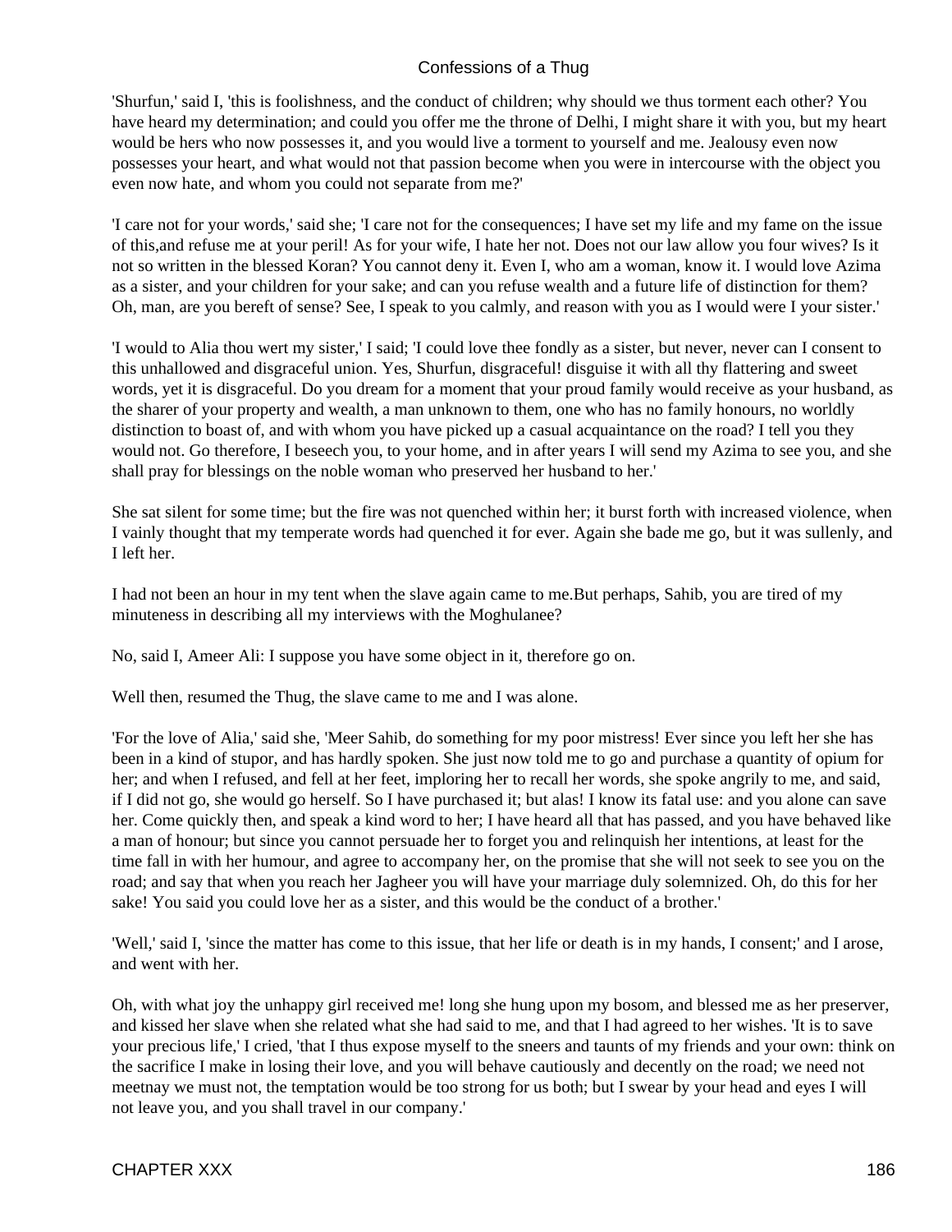'Shurfun,' said I, 'this is foolishness, and the conduct of children; why should we thus torment each other? You have heard my determination; and could you offer me the throne of Delhi, I might share it with you, but my heart would be hers who now possesses it, and you would live a torment to yourself and me. Jealousy even now possesses your heart, and what would not that passion become when you were in intercourse with the object you even now hate, and whom you could not separate from me?'

'I care not for your words,' said she; 'I care not for the consequences; I have set my life and my fame on the issue of this,and refuse me at your peril! As for your wife, I hate her not. Does not our law allow you four wives? Is it not so written in the blessed Koran? You cannot deny it. Even I, who am a woman, know it. I would love Azima as a sister, and your children for your sake; and can you refuse wealth and a future life of distinction for them? Oh, man, are you bereft of sense? See, I speak to you calmly, and reason with you as I would were I your sister.'

'I would to Alia thou wert my sister,' I said; 'I could love thee fondly as a sister, but never, never can I consent to this unhallowed and disgraceful union. Yes, Shurfun, disgraceful! disguise it with all thy flattering and sweet words, yet it is disgraceful. Do you dream for a moment that your proud family would receive as your husband, as the sharer of your property and wealth, a man unknown to them, one who has no family honours, no worldly distinction to boast of, and with whom you have picked up a casual acquaintance on the road? I tell you they would not. Go therefore, I beseech you, to your home, and in after years I will send my Azima to see you, and she shall pray for blessings on the noble woman who preserved her husband to her.'

She sat silent for some time; but the fire was not quenched within her; it burst forth with increased violence, when I vainly thought that my temperate words had quenched it for ever. Again she bade me go, but it was sullenly, and I left her.

I had not been an hour in my tent when the slave again came to me.But perhaps, Sahib, you are tired of my minuteness in describing all my interviews with the Moghulanee?

No, said I, Ameer Ali: I suppose you have some object in it, therefore go on.

Well then, resumed the Thug, the slave came to me and I was alone.

'For the love of Alia,' said she, 'Meer Sahib, do something for my poor mistress! Ever since you left her she has been in a kind of stupor, and has hardly spoken. She just now told me to go and purchase a quantity of opium for her; and when I refused, and fell at her feet, imploring her to recall her words, she spoke angrily to me, and said, if I did not go, she would go herself. So I have purchased it; but alas! I know its fatal use: and you alone can save her. Come quickly then, and speak a kind word to her; I have heard all that has passed, and you have behaved like a man of honour; but since you cannot persuade her to forget you and relinquish her intentions, at least for the time fall in with her humour, and agree to accompany her, on the promise that she will not seek to see you on the road; and say that when you reach her Jagheer you will have your marriage duly solemnized. Oh, do this for her sake! You said you could love her as a sister, and this would be the conduct of a brother.'

'Well,' said I, 'since the matter has come to this issue, that her life or death is in my hands, I consent;' and I arose, and went with her.

Oh, with what joy the unhappy girl received me! long she hung upon my bosom, and blessed me as her preserver, and kissed her slave when she related what she had said to me, and that I had agreed to her wishes. 'It is to save your precious life,' I cried, 'that I thus expose myself to the sneers and taunts of my friends and your own: think on the sacrifice I make in losing their love, and you will behave cautiously and decently on the road; we need not meetnay we must not, the temptation would be too strong for us both; but I swear by your head and eyes I will not leave you, and you shall travel in our company.'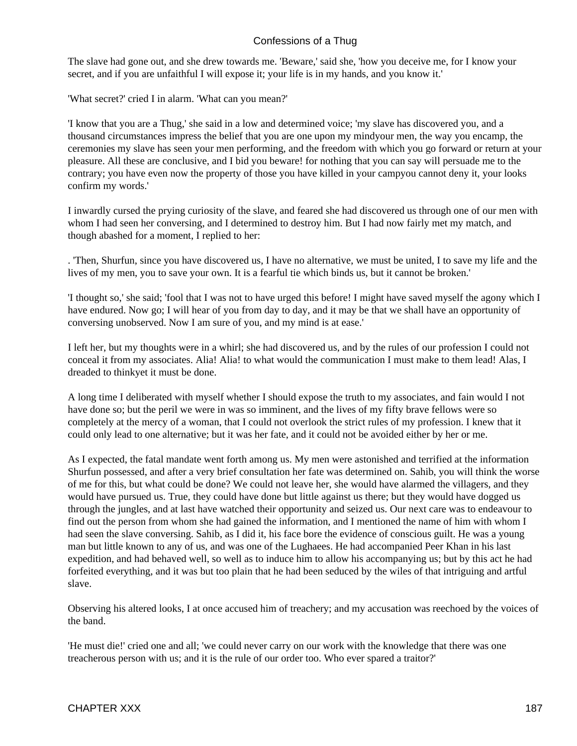The slave had gone out, and she drew towards me. 'Beware,' said she, 'how you deceive me, for I know your secret, and if you are unfaithful I will expose it; your life is in my hands, and you know it.'

'What secret?' cried I in alarm. 'What can you mean?'

'I know that you are a Thug,' she said in a low and determined voice; 'my slave has discovered you, and a thousand circumstances impress the belief that you are one upon my mindyour men, the way you encamp, the ceremonies my slave has seen your men performing, and the freedom with which you go forward or return at your pleasure. All these are conclusive, and I bid you beware! for nothing that you can say will persuade me to the contrary; you have even now the property of those you have killed in your campyou cannot deny it, your looks confirm my words.'

I inwardly cursed the prying curiosity of the slave, and feared she had discovered us through one of our men with whom I had seen her conversing, and I determined to destroy him. But I had now fairly met my match, and though abashed for a moment, I replied to her:

. 'Then, Shurfun, since you have discovered us, I have no alternative, we must be united, I to save my life and the lives of my men, you to save your own. It is a fearful tie which binds us, but it cannot be broken.'

'I thought so,' she said; 'fool that I was not to have urged this before! I might have saved myself the agony which I have endured. Now go; I will hear of you from day to day, and it may be that we shall have an opportunity of conversing unobserved. Now I am sure of you, and my mind is at ease.'

I left her, but my thoughts were in a whirl; she had discovered us, and by the rules of our profession I could not conceal it from my associates. Alia! Alia! to what would the communication I must make to them lead! Alas, I dreaded to thinkyet it must be done.

A long time I deliberated with myself whether I should expose the truth to my associates, and fain would I not have done so; but the peril we were in was so imminent, and the lives of my fifty brave fellows were so completely at the mercy of a woman, that I could not overlook the strict rules of my profession. I knew that it could only lead to one alternative; but it was her fate, and it could not be avoided either by her or me.

As I expected, the fatal mandate went forth among us. My men were astonished and terrified at the information Shurfun possessed, and after a very brief consultation her fate was determined on. Sahib, you will think the worse of me for this, but what could be done? We could not leave her, she would have alarmed the villagers, and they would have pursued us. True, they could have done but little against us there; but they would have dogged us through the jungles, and at last have watched their opportunity and seized us. Our next care was to endeavour to find out the person from whom she had gained the information, and I mentioned the name of him with whom I had seen the slave conversing. Sahib, as I did it, his face bore the evidence of conscious guilt. He was a young man but little known to any of us, and was one of the Lughaees. He had accompanied Peer Khan in his last expedition, and had behaved well, so well as to induce him to allow his accompanying us; but by this act he had forfeited everything, and it was but too plain that he had been seduced by the wiles of that intriguing and artful slave.

Observing his altered looks, I at once accused him of treachery; and my accusation was reechoed by the voices of the band.

'He must die!' cried one and all; 'we could never carry on our work with the knowledge that there was one treacherous person with us; and it is the rule of our order too. Who ever spared a traitor?'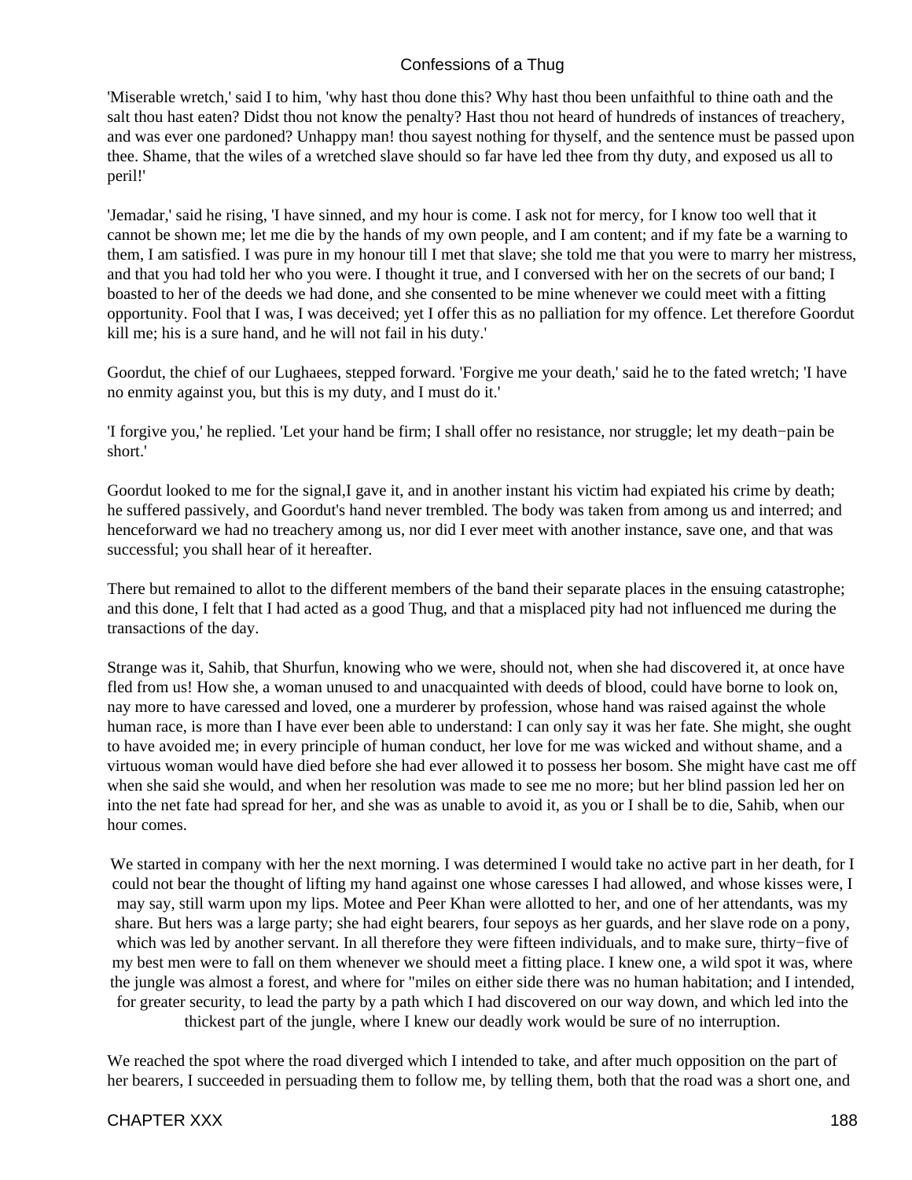'Miserable wretch,' said I to him, 'why hast thou done this? Why hast thou been unfaithful to thine oath and the salt thou hast eaten? Didst thou not know the penalty? Hast thou not heard of hundreds of instances of treachery, and was ever one pardoned? Unhappy man! thou sayest nothing for thyself, and the sentence must be passed upon thee. Shame, that the wiles of a wretched slave should so far have led thee from thy duty, and exposed us all to peril!'

'Jemadar,' said he rising, 'I have sinned, and my hour is come. I ask not for mercy, for I know too well that it cannot be shown me; let me die by the hands of my own people, and I am content; and if my fate be a warning to them, I am satisfied. I was pure in my honour till I met that slave; she told me that you were to marry her mistress, and that you had told her who you were. I thought it true, and I conversed with her on the secrets of our band; I boasted to her of the deeds we had done, and she consented to be mine whenever we could meet with a fitting opportunity. Fool that I was, I was deceived; yet I offer this as no palliation for my offence. Let therefore Goordut kill me; his is a sure hand, and he will not fail in his duty.'

Goordut, the chief of our Lughaees, stepped forward. 'Forgive me your death,' said he to the fated wretch; 'I have no enmity against you, but this is my duty, and I must do it.'

'I forgive you,' he replied. 'Let your hand be firm; I shall offer no resistance, nor struggle; let my death−pain be short.'

Goordut looked to me for the signal,I gave it, and in another instant his victim had expiated his crime by death; he suffered passively, and Goordut's hand never trembled. The body was taken from among us and interred; and henceforward we had no treachery among us, nor did I ever meet with another instance, save one, and that was successful; you shall hear of it hereafter.

There but remained to allot to the different members of the band their separate places in the ensuing catastrophe; and this done, I felt that I had acted as a good Thug, and that a misplaced pity had not influenced me during the transactions of the day.

Strange was it, Sahib, that Shurfun, knowing who we were, should not, when she had discovered it, at once have fled from us! How she, a woman unused to and unacquainted with deeds of blood, could have borne to look on, nay more to have caressed and loved, one a murderer by profession, whose hand was raised against the whole human race, is more than I have ever been able to understand: I can only say it was her fate. She might, she ought to have avoided me; in every principle of human conduct, her love for me was wicked and without shame, and a virtuous woman would have died before she had ever allowed it to possess her bosom. She might have cast me off when she said she would, and when her resolution was made to see me no more; but her blind passion led her on into the net fate had spread for her, and she was as unable to avoid it, as you or I shall be to die, Sahib, when our hour comes.

We started in company with her the next morning. I was determined I would take no active part in her death, for I could not bear the thought of lifting my hand against one whose caresses I had allowed, and whose kisses were, I may say, still warm upon my lips. Motee and Peer Khan were allotted to her, and one of her attendants, was my share. But hers was a large party; she had eight bearers, four sepoys as her guards, and her slave rode on a pony, which was led by another servant. In all therefore they were fifteen individuals, and to make sure, thirty−five of my best men were to fall on them whenever we should meet a fitting place. I knew one, a wild spot it was, where the jungle was almost a forest, and where for "miles on either side there was no human habitation; and I intended, for greater security, to lead the party by a path which I had discovered on our way down, and which led into the thickest part of the jungle, where I knew our deadly work would be sure of no interruption.

We reached the spot where the road diverged which I intended to take, and after much opposition on the part of her bearers, I succeeded in persuading them to follow me, by telling them, both that the road was a short one, and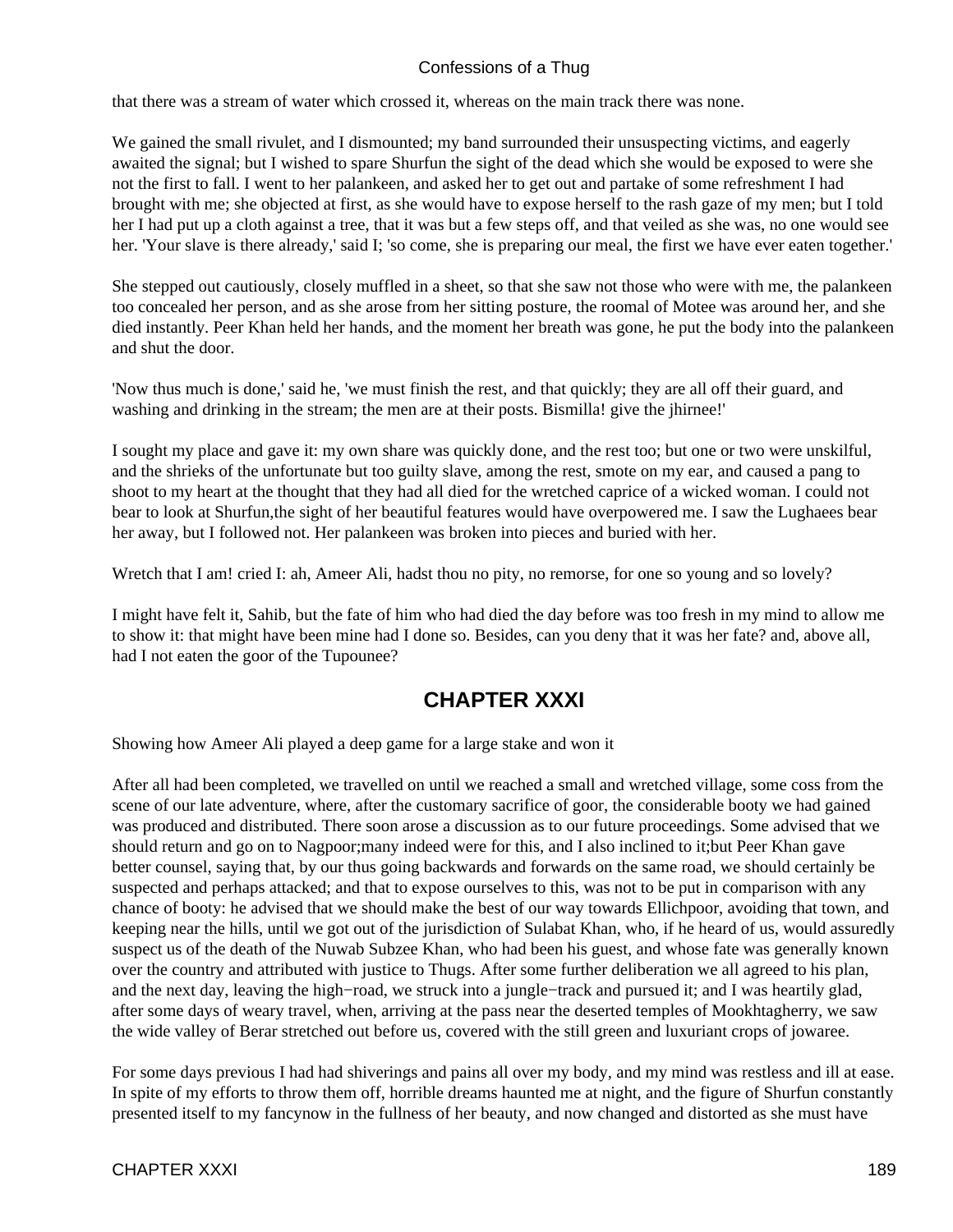that there was a stream of water which crossed it, whereas on the main track there was none.

We gained the small rivulet, and I dismounted; my band surrounded their unsuspecting victims, and eagerly awaited the signal; but I wished to spare Shurfun the sight of the dead which she would be exposed to were she not the first to fall. I went to her palankeen, and asked her to get out and partake of some refreshment I had brought with me; she objected at first, as she would have to expose herself to the rash gaze of my men; but I told her I had put up a cloth against a tree, that it was but a few steps off, and that veiled as she was, no one would see her. 'Your slave is there already,' said I; 'so come, she is preparing our meal, the first we have ever eaten together.'

She stepped out cautiously, closely muffled in a sheet, so that she saw not those who were with me, the palankeen too concealed her person, and as she arose from her sitting posture, the roomal of Motee was around her, and she died instantly. Peer Khan held her hands, and the moment her breath was gone, he put the body into the palankeen and shut the door.

'Now thus much is done,' said he, 'we must finish the rest, and that quickly; they are all off their guard, and washing and drinking in the stream; the men are at their posts. Bismilla! give the jhirnee!'

I sought my place and gave it: my own share was quickly done, and the rest too; but one or two were unskilful, and the shrieks of the unfortunate but too guilty slave, among the rest, smote on my ear, and caused a pang to shoot to my heart at the thought that they had all died for the wretched caprice of a wicked woman. I could not bear to look at Shurfun,the sight of her beautiful features would have overpowered me. I saw the Lughaees bear her away, but I followed not. Her palankeen was broken into pieces and buried with her.

Wretch that I am! cried I: ah, Ameer Ali, hadst thou no pity, no remorse, for one so young and so lovely?

I might have felt it, Sahib, but the fate of him who had died the day before was too fresh in my mind to allow me to show it: that might have been mine had I done so. Besides, can you deny that it was her fate? and, above all, had I not eaten the goor of the Tupounee?

## CHAPTER XXXI

Showing how Ameer Ali played a deep game for a large stake and won it

After all had been completed, we travelled on until we reached a small and wretched village, some coss from the scene of our late adventure, where, after the customary sacrifice of goor, the considerable booty we had gained was produced and distributed. There soon arose a discussion as to our future proceedings. Some advised that we should return and go on to Nagpoor;many indeed were for this, and I also inclined to it;but Peer Khan gave better counsel, saying that, by our thus going backwards and forwards on the same road, we should certainly be suspected and perhaps attacked; and that to expose ourselves to this, was not to be put in comparison with any chance of booty: he advised that we should make the best of our way towards Ellichpoor, avoiding that town, and keeping near the hills, until we got out of the jurisdiction of Sulabat Khan, who, if he heard of us, would assuredly suspect us of the death of the Nuwab Subzee Khan, who had been his guest, and whose fate was generally known over the country and attributed with justice to Thugs. After some further deliberation we all agreed to his plan, and the next day, leaving the high−road, we struck into a jungle−track and pursued it; and I was heartily glad, after some days of weary travel, when, arriving at the pass near the deserted temples of Mookhtagherry, we saw the wide valley of Berar stretched out before us, covered with the still green and luxuriant crops of jowaree.

For some days previous I had had shiverings and pains all over my body, and my mind was restless and ill at ease. In spite of my efforts to throw them off, horrible dreams haunted me at night, and the figure of Shurfun constantly presented itself to my fancynow in the fullness of her beauty, and now changed and distorted as she must have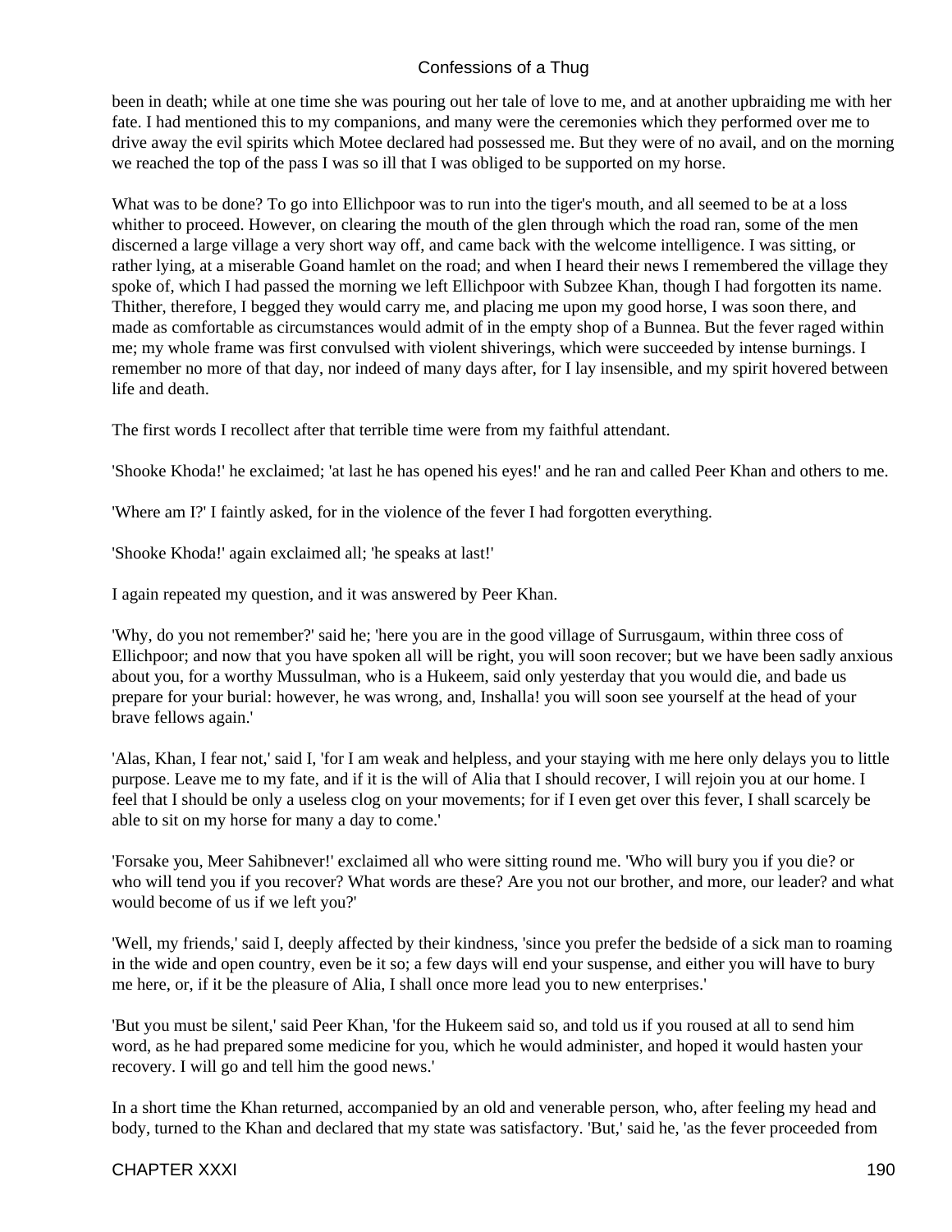been in death; while at one time she was pouring out her tale of love to me, and at another upbraiding me with her fate. I had mentioned this to my companions, and many were the ceremonies which they performed over me to drive away the evil spirits which Motee declared had possessed me. But they were of no avail, and on the morning we reached the top of the pass I was so ill that I was obliged to be supported on my horse.

What was to be done? To go into Ellichpoor was to run into the tiger's mouth, and all seemed to be at a loss whither to proceed. However, on clearing the mouth of the glen through which the road ran, some of the men discerned a large village a very short way off, and came back with the welcome intelligence. I was sitting, or rather lying, at a miserable Goand hamlet on the road; and when I heard their news I remembered the village they spoke of, which I had passed the morning we left Ellichpoor with Subzee Khan, though I had forgotten its name. Thither, therefore, I begged they would carry me, and placing me upon my good horse, I was soon there, and made as comfortable as circumstances would admit of in the empty shop of a Bunnea. But the fever raged within me; my whole frame was first convulsed with violent shiverings, which were succeeded by intense burnings. I remember no more of that day, nor indeed of many days after, for I lay insensible, and my spirit hovered between life and death.

The first words I recollect after that terrible time were from my faithful attendant.

'Shooke Khoda!' he exclaimed; 'at last he has opened his eyes!' and he ran and called Peer Khan and others to me.

'Where am I?' I faintly asked, for in the violence of the fever I had forgotten everything.

'Shooke Khoda!' again exclaimed all; 'he speaks at last!'

I again repeated my question, and it was answered by Peer Khan.

'Why, do you not remember?' said he; 'here you are in the good village of Surrusgaum, within three coss of Ellichpoor; and now that you have spoken all will be right, you will soon recover; but we have been sadly anxious about you, for a worthy Mussulman, who is a Hukeem, said only yesterday that you would die, and bade us prepare for your burial: however, he was wrong, and, Inshalla! you will soon see yourself at the head of your brave fellows again.'

'Alas, Khan, I fear not,' said I, 'for I am weak and helpless, and your staying with me here only delays you to little purpose. Leave me to my fate, and if it is the will of Alia that I should recover, I will rejoin you at our home. I feel that I should be only a useless clog on your movements; for if I even get over this fever, I shall scarcely be able to sit on my horse for many a day to come.'

'Forsake you, Meer Sahibnever!' exclaimed all who were sitting round me. 'Who will bury you if you die? or who will tend you if you recover? What words are these? Are you not our brother, and more, our leader? and what would become of us if we left you?'

'Well, my friends,' said I, deeply affected by their kindness, 'since you prefer the bedside of a sick man to roaming in the wide and open country, even be it so; a few days will end your suspense, and either you will have to bury me here, or, if it be the pleasure of Alia, I shall once more lead you to new enterprises.'

'But you must be silent,' said Peer Khan, 'for the Hukeem said so, and told us if you roused at all to send him word, as he had prepared some medicine for you, which he would administer, and hoped it would hasten your recovery. I will go and tell him the good news.'

In a short time the Khan returned, accompanied by an old and venerable person, who, after feeling my head and body, turned to the Khan and declared that my state was satisfactory. 'But,' said he, 'as the fever proceeded from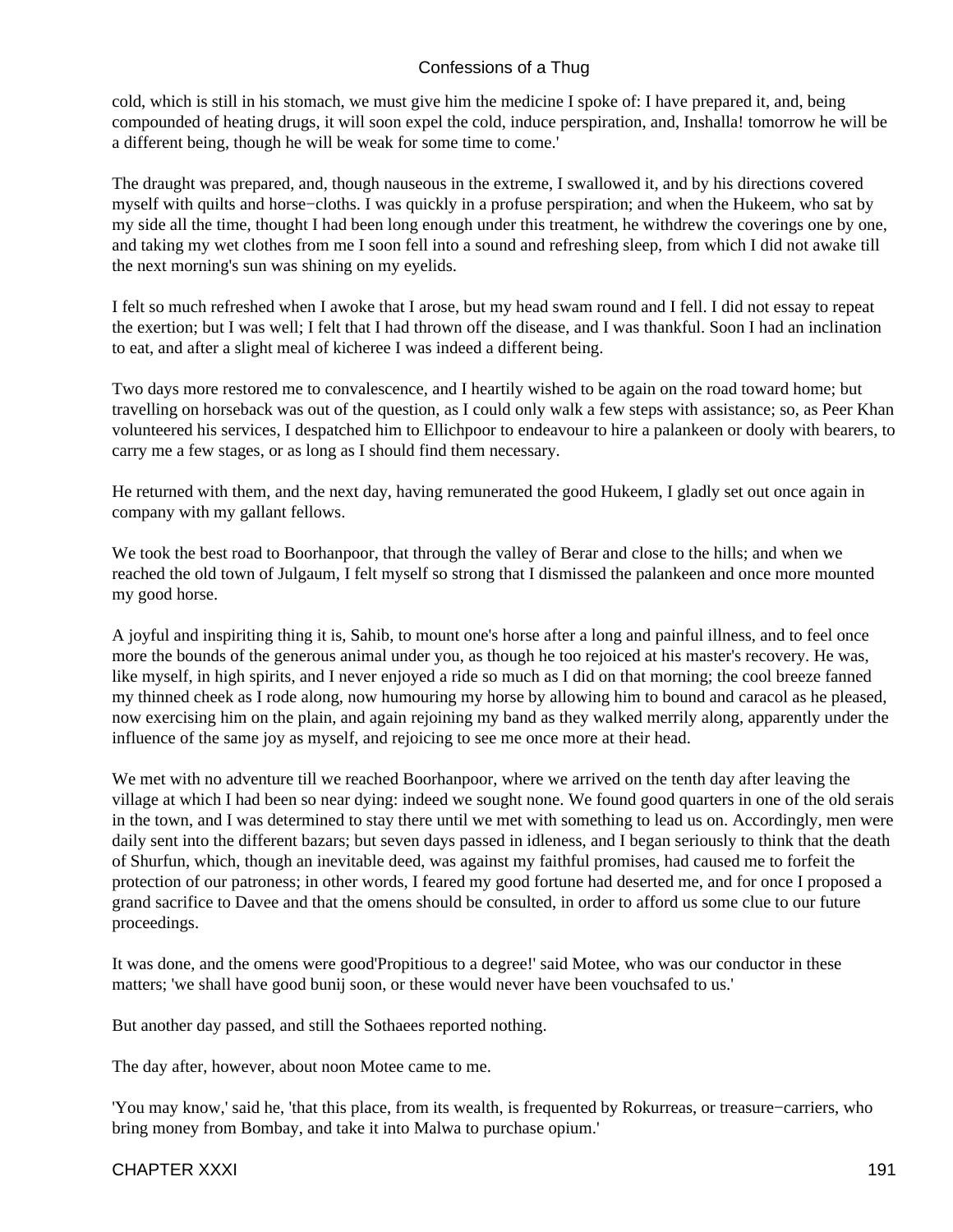cold, which is still in his stomach, we must give him the medicine I spoke of: I have prepared it, and, being compounded of heating drugs, it will soon expel the cold, induce perspiration, and, Inshalla! tomorrow he will be a different being, though he will be weak for some time to come.'

The draught was prepared, and, though nauseous in the extreme, I swallowed it, and by his directions covered myself with quilts and horse−cloths. I was quickly in a profuse perspiration; and when the Hukeem, who sat by my side all the time, thought I had been long enough under this treatment, he withdrew the coverings one by one, and taking my wet clothes from me I soon fell into a sound and refreshing sleep, from which I did not awake till the next morning's sun was shining on my eyelids.

I felt so much refreshed when I awoke that I arose, but my head swam round and I fell. I did not essay to repeat the exertion; but I was well; I felt that I had thrown off the disease, and I was thankful. Soon I had an inclination to eat, and after a slight meal of kicheree I was indeed a different being.

Two days more restored me to convalescence, and I heartily wished to be again on the road toward home; but travelling on horseback was out of the question, as I could only walk a few steps with assistance; so, as Peer Khan volunteered his services, I despatched him to Ellichpoor to endeavour to hire a palankeen or dooly with bearers, to carry me a few stages, or as long as I should find them necessary.

He returned with them, and the next day, having remunerated the good Hukeem, I gladly set out once again in company with my gallant fellows.

We took the best road to Boorhanpoor, that through the valley of Berar and close to the hills; and when we reached the old town of Julgaum, I felt myself so strong that I dismissed the palankeen and once more mounted my good horse.

A joyful and inspiriting thing it is, Sahib, to mount one's horse after a long and painful illness, and to feel once more the bounds of the generous animal under you, as though he too rejoiced at his master's recovery. He was, like myself, in high spirits, and I never enjoyed a ride so much as I did on that morning; the cool breeze fanned my thinned cheek as I rode along, now humouring my horse by allowing him to bound and caracol as he pleased, now exercising him on the plain, and again rejoining my band as they walked merrily along, apparently under the influence of the same joy as myself, and rejoicing to see me once more at their head.

We met with no adventure till we reached Boorhanpoor, where we arrived on the tenth day after leaving the village at which I had been so near dying: indeed we sought none. We found good quarters in one of the old serais in the town, and I was determined to stay there until we met with something to lead us on. Accordingly, men were daily sent into the different bazars; but seven days passed in idleness, and I began seriously to think that the death of Shurfun, which, though an inevitable deed, was against my faithful promises, had caused me to forfeit the protection of our patroness; in other words, I feared my good fortune had deserted me, and for once I proposed a grand sacrifice to Davee and that the omens should be consulted, in order to afford us some clue to our future proceedings.

It was done, and the omens were good'Propitious to a degree!' said Motee, who was our conductor in these matters; 'we shall have good bunij soon, or these would never have been vouchsafed to us.'

But another day passed, and still the Sothaees reported nothing.

The day after, however, about noon Motee came to me.

'You may know,' said he, 'that this place, from its wealth, is frequented by Rokurreas, or treasure−carriers, who bring money from Bombay, and take it into Malwa to purchase opium.'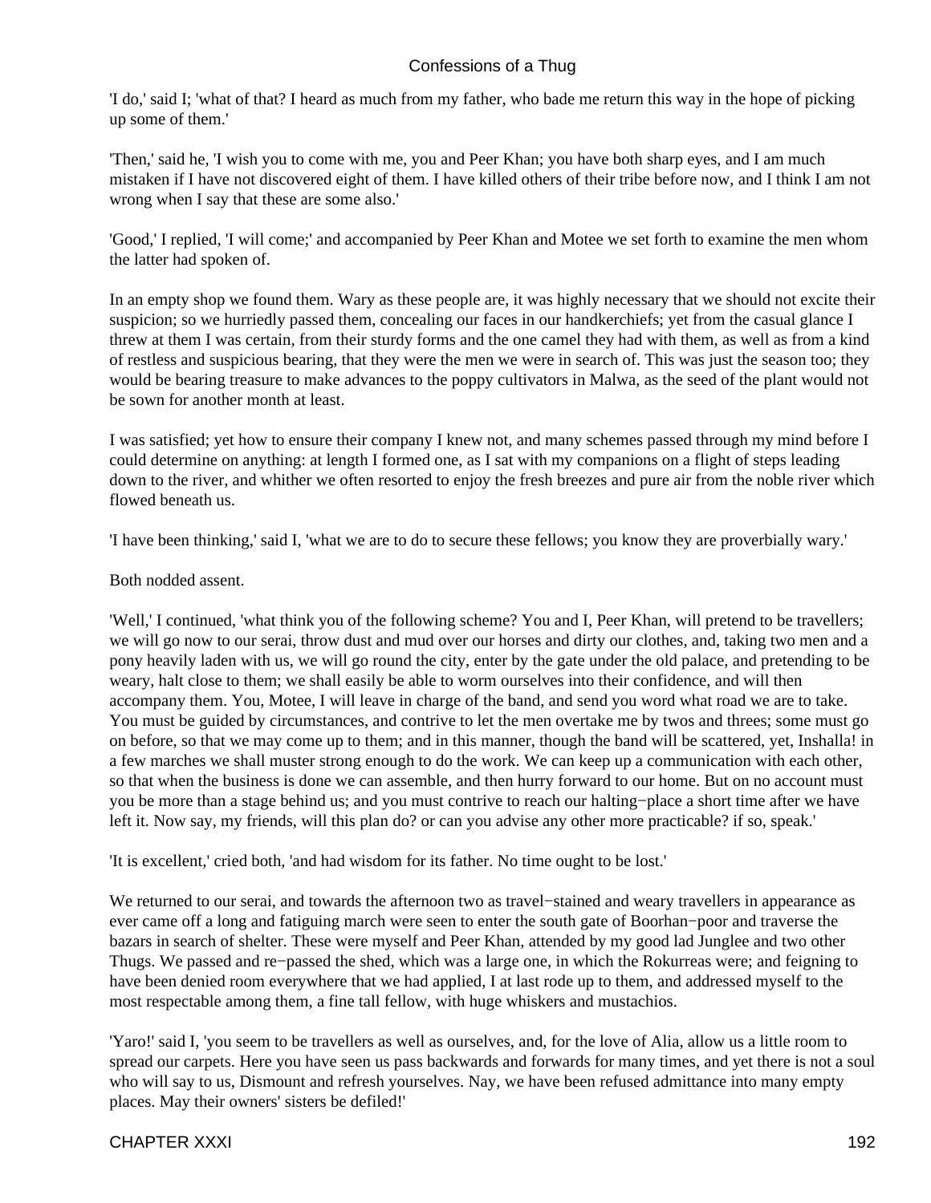'I do,' said I; 'what of that? I heard as much from my father, who bade me return this way in the hope of picking up some of them.'

'Then,' said he, 'I wish you to come with me, you and Peer Khan; you have both sharp eyes, and I am much mistaken if I have not discovered eight of them. I have killed others of their tribe before now, and I think I am not wrong when I say that these are some also.'

'Good,' I replied, 'I will come;' and accompanied by Peer Khan and Motee we set forth to examine the men whom the latter had spoken of.

In an empty shop we found them. Wary as these people are, it was highly necessary that we should not excite their suspicion; so we hurriedly passed them, concealing our faces in our handkerchiefs; yet from the casual glance I threw at them I was certain, from their sturdy forms and the one camel they had with them, as well as from a kind of restless and suspicious bearing, that they were the men we were in search of. This was just the season too; they would be bearing treasure to make advances to the poppy cultivators in Malwa, as the seed of the plant would not be sown for another month at least.

I was satisfied; yet how to ensure their company I knew not, and many schemes passed through my mind before I could determine on anything: at length I formed one, as I sat with my companions on a flight of steps leading down to the river, and whither we often resorted to enjoy the fresh breezes and pure air from the noble river which flowed beneath us.

'I have been thinking,' said I, 'what we are to do to secure these fellows; you know they are proverbially wary.'

Both nodded assent.

'Well,' I continued, 'what think you of the following scheme? You and I, Peer Khan, will pretend to be travellers; we will go now to our serai, throw dust and mud over our horses and dirty our clothes, and, taking two men and a pony heavily laden with us, we will go round the city, enter by the gate under the old palace, and pretending to be weary, halt close to them; we shall easily be able to worm ourselves into their confidence, and will then accompany them. You, Motee, I will leave in charge of the band, and send you word what road we are to take. You must be guided by circumstances, and contrive to let the men overtake me by twos and threes; some must go on before, so that we may come up to them; and in this manner, though the band will be scattered, yet, Inshalla! in a few marches we shall muster strong enough to do the work. We can keep up a communication with each other, so that when the business is done we can assemble, and then hurry forward to our home. But on no account must you be more than a stage behind us; and you must contrive to reach our halting−place a short time after we have left it. Now say, my friends, will this plan do? or can you advise any other more practicable? if so, speak.'

'It is excellent,' cried both, 'and had wisdom for its father. No time ought to be lost.'

We returned to our serai, and towards the afternoon two as travel−stained and weary travellers in appearance as ever came off a long and fatiguing march were seen to enter the south gate of Boorhan−poor and traverse the bazars in search of shelter. These were myself and Peer Khan, attended by my good lad Junglee and two other Thugs. We passed and re−passed the shed, which was a large one, in which the Rokurreas were; and feigning to have been denied room everywhere that we had applied, I at last rode up to them, and addressed myself to the most respectable among them, a fine tall fellow, with huge whiskers and mustachios.

'Yaro!' said I, 'you seem to be travellers as well as ourselves, and, for the love of Alia, allow us a little room to spread our carpets. Here you have seen us pass backwards and forwards for many times, and yet there is not a soul who will say to us, Dismount and refresh yourselves. Nay, we have been refused admittance into many empty places. May their owners' sisters be defiled!'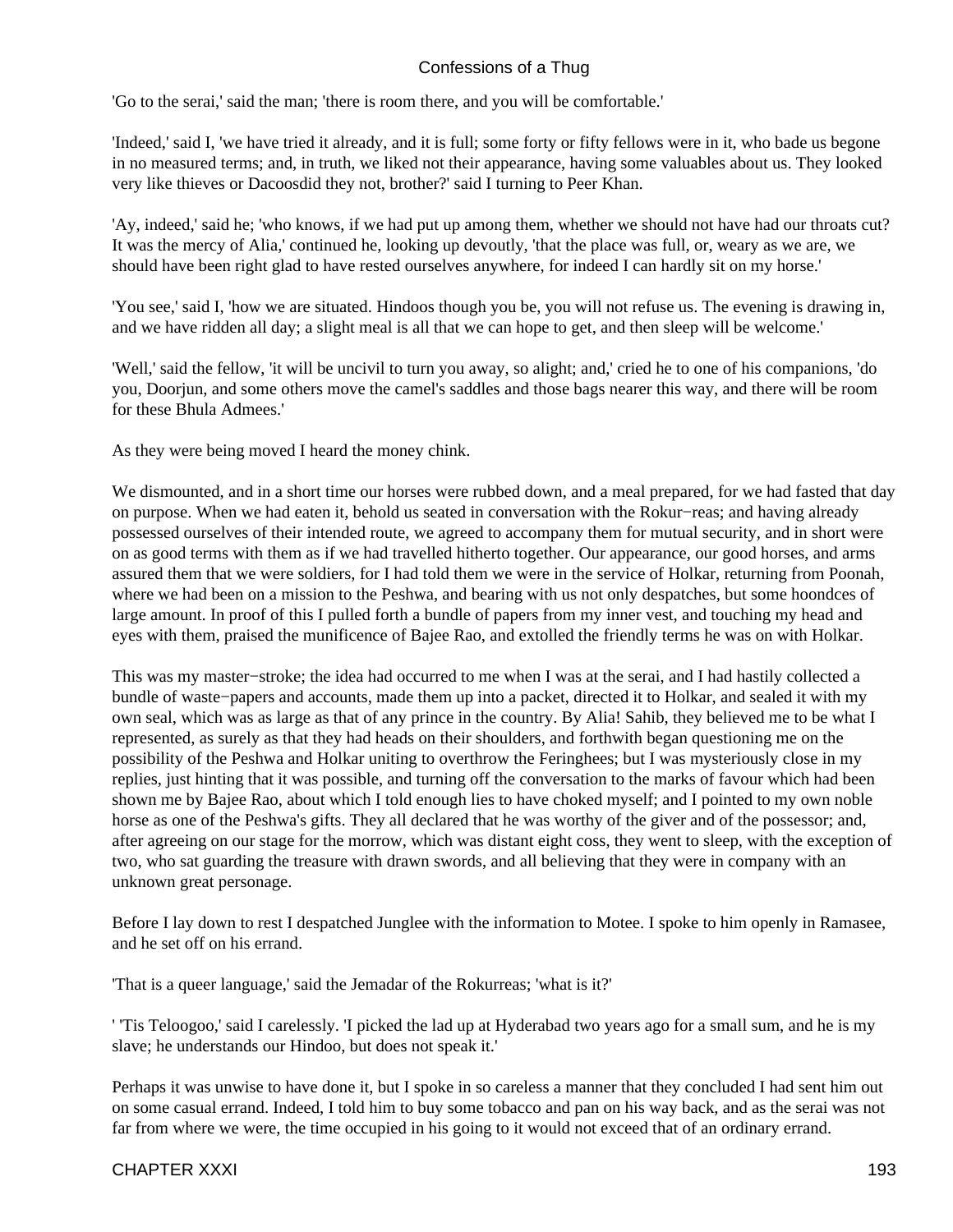'Go to the serai,' said the man; 'there is room there, and you will be comfortable.'

'Indeed,' said I, 'we have tried it already, and it is full; some forty or fifty fellows were in it, who bade us begone in no measured terms; and, in truth, we liked not their appearance, having some valuables about us. They looked very like thieves or Dacoosdid they not, brother?' said I turning to Peer Khan.

'Ay, indeed,' said he; 'who knows, if we had put up among them, whether we should not have had our throats cut? It was the mercy of Alia,' continued he, looking up devoutly, 'that the place was full, or, weary as we are, we should have been right glad to have rested ourselves anywhere, for indeed I can hardly sit on my horse.'

'You see,' said I, 'how we are situated. Hindoos though you be, you will not refuse us. The evening is drawing in, and we have ridden all day; a slight meal is all that we can hope to get, and then sleep will be welcome.'

'Well,' said the fellow, 'it will be uncivil to turn you away, so alight; and,' cried he to one of his companions, 'do you, Doorjun, and some others move the camel's saddles and those bags nearer this way, and there will be room for these Bhula Admees.'

As they were being moved I heard the money chink.

We dismounted, and in a short time our horses were rubbed down, and a meal prepared, for we had fasted that day on purpose. When we had eaten it, behold us seated in conversation with the Rokur−reas; and having already possessed ourselves of their intended route, we agreed to accompany them for mutual security, and in short were on as good terms with them as if we had travelled hitherto together. Our appearance, our good horses, and arms assured them that we were soldiers, for I had told them we were in the service of Holkar, returning from Poonah, where we had been on a mission to the Peshwa, and bearing with us not only despatches, but some hoondces of large amount. In proof of this I pulled forth a bundle of papers from my inner vest, and touching my head and eyes with them, praised the munificence of Bajee Rao, and extolled the friendly terms he was on with Holkar.

This was my master−stroke; the idea had occurred to me when I was at the serai, and I had hastily collected a bundle of waste−papers and accounts, made them up into a packet, directed it to Holkar, and sealed it with my own seal, which was as large as that of any prince in the country. By Alia! Sahib, they believed me to be what I represented, as surely as that they had heads on their shoulders, and forthwith began questioning me on the possibility of the Peshwa and Holkar uniting to overthrow the Feringhees; but I was mysteriously close in my replies, just hinting that it was possible, and turning off the conversation to the marks of favour which had been shown me by Bajee Rao, about which I told enough lies to have choked myself; and I pointed to my own noble horse as one of the Peshwa's gifts. They all declared that he was worthy of the giver and of the possessor; and, after agreeing on our stage for the morrow, which was distant eight coss, they went to sleep, with the exception of two, who sat guarding the treasure with drawn swords, and all believing that they were in company with an unknown great personage.

Before I lay down to rest I despatched Junglee with the information to Motee. I spoke to him openly in Ramasee, and he set off on his errand.

'That is a queer language,' said the Jemadar of the Rokurreas; 'what is it?'

' 'Tis Teloogoo,' said I carelessly. 'I picked the lad up at Hyderabad two years ago for a small sum, and he is my slave; he understands our Hindoo, but does not speak it.'

Perhaps it was unwise to have done it, but I spoke in so careless a manner that they concluded I had sent him out on some casual errand. Indeed, I told him to buy some tobacco and pan on his way back, and as the serai was not far from where we were, the time occupied in his going to it would not exceed that of an ordinary errand.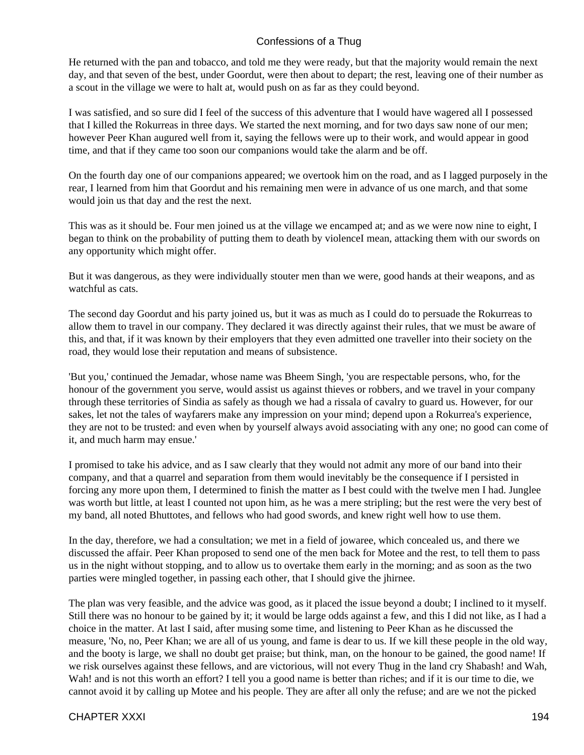He returned with the pan and tobacco, and told me they were ready, but that the majority would remain the next day, and that seven of the best, under Goordut, were then about to depart; the rest, leaving one of their number as a scout in the village we were to halt at, would push on as far as they could beyond.

I was satisfied, and so sure did I feel of the success of this adventure that I would have wagered all I possessed that I killed the Rokurreas in three days. We started the next morning, and for two days saw none of our men; however Peer Khan augured well from it, saying the fellows were up to their work, and would appear in good time, and that if they came too soon our companions would take the alarm and be off.

On the fourth day one of our companions appeared; we overtook him on the road, and as I lagged purposely in the rear, I learned from him that Goordut and his remaining men were in advance of us one march, and that some would join us that day and the rest the next.

This was as it should be. Four men joined us at the village we encamped at; and as we were now nine to eight, I began to think on the probability of putting them to death by violenceI mean, attacking them with our swords on any opportunity which might offer.

But it was dangerous, as they were individually stouter men than we were, good hands at their weapons, and as watchful as cats.

The second day Goordut and his party joined us, but it was as much as I could do to persuade the Rokurreas to allow them to travel in our company. They declared it was directly against their rules, that we must be aware of this, and that, if it was known by their employers that they even admitted one traveller into their society on the road, they would lose their reputation and means of subsistence.

'But you,' continued the Jemadar, whose name was Bheem Singh, 'you are respectable persons, who, for the honour of the government you serve, would assist us against thieves or robbers, and we travel in your company through these territories of Sindia as safely as though we had a rissala of cavalry to guard us. However, for our sakes, let not the tales of wayfarers make any impression on your mind; depend upon a Rokurrea's experience, they are not to be trusted: and even when by yourself always avoid associating with any one; no good can come of it, and much harm may ensue.'

I promised to take his advice, and as I saw clearly that they would not admit any more of our band into their company, and that a quarrel and separation from them would inevitably be the consequence if I persisted in forcing any more upon them, I determined to finish the matter as I best could with the twelve men I had. Junglee was worth but little, at least I counted not upon him, as he was a mere stripling; but the rest were the very best of my band, all noted Bhuttotes, and fellows who had good swords, and knew right well how to use them.

In the day, therefore, we had a consultation; we met in a field of jowaree, which concealed us, and there we discussed the affair. Peer Khan proposed to send one of the men back for Motee and the rest, to tell them to pass us in the night without stopping, and to allow us to overtake them early in the morning; and as soon as the two parties were mingled together, in passing each other, that I should give the jhirnee.

The plan was very feasible, and the advice was good, as it placed the issue beyond a doubt; I inclined to it myself. Still there was no honour to be gained by it; it would be large odds against a few, and this I did not like, as I had a choice in the matter. At last I said, after musing some time, and listening to Peer Khan as he discussed the measure, 'No, no, Peer Khan; we are all of us young, and fame is dear to us. If we kill these people in the old way, and the booty is large, we shall no doubt get praise; but think, man, on the honour to be gained, the good name! If we risk ourselves against these fellows, and are victorious, will not every Thug in the land cry Shabash! and Wah, Wah! and is not this worth an effort? I tell you a good name is better than riches; and if it is our time to die, we cannot avoid it by calling up Motee and his people. They are after all only the refuse; and are we not the picked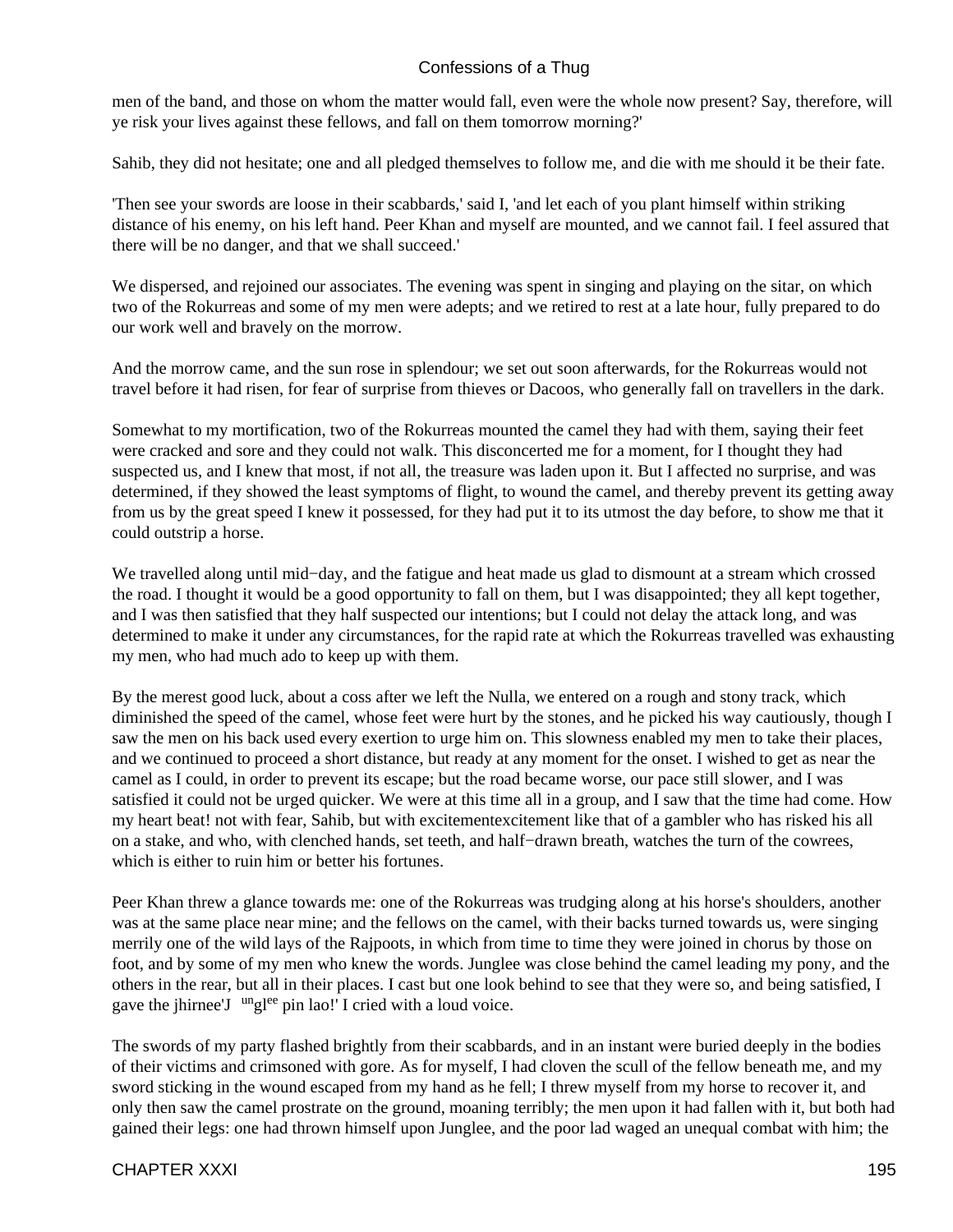men of the band, and those on whom the matter would fall, even were the whole now present? Say, therefore, will ye risk your lives against these fellows, and fall on them tomorrow morning?'

Sahib, they did not hesitate; one and all pledged themselves to follow me, and die with me should it be their fate.

'Then see your swords are loose in their scabbards,' said I, 'and let each of you plant himself within striking distance of his enemy, on his left hand. Peer Khan and myself are mounted, and we cannot fail. I feel assured that there will be no danger, and that we shall succeed.'

We dispersed, and rejoined our associates. The evening was spent in singing and playing on the sitar, on which two of the Rokurreas and some of my men were adepts; and we retired to rest at a late hour, fully prepared to do our work well and bravely on the morrow.

And the morrow came, and the sun rose in splendour; we set out soon afterwards, for the Rokurreas would not travel before it had risen, for fear of surprise from thieves or Dacoos, who generally fall on travellers in the dark.

Somewhat to my mortification, two of the Rokurreas mounted the camel they had with them, saying their feet were cracked and sore and they could not walk. This disconcerted me for a moment, for I thought they had suspected us, and I knew that most, if not all, the treasure was laden upon it. But I affected no surprise, and was determined, if they showed the least symptoms of flight, to wound the camel, and thereby prevent its getting away from us by the great speed I knew it possessed, for they had put it to its utmost the day before, to show me that it could outstrip a horse.

We travelled along until mid−day, and the fatigue and heat made us glad to dismount at a stream which crossed the road. I thought it would be a good opportunity to fall on them, but I was disappointed; they all kept together, and I was then satisfied that they half suspected our intentions; but I could not delay the attack long, and was determined to make it under any circumstances, for the rapid rate at which the Rokurreas travelled was exhausting my men, who had much ado to keep up with them.

By the merest good luck, about a coss after we left the Nulla, we entered on a rough and stony track, which diminished the speed of the camel, whose feet were hurt by the stones, and he picked his way cautiously, though I saw the men on his back used every exertion to urge him on. This slowness enabled my men to take their places, and we continued to proceed a short distance, but ready at any moment for the onset. I wished to get as near the camel as I could, in order to prevent its escape; but the road became worse, our pace still slower, and I was satisfied it could not be urged quicker. We were at this time all in a group, and I saw that the time had come. How my heart beat! not with fear, Sahib, but with excitementexcitement like that of a gambler who has risked his all on a stake, and who, with clenched hands, set teeth, and half−drawn breath, watches the turn of the cowrees, which is either to ruin him or better his fortunes.

Peer Khan threw a glance towards me: one of the Rokurreas was trudging along at his horse's shoulders, another was at the same place near mine; and the fellows on the camel, with their backs turned towards us, were singing merrily one of the wild lays of the Rajpoots, in which from time to time they were joined in chorus by those on foot, and by some of my men who knew the words. Junglee was close behind the camel leading my pony, and the others in the rear, but all in their places. I cast but one look behind to see that they were so, and being satisfied, I gave the jhirnee'J ^un^gl^ee^ pin lao!' I cried with a loud voice.

The swords of my party flashed brightly from their scabbards, and in an instant were buried deeply in the bodies of their victims and crimsoned with gore. As for myself, I had cloven the scull of the fellow beneath me, and my sword sticking in the wound escaped from my hand as he fell; I threw myself from my horse to recover it, and only then saw the camel prostrate on the ground, moaning terribly; the men upon it had fallen with it, but both had gained their legs: one had thrown himself upon Junglee, and the poor lad waged an unequal combat with him; the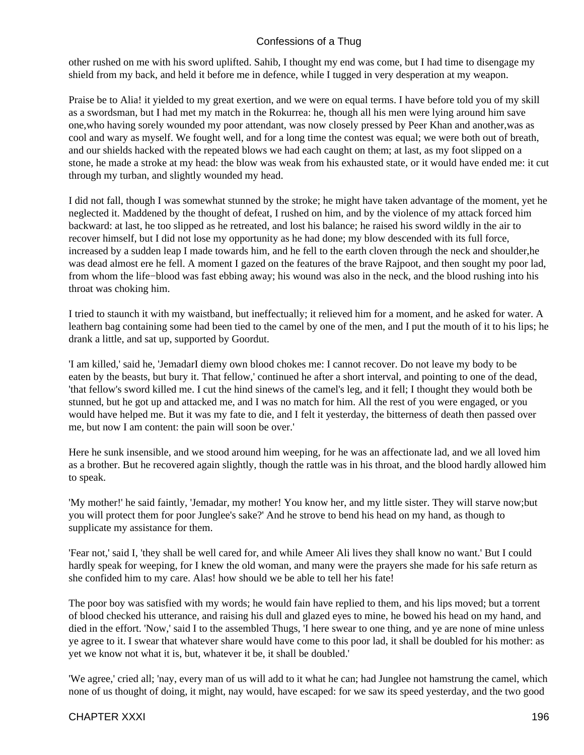other rushed on me with his sword uplifted. Sahib, I thought my end was come, but I had time to disengage my shield from my back, and held it before me in defence, while I tugged in very desperation at my weapon.

Praise be to Alia! it yielded to my great exertion, and we were on equal terms. I have before told you of my skill as a swordsman, but I had met my match in the Rokurrea: he, though all his men were lying around him save one,who having sorely wounded my poor attendant, was now closely pressed by Peer Khan and another,was as cool and wary as myself. We fought well, and for a long time the contest was equal; we were both out of breath, and our shields hacked with the repeated blows we had each caught on them; at last, as my foot slipped on a stone, he made a stroke at my head: the blow was weak from his exhausted state, or it would have ended me: it cut through my turban, and slightly wounded my head.

I did not fall, though I was somewhat stunned by the stroke; he might have taken advantage of the moment, yet he neglected it. Maddened by the thought of defeat, I rushed on him, and by the violence of my attack forced him backward: at last, he too slipped as he retreated, and lost his balance; he raised his sword wildly in the air to recover himself, but I did not lose my opportunity as he had done; my blow descended with its full force, increased by a sudden leap I made towards him, and he fell to the earth cloven through the neck and shoulder,he was dead almost ere he fell. A moment I gazed on the features of the brave Rajpoot, and then sought my poor lad, from whom the life−blood was fast ebbing away; his wound was also in the neck, and the blood rushing into his throat was choking him.

I tried to staunch it with my waistband, but ineffectually; it relieved him for a moment, and he asked for water. A leathern bag containing some had been tied to the camel by one of the men, and I put the mouth of it to his lips; he drank a little, and sat up, supported by Goordut.

'I am killed,' said he, 'JemadarI diemy own blood chokes me: I cannot recover. Do not leave my body to be eaten by the beasts, but bury it. That fellow,' continued he after a short interval, and pointing to one of the dead, 'that fellow's sword killed me. I cut the hind sinews of the camel's leg, and it fell; I thought they would both be stunned, but he got up and attacked me, and I was no match for him. All the rest of you were engaged, or you would have helped me. But it was my fate to die, and I felt it yesterday, the bitterness of death then passed over me, but now I am content: the pain will soon be over.'

Here he sunk insensible, and we stood around him weeping, for he was an affectionate lad, and we all loved him as a brother. But he recovered again slightly, though the rattle was in his throat, and the blood hardly allowed him to speak.

'My mother!' he said faintly, 'Jemadar, my mother! You know her, and my little sister. They will starve now;but you will protect them for poor Junglee's sake?' And he strove to bend his head on my hand, as though to supplicate my assistance for them.

'Fear not,' said I, 'they shall be well cared for, and while Ameer Ali lives they shall know no want.' But I could hardly speak for weeping, for I knew the old woman, and many were the prayers she made for his safe return as she confided him to my care. Alas! how should we be able to tell her his fate!

The poor boy was satisfied with my words; he would fain have replied to them, and his lips moved; but a torrent of blood checked his utterance, and raising his dull and glazed eyes to mine, he bowed his head on my hand, and died in the effort. 'Now,' said I to the assembled Thugs, 'I here swear to one thing, and ye are none of mine unless ye agree to it. I swear that whatever share would have come to this poor lad, it shall be doubled for his mother: as yet we know not what it is, but, whatever it be, it shall be doubled.'

'We agree,' cried all; 'nay, every man of us will add to it what he can; had Junglee not hamstrung the camel, which none of us thought of doing, it might, nay would, have escaped: for we saw its speed yesterday, and the two good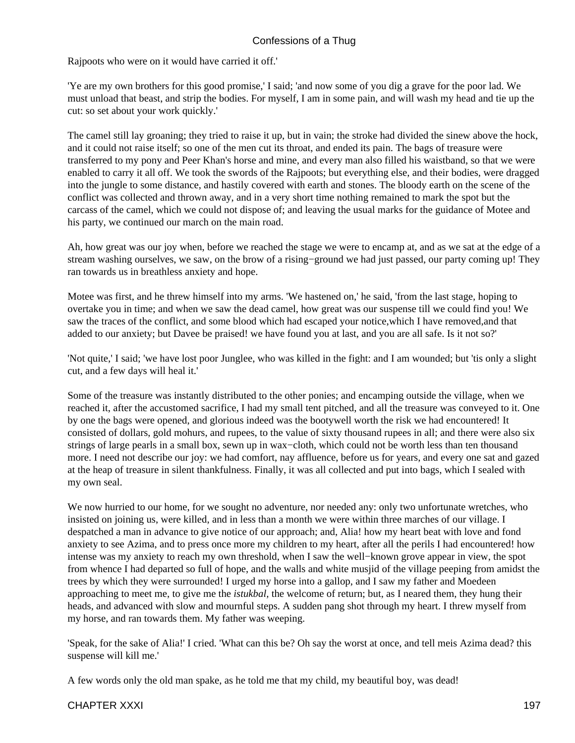Rajpoots who were on it would have carried it off.'

'Ye are my own brothers for this good promise,' I said; 'and now some of you dig a grave for the poor lad. We must unload that beast, and strip the bodies. For myself, I am in some pain, and will wash my head and tie up the cut: so set about your work quickly.'

The camel still lay groaning; they tried to raise it up, but in vain; the stroke had divided the sinew above the hock, and it could not raise itself; so one of the men cut its throat, and ended its pain. The bags of treasure were transferred to my pony and Peer Khan's horse and mine, and every man also filled his waistband, so that we were enabled to carry it all off. We took the swords of the Rajpoots; but everything else, and their bodies, were dragged into the jungle to some distance, and hastily covered with earth and stones. The bloody earth on the scene of the conflict was collected and thrown away, and in a very short time nothing remained to mark the spot but the carcass of the camel, which we could not dispose of; and leaving the usual marks for the guidance of Motee and his party, we continued our march on the main road.

Ah, how great was our joy when, before we reached the stage we were to encamp at, and as we sat at the edge of a stream washing ourselves, we saw, on the brow of a rising−ground we had just passed, our party coming up! They ran towards us in breathless anxiety and hope.

Motee was first, and he threw himself into my arms. 'We hastened on,' he said, 'from the last stage, hoping to overtake you in time; and when we saw the dead camel, how great was our suspense till we could find you! We saw the traces of the conflict, and some blood which had escaped your notice,which I have removed,and that added to our anxiety; but Davee be praised! we have found you at last, and you are all safe. Is it not so?'

'Not quite,' I said; 'we have lost poor Junglee, who was killed in the fight: and I am wounded; but 'tis only a slight cut, and a few days will heal it.'

Some of the treasure was instantly distributed to the other ponies; and encamping outside the village, when we reached it, after the accustomed sacrifice, I had my small tent pitched, and all the treasure was conveyed to it. One by one the bags were opened, and glorious indeed was the bootywell worth the risk we had encountered! It consisted of dollars, gold mohurs, and rupees, to the value of sixty thousand rupees in all; and there were also six strings of large pearls in a small box, sewn up in wax−cloth, which could not be worth less than ten thousand more. I need not describe our joy: we had comfort, nay affluence, before us for years, and every one sat and gazed at the heap of treasure in silent thankfulness. Finally, it was all collected and put into bags, which I sealed with my own seal.

We now hurried to our home, for we sought no adventure, nor needed any: only two unfortunate wretches, who insisted on joining us, were killed, and in less than a month we were within three marches of our village. I despatched a man in advance to give notice of our approach; and, Alia! how my heart beat with love and fond anxiety to see Azima, and to press once more my children to my heart, after all the perils I had encountered! how intense was my anxiety to reach my own threshold, when I saw the well−known grove appear in view, the spot from whence I had departed so full of hope, and the walls and white musjid of the village peeping from amidst the trees by which they were surrounded! I urged my horse into a gallop, and I saw my father and Moedeen approaching to meet me, to give me the *istukbal*, the welcome of return; but, as I neared them, they hung their heads, and advanced with slow and mournful steps. A sudden pang shot through my heart. I threw myself from my horse, and ran towards them. My father was weeping.

'Speak, for the sake of Alia!' I cried. 'What can this be? Oh say the worst at once, and tell meis Azima dead? this suspense will kill me.'

A few words only the old man spake, as he told me that my child, my beautiful boy, was dead!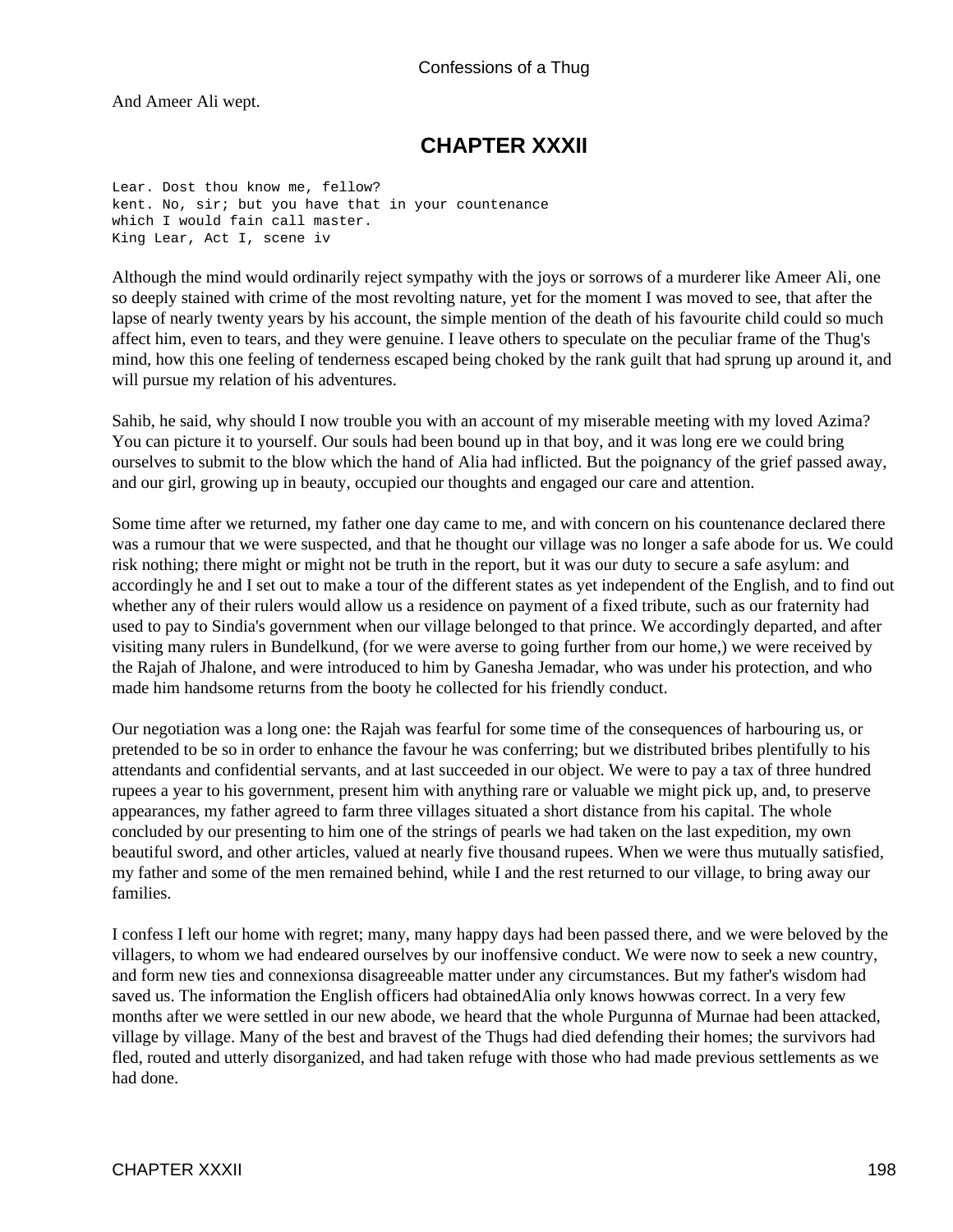And Ameer Ali wept.

## CHAPTER XXXII

```
Lear. Dost thou know me, fellow?
kent. No, sir; but you have that in your countenance
which I would fain call master.
King Lear, Act I, scene iv
```

Although the mind would ordinarily reject sympathy with the joys or sorrows of a murderer like Ameer Ali, one so deeply stained with crime of the most revolting nature, yet for the moment I was moved to see, that after the lapse of nearly twenty years by his account, the simple mention of the death of his favourite child could so much affect him, even to tears, and they were genuine. I leave others to speculate on the peculiar frame of the Thug's mind, how this one feeling of tenderness escaped being choked by the rank guilt that had sprung up around it, and will pursue my relation of his adventures.

Sahib, he said, why should I now trouble you with an account of my miserable meeting with my loved Azima? You can picture it to yourself. Our souls had been bound up in that boy, and it was long ere we could bring ourselves to submit to the blow which the hand of Alia had inflicted. But the poignancy of the grief passed away, and our girl, growing up in beauty, occupied our thoughts and engaged our care and attention.

Some time after we returned, my father one day came to me, and with concern on his countenance declared there was a rumour that we were suspected, and that he thought our village was no longer a safe abode for us. We could risk nothing; there might or might not be truth in the report, but it was our duty to secure a safe asylum: and accordingly he and I set out to make a tour of the different states as yet independent of the English, and to find out whether any of their rulers would allow us a residence on payment of a fixed tribute, such as our fraternity had used to pay to Sindia's government when our village belonged to that prince. We accordingly departed, and after visiting many rulers in Bundelkund, (for we were averse to going further from our home,) we were received by the Rajah of Jhalone, and were introduced to him by Ganesha Jemadar, who was under his protection, and who made him handsome returns from the booty he collected for his friendly conduct.

Our negotiation was a long one: the Rajah was fearful for some time of the consequences of harbouring us, or pretended to be so in order to enhance the favour he was conferring; but we distributed bribes plentifully to his attendants and confidential servants, and at last succeeded in our object. We were to pay a tax of three hundred rupees a year to his government, present him with anything rare or valuable we might pick up, and, to preserve appearances, my father agreed to farm three villages situated a short distance from his capital. The whole concluded by our presenting to him one of the strings of pearls we had taken on the last expedition, my own beautiful sword, and other articles, valued at nearly five thousand rupees. When we were thus mutually satisfied, my father and some of the men remained behind, while I and the rest returned to our village, to bring away our families.

I confess I left our home with regret; many, many happy days had been passed there, and we were beloved by the villagers, to whom we had endeared ourselves by our inoffensive conduct. We were now to seek a new country, and form new ties and connexionsa disagreeable matter under any circumstances. But my father's wisdom had saved us. The information the English officers had obtainedAlia only knows howwas correct. In a very few months after we were settled in our new abode, we heard that the whole Purgunna of Murnae had been attacked, village by village. Many of the best and bravest of the Thugs had died defending their homes; the survivors had fled, routed and utterly disorganized, and had taken refuge with those who had made previous settlements as we had done.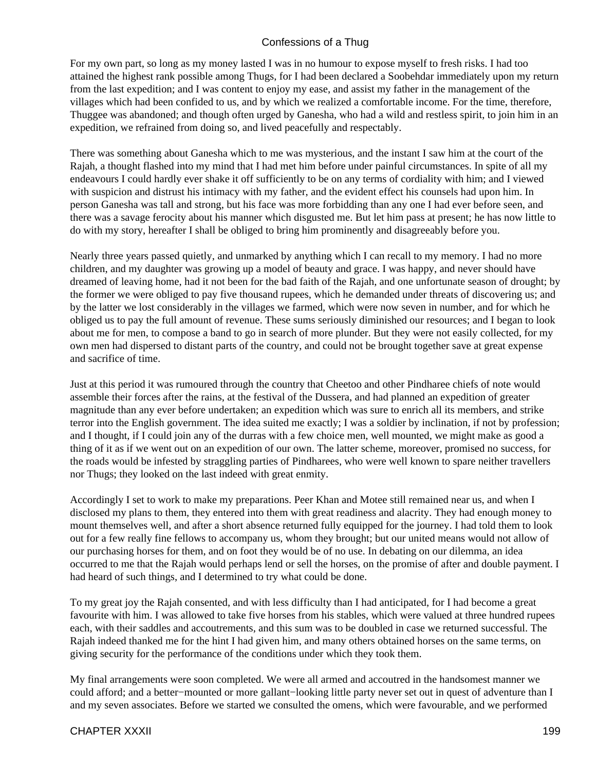For my own part, so long as my money lasted I was in no humour to expose myself to fresh risks. I had too attained the highest rank possible among Thugs, for I had been declared a Soobehdar immediately upon my return from the last expedition; and I was content to enjoy my ease, and assist my father in the management of the villages which had been confided to us, and by which we realized a comfortable income. For the time, therefore, Thuggee was abandoned; and though often urged by Ganesha, who had a wild and restless spirit, to join him in an expedition, we refrained from doing so, and lived peacefully and respectably.

There was something about Ganesha which to me was mysterious, and the instant I saw him at the court of the Rajah, a thought flashed into my mind that I had met him before under painful circumstances. In spite of all my endeavours I could hardly ever shake it off sufficiently to be on any terms of cordiality with him; and I viewed with suspicion and distrust his intimacy with my father, and the evident effect his counsels had upon him. In person Ganesha was tall and strong, but his face was more forbidding than any one I had ever before seen, and there was a savage ferocity about his manner which disgusted me. But let him pass at present; he has now little to do with my story, hereafter I shall be obliged to bring him prominently and disagreeably before you.

Nearly three years passed quietly, and unmarked by anything which I can recall to my memory. I had no more children, and my daughter was growing up a model of beauty and grace. I was happy, and never should have dreamed of leaving home, had it not been for the bad faith of the Rajah, and one unfortunate season of drought; by the former we were obliged to pay five thousand rupees, which he demanded under threats of discovering us; and by the latter we lost considerably in the villages we farmed, which were now seven in number, and for which he obliged us to pay the full amount of revenue. These sums seriously diminished our resources; and I began to look about me for men, to compose a band to go in search of more plunder. But they were not easily collected, for my own men had dispersed to distant parts of the country, and could not be brought together save at great expense and sacrifice of time.

Just at this period it was rumoured through the country that Cheetoo and other Pindharee chiefs of note would assemble their forces after the rains, at the festival of the Dussera, and had planned an expedition of greater magnitude than any ever before undertaken; an expedition which was sure to enrich all its members, and strike terror into the English government. The idea suited me exactly; I was a soldier by inclination, if not by profession; and I thought, if I could join any of the durras with a few choice men, well mounted, we might make as good a thing of it as if we went out on an expedition of our own. The latter scheme, moreover, promised no success, for the roads would be infested by straggling parties of Pindharees, who were well known to spare neither travellers nor Thugs; they looked on the last indeed with great enmity.

Accordingly I set to work to make my preparations. Peer Khan and Motee still remained near us, and when I disclosed my plans to them, they entered into them with great readiness and alacrity. They had enough money to mount themselves well, and after a short absence returned fully equipped for the journey. I had told them to look out for a few really fine fellows to accompany us, whom they brought; but our united means would not allow of our purchasing horses for them, and on foot they would be of no use. In debating on our dilemma, an idea occurred to me that the Rajah would perhaps lend or sell the horses, on the promise of after and double payment. I had heard of such things, and I determined to try what could be done.

To my great joy the Rajah consented, and with less difficulty than I had anticipated, for I had become a great favourite with him. I was allowed to take five horses from his stables, which were valued at three hundred rupees each, with their saddles and accoutrements, and this sum was to be doubled in case we returned successful. The Rajah indeed thanked me for the hint I had given him, and many others obtained horses on the same terms, on giving security for the performance of the conditions under which they took them.

My final arrangements were soon completed. We were all armed and accoutred in the handsomest manner we could afford; and a better-mounted or more gallant-looking little party never set out in quest of adventure than I and my seven associates. Before we started we consulted the omens, which were favourable, and we performed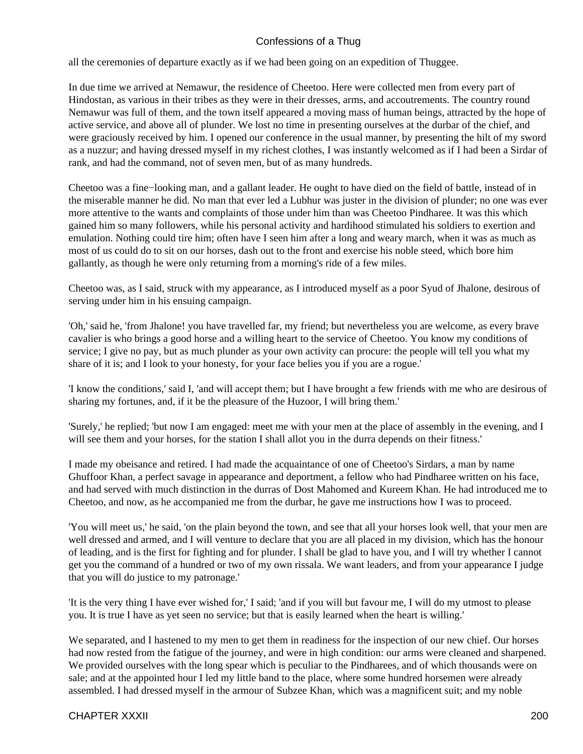all the ceremonies of departure exactly as if we had been going on an expedition of Thuggee.

In due time we arrived at Nemawur, the residence of Cheetoo. Here were collected men from every part of Hindostan, as various in their tribes as they were in their dresses, arms, and accoutrements. The country round Nemawur was full of them, and the town itself appeared a moving mass of human beings, attracted by the hope of active service, and above all of plunder. We lost no time in presenting ourselves at the durbar of the chief, and were graciously received by him. I opened our conference in the usual manner, by presenting the hilt of my sword as a nuzzur; and having dressed myself in my richest clothes, I was instantly welcomed as if I had been a Sirdar of rank, and had the command, not of seven men, but of as many hundreds.

Cheetoo was a fine−looking man, and a gallant leader. He ought to have died on the field of battle, instead of in the miserable manner he did. No man that ever led a Lubhur was juster in the division of plunder; no one was ever more attentive to the wants and complaints of those under him than was Cheetoo Pindharee. It was this which gained him so many followers, while his personal activity and hardihood stimulated his soldiers to exertion and emulation. Nothing could tire him; often have I seen him after a long and weary march, when it was as much as most of us could do to sit on our horses, dash out to the front and exercise his noble steed, which bore him gallantly, as though he were only returning from a morning's ride of a few miles.

Cheetoo was, as I said, struck with my appearance, as I introduced myself as a poor Syud of Jhalone, desirous of serving under him in his ensuing campaign.

'Oh,' said he, 'from Jhalone! you have travelled far, my friend; but nevertheless you are welcome, as every brave cavalier is who brings a good horse and a willing heart to the service of Cheetoo. You know my conditions of service; I give no pay, but as much plunder as your own activity can procure: the people will tell you what my share of it is; and I look to your honesty, for your face belies you if you are a rogue.'

'I know the conditions,' said I, 'and will accept them; but I have brought a few friends with me who are desirous of sharing my fortunes, and, if it be the pleasure of the Huzoor, I will bring them.'

'Surely,' he replied; 'but now I am engaged: meet me with your men at the place of assembly in the evening, and I will see them and your horses, for the station I shall allot you in the durra depends on their fitness.'

I made my obeisance and retired. I had made the acquaintance of one of Cheetoo's Sirdars, a man by name Ghuffoor Khan, a perfect savage in appearance and deportment, a fellow who had Pindharee written on his face, and had served with much distinction in the durras of Dost Mahomed and Kureem Khan. He had introduced me to Cheetoo, and now, as he accompanied me from the durbar, he gave me instructions how I was to proceed.

'You will meet us,' he said, 'on the plain beyond the town, and see that all your horses look well, that your men are well dressed and armed, and I will venture to declare that you are all placed in my division, which has the honour of leading, and is the first for fighting and for plunder. I shall be glad to have you, and I will try whether I cannot get you the command of a hundred or two of my own rissala. We want leaders, and from your appearance I judge that you will do justice to my patronage.'

'It is the very thing I have ever wished for,' I said; 'and if you will but favour me, I will do my utmost to please you. It is true I have as yet seen no service; but that is easily learned when the heart is willing.'

We separated, and I hastened to my men to get them in readiness for the inspection of our new chief. Our horses had now rested from the fatigue of the journey, and were in high condition: our arms were cleaned and sharpened. We provided ourselves with the long spear which is peculiar to the Pindharees, and of which thousands were on sale; and at the appointed hour I led my little band to the place, where some hundred horsemen were already assembled. I had dressed myself in the armour of Subzee Khan, which was a magnificent suit; and my noble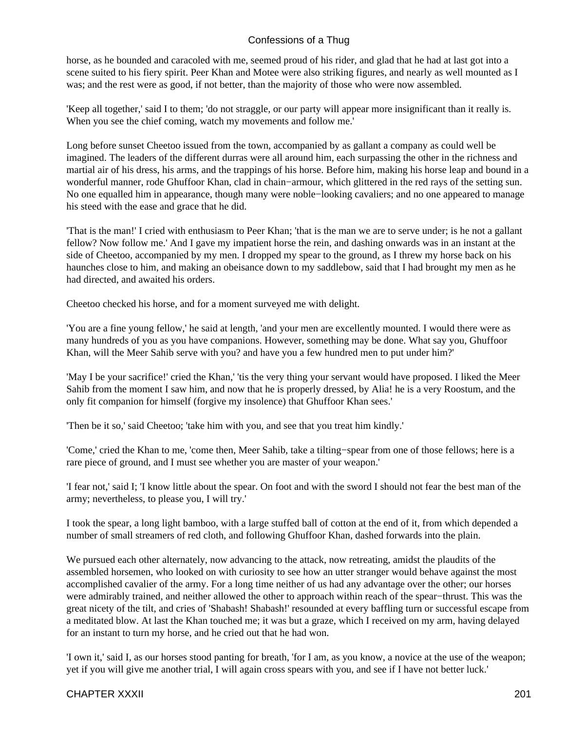horse, as he bounded and caracoled with me, seemed proud of his rider, and glad that he had at last got into a scene suited to his fiery spirit. Peer Khan and Motee were also striking figures, and nearly as well mounted as I was; and the rest were as good, if not better, than the majority of those who were now assembled.

'Keep all together,' said I to them; 'do not straggle, or our party will appear more insignificant than it really is. When you see the chief coming, watch my movements and follow me.'

Long before sunset Cheetoo issued from the town, accompanied by as gallant a company as could well be imagined. The leaders of the different durras were all around him, each surpassing the other in the richness and martial air of his dress, his arms, and the trappings of his horse. Before him, making his horse leap and bound in a wonderful manner, rode Ghuffoor Khan, clad in chain−armour, which glittered in the red rays of the setting sun. No one equalled him in appearance, though many were noble−looking cavaliers; and no one appeared to manage his steed with the ease and grace that he did.

'That is the man!' I cried with enthusiasm to Peer Khan; 'that is the man we are to serve under; is he not a gallant fellow? Now follow me.' And I gave my impatient horse the rein, and dashing onwards was in an instant at the side of Cheetoo, accompanied by my men. I dropped my spear to the ground, as I threw my horse back on his haunches close to him, and making an obeisance down to my saddlebow, said that I had brought my men as he had directed, and awaited his orders.

Cheetoo checked his horse, and for a moment surveyed me with delight.

'You are a fine young fellow,' he said at length, 'and your men are excellently mounted. I would there were as many hundreds of you as you have companions. However, something may be done. What say you, Ghuffoor Khan, will the Meer Sahib serve with you? and have you a few hundred men to put under him?'

'May I be your sacrifice!' cried the Khan, 'tis the very thing your servant would have proposed. I liked the Meer Sahib from the moment I saw him, and now that he is properly dressed, by Alia! he is a very Roostum, and the only fit companion for himself (forgive my insolence) that Ghuffoor Khan sees.'

'Then be it so,' said Cheetoo; 'take him with you, and see that you treat him kindly.'

'Come,' cried the Khan to me, 'come then, Meer Sahib, take a tilting−spear from one of those fellows; here is a rare piece of ground, and I must see whether you are master of your weapon.'

'I fear not,' said I; 'I know little about the spear. On foot and with the sword I should not fear the best man of the army; nevertheless, to please you, I will try.'

I took the spear, a long light bamboo, with a large stuffed ball of cotton at the end of it, from which depended a number of small streamers of red cloth, and following Ghuffoor Khan, dashed forwards into the plain.

We pursued each other alternately, now advancing to the attack, now retreating, amidst the plaudits of the assembled horsemen, who looked on with curiosity to see how an utter stranger would behave against the most accomplished cavalier of the army. For a long time neither of us had any advantage over the other; our horses were admirably trained, and neither allowed the other to approach within reach of the spear−thrust. This was the great nicety of the tilt, and cries of 'Shabash! Shabash!' resounded at every baffling turn or successful escape from a meditated blow. At last the Khan touched me; it was but a graze, which I received on my arm, having delayed for an instant to turn my horse, and he cried out that he had won.

'I own it,' said I, as our horses stood panting for breath, 'for I am, as you know, a novice at the use of the weapon; yet if you will give me another trial, I will again cross spears with you, and see if I have not better luck.'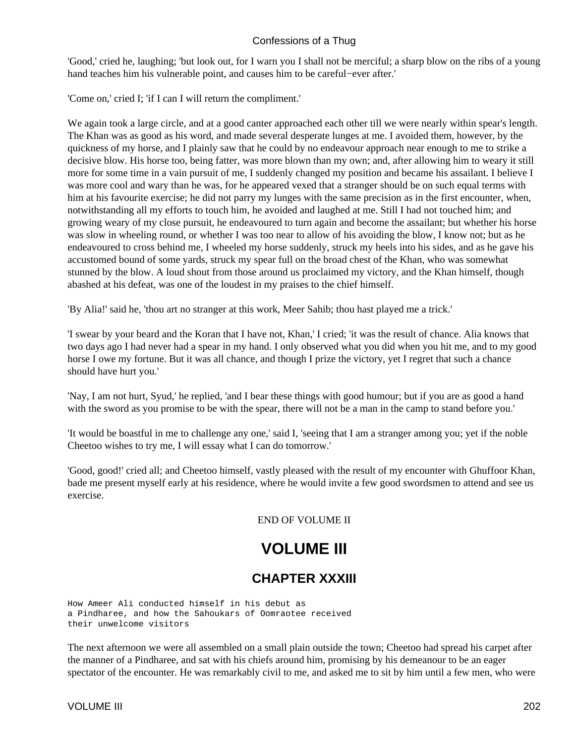'Good,' cried he, laughing; 'but look out, for I warn you I shall not be merciful; a sharp blow on the ribs of a young hand teaches him his vulnerable point, and causes him to be careful−ever after.'

'Come on,' cried I; 'if I can I will return the compliment.'

We again took a large circle, and at a good canter approached each other till we were nearly within spear's length. The Khan was as good as his word, and made several desperate lunges at me. I avoided them, however, by the quickness of my horse, and I plainly saw that he could by no endeavour approach near enough to me to strike a decisive blow. His horse too, being fatter, was more blown than my own; and, after allowing him to weary it still more for some time in a vain pursuit of me, I suddenly changed my position and became his assailant. I believe I was more cool and wary than he was, for he appeared vexed that a stranger should be on such equal terms with him at his favourite exercise; he did not parry my lunges with the same precision as in the first encounter, when, notwithstanding all my efforts to touch him, he avoided and laughed at me. Still I had not touched him; and growing weary of my close pursuit, he endeavoured to turn again and become the assailant; but whether his horse was slow in wheeling round, or whether I was too near to allow of his avoiding the blow, I know not; but as he endeavoured to cross behind me, I wheeled my horse suddenly, struck my heels into his sides, and as he gave his accustomed bound of some yards, struck my spear full on the broad chest of the Khan, who was somewhat stunned by the blow. A loud shout from those around us proclaimed my victory, and the Khan himself, though abashed at his defeat, was one of the loudest in my praises to the chief himself.

'By Alia!' said he, 'thou art no stranger at this work, Meer Sahib; thou hast played me a trick.'

'I swear by your beard and the Koran that I have not, Khan,' I cried; 'it was the result of chance. Alia knows that two days ago I had never had a spear in my hand. I only observed what you did when you hit me, and to my good horse I owe my fortune. But it was all chance, and though I prize the victory, yet I regret that such a chance should have hurt you.'

'Nay, I am not hurt, Syud,' he replied, 'and I bear these things with good humour; but if you are as good a hand with the sword as you promise to be with the spear, there will not be a man in the camp to stand before you.'

'It would be boastful in me to challenge any one,' said I, 'seeing that I am a stranger among you; yet if the noble Cheetoo wishes to try me, I will essay what I can do tomorrow.'

'Good, good!' cried all; and Cheetoo himself, vastly pleased with the result of my encounter with Ghuffoor Khan, bade me present myself early at his residence, where he would invite a few good swordsmen to attend and see us exercise.

END OF VOLUME II

# VOLUME III

## CHAPTER XXXIII

```
How Ameer Ali conducted himself in his debut as
a Pindharee, and how the Sahoukars of Oomraotee received
their unwelcome visitors
```

The next afternoon we were all assembled on a small plain outside the town; Cheetoo had spread his carpet after the manner of a Pindharee, and sat with his chiefs around him, promising by his demeanour to be an eager spectator of the encounter. He was remarkably civil to me, and asked me to sit by him until a few men, who were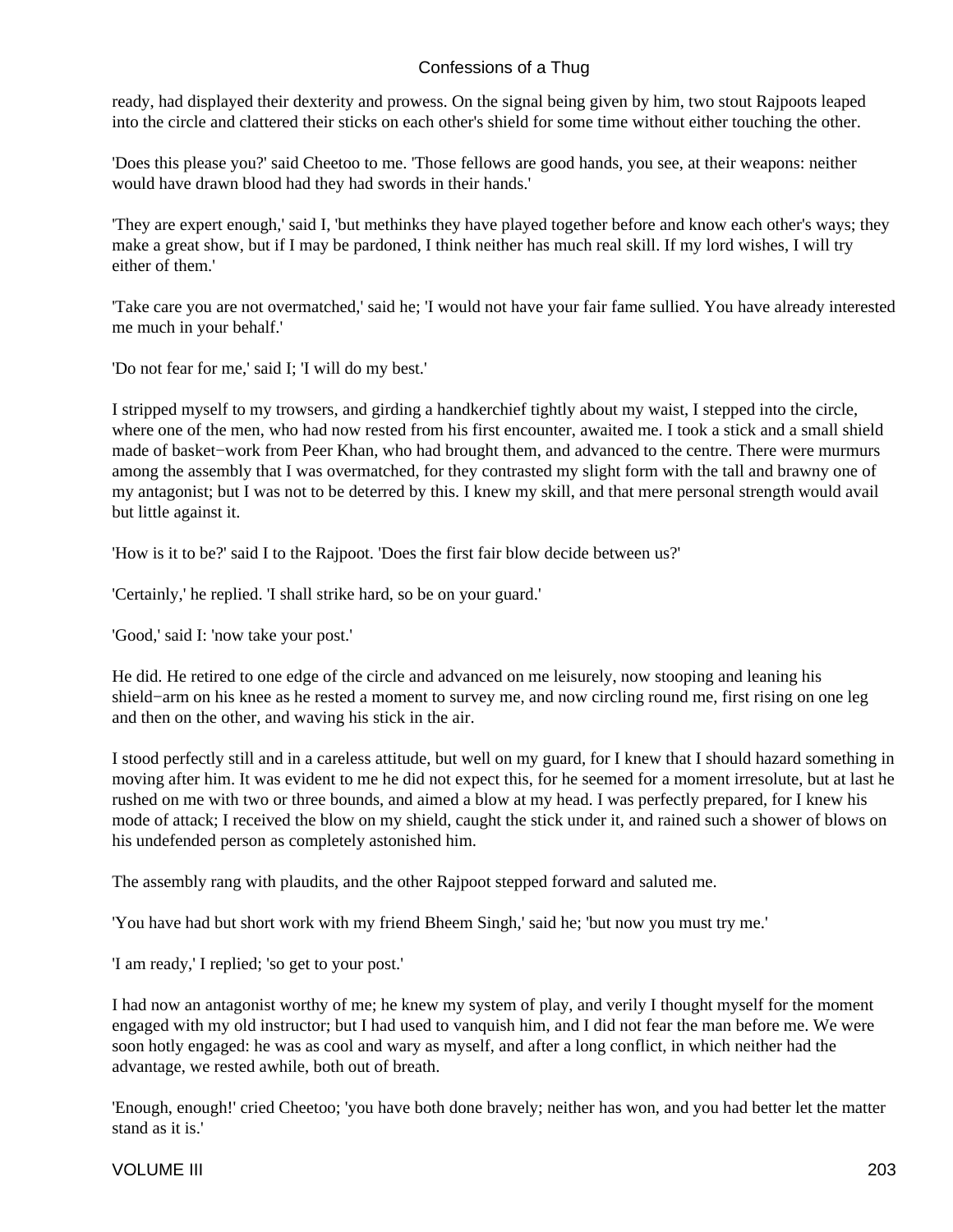ready, had displayed their dexterity and prowess. On the signal being given by him, two stout Rajpoots leaped into the circle and clattered their sticks on each other's shield for some time without either touching the other.

'Does this please you?' said Cheetoo to me. 'Those fellows are good hands, you see, at their weapons: neither would have drawn blood had they had swords in their hands.'

'They are expert enough,' said I, 'but methinks they have played together before and know each other's ways; they make a great show, but if I may be pardoned, I think neither has much real skill. If my lord wishes, I will try either of them.'

'Take care you are not overmatched,' said he; 'I would not have your fair fame sullied. You have already interested me much in your behalf.'

'Do not fear for me,' said I; 'I will do my best.'

I stripped myself to my trowsers, and girding a handkerchief tightly about my waist, I stepped into the circle, where one of the men, who had now rested from his first encounter, awaited me. I took a stick and a small shield made of basket-work from Peer Khan, who had brought them, and advanced to the centre. There were murmurs among the assembly that I was overmatched, for they contrasted my slight form with the tall and brawny one of my antagonist; but I was not to be deterred by this. I knew my skill, and that mere personal strength would avail but little against it.

'How is it to be?' said I to the Rajpoot. 'Does the first fair blow decide between us?'

'Certainly,' he replied. 'I shall strike hard, so be on your guard.'

'Good,' said I: 'now take your post.'

He did. He retired to one edge of the circle and advanced on me leisurely, now stooping and leaning his shield-arm on his knee as he rested a moment to survey me, and now circling round me, first rising on one leg and then on the other, and waving his stick in the air.

I stood perfectly still and in a careless attitude, but well on my guard, for I knew that I should hazard something in moving after him. It was evident to me he did not expect this, for he seemed for a moment irresolute, but at last he rushed on me with two or three bounds, and aimed a blow at my head. I was perfectly prepared, for I knew his mode of attack; I received the blow on my shield, caught the stick under it, and rained such a shower of blows on his undefended person as completely astonished him.

The assembly rang with plaudits, and the other Rajpoot stepped forward and saluted me.

'You have had but short work with my friend Bheem Singh,' said he; 'but now you must try me.'

'I am ready,' I replied; 'so get to your post.'

I had now an antagonist worthy of me; he knew my system of play, and verily I thought myself for the moment engaged with my old instructor; but I had used to vanquish him, and I did not fear the man before me. We were soon hotly engaged: he was as cool and wary as myself, and after a long conflict, in which neither had the advantage, we rested awhile, both out of breath.

'Enough, enough!' cried Cheetoo; 'you have both done bravely; neither has won, and you had better let the matter stand as it is.'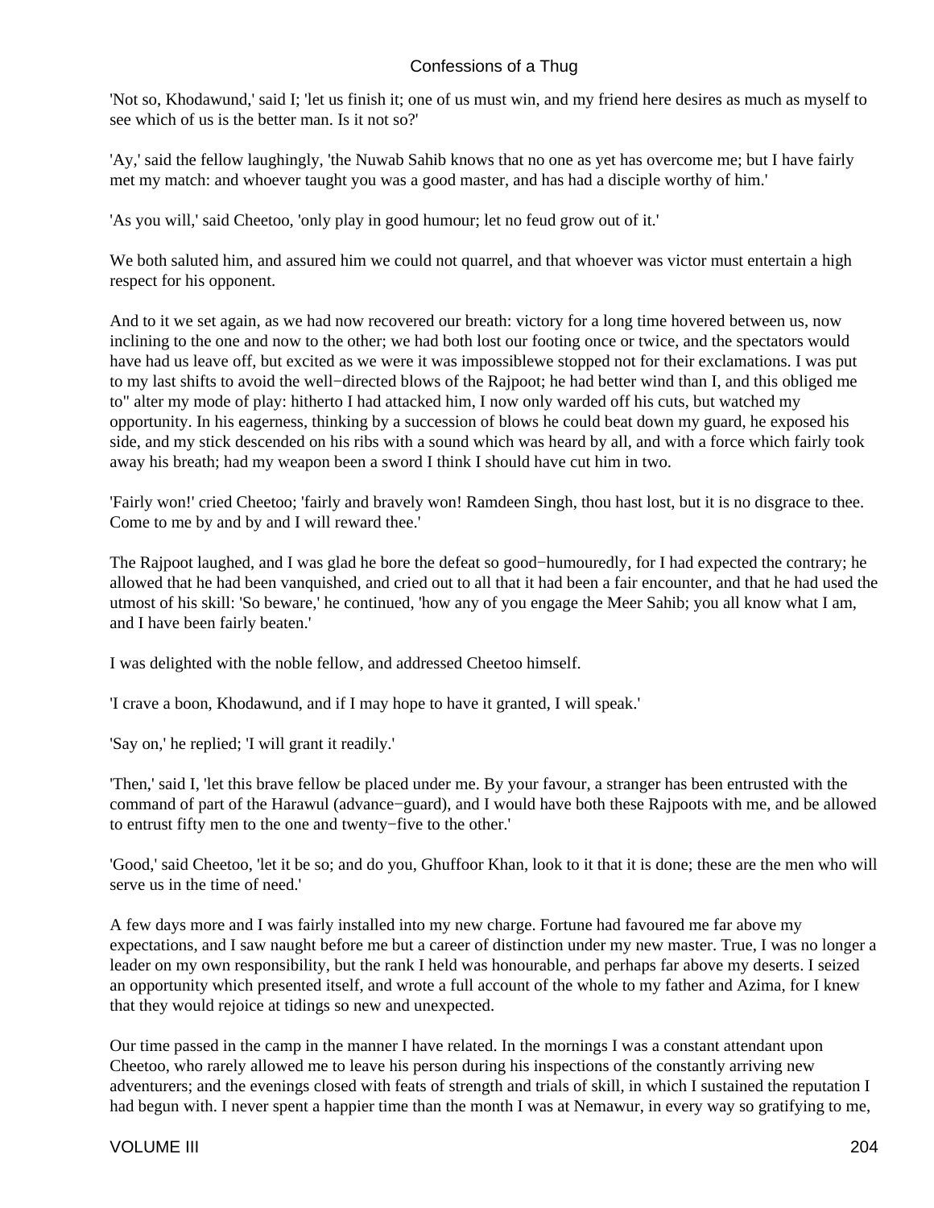'Not so, Khodawund,' said I; 'let us finish it; one of us must win, and my friend here desires as much as myself to see which of us is the better man. Is it not so?'

'Ay,' said the fellow laughingly, 'the Nuwab Sahib knows that no one as yet has overcome me; but I have fairly met my match: and whoever taught you was a good master, and has had a disciple worthy of him.'

'As you will,' said Cheetoo, 'only play in good humour; let no feud grow out of it.'

We both saluted him, and assured him we could not quarrel, and that whoever was victor must entertain a high respect for his opponent.

And to it we set again, as we had now recovered our breath: victory for a long time hovered between us, now inclining to the one and now to the other; we had both lost our footing once or twice, and the spectators would have had us leave off, but excited as we were it was impossiblewe stopped not for their exclamations. I was put to my last shifts to avoid the well−directed blows of the Rajpoot; he had better wind than I, and this obliged me to" alter my mode of play: hitherto I had attacked him, I now only warded off his cuts, but watched my opportunity. In his eagerness, thinking by a succession of blows he could beat down my guard, he exposed his side, and my stick descended on his ribs with a sound which was heard by all, and with a force which fairly took away his breath; had my weapon been a sword I think I should have cut him in two.

'Fairly won!' cried Cheetoo; 'fairly and bravely won! Ramdeen Singh, thou hast lost, but it is no disgrace to thee. Come to me by and by and I will reward thee.'

The Rajpoot laughed, and I was glad he bore the defeat so good−humouredly, for I had expected the contrary; he allowed that he had been vanquished, and cried out to all that it had been a fair encounter, and that he had used the utmost of his skill: 'So beware,' he continued, 'how any of you engage the Meer Sahib; you all know what I am, and I have been fairly beaten.'

I was delighted with the noble fellow, and addressed Cheetoo himself.

'I crave a boon, Khodawund, and if I may hope to have it granted, I will speak.'

'Say on,' he replied; 'I will grant it readily.'

'Then,' said I, 'let this brave fellow be placed under me. By your favour, a stranger has been entrusted with the command of part of the Harawul (advance−guard), and I would have both these Rajpoots with me, and be allowed to entrust fifty men to the one and twenty−five to the other.'

'Good,' said Cheetoo, 'let it be so; and do you, Ghuffoor Khan, look to it that it is done; these are the men who will serve us in the time of need.'

A few days more and I was fairly installed into my new charge. Fortune had favoured me far above my expectations, and I saw naught before me but a career of distinction under my new master. True, I was no longer a leader on my own responsibility, but the rank I held was honourable, and perhaps far above my deserts. I seized an opportunity which presented itself, and wrote a full account of the whole to my father and Azima, for I knew that they would rejoice at tidings so new and unexpected.

Our time passed in the camp in the manner I have related. In the mornings I was a constant attendant upon Cheetoo, who rarely allowed me to leave his person during his inspections of the constantly arriving new adventurers; and the evenings closed with feats of strength and trials of skill, in which I sustained the reputation I had begun with. I never spent a happier time than the month I was at Nemawur, in every way so gratifying to me,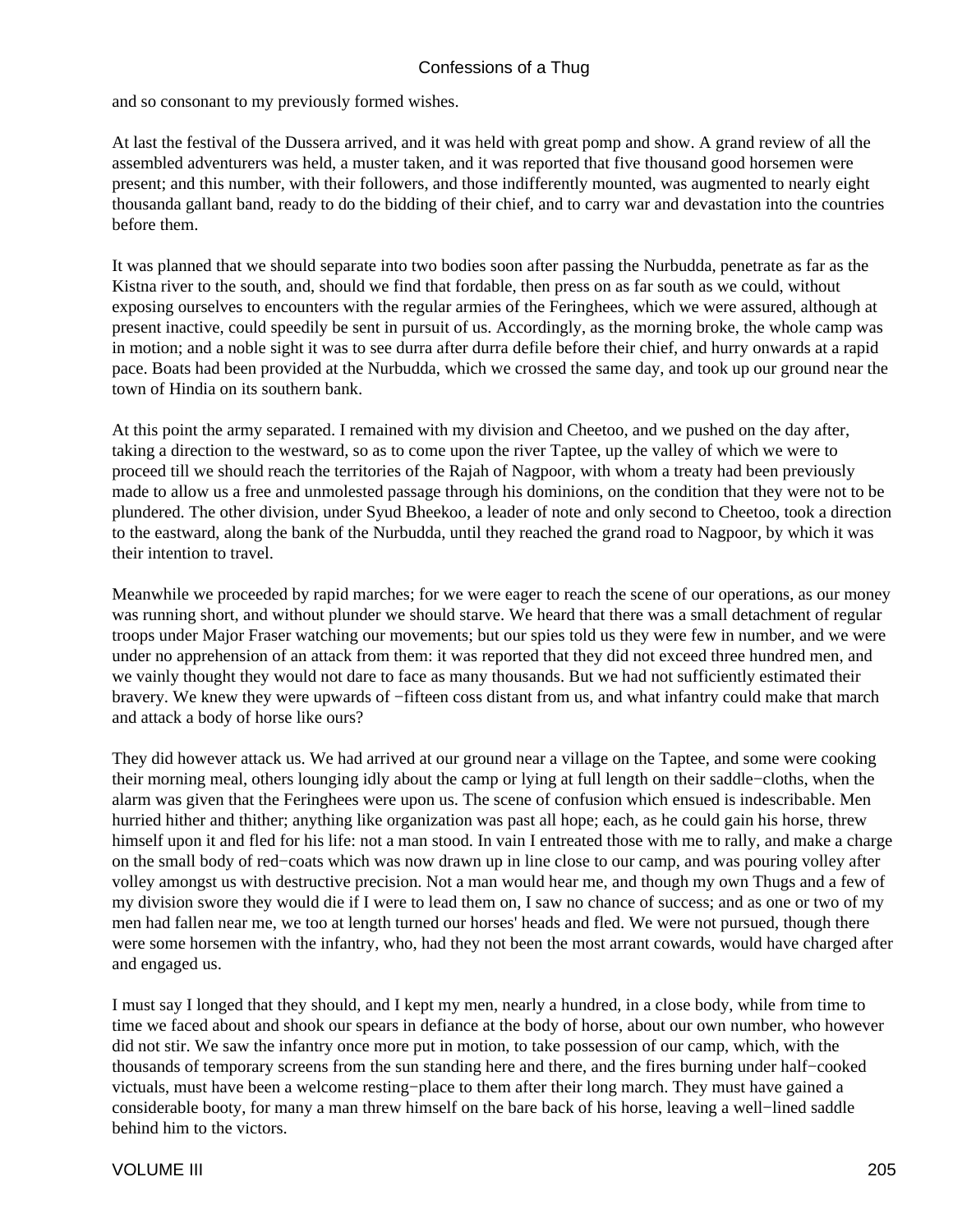and so consonant to my previously formed wishes.

At last the festival of the Dussera arrived, and it was held with great pomp and show. A grand review of all the assembled adventurers was held, a muster taken, and it was reported that five thousand good horsemen were present; and this number, with their followers, and those indifferently mounted, was augmented to nearly eight thousanda gallant band, ready to do the bidding of their chief, and to carry war and devastation into the countries before them.

It was planned that we should separate into two bodies soon after passing the Nurbudda, penetrate as far as the Kistna river to the south, and, should we find that fordable, then press on as far south as we could, without exposing ourselves to encounters with the regular armies of the Feringhees, which we were assured, although at present inactive, could speedily be sent in pursuit of us. Accordingly, as the morning broke, the whole camp was in motion; and a noble sight it was to see durra after durra defile before their chief, and hurry onwards at a rapid pace. Boats had been provided at the Nurbudda, which we crossed the same day, and took up our ground near the town of Hindia on its southern bank.

At this point the army separated. I remained with my division and Cheetoo, and we pushed on the day after, taking a direction to the westward, so as to come upon the river Taptee, up the valley of which we were to proceed till we should reach the territories of the Rajah of Nagpoor, with whom a treaty had been previously made to allow us a free and unmolested passage through his dominions, on the condition that they were not to be plundered. The other division, under Syud Bheekoo, a leader of note and only second to Cheetoo, took a direction to the eastward, along the bank of the Nurbudda, until they reached the grand road to Nagpoor, by which it was their intention to travel.

Meanwhile we proceeded by rapid marches; for we were eager to reach the scene of our operations, as our money was running short, and without plunder we should starve. We heard that there was a small detachment of regular troops under Major Fraser watching our movements; but our spies told us they were few in number, and we were under no apprehension of an attack from them: it was reported that they did not exceed three hundred men, and we vainly thought they would not dare to face as many thousands. But we had not sufficiently estimated their bravery. We knew they were upwards of −fifteen coss distant from us, and what infantry could make that march and attack a body of horse like ours?

They did however attack us. We had arrived at our ground near a village on the Taptee, and some were cooking their morning meal, others lounging idly about the camp or lying at full length on their saddle−cloths, when the alarm was given that the Feringhees were upon us. The scene of confusion which ensued is indescribable. Men hurried hither and thither; anything like organization was past all hope; each, as he could gain his horse, threw himself upon it and fled for his life: not a man stood. In vain I entreated those with me to rally, and make a charge on the small body of red−coats which was now drawn up in line close to our camp, and was pouring volley after volley amongst us with destructive precision. Not a man would hear me, and though my own Thugs and a few of my division swore they would die if I were to lead them on, I saw no chance of success; and as one or two of my men had fallen near me, we too at length turned our horses' heads and fled. We were not pursued, though there were some horsemen with the infantry, who, had they not been the most arrant cowards, would have charged after and engaged us.

I must say I longed that they should, and I kept my men, nearly a hundred, in a close body, while from time to time we faced about and shook our spears in defiance at the body of horse, about our own number, who however did not stir. We saw the infantry once more put in motion, to take possession of our camp, which, with the thousands of temporary screens from the sun standing here and there, and the fires burning under half−cooked victuals, must have been a welcome resting−place to them after their long march. They must have gained a considerable booty, for many a man threw himself on the bare back of his horse, leaving a well−lined saddle behind him to the victors.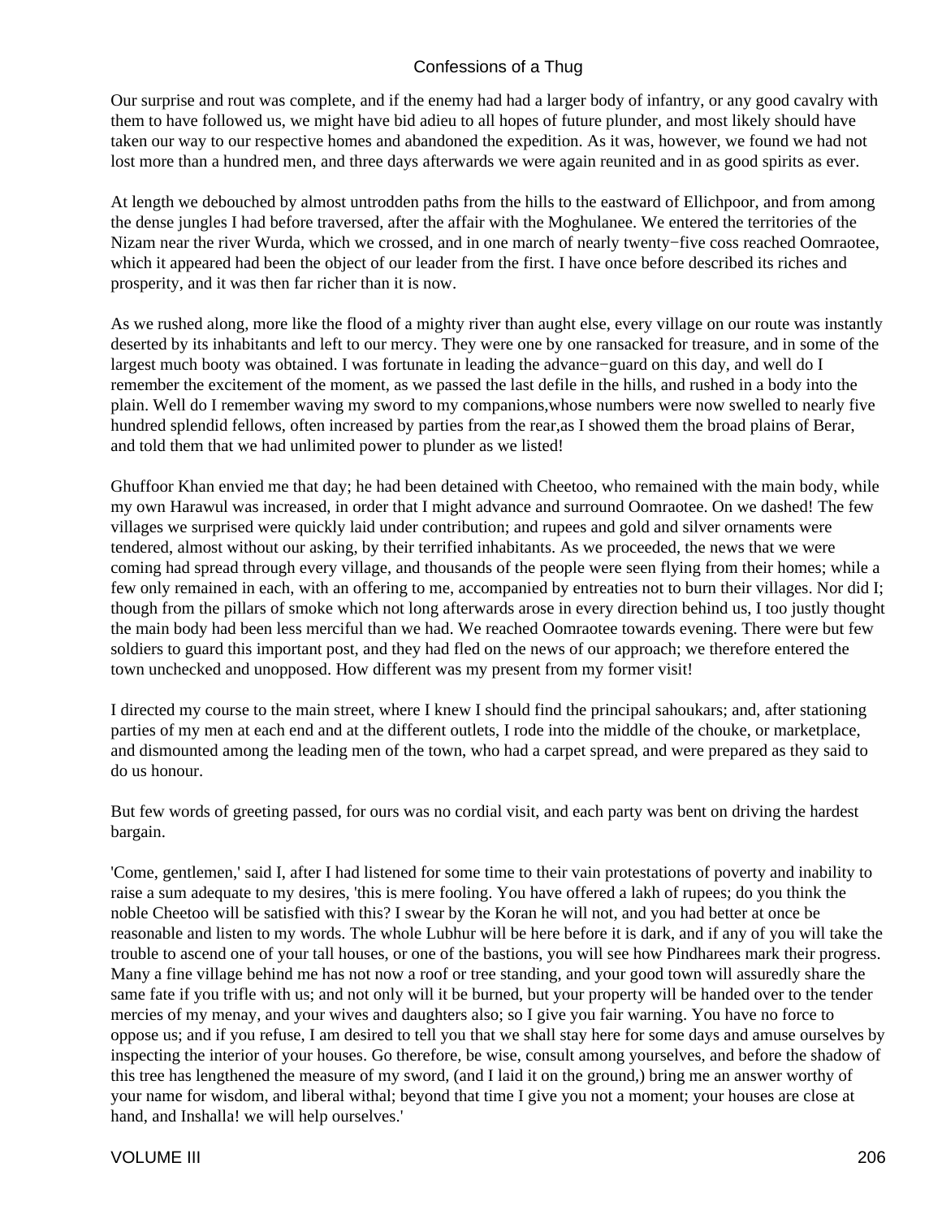Our surprise and rout was complete, and if the enemy had had a larger body of infantry, or any good cavalry with them to have followed us, we might have bid adieu to all hopes of future plunder, and most likely should have taken our way to our respective homes and abandoned the expedition. As it was, however, we found we had not lost more than a hundred men, and three days afterwards we were again reunited and in as good spirits as ever.

At length we debouched by almost untrodden paths from the hills to the eastward of Ellichpoor, and from among the dense jungles I had before traversed, after the affair with the Moghulanee. We entered the territories of the Nizam near the river Wurda, which we crossed, and in one march of nearly twenty−five coss reached Oomraotee, which it appeared had been the object of our leader from the first. I have once before described its riches and prosperity, and it was then far richer than it is now.

As we rushed along, more like the flood of a mighty river than aught else, every village on our route was instantly deserted by its inhabitants and left to our mercy. They were one by one ransacked for treasure, and in some of the largest much booty was obtained. I was fortunate in leading the advance−guard on this day, and well do I remember the excitement of the moment, as we passed the last defile in the hills, and rushed in a body into the plain. Well do I remember waving my sword to my companions,whose numbers were now swelled to nearly five hundred splendid fellows, often increased by parties from the rear,as I showed them the broad plains of Berar, and told them that we had unlimited power to plunder as we listed!

Ghuffoor Khan envied me that day; he had been detained with Cheetoo, who remained with the main body, while my own Harawul was increased, in order that I might advance and surround Oomraotee. On we dashed! The few villages we surprised were quickly laid under contribution; and rupees and gold and silver ornaments were tendered, almost without our asking, by their terrified inhabitants. As we proceeded, the news that we were coming had spread through every village, and thousands of the people were seen flying from their homes; while a few only remained in each, with an offering to me, accompanied by entreaties not to burn their villages. Nor did I; though from the pillars of smoke which not long afterwards arose in every direction behind us, I too justly thought the main body had been less merciful than we had. We reached Oomraotee towards evening. There were but few soldiers to guard this important post, and they had fled on the news of our approach; we therefore entered the town unchecked and unopposed. How different was my present from my former visit!

I directed my course to the main street, where I knew I should find the principal sahoukars; and, after stationing parties of my men at each end and at the different outlets, I rode into the middle of the chouke, or marketplace, and dismounted among the leading men of the town, who had a carpet spread, and were prepared as they said to do us honour.

But few words of greeting passed, for ours was no cordial visit, and each party was bent on driving the hardest bargain.

'Come, gentlemen,' said I, after I had listened for some time to their vain protestations of poverty and inability to raise a sum adequate to my desires, 'this is mere fooling. You have offered a lakh of rupees; do you think the noble Cheetoo will be satisfied with this? I swear by the Koran he will not, and you had better at once be reasonable and listen to my words. The whole Lubhur will be here before it is dark, and if any of you will take the trouble to ascend one of your tall houses, or one of the bastions, you will see how Pindharees mark their progress. Many a fine village behind me has not now a roof or tree standing, and your good town will assuredly share the same fate if you trifle with us; and not only will it be burned, but your property will be handed over to the tender mercies of my menay, and your wives and daughters also; so I give you fair warning. You have no force to oppose us; and if you refuse, I am desired to tell you that we shall stay here for some days and amuse ourselves by inspecting the interior of your houses. Go therefore, be wise, consult among yourselves, and before the shadow of this tree has lengthened the measure of my sword, (and I laid it on the ground,) bring me an answer worthy of your name for wisdom, and liberal withal; beyond that time I give you not a moment; your houses are close at hand, and Inshalla! we will help ourselves.'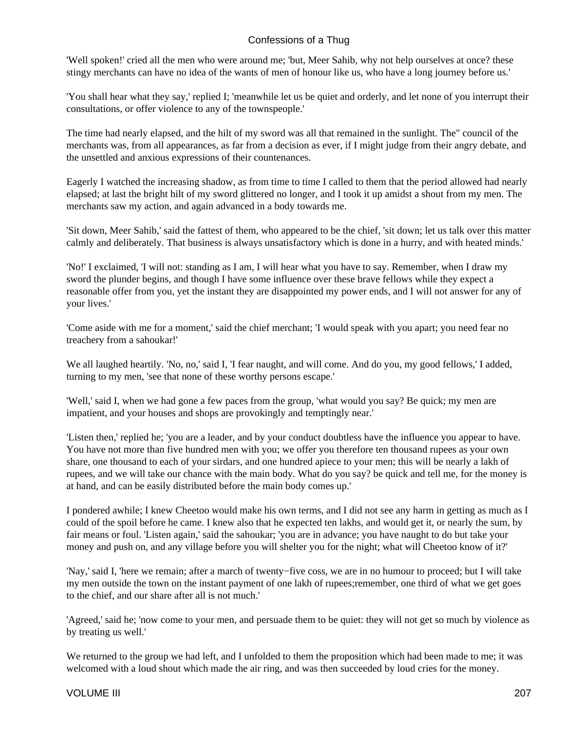'Well spoken!' cried all the men who were around me; 'but, Meer Sahib, why not help ourselves at once? these stingy merchants can have no idea of the wants of men of honour like us, who have a long journey before us.'

'You shall hear what they say,' replied I; 'meanwhile let us be quiet and orderly, and let none of you interrupt their consultations, or offer violence to any of the townspeople.'

The time had nearly elapsed, and the hilt of my sword was all that remained in the sunlight. The" council of the merchants was, from all appearances, as far from a decision as ever, if I might judge from their angry debate, and the unsettled and anxious expressions of their countenances.

Eagerly I watched the increasing shadow, as from time to time I called to them that the period allowed had nearly elapsed; at last the bright hilt of my sword glittered no longer, and I took it up amidst a shout from my men. The merchants saw my action, and again advanced in a body towards me.

'Sit down, Meer Sahib,' said the fattest of them, who appeared to be the chief, 'sit down; let us talk over this matter calmly and deliberately. That business is always unsatisfactory which is done in a hurry, and with heated minds.'

'No!' I exclaimed, 'I will not: standing as I am, I will hear what you have to say. Remember, when I draw my sword the plunder begins, and though I have some influence over these brave fellows while they expect a reasonable offer from you, yet the instant they are disappointed my power ends, and I will not answer for any of your lives.'

'Come aside with me for a moment,' said the chief merchant; 'I would speak with you apart; you need fear no treachery from a sahoukar!'

We all laughed heartily. 'No, no,' said I, 'I fear naught, and will come. And do you, my good fellows,' I added, turning to my men, 'see that none of these worthy persons escape.'

'Well,' said I, when we had gone a few paces from the group, 'what would you say? Be quick; my men are impatient, and your houses and shops are provokingly and temptingly near.'

'Listen then,' replied he; 'you are a leader, and by your conduct doubtless have the influence you appear to have. You have not more than five hundred men with you; we offer you therefore ten thousand rupees as your own share, one thousand to each of your sirdars, and one hundred apiece to your men; this will be nearly a lakh of rupees, and we will take our chance with the main body. What do you say? be quick and tell me, for the money is at hand, and can be easily distributed before the main body comes up.'

I pondered awhile; I knew Cheetoo would make his own terms, and I did not see any harm in getting as much as I could of the spoil before he came. I knew also that he expected ten lakhs, and would get it, or nearly the sum, by fair means or foul. 'Listen again,' said the sahoukar; 'you are in advance; you have naught to do but take your money and push on, and any village before you will shelter you for the night; what will Cheetoo know of it?'

'Nay,' said I, 'here we remain; after a march of twenty−five coss, we are in no humour to proceed; but I will take my men outside the town on the instant payment of one lakh of rupees;remember, one third of what we get goes to the chief, and our share after all is not much.'

'Agreed,' said he; 'now come to your men, and persuade them to be quiet: they will not get so much by violence as by treating us well.'

We returned to the group we had left, and I unfolded to them the proposition which had been made to me; it was welcomed with a loud shout which made the air ring, and was then succeeded by loud cries for the money.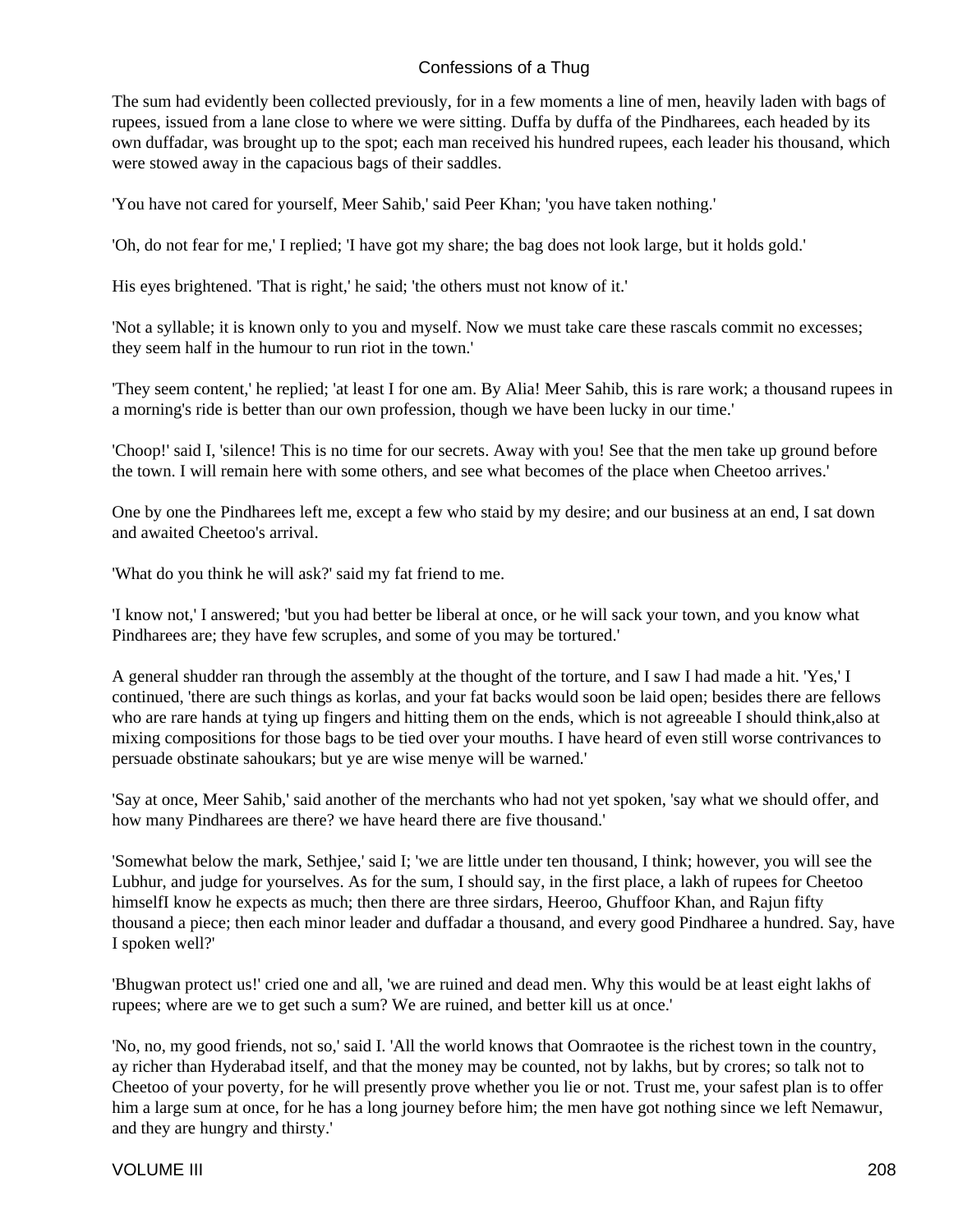The sum had evidently been collected previously, for in a few moments a line of men, heavily laden with bags of rupees, issued from a lane close to where we were sitting. Duffa by duffa of the Pindharees, each headed by its own duffadar, was brought up to the spot; each man received his hundred rupees, each leader his thousand, which were stowed away in the capacious bags of their saddles.

'You have not cared for yourself, Meer Sahib,' said Peer Khan; 'you have taken nothing.'

'Oh, do not fear for me,' I replied; 'I have got my share; the bag does not look large, but it holds gold.'

His eyes brightened. 'That is right,' he said; 'the others must not know of it.'

'Not a syllable; it is known only to you and myself. Now we must take care these rascals commit no excesses; they seem half in the humour to run riot in the town.'

'They seem content,' he replied; 'at least I for one am. By Alia! Meer Sahib, this is rare work; a thousand rupees in a morning's ride is better than our own profession, though we have been lucky in our time.'

'Choop!' said I, 'silence! This is no time for our secrets. Away with you! See that the men take up ground before the town. I will remain here with some others, and see what becomes of the place when Cheetoo arrives.'

One by one the Pindharees left me, except a few who staid by my desire; and our business at an end, I sat down and awaited Cheetoo's arrival.

'What do you think he will ask?' said my fat friend to me.

'I know not,' I answered; 'but you had better be liberal at once, or he will sack your town, and you know what Pindharees are; they have few scruples, and some of you may be tortured.'

A general shudder ran through the assembly at the thought of the torture, and I saw I had made a hit. 'Yes,' I continued, 'there are such things as korlas, and your fat backs would soon be laid open; besides there are fellows who are rare hands at tying up fingers and hitting them on the ends, which is not agreeable I should think,also at mixing compositions for those bags to be tied over your mouths. I have heard of even still worse contrivances to persuade obstinate sahoukars; but ye are wise menye will be warned.'

'Say at once, Meer Sahib,' said another of the merchants who had not yet spoken, 'say what we should offer, and how many Pindharees are there? we have heard there are five thousand.'

'Somewhat below the mark, Sethjee,' said I; 'we are little under ten thousand, I think; however, you will see the Lubhur, and judge for yourselves. As for the sum, I should say, in the first place, a lakh of rupees for Cheetoo himselfI know he expects as much; then there are three sirdars, Heeroo, Ghuffoor Khan, and Rajun fifty thousand a piece; then each minor leader and duffadar a thousand, and every good Pindharee a hundred. Say, have I spoken well?'

'Bhugwan protect us!' cried one and all, 'we are ruined and dead men. Why this would be at least eight lakhs of rupees; where are we to get such a sum? We are ruined, and better kill us at once.'

'No, no, my good friends, not so,' said I. 'All the world knows that Oomraotee is the richest town in the country, ay richer than Hyderabad itself, and that the money may be counted, not by lakhs, but by crores; so talk not to Cheetoo of your poverty, for he will presently prove whether you lie or not. Trust me, your safest plan is to offer him a large sum at once, for he has a long journey before him; the men have got nothing since we left Nemawur, and they are hungry and thirsty.'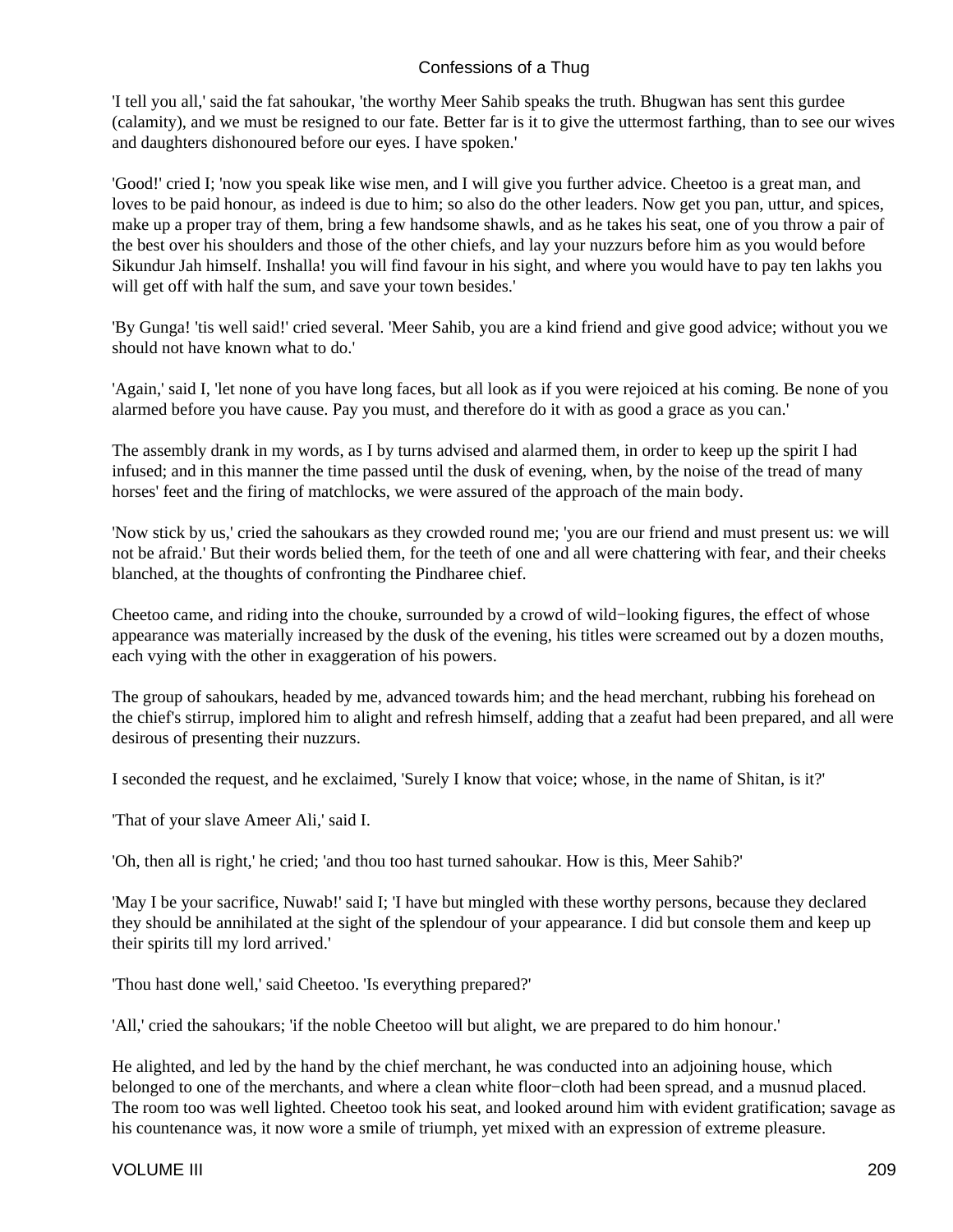'I tell you all,' said the fat sahoukar, 'the worthy Meer Sahib speaks the truth. Bhugwan has sent this gurdee (calamity), and we must be resigned to our fate. Better far is it to give the uttermost farthing, than to see our wives and daughters dishonoured before our eyes. I have spoken.'

'Good!' cried I; 'now you speak like wise men, and I will give you further advice. Cheetoo is a great man, and loves to be paid honour, as indeed is due to him; so also do the other leaders. Now get you pan, uttur, and spices, make up a proper tray of them, bring a few handsome shawls, and as he takes his seat, one of you throw a pair of the best over his shoulders and those of the other chiefs, and lay your nuzzurs before him as you would before Sikundur Jah himself. Inshalla! you will find favour in his sight, and where you would have to pay ten lakhs you will get off with half the sum, and save your town besides.'

'By Gunga! 'tis well said!' cried several. 'Meer Sahib, you are a kind friend and give good advice; without you we should not have known what to do.'

'Again,' said I, 'let none of you have long faces, but all look as if you were rejoiced at his coming. Be none of you alarmed before you have cause. Pay you must, and therefore do it with as good a grace as you can.'

The assembly drank in my words, as I by turns advised and alarmed them, in order to keep up the spirit I had infused; and in this manner the time passed until the dusk of evening, when, by the noise of the tread of many horses' feet and the firing of matchlocks, we were assured of the approach of the main body.

'Now stick by us,' cried the sahoukars as they crowded round me; 'you are our friend and must present us: we will not be afraid.' But their words belied them, for the teeth of one and all were chattering with fear, and their cheeks blanched, at the thoughts of confronting the Pindharee chief.

Cheetoo came, and riding into the chouke, surrounded by a crowd of wild−looking figures, the effect of whose appearance was materially increased by the dusk of the evening, his titles were screamed out by a dozen mouths, each vying with the other in exaggeration of his powers.

The group of sahoukars, headed by me, advanced towards him; and the head merchant, rubbing his forehead on the chief's stirrup, implored him to alight and refresh himself, adding that a zeafut had been prepared, and all were desirous of presenting their nuzzurs.

I seconded the request, and he exclaimed, 'Surely I know that voice; whose, in the name of Shitan, is it?'

'That of your slave Ameer Ali,' said I.

'Oh, then all is right,' he cried; 'and thou too hast turned sahoukar. How is this, Meer Sahib?'

'May I be your sacrifice, Nuwab!' said I; 'I have but mingled with these worthy persons, because they declared they should be annihilated at the sight of the splendour of your appearance. I did but console them and keep up their spirits till my lord arrived.'

'Thou hast done well,' said Cheetoo. 'Is everything prepared?'

'All,' cried the sahoukars; 'if the noble Cheetoo will but alight, we are prepared to do him honour.'

He alighted, and led by the hand by the chief merchant, he was conducted into an adjoining house, which belonged to one of the merchants, and where a clean white floor−cloth had been spread, and a musnud placed. The room too was well lighted. Cheetoo took his seat, and looked around him with evident gratification; savage as his countenance was, it now wore a smile of triumph, yet mixed with an expression of extreme pleasure.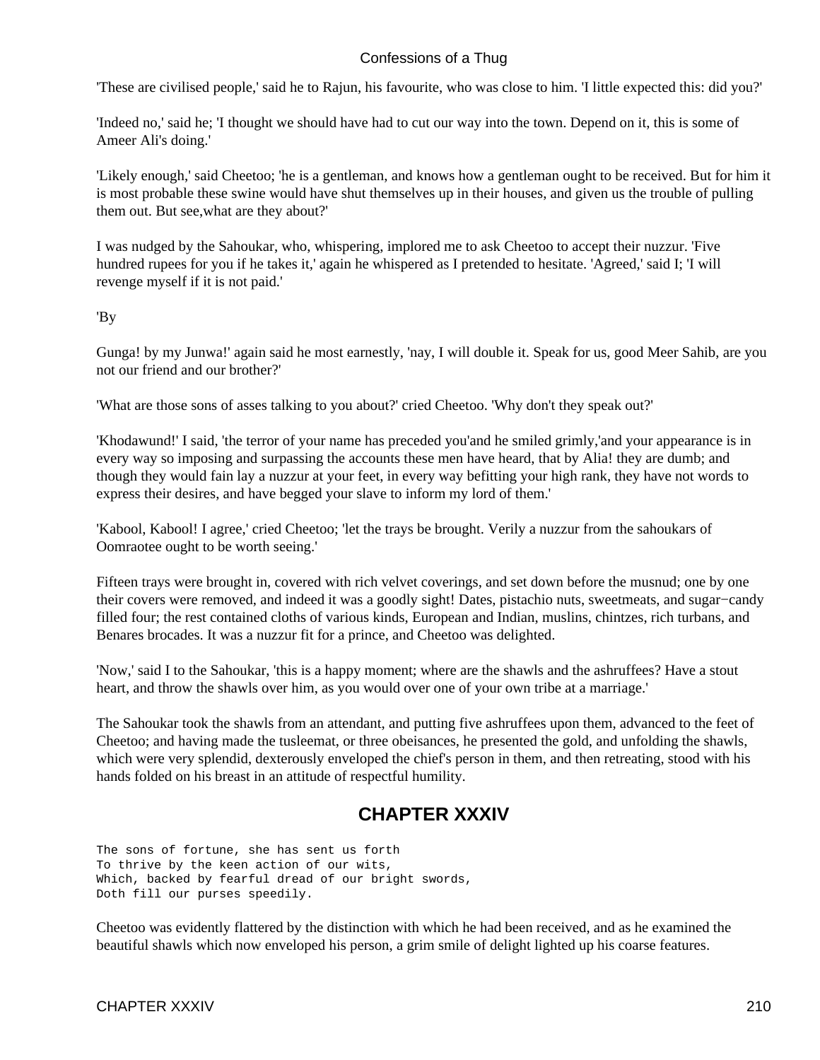'These are civilised people,' said he to Rajun, his favourite, who was close to him. 'I little expected this: did you?'

'Indeed no,' said he; 'I thought we should have had to cut our way into the town. Depend on it, this is some of Ameer Ali's doing.'

'Likely enough,' said Cheetoo; 'he is a gentleman, and knows how a gentleman ought to be received. But for him it is most probable these swine would have shut themselves up in their houses, and given us the trouble of pulling them out. But see,what are they about?'

I was nudged by the Sahoukar, who, whispering, implored me to ask Cheetoo to accept their nuzzur. 'Five hundred rupees for you if he takes it,' again he whispered as I pretended to hesitate. 'Agreed,' said I; 'I will revenge myself if it is not paid.'

'By

Gunga! by my Junwa!' again said he most earnestly, 'nay, I will double it. Speak for us, good Meer Sahib, are you not our friend and our brother?'

'What are those sons of asses talking to you about?' cried Cheetoo. 'Why don't they speak out?'

'Khodawund!' I said, 'the terror of your name has preceded you'and he smiled grimly,'and your appearance is in every way so imposing and surpassing the accounts these men have heard, that by Alia! they are dumb; and though they would fain lay a nuzzur at your feet, in every way befitting your high rank, they have not words to express their desires, and have begged your slave to inform my lord of them.'

'Kabool, Kabool! I agree,' cried Cheetoo; 'let the trays be brought. Verily a nuzzur from the sahoukars of Oomraotee ought to be worth seeing.'

Fifteen trays were brought in, covered with rich velvet coverings, and set down before the musnud; one by one their covers were removed, and indeed it was a goodly sight! Dates, pistachio nuts, sweetmeats, and sugar−candy filled four; the rest contained cloths of various kinds, European and Indian, muslins, chintzes, rich turbans, and Benares brocades. It was a nuzzur fit for a prince, and Cheetoo was delighted.

'Now,' said I to the Sahoukar, 'this is a happy moment; where are the shawls and the ashruffees? Have a stout heart, and throw the shawls over him, as you would over one of your own tribe at a marriage.'

The Sahoukar took the shawls from an attendant, and putting five ashruffees upon them, advanced to the feet of Cheetoo; and having made the tusleemat, or three obeisances, he presented the gold, and unfolding the shawls, which were very splendid, dexterously enveloped the chief's person in them, and then retreating, stood with his hands folded on his breast in an attitude of respectful humility.

## CHAPTER XXXIV

```
The sons of fortune, she has sent us forth
To thrive by the keen action of our wits,
Which, backed by fearful dread of our bright swords,
Doth fill our purses speedily.
```

Cheetoo was evidently flattered by the distinction with which he had been received, and as he examined the beautiful shawls which now enveloped his person, a grim smile of delight lighted up his coarse features.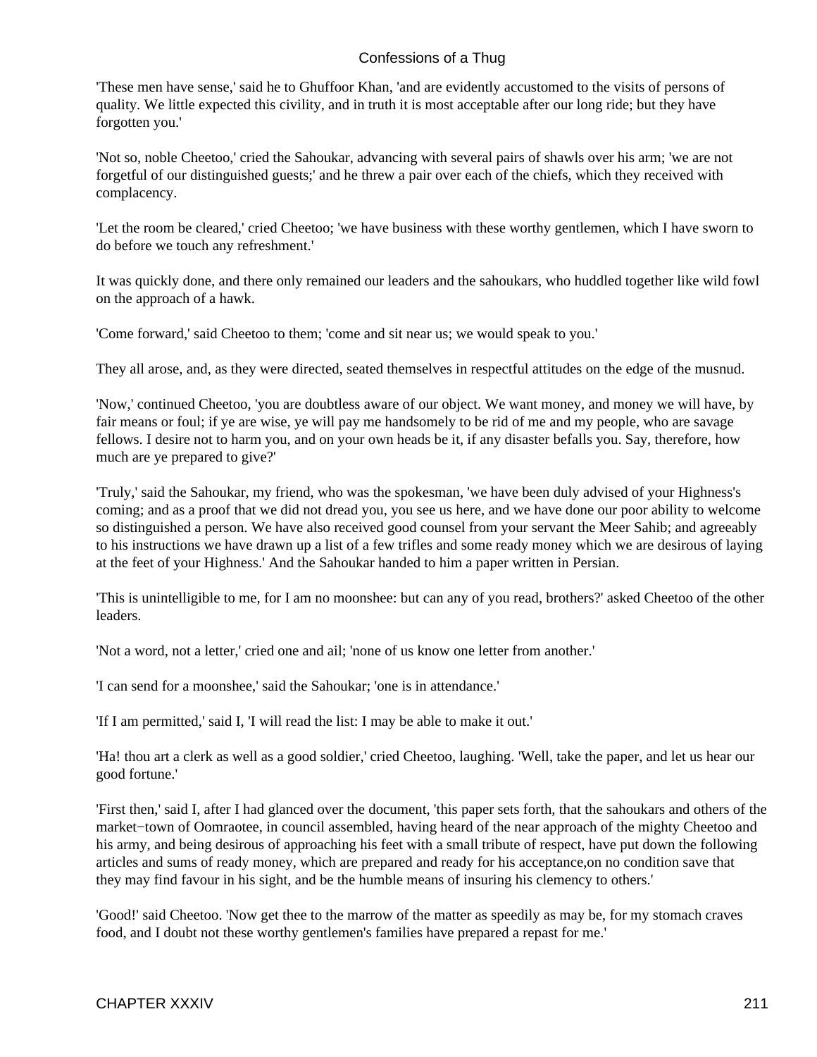'These men have sense,' said he to Ghuffoor Khan, 'and are evidently accustomed to the visits of persons of quality. We little expected this civility, and in truth it is most acceptable after our long ride; but they have forgotten you.'

'Not so, noble Cheetoo,' cried the Sahoukar, advancing with several pairs of shawls over his arm; 'we are not forgetful of our distinguished guests;' and he threw a pair over each of the chiefs, which they received with complacency.

'Let the room be cleared,' cried Cheetoo; 'we have business with these worthy gentlemen, which I have sworn to do before we touch any refreshment.'

It was quickly done, and there only remained our leaders and the sahoukars, who huddled together like wild fowl on the approach of a hawk.

'Come forward,' said Cheetoo to them; 'come and sit near us; we would speak to you.'

They all arose, and, as they were directed, seated themselves in respectful attitudes on the edge of the musnud.

'Now,' continued Cheetoo, 'you are doubtless aware of our object. We want money, and money we will have, by fair means or foul; if ye are wise, ye will pay me handsomely to be rid of me and my people, who are savage fellows. I desire not to harm you, and on your own heads be it, if any disaster befalls you. Say, therefore, how much are ye prepared to give?'

'Truly,' said the Sahoukar, my friend, who was the spokesman, 'we have been duly advised of your Highness's coming; and as a proof that we did not dread you, you see us here, and we have done our poor ability to welcome so distinguished a person. We have also received good counsel from your servant the Meer Sahib; and agreeably to his instructions we have drawn up a list of a few trifles and some ready money which we are desirous of laying at the feet of your Highness.' And the Sahoukar handed to him a paper written in Persian.

'This is unintelligible to me, for I am no moonshee: but can any of you read, brothers?' asked Cheetoo of the other leaders.

'Not a word, not a letter,' cried one and ail; 'none of us know one letter from another.'

'I can send for a moonshee,' said the Sahoukar; 'one is in attendance.'

'If I am permitted,' said I, 'I will read the list: I may be able to make it out.'

'Ha! thou art a clerk as well as a good soldier,' cried Cheetoo, laughing. 'Well, take the paper, and let us hear our good fortune.'

'First then,' said I, after I had glanced over the document, 'this paper sets forth, that the sahoukars and others of the market−town of Oomraotee, in council assembled, having heard of the near approach of the mighty Cheetoo and his army, and being desirous of approaching his feet with a small tribute of respect, have put down the following articles and sums of ready money, which are prepared and ready for his acceptance,on no condition save that they may find favour in his sight, and be the humble means of insuring his clemency to others.'

'Good!' said Cheetoo. 'Now get thee to the marrow of the matter as speedily as may be, for my stomach craves food, and I doubt not these worthy gentlemen's families have prepared a repast for me.'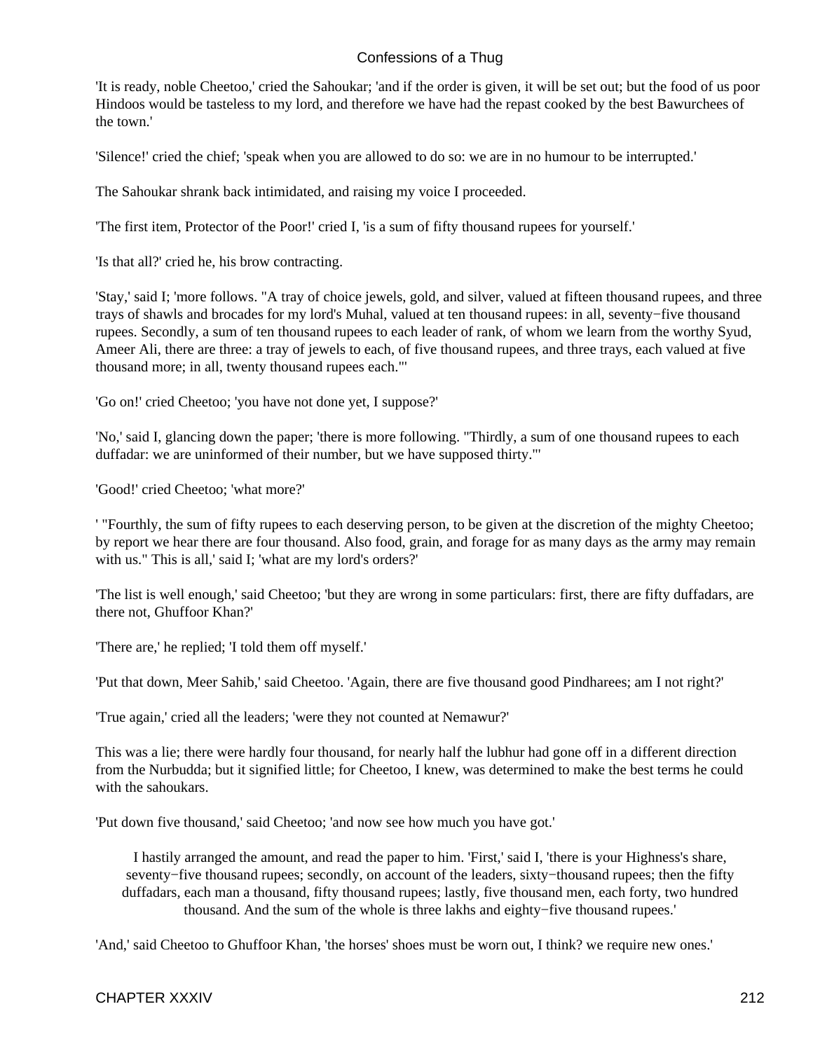'It is ready, noble Cheetoo,' cried the Sahoukar; 'and if the order is given, it will be set out; but the food of us poor Hindoos would be tasteless to my lord, and therefore we have had the repast cooked by the best Bawurchees of the town.'

'Silence!' cried the chief; 'speak when you are allowed to do so: we are in no humour to be interrupted.'

The Sahoukar shrank back intimidated, and raising my voice I proceeded.

'The first item, Protector of the Poor!' cried I, 'is a sum of fifty thousand rupees for yourself.'

'Is that all?' cried he, his brow contracting.

'Stay,' said I; 'more follows. "A tray of choice jewels, gold, and silver, valued at fifteen thousand rupees, and three trays of shawls and brocades for my lord's Muhal, valued at ten thousand rupees: in all, seventy−five thousand rupees. Secondly, a sum of ten thousand rupees to each leader of rank, of whom we learn from the worthy Syud, Ameer Ali, there are three: a tray of jewels to each, of five thousand rupees, and three trays, each valued at five thousand more; in all, twenty thousand rupees each."'

'Go on!' cried Cheetoo; 'you have not done yet, I suppose?'

'No,' said I, glancing down the paper; 'there is more following. "Thirdly, a sum of one thousand rupees to each duffadar: we are uninformed of their number, but we have supposed thirty."'

'Good!' cried Cheetoo; 'what more?'

' "Fourthly, the sum of fifty rupees to each deserving person, to be given at the discretion of the mighty Cheetoo; by report we hear there are four thousand. Also food, grain, and forage for as many days as the army may remain with us." This is all,' said I; 'what are my lord's orders?'

'The list is well enough,' said Cheetoo; 'but they are wrong in some particulars: first, there are fifty duffadars, are there not, Ghuffoor Khan?'

'There are,' he replied; 'I told them off myself.'

'Put that down, Meer Sahib,' said Cheetoo. 'Again, there are five thousand good Pindharees; am I not right?'

'True again,' cried all the leaders; 'were they not counted at Nemawur?'

This was a lie; there were hardly four thousand, for nearly half the lubhur had gone off in a different direction from the Nurbudda; but it signified little; for Cheetoo, I knew, was determined to make the best terms he could with the sahoukars.

'Put down five thousand,' said Cheetoo; 'and now see how much you have got.'

I hastily arranged the amount, and read the paper to him. 'First,' said I, 'there is your Highness's share, seventy−five thousand rupees; secondly, on account of the leaders, sixty−thousand rupees; then the fifty duffadars, each man a thousand, fifty thousand rupees; lastly, five thousand men, each forty, two hundred thousand. And the sum of the whole is three lakhs and eighty−five thousand rupees.'

'And,' said Cheetoo to Ghuffoor Khan, 'the horses' shoes must be worn out, I think? we require new ones.'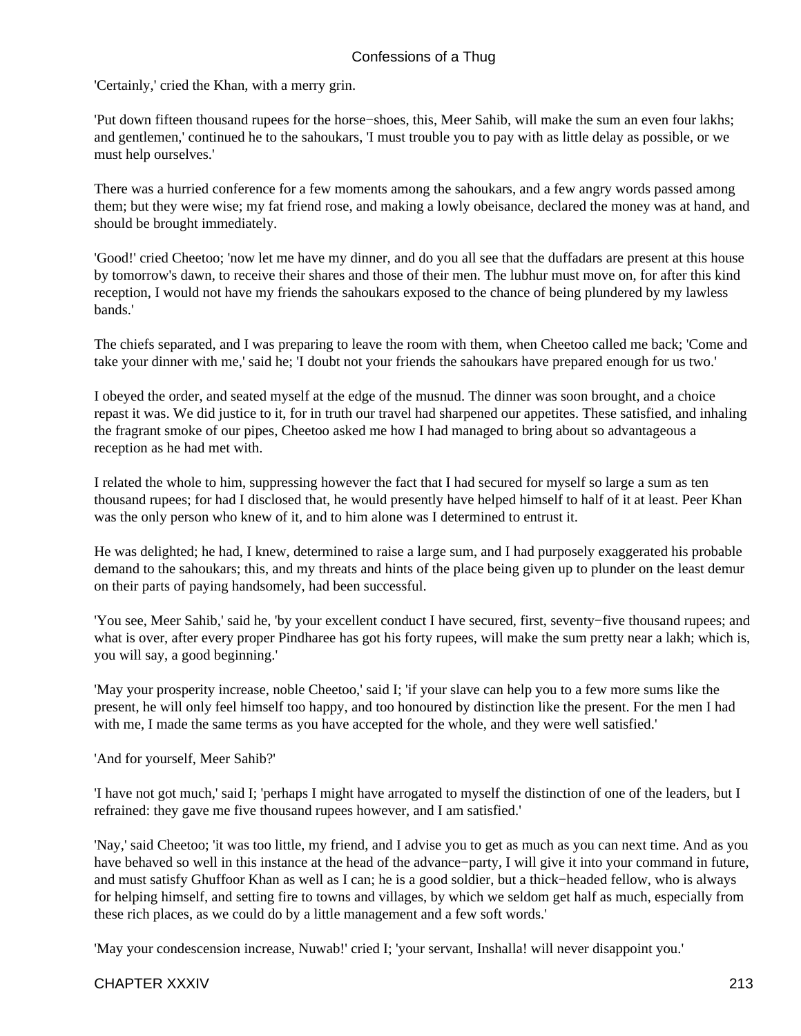'Certainly,' cried the Khan, with a merry grin.

'Put down fifteen thousand rupees for the horse−shoes, this, Meer Sahib, will make the sum an even four lakhs; and gentlemen,' continued he to the sahoukars, 'I must trouble you to pay with as little delay as possible, or we must help ourselves.'

There was a hurried conference for a few moments among the sahoukars, and a few angry words passed among them; but they were wise; my fat friend rose, and making a lowly obeisance, declared the money was at hand, and should be brought immediately.

'Good!' cried Cheetoo; 'now let me have my dinner, and do you all see that the duffadars are present at this house by tomorrow's dawn, to receive their shares and those of their men. The lubhur must move on, for after this kind reception, I would not have my friends the sahoukars exposed to the chance of being plundered by my lawless bands.'

The chiefs separated, and I was preparing to leave the room with them, when Cheetoo called me back; 'Come and take your dinner with me,' said he; 'I doubt not your friends the sahoukars have prepared enough for us two.'

I obeyed the order, and seated myself at the edge of the musnud. The dinner was soon brought, and a choice repast it was. We did justice to it, for in truth our travel had sharpened our appetites. These satisfied, and inhaling the fragrant smoke of our pipes, Cheetoo asked me how I had managed to bring about so advantageous a reception as he had met with.

I related the whole to him, suppressing however the fact that I had secured for myself so large a sum as ten thousand rupees; for had I disclosed that, he would presently have helped himself to half of it at least. Peer Khan was the only person who knew of it, and to him alone was I determined to entrust it.

He was delighted; he had, I knew, determined to raise a large sum, and I had purposely exaggerated his probable demand to the sahoukars; this, and my threats and hints of the place being given up to plunder on the least demur on their parts of paying handsomely, had been successful.

'You see, Meer Sahib,' said he, 'by your excellent conduct I have secured, first, seventy−five thousand rupees; and what is over, after every proper Pindharee has got his forty rupees, will make the sum pretty near a lakh; which is, you will say, a good beginning.'

'May your prosperity increase, noble Cheetoo,' said I; 'if your slave can help you to a few more sums like the present, he will only feel himself too happy, and too honoured by distinction like the present. For the men I had with me, I made the same terms as you have accepted for the whole, and they were well satisfied.'

'And for yourself, Meer Sahib?'

'I have not got much,' said I; 'perhaps I might have arrogated to myself the distinction of one of the leaders, but I refrained: they gave me five thousand rupees however, and I am satisfied.'

'Nay,' said Cheetoo; 'it was too little, my friend, and I advise you to get as much as you can next time. And as you have behaved so well in this instance at the head of the advance−party, I will give it into your command in future, and must satisfy Ghuffoor Khan as well as I can; he is a good soldier, but a thick−headed fellow, who is always for helping himself, and setting fire to towns and villages, by which we seldom get half as much, especially from these rich places, as we could do by a little management and a few soft words.'

'May your condescension increase, Nuwab!' cried I; 'your servant, Inshalla! will never disappoint you.'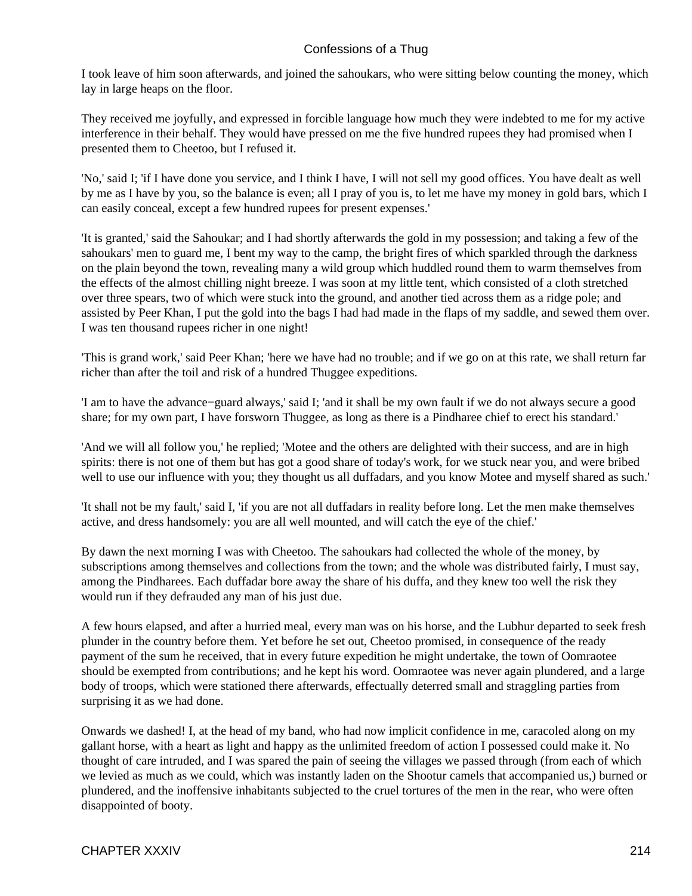I took leave of him soon afterwards, and joined the sahoukars, who were sitting below counting the money, which lay in large heaps on the floor.

They received me joyfully, and expressed in forcible language how much they were indebted to me for my active interference in their behalf. They would have pressed on me the five hundred rupees they had promised when I presented them to Cheetoo, but I refused it.

'No,' said I; 'if I have done you service, and I think I have, I will not sell my good offices. You have dealt as well by me as I have by you, so the balance is even; all I pray of you is, to let me have my money in gold bars, which I can easily conceal, except a few hundred rupees for present expenses.'

'It is granted,' said the Sahoukar; and I had shortly afterwards the gold in my possession; and taking a few of the sahoukars' men to guard me, I bent my way to the camp, the bright fires of which sparkled through the darkness on the plain beyond the town, revealing many a wild group which huddled round them to warm themselves from the effects of the almost chilling night breeze. I was soon at my little tent, which consisted of a cloth stretched over three spears, two of which were stuck into the ground, and another tied across them as a ridge pole; and assisted by Peer Khan, I put the gold into the bags I had had made in the flaps of my saddle, and sewed them over. I was ten thousand rupees richer in one night!

'This is grand work,' said Peer Khan; 'here we have had no trouble; and if we go on at this rate, we shall return far richer than after the toil and risk of a hundred Thuggee expeditions.

'I am to have the advance−guard always,' said I; 'and it shall be my own fault if we do not always secure a good share; for my own part, I have forsworn Thuggee, as long as there is a Pindharee chief to erect his standard.'

'And we will all follow you,' he replied; 'Motee and the others are delighted with their success, and are in high spirits: there is not one of them but has got a good share of today's work, for we stuck near you, and were bribed well to use our influence with you; they thought us all duffadars, and you know Motee and myself shared as such.'

'It shall not be my fault,' said I, 'if you are not all duffadars in reality before long. Let the men make themselves active, and dress handsomely: you are all well mounted, and will catch the eye of the chief.'

By dawn the next morning I was with Cheetoo. The sahoukars had collected the whole of the money, by subscriptions among themselves and collections from the town; and the whole was distributed fairly, I must say, among the Pindharees. Each duffadar bore away the share of his duffa, and they knew too well the risk they would run if they defrauded any man of his just due.

A few hours elapsed, and after a hurried meal, every man was on his horse, and the Lubhur departed to seek fresh plunder in the country before them. Yet before he set out, Cheetoo promised, in consequence of the ready payment of the sum he received, that in every future expedition he might undertake, the town of Oomraotee should be exempted from contributions; and he kept his word. Oomraotee was never again plundered, and a large body of troops, which were stationed there afterwards, effectually deterred small and straggling parties from surprising it as we had done.

Onwards we dashed! I, at the head of my band, who had now implicit confidence in me, caracoled along on my gallant horse, with a heart as light and happy as the unlimited freedom of action I possessed could make it. No thought of care intruded, and I was spared the pain of seeing the villages we passed through (from each of which we levied as much as we could, which was instantly laden on the Shootur camels that accompanied us,) burned or plundered, and the inoffensive inhabitants subjected to the cruel tortures of the men in the rear, who were often disappointed of booty.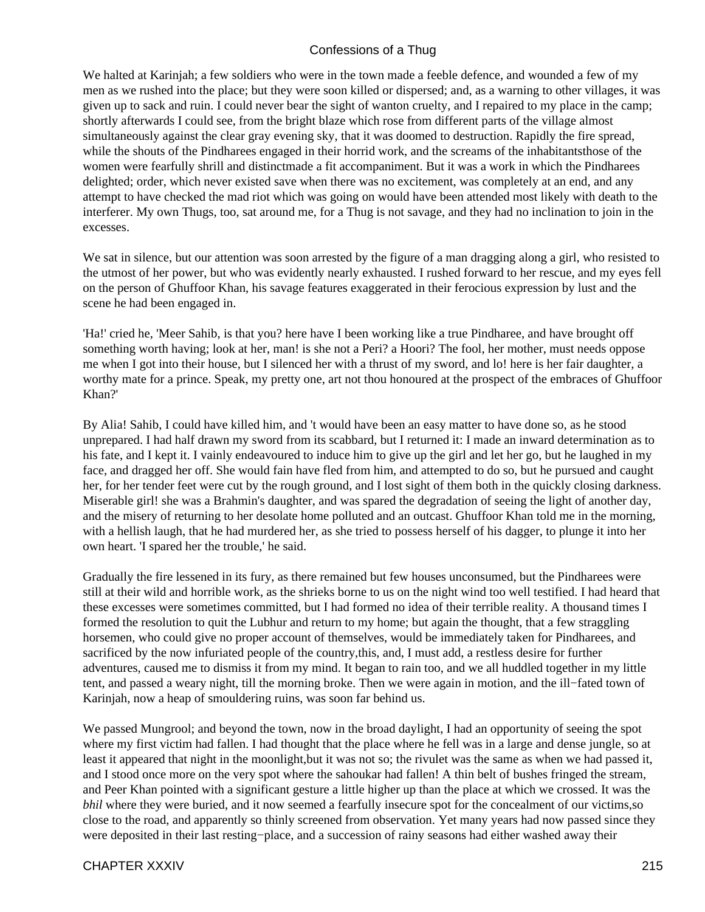We halted at Karinjah; a few soldiers who were in the town made a feeble defence, and wounded a few of my men as we rushed into the place; but they were soon killed or dispersed; and, as a warning to other villages, it was given up to sack and ruin. I could never bear the sight of wanton cruelty, and I repaired to my place in the camp; shortly afterwards I could see, from the bright blaze which rose from different parts of the village almost simultaneously against the clear gray evening sky, that it was doomed to destruction. Rapidly the fire spread, while the shouts of the Pindharees engaged in their horrid work, and the screams of the inhabitantsthose of the women were fearfully shrill and distinctmade a fit accompaniment. But it was a work in which the Pindharees delighted; order, which never existed save when there was no excitement, was completely at an end, and any attempt to have checked the mad riot which was going on would have been attended most likely with death to the interferer. My own Thugs, too, sat around me, for a Thug is not savage, and they had no inclination to join in the excesses.

We sat in silence, but our attention was soon arrested by the figure of a man dragging along a girl, who resisted to the utmost of her power, but who was evidently nearly exhausted. I rushed forward to her rescue, and my eyes fell on the person of Ghuffoor Khan, his savage features exaggerated in their ferocious expression by lust and the scene he had been engaged in.

'Ha!' cried he, 'Meer Sahib, is that you? here have I been working like a true Pindharee, and have brought off something worth having; look at her, man! is she not a Peri? a Hoori? The fool, her mother, must needs oppose me when I got into their house, but I silenced her with a thrust of my sword, and lo! here is her fair daughter, a worthy mate for a prince. Speak, my pretty one, art not thou honoured at the prospect of the embraces of Ghuffoor Khan?'

By Alia! Sahib, I could have killed him, and 't would have been an easy matter to have done so, as he stood unprepared. I had half drawn my sword from its scabbard, but I returned it: I made an inward determination as to his fate, and I kept it. I vainly endeavoured to induce him to give up the girl and let her go, but he laughed in my face, and dragged her off. She would fain have fled from him, and attempted to do so, but he pursued and caught her, for her tender feet were cut by the rough ground, and I lost sight of them both in the quickly closing darkness. Miserable girl! she was a Brahmin's daughter, and was spared the degradation of seeing the light of another day, and the misery of returning to her desolate home polluted and an outcast. Ghuffoor Khan told me in the morning, with a hellish laugh, that he had murdered her, as she tried to possess herself of his dagger, to plunge it into her own heart. 'I spared her the trouble,' he said.

Gradually the fire lessened in its fury, as there remained but few houses unconsumed, but the Pindharees were still at their wild and horrible work, as the shrieks borne to us on the night wind too well testified. I had heard that these excesses were sometimes committed, but I had formed no idea of their terrible reality. A thousand times I formed the resolution to quit the Lubhur and return to my home; but again the thought, that a few straggling horsemen, who could give no proper account of themselves, would be immediately taken for Pindharees, and sacrificed by the now infuriated people of the country,this, and, I must add, a restless desire for further adventures, caused me to dismiss it from my mind. It began to rain too, and we all huddled together in my little tent, and passed a weary night, till the morning broke. Then we were again in motion, and the ill−fated town of Karinjah, now a heap of smouldering ruins, was soon far behind us.

We passed Mungrool; and beyond the town, now in the broad daylight, I had an opportunity of seeing the spot where my first victim had fallen. I had thought that the place where he fell was in a large and dense jungle, so at least it appeared that night in the moonlight,but it was not so; the rivulet was the same as when we had passed it, and I stood once more on the very spot where the sahoukar had fallen! A thin belt of bushes fringed the stream, and Peer Khan pointed with a significant gesture a little higher up than the place at which we crossed. It was the *bhil* where they were buried, and it now seemed a fearfully insecure spot for the concealment of our victims,so close to the road, and apparently so thinly screened from observation. Yet many years had now passed since they were deposited in their last resting−place, and a succession of rainy seasons had either washed away their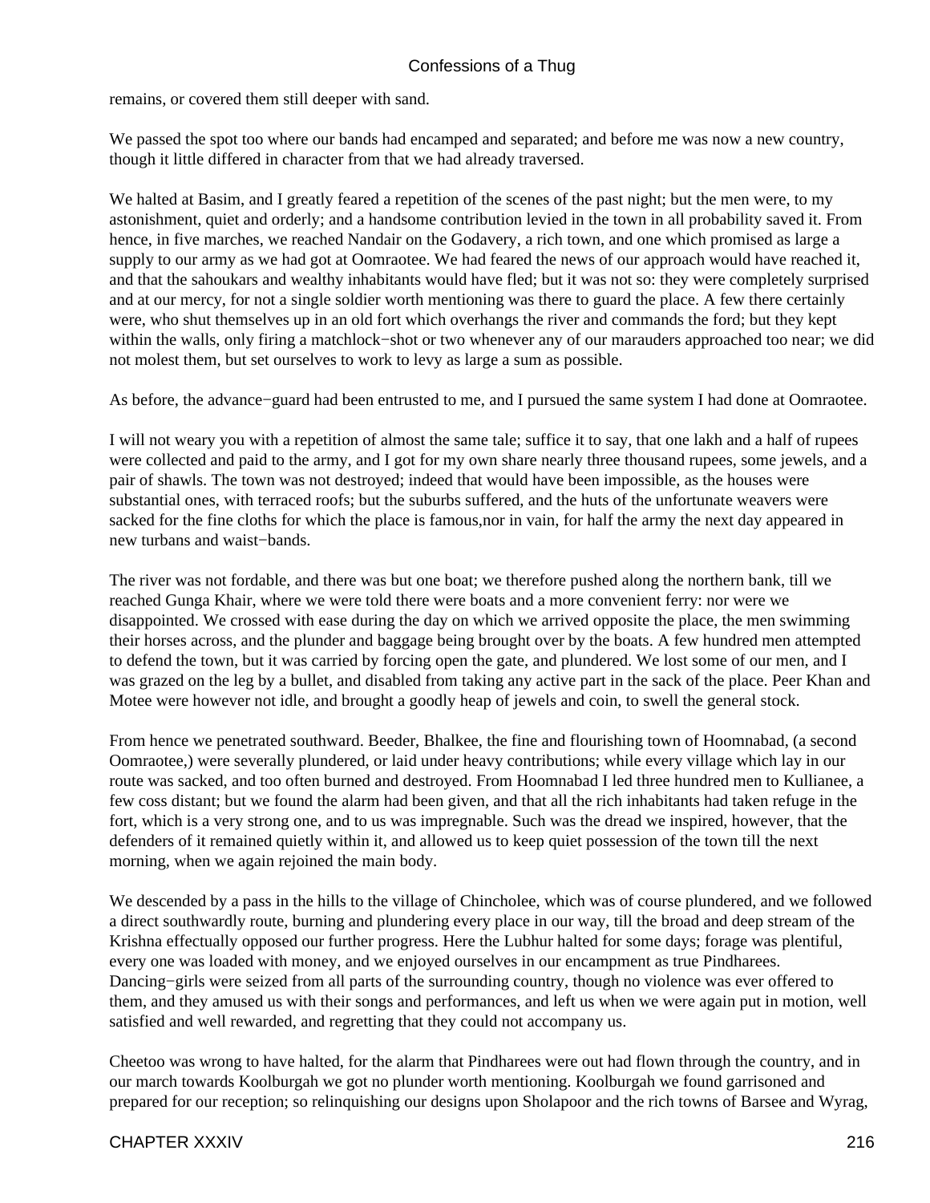remains, or covered them still deeper with sand.

We passed the spot too where our bands had encamped and separated; and before me was now a new country, though it little differed in character from that we had already traversed.

We halted at Basim, and I greatly feared a repetition of the scenes of the past night; but the men were, to my astonishment, quiet and orderly; and a handsome contribution levied in the town in all probability saved it. From hence, in five marches, we reached Nandair on the Godavery, a rich town, and one which promised as large a supply to our army as we had got at Oomraotee. We had feared the news of our approach would have reached it, and that the sahoukars and wealthy inhabitants would have fled; but it was not so: they were completely surprised and at our mercy, for not a single soldier worth mentioning was there to guard the place. A few there certainly were, who shut themselves up in an old fort which overhangs the river and commands the ford; but they kept within the walls, only firing a matchlock−shot or two whenever any of our marauders approached too near; we did not molest them, but set ourselves to work to levy as large a sum as possible.

As before, the advance−guard had been entrusted to me, and I pursued the same system I had done at Oomraotee.

I will not weary you with a repetition of almost the same tale; suffice it to say, that one lakh and a half of rupees were collected and paid to the army, and I got for my own share nearly three thousand rupees, some jewels, and a pair of shawls. The town was not destroyed; indeed that would have been impossible, as the houses were substantial ones, with terraced roofs; but the suburbs suffered, and the huts of the unfortunate weavers were sacked for the fine cloths for which the place is famous,nor in vain, for half the army the next day appeared in new turbans and waist−bands.

The river was not fordable, and there was but one boat; we therefore pushed along the northern bank, till we reached Gunga Khair, where we were told there were boats and a more convenient ferry: nor were we disappointed. We crossed with ease during the day on which we arrived opposite the place, the men swimming their horses across, and the plunder and baggage being brought over by the boats. A few hundred men attempted to defend the town, but it was carried by forcing open the gate, and plundered. We lost some of our men, and I was grazed on the leg by a bullet, and disabled from taking any active part in the sack of the place. Peer Khan and Motee were however not idle, and brought a goodly heap of jewels and coin, to swell the general stock.

From hence we penetrated southward. Beeder, Bhalkee, the fine and flourishing town of Hoomnabad, (a second Oomraotee,) were severally plundered, or laid under heavy contributions; while every village which lay in our route was sacked, and too often burned and destroyed. From Hoomnabad I led three hundred men to Kullianee, a few coss distant; but we found the alarm had been given, and that all the rich inhabitants had taken refuge in the fort, which is a very strong one, and to us was impregnable. Such was the dread we inspired, however, that the defenders of it remained quietly within it, and allowed us to keep quiet possession of the town till the next morning, when we again rejoined the main body.

We descended by a pass in the hills to the village of Chincholee, which was of course plundered, and we followed a direct southwardly route, burning and plundering every place in our way, till the broad and deep stream of the Krishna effectually opposed our further progress. Here the Lubhur halted for some days; forage was plentiful, every one was loaded with money, and we enjoyed ourselves in our encampment as true Pindharees. Dancing−girls were seized from all parts of the surrounding country, though no violence was ever offered to them, and they amused us with their songs and performances, and left us when we were again put in motion, well satisfied and well rewarded, and regretting that they could not accompany us.

Cheetoo was wrong to have halted, for the alarm that Pindharees were out had flown through the country, and in our march towards Koolburgah we got no plunder worth mentioning. Koolburgah we found garrisoned and prepared for our reception; so relinquishing our designs upon Sholapoor and the rich towns of Barsee and Wyrag,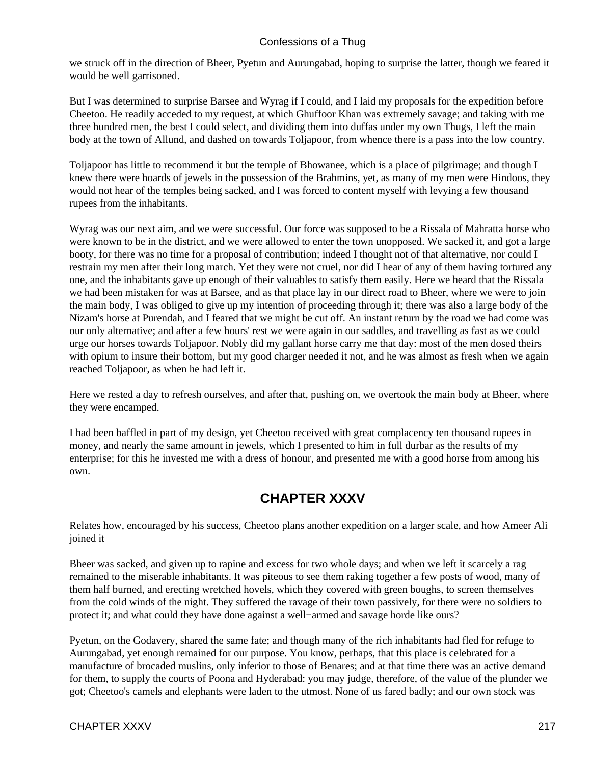we struck off in the direction of Bheer, Pyetun and Aurungabad, hoping to surprise the latter, though we feared it would be well garrisoned.

But I was determined to surprise Barsee and Wyrag if I could, and I laid my proposals for the expedition before Cheetoo. He readily acceded to my request, at which Ghuffoor Khan was extremely savage; and taking with me three hundred men, the best I could select, and dividing them into duffas under my own Thugs, I left the main body at the town of Allund, and dashed on towards Toljapoor, from whence there is a pass into the low country.

Toljapoor has little to recommend it but the temple of Bhowanee, which is a place of pilgrimage; and though I knew there were hoards of jewels in the possession of the Brahmins, yet, as many of my men were Hindoos, they would not hear of the temples being sacked, and I was forced to content myself with levying a few thousand rupees from the inhabitants.

Wyrag was our next aim, and we were successful. Our force was supposed to be a Rissala of Mahratta horse who were known to be in the district, and we were allowed to enter the town unopposed. We sacked it, and got a large booty, for there was no time for a proposal of contribution; indeed I thought not of that alternative, nor could I restrain my men after their long march. Yet they were not cruel, nor did I hear of any of them having tortured any one, and the inhabitants gave up enough of their valuables to satisfy them easily. Here we heard that the Rissala we had been mistaken for was at Barsee, and as that place lay in our direct road to Bheer, where we were to join the main body, I was obliged to give up my intention of proceeding through it; there was also a large body of the Nizam's horse at Purendah, and I feared that we might be cut off. An instant return by the road we had come was our only alternative; and after a few hours' rest we were again in our saddles, and travelling as fast as we could urge our horses towards Toljapoor. Nobly did my gallant horse carry me that day: most of the men dosed theirs with opium to insure their bottom, but my good charger needed it not, and he was almost as fresh when we again reached Toljapoor, as when he had left it.

Here we rested a day to refresh ourselves, and after that, pushing on, we overtook the main body at Bheer, where they were encamped.

I had been baffled in part of my design, yet Cheetoo received with great complacency ten thousand rupees in money, and nearly the same amount in jewels, which I presented to him in full durbar as the results of my enterprise; for this he invested me with a dress of honour, and presented me with a good horse from among his own.

## CHAPTER XXXV

Relates how, encouraged by his success, Cheetoo plans another expedition on a larger scale, and how Ameer Ali joined it

Bheer was sacked, and given up to rapine and excess for two whole days; and when we left it scarcely a rag remained to the miserable inhabitants. It was piteous to see them raking together a few posts of wood, many of them half burned, and erecting wretched hovels, which they covered with green boughs, to screen themselves from the cold winds of the night. They suffered the ravage of their town passively, for there were no soldiers to protect it; and what could they have done against a well−armed and savage horde like ours?

Pyetun, on the Godavery, shared the same fate; and though many of the rich inhabitants had fled for refuge to Aurungabad, yet enough remained for our purpose. You know, perhaps, that this place is celebrated for a manufacture of brocaded muslins, only inferior to those of Benares; and at that time there was an active demand for them, to supply the courts of Poona and Hyderabad: you may judge, therefore, of the value of the plunder we got; Cheetoo's camels and elephants were laden to the utmost. None of us fared badly; and our own stock was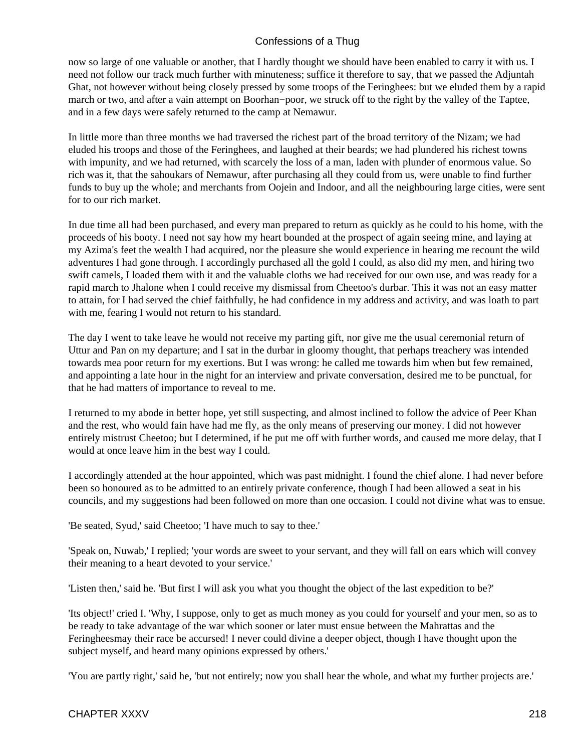now so large of one valuable or another, that I hardly thought we should have been enabled to carry it with us. I need not follow our track much further with minuteness; suffice it therefore to say, that we passed the Adjuntah Ghat, not however without being closely pressed by some troops of the Feringhees: but we eluded them by a rapid march or two, and after a vain attempt on Boorhan−poor, we struck off to the right by the valley of the Taptee, and in a few days were safely returned to the camp at Nemawur.

In little more than three months we had traversed the richest part of the broad territory of the Nizam; we had eluded his troops and those of the Feringhees, and laughed at their beards; we had plundered his richest towns with impunity, and we had returned, with scarcely the loss of a man, laden with plunder of enormous value. So rich was it, that the sahoukars of Nemawur, after purchasing all they could from us, were unable to find further funds to buy up the whole; and merchants from Oojein and Indoor, and all the neighbouring large cities, were sent for to our rich market.

In due time all had been purchased, and every man prepared to return as quickly as he could to his home, with the proceeds of his booty. I need not say how my heart bounded at the prospect of again seeing mine, and laying at my Azima's feet the wealth I had acquired, nor the pleasure she would experience in hearing me recount the wild adventures I had gone through. I accordingly purchased all the gold I could, as also did my men, and hiring two swift camels, I loaded them with it and the valuable cloths we had received for our own use, and was ready for a rapid march to Jhalone when I could receive my dismissal from Cheetoo's durbar. This it was not an easy matter to attain, for I had served the chief faithfully, he had confidence in my address and activity, and was loath to part with me, fearing I would not return to his standard.

The day I went to take leave he would not receive my parting gift, nor give me the usual ceremonial return of Uttur and Pan on my departure; and I sat in the durbar in gloomy thought, that perhaps treachery was intended towards mea poor return for my exertions. But I was wrong: he called me towards him when but few remained, and appointing a late hour in the night for an interview and private conversation, desired me to be punctual, for that he had matters of importance to reveal to me.

I returned to my abode in better hope, yet still suspecting, and almost inclined to follow the advice of Peer Khan and the rest, who would fain have had me fly, as the only means of preserving our money. I did not however entirely mistrust Cheetoo; but I determined, if he put me off with further words, and caused me more delay, that I would at once leave him in the best way I could.

I accordingly attended at the hour appointed, which was past midnight. I found the chief alone. I had never before been so honoured as to be admitted to an entirely private conference, though I had been allowed a seat in his councils, and my suggestions had been followed on more than one occasion. I could not divine what was to ensue.

'Be seated, Syud,' said Cheetoo; 'I have much to say to thee.'

'Speak on, Nuwab,' I replied; 'your words are sweet to your servant, and they will fall on ears which will convey their meaning to a heart devoted to your service.'

'Listen then,' said he. 'But first I will ask you what you thought the object of the last expedition to be?'

'Its object!' cried I. 'Why, I suppose, only to get as much money as you could for yourself and your men, so as to be ready to take advantage of the war which sooner or later must ensue between the Mahrattas and the Feringheesmay their race be accursed! I never could divine a deeper object, though I have thought upon the subject myself, and heard many opinions expressed by others.'

'You are partly right,' said he, 'but not entirely; now you shall hear the whole, and what my further projects are.'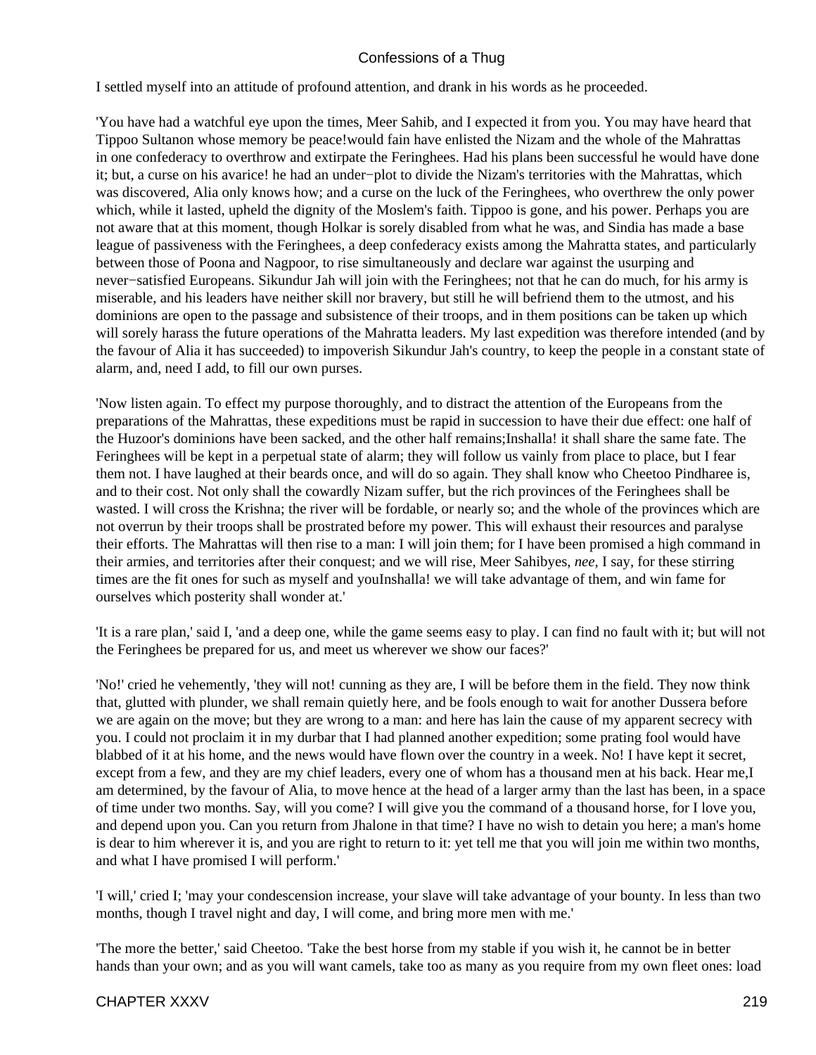I settled myself into an attitude of profound attention, and drank in his words as he proceeded.

'You have had a watchful eye upon the times, Meer Sahib, and I expected it from you. You may have heard that Tippoo Sultanon whose memory be peace!would fain have enlisted the Nizam and the whole of the Mahrattas in one confederacy to overthrow and extirpate the Feringhees. Had his plans been successful he would have done it; but, a curse on his avarice! he had an under−plot to divide the Nizam's territories with the Mahrattas, which was discovered, Alia only knows how; and a curse on the luck of the Feringhees, who overthrew the only power which, while it lasted, upheld the dignity of the Moslem's faith. Tippoo is gone, and his power. Perhaps you are not aware that at this moment, though Holkar is sorely disabled from what he was, and Sindia has made a base league of passiveness with the Feringhees, a deep confederacy exists among the Mahratta states, and particularly between those of Poona and Nagpoor, to rise simultaneously and declare war against the usurping and never−satisfied Europeans. Sikundur Jah will join with the Feringhees; not that he can do much, for his army is miserable, and his leaders have neither skill nor bravery, but still he will befriend them to the utmost, and his dominions are open to the passage and subsistence of their troops, and in them positions can be taken up which will sorely harass the future operations of the Mahratta leaders. My last expedition was therefore intended (and by the favour of Alia it has succeeded) to impoverish Sikundur Jah's country, to keep the people in a constant state of alarm, and, need I add, to fill our own purses.

'Now listen again. To effect my purpose thoroughly, and to distract the attention of the Europeans from the preparations of the Mahrattas, these expeditions must be rapid in succession to have their due effect: one half of the Huzoor's dominions have been sacked, and the other half remains;Inshalla! it shall share the same fate. The Feringhees will be kept in a perpetual state of alarm; they will follow us vainly from place to place, but I fear them not. I have laughed at their beards once, and will do so again. They shall know who Cheetoo Pindharee is, and to their cost. Not only shall the cowardly Nizam suffer, but the rich provinces of the Feringhees shall be wasted. I will cross the Krishna; the river will be fordable, or nearly so; and the whole of the provinces which are not overrun by their troops shall be prostrated before my power. This will exhaust their resources and paralyse their efforts. The Mahrattas will then rise to a man: I will join them; for I have been promised a high command in their armies, and territories after their conquest; and we will rise, Meer Sahibyes, *nee,* I say, for these stirring times are the fit ones for such as myself and youInshalla! we will take advantage of them, and win fame for ourselves which posterity shall wonder at.'

'It is a rare plan,' said I, 'and a deep one, while the game seems easy to play. I can find no fault with it; but will not the Feringhees be prepared for us, and meet us wherever we show our faces?'

'No!' cried he vehemently, 'they will not! cunning as they are, I will be before them in the field. They now think that, glutted with plunder, we shall remain quietly here, and be fools enough to wait for another Dussera before we are again on the move; but they are wrong to a man: and here has lain the cause of my apparent secrecy with you. I could not proclaim it in my durbar that I had planned another expedition; some prating fool would have blabbed of it at his home, and the news would have flown over the country in a week. No! I have kept it secret, except from a few, and they are my chief leaders, every one of whom has a thousand men at his back. Hear me,I am determined, by the favour of Alia, to move hence at the head of a larger army than the last has been, in a space of time under two months. Say, will you come? I will give you the command of a thousand horse, for I love you, and depend upon you. Can you return from Jhalone in that time? I have no wish to detain you here; a man's home is dear to him wherever it is, and you are right to return to it: yet tell me that you will join me within two months, and what I have promised I will perform.'

'I will,' cried I; 'may your condescension increase, your slave will take advantage of your bounty. In less than two months, though I travel night and day, I will come, and bring more men with me.'

'The more the better,' said Cheetoo. 'Take the best horse from my stable if you wish it, he cannot be in better hands than your own; and as you will want camels, take too as many as you require from my own fleet ones: load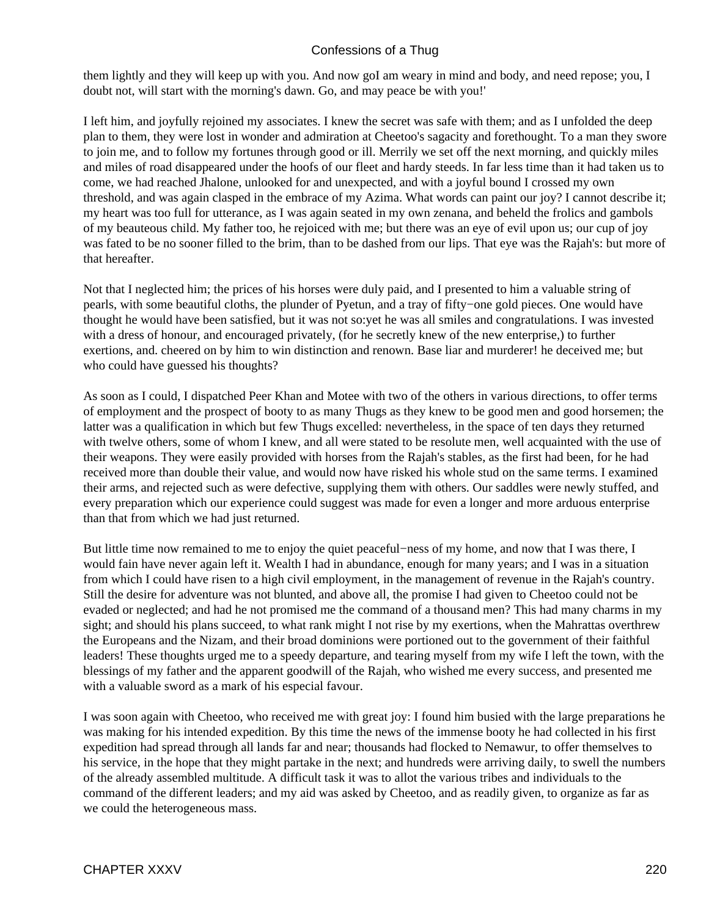them lightly and they will keep up with you. And now goI am weary in mind and body, and need repose; you, I doubt not, will start with the morning's dawn. Go, and may peace be with you!'

I left him, and joyfully rejoined my associates. I knew the secret was safe with them; and as I unfolded the deep plan to them, they were lost in wonder and admiration at Cheetoo's sagacity and forethought. To a man they swore to join me, and to follow my fortunes through good or ill. Merrily we set off the next morning, and quickly miles and miles of road disappeared under the hoofs of our fleet and hardy steeds. In far less time than it had taken us to come, we had reached Jhalone, unlooked for and unexpected, and with a joyful bound I crossed my own threshold, and was again clasped in the embrace of my Azima. What words can paint our joy? I cannot describe it; my heart was too full for utterance, as I was again seated in my own zenana, and beheld the frolics and gambols of my beauteous child. My father too, he rejoiced with me; but there was an eye of evil upon us; our cup of joy was fated to be no sooner filled to the brim, than to be dashed from our lips. That eye was the Rajah's: but more of that hereafter.

Not that I neglected him; the prices of his horses were duly paid, and I presented to him a valuable string of pearls, with some beautiful cloths, the plunder of Pyetun, and a tray of fifty−one gold pieces. One would have thought he would have been satisfied, but it was not so:yet he was all smiles and congratulations. I was invested with a dress of honour, and encouraged privately, (for he secretly knew of the new enterprise,) to further exertions, and. cheered on by him to win distinction and renown. Base liar and murderer! he deceived me; but who could have guessed his thoughts?

As soon as I could, I dispatched Peer Khan and Motee with two of the others in various directions, to offer terms of employment and the prospect of booty to as many Thugs as they knew to be good men and good horsemen; the latter was a qualification in which but few Thugs excelled: nevertheless, in the space of ten days they returned with twelve others, some of whom I knew, and all were stated to be resolute men, well acquainted with the use of their weapons. They were easily provided with horses from the Rajah's stables, as the first had been, for he had received more than double their value, and would now have risked his whole stud on the same terms. I examined their arms, and rejected such as were defective, supplying them with others. Our saddles were newly stuffed, and every preparation which our experience could suggest was made for even a longer and more arduous enterprise than that from which we had just returned.

But little time now remained to me to enjoy the quiet peaceful−ness of my home, and now that I was there, I would fain have never again left it. Wealth I had in abundance, enough for many years; and I was in a situation from which I could have risen to a high civil employment, in the management of revenue in the Rajah's country. Still the desire for adventure was not blunted, and above all, the promise I had given to Cheetoo could not be evaded or neglected; and had he not promised me the command of a thousand men? This had many charms in my sight; and should his plans succeed, to what rank might I not rise by my exertions, when the Mahrattas overthrew the Europeans and the Nizam, and their broad dominions were portioned out to the government of their faithful leaders! These thoughts urged me to a speedy departure, and tearing myself from my wife I left the town, with the blessings of my father and the apparent goodwill of the Rajah, who wished me every success, and presented me with a valuable sword as a mark of his especial favour.

I was soon again with Cheetoo, who received me with great joy: I found him busied with the large preparations he was making for his intended expedition. By this time the news of the immense booty he had collected in his first expedition had spread through all lands far and near; thousands had flocked to Nemawur, to offer themselves to his service, in the hope that they might partake in the next; and hundreds were arriving daily, to swell the numbers of the already assembled multitude. A difficult task it was to allot the various tribes and individuals to the command of the different leaders; and my aid was asked by Cheetoo, and as readily given, to organize as far as we could the heterogeneous mass.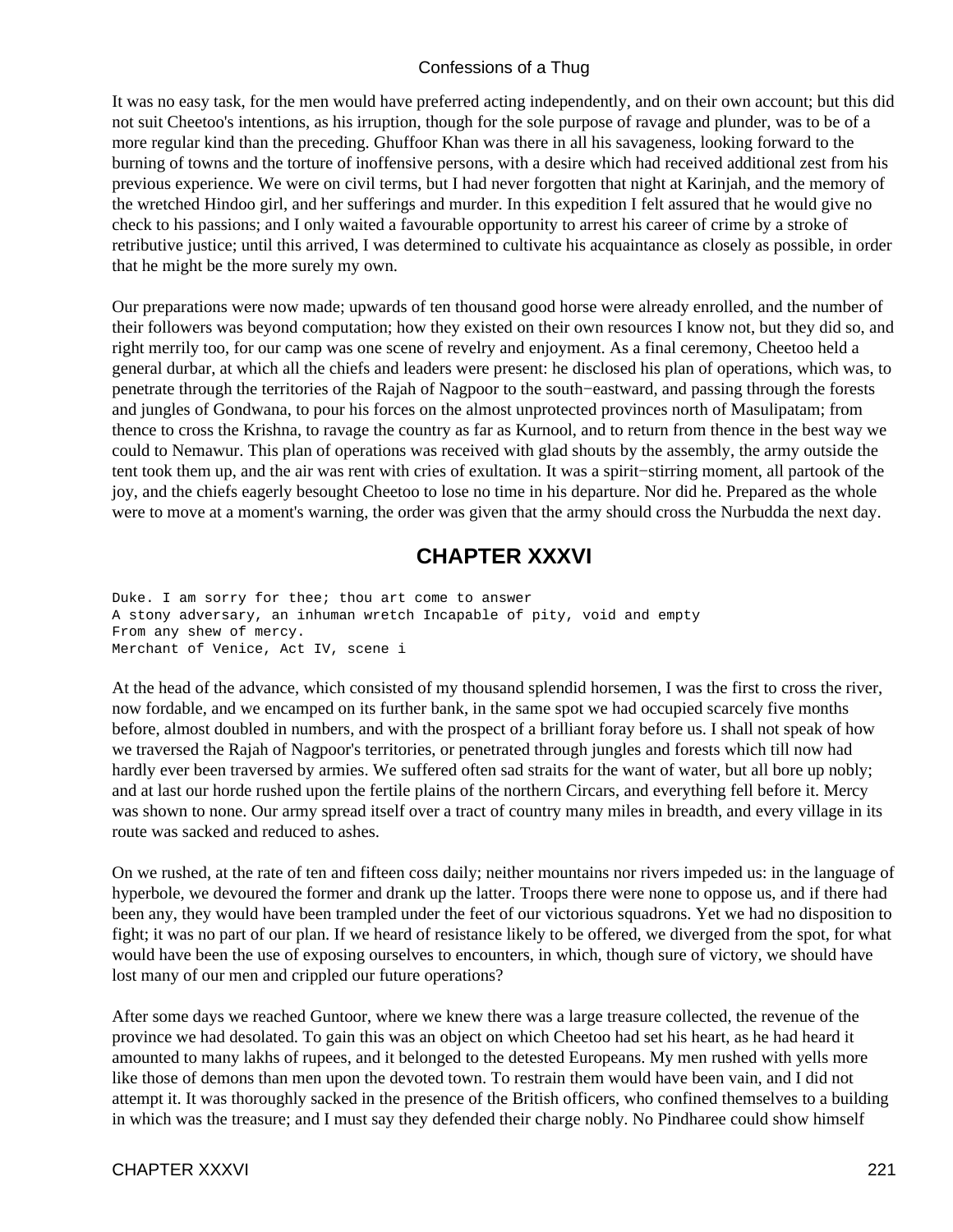It was no easy task, for the men would have preferred acting independently, and on their own account; but this did not suit Cheetoo's intentions, as his irruption, though for the sole purpose of ravage and plunder, was to be of a more regular kind than the preceding. Ghuffoor Khan was there in all his savageness, looking forward to the burning of towns and the torture of inoffensive persons, with a desire which had received additional zest from his previous experience. We were on civil terms, but I had never forgotten that night at Karinjah, and the memory of the wretched Hindoo girl, and her sufferings and murder. In this expedition I felt assured that he would give no check to his passions; and I only waited a favourable opportunity to arrest his career of crime by a stroke of retributive justice; until this arrived, I was determined to cultivate his acquaintance as closely as possible, in order that he might be the more surely my own.

Our preparations were now made; upwards of ten thousand good horse were already enrolled, and the number of their followers was beyond computation; how they existed on their own resources I know not, but they did so, and right merrily too, for our camp was one scene of revelry and enjoyment. As a final ceremony, Cheetoo held a general durbar, at which all the chiefs and leaders were present: he disclosed his plan of operations, which was, to penetrate through the territories of the Rajah of Nagpoor to the south−eastward, and passing through the forests and jungles of Gondwana, to pour his forces on the almost unprotected provinces north of Masulipatam; from thence to cross the Krishna, to ravage the country as far as Kurnool, and to return from thence in the best way we could to Nemawur. This plan of operations was received with glad shouts by the assembly, the army outside the tent took them up, and the air was rent with cries of exultation. It was a spirit−stirring moment, all partook of the joy, and the chiefs eagerly besought Cheetoo to lose no time in his departure. Nor did he. Prepared as the whole were to move at a moment's warning, the order was given that the army should cross the Nurbudda the next day.

## CHAPTER XXXVI

```
Duke. I am sorry for thee; thou art come to answer
A stony adversary, an inhuman wretch Incapable of pity, void and empty
From any shew of mercy.
Merchant of Venice, Act IV, scene i
```

At the head of the advance, which consisted of my thousand splendid horsemen, I was the first to cross the river, now fordable, and we encamped on its further bank, in the same spot we had occupied scarcely five months before, almost doubled in numbers, and with the prospect of a brilliant foray before us. I shall not speak of how we traversed the Rajah of Nagpoor's territories, or penetrated through jungles and forests which till now had hardly ever been traversed by armies. We suffered often sad straits for the want of water, but all bore up nobly; and at last our horde rushed upon the fertile plains of the northern Circars, and everything fell before it. Mercy was shown to none. Our army spread itself over a tract of country many miles in breadth, and every village in its route was sacked and reduced to ashes.

On we rushed, at the rate of ten and fifteen coss daily; neither mountains nor rivers impeded us: in the language of hyperbole, we devoured the former and drank up the latter. Troops there were none to oppose us, and if there had been any, they would have been trampled under the feet of our victorious squadrons. Yet we had no disposition to fight; it was no part of our plan. If we heard of resistance likely to be offered, we diverged from the spot, for what would have been the use of exposing ourselves to encounters, in which, though sure of victory, we should have lost many of our men and crippled our future operations?

After some days we reached Guntoor, where we knew there was a large treasure collected, the revenue of the province we had desolated. To gain this was an object on which Cheetoo had set his heart, as he had heard it amounted to many lakhs of rupees, and it belonged to the detested Europeans. My men rushed with yells more like those of demons than men upon the devoted town. To restrain them would have been vain, and I did not attempt it. It was thoroughly sacked in the presence of the British officers, who confined themselves to a building in which was the treasure; and I must say they defended their charge nobly. No Pindharee could show himself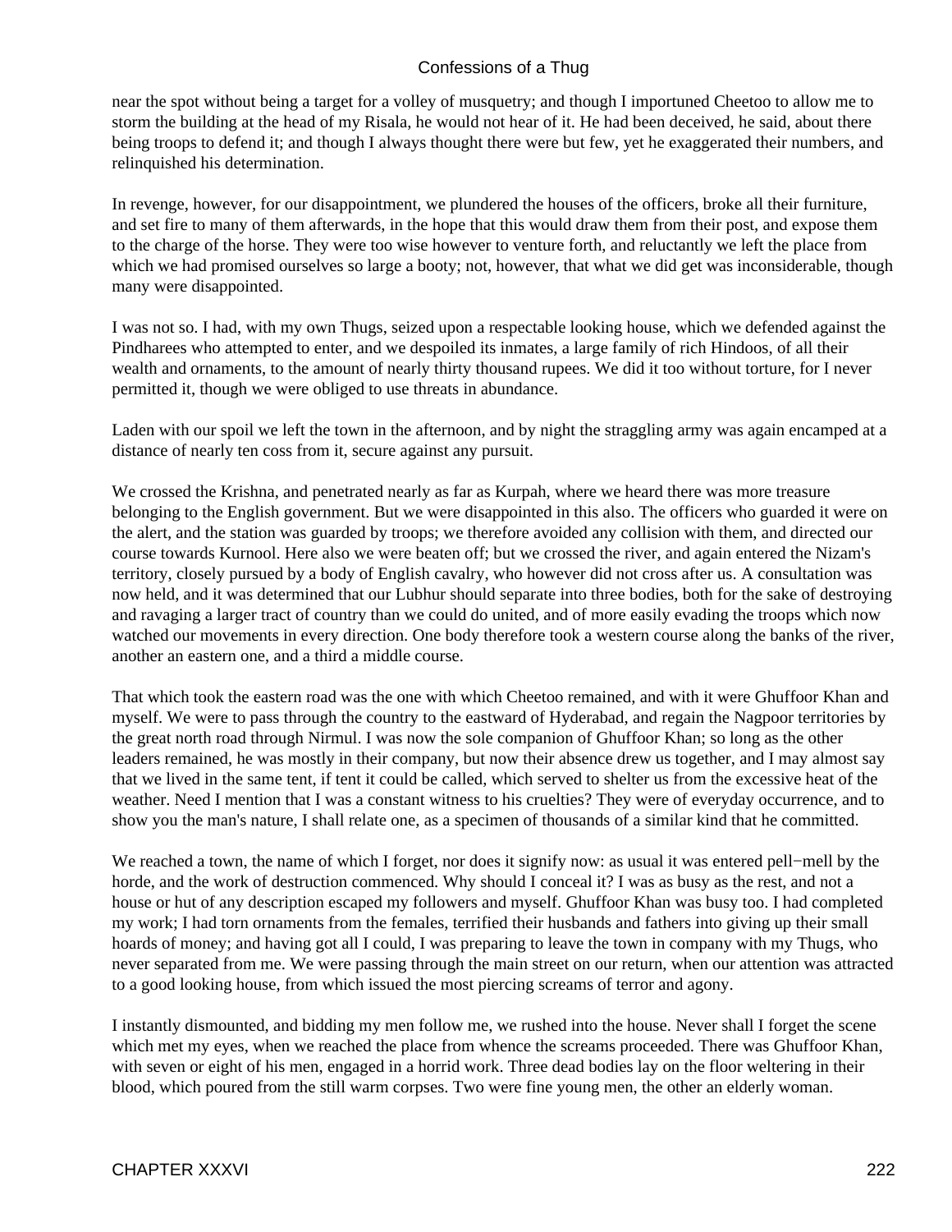near the spot without being a target for a volley of musquetry; and though I importuned Cheetoo to allow me to storm the building at the head of my Risala, he would not hear of it. He had been deceived, he said, about there being troops to defend it; and though I always thought there were but few, yet he exaggerated their numbers, and relinquished his determination.

In revenge, however, for our disappointment, we plundered the houses of the officers, broke all their furniture, and set fire to many of them afterwards, in the hope that this would draw them from their post, and expose them to the charge of the horse. They were too wise however to venture forth, and reluctantly we left the place from which we had promised ourselves so large a booty; not, however, that what we did get was inconsiderable, though many were disappointed.

I was not so. I had, with my own Thugs, seized upon a respectable looking house, which we defended against the Pindharees who attempted to enter, and we despoiled its inmates, a large family of rich Hindoos, of all their wealth and ornaments, to the amount of nearly thirty thousand rupees. We did it too without torture, for I never permitted it, though we were obliged to use threats in abundance.

Laden with our spoil we left the town in the afternoon, and by night the straggling army was again encamped at a distance of nearly ten coss from it, secure against any pursuit.

We crossed the Krishna, and penetrated nearly as far as Kurpah, where we heard there was more treasure belonging to the English government. But we were disappointed in this also. The officers who guarded it were on the alert, and the station was guarded by troops; we therefore avoided any collision with them, and directed our course towards Kurnool. Here also we were beaten off; but we crossed the river, and again entered the Nizam's territory, closely pursued by a body of English cavalry, who however did not cross after us. A consultation was now held, and it was determined that our Lubhur should separate into three bodies, both for the sake of destroying and ravaging a larger tract of country than we could do united, and of more easily evading the troops which now watched our movements in every direction. One body therefore took a western course along the banks of the river, another an eastern one, and a third a middle course.

That which took the eastern road was the one with which Cheetoo remained, and with it were Ghuffoor Khan and myself. We were to pass through the country to the eastward of Hyderabad, and regain the Nagpoor territories by the great north road through Nirmul. I was now the sole companion of Ghuffoor Khan; so long as the other leaders remained, he was mostly in their company, but now their absence drew us together, and I may almost say that we lived in the same tent, if tent it could be called, which served to shelter us from the excessive heat of the weather. Need I mention that I was a constant witness to his cruelties? They were of everyday occurrence, and to show you the man's nature, I shall relate one, as a specimen of thousands of a similar kind that he committed.

We reached a town, the name of which I forget, nor does it signify now: as usual it was entered pell−mell by the horde, and the work of destruction commenced. Why should I conceal it? I was as busy as the rest, and not a house or hut of any description escaped my followers and myself. Ghuffoor Khan was busy too. I had completed my work; I had torn ornaments from the females, terrified their husbands and fathers into giving up their small hoards of money; and having got all I could, I was preparing to leave the town in company with my Thugs, who never separated from me. We were passing through the main street on our return, when our attention was attracted to a good looking house, from which issued the most piercing screams of terror and agony.

I instantly dismounted, and bidding my men follow me, we rushed into the house. Never shall I forget the scene which met my eyes, when we reached the place from whence the screams proceeded. There was Ghuffoor Khan, with seven or eight of his men, engaged in a horrid work. Three dead bodies lay on the floor weltering in their blood, which poured from the still warm corpses. Two were fine young men, the other an elderly woman.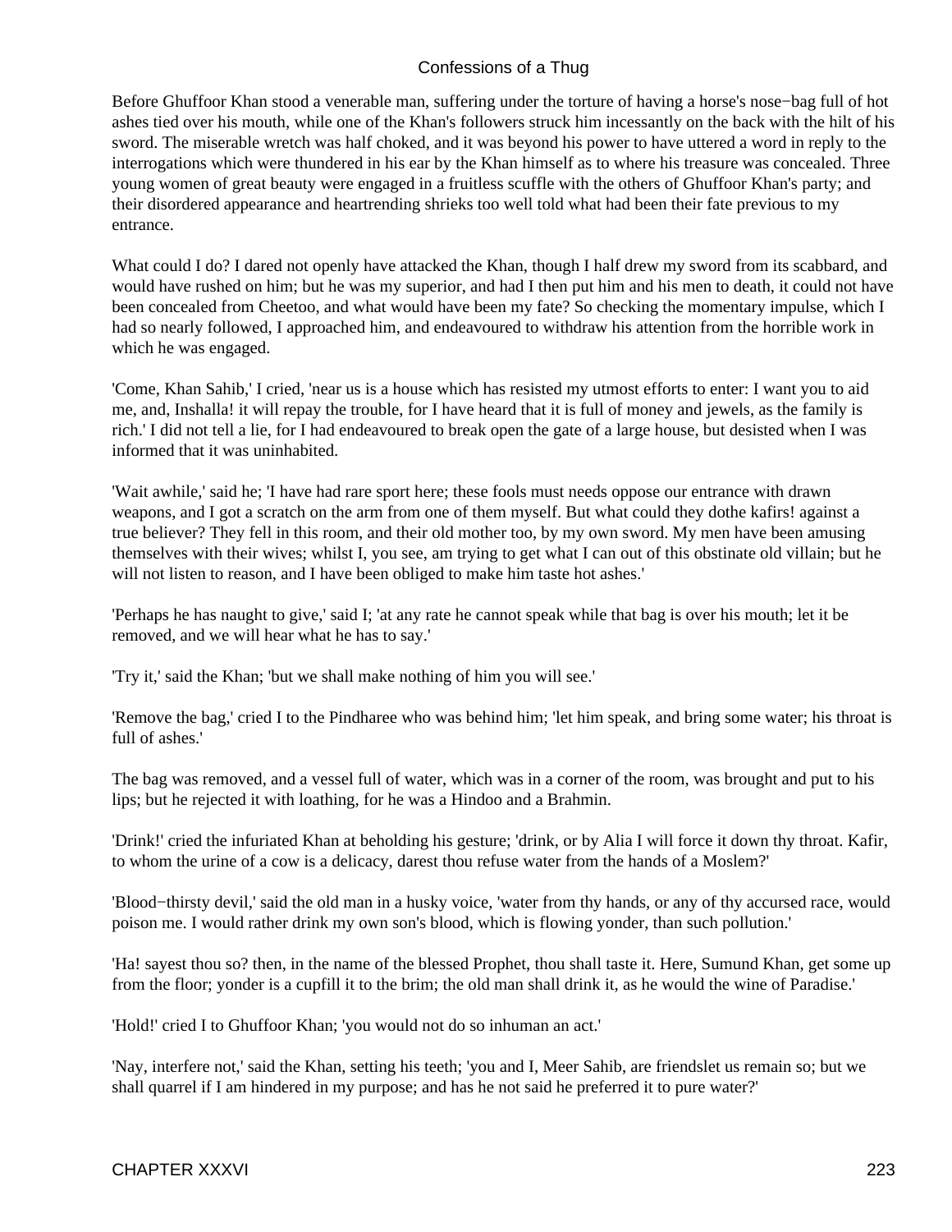Before Ghuffoor Khan stood a venerable man, suffering under the torture of having a horse's nose−bag full of hot ashes tied over his mouth, while one of the Khan's followers struck him incessantly on the back with the hilt of his sword. The miserable wretch was half choked, and it was beyond his power to have uttered a word in reply to the interrogations which were thundered in his ear by the Khan himself as to where his treasure was concealed. Three young women of great beauty were engaged in a fruitless scuffle with the others of Ghuffoor Khan's party; and their disordered appearance and heartrending shrieks too well told what had been their fate previous to my entrance.

What could I do? I dared not openly have attacked the Khan, though I half drew my sword from its scabbard, and would have rushed on him; but he was my superior, and had I then put him and his men to death, it could not have been concealed from Cheetoo, and what would have been my fate? So checking the momentary impulse, which I had so nearly followed, I approached him, and endeavoured to withdraw his attention from the horrible work in which he was engaged.

'Come, Khan Sahib,' I cried, 'near us is a house which has resisted my utmost efforts to enter: I want you to aid me, and, Inshalla! it will repay the trouble, for I have heard that it is full of money and jewels, as the family is rich.' I did not tell a lie, for I had endeavoured to break open the gate of a large house, but desisted when I was informed that it was uninhabited.

'Wait awhile,' said he; 'I have had rare sport here; these fools must needs oppose our entrance with drawn weapons, and I got a scratch on the arm from one of them myself. But what could they dothe kafirs! against a true believer? They fell in this room, and their old mother too, by my own sword. My men have been amusing themselves with their wives; whilst I, you see, am trying to get what I can out of this obstinate old villain; but he will not listen to reason, and I have been obliged to make him taste hot ashes.'

'Perhaps he has naught to give,' said I; 'at any rate he cannot speak while that bag is over his mouth; let it be removed, and we will hear what he has to say.'

'Try it,' said the Khan; 'but we shall make nothing of him you will see.'

'Remove the bag,' cried I to the Pindharee who was behind him; 'let him speak, and bring some water; his throat is full of ashes.'

The bag was removed, and a vessel full of water, which was in a corner of the room, was brought and put to his lips; but he rejected it with loathing, for he was a Hindoo and a Brahmin.

'Drink!' cried the infuriated Khan at beholding his gesture; 'drink, or by Alia I will force it down thy throat. Kafir, to whom the urine of a cow is a delicacy, darest thou refuse water from the hands of a Moslem?'

'Blood−thirsty devil,' said the old man in a husky voice, 'water from thy hands, or any of thy accursed race, would poison me. I would rather drink my own son's blood, which is flowing yonder, than such pollution.'

'Ha! sayest thou so? then, in the name of the blessed Prophet, thou shall taste it. Here, Sumund Khan, get some up from the floor; yonder is a cupfill it to the brim; the old man shall drink it, as he would the wine of Paradise.'

'Hold!' cried I to Ghuffoor Khan; 'you would not do so inhuman an act.'

'Nay, interfere not,' said the Khan, setting his teeth; 'you and I, Meer Sahib, are friendslet us remain so; but we shall quarrel if I am hindered in my purpose; and has he not said he preferred it to pure water?'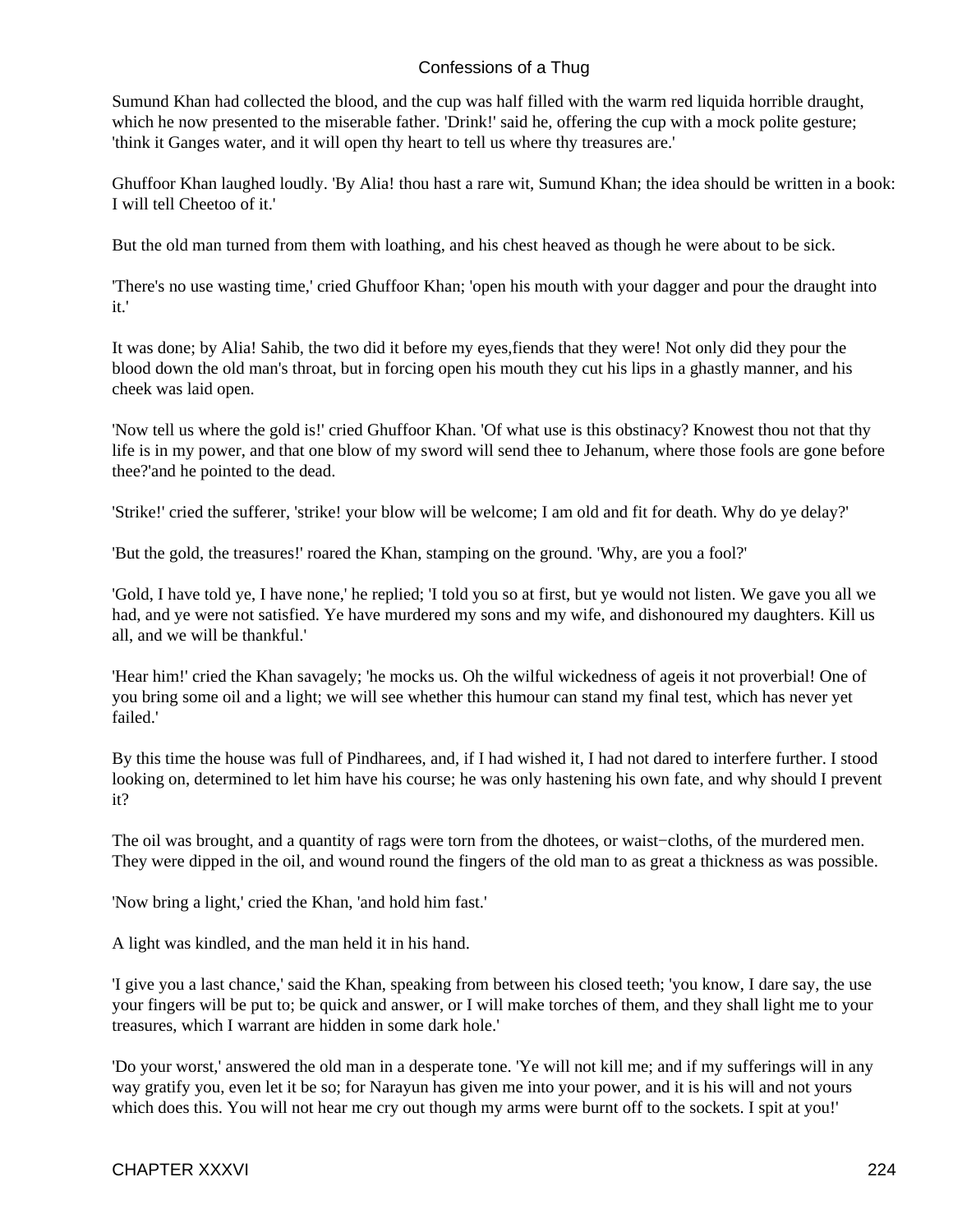Sumund Khan had collected the blood, and the cup was half filled with the warm red liquida horrible draught, which he now presented to the miserable father. 'Drink!' said he, offering the cup with a mock polite gesture; 'think it Ganges water, and it will open thy heart to tell us where thy treasures are.'

Ghuffoor Khan laughed loudly. 'By Alia! thou hast a rare wit, Sumund Khan; the idea should be written in a book: I will tell Cheetoo of it.'

But the old man turned from them with loathing, and his chest heaved as though he were about to be sick.

'There's no use wasting time,' cried Ghuffoor Khan; 'open his mouth with your dagger and pour the draught into it.'

It was done; by Alia! Sahib, the two did it before my eyes,fiends that they were! Not only did they pour the blood down the old man's throat, but in forcing open his mouth they cut his lips in a ghastly manner, and his cheek was laid open.

'Now tell us where the gold is!' cried Ghuffoor Khan. 'Of what use is this obstinacy? Knowest thou not that thy life is in my power, and that one blow of my sword will send thee to Jehanum, where those fools are gone before thee?'and he pointed to the dead.

'Strike!' cried the sufferer, 'strike! your blow will be welcome; I am old and fit for death. Why do ye delay?'

'But the gold, the treasures!' roared the Khan, stamping on the ground. 'Why, are you a fool?'

'Gold, I have told ye, I have none,' he replied; 'I told you so at first, but ye would not listen. We gave you all we had, and ye were not satisfied. Ye have murdered my sons and my wife, and dishonoured my daughters. Kill us all, and we will be thankful.'

'Hear him!' cried the Khan savagely; 'he mocks us. Oh the wilful wickedness of ageis it not proverbial! One of you bring some oil and a light; we will see whether this humour can stand my final test, which has never yet failed.'

By this time the house was full of Pindharees, and, if I had wished it, I had not dared to interfere further. I stood looking on, determined to let him have his course; he was only hastening his own fate, and why should I prevent it?

The oil was brought, and a quantity of rags were torn from the dhotees, or waist−cloths, of the murdered men. They were dipped in the oil, and wound round the fingers of the old man to as great a thickness as was possible.

'Now bring a light,' cried the Khan, 'and hold him fast.'

A light was kindled, and the man held it in his hand.

'I give you a last chance,' said the Khan, speaking from between his closed teeth; 'you know, I dare say, the use your fingers will be put to; be quick and answer, or I will make torches of them, and they shall light me to your treasures, which I warrant are hidden in some dark hole.'

'Do your worst,' answered the old man in a desperate tone. 'Ye will not kill me; and if my sufferings will in any way gratify you, even let it be so; for Narayun has given me into your power, and it is his will and not yours which does this. You will not hear me cry out though my arms were burnt off to the sockets. I spit at you!'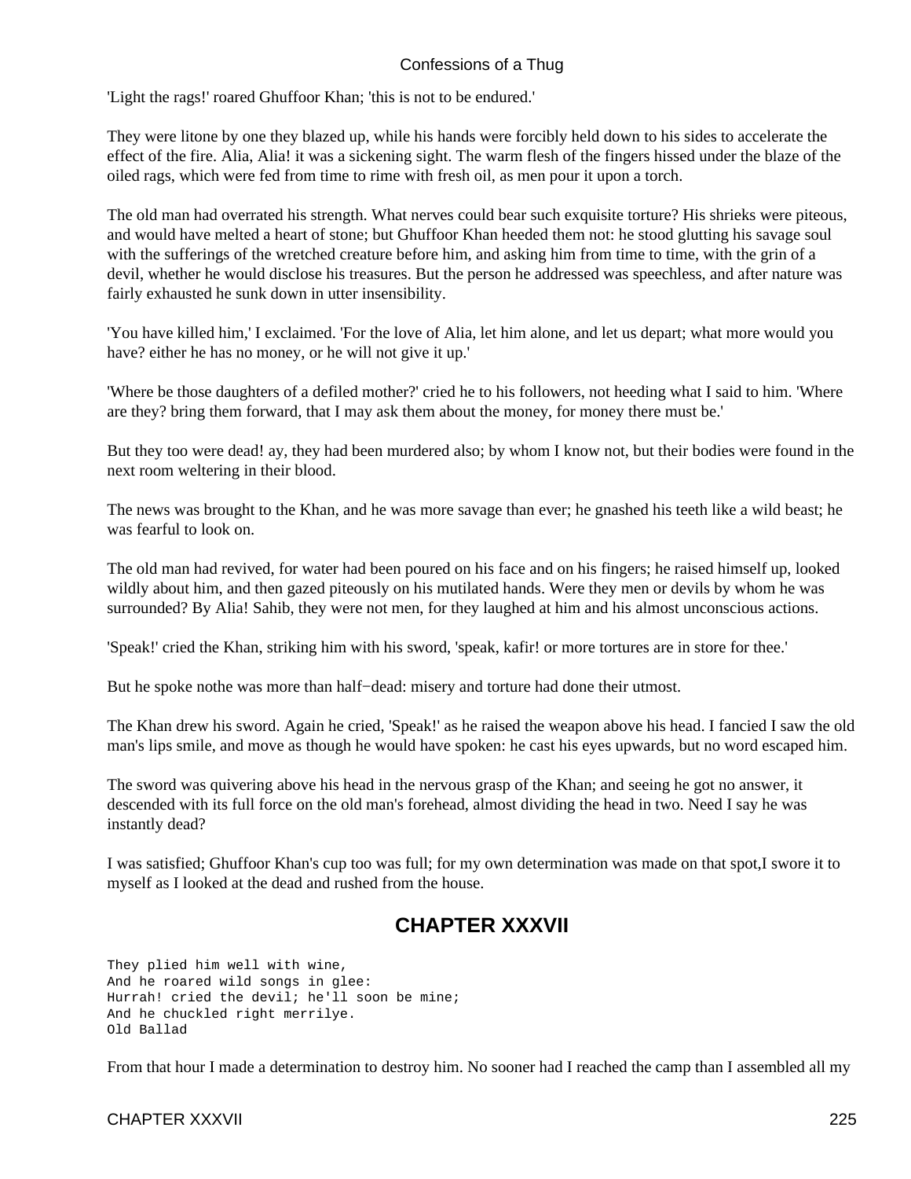'Light the rags!' roared Ghuffoor Khan; 'this is not to be endured.'

They were litone by one they blazed up, while his hands were forcibly held down to his sides to accelerate the effect of the fire. Alia, Alia! it was a sickening sight. The warm flesh of the fingers hissed under the blaze of the oiled rags, which were fed from time to rime with fresh oil, as men pour it upon a torch.

The old man had overrated his strength. What nerves could bear such exquisite torture? His shrieks were piteous, and would have melted a heart of stone; but Ghuffoor Khan heeded them not: he stood glutting his savage soul with the sufferings of the wretched creature before him, and asking him from time to time, with the grin of a devil, whether he would disclose his treasures. But the person he addressed was speechless, and after nature was fairly exhausted he sunk down in utter insensibility.

'You have killed him,' I exclaimed. 'For the love of Alia, let him alone, and let us depart; what more would you have? either he has no money, or he will not give it up.'

'Where be those daughters of a defiled mother?' cried he to his followers, not heeding what I said to him. 'Where are they? bring them forward, that I may ask them about the money, for money there must be.'

But they too were dead! ay, they had been murdered also; by whom I know not, but their bodies were found in the next room weltering in their blood.

The news was brought to the Khan, and he was more savage than ever; he gnashed his teeth like a wild beast; he was fearful to look on.

The old man had revived, for water had been poured on his face and on his fingers; he raised himself up, looked wildly about him, and then gazed piteously on his mutilated hands. Were they men or devils by whom he was surrounded? By Alia! Sahib, they were not men, for they laughed at him and his almost unconscious actions.

'Speak!' cried the Khan, striking him with his sword, 'speak, kafir! or more tortures are in store for thee.'

But he spoke nothe was more than half−dead: misery and torture had done their utmost.

The Khan drew his sword. Again he cried, 'Speak!' as he raised the weapon above his head. I fancied I saw the old man's lips smile, and move as though he would have spoken: he cast his eyes upwards, but no word escaped him.

The sword was quivering above his head in the nervous grasp of the Khan; and seeing he got no answer, it descended with its full force on the old man's forehead, almost dividing the head in two. Need I say he was instantly dead?

I was satisfied; Ghuffoor Khan's cup too was full; for my own determination was made on that spot,I swore it to myself as I looked at the dead and rushed from the house.

## CHAPTER XXXVII

```
They plied him well with wine,
And he roared wild songs in glee:
Hurrah! cried the devil; he'll soon be mine;
And he chuckled right merrilye.
Old Ballad
```

From that hour I made a determination to destroy him. No sooner had I reached the camp than I assembled all my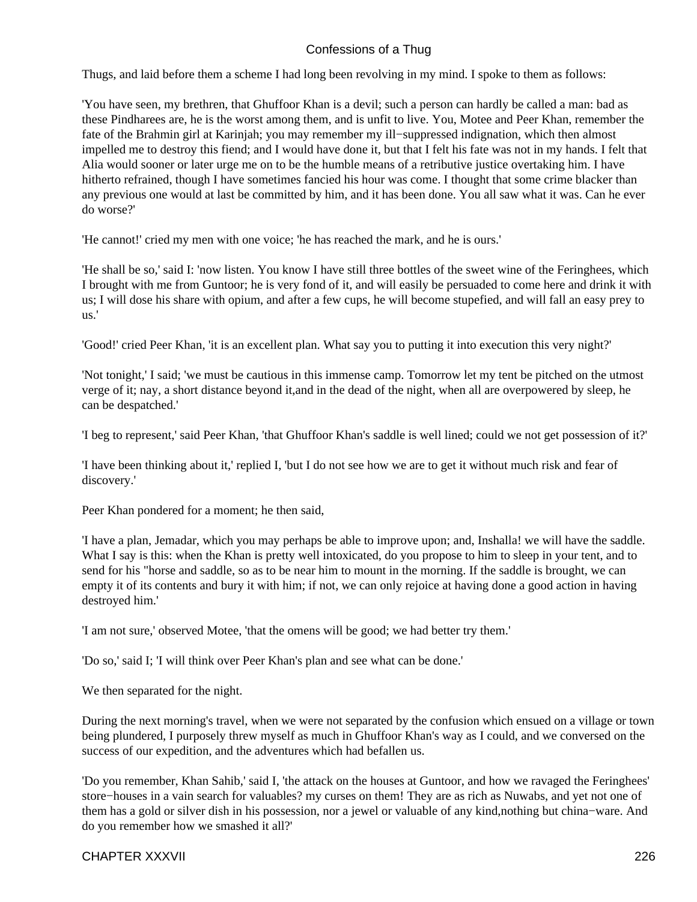Thugs, and laid before them a scheme I had long been revolving in my mind. I spoke to them as follows:

'You have seen, my brethren, that Ghuffoor Khan is a devil; such a person can hardly be called a man: bad as these Pindharees are, he is the worst among them, and is unfit to live. You, Motee and Peer Khan, remember the fate of the Brahmin girl at Karinjah; you may remember my ill−suppressed indignation, which then almost impelled me to destroy this fiend; and I would have done it, but that I felt his fate was not in my hands. I felt that Alia would sooner or later urge me on to be the humble means of a retributive justice overtaking him. I have hitherto refrained, though I have sometimes fancied his hour was come. I thought that some crime blacker than any previous one would at last be committed by him, and it has been done. You all saw what it was. Can he ever do worse?'

'He cannot!' cried my men with one voice; 'he has reached the mark, and he is ours.'

'He shall be so,' said I: 'now listen. You know I have still three bottles of the sweet wine of the Feringhees, which I brought with me from Guntoor; he is very fond of it, and will easily be persuaded to come here and drink it with us; I will dose his share with opium, and after a few cups, he will become stupefied, and will fall an easy prey to us.'

'Good!' cried Peer Khan, 'it is an excellent plan. What say you to putting it into execution this very night?'

'Not tonight,' I said; 'we must be cautious in this immense camp. Tomorrow let my tent be pitched on the utmost verge of it; nay, a short distance beyond it,and in the dead of the night, when all are overpowered by sleep, he can be despatched.'

'I beg to represent,' said Peer Khan, 'that Ghuffoor Khan's saddle is well lined; could we not get possession of it?'

'I have been thinking about it,' replied I, 'but I do not see how we are to get it without much risk and fear of discovery.'

Peer Khan pondered for a moment; he then said,

'I have a plan, Jemadar, which you may perhaps be able to improve upon; and, Inshalla! we will have the saddle. What I say is this: when the Khan is pretty well intoxicated, do you propose to him to sleep in your tent, and to send for his "horse and saddle, so as to be near him to mount in the morning. If the saddle is brought, we can empty it of its contents and bury it with him; if not, we can only rejoice at having done a good action in having destroyed him.'

'I am not sure,' observed Motee, 'that the omens will be good; we had better try them.'

'Do so,' said I; 'I will think over Peer Khan's plan and see what can be done.'

We then separated for the night.

During the next morning's travel, when we were not separated by the confusion which ensued on a village or town being plundered, I purposely threw myself as much in Ghuffoor Khan's way as I could, and we conversed on the success of our expedition, and the adventures which had befallen us.

'Do you remember, Khan Sahib,' said I, 'the attack on the houses at Guntoor, and how we ravaged the Feringhees' store−houses in a vain search for valuables? my curses on them! They are as rich as Nuwabs, and yet not one of them has a gold or silver dish in his possession, nor a jewel or valuable of any kind,nothing but china−ware. And do you remember how we smashed it all?'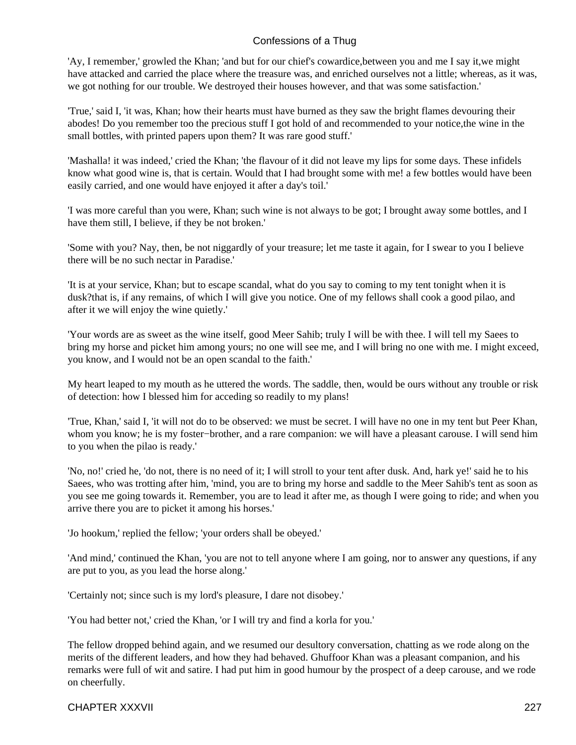'Ay, I remember,' growled the Khan; 'and but for our chief's cowardice,between you and me I say it,we might have attacked and carried the place where the treasure was, and enriched ourselves not a little; whereas, as it was, we got nothing for our trouble. We destroyed their houses however, and that was some satisfaction.'

'True,' said I, 'it was, Khan; how their hearts must have burned as they saw the bright flames devouring their abodes! Do you remember too the precious stuff I got hold of and recommended to your notice,the wine in the small bottles, with printed papers upon them? It was rare good stuff.'

'Mashalla! it was indeed,' cried the Khan; 'the flavour of it did not leave my lips for some days. These infidels know what good wine is, that is certain. Would that I had brought some with me! a few bottles would have been easily carried, and one would have enjoyed it after a day's toil.'

'I was more careful than you were, Khan; such wine is not always to be got; I brought away some bottles, and I have them still, I believe, if they be not broken.'

'Some with you? Nay, then, be not niggardly of your treasure; let me taste it again, for I swear to you I believe there will be no such nectar in Paradise.'

'It is at your service, Khan; but to escape scandal, what do you say to coming to my tent tonight when it is dusk?that is, if any remains, of which I will give you notice. One of my fellows shall cook a good pilao, and after it we will enjoy the wine quietly.'

'Your words are as sweet as the wine itself, good Meer Sahib; truly I will be with thee. I will tell my Saees to bring my horse and picket him among yours; no one will see me, and I will bring no one with me. I might exceed, you know, and I would not be an open scandal to the faith.'

My heart leaped to my mouth as he uttered the words. The saddle, then, would be ours without any trouble or risk of detection: how I blessed him for acceding so readily to my plans!

'True, Khan,' said I, 'it will not do to be observed: we must be secret. I will have no one in my tent but Peer Khan, whom you know; he is my foster−brother, and a rare companion: we will have a pleasant carouse. I will send him to you when the pilao is ready.'

'No, no!' cried he, 'do not, there is no need of it; I will stroll to your tent after dusk. And, hark ye!' said he to his Saees, who was trotting after him, 'mind, you are to bring my horse and saddle to the Meer Sahib's tent as soon as you see me going towards it. Remember, you are to lead it after me, as though I were going to ride; and when you arrive there you are to picket it among his horses.'

'Jo hookum,' replied the fellow; 'your orders shall be obeyed.'

'And mind,' continued the Khan, 'you are not to tell anyone where I am going, nor to answer any questions, if any are put to you, as you lead the horse along.'

'Certainly not; since such is my lord's pleasure, I dare not disobey.'

'You had better not,' cried the Khan, 'or I will try and find a korla for you.'

The fellow dropped behind again, and we resumed our desultory conversation, chatting as we rode along on the merits of the different leaders, and how they had behaved. Ghuffoor Khan was a pleasant companion, and his remarks were full of wit and satire. I had put him in good humour by the prospect of a deep carouse, and we rode on cheerfully.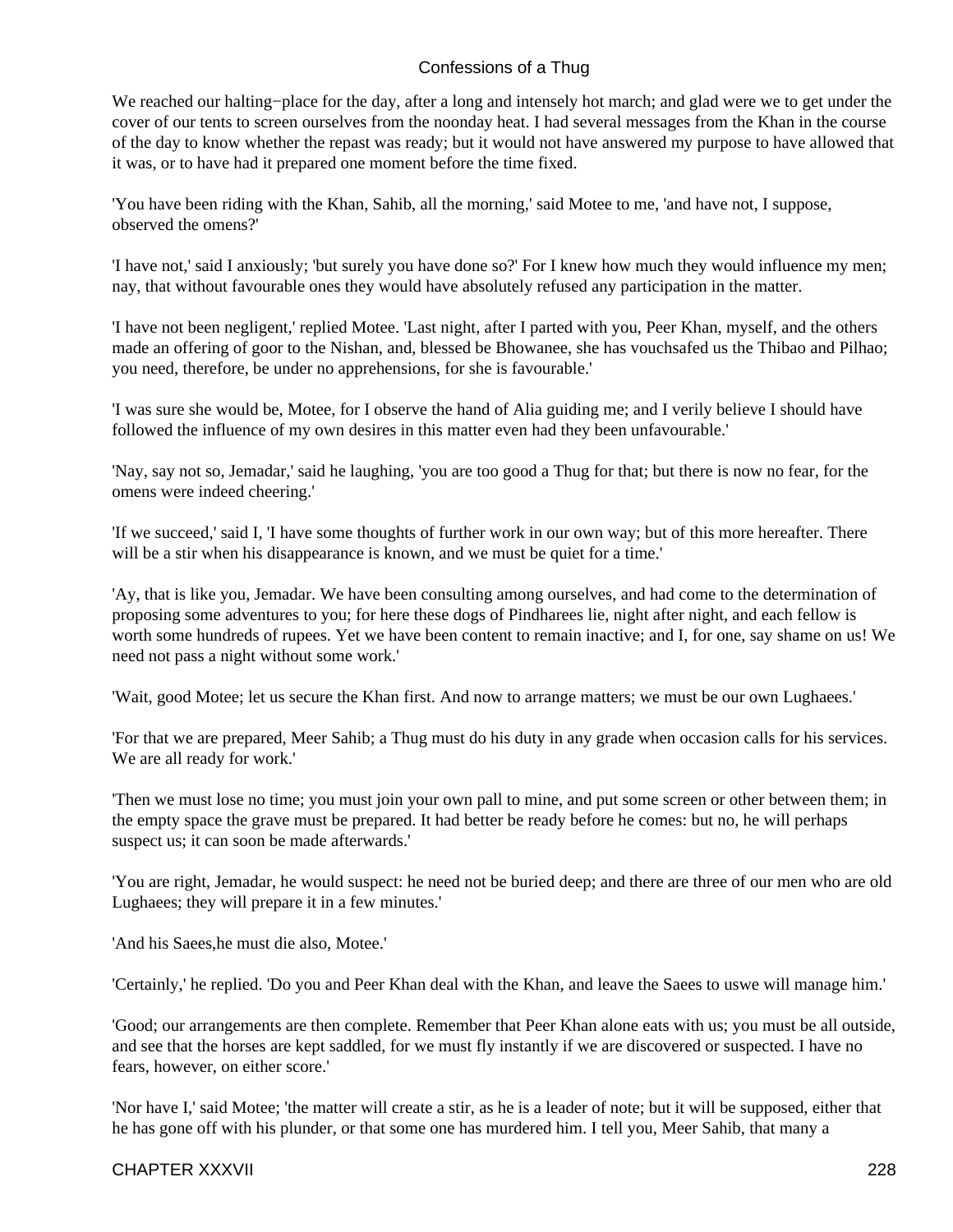We reached our halting−place for the day, after a long and intensely hot march; and glad were we to get under the cover of our tents to screen ourselves from the noonday heat. I had several messages from the Khan in the course of the day to know whether the repast was ready; but it would not have answered my purpose to have allowed that it was, or to have had it prepared one moment before the time fixed.

'You have been riding with the Khan, Sahib, all the morning,' said Motee to me, 'and have not, I suppose, observed the omens?'

'I have not,' said I anxiously; 'but surely you have done so?' For I knew how much they would influence my men; nay, that without favourable ones they would have absolutely refused any participation in the matter.

'I have not been negligent,' replied Motee. 'Last night, after I parted with you, Peer Khan, myself, and the others made an offering of goor to the Nishan, and, blessed be Bhowanee, she has vouchsafed us the Thibao and Pilhao; you need, therefore, be under no apprehensions, for she is favourable.'

'I was sure she would be, Motee, for I observe the hand of Alia guiding me; and I verily believe I should have followed the influence of my own desires in this matter even had they been unfavourable.'

'Nay, say not so, Jemadar,' said he laughing, 'you are too good a Thug for that; but there is now no fear, for the omens were indeed cheering.'

'If we succeed,' said I, 'I have some thoughts of further work in our own way; but of this more hereafter. There will be a stir when his disappearance is known, and we must be quiet for a time.'

'Ay, that is like you, Jemadar. We have been consulting among ourselves, and had come to the determination of proposing some adventures to you; for here these dogs of Pindharees lie, night after night, and each fellow is worth some hundreds of rupees. Yet we have been content to remain inactive; and I, for one, say shame on us! We need not pass a night without some work.'

'Wait, good Motee; let us secure the Khan first. And now to arrange matters; we must be our own Lughaees.'

'For that we are prepared, Meer Sahib; a Thug must do his duty in any grade when occasion calls for his services. We are all ready for work.'

'Then we must lose no time; you must join your own pall to mine, and put some screen or other between them; in the empty space the grave must be prepared. It had better be ready before he comes: but no, he will perhaps suspect us; it can soon be made afterwards.'

'You are right, Jemadar, he would suspect: he need not be buried deep; and there are three of our men who are old Lughaees; they will prepare it in a few minutes.'

'And his Saees,he must die also, Motee.'

'Certainly,' he replied. 'Do you and Peer Khan deal with the Khan, and leave the Saees to uswe will manage him.'

'Good; our arrangements are then complete. Remember that Peer Khan alone eats with us; you must be all outside, and see that the horses are kept saddled, for we must fly instantly if we are discovered or suspected. I have no fears, however, on either score.'

'Nor have I,' said Motee; 'the matter will create a stir, as he is a leader of note; but it will be supposed, either that he has gone off with his plunder, or that some one has murdered him. I tell you, Meer Sahib, that many a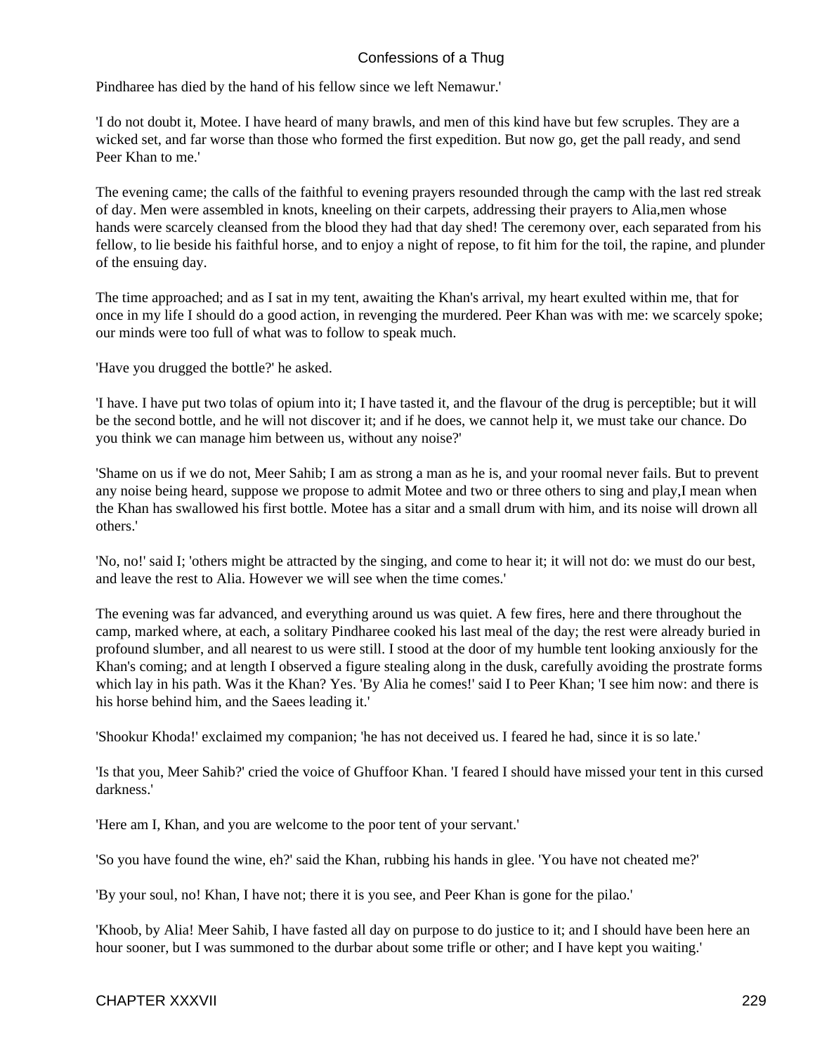Pindharee has died by the hand of his fellow since we left Nemawur.'

'I do not doubt it, Motee. I have heard of many brawls, and men of this kind have but few scruples. They are a wicked set, and far worse than those who formed the first expedition. But now go, get the pall ready, and send Peer Khan to me.'

The evening came; the calls of the faithful to evening prayers resounded through the camp with the last red streak of day. Men were assembled in knots, kneeling on their carpets, addressing their prayers to Alia,men whose hands were scarcely cleansed from the blood they had that day shed! The ceremony over, each separated from his fellow, to lie beside his faithful horse, and to enjoy a night of repose, to fit him for the toil, the rapine, and plunder of the ensuing day.

The time approached; and as I sat in my tent, awaiting the Khan's arrival, my heart exulted within me, that for once in my life I should do a good action, in revenging the murdered. Peer Khan was with me: we scarcely spoke; our minds were too full of what was to follow to speak much.

'Have you drugged the bottle?' he asked.

'I have. I have put two tolas of opium into it; I have tasted it, and the flavour of the drug is perceptible; but it will be the second bottle, and he will not discover it; and if he does, we cannot help it, we must take our chance. Do you think we can manage him between us, without any noise?'

'Shame on us if we do not, Meer Sahib; I am as strong a man as he is, and your roomal never fails. But to prevent any noise being heard, suppose we propose to admit Motee and two or three others to sing and play,I mean when the Khan has swallowed his first bottle. Motee has a sitar and a small drum with him, and its noise will drown all others.'

'No, no!' said I; 'others might be attracted by the singing, and come to hear it; it will not do: we must do our best, and leave the rest to Alia. However we will see when the time comes.'

The evening was far advanced, and everything around us was quiet. A few fires, here and there throughout the camp, marked where, at each, a solitary Pindharee cooked his last meal of the day; the rest were already buried in profound slumber, and all nearest to us were still. I stood at the door of my humble tent looking anxiously for the Khan's coming; and at length I observed a figure stealing along in the dusk, carefully avoiding the prostrate forms which lay in his path. Was it the Khan? Yes. 'By Alia he comes!' said I to Peer Khan; 'I see him now: and there is his horse behind him, and the Saees leading it.'

'Shookur Khoda!' exclaimed my companion; 'he has not deceived us. I feared he had, since it is so late.'

'Is that you, Meer Sahib?' cried the voice of Ghuffoor Khan. 'I feared I should have missed your tent in this cursed darkness.'

'Here am I, Khan, and you are welcome to the poor tent of your servant.'

'So you have found the wine, eh?' said the Khan, rubbing his hands in glee. 'You have not cheated me?'

'By your soul, no! Khan, I have not; there it is you see, and Peer Khan is gone for the pilao.'

'Khoob, by Alia! Meer Sahib, I have fasted all day on purpose to do justice to it; and I should have been here an hour sooner, but I was summoned to the durbar about some trifle or other; and I have kept you waiting.'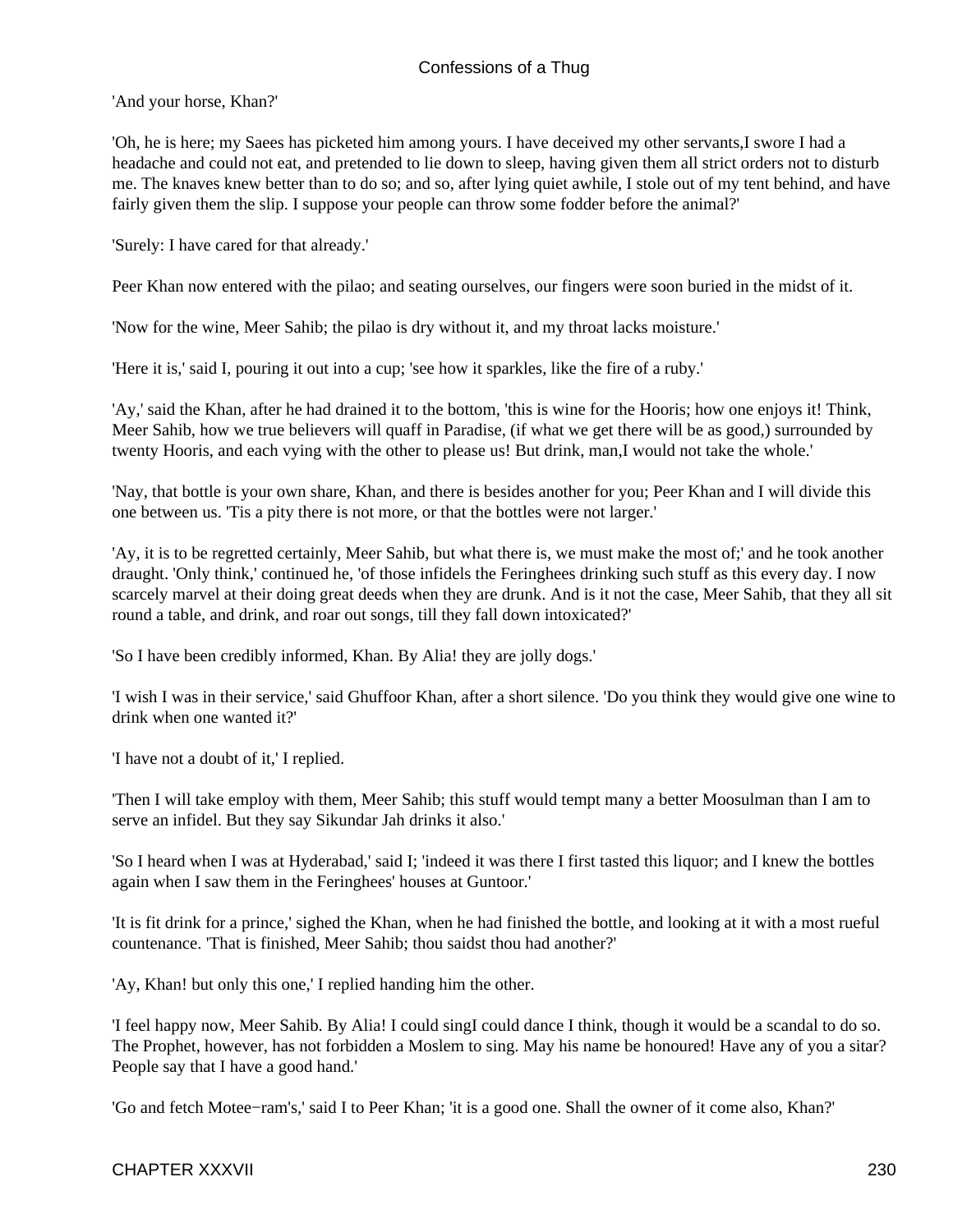'And your horse, Khan?'

'Oh, he is here; my Saees has picketed him among yours. I have deceived my other servants,I swore I had a headache and could not eat, and pretended to lie down to sleep, having given them all strict orders not to disturb me. The knaves knew better than to do so; and so, after lying quiet awhile, I stole out of my tent behind, and have fairly given them the slip. I suppose your people can throw some fodder before the animal?'

'Surely: I have cared for that already.'

Peer Khan now entered with the pilao; and seating ourselves, our fingers were soon buried in the midst of it.

'Now for the wine, Meer Sahib; the pilao is dry without it, and my throat lacks moisture.'

'Here it is,' said I, pouring it out into a cup; 'see how it sparkles, like the fire of a ruby.'

'Ay,' said the Khan, after he had drained it to the bottom, 'this is wine for the Hooris; how one enjoys it! Think, Meer Sahib, how we true believers will quaff in Paradise, (if what we get there will be as good,) surrounded by twenty Hooris, and each vying with the other to please us! But drink, man,I would not take the whole.'

'Nay, that bottle is your own share, Khan, and there is besides another for you; Peer Khan and I will divide this one between us. 'Tis a pity there is not more, or that the bottles were not larger.'

'Ay, it is to be regretted certainly, Meer Sahib, but what there is, we must make the most of;' and he took another draught. 'Only think,' continued he, 'of those infidels the Feringhees drinking such stuff as this every day. I now scarcely marvel at their doing great deeds when they are drunk. And is it not the case, Meer Sahib, that they all sit round a table, and drink, and roar out songs, till they fall down intoxicated?'

'So I have been credibly informed, Khan. By Alia! they are jolly dogs.'

'I wish I was in their service,' said Ghuffoor Khan, after a short silence. 'Do you think they would give one wine to drink when one wanted it?'

'I have not a doubt of it,' I replied.

'Then I will take employ with them, Meer Sahib; this stuff would tempt many a better Moosulman than I am to serve an infidel. But they say Sikundar Jah drinks it also.'

'So I heard when I was at Hyderabad,' said I; 'indeed it was there I first tasted this liquor; and I knew the bottles again when I saw them in the Feringhees' houses at Guntoor.'

'It is fit drink for a prince,' sighed the Khan, when he had finished the bottle, and looking at it with a most rueful countenance. 'That is finished, Meer Sahib; thou saidst thou had another?'

'Ay, Khan! but only this one,' I replied handing him the other.

'I feel happy now, Meer Sahib. By Alia! I could singI could dance I think, though it would be a scandal to do so. The Prophet, however, has not forbidden a Moslem to sing. May his name be honoured! Have any of you a sitar? People say that I have a good hand.'

'Go and fetch Motee−ram's,' said I to Peer Khan; 'it is a good one. Shall the owner of it come also, Khan?'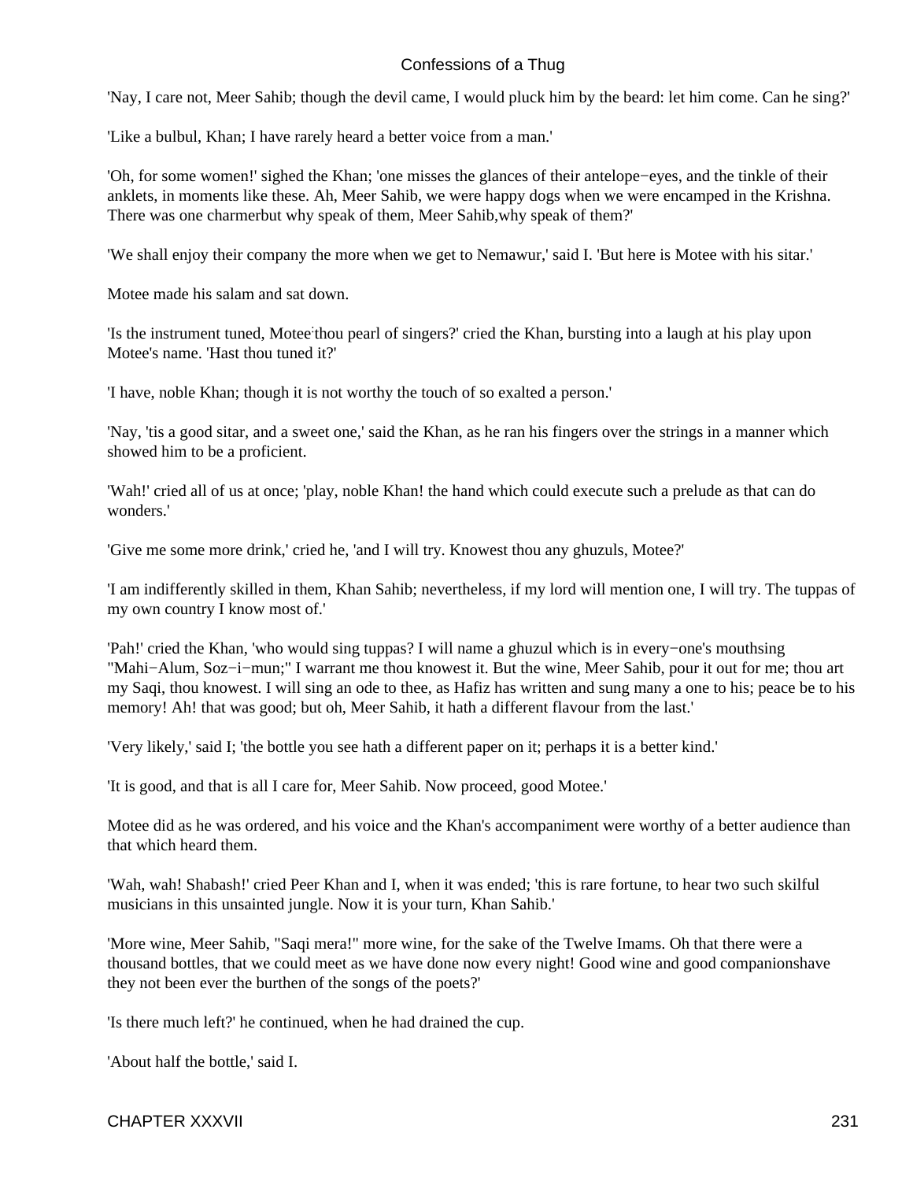'Nay, I care not, Meer Sahib; though the devil came, I would pluck him by the beard: let him come. Can he sing?'

'Like a bulbul, Khan; I have rarely heard a better voice from a man.'

'Oh, for some women!' sighed the Khan; 'one misses the glances of their antelope−eyes, and the tinkle of their anklets, in moments like these. Ah, Meer Sahib, we were happy dogs when we were encamped in the Krishna. There was one charmerbut why speak of them, Meer Sahib,why speak of them?'

'We shall enjoy their company the more when we get to Nemawur,' said I. 'But here is Motee with his sitar.'

Motee made his salam and sat down.

'Is the instrument tuned, Motee·thou pearl of singers?' cried the Khan, bursting into a laugh at his play upon Motee's name. 'Hast thou tuned it?'

'I have, noble Khan; though it is not worthy the touch of so exalted a person.'

'Nay, 'tis a good sitar, and a sweet one,' said the Khan, as he ran his fingers over the strings in a manner which showed him to be a proficient.

'Wah!' cried all of us at once; 'play, noble Khan! the hand which could execute such a prelude as that can do wonders.'

'Give me some more drink,' cried he, 'and I will try. Knowest thou any ghuzuls, Motee?'

'I am indifferently skilled in them, Khan Sahib; nevertheless, if my lord will mention one, I will try. The tuppas of my own country I know most of.'

'Pah!' cried the Khan, 'who would sing tuppas? I will name a ghuzul which is in every−one's mouthsing "Mahi−Alum, Soz−i−mun;" I warrant me thou knowest it. But the wine, Meer Sahib, pour it out for me; thou art my Saqi, thou knowest. I will sing an ode to thee, as Hafiz has written and sung many a one to his; peace be to his memory! Ah! that was good; but oh, Meer Sahib, it hath a different flavour from the last.'

'Very likely,' said I; 'the bottle you see hath a different paper on it; perhaps it is a better kind.'

'It is good, and that is all I care for, Meer Sahib. Now proceed, good Motee.'

Motee did as he was ordered, and his voice and the Khan's accompaniment were worthy of a better audience than that which heard them.

'Wah, wah! Shabash!' cried Peer Khan and I, when it was ended; 'this is rare fortune, to hear two such skilful musicians in this unsainted jungle. Now it is your turn, Khan Sahib.'

'More wine, Meer Sahib, "Saqi mera!" more wine, for the sake of the Twelve Imams. Oh that there were a thousand bottles, that we could meet as we have done now every night! Good wine and good companionshave they not been ever the burthen of the songs of the poets?'

'Is there much left?' he continued, when he had drained the cup.

'About half the bottle,' said I.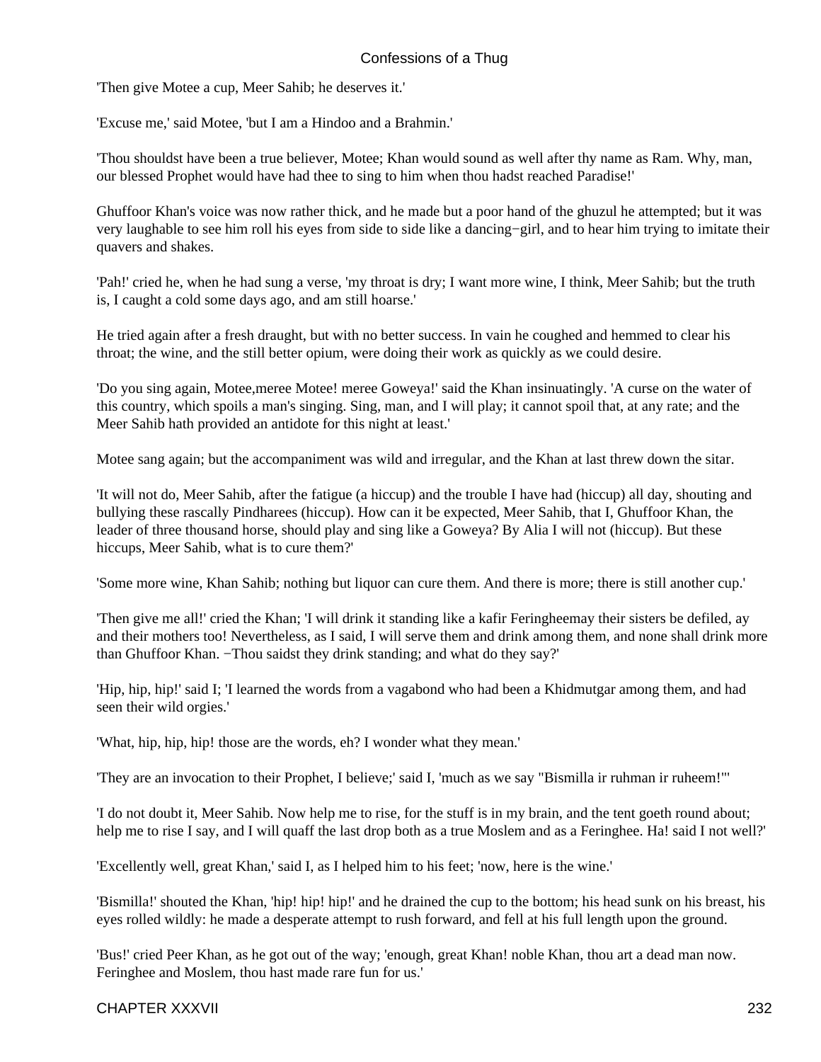'Then give Motee a cup, Meer Sahib; he deserves it.'

'Excuse me,' said Motee, 'but I am a Hindoo and a Brahmin.'

'Thou shouldst have been a true believer, Motee; Khan would sound as well after thy name as Ram. Why, man, our blessed Prophet would have had thee to sing to him when thou hadst reached Paradise!'

Ghuffoor Khan's voice was now rather thick, and he made but a poor hand of the ghuzul he attempted; but it was very laughable to see him roll his eyes from side to side like a dancing−girl, and to hear him trying to imitate their quavers and shakes.

'Pah!' cried he, when he had sung a verse, 'my throat is dry; I want more wine, I think, Meer Sahib; but the truth is, I caught a cold some days ago, and am still hoarse.'

He tried again after a fresh draught, but with no better success. In vain he coughed and hemmed to clear his throat; the wine, and the still better opium, were doing their work as quickly as we could desire.

'Do you sing again, Motee,meree Motee! meree Goweya!' said the Khan insinuatingly. 'A curse on the water of this country, which spoils a man's singing. Sing, man, and I will play; it cannot spoil that, at any rate; and the Meer Sahib hath provided an antidote for this night at least.'

Motee sang again; but the accompaniment was wild and irregular, and the Khan at last threw down the sitar.

'It will not do, Meer Sahib, after the fatigue (a hiccup) and the trouble I have had (hiccup) all day, shouting and bullying these rascally Pindharees (hiccup). How can it be expected, Meer Sahib, that I, Ghuffoor Khan, the leader of three thousand horse, should play and sing like a Goweya? By Alia I will not (hiccup). But these hiccups, Meer Sahib, what is to cure them?'

'Some more wine, Khan Sahib; nothing but liquor can cure them. And there is more; there is still another cup.'

'Then give me all!' cried the Khan; 'I will drink it standing like a kafir Feringheemay their sisters be defiled, ay and their mothers too! Nevertheless, as I said, I will serve them and drink among them, and none shall drink more than Ghuffoor Khan. −Thou saidst they drink standing; and what do they say?'

'Hip, hip, hip!' said I; 'I learned the words from a vagabond who had been a Khidmutgar among them, and had seen their wild orgies.'

'What, hip, hip, hip! those are the words, eh? I wonder what they mean.'

'They are an invocation to their Prophet, I believe;' said I, 'much as we say "Bismilla ir ruhman ir ruheem!"'

'I do not doubt it, Meer Sahib. Now help me to rise, for the stuff is in my brain, and the tent goeth round about; help me to rise I say, and I will quaff the last drop both as a true Moslem and as a Feringhee. Ha! said I not well?'

'Excellently well, great Khan,' said I, as I helped him to his feet; 'now, here is the wine.'

'Bismilla!' shouted the Khan, 'hip! hip! hip!' and he drained the cup to the bottom; his head sunk on his breast, his eyes rolled wildly: he made a desperate attempt to rush forward, and fell at his full length upon the ground.

'Bus!' cried Peer Khan, as he got out of the way; 'enough, great Khan! noble Khan, thou art a dead man now. Feringhee and Moslem, thou hast made rare fun for us.'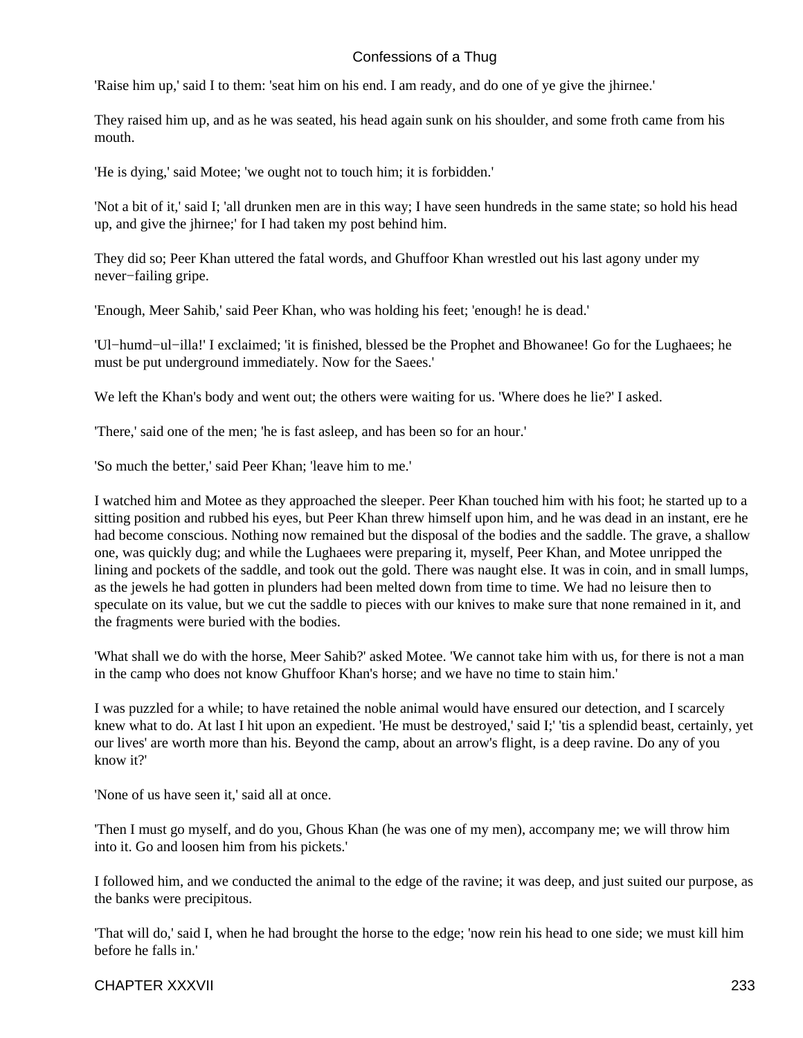'Raise him up,' said I to them: 'seat him on his end. I am ready, and do one of ye give the jhirnee.'

They raised him up, and as he was seated, his head again sunk on his shoulder, and some froth came from his mouth.

'He is dying,' said Motee; 'we ought not to touch him; it is forbidden.'

'Not a bit of it,' said I; 'all drunken men are in this way; I have seen hundreds in the same state; so hold his head up, and give the jhirnee;' for I had taken my post behind him.

They did so; Peer Khan uttered the fatal words, and Ghuffoor Khan wrestled out his last agony under my never−failing gripe.

'Enough, Meer Sahib,' said Peer Khan, who was holding his feet; 'enough! he is dead.'

'Ul−humd−ul−illa!' I exclaimed; 'it is finished, blessed be the Prophet and Bhowanee! Go for the Lughaees; he must be put underground immediately. Now for the Saees.'

We left the Khan's body and went out; the others were waiting for us. 'Where does he lie?' I asked.

'There,' said one of the men; 'he is fast asleep, and has been so for an hour.'

'So much the better,' said Peer Khan; 'leave him to me.'

I watched him and Motee as they approached the sleeper. Peer Khan touched him with his foot; he started up to a sitting position and rubbed his eyes, but Peer Khan threw himself upon him, and he was dead in an instant, ere he had become conscious. Nothing now remained but the disposal of the bodies and the saddle. The grave, a shallow one, was quickly dug; and while the Lughaees were preparing it, myself, Peer Khan, and Motee unripped the lining and pockets of the saddle, and took out the gold. There was naught else. It was in coin, and in small lumps, as the jewels he had gotten in plunders had been melted down from time to time. We had no leisure then to speculate on its value, but we cut the saddle to pieces with our knives to make sure that none remained in it, and the fragments were buried with the bodies.

'What shall we do with the horse, Meer Sahib?' asked Motee. 'We cannot take him with us, for there is not a man in the camp who does not know Ghuffoor Khan's horse; and we have no time to stain him.'

I was puzzled for a while; to have retained the noble animal would have ensured our detection, and I scarcely knew what to do. At last I hit upon an expedient. 'He must be destroyed,' said I;' 'tis a splendid beast, certainly, yet our lives' are worth more than his. Beyond the camp, about an arrow's flight, is a deep ravine. Do any of you know it?'

'None of us have seen it,' said all at once.

'Then I must go myself, and do you, Ghous Khan (he was one of my men), accompany me; we will throw him into it. Go and loosen him from his pickets.'

I followed him, and we conducted the animal to the edge of the ravine; it was deep, and just suited our purpose, as the banks were precipitous.

'That will do,' said I, when he had brought the horse to the edge; 'now rein his head to one side; we must kill him before he falls in.'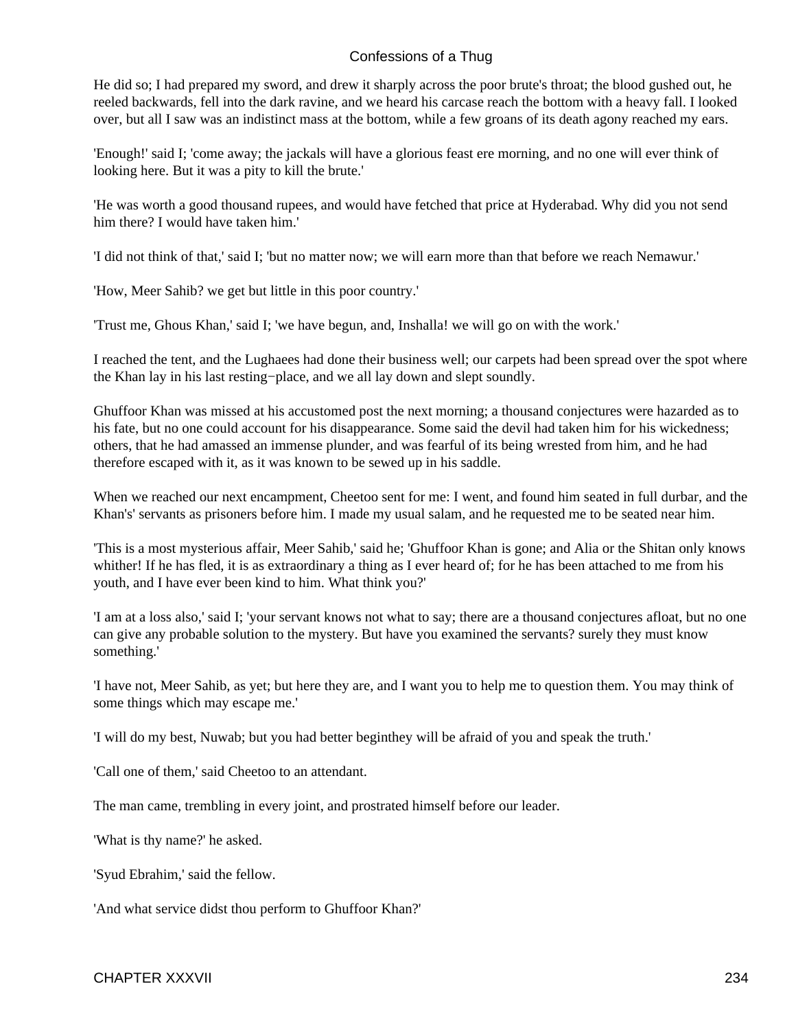He did so; I had prepared my sword, and drew it sharply across the poor brute's throat; the blood gushed out, he reeled backwards, fell into the dark ravine, and we heard his carcase reach the bottom with a heavy fall. I looked over, but all I saw was an indistinct mass at the bottom, while a few groans of its death agony reached my ears.

'Enough!' said I; 'come away; the jackals will have a glorious feast ere morning, and no one will ever think of looking here. But it was a pity to kill the brute.'

'He was worth a good thousand rupees, and would have fetched that price at Hyderabad. Why did you not send him there? I would have taken him.'

'I did not think of that,' said I; 'but no matter now; we will earn more than that before we reach Nemawur.'

'How, Meer Sahib? we get but little in this poor country.'

'Trust me, Ghous Khan,' said I; 'we have begun, and, Inshalla! we will go on with the work.'

I reached the tent, and the Lughaees had done their business well; our carpets had been spread over the spot where the Khan lay in his last resting−place, and we all lay down and slept soundly.

Ghuffoor Khan was missed at his accustomed post the next morning; a thousand conjectures were hazarded as to his fate, but no one could account for his disappearance. Some said the devil had taken him for his wickedness; others, that he had amassed an immense plunder, and was fearful of its being wrested from him, and he had therefore escaped with it, as it was known to be sewed up in his saddle.

When we reached our next encampment, Cheetoo sent for me: I went, and found him seated in full durbar, and the Khan's' servants as prisoners before him. I made my usual salam, and he requested me to be seated near him.

'This is a most mysterious affair, Meer Sahib,' said he; 'Ghuffoor Khan is gone; and Alia or the Shitan only knows whither! If he has fled, it is as extraordinary a thing as I ever heard of; for he has been attached to me from his youth, and I have ever been kind to him. What think you?'

'I am at a loss also,' said I; 'your servant knows not what to say; there are a thousand conjectures afloat, but no one can give any probable solution to the mystery. But have you examined the servants? surely they must know something.'

'I have not, Meer Sahib, as yet; but here they are, and I want you to help me to question them. You may think of some things which may escape me.'

'I will do my best, Nuwab; but you had better beginthey will be afraid of you and speak the truth.'

'Call one of them,' said Cheetoo to an attendant.

The man came, trembling in every joint, and prostrated himself before our leader.

'What is thy name?' he asked.

'Syud Ebrahim,' said the fellow.

'And what service didst thou perform to Ghuffoor Khan?'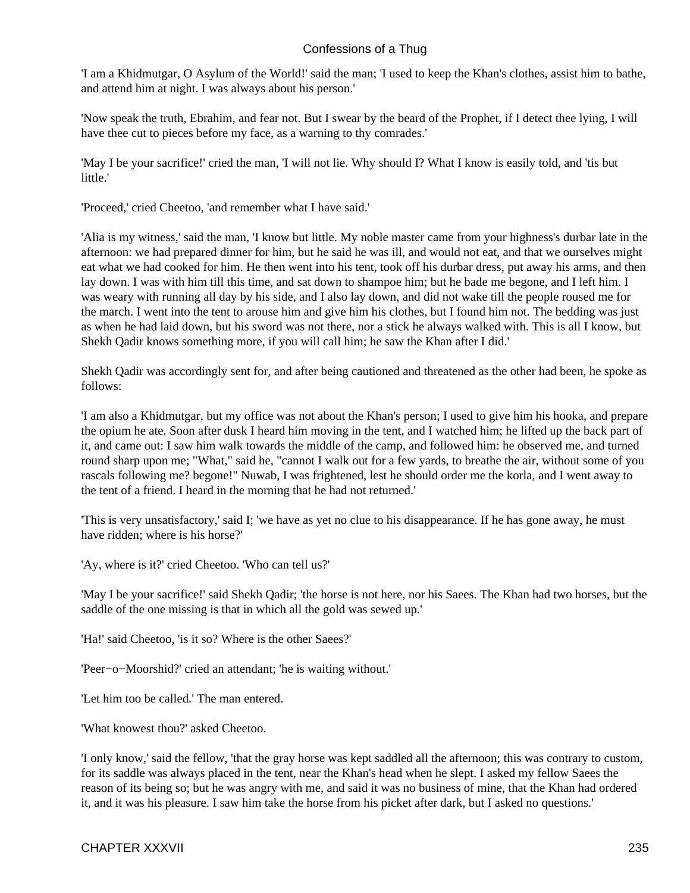'I am a Khidmutgar, O Asylum of the World!' said the man; 'I used to keep the Khan's clothes, assist him to bathe, and attend him at night. I was always about his person.'

'Now speak the truth, Ebrahim, and fear not. But I swear by the beard of the Prophet, if I detect thee lying, I will have thee cut to pieces before my face, as a warning to thy comrades.'

'May I be your sacrifice!' cried the man, 'I will not lie. Why should I? What I know is easily told, and 'tis but little.'

'Proceed,' cried Cheetoo, 'and remember what I have said.'

'Alia is my witness,' said the man, 'I know but little. My noble master came from your highness's durbar late in the afternoon: we had prepared dinner for him, but he said he was ill, and would not eat, and that we ourselves might eat what we had cooked for him. He then went into his tent, took off his durbar dress, put away his arms, and then lay down. I was with him till this time, and sat down to shampoe him; but he bade me begone, and I left him. I was weary with running all day by his side, and I also lay down, and did not wake till the people roused me for the march. I went into the tent to arouse him and give him his clothes, but I found him not. The bedding was just as when he had laid down, but his sword was not there, nor a stick he always walked with. This is all I know, but Shekh Qadir knows something more, if you will call him; he saw the Khan after I did.'

Shekh Qadir was accordingly sent for, and after being cautioned and threatened as the other had been, he spoke as follows:

'I am also a Khidmutgar, but my office was not about the Khan's person; I used to give him his hooka, and prepare the opium he ate. Soon after dusk I heard him moving in the tent, and I watched him; he lifted up the back part of it, and came out: I saw him walk towards the middle of the camp, and followed him: he observed me, and turned round sharp upon me; "What," said he, "cannot I walk out for a few yards, to breathe the air, without some of you rascals following me? begone!" Nuwab, I was frightened, lest he should order me the korla, and I went away to the tent of a friend. I heard in the morning that he had not returned.'

'This is very unsatisfactory,' said I; 'we have as yet no clue to his disappearance. If he has gone away, he must have ridden; where is his horse?'

'Ay, where is it?' cried Cheetoo. 'Who can tell us?'

'May I be your sacrifice!' said Shekh Qadir; 'the horse is not here, nor his Saees. The Khan had two horses, but the saddle of the one missing is that in which all the gold was sewed up.'

'Ha!' said Cheetoo, 'is it so? Where is the other Saees?'

'Peer−o−Moorshid?' cried an attendant; 'he is waiting without.'

'Let him too be called.' The man entered.

'What knowest thou?' asked Cheetoo.

'I only know,' said the fellow, 'that the gray horse was kept saddled all the afternoon; this was contrary to custom, for its saddle was always placed in the tent, near the Khan's head when he slept. I asked my fellow Saees the reason of its being so; but he was angry with me, and said it was no business of mine, that the Khan had ordered it, and it was his pleasure. I saw him take the horse from his picket after dark, but I asked no questions.'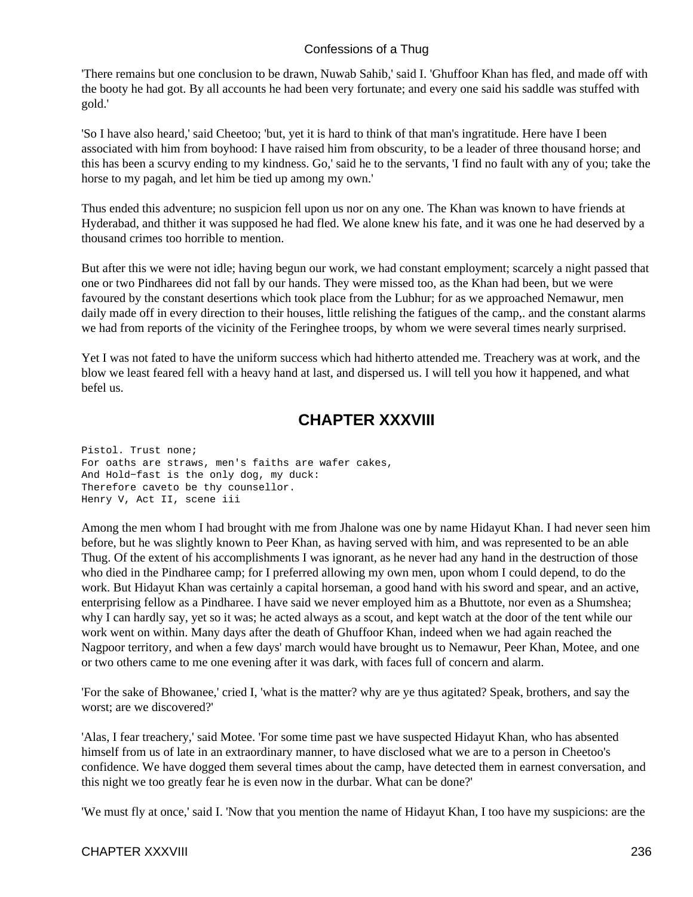'There remains but one conclusion to be drawn, Nuwab Sahib,' said I. 'Ghuffoor Khan has fled, and made off with the booty he had got. By all accounts he had been very fortunate; and every one said his saddle was stuffed with gold.'

'So I have also heard,' said Cheetoo; 'but, yet it is hard to think of that man's ingratitude. Here have I been associated with him from boyhood: I have raised him from obscurity, to be a leader of three thousand horse; and this has been a scurvy ending to my kindness. Go,' said he to the servants, 'I find no fault with any of you; take the horse to my pagah, and let him be tied up among my own.'

Thus ended this adventure; no suspicion fell upon us nor on any one. The Khan was known to have friends at Hyderabad, and thither it was supposed he had fled. We alone knew his fate, and it was one he had deserved by a thousand crimes too horrible to mention.

But after this we were not idle; having begun our work, we had constant employment; scarcely a night passed that one or two Pindharees did not fall by our hands. They were missed too, as the Khan had been, but we were favoured by the constant desertions which took place from the Lubhur; for as we approached Nemawur, men daily made off in every direction to their houses, little relishing the fatigues of the camp,. and the constant alarms we had from reports of the vicinity of the Feringhee troops, by whom we were several times nearly surprised.

Yet I was not fated to have the uniform success which had hitherto attended me. Treachery was at work, and the blow we least feared fell with a heavy hand at last, and dispersed us. I will tell you how it happened, and what befel us.

## CHAPTER XXXVIII

```
Pistol. Trust none;
For oaths are straws, men's faiths are wafer cakes,
And Hold−fast is the only dog, my duck:
Therefore caveto be thy counsellor.
Henry V, Act II, scene iii
```

Among the men whom I had brought with me from Jhalone was one by name Hidayut Khan. I had never seen him before, but he was slightly known to Peer Khan, as having served with him, and was represented to be an able Thug. Of the extent of his accomplishments I was ignorant, as he never had any hand in the destruction of those who died in the Pindharee camp; for I preferred allowing my own men, upon whom I could depend, to do the work. But Hidayut Khan was certainly a capital horseman, a good hand with his sword and spear, and an active, enterprising fellow as a Pindharee. I have said we never employed him as a Bhuttote, nor even as a Shumshea; why I can hardly say, yet so it was; he acted always as a scout, and kept watch at the door of the tent while our work went on within. Many days after the death of Ghuffoor Khan, indeed when we had again reached the Nagpoor territory, and when a few days' march would have brought us to Nemawur, Peer Khan, Motee, and one or two others came to me one evening after it was dark, with faces full of concern and alarm.

'For the sake of Bhowanee,' cried I, 'what is the matter? why are ye thus agitated? Speak, brothers, and say the worst; are we discovered?'

'Alas, I fear treachery,' said Motee. 'For some time past we have suspected Hidayut Khan, who has absented himself from us of late in an extraordinary manner, to have disclosed what we are to a person in Cheetoo's confidence. We have dogged them several times about the camp, have detected them in earnest conversation, and this night we too greatly fear he is even now in the durbar. What can be done?'

'We must fly at once,' said I. 'Now that you mention the name of Hidayut Khan, I too have my suspicions: are the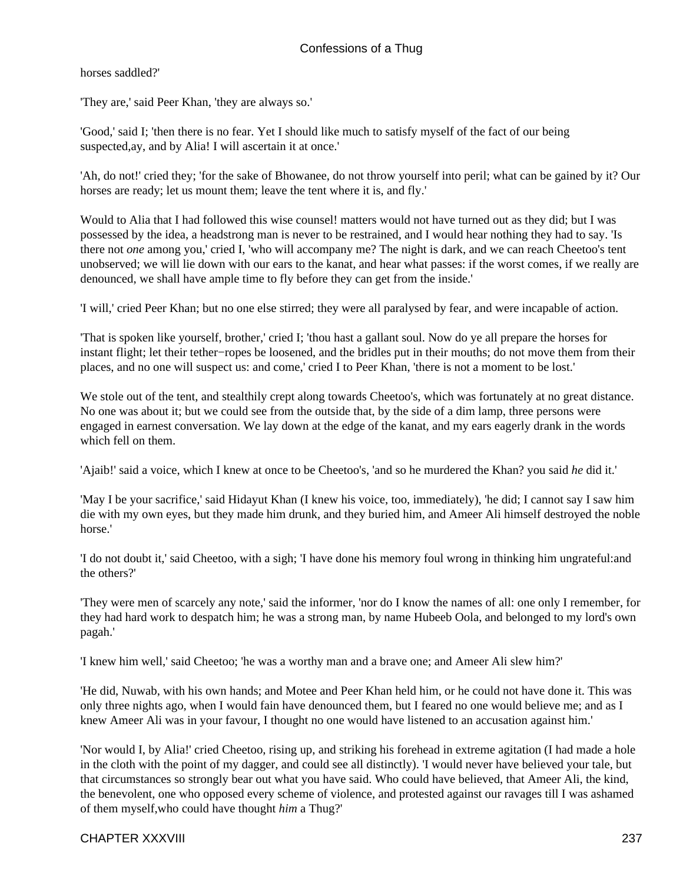horses saddled?'

'They are,' said Peer Khan, 'they are always so.'

'Good,' said I; 'then there is no fear. Yet I should like much to satisfy myself of the fact of our being suspected,ay, and by Alia! I will ascertain it at once.'

'Ah, do not!' cried they; 'for the sake of Bhowanee, do not throw yourself into peril; what can be gained by it? Our horses are ready; let us mount them; leave the tent where it is, and fly.'

Would to Alia that I had followed this wise counsel! matters would not have turned out as they did; but I was possessed by the idea, a headstrong man is never to be restrained, and I would hear nothing they had to say. 'Is there not *one* among you,' cried I, 'who will accompany me? The night is dark, and we can reach Cheetoo's tent unobserved; we will lie down with our ears to the kanat, and hear what passes: if the worst comes, if we really are denounced, we shall have ample time to fly before they can get from the inside.'

'I will,' cried Peer Khan; but no one else stirred; they were all paralysed by fear, and were incapable of action.

'That is spoken like yourself, brother,' cried I; 'thou hast a gallant soul. Now do ye all prepare the horses for instant flight; let their tether−ropes be loosened, and the bridles put in their mouths; do not move them from their places, and no one will suspect us: and come,' cried I to Peer Khan, 'there is not a moment to be lost.'

We stole out of the tent, and stealthily crept along towards Cheetoo's, which was fortunately at no great distance. No one was about it; but we could see from the outside that, by the side of a dim lamp, three persons were engaged in earnest conversation. We lay down at the edge of the kanat, and my ears eagerly drank in the words which fell on them.

'Ajaib!' said a voice, which I knew at once to be Cheetoo's, 'and so he murdered the Khan? you said *he* did it.'

'May I be your sacrifice,' said Hidayut Khan (I knew his voice, too, immediately), 'he did; I cannot say I saw him die with my own eyes, but they made him drunk, and they buried him, and Ameer Ali himself destroyed the noble horse.'

'I do not doubt it,' said Cheetoo, with a sigh; 'I have done his memory foul wrong in thinking him ungrateful:and the others?'

'They were men of scarcely any note,' said the informer, 'nor do I know the names of all: one only I remember, for they had hard work to despatch him; he was a strong man, by name Hubeeb Oola, and belonged to my lord's own pagah.'

'I knew him well,' said Cheetoo; 'he was a worthy man and a brave one; and Ameer Ali slew him?'

'He did, Nuwab, with his own hands; and Motee and Peer Khan held him, or he could not have done it. This was only three nights ago, when I would fain have denounced them, but I feared no one would believe me; and as I knew Ameer Ali was in your favour, I thought no one would have listened to an accusation against him.'

'Nor would I, by Alia!' cried Cheetoo, rising up, and striking his forehead in extreme agitation (I had made a hole in the cloth with the point of my dagger, and could see all distinctly). 'I would never have believed your tale, but that circumstances so strongly bear out what you have said. Who could have believed, that Ameer Ali, the kind, the benevolent, one who opposed every scheme of violence, and protested against our ravages till I was ashamed of them myself,who could have thought *him* a Thug?'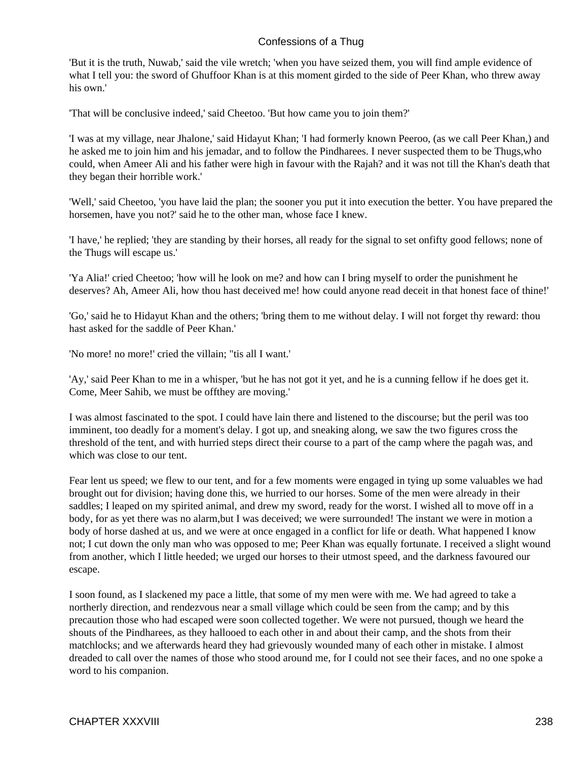'But it is the truth, Nuwab,' said the vile wretch; 'when you have seized them, you will find ample evidence of what I tell you: the sword of Ghuffoor Khan is at this moment girded to the side of Peer Khan, who threw away his own.'

'That will be conclusive indeed,' said Cheetoo. 'But how came you to join them?'

'I was at my village, near Jhalone,' said Hidayut Khan; 'I had formerly known Peeroo, (as we call Peer Khan,) and he asked me to join him and his jemadar, and to follow the Pindharees. I never suspected them to be Thugs,who could, when Ameer Ali and his father were high in favour with the Rajah? and it was not till the Khan's death that they began their horrible work.'

'Well,' said Cheetoo, 'you have laid the plan; the sooner you put it into execution the better. You have prepared the horsemen, have you not?' said he to the other man, whose face I knew.

'I have,' he replied; 'they are standing by their horses, all ready for the signal to set onfifty good fellows; none of the Thugs will escape us.'

'Ya Alia!' cried Cheetoo; 'how will he look on me? and how can I bring myself to order the punishment he deserves? Ah, Ameer Ali, how thou hast deceived me! how could anyone read deceit in that honest face of thine!'

'Go,' said he to Hidayut Khan and the others; 'bring them to me without delay. I will not forget thy reward: thou hast asked for the saddle of Peer Khan.'

'No more! no more!' cried the villain; "tis all I want.'

'Ay,' said Peer Khan to me in a whisper, 'but he has not got it yet, and he is a cunning fellow if he does get it. Come, Meer Sahib, we must be offthey are moving.'

I was almost fascinated to the spot. I could have lain there and listened to the discourse; but the peril was too imminent, too deadly for a moment's delay. I got up, and sneaking along, we saw the two figures cross the threshold of the tent, and with hurried steps direct their course to a part of the camp where the pagah was, and which was close to our tent.

Fear lent us speed; we flew to our tent, and for a few moments were engaged in tying up some valuables we had brought out for division; having done this, we hurried to our horses. Some of the men were already in their saddles; I leaped on my spirited animal, and drew my sword, ready for the worst. I wished all to move off in a body, for as yet there was no alarm,but I was deceived; we were surrounded! The instant we were in motion a body of horse dashed at us, and we were at once engaged in a conflict for life or death. What happened I know not; I cut down the only man who was opposed to me; Peer Khan was equally fortunate. I received a slight wound from another, which I little heeded; we urged our horses to their utmost speed, and the darkness favoured our escape.

I soon found, as I slackened my pace a little, that some of my men were with me. We had agreed to take a northerly direction, and rendezvous near a small village which could be seen from the camp; and by this precaution those who had escaped were soon collected together. We were not pursued, though we heard the shouts of the Pindharees, as they hallooed to each other in and about their camp, and the shots from their matchlocks; and we afterwards heard they had grievously wounded many of each other in mistake. I almost dreaded to call over the names of those who stood around me, for I could not see their faces, and no one spoke a word to his companion.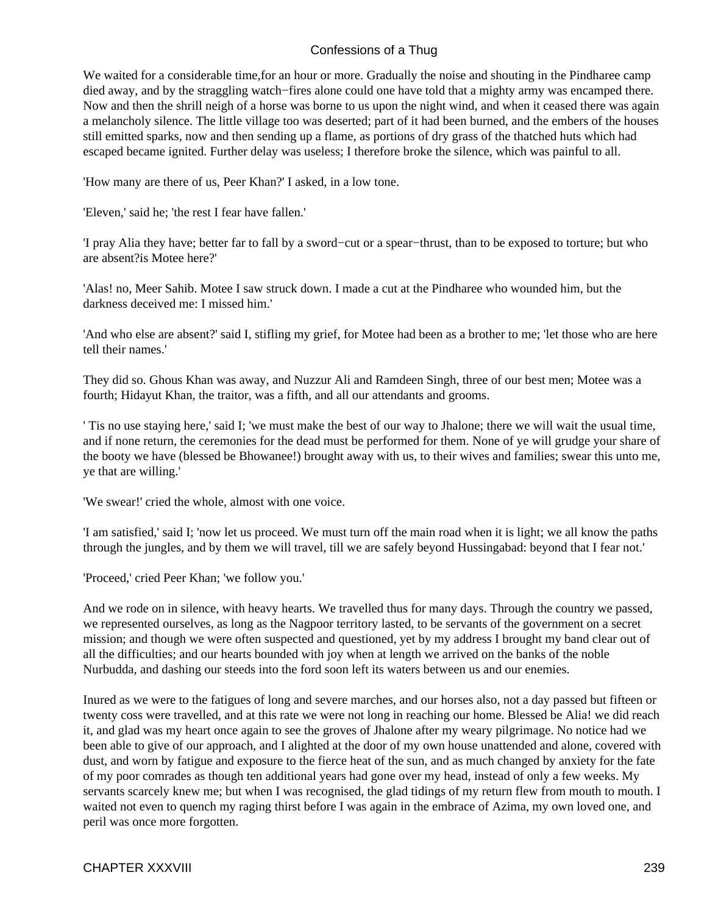We waited for a considerable time,for an hour or more. Gradually the noise and shouting in the Pindharee camp died away, and by the straggling watch−fires alone could one have told that a mighty army was encamped there. Now and then the shrill neigh of a horse was borne to us upon the night wind, and when it ceased there was again a melancholy silence. The little village too was deserted; part of it had been burned, and the embers of the houses still emitted sparks, now and then sending up a flame, as portions of dry grass of the thatched huts which had escaped became ignited. Further delay was useless; I therefore broke the silence, which was painful to all.

'How many are there of us, Peer Khan?' I asked, in a low tone.

'Eleven,' said he; 'the rest I fear have fallen.'

'I pray Alia they have; better far to fall by a sword−cut or a spear−thrust, than to be exposed to torture; but who are absent?is Motee here?'

'Alas! no, Meer Sahib. Motee I saw struck down. I made a cut at the Pindharee who wounded him, but the darkness deceived me: I missed him.'

'And who else are absent?' said I, stifling my grief, for Motee had been as a brother to me; 'let those who are here tell their names.'

They did so. Ghous Khan was away, and Nuzzur Ali and Ramdeen Singh, three of our best men; Motee was a fourth; Hidayut Khan, the traitor, was a fifth, and all our attendants and grooms.

' Tis no use staying here,' said I; 'we must make the best of our way to Jhalone; there we will wait the usual time, and if none return, the ceremonies for the dead must be performed for them. None of ye will grudge your share of the booty we have (blessed be Bhowanee!) brought away with us, to their wives and families; swear this unto me, ye that are willing.'

'We swear!' cried the whole, almost with one voice.

'I am satisfied,' said I; 'now let us proceed. We must turn off the main road when it is light; we all know the paths through the jungles, and by them we will travel, till we are safely beyond Hussingabad: beyond that I fear not.'

'Proceed,' cried Peer Khan; 'we follow you.'

And we rode on in silence, with heavy hearts. We travelled thus for many days. Through the country we passed, we represented ourselves, as long as the Nagpoor territory lasted, to be servants of the government on a secret mission; and though we were often suspected and questioned, yet by my address I brought my band clear out of all the difficulties; and our hearts bounded with joy when at length we arrived on the banks of the noble Nurbudda, and dashing our steeds into the ford soon left its waters between us and our enemies.

Inured as we were to the fatigues of long and severe marches, and our horses also, not a day passed but fifteen or twenty coss were travelled, and at this rate we were not long in reaching our home. Blessed be Alia! we did reach it, and glad was my heart once again to see the groves of Jhalone after my weary pilgrimage. No notice had we been able to give of our approach, and I alighted at the door of my own house unattended and alone, covered with dust, and worn by fatigue and exposure to the fierce heat of the sun, and as much changed by anxiety for the fate of my poor comrades as though ten additional years had gone over my head, instead of only a few weeks. My servants scarcely knew me; but when I was recognised, the glad tidings of my return flew from mouth to mouth. I waited not even to quench my raging thirst before I was again in the embrace of Azima, my own loved one, and peril was once more forgotten.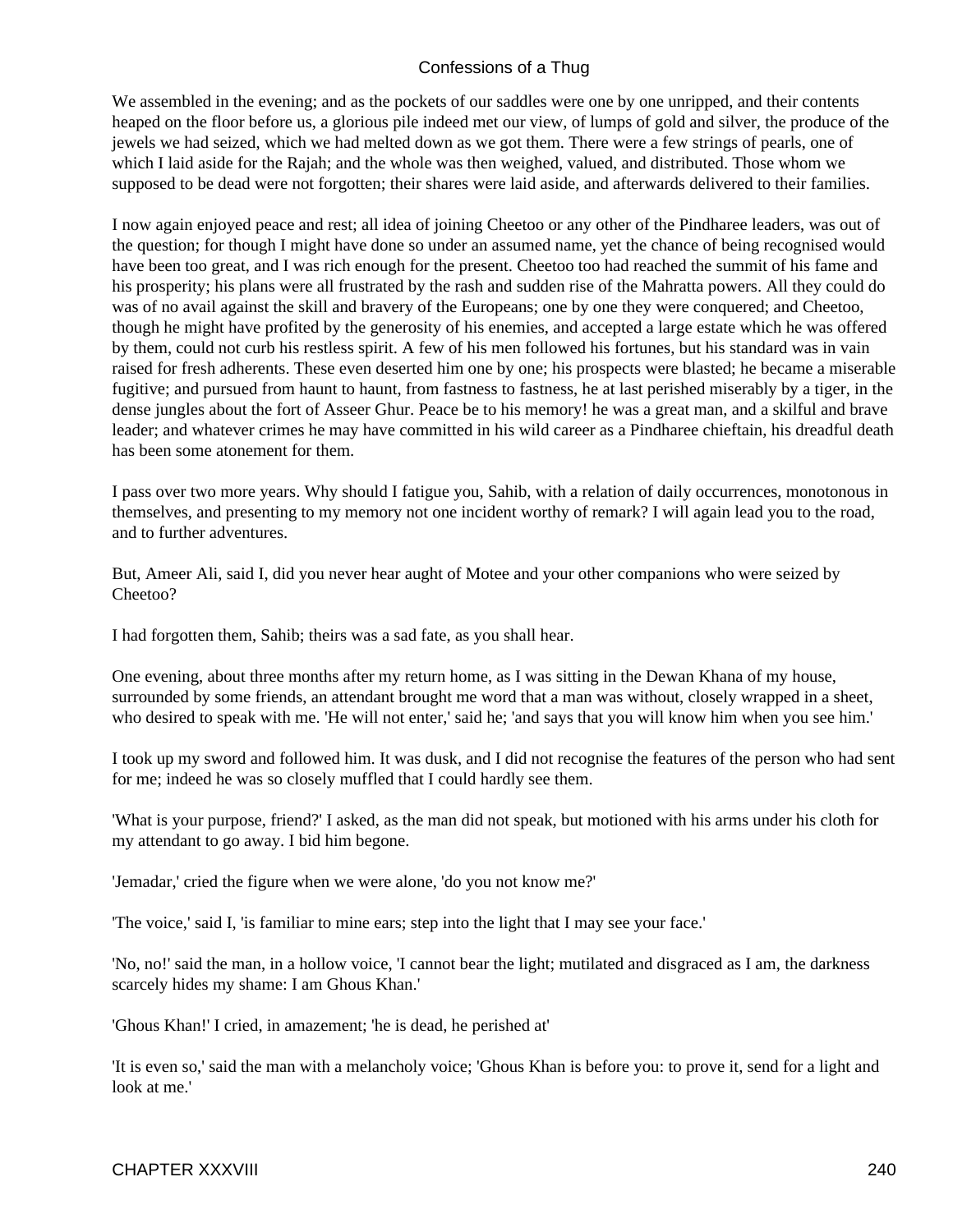We assembled in the evening; and as the pockets of our saddles were one by one unripped, and their contents heaped on the floor before us, a glorious pile indeed met our view, of lumps of gold and silver, the produce of the jewels we had seized, which we had melted down as we got them. There were a few strings of pearls, one of which I laid aside for the Rajah; and the whole was then weighed, valued, and distributed. Those whom we supposed to be dead were not forgotten; their shares were laid aside, and afterwards delivered to their families.

I now again enjoyed peace and rest; all idea of joining Cheetoo or any other of the Pindharee leaders, was out of the question; for though I might have done so under an assumed name, yet the chance of being recognised would have been too great, and I was rich enough for the present. Cheetoo too had reached the summit of his fame and his prosperity; his plans were all frustrated by the rash and sudden rise of the Mahratta powers. All they could do was of no avail against the skill and bravery of the Europeans; one by one they were conquered; and Cheetoo, though he might have profited by the generosity of his enemies, and accepted a large estate which he was offered by them, could not curb his restless spirit. A few of his men followed his fortunes, but his standard was in vain raised for fresh adherents. These even deserted him one by one; his prospects were blasted; he became a miserable fugitive; and pursued from haunt to haunt, from fastness to fastness, he at last perished miserably by a tiger, in the dense jungles about the fort of Asseer Ghur. Peace be to his memory! he was a great man, and a skilful and brave leader; and whatever crimes he may have committed in his wild career as a Pindharee chieftain, his dreadful death has been some atonement for them.

I pass over two more years. Why should I fatigue you, Sahib, with a relation of daily occurrences, monotonous in themselves, and presenting to my memory not one incident worthy of remark? I will again lead you to the road, and to further adventures.

But, Ameer Ali, said I, did you never hear aught of Motee and your other companions who were seized by Cheetoo?

I had forgotten them, Sahib; theirs was a sad fate, as you shall hear.

One evening, about three months after my return home, as I was sitting in the Dewan Khana of my house, surrounded by some friends, an attendant brought me word that a man was without, closely wrapped in a sheet, who desired to speak with me. 'He will not enter,' said he; 'and says that you will know him when you see him.'

I took up my sword and followed him. It was dusk, and I did not recognise the features of the person who had sent for me; indeed he was so closely muffled that I could hardly see them.

'What is your purpose, friend?' I asked, as the man did not speak, but motioned with his arms under his cloth for my attendant to go away. I bid him begone.

'Jemadar,' cried the figure when we were alone, 'do you not know me?'

'The voice,' said I, 'is familiar to mine ears; step into the light that I may see your face.'

'No, no!' said the man, in a hollow voice, 'I cannot bear the light; mutilated and disgraced as I am, the darkness scarcely hides my shame: I am Ghous Khan.'

'Ghous Khan!' I cried, in amazement; 'he is dead, he perished at'

'It is even so,' said the man with a melancholy voice; 'Ghous Khan is before you: to prove it, send for a light and look at me.'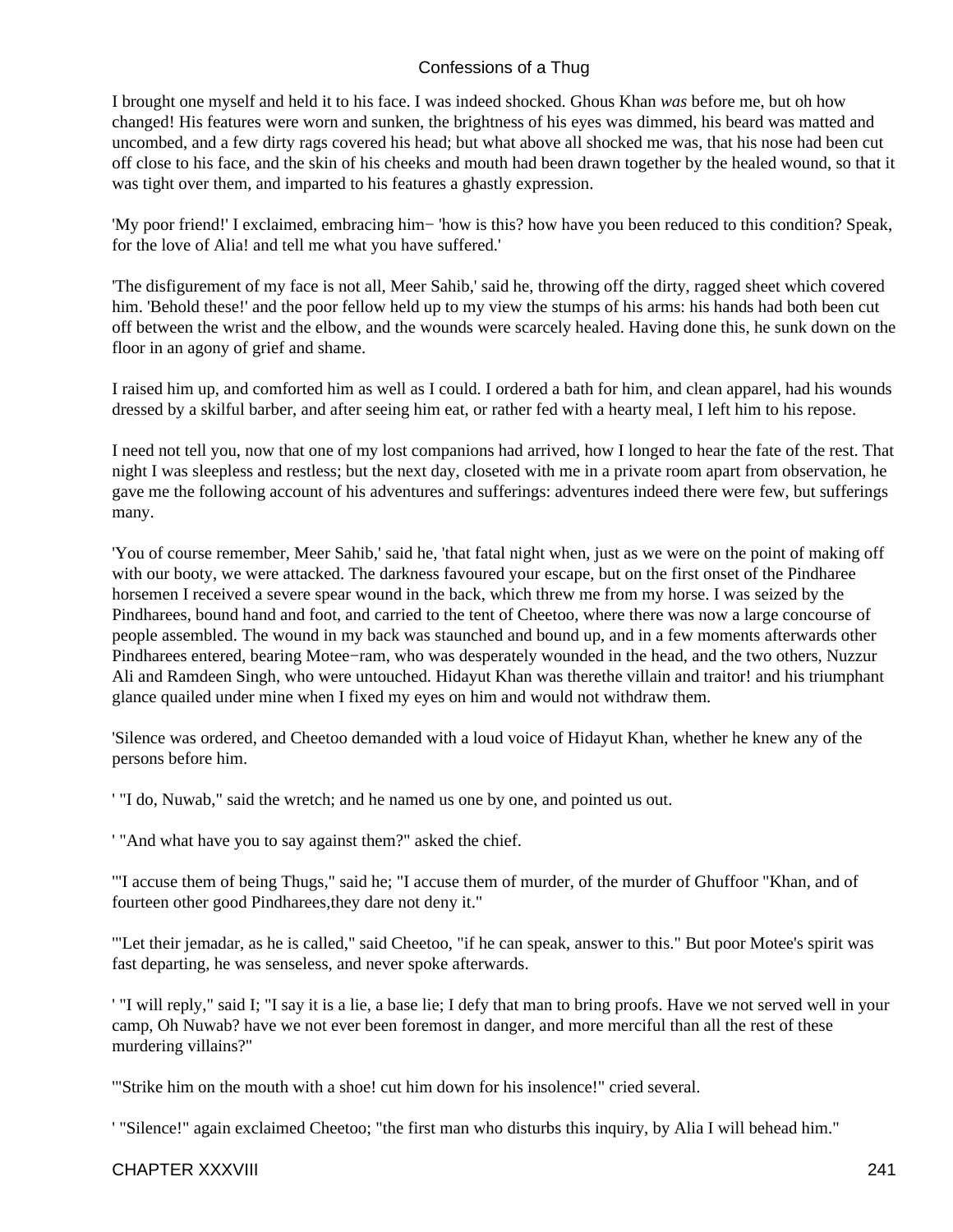I brought one myself and held it to his face. I was indeed shocked. Ghous Khan *was* before me, but oh how changed! His features were worn and sunken, the brightness of his eyes was dimmed, his beard was matted and uncombed, and a few dirty rags covered his head; but what above all shocked me was, that his nose had been cut off close to his face, and the skin of his cheeks and mouth had been drawn together by the healed wound, so that it was tight over them, and imparted to his features a ghastly expression.

'My poor friend!' I exclaimed, embracing him− 'how is this? how have you been reduced to this condition? Speak, for the love of Alia! and tell me what you have suffered.'

'The disfigurement of my face is not all, Meer Sahib,' said he, throwing off the dirty, ragged sheet which covered him. 'Behold these!' and the poor fellow held up to my view the stumps of his arms: his hands had both been cut off between the wrist and the elbow, and the wounds were scarcely healed. Having done this, he sunk down on the floor in an agony of grief and shame.

I raised him up, and comforted him as well as I could. I ordered a bath for him, and clean apparel, had his wounds dressed by a skilful barber, and after seeing him eat, or rather fed with a hearty meal, I left him to his repose.

I need not tell you, now that one of my lost companions had arrived, how I longed to hear the fate of the rest. That night I was sleepless and restless; but the next day, closeted with me in a private room apart from observation, he gave me the following account of his adventures and sufferings: adventures indeed there were few, but sufferings many.

'You of course remember, Meer Sahib,' said he, 'that fatal night when, just as we were on the point of making off with our booty, we were attacked. The darkness favoured your escape, but on the first onset of the Pindharee horsemen I received a severe spear wound in the back, which threw me from my horse. I was seized by the Pindharees, bound hand and foot, and carried to the tent of Cheetoo, where there was now a large concourse of people assembled. The wound in my back was staunched and bound up, and in a few moments afterwards other Pindharees entered, bearing Motee−ram, who was desperately wounded in the head, and the two others, Nuzzur Ali and Ramdeen Singh, who were untouched. Hidayut Khan was therethe villain and traitor! and his triumphant glance quailed under mine when I fixed my eyes on him and would not withdraw them.

'Silence was ordered, and Cheetoo demanded with a loud voice of Hidayut Khan, whether he knew any of the persons before him.

' "I do, Nuwab," said the wretch; and he named us one by one, and pointed us out.

' "And what have you to say against them?" asked the chief.

'"I accuse them of being Thugs," said he; "I accuse them of murder, of the murder of Ghuffoor "Khan, and of fourteen other good Pindharees,they dare not deny it."

'"Let their jemadar, as he is called," said Cheetoo, "if he can speak, answer to this." But poor Motee's spirit was fast departing, he was senseless, and never spoke afterwards.

' "I will reply," said I; "I say it is a lie, a base lie; I defy that man to bring proofs. Have we not served well in your camp, Oh Nuwab? have we not ever been foremost in danger, and more merciful than all the rest of these murdering villains?"

'"Strike him on the mouth with a shoe! cut him down for his insolence!" cried several.

' "Silence!" again exclaimed Cheetoo; "the first man who disturbs this inquiry, by Alia I will behead him."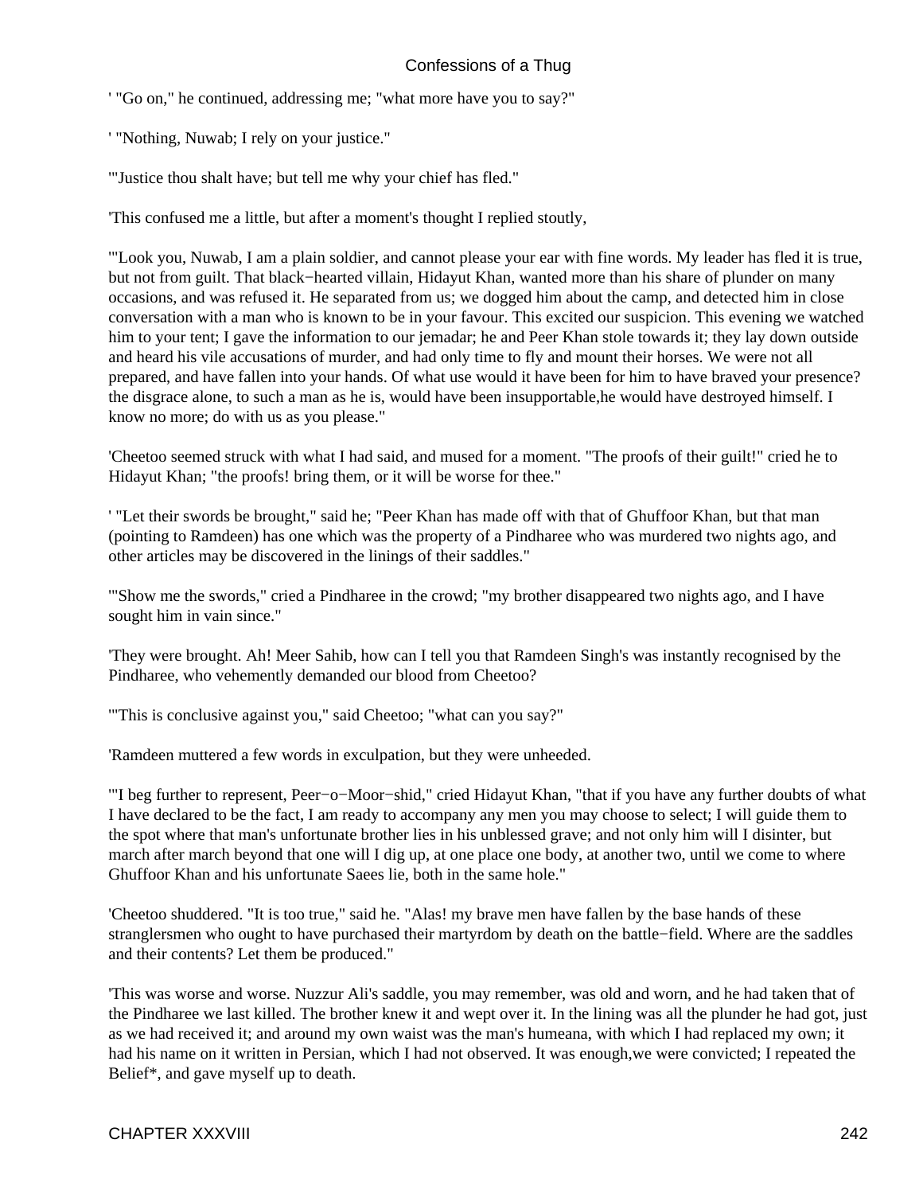' "Go on," he continued, addressing me; "what more have you to say?"

' "Nothing, Nuwab; I rely on your justice."

'"Justice thou shalt have; but tell me why your chief has fled."

'This confused me a little, but after a moment's thought I replied stoutly,

'"Look you, Nuwab, I am a plain soldier, and cannot please your ear with fine words. My leader has fled it is true, but not from guilt. That black−hearted villain, Hidayut Khan, wanted more than his share of plunder on many occasions, and was refused it. He separated from us; we dogged him about the camp, and detected him in close conversation with a man who is known to be in your favour. This excited our suspicion. This evening we watched him to your tent; I gave the information to our jemadar; he and Peer Khan stole towards it; they lay down outside and heard his vile accusations of murder, and had only time to fly and mount their horses. We were not all prepared, and have fallen into your hands. Of what use would it have been for him to have braved your presence? the disgrace alone, to such a man as he is, would have been insupportable,he would have destroyed himself. I know no more; do with us as you please."

'Cheetoo seemed struck with what I had said, and mused for a moment. "The proofs of their guilt!" cried he to Hidayut Khan; "the proofs! bring them, or it will be worse for thee."

' "Let their swords be brought," said he; "Peer Khan has made off with that of Ghuffoor Khan, but that man (pointing to Ramdeen) has one which was the property of a Pindharee who was murdered two nights ago, and other articles may be discovered in the linings of their saddles."

'"Show me the swords," cried a Pindharee in the crowd; "my brother disappeared two nights ago, and I have sought him in vain since."

'They were brought. Ah! Meer Sahib, how can I tell you that Ramdeen Singh's was instantly recognised by the Pindharee, who vehemently demanded our blood from Cheetoo?

'"This is conclusive against you," said Cheetoo; "what can you say?"

'Ramdeen muttered a few words in exculpation, but they were unheeded.

'"I beg further to represent, Peer−o−Moor−shid," cried Hidayut Khan, "that if you have any further doubts of what I have declared to be the fact, I am ready to accompany any men you may choose to select; I will guide them to the spot where that man's unfortunate brother lies in his unblessed grave; and not only him will I disinter, but march after march beyond that one will I dig up, at one place one body, at another two, until we come to where Ghuffoor Khan and his unfortunate Saees lie, both in the same hole."

'Cheetoo shuddered. "It is too true," said he. "Alas! my brave men have fallen by the base hands of these stranglersmen who ought to have purchased their martyrdom by death on the battle−field. Where are the saddles and their contents? Let them be produced."

'This was worse and worse. Nuzzur Ali's saddle, you may remember, was old and worn, and he had taken that of the Pindharee we last killed. The brother knew it and wept over it. In the lining was all the plunder he had got, just as we had received it; and around my own waist was the man's humeana, with which I had replaced my own; it had his name on it written in Persian, which I had not observed. It was enough,we were convicted; I repeated the Belief*, and gave myself up to death.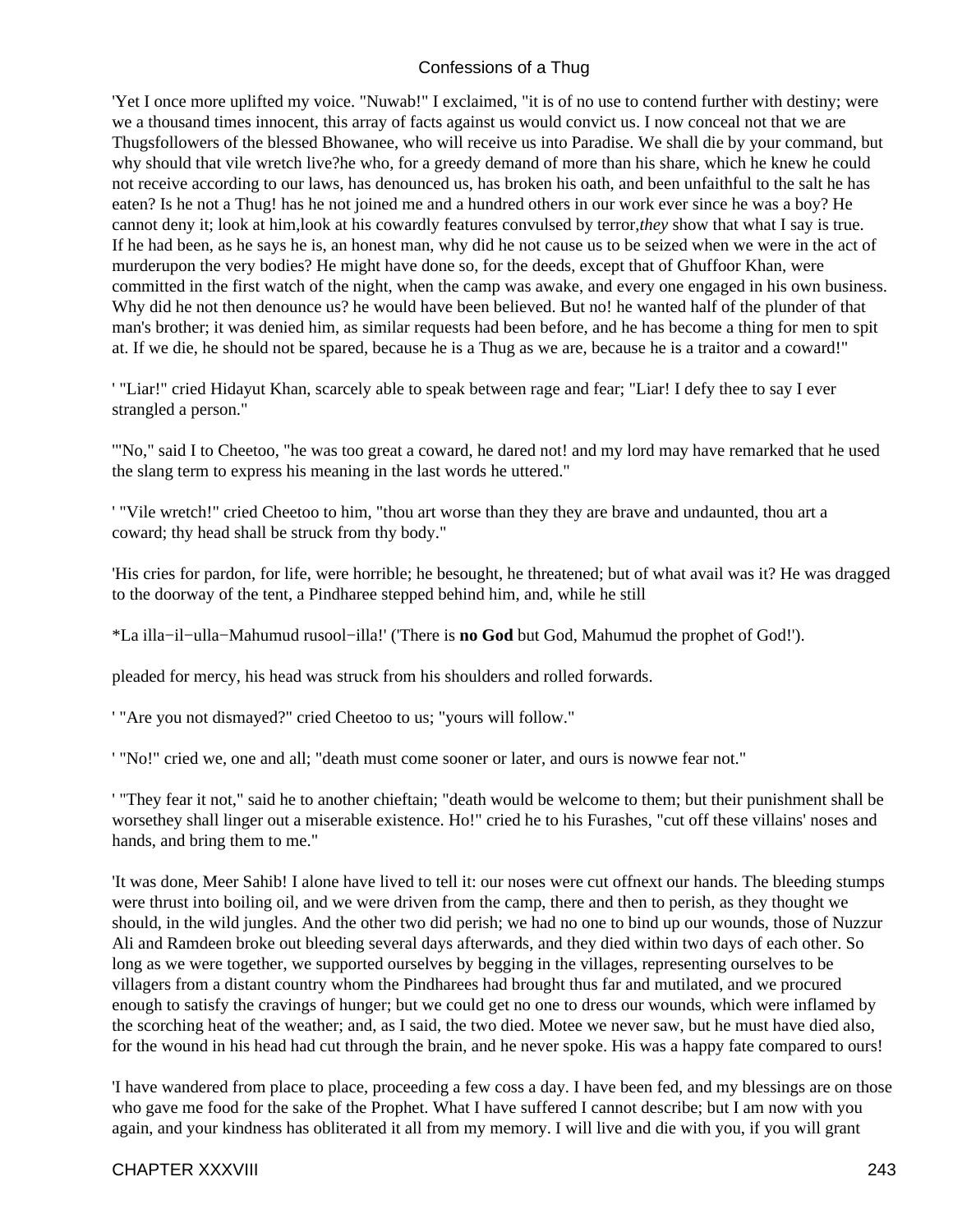'Yet I once more uplifted my voice. "Nuwab!" I exclaimed, "it is of no use to contend further with destiny; were we a thousand times innocent, this array of facts against us would convict us. I now conceal not that we are Thugsfollowers of the blessed Bhowanee, who will receive us into Paradise. We shall die by your command, but why should that vile wretch live?he who, for a greedy demand of more than his share, which he knew he could not receive according to our laws, has denounced us, has broken his oath, and been unfaithful to the salt he has eaten? Is he not a Thug! has he not joined me and a hundred others in our work ever since he was a boy? He cannot deny it; look at him,look at his cowardly features convulsed by terror,*they* show that what I say is true. If he had been, as he says he is, an honest man, why did he not cause us to be seized when we were in the act of murderupon the very bodies? He might have done so, for the deeds, except that of Ghuffoor Khan, were committed in the first watch of the night, when the camp was awake, and every one engaged in his own business. Why did he not then denounce us? he would have been believed. But no! he wanted half of the plunder of that man's brother; it was denied him, as similar requests had been before, and he has become a thing for men to spit at. If we die, he should not be spared, because he is a Thug as we are, because he is a traitor and a coward!"

' "Liar!" cried Hidayut Khan, scarcely able to speak between rage and fear; "Liar! I defy thee to say I ever strangled a person."

'"No," said I to Cheetoo, "he was too great a coward, he dared not! and my lord may have remarked that he used the slang term to express his meaning in the last words he uttered."

' "Vile wretch!" cried Cheetoo to him, "thou art worse than they they are brave and undaunted, thou art a coward; thy head shall be struck from thy body."

'His cries for pardon, for life, were horrible; he besought, he threatened; but of what avail was it? He was dragged to the doorway of the tent, a Pindharee stepped behind him, and, while he still

*La illa−il−ulla−Mahumud rusool−illa!' ('There is **no God** but God, Mahumud the prophet of God!').

pleaded for mercy, his head was struck from his shoulders and rolled forwards.

' "Are you not dismayed?" cried Cheetoo to us; "yours will follow."

' "No!" cried we, one and all; "death must come sooner or later, and ours is nowwe fear not."

' "They fear it not," said he to another chieftain; "death would be welcome to them; but their punishment shall be worsethey shall linger out a miserable existence. Ho!" cried he to his Furashes, "cut off these villains' noses and hands, and bring them to me."

'It was done, Meer Sahib! I alone have lived to tell it: our noses were cut offnext our hands. The bleeding stumps were thrust into boiling oil, and we were driven from the camp, there and then to perish, as they thought we should, in the wild jungles. And the other two did perish; we had no one to bind up our wounds, those of Nuzzur Ali and Ramdeen broke out bleeding several days afterwards, and they died within two days of each other. So long as we were together, we supported ourselves by begging in the villages, representing ourselves to be villagers from a distant country whom the Pindharees had brought thus far and mutilated, and we procured enough to satisfy the cravings of hunger; but we could get no one to dress our wounds, which were inflamed by the scorching heat of the weather; and, as I said, the two died. Motee we never saw, but he must have died also, for the wound in his head had cut through the brain, and he never spoke. His was a happy fate compared to ours!

'I have wandered from place to place, proceeding a few coss a day. I have been fed, and my blessings are on those who gave me food for the sake of the Prophet. What I have suffered I cannot describe; but I am now with you again, and your kindness has obliterated it all from my memory. I will live and die with you, if you will grant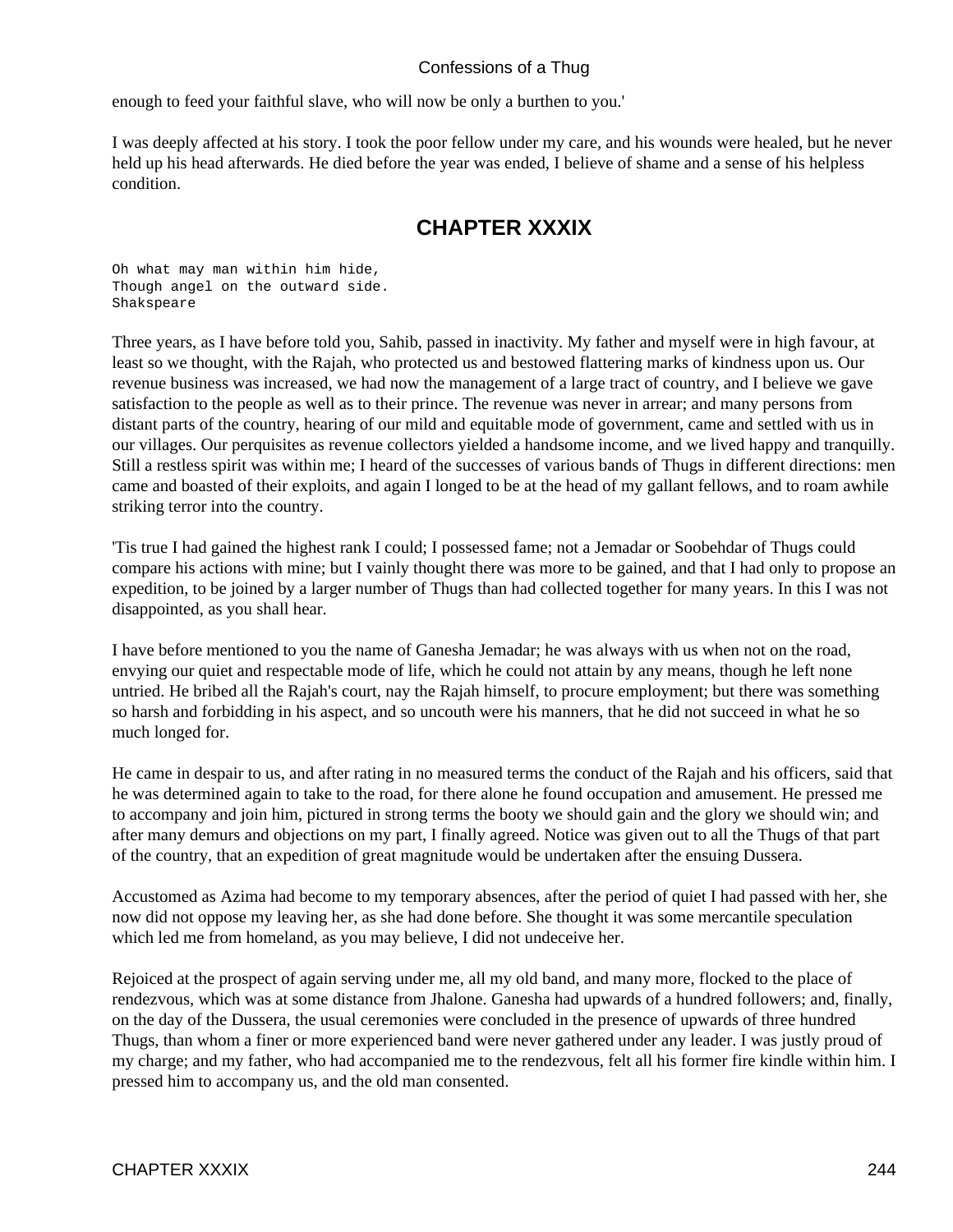enough to feed your faithful slave, who will now be only a burthen to you.'

I was deeply affected at his story. I took the poor fellow under my care, and his wounds were healed, but he never held up his head afterwards. He died before the year was ended, I believe of shame and a sense of his helpless condition.

## CHAPTER XXXIX

```
Oh what may man within him hide,
Though angel on the outward side.
Shakspeare
```

Three years, as I have before told you, Sahib, passed in inactivity. My father and myself were in high favour, at least so we thought, with the Rajah, who protected us and bestowed flattering marks of kindness upon us. Our revenue business was increased, we had now the management of a large tract of country, and I believe we gave satisfaction to the people as well as to their prince. The revenue was never in arrear; and many persons from distant parts of the country, hearing of our mild and equitable mode of government, came and settled with us in our villages. Our perquisites as revenue collectors yielded a handsome income, and we lived happy and tranquilly. Still a restless spirit was within me; I heard of the successes of various bands of Thugs in different directions: men came and boasted of their exploits, and again I longed to be at the head of my gallant fellows, and to roam awhile striking terror into the country.

'Tis true I had gained the highest rank I could; I possessed fame; not a Jemadar or Soobehdar of Thugs could compare his actions with mine; but I vainly thought there was more to be gained, and that I had only to propose an expedition, to be joined by a larger number of Thugs than had collected together for many years. In this I was not disappointed, as you shall hear.

I have before mentioned to you the name of Ganesha Jemadar; he was always with us when not on the road, envying our quiet and respectable mode of life, which he could not attain by any means, though he left none untried. He bribed all the Rajah's court, nay the Rajah himself, to procure employment; but there was something so harsh and forbidding in his aspect, and so uncouth were his manners, that he did not succeed in what he so much longed for.

He came in despair to us, and after rating in no measured terms the conduct of the Rajah and his officers, said that he was determined again to take to the road, for there alone he found occupation and amusement. He pressed me to accompany and join him, pictured in strong terms the booty we should gain and the glory we should win; and after many demurs and objections on my part, I finally agreed. Notice was given out to all the Thugs of that part of the country, that an expedition of great magnitude would be undertaken after the ensuing Dussera.

Accustomed as Azima had become to my temporary absences, after the period of quiet I had passed with her, she now did not oppose my leaving her, as she had done before. She thought it was some mercantile speculation which led me from homeland, as you may believe, I did not undeceive her.

Rejoiced at the prospect of again serving under me, all my old band, and many more, flocked to the place of rendezvous, which was at some distance from Jhalone. Ganesha had upwards of a hundred followers; and, finally, on the day of the Dussera, the usual ceremonies were concluded in the presence of upwards of three hundred Thugs, than whom a finer or more experienced band were never gathered under any leader. I was justly proud of my charge; and my father, who had accompanied me to the rendezvous, felt all his former fire kindle within him. I pressed him to accompany us, and the old man consented.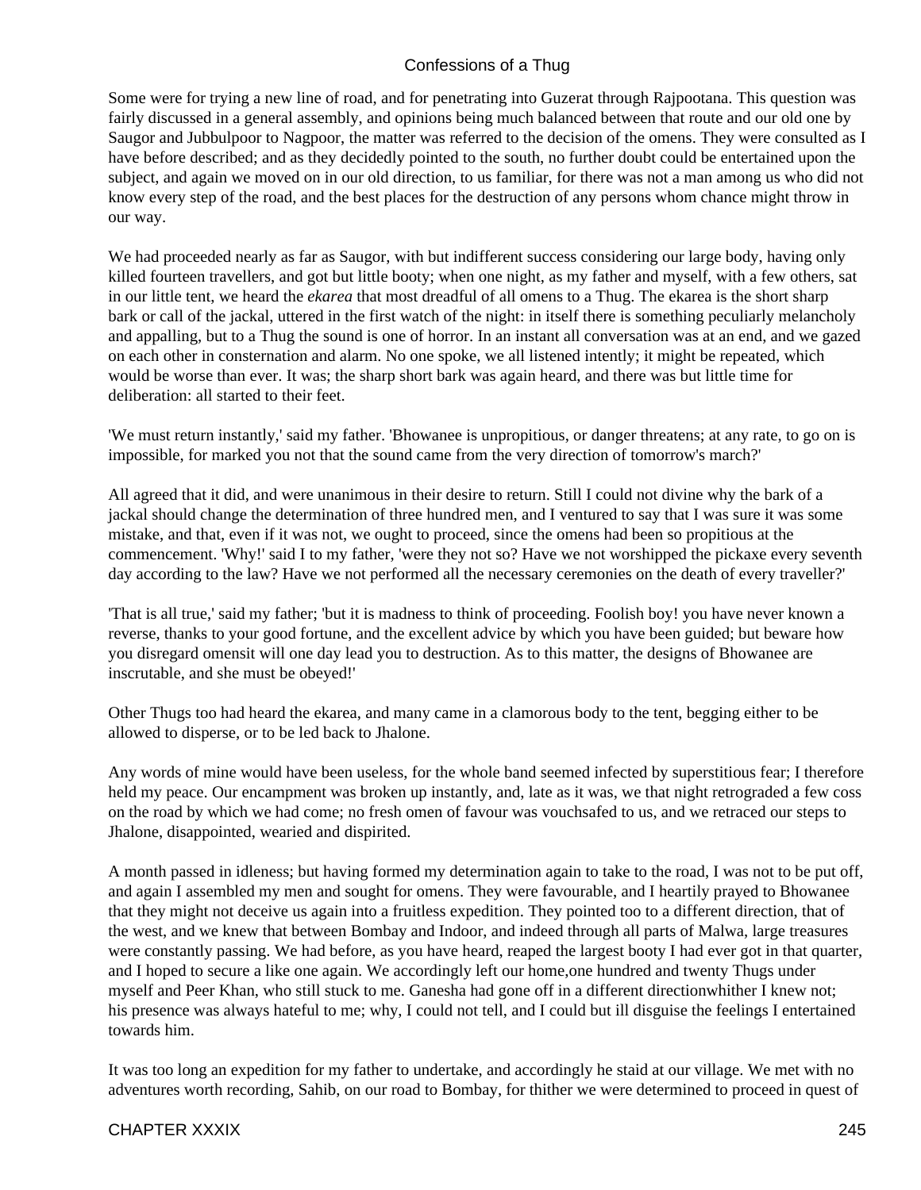Some were for trying a new line of road, and for penetrating into Guzerat through Rajpootana. This question was fairly discussed in a general assembly, and opinions being much balanced between that route and our old one by Saugor and Jubbulpoor to Nagpoor, the matter was referred to the decision of the omens. They were consulted as I have before described; and as they decidedly pointed to the south, no further doubt could be entertained upon the subject, and again we moved on in our old direction, to us familiar, for there was not a man among us who did not know every step of the road, and the best places for the destruction of any persons whom chance might throw in our way.

We had proceeded nearly as far as Saugor, with but indifferent success considering our large body, having only killed fourteen travellers, and got but little booty; when one night, as my father and myself, with a few others, sat in our little tent, we heard the *ekarea* that most dreadful of all omens to a Thug. The ekarea is the short sharp bark or call of the jackal, uttered in the first watch of the night: in itself there is something peculiarly melancholy and appalling, but to a Thug the sound is one of horror. In an instant all conversation was at an end, and we gazed on each other in consternation and alarm. No one spoke, we all listened intently; it might be repeated, which would be worse than ever. It was; the sharp short bark was again heard, and there was but little time for deliberation: all started to their feet.

'We must return instantly,' said my father. 'Bhowanee is unpropitious, or danger threatens; at any rate, to go on is impossible, for marked you not that the sound came from the very direction of tomorrow's march?'

All agreed that it did, and were unanimous in their desire to return. Still I could not divine why the bark of a jackal should change the determination of three hundred men, and I ventured to say that I was sure it was some mistake, and that, even if it was not, we ought to proceed, since the omens had been so propitious at the commencement. 'Why!' said I to my father, 'were they not so? Have we not worshipped the pickaxe every seventh day according to the law? Have we not performed all the necessary ceremonies on the death of every traveller?'

'That is all true,' said my father; 'but it is madness to think of proceeding. Foolish boy! you have never known a reverse, thanks to your good fortune, and the excellent advice by which you have been guided; but beware how you disregard omensit will one day lead you to destruction. As to this matter, the designs of Bhowanee are inscrutable, and she must be obeyed!'

Other Thugs too had heard the ekarea, and many came in a clamorous body to the tent, begging either to be allowed to disperse, or to be led back to Jhalone.

Any words of mine would have been useless, for the whole band seemed infected by superstitious fear; I therefore held my peace. Our encampment was broken up instantly, and, late as it was, we that night retrograded a few coss on the road by which we had come; no fresh omen of favour was vouchsafed to us, and we retraced our steps to Jhalone, disappointed, wearied and dispirited.

A month passed in idleness; but having formed my determination again to take to the road, I was not to be put off, and again I assembled my men and sought for omens. They were favourable, and I heartily prayed to Bhowanee that they might not deceive us again into a fruitless expedition. They pointed too to a different direction, that of the west, and we knew that between Bombay and Indoor, and indeed through all parts of Malwa, large treasures were constantly passing. We had before, as you have heard, reaped the largest booty I had ever got in that quarter, and I hoped to secure a like one again. We accordingly left our home,one hundred and twenty Thugs under myself and Peer Khan, who still stuck to me. Ganesha had gone off in a different directionwhither I knew not; his presence was always hateful to me; why, I could not tell, and I could but ill disguise the feelings I entertained towards him.

It was too long an expedition for my father to undertake, and accordingly he staid at our village. We met with no adventures worth recording, Sahib, on our road to Bombay, for thither we were determined to proceed in quest of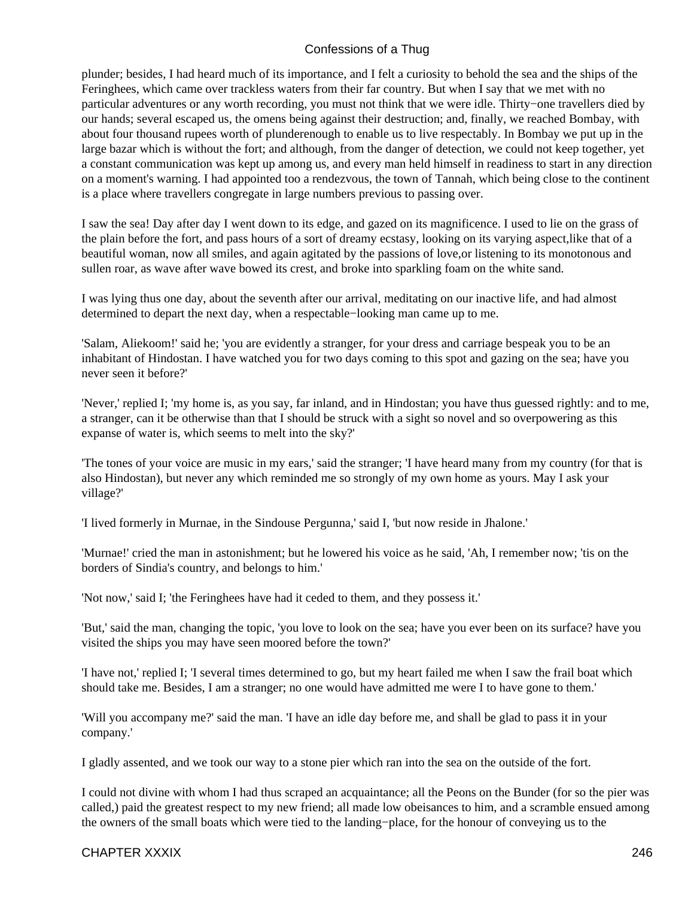plunder; besides, I had heard much of its importance, and I felt a curiosity to behold the sea and the ships of the Feringhees, which came over trackless waters from their far country. But when I say that we met with no particular adventures or any worth recording, you must not think that we were idle. Thirty−one travellers died by our hands; several escaped us, the omens being against their destruction; and, finally, we reached Bombay, with about four thousand rupees worth of plunderenough to enable us to live respectably. In Bombay we put up in the large bazar which is without the fort; and although, from the danger of detection, we could not keep together, yet a constant communication was kept up among us, and every man held himself in readiness to start in any direction on a moment's warning. I had appointed too a rendezvous, the town of Tannah, which being close to the continent is a place where travellers congregate in large numbers previous to passing over.

I saw the sea! Day after day I went down to its edge, and gazed on its magnificence. I used to lie on the grass of the plain before the fort, and pass hours of a sort of dreamy ecstasy, looking on its varying aspect,like that of a beautiful woman, now all smiles, and again agitated by the passions of love,or listening to its monotonous and sullen roar, as wave after wave bowed its crest, and broke into sparkling foam on the white sand.

I was lying thus one day, about the seventh after our arrival, meditating on our inactive life, and had almost determined to depart the next day, when a respectable−looking man came up to me.

'Salam, Aliekoom!' said he; 'you are evidently a stranger, for your dress and carriage bespeak you to be an inhabitant of Hindostan. I have watched you for two days coming to this spot and gazing on the sea; have you never seen it before?'

'Never,' replied I; 'my home is, as you say, far inland, and in Hindostan; you have thus guessed rightly: and to me, a stranger, can it be otherwise than that I should be struck with a sight so novel and so overpowering as this expanse of water is, which seems to melt into the sky?'

'The tones of your voice are music in my ears,' said the stranger; 'I have heard many from my country (for that is also Hindostan), but never any which reminded me so strongly of my own home as yours. May I ask your village?'

'I lived formerly in Murnae, in the Sindouse Pergunna,' said I, 'but now reside in Jhalone.'

'Murnae!' cried the man in astonishment; but he lowered his voice as he said, 'Ah, I remember now; 'tis on the borders of Sindia's country, and belongs to him.'

'Not now,' said I; 'the Feringhees have had it ceded to them, and they possess it.'

'But,' said the man, changing the topic, 'you love to look on the sea; have you ever been on its surface? have you visited the ships you may have seen moored before the town?'

'I have not,' replied I; 'I several times determined to go, but my heart failed me when I saw the frail boat which should take me. Besides, I am a stranger; no one would have admitted me were I to have gone to them.'

'Will you accompany me?' said the man. 'I have an idle day before me, and shall be glad to pass it in your company.'

I gladly assented, and we took our way to a stone pier which ran into the sea on the outside of the fort.

I could not divine with whom I had thus scraped an acquaintance; all the Peons on the Bunder (for so the pier was called,) paid the greatest respect to my new friend; all made low obeisances to him, and a scramble ensued among the owners of the small boats which were tied to the landing−place, for the honour of conveying us to the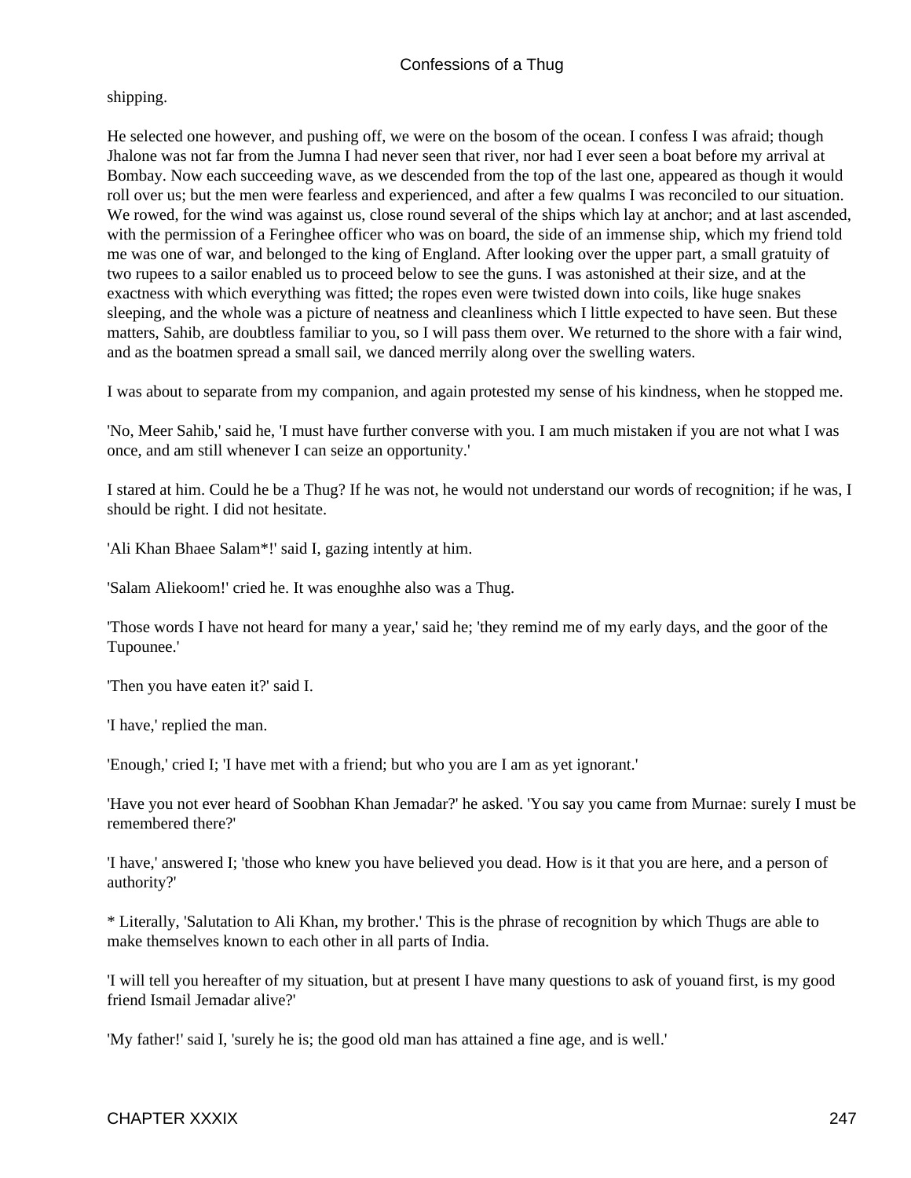shipping.

He selected one however, and pushing off, we were on the bosom of the ocean. I confess I was afraid; though Jhalone was not far from the Jumna I had never seen that river, nor had I ever seen a boat before my arrival at Bombay. Now each succeeding wave, as we descended from the top of the last one, appeared as though it would roll over us; but the men were fearless and experienced, and after a few qualms I was reconciled to our situation. We rowed, for the wind was against us, close round several of the ships which lay at anchor; and at last ascended, with the permission of a Feringhee officer who was on board, the side of an immense ship, which my friend told me was one of war, and belonged to the king of England. After looking over the upper part, a small gratuity of two rupees to a sailor enabled us to proceed below to see the guns. I was astonished at their size, and at the exactness with which everything was fitted; the ropes even were twisted down into coils, like huge snakes sleeping, and the whole was a picture of neatness and cleanliness which I little expected to have seen. But these matters, Sahib, are doubtless familiar to you, so I will pass them over. We returned to the shore with a fair wind, and as the boatmen spread a small sail, we danced merrily along over the swelling waters.

I was about to separate from my companion, and again protested my sense of his kindness, when he stopped me.

'No, Meer Sahib,' said he, 'I must have further converse with you. I am much mistaken if you are not what I was once, and am still whenever I can seize an opportunity.'

I stared at him. Could he be a Thug? If he was not, he would not understand our words of recognition; if he was, I should be right. I did not hesitate.

'Ali Khan Bhaee Salam*!' said I, gazing intently at him.

'Salam Aliekoom!' cried he. It was enoughhe also was a Thug.

'Those words I have not heard for many a year,' said he; 'they remind me of my early days, and the goor of the Tupounee.'

'Then you have eaten it?' said I.

'I have,' replied the man.

'Enough,' cried I; 'I have met with a friend; but who you are I am as yet ignorant.'

'Have you not ever heard of Soobhan Khan Jemadar?' he asked. 'You say you came from Murnae: surely I must be remembered there?'

'I have,' answered I; 'those who knew you have believed you dead. How is it that you are here, and a person of authority?'

* Literally, 'Salutation to Ali Khan, my brother.' This is the phrase of recognition by which Thugs are able to make themselves known to each other in all parts of India.

'I will tell you hereafter of my situation, but at present I have many questions to ask of youand first, is my good friend Ismail Jemadar alive?'

'My father!' said I, 'surely he is; the good old man has attained a fine age, and is well.'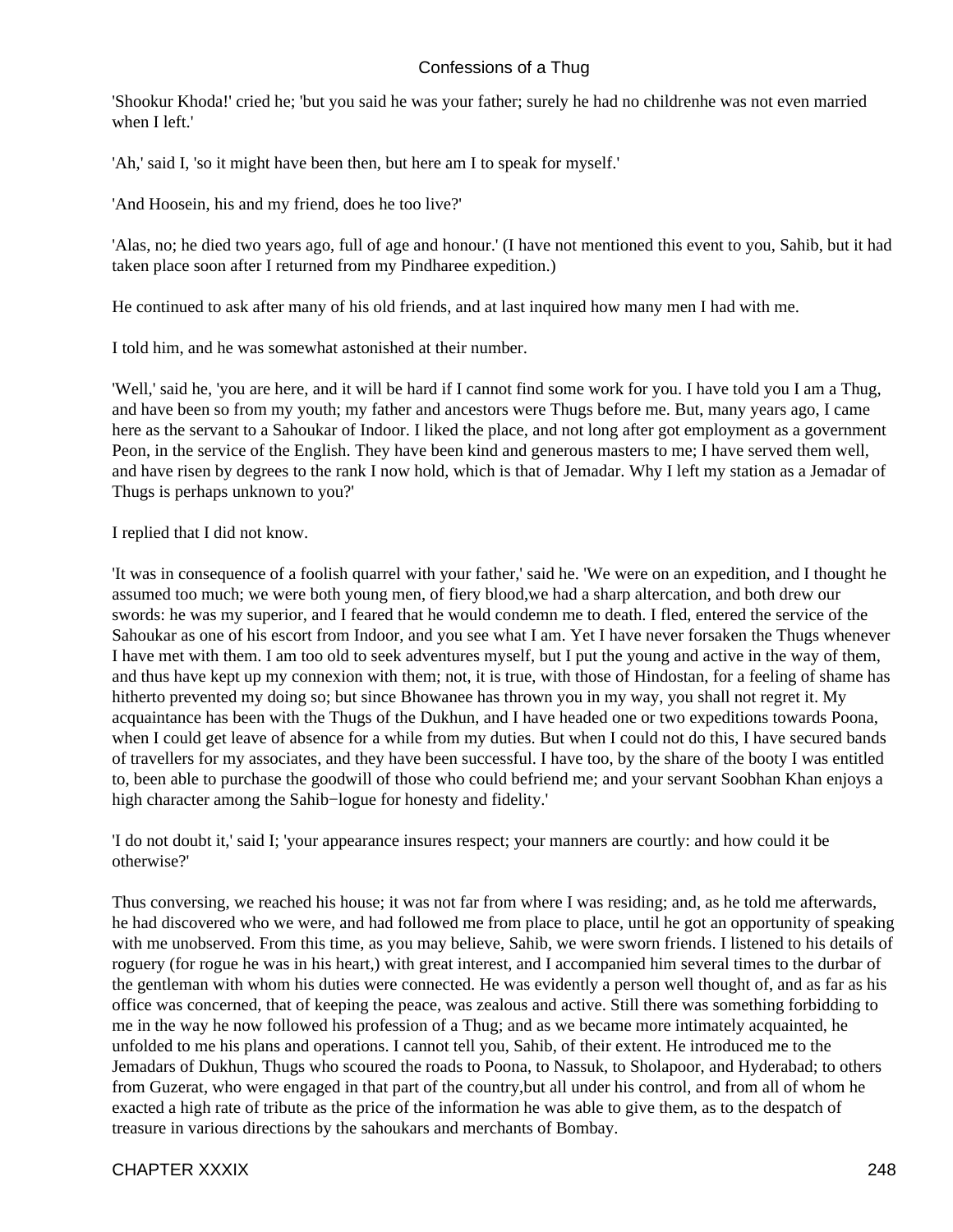'Shookur Khoda!' cried he; 'but you said he was your father; surely he had no childrenhe was not even married when I left.'

'Ah,' said I, 'so it might have been then, but here am I to speak for myself.'

'And Hoosein, his and my friend, does he too live?'

'Alas, no; he died two years ago, full of age and honour.' (I have not mentioned this event to you, Sahib, but it had taken place soon after I returned from my Pindharee expedition.)

He continued to ask after many of his old friends, and at last inquired how many men I had with me.

I told him, and he was somewhat astonished at their number.

'Well,' said he, 'you are here, and it will be hard if I cannot find some work for you. I have told you I am a Thug, and have been so from my youth; my father and ancestors were Thugs before me. But, many years ago, I came here as the servant to a Sahoukar of Indoor. I liked the place, and not long after got employment as a government Peon, in the service of the English. They have been kind and generous masters to me; I have served them well, and have risen by degrees to the rank I now hold, which is that of Jemadar. Why I left my station as a Jemadar of Thugs is perhaps unknown to you?'

I replied that I did not know.

'It was in consequence of a foolish quarrel with your father,' said he. 'We were on an expedition, and I thought he assumed too much; we were both young men, of fiery blood,we had a sharp altercation, and both drew our swords: he was my superior, and I feared that he would condemn me to death. I fled, entered the service of the Sahoukar as one of his escort from Indoor, and you see what I am. Yet I have never forsaken the Thugs whenever I have met with them. I am too old to seek adventures myself, but I put the young and active in the way of them, and thus have kept up my connexion with them; not, it is true, with those of Hindostan, for a feeling of shame has hitherto prevented my doing so; but since Bhowanee has thrown you in my way, you shall not regret it. My acquaintance has been with the Thugs of the Dukhun, and I have headed one or two expeditions towards Poona, when I could get leave of absence for a while from my duties. But when I could not do this, I have secured bands of travellers for my associates, and they have been successful. I have too, by the share of the booty I was entitled to, been able to purchase the goodwill of those who could befriend me; and your servant Soobhan Khan enjoys a high character among the Sahib−logue for honesty and fidelity.'

'I do not doubt it,' said I; 'your appearance insures respect; your manners are courtly: and how could it be otherwise?'

Thus conversing, we reached his house; it was not far from where I was residing; and, as he told me afterwards, he had discovered who we were, and had followed me from place to place, until he got an opportunity of speaking with me unobserved. From this time, as you may believe, Sahib, we were sworn friends. I listened to his details of roguery (for rogue he was in his heart,) with great interest, and I accompanied him several times to the durbar of the gentleman with whom his duties were connected. He was evidently a person well thought of, and as far as his office was concerned, that of keeping the peace, was zealous and active. Still there was something forbidding to me in the way he now followed his profession of a Thug; and as we became more intimately acquainted, he unfolded to me his plans and operations. I cannot tell you, Sahib, of their extent. He introduced me to the Jemadars of Dukhun, Thugs who scoured the roads to Poona, to Nassuk, to Sholapoor, and Hyderabad; to others from Guzerat, who were engaged in that part of the country,but all under his control, and from all of whom he exacted a high rate of tribute as the price of the information he was able to give them, as to the despatch of treasure in various directions by the sahoukars and merchants of Bombay.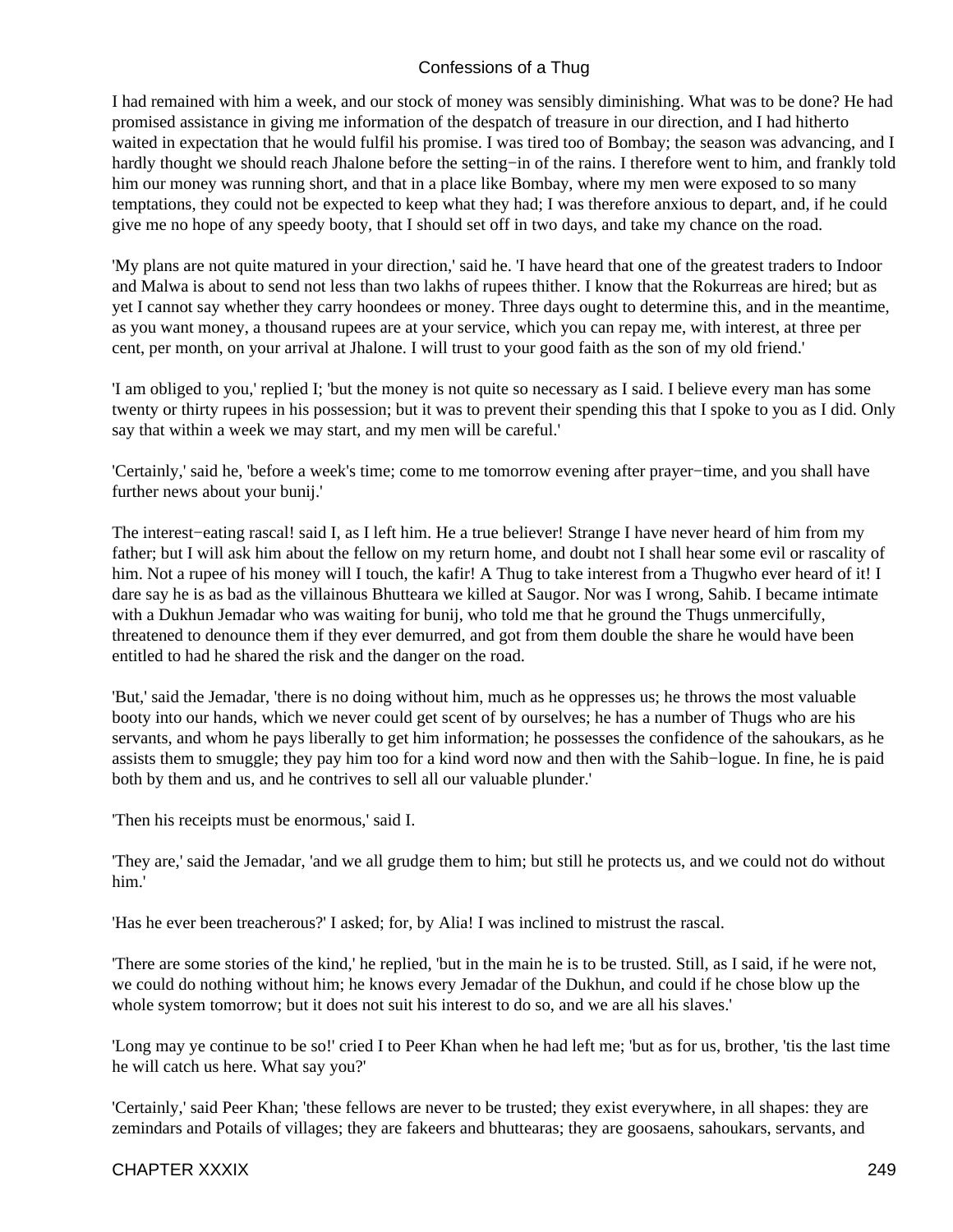I had remained with him a week, and our stock of money was sensibly diminishing. What was to be done? He had promised assistance in giving me information of the despatch of treasure in our direction, and I had hitherto waited in expectation that he would fulfil his promise. I was tired too of Bombay; the season was advancing, and I hardly thought we should reach Jhalone before the setting−in of the rains. I therefore went to him, and frankly told him our money was running short, and that in a place like Bombay, where my men were exposed to so many temptations, they could not be expected to keep what they had; I was therefore anxious to depart, and, if he could give me no hope of any speedy booty, that I should set off in two days, and take my chance on the road.

'My plans are not quite matured in your direction,' said he. 'I have heard that one of the greatest traders to Indoor and Malwa is about to send not less than two lakhs of rupees thither. I know that the Rokurreas are hired; but as yet I cannot say whether they carry hoondees or money. Three days ought to determine this, and in the meantime, as you want money, a thousand rupees are at your service, which you can repay me, with interest, at three per cent, per month, on your arrival at Jhalone. I will trust to your good faith as the son of my old friend.'

'I am obliged to you,' replied I; 'but the money is not quite so necessary as I said. I believe every man has some twenty or thirty rupees in his possession; but it was to prevent their spending this that I spoke to you as I did. Only say that within a week we may start, and my men will be careful.'

'Certainly,' said he, 'before a week's time; come to me tomorrow evening after prayer−time, and you shall have further news about your bunij.'

The interest−eating rascal! said I, as I left him. He a true believer! Strange I have never heard of him from my father; but I will ask him about the fellow on my return home, and doubt not I shall hear some evil or rascality of him. Not a rupee of his money will I touch, the kafir! A Thug to take interest from a Thugwho ever heard of it! I dare say he is as bad as the villainous Bhutteara we killed at Saugor. Nor was I wrong, Sahib. I became intimate with a Dukhun Jemadar who was waiting for bunij, who told me that he ground the Thugs unmercifully, threatened to denounce them if they ever demurred, and got from them double the share he would have been entitled to had he shared the risk and the danger on the road.

'But,' said the Jemadar, 'there is no doing without him, much as he oppresses us; he throws the most valuable booty into our hands, which we never could get scent of by ourselves; he has a number of Thugs who are his servants, and whom he pays liberally to get him information; he possesses the confidence of the sahoukars, as he assists them to smuggle; they pay him too for a kind word now and then with the Sahib−logue. In fine, he is paid both by them and us, and he contrives to sell all our valuable plunder.'

'Then his receipts must be enormous,' said I.

'They are,' said the Jemadar, 'and we all grudge them to him; but still he protects us, and we could not do without him.'

'Has he ever been treacherous?' I asked; for, by Alia! I was inclined to mistrust the rascal.

'There are some stories of the kind,' he replied, 'but in the main he is to be trusted. Still, as I said, if he were not, we could do nothing without him; he knows every Jemadar of the Dukhun, and could if he chose blow up the whole system tomorrow; but it does not suit his interest to do so, and we are all his slaves.'

'Long may ye continue to be so!' cried I to Peer Khan when he had left me; 'but as for us, brother, 'tis the last time he will catch us here. What say you?'

'Certainly,' said Peer Khan; 'these fellows are never to be trusted; they exist everywhere, in all shapes: they are zemindars and Potails of villages; they are fakeers and bhuttearas; they are goosaens, sahoukars, servants, and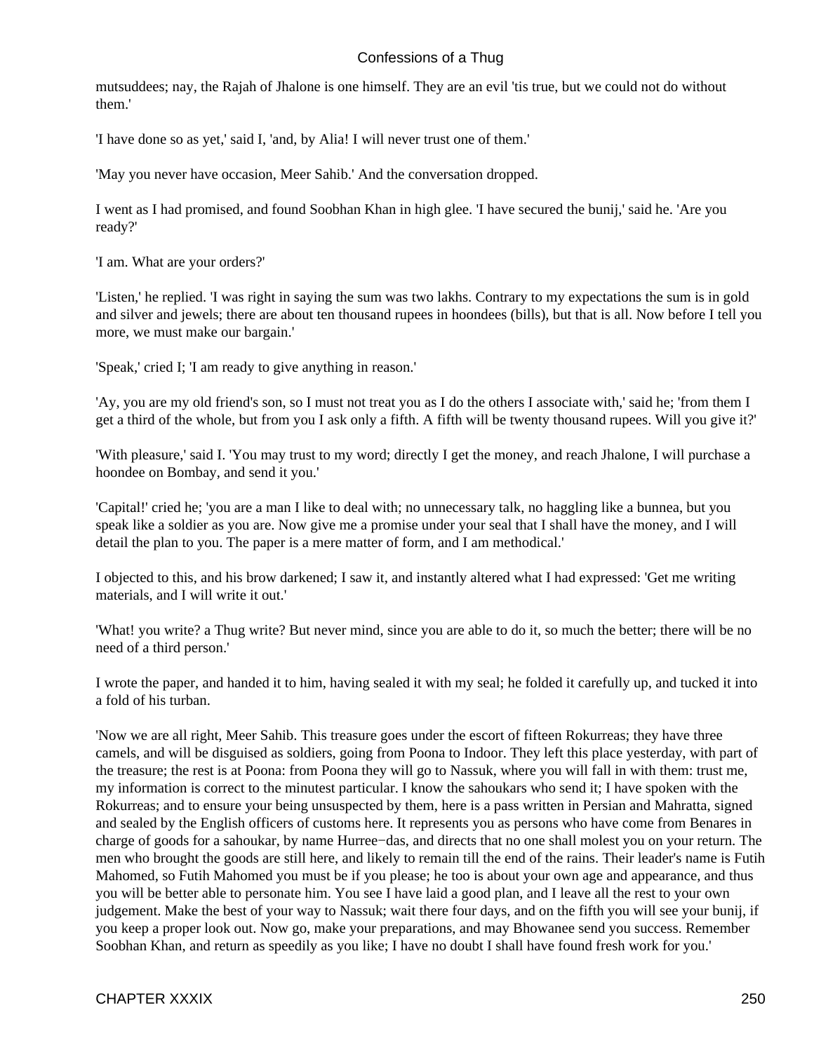mutsuddees; nay, the Rajah of Jhalone is one himself. They are an evil 'tis true, but we could not do without them.'

'I have done so as yet,' said I, 'and, by Alia! I will never trust one of them.'

'May you never have occasion, Meer Sahib.' And the conversation dropped.

I went as I had promised, and found Soobhan Khan in high glee. 'I have secured the bunij,' said he. 'Are you ready?'

'I am. What are your orders?'

'Listen,' he replied. 'I was right in saying the sum was two lakhs. Contrary to my expectations the sum is in gold and silver and jewels; there are about ten thousand rupees in hoondees (bills), but that is all. Now before I tell you more, we must make our bargain.'

'Speak,' cried I; 'I am ready to give anything in reason.'

'Ay, you are my old friend's son, so I must not treat you as I do the others I associate with,' said he; 'from them I get a third of the whole, but from you I ask only a fifth. A fifth will be twenty thousand rupees. Will you give it?'

'With pleasure,' said I. 'You may trust to my word; directly I get the money, and reach Jhalone, I will purchase a hoondee on Bombay, and send it you.'

'Capital!' cried he; 'you are a man I like to deal with; no unnecessary talk, no haggling like a bunnea, but you speak like a soldier as you are. Now give me a promise under your seal that I shall have the money, and I will detail the plan to you. The paper is a mere matter of form, and I am methodical.'

I objected to this, and his brow darkened; I saw it, and instantly altered what I had expressed: 'Get me writing materials, and I will write it out.'

'What! you write? a Thug write? But never mind, since you are able to do it, so much the better; there will be no need of a third person.'

I wrote the paper, and handed it to him, having sealed it with my seal; he folded it carefully up, and tucked it into a fold of his turban.

'Now we are all right, Meer Sahib. This treasure goes under the escort of fifteen Rokurreas; they have three camels, and will be disguised as soldiers, going from Poona to Indoor. They left this place yesterday, with part of the treasure; the rest is at Poona: from Poona they will go to Nassuk, where you will fall in with them: trust me, my information is correct to the minutest particular. I know the sahoukars who send it; I have spoken with the Rokurreas; and to ensure your being unsuspected by them, here is a pass written in Persian and Mahratta, signed and sealed by the English officers of customs here. It represents you as persons who have come from Benares in charge of goods for a sahoukar, by name Hurree−das, and directs that no one shall molest you on your return. The men who brought the goods are still here, and likely to remain till the end of the rains. Their leader's name is Futih Mahomed, so Futih Mahomed you must be if you please; he too is about your own age and appearance, and thus you will be better able to personate him. You see I have laid a good plan, and I leave all the rest to your own judgement. Make the best of your way to Nassuk; wait there four days, and on the fifth you will see your bunij, if you keep a proper look out. Now go, make your preparations, and may Bhowanee send you success. Remember Soobhan Khan, and return as speedily as you like; I have no doubt I shall have found fresh work for you.'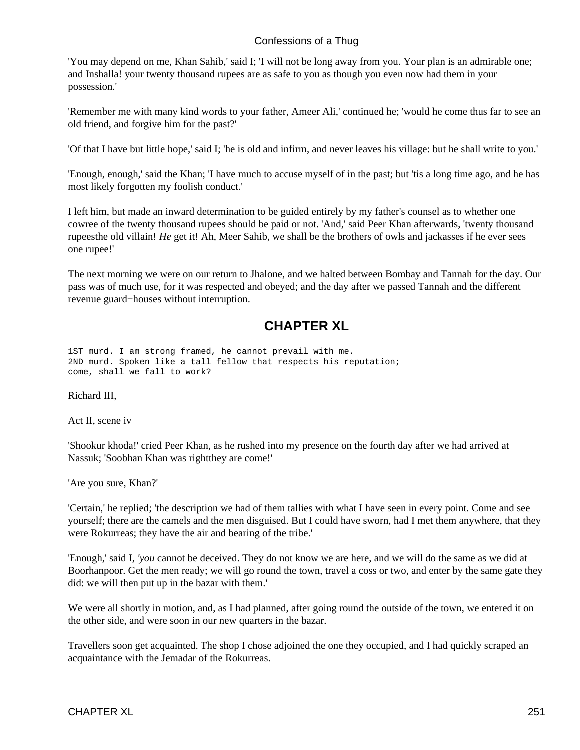'You may depend on me, Khan Sahib,' said I; 'I will not be long away from you. Your plan is an admirable one; and Inshalla! your twenty thousand rupees are as safe to you as though you even now had them in your possession.'

'Remember me with many kind words to your father, Ameer Ali,' continued he; 'would he come thus far to see an old friend, and forgive him for the past?'

'Of that I have but little hope,' said I; 'he is old and infirm, and never leaves his village: but he shall write to you.'

'Enough, enough,' said the Khan; 'I have much to accuse myself of in the past; but 'tis a long time ago, and he has most likely forgotten my foolish conduct.'

I left him, but made an inward determination to be guided entirely by my father's counsel as to whether one cowree of the twenty thousand rupees should be paid or not. 'And,' said Peer Khan afterwards, 'twenty thousand rupeesthe old villain! *He* get it! Ah, Meer Sahib, we shall be the brothers of owls and jackasses if he ever sees one rupee!'

The next morning we were on our return to Jhalone, and we halted between Bombay and Tannah for the day. Our pass was of much use, for it was respected and obeyed; and the day after we passed Tannah and the different revenue guard−houses without interruption.

## CHAPTER XL

```
1ST murd. I am strong framed, he cannot prevail with me.
2ND murd. Spoken like a tall fellow that respects his reputation;
come, shall we fall to work?
```

Richard III,

Act II, scene iv

'Shookur khoda!' cried Peer Khan, as he rushed into my presence on the fourth day after we had arrived at Nassuk; 'Soobhan Khan was rightthey are come!'

'Are you sure, Khan?'

'Certain,' he replied; 'the description we had of them tallies with what I have seen in every point. Come and see yourself; there are the camels and the men disguised. But I could have sworn, had I met them anywhere, that they were Rokurreas; they have the air and bearing of the tribe.'

'Enough,' said I, '*you* cannot be deceived. They do not know we are here, and we will do the same as we did at Boorhanpoor. Get the men ready; we will go round the town, travel a coss or two, and enter by the same gate they did: we will then put up in the bazar with them.'

We were all shortly in motion, and, as I had planned, after going round the outside of the town, we entered it on the other side, and were soon in our new quarters in the bazar.

Travellers soon get acquainted. The shop I chose adjoined the one they occupied, and I had quickly scraped an acquaintance with the Jemadar of the Rokurreas.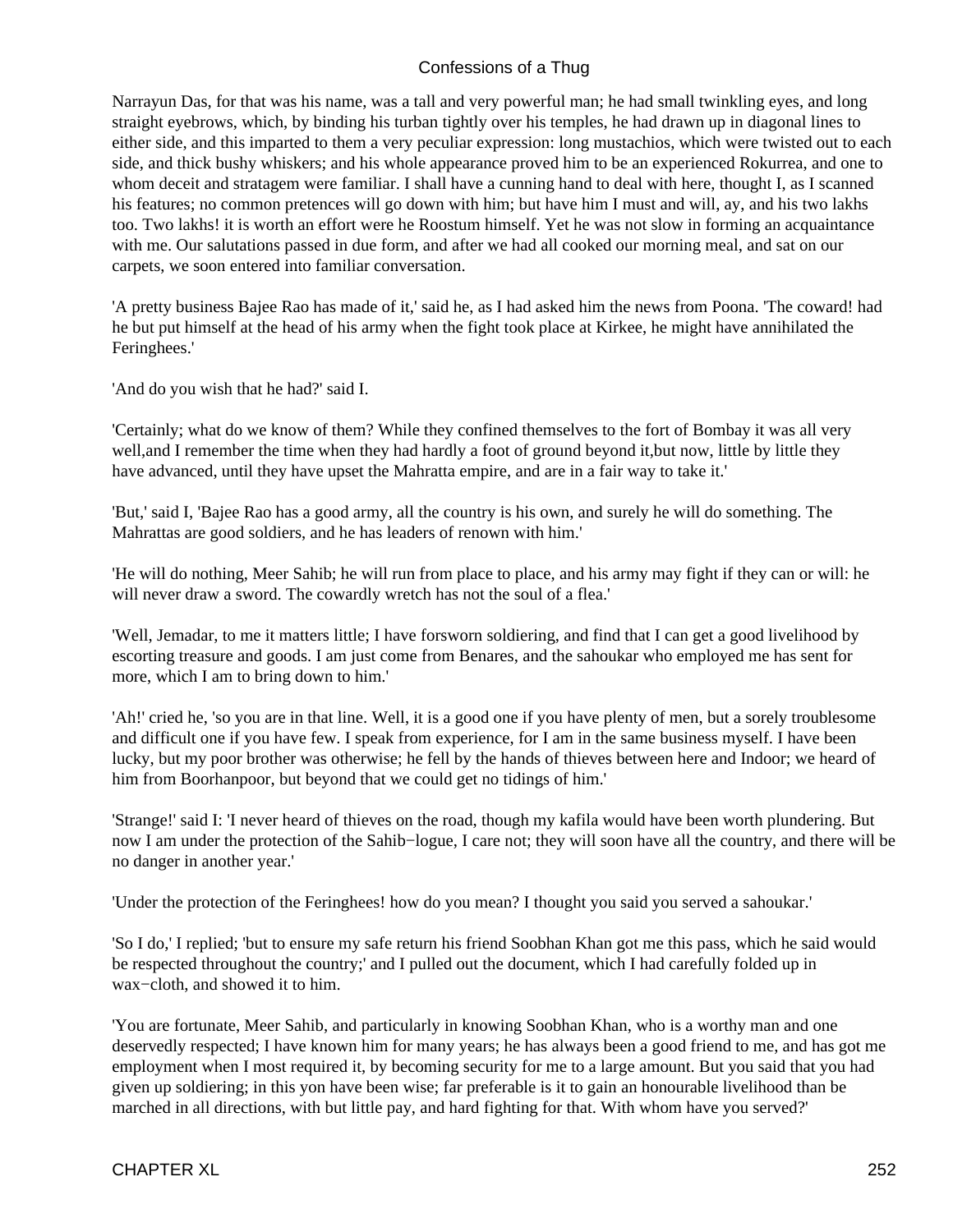Narrayun Das, for that was his name, was a tall and very powerful man; he had small twinkling eyes, and long straight eyebrows, which, by binding his turban tightly over his temples, he had drawn up in diagonal lines to either side, and this imparted to them a very peculiar expression: long mustachios, which were twisted out to each side, and thick bushy whiskers; and his whole appearance proved him to be an experienced Rokurrea, and one to whom deceit and stratagem were familiar. I shall have a cunning hand to deal with here, thought I, as I scanned his features; no common pretences will go down with him; but have him I must and will, ay, and his two lakhs too. Two lakhs! it is worth an effort were he Roostum himself. Yet he was not slow in forming an acquaintance with me. Our salutations passed in due form, and after we had all cooked our morning meal, and sat on our carpets, we soon entered into familiar conversation.

'A pretty business Bajee Rao has made of it,' said he, as I had asked him the news from Poona. 'The coward! had he but put himself at the head of his army when the fight took place at Kirkee, he might have annihilated the Feringhees.'

'And do you wish that he had?' said I.

'Certainly; what do we know of them? While they confined themselves to the fort of Bombay it was all very well,and I remember the time when they had hardly a foot of ground beyond it,but now, little by little they have advanced, until they have upset the Mahratta empire, and are in a fair way to take it.'

'But,' said I, 'Bajee Rao has a good army, all the country is his own, and surely he will do something. The Mahrattas are good soldiers, and he has leaders of renown with him.'

'He will do nothing, Meer Sahib; he will run from place to place, and his army may fight if they can or will: he will never draw a sword. The cowardly wretch has not the soul of a flea.'

'Well, Jemadar, to me it matters little; I have forsworn soldiering, and find that I can get a good livelihood by escorting treasure and goods. I am just come from Benares, and the sahoukar who employed me has sent for more, which I am to bring down to him.'

'Ah!' cried he, 'so you are in that line. Well, it is a good one if you have plenty of men, but a sorely troublesome and difficult one if you have few. I speak from experience, for I am in the same business myself. I have been lucky, but my poor brother was otherwise; he fell by the hands of thieves between here and Indoor; we heard of him from Boorhanpoor, but beyond that we could get no tidings of him.'

'Strange!' said I: 'I never heard of thieves on the road, though my kafila would have been worth plundering. But now I am under the protection of the Sahib−logue, I care not; they will soon have all the country, and there will be no danger in another year.'

'Under the protection of the Feringhees! how do you mean? I thought you said you served a sahoukar.'

'So I do,' I replied; 'but to ensure my safe return his friend Soobhan Khan got me this pass, which he said would be respected throughout the country;' and I pulled out the document, which I had carefully folded up in wax−cloth, and showed it to him.

'You are fortunate, Meer Sahib, and particularly in knowing Soobhan Khan, who is a worthy man and one deservedly respected; I have known him for many years; he has always been a good friend to me, and has got me employment when I most required it, by becoming security for me to a large amount. But you said that you had given up soldiering; in this yon have been wise; far preferable is it to gain an honourable livelihood than be marched in all directions, with but little pay, and hard fighting for that. With whom have you served?'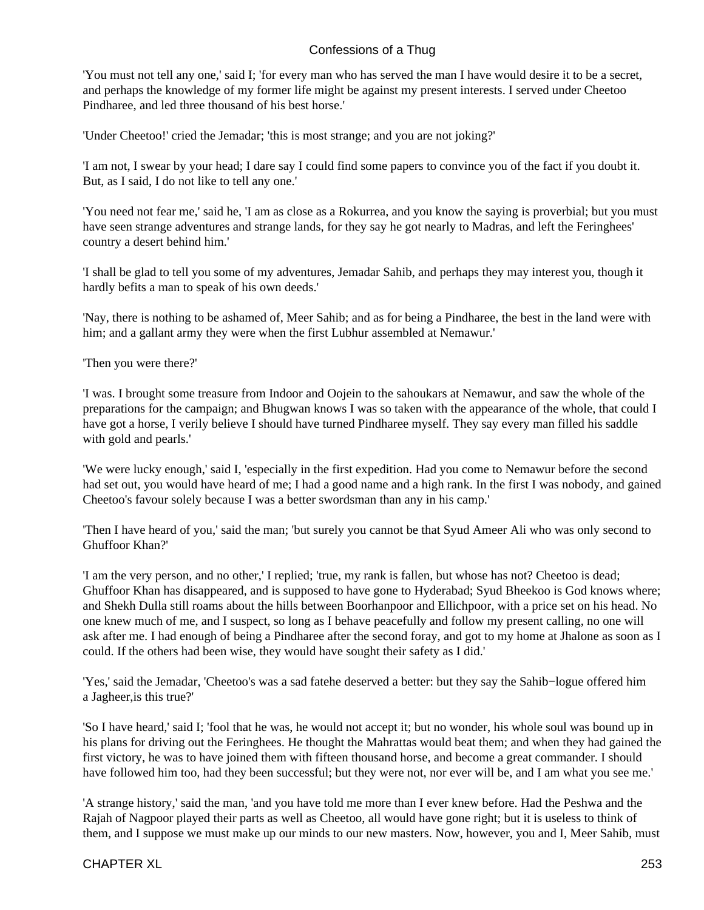'You must not tell any one,' said I; 'for every man who has served the man I have would desire it to be a secret, and perhaps the knowledge of my former life might be against my present interests. I served under Cheetoo Pindharee, and led three thousand of his best horse.'

'Under Cheetoo!' cried the Jemadar; 'this is most strange; and you are not joking?'

'I am not, I swear by your head; I dare say I could find some papers to convince you of the fact if you doubt it. But, as I said, I do not like to tell any one.'

'You need not fear me,' said he, 'I am as close as a Rokurrea, and you know the saying is proverbial; but you must have seen strange adventures and strange lands, for they say he got nearly to Madras, and left the Feringhees' country a desert behind him.'

'I shall be glad to tell you some of my adventures, Jemadar Sahib, and perhaps they may interest you, though it hardly befits a man to speak of his own deeds.'

'Nay, there is nothing to be ashamed of, Meer Sahib; and as for being a Pindharee, the best in the land were with him; and a gallant army they were when the first Lubhur assembled at Nemawur.'

'Then you were there?'

'I was. I brought some treasure from Indoor and Oojein to the sahoukars at Nemawur, and saw the whole of the preparations for the campaign; and Bhugwan knows I was so taken with the appearance of the whole, that could I have got a horse, I verily believe I should have turned Pindharee myself. They say every man filled his saddle with gold and pearls.'

'We were lucky enough,' said I, 'especially in the first expedition. Had you come to Nemawur before the second had set out, you would have heard of me; I had a good name and a high rank. In the first I was nobody, and gained Cheetoo's favour solely because I was a better swordsman than any in his camp.'

'Then I have heard of you,' said the man; 'but surely you cannot be that Syud Ameer Ali who was only second to Ghuffoor Khan?'

'I am the very person, and no other,' I replied; 'true, my rank is fallen, but whose has not? Cheetoo is dead; Ghuffoor Khan has disappeared, and is supposed to have gone to Hyderabad; Syud Bheekoo is God knows where; and Shekh Dulla still roams about the hills between Boorhanpoor and Ellichpoor, with a price set on his head. No one knew much of me, and I suspect, so long as I behave peacefully and follow my present calling, no one will ask after me. I had enough of being a Pindharee after the second foray, and got to my home at Jhalone as soon as I could. If the others had been wise, they would have sought their safety as I did.'

'Yes,' said the Jemadar, 'Cheetoo's was a sad fatehe deserved a better: but they say the Sahib−logue offered him a Jagheer,is this true?'

'So I have heard,' said I; 'fool that he was, he would not accept it; but no wonder, his whole soul was bound up in his plans for driving out the Feringhees. He thought the Mahrattas would beat them; and when they had gained the first victory, he was to have joined them with fifteen thousand horse, and become a great commander. I should have followed him too, had they been successful; but they were not, nor ever will be, and I am what you see me.'

'A strange history,' said the man, 'and you have told me more than I ever knew before. Had the Peshwa and the Rajah of Nagpoor played their parts as well as Cheetoo, all would have gone right; but it is useless to think of them, and I suppose we must make up our minds to our new masters. Now, however, you and I, Meer Sahib, must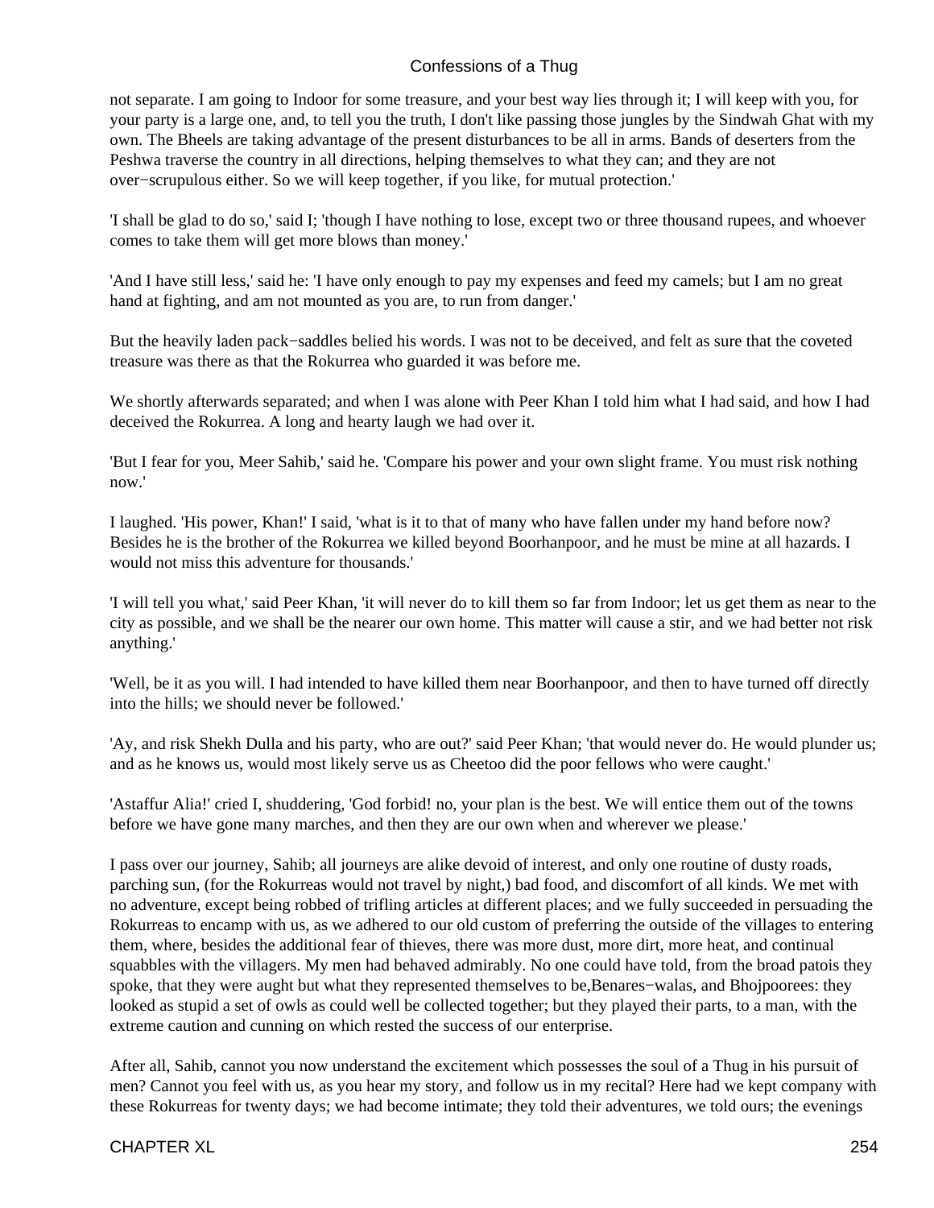not separate. I am going to Indoor for some treasure, and your best way lies through it; I will keep with you, for your party is a large one, and, to tell you the truth, I don't like passing those jungles by the Sindwah Ghat with my own. The Bheels are taking advantage of the present disturbances to be all in arms. Bands of deserters from the Peshwa traverse the country in all directions, helping themselves to what they can; and they are not over−scrupulous either. So we will keep together, if you like, for mutual protection.'

'I shall be glad to do so,' said I; 'though I have nothing to lose, except two or three thousand rupees, and whoever comes to take them will get more blows than money.'

'And I have still less,' said he: 'I have only enough to pay my expenses and feed my camels; but I am no great hand at fighting, and am not mounted as you are, to run from danger.'

But the heavily laden pack−saddles belied his words. I was not to be deceived, and felt as sure that the coveted treasure was there as that the Rokurrea who guarded it was before me.

We shortly afterwards separated; and when I was alone with Peer Khan I told him what I had said, and how I had deceived the Rokurrea. A long and hearty laugh we had over it.

'But I fear for you, Meer Sahib,' said he. 'Compare his power and your own slight frame. You must risk nothing now.'

I laughed. 'His power, Khan!' I said, 'what is it to that of many who have fallen under my hand before now? Besides he is the brother of the Rokurrea we killed beyond Boorhanpoor, and he must be mine at all hazards. I would not miss this adventure for thousands.'

'I will tell you what,' said Peer Khan, 'it will never do to kill them so far from Indoor; let us get them as near to the city as possible, and we shall be the nearer our own home. This matter will cause a stir, and we had better not risk anything.'

'Well, be it as you will. I had intended to have killed them near Boorhanpoor, and then to have turned off directly into the hills; we should never be followed.'

'Ay, and risk Shekh Dulla and his party, who are out?' said Peer Khan; 'that would never do. He would plunder us; and as he knows us, would most likely serve us as Cheetoo did the poor fellows who were caught.'

'Astaffur Alia!' cried I, shuddering, 'God forbid! no, your plan is the best. We will entice them out of the towns before we have gone many marches, and then they are our own when and wherever we please.'

I pass over our journey, Sahib; all journeys are alike devoid of interest, and only one routine of dusty roads, parching sun, (for the Rokurreas would not travel by night,) bad food, and discomfort of all kinds. We met with no adventure, except being robbed of trifling articles at different places; and we fully succeeded in persuading the Rokurreas to encamp with us, as we adhered to our old custom of preferring the outside of the villages to entering them, where, besides the additional fear of thieves, there was more dust, more dirt, more heat, and continual squabbles with the villagers. My men had behaved admirably. No one could have told, from the broad patois they spoke, that they were aught but what they represented themselves to be,Benares−walas, and Bhojpoorees: they looked as stupid a set of owls as could well be collected together; but they played their parts, to a man, with the extreme caution and cunning on which rested the success of our enterprise.

After all, Sahib, cannot you now understand the excitement which possesses the soul of a Thug in his pursuit of men? Cannot you feel with us, as you hear my story, and follow us in my recital? Here had we kept company with these Rokurreas for twenty days; we had become intimate; they told their adventures, we told ours; the evenings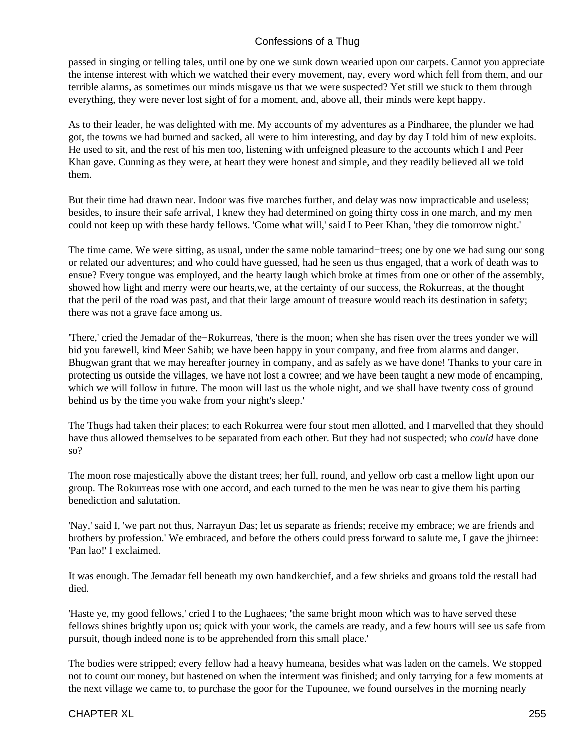passed in singing or telling tales, until one by one we sunk down wearied upon our carpets. Cannot you appreciate the intense interest with which we watched their every movement, nay, every word which fell from them, and our terrible alarms, as sometimes our minds misgave us that we were suspected? Yet still we stuck to them through everything, they were never lost sight of for a moment, and, above all, their minds were kept happy.

As to their leader, he was delighted with me. My accounts of my adventures as a Pindharee, the plunder we had got, the towns we had burned and sacked, all were to him interesting, and day by day I told him of new exploits. He used to sit, and the rest of his men too, listening with unfeigned pleasure to the accounts which I and Peer Khan gave. Cunning as they were, at heart they were honest and simple, and they readily believed all we told them.

But their time had drawn near. Indoor was five marches further, and delay was now impracticable and useless; besides, to insure their safe arrival, I knew they had determined on going thirty coss in one march, and my men could not keep up with these hardy fellows. 'Come what will,' said I to Peer Khan, 'they die tomorrow night.'

The time came. We were sitting, as usual, under the same noble tamarind−trees; one by one we had sung our song or related our adventures; and who could have guessed, had he seen us thus engaged, that a work of death was to ensue? Every tongue was employed, and the hearty laugh which broke at times from one or other of the assembly, showed how light and merry were our hearts,we, at the certainty of our success, the Rokurreas, at the thought that the peril of the road was past, and that their large amount of treasure would reach its destination in safety; there was not a grave face among us.

'There,' cried the Jemadar of the−Rokurreas, 'there is the moon; when she has risen over the trees yonder we will bid you farewell, kind Meer Sahib; we have been happy in your company, and free from alarms and danger. Bhugwan grant that we may hereafter journey in company, and as safely as we have done! Thanks to your care in protecting us outside the villages, we have not lost a cowree; and we have been taught a new mode of encamping, which we will follow in future. The moon will last us the whole night, and we shall have twenty coss of ground behind us by the time you wake from your night's sleep.'

The Thugs had taken their places; to each Rokurrea were four stout men allotted, and I marvelled that they should have thus allowed themselves to be separated from each other. But they had not suspected; who *could* have done so?

The moon rose majestically above the distant trees; her full, round, and yellow orb cast a mellow light upon our group. The Rokurreas rose with one accord, and each turned to the men he was near to give them his parting benediction and salutation.

'Nay,' said I, 'we part not thus, Narrayun Das; let us separate as friends; receive my embrace; we are friends and brothers by profession.' We embraced, and before the others could press forward to salute me, I gave the jhirnee: 'Pan lao!' I exclaimed.

It was enough. The Jemadar fell beneath my own handkerchief, and a few shrieks and groans told the restall had died.

'Haste ye, my good fellows,' cried I to the Lughaees; 'the same bright moon which was to have served these fellows shines brightly upon us; quick with your work, the camels are ready, and a few hours will see us safe from pursuit, though indeed none is to be apprehended from this small place.'

The bodies were stripped; every fellow had a heavy humeana, besides what was laden on the camels. We stopped not to count our money, but hastened on when the interment was finished; and only tarrying for a few moments at the next village we came to, to purchase the goor for the Tupounee, we found ourselves in the morning nearly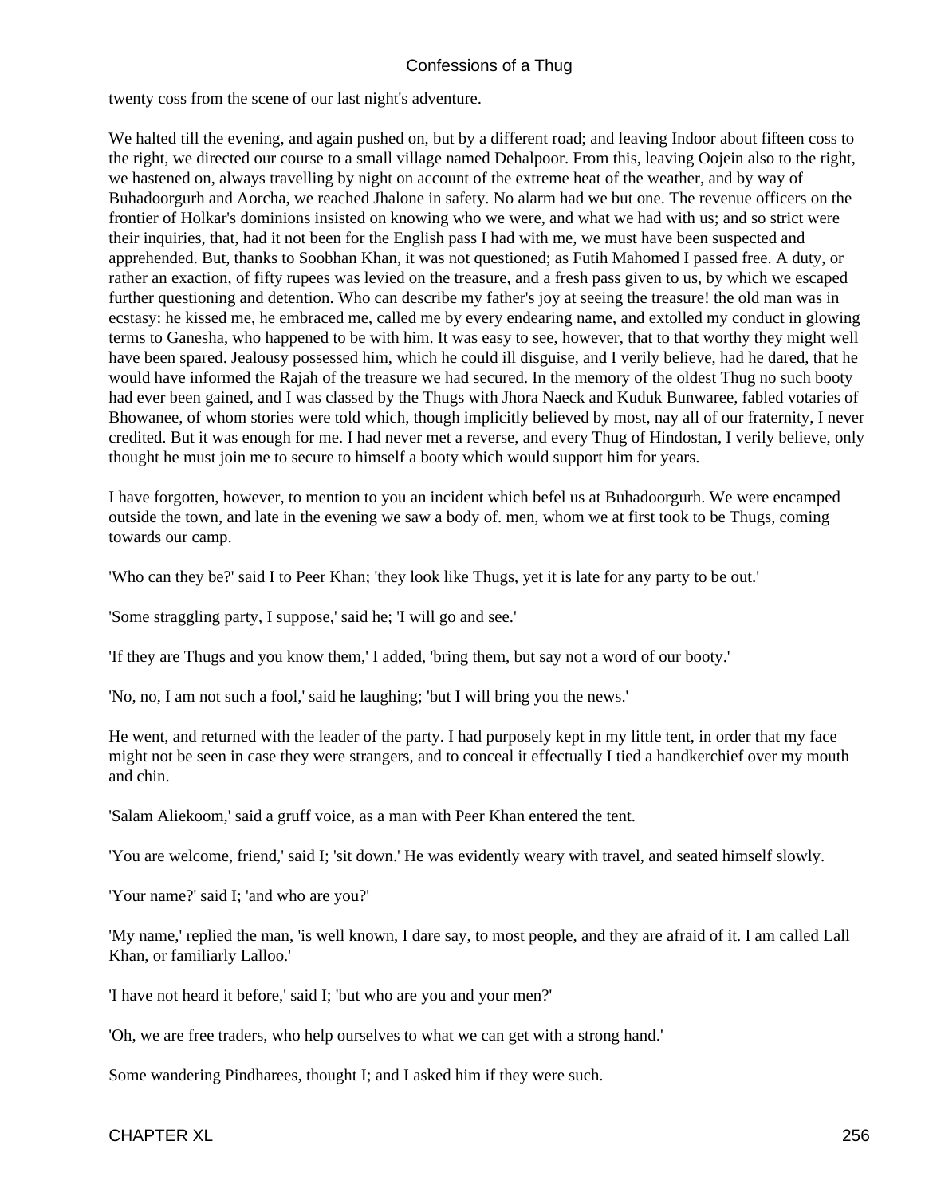twenty coss from the scene of our last night's adventure.

We halted till the evening, and again pushed on, but by a different road; and leaving Indoor about fifteen coss to the right, we directed our course to a small village named Dehalpoor. From this, leaving Oojein also to the right, we hastened on, always travelling by night on account of the extreme heat of the weather, and by way of Buhadoorgurh and Aorcha, we reached Jhalone in safety. No alarm had we but one. The revenue officers on the frontier of Holkar's dominions insisted on knowing who we were, and what we had with us; and so strict were their inquiries, that, had it not been for the English pass I had with me, we must have been suspected and apprehended. But, thanks to Soobhan Khan, it was not questioned; as Futih Mahomed I passed free. A duty, or rather an exaction, of fifty rupees was levied on the treasure, and a fresh pass given to us, by which we escaped further questioning and detention. Who can describe my father's joy at seeing the treasure! the old man was in ecstasy: he kissed me, he embraced me, called me by every endearing name, and extolled my conduct in glowing terms to Ganesha, who happened to be with him. It was easy to see, however, that to that worthy they might well have been spared. Jealousy possessed him, which he could ill disguise, and I verily believe, had he dared, that he would have informed the Rajah of the treasure we had secured. In the memory of the oldest Thug no such booty had ever been gained, and I was classed by the Thugs with Jhora Naeck and Kuduk Bunwaree, fabled votaries of Bhowanee, of whom stories were told which, though implicitly believed by most, nay all of our fraternity, I never credited. But it was enough for me. I had never met a reverse, and every Thug of Hindostan, I verily believe, only thought he must join me to secure to himself a booty which would support him for years.

I have forgotten, however, to mention to you an incident which befel us at Buhadoorgurh. We were encamped outside the town, and late in the evening we saw a body of. men, whom we at first took to be Thugs, coming towards our camp.

'Who can they be?' said I to Peer Khan; 'they look like Thugs, yet it is late for any party to be out.'

'Some straggling party, I suppose,' said he; 'I will go and see.'

'If they are Thugs and you know them,' I added, 'bring them, but say not a word of our booty.'

'No, no, I am not such a fool,' said he laughing; 'but I will bring you the news.'

He went, and returned with the leader of the party. I had purposely kept in my little tent, in order that my face might not be seen in case they were strangers, and to conceal it effectually I tied a handkerchief over my mouth and chin.

'Salam Aliekoom,' said a gruff voice, as a man with Peer Khan entered the tent.

'You are welcome, friend,' said I; 'sit down.' He was evidently weary with travel, and seated himself slowly.

'Your name?' said I; 'and who are you?'

'My name,' replied the man, 'is well known, I dare say, to most people, and they are afraid of it. I am called Lall Khan, or familiarly Lalloo.'

'I have not heard it before,' said I; 'but who are you and your men?'

'Oh, we are free traders, who help ourselves to what we can get with a strong hand.'

Some wandering Pindharees, thought I; and I asked him if they were such.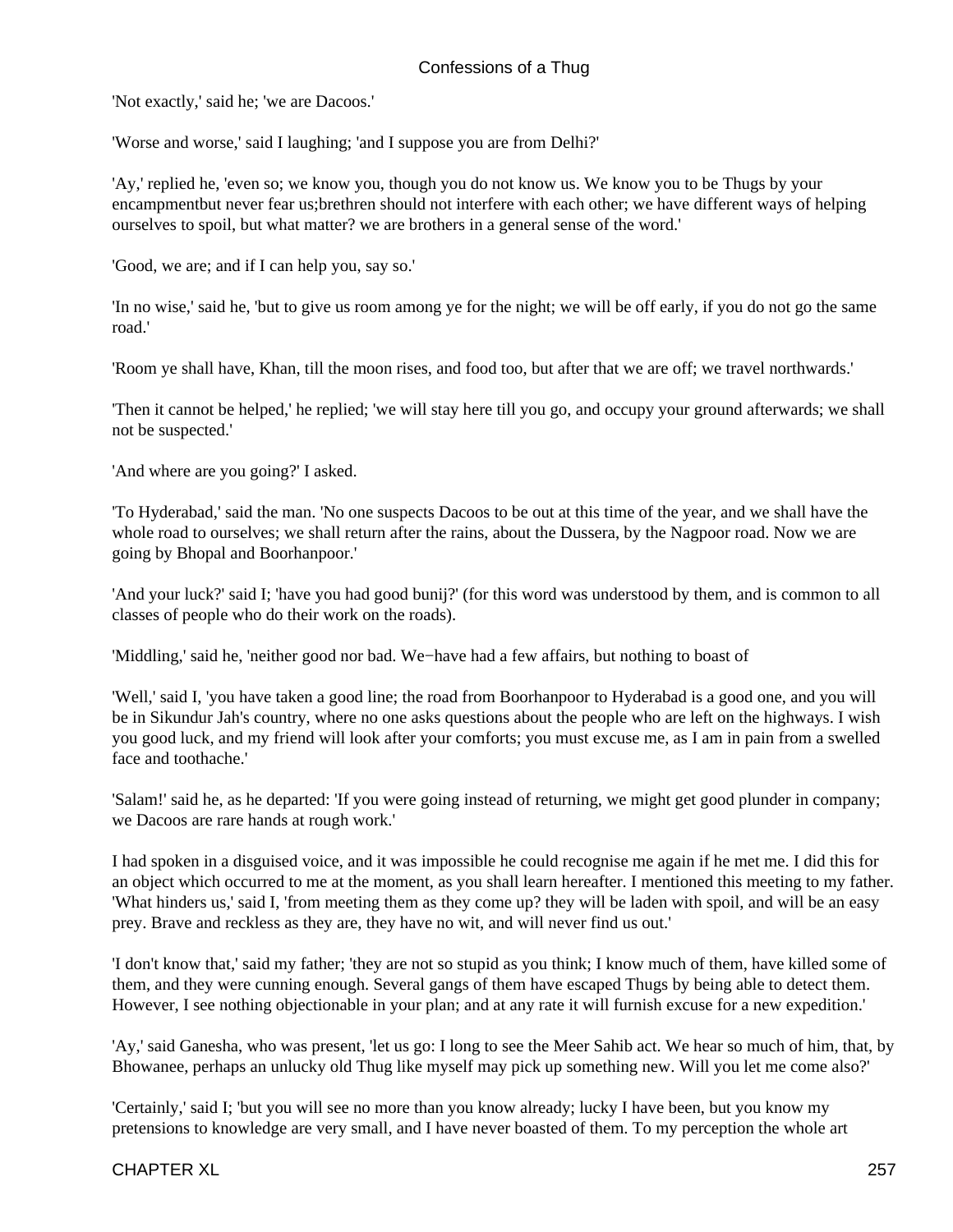'Not exactly,' said he; 'we are Dacoos.'

'Worse and worse,' said I laughing; 'and I suppose you are from Delhi?'

'Ay,' replied he, 'even so; we know you, though you do not know us. We know you to be Thugs by your encampmentbut never fear us;brethren should not interfere with each other; we have different ways of helping ourselves to spoil, but what matter? we are brothers in a general sense of the word.'

'Good, we are; and if I can help you, say so.'

'In no wise,' said he, 'but to give us room among ye for the night; we will be off early, if you do not go the same road.'

'Room ye shall have, Khan, till the moon rises, and food too, but after that we are off; we travel northwards.'

'Then it cannot be helped,' he replied; 'we will stay here till you go, and occupy your ground afterwards; we shall not be suspected.'

'And where are you going?' I asked.

'To Hyderabad,' said the man. 'No one suspects Dacoos to be out at this time of the year, and we shall have the whole road to ourselves; we shall return after the rains, about the Dussera, by the Nagpoor road. Now we are going by Bhopal and Boorhanpoor.'

'And your luck?' said I; 'have you had good bunij?' (for this word was understood by them, and is common to all classes of people who do their work on the roads).

'Middling,' said he, 'neither good nor bad. We−have had a few affairs, but nothing to boast of

'Well,' said I, 'you have taken a good line; the road from Boorhanpoor to Hyderabad is a good one, and you will be in Sikundur Jah's country, where no one asks questions about the people who are left on the highways. I wish you good luck, and my friend will look after your comforts; you must excuse me, as I am in pain from a swelled face and toothache.'

'Salam!' said he, as he departed: 'If you were going instead of returning, we might get good plunder in company; we Dacoos are rare hands at rough work.'

I had spoken in a disguised voice, and it was impossible he could recognise me again if he met me. I did this for an object which occurred to me at the moment, as you shall learn hereafter. I mentioned this meeting to my father. 'What hinders us,' said I, 'from meeting them as they come up? they will be laden with spoil, and will be an easy prey. Brave and reckless as they are, they have no wit, and will never find us out.'

'I don't know that,' said my father; 'they are not so stupid as you think; I know much of them, have killed some of them, and they were cunning enough. Several gangs of them have escaped Thugs by being able to detect them. However, I see nothing objectionable in your plan; and at any rate it will furnish excuse for a new expedition.'

'Ay,' said Ganesha, who was present, 'let us go: I long to see the Meer Sahib act. We hear so much of him, that, by Bhowanee, perhaps an unlucky old Thug like myself may pick up something new. Will you let me come also?'

'Certainly,' said I; 'but you will see no more than you know already; lucky I have been, but you know my pretensions to knowledge are very small, and I have never boasted of them. To my perception the whole art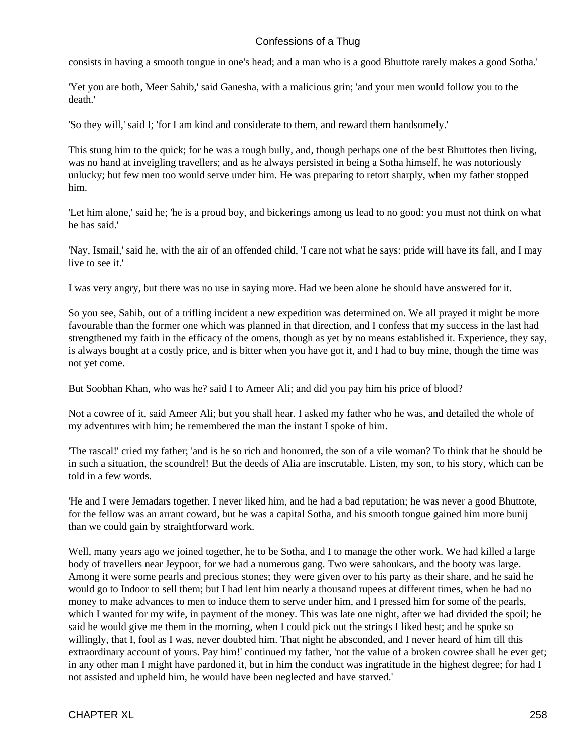consists in having a smooth tongue in one's head; and a man who is a good Bhuttote rarely makes a good Sotha.'

'Yet you are both, Meer Sahib,' said Ganesha, with a malicious grin; 'and your men would follow you to the death.'

'So they will,' said I; 'for I am kind and considerate to them, and reward them handsomely.'

This stung him to the quick; for he was a rough bully, and, though perhaps one of the best Bhuttotes then living, was no hand at inveigling travellers; and as he always persisted in being a Sotha himself, he was notoriously unlucky; but few men too would serve under him. He was preparing to retort sharply, when my father stopped him.

'Let him alone,' said he; 'he is a proud boy, and bickerings among us lead to no good: you must not think on what he has said.'

'Nay, Ismail,' said he, with the air of an offended child, 'I care not what he says: pride will have its fall, and I may live to see it.'

I was very angry, but there was no use in saying more. Had we been alone he should have answered for it.

So you see, Sahib, out of a trifling incident a new expedition was determined on. We all prayed it might be more favourable than the former one which was planned in that direction, and I confess that my success in the last had strengthened my faith in the efficacy of the omens, though as yet by no means established it. Experience, they say, is always bought at a costly price, and is bitter when you have got it, and I had to buy mine, though the time was not yet come.

But Soobhan Khan, who was he? said I to Ameer Ali; and did you pay him his price of blood?

Not a cowree of it, said Ameer Ali; but you shall hear. I asked my father who he was, and detailed the whole of my adventures with him; he remembered the man the instant I spoke of him.

'The rascal!' cried my father; 'and is he so rich and honoured, the son of a vile woman? To think that he should be in such a situation, the scoundrel! But the deeds of Alia are inscrutable. Listen, my son, to his story, which can be told in a few words.

'He and I were Jemadars together. I never liked him, and he had a bad reputation; he was never a good Bhuttote, for the fellow was an arrant coward, but he was a capital Sotha, and his smooth tongue gained him more bunij than we could gain by straightforward work.

Well, many years ago we joined together, he to be Sotha, and I to manage the other work. We had killed a large body of travellers near Jeypoor, for we had a numerous gang. Two were sahoukars, and the booty was large. Among it were some pearls and precious stones; they were given over to his party as their share, and he said he would go to Indoor to sell them; but I had lent him nearly a thousand rupees at different times, when he had no money to make advances to men to induce them to serve under him, and I pressed him for some of the pearls, which I wanted for my wife, in payment of the money. This was late one night, after we had divided the spoil; he said he would give me them in the morning, when I could pick out the strings I liked best; and he spoke so willingly, that I, fool as I was, never doubted him. That night he absconded, and I never heard of him till this extraordinary account of yours. Pay him!' continued my father, 'not the value of a broken cowree shall he ever get; in any other man I might have pardoned it, but in him the conduct was ingratitude in the highest degree; for had I not assisted and upheld him, he would have been neglected and have starved.'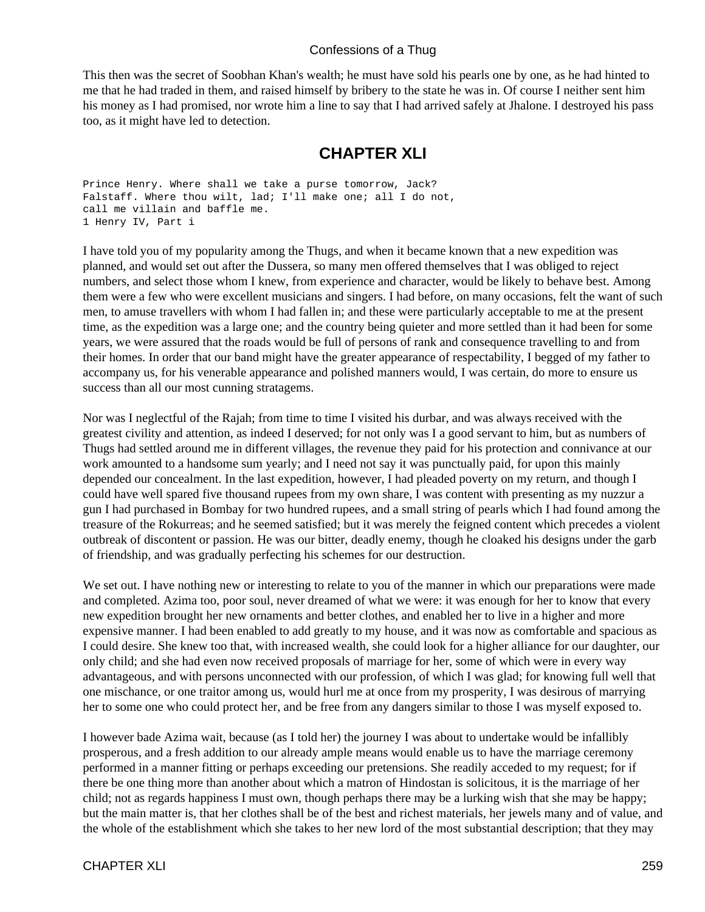This then was the secret of Soobhan Khan's wealth; he must have sold his pearls one by one, as he had hinted to me that he had traded in them, and raised himself by bribery to the state he was in. Of course I neither sent him his money as I had promised, nor wrote him a line to say that I had arrived safely at Jhalone. I destroyed his pass too, as it might have led to detection.

## CHAPTER XLI

```
Prince Henry. Where shall we take a purse tomorrow, Jack?
Falstaff. Where thou wilt, lad; I'll make one; all I do not,
call me villain and baffle me.
1 Henry IV, Part i
```

I have told you of my popularity among the Thugs, and when it became known that a new expedition was planned, and would set out after the Dussera, so many men offered themselves that I was obliged to reject numbers, and select those whom I knew, from experience and character, would be likely to behave best. Among them were a few who were excellent musicians and singers. I had before, on many occasions, felt the want of such men, to amuse travellers with whom I had fallen in; and these were particularly acceptable to me at the present time, as the expedition was a large one; and the country being quieter and more settled than it had been for some years, we were assured that the roads would be full of persons of rank and consequence travelling to and from their homes. In order that our band might have the greater appearance of respectability, I begged of my father to accompany us, for his venerable appearance and polished manners would, I was certain, do more to ensure us success than all our most cunning stratagems.

Nor was I neglectful of the Rajah; from time to time I visited his durbar, and was always received with the greatest civility and attention, as indeed I deserved; for not only was I a good servant to him, but as numbers of Thugs had settled around me in different villages, the revenue they paid for his protection and connivance at our work amounted to a handsome sum yearly; and I need not say it was punctually paid, for upon this mainly depended our concealment. In the last expedition, however, I had pleaded poverty on my return, and though I could have well spared five thousand rupees from my own share, I was content with presenting as my nuzzur a gun I had purchased in Bombay for two hundred rupees, and a small string of pearls which I had found among the treasure of the Rokurreas; and he seemed satisfied; but it was merely the feigned content which precedes a violent outbreak of discontent or passion. He was our bitter, deadly enemy, though he cloaked his designs under the garb of friendship, and was gradually perfecting his schemes for our destruction.

We set out. I have nothing new or interesting to relate to you of the manner in which our preparations were made and completed. Azima too, poor soul, never dreamed of what we were: it was enough for her to know that every new expedition brought her new ornaments and better clothes, and enabled her to live in a higher and more expensive manner. I had been enabled to add greatly to my house, and it was now as comfortable and spacious as I could desire. She knew too that, with increased wealth, she could look for a higher alliance for our daughter, our only child; and she had even now received proposals of marriage for her, some of which were in every way advantageous, and with persons unconnected with our profession, of which I was glad; for knowing full well that one mischance, or one traitor among us, would hurl me at once from my prosperity, I was desirous of marrying her to some one who could protect her, and be free from any dangers similar to those I was myself exposed to.

I however bade Azima wait, because (as I told her) the journey I was about to undertake would be infallibly prosperous, and a fresh addition to our already ample means would enable us to have the marriage ceremony performed in a manner fitting or perhaps exceeding our pretensions. She readily acceded to my request; for if there be one thing more than another about which a matron of Hindostan is solicitous, it is the marriage of her child; not as regards happiness I must own, though perhaps there may be a lurking wish that she may be happy; but the main matter is, that her clothes shall be of the best and richest materials, her jewels many and of value, and the whole of the establishment which she takes to her new lord of the most substantial description; that they may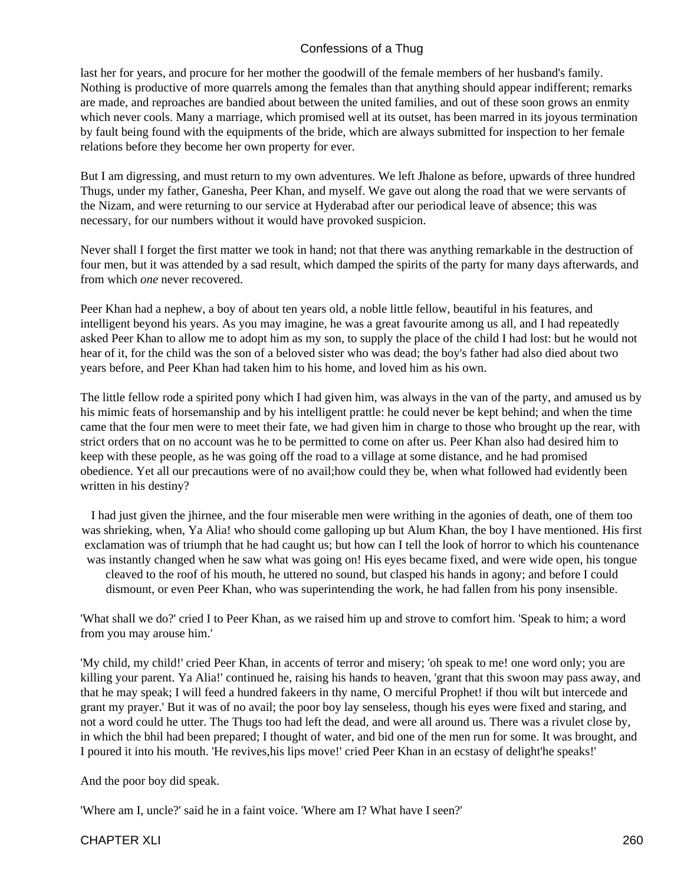last her for years, and procure for her mother the goodwill of the female members of her husband's family. Nothing is productive of more quarrels among the females than that anything should appear indifferent; remarks are made, and reproaches are bandied about between the united families, and out of these soon grows an enmity which never cools. Many a marriage, which promised well at its outset, has been marred in its joyous termination by fault being found with the equipments of the bride, which are always submitted for inspection to her female relations before they become her own property for ever.

But I am digressing, and must return to my own adventures. We left Jhalone as before, upwards of three hundred Thugs, under my father, Ganesha, Peer Khan, and myself. We gave out along the road that we were servants of the Nizam, and were returning to our service at Hyderabad after our periodical leave of absence; this was necessary, for our numbers without it would have provoked suspicion.

Never shall I forget the first matter we took in hand; not that there was anything remarkable in the destruction of four men, but it was attended by a sad result, which damped the spirits of the party for many days afterwards, and from which *one* never recovered.

Peer Khan had a nephew, a boy of about ten years old, a noble little fellow, beautiful in his features, and intelligent beyond his years. As you may imagine, he was a great favourite among us all, and I had repeatedly asked Peer Khan to allow me to adopt him as my son, to supply the place of the child I had lost: but he would not hear of it, for the child was the son of a beloved sister who was dead; the boy's father had also died about two years before, and Peer Khan had taken him to his home, and loved him as his own.

The little fellow rode a spirited pony which I had given him, was always in the van of the party, and amused us by his mimic feats of horsemanship and by his intelligent prattle: he could never be kept behind; and when the time came that the four men were to meet their fate, we had given him in charge to those who brought up the rear, with strict orders that on no account was he to be permitted to come on after us. Peer Khan also had desired him to keep with these people, as he was going off the road to a village at some distance, and he had promised obedience. Yet all our precautions were of no avail;how could they be, when what followed had evidently been written in his destiny?

I had just given the jhirnee, and the four miserable men were writhing in the agonies of death, one of them too was shrieking, when, Ya Alia! who should come galloping up but Alum Khan, the boy I have mentioned. His first exclamation was of triumph that he had caught us; but how can I tell the look of horror to which his countenance was instantly changed when he saw what was going on! His eyes became fixed, and were wide open, his tongue cleaved to the roof of his mouth, he uttered no sound, but clasped his hands in agony; and before I could dismount, or even Peer Khan, who was superintending the work, he had fallen from his pony insensible.

'What shall we do?' cried I to Peer Khan, as we raised him up and strove to comfort him. 'Speak to him; a word from you may arouse him.'

'My child, my child!' cried Peer Khan, in accents of terror and misery; 'oh speak to me! one word only; you are killing your parent. Ya Alia!' continued he, raising his hands to heaven, 'grant that this swoon may pass away, and that he may speak; I will feed a hundred fakeers in thy name, O merciful Prophet! if thou wilt but intercede and grant my prayer.' But it was of no avail; the poor boy lay senseless, though his eyes were fixed and staring, and not a word could he utter. The Thugs too had left the dead, and were all around us. There was a rivulet close by, in which the bhil had been prepared; I thought of water, and bid one of the men run for some. It was brought, and I poured it into his mouth. 'He revives,his lips move!' cried Peer Khan in an ecstasy of delight'he speaks!'

And the poor boy did speak.

'Where am I, uncle?' said he in a faint voice. 'Where am I? What have I seen?'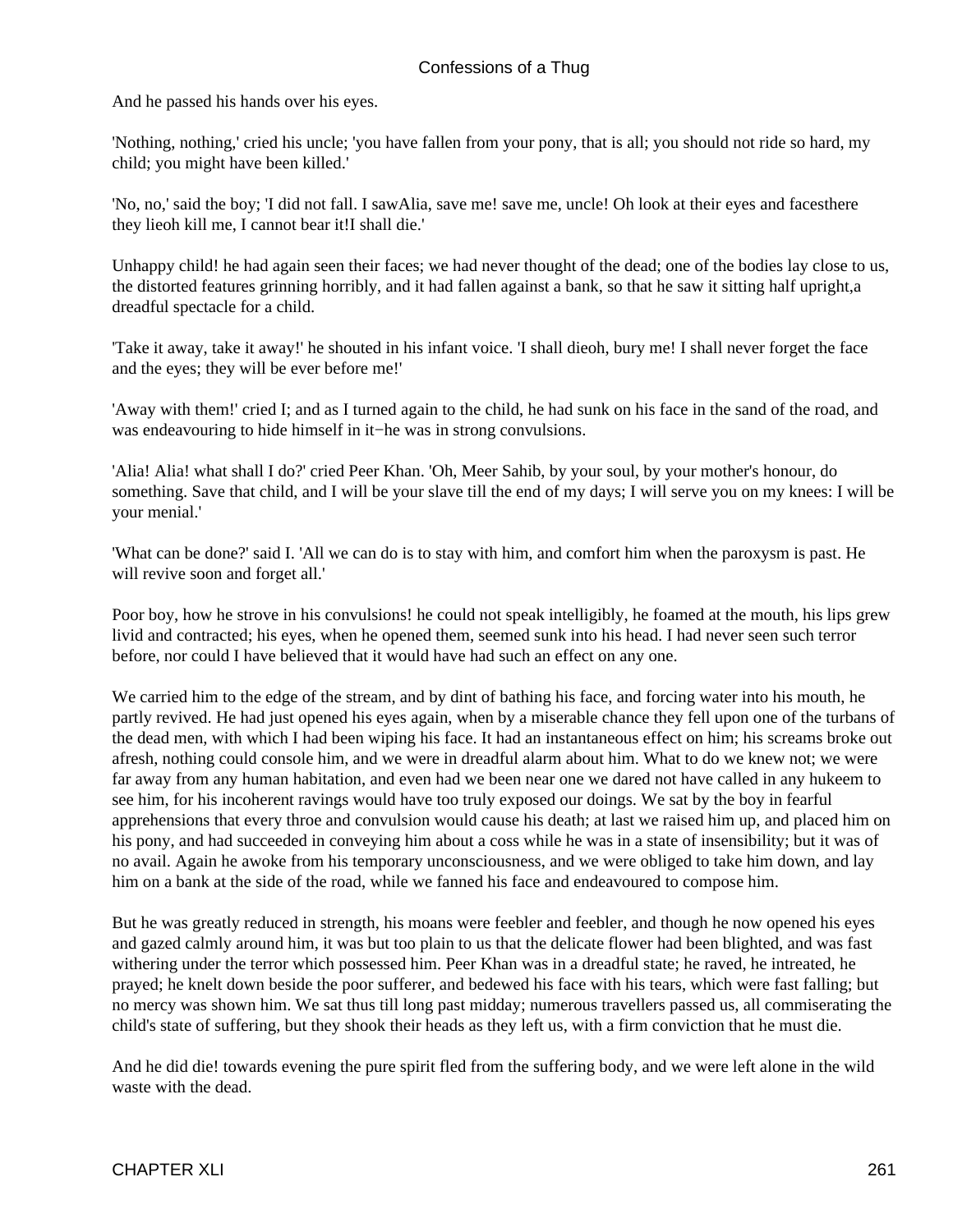And he passed his hands over his eyes.

'Nothing, nothing,' cried his uncle; 'you have fallen from your pony, that is all; you should not ride so hard, my child; you might have been killed.'

'No, no,' said the boy; 'I did not fall. I sawAlia, save me! save me, uncle! Oh look at their eyes and facesthere they lieoh kill me, I cannot bear it!I shall die.'

Unhappy child! he had again seen their faces; we had never thought of the dead; one of the bodies lay close to us, the distorted features grinning horribly, and it had fallen against a bank, so that he saw it sitting half upright,a dreadful spectacle for a child.

'Take it away, take it away!' he shouted in his infant voice. 'I shall dieoh, bury me! I shall never forget the face and the eyes; they will be ever before me!'

'Away with them!' cried I; and as I turned again to the child, he had sunk on his face in the sand of the road, and was endeavouring to hide himself in it−he was in strong convulsions.

'Alia! Alia! what shall I do?' cried Peer Khan. 'Oh, Meer Sahib, by your soul, by your mother's honour, do something. Save that child, and I will be your slave till the end of my days; I will serve you on my knees: I will be your menial.'

'What can be done?' said I. 'All we can do is to stay with him, and comfort him when the paroxysm is past. He will revive soon and forget all.'

Poor boy, how he strove in his convulsions! he could not speak intelligibly, he foamed at the mouth, his lips grew livid and contracted; his eyes, when he opened them, seemed sunk into his head. I had never seen such terror before, nor could I have believed that it would have had such an effect on any one.

We carried him to the edge of the stream, and by dint of bathing his face, and forcing water into his mouth, he partly revived. He had just opened his eyes again, when by a miserable chance they fell upon one of the turbans of the dead men, with which I had been wiping his face. It had an instantaneous effect on him; his screams broke out afresh, nothing could console him, and we were in dreadful alarm about him. What to do we knew not; we were far away from any human habitation, and even had we been near one we dared not have called in any hukeem to see him, for his incoherent ravings would have too truly exposed our doings. We sat by the boy in fearful apprehensions that every throe and convulsion would cause his death; at last we raised him up, and placed him on his pony, and had succeeded in conveying him about a coss while he was in a state of insensibility; but it was of no avail. Again he awoke from his temporary unconsciousness, and we were obliged to take him down, and lay him on a bank at the side of the road, while we fanned his face and endeavoured to compose him.

But he was greatly reduced in strength, his moans were feebler and feebler, and though he now opened his eyes and gazed calmly around him, it was but too plain to us that the delicate flower had been blighted, and was fast withering under the terror which possessed him. Peer Khan was in a dreadful state; he raved, he intreated, he prayed; he knelt down beside the poor sufferer, and bedewed his face with his tears, which were fast falling; but no mercy was shown him. We sat thus till long past midday; numerous travellers passed us, all commiserating the child's state of suffering, but they shook their heads as they left us, with a firm conviction that he must die.

And he did die! towards evening the pure spirit fled from the suffering body, and we were left alone in the wild waste with the dead.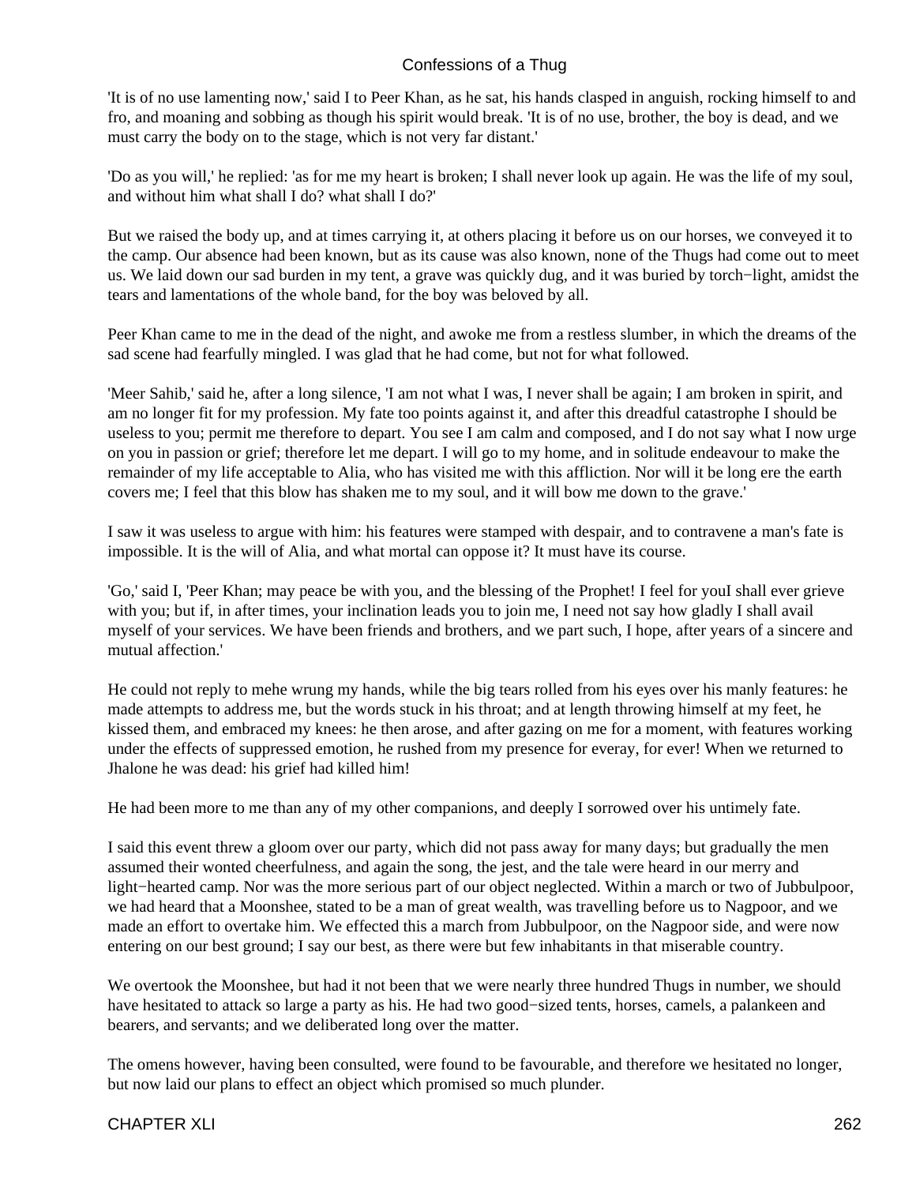'It is of no use lamenting now,' said I to Peer Khan, as he sat, his hands clasped in anguish, rocking himself to and fro, and moaning and sobbing as though his spirit would break. 'It is of no use, brother, the boy is dead, and we must carry the body on to the stage, which is not very far distant.'

'Do as you will,' he replied: 'as for me my heart is broken; I shall never look up again. He was the life of my soul, and without him what shall I do? what shall I do?'

But we raised the body up, and at times carrying it, at others placing it before us on our horses, we conveyed it to the camp. Our absence had been known, but as its cause was also known, none of the Thugs had come out to meet us. We laid down our sad burden in my tent, a grave was quickly dug, and it was buried by torch−light, amidst the tears and lamentations of the whole band, for the boy was beloved by all.

Peer Khan came to me in the dead of the night, and awoke me from a restless slumber, in which the dreams of the sad scene had fearfully mingled. I was glad that he had come, but not for what followed.

'Meer Sahib,' said he, after a long silence, 'I am not what I was, I never shall be again; I am broken in spirit, and am no longer fit for my profession. My fate too points against it, and after this dreadful catastrophe I should be useless to you; permit me therefore to depart. You see I am calm and composed, and I do not say what I now urge on you in passion or grief; therefore let me depart. I will go to my home, and in solitude endeavour to make the remainder of my life acceptable to Alia, who has visited me with this affliction. Nor will it be long ere the earth covers me; I feel that this blow has shaken me to my soul, and it will bow me down to the grave.'

I saw it was useless to argue with him: his features were stamped with despair, and to contravene a man's fate is impossible. It is the will of Alia, and what mortal can oppose it? It must have its course.

'Go,' said I, 'Peer Khan; may peace be with you, and the blessing of the Prophet! I feel for youI shall ever grieve with you; but if, in after times, your inclination leads you to join me, I need not say how gladly I shall avail myself of your services. We have been friends and brothers, and we part such, I hope, after years of a sincere and mutual affection.'

He could not reply to mehe wrung my hands, while the big tears rolled from his eyes over his manly features: he made attempts to address me, but the words stuck in his throat; and at length throwing himself at my feet, he kissed them, and embraced my knees: he then arose, and after gazing on me for a moment, with features working under the effects of suppressed emotion, he rushed from my presence for everay, for ever! When we returned to Jhalone he was dead: his grief had killed him!

He had been more to me than any of my other companions, and deeply I sorrowed over his untimely fate.

I said this event threw a gloom over our party, which did not pass away for many days; but gradually the men assumed their wonted cheerfulness, and again the song, the jest, and the tale were heard in our merry and light−hearted camp. Nor was the more serious part of our object neglected. Within a march or two of Jubbulpoor, we had heard that a Moonshee, stated to be a man of great wealth, was travelling before us to Nagpoor, and we made an effort to overtake him. We effected this a march from Jubbulpoor, on the Nagpoor side, and were now entering on our best ground; I say our best, as there were but few inhabitants in that miserable country.

We overtook the Moonshee, but had it not been that we were nearly three hundred Thugs in number, we should have hesitated to attack so large a party as his. He had two good−sized tents, horses, camels, a palankeen and bearers, and servants; and we deliberated long over the matter.

The omens however, having been consulted, were found to be favourable, and therefore we hesitated no longer, but now laid our plans to effect an object which promised so much plunder.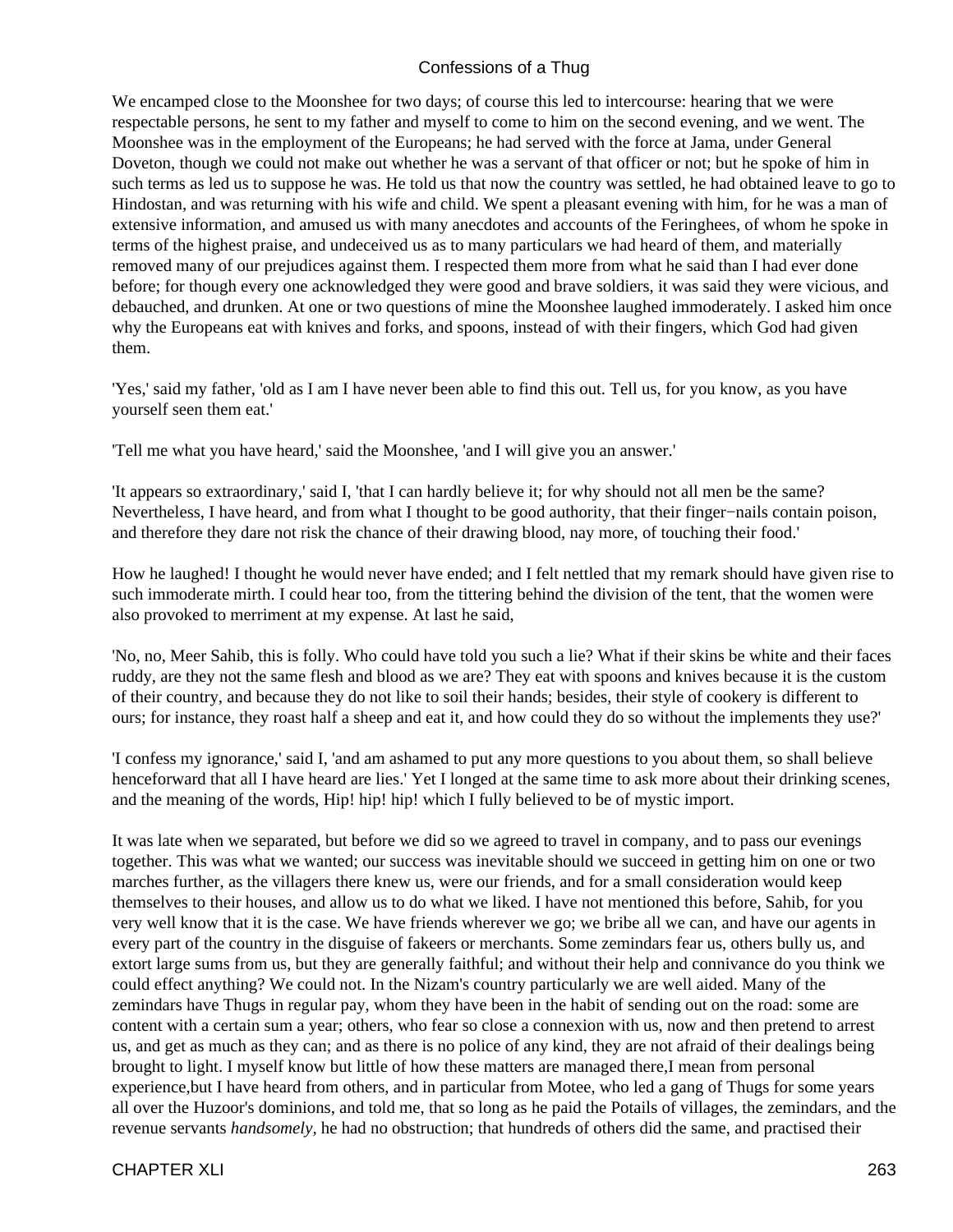We encamped close to the Moonshee for two days; of course this led to intercourse: hearing that we were respectable persons, he sent to my father and myself to come to him on the second evening, and we went. The Moonshee was in the employment of the Europeans; he had served with the force at Jama, under General Doveton, though we could not make out whether he was a servant of that officer or not; but he spoke of him in such terms as led us to suppose he was. He told us that now the country was settled, he had obtained leave to go to Hindostan, and was returning with his wife and child. We spent a pleasant evening with him, for he was a man of extensive information, and amused us with many anecdotes and accounts of the Feringhees, of whom he spoke in terms of the highest praise, and undeceived us as to many particulars we had heard of them, and materially removed many of our prejudices against them. I respected them more from what he said than I had ever done before; for though every one acknowledged they were good and brave soldiers, it was said they were vicious, and debauched, and drunken. At one or two questions of mine the Moonshee laughed immoderately. I asked him once why the Europeans eat with knives and forks, and spoons, instead of with their fingers, which God had given them.

'Yes,' said my father, 'old as I am I have never been able to find this out. Tell us, for you know, as you have yourself seen them eat.'

'Tell me what you have heard,' said the Moonshee, 'and I will give you an answer.'

'It appears so extraordinary,' said I, 'that I can hardly believe it; for why should not all men be the same? Nevertheless, I have heard, and from what I thought to be good authority, that their finger−nails contain poison, and therefore they dare not risk the chance of their drawing blood, nay more, of touching their food.'

How he laughed! I thought he would never have ended; and I felt nettled that my remark should have given rise to such immoderate mirth. I could hear too, from the tittering behind the division of the tent, that the women were also provoked to merriment at my expense. At last he said,

'No, no, Meer Sahib, this is folly. Who could have told you such a lie? What if their skins be white and their faces ruddy, are they not the same flesh and blood as we are? They eat with spoons and knives because it is the custom of their country, and because they do not like to soil their hands; besides, their style of cookery is different to ours; for instance, they roast half a sheep and eat it, and how could they do so without the implements they use?'

'I confess my ignorance,' said I, 'and am ashamed to put any more questions to you about them, so shall believe henceforward that all I have heard are lies.' Yet I longed at the same time to ask more about their drinking scenes, and the meaning of the words, Hip! hip! hip! which I fully believed to be of mystic import.

It was late when we separated, but before we did so we agreed to travel in company, and to pass our evenings together. This was what we wanted; our success was inevitable should we succeed in getting him on one or two marches further, as the villagers there knew us, were our friends, and for a small consideration would keep themselves to their houses, and allow us to do what we liked. I have not mentioned this before, Sahib, for you very well know that it is the case. We have friends wherever we go; we bribe all we can, and have our agents in every part of the country in the disguise of fakeers or merchants. Some zemindars fear us, others bully us, and extort large sums from us, but they are generally faithful; and without their help and connivance do you think we could effect anything? We could not. In the Nizam's country particularly we are well aided. Many of the zemindars have Thugs in regular pay, whom they have been in the habit of sending out on the road: some are content with a certain sum a year; others, who fear so close a connexion with us, now and then pretend to arrest us, and get as much as they can; and as there is no police of any kind, they are not afraid of their dealings being brought to light. I myself know but little of how these matters are managed there,I mean from personal experience,but I have heard from others, and in particular from Motee, who led a gang of Thugs for some years all over the Huzoor's dominions, and told me, that so long as he paid the Potails of villages, the zemindars, and the revenue servants *handsomely*, he had no obstruction; that hundreds of others did the same, and practised their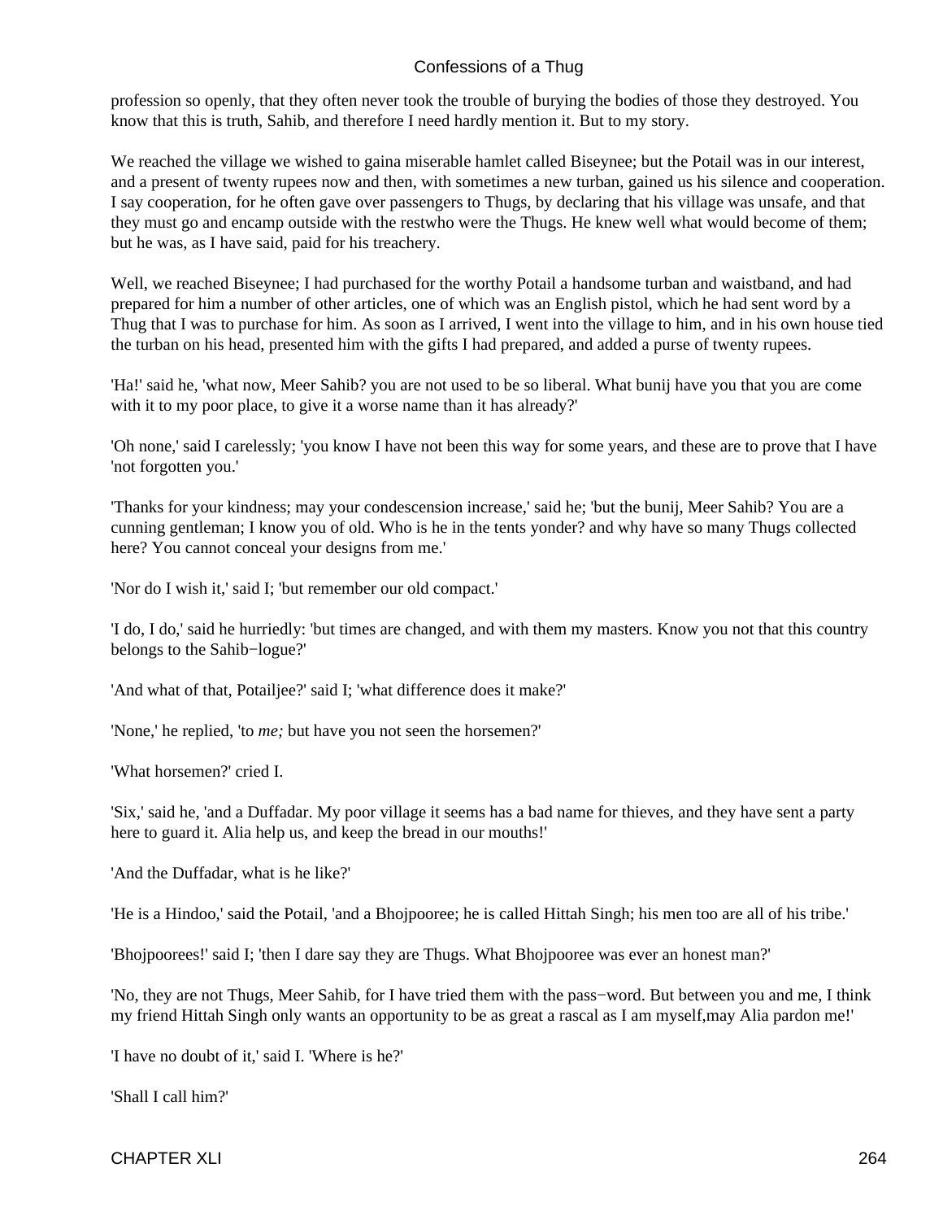profession so openly, that they often never took the trouble of burying the bodies of those they destroyed. You know that this is truth, Sahib, and therefore I need hardly mention it. But to my story.

We reached the village we wished to gaina miserable hamlet called Biseynee; but the Potail was in our interest, and a present of twenty rupees now and then, with sometimes a new turban, gained us his silence and cooperation. I say cooperation, for he often gave over passengers to Thugs, by declaring that his village was unsafe, and that they must go and encamp outside with the restwho were the Thugs. He knew well what would become of them; but he was, as I have said, paid for his treachery.

Well, we reached Biseynee; I had purchased for the worthy Potail a handsome turban and waistband, and had prepared for him a number of other articles, one of which was an English pistol, which he had sent word by a Thug that I was to purchase for him. As soon as I arrived, I went into the village to him, and in his own house tied the turban on his head, presented him with the gifts I had prepared, and added a purse of twenty rupees.

'Ha!' said he, 'what now, Meer Sahib? you are not used to be so liberal. What bunij have you that you are come with it to my poor place, to give it a worse name than it has already?'

'Oh none,' said I carelessly; 'you know I have not been this way for some years, and these are to prove that I have 'not forgotten you.'

'Thanks for your kindness; may your condescension increase,' said he; 'but the bunij, Meer Sahib? You are a cunning gentleman; I know you of old. Who is he in the tents yonder? and why have so many Thugs collected here? You cannot conceal your designs from me.'

'Nor do I wish it,' said I; 'but remember our old compact.'

'I do, I do,' said he hurriedly: 'but times are changed, and with them my masters. Know you not that this country belongs to the Sahib−logue?'

'And what of that, Potailjee?' said I; 'what difference does it make?'

'None,' he replied, 'to *me;* but have you not seen the horsemen?'

'What horsemen?' cried I.

'Six,' said he, 'and a Duffadar. My poor village it seems has a bad name for thieves, and they have sent a party here to guard it. Alia help us, and keep the bread in our mouths!'

'And the Duffadar, what is he like?'

'He is a Hindoo,' said the Potail, 'and a Bhojpooree; he is called Hittah Singh; his men too are all of his tribe.'

'Bhojpoorees!' said I; 'then I dare say they are Thugs. What Bhojpooree was ever an honest man?'

'No, they are not Thugs, Meer Sahib, for I have tried them with the pass−word. But between you and me, I think my friend Hittah Singh only wants an opportunity to be as great a rascal as I am myself,may Alia pardon me!'

'I have no doubt of it,' said I. 'Where is he?'

'Shall I call him?'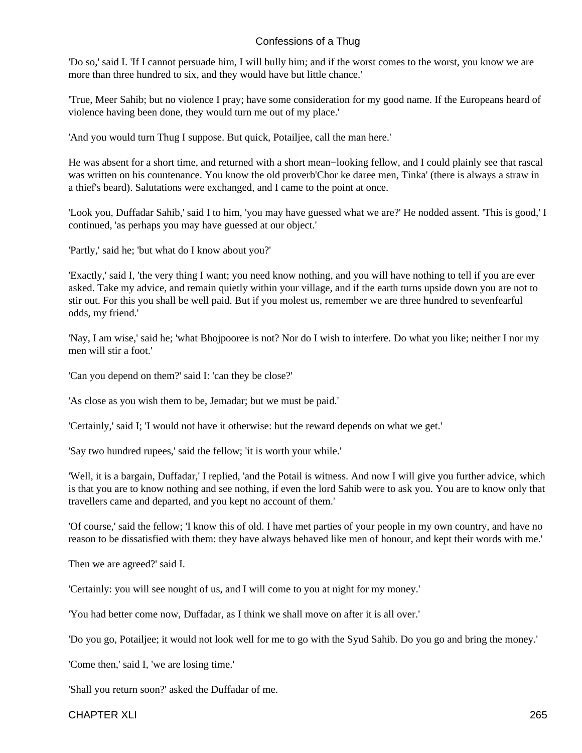'Do so,' said I. 'If I cannot persuade him, I will bully him; and if the worst comes to the worst, you know we are more than three hundred to six, and they would have but little chance.'

'True, Meer Sahib; but no violence I pray; have some consideration for my good name. If the Europeans heard of violence having been done, they would turn me out of my place.'

'And you would turn Thug I suppose. But quick, Potailjee, call the man here.'

He was absent for a short time, and returned with a short mean−looking fellow, and I could plainly see that rascal was written on his countenance. You know the old proverb'Chor ke daree men, Tinka' (there is always a straw in a thief's beard). Salutations were exchanged, and I came to the point at once.

'Look you, Duffadar Sahib,' said I to him, 'you may have guessed what we are?' He nodded assent. 'This is good,' I continued, 'as perhaps you may have guessed at our object.'

'Partly,' said he; 'but what do I know about you?'

'Exactly,' said I, 'the very thing I want; you need know nothing, and you will have nothing to tell if you are ever asked. Take my advice, and remain quietly within your village, and if the earth turns upside down you are not to stir out. For this you shall be well paid. But if you molest us, remember we are three hundred to sevenfearful odds, my friend.'

'Nay, I am wise,' said he; 'what Bhojpooree is not? Nor do I wish to interfere. Do what you like; neither I nor my men will stir a foot.'

'Can you depend on them?' said I: 'can they be close?'

'As close as you wish them to be, Jemadar; but we must be paid.'

'Certainly,' said I; 'I would not have it otherwise: but the reward depends on what we get.'

'Say two hundred rupees,' said the fellow; 'it is worth your while.'

'Well, it is a bargain, Duffadar,' I replied, 'and the Potail is witness. And now I will give you further advice, which is that you are to know nothing and see nothing, if even the lord Sahib were to ask you. You are to know only that travellers came and departed, and you kept no account of them.'

'Of course,' said the fellow; 'I know this of old. I have met parties of your people in my own country, and have no reason to be dissatisfied with them: they have always behaved like men of honour, and kept their words with me.'

Then we are agreed?' said I.

'Certainly: you will see nought of us, and I will come to you at night for my money.'

'You had better come now, Duffadar, as I think we shall move on after it is all over.'

'Do you go, Potailjee; it would not look well for me to go with the Syud Sahib. Do you go and bring the money.'

'Come then,' said I, 'we are losing time.'

'Shall you return soon?' asked the Duffadar of me.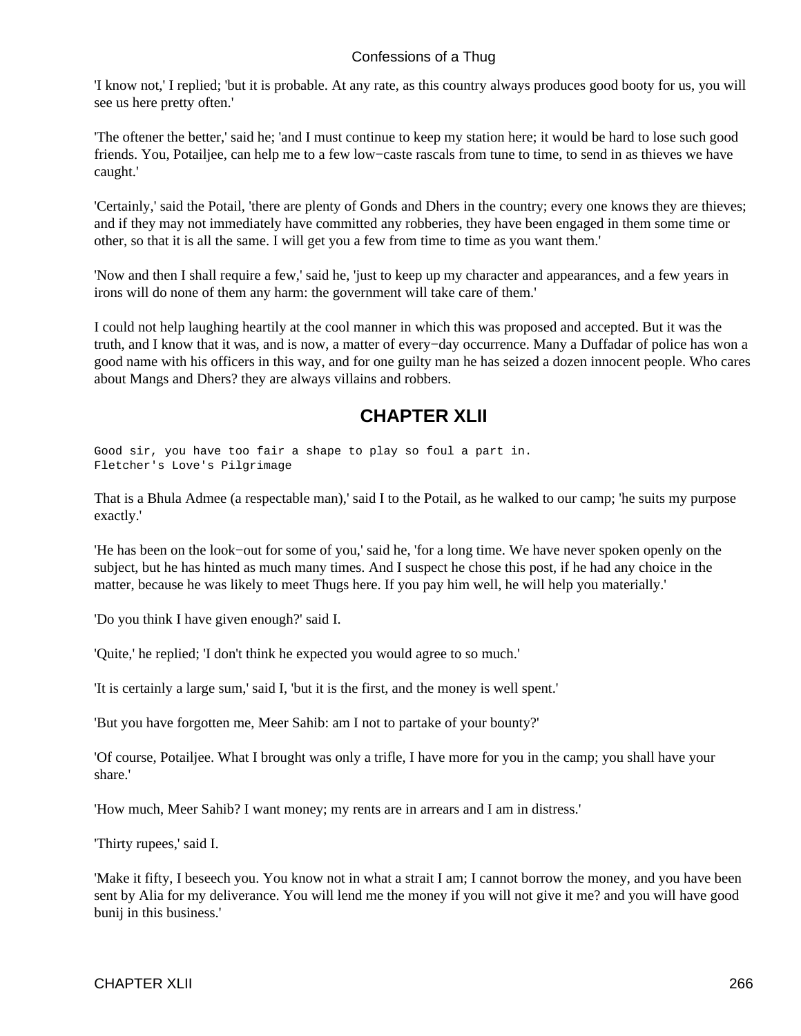'I know not,' I replied; 'but it is probable. At any rate, as this country always produces good booty for us, you will see us here pretty often.'

'The oftener the better,' said he; 'and I must continue to keep my station here; it would be hard to lose such good friends. You, Potailjee, can help me to a few low−caste rascals from tune to time, to send in as thieves we have caught.'

'Certainly,' said the Potail, 'there are plenty of Gonds and Dhers in the country; every one knows they are thieves; and if they may not immediately have committed any robberies, they have been engaged in them some time or other, so that it is all the same. I will get you a few from time to time as you want them.'

'Now and then I shall require a few,' said he, 'just to keep up my character and appearances, and a few years in irons will do none of them any harm: the government will take care of them.'

I could not help laughing heartily at the cool manner in which this was proposed and accepted. But it was the truth, and I know that it was, and is now, a matter of every−day occurrence. Many a Duffadar of police has won a good name with his officers in this way, and for one guilty man he has seized a dozen innocent people. Who cares about Mangs and Dhers? they are always villains and robbers.

## CHAPTER XLII

```
Good sir, you have too fair a shape to play so foul a part in.
Fletcher's Love's Pilgrimage
```

That is a Bhula Admee (a respectable man),' said I to the Potail, as he walked to our camp; 'he suits my purpose exactly.'

'He has been on the look−out for some of you,' said he, 'for a long time. We have never spoken openly on the subject, but he has hinted as much many times. And I suspect he chose this post, if he had any choice in the matter, because he was likely to meet Thugs here. If you pay him well, he will help you materially.'

'Do you think I have given enough?' said I.

'Quite,' he replied; 'I don't think he expected you would agree to so much.'

'It is certainly a large sum,' said I, 'but it is the first, and the money is well spent.'

'But you have forgotten me, Meer Sahib: am I not to partake of your bounty?'

'Of course, Potailjee. What I brought was only a trifle, I have more for you in the camp; you shall have your share.'

'How much, Meer Sahib? I want money; my rents are in arrears and I am in distress.'

'Thirty rupees,' said I.

'Make it fifty, I beseech you. You know not in what a strait I am; I cannot borrow the money, and you have been sent by Alia for my deliverance. You will lend me the money if you will not give it me? and you will have good bunij in this business.'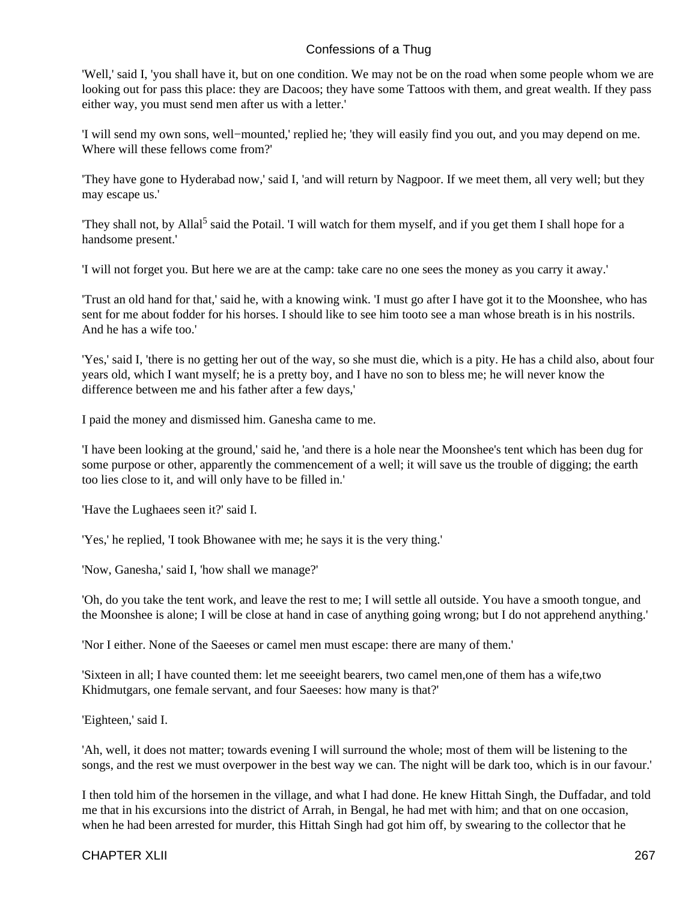'Well,' said I, 'you shall have it, but on one condition. We may not be on the road when some people whom we are looking out for pass this place: they are Dacoos; they have some Tattoos with them, and great wealth. If they pass either way, you must send men after us with a letter.'

'I will send my own sons, well−mounted,' replied he; 'they will easily find you out, and you may depend on me. Where will these fellows come from?'

'They have gone to Hyderabad now,' said I, 'and will return by Nagpoor. If we meet them, all very well; but they may escape us.'

'They shall not, by Allal[5] said the Potail. 'I will watch for them myself, and if you get them I shall hope for a handsome present.'

'I will not forget you. But here we are at the camp: take care no one sees the money as you carry it away.'

'Trust an old hand for that,' said he, with a knowing wink. 'I must go after I have got it to the Moonshee, who has sent for me about fodder for his horses. I should like to see him tooto see a man whose breath is in his nostrils. And he has a wife too.'

'Yes,' said I, 'there is no getting her out of the way, so she must die, which is a pity. He has a child also, about four years old, which I want myself; he is a pretty boy, and I have no son to bless me; he will never know the difference between me and his father after a few days,'

I paid the money and dismissed him. Ganesha came to me.

'I have been looking at the ground,' said he, 'and there is a hole near the Moonshee's tent which has been dug for some purpose or other, apparently the commencement of a well; it will save us the trouble of digging; the earth too lies close to it, and will only have to be filled in.'

'Have the Lughaees seen it?' said I.

'Yes,' he replied, 'I took Bhowanee with me; he says it is the very thing.'

'Now, Ganesha,' said I, 'how shall we manage?'

'Oh, do you take the tent work, and leave the rest to me; I will settle all outside. You have a smooth tongue, and the Moonshee is alone; I will be close at hand in case of anything going wrong; but I do not apprehend anything.'

'Nor I either. None of the Saeeses or camel men must escape: there are many of them.'

'Sixteen in all; I have counted them: let me seeeight bearers, two camel men,one of them has a wife,two Khidmutgars, one female servant, and four Saeeses: how many is that?'

'Eighteen,' said I.

'Ah, well, it does not matter; towards evening I will surround the whole; most of them will be listening to the songs, and the rest we must overpower in the best way we can. The night will be dark too, which is in our favour.'

I then told him of the horsemen in the village, and what I had done. He knew Hittah Singh, the Duffadar, and told me that in his excursions into the district of Arrah, in Bengal, he had met with him; and that on one occasion, when he had been arrested for murder, this Hittah Singh had got him off, by swearing to the collector that he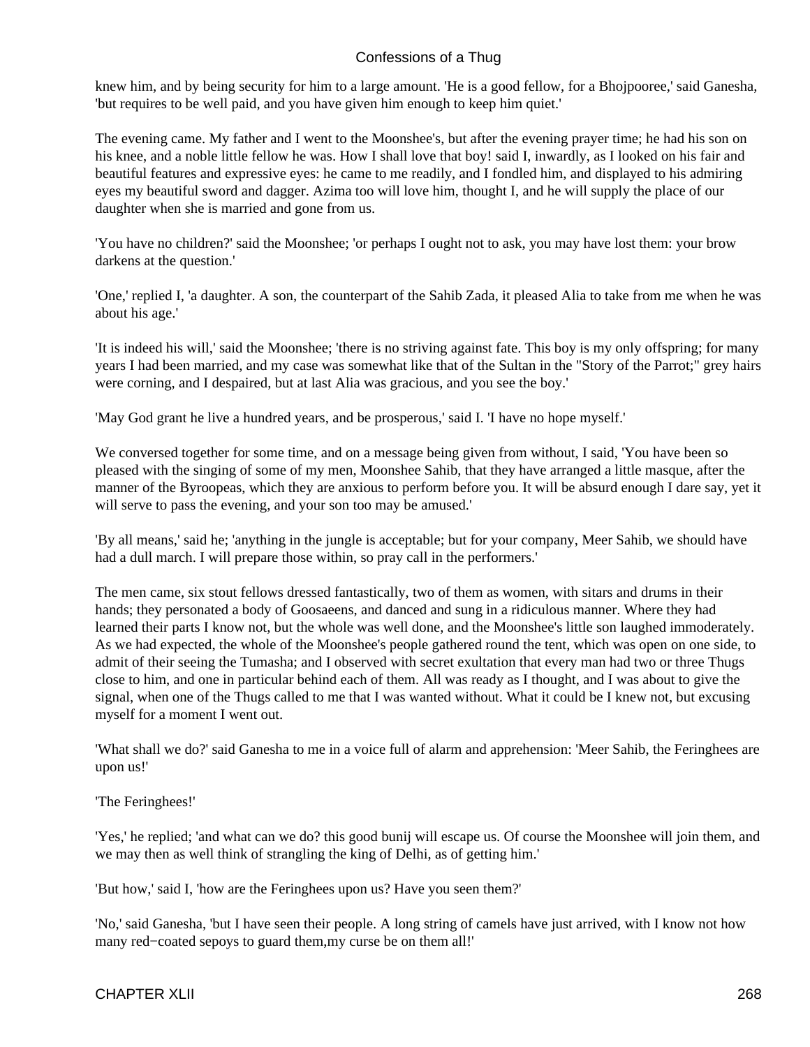knew him, and by being security for him to a large amount. 'He is a good fellow, for a Bhojpooree,' said Ganesha, 'but requires to be well paid, and you have given him enough to keep him quiet.'

The evening came. My father and I went to the Moonshee's, but after the evening prayer time; he had his son on his knee, and a noble little fellow he was. How I shall love that boy! said I, inwardly, as I looked on his fair and beautiful features and expressive eyes: he came to me readily, and I fondled him, and displayed to his admiring eyes my beautiful sword and dagger. Azima too will love him, thought I, and he will supply the place of our daughter when she is married and gone from us.

'You have no children?' said the Moonshee; 'or perhaps I ought not to ask, you may have lost them: your brow darkens at the question.'

'One,' replied I, 'a daughter. A son, the counterpart of the Sahib Zada, it pleased Alia to take from me when he was about his age.'

'It is indeed his will,' said the Moonshee; 'there is no striving against fate. This boy is my only offspring; for many years I had been married, and my case was somewhat like that of the Sultan in the "Story of the Parrot;" grey hairs were corning, and I despaired, but at last Alia was gracious, and you see the boy.'

'May God grant he live a hundred years, and be prosperous,' said I. 'I have no hope myself.'

We conversed together for some time, and on a message being given from without, I said, 'You have been so pleased with the singing of some of my men, Moonshee Sahib, that they have arranged a little masque, after the manner of the Byroopeas, which they are anxious to perform before you. It will be absurd enough I dare say, yet it will serve to pass the evening, and your son too may be amused.'

'By all means,' said he; 'anything in the jungle is acceptable; but for your company, Meer Sahib, we should have had a dull march. I will prepare those within, so pray call in the performers.'

The men came, six stout fellows dressed fantastically, two of them as women, with sitars and drums in their hands; they personated a body of Goosaeens, and danced and sung in a ridiculous manner. Where they had learned their parts I know not, but the whole was well done, and the Moonshee's little son laughed immoderately. As we had expected, the whole of the Moonshee's people gathered round the tent, which was open on one side, to admit of their seeing the Tumasha; and I observed with secret exultation that every man had two or three Thugs close to him, and one in particular behind each of them. All was ready as I thought, and I was about to give the signal, when one of the Thugs called to me that I was wanted without. What it could be I knew not, but excusing myself for a moment I went out.

'What shall we do?' said Ganesha to me in a voice full of alarm and apprehension: 'Meer Sahib, the Feringhees are upon us!'

'The Feringhees!'

'Yes,' he replied; 'and what can we do? this good bunij will escape us. Of course the Moonshee will join them, and we may then as well think of strangling the king of Delhi, as of getting him.'

'But how,' said I, 'how are the Feringhees upon us? Have you seen them?'

'No,' said Ganesha, 'but I have seen their people. A long string of camels have just arrived, with I know not how many red−coated sepoys to guard them,my curse be on them all!'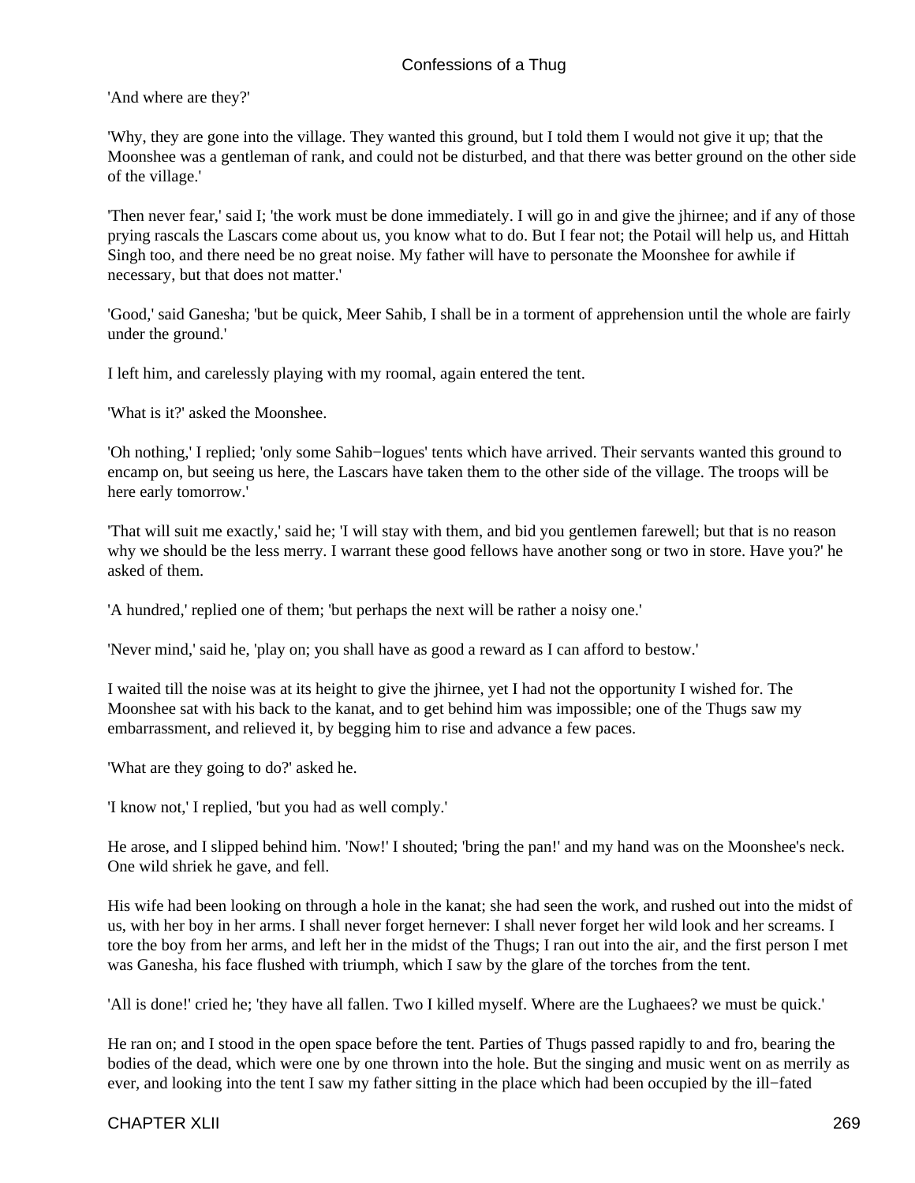'And where are they?'

'Why, they are gone into the village. They wanted this ground, but I told them I would not give it up; that the Moonshee was a gentleman of rank, and could not be disturbed, and that there was better ground on the other side of the village.'

'Then never fear,' said I; 'the work must be done immediately. I will go in and give the jhirnee; and if any of those prying rascals the Lascars come about us, you know what to do. But I fear not; the Potail will help us, and Hittah Singh too, and there need be no great noise. My father will have to personate the Moonshee for awhile if necessary, but that does not matter.'

'Good,' said Ganesha; 'but be quick, Meer Sahib, I shall be in a torment of apprehension until the whole are fairly under the ground.'

I left him, and carelessly playing with my roomal, again entered the tent.

'What is it?' asked the Moonshee.

'Oh nothing,' I replied; 'only some Sahib−logues' tents which have arrived. Their servants wanted this ground to encamp on, but seeing us here, the Lascars have taken them to the other side of the village. The troops will be here early tomorrow.'

'That will suit me exactly,' said he; 'I will stay with them, and bid you gentlemen farewell; but that is no reason why we should be the less merry. I warrant these good fellows have another song or two in store. Have you?' he asked of them.

'A hundred,' replied one of them; 'but perhaps the next will be rather a noisy one.'

'Never mind,' said he, 'play on; you shall have as good a reward as I can afford to bestow.'

I waited till the noise was at its height to give the jhirnee, yet I had not the opportunity I wished for. The Moonshee sat with his back to the kanat, and to get behind him was impossible; one of the Thugs saw my embarrassment, and relieved it, by begging him to rise and advance a few paces.

'What are they going to do?' asked he.

'I know not,' I replied, 'but you had as well comply.'

He arose, and I slipped behind him. 'Now!' I shouted; 'bring the pan!' and my hand was on the Moonshee's neck. One wild shriek he gave, and fell.

His wife had been looking on through a hole in the kanat; she had seen the work, and rushed out into the midst of us, with her boy in her arms. I shall never forget hernever: I shall never forget her wild look and her screams. I tore the boy from her arms, and left her in the midst of the Thugs; I ran out into the air, and the first person I met was Ganesha, his face flushed with triumph, which I saw by the glare of the torches from the tent.

'All is done!' cried he; 'they have all fallen. Two I killed myself. Where are the Lughaees? we must be quick.'

He ran on; and I stood in the open space before the tent. Parties of Thugs passed rapidly to and fro, bearing the bodies of the dead, which were one by one thrown into the hole. But the singing and music went on as merrily as ever, and looking into the tent I saw my father sitting in the place which had been occupied by the ill−fated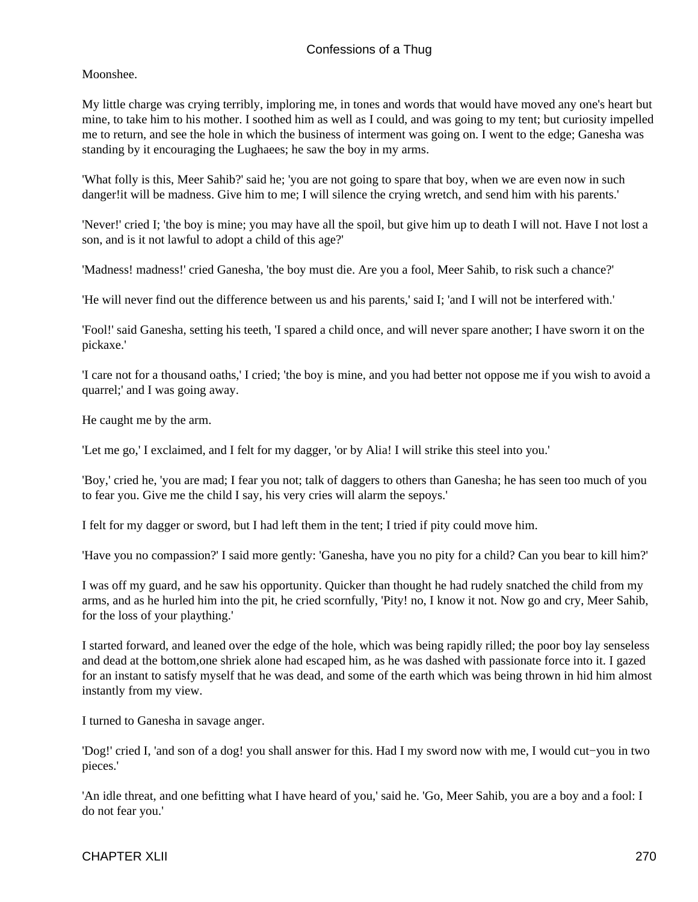Moonshee.

My little charge was crying terribly, imploring me, in tones and words that would have moved any one's heart but mine, to take him to his mother. I soothed him as well as I could, and was going to my tent; but curiosity impelled me to return, and see the hole in which the business of interment was going on. I went to the edge; Ganesha was standing by it encouraging the Lughaees; he saw the boy in my arms.

'What folly is this, Meer Sahib?' said he; 'you are not going to spare that boy, when we are even now in such danger!it will be madness. Give him to me; I will silence the crying wretch, and send him with his parents.'

'Never!' cried I; 'the boy is mine; you may have all the spoil, but give him up to death I will not. Have I not lost a son, and is it not lawful to adopt a child of this age?'

'Madness! madness!' cried Ganesha, 'the boy must die. Are you a fool, Meer Sahib, to risk such a chance?'

'He will never find out the difference between us and his parents,' said I; 'and I will not be interfered with.'

'Fool!' said Ganesha, setting his teeth, 'I spared a child once, and will never spare another; I have sworn it on the pickaxe.'

'I care not for a thousand oaths,' I cried; 'the boy is mine, and you had better not oppose me if you wish to avoid a quarrel;' and I was going away.

He caught me by the arm.

'Let me go,' I exclaimed, and I felt for my dagger, 'or by Alia! I will strike this steel into you.'

'Boy,' cried he, 'you are mad; I fear you not; talk of daggers to others than Ganesha; he has seen too much of you to fear you. Give me the child I say, his very cries will alarm the sepoys.'

I felt for my dagger or sword, but I had left them in the tent; I tried if pity could move him.

'Have you no compassion?' I said more gently: 'Ganesha, have you no pity for a child? Can you bear to kill him?'

I was off my guard, and he saw his opportunity. Quicker than thought he had rudely snatched the child from my arms, and as he hurled him into the pit, he cried scornfully, 'Pity! no, I know it not. Now go and cry, Meer Sahib, for the loss of your plaything.'

I started forward, and leaned over the edge of the hole, which was being rapidly rilled; the poor boy lay senseless and dead at the bottom,one shriek alone had escaped him, as he was dashed with passionate force into it. I gazed for an instant to satisfy myself that he was dead, and some of the earth which was being thrown in hid him almost instantly from my view.

I turned to Ganesha in savage anger.

'Dog!' cried I, 'and son of a dog! you shall answer for this. Had I my sword now with me, I would cut−you in two pieces.'

'An idle threat, and one befitting what I have heard of you,' said he. 'Go, Meer Sahib, you are a boy and a fool: I do not fear you.'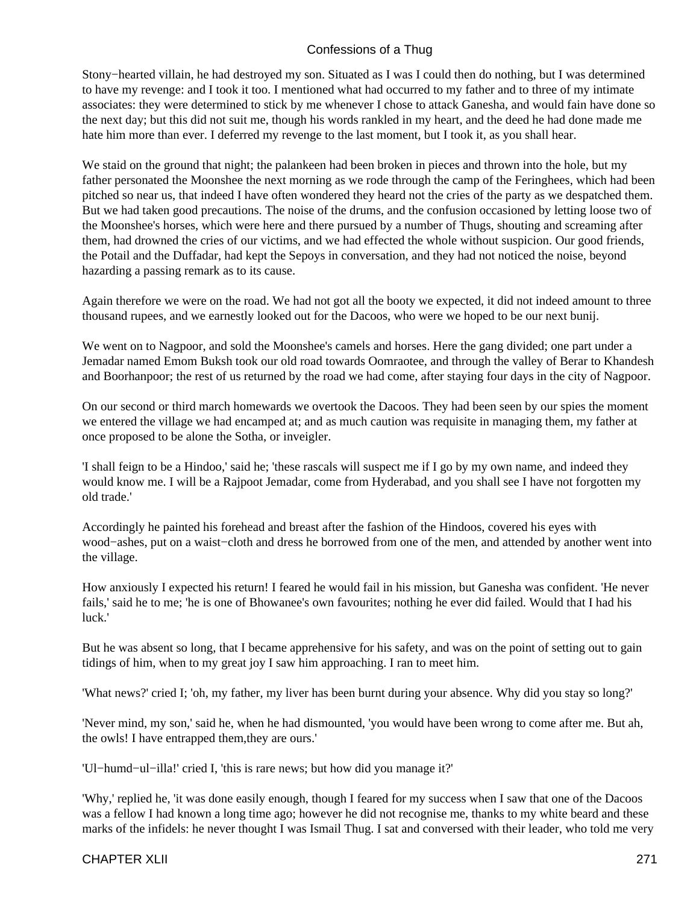Stony−hearted villain, he had destroyed my son. Situated as I was I could then do nothing, but I was determined to have my revenge: and I took it too. I mentioned what had occurred to my father and to three of my intimate associates: they were determined to stick by me whenever I chose to attack Ganesha, and would fain have done so the next day; but this did not suit me, though his words rankled in my heart, and the deed he had done made me hate him more than ever. I deferred my revenge to the last moment, but I took it, as you shall hear.

We staid on the ground that night; the palankeen had been broken in pieces and thrown into the hole, but my father personated the Moonshee the next morning as we rode through the camp of the Feringhees, which had been pitched so near us, that indeed I have often wondered they heard not the cries of the party as we despatched them. But we had taken good precautions. The noise of the drums, and the confusion occasioned by letting loose two of the Moonshee's horses, which were here and there pursued by a number of Thugs, shouting and screaming after them, had drowned the cries of our victims, and we had effected the whole without suspicion. Our good friends, the Potail and the Duffadar, had kept the Sepoys in conversation, and they had not noticed the noise, beyond hazarding a passing remark as to its cause.

Again therefore we were on the road. We had not got all the booty we expected, it did not indeed amount to three thousand rupees, and we earnestly looked out for the Dacoos, who were we hoped to be our next bunij.

We went on to Nagpoor, and sold the Moonshee's camels and horses. Here the gang divided; one part under a Jemadar named Emom Buksh took our old road towards Oomraotee, and through the valley of Berar to Khandesh and Boorhanpoor; the rest of us returned by the road we had come, after staying four days in the city of Nagpoor.

On our second or third march homewards we overtook the Dacoos. They had been seen by our spies the moment we entered the village we had encamped at; and as much caution was requisite in managing them, my father at once proposed to be alone the Sotha, or inveigler.

'I shall feign to be a Hindoo,' said he; 'these rascals will suspect me if I go by my own name, and indeed they would know me. I will be a Rajpoot Jemadar, come from Hyderabad, and you shall see I have not forgotten my old trade.'

Accordingly he painted his forehead and breast after the fashion of the Hindoos, covered his eyes with wood−ashes, put on a waist−cloth and dress he borrowed from one of the men, and attended by another went into the village.

How anxiously I expected his return! I feared he would fail in his mission, but Ganesha was confident. 'He never fails,' said he to me; 'he is one of Bhowanee's own favourites; nothing he ever did failed. Would that I had his luck.'

But he was absent so long, that I became apprehensive for his safety, and was on the point of setting out to gain tidings of him, when to my great joy I saw him approaching. I ran to meet him.

'What news?' cried I; 'oh, my father, my liver has been burnt during your absence. Why did you stay so long?'

'Never mind, my son,' said he, when he had dismounted, 'you would have been wrong to come after me. But ah, the owls! I have entrapped them,they are ours.'

'Ul−humd−ul−illa!' cried I, 'this is rare news; but how did you manage it?'

'Why,' replied he, 'it was done easily enough, though I feared for my success when I saw that one of the Dacoos was a fellow I had known a long time ago; however he did not recognise me, thanks to my white beard and these marks of the infidels: he never thought I was Ismail Thug. I sat and conversed with their leader, who told me very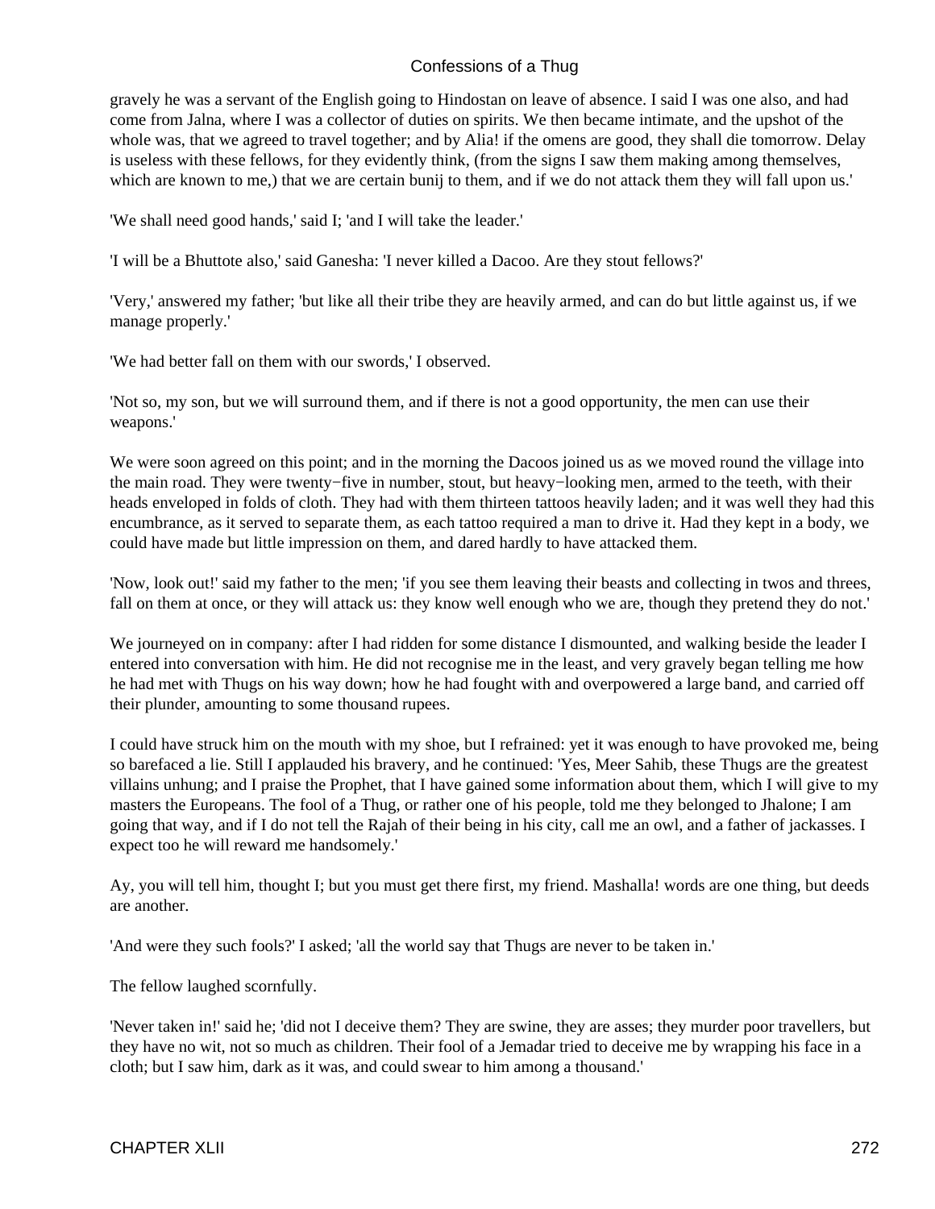gravely he was a servant of the English going to Hindostan on leave of absence. I said I was one also, and had come from Jalna, where I was a collector of duties on spirits. We then became intimate, and the upshot of the whole was, that we agreed to travel together; and by Alia! if the omens are good, they shall die tomorrow. Delay is useless with these fellows, for they evidently think, (from the signs I saw them making among themselves, which are known to me,) that we are certain bunij to them, and if we do not attack them they will fall upon us.'

'We shall need good hands,' said I; 'and I will take the leader.'

'I will be a Bhuttote also,' said Ganesha: 'I never killed a Dacoo. Are they stout fellows?'

'Very,' answered my father; 'but like all their tribe they are heavily armed, and can do but little against us, if we manage properly.'

'We had better fall on them with our swords,' I observed.

'Not so, my son, but we will surround them, and if there is not a good opportunity, the men can use their weapons.'

We were soon agreed on this point; and in the morning the Dacoos joined us as we moved round the village into the main road. They were twenty−five in number, stout, but heavy−looking men, armed to the teeth, with their heads enveloped in folds of cloth. They had with them thirteen tattoos heavily laden; and it was well they had this encumbrance, as it served to separate them, as each tattoo required a man to drive it. Had they kept in a body, we could have made but little impression on them, and dared hardly to have attacked them.

'Now, look out!' said my father to the men; 'if you see them leaving their beasts and collecting in twos and threes, fall on them at once, or they will attack us: they know well enough who we are, though they pretend they do not.'

We journeyed on in company: after I had ridden for some distance I dismounted, and walking beside the leader I entered into conversation with him. He did not recognise me in the least, and very gravely began telling me how he had met with Thugs on his way down; how he had fought with and overpowered a large band, and carried off their plunder, amounting to some thousand rupees.

I could have struck him on the mouth with my shoe, but I refrained: yet it was enough to have provoked me, being so barefaced a lie. Still I applauded his bravery, and he continued: 'Yes, Meer Sahib, these Thugs are the greatest villains unhung; and I praise the Prophet, that I have gained some information about them, which I will give to my masters the Europeans. The fool of a Thug, or rather one of his people, told me they belonged to Jhalone; I am going that way, and if I do not tell the Rajah of their being in his city, call me an owl, and a father of jackasses. I expect too he will reward me handsomely.'

Ay, you will tell him, thought I; but you must get there first, my friend. Mashalla! words are one thing, but deeds are another.

'And were they such fools?' I asked; 'all the world say that Thugs are never to be taken in.'

The fellow laughed scornfully.

'Never taken in!' said he; 'did not I deceive them? They are swine, they are asses; they murder poor travellers, but they have no wit, not so much as children. Their fool of a Jemadar tried to deceive me by wrapping his face in a cloth; but I saw him, dark as it was, and could swear to him among a thousand.'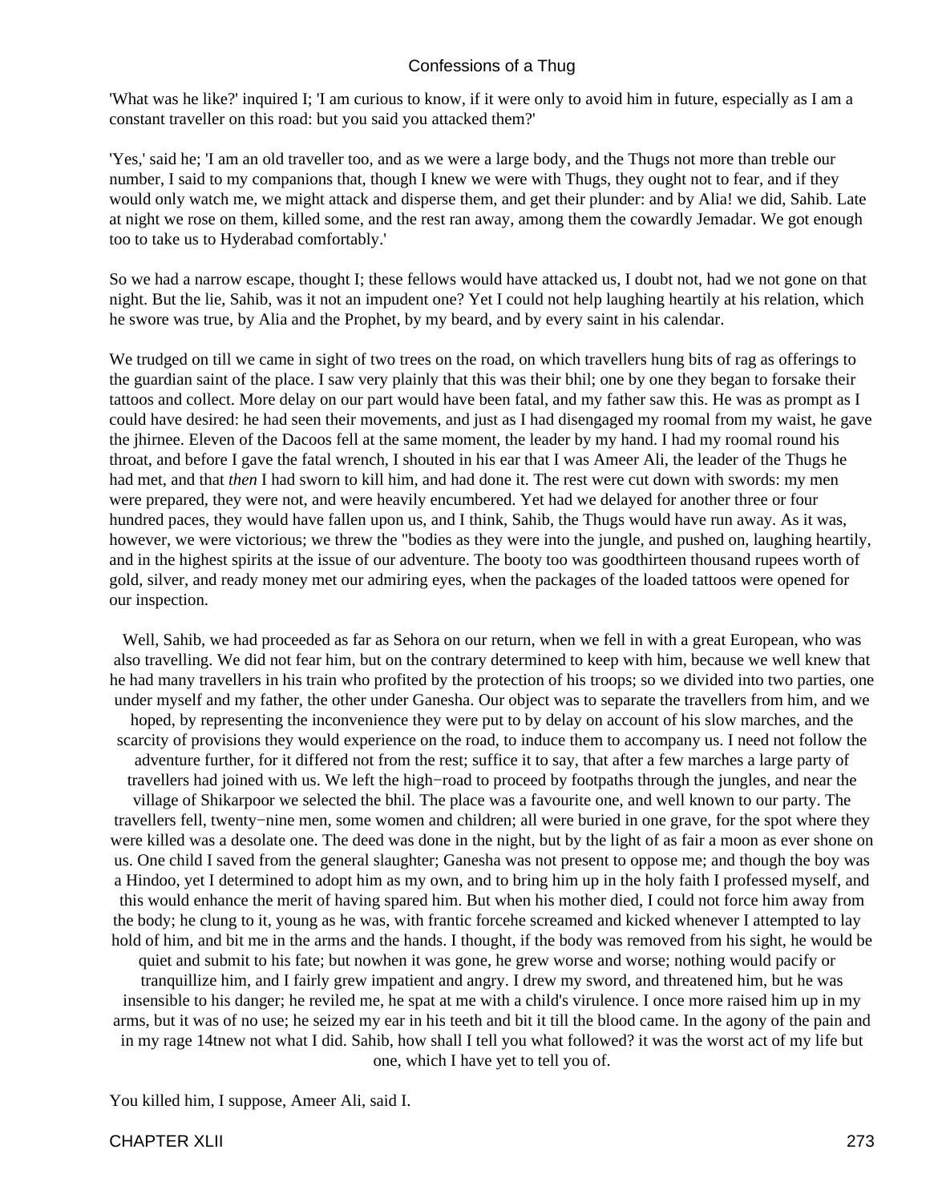'What was he like?' inquired I; 'I am curious to know, if it were only to avoid him in future, especially as I am a constant traveller on this road: but you said you attacked them?'

'Yes,' said he; 'I am an old traveller too, and as we were a large body, and the Thugs not more than treble our number, I said to my companions that, though I knew we were with Thugs, they ought not to fear, and if they would only watch me, we might attack and disperse them, and get their plunder: and by Alia! we did, Sahib. Late at night we rose on them, killed some, and the rest ran away, among them the cowardly Jemadar. We got enough too to take us to Hyderabad comfortably.'

So we had a narrow escape, thought I; these fellows would have attacked us, I doubt not, had we not gone on that night. But the lie, Sahib, was it not an impudent one? Yet I could not help laughing heartily at his relation, which he swore was true, by Alia and the Prophet, by my beard, and by every saint in his calendar.

We trudged on till we came in sight of two trees on the road, on which travellers hung bits of rag as offerings to the guardian saint of the place. I saw very plainly that this was their bhil; one by one they began to forsake their tattoos and collect. More delay on our part would have been fatal, and my father saw this. He was as prompt as I could have desired: he had seen their movements, and just as I had disengaged my roomal from my waist, he gave the jhirnee. Eleven of the Dacoos fell at the same moment, the leader by my hand. I had my roomal round his throat, and before I gave the fatal wrench, I shouted in his ear that I was Ameer Ali, the leader of the Thugs he had met, and that *then* I had sworn to kill him, and had done it. The rest were cut down with swords: my men were prepared, they were not, and were heavily encumbered. Yet had we delayed for another three or four hundred paces, they would have fallen upon us, and I think, Sahib, the Thugs would have run away. As it was, however, we were victorious; we threw the "bodies as they were into the jungle, and pushed on, laughing heartily, and in the highest spirits at the issue of our adventure. The booty too was goodthirteen thousand rupees worth of gold, silver, and ready money met our admiring eyes, when the packages of the loaded tattoos were opened for our inspection.

Well, Sahib, we had proceeded as far as Sehora on our return, when we fell in with a great European, who was also travelling. We did not fear him, but on the contrary determined to keep with him, because we well knew that he had many travellers in his train who profited by the protection of his troops; so we divided into two parties, one under myself and my father, the other under Ganesha. Our object was to separate the travellers from him, and we hoped, by representing the inconvenience they were put to by delay on account of his slow marches, and the scarcity of provisions they would experience on the road, to induce them to accompany us. I need not follow the adventure further, for it differed not from the rest; suffice it to say, that after a few marches a large party of travellers had joined with us. We left the high−road to proceed by footpaths through the jungles, and near the village of Shikarpoor we selected the bhil. The place was a favourite one, and well known to our party. The travellers fell, twenty−nine men, some women and children; all were buried in one grave, for the spot where they were killed was a desolate one. The deed was done in the night, but by the light of as fair a moon as ever shone on us. One child I saved from the general slaughter; Ganesha was not present to oppose me; and though the boy was a Hindoo, yet I determined to adopt him as my own, and to bring him up in the holy faith I professed myself, and this would enhance the merit of having spared him. But when his mother died, I could not force him away from the body; he clung to it, young as he was, with frantic forcehe screamed and kicked whenever I attempted to lay hold of him, and bit me in the arms and the hands. I thought, if the body was removed from his sight, he would be quiet and submit to his fate; but nowhen it was gone, he grew worse and worse; nothing would pacify or tranquillize him, and I fairly grew impatient and angry. I drew my sword, and threatened him, but he was insensible to his danger; he reviled me, he spat at me with a child's virulence. I once more raised him up in my arms, but it was of no use; he seized my ear in his teeth and bit it till the blood came. In the agony of the pain and in my rage 14tnew not what I did. Sahib, how shall I tell you what followed? it was the worst act of my life but one, which I have yet to tell you of.

You killed him, I suppose, Ameer Ali, said I.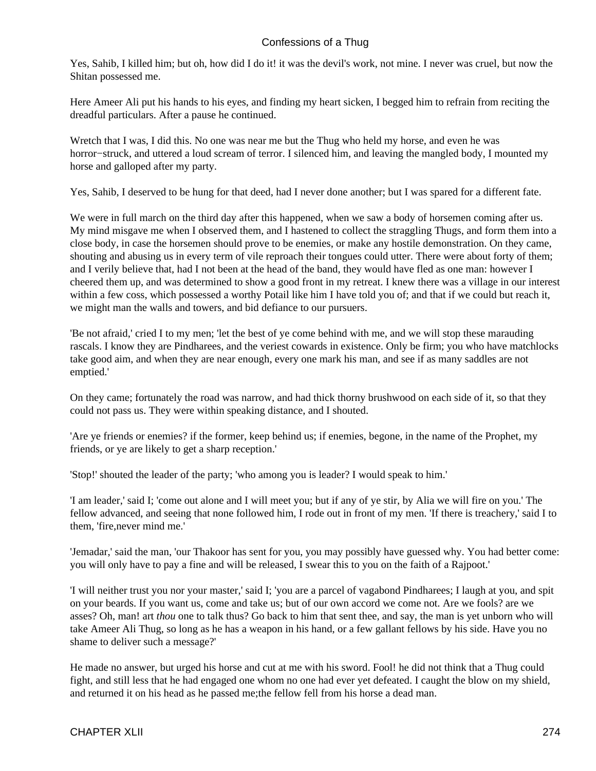Yes, Sahib, I killed him; but oh, how did I do it! it was the devil's work, not mine. I never was cruel, but now the Shitan possessed me.

Here Ameer Ali put his hands to his eyes, and finding my heart sicken, I begged him to refrain from reciting the dreadful particulars. After a pause he continued.

Wretch that I was, I did this. No one was near me but the Thug who held my horse, and even he was horror−struck, and uttered a loud scream of terror. I silenced him, and leaving the mangled body, I mounted my horse and galloped after my party.

Yes, Sahib, I deserved to be hung for that deed, had I never done another; but I was spared for a different fate.

We were in full march on the third day after this happened, when we saw a body of horsemen coming after us. My mind misgave me when I observed them, and I hastened to collect the straggling Thugs, and form them into a close body, in case the horsemen should prove to be enemies, or make any hostile demonstration. On they came, shouting and abusing us in every term of vile reproach their tongues could utter. There were about forty of them; and I verily believe that, had I not been at the head of the band, they would have fled as one man: however I cheered them up, and was determined to show a good front in my retreat. I knew there was a village in our interest within a few coss, which possessed a worthy Potail like him I have told you of; and that if we could but reach it, we might man the walls and towers, and bid defiance to our pursuers.

'Be not afraid,' cried I to my men; 'let the best of ye come behind with me, and we will stop these marauding rascals. I know they are Pindharees, and the veriest cowards in existence. Only be firm; you who have matchlocks take good aim, and when they are near enough, every one mark his man, and see if as many saddles are not emptied.'

On they came; fortunately the road was narrow, and had thick thorny brushwood on each side of it, so that they could not pass us. They were within speaking distance, and I shouted.

'Are ye friends or enemies? if the former, keep behind us; if enemies, begone, in the name of the Prophet, my friends, or ye are likely to get a sharp reception.'

'Stop!' shouted the leader of the party; 'who among you is leader? I would speak to him.'

'I am leader,' said I; 'come out alone and I will meet you; but if any of ye stir, by Alia we will fire on you.' The fellow advanced, and seeing that none followed him, I rode out in front of my men. 'If there is treachery,' said I to them, 'fire,never mind me.'

'Jemadar,' said the man, 'our Thakoor has sent for you, you may possibly have guessed why. You had better come: you will only have to pay a fine and will be released, I swear this to you on the faith of a Rajpoot.'

'I will neither trust you nor your master,' said I; 'you are a parcel of vagabond Pindharees; I laugh at you, and spit on your beards. If you want us, come and take us; but of our own accord we come not. Are we fools? are we asses? Oh, man! art *thou* one to talk thus? Go back to him that sent thee, and say, the man is yet unborn who will take Ameer Ali Thug, so long as he has a weapon in his hand, or a few gallant fellows by his side. Have you no shame to deliver such a message?'

He made no answer, but urged his horse and cut at me with his sword. Fool! he did not think that a Thug could fight, and still less that he had engaged one whom no one had ever yet defeated. I caught the blow on my shield, and returned it on his head as he passed me;the fellow fell from his horse a dead man.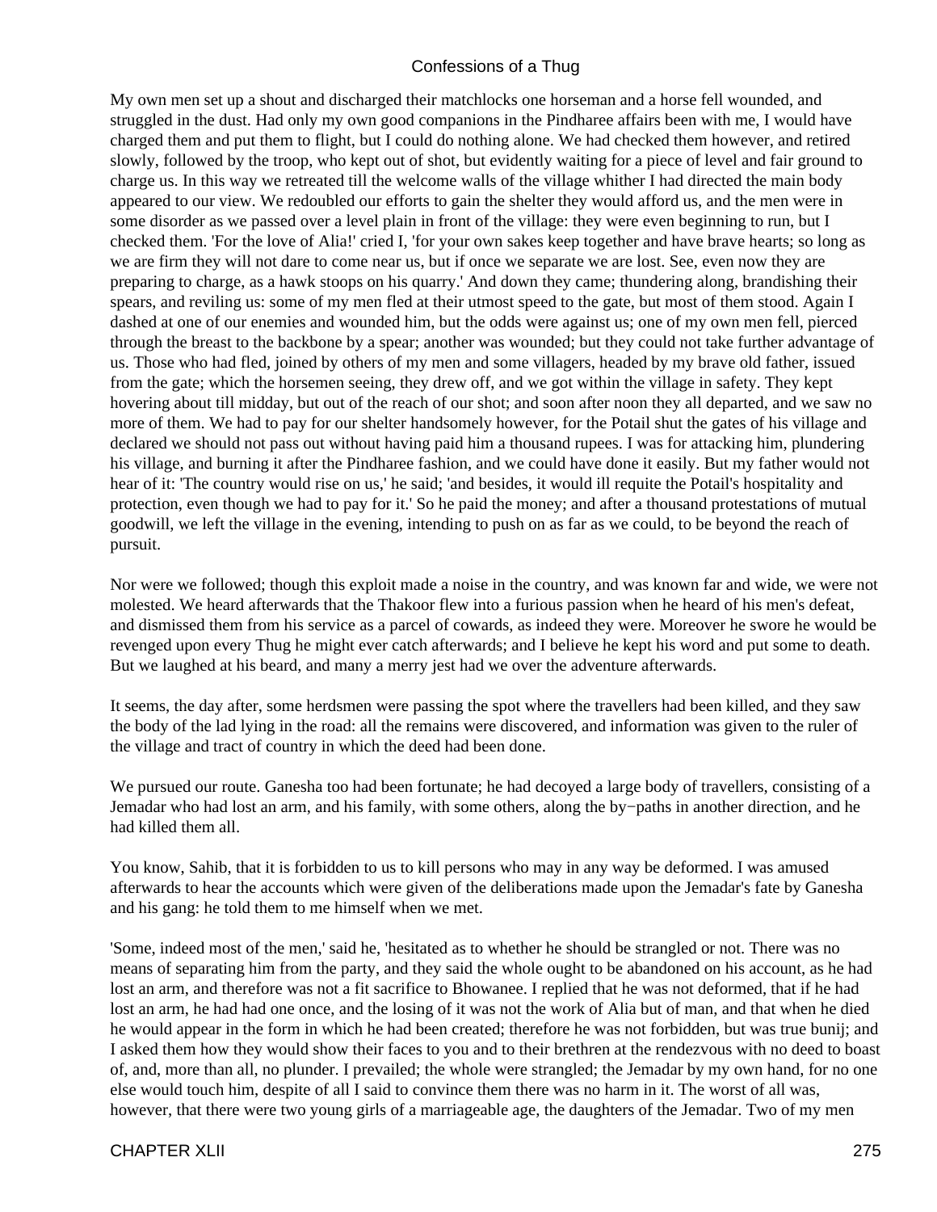My own men set up a shout and discharged their matchlocks one horseman and a horse fell wounded, and struggled in the dust. Had only my own good companions in the Pindharee affairs been with me, I would have charged them and put them to flight, but I could do nothing alone. We had checked them however, and retired slowly, followed by the troop, who kept out of shot, but evidently waiting for a piece of level and fair ground to charge us. In this way we retreated till the welcome walls of the village whither I had directed the main body appeared to our view. We redoubled our efforts to gain the shelter they would afford us, and the men were in some disorder as we passed over a level plain in front of the village: they were even beginning to run, but I checked them. 'For the love of Alia!' cried I, 'for your own sakes keep together and have brave hearts; so long as we are firm they will not dare to come near us, but if once we separate we are lost. See, even now they are preparing to charge, as a hawk stoops on his quarry.' And down they came; thundering along, brandishing their spears, and reviling us: some of my men fled at their utmost speed to the gate, but most of them stood. Again I dashed at one of our enemies and wounded him, but the odds were against us; one of my own men fell, pierced through the breast to the backbone by a spear; another was wounded; but they could not take further advantage of us. Those who had fled, joined by others of my men and some villagers, headed by my brave old father, issued from the gate; which the horsemen seeing, they drew off, and we got within the village in safety. They kept hovering about till midday, but out of the reach of our shot; and soon after noon they all departed, and we saw no more of them. We had to pay for our shelter handsomely however, for the Potail shut the gates of his village and declared we should not pass out without having paid him a thousand rupees. I was for attacking him, plundering his village, and burning it after the Pindharee fashion, and we could have done it easily. But my father would not hear of it: 'The country would rise on us,' he said; 'and besides, it would ill requite the Potail's hospitality and protection, even though we had to pay for it.' So he paid the money; and after a thousand protestations of mutual goodwill, we left the village in the evening, intending to push on as far as we could, to be beyond the reach of pursuit.

Nor were we followed; though this exploit made a noise in the country, and was known far and wide, we were not molested. We heard afterwards that the Thakoor flew into a furious passion when he heard of his men's defeat, and dismissed them from his service as a parcel of cowards, as indeed they were. Moreover he swore he would be revenged upon every Thug he might ever catch afterwards; and I believe he kept his word and put some to death. But we laughed at his beard, and many a merry jest had we over the adventure afterwards.

It seems, the day after, some herdsmen were passing the spot where the travellers had been killed, and they saw the body of the lad lying in the road: all the remains were discovered, and information was given to the ruler of the village and tract of country in which the deed had been done.

We pursued our route. Ganesha too had been fortunate; he had decoyed a large body of travellers, consisting of a Jemadar who had lost an arm, and his family, with some others, along the by−paths in another direction, and he had killed them all.

You know, Sahib, that it is forbidden to us to kill persons who may in any way be deformed. I was amused afterwards to hear the accounts which were given of the deliberations made upon the Jemadar's fate by Ganesha and his gang: he told them to me himself when we met.

'Some, indeed most of the men,' said he, 'hesitated as to whether he should be strangled or not. There was no means of separating him from the party, and they said the whole ought to be abandoned on his account, as he had lost an arm, and therefore was not a fit sacrifice to Bhowanee. I replied that he was not deformed, that if he had lost an arm, he had had one once, and the losing of it was not the work of Alia but of man, and that when he died he would appear in the form in which he had been created; therefore he was not forbidden, but was true bunij; and I asked them how they would show their faces to you and to their brethren at the rendezvous with no deed to boast of, and, more than all, no plunder. I prevailed; the whole were strangled; the Jemadar by my own hand, for no one else would touch him, despite of all I said to convince them there was no harm in it. The worst of all was, however, that there were two young girls of a marriageable age, the daughters of the Jemadar. Two of my men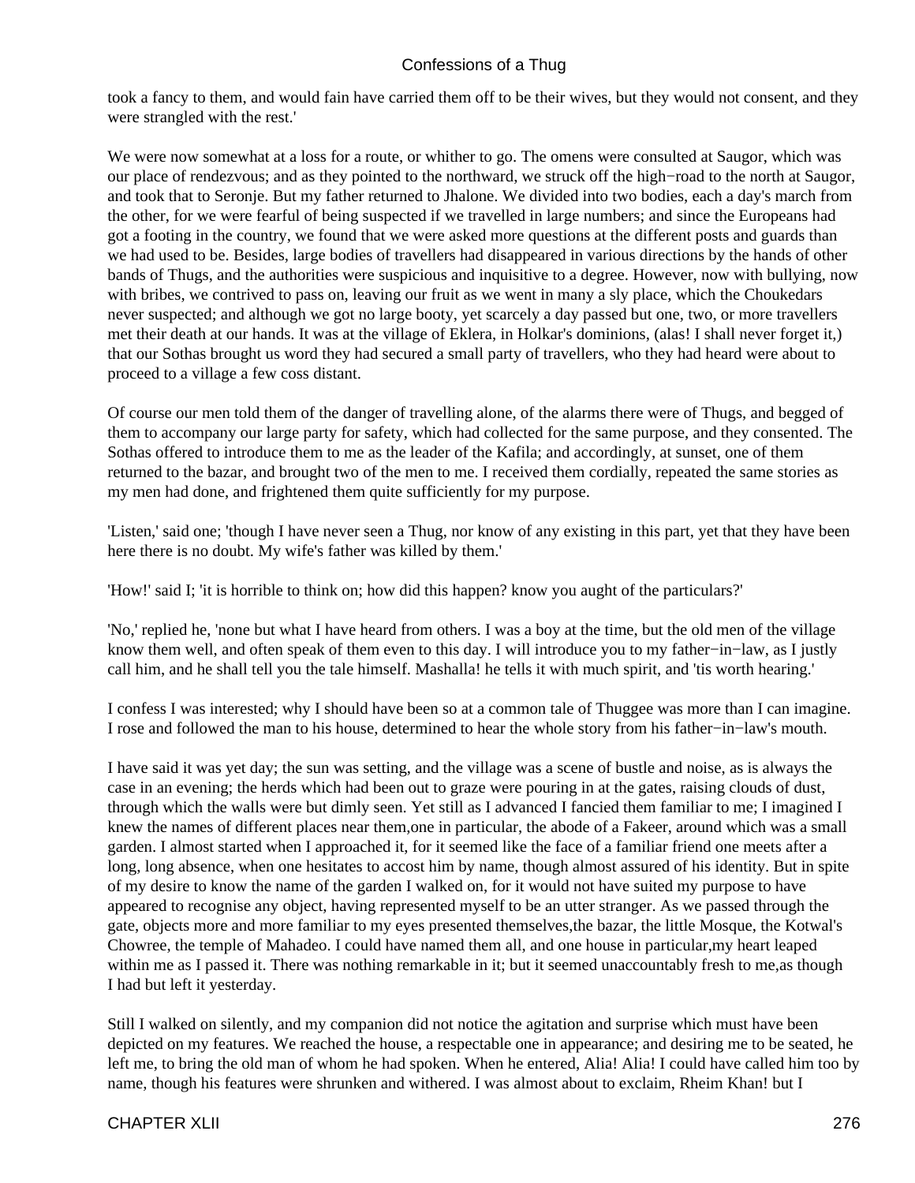took a fancy to them, and would fain have carried them off to be their wives, but they would not consent, and they were strangled with the rest.'

We were now somewhat at a loss for a route, or whither to go. The omens were consulted at Saugor, which was our place of rendezvous; and as they pointed to the northward, we struck off the high−road to the north at Saugor, and took that to Seronje. But my father returned to Jhalone. We divided into two bodies, each a day's march from the other, for we were fearful of being suspected if we travelled in large numbers; and since the Europeans had got a footing in the country, we found that we were asked more questions at the different posts and guards than we had used to be. Besides, large bodies of travellers had disappeared in various directions by the hands of other bands of Thugs, and the authorities were suspicious and inquisitive to a degree. However, now with bullying, now with bribes, we contrived to pass on, leaving our fruit as we went in many a sly place, which the Choukedars never suspected; and although we got no large booty, yet scarcely a day passed but one, two, or more travellers met their death at our hands. It was at the village of Eklera, in Holkar's dominions, (alas! I shall never forget it,) that our Sothas brought us word they had secured a small party of travellers, who they had heard were about to proceed to a village a few coss distant.

Of course our men told them of the danger of travelling alone, of the alarms there were of Thugs, and begged of them to accompany our large party for safety, which had collected for the same purpose, and they consented. The Sothas offered to introduce them to me as the leader of the Kafila; and accordingly, at sunset, one of them returned to the bazar, and brought two of the men to me. I received them cordially, repeated the same stories as my men had done, and frightened them quite sufficiently for my purpose.

'Listen,' said one; 'though I have never seen a Thug, nor know of any existing in this part, yet that they have been here there is no doubt. My wife's father was killed by them.'

'How!' said I; 'it is horrible to think on; how did this happen? know you aught of the particulars?'

'No,' replied he, 'none but what I have heard from others. I was a boy at the time, but the old men of the village know them well, and often speak of them even to this day. I will introduce you to my father−in−law, as I justly call him, and he shall tell you the tale himself. Mashalla! he tells it with much spirit, and 'tis worth hearing.'

I confess I was interested; why I should have been so at a common tale of Thuggee was more than I can imagine. I rose and followed the man to his house, determined to hear the whole story from his father−in−law's mouth.

I have said it was yet day; the sun was setting, and the village was a scene of bustle and noise, as is always the case in an evening; the herds which had been out to graze were pouring in at the gates, raising clouds of dust, through which the walls were but dimly seen. Yet still as I advanced I fancied them familiar to me; I imagined I knew the names of different places near them,one in particular, the abode of a Fakeer, around which was a small garden. I almost started when I approached it, for it seemed like the face of a familiar friend one meets after a long, long absence, when one hesitates to accost him by name, though almost assured of his identity. But in spite of my desire to know the name of the garden I walked on, for it would not have suited my purpose to have appeared to recognise any object, having represented myself to be an utter stranger. As we passed through the gate, objects more and more familiar to my eyes presented themselves,the bazar, the little Mosque, the Kotwal's Chowree, the temple of Mahadeo. I could have named them all, and one house in particular,my heart leaped within me as I passed it. There was nothing remarkable in it; but it seemed unaccountably fresh to me,as though I had but left it yesterday.

Still I walked on silently, and my companion did not notice the agitation and surprise which must have been depicted on my features. We reached the house, a respectable one in appearance; and desiring me to be seated, he left me, to bring the old man of whom he had spoken. When he entered, Alia! Alia! I could have called him too by name, though his features were shrunken and withered. I was almost about to exclaim, Rheim Khan! but I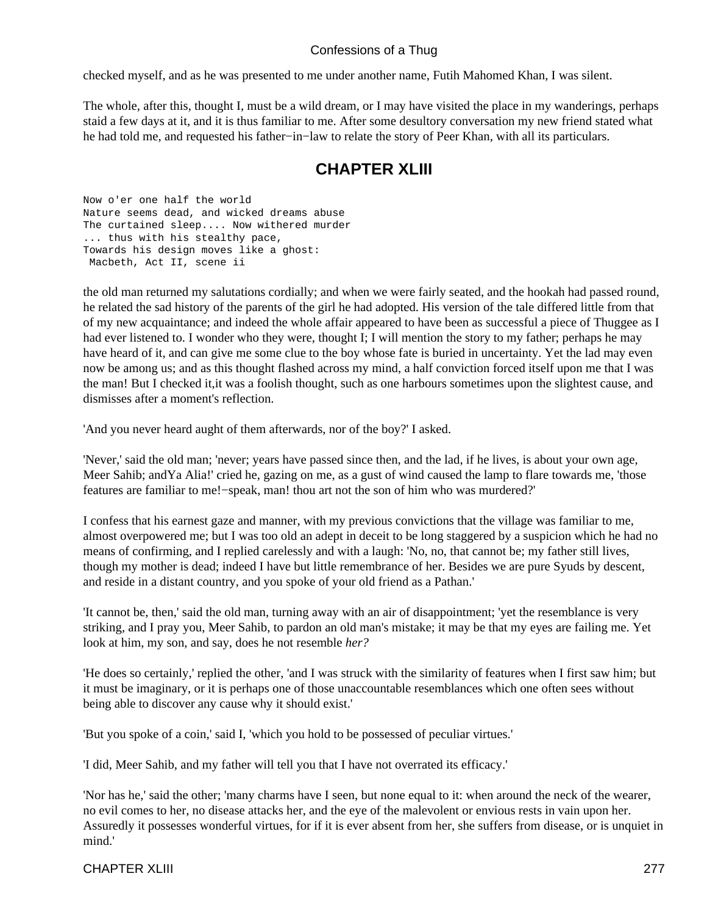checked myself, and as he was presented to me under another name, Futih Mahomed Khan, I was silent.

The whole, after this, thought I, must be a wild dream, or I may have visited the place in my wanderings, perhaps staid a few days at it, and it is thus familiar to me. After some desultory conversation my new friend stated what he had told me, and requested his father−in−law to relate the story of Peer Khan, with all its particulars.

## CHAPTER XLIII

```
Now o'er one half the world
Nature seems dead, and wicked dreams abuse
The curtained sleep.... Now withered murder
... thus with his stealthy pace,
Towards his design moves like a ghost:
 Macbeth, Act II, scene ii
```

the old man returned my salutations cordially; and when we were fairly seated, and the hookah had passed round, he related the sad history of the parents of the girl he had adopted. His version of the tale differed little from that of my new acquaintance; and indeed the whole affair appeared to have been as successful a piece of Thuggee as I had ever listened to. I wonder who they were, thought I; I will mention the story to my father; perhaps he may have heard of it, and can give me some clue to the boy whose fate is buried in uncertainty. Yet the lad may even now be among us; and as this thought flashed across my mind, a half conviction forced itself upon me that I was the man! But I checked it,it was a foolish thought, such as one harbours sometimes upon the slightest cause, and dismisses after a moment's reflection.

'And you never heard aught of them afterwards, nor of the boy?' I asked.

'Never,' said the old man; 'never; years have passed since then, and the lad, if he lives, is about your own age, Meer Sahib; andYa Alia!' cried he, gazing on me, as a gust of wind caused the lamp to flare towards me, 'those features are familiar to me!−speak, man! thou art not the son of him who was murdered?'

I confess that his earnest gaze and manner, with my previous convictions that the village was familiar to me, almost overpowered me; but I was too old an adept in deceit to be long staggered by a suspicion which he had no means of confirming, and I replied carelessly and with a laugh: 'No, no, that cannot be; my father still lives, though my mother is dead; indeed I have but little remembrance of her. Besides we are pure Syuds by descent, and reside in a distant country, and you spoke of your old friend as a Pathan.'

'It cannot be, then,' said the old man, turning away with an air of disappointment; 'yet the resemblance is very striking, and I pray you, Meer Sahib, to pardon an old man's mistake; it may be that my eyes are failing me. Yet look at him, my son, and say, does he not resemble *her?*

'He does so certainly,' replied the other, 'and I was struck with the similarity of features when I first saw him; but it must be imaginary, or it is perhaps one of those unaccountable resemblances which one often sees without being able to discover any cause why it should exist.'

'But you spoke of a coin,' said I, 'which you hold to be possessed of peculiar virtues.'

'I did, Meer Sahib, and my father will tell you that I have not overrated its efficacy.'

'Nor has he,' said the other; 'many charms have I seen, but none equal to it: when around the neck of the wearer, no evil comes to her, no disease attacks her, and the eye of the malevolent or envious rests in vain upon her. Assuredly it possesses wonderful virtues, for if it is ever absent from her, she suffers from disease, or is unquiet in mind.'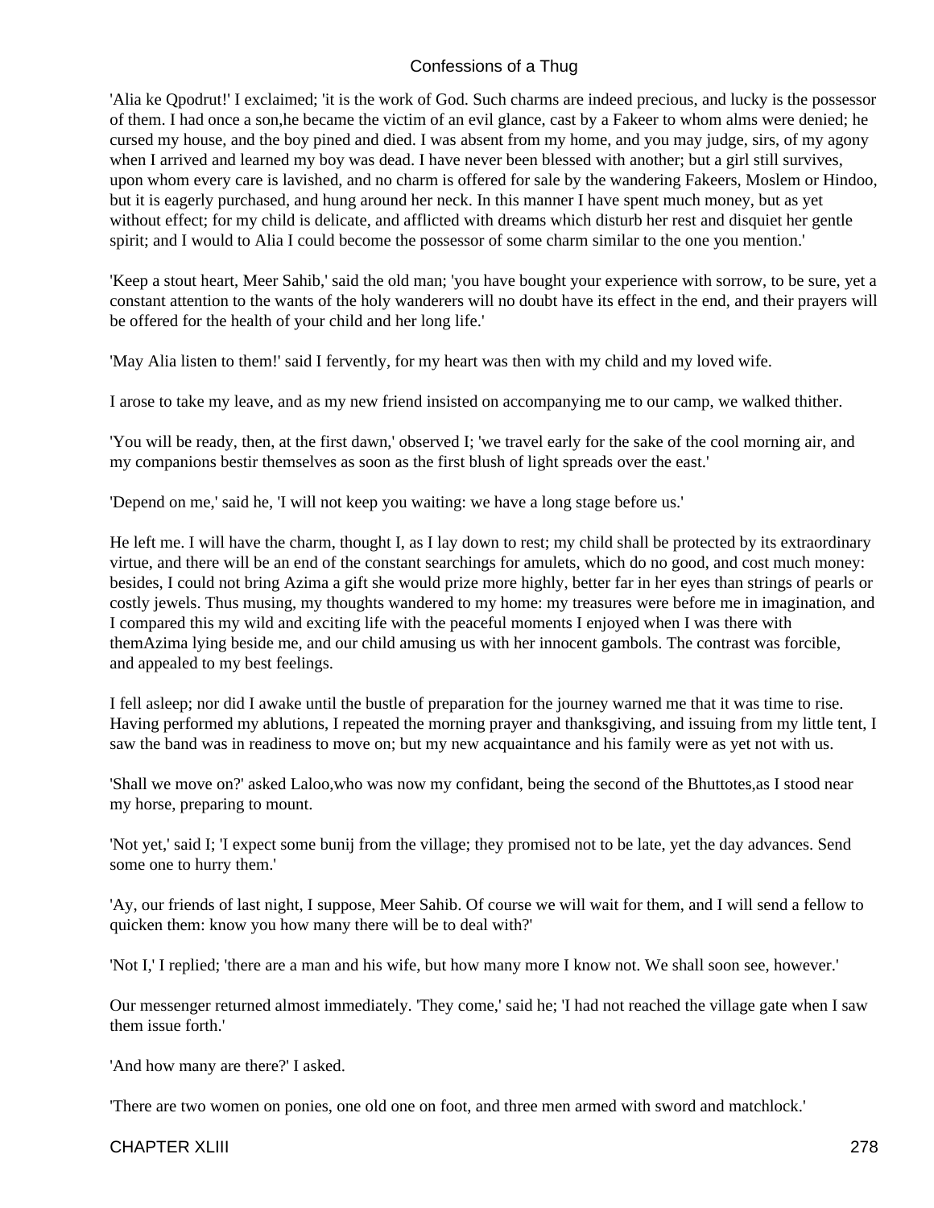'Alia ke Qpodrut!' I exclaimed; 'it is the work of God. Such charms are indeed precious, and lucky is the possessor of them. I had once a son,he became the victim of an evil glance, cast by a Fakeer to whom alms were denied; he cursed my house, and the boy pined and died. I was absent from my home, and you may judge, sirs, of my agony when I arrived and learned my boy was dead. I have never been blessed with another; but a girl still survives, upon whom every care is lavished, and no charm is offered for sale by the wandering Fakeers, Moslem or Hindoo, but it is eagerly purchased, and hung around her neck. In this manner I have spent much money, but as yet without effect; for my child is delicate, and afflicted with dreams which disturb her rest and disquiet her gentle spirit; and I would to Alia I could become the possessor of some charm similar to the one you mention.'

'Keep a stout heart, Meer Sahib,' said the old man; 'you have bought your experience with sorrow, to be sure, yet a constant attention to the wants of the holy wanderers will no doubt have its effect in the end, and their prayers will be offered for the health of your child and her long life.'

'May Alia listen to them!' said I fervently, for my heart was then with my child and my loved wife.

I arose to take my leave, and as my new friend insisted on accompanying me to our camp, we walked thither.

'You will be ready, then, at the first dawn,' observed I; 'we travel early for the sake of the cool morning air, and my companions bestir themselves as soon as the first blush of light spreads over the east.'

'Depend on me,' said he, 'I will not keep you waiting: we have a long stage before us.'

He left me. I will have the charm, thought I, as I lay down to rest; my child shall be protected by its extraordinary virtue, and there will be an end of the constant searchings for amulets, which do no good, and cost much money: besides, I could not bring Azima a gift she would prize more highly, better far in her eyes than strings of pearls or costly jewels. Thus musing, my thoughts wandered to my home: my treasures were before me in imagination, and I compared this my wild and exciting life with the peaceful moments I enjoyed when I was there with themAzima lying beside me, and our child amusing us with her innocent gambols. The contrast was forcible, and appealed to my best feelings.

I fell asleep; nor did I awake until the bustle of preparation for the journey warned me that it was time to rise. Having performed my ablutions, I repeated the morning prayer and thanksgiving, and issuing from my little tent, I saw the band was in readiness to move on; but my new acquaintance and his family were as yet not with us.

'Shall we move on?' asked Laloo,who was now my confidant, being the second of the Bhuttotes,as I stood near my horse, preparing to mount.

'Not yet,' said I; 'I expect some bunij from the village; they promised not to be late, yet the day advances. Send some one to hurry them.'

'Ay, our friends of last night, I suppose, Meer Sahib. Of course we will wait for them, and I will send a fellow to quicken them: know you how many there will be to deal with?'

'Not I,' I replied; 'there are a man and his wife, but how many more I know not. We shall soon see, however.'

Our messenger returned almost immediately. 'They come,' said he; 'I had not reached the village gate when I saw them issue forth.'

'And how many are there?' I asked.

'There are two women on ponies, one old one on foot, and three men armed with sword and matchlock.'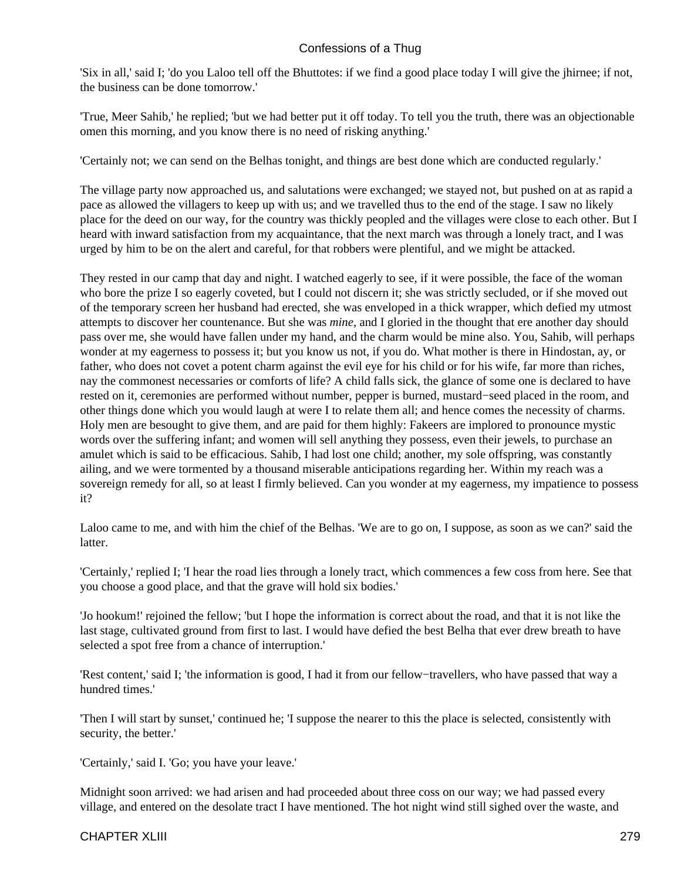'Six in all,' said I; 'do you Laloo tell off the Bhuttotes: if we find a good place today I will give the jhirnee; if not, the business can be done tomorrow.'

'True, Meer Sahib,' he replied; 'but we had better put it off today. To tell you the truth, there was an objectionable omen this morning, and you know there is no need of risking anything.'

'Certainly not; we can send on the Belhas tonight, and things are best done which are conducted regularly.'

The village party now approached us, and salutations were exchanged; we stayed not, but pushed on at as rapid a pace as allowed the villagers to keep up with us; and we travelled thus to the end of the stage. I saw no likely place for the deed on our way, for the country was thickly peopled and the villages were close to each other. But I heard with inward satisfaction from my acquaintance, that the next march was through a lonely tract, and I was urged by him to be on the alert and careful, for that robbers were plentiful, and we might be attacked.

They rested in our camp that day and night. I watched eagerly to see, if it were possible, the face of the woman who bore the prize I so eagerly coveted, but I could not discern it; she was strictly secluded, or if she moved out of the temporary screen her husband had erected, she was enveloped in a thick wrapper, which defied my utmost attempts to discover her countenance. But she was *mine,* and I gloried in the thought that ere another day should pass over me, she would have fallen under my hand, and the charm would be mine also. You, Sahib, will perhaps wonder at my eagerness to possess it; but you know us not, if you do. What mother is there in Hindostan, ay, or father, who does not covet a potent charm against the evil eye for his child or for his wife, far more than riches, nay the commonest necessaries or comforts of life? A child falls sick, the glance of some one is declared to have rested on it, ceremonies are performed without number, pepper is burned, mustard−seed placed in the room, and other things done which you would laugh at were I to relate them all; and hence comes the necessity of charms. Holy men are besought to give them, and are paid for them highly: Fakeers are implored to pronounce mystic words over the suffering infant; and women will sell anything they possess, even their jewels, to purchase an amulet which is said to be efficacious. Sahib, I had lost one child; another, my sole offspring, was constantly ailing, and we were tormented by a thousand miserable anticipations regarding her. Within my reach was a sovereign remedy for all, so at least I firmly believed. Can you wonder at my eagerness, my impatience to possess it?

Laloo came to me, and with him the chief of the Belhas. 'We are to go on, I suppose, as soon as we can?' said the latter.

'Certainly,' replied I; 'I hear the road lies through a lonely tract, which commences a few coss from here. See that you choose a good place, and that the grave will hold six bodies.'

'Jo hookum!' rejoined the fellow; 'but I hope the information is correct about the road, and that it is not like the last stage, cultivated ground from first to last. I would have defied the best Belha that ever drew breath to have selected a spot free from a chance of interruption.'

'Rest content,' said I; 'the information is good, I had it from our fellow−travellers, who have passed that way a hundred times.'

'Then I will start by sunset,' continued he; 'I suppose the nearer to this the place is selected, consistently with security, the better.'

'Certainly,' said I. 'Go; you have your leave.'

Midnight soon arrived: we had arisen and had proceeded about three coss on our way; we had passed every village, and entered on the desolate tract I have mentioned. The hot night wind still sighed over the waste, and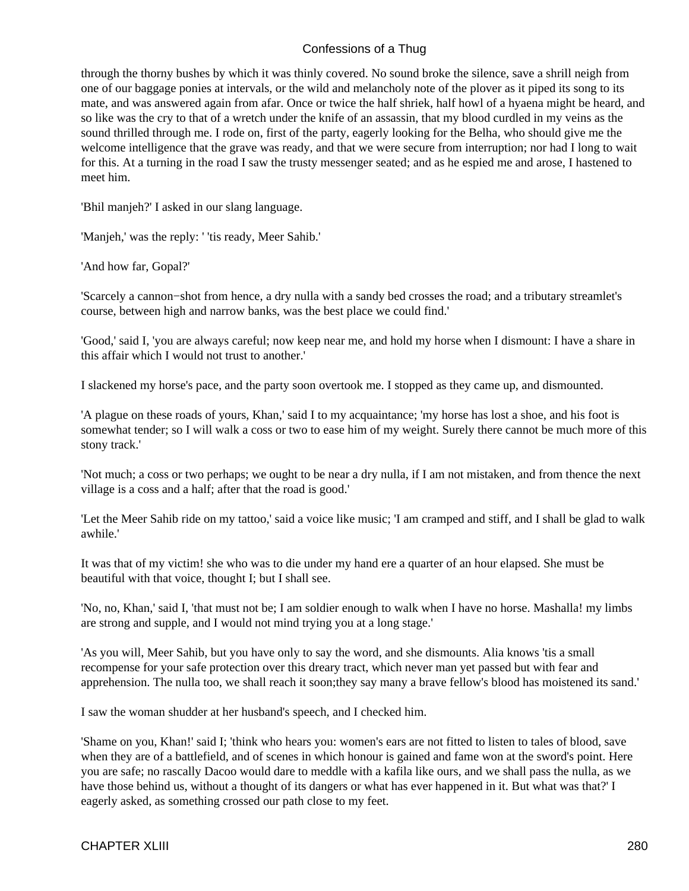through the thorny bushes by which it was thinly covered. No sound broke the silence, save a shrill neigh from one of our baggage ponies at intervals, or the wild and melancholy note of the plover as it piped its song to its mate, and was answered again from afar. Once or twice the half shriek, half howl of a hyaena might be heard, and so like was the cry to that of a wretch under the knife of an assassin, that my blood curdled in my veins as the sound thrilled through me. I rode on, first of the party, eagerly looking for the Belha, who should give me the welcome intelligence that the grave was ready, and that we were secure from interruption; nor had I long to wait for this. At a turning in the road I saw the trusty messenger seated; and as he espied me and arose, I hastened to meet him.

'Bhil manjeh?' I asked in our slang language.

'Manjeh,' was the reply: ' 'tis ready, Meer Sahib.'

'And how far, Gopal?'

'Scarcely a cannon−shot from hence, a dry nulla with a sandy bed crosses the road; and a tributary streamlet's course, between high and narrow banks, was the best place we could find.'

'Good,' said I, 'you are always careful; now keep near me, and hold my horse when I dismount: I have a share in this affair which I would not trust to another.'

I slackened my horse's pace, and the party soon overtook me. I stopped as they came up, and dismounted.

'A plague on these roads of yours, Khan,' said I to my acquaintance; 'my horse has lost a shoe, and his foot is somewhat tender; so I will walk a coss or two to ease him of my weight. Surely there cannot be much more of this stony track.'

'Not much; a coss or two perhaps; we ought to be near a dry nulla, if I am not mistaken, and from thence the next village is a coss and a half; after that the road is good.'

'Let the Meer Sahib ride on my tattoo,' said a voice like music; 'I am cramped and stiff, and I shall be glad to walk awhile.'

It was that of my victim! she who was to die under my hand ere a quarter of an hour elapsed. She must be beautiful with that voice, thought I; but I shall see.

'No, no, Khan,' said I, 'that must not be; I am soldier enough to walk when I have no horse. Mashalla! my limbs are strong and supple, and I would not mind trying you at a long stage.'

'As you will, Meer Sahib, but you have only to say the word, and she dismounts. Alia knows 'tis a small recompense for your safe protection over this dreary tract, which never man yet passed but with fear and apprehension. The nulla too, we shall reach it soon;they say many a brave fellow's blood has moistened its sand.'

I saw the woman shudder at her husband's speech, and I checked him.

'Shame on you, Khan!' said I; 'think who hears you: women's ears are not fitted to listen to tales of blood, save when they are of a battlefield, and of scenes in which honour is gained and fame won at the sword's point. Here you are safe; no rascally Dacoo would dare to meddle with a kafila like ours, and we shall pass the nulla, as we have those behind us, without a thought of its dangers or what has ever happened in it. But what was that?' I eagerly asked, as something crossed our path close to my feet.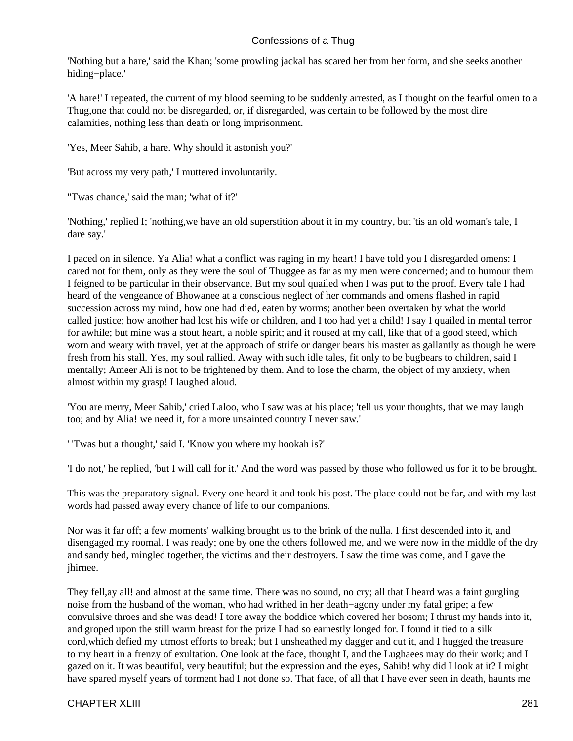'Nothing but a hare,' said the Khan; 'some prowling jackal has scared her from her form, and she seeks another hiding−place.'

'A hare!' I repeated, the current of my blood seeming to be suddenly arrested, as I thought on the fearful omen to a Thug,one that could not be disregarded, or, if disregarded, was certain to be followed by the most dire calamities, nothing less than death or long imprisonment.

'Yes, Meer Sahib, a hare. Why should it astonish you?'

'But across my very path,' I muttered involuntarily.

''Twas chance,' said the man; 'what of it?'

'Nothing,' replied I; 'nothing,we have an old superstition about it in my country, but 'tis an old woman's tale, I dare say.'

I paced on in silence. Ya Alia! what a conflict was raging in my heart! I have told you I disregarded omens: I cared not for them, only as they were the soul of Thuggee as far as my men were concerned; and to humour them I feigned to be particular in their observance. But my soul quailed when I was put to the proof. Every tale I had heard of the vengeance of Bhowanee at a conscious neglect of her commands and omens flashed in rapid succession across my mind, how one had died, eaten by worms; another been overtaken by what the world called justice; how another had lost his wife or children, and I too had yet a child! I say I quailed in mental terror for awhile; but mine was a stout heart, a noble spirit; and it roused at my call, like that of a good steed, which worn and weary with travel, yet at the approach of strife or danger bears his master as gallantly as though he were fresh from his stall. Yes, my soul rallied. Away with such idle tales, fit only to be bugbears to children, said I mentally; Ameer Ali is not to be frightened by them. And to lose the charm, the object of my anxiety, when almost within my grasp! I laughed aloud.

'You are merry, Meer Sahib,' cried Laloo, who I saw was at his place; 'tell us your thoughts, that we may laugh too; and by Alia! we need it, for a more unsainted country I never saw.'

' 'Twas but a thought,' said I. 'Know you where my hookah is?'

'I do not,' he replied, 'but I will call for it.' And the word was passed by those who followed us for it to be brought.

This was the preparatory signal. Every one heard it and took his post. The place could not be far, and with my last words had passed away every chance of life to our companions.

Nor was it far off; a few moments' walking brought us to the brink of the nulla. I first descended into it, and disengaged my roomal. I was ready; one by one the others followed me, and we were now in the middle of the dry and sandy bed, mingled together, the victims and their destroyers. I saw the time was come, and I gave the jhirnee.

They fell,ay all! and almost at the same time. There was no sound, no cry; all that I heard was a faint gurgling noise from the husband of the woman, who had writhed in her death−agony under my fatal gripe; a few convulsive throes and she was dead! I tore away the boddice which covered her bosom; I thrust my hands into it, and groped upon the still warm breast for the prize I had so earnestly longed for. I found it tied to a silk cord,which defied my utmost efforts to break; but I unsheathed my dagger and cut it, and I hugged the treasure to my heart in a frenzy of exultation. One look at the face, thought I, and the Lughaees may do their work; and I gazed on it. It was beautiful, very beautiful; but the expression and the eyes, Sahib! why did I look at it? I might have spared myself years of torment had I not done so. That face, of all that I have ever seen in death, haunts me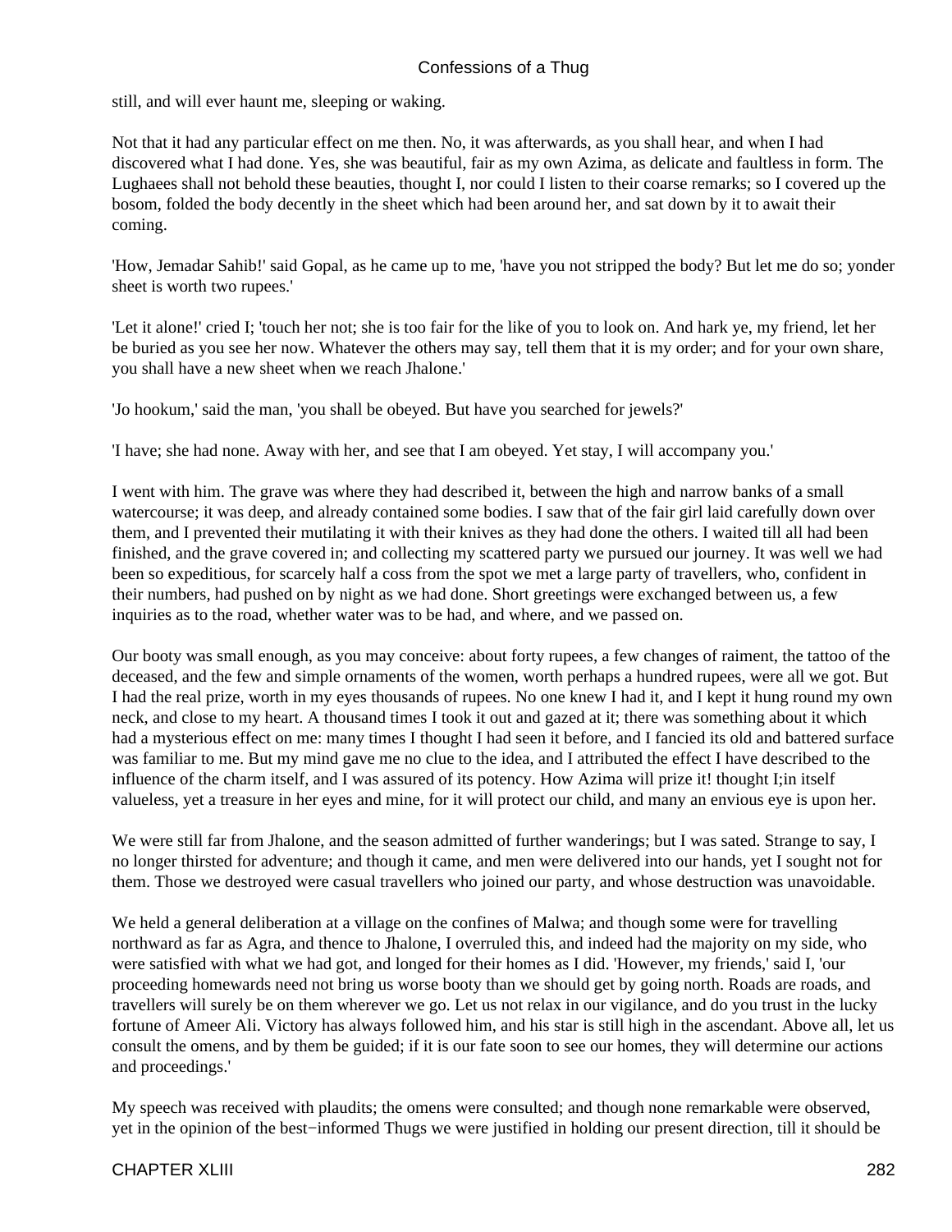still, and will ever haunt me, sleeping or waking.

Not that it had any particular effect on me then. No, it was afterwards, as you shall hear, and when I had discovered what I had done. Yes, she was beautiful, fair as my own Azima, as delicate and faultless in form. The Lughaees shall not behold these beauties, thought I, nor could I listen to their coarse remarks; so I covered up the bosom, folded the body decently in the sheet which had been around her, and sat down by it to await their coming.

'How, Jemadar Sahib!' said Gopal, as he came up to me, 'have you not stripped the body? But let me do so; yonder sheet is worth two rupees.'

'Let it alone!' cried I; 'touch her not; she is too fair for the like of you to look on. And hark ye, my friend, let her be buried as you see her now. Whatever the others may say, tell them that it is my order; and for your own share, you shall have a new sheet when we reach Jhalone.'

'Jo hookum,' said the man, 'you shall be obeyed. But have you searched for jewels?'

'I have; she had none. Away with her, and see that I am obeyed. Yet stay, I will accompany you.'

I went with him. The grave was where they had described it, between the high and narrow banks of a small watercourse; it was deep, and already contained some bodies. I saw that of the fair girl laid carefully down over them, and I prevented their mutilating it with their knives as they had done the others. I waited till all had been finished, and the grave covered in; and collecting my scattered party we pursued our journey. It was well we had been so expeditious, for scarcely half a coss from the spot we met a large party of travellers, who, confident in their numbers, had pushed on by night as we had done. Short greetings were exchanged between us, a few inquiries as to the road, whether water was to be had, and where, and we passed on.

Our booty was small enough, as you may conceive: about forty rupees, a few changes of raiment, the tattoo of the deceased, and the few and simple ornaments of the women, worth perhaps a hundred rupees, were all we got. But I had the real prize, worth in my eyes thousands of rupees. No one knew I had it, and I kept it hung round my own neck, and close to my heart. A thousand times I took it out and gazed at it; there was something about it which had a mysterious effect on me: many times I thought I had seen it before, and I fancied its old and battered surface was familiar to me. But my mind gave me no clue to the idea, and I attributed the effect I have described to the influence of the charm itself, and I was assured of its potency. How Azima will prize it! thought I;in itself valueless, yet a treasure in her eyes and mine, for it will protect our child, and many an envious eye is upon her.

We were still far from Jhalone, and the season admitted of further wanderings; but I was sated. Strange to say, I no longer thirsted for adventure; and though it came, and men were delivered into our hands, yet I sought not for them. Those we destroyed were casual travellers who joined our party, and whose destruction was unavoidable.

We held a general deliberation at a village on the confines of Malwa; and though some were for travelling northward as far as Agra, and thence to Jhalone, I overruled this, and indeed had the majority on my side, who were satisfied with what we had got, and longed for their homes as I did. 'However, my friends,' said I, 'our proceeding homewards need not bring us worse booty than we should get by going north. Roads are roads, and travellers will surely be on them wherever we go. Let us not relax in our vigilance, and do you trust in the lucky fortune of Ameer Ali. Victory has always followed him, and his star is still high in the ascendant. Above all, let us consult the omens, and by them be guided; if it is our fate soon to see our homes, they will determine our actions and proceedings.'

My speech was received with plaudits; the omens were consulted; and though none remarkable were observed, yet in the opinion of the best−informed Thugs we were justified in holding our present direction, till it should be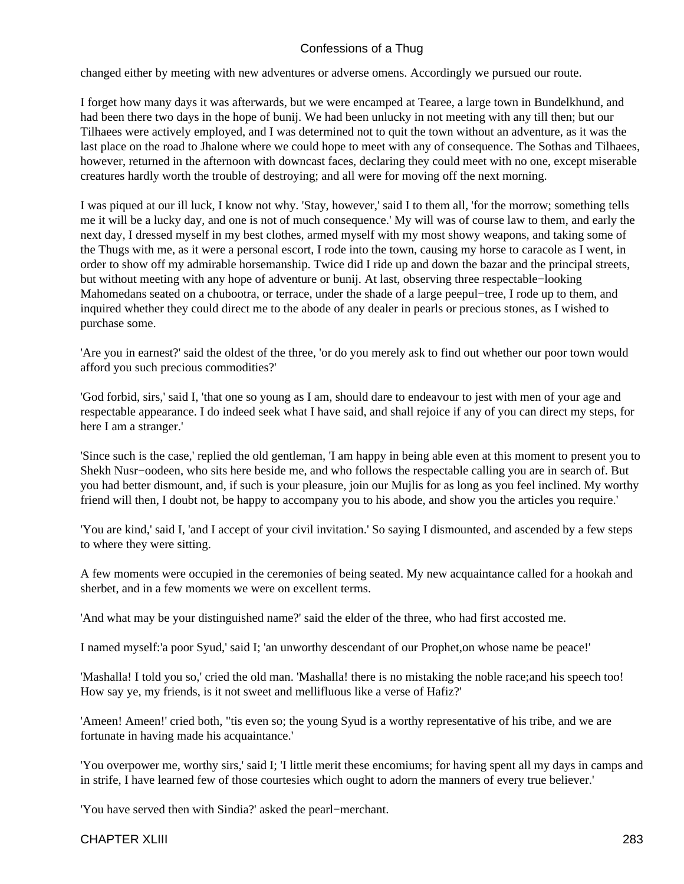changed either by meeting with new adventures or adverse omens. Accordingly we pursued our route.

I forget how many days it was afterwards, but we were encamped at Tearee, a large town in Bundelkhund, and had been there two days in the hope of bunij. We had been unlucky in not meeting with any till then; but our Tilhaees were actively employed, and I was determined not to quit the town without an adventure, as it was the last place on the road to Jhalone where we could hope to meet with any of consequence. The Sothas and Tilhaees, however, returned in the afternoon with downcast faces, declaring they could meet with no one, except miserable creatures hardly worth the trouble of destroying; and all were for moving off the next morning.

I was piqued at our ill luck, I know not why. 'Stay, however,' said I to them all, 'for the morrow; something tells me it will be a lucky day, and one is not of much consequence.' My will was of course law to them, and early the next day, I dressed myself in my best clothes, armed myself with my most showy weapons, and taking some of the Thugs with me, as it were a personal escort, I rode into the town, causing my horse to caracole as I went, in order to show off my admirable horsemanship. Twice did I ride up and down the bazar and the principal streets, but without meeting with any hope of adventure or bunij. At last, observing three respectable−looking Mahomedans seated on a chubootra, or terrace, under the shade of a large peepul−tree, I rode up to them, and inquired whether they could direct me to the abode of any dealer in pearls or precious stones, as I wished to purchase some.

'Are you in earnest?' said the oldest of the three, 'or do you merely ask to find out whether our poor town would afford you such precious commodities?'

'God forbid, sirs,' said I, 'that one so young as I am, should dare to endeavour to jest with men of your age and respectable appearance. I do indeed seek what I have said, and shall rejoice if any of you can direct my steps, for here I am a stranger.'

'Since such is the case,' replied the old gentleman, 'I am happy in being able even at this moment to present you to Shekh Nusr−oodeen, who sits here beside me, and who follows the respectable calling you are in search of. But you had better dismount, and, if such is your pleasure, join our Mujlis for as long as you feel inclined. My worthy friend will then, I doubt not, be happy to accompany you to his abode, and show you the articles you require.'

'You are kind,' said I, 'and I accept of your civil invitation.' So saying I dismounted, and ascended by a few steps to where they were sitting.

A few moments were occupied in the ceremonies of being seated. My new acquaintance called for a hookah and sherbet, and in a few moments we were on excellent terms.

'And what may be your distinguished name?' said the elder of the three, who had first accosted me.

I named myself:'a poor Syud,' said I; 'an unworthy descendant of our Prophet,on whose name be peace!'

'Mashalla! I told you so,' cried the old man. 'Mashalla! there is no mistaking the noble race;and his speech too! How say ye, my friends, is it not sweet and mellifluous like a verse of Hafiz?'

'Ameen! Ameen!' cried both, ''tis even so; the young Syud is a worthy representative of his tribe, and we are fortunate in having made his acquaintance.'

'You overpower me, worthy sirs,' said I; 'I little merit these encomiums; for having spent all my days in camps and in strife, I have learned few of those courtesies which ought to adorn the manners of every true believer.'

'You have served then with Sindia?' asked the pearl−merchant.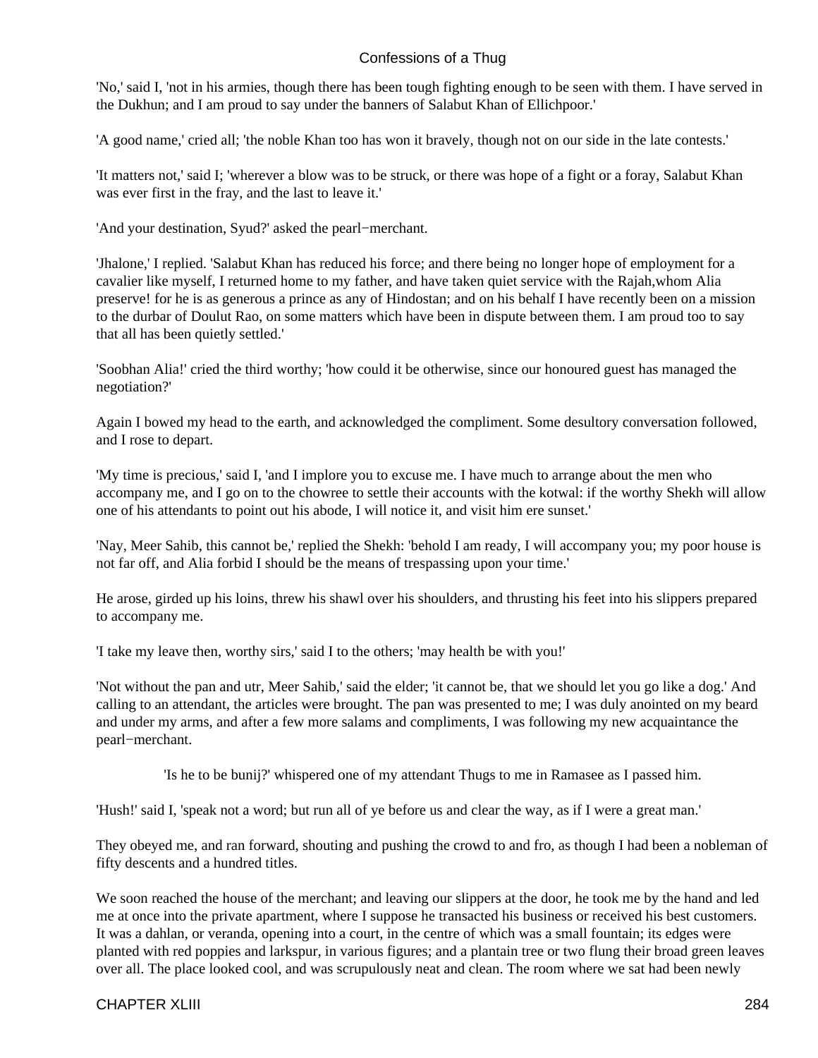'No,' said I, 'not in his armies, though there has been tough fighting enough to be seen with them. I have served in the Dukhun; and I am proud to say under the banners of Salabut Khan of Ellichpoor.'

'A good name,' cried all; 'the noble Khan too has won it bravely, though not on our side in the late contests.'

'It matters not,' said I; 'wherever a blow was to be struck, or there was hope of a fight or a foray, Salabut Khan was ever first in the fray, and the last to leave it.'

'And your destination, Syud?' asked the pearl−merchant.

'Jhalone,' I replied. 'Salabut Khan has reduced his force; and there being no longer hope of employment for a cavalier like myself, I returned home to my father, and have taken quiet service with the Rajah,whom Alia preserve! for he is as generous a prince as any of Hindostan; and on his behalf I have recently been on a mission to the durbar of Doulut Rao, on some matters which have been in dispute between them. I am proud too to say that all has been quietly settled.'

'Soobhan Alia!' cried the third worthy; 'how could it be otherwise, since our honoured guest has managed the negotiation?'

Again I bowed my head to the earth, and acknowledged the compliment. Some desultory conversation followed, and I rose to depart.

'My time is precious,' said I, 'and I implore you to excuse me. I have much to arrange about the men who accompany me, and I go on to the chowree to settle their accounts with the kotwal: if the worthy Shekh will allow one of his attendants to point out his abode, I will notice it, and visit him ere sunset.'

'Nay, Meer Sahib, this cannot be,' replied the Shekh: 'behold I am ready, I will accompany you; my poor house is not far off, and Alia forbid I should be the means of trespassing upon your time.'

He arose, girded up his loins, threw his shawl over his shoulders, and thrusting his feet into his slippers prepared to accompany me.

'I take my leave then, worthy sirs,' said I to the others; 'may health be with you!'

'Not without the pan and utr, Meer Sahib,' said the elder; 'it cannot be, that we should let you go like a dog.' And calling to an attendant, the articles were brought. The pan was presented to me; I was duly anointed on my beard and under my arms, and after a few more salams and compliments, I was following my new acquaintance the pearl−merchant.

'Is he to be bunij?' whispered one of my attendant Thugs to me in Ramasee as I passed him.

'Hush!' said I, 'speak not a word; but run all of ye before us and clear the way, as if I were a great man.'

They obeyed me, and ran forward, shouting and pushing the crowd to and fro, as though I had been a nobleman of fifty descents and a hundred titles.

We soon reached the house of the merchant; and leaving our slippers at the door, he took me by the hand and led me at once into the private apartment, where I suppose he transacted his business or received his best customers. It was a dahlan, or veranda, opening into a court, in the centre of which was a small fountain; its edges were planted with red poppies and larkspur, in various figures; and a plantain tree or two flung their broad green leaves over all. The place looked cool, and was scrupulously neat and clean. The room where we sat had been newly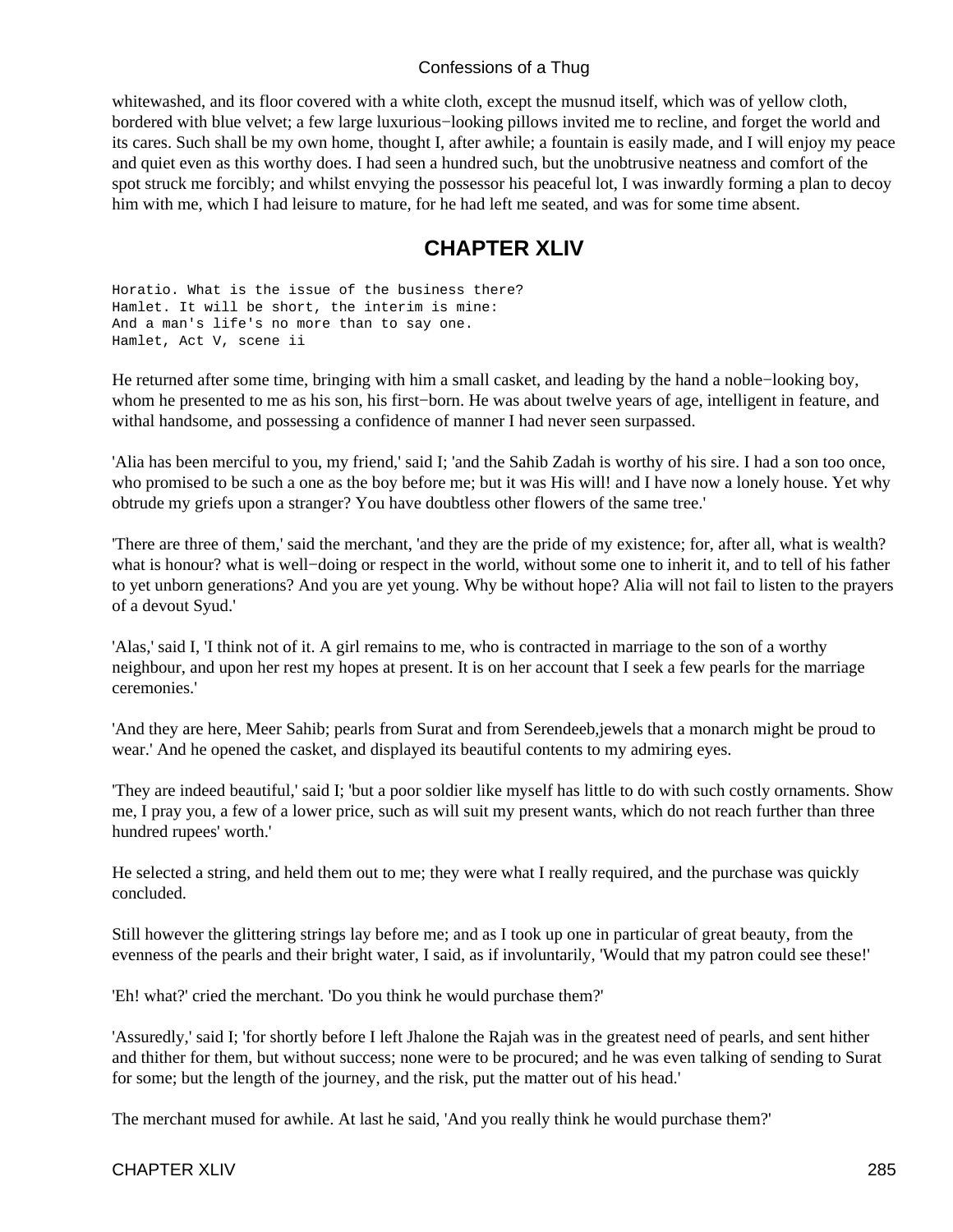whitewashed, and its floor covered with a white cloth, except the musnud itself, which was of yellow cloth, bordered with blue velvet; a few large luxurious−looking pillows invited me to recline, and forget the world and its cares. Such shall be my own home, thought I, after awhile; a fountain is easily made, and I will enjoy my peace and quiet even as this worthy does. I had seen a hundred such, but the unobtrusive neatness and comfort of the spot struck me forcibly; and whilst envying the possessor his peaceful lot, I was inwardly forming a plan to decoy him with me, which I had leisure to mature, for he had left me seated, and was for some time absent.

## CHAPTER XLIV

```
Horatio. What is the issue of the business there?
Hamlet. It will be short, the interim is mine:
And a man's life's no more than to say one.
Hamlet, Act V, scene ii
```

He returned after some time, bringing with him a small casket, and leading by the hand a noble−looking boy, whom he presented to me as his son, his first−born. He was about twelve years of age, intelligent in feature, and withal handsome, and possessing a confidence of manner I had never seen surpassed.

'Alia has been merciful to you, my friend,' said I; 'and the Sahib Zadah is worthy of his sire. I had a son too once, who promised to be such a one as the boy before me; but it was His will! and I have now a lonely house. Yet why obtrude my griefs upon a stranger? You have doubtless other flowers of the same tree.'

'There are three of them,' said the merchant, 'and they are the pride of my existence; for, after all, what is wealth? what is honour? what is well−doing or respect in the world, without some one to inherit it, and to tell of his father to yet unborn generations? And you are yet young. Why be without hope? Alia will not fail to listen to the prayers of a devout Syud.'

'Alas,' said I, 'I think not of it. A girl remains to me, who is contracted in marriage to the son of a worthy neighbour, and upon her rest my hopes at present. It is on her account that I seek a few pearls for the marriage ceremonies.'

'And they are here, Meer Sahib; pearls from Surat and from Serendeeb,jewels that a monarch might be proud to wear.' And he opened the casket, and displayed its beautiful contents to my admiring eyes.

'They are indeed beautiful,' said I; 'but a poor soldier like myself has little to do with such costly ornaments. Show me, I pray you, a few of a lower price, such as will suit my present wants, which do not reach further than three hundred rupees' worth.'

He selected a string, and held them out to me; they were what I really required, and the purchase was quickly concluded.

Still however the glittering strings lay before me; and as I took up one in particular of great beauty, from the evenness of the pearls and their bright water, I said, as if involuntarily, 'Would that my patron could see these!'

'Eh! what?' cried the merchant. 'Do you think he would purchase them?'

'Assuredly,' said I; 'for shortly before I left Jhalone the Rajah was in the greatest need of pearls, and sent hither and thither for them, but without success; none were to be procured; and he was even talking of sending to Surat for some; but the length of the journey, and the risk, put the matter out of his head.'

The merchant mused for awhile. At last he said, 'And you really think he would purchase them?'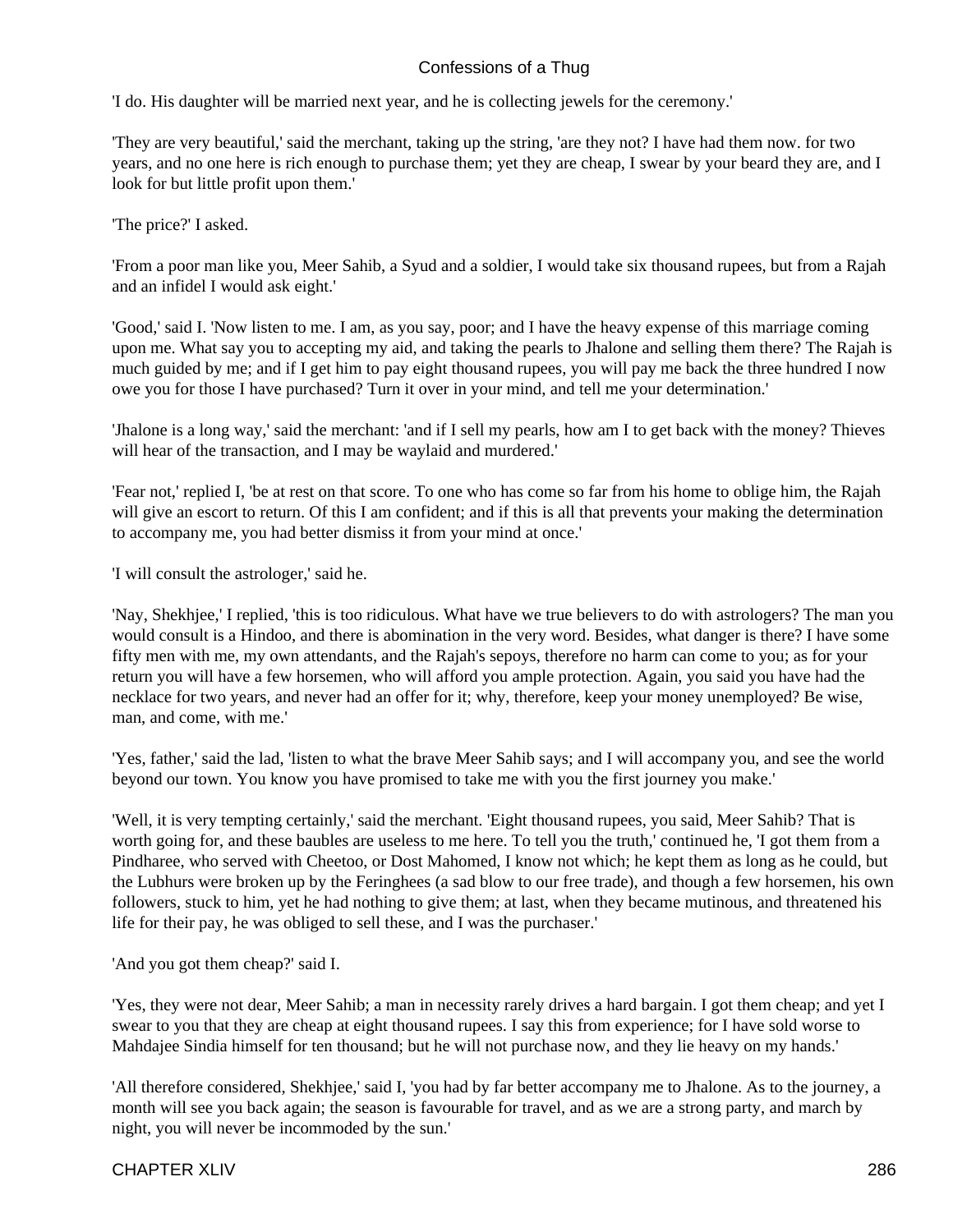'I do. His daughter will be married next year, and he is collecting jewels for the ceremony.'

'They are very beautiful,' said the merchant, taking up the string, 'are they not? I have had them now. for two years, and no one here is rich enough to purchase them; yet they are cheap, I swear by your beard they are, and I look for but little profit upon them.'

'The price?' I asked.

'From a poor man like you, Meer Sahib, a Syud and a soldier, I would take six thousand rupees, but from a Rajah and an infidel I would ask eight.'

'Good,' said I. 'Now listen to me. I am, as you say, poor; and I have the heavy expense of this marriage coming upon me. What say you to accepting my aid, and taking the pearls to Jhalone and selling them there? The Rajah is much guided by me; and if I get him to pay eight thousand rupees, you will pay me back the three hundred I now owe you for those I have purchased? Turn it over in your mind, and tell me your determination.'

'Jhalone is a long way,' said the merchant: 'and if I sell my pearls, how am I to get back with the money? Thieves will hear of the transaction, and I may be waylaid and murdered.'

'Fear not,' replied I, 'be at rest on that score. To one who has come so far from his home to oblige him, the Rajah will give an escort to return. Of this I am confident; and if this is all that prevents your making the determination to accompany me, you had better dismiss it from your mind at once.'

'I will consult the astrologer,' said he.

'Nay, Shekhjee,' I replied, 'this is too ridiculous. What have we true believers to do with astrologers? The man you would consult is a Hindoo, and there is abomination in the very word. Besides, what danger is there? I have some fifty men with me, my own attendants, and the Rajah's sepoys, therefore no harm can come to you; as for your return you will have a few horsemen, who will afford you ample protection. Again, you said you have had the necklace for two years, and never had an offer for it; why, therefore, keep your money unemployed? Be wise, man, and come, with me.'

'Yes, father,' said the lad, 'listen to what the brave Meer Sahib says; and I will accompany you, and see the world beyond our town. You know you have promised to take me with you the first journey you make.'

'Well, it is very tempting certainly,' said the merchant. 'Eight thousand rupees, you said, Meer Sahib? That is worth going for, and these baubles are useless to me here. To tell you the truth,' continued he, 'I got them from a Pindharee, who served with Cheetoo, or Dost Mahomed, I know not which; he kept them as long as he could, but the Lubhurs were broken up by the Feringhees (a sad blow to our free trade), and though a few horsemen, his own followers, stuck to him, yet he had nothing to give them; at last, when they became mutinous, and threatened his life for their pay, he was obliged to sell these, and I was the purchaser.'

'And you got them cheap?' said I.

'Yes, they were not dear, Meer Sahib; a man in necessity rarely drives a hard bargain. I got them cheap; and yet I swear to you that they are cheap at eight thousand rupees. I say this from experience; for I have sold worse to Mahdajee Sindia himself for ten thousand; but he will not purchase now, and they lie heavy on my hands.'

'All therefore considered, Shekhjee,' said I, 'you had by far better accompany me to Jhalone. As to the journey, a month will see you back again; the season is favourable for travel, and as we are a strong party, and march by night, you will never be incommoded by the sun.'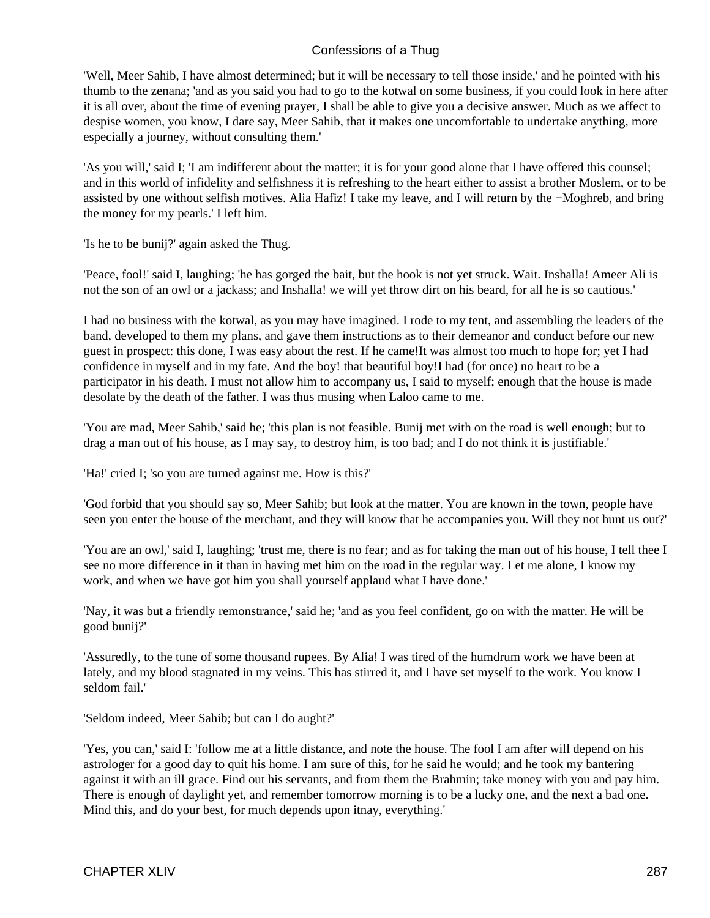'Well, Meer Sahib, I have almost determined; but it will be necessary to tell those inside,' and he pointed with his thumb to the zenana; 'and as you said you had to go to the kotwal on some business, if you could look in here after it is all over, about the time of evening prayer, I shall be able to give you a decisive answer. Much as we affect to despise women, you know, I dare say, Meer Sahib, that it makes one uncomfortable to undertake anything, more especially a journey, without consulting them.'

'As you will,' said I; 'I am indifferent about the matter; it is for your good alone that I have offered this counsel; and in this world of infidelity and selfishness it is refreshing to the heart either to assist a brother Moslem, or to be assisted by one without selfish motives. Alia Hafiz! I take my leave, and I will return by the −Moghreb, and bring the money for my pearls.' I left him.

'Is he to be bunij?' again asked the Thug.

'Peace, fool!' said I, laughing; 'he has gorged the bait, but the hook is not yet struck. Wait. Inshalla! Ameer Ali is not the son of an owl or a jackass; and Inshalla! we will yet throw dirt on his beard, for all he is so cautious.'

I had no business with the kotwal, as you may have imagined. I rode to my tent, and assembling the leaders of the band, developed to them my plans, and gave them instructions as to their demeanor and conduct before our new guest in prospect: this done, I was easy about the rest. If he came!It was almost too much to hope for; yet I had confidence in myself and in my fate. And the boy! that beautiful boy!I had (for once) no heart to be a participator in his death. I must not allow him to accompany us, I said to myself; enough that the house is made desolate by the death of the father. I was thus musing when Laloo came to me.

'You are mad, Meer Sahib,' said he; 'this plan is not feasible. Bunij met with on the road is well enough; but to drag a man out of his house, as I may say, to destroy him, is too bad; and I do not think it is justifiable.'

'Ha!' cried I; 'so you are turned against me. How is this?'

'God forbid that you should say so, Meer Sahib; but look at the matter. You are known in the town, people have seen you enter the house of the merchant, and they will know that he accompanies you. Will they not hunt us out?'

'You are an owl,' said I, laughing; 'trust me, there is no fear; and as for taking the man out of his house, I tell thee I see no more difference in it than in having met him on the road in the regular way. Let me alone, I know my work, and when we have got him you shall yourself applaud what I have done.'

'Nay, it was but a friendly remonstrance,' said he; 'and as you feel confident, go on with the matter. He will be good bunij?'

'Assuredly, to the tune of some thousand rupees. By Alia! I was tired of the humdrum work we have been at lately, and my blood stagnated in my veins. This has stirred it, and I have set myself to the work. You know I seldom fail.'

'Seldom indeed, Meer Sahib; but can I do aught?'

'Yes, you can,' said I: 'follow me at a little distance, and note the house. The fool I am after will depend on his astrologer for a good day to quit his home. I am sure of this, for he said he would; and he took my bantering against it with an ill grace. Find out his servants, and from them the Brahmin; take money with you and pay him. There is enough of daylight yet, and remember tomorrow morning is to be a lucky one, and the next a bad one. Mind this, and do your best, for much depends upon itnay, everything.'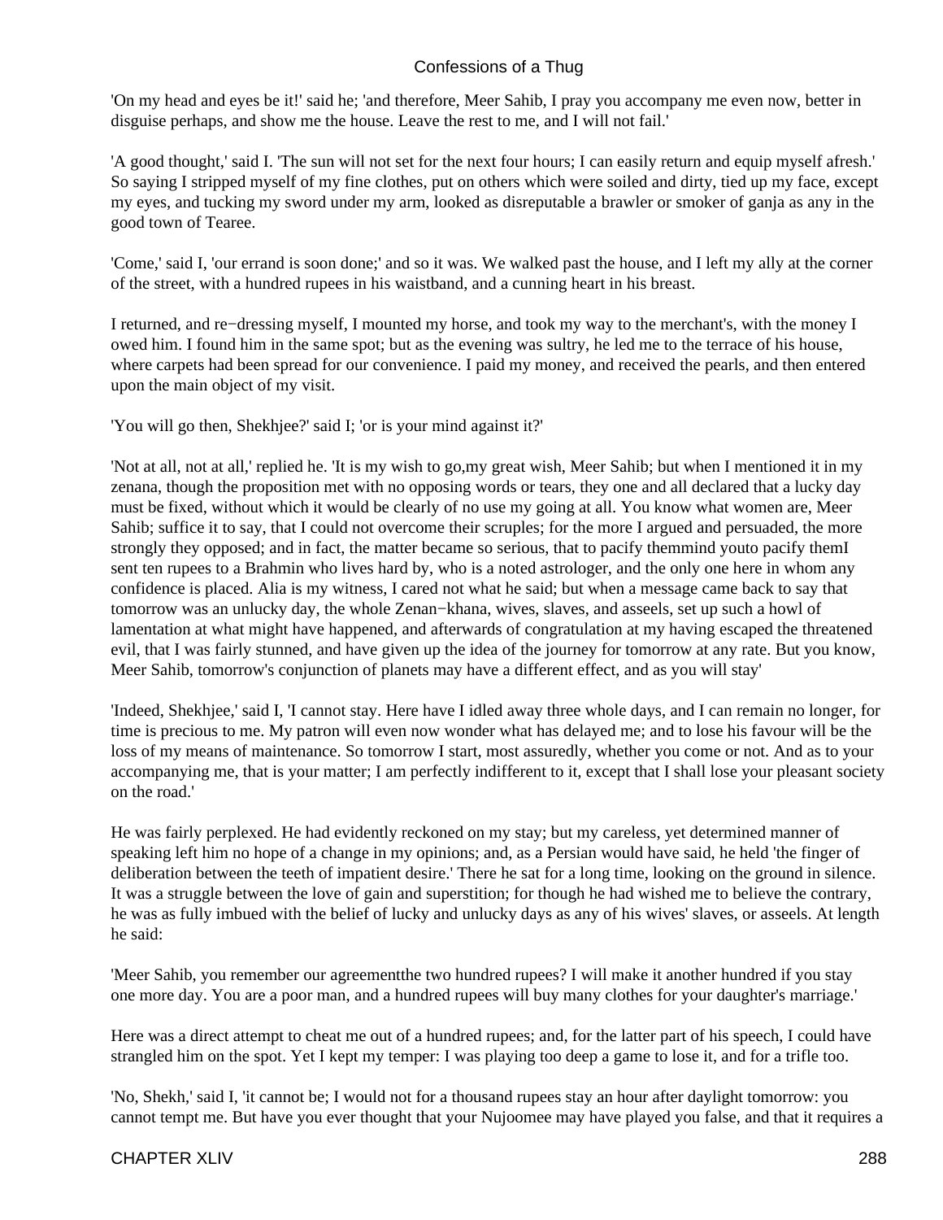'On my head and eyes be it!' said he; 'and therefore, Meer Sahib, I pray you accompany me even now, better in disguise perhaps, and show me the house. Leave the rest to me, and I will not fail.'

'A good thought,' said I. 'The sun will not set for the next four hours; I can easily return and equip myself afresh.' So saying I stripped myself of my fine clothes, put on others which were soiled and dirty, tied up my face, except my eyes, and tucking my sword under my arm, looked as disreputable a brawler or smoker of ganja as any in the good town of Tearee.

'Come,' said I, 'our errand is soon done;' and so it was. We walked past the house, and I left my ally at the corner of the street, with a hundred rupees in his waistband, and a cunning heart in his breast.

I returned, and re−dressing myself, I mounted my horse, and took my way to the merchant's, with the money I owed him. I found him in the same spot; but as the evening was sultry, he led me to the terrace of his house, where carpets had been spread for our convenience. I paid my money, and received the pearls, and then entered upon the main object of my visit.

'You will go then, Shekhjee?' said I; 'or is your mind against it?'

'Not at all, not at all,' replied he. 'It is my wish to go,my great wish, Meer Sahib; but when I mentioned it in my zenana, though the proposition met with no opposing words or tears, they one and all declared that a lucky day must be fixed, without which it would be clearly of no use my going at all. You know what women are, Meer Sahib; suffice it to say, that I could not overcome their scruples; for the more I argued and persuaded, the more strongly they opposed; and in fact, the matter became so serious, that to pacify themmind youto pacify themI sent ten rupees to a Brahmin who lives hard by, who is a noted astrologer, and the only one here in whom any confidence is placed. Alia is my witness, I cared not what he said; but when a message came back to say that tomorrow was an unlucky day, the whole Zenan−khana, wives, slaves, and asseels, set up such a howl of lamentation at what might have happened, and afterwards of congratulation at my having escaped the threatened evil, that I was fairly stunned, and have given up the idea of the journey for tomorrow at any rate. But you know, Meer Sahib, tomorrow's conjunction of planets may have a different effect, and as you will stay'

'Indeed, Shekhjee,' said I, 'I cannot stay. Here have I idled away three whole days, and I can remain no longer, for time is precious to me. My patron will even now wonder what has delayed me; and to lose his favour will be the loss of my means of maintenance. So tomorrow I start, most assuredly, whether you come or not. And as to your accompanying me, that is your matter; I am perfectly indifferent to it, except that I shall lose your pleasant society on the road.'

He was fairly perplexed. He had evidently reckoned on my stay; but my careless, yet determined manner of speaking left him no hope of a change in my opinions; and, as a Persian would have said, he held 'the finger of deliberation between the teeth of impatient desire.' There he sat for a long time, looking on the ground in silence. It was a struggle between the love of gain and superstition; for though he had wished me to believe the contrary, he was as fully imbued with the belief of lucky and unlucky days as any of his wives' slaves, or asseels. At length he said:

'Meer Sahib, you remember our agreementthe two hundred rupees? I will make it another hundred if you stay one more day. You are a poor man, and a hundred rupees will buy many clothes for your daughter's marriage.'

Here was a direct attempt to cheat me out of a hundred rupees; and, for the latter part of his speech, I could have strangled him on the spot. Yet I kept my temper: I was playing too deep a game to lose it, and for a trifle too.

'No, Shekh,' said I, 'it cannot be; I would not for a thousand rupees stay an hour after daylight tomorrow: you cannot tempt me. But have you ever thought that your Nujoomee may have played you false, and that it requires a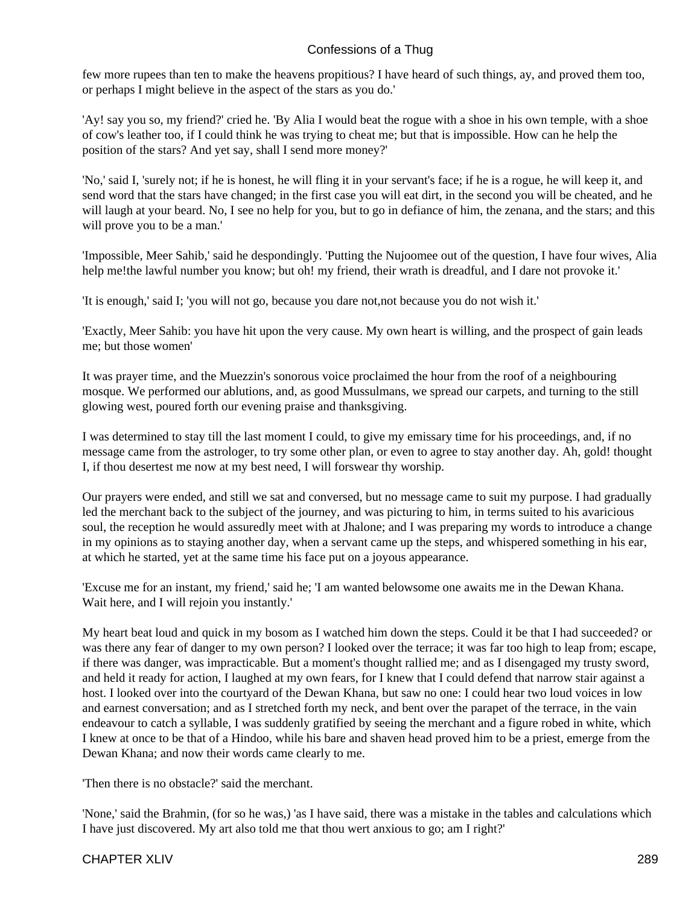few more rupees than ten to make the heavens propitious? I have heard of such things, ay, and proved them too, or perhaps I might believe in the aspect of the stars as you do.'

'Ay! say you so, my friend?' cried he. 'By Alia I would beat the rogue with a shoe in his own temple, with a shoe of cow's leather too, if I could think he was trying to cheat me; but that is impossible. How can he help the position of the stars? And yet say, shall I send more money?'

'No,' said I, 'surely not; if he is honest, he will fling it in your servant's face; if he is a rogue, he will keep it, and send word that the stars have changed; in the first case you will eat dirt, in the second you will be cheated, and he will laugh at your beard. No, I see no help for you, but to go in defiance of him, the zenana, and the stars; and this will prove you to be a man.'

'Impossible, Meer Sahib,' said he despondingly. 'Putting the Nujoomee out of the question, I have four wives, Alia help me!the lawful number you know; but oh! my friend, their wrath is dreadful, and I dare not provoke it.'

'It is enough,' said I; 'you will not go, because you dare not,not because you do not wish it.'

'Exactly, Meer Sahib: you have hit upon the very cause. My own heart is willing, and the prospect of gain leads me; but those women'

It was prayer time, and the Muezzin's sonorous voice proclaimed the hour from the roof of a neighbouring mosque. We performed our ablutions, and, as good Mussulmans, we spread our carpets, and turning to the still glowing west, poured forth our evening praise and thanksgiving.

I was determined to stay till the last moment I could, to give my emissary time for his proceedings, and, if no message came from the astrologer, to try some other plan, or even to agree to stay another day. Ah, gold! thought I, if thou desertest me now at my best need, I will forswear thy worship.

Our prayers were ended, and still we sat and conversed, but no message came to suit my purpose. I had gradually led the merchant back to the subject of the journey, and was picturing to him, in terms suited to his avaricious soul, the reception he would assuredly meet with at Jhalone; and I was preparing my words to introduce a change in my opinions as to staying another day, when a servant came up the steps, and whispered something in his ear, at which he started, yet at the same time his face put on a joyous appearance.

'Excuse me for an instant, my friend,' said he; 'I am wanted belowsome one awaits me in the Dewan Khana. Wait here, and I will rejoin you instantly.'

My heart beat loud and quick in my bosom as I watched him down the steps. Could it be that I had succeeded? or was there any fear of danger to my own person? I looked over the terrace; it was far too high to leap from; escape, if there was danger, was impracticable. But a moment's thought rallied me; and as I disengaged my trusty sword, and held it ready for action, I laughed at my own fears, for I knew that I could defend that narrow stair against a host. I looked over into the courtyard of the Dewan Khana, but saw no one: I could hear two loud voices in low and earnest conversation; and as I stretched forth my neck, and bent over the parapet of the terrace, in the vain endeavour to catch a syllable, I was suddenly gratified by seeing the merchant and a figure robed in white, which I knew at once to be that of a Hindoo, while his bare and shaven head proved him to be a priest, emerge from the Dewan Khana; and now their words came clearly to me.

'Then there is no obstacle?' said the merchant.

'None,' said the Brahmin, (for so he was,) 'as I have said, there was a mistake in the tables and calculations which I have just discovered. My art also told me that thou wert anxious to go; am I right?'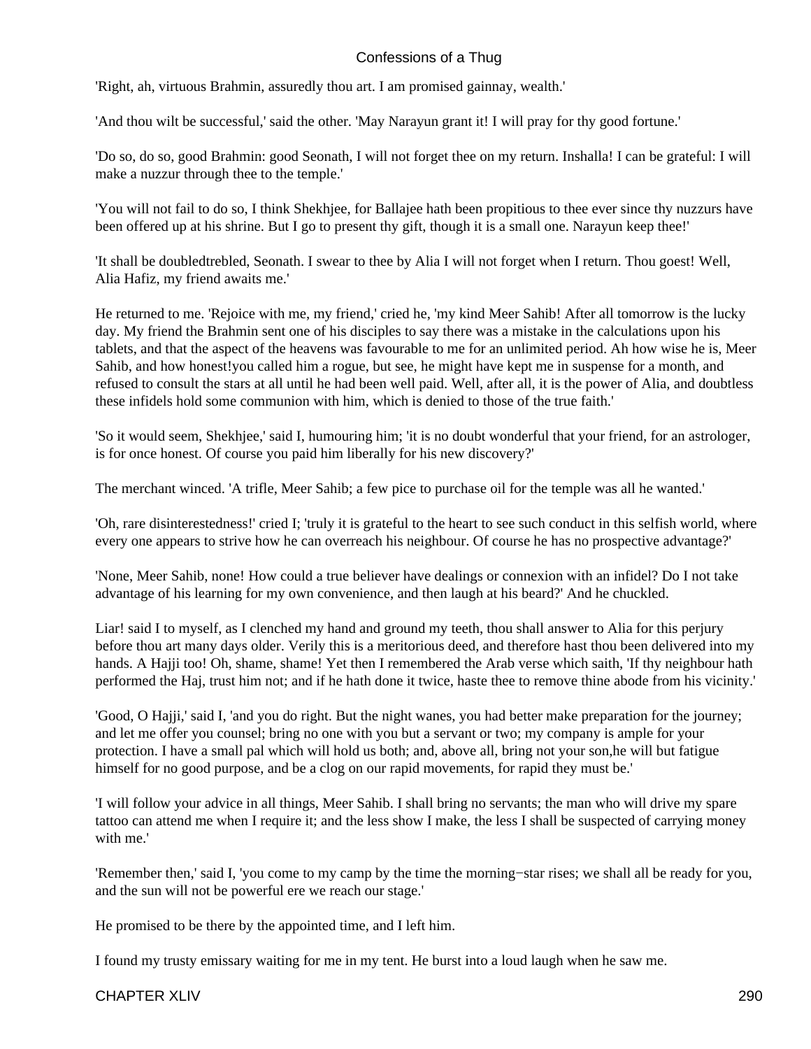'Right, ah, virtuous Brahmin, assuredly thou art. I am promised gainnay, wealth.'

'And thou wilt be successful,' said the other. 'May Narayun grant it! I will pray for thy good fortune.'

'Do so, do so, good Brahmin: good Seonath, I will not forget thee on my return. Inshalla! I can be grateful: I will make a nuzzur through thee to the temple.'

'You will not fail to do so, I think Shekhjee, for Ballajee hath been propitious to thee ever since thy nuzzurs have been offered up at his shrine. But I go to present thy gift, though it is a small one. Narayun keep thee!'

'It shall be doubledtrebled, Seonath. I swear to thee by Alia I will not forget when I return. Thou goest! Well, Alia Hafiz, my friend awaits me.'

He returned to me. 'Rejoice with me, my friend,' cried he, 'my kind Meer Sahib! After all tomorrow is the lucky day. My friend the Brahmin sent one of his disciples to say there was a mistake in the calculations upon his tablets, and that the aspect of the heavens was favourable to me for an unlimited period. Ah how wise he is, Meer Sahib, and how honest!you called him a rogue, but see, he might have kept me in suspense for a month, and refused to consult the stars at all until he had been well paid. Well, after all, it is the power of Alia, and doubtless these infidels hold some communion with him, which is denied to those of the true faith.'

'So it would seem, Shekhjee,' said I, humouring him; 'it is no doubt wonderful that your friend, for an astrologer, is for once honest. Of course you paid him liberally for his new discovery?'

The merchant winced. 'A trifle, Meer Sahib; a few pice to purchase oil for the temple was all he wanted.'

'Oh, rare disinterestedness!' cried I; 'truly it is grateful to the heart to see such conduct in this selfish world, where every one appears to strive how he can overreach his neighbour. Of course he has no prospective advantage?'

'None, Meer Sahib, none! How could a true believer have dealings or connexion with an infidel? Do I not take advantage of his learning for my own convenience, and then laugh at his beard?' And he chuckled.

Liar! said I to myself, as I clenched my hand and ground my teeth, thou shall answer to Alia for this perjury before thou art many days older. Verily this is a meritorious deed, and therefore hast thou been delivered into my hands. A Hajji too! Oh, shame, shame! Yet then I remembered the Arab verse which saith, 'If thy neighbour hath performed the Haj, trust him not; and if he hath done it twice, haste thee to remove thine abode from his vicinity.'

'Good, O Hajji,' said I, 'and you do right. But the night wanes, you had better make preparation for the journey; and let me offer you counsel; bring no one with you but a servant or two; my company is ample for your protection. I have a small pal which will hold us both; and, above all, bring not your son,he will but fatigue himself for no good purpose, and be a clog on our rapid movements, for rapid they must be.'

'I will follow your advice in all things, Meer Sahib. I shall bring no servants; the man who will drive my spare tattoo can attend me when I require it; and the less show I make, the less I shall be suspected of carrying money with me.'

'Remember then,' said I, 'you come to my camp by the time the morning−star rises; we shall all be ready for you, and the sun will not be powerful ere we reach our stage.'

He promised to be there by the appointed time, and I left him.

I found my trusty emissary waiting for me in my tent. He burst into a loud laugh when he saw me.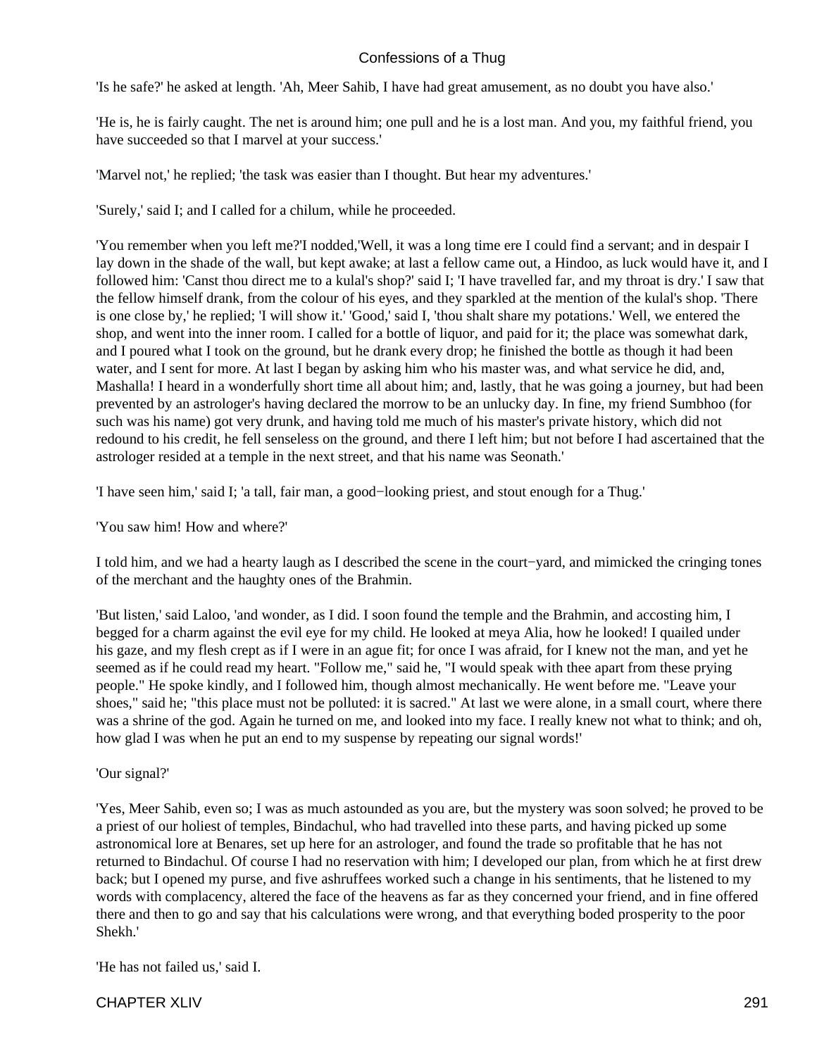'Is he safe?' he asked at length. 'Ah, Meer Sahib, I have had great amusement, as no doubt you have also.'

'He is, he is fairly caught. The net is around him; one pull and he is a lost man. And you, my faithful friend, you have succeeded so that I marvel at your success.'

'Marvel not,' he replied; 'the task was easier than I thought. But hear my adventures.'

'Surely,' said I; and I called for a chilum, while he proceeded.

'You remember when you left me?'I nodded,'Well, it was a long time ere I could find a servant; and in despair I lay down in the shade of the wall, but kept awake; at last a fellow came out, a Hindoo, as luck would have it, and I followed him: 'Canst thou direct me to a kulal's shop?' said I; 'I have travelled far, and my throat is dry.' I saw that the fellow himself drank, from the colour of his eyes, and they sparkled at the mention of the kulal's shop. 'There is one close by,' he replied; 'I will show it.' 'Good,' said I, 'thou shalt share my potations.' Well, we entered the shop, and went into the inner room. I called for a bottle of liquor, and paid for it; the place was somewhat dark, and I poured what I took on the ground, but he drank every drop; he finished the bottle as though it had been water, and I sent for more. At last I began by asking him who his master was, and what service he did, and, Mashalla! I heard in a wonderfully short time all about him; and, lastly, that he was going a journey, but had been prevented by an astrologer's having declared the morrow to be an unlucky day. In fine, my friend Sumbhoo (for such was his name) got very drunk, and having told me much of his master's private history, which did not redound to his credit, he fell senseless on the ground, and there I left him; but not before I had ascertained that the astrologer resided at a temple in the next street, and that his name was Seonath.'

'I have seen him,' said I; 'a tall, fair man, a good−looking priest, and stout enough for a Thug.'

'You saw him! How and where?'

I told him, and we had a hearty laugh as I described the scene in the court−yard, and mimicked the cringing tones of the merchant and the haughty ones of the Brahmin.

'But listen,' said Laloo, 'and wonder, as I did. I soon found the temple and the Brahmin, and accosting him, I begged for a charm against the evil eye for my child. He looked at meya Alia, how he looked! I quailed under his gaze, and my flesh crept as if I were in an ague fit; for once I was afraid, for I knew not the man, and yet he seemed as if he could read my heart. "Follow me," said he, "I would speak with thee apart from these prying people." He spoke kindly, and I followed him, though almost mechanically. He went before me. "Leave your shoes," said he; "this place must not be polluted: it is sacred." At last we were alone, in a small court, where there was a shrine of the god. Again he turned on me, and looked into my face. I really knew not what to think; and oh, how glad I was when he put an end to my suspense by repeating our signal words!'

'Our signal?'

'Yes, Meer Sahib, even so; I was as much astounded as you are, but the mystery was soon solved; he proved to be a priest of our holiest of temples, Bindachul, who had travelled into these parts, and having picked up some astronomical lore at Benares, set up here for an astrologer, and found the trade so profitable that he has not returned to Bindachul. Of course I had no reservation with him; I developed our plan, from which he at first drew back; but I opened my purse, and five ashruffees worked such a change in his sentiments, that he listened to my words with complacency, altered the face of the heavens as far as they concerned your friend, and in fine offered there and then to go and say that his calculations were wrong, and that everything boded prosperity to the poor Shekh.'

'He has not failed us,' said I.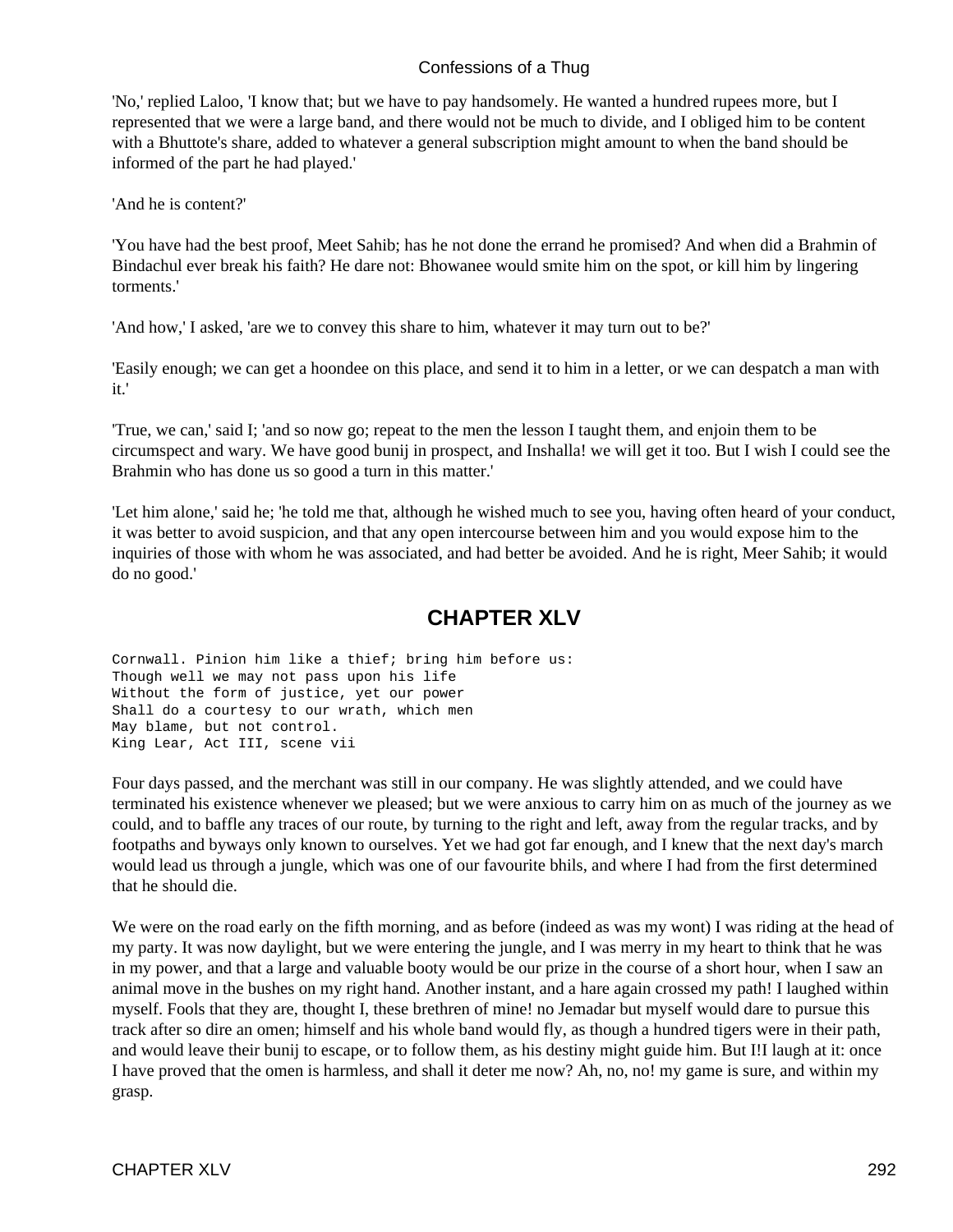'No,' replied Laloo, 'I know that; but we have to pay handsomely. He wanted a hundred rupees more, but I represented that we were a large band, and there would not be much to divide, and I obliged him to be content with a Bhuttote's share, added to whatever a general subscription might amount to when the band should be informed of the part he had played.'

'And he is content?'

'You have had the best proof, Meet Sahib; has he not done the errand he promised? And when did a Brahmin of Bindachul ever break his faith? He dare not: Bhowanee would smite him on the spot, or kill him by lingering torments.'

'And how,' I asked, 'are we to convey this share to him, whatever it may turn out to be?'

'Easily enough; we can get a hoondee on this place, and send it to him in a letter, or we can despatch a man with it.'

'True, we can,' said I; 'and so now go; repeat to the men the lesson I taught them, and enjoin them to be circumspect and wary. We have good bunij in prospect, and Inshalla! we will get it too. But I wish I could see the Brahmin who has done us so good a turn in this matter.'

'Let him alone,' said he; 'he told me that, although he wished much to see you, having often heard of your conduct, it was better to avoid suspicion, and that any open intercourse between him and you would expose him to the inquiries of those with whom he was associated, and had better be avoided. And he is right, Meer Sahib; it would do no good.'

## CHAPTER XLV

```
Cornwall. Pinion him like a thief; bring him before us:
Though well we may not pass upon his life
Without the form of justice, yet our power
Shall do a courtesy to our wrath, which men
May blame, but not control.
King Lear, Act III, scene vii
```

Four days passed, and the merchant was still in our company. He was slightly attended, and we could have terminated his existence whenever we pleased; but we were anxious to carry him on as much of the journey as we could, and to baffle any traces of our route, by turning to the right and left, away from the regular tracks, and by footpaths and byways only known to ourselves. Yet we had got far enough, and I knew that the next day's march would lead us through a jungle, which was one of our favourite bhils, and where I had from the first determined that he should die.

We were on the road early on the fifth morning, and as before (indeed as was my wont) I was riding at the head of my party. It was now daylight, but we were entering the jungle, and I was merry in my heart to think that he was in my power, and that a large and valuable booty would be our prize in the course of a short hour, when I saw an animal move in the bushes on my right hand. Another instant, and a hare again crossed my path! I laughed within myself. Fools that they are, thought I, these brethren of mine! no Jemadar but myself would dare to pursue this track after so dire an omen; himself and his whole band would fly, as though a hundred tigers were in their path, and would leave their bunij to escape, or to follow them, as his destiny might guide him. But I!I laugh at it: once I have proved that the omen is harmless, and shall it deter me now? Ah, no, no! my game is sure, and within my grasp.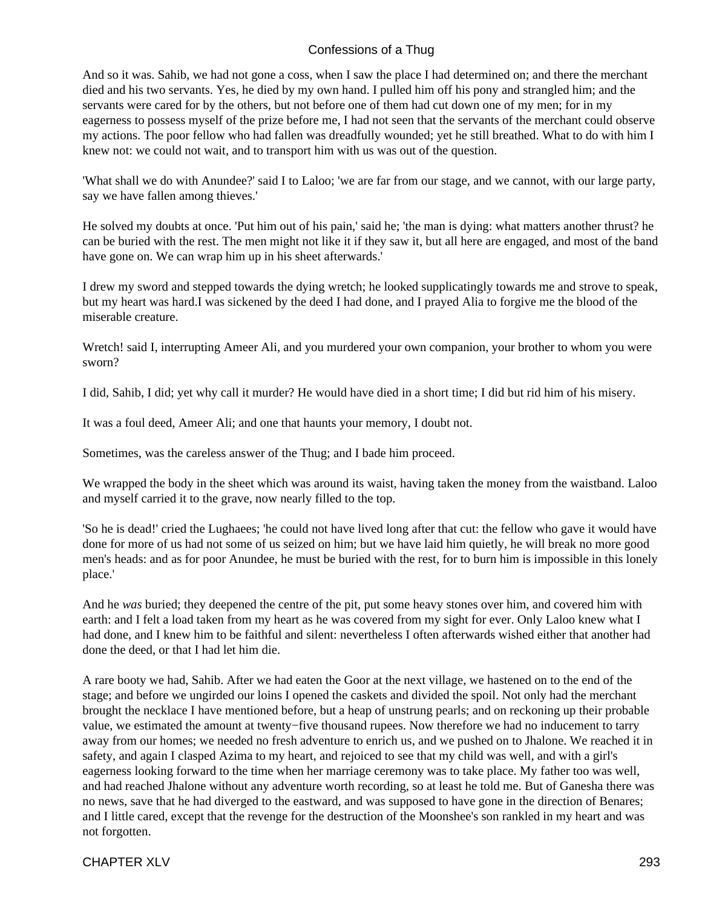And so it was. Sahib, we had not gone a coss, when I saw the place I had determined on; and there the merchant died and his two servants. Yes, he died by my own hand. I pulled him off his pony and strangled him; and the servants were cared for by the others, but not before one of them had cut down one of my men; for in my eagerness to possess myself of the prize before me, I had not seen that the servants of the merchant could observe my actions. The poor fellow who had fallen was dreadfully wounded; yet he still breathed. What to do with him I knew not: we could not wait, and to transport him with us was out of the question.

'What shall we do with Anundee?' said I to Laloo; 'we are far from our stage, and we cannot, with our large party, say we have fallen among thieves.'

He solved my doubts at once. 'Put him out of his pain,' said he; 'the man is dying: what matters another thrust? he can be buried with the rest. The men might not like it if they saw it, but all here are engaged, and most of the band have gone on. We can wrap him up in his sheet afterwards.'

I drew my sword and stepped towards the dying wretch; he looked supplicatingly towards me and strove to speak, but my heart was hard.I was sickened by the deed I had done, and I prayed Alia to forgive me the blood of the miserable creature.

Wretch! said I, interrupting Ameer Ali, and you murdered your own companion, your brother to whom you were sworn?

I did, Sahib, I did; yet why call it murder? He would have died in a short time; I did but rid him of his misery.

It was a foul deed, Ameer Ali; and one that haunts your memory, I doubt not.

Sometimes, was the careless answer of the Thug; and I bade him proceed.

We wrapped the body in the sheet which was around its waist, having taken the money from the waistband. Laloo and myself carried it to the grave, now nearly filled to the top.

'So he is dead!' cried the Lughaees; 'he could not have lived long after that cut: the fellow who gave it would have done for more of us had not some of us seized on him; but we have laid him quietly, he will break no more good men's heads: and as for poor Anundee, he must be buried with the rest, for to burn him is impossible in this lonely place.'

And he *was* buried; they deepened the centre of the pit, put some heavy stones over him, and covered him with earth: and I felt a load taken from my heart as he was covered from my sight for ever. Only Laloo knew what I had done, and I knew him to be faithful and silent: nevertheless I often afterwards wished either that another had done the deed, or that I had let him die.

A rare booty we had, Sahib. After we had eaten the Goor at the next village, we hastened on to the end of the stage; and before we ungirded our loins I opened the caskets and divided the spoil. Not only had the merchant brought the necklace I have mentioned before, but a heap of unstrung pearls; and on reckoning up their probable value, we estimated the amount at twenty−five thousand rupees. Now therefore we had no inducement to tarry away from our homes; we needed no fresh adventure to enrich us, and we pushed on to Jhalone. We reached it in safety, and again I clasped Azima to my heart, and rejoiced to see that my child was well, and with a girl's eagerness looking forward to the time when her marriage ceremony was to take place. My father too was well, and had reached Jhalone without any adventure worth recording, so at least he told me. But of Ganesha there was no news, save that he had diverged to the eastward, and was supposed to have gone in the direction of Benares; and I little cared, except that the revenge for the destruction of the Moonshee's son rankled in my heart and was not forgotten.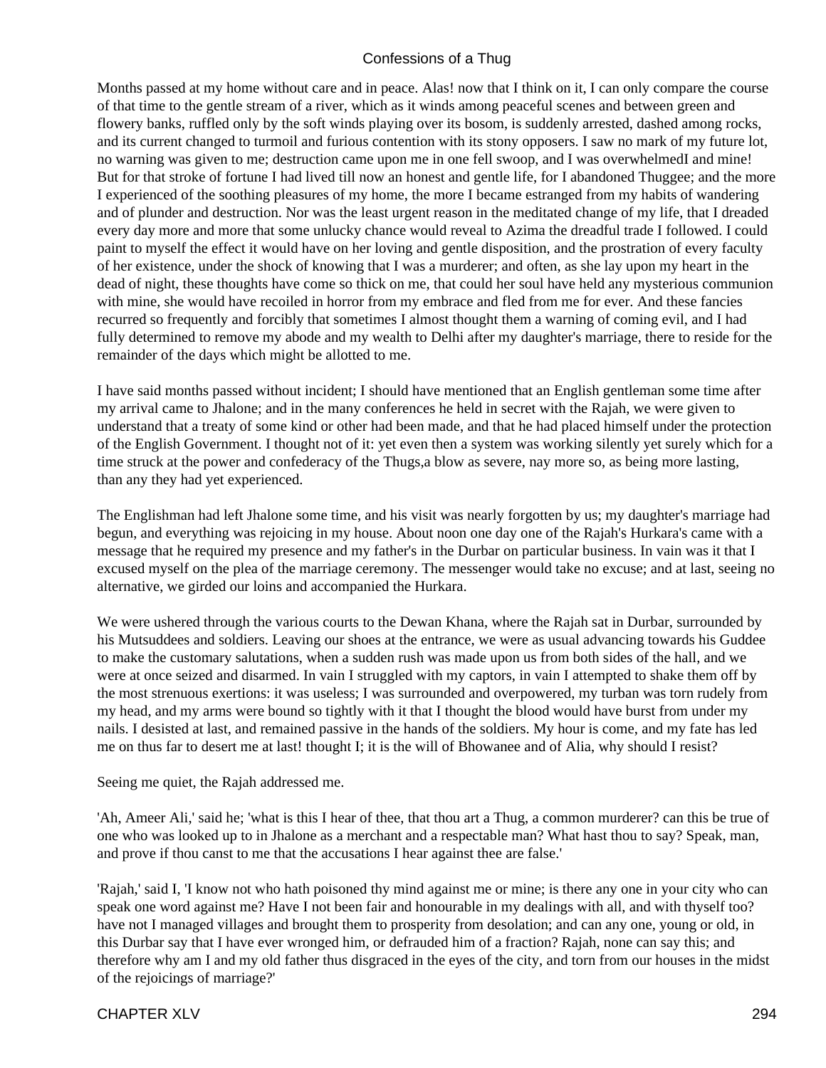Months passed at my home without care and in peace. Alas! now that I think on it, I can only compare the course of that time to the gentle stream of a river, which as it winds among peaceful scenes and between green and flowery banks, ruffled only by the soft winds playing over its bosom, is suddenly arrested, dashed among rocks, and its current changed to turmoil and furious contention with its stony opposers. I saw no mark of my future lot, no warning was given to me; destruction came upon me in one fell swoop, and I was overwhelmedI and mine! But for that stroke of fortune I had lived till now an honest and gentle life, for I abandoned Thuggee; and the more I experienced of the soothing pleasures of my home, the more I became estranged from my habits of wandering and of plunder and destruction. Nor was the least urgent reason in the meditated change of my life, that I dreaded every day more and more that some unlucky chance would reveal to Azima the dreadful trade I followed. I could paint to myself the effect it would have on her loving and gentle disposition, and the prostration of every faculty of her existence, under the shock of knowing that I was a murderer; and often, as she lay upon my heart in the dead of night, these thoughts have come so thick on me, that could her soul have held any mysterious communion with mine, she would have recoiled in horror from my embrace and fled from me for ever. And these fancies recurred so frequently and forcibly that sometimes I almost thought them a warning of coming evil, and I had fully determined to remove my abode and my wealth to Delhi after my daughter's marriage, there to reside for the remainder of the days which might be allotted to me.

I have said months passed without incident; I should have mentioned that an English gentleman some time after my arrival came to Jhalone; and in the many conferences he held in secret with the Rajah, we were given to understand that a treaty of some kind or other had been made, and that he had placed himself under the protection of the English Government. I thought not of it: yet even then a system was working silently yet surely which for a time struck at the power and confederacy of the Thugs,a blow as severe, nay more so, as being more lasting, than any they had yet experienced.

The Englishman had left Jhalone some time, and his visit was nearly forgotten by us; my daughter's marriage had begun, and everything was rejoicing in my house. About noon one day one of the Rajah's Hurkara's came with a message that he required my presence and my father's in the Durbar on particular business. In vain was it that I excused myself on the plea of the marriage ceremony. The messenger would take no excuse; and at last, seeing no alternative, we girded our loins and accompanied the Hurkara.

We were ushered through the various courts to the Dewan Khana, where the Rajah sat in Durbar, surrounded by his Mutsuddees and soldiers. Leaving our shoes at the entrance, we were as usual advancing towards his Guddee to make the customary salutations, when a sudden rush was made upon us from both sides of the hall, and we were at once seized and disarmed. In vain I struggled with my captors, in vain I attempted to shake them off by the most strenuous exertions: it was useless; I was surrounded and overpowered, my turban was torn rudely from my head, and my arms were bound so tightly with it that I thought the blood would have burst from under my nails. I desisted at last, and remained passive in the hands of the soldiers. My hour is come, and my fate has led me on thus far to desert me at last! thought I; it is the will of Bhowanee and of Alia, why should I resist?

Seeing me quiet, the Rajah addressed me.

'Ah, Ameer Ali,' said he; 'what is this I hear of thee, that thou art a Thug, a common murderer? can this be true of one who was looked up to in Jhalone as a merchant and a respectable man? What hast thou to say? Speak, man, and prove if thou canst to me that the accusations I hear against thee are false.'

'Rajah,' said I, 'I know not who hath poisoned thy mind against me or mine; is there any one in your city who can speak one word against me? Have I not been fair and honourable in my dealings with all, and with thyself too? have not I managed villages and brought them to prosperity from desolation; and can any one, young or old, in this Durbar say that I have ever wronged him, or defrauded him of a fraction? Rajah, none can say this; and therefore why am I and my old father thus disgraced in the eyes of the city, and torn from our houses in the midst of the rejoicings of marriage?'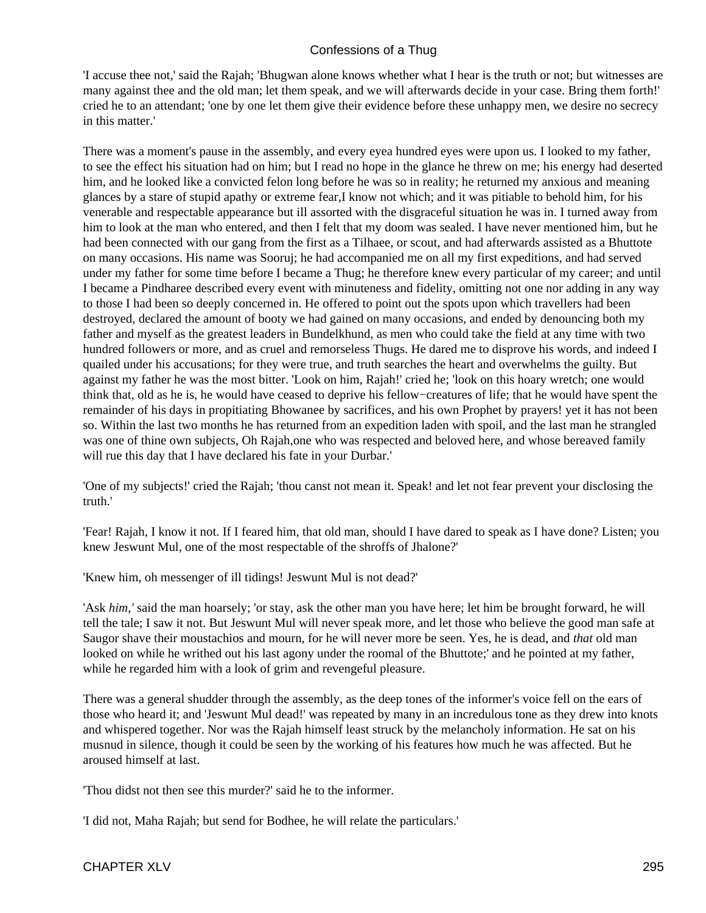'I accuse thee not,' said the Rajah; 'Bhugwan alone knows whether what I hear is the truth or not; but witnesses are many against thee and the old man; let them speak, and we will afterwards decide in your case. Bring them forth!' cried he to an attendant; 'one by one let them give their evidence before these unhappy men, we desire no secrecy in this matter.'

There was a moment's pause in the assembly, and every eyea hundred eyes were upon us. I looked to my father, to see the effect his situation had on him; but I read no hope in the glance he threw on me; his energy had deserted him, and he looked like a convicted felon long before he was so in reality; he returned my anxious and meaning glances by a stare of stupid apathy or extreme fear,I know not which; and it was pitiable to behold him, for his venerable and respectable appearance but ill assorted with the disgraceful situation he was in. I turned away from him to look at the man who entered, and then I felt that my doom was sealed. I have never mentioned him, but he had been connected with our gang from the first as a Tilhaee, or scout, and had afterwards assisted as a Bhuttote on many occasions. His name was Sooruj; he had accompanied me on all my first expeditions, and had served under my father for some time before I became a Thug; he therefore knew every particular of my career; and until I became a Pindharee described every event with minuteness and fidelity, omitting not one nor adding in any way to those I had been so deeply concerned in. He offered to point out the spots upon which travellers had been destroyed, declared the amount of booty we had gained on many occasions, and ended by denouncing both my father and myself as the greatest leaders in Bundelkhund, as men who could take the field at any time with two hundred followers or more, and as cruel and remorseless Thugs. He dared me to disprove his words, and indeed I quailed under his accusations; for they were true, and truth searches the heart and overwhelms the guilty. But against my father he was the most bitter. 'Look on him, Rajah!' cried he; 'look on this hoary wretch; one would think that, old as he is, he would have ceased to deprive his fellow−creatures of life; that he would have spent the remainder of his days in propitiating Bhowanee by sacrifices, and his own Prophet by prayers! yet it has not been so. Within the last two months he has returned from an expedition laden with spoil, and the last man he strangled was one of thine own subjects, Oh Rajah,one who was respected and beloved here, and whose bereaved family will rue this day that I have declared his fate in your Durbar.'

'One of my subjects!' cried the Rajah; 'thou canst not mean it. Speak! and let not fear prevent your disclosing the truth.'

'Fear! Rajah, I know it not. If I feared him, that old man, should I have dared to speak as I have done? Listen; you knew Jeswunt Mul, one of the most respectable of the shroffs of Jhalone?'

'Knew him, oh messenger of ill tidings! Jeswunt Mul is not dead?'

'Ask *him,'* said the man hoarsely; 'or stay, ask the other man you have here; let him be brought forward, he will tell the tale; I saw it not. But Jeswunt Mul will never speak more, and let those who believe the good man safe at Saugor shave their moustachios and mourn, for he will never more be seen. Yes, he is dead, and *that* old man looked on while he writhed out his last agony under the roomal of the Bhuttote;' and he pointed at my father, while he regarded him with a look of grim and revengeful pleasure.

There was a general shudder through the assembly, as the deep tones of the informer's voice fell on the ears of those who heard it; and 'Jeswunt Mul dead!' was repeated by many in an incredulous tone as they drew into knots and whispered together. Nor was the Rajah himself least struck by the melancholy information. He sat on his musnud in silence, though it could be seen by the working of his features how much he was affected. But he aroused himself at last.

'Thou didst not then see this murder?' said he to the informer.

'I did not, Maha Rajah; but send for Bodhee, he will relate the particulars.'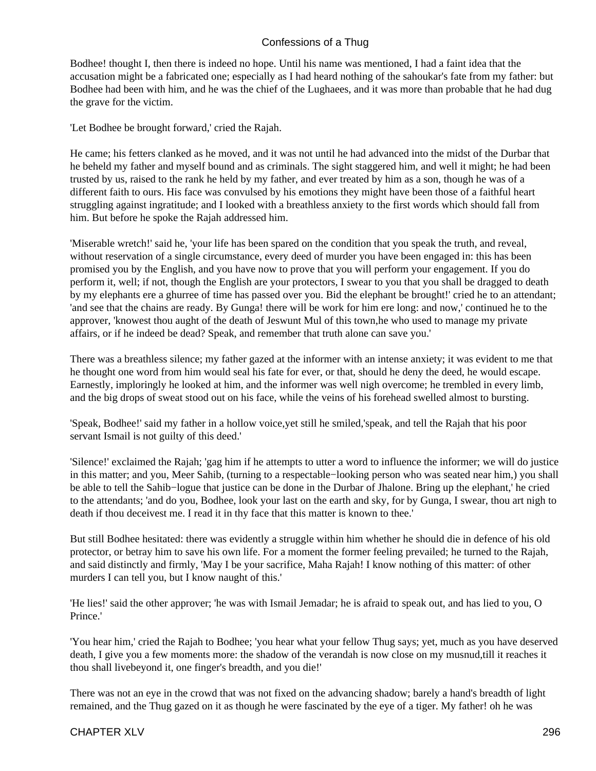Bodhee! thought I, then there is indeed no hope. Until his name was mentioned, I had a faint idea that the accusation might be a fabricated one; especially as I had heard nothing of the sahoukar's fate from my father: but Bodhee had been with him, and he was the chief of the Lughaees, and it was more than probable that he had dug the grave for the victim.

'Let Bodhee be brought forward,' cried the Rajah.

He came; his fetters clanked as he moved, and it was not until he had advanced into the midst of the Durbar that he beheld my father and myself bound and as criminals. The sight staggered him, and well it might; he had been trusted by us, raised to the rank he held by my father, and ever treated by him as a son, though he was of a different faith to ours. His face was convulsed by his emotions they might have been those of a faithful heart struggling against ingratitude; and I looked with a breathless anxiety to the first words which should fall from him. But before he spoke the Rajah addressed him.

'Miserable wretch!' said he, 'your life has been spared on the condition that you speak the truth, and reveal, without reservation of a single circumstance, every deed of murder you have been engaged in: this has been promised you by the English, and you have now to prove that you will perform your engagement. If you do perform it, well; if not, though the English are your protectors, I swear to you that you shall be dragged to death by my elephants ere a ghurree of time has passed over you. Bid the elephant be brought!' cried he to an attendant; 'and see that the chains are ready. By Gunga! there will be work for him ere long: and now,' continued he to the approver, 'knowest thou aught of the death of Jeswunt Mul of this town,he who used to manage my private affairs, or if he indeed be dead? Speak, and remember that truth alone can save you.'

There was a breathless silence; my father gazed at the informer with an intense anxiety; it was evident to me that he thought one word from him would seal his fate for ever, or that, should he deny the deed, he would escape. Earnestly, imploringly he looked at him, and the informer was well nigh overcome; he trembled in every limb, and the big drops of sweat stood out on his face, while the veins of his forehead swelled almost to bursting.

'Speak, Bodhee!' said my father in a hollow voice,yet still he smiled,'speak, and tell the Rajah that his poor servant Ismail is not guilty of this deed.'

'Silence!' exclaimed the Rajah; 'gag him if he attempts to utter a word to influence the informer; we will do justice in this matter; and you, Meer Sahib, (turning to a respectable−looking person who was seated near him,) you shall be able to tell the Sahib−logue that justice can be done in the Durbar of Jhalone. Bring up the elephant,' he cried to the attendants; 'and do you, Bodhee, look your last on the earth and sky, for by Gunga, I swear, thou art nigh to death if thou deceivest me. I read it in thy face that this matter is known to thee.'

But still Bodhee hesitated: there was evidently a struggle within him whether he should die in defence of his old protector, or betray him to save his own life. For a moment the former feeling prevailed; he turned to the Rajah, and said distinctly and firmly, 'May I be your sacrifice, Maha Rajah! I know nothing of this matter: of other murders I can tell you, but I know naught of this.'

'He lies!' said the other approver; 'he was with Ismail Jemadar; he is afraid to speak out, and has lied to you, O Prince.'

'You hear him,' cried the Rajah to Bodhee; 'you hear what your fellow Thug says; yet, much as you have deserved death, I give you a few moments more: the shadow of the verandah is now close on my musnud,till it reaches it thou shall livebeyond it, one finger's breadth, and you die!'

There was not an eye in the crowd that was not fixed on the advancing shadow; barely a hand's breadth of light remained, and the Thug gazed on it as though he were fascinated by the eye of a tiger. My father! oh he was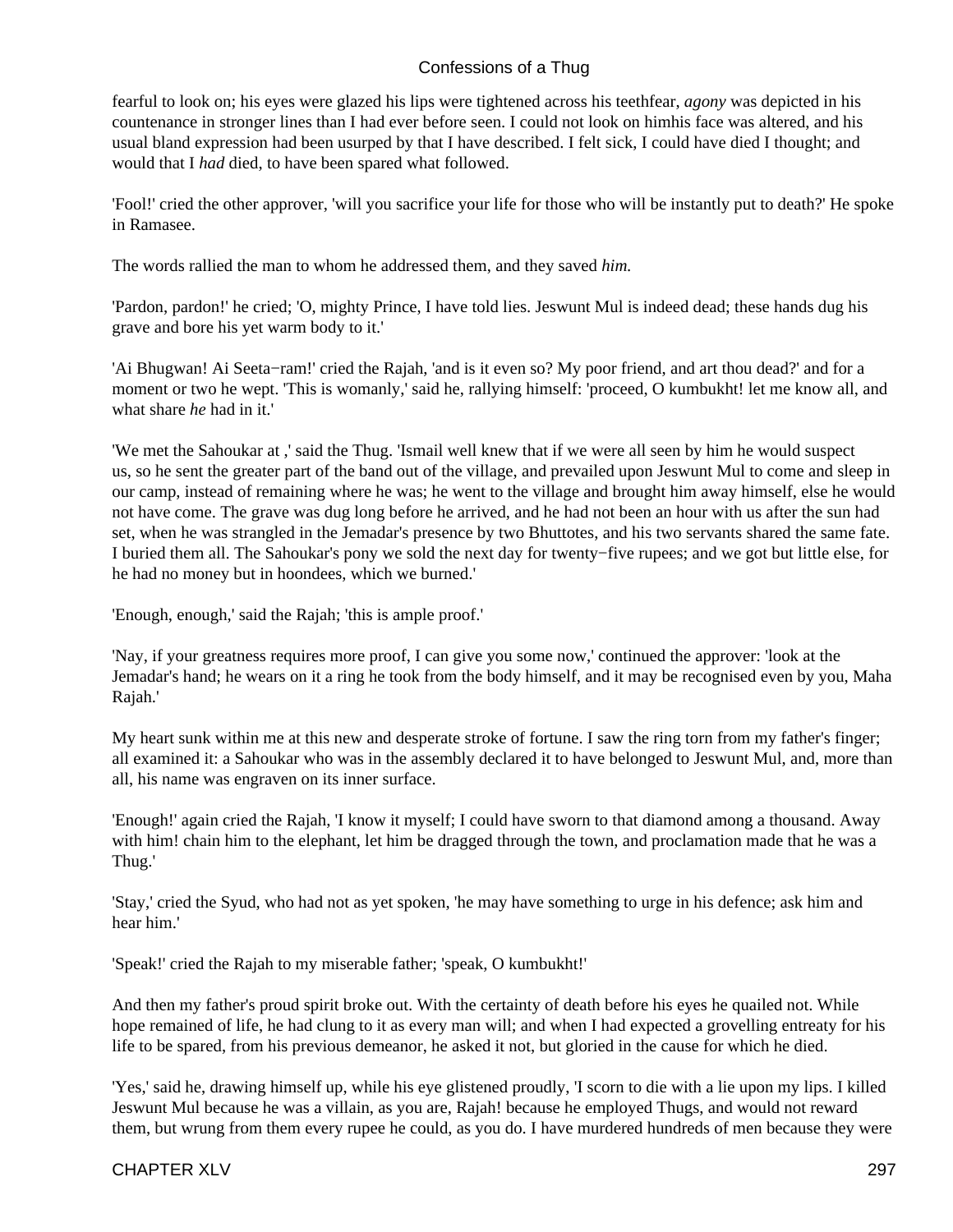fearful to look on; his eyes were glazed his lips were tightened across his teethfear, *agony* was depicted in his countenance in stronger lines than I had ever before seen. I could not look on himhis face was altered, and his usual bland expression had been usurped by that I have described. I felt sick, I could have died I thought; and would that I *had* died, to have been spared what followed.

'Fool!' cried the other approver, 'will you sacrifice your life for those who will be instantly put to death?' He spoke in Ramasee.

The words rallied the man to whom he addressed them, and they saved *him.*

'Pardon, pardon!' he cried; 'O, mighty Prince, I have told lies. Jeswunt Mul is indeed dead; these hands dug his grave and bore his yet warm body to it.'

'Ai Bhugwan! Ai Seeta−ram!' cried the Rajah, 'and is it even so? My poor friend, and art thou dead?' and for a moment or two he wept. 'This is womanly,' said he, rallying himself: 'proceed, O kumbukht! let me know all, and what share *he* had in it.'

'We met the Sahoukar at ,' said the Thug. 'Ismail well knew that if we were all seen by him he would suspect us, so he sent the greater part of the band out of the village, and prevailed upon Jeswunt Mul to come and sleep in our camp, instead of remaining where he was; he went to the village and brought him away himself, else he would not have come. The grave was dug long before he arrived, and he had not been an hour with us after the sun had set, when he was strangled in the Jemadar's presence by two Bhuttotes, and his two servants shared the same fate. I buried them all. The Sahoukar's pony we sold the next day for twenty−five rupees; and we got but little else, for he had no money but in hoondees, which we burned.'

'Enough, enough,' said the Rajah; 'this is ample proof.'

'Nay, if your greatness requires more proof, I can give you some now,' continued the approver: 'look at the Jemadar's hand; he wears on it a ring he took from the body himself, and it may be recognised even by you, Maha Rajah.'

My heart sunk within me at this new and desperate stroke of fortune. I saw the ring torn from my father's finger; all examined it: a Sahoukar who was in the assembly declared it to have belonged to Jeswunt Mul, and, more than all, his name was engraven on its inner surface.

'Enough!' again cried the Rajah, 'I know it myself; I could have sworn to that diamond among a thousand. Away with him! chain him to the elephant, let him be dragged through the town, and proclamation made that he was a Thug.'

'Stay,' cried the Syud, who had not as yet spoken, 'he may have something to urge in his defence; ask him and hear him.'

'Speak!' cried the Rajah to my miserable father; 'speak, O kumbukht!'

And then my father's proud spirit broke out. With the certainty of death before his eyes he quailed not. While hope remained of life, he had clung to it as every man will; and when I had expected a grovelling entreaty for his life to be spared, from his previous demeanor, he asked it not, but gloried in the cause for which he died.

'Yes,' said he, drawing himself up, while his eye glistened proudly, 'I scorn to die with a lie upon my lips. I killed Jeswunt Mul because he was a villain, as you are, Rajah! because he employed Thugs, and would not reward them, but wrung from them every rupee he could, as you do. I have murdered hundreds of men because they were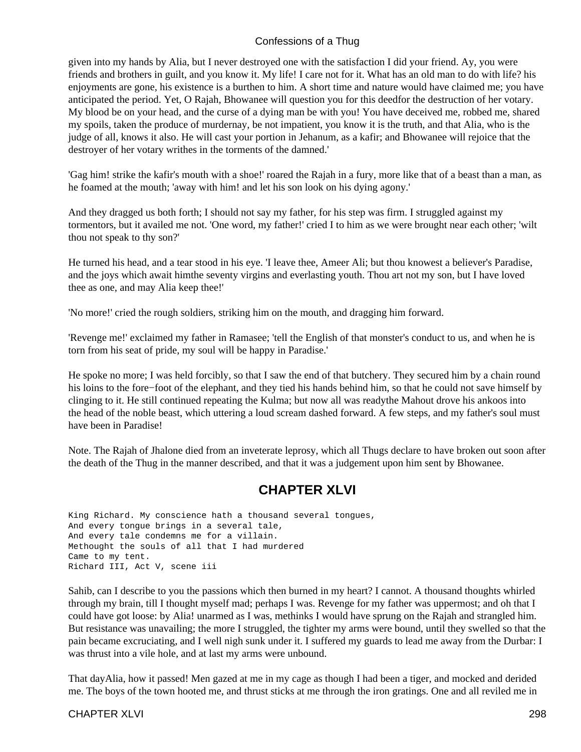given into my hands by Alia, but I never destroyed one with the satisfaction I did your friend. Ay, you were friends and brothers in guilt, and you know it. My life! I care not for it. What has an old man to do with life? his enjoyments are gone, his existence is a burthen to him. A short time and nature would have claimed me; you have anticipated the period. Yet, O Rajah, Bhowanee will question you for this deedfor the destruction of her votary. My blood be on your head, and the curse of a dying man be with you! You have deceived me, robbed me, shared my spoils, taken the produce of murdernay, be not impatient, you know it is the truth, and that Alia, who is the judge of all, knows it also. He will cast your portion in Jehanum, as a kafir; and Bhowanee will rejoice that the destroyer of her votary writhes in the torments of the damned.'

'Gag him! strike the kafir's mouth with a shoe!' roared the Rajah in a fury, more like that of a beast than a man, as he foamed at the mouth; 'away with him! and let his son look on his dying agony.'

And they dragged us both forth; I should not say my father, for his step was firm. I struggled against my tormentors, but it availed me not. 'One word, my father!' cried I to him as we were brought near each other; 'wilt thou not speak to thy son?'

He turned his head, and a tear stood in his eye. 'I leave thee, Ameer Ali; but thou knowest a believer's Paradise, and the joys which await himthe seventy virgins and everlasting youth. Thou art not my son, but I have loved thee as one, and may Alia keep thee!'

'No more!' cried the rough soldiers, striking him on the mouth, and dragging him forward.

'Revenge me!' exclaimed my father in Ramasee; 'tell the English of that monster's conduct to us, and when he is torn from his seat of pride, my soul will be happy in Paradise.'

He spoke no more; I was held forcibly, so that I saw the end of that butchery. They secured him by a chain round his loins to the fore−foot of the elephant, and they tied his hands behind him, so that he could not save himself by clinging to it. He still continued repeating the Kulma; but now all was readythe Mahout drove his ankoos into the head of the noble beast, which uttering a loud scream dashed forward. A few steps, and my father's soul must have been in Paradise!

Note. The Rajah of Jhalone died from an inveterate leprosy, which all Thugs declare to have broken out soon after the death of the Thug in the manner described, and that it was a judgement upon him sent by Bhowanee.

## CHAPTER XLVI

```
King Richard. My conscience hath a thousand several tongues,
And every tongue brings in a several tale,
And every tale condemns me for a villain.
Methought the souls of all that I had murdered
Came to my tent.
Richard III, Act V, scene iii
```

Sahib, can I describe to you the passions which then burned in my heart? I cannot. A thousand thoughts whirled through my brain, till I thought myself mad; perhaps I was. Revenge for my father was uppermost; and oh that I could have got loose: by Alia! unarmed as I was, methinks I would have sprung on the Rajah and strangled him. But resistance was unavailing; the more I struggled, the tighter my arms were bound, until they swelled so that the pain became excruciating, and I well nigh sunk under it. I suffered my guards to lead me away from the Durbar: I was thrust into a vile hole, and at last my arms were unbound.

That dayAlia, how it passed! Men gazed at me in my cage as though I had been a tiger, and mocked and derided me. The boys of the town hooted me, and thrust sticks at me through the iron gratings. One and all reviled me in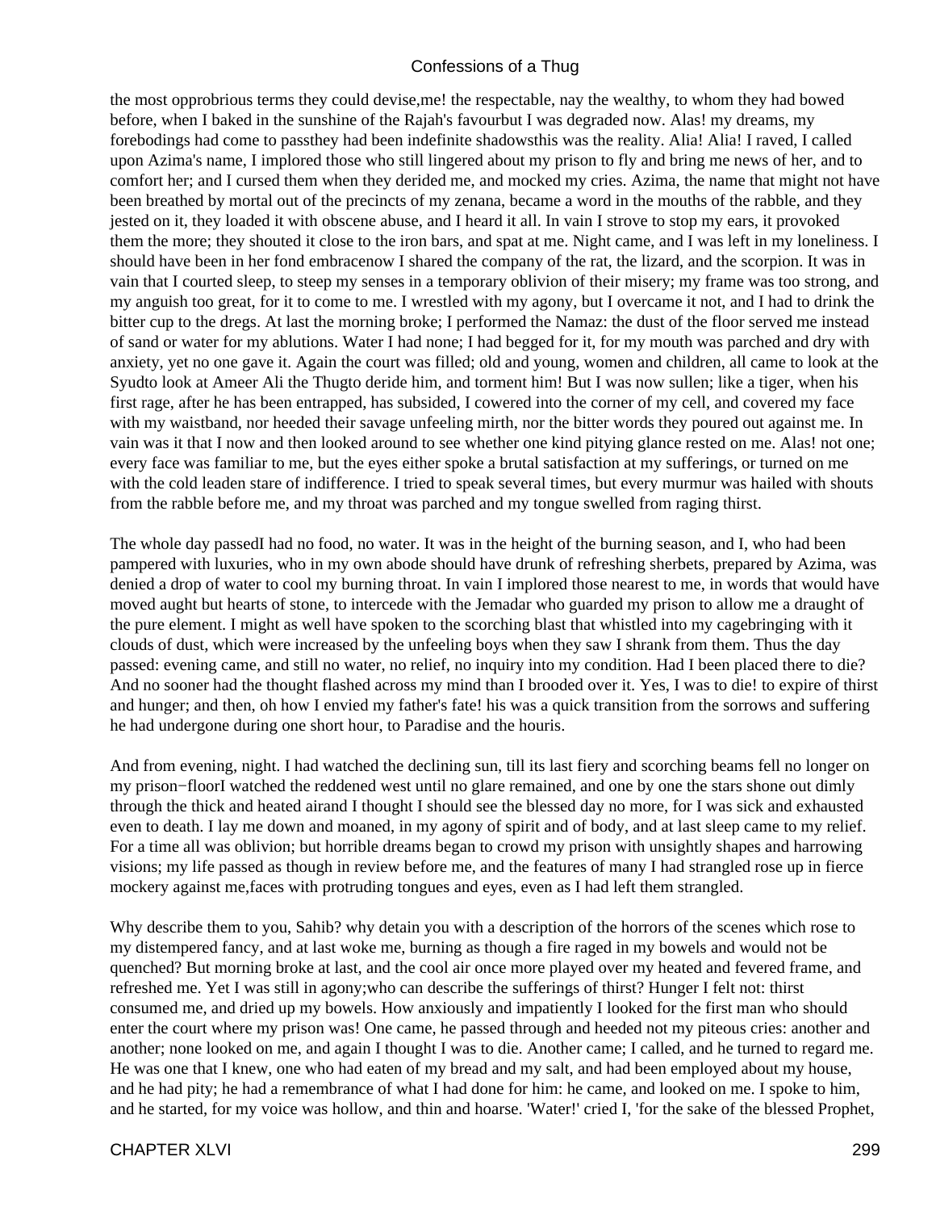the most opprobrious terms they could devise,me! the respectable, nay the wealthy, to whom they had bowed before, when I baked in the sunshine of the Rajah's favourbut I was degraded now. Alas! my dreams, my forebodings had come to passthey had been indefinite shadowsthis was the reality. Alia! Alia! I raved, I called upon Azima's name, I implored those who still lingered about my prison to fly and bring me news of her, and to comfort her; and I cursed them when they derided me, and mocked my cries. Azima, the name that might not have been breathed by mortal out of the precincts of my zenana, became a word in the mouths of the rabble, and they jested on it, they loaded it with obscene abuse, and I heard it all. In vain I strove to stop my ears, it provoked them the more; they shouted it close to the iron bars, and spat at me. Night came, and I was left in my loneliness. I should have been in her fond embracenow I shared the company of the rat, the lizard, and the scorpion. It was in vain that I courted sleep, to steep my senses in a temporary oblivion of their misery; my frame was too strong, and my anguish too great, for it to come to me. I wrestled with my agony, but I overcame it not, and I had to drink the bitter cup to the dregs. At last the morning broke; I performed the Namaz: the dust of the floor served me instead of sand or water for my ablutions. Water I had none; I had begged for it, for my mouth was parched and dry with anxiety, yet no one gave it. Again the court was filled; old and young, women and children, all came to look at the Syudto look at Ameer Ali the Thugto deride him, and torment him! But I was now sullen; like a tiger, when his first rage, after he has been entrapped, has subsided, I cowered into the corner of my cell, and covered my face with my waistband, nor heeded their savage unfeeling mirth, nor the bitter words they poured out against me. In vain was it that I now and then looked around to see whether one kind pitying glance rested on me. Alas! not one; every face was familiar to me, but the eyes either spoke a brutal satisfaction at my sufferings, or turned on me with the cold leaden stare of indifference. I tried to speak several times, but every murmur was hailed with shouts from the rabble before me, and my throat was parched and my tongue swelled from raging thirst.

The whole day passedI had no food, no water. It was in the height of the burning season, and I, who had been pampered with luxuries, who in my own abode should have drunk of refreshing sherbets, prepared by Azima, was denied a drop of water to cool my burning throat. In vain I implored those nearest to me, in words that would have moved aught but hearts of stone, to intercede with the Jemadar who guarded my prison to allow me a draught of the pure element. I might as well have spoken to the scorching blast that whistled into my cagebringing with it clouds of dust, which were increased by the unfeeling boys when they saw I shrank from them. Thus the day passed: evening came, and still no water, no relief, no inquiry into my condition. Had I been placed there to die? And no sooner had the thought flashed across my mind than I brooded over it. Yes, I was to die! to expire of thirst and hunger; and then, oh how I envied my father's fate! his was a quick transition from the sorrows and suffering he had undergone during one short hour, to Paradise and the houris.

And from evening, night. I had watched the declining sun, till its last fiery and scorching beams fell no longer on my prison−floorI watched the reddened west until no glare remained, and one by one the stars shone out dimly through the thick and heated airand I thought I should see the blessed day no more, for I was sick and exhausted even to death. I lay me down and moaned, in my agony of spirit and of body, and at last sleep came to my relief. For a time all was oblivion; but horrible dreams began to crowd my prison with unsightly shapes and harrowing visions; my life passed as though in review before me, and the features of many I had strangled rose up in fierce mockery against me,faces with protruding tongues and eyes, even as I had left them strangled.

Why describe them to you, Sahib? why detain you with a description of the horrors of the scenes which rose to my distempered fancy, and at last woke me, burning as though a fire raged in my bowels and would not be quenched? But morning broke at last, and the cool air once more played over my heated and fevered frame, and refreshed me. Yet I was still in agony;who can describe the sufferings of thirst? Hunger I felt not: thirst consumed me, and dried up my bowels. How anxiously and impatiently I looked for the first man who should enter the court where my prison was! One came, he passed through and heeded not my piteous cries: another and another; none looked on me, and again I thought I was to die. Another came; I called, and he turned to regard me. He was one that I knew, one who had eaten of my bread and my salt, and had been employed about my house, and he had pity; he had a remembrance of what I had done for him: he came, and looked on me. I spoke to him, and he started, for my voice was hollow, and thin and hoarse. 'Water!' cried I, 'for the sake of the blessed Prophet,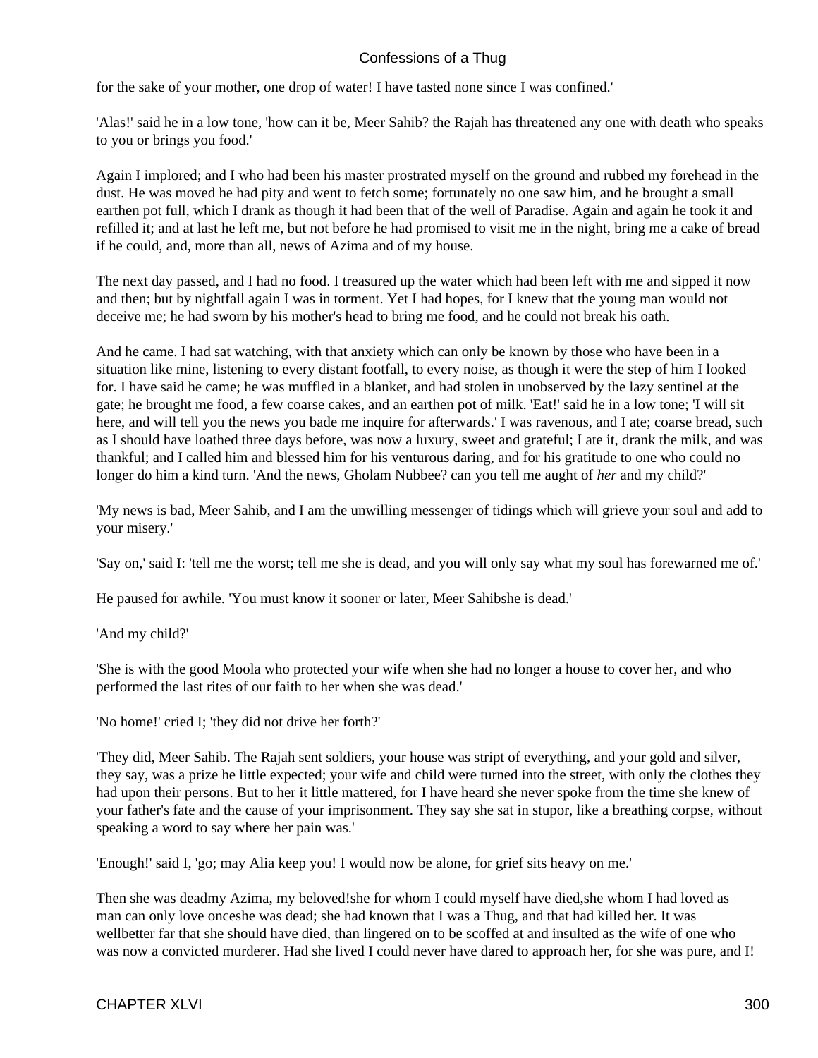for the sake of your mother, one drop of water! I have tasted none since I was confined.'

'Alas!' said he in a low tone, 'how can it be, Meer Sahib? the Rajah has threatened any one with death who speaks to you or brings you food.'

Again I implored; and I who had been his master prostrated myself on the ground and rubbed my forehead in the dust. He was moved he had pity and went to fetch some; fortunately no one saw him, and he brought a small earthen pot full, which I drank as though it had been that of the well of Paradise. Again and again he took it and refilled it; and at last he left me, but not before he had promised to visit me in the night, bring me a cake of bread if he could, and, more than all, news of Azima and of my house.

The next day passed, and I had no food. I treasured up the water which had been left with me and sipped it now and then; but by nightfall again I was in torment. Yet I had hopes, for I knew that the young man would not deceive me; he had sworn by his mother's head to bring me food, and he could not break his oath.

And he came. I had sat watching, with that anxiety which can only be known by those who have been in a situation like mine, listening to every distant footfall, to every noise, as though it were the step of him I looked for. I have said he came; he was muffled in a blanket, and had stolen in unobserved by the lazy sentinel at the gate; he brought me food, a few coarse cakes, and an earthen pot of milk. 'Eat!' said he in a low tone; 'I will sit here, and will tell you the news you bade me inquire for afterwards.' I was ravenous, and I ate; coarse bread, such as I should have loathed three days before, was now a luxury, sweet and grateful; I ate it, drank the milk, and was thankful; and I called him and blessed him for his venturous daring, and for his gratitude to one who could no longer do him a kind turn. 'And the news, Gholam Nubbee? can you tell me aught of *her* and my child?'

'My news is bad, Meer Sahib, and I am the unwilling messenger of tidings which will grieve your soul and add to your misery.'

'Say on,' said I: 'tell me the worst; tell me she is dead, and you will only say what my soul has forewarned me of.'

He paused for awhile. 'You must know it sooner or later, Meer Sahibshe is dead.'

'And my child?'

'She is with the good Moola who protected your wife when she had no longer a house to cover her, and who performed the last rites of our faith to her when she was dead.'

'No home!' cried I; 'they did not drive her forth?'

'They did, Meer Sahib. The Rajah sent soldiers, your house was stript of everything, and your gold and silver, they say, was a prize he little expected; your wife and child were turned into the street, with only the clothes they had upon their persons. But to her it little mattered, for I have heard she never spoke from the time she knew of your father's fate and the cause of your imprisonment. They say she sat in stupor, like a breathing corpse, without speaking a word to say where her pain was.'

'Enough!' said I, 'go; may Alia keep you! I would now be alone, for grief sits heavy on me.'

Then she was deadmy Azima, my beloved!she for whom I could myself have died,she whom I had loved as man can only love onceshe was dead; she had known that I was a Thug, and that had killed her. It was wellbetter far that she should have died, than lingered on to be scoffed at and insulted as the wife of one who was now a convicted murderer. Had she lived I could never have dared to approach her, for she was pure, and I!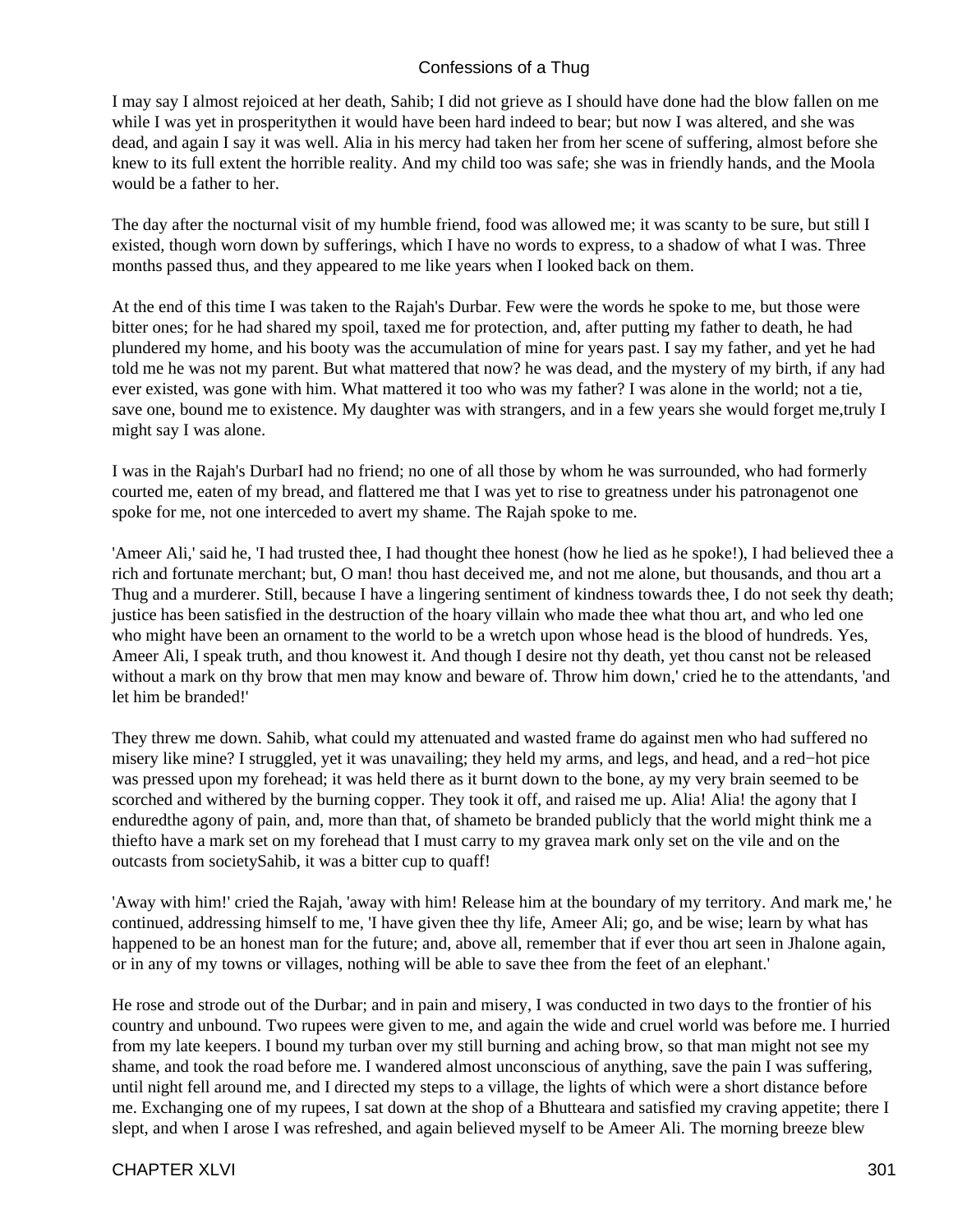I may say I almost rejoiced at her death, Sahib; I did not grieve as I should have done had the blow fallen on me while I was yet in prosperitythen it would have been hard indeed to bear; but now I was altered, and she was dead, and again I say it was well. Alia in his mercy had taken her from her scene of suffering, almost before she knew to its full extent the horrible reality. And my child too was safe; she was in friendly hands, and the Moola would be a father to her.

The day after the nocturnal visit of my humble friend, food was allowed me; it was scanty to be sure, but still I existed, though worn down by sufferings, which I have no words to express, to a shadow of what I was. Three months passed thus, and they appeared to me like years when I looked back on them.

At the end of this time I was taken to the Rajah's Durbar. Few were the words he spoke to me, but those were bitter ones; for he had shared my spoil, taxed me for protection, and, after putting my father to death, he had plundered my home, and his booty was the accumulation of mine for years past. I say my father, and yet he had told me he was not my parent. But what mattered that now? he was dead, and the mystery of my birth, if any had ever existed, was gone with him. What mattered it too who was my father? I was alone in the world; not a tie, save one, bound me to existence. My daughter was with strangers, and in a few years she would forget me,truly I might say I was alone.

I was in the Rajah's DurbarI had no friend; no one of all those by whom he was surrounded, who had formerly courted me, eaten of my bread, and flattered me that I was yet to rise to greatness under his patronagenot one spoke for me, not one interceded to avert my shame. The Rajah spoke to me.

'Ameer Ali,' said he, 'I had trusted thee, I had thought thee honest (how he lied as he spoke!), I had believed thee a rich and fortunate merchant; but, O man! thou hast deceived me, and not me alone, but thousands, and thou art a Thug and a murderer. Still, because I have a lingering sentiment of kindness towards thee, I do not seek thy death; justice has been satisfied in the destruction of the hoary villain who made thee what thou art, and who led one who might have been an ornament to the world to be a wretch upon whose head is the blood of hundreds. Yes, Ameer Ali, I speak truth, and thou knowest it. And though I desire not thy death, yet thou canst not be released without a mark on thy brow that men may know and beware of. Throw him down,' cried he to the attendants, 'and let him be branded!'

They threw me down. Sahib, what could my attenuated and wasted frame do against men who had suffered no misery like mine? I struggled, yet it was unavailing; they held my arms, and legs, and head, and a red−hot pice was pressed upon my forehead; it was held there as it burnt down to the bone, ay my very brain seemed to be scorched and withered by the burning copper. They took it off, and raised me up. Alia! Alia! the agony that I enduredthe agony of pain, and, more than that, of shameto be branded publicly that the world might think me a thiefto have a mark set on my forehead that I must carry to my gravea mark only set on the vile and on the outcasts from societySahib, it was a bitter cup to quaff!

'Away with him!' cried the Rajah, 'away with him! Release him at the boundary of my territory. And mark me,' he continued, addressing himself to me, 'I have given thee thy life, Ameer Ali; go, and be wise; learn by what has happened to be an honest man for the future; and, above all, remember that if ever thou art seen in Jhalone again, or in any of my towns or villages, nothing will be able to save thee from the feet of an elephant.'

He rose and strode out of the Durbar; and in pain and misery, I was conducted in two days to the frontier of his country and unbound. Two rupees were given to me, and again the wide and cruel world was before me. I hurried from my late keepers. I bound my turban over my still burning and aching brow, so that man might not see my shame, and took the road before me. I wandered almost unconscious of anything, save the pain I was suffering, until night fell around me, and I directed my steps to a village, the lights of which were a short distance before me. Exchanging one of my rupees, I sat down at the shop of a Bhutteara and satisfied my craving appetite; there I slept, and when I arose I was refreshed, and again believed myself to be Ameer Ali. The morning breeze blew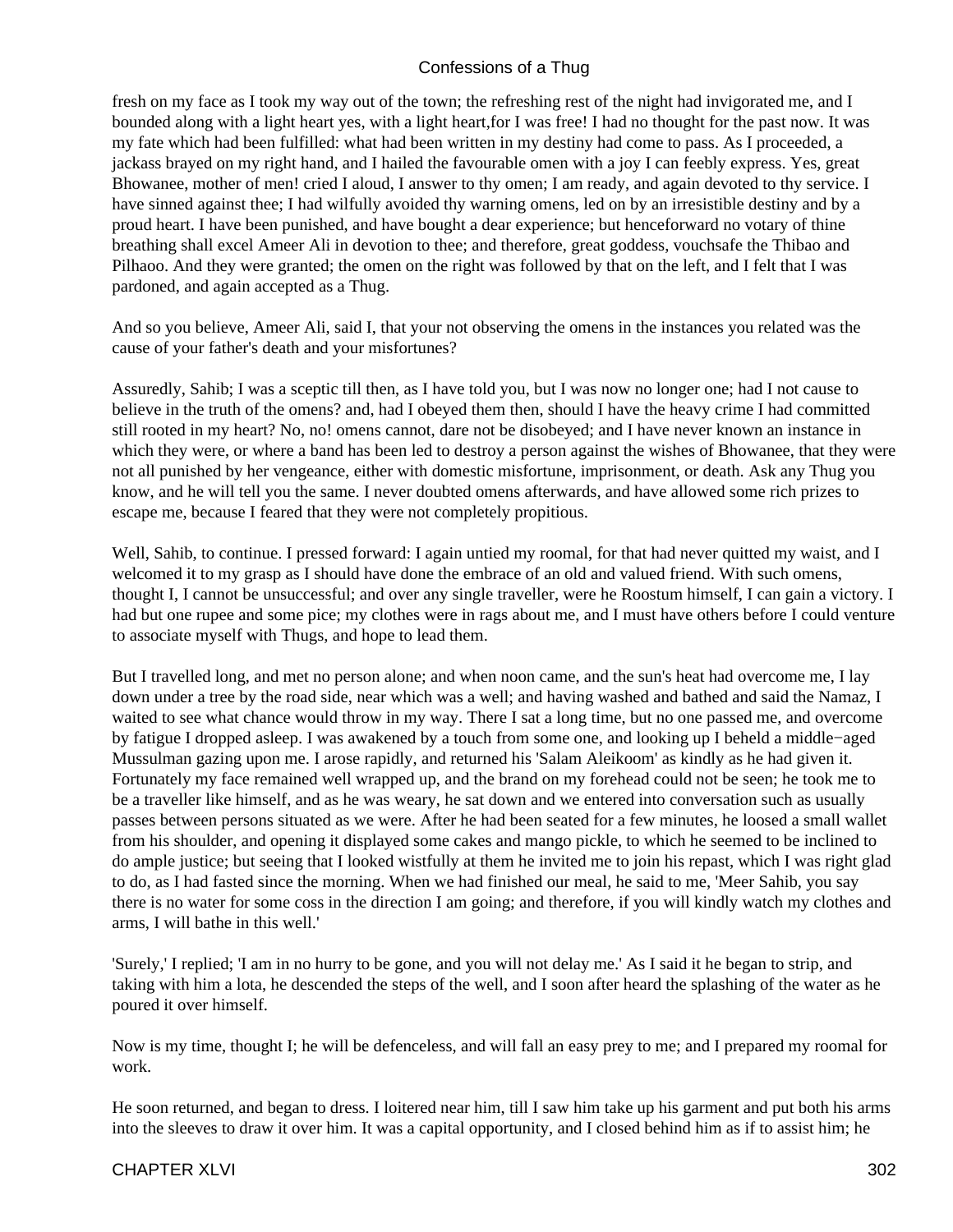fresh on my face as I took my way out of the town; the refreshing rest of the night had invigorated me, and I bounded along with a light heart yes, with a light heart,for I was free! I had no thought for the past now. It was my fate which had been fulfilled: what had been written in my destiny had come to pass. As I proceeded, a jackass brayed on my right hand, and I hailed the favourable omen with a joy I can feebly express. Yes, great Bhowanee, mother of men! cried I aloud, I answer to thy omen; I am ready, and again devoted to thy service. I have sinned against thee; I had wilfully avoided thy warning omens, led on by an irresistible destiny and by a proud heart. I have been punished, and have bought a dear experience; but henceforward no votary of thine breathing shall excel Ameer Ali in devotion to thee; and therefore, great goddess, vouchsafe the Thibao and Pilhaoo. And they were granted; the omen on the right was followed by that on the left, and I felt that I was pardoned, and again accepted as a Thug.

And so you believe, Ameer Ali, said I, that your not observing the omens in the instances you related was the cause of your father's death and your misfortunes?

Assuredly, Sahib; I was a sceptic till then, as I have told you, but I was now no longer one; had I not cause to believe in the truth of the omens? and, had I obeyed them then, should I have the heavy crime I had committed still rooted in my heart? No, no! omens cannot, dare not be disobeyed; and I have never known an instance in which they were, or where a band has been led to destroy a person against the wishes of Bhowanee, that they were not all punished by her vengeance, either with domestic misfortune, imprisonment, or death. Ask any Thug you know, and he will tell you the same. I never doubted omens afterwards, and have allowed some rich prizes to escape me, because I feared that they were not completely propitious.

Well, Sahib, to continue. I pressed forward: I again untied my roomal, for that had never quitted my waist, and I welcomed it to my grasp as I should have done the embrace of an old and valued friend. With such omens, thought I, I cannot be unsuccessful; and over any single traveller, were he Roostum himself, I can gain a victory. I had but one rupee and some pice; my clothes were in rags about me, and I must have others before I could venture to associate myself with Thugs, and hope to lead them.

But I travelled long, and met no person alone; and when noon came, and the sun's heat had overcome me, I lay down under a tree by the road side, near which was a well; and having washed and bathed and said the Namaz, I waited to see what chance would throw in my way. There I sat a long time, but no one passed me, and overcome by fatigue I dropped asleep. I was awakened by a touch from some one, and looking up I beheld a middle−aged Mussulman gazing upon me. I arose rapidly, and returned his 'Salam Aleikoom' as kindly as he had given it. Fortunately my face remained well wrapped up, and the brand on my forehead could not be seen; he took me to be a traveller like himself, and as he was weary, he sat down and we entered into conversation such as usually passes between persons situated as we were. After he had been seated for a few minutes, he loosed a small wallet from his shoulder, and opening it displayed some cakes and mango pickle, to which he seemed to be inclined to do ample justice; but seeing that I looked wistfully at them he invited me to join his repast, which I was right glad to do, as I had fasted since the morning. When we had finished our meal, he said to me, 'Meer Sahib, you say there is no water for some coss in the direction I am going; and therefore, if you will kindly watch my clothes and arms, I will bathe in this well.'

'Surely,' I replied; 'I am in no hurry to be gone, and you will not delay me.' As I said it he began to strip, and taking with him a lota, he descended the steps of the well, and I soon after heard the splashing of the water as he poured it over himself.

Now is my time, thought I; he will be defenceless, and will fall an easy prey to me; and I prepared my roomal for work.

He soon returned, and began to dress. I loitered near him, till I saw him take up his garment and put both his arms into the sleeves to draw it over him. It was a capital opportunity, and I closed behind him as if to assist him; he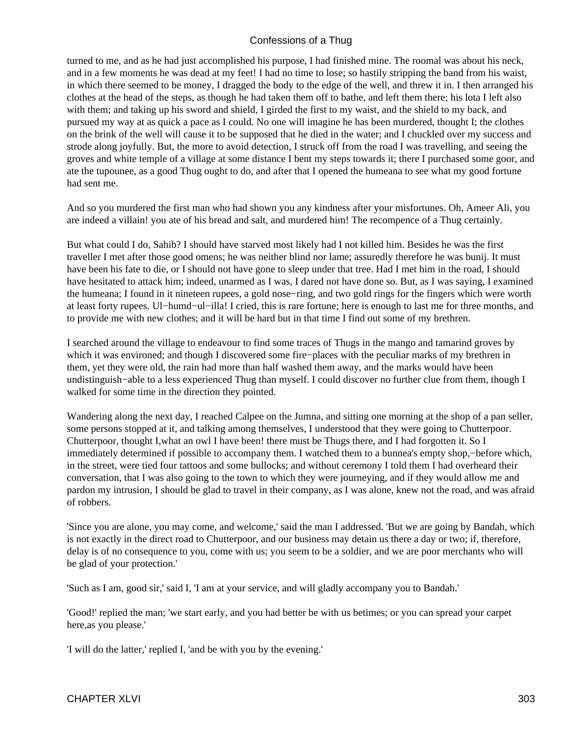turned to me, and as he had just accomplished his purpose, I had finished mine. The roomal was about his neck, and in a few moments he was dead at my feet! I had no time to lose; so hastily stripping the band from his waist, in which there seemed to be money, I dragged the body to the edge of the well, and threw it in. I then arranged his clothes at the head of the steps, as though he had taken them off to bathe, and left them there; his lota I left also with them; and taking up his sword and shield, I girded the first to my waist, and the shield to my back, and pursued my way at as quick a pace as I could. No one will imagine he has been murdered, thought I; the clothes on the brink of the well will cause it to be supposed that he died in the water; and I chuckled over my success and strode along joyfully. But, the more to avoid detection, I struck off from the road I was travelling, and seeing the groves and white temple of a village at some distance I bent my steps towards it; there I purchased some goor, and ate the tupounee, as a good Thug ought to do, and after that I opened the humeana to see what my good fortune had sent me.

And so you murdered the first man who had shown you any kindness after your misfortunes. Oh, Ameer Ali, you are indeed a villain! you ate of his bread and salt, and murdered him! The recompence of a Thug certainly.

But what could I do, Sahib? I should have starved most likely had I not killed him. Besides he was the first traveller I met after those good omens; he was neither blind nor lame; assuredly therefore he was bunij. It must have been his fate to die, or I should not have gone to sleep under that tree. Had I met him in the road, I should have hesitated to attack him; indeed, unarmed as I was, I dared not have done so. But, as I was saying, I examined the humeana; I found in it nineteen rupees, a gold nose−ring, and two gold rings for the fingers which were worth at least forty rupees. Ul−humd−ul−illa! I cried, this is rare fortune; here is enough to last me for three months, and to provide me with new clothes; and it will be hard but in that time I find out some of my brethren.

I searched around the village to endeavour to find some traces of Thugs in the mango and tamarind groves by which it was environed; and though I discovered some fire−places with the peculiar marks of my brethren in them, yet they were old, the rain had more than half washed them away, and the marks would have been undistinguish−able to a less experienced Thug than myself. I could discover no further clue from them, though I walked for some time in the direction they pointed.

Wandering along the next day, I reached Calpee on the Jumna, and sitting one morning at the shop of a pan seller, some persons stopped at it, and talking among themselves, I understood that they were going to Chutterpoor. Chutterpoor, thought I,what an owl I have been! there must be Thugs there, and I had forgotten it. So I immediately determined if possible to accompany them. I watched them to a bunnea's empty shop,−before which, in the street, were tied four tattoos and some bullocks; and without ceremony I told them I had overheard their conversation, that I was also going to the town to which they were journeying, and if they would allow me and pardon my intrusion, I should be glad to travel in their company, as I was alone, knew not the road, and was afraid of robbers.

'Since you are alone, you may come, and welcome,' said the man I addressed. 'But we are going by Bandah, which is not exactly in the direct road to Chutterpoor, and our business may detain us there a day or two; if, therefore, delay is of no consequence to you, come with us; you seem to be a soldier, and we are poor merchants who will be glad of your protection.'

'Such as I am, good sir,' said I, 'I am at your service, and will gladly accompany you to Bandah.'

'Good!' replied the man; 'we start early, and you had better be with us betimes; or you can spread your carpet here,as you please.'

'I will do the latter,' replied I, 'and be with you by the evening.'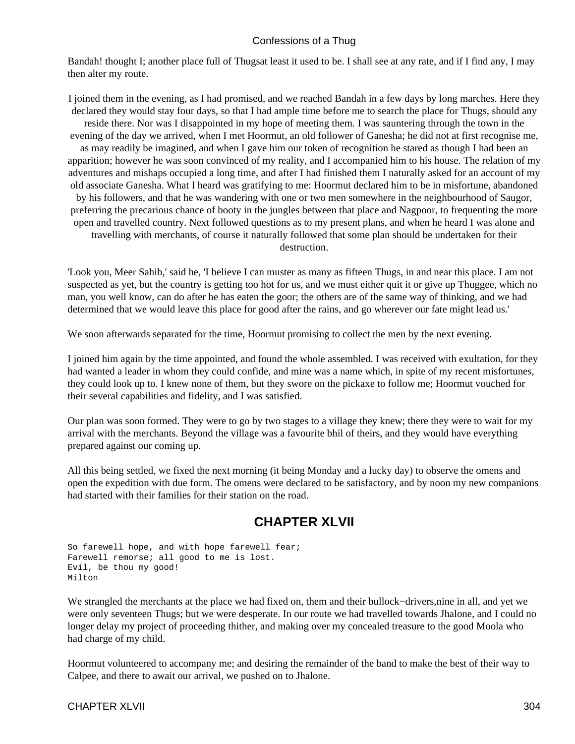Bandah! thought I; another place full of Thugsat least it used to be. I shall see at any rate, and if I find any, I may then alter my route.

I joined them in the evening, as I had promised, and we reached Bandah in a few days by long marches. Here they declared they would stay four days, so that I had ample time before me to search the place for Thugs, should any reside there. Nor was I disappointed in my hope of meeting them. I was sauntering through the town in the evening of the day we arrived, when I met Hoormut, an old follower of Ganesha; he did not at first recognise me, as may readily be imagined, and when I gave him our token of recognition he stared as though I had been an apparition; however he was soon convinced of my reality, and I accompanied him to his house. The relation of my adventures and mishaps occupied a long time, and after I had finished them I naturally asked for an account of my old associate Ganesha. What I heard was gratifying to me: Hoormut declared him to be in misfortune, abandoned by his followers, and that he was wandering with one or two men somewhere in the neighbourhood of Saugor, preferring the precarious chance of booty in the jungles between that place and Nagpoor, to frequenting the more open and travelled country. Next followed questions as to my present plans, and when he heard I was alone and travelling with merchants, of course it naturally followed that some plan should be undertaken for their destruction.

'Look you, Meer Sahib,' said he, 'I believe I can muster as many as fifteen Thugs, in and near this place. I am not suspected as yet, but the country is getting too hot for us, and we must either quit it or give up Thuggee, which no man, you well know, can do after he has eaten the goor; the others are of the same way of thinking, and we had determined that we would leave this place for good after the rains, and go wherever our fate might lead us.'

We soon afterwards separated for the time, Hoormut promising to collect the men by the next evening.

I joined him again by the time appointed, and found the whole assembled. I was received with exultation, for they had wanted a leader in whom they could confide, and mine was a name which, in spite of my recent misfortunes, they could look up to. I knew none of them, but they swore on the pickaxe to follow me; Hoormut vouched for their several capabilities and fidelity, and I was satisfied.

Our plan was soon formed. They were to go by two stages to a village they knew; there they were to wait for my arrival with the merchants. Beyond the village was a favourite bhil of theirs, and they would have everything prepared against our coming up.

All this being settled, we fixed the next morning (it being Monday and a lucky day) to observe the omens and open the expedition with due form. The omens were declared to be satisfactory, and by noon my new companions had started with their families for their station on the road.

## CHAPTER XLVII

```
So farewell hope, and with hope farewell fear;
Farewell remorse; all good to me is lost.
Evil, be thou my good!
Milton
```

We strangled the merchants at the place we had fixed on, them and their bullock−drivers,nine in all, and yet we were only seventeen Thugs; but we were desperate. In our route we had travelled towards Jhalone, and I could no longer delay my project of proceeding thither, and making over my concealed treasure to the good Moola who had charge of my child.

Hoormut volunteered to accompany me; and desiring the remainder of the band to make the best of their way to Calpee, and there to await our arrival, we pushed on to Jhalone.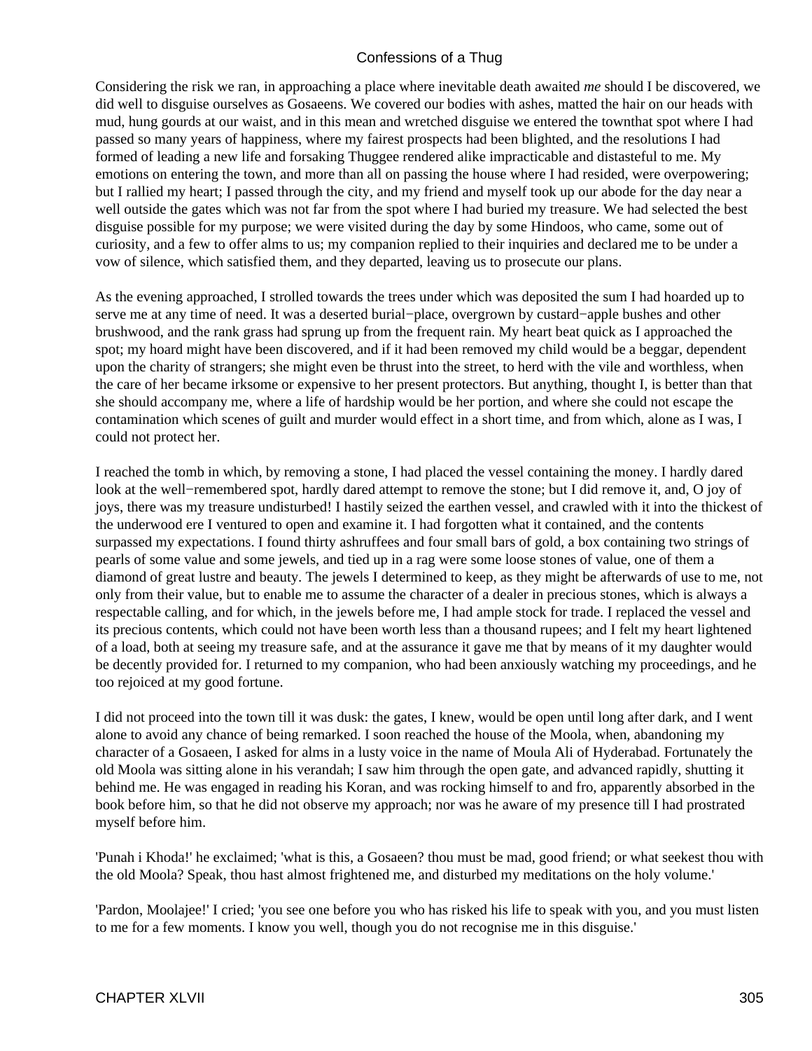Considering the risk we ran, in approaching a place where inevitable death awaited *me* should I be discovered, we did well to disguise ourselves as Gosaeens. We covered our bodies with ashes, matted the hair on our heads with mud, hung gourds at our waist, and in this mean and wretched disguise we entered the townthat spot where I had passed so many years of happiness, where my fairest prospects had been blighted, and the resolutions I had formed of leading a new life and forsaking Thuggee rendered alike impracticable and distasteful to me. My emotions on entering the town, and more than all on passing the house where I had resided, were overpowering; but I rallied my heart; I passed through the city, and my friend and myself took up our abode for the day near a well outside the gates which was not far from the spot where I had buried my treasure. We had selected the best disguise possible for my purpose; we were visited during the day by some Hindoos, who came, some out of curiosity, and a few to offer alms to us; my companion replied to their inquiries and declared me to be under a vow of silence, which satisfied them, and they departed, leaving us to prosecute our plans.

As the evening approached, I strolled towards the trees under which was deposited the sum I had hoarded up to serve me at any time of need. It was a deserted burial−place, overgrown by custard−apple bushes and other brushwood, and the rank grass had sprung up from the frequent rain. My heart beat quick as I approached the spot; my hoard might have been discovered, and if it had been removed my child would be a beggar, dependent upon the charity of strangers; she might even be thrust into the street, to herd with the vile and worthless, when the care of her became irksome or expensive to her present protectors. But anything, thought I, is better than that she should accompany me, where a life of hardship would be her portion, and where she could not escape the contamination which scenes of guilt and murder would effect in a short time, and from which, alone as I was, I could not protect her.

I reached the tomb in which, by removing a stone, I had placed the vessel containing the money. I hardly dared look at the well−remembered spot, hardly dared attempt to remove the stone; but I did remove it, and, O joy of joys, there was my treasure undisturbed! I hastily seized the earthen vessel, and crawled with it into the thickest of the underwood ere I ventured to open and examine it. I had forgotten what it contained, and the contents surpassed my expectations. I found thirty ashruffees and four small bars of gold, a box containing two strings of pearls of some value and some jewels, and tied up in a rag were some loose stones of value, one of them a diamond of great lustre and beauty. The jewels I determined to keep, as they might be afterwards of use to me, not only from their value, but to enable me to assume the character of a dealer in precious stones, which is always a respectable calling, and for which, in the jewels before me, I had ample stock for trade. I replaced the vessel and its precious contents, which could not have been worth less than a thousand rupees; and I felt my heart lightened of a load, both at seeing my treasure safe, and at the assurance it gave me that by means of it my daughter would be decently provided for. I returned to my companion, who had been anxiously watching my proceedings, and he too rejoiced at my good fortune.

I did not proceed into the town till it was dusk: the gates, I knew, would be open until long after dark, and I went alone to avoid any chance of being remarked. I soon reached the house of the Moola, when, abandoning my character of a Gosaeen, I asked for alms in a lusty voice in the name of Moula Ali of Hyderabad. Fortunately the old Moola was sitting alone in his verandah; I saw him through the open gate, and advanced rapidly, shutting it behind me. He was engaged in reading his Koran, and was rocking himself to and fro, apparently absorbed in the book before him, so that he did not observe my approach; nor was he aware of my presence till I had prostrated myself before him.

'Punah i Khoda!' he exclaimed; 'what is this, a Gosaeen? thou must be mad, good friend; or what seekest thou with the old Moola? Speak, thou hast almost frightened me, and disturbed my meditations on the holy volume.'

'Pardon, Moolajee!' I cried; 'you see one before you who has risked his life to speak with you, and you must listen to me for a few moments. I know you well, though you do not recognise me in this disguise.'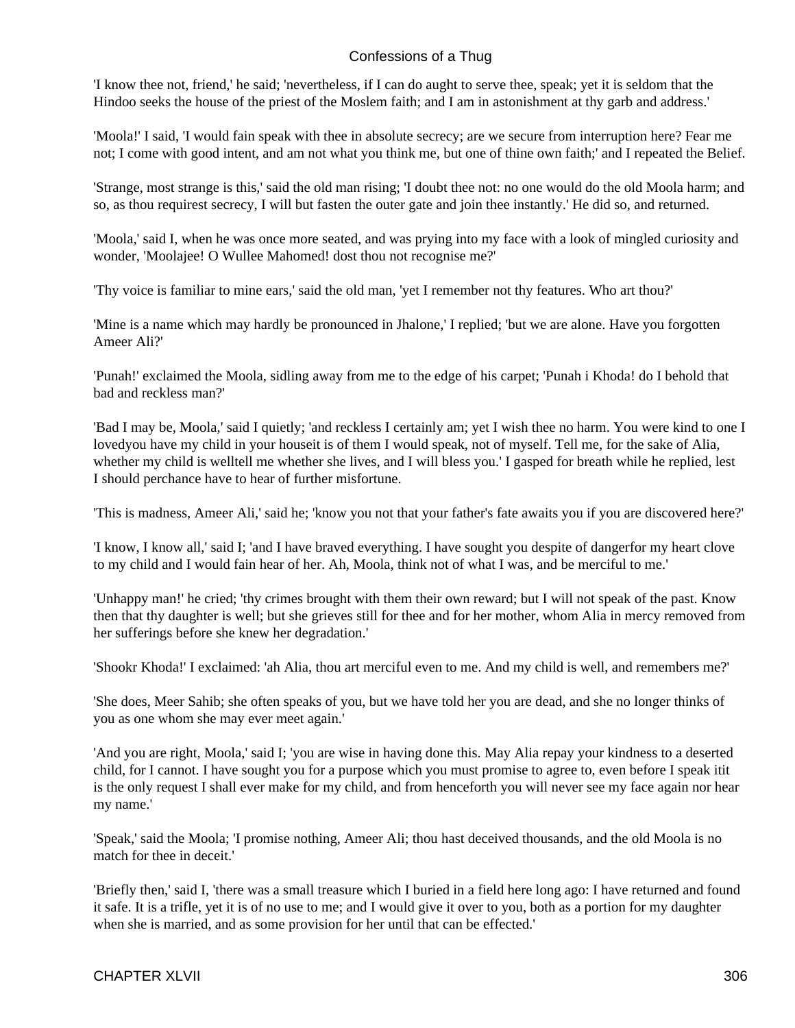'I know thee not, friend,' he said; 'nevertheless, if I can do aught to serve thee, speak; yet it is seldom that the Hindoo seeks the house of the priest of the Moslem faith; and I am in astonishment at thy garb and address.'

'Moola!' I said, 'I would fain speak with thee in absolute secrecy; are we secure from interruption here? Fear me not; I come with good intent, and am not what you think me, but one of thine own faith;' and I repeated the Belief.

'Strange, most strange is this,' said the old man rising; 'I doubt thee not: no one would do the old Moola harm; and so, as thou requirest secrecy, I will but fasten the outer gate and join thee instantly.' He did so, and returned.

'Moola,' said I, when he was once more seated, and was prying into my face with a look of mingled curiosity and wonder, 'Moolajee! O Wullee Mahomed! dost thou not recognise me?'

'Thy voice is familiar to mine ears,' said the old man, 'yet I remember not thy features. Who art thou?'

'Mine is a name which may hardly be pronounced in Jhalone,' I replied; 'but we are alone. Have you forgotten Ameer Ali?'

'Punah!' exclaimed the Moola, sidling away from me to the edge of his carpet; 'Punah i Khoda! do I behold that bad and reckless man?'

'Bad I may be, Moola,' said I quietly; 'and reckless I certainly am; yet I wish thee no harm. You were kind to one I lovedyou have my child in your houseit is of them I would speak, not of myself. Tell me, for the sake of Alia, whether my child is welltell me whether she lives, and I will bless you.' I gasped for breath while he replied, lest I should perchance have to hear of further misfortune.

'This is madness, Ameer Ali,' said he; 'know you not that your father's fate awaits you if you are discovered here?'

'I know, I know all,' said I; 'and I have braved everything. I have sought you despite of dangerfor my heart clove to my child and I would fain hear of her. Ah, Moola, think not of what I was, and be merciful to me.'

'Unhappy man!' he cried; 'thy crimes brought with them their own reward; but I will not speak of the past. Know then that thy daughter is well; but she grieves still for thee and for her mother, whom Alia in mercy removed from her sufferings before she knew her degradation.'

'Shookr Khoda!' I exclaimed: 'ah Alia, thou art merciful even to me. And my child is well, and remembers me?'

'She does, Meer Sahib; she often speaks of you, but we have told her you are dead, and she no longer thinks of you as one whom she may ever meet again.'

'And you are right, Moola,' said I; 'you are wise in having done this. May Alia repay your kindness to a deserted child, for I cannot. I have sought you for a purpose which you must promise to agree to, even before I speak itit is the only request I shall ever make for my child, and from henceforth you will never see my face again nor hear my name.'

'Speak,' said the Moola; 'I promise nothing, Ameer Ali; thou hast deceived thousands, and the old Moola is no match for thee in deceit.'

'Briefly then,' said I, 'there was a small treasure which I buried in a field here long ago: I have returned and found it safe. It is a trifle, yet it is of no use to me; and I would give it over to you, both as a portion for my daughter when she is married, and as some provision for her until that can be effected.'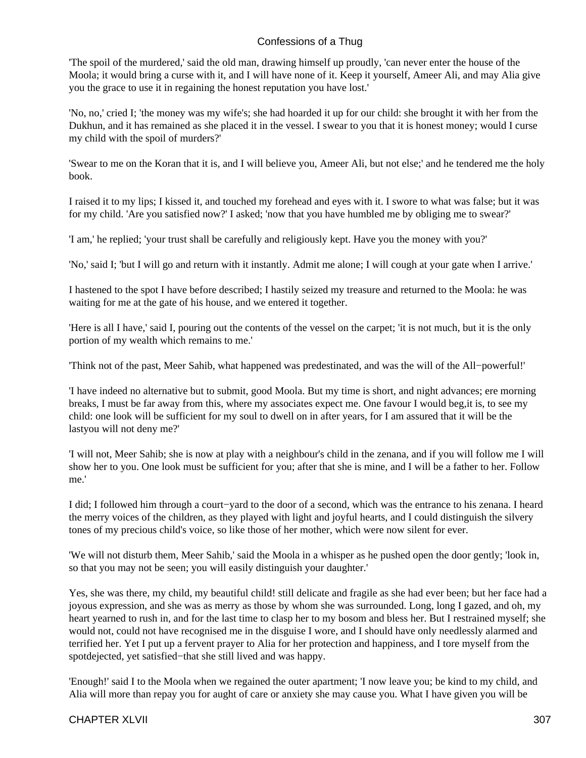'The spoil of the murdered,' said the old man, drawing himself up proudly, 'can never enter the house of the Moola; it would bring a curse with it, and I will have none of it. Keep it yourself, Ameer Ali, and may Alia give you the grace to use it in regaining the honest reputation you have lost.'

'No, no,' cried I; 'the money was my wife's; she had hoarded it up for our child: she brought it with her from the Dukhun, and it has remained as she placed it in the vessel. I swear to you that it is honest money; would I curse my child with the spoil of murders?'

'Swear to me on the Koran that it is, and I will believe you, Ameer Ali, but not else;' and he tendered me the holy book.

I raised it to my lips; I kissed it, and touched my forehead and eyes with it. I swore to what was false; but it was for my child. 'Are you satisfied now?' I asked; 'now that you have humbled me by obliging me to swear?'

'I am,' he replied; 'your trust shall be carefully and religiously kept. Have you the money with you?'

'No,' said I; 'but I will go and return with it instantly. Admit me alone; I will cough at your gate when I arrive.'

I hastened to the spot I have before described; I hastily seized my treasure and returned to the Moola: he was waiting for me at the gate of his house, and we entered it together.

'Here is all I have,' said I, pouring out the contents of the vessel on the carpet; 'it is not much, but it is the only portion of my wealth which remains to me.'

'Think not of the past, Meer Sahib, what happened was predestinated, and was the will of the All−powerful!'

'I have indeed no alternative but to submit, good Moola. But my time is short, and night advances; ere morning breaks, I must be far away from this, where my associates expect me. One favour I would beg,it is, to see my child: one look will be sufficient for my soul to dwell on in after years, for I am assured that it will be the lastyou will not deny me?'

'I will not, Meer Sahib; she is now at play with a neighbour's child in the zenana, and if you will follow me I will show her to you. One look must be sufficient for you; after that she is mine, and I will be a father to her. Follow me.'

I did; I followed him through a court−yard to the door of a second, which was the entrance to his zenana. I heard the merry voices of the children, as they played with light and joyful hearts, and I could distinguish the silvery tones of my precious child's voice, so like those of her mother, which were now silent for ever.

'We will not disturb them, Meer Sahib,' said the Moola in a whisper as he pushed open the door gently; 'look in, so that you may not be seen; you will easily distinguish your daughter.'

Yes, she was there, my child, my beautiful child! still delicate and fragile as she had ever been; but her face had a joyous expression, and she was as merry as those by whom she was surrounded. Long, long I gazed, and oh, my heart yearned to rush in, and for the last time to clasp her to my bosom and bless her. But I restrained myself; she would not, could not have recognised me in the disguise I wore, and I should have only needlessly alarmed and terrified her. Yet I put up a fervent prayer to Alia for her protection and happiness, and I tore myself from the spotdejected, yet satisfied−that she still lived and was happy.

'Enough!' said I to the Moola when we regained the outer apartment; 'I now leave you; be kind to my child, and Alia will more than repay you for aught of care or anxiety she may cause you. What I have given you will be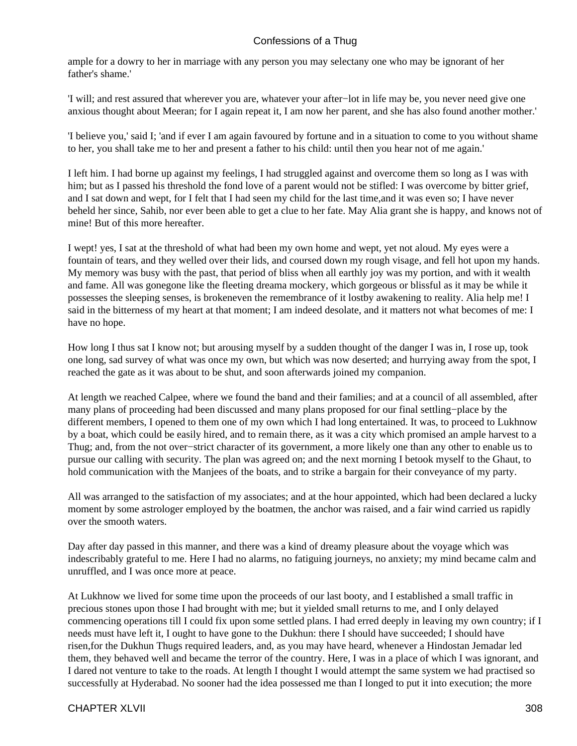ample for a dowry to her in marriage with any person you may selectany one who may be ignorant of her father's shame.'

'I will; and rest assured that wherever you are, whatever your after−lot in life may be, you never need give one anxious thought about Meeran; for I again repeat it, I am now her parent, and she has also found another mother.'

'I believe you,' said I; 'and if ever I am again favoured by fortune and in a situation to come to you without shame to her, you shall take me to her and present a father to his child: until then you hear not of me again.'

I left him. I had borne up against my feelings, I had struggled against and overcome them so long as I was with him; but as I passed his threshold the fond love of a parent would not be stifled: I was overcome by bitter grief, and I sat down and wept, for I felt that I had seen my child for the last time,and it was even so; I have never beheld her since, Sahib, nor ever been able to get a clue to her fate. May Alia grant she is happy, and knows not of mine! But of this more hereafter.

I wept! yes, I sat at the threshold of what had been my own home and wept, yet not aloud. My eyes were a fountain of tears, and they welled over their lids, and coursed down my rough visage, and fell hot upon my hands. My memory was busy with the past, that period of bliss when all earthly joy was my portion, and with it wealth and fame. All was gonegone like the fleeting dreama mockery, which gorgeous or blissful as it may be while it possesses the sleeping senses, is brokeneven the remembrance of it lostby awakening to reality. Alia help me! I said in the bitterness of my heart at that moment; I am indeed desolate, and it matters not what becomes of me: I have no hope.

How long I thus sat I know not; but arousing myself by a sudden thought of the danger I was in, I rose up, took one long, sad survey of what was once my own, but which was now deserted; and hurrying away from the spot, I reached the gate as it was about to be shut, and soon afterwards joined my companion.

At length we reached Calpee, where we found the band and their families; and at a council of all assembled, after many plans of proceeding had been discussed and many plans proposed for our final settling−place by the different members, I opened to them one of my own which I had long entertained. It was, to proceed to Lukhnow by a boat, which could be easily hired, and to remain there, as it was a city which promised an ample harvest to a Thug; and, from the not over−strict character of its government, a more likely one than any other to enable us to pursue our calling with security. The plan was agreed on; and the next morning I betook myself to the Ghaut, to hold communication with the Manjees of the boats, and to strike a bargain for their conveyance of my party.

All was arranged to the satisfaction of my associates; and at the hour appointed, which had been declared a lucky moment by some astrologer employed by the boatmen, the anchor was raised, and a fair wind carried us rapidly over the smooth waters.

Day after day passed in this manner, and there was a kind of dreamy pleasure about the voyage which was indescribably grateful to me. Here I had no alarms, no fatiguing journeys, no anxiety; my mind became calm and unruffled, and I was once more at peace.

At Lukhnow we lived for some time upon the proceeds of our last booty, and I established a small traffic in precious stones upon those I had brought with me; but it yielded small returns to me, and I only delayed commencing operations till I could fix upon some settled plans. I had erred deeply in leaving my own country; if I needs must have left it, I ought to have gone to the Dukhun: there I should have succeeded; I should have risen,for the Dukhun Thugs required leaders, and, as you may have heard, whenever a Hindostan Jemadar led them, they behaved well and became the terror of the country. Here, I was in a place of which I was ignorant, and I dared not venture to take to the roads. At length I thought I would attempt the same system we had practised so successfully at Hyderabad. No sooner had the idea possessed me than I longed to put it into execution; the more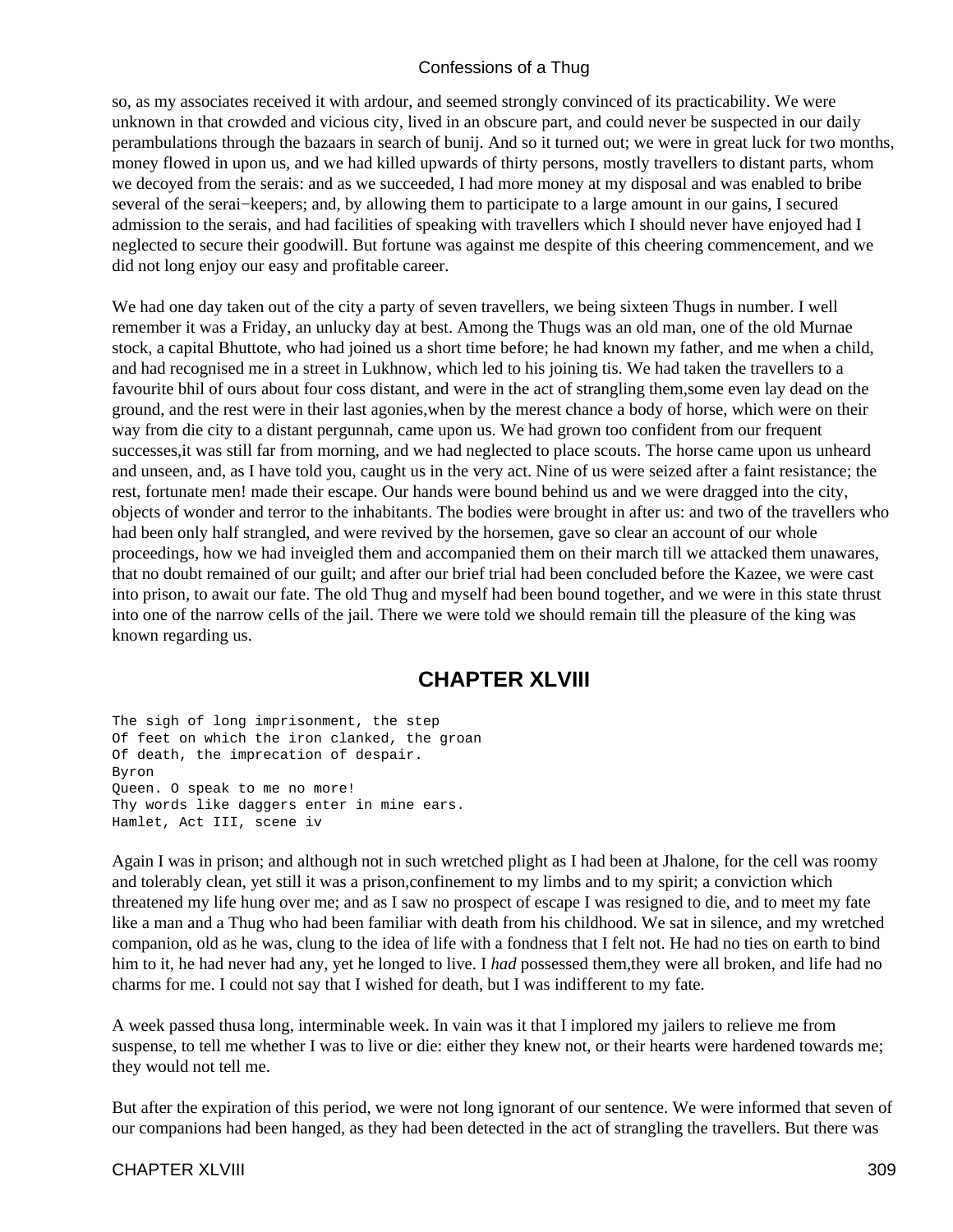so, as my associates received it with ardour, and seemed strongly convinced of its practicability. We were unknown in that crowded and vicious city, lived in an obscure part, and could never be suspected in our daily perambulations through the bazaars in search of bunij. And so it turned out; we were in great luck for two months, money flowed in upon us, and we had killed upwards of thirty persons, mostly travellers to distant parts, whom we decoyed from the serais: and as we succeeded, I had more money at my disposal and was enabled to bribe several of the serai−keepers; and, by allowing them to participate to a large amount in our gains, I secured admission to the serais, and had facilities of speaking with travellers which I should never have enjoyed had I neglected to secure their goodwill. But fortune was against me despite of this cheering commencement, and we did not long enjoy our easy and profitable career.

We had one day taken out of the city a party of seven travellers, we being sixteen Thugs in number. I well remember it was a Friday, an unlucky day at best. Among the Thugs was an old man, one of the old Murnae stock, a capital Bhuttote, who had joined us a short time before; he had known my father, and me when a child, and had recognised me in a street in Lukhnow, which led to his joining tis. We had taken the travellers to a favourite bhil of ours about four coss distant, and were in the act of strangling them,some even lay dead on the ground, and the rest were in their last agonies,when by the merest chance a body of horse, which were on their way from die city to a distant pergunnah, came upon us. We had grown too confident from our frequent successes,it was still far from morning, and we had neglected to place scouts. The horse came upon us unheard and unseen, and, as I have told you, caught us in the very act. Nine of us were seized after a faint resistance; the rest, fortunate men! made their escape. Our hands were bound behind us and we were dragged into the city, objects of wonder and terror to the inhabitants. The bodies were brought in after us: and two of the travellers who had been only half strangled, and were revived by the horsemen, gave so clear an account of our whole proceedings, how we had inveigled them and accompanied them on their march till we attacked them unawares, that no doubt remained of our guilt; and after our brief trial had been concluded before the Kazee, we were cast into prison, to await our fate. The old Thug and myself had been bound together, and we were in this state thrust into one of the narrow cells of the jail. There we were told we should remain till the pleasure of the king was known regarding us.

## CHAPTER XLVIII

```
The sigh of long imprisonment, the step
Of feet on which the iron clanked, the groan
Of death, the imprecation of despair.
Byron
Queen. O speak to me no more!
Thy words like daggers enter in mine ears.
Hamlet, Act III, scene iv
```

Again I was in prison; and although not in such wretched plight as I had been at Jhalone, for the cell was roomy and tolerably clean, yet still it was a prison,confinement to my limbs and to my spirit; a conviction which threatened my life hung over me; and as I saw no prospect of escape I was resigned to die, and to meet my fate like a man and a Thug who had been familiar with death from his childhood. We sat in silence, and my wretched companion, old as he was, clung to the idea of life with a fondness that I felt not. He had no ties on earth to bind him to it, he had never had any, yet he longed to live. I *had* possessed them,they were all broken, and life had no charms for me. I could not say that I wished for death, but I was indifferent to my fate.

A week passed thusa long, interminable week. In vain was it that I implored my jailers to relieve me from suspense, to tell me whether I was to live or die: either they knew not, or their hearts were hardened towards me; they would not tell me.

But after the expiration of this period, we were not long ignorant of our sentence. We were informed that seven of our companions had been hanged, as they had been detected in the act of strangling the travellers. But there was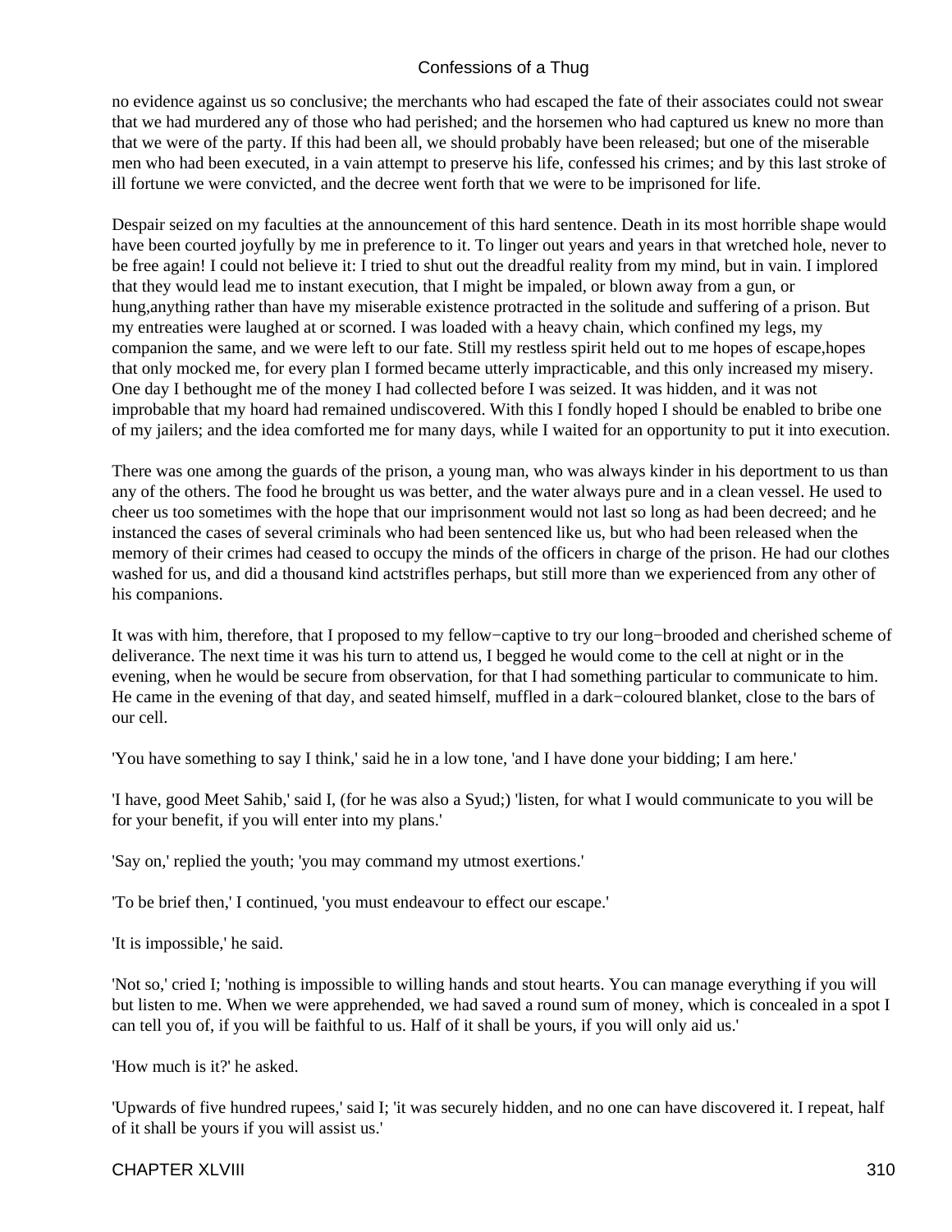no evidence against us so conclusive; the merchants who had escaped the fate of their associates could not swear that we had murdered any of those who had perished; and the horsemen who had captured us knew no more than that we were of the party. If this had been all, we should probably have been released; but one of the miserable men who had been executed, in a vain attempt to preserve his life, confessed his crimes; and by this last stroke of ill fortune we were convicted, and the decree went forth that we were to be imprisoned for life.

Despair seized on my faculties at the announcement of this hard sentence. Death in its most horrible shape would have been courted joyfully by me in preference to it. To linger out years and years in that wretched hole, never to be free again! I could not believe it: I tried to shut out the dreadful reality from my mind, but in vain. I implored that they would lead me to instant execution, that I might be impaled, or blown away from a gun, or hung,anything rather than have my miserable existence protracted in the solitude and suffering of a prison. But my entreaties were laughed at or scorned. I was loaded with a heavy chain, which confined my legs, my companion the same, and we were left to our fate. Still my restless spirit held out to me hopes of escape,hopes that only mocked me, for every plan I formed became utterly impracticable, and this only increased my misery. One day I bethought me of the money I had collected before I was seized. It was hidden, and it was not improbable that my hoard had remained undiscovered. With this I fondly hoped I should be enabled to bribe one of my jailers; and the idea comforted me for many days, while I waited for an opportunity to put it into execution.

There was one among the guards of the prison, a young man, who was always kinder in his deportment to us than any of the others. The food he brought us was better, and the water always pure and in a clean vessel. He used to cheer us too sometimes with the hope that our imprisonment would not last so long as had been decreed; and he instanced the cases of several criminals who had been sentenced like us, but who had been released when the memory of their crimes had ceased to occupy the minds of the officers in charge of the prison. He had our clothes washed for us, and did a thousand kind actstrifles perhaps, but still more than we experienced from any other of his companions.

It was with him, therefore, that I proposed to my fellow−captive to try our long−brooded and cherished scheme of deliverance. The next time it was his turn to attend us, I begged he would come to the cell at night or in the evening, when he would be secure from observation, for that I had something particular to communicate to him. He came in the evening of that day, and seated himself, muffled in a dark−coloured blanket, close to the bars of our cell.

'You have something to say I think,' said he in a low tone, 'and I have done your bidding; I am here.'

'I have, good Meet Sahib,' said I, (for he was also a Syud;) 'listen, for what I would communicate to you will be for your benefit, if you will enter into my plans.'

'Say on,' replied the youth; 'you may command my utmost exertions.'

'To be brief then,' I continued, 'you must endeavour to effect our escape.'

'It is impossible,' he said.

'Not so,' cried I; 'nothing is impossible to willing hands and stout hearts. You can manage everything if you will but listen to me. When we were apprehended, we had saved a round sum of money, which is concealed in a spot I can tell you of, if you will be faithful to us. Half of it shall be yours, if you will only aid us.'

'How much is it?' he asked.

'Upwards of five hundred rupees,' said I; 'it was securely hidden, and no one can have discovered it. I repeat, half of it shall be yours if you will assist us.'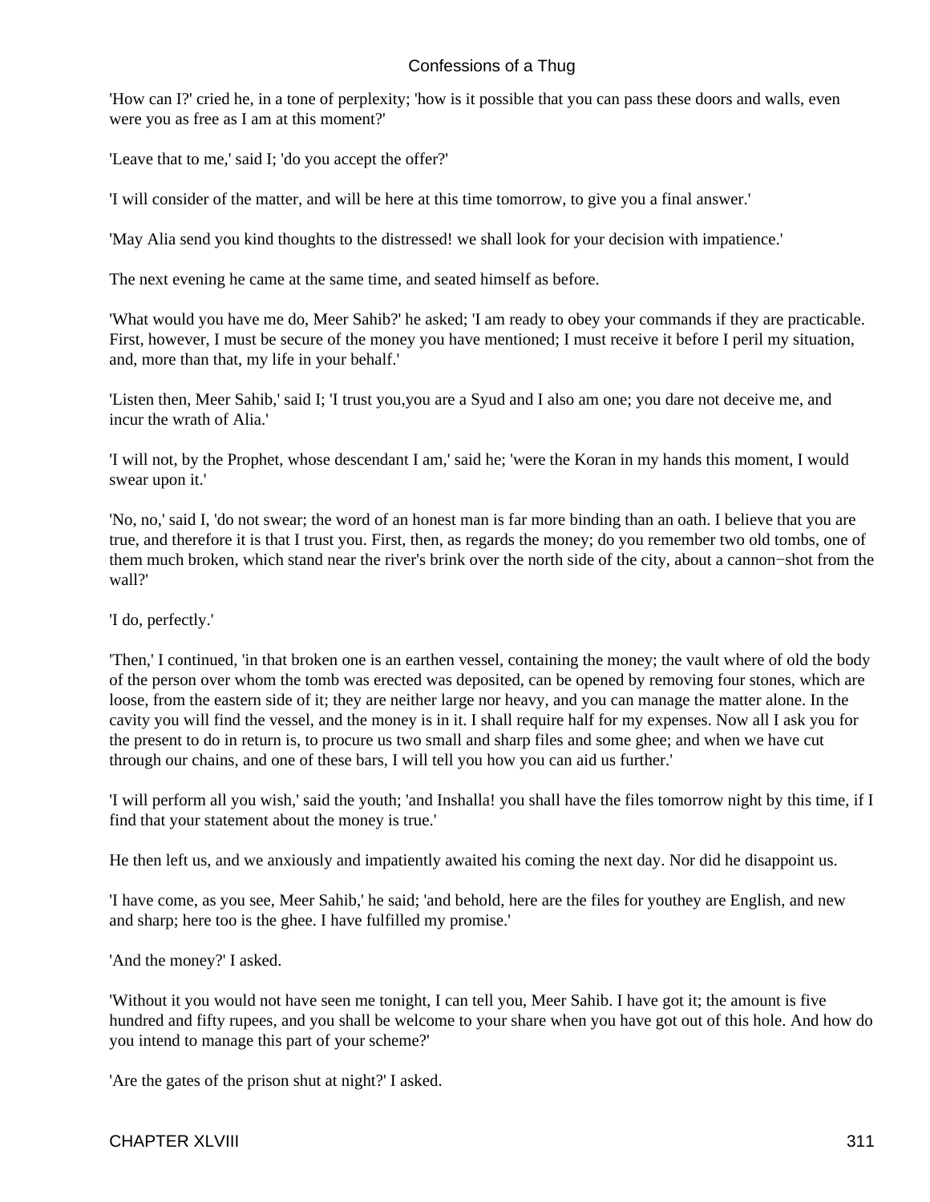'How can I?' cried he, in a tone of perplexity; 'how is it possible that you can pass these doors and walls, even were you as free as I am at this moment?'

'Leave that to me,' said I; 'do you accept the offer?'

'I will consider of the matter, and will be here at this time tomorrow, to give you a final answer.'

'May Alia send you kind thoughts to the distressed! we shall look for your decision with impatience.'

The next evening he came at the same time, and seated himself as before.

'What would you have me do, Meer Sahib?' he asked; 'I am ready to obey your commands if they are practicable. First, however, I must be secure of the money you have mentioned; I must receive it before I peril my situation, and, more than that, my life in your behalf.'

'Listen then, Meer Sahib,' said I; 'I trust you,you are a Syud and I also am one; you dare not deceive me, and incur the wrath of Alia.'

'I will not, by the Prophet, whose descendant I am,' said he; 'were the Koran in my hands this moment, I would swear upon it.'

'No, no,' said I, 'do not swear; the word of an honest man is far more binding than an oath. I believe that you are true, and therefore it is that I trust you. First, then, as regards the money; do you remember two old tombs, one of them much broken, which stand near the river's brink over the north side of the city, about a cannon−shot from the wall?'

'I do, perfectly.'

'Then,' I continued, 'in that broken one is an earthen vessel, containing the money; the vault where of old the body of the person over whom the tomb was erected was deposited, can be opened by removing four stones, which are loose, from the eastern side of it; they are neither large nor heavy, and you can manage the matter alone. In the cavity you will find the vessel, and the money is in it. I shall require half for my expenses. Now all I ask you for the present to do in return is, to procure us two small and sharp files and some ghee; and when we have cut through our chains, and one of these bars, I will tell you how you can aid us further.'

'I will perform all you wish,' said the youth; 'and Inshalla! you shall have the files tomorrow night by this time, if I find that your statement about the money is true.'

He then left us, and we anxiously and impatiently awaited his coming the next day. Nor did he disappoint us.

'I have come, as you see, Meer Sahib,' he said; 'and behold, here are the files for youthey are English, and new and sharp; here too is the ghee. I have fulfilled my promise.'

'And the money?' I asked.

'Without it you would not have seen me tonight, I can tell you, Meer Sahib. I have got it; the amount is five hundred and fifty rupees, and you shall be welcome to your share when you have got out of this hole. And how do you intend to manage this part of your scheme?'

'Are the gates of the prison shut at night?' I asked.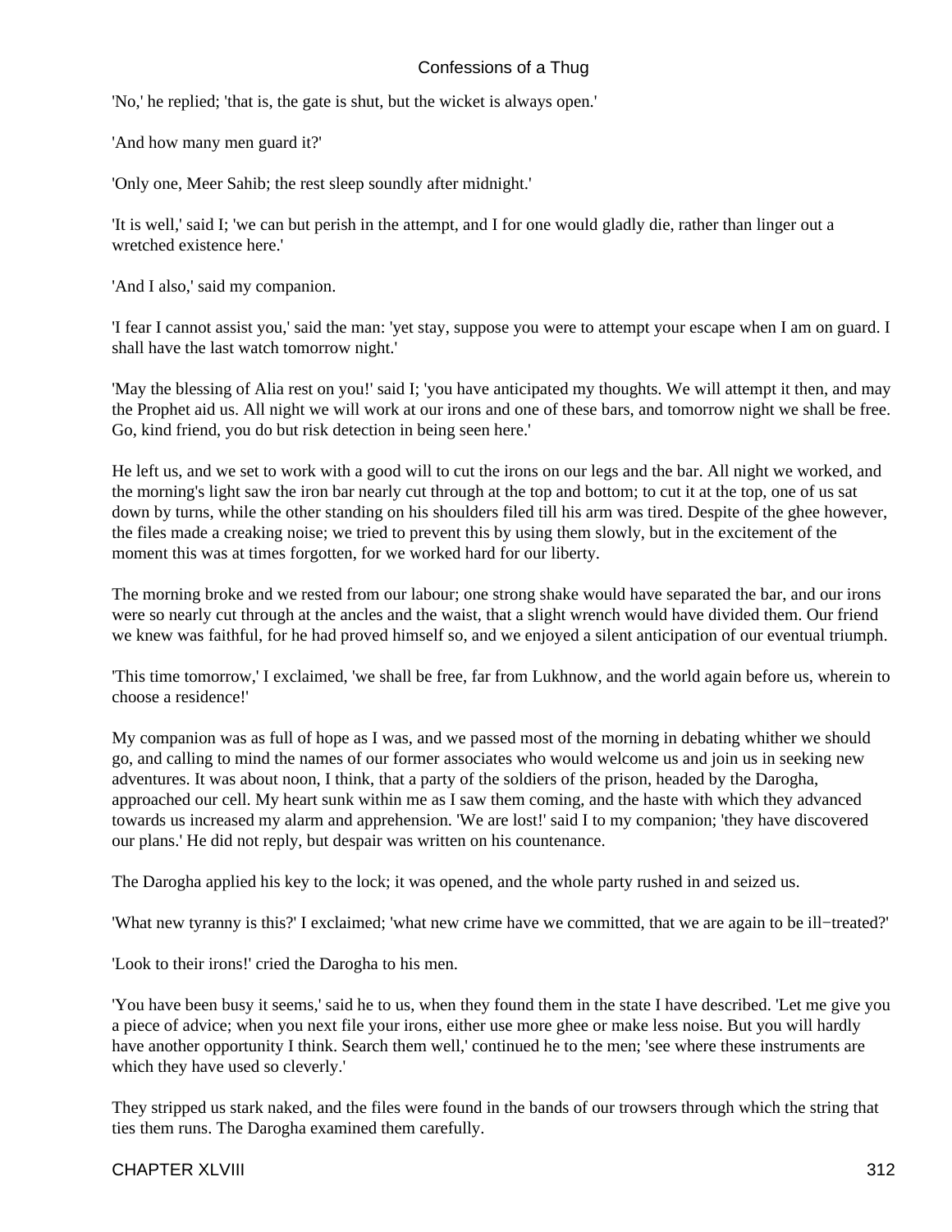'No,' he replied; 'that is, the gate is shut, but the wicket is always open.'

'And how many men guard it?'

'Only one, Meer Sahib; the rest sleep soundly after midnight.'

'It is well,' said I; 'we can but perish in the attempt, and I for one would gladly die, rather than linger out a wretched existence here.'

'And I also,' said my companion.

'I fear I cannot assist you,' said the man: 'yet stay, suppose you were to attempt your escape when I am on guard. I shall have the last watch tomorrow night.'

'May the blessing of Alia rest on you!' said I; 'you have anticipated my thoughts. We will attempt it then, and may the Prophet aid us. All night we will work at our irons and one of these bars, and tomorrow night we shall be free. Go, kind friend, you do but risk detection in being seen here.'

He left us, and we set to work with a good will to cut the irons on our legs and the bar. All night we worked, and the morning's light saw the iron bar nearly cut through at the top and bottom; to cut it at the top, one of us sat down by turns, while the other standing on his shoulders filed till his arm was tired. Despite of the ghee however, the files made a creaking noise; we tried to prevent this by using them slowly, but in the excitement of the moment this was at times forgotten, for we worked hard for our liberty.

The morning broke and we rested from our labour; one strong shake would have separated the bar, and our irons were so nearly cut through at the ancles and the waist, that a slight wrench would have divided them. Our friend we knew was faithful, for he had proved himself so, and we enjoyed a silent anticipation of our eventual triumph.

'This time tomorrow,' I exclaimed, 'we shall be free, far from Lukhnow, and the world again before us, wherein to choose a residence!'

My companion was as full of hope as I was, and we passed most of the morning in debating whither we should go, and calling to mind the names of our former associates who would welcome us and join us in seeking new adventures. It was about noon, I think, that a party of the soldiers of the prison, headed by the Darogha, approached our cell. My heart sunk within me as I saw them coming, and the haste with which they advanced towards us increased my alarm and apprehension. 'We are lost!' said I to my companion; 'they have discovered our plans.' He did not reply, but despair was written on his countenance.

The Darogha applied his key to the lock; it was opened, and the whole party rushed in and seized us.

'What new tyranny is this?' I exclaimed; 'what new crime have we committed, that we are again to be ill−treated?'

'Look to their irons!' cried the Darogha to his men.

'You have been busy it seems,' said he to us, when they found them in the state I have described. 'Let me give you a piece of advice; when you next file your irons, either use more ghee or make less noise. But you will hardly have another opportunity I think. Search them well,' continued he to the men; 'see where these instruments are which they have used so cleverly.'

They stripped us stark naked, and the files were found in the bands of our trowsers through which the string that ties them runs. The Darogha examined them carefully.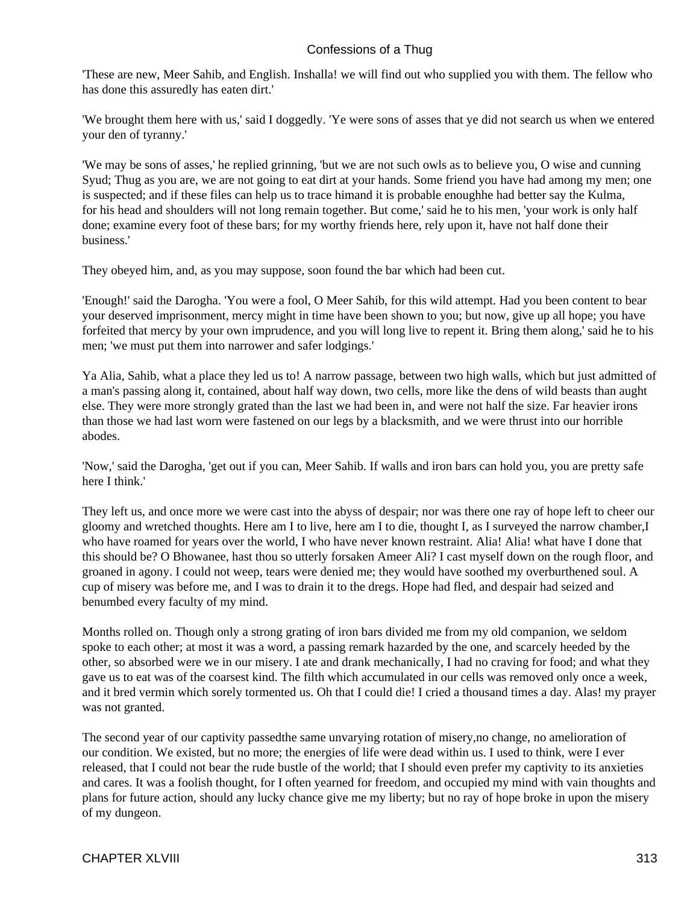'These are new, Meer Sahib, and English. Inshalla! we will find out who supplied you with them. The fellow who has done this assuredly has eaten dirt.'

'We brought them here with us,' said I doggedly. 'Ye were sons of asses that ye did not search us when we entered your den of tyranny.'

'We may be sons of asses,' he replied grinning, 'but we are not such owls as to believe you, O wise and cunning Syud; Thug as you are, we are not going to eat dirt at your hands. Some friend you have had among my men; one is suspected; and if these files can help us to trace himand it is probable enoughhe had better say the Kulma, for his head and shoulders will not long remain together. But come,' said he to his men, 'your work is only half done; examine every foot of these bars; for my worthy friends here, rely upon it, have not half done their business.'

They obeyed him, and, as you may suppose, soon found the bar which had been cut.

'Enough!' said the Darogha. 'You were a fool, O Meer Sahib, for this wild attempt. Had you been content to bear your deserved imprisonment, mercy might in time have been shown to you; but now, give up all hope; you have forfeited that mercy by your own imprudence, and you will long live to repent it. Bring them along,' said he to his men; 'we must put them into narrower and safer lodgings.'

Ya Alia, Sahib, what a place they led us to! A narrow passage, between two high walls, which but just admitted of a man's passing along it, contained, about half way down, two cells, more like the dens of wild beasts than aught else. They were more strongly grated than the last we had been in, and were not half the size. Far heavier irons than those we had last worn were fastened on our legs by a blacksmith, and we were thrust into our horrible abodes.

'Now,' said the Darogha, 'get out if you can, Meer Sahib. If walls and iron bars can hold you, you are pretty safe here I think.'

They left us, and once more we were cast into the abyss of despair; nor was there one ray of hope left to cheer our gloomy and wretched thoughts. Here am I to live, here am I to die, thought I, as I surveyed the narrow chamber,I who have roamed for years over the world, I who have never known restraint. Alia! Alia! what have I done that this should be? O Bhowanee, hast thou so utterly forsaken Ameer Ali? I cast myself down on the rough floor, and groaned in agony. I could not weep, tears were denied me; they would have soothed my overburthened soul. A cup of misery was before me, and I was to drain it to the dregs. Hope had fled, and despair had seized and benumbed every faculty of my mind.

Months rolled on. Though only a strong grating of iron bars divided me from my old companion, we seldom spoke to each other; at most it was a word, a passing remark hazarded by the one, and scarcely heeded by the other, so absorbed were we in our misery. I ate and drank mechanically, I had no craving for food; and what they gave us to eat was of the coarsest kind. The filth which accumulated in our cells was removed only once a week, and it bred vermin which sorely tormented us. Oh that I could die! I cried a thousand times a day. Alas! my prayer was not granted.

The second year of our captivity passedthe same unvarying rotation of misery,no change, no amelioration of our condition. We existed, but no more; the energies of life were dead within us. I used to think, were I ever released, that I could not bear the rude bustle of the world; that I should even prefer my captivity to its anxieties and cares. It was a foolish thought, for I often yearned for freedom, and occupied my mind with vain thoughts and plans for future action, should any lucky chance give me my liberty; but no ray of hope broke in upon the misery of my dungeon.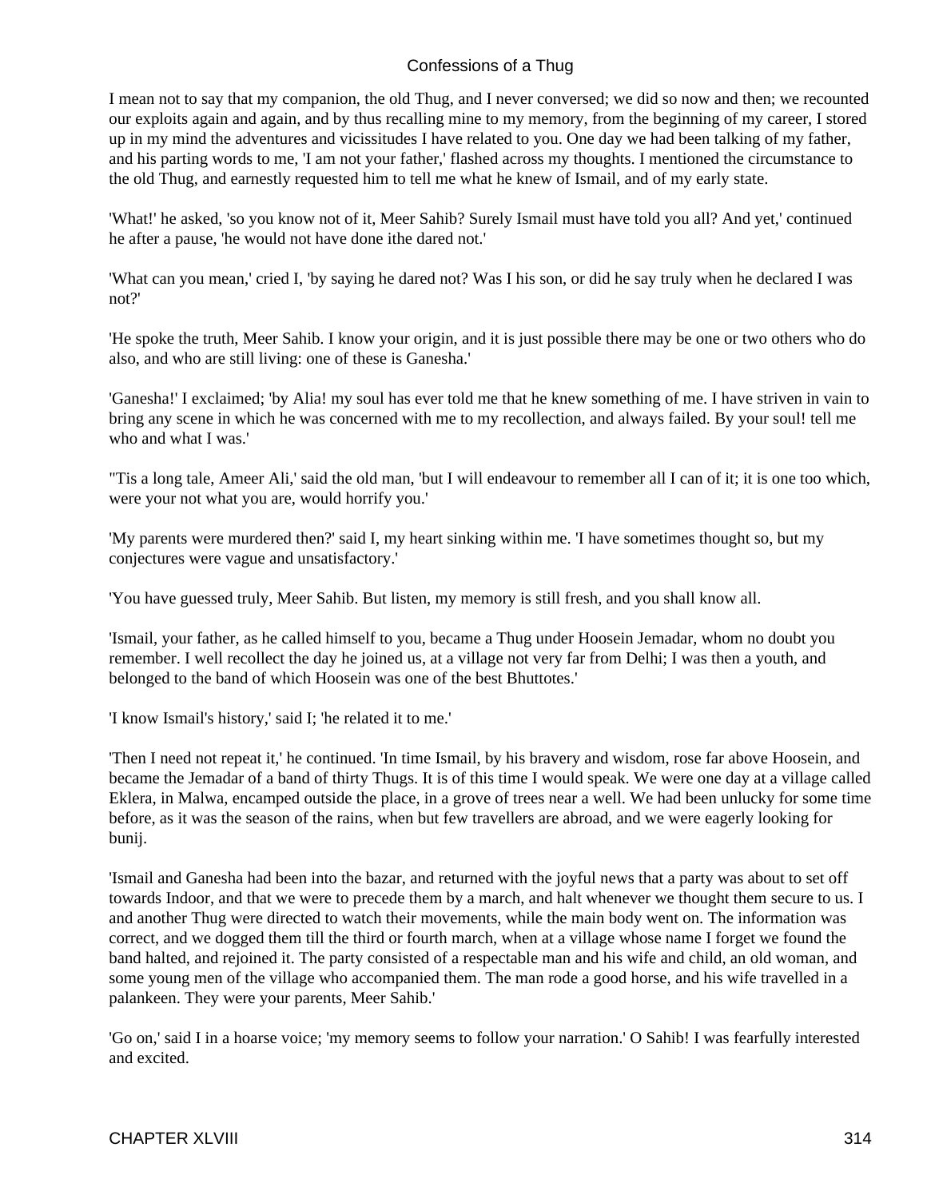I mean not to say that my companion, the old Thug, and I never conversed; we did so now and then; we recounted our exploits again and again, and by thus recalling mine to my memory, from the beginning of my career, I stored up in my mind the adventures and vicissitudes I have related to you. One day we had been talking of my father, and his parting words to me, 'I am not your father,' flashed across my thoughts. I mentioned the circumstance to the old Thug, and earnestly requested him to tell me what he knew of Ismail, and of my early state.

'What!' he asked, 'so you know not of it, Meer Sahib? Surely Ismail must have told you all? And yet,' continued he after a pause, 'he would not have done ithe dared not.'

'What can you mean,' cried I, 'by saying he dared not? Was I his son, or did he say truly when he declared I was not?'

'He spoke the truth, Meer Sahib. I know your origin, and it is just possible there may be one or two others who do also, and who are still living: one of these is Ganesha.'

'Ganesha!' I exclaimed; 'by Alia! my soul has ever told me that he knew something of me. I have striven in vain to bring any scene in which he was concerned with me to my recollection, and always failed. By your soul! tell me who and what I was.'

''Tis a long tale, Ameer Ali,' said the old man, 'but I will endeavour to remember all I can of it; it is one too which, were your not what you are, would horrify you.'

'My parents were murdered then?' said I, my heart sinking within me. 'I have sometimes thought so, but my conjectures were vague and unsatisfactory.'

'You have guessed truly, Meer Sahib. But listen, my memory is still fresh, and you shall know all.

'Ismail, your father, as he called himself to you, became a Thug under Hoosein Jemadar, whom no doubt you remember. I well recollect the day he joined us, at a village not very far from Delhi; I was then a youth, and belonged to the band of which Hoosein was one of the best Bhuttotes.'

'I know Ismail's history,' said I; 'he related it to me.'

'Then I need not repeat it,' he continued. 'In time Ismail, by his bravery and wisdom, rose far above Hoosein, and became the Jemadar of a band of thirty Thugs. It is of this time I would speak. We were one day at a village called Eklera, in Malwa, encamped outside the place, in a grove of trees near a well. We had been unlucky for some time before, as it was the season of the rains, when but few travellers are abroad, and we were eagerly looking for bunij.

'Ismail and Ganesha had been into the bazar, and returned with the joyful news that a party was about to set off towards Indoor, and that we were to precede them by a march, and halt whenever we thought them secure to us. I and another Thug were directed to watch their movements, while the main body went on. The information was correct, and we dogged them till the third or fourth march, when at a village whose name I forget we found the band halted, and rejoined it. The party consisted of a respectable man and his wife and child, an old woman, and some young men of the village who accompanied them. The man rode a good horse, and his wife travelled in a palankeen. They were your parents, Meer Sahib.'

'Go on,' said I in a hoarse voice; 'my memory seems to follow your narration.' O Sahib! I was fearfully interested and excited.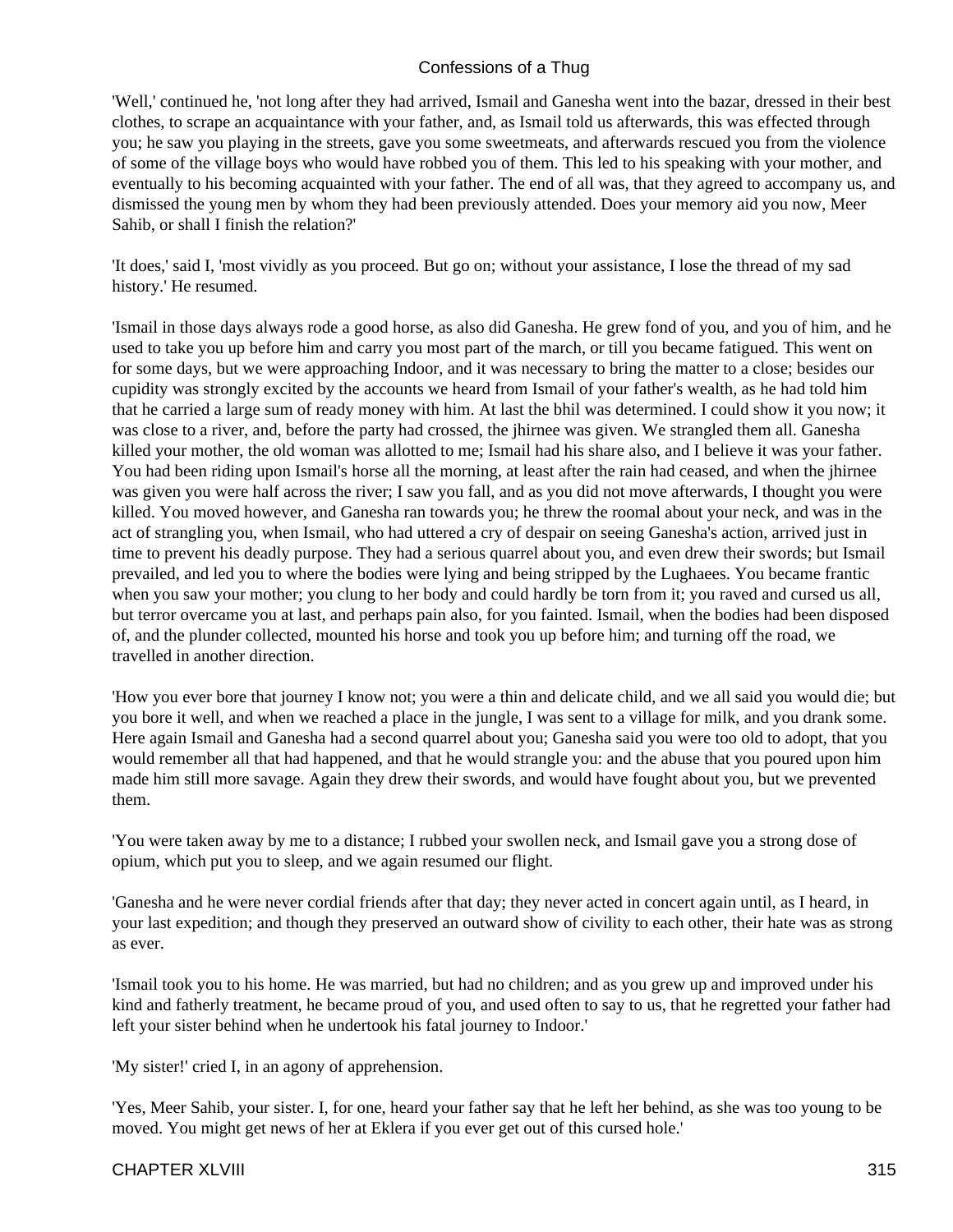'Well,' continued he, 'not long after they had arrived, Ismail and Ganesha went into the bazar, dressed in their best clothes, to scrape an acquaintance with your father, and, as Ismail told us afterwards, this was effected through you; he saw you playing in the streets, gave you some sweetmeats, and afterwards rescued you from the violence of some of the village boys who would have robbed you of them. This led to his speaking with your mother, and eventually to his becoming acquainted with your father. The end of all was, that they agreed to accompany us, and dismissed the young men by whom they had been previously attended. Does your memory aid you now, Meer Sahib, or shall I finish the relation?'

'It does,' said I, 'most vividly as you proceed. But go on; without your assistance, I lose the thread of my sad history.' He resumed.

'Ismail in those days always rode a good horse, as also did Ganesha. He grew fond of you, and you of him, and he used to take you up before him and carry you most part of the march, or till you became fatigued. This went on for some days, but we were approaching Indoor, and it was necessary to bring the matter to a close; besides our cupidity was strongly excited by the accounts we heard from Ismail of your father's wealth, as he had told him that he carried a large sum of ready money with him. At last the bhil was determined. I could show it you now; it was close to a river, and, before the party had crossed, the jhirnee was given. We strangled them all. Ganesha killed your mother, the old woman was allotted to me; Ismail had his share also, and I believe it was your father. You had been riding upon Ismail's horse all the morning, at least after the rain had ceased, and when the jhirnee was given you were half across the river; I saw you fall, and as you did not move afterwards, I thought you were killed. You moved however, and Ganesha ran towards you; he threw the roomal about your neck, and was in the act of strangling you, when Ismail, who had uttered a cry of despair on seeing Ganesha's action, arrived just in time to prevent his deadly purpose. They had a serious quarrel about you, and even drew their swords; but Ismail prevailed, and led you to where the bodies were lying and being stripped by the Lughaees. You became frantic when you saw your mother; you clung to her body and could hardly be torn from it; you raved and cursed us all, but terror overcame you at last, and perhaps pain also, for you fainted. Ismail, when the bodies had been disposed of, and the plunder collected, mounted his horse and took you up before him; and turning off the road, we travelled in another direction.

'How you ever bore that journey I know not; you were a thin and delicate child, and we all said you would die; but you bore it well, and when we reached a place in the jungle, I was sent to a village for milk, and you drank some. Here again Ismail and Ganesha had a second quarrel about you; Ganesha said you were too old to adopt, that you would remember all that had happened, and that he would strangle you: and the abuse that you poured upon him made him still more savage. Again they drew their swords, and would have fought about you, but we prevented them.

'You were taken away by me to a distance; I rubbed your swollen neck, and Ismail gave you a strong dose of opium, which put you to sleep, and we again resumed our flight.

'Ganesha and he were never cordial friends after that day; they never acted in concert again until, as I heard, in your last expedition; and though they preserved an outward show of civility to each other, their hate was as strong as ever.

'Ismail took you to his home. He was married, but had no children; and as you grew up and improved under his kind and fatherly treatment, he became proud of you, and used often to say to us, that he regretted your father had left your sister behind when he undertook his fatal journey to Indoor.'

'My sister!' cried I, in an agony of apprehension.

'Yes, Meer Sahib, your sister. I, for one, heard your father say that he left her behind, as she was too young to be moved. You might get news of her at Eklera if you ever get out of this cursed hole.'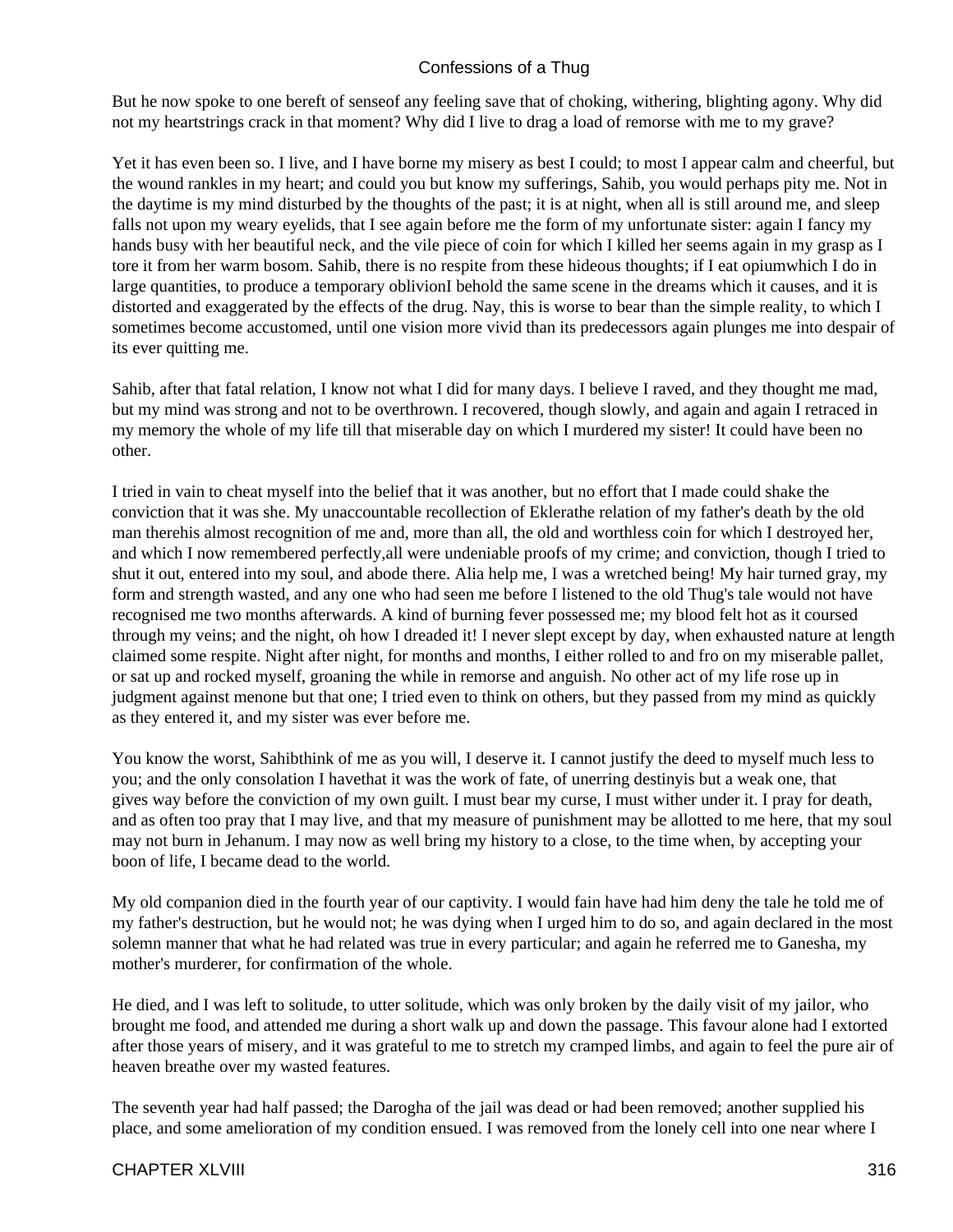But he now spoke to one bereft of senseof any feeling save that of choking, withering, blighting agony. Why did not my heartstrings crack in that moment? Why did I live to drag a load of remorse with me to my grave?

Yet it has even been so. I live, and I have borne my misery as best I could; to most I appear calm and cheerful, but the wound rankles in my heart; and could you but know my sufferings, Sahib, you would perhaps pity me. Not in the daytime is my mind disturbed by the thoughts of the past; it is at night, when all is still around me, and sleep falls not upon my weary eyelids, that I see again before me the form of my unfortunate sister: again I fancy my hands busy with her beautiful neck, and the vile piece of coin for which I killed her seems again in my grasp as I tore it from her warm bosom. Sahib, there is no respite from these hideous thoughts; if I eat opiumwhich I do in large quantities, to produce a temporary oblivionI behold the same scene in the dreams which it causes, and it is distorted and exaggerated by the effects of the drug. Nay, this is worse to bear than the simple reality, to which I sometimes become accustomed, until one vision more vivid than its predecessors again plunges me into despair of its ever quitting me.

Sahib, after that fatal relation, I know not what I did for many days. I believe I raved, and they thought me mad, but my mind was strong and not to be overthrown. I recovered, though slowly, and again and again I retraced in my memory the whole of my life till that miserable day on which I murdered my sister! It could have been no other.

I tried in vain to cheat myself into the belief that it was another, but no effort that I made could shake the conviction that it was she. My unaccountable recollection of Eklerathe relation of my father's death by the old man therehis almost recognition of me and, more than all, the old and worthless coin for which I destroyed her, and which I now remembered perfectly,all were undeniable proofs of my crime; and conviction, though I tried to shut it out, entered into my soul, and abode there. Alia help me, I was a wretched being! My hair turned gray, my form and strength wasted, and any one who had seen me before I listened to the old Thug's tale would not have recognised me two months afterwards. A kind of burning fever possessed me; my blood felt hot as it coursed through my veins; and the night, oh how I dreaded it! I never slept except by day, when exhausted nature at length claimed some respite. Night after night, for months and months, I either rolled to and fro on my miserable pallet, or sat up and rocked myself, groaning the while in remorse and anguish. No other act of my life rose up in judgment against menone but that one; I tried even to think on others, but they passed from my mind as quickly as they entered it, and my sister was ever before me.

You know the worst, Sahibthink of me as you will, I deserve it. I cannot justify the deed to myself much less to you; and the only consolation I havethat it was the work of fate, of unerring destinyis but a weak one, that gives way before the conviction of my own guilt. I must bear my curse, I must wither under it. I pray for death, and as often too pray that I may live, and that my measure of punishment may be allotted to me here, that my soul may not burn in Jehanum. I may now as well bring my history to a close, to the time when, by accepting your boon of life, I became dead to the world.

My old companion died in the fourth year of our captivity. I would fain have had him deny the tale he told me of my father's destruction, but he would not; he was dying when I urged him to do so, and again declared in the most solemn manner that what he had related was true in every particular; and again he referred me to Ganesha, my mother's murderer, for confirmation of the whole.

He died, and I was left to solitude, to utter solitude, which was only broken by the daily visit of my jailor, who brought me food, and attended me during a short walk up and down the passage. This favour alone had I extorted after those years of misery, and it was grateful to me to stretch my cramped limbs, and again to feel the pure air of heaven breathe over my wasted features.

The seventh year had half passed; the Darogha of the jail was dead or had been removed; another supplied his place, and some amelioration of my condition ensued. I was removed from the lonely cell into one near where I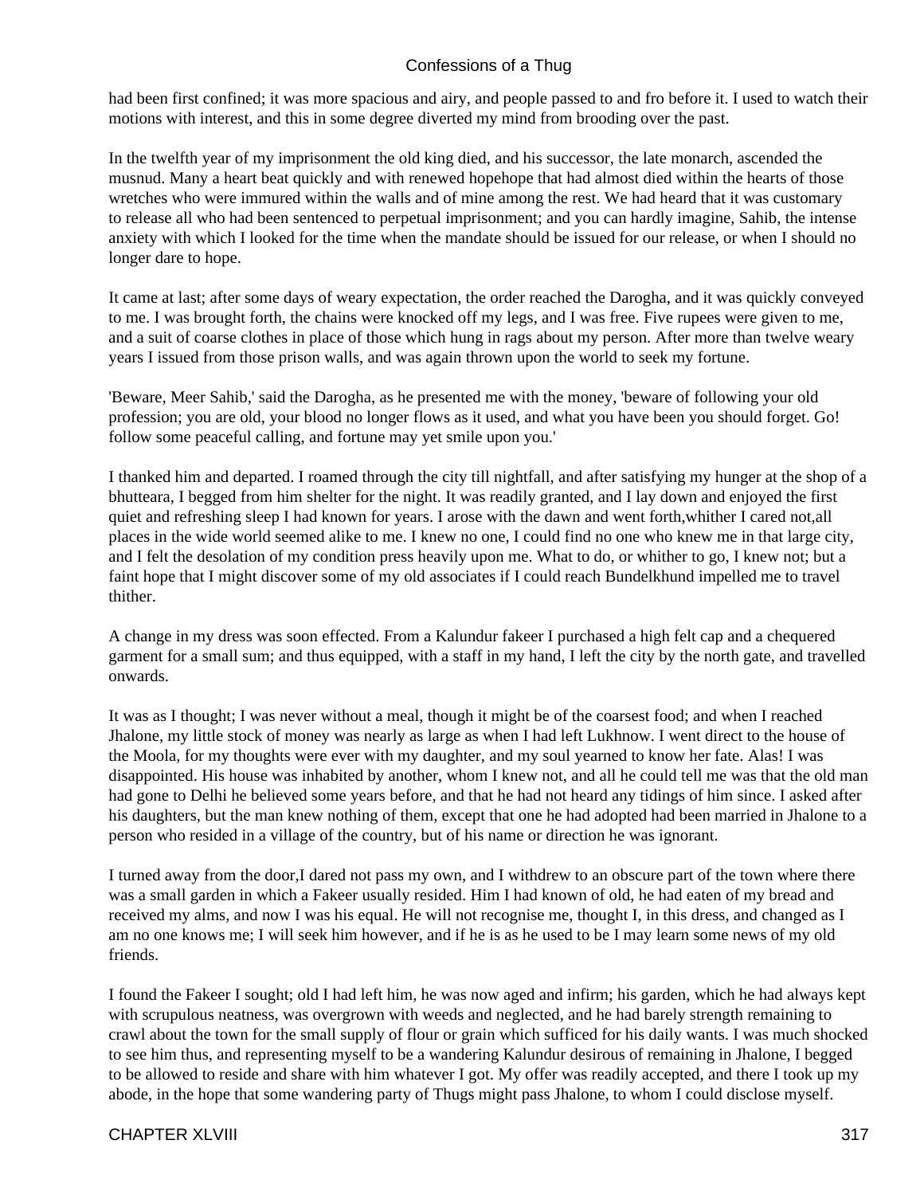had been first confined; it was more spacious and airy, and people passed to and fro before it. I used to watch their motions with interest, and this in some degree diverted my mind from brooding over the past.

In the twelfth year of my imprisonment the old king died, and his successor, the late monarch, ascended the musnud. Many a heart beat quickly and with renewed hopehope that had almost died within the hearts of those wretches who were immured within the walls and of mine among the rest. We had heard that it was customary to release all who had been sentenced to perpetual imprisonment; and you can hardly imagine, Sahib, the intense anxiety with which I looked for the time when the mandate should be issued for our release, or when I should no longer dare to hope.

It came at last; after some days of weary expectation, the order reached the Darogha, and it was quickly conveyed to me. I was brought forth, the chains were knocked off my legs, and I was free. Five rupees were given to me, and a suit of coarse clothes in place of those which hung in rags about my person. After more than twelve weary years I issued from those prison walls, and was again thrown upon the world to seek my fortune.

'Beware, Meer Sahib,' said the Darogha, as he presented me with the money, 'beware of following your old profession; you are old, your blood no longer flows as it used, and what you have been you should forget. Go! follow some peaceful calling, and fortune may yet smile upon you.'

I thanked him and departed. I roamed through the city till nightfall, and after satisfying my hunger at the shop of a bhutteara, I begged from him shelter for the night. It was readily granted, and I lay down and enjoyed the first quiet and refreshing sleep I had known for years. I arose with the dawn and went forth,whither I cared not,all places in the wide world seemed alike to me. I knew no one, I could find no one who knew me in that large city, and I felt the desolation of my condition press heavily upon me. What to do, or whither to go, I knew not; but a faint hope that I might discover some of my old associates if I could reach Bundelkhund impelled me to travel thither.

A change in my dress was soon effected. From a Kalundur fakeer I purchased a high felt cap and a chequered garment for a small sum; and thus equipped, with a staff in my hand, I left the city by the north gate, and travelled onwards.

It was as I thought; I was never without a meal, though it might be of the coarsest food; and when I reached Jhalone, my little stock of money was nearly as large as when I had left Lukhnow. I went direct to the house of the Moola, for my thoughts were ever with my daughter, and my soul yearned to know her fate. Alas! I was disappointed. His house was inhabited by another, whom I knew not, and all he could tell me was that the old man had gone to Delhi he believed some years before, and that he had not heard any tidings of him since. I asked after his daughters, but the man knew nothing of them, except that one he had adopted had been married in Jhalone to a person who resided in a village of the country, but of his name or direction he was ignorant.

I turned away from the door,I dared not pass my own, and I withdrew to an obscure part of the town where there was a small garden in which a Fakeer usually resided. Him I had known of old, he had eaten of my bread and received my alms, and now I was his equal. He will not recognise me, thought I, in this dress, and changed as I am no one knows me; I will seek him however, and if he is as he used to be I may learn some news of my old friends.

I found the Fakeer I sought; old I had left him, he was now aged and infirm; his garden, which he had always kept with scrupulous neatness, was overgrown with weeds and neglected, and he had barely strength remaining to crawl about the town for the small supply of flour or grain which sufficed for his daily wants. I was much shocked to see him thus, and representing myself to be a wandering Kalundur desirous of remaining in Jhalone, I begged to be allowed to reside and share with him whatever I got. My offer was readily accepted, and there I took up my abode, in the hope that some wandering party of Thugs might pass Jhalone, to whom I could disclose myself.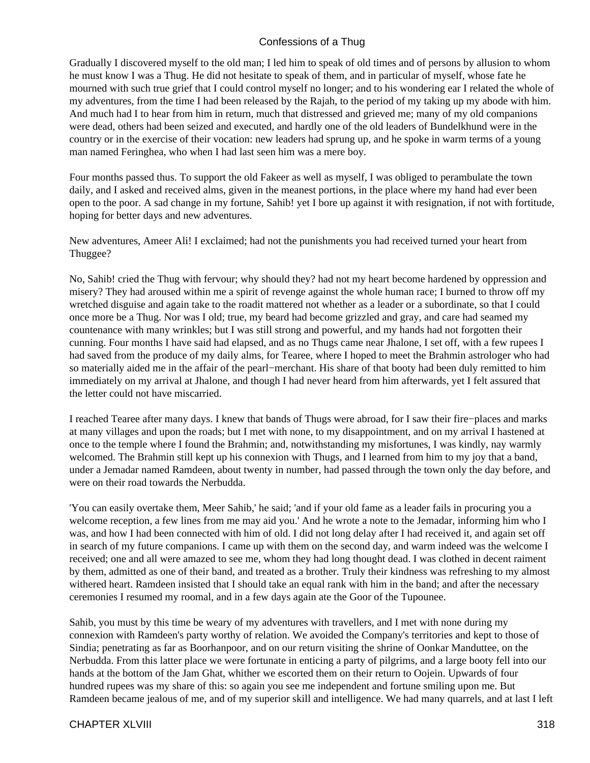Gradually I discovered myself to the old man; I led him to speak of old times and of persons by allusion to whom he must know I was a Thug. He did not hesitate to speak of them, and in particular of myself, whose fate he mourned with such true grief that I could control myself no longer; and to his wondering ear I related the whole of my adventures, from the time I had been released by the Rajah, to the period of my taking up my abode with him. And much had I to hear from him in return, much that distressed and grieved me; many of my old companions were dead, others had been seized and executed, and hardly one of the old leaders of Bundelkhund were in the country or in the exercise of their vocation: new leaders had sprung up, and he spoke in warm terms of a young man named Feringhea, who when I had last seen him was a mere boy.

Four months passed thus. To support the old Fakeer as well as myself, I was obliged to perambulate the town daily, and I asked and received alms, given in the meanest portions, in the place where my hand had ever been open to the poor. A sad change in my fortune, Sahib! yet I bore up against it with resignation, if not with fortitude, hoping for better days and new adventures.

New adventures, Ameer Ali! I exclaimed; had not the punishments you had received turned your heart from Thuggee?

No, Sahib! cried the Thug with fervour; why should they? had not my heart become hardened by oppression and misery? They had aroused within me a spirit of revenge against the whole human race; I burned to throw off my wretched disguise and again take to the roadit mattered not whether as a leader or a subordinate, so that I could once more be a Thug. Nor was I old; true, my beard had become grizzled and gray, and care had seamed my countenance with many wrinkles; but I was still strong and powerful, and my hands had not forgotten their cunning. Four months I have said had elapsed, and as no Thugs came near Jhalone, I set off, with a few rupees I had saved from the produce of my daily alms, for Tearee, where I hoped to meet the Brahmin astrologer who had so materially aided me in the affair of the pearl−merchant. His share of that booty had been duly remitted to him immediately on my arrival at Jhalone, and though I had never heard from him afterwards, yet I felt assured that the letter could not have miscarried.

I reached Tearee after many days. I knew that bands of Thugs were abroad, for I saw their fire−places and marks at many villages and upon the roads; but I met with none, to my disappointment, and on my arrival I hastened at once to the temple where I found the Brahmin; and, notwithstanding my misfortunes, I was kindly, nay warmly welcomed. The Brahmin still kept up his connexion with Thugs, and I learned from him to my joy that a band, under a Jemadar named Ramdeen, about twenty in number, had passed through the town only the day before, and were on their road towards the Nerbudda.

'You can easily overtake them, Meer Sahib,' he said; 'and if your old fame as a leader fails in procuring you a welcome reception, a few lines from me may aid you.' And he wrote a note to the Jemadar, informing him who I was, and how I had been connected with him of old. I did not long delay after I had received it, and again set off in search of my future companions. I came up with them on the second day, and warm indeed was the welcome I received; one and all were amazed to see me, whom they had long thought dead. I was clothed in decent raiment by them, admitted as one of their band, and treated as a brother. Truly their kindness was refreshing to my almost withered heart. Ramdeen insisted that I should take an equal rank with him in the band; and after the necessary ceremonies I resumed my roomal, and in a few days again ate the Goor of the Tupounee.

Sahib, you must by this time be weary of my adventures with travellers, and I met with none during my connexion with Ramdeen's party worthy of relation. We avoided the Company's territories and kept to those of Sindia; penetrating as far as Boorhanpoor, and on our return visiting the shrine of Oonkar Manduttee, on the Nerbudda. From this latter place we were fortunate in enticing a party of pilgrims, and a large booty fell into our hands at the bottom of the Jam Ghat, whither we escorted them on their return to Oojein. Upwards of four hundred rupees was my share of this: so again you see me independent and fortune smiling upon me. But Ramdeen became jealous of me, and of my superior skill and intelligence. We had many quarrels, and at last I left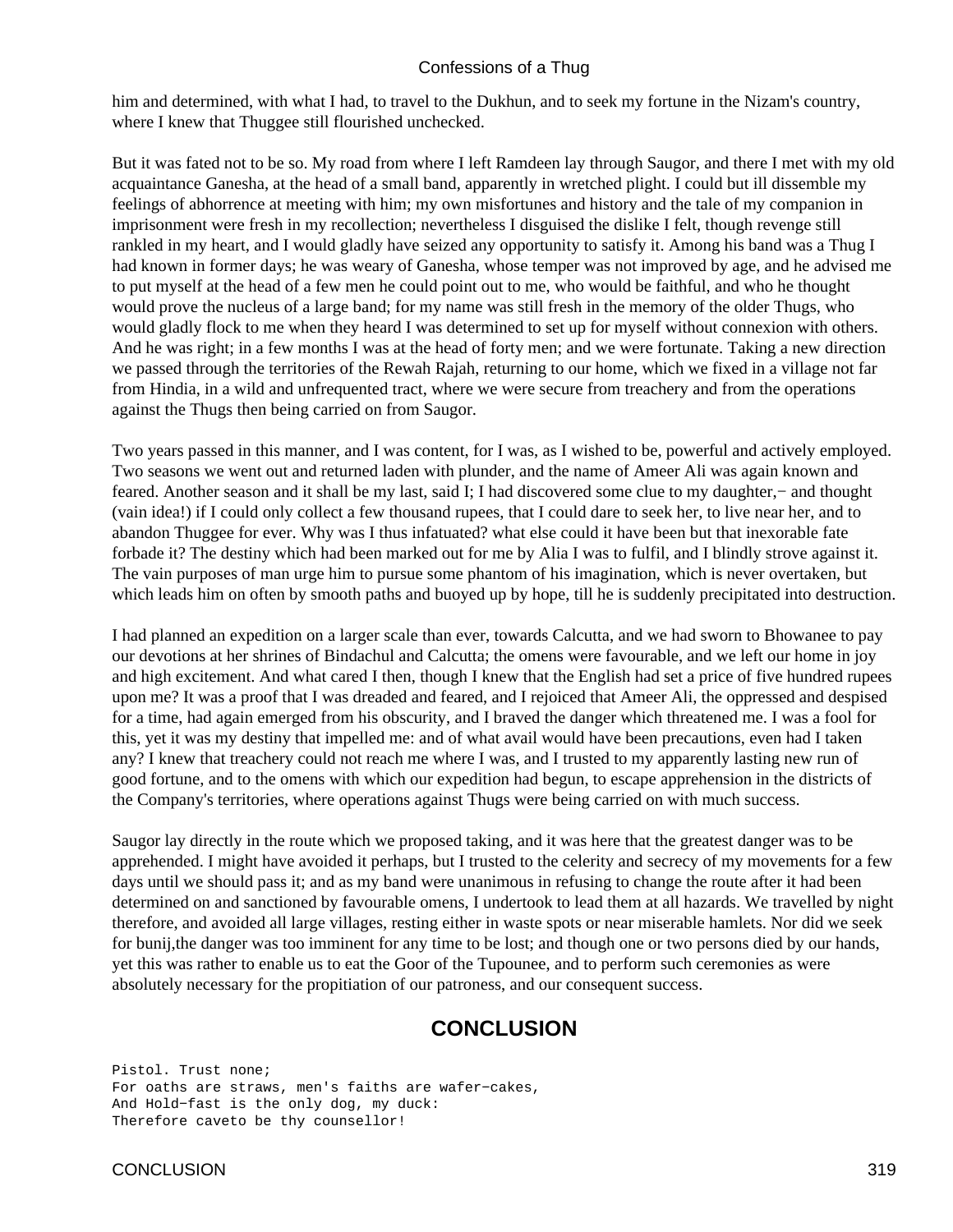him and determined, with what I had, to travel to the Dukhun, and to seek my fortune in the Nizam's country, where I knew that Thuggee still flourished unchecked.

But it was fated not to be so. My road from where I left Ramdeen lay through Saugor, and there I met with my old acquaintance Ganesha, at the head of a small band, apparently in wretched plight. I could but ill dissemble my feelings of abhorrence at meeting with him; my own misfortunes and history and the tale of my companion in imprisonment were fresh in my recollection; nevertheless I disguised the dislike I felt, though revenge still rankled in my heart, and I would gladly have seized any opportunity to satisfy it. Among his band was a Thug I had known in former days; he was weary of Ganesha, whose temper was not improved by age, and he advised me to put myself at the head of a few men he could point out to me, who would be faithful, and who he thought would prove the nucleus of a large band; for my name was still fresh in the memory of the older Thugs, who would gladly flock to me when they heard I was determined to set up for myself without connexion with others. And he was right; in a few months I was at the head of forty men; and we were fortunate. Taking a new direction we passed through the territories of the Rewah Rajah, returning to our home, which we fixed in a village not far from Hindia, in a wild and unfrequented tract, where we were secure from treachery and from the operations against the Thugs then being carried on from Saugor.

Two years passed in this manner, and I was content, for I was, as I wished to be, powerful and actively employed. Two seasons we went out and returned laden with plunder, and the name of Ameer Ali was again known and feared. Another season and it shall be my last, said I; I had discovered some clue to my daughter,− and thought (vain idea!) if I could only collect a few thousand rupees, that I could dare to seek her, to live near her, and to abandon Thuggee for ever. Why was I thus infatuated? what else could it have been but that inexorable fate forbade it? The destiny which had been marked out for me by Alia I was to fulfil, and I blindly strove against it. The vain purposes of man urge him to pursue some phantom of his imagination, which is never overtaken, but which leads him on often by smooth paths and buoyed up by hope, till he is suddenly precipitated into destruction.

I had planned an expedition on a larger scale than ever, towards Calcutta, and we had sworn to Bhowanee to pay our devotions at her shrines of Bindachul and Calcutta; the omens were favourable, and we left our home in joy and high excitement. And what cared I then, though I knew that the English had set a price of five hundred rupees upon me? It was a proof that I was dreaded and feared, and I rejoiced that Ameer Ali, the oppressed and despised for a time, had again emerged from his obscurity, and I braved the danger which threatened me. I was a fool for this, yet it was my destiny that impelled me: and of what avail would have been precautions, even had I taken any? I knew that treachery could not reach me where I was, and I trusted to my apparently lasting new run of good fortune, and to the omens with which our expedition had begun, to escape apprehension in the districts of the Company's territories, where operations against Thugs were being carried on with much success.

Saugor lay directly in the route which we proposed taking, and it was here that the greatest danger was to be apprehended. I might have avoided it perhaps, but I trusted to the celerity and secrecy of my movements for a few days until we should pass it; and as my band were unanimous in refusing to change the route after it had been determined on and sanctioned by favourable omens, I undertook to lead them at all hazards. We travelled by night therefore, and avoided all large villages, resting either in waste spots or near miserable hamlets. Nor did we seek for bunij,the danger was too imminent for any time to be lost; and though one or two persons died by our hands, yet this was rather to enable us to eat the Goor of the Tupounee, and to perform such ceremonies as were absolutely necessary for the propitiation of our patroness, and our consequent success.

## CONCLUSION

```
Pistol. Trust none;
For oaths are straws, men's faiths are wafer−cakes,
And Hold−fast is the only dog, my duck:
Therefore caveto be thy counsellor!
```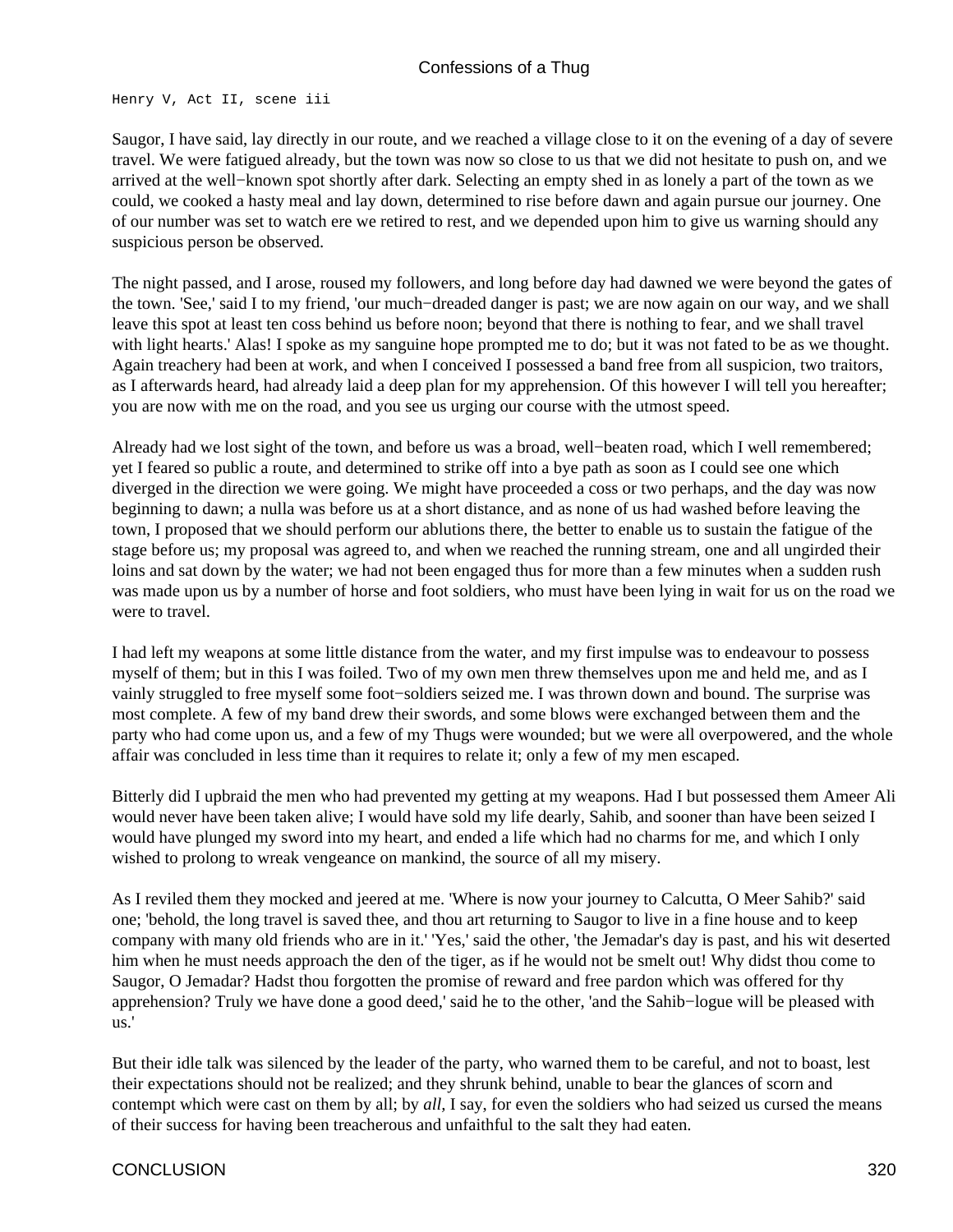Henry V, Act II, scene iii

Saugor, I have said, lay directly in our route, and we reached a village close to it on the evening of a day of severe travel. We were fatigued already, but the town was now so close to us that we did not hesitate to push on, and we arrived at the well−known spot shortly after dark. Selecting an empty shed in as lonely a part of the town as we could, we cooked a hasty meal and lay down, determined to rise before dawn and again pursue our journey. One of our number was set to watch ere we retired to rest, and we depended upon him to give us warning should any suspicious person be observed.

The night passed, and I arose, roused my followers, and long before day had dawned we were beyond the gates of the town. 'See,' said I to my friend, 'our much−dreaded danger is past; we are now again on our way, and we shall leave this spot at least ten coss behind us before noon; beyond that there is nothing to fear, and we shall travel with light hearts.' Alas! I spoke as my sanguine hope prompted me to do; but it was not fated to be as we thought. Again treachery had been at work, and when I conceived I possessed a band free from all suspicion, two traitors, as I afterwards heard, had already laid a deep plan for my apprehension. Of this however I will tell you hereafter; you are now with me on the road, and you see us urging our course with the utmost speed.

Already had we lost sight of the town, and before us was a broad, well−beaten road, which I well remembered; yet I feared so public a route, and determined to strike off into a bye path as soon as I could see one which diverged in the direction we were going. We might have proceeded a coss or two perhaps, and the day was now beginning to dawn; a nulla was before us at a short distance, and as none of us had washed before leaving the town, I proposed that we should perform our ablutions there, the better to enable us to sustain the fatigue of the stage before us; my proposal was agreed to, and when we reached the running stream, one and all ungirded their loins and sat down by the water; we had not been engaged thus for more than a few minutes when a sudden rush was made upon us by a number of horse and foot soldiers, who must have been lying in wait for us on the road we were to travel.

I had left my weapons at some little distance from the water, and my first impulse was to endeavour to possess myself of them; but in this I was foiled. Two of my own men threw themselves upon me and held me, and as I vainly struggled to free myself some foot−soldiers seized me. I was thrown down and bound. The surprise was most complete. A few of my band drew their swords, and some blows were exchanged between them and the party who had come upon us, and a few of my Thugs were wounded; but we were all overpowered, and the whole affair was concluded in less time than it requires to relate it; only a few of my men escaped.

Bitterly did I upbraid the men who had prevented my getting at my weapons. Had I but possessed them Ameer Ali would never have been taken alive; I would have sold my life dearly, Sahib, and sooner than have been seized I would have plunged my sword into my heart, and ended a life which had no charms for me, and which I only wished to prolong to wreak vengeance on mankind, the source of all my misery.

As I reviled them they mocked and jeered at me. 'Where is now your journey to Calcutta, O Meer Sahib?' said one; 'behold, the long travel is saved thee, and thou art returning to Saugor to live in a fine house and to keep company with many old friends who are in it.' 'Yes,' said the other, 'the Jemadar's day is past, and his wit deserted him when he must needs approach the den of the tiger, as if he would not be smelt out! Why didst thou come to Saugor, O Jemadar? Hadst thou forgotten the promise of reward and free pardon which was offered for thy apprehension? Truly we have done a good deed,' said he to the other, 'and the Sahib−logue will be pleased with us.'

But their idle talk was silenced by the leader of the party, who warned them to be careful, and not to boast, lest their expectations should not be realized; and they shrunk behind, unable to bear the glances of scorn and contempt which were cast on them by all; by *all*, I say, for even the soldiers who had seized us cursed the means of their success for having been treacherous and unfaithful to the salt they had eaten.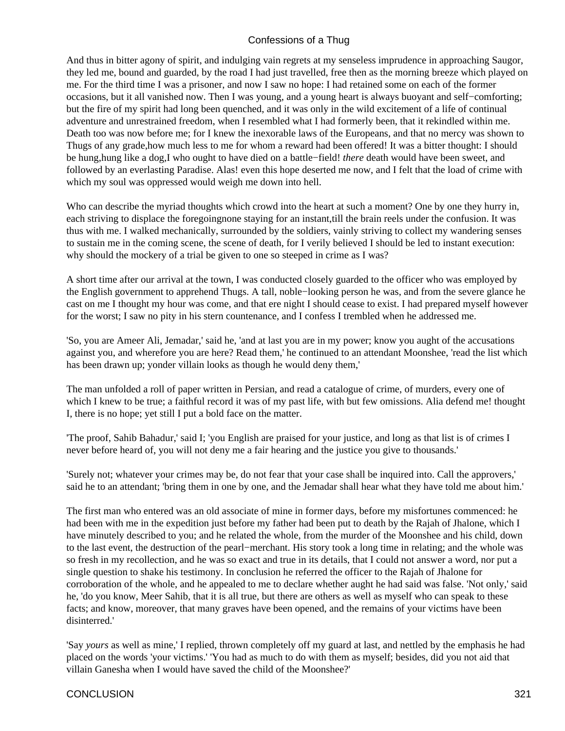And thus in bitter agony of spirit, and indulging vain regrets at my senseless imprudence in approaching Saugor, they led me, bound and guarded, by the road I had just travelled, free then as the morning breeze which played on me. For the third time I was a prisoner, and now I saw no hope: I had retained some on each of the former occasions, but it all vanished now. Then I was young, and a young heart is always buoyant and self−comforting; but the fire of my spirit had long been quenched, and it was only in the wild excitement of a life of continual adventure and unrestrained freedom, when I resembled what I had formerly been, that it rekindled within me. Death too was now before me; for I knew the inexorable laws of the Europeans, and that no mercy was shown to Thugs of any grade,how much less to me for whom a reward had been offered! It was a bitter thought: I should be hung,hung like a dog,I who ought to have died on a battle−field! *there* death would have been sweet, and followed by an everlasting Paradise. Alas! even this hope deserted me now, and I felt that the load of crime with which my soul was oppressed would weigh me down into hell.

Who can describe the myriad thoughts which crowd into the heart at such a moment? One by one they hurry in, each striving to displace the foregoingnone staying for an instant,till the brain reels under the confusion. It was thus with me. I walked mechanically, surrounded by the soldiers, vainly striving to collect my wandering senses to sustain me in the coming scene, the scene of death, for I verily believed I should be led to instant execution: why should the mockery of a trial be given to one so steeped in crime as I was?

A short time after our arrival at the town, I was conducted closely guarded to the officer who was employed by the English government to apprehend Thugs. A tall, noble−looking person he was, and from the severe glance he cast on me I thought my hour was come, and that ere night I should cease to exist. I had prepared myself however for the worst; I saw no pity in his stern countenance, and I confess I trembled when he addressed me.

'So, you are Ameer Ali, Jemadar,' said he, 'and at last you are in my power; know you aught of the accusations against you, and wherefore you are here? Read them,' he continued to an attendant Moonshee, 'read the list which has been drawn up; yonder villain looks as though he would deny them,'

The man unfolded a roll of paper written in Persian, and read a catalogue of crime, of murders, every one of which I knew to be true; a faithful record it was of my past life, with but few omissions. Alia defend me! thought I, there is no hope; yet still I put a bold face on the matter.

'The proof, Sahib Bahadur,' said I; 'you English are praised for your justice, and long as that list is of crimes I never before heard of, you will not deny me a fair hearing and the justice you give to thousands.'

'Surely not; whatever your crimes may be, do not fear that your case shall be inquired into. Call the approvers,' said he to an attendant; 'bring them in one by one, and the Jemadar shall hear what they have told me about him.'

The first man who entered was an old associate of mine in former days, before my misfortunes commenced: he had been with me in the expedition just before my father had been put to death by the Rajah of Jhalone, which I have minutely described to you; and he related the whole, from the murder of the Moonshee and his child, down to the last event, the destruction of the pearl−merchant. His story took a long time in relating; and the whole was so fresh in my recollection, and he was so exact and true in its details, that I could not answer a word, nor put a single question to shake his testimony. In conclusion he referred the officer to the Rajah of Jhalone for corroboration of the whole, and he appealed to me to declare whether aught he had said was false. 'Not only,' said he, 'do you know, Meer Sahib, that it is all true, but there are others as well as myself who can speak to these facts; and know, moreover, that many graves have been opened, and the remains of your victims have been disinterred.'

'Say *yours* as well as mine,' I replied, thrown completely off my guard at last, and nettled by the emphasis he had placed on the words 'your victims.' 'You had as much to do with them as myself; besides, did you not aid that villain Ganesha when I would have saved the child of the Moonshee?'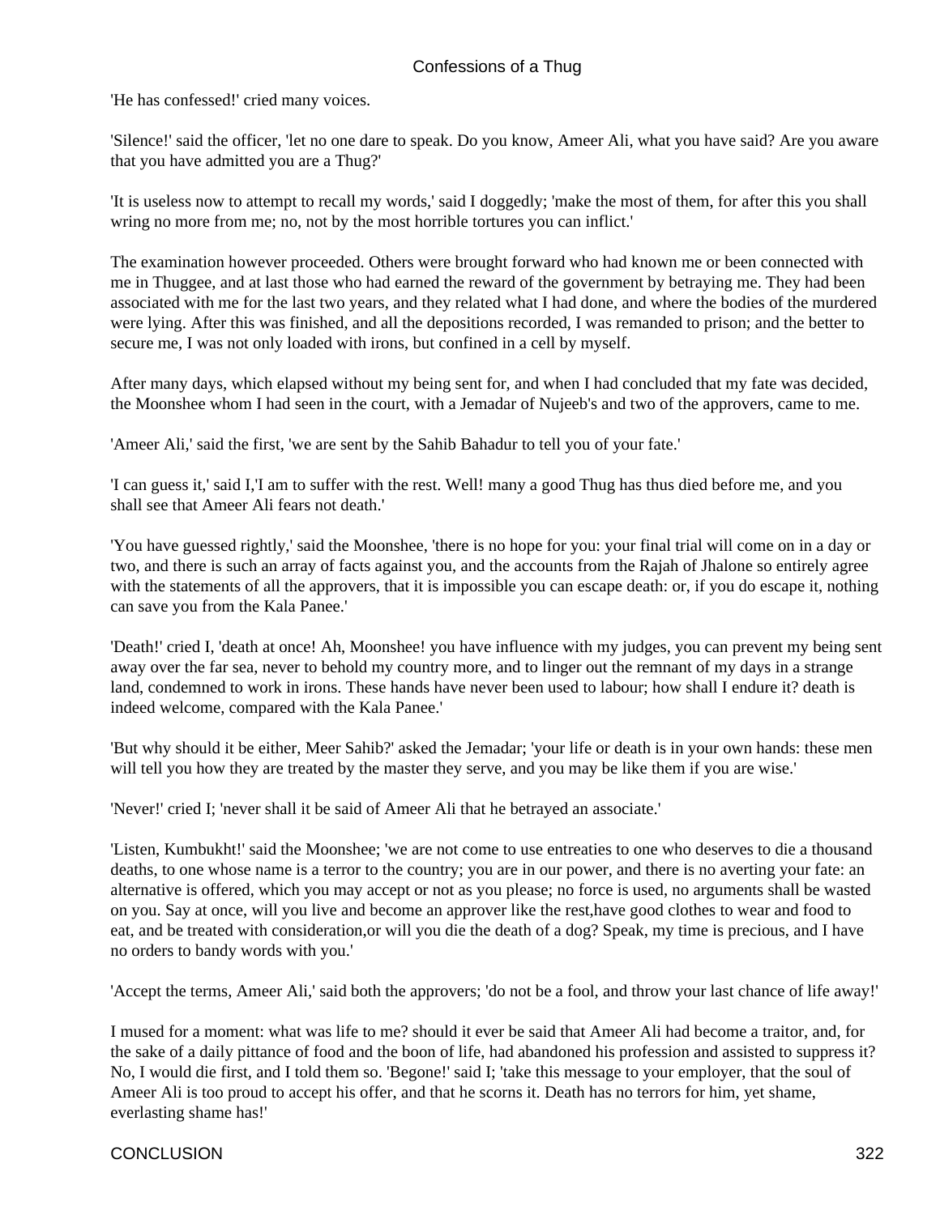'He has confessed!' cried many voices.

'Silence!' said the officer, 'let no one dare to speak. Do you know, Ameer Ali, what you have said? Are you aware that you have admitted you are a Thug?'

'It is useless now to attempt to recall my words,' said I doggedly; 'make the most of them, for after this you shall wring no more from me; no, not by the most horrible tortures you can inflict.'

The examination however proceeded. Others were brought forward who had known me or been connected with me in Thuggee, and at last those who had earned the reward of the government by betraying me. They had been associated with me for the last two years, and they related what I had done, and where the bodies of the murdered were lying. After this was finished, and all the depositions recorded, I was remanded to prison; and the better to secure me, I was not only loaded with irons, but confined in a cell by myself.

After many days, which elapsed without my being sent for, and when I had concluded that my fate was decided, the Moonshee whom I had seen in the court, with a Jemadar of Nujeeb's and two of the approvers, came to me.

'Ameer Ali,' said the first, 'we are sent by the Sahib Bahadur to tell you of your fate.'

'I can guess it,' said I,'I am to suffer with the rest. Well! many a good Thug has thus died before me, and you shall see that Ameer Ali fears not death.'

'You have guessed rightly,' said the Moonshee, 'there is no hope for you: your final trial will come on in a day or two, and there is such an array of facts against you, and the accounts from the Rajah of Jhalone so entirely agree with the statements of all the approvers, that it is impossible you can escape death: or, if you do escape it, nothing can save you from the Kala Panee.'

'Death!' cried I, 'death at once! Ah, Moonshee! you have influence with my judges, you can prevent my being sent away over the far sea, never to behold my country more, and to linger out the remnant of my days in a strange land, condemned to work in irons. These hands have never been used to labour; how shall I endure it? death is indeed welcome, compared with the Kala Panee.'

'But why should it be either, Meer Sahib?' asked the Jemadar; 'your life or death is in your own hands: these men will tell you how they are treated by the master they serve, and you may be like them if you are wise.'

'Never!' cried I; 'never shall it be said of Ameer Ali that he betrayed an associate.'

'Listen, Kumbukht!' said the Moonshee; 'we are not come to use entreaties to one who deserves to die a thousand deaths, to one whose name is a terror to the country; you are in our power, and there is no averting your fate: an alternative is offered, which you may accept or not as you please; no force is used, no arguments shall be wasted on you. Say at once, will you live and become an approver like the rest,have good clothes to wear and food to eat, and be treated with consideration,or will you die the death of a dog? Speak, my time is precious, and I have no orders to bandy words with you.'

'Accept the terms, Ameer Ali,' said both the approvers; 'do not be a fool, and throw your last chance of life away!'

I mused for a moment: what was life to me? should it ever be said that Ameer Ali had become a traitor, and, for the sake of a daily pittance of food and the boon of life, had abandoned his profession and assisted to suppress it? No, I would die first, and I told them so. 'Begone!' said I; 'take this message to your employer, that the soul of Ameer Ali is too proud to accept his offer, and that he scorns it. Death has no terrors for him, yet shame, everlasting shame has!'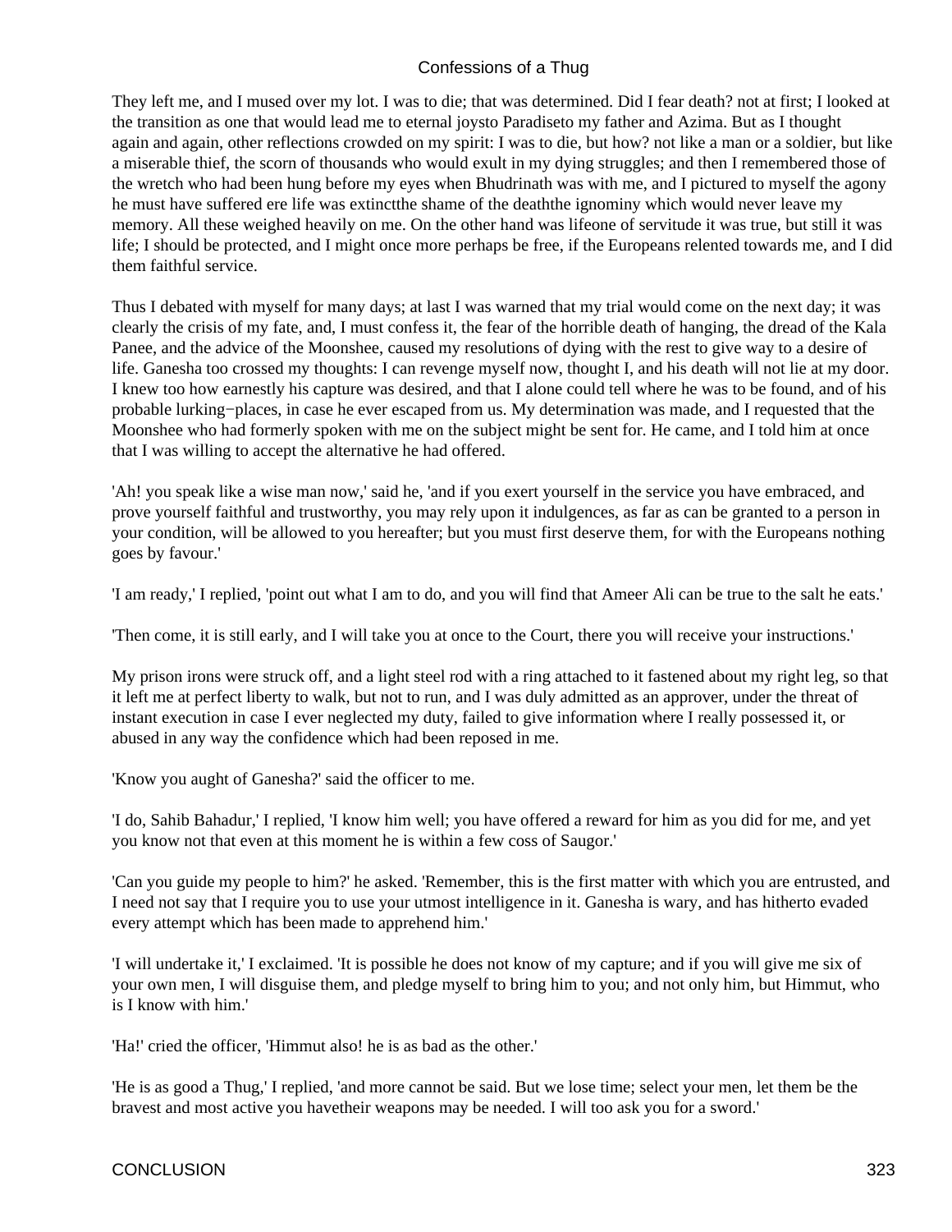They left me, and I mused over my lot. I was to die; that was determined. Did I fear death? not at first; I looked at the transition as one that would lead me to eternal joysto Paradiseto my father and Azima. But as I thought again and again, other reflections crowded on my spirit: I was to die, but how? not like a man or a soldier, but like a miserable thief, the scorn of thousands who would exult in my dying struggles; and then I remembered those of the wretch who had been hung before my eyes when Bhudrinath was with me, and I pictured to myself the agony he must have suffered ere life was extinctthe shame of the deaththe ignominy which would never leave my memory. All these weighed heavily on me. On the other hand was lifeone of servitude it was true, but still it was life; I should be protected, and I might once more perhaps be free, if the Europeans relented towards me, and I did them faithful service.

Thus I debated with myself for many days; at last I was warned that my trial would come on the next day; it was clearly the crisis of my fate, and, I must confess it, the fear of the horrible death of hanging, the dread of the Kala Panee, and the advice of the Moonshee, caused my resolutions of dying with the rest to give way to a desire of life. Ganesha too crossed my thoughts: I can revenge myself now, thought I, and his death will not lie at my door. I knew too how earnestly his capture was desired, and that I alone could tell where he was to be found, and of his probable lurking−places, in case he ever escaped from us. My determination was made, and I requested that the Moonshee who had formerly spoken with me on the subject might be sent for. He came, and I told him at once that I was willing to accept the alternative he had offered.

'Ah! you speak like a wise man now,' said he, 'and if you exert yourself in the service you have embraced, and prove yourself faithful and trustworthy, you may rely upon it indulgences, as far as can be granted to a person in your condition, will be allowed to you hereafter; but you must first deserve them, for with the Europeans nothing goes by favour.'

'I am ready,' I replied, 'point out what I am to do, and you will find that Ameer Ali can be true to the salt he eats.'

'Then come, it is still early, and I will take you at once to the Court, there you will receive your instructions.'

My prison irons were struck off, and a light steel rod with a ring attached to it fastened about my right leg, so that it left me at perfect liberty to walk, but not to run, and I was duly admitted as an approver, under the threat of instant execution in case I ever neglected my duty, failed to give information where I really possessed it, or abused in any way the confidence which had been reposed in me.

'Know you aught of Ganesha?' said the officer to me.

'I do, Sahib Bahadur,' I replied, 'I know him well; you have offered a reward for him as you did for me, and yet you know not that even at this moment he is within a few coss of Saugor.'

'Can you guide my people to him?' he asked. 'Remember, this is the first matter with which you are entrusted, and I need not say that I require you to use your utmost intelligence in it. Ganesha is wary, and has hitherto evaded every attempt which has been made to apprehend him.'

'I will undertake it,' I exclaimed. 'It is possible he does not know of my capture; and if you will give me six of your own men, I will disguise them, and pledge myself to bring him to you; and not only him, but Himmut, who is I know with him.'

'Ha!' cried the officer, 'Himmut also! he is as bad as the other.'

'He is as good a Thug,' I replied, 'and more cannot be said. But we lose time; select your men, let them be the bravest and most active you havetheir weapons may be needed. I will too ask you for a sword.'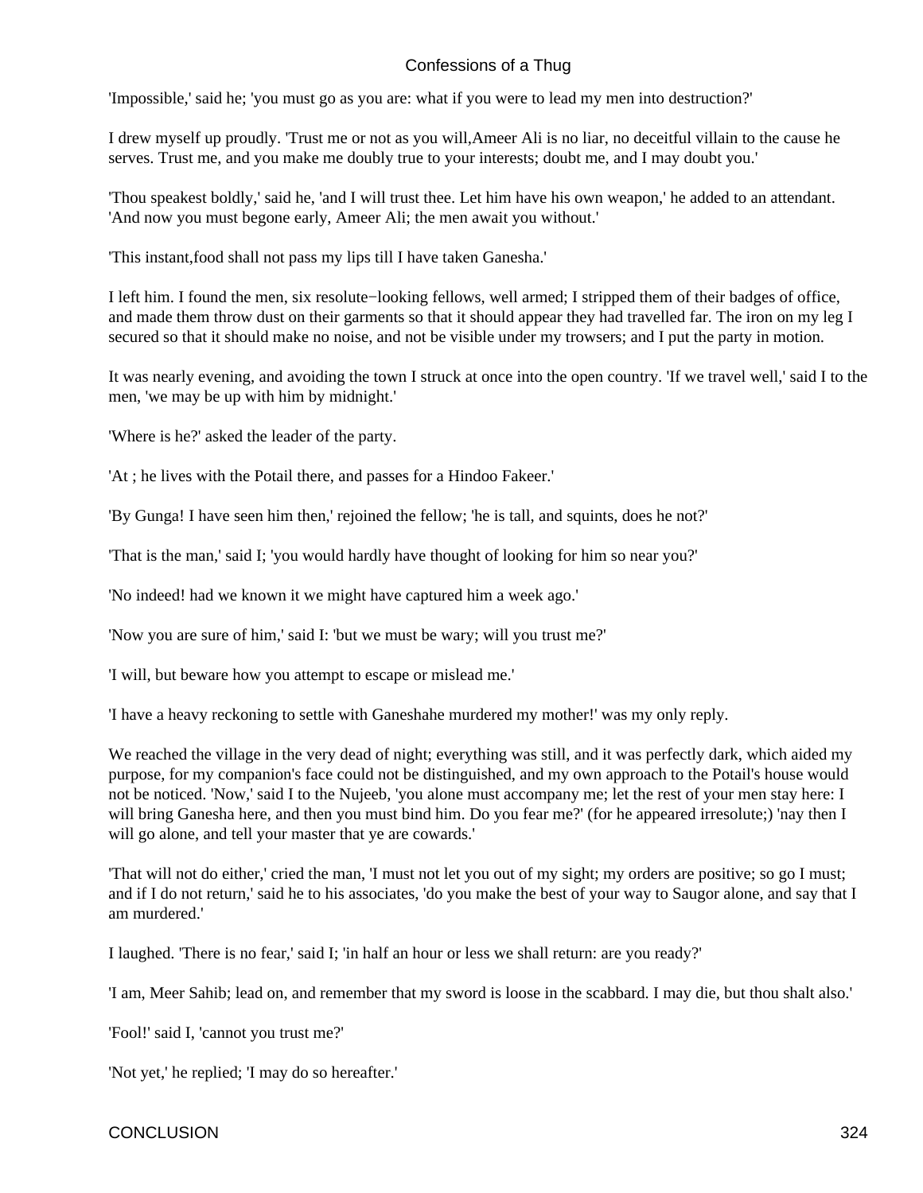'Impossible,' said he; 'you must go as you are: what if you were to lead my men into destruction?'

I drew myself up proudly. 'Trust me or not as you will,Ameer Ali is no liar, no deceitful villain to the cause he serves. Trust me, and you make me doubly true to your interests; doubt me, and I may doubt you.'

'Thou speakest boldly,' said he, 'and I will trust thee. Let him have his own weapon,' he added to an attendant. 'And now you must begone early, Ameer Ali; the men await you without.'

'This instant,food shall not pass my lips till I have taken Ganesha.'

I left him. I found the men, six resolute−looking fellows, well armed; I stripped them of their badges of office, and made them throw dust on their garments so that it should appear they had travelled far. The iron on my leg I secured so that it should make no noise, and not be visible under my trowsers; and I put the party in motion.

It was nearly evening, and avoiding the town I struck at once into the open country. 'If we travel well,' said I to the men, 'we may be up with him by midnight.'

'Where is he?' asked the leader of the party.

'At ; he lives with the Potail there, and passes for a Hindoo Fakeer.'

'By Gunga! I have seen him then,' rejoined the fellow; 'he is tall, and squints, does he not?'

'That is the man,' said I; 'you would hardly have thought of looking for him so near you?'

'No indeed! had we known it we might have captured him a week ago.'

'Now you are sure of him,' said I: 'but we must be wary; will you trust me?'

'I will, but beware how you attempt to escape or mislead me.'

'I have a heavy reckoning to settle with Ganeshahe murdered my mother!' was my only reply.

We reached the village in the very dead of night; everything was still, and it was perfectly dark, which aided my purpose, for my companion's face could not be distinguished, and my own approach to the Potail's house would not be noticed. 'Now,' said I to the Nujeeb, 'you alone must accompany me; let the rest of your men stay here: I will bring Ganesha here, and then you must bind him. Do you fear me?' (for he appeared irresolute;) 'nay then I will go alone, and tell your master that ye are cowards.'

'That will not do either,' cried the man, 'I must not let you out of my sight; my orders are positive; so go I must; and if I do not return,' said he to his associates, 'do you make the best of your way to Saugor alone, and say that I am murdered.'

I laughed. 'There is no fear,' said I; 'in half an hour or less we shall return: are you ready?'

'I am, Meer Sahib; lead on, and remember that my sword is loose in the scabbard. I may die, but thou shalt also.'

'Fool!' said I, 'cannot you trust me?'

'Not yet,' he replied; 'I may do so hereafter.'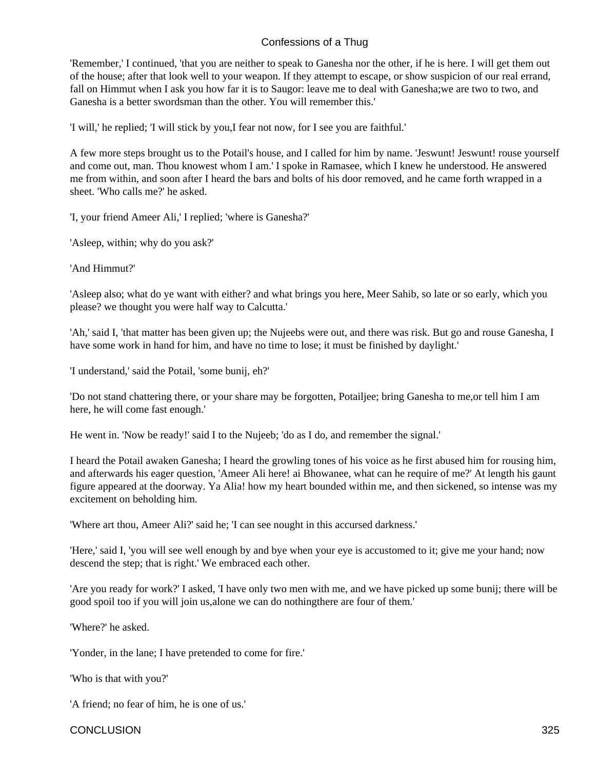'Remember,' I continued, 'that you are neither to speak to Ganesha nor the other, if he is here. I will get them out of the house; after that look well to your weapon. If they attempt to escape, or show suspicion of our real errand, fall on Himmut when I ask you how far it is to Saugor: leave me to deal with Ganesha;we are two to two, and Ganesha is a better swordsman than the other. You will remember this.'

'I will,' he replied; 'I will stick by you,I fear not now, for I see you are faithful.'

A few more steps brought us to the Potail's house, and I called for him by name. 'Jeswunt! Jeswunt! rouse yourself and come out, man. Thou knowest whom I am.' I spoke in Ramasee, which I knew he understood. He answered me from within, and soon after I heard the bars and bolts of his door removed, and he came forth wrapped in a sheet. 'Who calls me?' he asked.

'I, your friend Ameer Ali,' I replied; 'where is Ganesha?'

'Asleep, within; why do you ask?'

'And Himmut?'

'Asleep also; what do ye want with either? and what brings you here, Meer Sahib, so late or so early, which you please? we thought you were half way to Calcutta.'

'Ah,' said I, 'that matter has been given up; the Nujeebs were out, and there was risk. But go and rouse Ganesha, I have some work in hand for him, and have no time to lose; it must be finished by daylight.'

'I understand,' said the Potail, 'some bunij, eh?'

'Do not stand chattering there, or your share may be forgotten, Potailjee; bring Ganesha to me,or tell him I am here, he will come fast enough.'

He went in. 'Now be ready!' said I to the Nujeeb; 'do as I do, and remember the signal.'

I heard the Potail awaken Ganesha; I heard the growling tones of his voice as he first abused him for rousing him, and afterwards his eager question, 'Ameer Ali here! ai Bhowanee, what can he require of me?' At length his gaunt figure appeared at the doorway. Ya Alia! how my heart bounded within me, and then sickened, so intense was my excitement on beholding him.

'Where art thou, Ameer Ali?' said he; 'I can see nought in this accursed darkness.'

'Here,' said I, 'you will see well enough by and bye when your eye is accustomed to it; give me your hand; now descend the step; that is right.' We embraced each other.

'Are you ready for work?' I asked, 'I have only two men with me, and we have picked up some bunij; there will be good spoil too if you will join us,alone we can do nothingthere are four of them.'

'Where?' he asked.

'Yonder, in the lane; I have pretended to come for fire.'

'Who is that with you?'

'A friend; no fear of him, he is one of us.'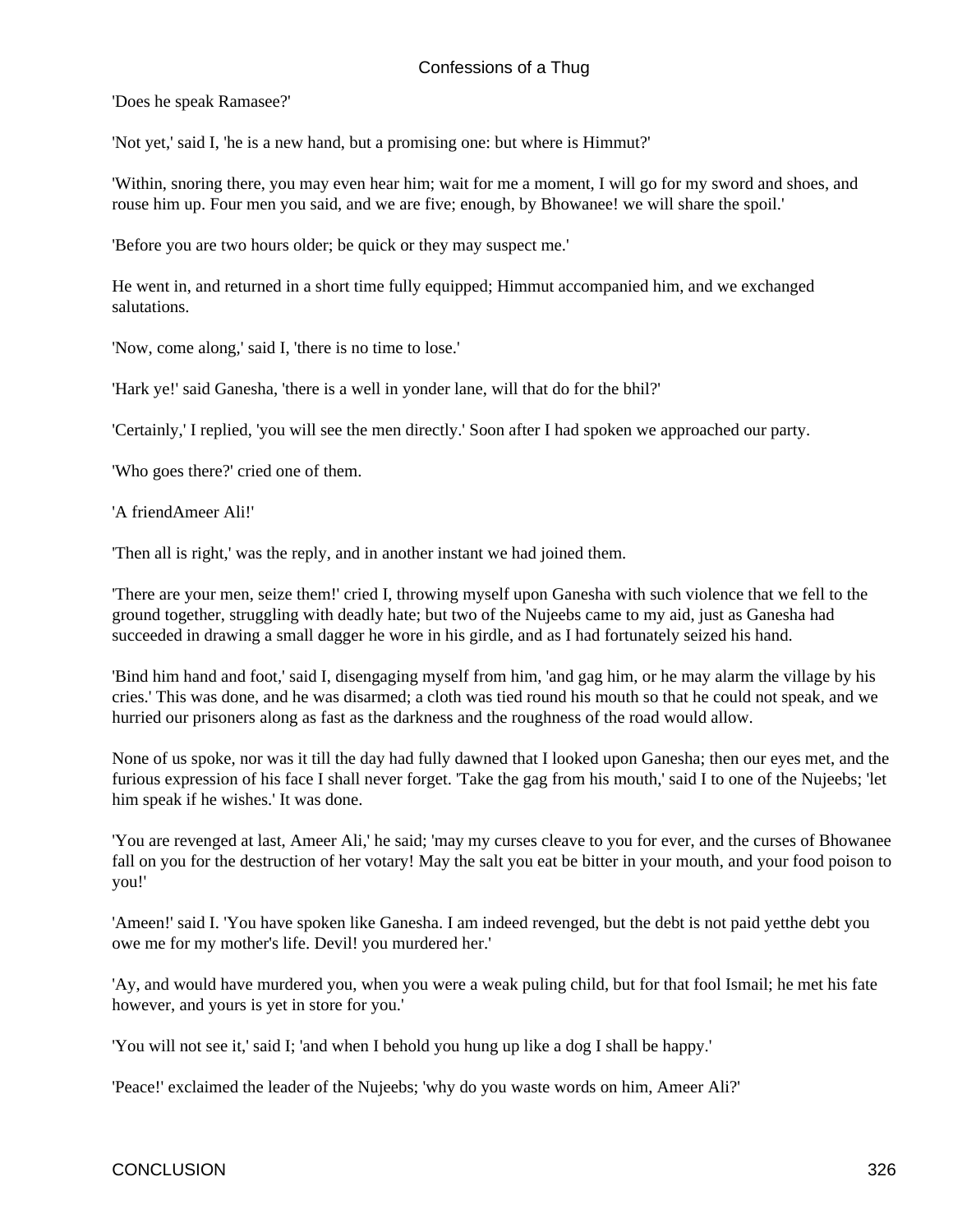'Does he speak Ramasee?'

'Not yet,' said I, 'he is a new hand, but a promising one: but where is Himmut?'

'Within, snoring there, you may even hear him; wait for me a moment, I will go for my sword and shoes, and rouse him up. Four men you said, and we are five; enough, by Bhowanee! we will share the spoil.'

'Before you are two hours older; be quick or they may suspect me.'

He went in, and returned in a short time fully equipped; Himmut accompanied him, and we exchanged salutations.

'Now, come along,' said I, 'there is no time to lose.'

'Hark ye!' said Ganesha, 'there is a well in yonder lane, will that do for the bhil?'

'Certainly,' I replied, 'you will see the men directly.' Soon after I had spoken we approached our party.

'Who goes there?' cried one of them.

'A friendAmeer Ali!'

'Then all is right,' was the reply, and in another instant we had joined them.

'There are your men, seize them!' cried I, throwing myself upon Ganesha with such violence that we fell to the ground together, struggling with deadly hate; but two of the Nujeebs came to my aid, just as Ganesha had succeeded in drawing a small dagger he wore in his girdle, and as I had fortunately seized his hand.

'Bind him hand and foot,' said I, disengaging myself from him, 'and gag him, or he may alarm the village by his cries.' This was done, and he was disarmed; a cloth was tied round his mouth so that he could not speak, and we hurried our prisoners along as fast as the darkness and the roughness of the road would allow.

None of us spoke, nor was it till the day had fully dawned that I looked upon Ganesha; then our eyes met, and the furious expression of his face I shall never forget. 'Take the gag from his mouth,' said I to one of the Nujeebs; 'let him speak if he wishes.' It was done.

'You are revenged at last, Ameer Ali,' he said; 'may my curses cleave to you for ever, and the curses of Bhowanee fall on you for the destruction of her votary! May the salt you eat be bitter in your mouth, and your food poison to you!'

'Ameen!' said I. 'You have spoken like Ganesha. I am indeed revenged, but the debt is not paid yetthe debt you owe me for my mother's life. Devil! you murdered her.'

'Ay, and would have murdered you, when you were a weak puling child, but for that fool Ismail; he met his fate however, and yours is yet in store for you.'

'You will not see it,' said I; 'and when I behold you hung up like a dog I shall be happy.'

'Peace!' exclaimed the leader of the Nujeebs; 'why do you waste words on him, Ameer Ali?'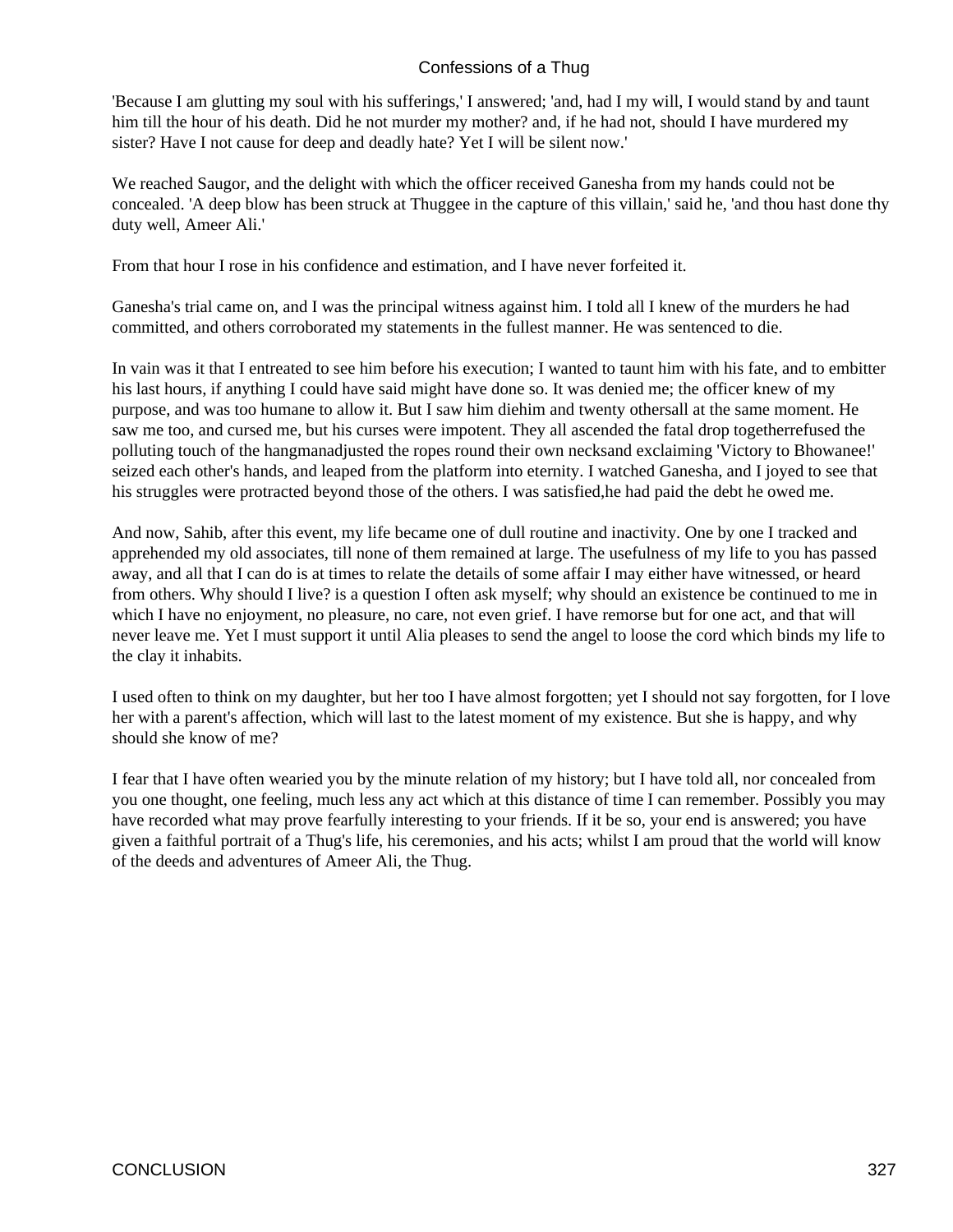'Because I am glutting my soul with his sufferings,' I answered; 'and, had I my will, I would stand by and taunt him till the hour of his death. Did he not murder my mother? and, if he had not, should I have murdered my sister? Have I not cause for deep and deadly hate? Yet I will be silent now.'

We reached Saugor, and the delight with which the officer received Ganesha from my hands could not be concealed. 'A deep blow has been struck at Thuggee in the capture of this villain,' said he, 'and thou hast done thy duty well, Ameer Ali.'

From that hour I rose in his confidence and estimation, and I have never forfeited it.

Ganesha's trial came on, and I was the principal witness against him. I told all I knew of the murders he had committed, and others corroborated my statements in the fullest manner. He was sentenced to die.

In vain was it that I entreated to see him before his execution; I wanted to taunt him with his fate, and to embitter his last hours, if anything I could have said might have done so. It was denied me; the officer knew of my purpose, and was too humane to allow it. But I saw him diehim and twenty othersall at the same moment. He saw me too, and cursed me, but his curses were impotent. They all ascended the fatal drop togetherrefused the polluting touch of the hangmanadjusted the ropes round their own necksand exclaiming 'Victory to Bhowanee!' seized each other's hands, and leaped from the platform into eternity. I watched Ganesha, and I joyed to see that his struggles were protracted beyond those of the others. I was satisfied,he had paid the debt he owed me.

And now, Sahib, after this event, my life became one of dull routine and inactivity. One by one I tracked and apprehended my old associates, till none of them remained at large. The usefulness of my life to you has passed away, and all that I can do is at times to relate the details of some affair I may either have witnessed, or heard from others. Why should I live? is a question I often ask myself; why should an existence be continued to me in which I have no enjoyment, no pleasure, no care, not even grief. I have remorse but for one act, and that will never leave me. Yet I must support it until Alia pleases to send the angel to loose the cord which binds my life to the clay it inhabits.

I used often to think on my daughter, but her too I have almost forgotten; yet I should not say forgotten, for I love her with a parent's affection, which will last to the latest moment of my existence. But she is happy, and why should she know of me?

I fear that I have often wearied you by the minute relation of my history; but I have told all, nor concealed from you one thought, one feeling, much less any act which at this distance of time I can remember. Possibly you may have recorded what may prove fearfully interesting to your friends. If it be so, your end is answered; you have given a faithful portrait of a Thug's life, his ceremonies, and his acts; whilst I am proud that the world will know of the deeds and adventures of Ameer Ali, the Thug.